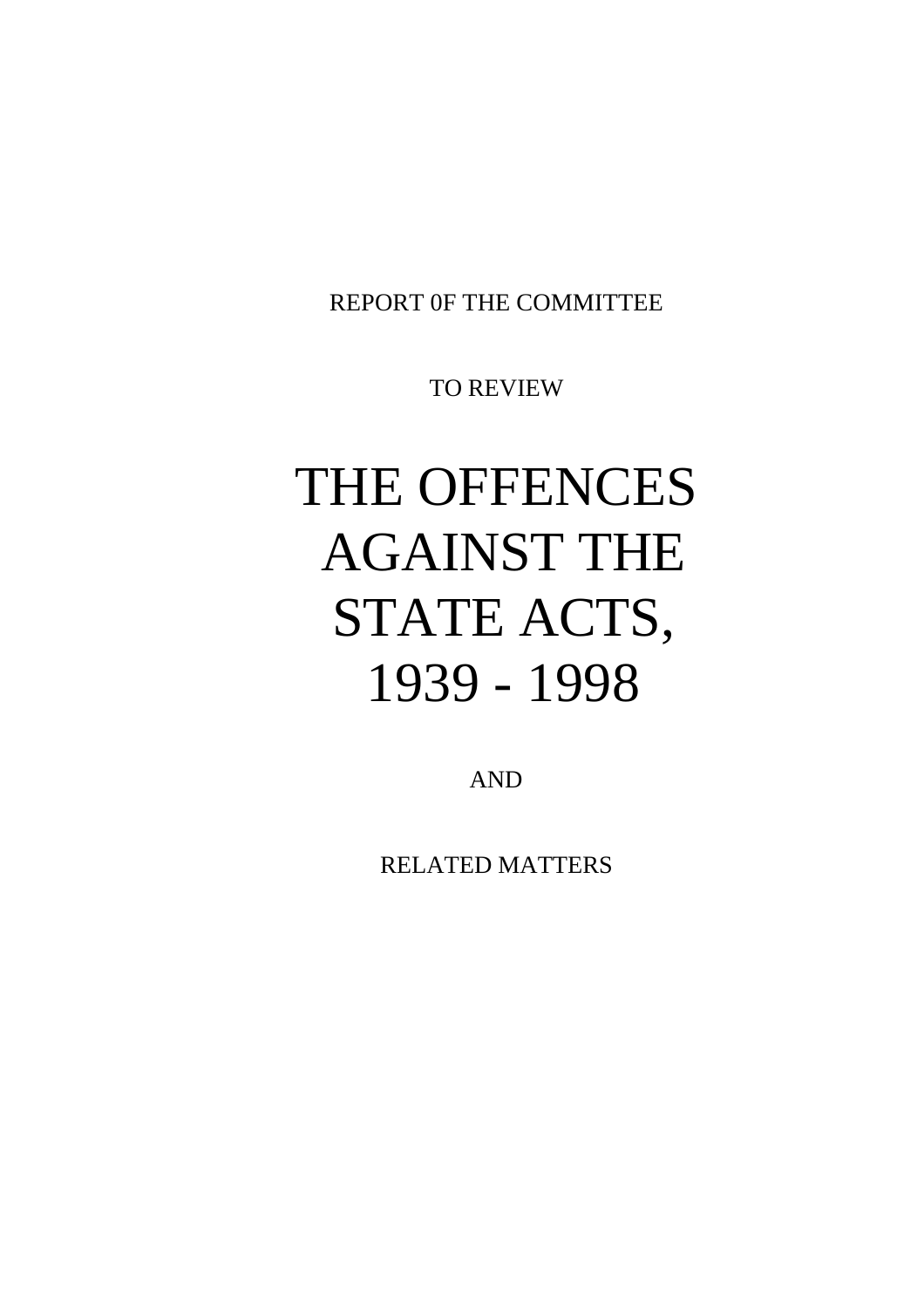REPORT 0F THE COMMITTEE

TO REVIEW

# THE OFFENCES AGAINST THE STATE ACTS, 1939 - 1998

AND

RELATED MATTERS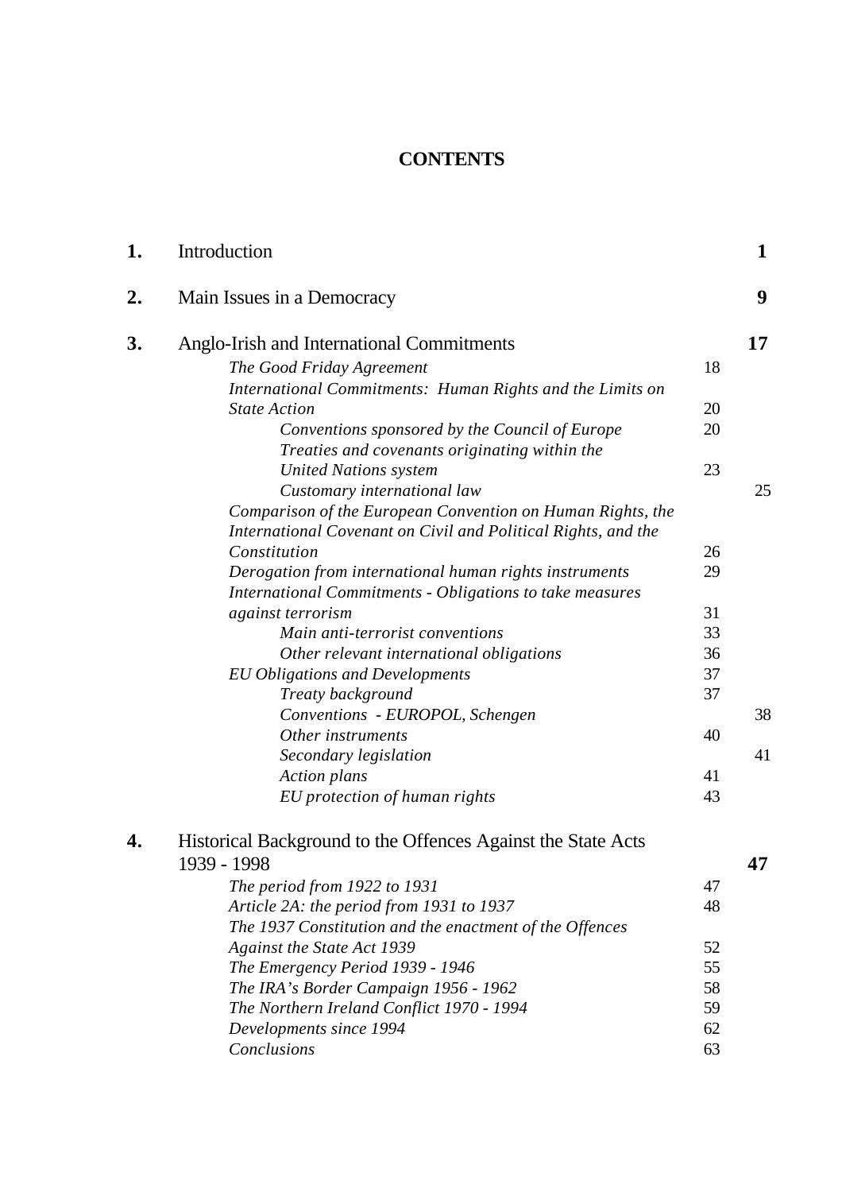# CONTENTS

| | | | |
|---|---|---|---|
| **1.** | Introduction | | **1** |
| **2.** | Main Issues in a Democracy | | **9** |
| **3.** | Anglo-Irish and International Commitments | | **17** |
| | *The Good Friday Agreement* | 18 | |
| | *International Commitments: Human Rights and the Limits on State Action* | 20 | |
| | *Conventions sponsored by the Council of Europe* | 20 | |
| | *Treaties and covenants originating within the United Nations system* | 23 | |
| | *Customary international law* | | 25 |
| | *Comparison of the European Convention on Human Rights, the International Covenant on Civil and Political Rights, and the Constitution* | 26 | |
| | *Derogation from international human rights instruments* | 29 | |
| | *International Commitments - Obligations to take measures against terrorism* | 31 | |
| | *Main anti-terrorist conventions* | 33 | |
| | *Other relevant international obligations* | 36 | |
| | *EU Obligations and Developments* | 37 | |
| | *Treaty background* | 37 | |
| | *Conventions - EUROPOL, Schengen* | | 38 |
| | *Other instruments* | 40 | |
| | *Secondary legislation* | | 41 |
| | *Action plans* | 41 | |
| | *EU protection of human rights* | 43 | |
| **4.** | Historical Background to the Offences Against the State Acts 1939 - 1998 | | **47** |
| | *The period from 1922 to 1931* | 47 | |
| | *Article 2A: the period from 1931 to 1937* | 48 | |
| | *The 1937 Constitution and the enactment of the Offences Against the State Act 1939* | 52 | |
| | *The Emergency Period 1939 - 1946* | 55 | |
| | *The IRA's Border Campaign 1956 - 1962* | 58 | |
| | *The Northern Ireland Conflict 1970 - 1994* | 59 | |
| | *Developments since 1994* | 62 | |
| | *Conclusions* | 63 | |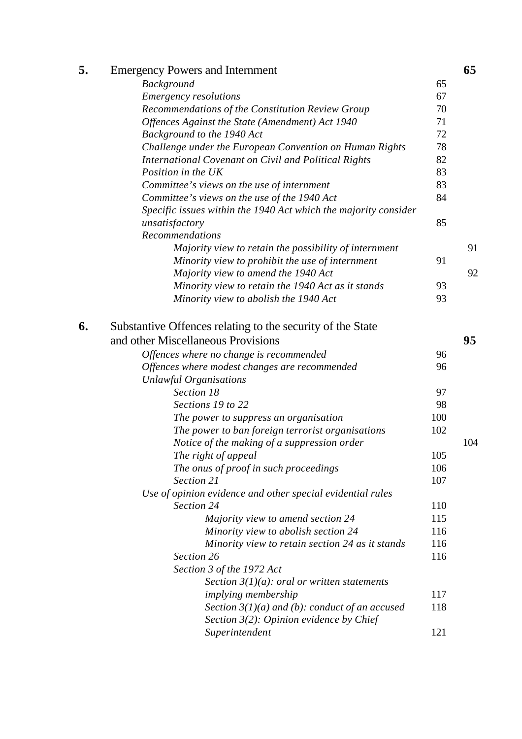**5.** Emergency Powers and Internment **65**

- *Background* 65
- *Emergency resolutions* 67
- *Recommendations of the Constitution Review Group* 70
- *Offences Against the State (Amendment) Act 1940* 71
- *Background to the 1940 Act* 72
- *Challenge under the European Convention on Human Rights* 78
- *International Covenant on Civil and Political Rights* 82
- *Position in the UK* 83
- *Committee's views on the use of internment* 83
- *Committee's views on the use of the 1940 Act* 84
- *Specific issues within the 1940 Act which the majority consider unsatisfactory* 85
- *Recommendations*
  - *Majority view to retain the possibility of internment* 91
  - *Minority view to prohibit the use of internment* 91
  - *Majority view to amend the 1940 Act* 92
  - *Minority view to retain the 1940 Act as it stands* 93
  - *Minority view to abolish the 1940 Act* 93

**6.** Substantive Offences relating to the security of the State and other Miscellaneous Provisions **95**

- *Offences where no change is recommended* 96
- *Offences where modest changes are recommended* 96
- *Unlawful Organisations*
  - *Section 18* 97
  - *Sections 19 to 22* 98
  - *The power to suppress an organisation* 100
  - *The power to ban foreign terrorist organisations* 102
  - *Notice of the making of a suppression order* 104
  - *The right of appeal* 105
  - *The onus of proof in such proceedings* 106
  - *Section 21* 107
- *Use of opinion evidence and other special evidential rules*
  - *Section 24* 110
    - *Majority view to amend section 24* 115
    - *Minority view to abolish section 24* 116
    - *Minority view to retain section 24 as it stands* 116
  - *Section 26* 116
  - *Section 3 of the 1972 Act*
    - *Section 3(1)(a): oral or written statements implying membership* 117
    - *Section 3(1)(a) and (b): conduct of an accused* 118
    - *Section 3(2): Opinion evidence by Chief Superintendent* 121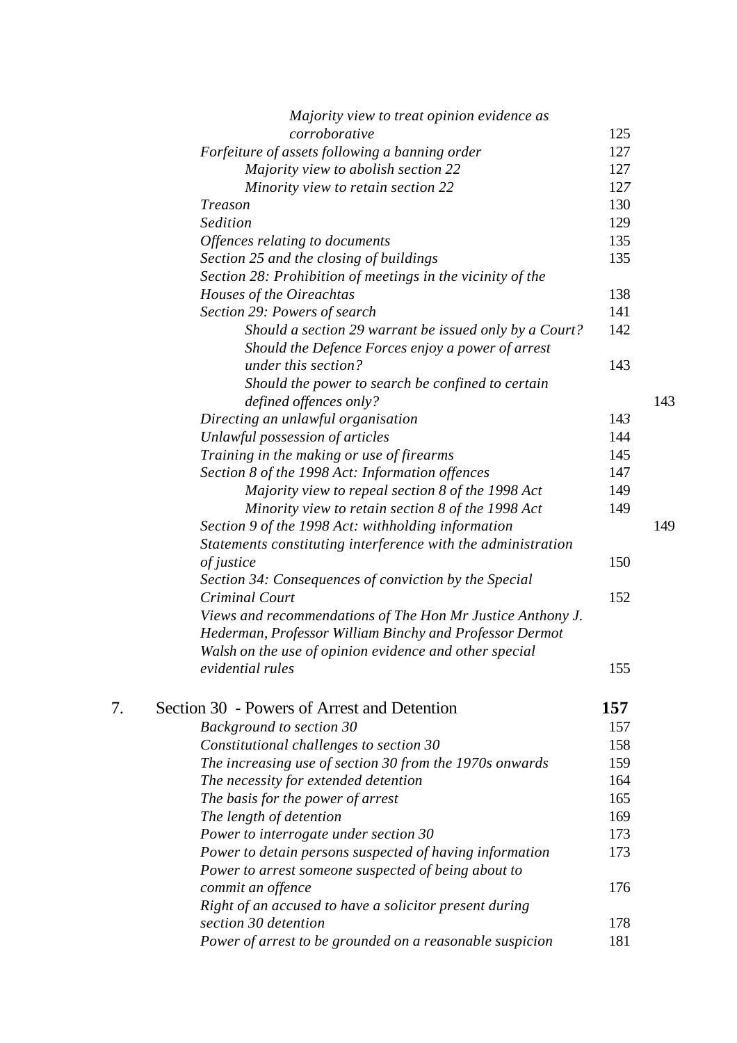*Majority view to treat opinion evidence as corroborative* 125

*Forfeiture of assets following a banning order* 127

*Majority view to abolish section 22* 127

*Minority view to retain section 22* 127

*Treason* 130

*Sedition* 129

*Offences relating to documents* 135

*Section 25 and the closing of buildings* 135

*Section 28: Prohibition of meetings in the vicinity of the Houses of the Oireachtas* 138

*Section 29: Powers of search* 141

*Should a section 29 warrant be issued only by a Court?* 142

*Should the Defence Forces enjoy a power of arrest under this section?* 143

*Should the power to search be confined to certain defined offences only?* 143

*Directing an unlawful organisation* 143

*Unlawful possession of articles* 144

*Training in the making or use of firearms* 145

*Section 8 of the 1998 Act: Information offences* 147

*Majority view to repeal section 8 of the 1998 Act* 149

*Minority view to retain section 8 of the 1998 Act* 149

*Section 9 of the 1998 Act: withholding information* 149

*Statements constituting interference with the administration of justice* 150

*Section 34: Consequences of conviction by the Special Criminal Court* 152

*Views and recommendations of The Hon Mr Justice Anthony J. Hederman, Professor William Binchy and Professor Dermot Walsh on the use of opinion evidence and other special evidential rules* 155

7. Section 30 - Powers of Arrest and Detention **157**

*Background to section 30* 157

*Constitutional challenges to section 30* 158

*The increasing use of section 30 from the 1970s onwards* 159

*The necessity for extended detention* 164

*The basis for the power of arrest* 165

*The length of detention* 169

*Power to interrogate under section 30* 173

*Power to detain persons suspected of having information* 173

*Power to arrest someone suspected of being about to commit an offence* 176

*Right of an accused to have a solicitor present during section 30 detention* 178

*Power of arrest to be grounded on a reasonable suspicion* 181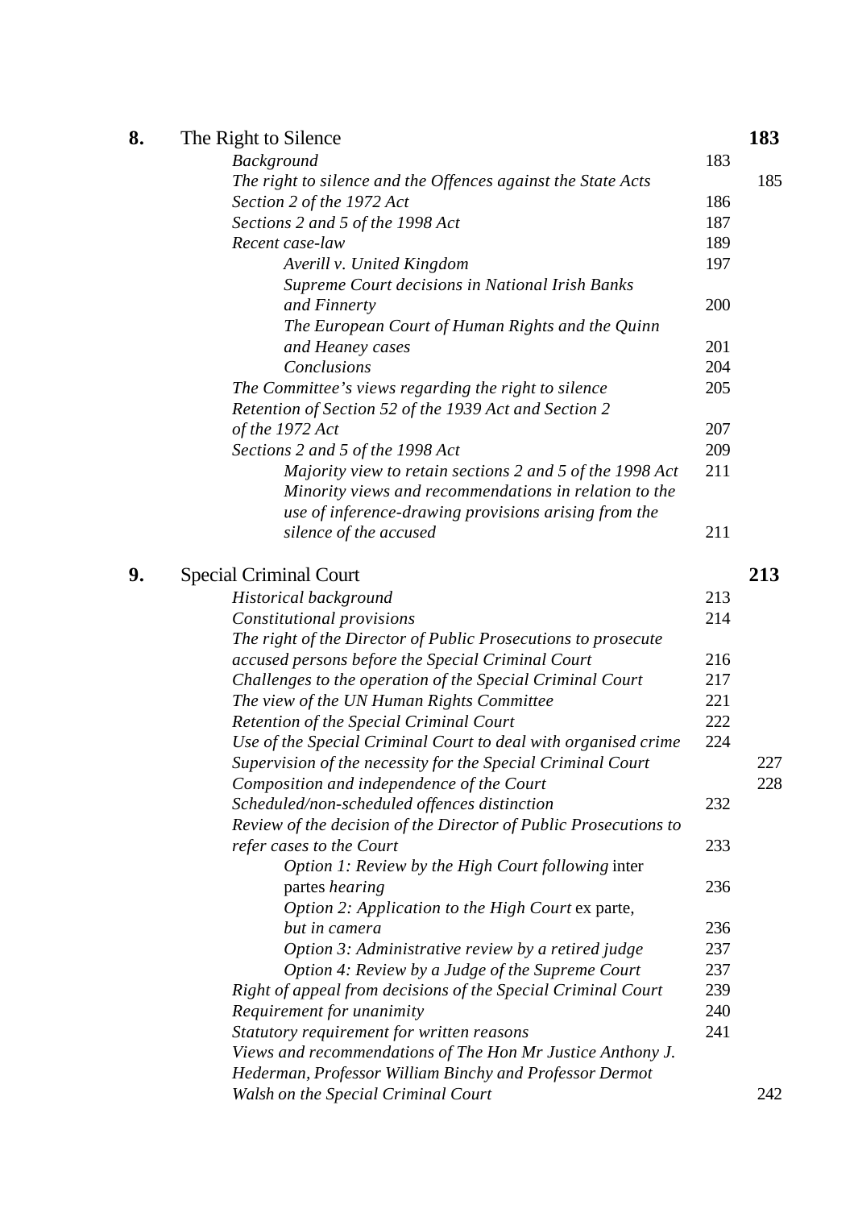| | | | |
|---|---|---|---|
| **8.** | The Right to Silence | | **183** |
| | *Background* | 183 | |
| | *The right to silence and the Offences against the State Acts* | | 185 |
| | *Section 2 of the 1972 Act* | 186 | |
| | *Sections 2 and 5 of the 1998 Act* | 187 | |
| | *Recent case-law* | 189 | |
| | *Averill v. United Kingdom* | 197 | |
| | *Supreme Court decisions in National Irish Banks and Finnerty* | 200 | |
| | *The European Court of Human Rights and the Quinn and Heaney cases* | 201 | |
| | *Conclusions* | 204 | |
| | *The Committee's views regarding the right to silence* | 205 | |
| | *Retention of Section 52 of the 1939 Act and Section 2 of the 1972 Act* | 207 | |
| | *Sections 2 and 5 of the 1998 Act* | 209 | |
| | *Majority view to retain sections 2 and 5 of the 1998 Act* | 211 | |
| | *Minority views and recommendations in relation to the use of inference-drawing provisions arising from the silence of the accused* | 211 | |
| **9.** | Special Criminal Court | | **213** |
| | *Historical background* | 213 | |
| | *Constitutional provisions* | 214 | |
| | *The right of the Director of Public Prosecutions to prosecute accused persons before the Special Criminal Court* | 216 | |
| | *Challenges to the operation of the Special Criminal Court* | 217 | |
| | *The view of the UN Human Rights Committee* | 221 | |
| | *Retention of the Special Criminal Court* | 222 | |
| | *Use of the Special Criminal Court to deal with organised crime* | 224 | |
| | *Supervision of the necessity for the Special Criminal Court* | | 227 |
| | *Composition and independence of the Court* | | 228 |
| | *Scheduled/non-scheduled offences distinction* | 232 | |
| | *Review of the decision of the Director of Public Prosecutions to refer cases to the Court* | 233 | |
| | *Option 1: Review by the High Court following* inter partes *hearing* | 236 | |
| | *Option 2: Application to the High Court* ex parte, *but in camera* | 236 | |
| | *Option 3: Administrative review by a retired judge* | 237 | |
| | *Option 4: Review by a Judge of the Supreme Court* | 237 | |
| | *Right of appeal from decisions of the Special Criminal Court* | 239 | |
| | *Requirement for unanimity* | 240 | |
| | *Statutory requirement for written reasons* | 241 | |
| | *Views and recommendations of The Hon Mr Justice Anthony J. Hederman, Professor William Binchy and Professor Dermot Walsh on the Special Criminal Court* | | 242 |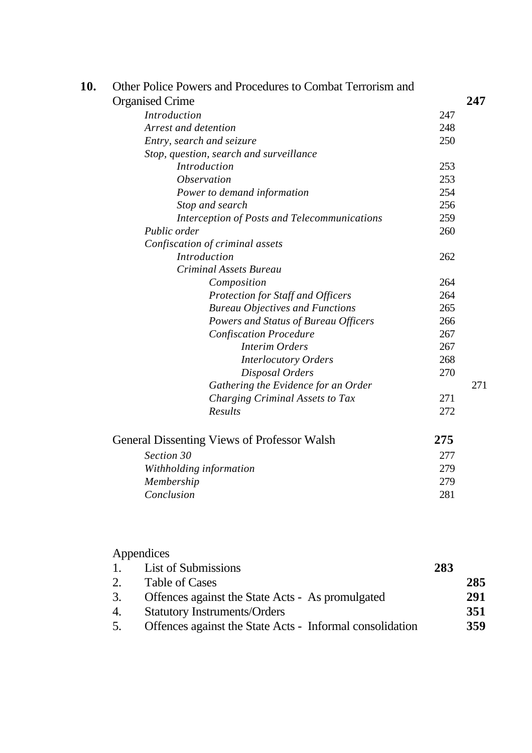| | | | |
|---|---|---|---|
| **10.** | Other Police Powers and Procedures to Combat Terrorism and Organised Crime | | **247** |
| | *Introduction* | 247 | |
| | *Arrest and detention* | 248 | |
| | *Entry, search and seizure* | 250 | |
| | *Stop, question, search and surveillance* | | |
| | *Introduction* | 253 | |
| | *Observation* | 253 | |
| | *Power to demand information* | 254 | |
| | *Stop and search* | 256 | |
| | *Interception of Posts and Telecommunications* | 259 | |
| | *Public order* | 260 | |
| | *Confiscation of criminal assets* | | |
| | *Introduction* | 262 | |
| | *Criminal Assets Bureau* | | |
| | *Composition* | 264 | |
| | *Protection for Staff and Officers* | 264 | |
| | *Bureau Objectives and Functions* | 265 | |
| | *Powers and Status of Bureau Officers* | 266 | |
| | *Confiscation Procedure* | 267 | |
| | *Interim Orders* | 267 | |
| | *Interlocutory Orders* | 268 | |
| | *Disposal Orders* | 270 | |
| | *Gathering the Evidence for an Order* | | 271 |
| | *Charging Criminal Assets to Tax* | 271 | |
| | *Results* | 272 | |
| | General Dissenting Views of Professor Walsh | **275** | |
| | *Section 30* | 277 | |
| | *Withholding information* | 279 | |
| | *Membership* | 279 | |
| | *Conclusion* | 281 | |

Appendices

| | | | |
|---|---|---|---|
| 1. | List of Submissions | **283** | |
| 2. | Table of Cases | | **285** |
| 3. | Offences against the State Acts - As promulgated | | **291** |
| 4. | Statutory Instruments/Orders | | **351** |
| 5. | Offences against the State Acts - Informal consolidation | | **359** |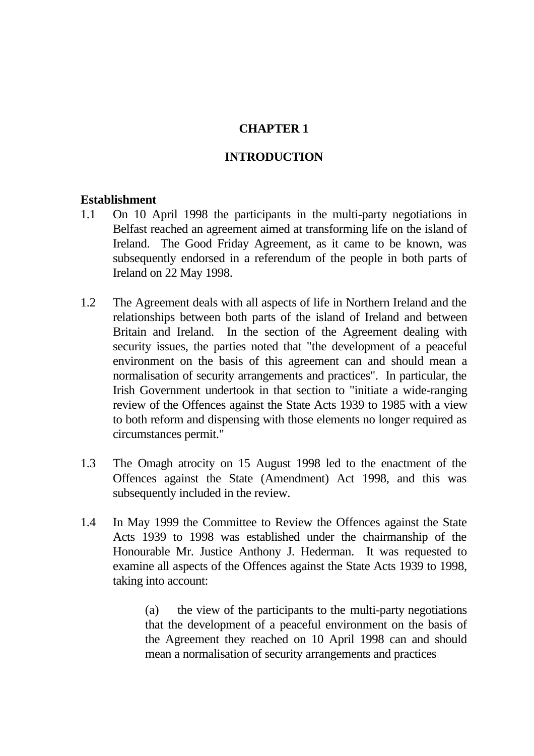# CHAPTER 1

# INTRODUCTION

**Establishment**

1.1 On 10 April 1998 the participants in the multi-party negotiations in Belfast reached an agreement aimed at transforming life on the island of Ireland. The Good Friday Agreement, as it came to be known, was subsequently endorsed in a referendum of the people in both parts of Ireland on 22 May 1998.

1.2 The Agreement deals with all aspects of life in Northern Ireland and the relationships between both parts of the island of Ireland and between Britain and Ireland. In the section of the Agreement dealing with security issues, the parties noted that "the development of a peaceful environment on the basis of this agreement can and should mean a normalisation of security arrangements and practices". In particular, the Irish Government undertook in that section to "initiate a wide-ranging review of the Offences against the State Acts 1939 to 1985 with a view to both reform and dispensing with those elements no longer required as circumstances permit."

1.3 The Omagh atrocity on 15 August 1998 led to the enactment of the Offences against the State (Amendment) Act 1998, and this was subsequently included in the review.

1.4 In May 1999 the Committee to Review the Offences against the State Acts 1939 to 1998 was established under the chairmanship of the Honourable Mr. Justice Anthony J. Hederman. It was requested to examine all aspects of the Offences against the State Acts 1939 to 1998, taking into account:

> (a) the view of the participants to the multi-party negotiations that the development of a peaceful environment on the basis of the Agreement they reached on 10 April 1998 can and should mean a normalisation of security arrangements and practices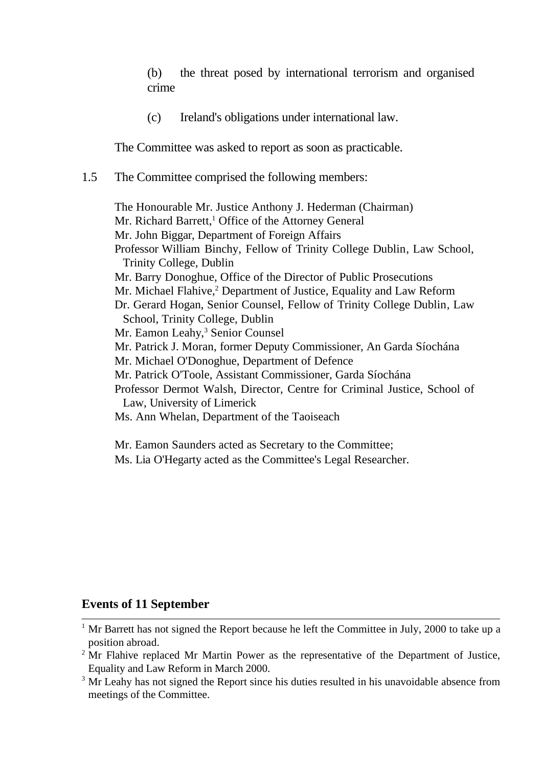(b) the threat posed by international terrorism and organised crime

(c) Ireland's obligations under international law.

The Committee was asked to report as soon as practicable.

1.5 The Committee comprised the following members:

The Honourable Mr. Justice Anthony J. Hederman (Chairman)
Mr. Richard Barrett,[1] Office of the Attorney General
Mr. John Biggar, Department of Foreign Affairs
Professor William Binchy, Fellow of Trinity College Dublin, Law School, Trinity College, Dublin
Mr. Barry Donoghue, Office of the Director of Public Prosecutions
Mr. Michael Flahive,[2] Department of Justice, Equality and Law Reform
Dr. Gerard Hogan, Senior Counsel, Fellow of Trinity College Dublin, Law School, Trinity College, Dublin
Mr. Eamon Leahy,[3] Senior Counsel
Mr. Patrick J. Moran, former Deputy Commissioner, An Garda Síochána
Mr. Michael O'Donoghue, Department of Defence
Mr. Patrick O'Toole, Assistant Commissioner, Garda Síochána
Professor Dermot Walsh, Director, Centre for Criminal Justice, School of Law, University of Limerick
Ms. Ann Whelan, Department of the Taoiseach

Mr. Eamon Saunders acted as Secretary to the Committee;
Ms. Lia O'Hegarty acted as the Committee's Legal Researcher.

**Events of 11 September**

---

[1] Mr Barrett has not signed the Report because he left the Committee in July, 2000 to take up a position abroad.

[2] Mr Flahive replaced Mr Martin Power as the representative of the Department of Justice, Equality and Law Reform in March 2000.

[3] Mr Leahy has not signed the Report since his duties resulted in his unavoidable absence from meetings of the Committee.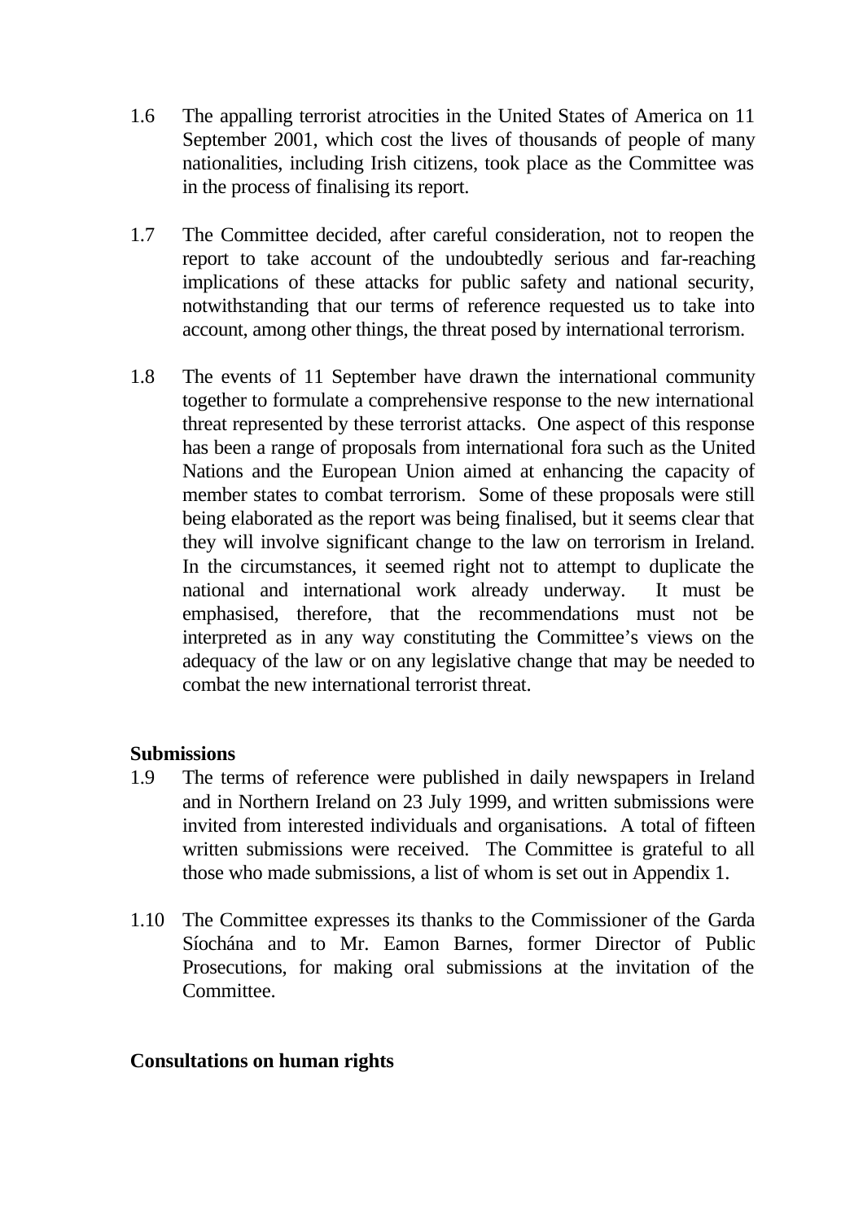1.6 The appalling terrorist atrocities in the United States of America on 11 September 2001, which cost the lives of thousands of people of many nationalities, including Irish citizens, took place as the Committee was in the process of finalising its report.

1.7 The Committee decided, after careful consideration, not to reopen the report to take account of the undoubtedly serious and far-reaching implications of these attacks for public safety and national security, notwithstanding that our terms of reference requested us to take into account, among other things, the threat posed by international terrorism.

1.8 The events of 11 September have drawn the international community together to formulate a comprehensive response to the new international threat represented by these terrorist attacks. One aspect of this response has been a range of proposals from international fora such as the United Nations and the European Union aimed at enhancing the capacity of member states to combat terrorism. Some of these proposals were still being elaborated as the report was being finalised, but it seems clear that they will involve significant change to the law on terrorism in Ireland. In the circumstances, it seemed right not to attempt to duplicate the national and international work already underway. It must be emphasised, therefore, that the recommendations must not be interpreted as in any way constituting the Committee's views on the adequacy of the law or on any legislative change that may be needed to combat the new international terrorist threat.

**Submissions**

1.9 The terms of reference were published in daily newspapers in Ireland and in Northern Ireland on 23 July 1999, and written submissions were invited from interested individuals and organisations. A total of fifteen written submissions were received. The Committee is grateful to all those who made submissions, a list of whom is set out in Appendix 1.

1.10 The Committee expresses its thanks to the Commissioner of the Garda Síochána and to Mr. Eamon Barnes, former Director of Public Prosecutions, for making oral submissions at the invitation of the Committee.

**Consultations on human rights**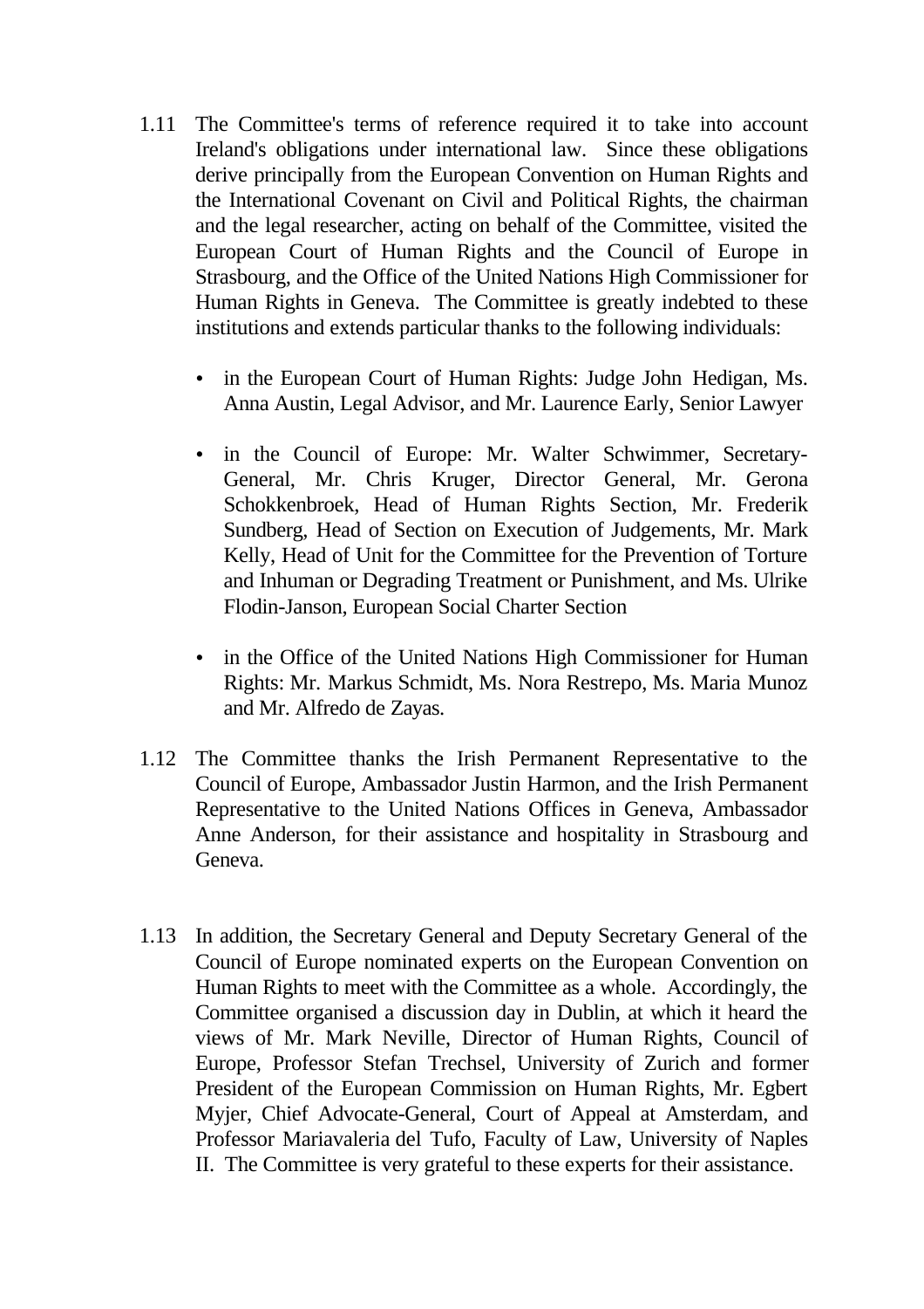1.11 The Committee's terms of reference required it to take into account Ireland's obligations under international law. Since these obligations derive principally from the European Convention on Human Rights and the International Covenant on Civil and Political Rights, the chairman and the legal researcher, acting on behalf of the Committee, visited the European Court of Human Rights and the Council of Europe in Strasbourg, and the Office of the United Nations High Commissioner for Human Rights in Geneva. The Committee is greatly indebted to these institutions and extends particular thanks to the following individuals:

- in the European Court of Human Rights: Judge John Hedigan, Ms. Anna Austin, Legal Advisor, and Mr. Laurence Early, Senior Lawyer

- in the Council of Europe: Mr. Walter Schwimmer, Secretary-General, Mr. Chris Kruger, Director General, Mr. Gerona Schokkenbroek, Head of Human Rights Section, Mr. Frederik Sundberg, Head of Section on Execution of Judgements, Mr. Mark Kelly, Head of Unit for the Committee for the Prevention of Torture and Inhuman or Degrading Treatment or Punishment, and Ms. Ulrike Flodin-Janson, European Social Charter Section

- in the Office of the United Nations High Commissioner for Human Rights: Mr. Markus Schmidt, Ms. Nora Restrepo, Ms. Maria Munoz and Mr. Alfredo de Zayas.

1.12 The Committee thanks the Irish Permanent Representative to the Council of Europe, Ambassador Justin Harmon, and the Irish Permanent Representative to the United Nations Offices in Geneva, Ambassador Anne Anderson, for their assistance and hospitality in Strasbourg and Geneva.

1.13 In addition, the Secretary General and Deputy Secretary General of the Council of Europe nominated experts on the European Convention on Human Rights to meet with the Committee as a whole. Accordingly, the Committee organised a discussion day in Dublin, at which it heard the views of Mr. Mark Neville, Director of Human Rights, Council of Europe, Professor Stefan Trechsel, University of Zurich and former President of the European Commission on Human Rights, Mr. Egbert Myjer, Chief Advocate-General, Court of Appeal at Amsterdam, and Professor Mariavaleria del Tufo, Faculty of Law, University of Naples II. The Committee is very grateful to these experts for their assistance.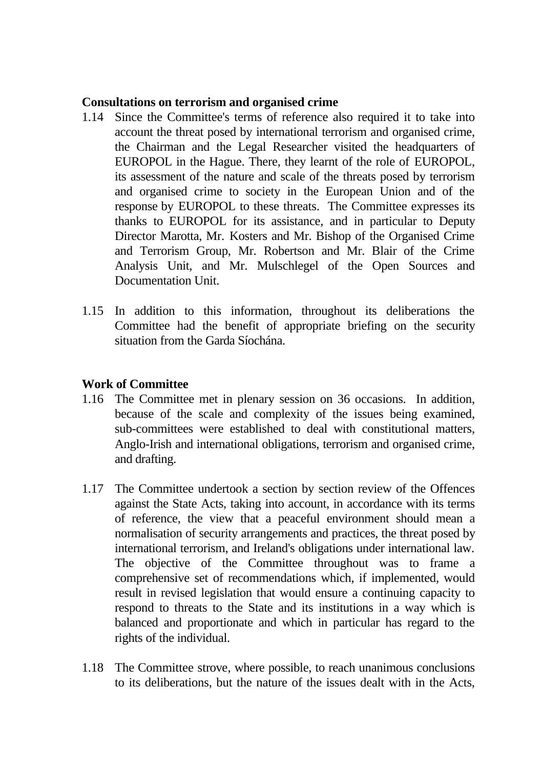**Consultations on terrorism and organised crime**

1.14 Since the Committee's terms of reference also required it to take into account the threat posed by international terrorism and organised crime, the Chairman and the Legal Researcher visited the headquarters of EUROPOL in the Hague. There, they learnt of the role of EUROPOL, its assessment of the nature and scale of the threats posed by terrorism and organised crime to society in the European Union and of the response by EUROPOL to these threats. The Committee expresses its thanks to EUROPOL for its assistance, and in particular to Deputy Director Marotta, Mr. Kosters and Mr. Bishop of the Organised Crime and Terrorism Group, Mr. Robertson and Mr. Blair of the Crime Analysis Unit, and Mr. Mulschlegel of the Open Sources and Documentation Unit.

1.15 In addition to this information, throughout its deliberations the Committee had the benefit of appropriate briefing on the security situation from the Garda Síochána.

**Work of Committee**

1.16 The Committee met in plenary session on 36 occasions. In addition, because of the scale and complexity of the issues being examined, sub-committees were established to deal with constitutional matters, Anglo-Irish and international obligations, terrorism and organised crime, and drafting.

1.17 The Committee undertook a section by section review of the Offences against the State Acts, taking into account, in accordance with its terms of reference, the view that a peaceful environment should mean a normalisation of security arrangements and practices, the threat posed by international terrorism, and Ireland's obligations under international law. The objective of the Committee throughout was to frame a comprehensive set of recommendations which, if implemented, would result in revised legislation that would ensure a continuing capacity to respond to threats to the State and its institutions in a way which is balanced and proportionate and which in particular has regard to the rights of the individual.

1.18 The Committee strove, where possible, to reach unanimous conclusions to its deliberations, but the nature of the issues dealt with in the Acts,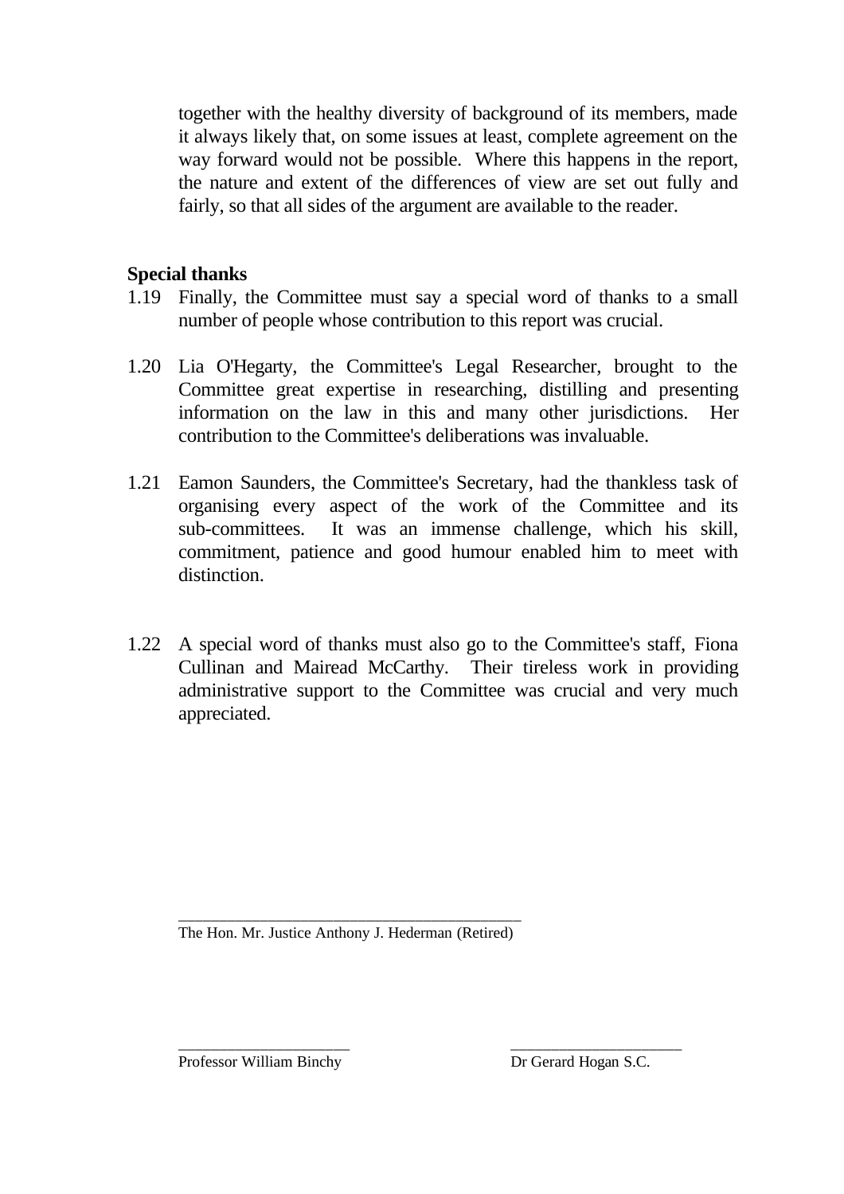together with the healthy diversity of background of its members, made it always likely that, on some issues at least, complete agreement on the way forward would not be possible. Where this happens in the report, the nature and extent of the differences of view are set out fully and fairly, so that all sides of the argument are available to the reader.

**Special thanks**

1.19 Finally, the Committee must say a special word of thanks to a small number of people whose contribution to this report was crucial.

1.20 Lia O'Hegarty, the Committee's Legal Researcher, brought to the Committee great expertise in researching, distilling and presenting information on the law in this and many other jurisdictions. Her contribution to the Committee's deliberations was invaluable.

1.21 Eamon Saunders, the Committee's Secretary, had the thankless task of organising every aspect of the work of the Committee and its sub-committees. It was an immense challenge, which his skill, commitment, patience and good humour enabled him to meet with distinction.

1.22 A special word of thanks must also go to the Committee's staff, Fiona Cullinan and Mairead McCarthy. Their tireless work in providing administrative support to the Committee was crucial and very much appreciated.

\_\_\_\_\_\_\_\_\_\_\_\_\_\_\_\_\_\_\_\_\_\_\_\_\_\_\_\_\_\_\_\_\_\_\_\_\_\_\_\_
The Hon. Mr. Justice Anthony J. Hederman (Retired)

\_\_\_\_\_\_\_\_\_\_\_\_\_\_\_\_\_\_\_\_\_\_\_
Professor William Binchy

\_\_\_\_\_\_\_\_\_\_\_\_\_\_\_\_\_\_\_\_\_\_\_
Dr Gerard Hogan S.C.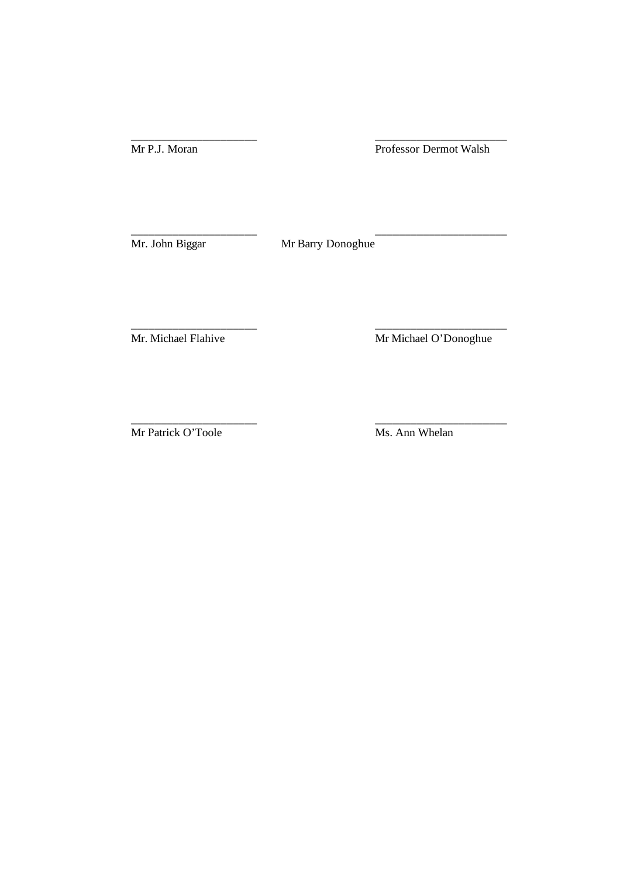\_\_\_\_\_\_\_\_\_\_\_\_\_\_\_\_\_\_\_\_\_\_ \_\_\_\_\_\_\_\_\_\_\_\_\_\_\_\_\_\_\_\_\_\_\_

Mr P.J. Moran Professor Dermot Walsh

\_\_\_\_\_\_\_\_\_\_\_\_\_\_\_\_\_\_\_\_\_\_ \_\_\_\_\_\_\_\_\_\_\_\_\_\_\_\_\_\_\_\_\_\_\_

Mr. John Biggar Mr Barry Donoghue

\_\_\_\_\_\_\_\_\_\_\_\_\_\_\_\_\_\_\_\_\_\_ \_\_\_\_\_\_\_\_\_\_\_\_\_\_\_\_\_\_\_\_\_\_\_

Mr. Michael Flahive Mr Michael O'Donoghue

\_\_\_\_\_\_\_\_\_\_\_\_\_\_\_\_\_\_\_\_\_\_ \_\_\_\_\_\_\_\_\_\_\_\_\_\_\_\_\_\_\_\_\_\_\_

Mr Patrick O'Toole Ms. Ann Whelan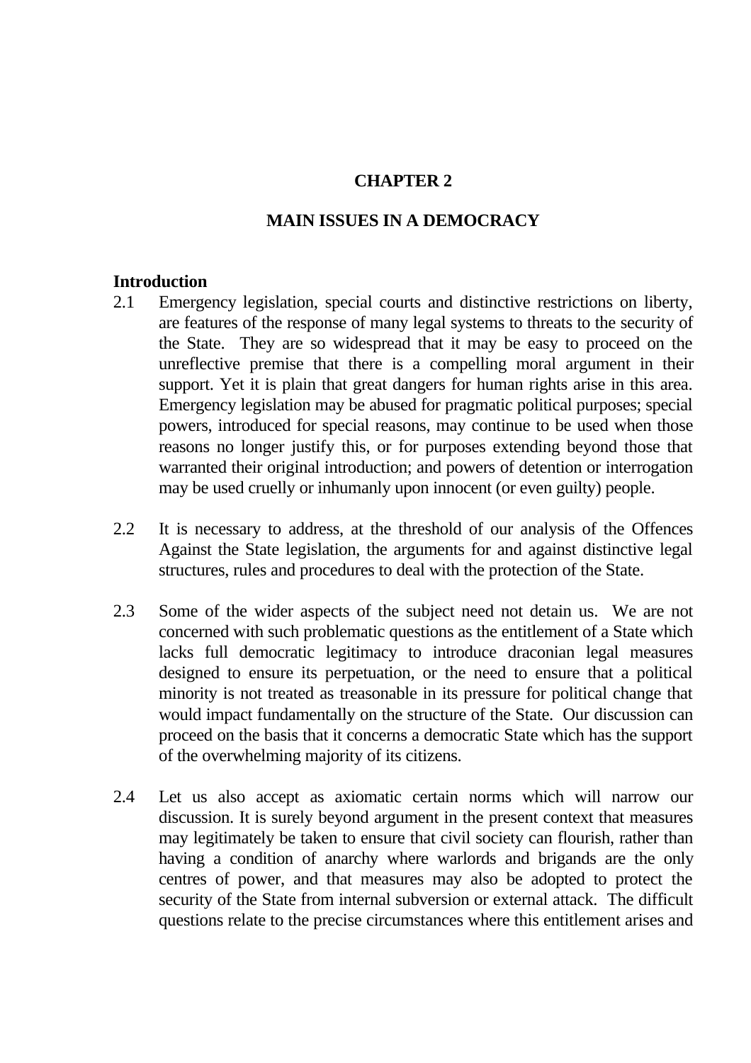# CHAPTER 2

## MAIN ISSUES IN A DEMOCRACY

### Introduction

2.1 Emergency legislation, special courts and distinctive restrictions on liberty, are features of the response of many legal systems to threats to the security of the State. They are so widespread that it may be easy to proceed on the unreflective premise that there is a compelling moral argument in their support. Yet it is plain that great dangers for human rights arise in this area. Emergency legislation may be abused for pragmatic political purposes; special powers, introduced for special reasons, may continue to be used when those reasons no longer justify this, or for purposes extending beyond those that warranted their original introduction; and powers of detention or interrogation may be used cruelly or inhumanly upon innocent (or even guilty) people.

2.2 It is necessary to address, at the threshold of our analysis of the Offences Against the State legislation, the arguments for and against distinctive legal structures, rules and procedures to deal with the protection of the State.

2.3 Some of the wider aspects of the subject need not detain us. We are not concerned with such problematic questions as the entitlement of a State which lacks full democratic legitimacy to introduce draconian legal measures designed to ensure its perpetuation, or the need to ensure that a political minority is not treated as treasonable in its pressure for political change that would impact fundamentally on the structure of the State. Our discussion can proceed on the basis that it concerns a democratic State which has the support of the overwhelming majority of its citizens.

2.4 Let us also accept as axiomatic certain norms which will narrow our discussion. It is surely beyond argument in the present context that measures may legitimately be taken to ensure that civil society can flourish, rather than having a condition of anarchy where warlords and brigands are the only centres of power, and that measures may also be adopted to protect the security of the State from internal subversion or external attack. The difficult questions relate to the precise circumstances where this entitlement arises and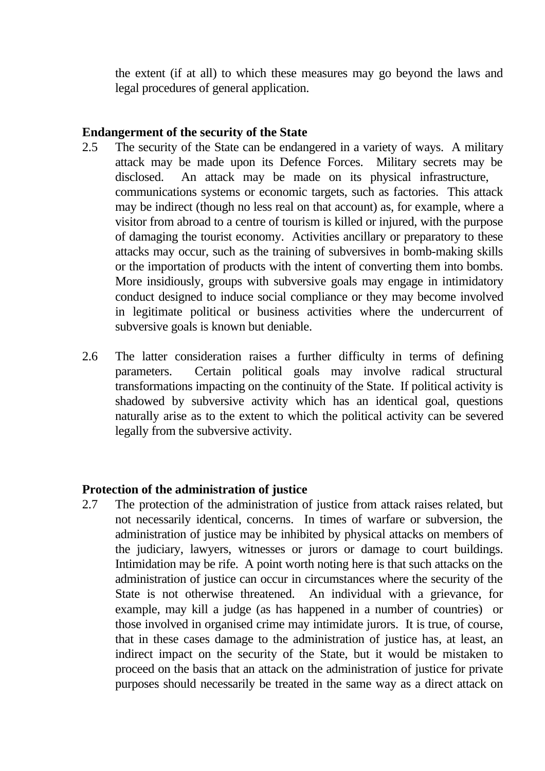the extent (if at all) to which these measures may go beyond the laws and legal procedures of general application.

**Endangerment of the security of the State**

2.5 The security of the State can be endangered in a variety of ways. A military attack may be made upon its Defence Forces. Military secrets may be disclosed. An attack may be made on its physical infrastructure, communications systems or economic targets, such as factories. This attack may be indirect (though no less real on that account) as, for example, where a visitor from abroad to a centre of tourism is killed or injured, with the purpose of damaging the tourist economy. Activities ancillary or preparatory to these attacks may occur, such as the training of subversives in bomb-making skills or the importation of products with the intent of converting them into bombs. More insidiously, groups with subversive goals may engage in intimidatory conduct designed to induce social compliance or they may become involved in legitimate political or business activities where the undercurrent of subversive goals is known but deniable.

2.6 The latter consideration raises a further difficulty in terms of defining parameters. Certain political goals may involve radical structural transformations impacting on the continuity of the State. If political activity is shadowed by subversive activity which has an identical goal, questions naturally arise as to the extent to which the political activity can be severed legally from the subversive activity.

**Protection of the administration of justice**

2.7 The protection of the administration of justice from attack raises related, but not necessarily identical, concerns. In times of warfare or subversion, the administration of justice may be inhibited by physical attacks on members of the judiciary, lawyers, witnesses or jurors or damage to court buildings. Intimidation may be rife. A point worth noting here is that such attacks on the administration of justice can occur in circumstances where the security of the State is not otherwise threatened. An individual with a grievance, for example, may kill a judge (as has happened in a number of countries) or those involved in organised crime may intimidate jurors. It is true, of course, that in these cases damage to the administration of justice has, at least, an indirect impact on the security of the State, but it would be mistaken to proceed on the basis that an attack on the administration of justice for private purposes should necessarily be treated in the same way as a direct attack on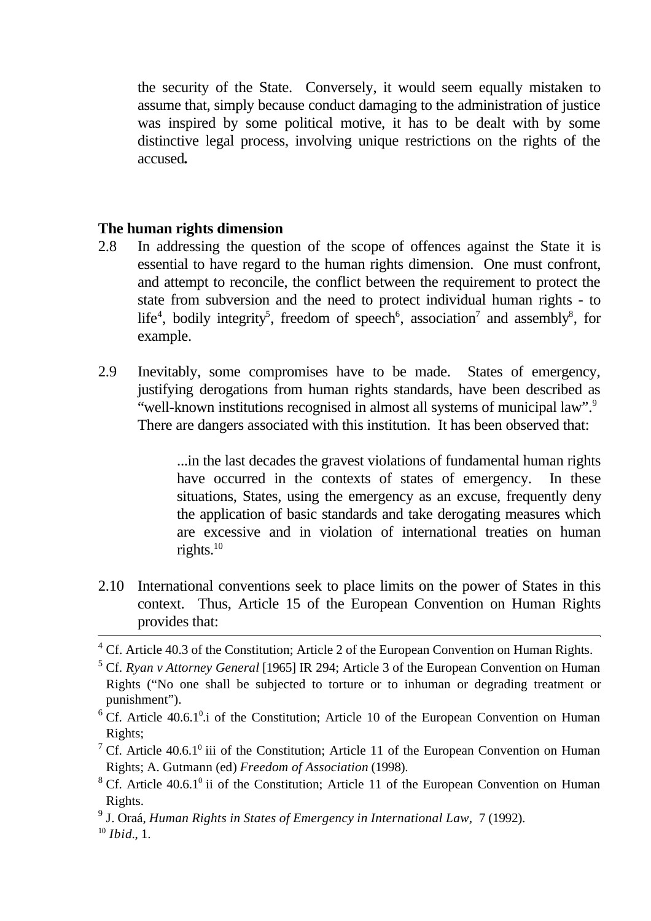the security of the State. Conversely, it would seem equally mistaken to assume that, simply because conduct damaging to the administration of justice was inspired by some political motive, it has to be dealt with by some distinctive legal process, involving unique restrictions on the rights of the accused.

**The human rights dimension**

2.8 In addressing the question of the scope of offences against the State it is essential to have regard to the human rights dimension. One must confront, and attempt to reconcile, the conflict between the requirement to protect the state from subversion and the need to protect individual human rights - to life[4], bodily integrity[5], freedom of speech[6], association[7] and assembly[8], for example.

2.9 Inevitably, some compromises have to be made. States of emergency, justifying derogations from human rights standards, have been described as "well-known institutions recognised in almost all systems of municipal law".[9] There are dangers associated with this institution. It has been observed that:

> ...in the last decades the gravest violations of fundamental human rights have occurred in the contexts of states of emergency. In these situations, States, using the emergency as an excuse, frequently deny the application of basic standards and take derogating measures which are excessive and in violation of international treaties on human rights.[10]

2.10 International conventions seek to place limits on the power of States in this context. Thus, Article 15 of the European Convention on Human Rights provides that:

---

[4] Cf. Article 40.3 of the Constitution; Article 2 of the European Convention on Human Rights.

[5] Cf. *Ryan v Attorney General* [1965] IR 294; Article 3 of the European Convention on Human Rights ("No one shall be subjected to torture or to inhuman or degrading treatment or punishment").

[6] Cf. Article 40.6.1[0].i of the Constitution; Article 10 of the European Convention on Human Rights;

[7] Cf. Article 40.6.1[0] iii of the Constitution; Article 11 of the European Convention on Human Rights; A. Gutmann (ed) *Freedom of Association* (1998).

[8] Cf. Article 40.6.1[0] ii of the Constitution; Article 11 of the European Convention on Human Rights.

[9] J. Oraá, *Human Rights in States of Emergency in International Law*, 7 (1992).

[10] *Ibid*., 1.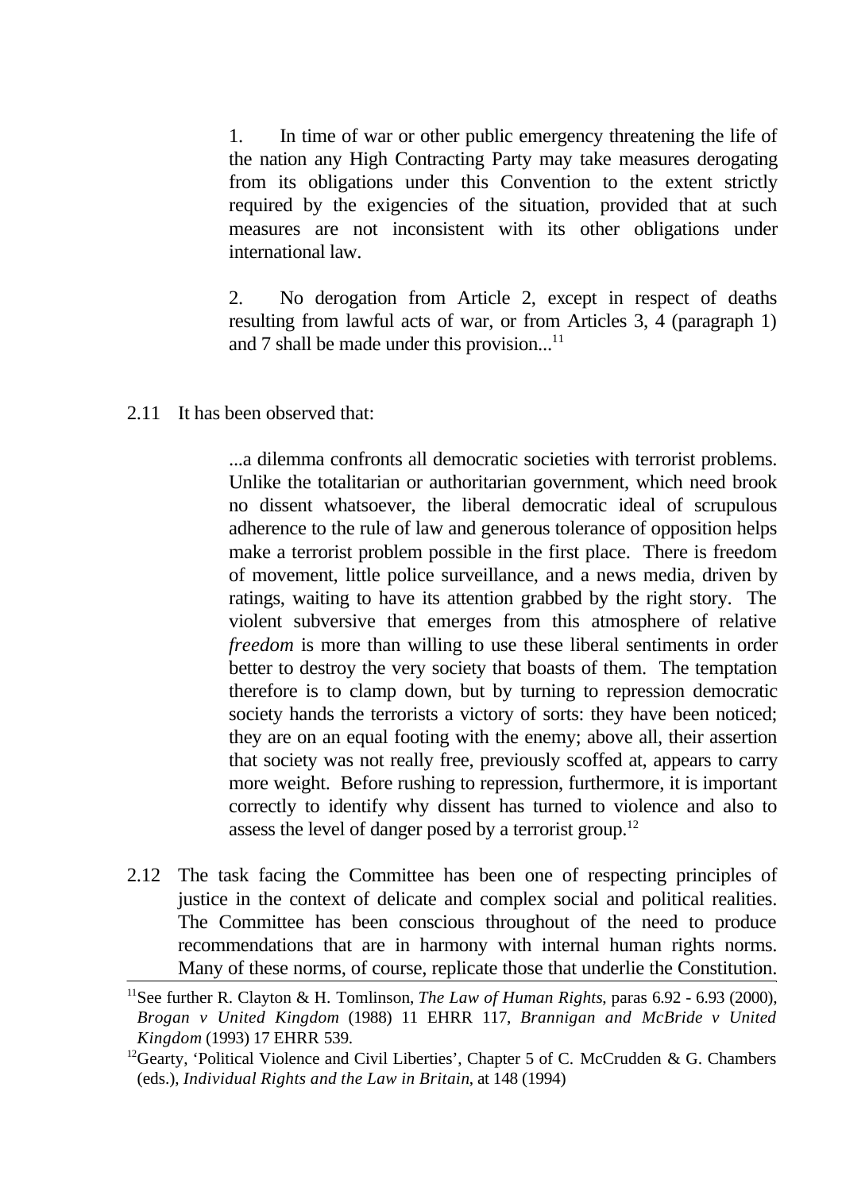> 1. In time of war or other public emergency threatening the life of the nation any High Contracting Party may take measures derogating from its obligations under this Convention to the extent strictly required by the exigencies of the situation, provided that at such measures are not inconsistent with its other obligations under international law.
>
> 2. No derogation from Article 2, except in respect of deaths resulting from lawful acts of war, or from Articles 3, 4 (paragraph 1) and 7 shall be made under this provision...[11]

2.11 It has been observed that:

> ...a dilemma confronts all democratic societies with terrorist problems. Unlike the totalitarian or authoritarian government, which need brook no dissent whatsoever, the liberal democratic ideal of scrupulous adherence to the rule of law and generous tolerance of opposition helps make a terrorist problem possible in the first place. There is freedom of movement, little police surveillance, and a news media, driven by ratings, waiting to have its attention grabbed by the right story. The violent subversive that emerges from this atmosphere of relative *freedom* is more than willing to use these liberal sentiments in order better to destroy the very society that boasts of them. The temptation therefore is to clamp down, but by turning to repression democratic society hands the terrorists a victory of sorts: they have been noticed; they are on an equal footing with the enemy; above all, their assertion that society was not really free, previously scoffed at, appears to carry more weight. Before rushing to repression, furthermore, it is important correctly to identify why dissent has turned to violence and also to assess the level of danger posed by a terrorist group.[12]

2.12 The task facing the Committee has been one of respecting principles of justice in the context of delicate and complex social and political realities. The Committee has been conscious throughout of the need to produce recommendations that are in harmony with internal human rights norms. Many of these norms, of course, replicate those that underlie the Constitution.

---

[11] See further R. Clayton & H. Tomlinson, *The Law of Human Rights*, paras 6.92 - 6.93 (2000), *Brogan v United Kingdom* (1988) 11 EHRR 117, *Brannigan and McBride v United Kingdom* (1993) 17 EHRR 539.

[12] Gearty, 'Political Violence and Civil Liberties', Chapter 5 of C. McCrudden & G. Chambers (eds.), *Individual Rights and the Law in Britain*, at 148 (1994)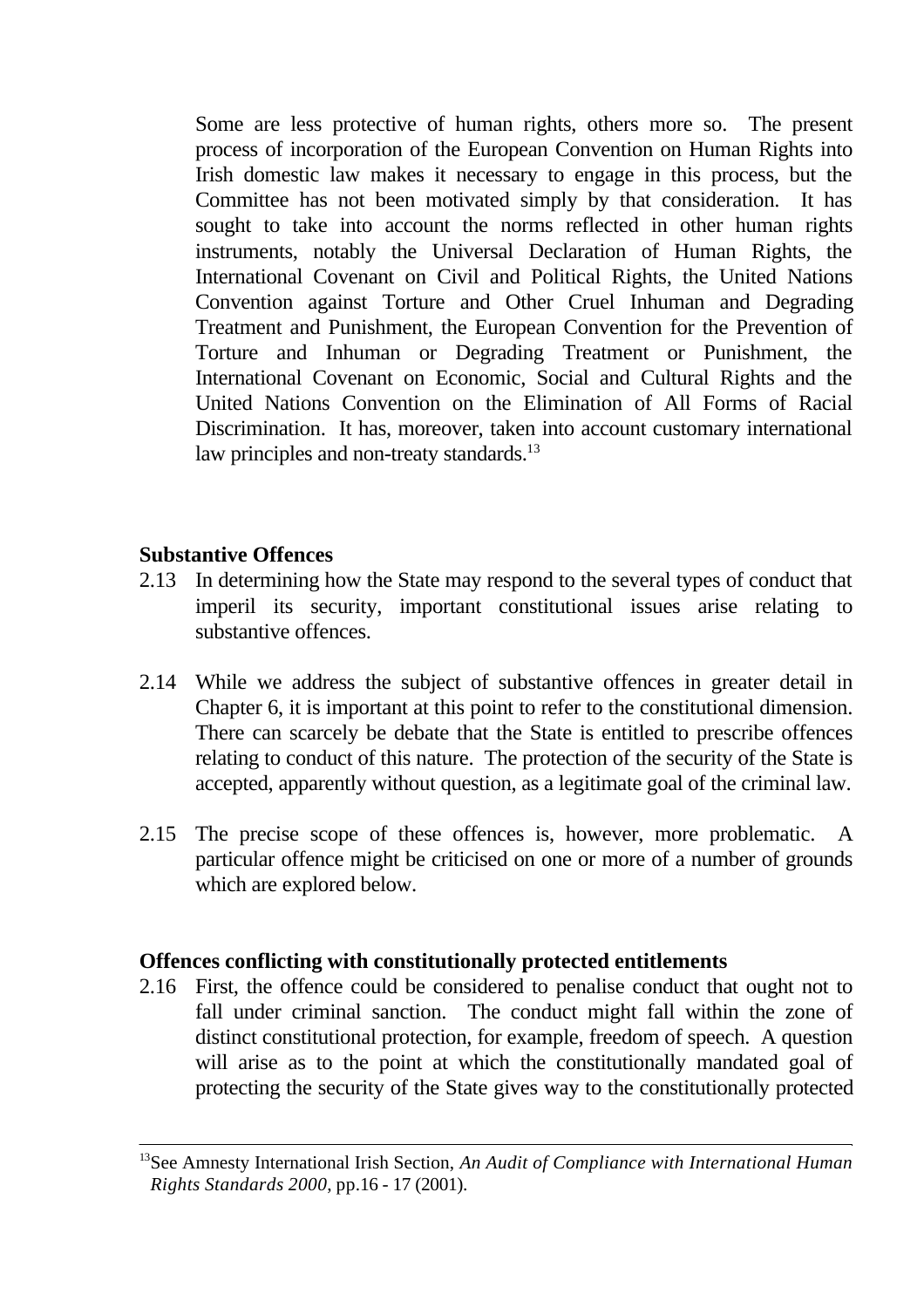Some are less protective of human rights, others more so. The present process of incorporation of the European Convention on Human Rights into Irish domestic law makes it necessary to engage in this process, but the Committee has not been motivated simply by that consideration. It has sought to take into account the norms reflected in other human rights instruments, notably the Universal Declaration of Human Rights, the International Covenant on Civil and Political Rights, the United Nations Convention against Torture and Other Cruel Inhuman and Degrading Treatment and Punishment, the European Convention for the Prevention of Torture and Inhuman or Degrading Treatment or Punishment, the International Covenant on Economic, Social and Cultural Rights and the United Nations Convention on the Elimination of All Forms of Racial Discrimination. It has, moreover, taken into account customary international law principles and non-treaty standards.[13]

**Substantive Offences**

2.13 In determining how the State may respond to the several types of conduct that imperil its security, important constitutional issues arise relating to substantive offences.

2.14 While we address the subject of substantive offences in greater detail in Chapter 6, it is important at this point to refer to the constitutional dimension. There can scarcely be debate that the State is entitled to prescribe offences relating to conduct of this nature. The protection of the security of the State is accepted, apparently without question, as a legitimate goal of the criminal law.

2.15 The precise scope of these offences is, however, more problematic. A particular offence might be criticised on one or more of a number of grounds which are explored below.

**Offences conflicting with constitutionally protected entitlements**

2.16 First, the offence could be considered to penalise conduct that ought not to fall under criminal sanction. The conduct might fall within the zone of distinct constitutional protection, for example, freedom of speech. A question will arise as to the point at which the constitutionally mandated goal of protecting the security of the State gives way to the constitutionally protected

---

[13] See Amnesty International Irish Section, *An Audit of Compliance with International Human Rights Standards 2000*, pp.16 - 17 (2001).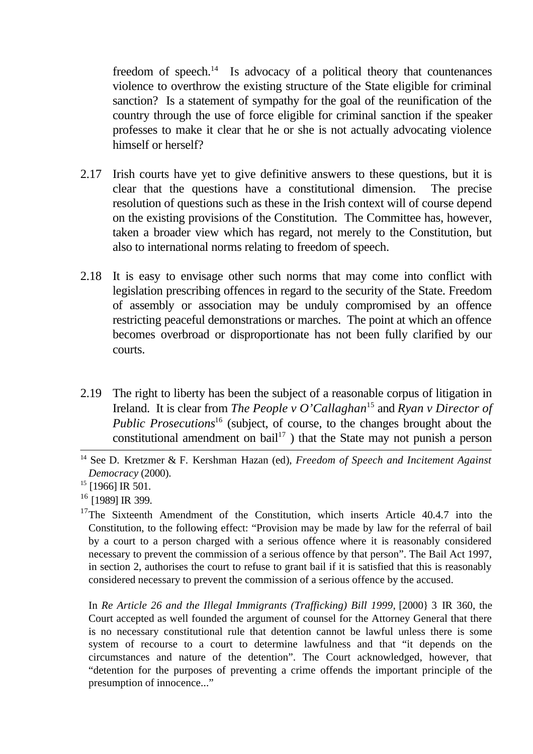freedom of speech.[14] Is advocacy of a political theory that countenances violence to overthrow the existing structure of the State eligible for criminal sanction? Is a statement of sympathy for the goal of the reunification of the country through the use of force eligible for criminal sanction if the speaker professes to make it clear that he or she is not actually advocating violence himself or herself?

2.17 Irish courts have yet to give definitive answers to these questions, but it is clear that the questions have a constitutional dimension. The precise resolution of questions such as these in the Irish context will of course depend on the existing provisions of the Constitution. The Committee has, however, taken a broader view which has regard, not merely to the Constitution, but also to international norms relating to freedom of speech.

2.18 It is easy to envisage other such norms that may come into conflict with legislation prescribing offences in regard to the security of the State. Freedom of assembly or association may be unduly compromised by an offence restricting peaceful demonstrations or marches. The point at which an offence becomes overbroad or disproportionate has not been fully clarified by our courts.

2.19 The right to liberty has been the subject of a reasonable corpus of litigation in Ireland. It is clear from *The People v O'Callaghan*[15] and *Ryan v Director of Public Prosecutions*[16] (subject, of course, to the changes brought about the constitutional amendment on bail[17] ) that the State may not punish a person

---

[14] See D. Kretzmer & F. Kershman Hazan (ed), *Freedom of Speech and Incitement Against Democracy* (2000).

[15] [1966] IR 501.

[16] [1989] IR 399.

[17] The Sixteenth Amendment of the Constitution, which inserts Article 40.4.7 into the Constitution, to the following effect: "Provision may be made by law for the referral of bail by a court to a person charged with a serious offence where it is reasonably considered necessary to prevent the commission of a serious offence by that person". The Bail Act 1997, in section 2, authorises the court to refuse to grant bail if it is satisfied that this is reasonably considered necessary to prevent the commission of a serious offence by the accused.

In *Re Article 26 and the Illegal Immigrants (Trafficking) Bill 1999*, [2000} 3 IR 360, the Court accepted as well founded the argument of counsel for the Attorney General that there is no necessary constitutional rule that detention cannot be lawful unless there is some system of recourse to a court to determine lawfulness and that "it depends on the circumstances and nature of the detention". The Court acknowledged, however, that "detention for the purposes of preventing a crime offends the important principle of the presumption of innocence..."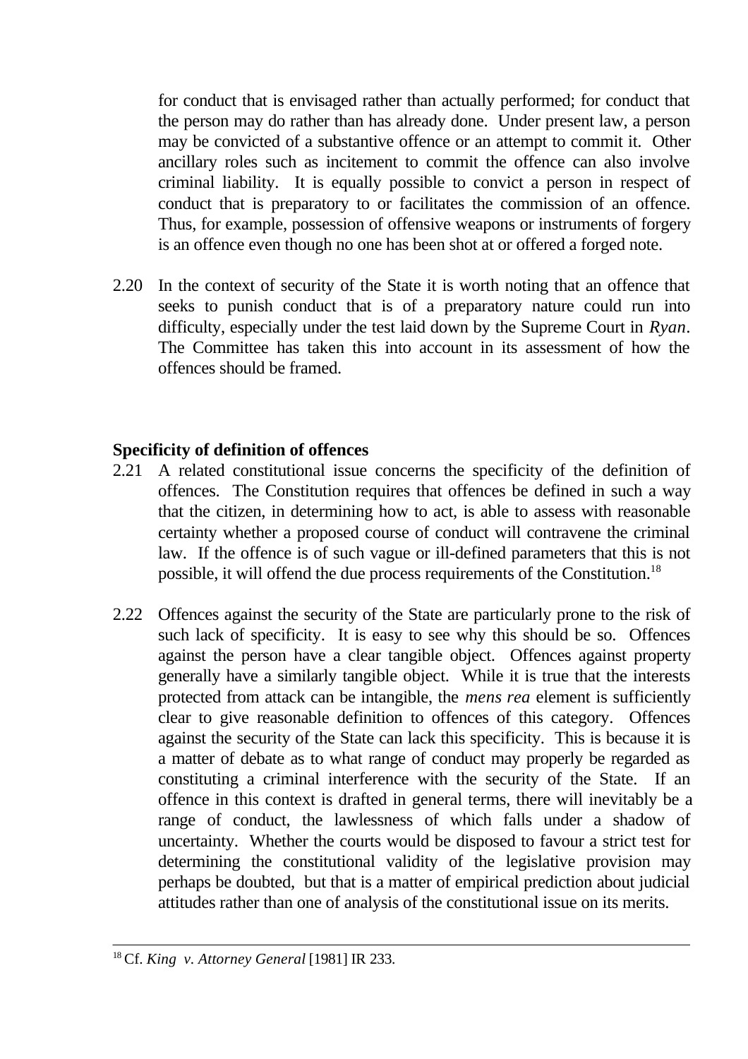for conduct that is envisaged rather than actually performed; for conduct that the person may do rather than has already done. Under present law, a person may be convicted of a substantive offence or an attempt to commit it. Other ancillary roles such as incitement to commit the offence can also involve criminal liability. It is equally possible to convict a person in respect of conduct that is preparatory to or facilitates the commission of an offence. Thus, for example, possession of offensive weapons or instruments of forgery is an offence even though no one has been shot at or offered a forged note.

2.20 In the context of security of the State it is worth noting that an offence that seeks to punish conduct that is of a preparatory nature could run into difficulty, especially under the test laid down by the Supreme Court in *Ryan*. The Committee has taken this into account in its assessment of how the offences should be framed.

**Specificity of definition of offences**

2.21 A related constitutional issue concerns the specificity of the definition of offences. The Constitution requires that offences be defined in such a way that the citizen, in determining how to act, is able to assess with reasonable certainty whether a proposed course of conduct will contravene the criminal law. If the offence is of such vague or ill-defined parameters that this is not possible, it will offend the due process requirements of the Constitution.[18]

2.22 Offences against the security of the State are particularly prone to the risk of such lack of specificity. It is easy to see why this should be so. Offences against the person have a clear tangible object. Offences against property generally have a similarly tangible object. While it is true that the interests protected from attack can be intangible, the *mens rea* element is sufficiently clear to give reasonable definition to offences of this category. Offences against the security of the State can lack this specificity. This is because it is a matter of debate as to what range of conduct may properly be regarded as constituting a criminal interference with the security of the State. If an offence in this context is drafted in general terms, there will inevitably be a range of conduct, the lawlessness of which falls under a shadow of uncertainty. Whether the courts would be disposed to favour a strict test for determining the constitutional validity of the legislative provision may perhaps be doubted, but that is a matter of empirical prediction about judicial attitudes rather than one of analysis of the constitutional issue on its merits.

---

[18] Cf. *King v. Attorney General* [1981] IR 233.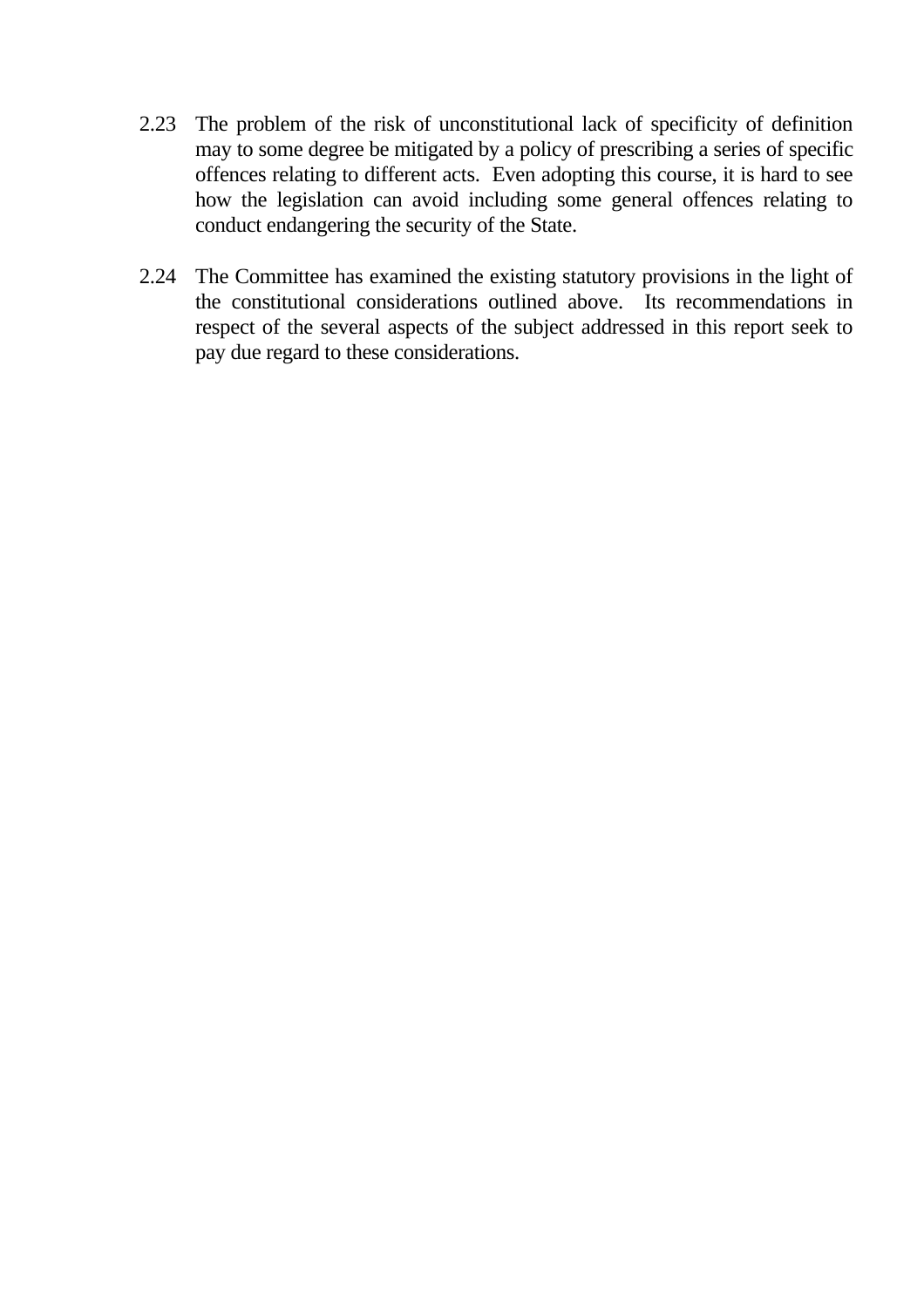2.23 The problem of the risk of unconstitutional lack of specificity of definition may to some degree be mitigated by a policy of prescribing a series of specific offences relating to different acts. Even adopting this course, it is hard to see how the legislation can avoid including some general offences relating to conduct endangering the security of the State.

2.24 The Committee has examined the existing statutory provisions in the light of the constitutional considerations outlined above. Its recommendations in respect of the several aspects of the subject addressed in this report seek to pay due regard to these considerations.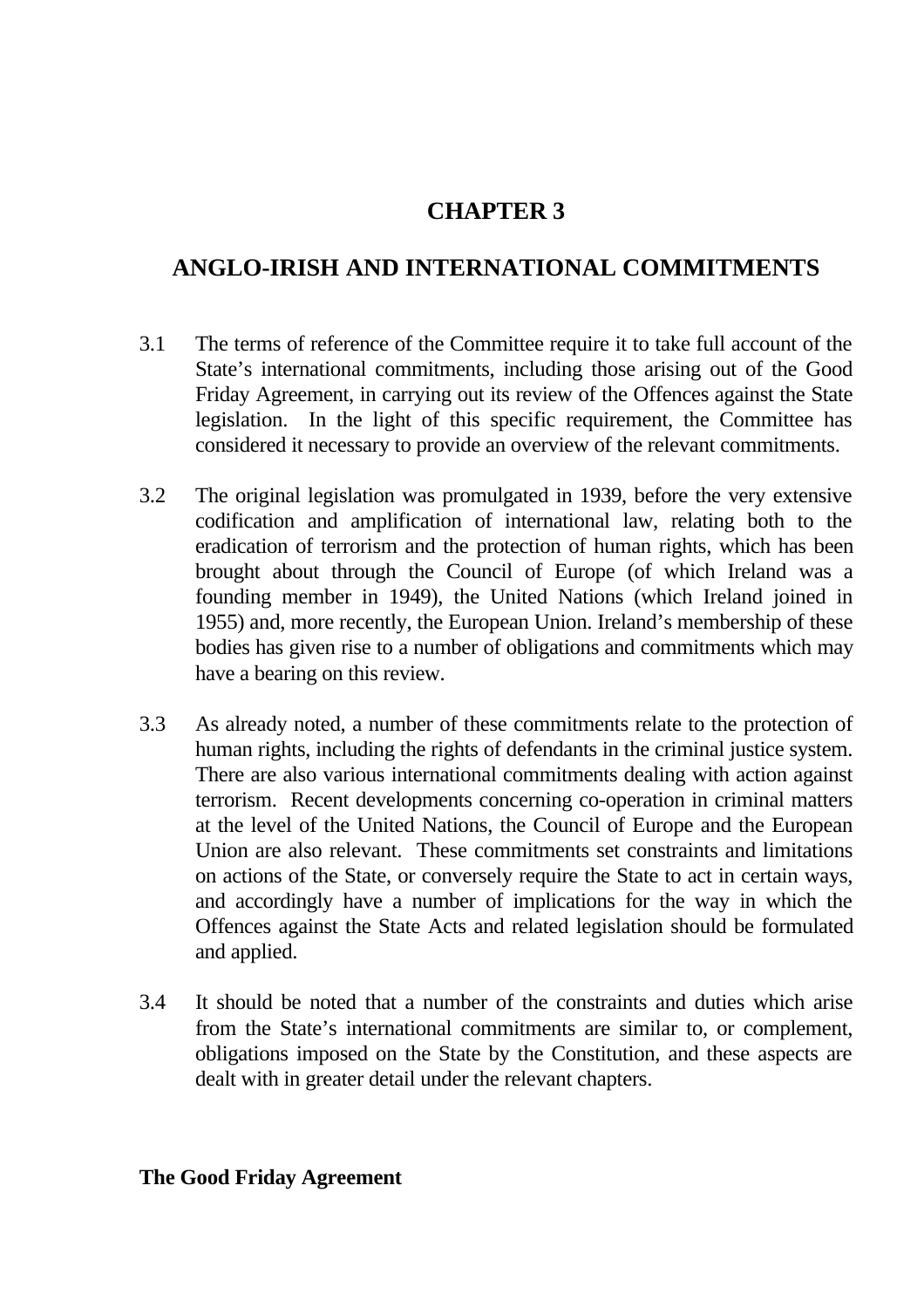# CHAPTER 3

## ANGLO-IRISH AND INTERNATIONAL COMMITMENTS

3.1 The terms of reference of the Committee require it to take full account of the State's international commitments, including those arising out of the Good Friday Agreement, in carrying out its review of the Offences against the State legislation. In the light of this specific requirement, the Committee has considered it necessary to provide an overview of the relevant commitments.

3.2 The original legislation was promulgated in 1939, before the very extensive codification and amplification of international law, relating both to the eradication of terrorism and the protection of human rights, which has been brought about through the Council of Europe (of which Ireland was a founding member in 1949), the United Nations (which Ireland joined in 1955) and, more recently, the European Union. Ireland's membership of these bodies has given rise to a number of obligations and commitments which may have a bearing on this review.

3.3 As already noted, a number of these commitments relate to the protection of human rights, including the rights of defendants in the criminal justice system. There are also various international commitments dealing with action against terrorism. Recent developments concerning co-operation in criminal matters at the level of the United Nations, the Council of Europe and the European Union are also relevant. These commitments set constraints and limitations on actions of the State, or conversely require the State to act in certain ways, and accordingly have a number of implications for the way in which the Offences against the State Acts and related legislation should be formulated and applied.

3.4 It should be noted that a number of the constraints and duties which arise from the State's international commitments are similar to, or complement, obligations imposed on the State by the Constitution, and these aspects are dealt with in greater detail under the relevant chapters.

### The Good Friday Agreement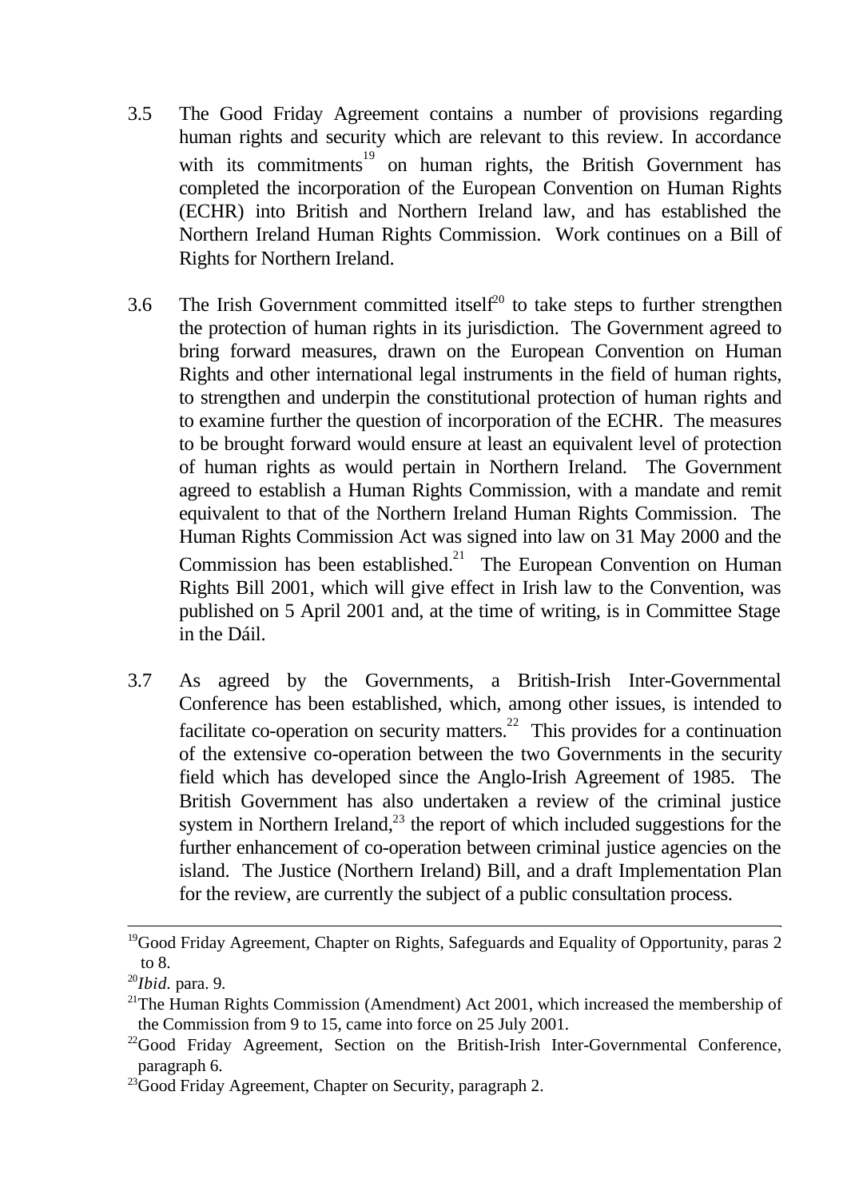3.5 The Good Friday Agreement contains a number of provisions regarding human rights and security which are relevant to this review. In accordance with its commitments[19] on human rights, the British Government has completed the incorporation of the European Convention on Human Rights (ECHR) into British and Northern Ireland law, and has established the Northern Ireland Human Rights Commission. Work continues on a Bill of Rights for Northern Ireland.

3.6 The Irish Government committed itself[20] to take steps to further strengthen the protection of human rights in its jurisdiction. The Government agreed to bring forward measures, drawn on the European Convention on Human Rights and other international legal instruments in the field of human rights, to strengthen and underpin the constitutional protection of human rights and to examine further the question of incorporation of the ECHR. The measures to be brought forward would ensure at least an equivalent level of protection of human rights as would pertain in Northern Ireland. The Government agreed to establish a Human Rights Commission, with a mandate and remit equivalent to that of the Northern Ireland Human Rights Commission. The Human Rights Commission Act was signed into law on 31 May 2000 and the Commission has been established.[21] The European Convention on Human Rights Bill 2001, which will give effect in Irish law to the Convention, was published on 5 April 2001 and, at the time of writing, is in Committee Stage in the Dáil.

3.7 As agreed by the Governments, a British-Irish Inter-Governmental Conference has been established, which, among other issues, is intended to facilitate co-operation on security matters.[22] This provides for a continuation of the extensive co-operation between the two Governments in the security field which has developed since the Anglo-Irish Agreement of 1985. The British Government has also undertaken a review of the criminal justice system in Northern Ireland,[23] the report of which included suggestions for the further enhancement of co-operation between criminal justice agencies on the island. The Justice (Northern Ireland) Bill, and a draft Implementation Plan for the review, are currently the subject of a public consultation process.

---

[19] Good Friday Agreement, Chapter on Rights, Safeguards and Equality of Opportunity, paras 2 to 8.

[20] *Ibid.* para. 9.

[21] The Human Rights Commission (Amendment) Act 2001, which increased the membership of the Commission from 9 to 15, came into force on 25 July 2001.

[22] Good Friday Agreement, Section on the British-Irish Inter-Governmental Conference, paragraph 6.

[23] Good Friday Agreement, Chapter on Security, paragraph 2.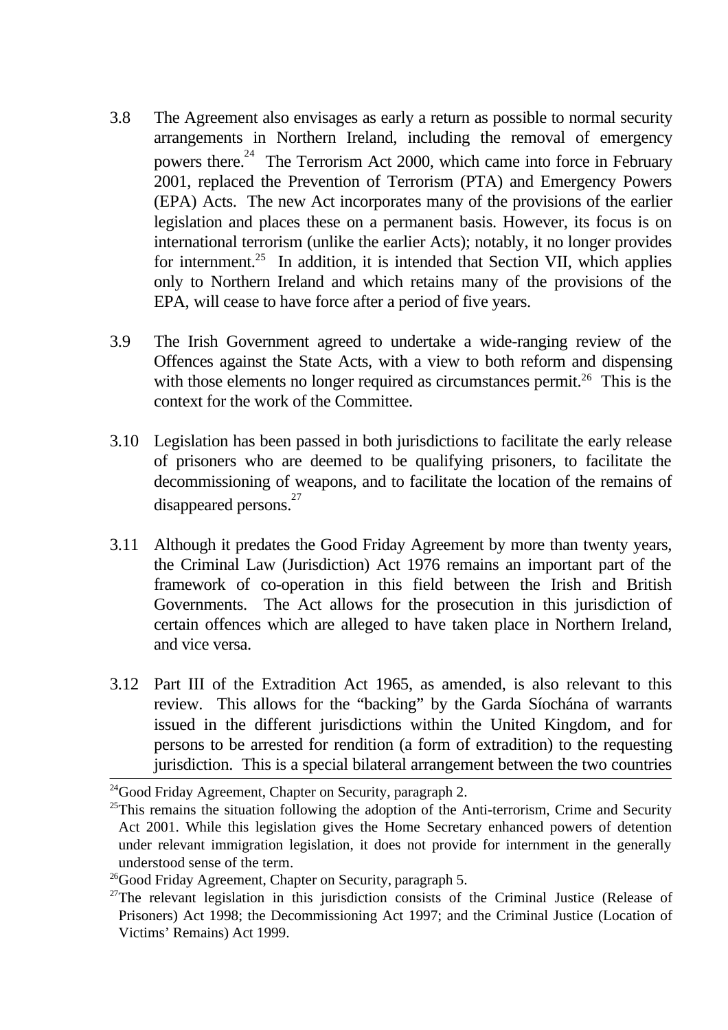3.8 The Agreement also envisages as early a return as possible to normal security arrangements in Northern Ireland, including the removal of emergency powers there.[24] The Terrorism Act 2000, which came into force in February 2001, replaced the Prevention of Terrorism (PTA) and Emergency Powers (EPA) Acts. The new Act incorporates many of the provisions of the earlier legislation and places these on a permanent basis. However, its focus is on international terrorism (unlike the earlier Acts); notably, it no longer provides for internment.[25] In addition, it is intended that Section VII, which applies only to Northern Ireland and which retains many of the provisions of the EPA, will cease to have force after a period of five years.

3.9 The Irish Government agreed to undertake a wide-ranging review of the Offences against the State Acts, with a view to both reform and dispensing with those elements no longer required as circumstances permit.[26] This is the context for the work of the Committee.

3.10 Legislation has been passed in both jurisdictions to facilitate the early release of prisoners who are deemed to be qualifying prisoners, to facilitate the decommissioning of weapons, and to facilitate the location of the remains of disappeared persons.[27]

3.11 Although it predates the Good Friday Agreement by more than twenty years, the Criminal Law (Jurisdiction) Act 1976 remains an important part of the framework of co-operation in this field between the Irish and British Governments. The Act allows for the prosecution in this jurisdiction of certain offences which are alleged to have taken place in Northern Ireland, and vice versa.

3.12 Part III of the Extradition Act 1965, as amended, is also relevant to this review. This allows for the "backing" by the Garda Síochána of warrants issued in the different jurisdictions within the United Kingdom, and for persons to be arrested for rendition (a form of extradition) to the requesting jurisdiction. This is a special bilateral arrangement between the two countries

---

[24] Good Friday Agreement, Chapter on Security, paragraph 2.

[25] This remains the situation following the adoption of the Anti-terrorism, Crime and Security Act 2001. While this legislation gives the Home Secretary enhanced powers of detention under relevant immigration legislation, it does not provide for internment in the generally understood sense of the term.

[26] Good Friday Agreement, Chapter on Security, paragraph 5.

[27] The relevant legislation in this jurisdiction consists of the Criminal Justice (Release of Prisoners) Act 1998; the Decommissioning Act 1997; and the Criminal Justice (Location of Victims' Remains) Act 1999.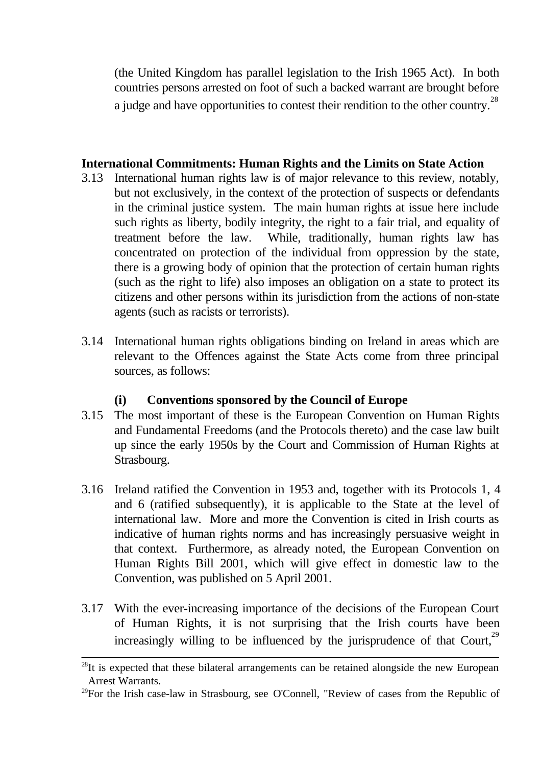(the United Kingdom has parallel legislation to the Irish 1965 Act). In both countries persons arrested on foot of such a backed warrant are brought before a judge and have opportunities to contest their rendition to the other country.[28]

## International Commitments: Human Rights and the Limits on State Action

3.13 International human rights law is of major relevance to this review, notably, but not exclusively, in the context of the protection of suspects or defendants in the criminal justice system. The main human rights at issue here include such rights as liberty, bodily integrity, the right to a fair trial, and equality of treatment before the law. While, traditionally, human rights law has concentrated on protection of the individual from oppression by the state, there is a growing body of opinion that the protection of certain human rights (such as the right to life) also imposes an obligation on a state to protect its citizens and other persons within its jurisdiction from the actions of non-state agents (such as racists or terrorists).

3.14 International human rights obligations binding on Ireland in areas which are relevant to the Offences against the State Acts come from three principal sources, as follows:

### (i) Conventions sponsored by the Council of Europe

3.15 The most important of these is the European Convention on Human Rights and Fundamental Freedoms (and the Protocols thereto) and the case law built up since the early 1950s by the Court and Commission of Human Rights at Strasbourg.

3.16 Ireland ratified the Convention in 1953 and, together with its Protocols 1, 4 and 6 (ratified subsequently), it is applicable to the State at the level of international law. More and more the Convention is cited in Irish courts as indicative of human rights norms and has increasingly persuasive weight in that context. Furthermore, as already noted, the European Convention on Human Rights Bill 2001, which will give effect in domestic law to the Convention, was published on 5 April 2001.

3.17 With the ever-increasing importance of the decisions of the European Court of Human Rights, it is not surprising that the Irish courts have been increasingly willing to be influenced by the jurisprudence of that Court,[29]

---

[28] It is expected that these bilateral arrangements can be retained alongside the new European Arrest Warrants.

[29] For the Irish case-law in Strasbourg, see O'Connell, "Review of cases from the Republic of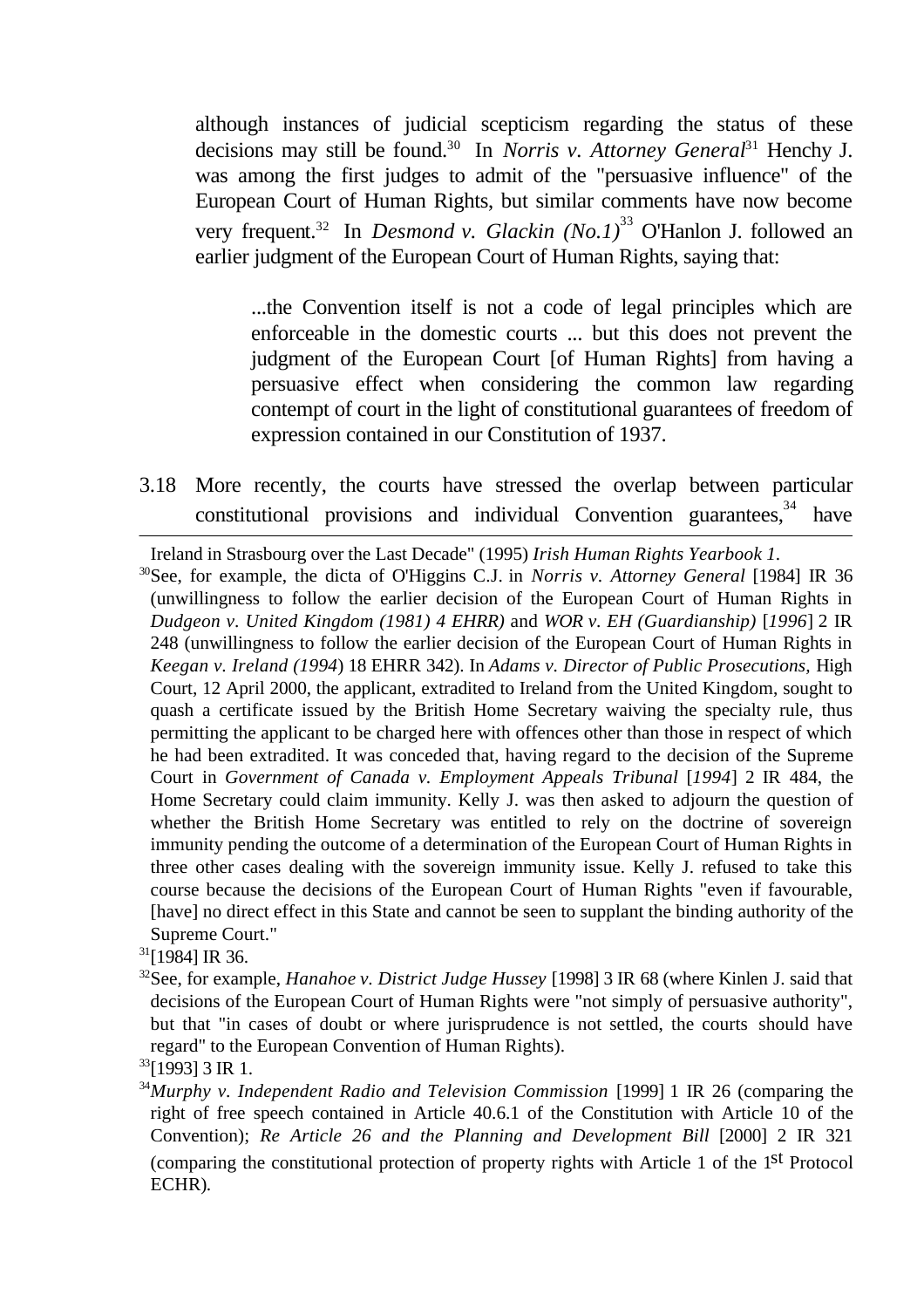although instances of judicial scepticism regarding the status of these decisions may still be found.[30] In *Norris v. Attorney General*[31] Henchy J. was among the first judges to admit of the "persuasive influence" of the European Court of Human Rights, but similar comments have now become very frequent.[32] In *Desmond v. Glackin (No.1)*[33] O'Hanlon J. followed an earlier judgment of the European Court of Human Rights, saying that:

> ...the Convention itself is not a code of legal principles which are enforceable in the domestic courts ... but this does not prevent the judgment of the European Court [of Human Rights] from having a persuasive effect when considering the common law regarding contempt of court in the light of constitutional guarantees of freedom of expression contained in our Constitution of 1937.

3.18 More recently, the courts have stressed the overlap between particular constitutional provisions and individual Convention guarantees,[34] have

---

Ireland in Strasbourg over the Last Decade" (1995) *Irish Human Rights Yearbook 1*.

[30] See, for example, the dicta of O'Higgins C.J. in *Norris v. Attorney General* [1984] IR 36 (unwillingness to follow the earlier decision of the European Court of Human Rights in *Dudgeon v. United Kingdom (1981) 4 EHRR)* and *WOR v. EH (Guardianship)* [*1996*] 2 IR 248 (unwillingness to follow the earlier decision of the European Court of Human Rights in *Keegan v. Ireland (1994*) 18 EHRR 342). In *Adams v. Director of Public Prosecutions*, High Court, 12 April 2000, the applicant, extradited to Ireland from the United Kingdom, sought to quash a certificate issued by the British Home Secretary waiving the specialty rule, thus permitting the applicant to be charged here with offences other than those in respect of which he had been extradited. It was conceded that, having regard to the decision of the Supreme Court in *Government of Canada v. Employment Appeals Tribunal* [*1994*] 2 IR 484, the Home Secretary could claim immunity. Kelly J. was then asked to adjourn the question of whether the British Home Secretary was entitled to rely on the doctrine of sovereign immunity pending the outcome of a determination of the European Court of Human Rights in three other cases dealing with the sovereign immunity issue. Kelly J. refused to take this course because the decisions of the European Court of Human Rights "even if favourable, [have] no direct effect in this State and cannot be seen to supplant the binding authority of the Supreme Court."

[31] [1984] IR 36.

[32] See, for example, *Hanahoe v. District Judge Hussey* [1998] 3 IR 68 (where Kinlen J. said that decisions of the European Court of Human Rights were "not simply of persuasive authority", but that "in cases of doubt or where jurisprudence is not settled, the courts should have regard" to the European Convention of Human Rights).

[33] [1993] 3 IR 1.

[34] *Murphy v. Independent Radio and Television Commission* [1999] 1 IR 26 (comparing the right of free speech contained in Article 40.6.1 of the Constitution with Article 10 of the Convention); *Re Article 26 and the Planning and Development Bill* [2000] 2 IR 321 (comparing the constitutional protection of property rights with Article 1 of the 1st Protocol ECHR).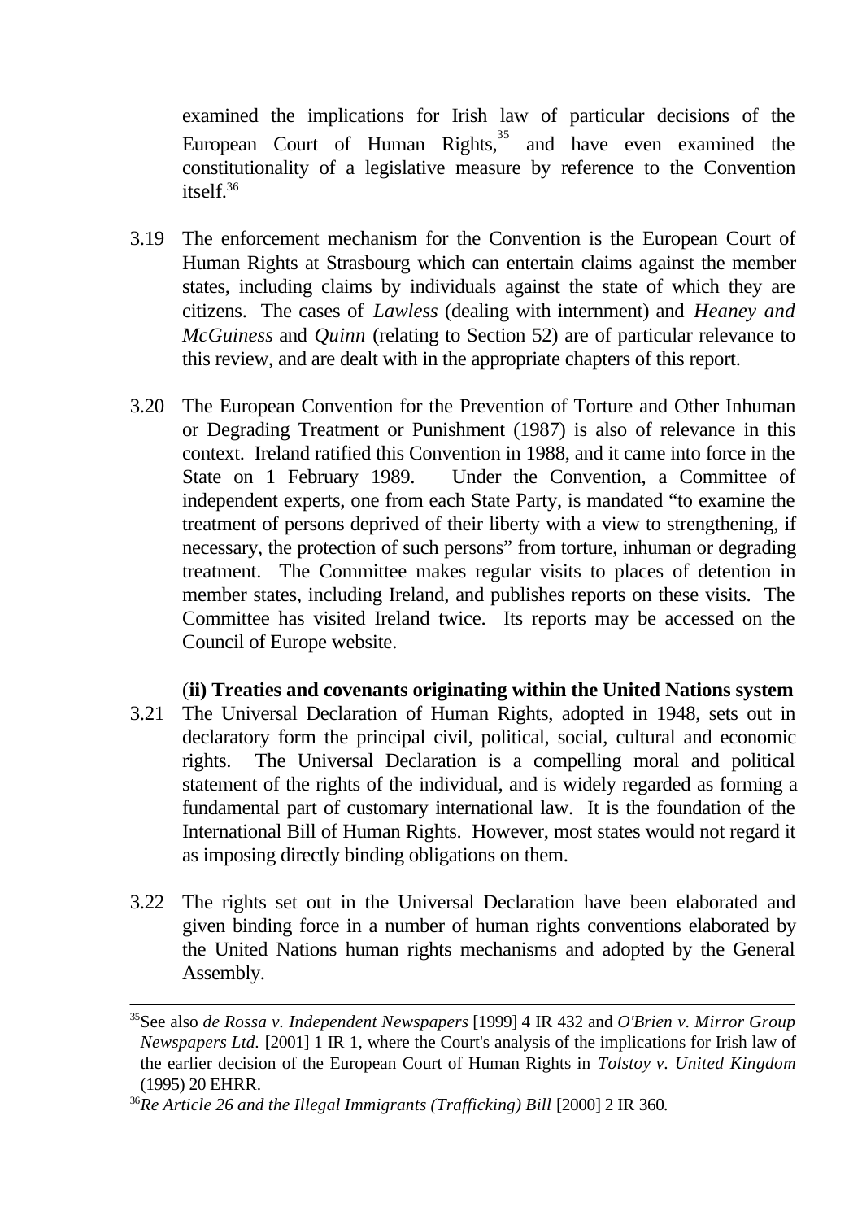examined the implications for Irish law of particular decisions of the European Court of Human Rights,[35] and have even examined the constitutionality of a legislative measure by reference to the Convention itself.[36]

3.19 The enforcement mechanism for the Convention is the European Court of Human Rights at Strasbourg which can entertain claims against the member states, including claims by individuals against the state of which they are citizens. The cases of *Lawless* (dealing with internment) and *Heaney and McGuiness* and *Quinn* (relating to Section 52) are of particular relevance to this review, and are dealt with in the appropriate chapters of this report.

3.20 The European Convention for the Prevention of Torture and Other Inhuman or Degrading Treatment or Punishment (1987) is also of relevance in this context. Ireland ratified this Convention in 1988, and it came into force in the State on 1 February 1989. Under the Convention, a Committee of independent experts, one from each State Party, is mandated "to examine the treatment of persons deprived of their liberty with a view to strengthening, if necessary, the protection of such persons" from torture, inhuman or degrading treatment. The Committee makes regular visits to places of detention in member states, including Ireland, and publishes reports on these visits. The Committee has visited Ireland twice. Its reports may be accessed on the Council of Europe website.

(**ii) Treaties and covenants originating within the United Nations system**

3.21 The Universal Declaration of Human Rights, adopted in 1948, sets out in declaratory form the principal civil, political, social, cultural and economic rights. The Universal Declaration is a compelling moral and political statement of the rights of the individual, and is widely regarded as forming a fundamental part of customary international law. It is the foundation of the International Bill of Human Rights. However, most states would not regard it as imposing directly binding obligations on them.

3.22 The rights set out in the Universal Declaration have been elaborated and given binding force in a number of human rights conventions elaborated by the United Nations human rights mechanisms and adopted by the General Assembly.

---

[35] See also *de Rossa v. Independent Newspapers* [1999] 4 IR 432 and *O'Brien v. Mirror Group Newspapers Ltd.* [2001] 1 IR 1, where the Court's analysis of the implications for Irish law of the earlier decision of the European Court of Human Rights in *Tolstoy v. United Kingdom* (1995) 20 EHRR.

[36] *Re Article 26 and the Illegal Immigrants (Trafficking) Bill* [2000] 2 IR 360.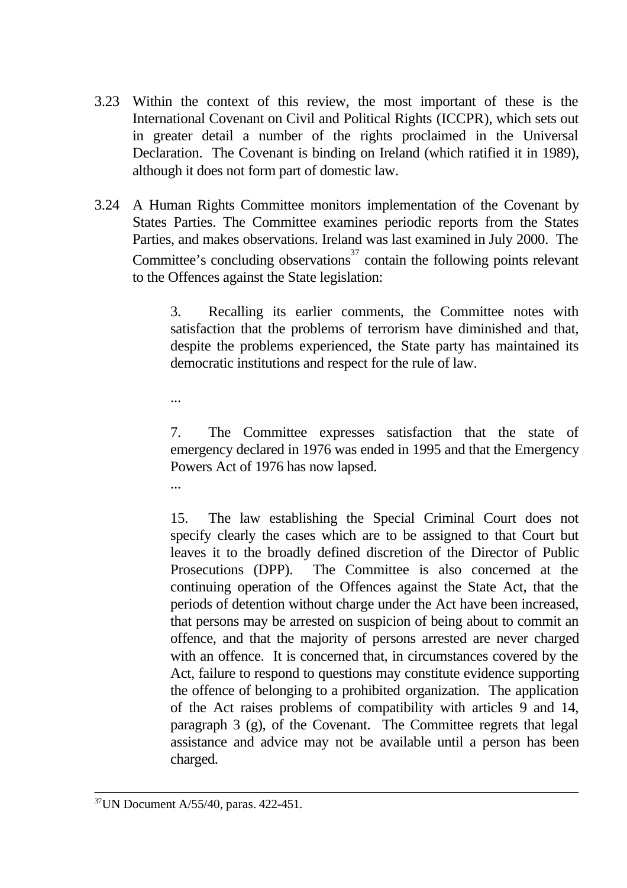3.23 Within the context of this review, the most important of these is the International Covenant on Civil and Political Rights (ICCPR), which sets out in greater detail a number of the rights proclaimed in the Universal Declaration. The Covenant is binding on Ireland (which ratified it in 1989), although it does not form part of domestic law.

3.24 A Human Rights Committee monitors implementation of the Covenant by States Parties. The Committee examines periodic reports from the States Parties, and makes observations. Ireland was last examined in July 2000. The Committee's concluding observations[37] contain the following points relevant to the Offences against the State legislation:

> 3. Recalling its earlier comments, the Committee notes with satisfaction that the problems of terrorism have diminished and that, despite the problems experienced, the State party has maintained its democratic institutions and respect for the rule of law.
>
> ...
>
> 7. The Committee expresses satisfaction that the state of emergency declared in 1976 was ended in 1995 and that the Emergency Powers Act of 1976 has now lapsed.
>
> ...
>
> 15. The law establishing the Special Criminal Court does not specify clearly the cases which are to be assigned to that Court but leaves it to the broadly defined discretion of the Director of Public Prosecutions (DPP). The Committee is also concerned at the continuing operation of the Offences against the State Act, that the periods of detention without charge under the Act have been increased, that persons may be arrested on suspicion of being about to commit an offence, and that the majority of persons arrested are never charged with an offence. It is concerned that, in circumstances covered by the Act, failure to respond to questions may constitute evidence supporting the offence of belonging to a prohibited organization. The application of the Act raises problems of compatibility with articles 9 and 14, paragraph 3 (g), of the Covenant. The Committee regrets that legal assistance and advice may not be available until a person has been charged.

---

[37] UN Document A/55/40, paras. 422-451.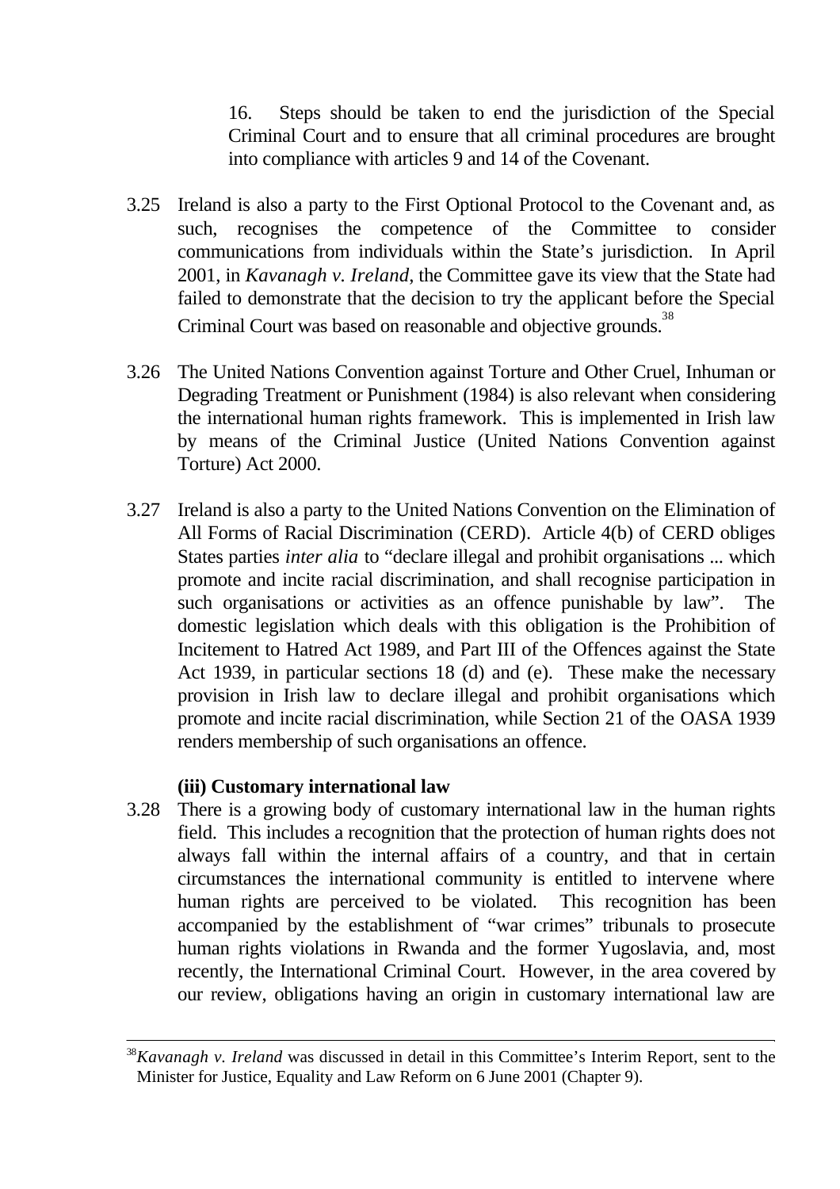16. Steps should be taken to end the jurisdiction of the Special Criminal Court and to ensure that all criminal procedures are brought into compliance with articles 9 and 14 of the Covenant.

3.25 Ireland is also a party to the First Optional Protocol to the Covenant and, as such, recognises the competence of the Committee to consider communications from individuals within the State's jurisdiction. In April 2001, in *Kavanagh v. Ireland*, the Committee gave its view that the State had failed to demonstrate that the decision to try the applicant before the Special Criminal Court was based on reasonable and objective grounds.[38]

3.26 The United Nations Convention against Torture and Other Cruel, Inhuman or Degrading Treatment or Punishment (1984) is also relevant when considering the international human rights framework. This is implemented in Irish law by means of the Criminal Justice (United Nations Convention against Torture) Act 2000.

3.27 Ireland is also a party to the United Nations Convention on the Elimination of All Forms of Racial Discrimination (CERD). Article 4(b) of CERD obliges States parties *inter alia* to "declare illegal and prohibit organisations ... which promote and incite racial discrimination, and shall recognise participation in such organisations or activities as an offence punishable by law". The domestic legislation which deals with this obligation is the Prohibition of Incitement to Hatred Act 1989, and Part III of the Offences against the State Act 1939, in particular sections 18 (d) and (e). These make the necessary provision in Irish law to declare illegal and prohibit organisations which promote and incite racial discrimination, while Section 21 of the OASA 1939 renders membership of such organisations an offence.

**(iii) Customary international law**

3.28 There is a growing body of customary international law in the human rights field. This includes a recognition that the protection of human rights does not always fall within the internal affairs of a country, and that in certain circumstances the international community is entitled to intervene where human rights are perceived to be violated. This recognition has been accompanied by the establishment of "war crimes" tribunals to prosecute human rights violations in Rwanda and the former Yugoslavia, and, most recently, the International Criminal Court. However, in the area covered by our review, obligations having an origin in customary international law are

---

[38] *Kavanagh v. Ireland* was discussed in detail in this Committee's Interim Report, sent to the Minister for Justice, Equality and Law Reform on 6 June 2001 (Chapter 9).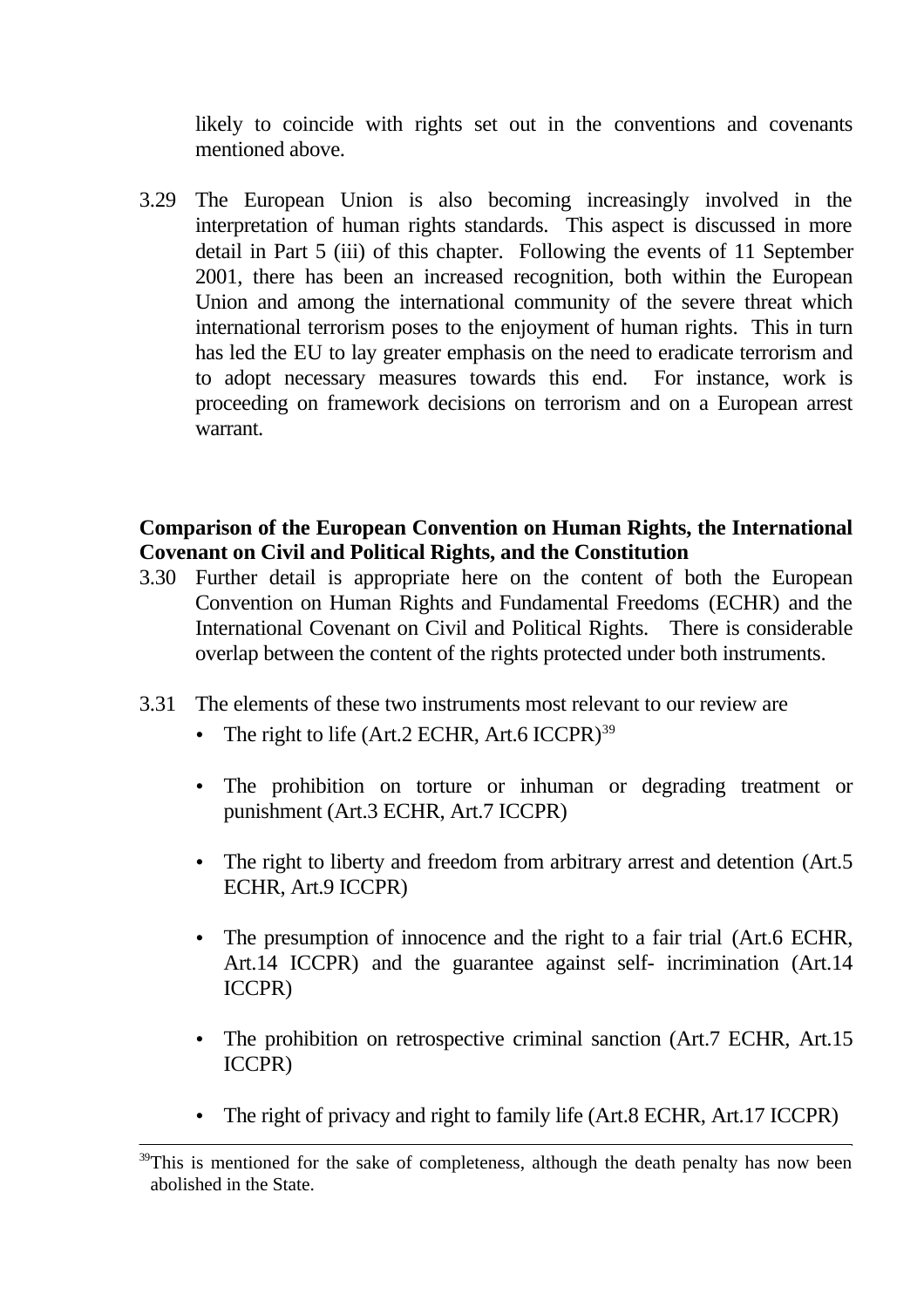likely to coincide with rights set out in the conventions and covenants mentioned above.

3.29 The European Union is also becoming increasingly involved in the interpretation of human rights standards. This aspect is discussed in more detail in Part 5 (iii) of this chapter. Following the events of 11 September 2001, there has been an increased recognition, both within the European Union and among the international community of the severe threat which international terrorism poses to the enjoyment of human rights. This in turn has led the EU to lay greater emphasis on the need to eradicate terrorism and to adopt necessary measures towards this end. For instance, work is proceeding on framework decisions on terrorism and on a European arrest warrant.

**Comparison of the European Convention on Human Rights, the International Covenant on Civil and Political Rights, and the Constitution**

3.30 Further detail is appropriate here on the content of both the European Convention on Human Rights and Fundamental Freedoms (ECHR) and the International Covenant on Civil and Political Rights. There is considerable overlap between the content of the rights protected under both instruments.

3.31 The elements of these two instruments most relevant to our review are

- The right to life (Art.2 ECHR, Art.6 ICCPR)[39]

- The prohibition on torture or inhuman or degrading treatment or punishment (Art.3 ECHR, Art.7 ICCPR)

- The right to liberty and freedom from arbitrary arrest and detention (Art.5 ECHR, Art.9 ICCPR)

- The presumption of innocence and the right to a fair trial (Art.6 ECHR, Art.14 ICCPR) and the guarantee against self- incrimination (Art.14 ICCPR)

- The prohibition on retrospective criminal sanction (Art.7 ECHR, Art.15 ICCPR)

- The right of privacy and right to family life (Art.8 ECHR, Art.17 ICCPR)

---

[39] This is mentioned for the sake of completeness, although the death penalty has now been abolished in the State.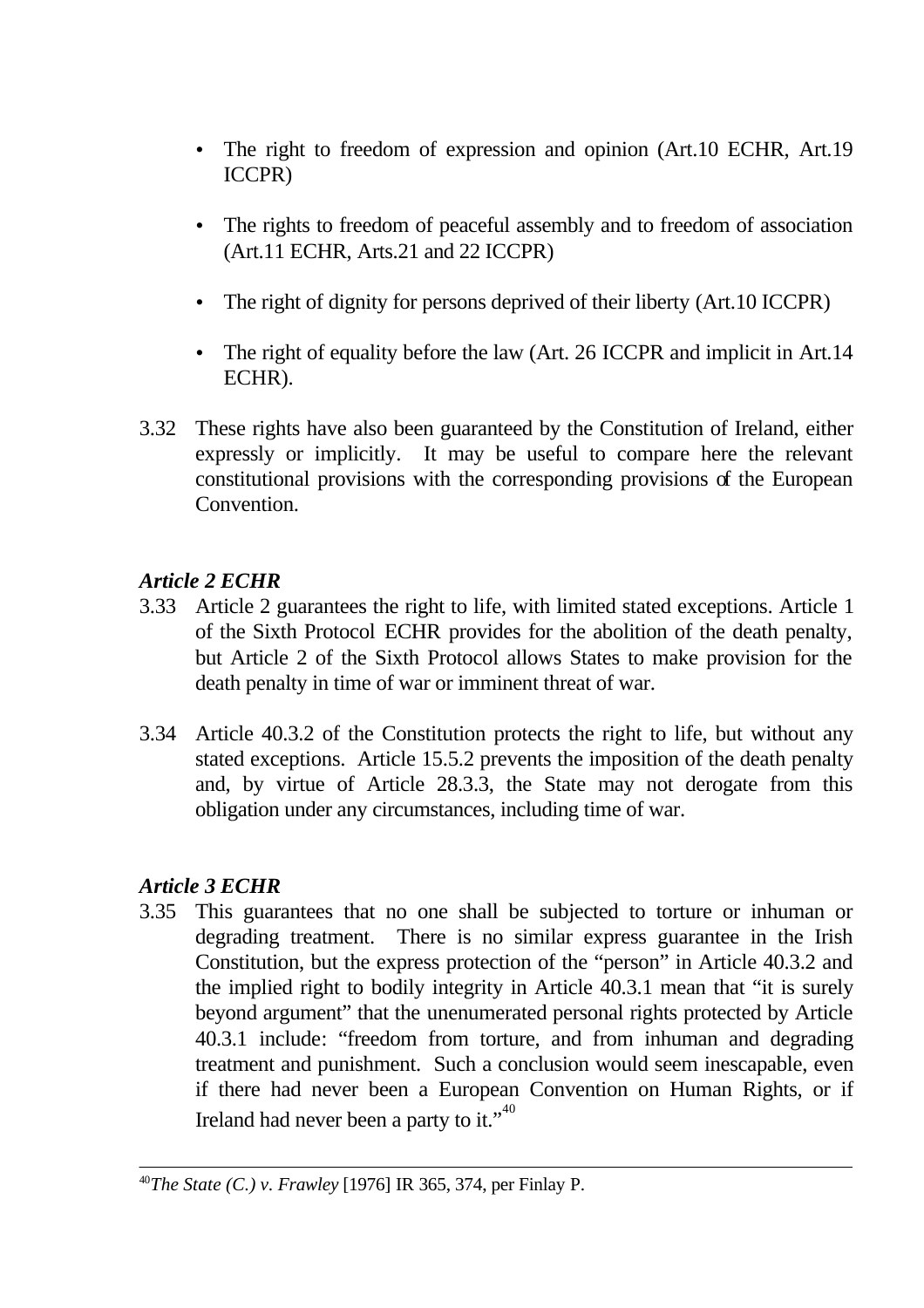- The right to freedom of expression and opinion (Art.10 ECHR, Art.19 ICCPR)

- The rights to freedom of peaceful assembly and to freedom of association (Art.11 ECHR, Arts.21 and 22 ICCPR)

- The right of dignity for persons deprived of their liberty (Art.10 ICCPR)

- The right of equality before the law (Art. 26 ICCPR and implicit in Art.14 ECHR).

3.32 These rights have also been guaranteed by the Constitution of Ireland, either expressly or implicitly. It may be useful to compare here the relevant constitutional provisions with the corresponding provisions of the European Convention.

***Article 2 ECHR***

3.33 Article 2 guarantees the right to life, with limited stated exceptions. Article 1 of the Sixth Protocol ECHR provides for the abolition of the death penalty, but Article 2 of the Sixth Protocol allows States to make provision for the death penalty in time of war or imminent threat of war.

3.34 Article 40.3.2 of the Constitution protects the right to life, but without any stated exceptions. Article 15.5.2 prevents the imposition of the death penalty and, by virtue of Article 28.3.3, the State may not derogate from this obligation under any circumstances, including time of war.

***Article 3 ECHR***

3.35 This guarantees that no one shall be subjected to torture or inhuman or degrading treatment. There is no similar express guarantee in the Irish Constitution, but the express protection of the "person" in Article 40.3.2 and the implied right to bodily integrity in Article 40.3.1 mean that "it is surely beyond argument" that the unenumerated personal rights protected by Article 40.3.1 include: "freedom from torture, and from inhuman and degrading treatment and punishment. Such a conclusion would seem inescapable, even if there had never been a European Convention on Human Rights, or if Ireland had never been a party to it."[40]

---

[40] *The State (C.) v. Frawley* [1976] IR 365, 374, per Finlay P.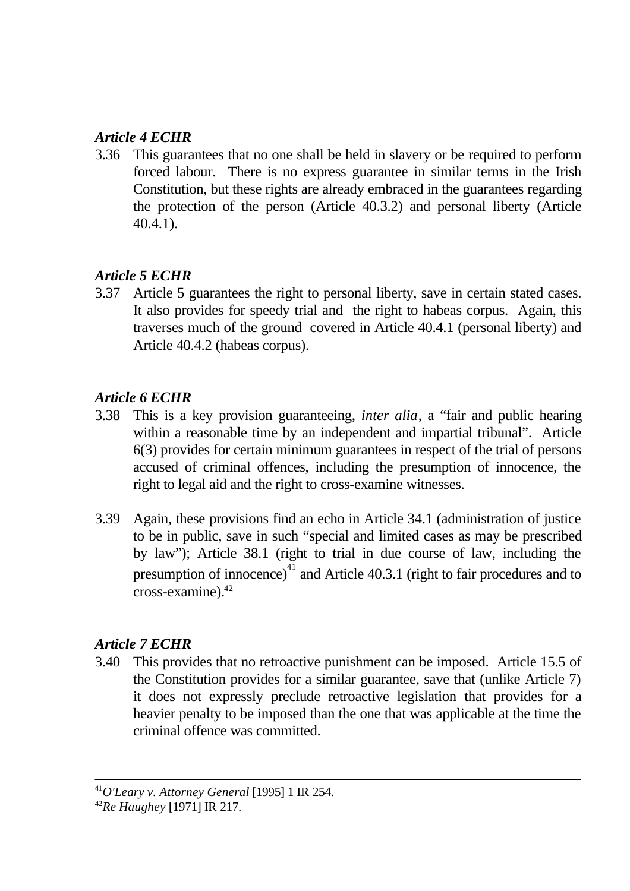***Article 4 ECHR***

3.36 This guarantees that no one shall be held in slavery or be required to perform forced labour. There is no express guarantee in similar terms in the Irish Constitution, but these rights are already embraced in the guarantees regarding the protection of the person (Article 40.3.2) and personal liberty (Article 40.4.1).

***Article 5 ECHR***

3.37 Article 5 guarantees the right to personal liberty, save in certain stated cases. It also provides for speedy trial and the right to habeas corpus. Again, this traverses much of the ground covered in Article 40.4.1 (personal liberty) and Article 40.4.2 (habeas corpus).

***Article 6 ECHR***

3.38 This is a key provision guaranteeing, *inter alia*, a "fair and public hearing within a reasonable time by an independent and impartial tribunal". Article 6(3) provides for certain minimum guarantees in respect of the trial of persons accused of criminal offences, including the presumption of innocence, the right to legal aid and the right to cross-examine witnesses.

3.39 Again, these provisions find an echo in Article 34.1 (administration of justice to be in public, save in such "special and limited cases as may be prescribed by law"); Article 38.1 (right to trial in due course of law, including the presumption of innocence)[41] and Article 40.3.1 (right to fair procedures and to cross-examine).[42]

***Article 7 ECHR***

3.40 This provides that no retroactive punishment can be imposed. Article 15.5 of the Constitution provides for a similar guarantee, save that (unlike Article 7) it does not expressly preclude retroactive legislation that provides for a heavier penalty to be imposed than the one that was applicable at the time the criminal offence was committed.

---

[41] *O'Leary v. Attorney General* [1995] 1 IR 254.

[42] *Re Haughey* [1971] IR 217.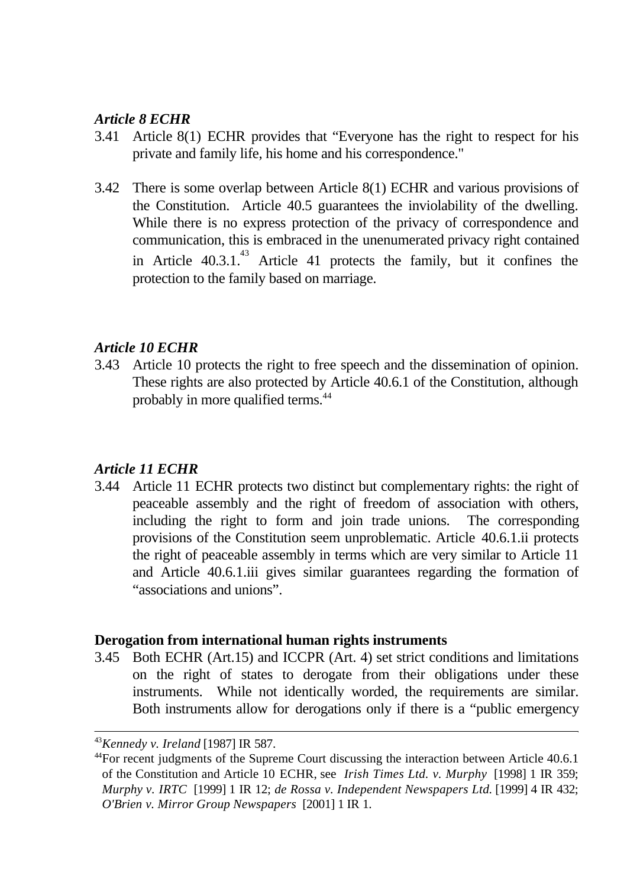### *Article 8 ECHR*

3.41 Article 8(1) ECHR provides that "Everyone has the right to respect for his private and family life, his home and his correspondence."

3.42 There is some overlap between Article 8(1) ECHR and various provisions of the Constitution. Article 40.5 guarantees the inviolability of the dwelling. While there is no express protection of the privacy of correspondence and communication, this is embraced in the unenumerated privacy right contained in Article 40.3.1.[43] Article 41 protects the family, but it confines the protection to the family based on marriage.

### *Article 10 ECHR*

3.43 Article 10 protects the right to free speech and the dissemination of opinion. These rights are also protected by Article 40.6.1 of the Constitution, although probably in more qualified terms.[44]

### *Article 11 ECHR*

3.44 Article 11 ECHR protects two distinct but complementary rights: the right of peaceable assembly and the right of freedom of association with others, including the right to form and join trade unions. The corresponding provisions of the Constitution seem unproblematic. Article 40.6.1.ii protects the right of peaceable assembly in terms which are very similar to Article 11 and Article 40.6.1.iii gives similar guarantees regarding the formation of "associations and unions".

## **Derogation from international human rights instruments**

3.45 Both ECHR (Art.15) and ICCPR (Art. 4) set strict conditions and limitations on the right of states to derogate from their obligations under these instruments. While not identically worded, the requirements are similar. Both instruments allow for derogations only if there is a "public emergency

---

[43] *Kennedy v. Ireland* [1987] IR 587.

[44] For recent judgments of the Supreme Court discussing the interaction between Article 40.6.1 of the Constitution and Article 10 ECHR, see *Irish Times Ltd. v. Murphy* [1998] 1 IR 359; *Murphy v. IRTC* [1999] 1 IR 12; *de Rossa v. Independent Newspapers Ltd.* [1999] 4 IR 432; *O'Brien v. Mirror Group Newspapers* [2001] 1 IR 1.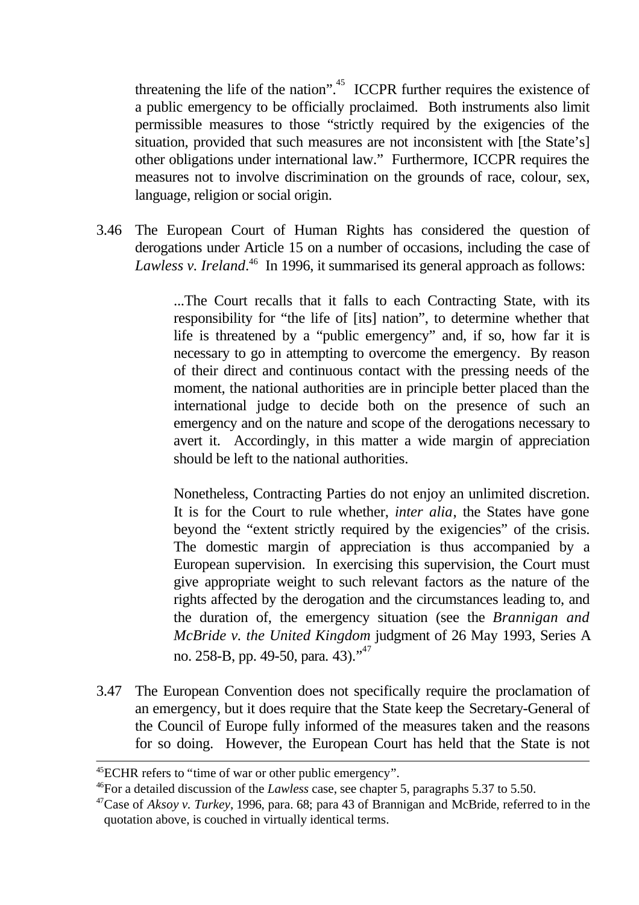threatening the life of the nation".[45] ICCPR further requires the existence of a public emergency to be officially proclaimed. Both instruments also limit permissible measures to those "strictly required by the exigencies of the situation, provided that such measures are not inconsistent with [the State's] other obligations under international law." Furthermore, ICCPR requires the measures not to involve discrimination on the grounds of race, colour, sex, language, religion or social origin.

3.46 The European Court of Human Rights has considered the question of derogations under Article 15 on a number of occasions, including the case of *Lawless v. Ireland*.[46] In 1996, it summarised its general approach as follows:

> ...The Court recalls that it falls to each Contracting State, with its responsibility for "the life of [its] nation", to determine whether that life is threatened by a "public emergency" and, if so, how far it is necessary to go in attempting to overcome the emergency. By reason of their direct and continuous contact with the pressing needs of the moment, the national authorities are in principle better placed than the international judge to decide both on the presence of such an emergency and on the nature and scope of the derogations necessary to avert it. Accordingly, in this matter a wide margin of appreciation should be left to the national authorities.
>
> Nonetheless, Contracting Parties do not enjoy an unlimited discretion. It is for the Court to rule whether, *inter alia*, the States have gone beyond the "extent strictly required by the exigencies" of the crisis. The domestic margin of appreciation is thus accompanied by a European supervision. In exercising this supervision, the Court must give appropriate weight to such relevant factors as the nature of the rights affected by the derogation and the circumstances leading to, and the duration of, the emergency situation (see the *Brannigan and McBride v. the United Kingdom* judgment of 26 May 1993, Series A no. 258-B, pp. 49-50, para. 43)."[47]

3.47 The European Convention does not specifically require the proclamation of an emergency, but it does require that the State keep the Secretary-General of the Council of Europe fully informed of the measures taken and the reasons for so doing. However, the European Court has held that the State is not

---

[45] ECHR refers to "time of war or other public emergency".

[46] For a detailed discussion of the *Lawless* case, see chapter 5, paragraphs 5.37 to 5.50.

[47] Case of *Aksoy v. Turkey*, 1996, para. 68; para 43 of Brannigan and McBride, referred to in the quotation above, is couched in virtually identical terms.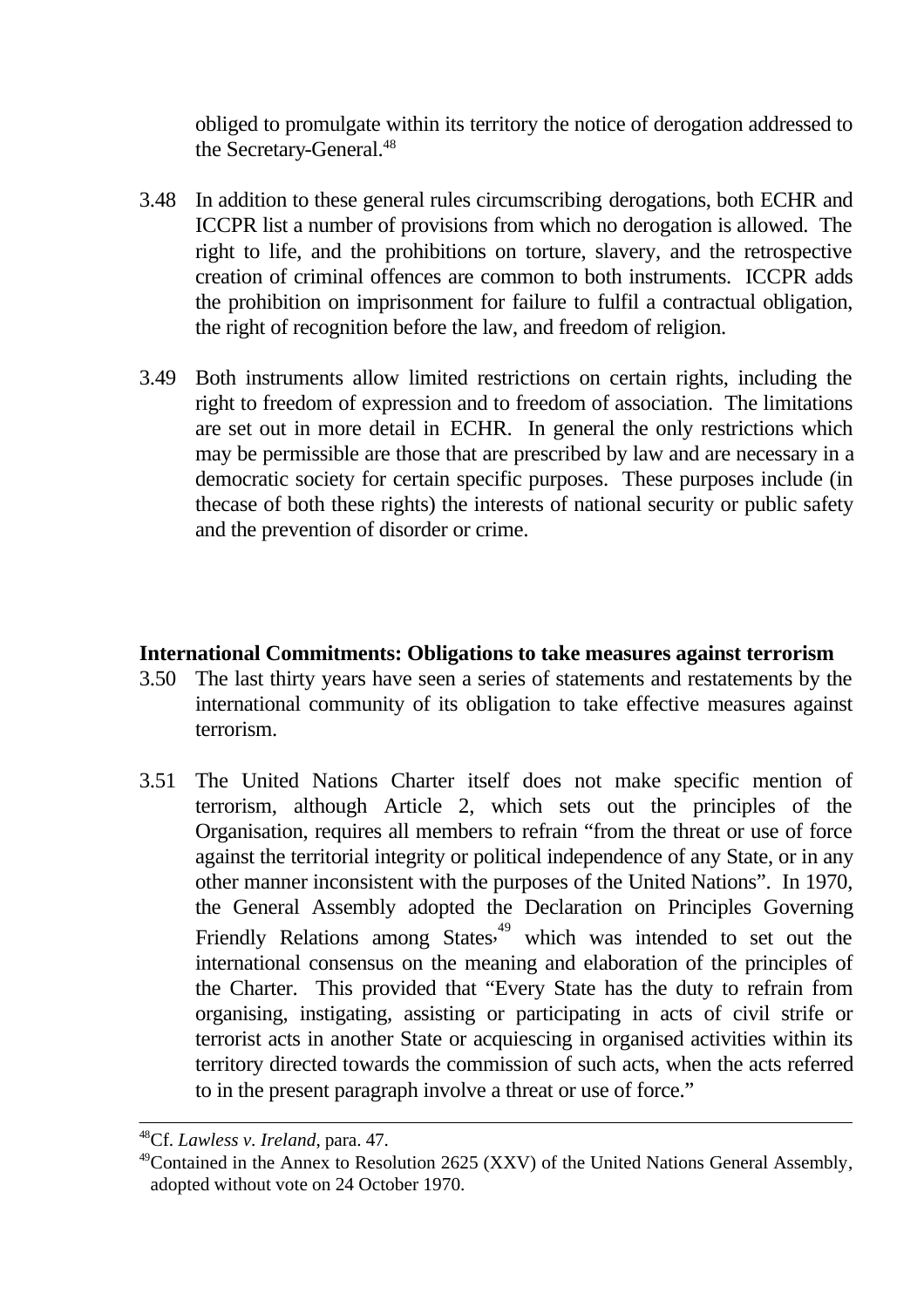obliged to promulgate within its territory the notice of derogation addressed to the Secretary-General.[48]

3.48 In addition to these general rules circumscribing derogations, both ECHR and ICCPR list a number of provisions from which no derogation is allowed. The right to life, and the prohibitions on torture, slavery, and the retrospective creation of criminal offences are common to both instruments. ICCPR adds the prohibition on imprisonment for failure to fulfil a contractual obligation, the right of recognition before the law, and freedom of religion.

3.49 Both instruments allow limited restrictions on certain rights, including the right to freedom of expression and to freedom of association. The limitations are set out in more detail in ECHR. In general the only restrictions which may be permissible are those that are prescribed by law and are necessary in a democratic society for certain specific purposes. These purposes include (in thecase of both these rights) the interests of national security or public safety and the prevention of disorder or crime.

**International Commitments: Obligations to take measures against terrorism**

3.50 The last thirty years have seen a series of statements and restatements by the international community of its obligation to take effective measures against terrorism.

3.51 The United Nations Charter itself does not make specific mention of terrorism, although Article 2, which sets out the principles of the Organisation, requires all members to refrain "from the threat or use of force against the territorial integrity or political independence of any State, or in any other manner inconsistent with the purposes of the United Nations". In 1970, the General Assembly adopted the Declaration on Principles Governing Friendly Relations among States,[49] which was intended to set out the international consensus on the meaning and elaboration of the principles of the Charter. This provided that "Every State has the duty to refrain from organising, instigating, assisting or participating in acts of civil strife or terrorist acts in another State or acquiescing in organised activities within its territory directed towards the commission of such acts, when the acts referred to in the present paragraph involve a threat or use of force."

---

[48]Cf. *Lawless v. Ireland*, para. 47.

[49]Contained in the Annex to Resolution 2625 (XXV) of the United Nations General Assembly, adopted without vote on 24 October 1970.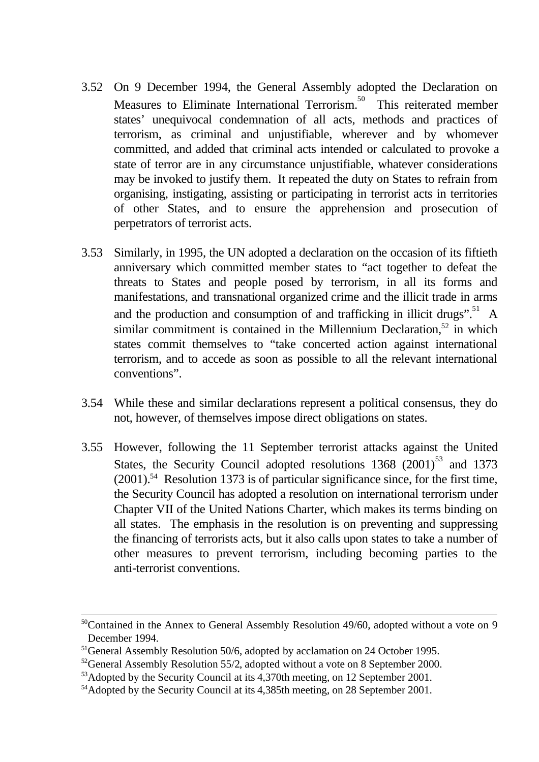3.52 On 9 December 1994, the General Assembly adopted the Declaration on Measures to Eliminate International Terrorism.[50] This reiterated member states' unequivocal condemnation of all acts, methods and practices of terrorism, as criminal and unjustifiable, wherever and by whomever committed, and added that criminal acts intended or calculated to provoke a state of terror are in any circumstance unjustifiable, whatever considerations may be invoked to justify them. It repeated the duty on States to refrain from organising, instigating, assisting or participating in terrorist acts in territories of other States, and to ensure the apprehension and prosecution of perpetrators of terrorist acts.

3.53 Similarly, in 1995, the UN adopted a declaration on the occasion of its fiftieth anniversary which committed member states to "act together to defeat the threats to States and people posed by terrorism, in all its forms and manifestations, and transnational organized crime and the illicit trade in arms and the production and consumption of and trafficking in illicit drugs".[51] A similar commitment is contained in the Millennium Declaration,[52] in which states commit themselves to "take concerted action against international terrorism, and to accede as soon as possible to all the relevant international conventions".

3.54 While these and similar declarations represent a political consensus, they do not, however, of themselves impose direct obligations on states.

3.55 However, following the 11 September terrorist attacks against the United States, the Security Council adopted resolutions 1368 (2001)[53] and 1373 (2001).[54] Resolution 1373 is of particular significance since, for the first time, the Security Council has adopted a resolution on international terrorism under Chapter VII of the United Nations Charter, which makes its terms binding on all states. The emphasis in the resolution is on preventing and suppressing the financing of terrorists acts, but it also calls upon states to take a number of other measures to prevent terrorism, including becoming parties to the anti-terrorist conventions.

---

[50] Contained in the Annex to General Assembly Resolution 49/60, adopted without a vote on 9 December 1994.

[51] General Assembly Resolution 50/6, adopted by acclamation on 24 October 1995.

[52] General Assembly Resolution 55/2, adopted without a vote on 8 September 2000.

[53] Adopted by the Security Council at its 4,370th meeting, on 12 September 2001.

[54] Adopted by the Security Council at its 4,385th meeting, on 28 September 2001.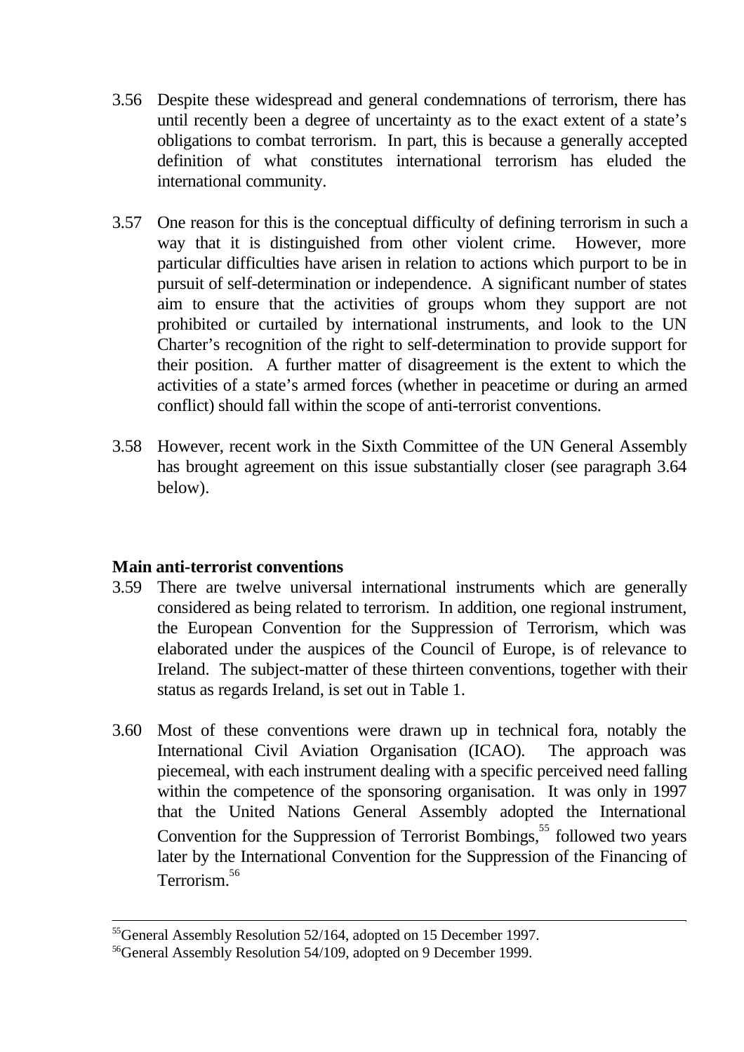3.56 Despite these widespread and general condemnations of terrorism, there has until recently been a degree of uncertainty as to the exact extent of a state's obligations to combat terrorism. In part, this is because a generally accepted definition of what constitutes international terrorism has eluded the international community.

3.57 One reason for this is the conceptual difficulty of defining terrorism in such a way that it is distinguished from other violent crime. However, more particular difficulties have arisen in relation to actions which purport to be in pursuit of self-determination or independence. A significant number of states aim to ensure that the activities of groups whom they support are not prohibited or curtailed by international instruments, and look to the UN Charter's recognition of the right to self-determination to provide support for their position. A further matter of disagreement is the extent to which the activities of a state's armed forces (whether in peacetime or during an armed conflict) should fall within the scope of anti-terrorist conventions.

3.58 However, recent work in the Sixth Committee of the UN General Assembly has brought agreement on this issue substantially closer (see paragraph 3.64 below).

**Main anti-terrorist conventions**

3.59 There are twelve universal international instruments which are generally considered as being related to terrorism. In addition, one regional instrument, the European Convention for the Suppression of Terrorism, which was elaborated under the auspices of the Council of Europe, is of relevance to Ireland. The subject-matter of these thirteen conventions, together with their status as regards Ireland, is set out in Table 1.

3.60 Most of these conventions were drawn up in technical fora, notably the International Civil Aviation Organisation (ICAO). The approach was piecemeal, with each instrument dealing with a specific perceived need falling within the competence of the sponsoring organisation. It was only in 1997 that the United Nations General Assembly adopted the International Convention for the Suppression of Terrorist Bombings,[55] followed two years later by the International Convention for the Suppression of the Financing of Terrorism.[56]

---

[55] General Assembly Resolution 52/164, adopted on 15 December 1997.

[56] General Assembly Resolution 54/109, adopted on 9 December 1999.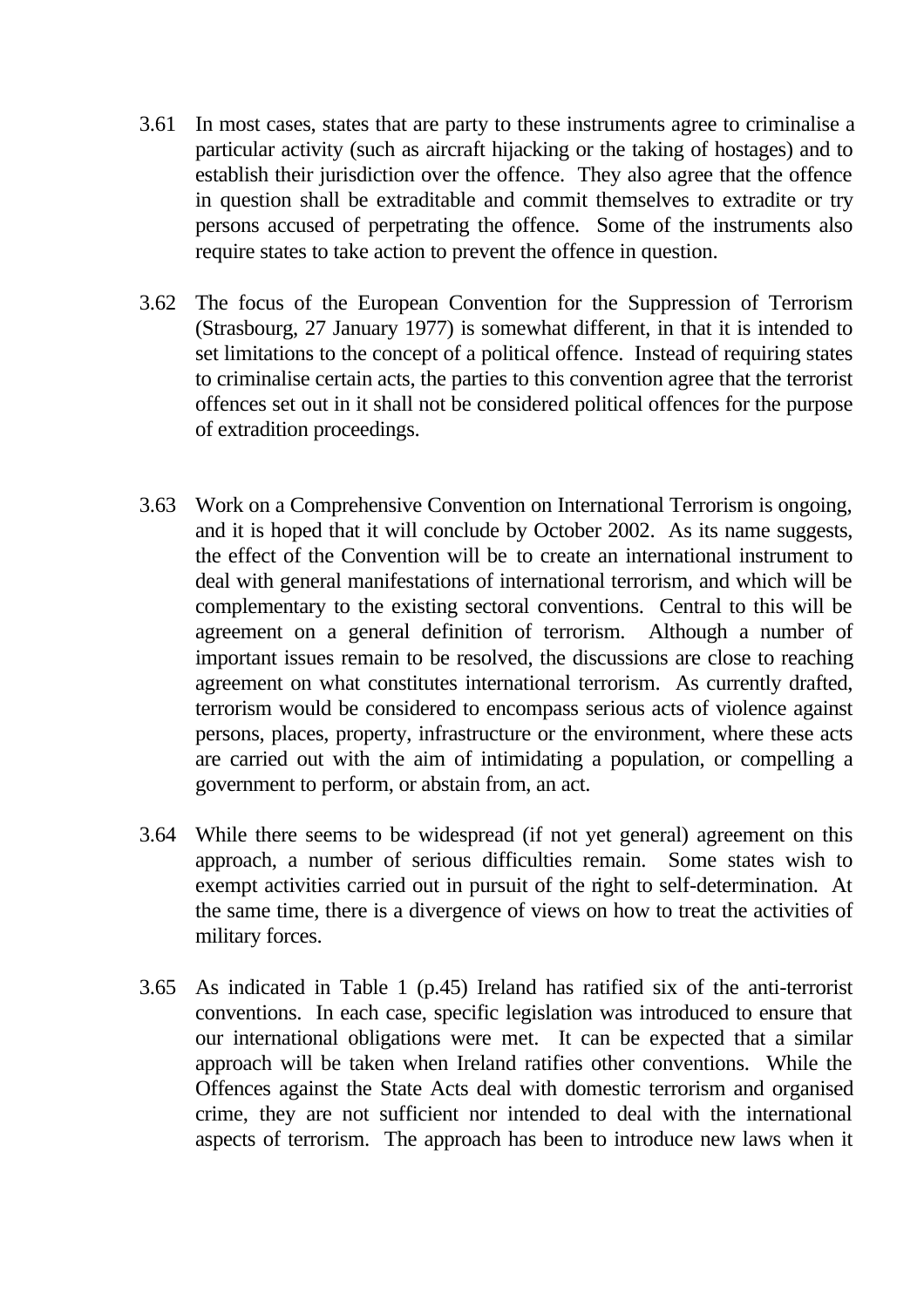3.61 In most cases, states that are party to these instruments agree to criminalise a particular activity (such as aircraft hijacking or the taking of hostages) and to establish their jurisdiction over the offence. They also agree that the offence in question shall be extraditable and commit themselves to extradite or try persons accused of perpetrating the offence. Some of the instruments also require states to take action to prevent the offence in question.

3.62 The focus of the European Convention for the Suppression of Terrorism (Strasbourg, 27 January 1977) is somewhat different, in that it is intended to set limitations to the concept of a political offence. Instead of requiring states to criminalise certain acts, the parties to this convention agree that the terrorist offences set out in it shall not be considered political offences for the purpose of extradition proceedings.

3.63 Work on a Comprehensive Convention on International Terrorism is ongoing, and it is hoped that it will conclude by October 2002. As its name suggests, the effect of the Convention will be to create an international instrument to deal with general manifestations of international terrorism, and which will be complementary to the existing sectoral conventions. Central to this will be agreement on a general definition of terrorism. Although a number of important issues remain to be resolved, the discussions are close to reaching agreement on what constitutes international terrorism. As currently drafted, terrorism would be considered to encompass serious acts of violence against persons, places, property, infrastructure or the environment, where these acts are carried out with the aim of intimidating a population, or compelling a government to perform, or abstain from, an act.

3.64 While there seems to be widespread (if not yet general) agreement on this approach, a number of serious difficulties remain. Some states wish to exempt activities carried out in pursuit of the right to self-determination. At the same time, there is a divergence of views on how to treat the activities of military forces.

3.65 As indicated in Table 1 (p.45) Ireland has ratified six of the anti-terrorist conventions. In each case, specific legislation was introduced to ensure that our international obligations were met. It can be expected that a similar approach will be taken when Ireland ratifies other conventions. While the Offences against the State Acts deal with domestic terrorism and organised crime, they are not sufficient nor intended to deal with the international aspects of terrorism. The approach has been to introduce new laws when it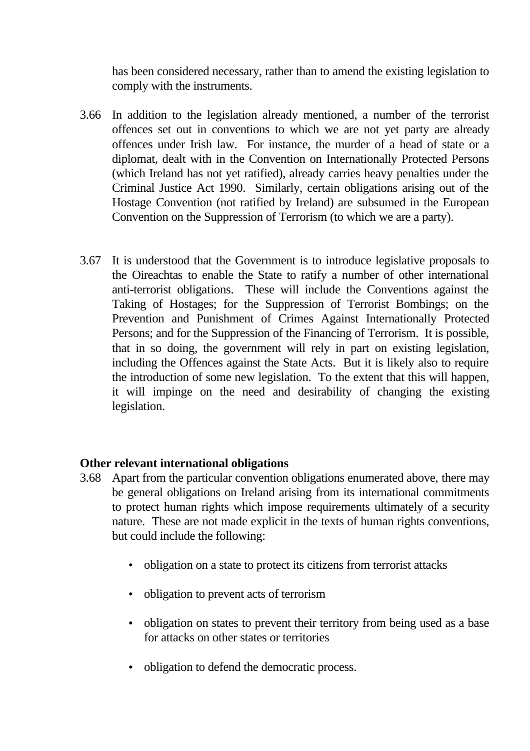has been considered necessary, rather than to amend the existing legislation to comply with the instruments.

3.66 In addition to the legislation already mentioned, a number of the terrorist offences set out in conventions to which we are not yet party are already offences under Irish law. For instance, the murder of a head of state or a diplomat, dealt with in the Convention on Internationally Protected Persons (which Ireland has not yet ratified), already carries heavy penalties under the Criminal Justice Act 1990. Similarly, certain obligations arising out of the Hostage Convention (not ratified by Ireland) are subsumed in the European Convention on the Suppression of Terrorism (to which we are a party).

3.67 It is understood that the Government is to introduce legislative proposals to the Oireachtas to enable the State to ratify a number of other international anti-terrorist obligations. These will include the Conventions against the Taking of Hostages; for the Suppression of Terrorist Bombings; on the Prevention and Punishment of Crimes Against Internationally Protected Persons; and for the Suppression of the Financing of Terrorism. It is possible, that in so doing, the government will rely in part on existing legislation, including the Offences against the State Acts. But it is likely also to require the introduction of some new legislation. To the extent that this will happen, it will impinge on the need and desirability of changing the existing legislation.

**Other relevant international obligations**

3.68 Apart from the particular convention obligations enumerated above, there may be general obligations on Ireland arising from its international commitments to protect human rights which impose requirements ultimately of a security nature. These are not made explicit in the texts of human rights conventions, but could include the following:

- obligation on a state to protect its citizens from terrorist attacks
- obligation to prevent acts of terrorism
- obligation on states to prevent their territory from being used as a base for attacks on other states or territories
- obligation to defend the democratic process.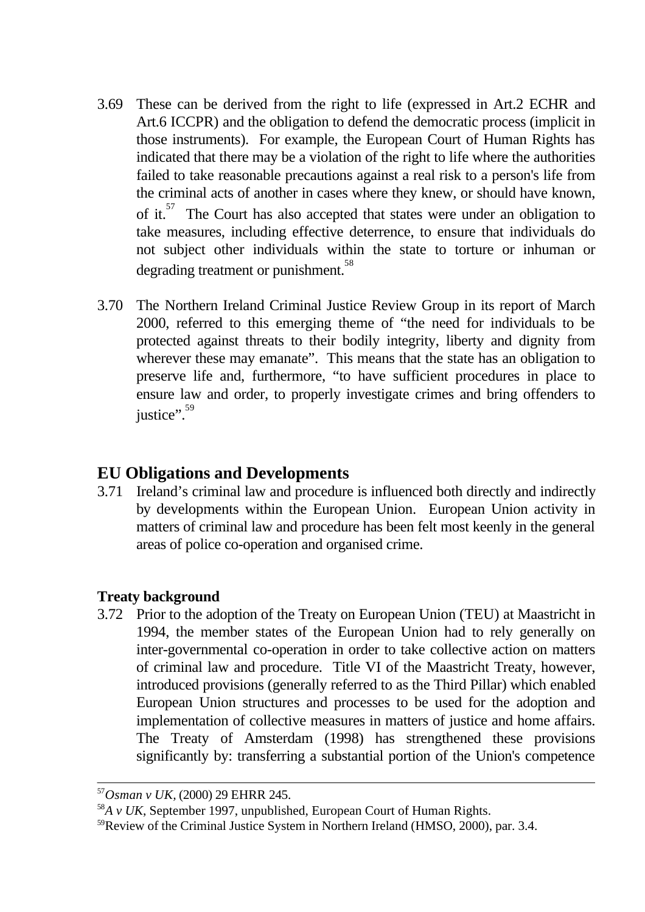3.69 These can be derived from the right to life (expressed in Art.2 ECHR and Art.6 ICCPR) and the obligation to defend the democratic process (implicit in those instruments). For example, the European Court of Human Rights has indicated that there may be a violation of the right to life where the authorities failed to take reasonable precautions against a real risk to a person's life from the criminal acts of another in cases where they knew, or should have known, of it.[57] The Court has also accepted that states were under an obligation to take measures, including effective deterrence, to ensure that individuals do not subject other individuals within the state to torture or inhuman or degrading treatment or punishment.[58]

3.70 The Northern Ireland Criminal Justice Review Group in its report of March 2000, referred to this emerging theme of "the need for individuals to be protected against threats to their bodily integrity, liberty and dignity from wherever these may emanate". This means that the state has an obligation to preserve life and, furthermore, "to have sufficient procedures in place to ensure law and order, to properly investigate crimes and bring offenders to justice".[59]

## EU Obligations and Developments

3.71 Ireland's criminal law and procedure is influenced both directly and indirectly by developments within the European Union. European Union activity in matters of criminal law and procedure has been felt most keenly in the general areas of police co-operation and organised crime.

### Treaty background

3.72 Prior to the adoption of the Treaty on European Union (TEU) at Maastricht in 1994, the member states of the European Union had to rely generally on inter-governmental co-operation in order to take collective action on matters of criminal law and procedure. Title VI of the Maastricht Treaty, however, introduced provisions (generally referred to as the Third Pillar) which enabled European Union structures and processes to be used for the adoption and implementation of collective measures in matters of justice and home affairs. The Treaty of Amsterdam (1998) has strengthened these provisions significantly by: transferring a substantial portion of the Union's competence

---

[57] *Osman v UK*, (2000) 29 EHRR 245.

[58] *A v UK*, September 1997, unpublished, European Court of Human Rights.

[59] Review of the Criminal Justice System in Northern Ireland (HMSO, 2000), par. 3.4.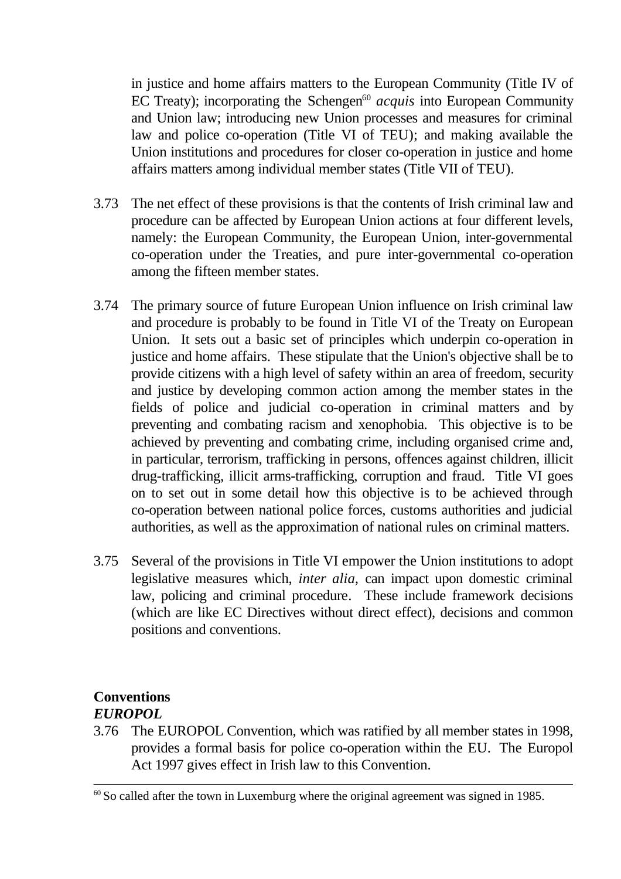in justice and home affairs matters to the European Community (Title IV of EC Treaty); incorporating the Schengen[60] *acquis* into European Community and Union law; introducing new Union processes and measures for criminal law and police co-operation (Title VI of TEU); and making available the Union institutions and procedures for closer co-operation in justice and home affairs matters among individual member states (Title VII of TEU).

3.73 The net effect of these provisions is that the contents of Irish criminal law and procedure can be affected by European Union actions at four different levels, namely: the European Community, the European Union, inter-governmental co-operation under the Treaties, and pure inter-governmental co-operation among the fifteen member states.

3.74 The primary source of future European Union influence on Irish criminal law and procedure is probably to be found in Title VI of the Treaty on European Union. It sets out a basic set of principles which underpin co-operation in justice and home affairs. These stipulate that the Union's objective shall be to provide citizens with a high level of safety within an area of freedom, security and justice by developing common action among the member states in the fields of police and judicial co-operation in criminal matters and by preventing and combating racism and xenophobia. This objective is to be achieved by preventing and combating crime, including organised crime and, in particular, terrorism, trafficking in persons, offences against children, illicit drug-trafficking, illicit arms-trafficking, corruption and fraud. Title VI goes on to set out in some detail how this objective is to be achieved through co-operation between national police forces, customs authorities and judicial authorities, as well as the approximation of national rules on criminal matters.

3.75 Several of the provisions in Title VI empower the Union institutions to adopt legislative measures which, *inter alia,* can impact upon domestic criminal law, policing and criminal procedure. These include framework decisions (which are like EC Directives without direct effect), decisions and common positions and conventions.

**Conventions**

***EUROPOL***

3.76 The EUROPOL Convention, which was ratified by all member states in 1998, provides a formal basis for police co-operation within the EU. The Europol Act 1997 gives effect in Irish law to this Convention.

---

[60] So called after the town in Luxemburg where the original agreement was signed in 1985.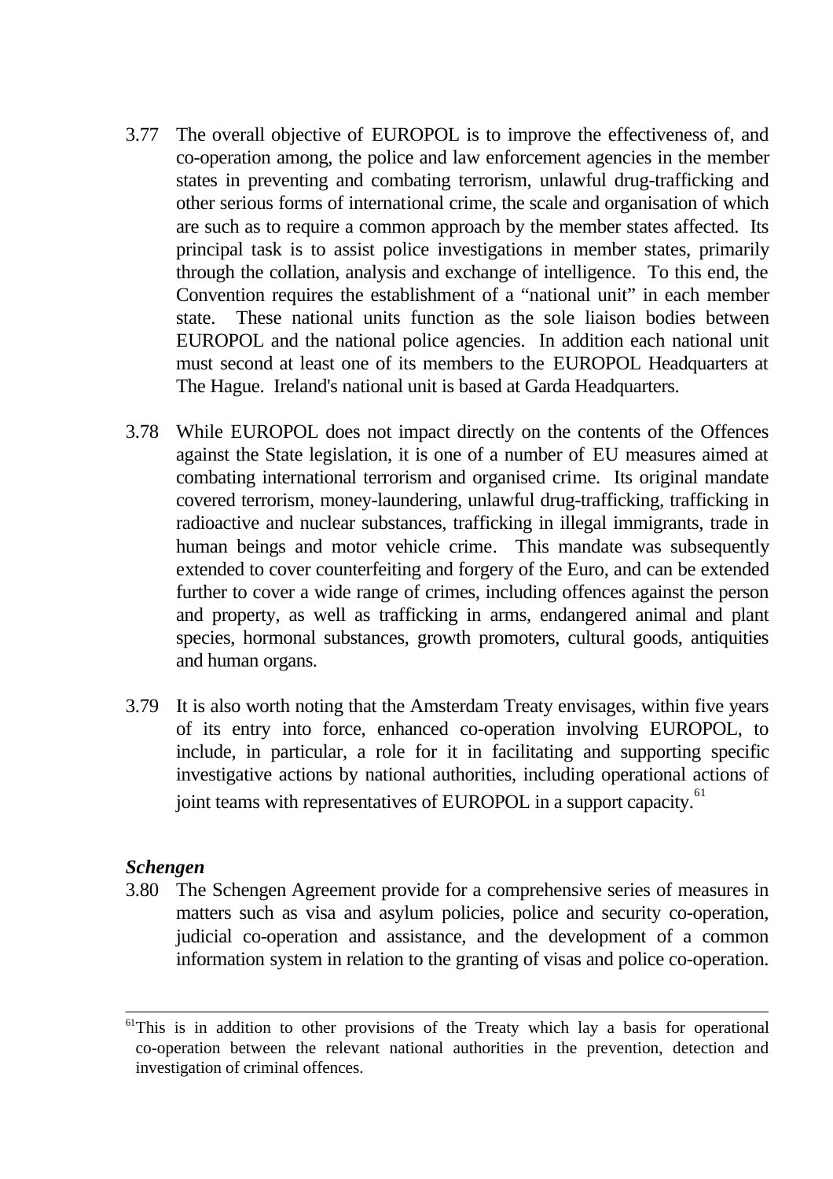3.77 The overall objective of EUROPOL is to improve the effectiveness of, and co-operation among, the police and law enforcement agencies in the member states in preventing and combating terrorism, unlawful drug-trafficking and other serious forms of international crime, the scale and organisation of which are such as to require a common approach by the member states affected. Its principal task is to assist police investigations in member states, primarily through the collation, analysis and exchange of intelligence. To this end, the Convention requires the establishment of a "national unit" in each member state. These national units function as the sole liaison bodies between EUROPOL and the national police agencies. In addition each national unit must second at least one of its members to the EUROPOL Headquarters at The Hague. Ireland's national unit is based at Garda Headquarters.

3.78 While EUROPOL does not impact directly on the contents of the Offences against the State legislation, it is one of a number of EU measures aimed at combating international terrorism and organised crime. Its original mandate covered terrorism, money-laundering, unlawful drug-trafficking, trafficking in radioactive and nuclear substances, trafficking in illegal immigrants, trade in human beings and motor vehicle crime. This mandate was subsequently extended to cover counterfeiting and forgery of the Euro, and can be extended further to cover a wide range of crimes, including offences against the person and property, as well as trafficking in arms, endangered animal and plant species, hormonal substances, growth promoters, cultural goods, antiquities and human organs.

3.79 It is also worth noting that the Amsterdam Treaty envisages, within five years of its entry into force, enhanced co-operation involving EUROPOL, to include, in particular, a role for it in facilitating and supporting specific investigative actions by national authorities, including operational actions of joint teams with representatives of EUROPOL in a support capacity.[61]

***Schengen***

3.80 The Schengen Agreement provide for a comprehensive series of measures in matters such as visa and asylum policies, police and security co-operation, judicial co-operation and assistance, and the development of a common information system in relation to the granting of visas and police co-operation.

---

[61] This is in addition to other provisions of the Treaty which lay a basis for operational co-operation between the relevant national authorities in the prevention, detection and investigation of criminal offences.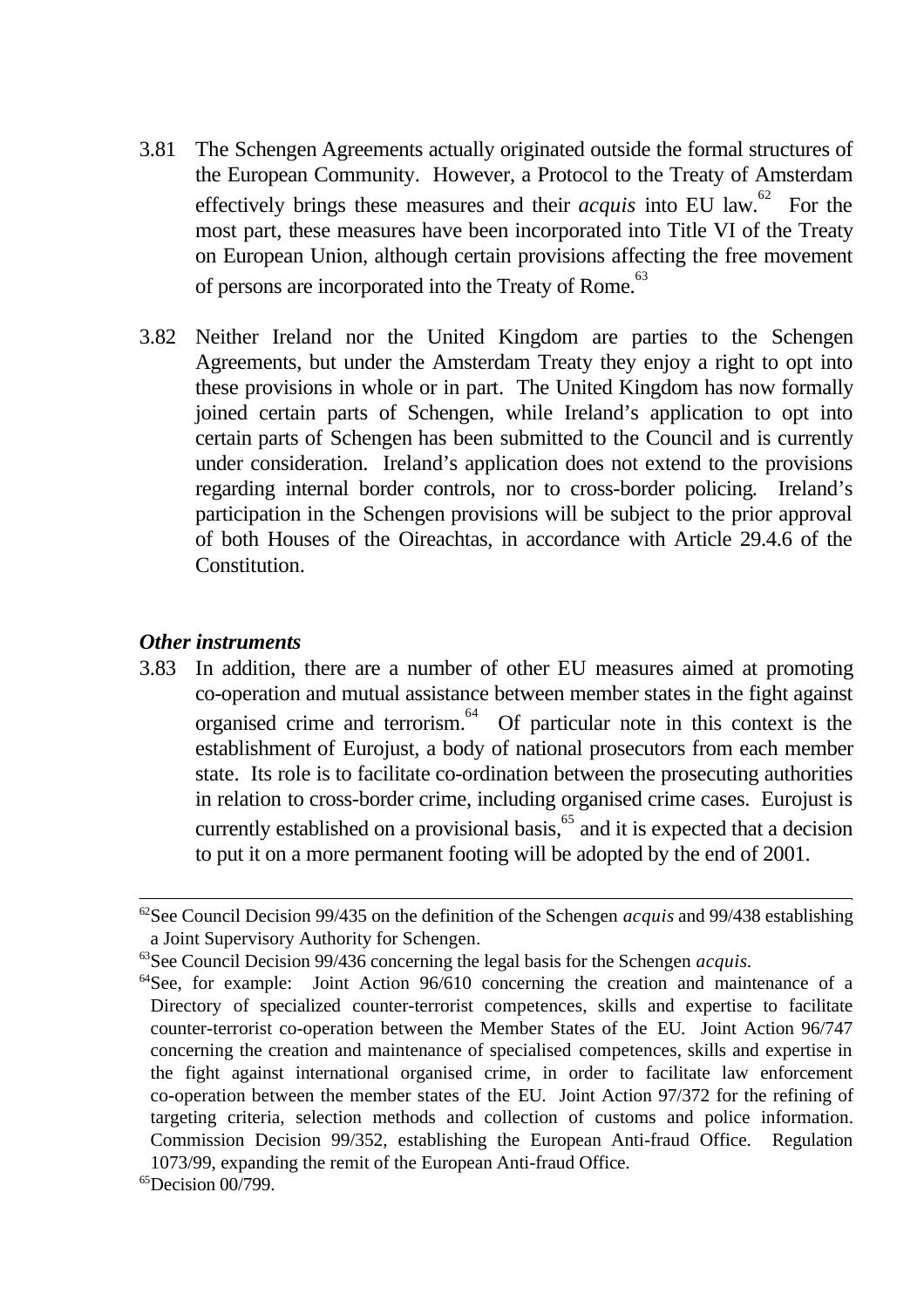3.81 The Schengen Agreements actually originated outside the formal structures of the European Community. However, a Protocol to the Treaty of Amsterdam effectively brings these measures and their *acquis* into EU law.[62] For the most part, these measures have been incorporated into Title VI of the Treaty on European Union, although certain provisions affecting the free movement of persons are incorporated into the Treaty of Rome.[63]

3.82 Neither Ireland nor the United Kingdom are parties to the Schengen Agreements, but under the Amsterdam Treaty they enjoy a right to opt into these provisions in whole or in part. The United Kingdom has now formally joined certain parts of Schengen, while Ireland's application to opt into certain parts of Schengen has been submitted to the Council and is currently under consideration. Ireland's application does not extend to the provisions regarding internal border controls, nor to cross-border policing. Ireland's participation in the Schengen provisions will be subject to the prior approval of both Houses of the Oireachtas, in accordance with Article 29.4.6 of the Constitution.

***Other instruments***

3.83 In addition, there are a number of other EU measures aimed at promoting co-operation and mutual assistance between member states in the fight against organised crime and terrorism.[64] Of particular note in this context is the establishment of Eurojust, a body of national prosecutors from each member state. Its role is to facilitate co-ordination between the prosecuting authorities in relation to cross-border crime, including organised crime cases. Eurojust is currently established on a provisional basis,[65] and it is expected that a decision to put it on a more permanent footing will be adopted by the end of 2001.

---

[62] See Council Decision 99/435 on the definition of the Schengen *acquis* and 99/438 establishing a Joint Supervisory Authority for Schengen.

[63] See Council Decision 99/436 concerning the legal basis for the Schengen *acquis*.

[64] See, for example: Joint Action 96/610 concerning the creation and maintenance of a Directory of specialized counter-terrorist competences, skills and expertise to facilitate counter-terrorist co-operation between the Member States of the EU. Joint Action 96/747 concerning the creation and maintenance of specialised competences, skills and expertise in the fight against international organised crime, in order to facilitate law enforcement co-operation between the member states of the EU. Joint Action 97/372 for the refining of targeting criteria, selection methods and collection of customs and police information. Commission Decision 99/352, establishing the European Anti-fraud Office. Regulation 1073/99, expanding the remit of the European Anti-fraud Office.

[65] Decision 00/799.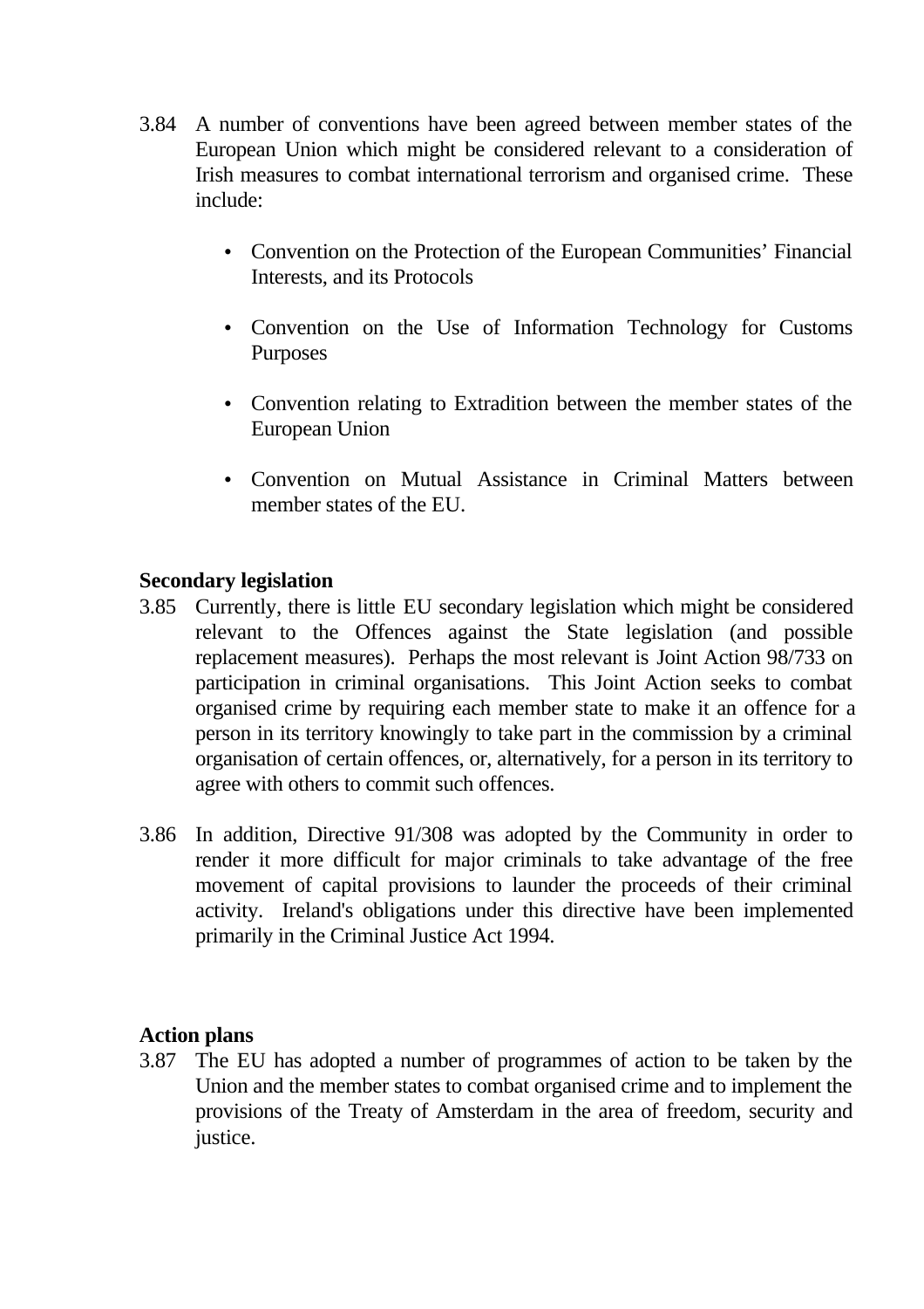3.84 A number of conventions have been agreed between member states of the European Union which might be considered relevant to a consideration of Irish measures to combat international terrorism and organised crime. These include:

- Convention on the Protection of the European Communities' Financial Interests, and its Protocols
- Convention on the Use of Information Technology for Customs Purposes
- Convention relating to Extradition between the member states of the European Union
- Convention on Mutual Assistance in Criminal Matters between member states of the EU.

**Secondary legislation**

3.85 Currently, there is little EU secondary legislation which might be considered relevant to the Offences against the State legislation (and possible replacement measures). Perhaps the most relevant is Joint Action 98/733 on participation in criminal organisations. This Joint Action seeks to combat organised crime by requiring each member state to make it an offence for a person in its territory knowingly to take part in the commission by a criminal organisation of certain offences, or, alternatively, for a person in its territory to agree with others to commit such offences.

3.86 In addition, Directive 91/308 was adopted by the Community in order to render it more difficult for major criminals to take advantage of the free movement of capital provisions to launder the proceeds of their criminal activity. Ireland's obligations under this directive have been implemented primarily in the Criminal Justice Act 1994.

**Action plans**

3.87 The EU has adopted a number of programmes of action to be taken by the Union and the member states to combat organised crime and to implement the provisions of the Treaty of Amsterdam in the area of freedom, security and justice.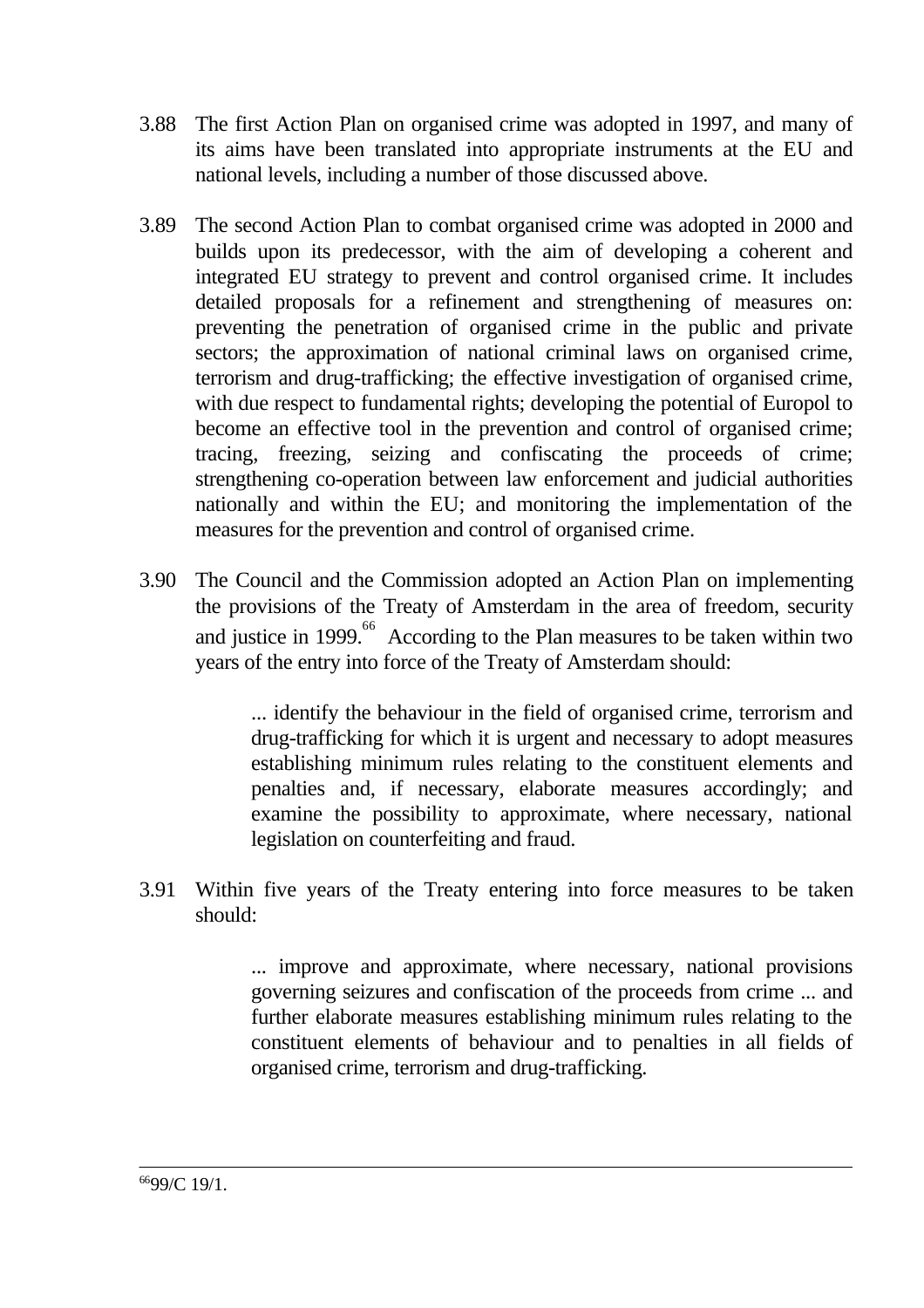3.88 The first Action Plan on organised crime was adopted in 1997, and many of its aims have been translated into appropriate instruments at the EU and national levels, including a number of those discussed above.

3.89 The second Action Plan to combat organised crime was adopted in 2000 and builds upon its predecessor, with the aim of developing a coherent and integrated EU strategy to prevent and control organised crime. It includes detailed proposals for a refinement and strengthening of measures on: preventing the penetration of organised crime in the public and private sectors; the approximation of national criminal laws on organised crime, terrorism and drug-trafficking; the effective investigation of organised crime, with due respect to fundamental rights; developing the potential of Europol to become an effective tool in the prevention and control of organised crime; tracing, freezing, seizing and confiscating the proceeds of crime; strengthening co-operation between law enforcement and judicial authorities nationally and within the EU; and monitoring the implementation of the measures for the prevention and control of organised crime.

3.90 The Council and the Commission adopted an Action Plan on implementing the provisions of the Treaty of Amsterdam in the area of freedom, security and justice in 1999.[66] According to the Plan measures to be taken within two years of the entry into force of the Treaty of Amsterdam should:

> ... identify the behaviour in the field of organised crime, terrorism and drug-trafficking for which it is urgent and necessary to adopt measures establishing minimum rules relating to the constituent elements and penalties and, if necessary, elaborate measures accordingly; and examine the possibility to approximate, where necessary, national legislation on counterfeiting and fraud.

3.91 Within five years of the Treaty entering into force measures to be taken should:

> ... improve and approximate, where necessary, national provisions governing seizures and confiscation of the proceeds from crime ... and further elaborate measures establishing minimum rules relating to the constituent elements of behaviour and to penalties in all fields of organised crime, terrorism and drug-trafficking.

---

[66] 99/C 19/1.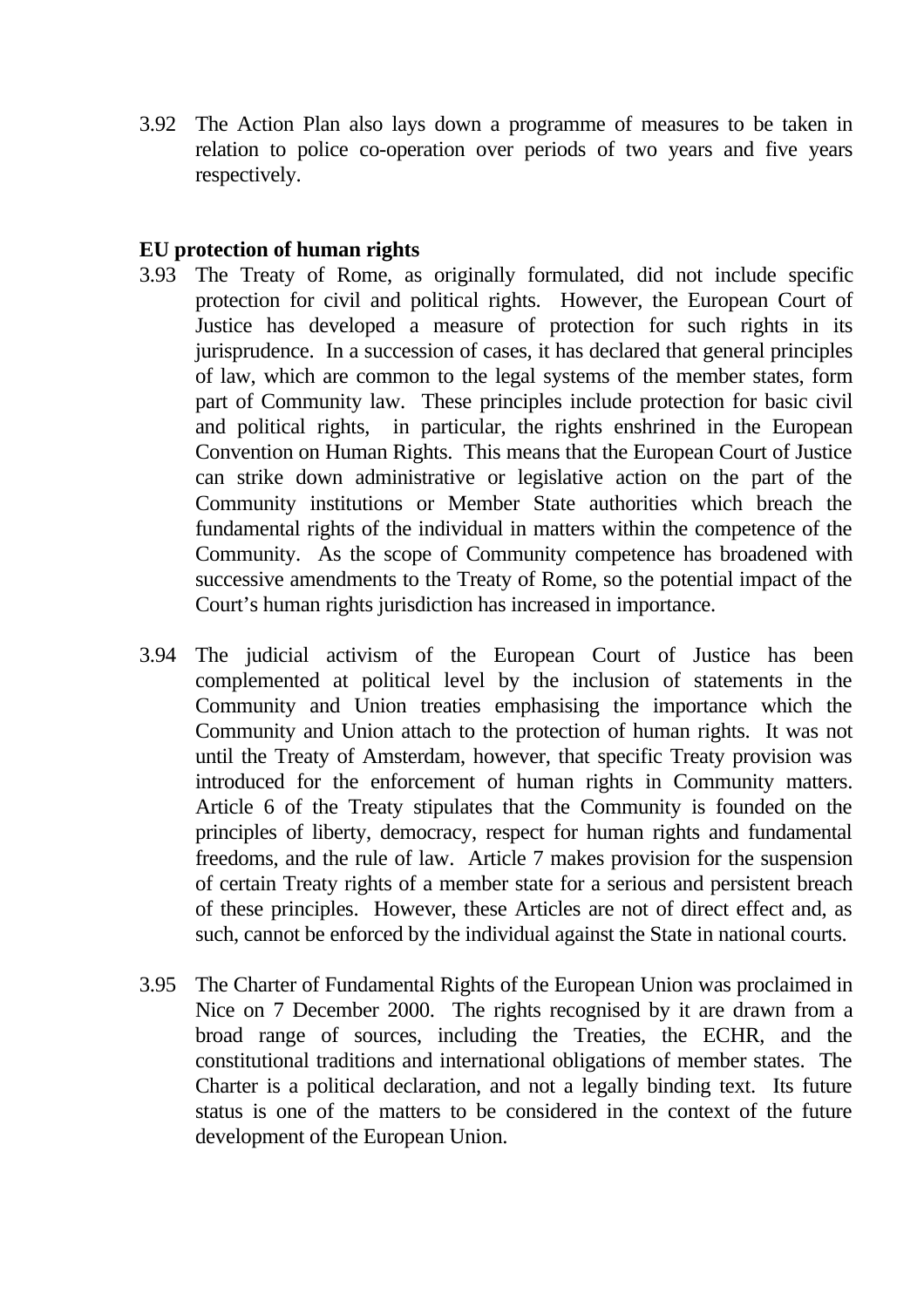3.92 The Action Plan also lays down a programme of measures to be taken in relation to police co-operation over periods of two years and five years respectively.

**EU protection of human rights**

3.93 The Treaty of Rome, as originally formulated, did not include specific protection for civil and political rights. However, the European Court of Justice has developed a measure of protection for such rights in its jurisprudence. In a succession of cases, it has declared that general principles of law, which are common to the legal systems of the member states, form part of Community law. These principles include protection for basic civil and political rights, in particular, the rights enshrined in the European Convention on Human Rights. This means that the European Court of Justice can strike down administrative or legislative action on the part of the Community institutions or Member State authorities which breach the fundamental rights of the individual in matters within the competence of the Community. As the scope of Community competence has broadened with successive amendments to the Treaty of Rome, so the potential impact of the Court's human rights jurisdiction has increased in importance.

3.94 The judicial activism of the European Court of Justice has been complemented at political level by the inclusion of statements in the Community and Union treaties emphasising the importance which the Community and Union attach to the protection of human rights. It was not until the Treaty of Amsterdam, however, that specific Treaty provision was introduced for the enforcement of human rights in Community matters. Article 6 of the Treaty stipulates that the Community is founded on the principles of liberty, democracy, respect for human rights and fundamental freedoms, and the rule of law. Article 7 makes provision for the suspension of certain Treaty rights of a member state for a serious and persistent breach of these principles. However, these Articles are not of direct effect and, as such, cannot be enforced by the individual against the State in national courts.

3.95 The Charter of Fundamental Rights of the European Union was proclaimed in Nice on 7 December 2000. The rights recognised by it are drawn from a broad range of sources, including the Treaties, the ECHR, and the constitutional traditions and international obligations of member states. The Charter is a political declaration, and not a legally binding text. Its future status is one of the matters to be considered in the context of the future development of the European Union.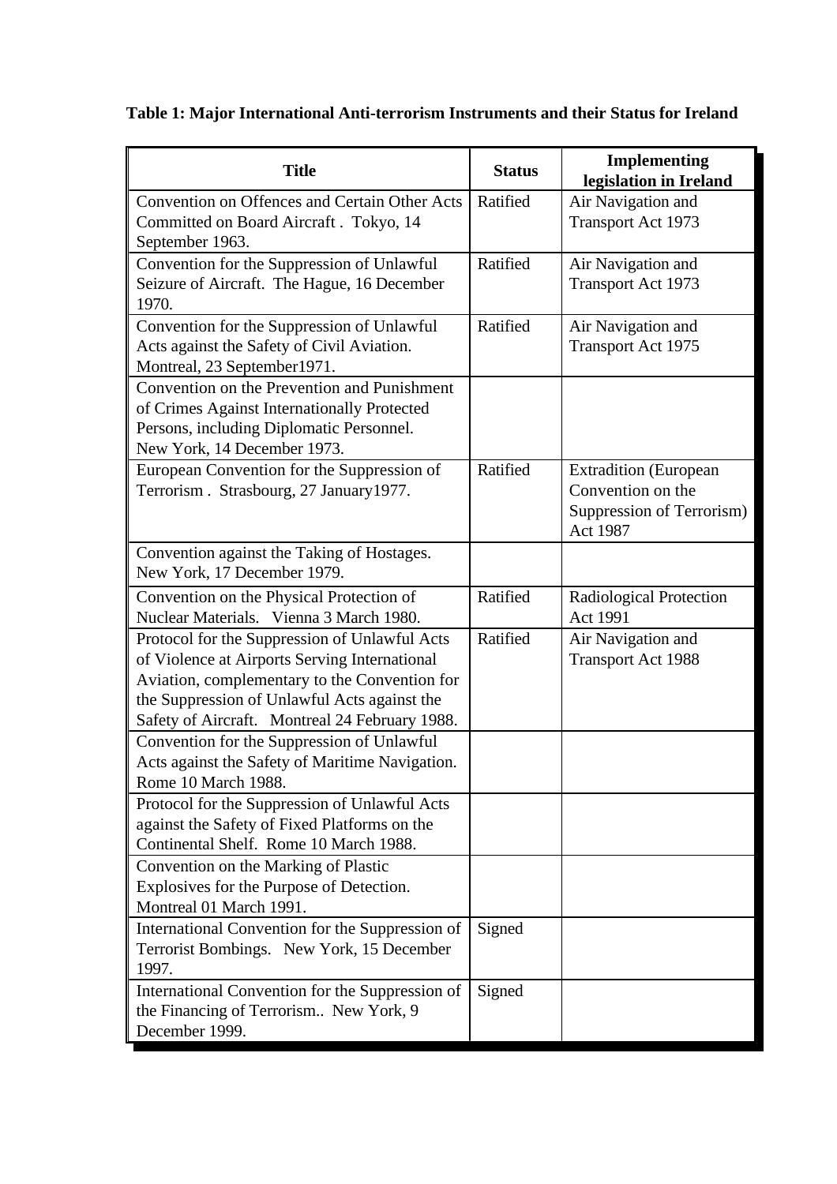**Table 1: Major International Anti-terrorism Instruments and their Status for Ireland**

| Title | Status | Implementing legislation in Ireland |
|---|---|---|
| Convention on Offences and Certain Other Acts Committed on Board Aircraft . Tokyo, 14 September 1963. | Ratified | Air Navigation and Transport Act 1973 |
| Convention for the Suppression of Unlawful Seizure of Aircraft. The Hague, 16 December 1970. | Ratified | Air Navigation and Transport Act 1973 |
| Convention for the Suppression of Unlawful Acts against the Safety of Civil Aviation. Montreal, 23 September1971. | Ratified | Air Navigation and Transport Act 1975 |
| Convention on the Prevention and Punishment of Crimes Against Internationally Protected Persons, including Diplomatic Personnel. New York, 14 December 1973. | | |
| European Convention for the Suppression of Terrorism . Strasbourg, 27 January1977. | Ratified | Extradition (European Convention on the Suppression of Terrorism) Act 1987 |
| Convention against the Taking of Hostages. New York, 17 December 1979. | | |
| Convention on the Physical Protection of Nuclear Materials. Vienna 3 March 1980. | Ratified | Radiological Protection Act 1991 |
| Protocol for the Suppression of Unlawful Acts of Violence at Airports Serving International Aviation, complementary to the Convention for the Suppression of Unlawful Acts against the Safety of Aircraft. Montreal 24 February 1988. | Ratified | Air Navigation and Transport Act 1988 |
| Convention for the Suppression of Unlawful Acts against the Safety of Maritime Navigation. Rome 10 March 1988. | | |
| Protocol for the Suppression of Unlawful Acts against the Safety of Fixed Platforms on the Continental Shelf. Rome 10 March 1988. | | |
| Convention on the Marking of Plastic Explosives for the Purpose of Detection. Montreal 01 March 1991. | | |
| International Convention for the Suppression of Terrorist Bombings. New York, 15 December 1997. | Signed | |
| International Convention for the Suppression of the Financing of Terrorism.. New York, 9 December 1999. | Signed | |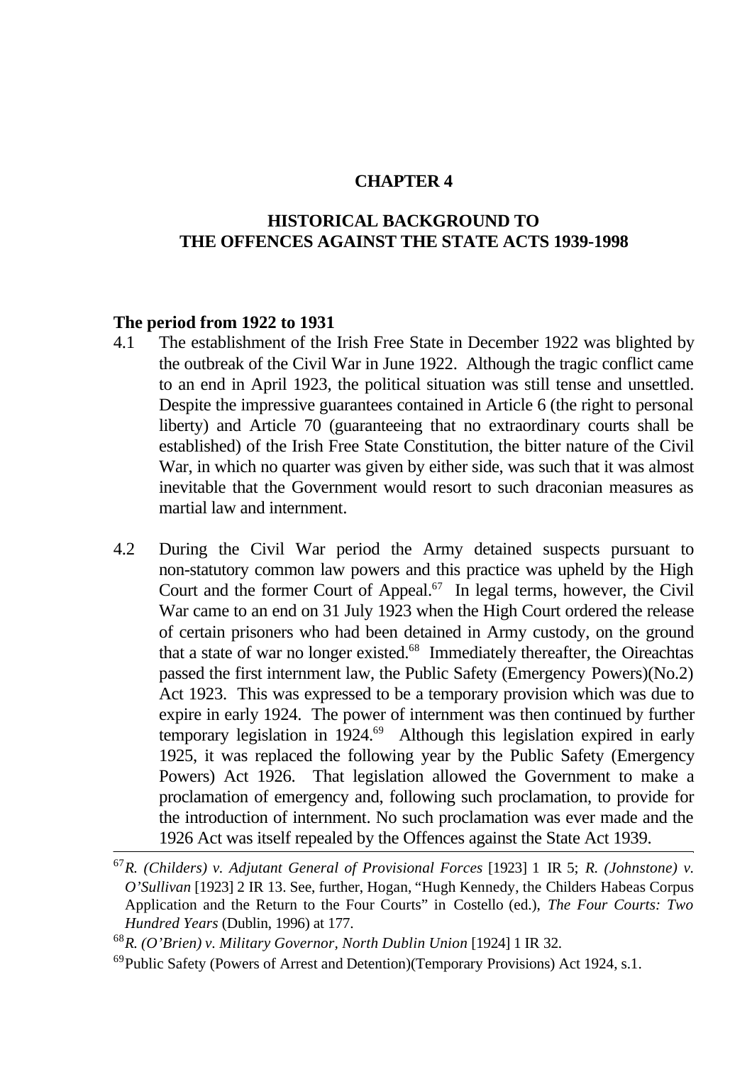# CHAPTER 4

## HISTORICAL BACKGROUND TO THE OFFENCES AGAINST THE STATE ACTS 1939-1998

### The period from 1922 to 1931

4.1 The establishment of the Irish Free State in December 1922 was blighted by the outbreak of the Civil War in June 1922. Although the tragic conflict came to an end in April 1923, the political situation was still tense and unsettled. Despite the impressive guarantees contained in Article 6 (the right to personal liberty) and Article 70 (guaranteeing that no extraordinary courts shall be established) of the Irish Free State Constitution, the bitter nature of the Civil War, in which no quarter was given by either side, was such that it was almost inevitable that the Government would resort to such draconian measures as martial law and internment.

4.2 During the Civil War period the Army detained suspects pursuant to non-statutory common law powers and this practice was upheld by the High Court and the former Court of Appeal.[67] In legal terms, however, the Civil War came to an end on 31 July 1923 when the High Court ordered the release of certain prisoners who had been detained in Army custody, on the ground that a state of war no longer existed.[68] Immediately thereafter, the Oireachtas passed the first internment law, the Public Safety (Emergency Powers)(No.2) Act 1923. This was expressed to be a temporary provision which was due to expire in early 1924. The power of internment was then continued by further temporary legislation in 1924.[69] Although this legislation expired in early 1925, it was replaced the following year by the Public Safety (Emergency Powers) Act 1926. That legislation allowed the Government to make a proclamation of emergency and, following such proclamation, to provide for the introduction of internment. No such proclamation was ever made and the 1926 Act was itself repealed by the Offences against the State Act 1939.

---

[67] *R. (Childers) v. Adjutant General of Provisional Forces* [1923] 1 IR 5; *R. (Johnstone) v. O'Sullivan* [1923] 2 IR 13. See, further, Hogan, "Hugh Kennedy, the Childers Habeas Corpus Application and the Return to the Four Courts" in Costello (ed.), *The Four Courts: Two Hundred Years* (Dublin, 1996) at 177.

[68] *R. (O'Brien) v. Military Governor, North Dublin Union* [1924] 1 IR 32.

[69] Public Safety (Powers of Arrest and Detention)(Temporary Provisions) Act 1924, s.1.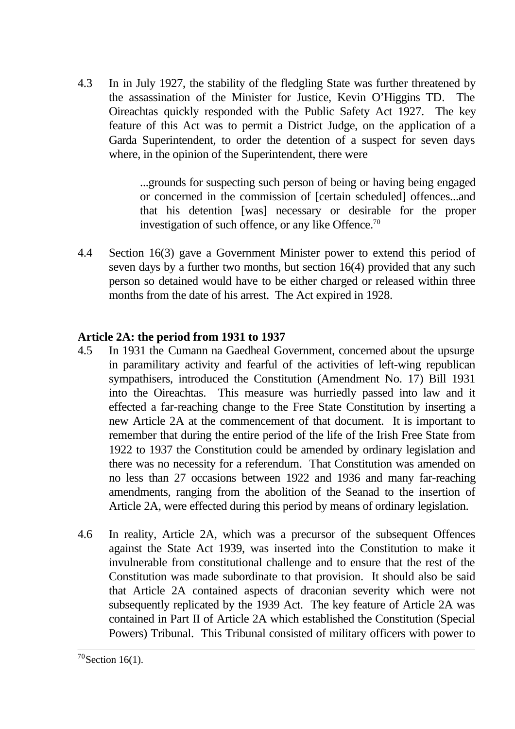4.3 In in July 1927, the stability of the fledgling State was further threatened by the assassination of the Minister for Justice, Kevin O'Higgins TD. The Oireachtas quickly responded with the Public Safety Act 1927. The key feature of this Act was to permit a District Judge, on the application of a Garda Superintendent, to order the detention of a suspect for seven days where, in the opinion of the Superintendent, there were

> ...grounds for suspecting such person of being or having being engaged or concerned in the commission of [certain scheduled] offences...and that his detention [was] necessary or desirable for the proper investigation of such offence, or any like Offence.[70]

4.4 Section 16(3) gave a Government Minister power to extend this period of seven days by a further two months, but section 16(4) provided that any such person so detained would have to be either charged or released within three months from the date of his arrest. The Act expired in 1928.

**Article 2A: the period from 1931 to 1937**

4.5 In 1931 the Cumann na Gaedheal Government, concerned about the upsurge in paramilitary activity and fearful of the activities of left-wing republican sympathisers, introduced the Constitution (Amendment No. 17) Bill 1931 into the Oireachtas. This measure was hurriedly passed into law and it effected a far-reaching change to the Free State Constitution by inserting a new Article 2A at the commencement of that document. It is important to remember that during the entire period of the life of the Irish Free State from 1922 to 1937 the Constitution could be amended by ordinary legislation and there was no necessity for a referendum. That Constitution was amended on no less than 27 occasions between 1922 and 1936 and many far-reaching amendments, ranging from the abolition of the Seanad to the insertion of Article 2A, were effected during this period by means of ordinary legislation.

4.6 In reality, Article 2A, which was a precursor of the subsequent Offences against the State Act 1939, was inserted into the Constitution to make it invulnerable from constitutional challenge and to ensure that the rest of the Constitution was made subordinate to that provision. It should also be said that Article 2A contained aspects of draconian severity which were not subsequently replicated by the 1939 Act. The key feature of Article 2A was contained in Part II of Article 2A which established the Constitution (Special Powers) Tribunal. This Tribunal consisted of military officers with power to

[70] Section 16(1).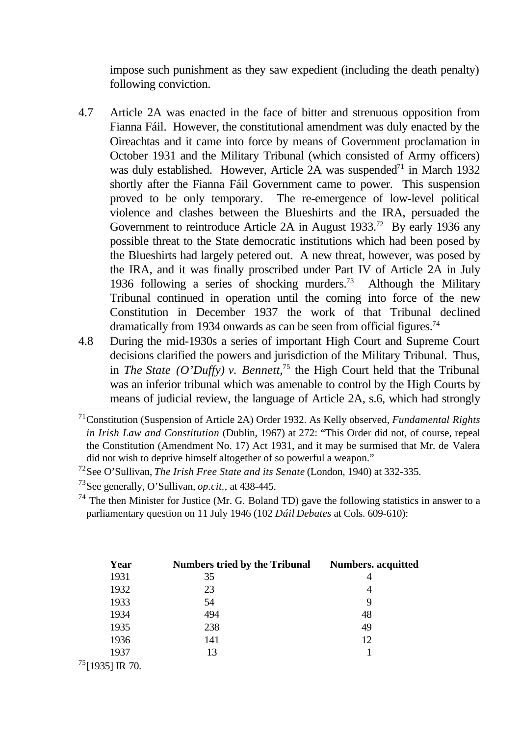impose such punishment as they saw expedient (including the death penalty) following conviction.

4.7 Article 2A was enacted in the face of bitter and strenuous opposition from Fianna Fáil. However, the constitutional amendment was duly enacted by the Oireachtas and it came into force by means of Government proclamation in October 1931 and the Military Tribunal (which consisted of Army officers) was duly established. However, Article 2A was suspended[71] in March 1932 shortly after the Fianna Fáil Government came to power. This suspension proved to be only temporary. The re-emergence of low-level political violence and clashes between the Blueshirts and the IRA, persuaded the Government to reintroduce Article 2A in August 1933.[72] By early 1936 any possible threat to the State democratic institutions which had been posed by the Blueshirts had largely petered out. A new threat, however, was posed by the IRA, and it was finally proscribed under Part IV of Article 2A in July 1936 following a series of shocking murders.[73] Although the Military Tribunal continued in operation until the coming into force of the new Constitution in December 1937 the work of that Tribunal declined dramatically from 1934 onwards as can be seen from official figures.[74]

4.8 During the mid-1930s a series of important High Court and Supreme Court decisions clarified the powers and jurisdiction of the Military Tribunal. Thus, in *The State (O'Duffy) v. Bennett*,[75] the High Court held that the Tribunal was an inferior tribunal which was amenable to control by the High Courts by means of judicial review, the language of Article 2A, s.6, which had strongly

---

[71] Constitution (Suspension of Article 2A) Order 1932. As Kelly observed, *Fundamental Rights in Irish Law and Constitution* (Dublin, 1967) at 272: "This Order did not, of course, repeal the Constitution (Amendment No. 17) Act 1931, and it may be surmised that Mr. de Valera did not wish to deprive himself altogether of so powerful a weapon."

[72] See O'Sullivan, *The Irish Free State and its Senate* (London, 1940) at 332-335.

[73] See generally, O'Sullivan, *op.cit.*, at 438-445.

[74] The then Minister for Justice (Mr. G. Boland TD) gave the following statistics in answer to a parliamentary question on 11 July 1946 (102 *Dáil Debates* at Cols. 609-610):

| **Year** | **Numbers tried by the Tribunal** | **Numbers. acquitted** |
|---|---|---|
| 1931 | 35 | 4 |
| 1932 | 23 | 4 |
| 1933 | 54 | 9 |
| 1934 | 494 | 48 |
| 1935 | 238 | 49 |
| 1936 | 141 | 12 |
| 1937 | 13 | 1 |

[75] [1935] IR 70.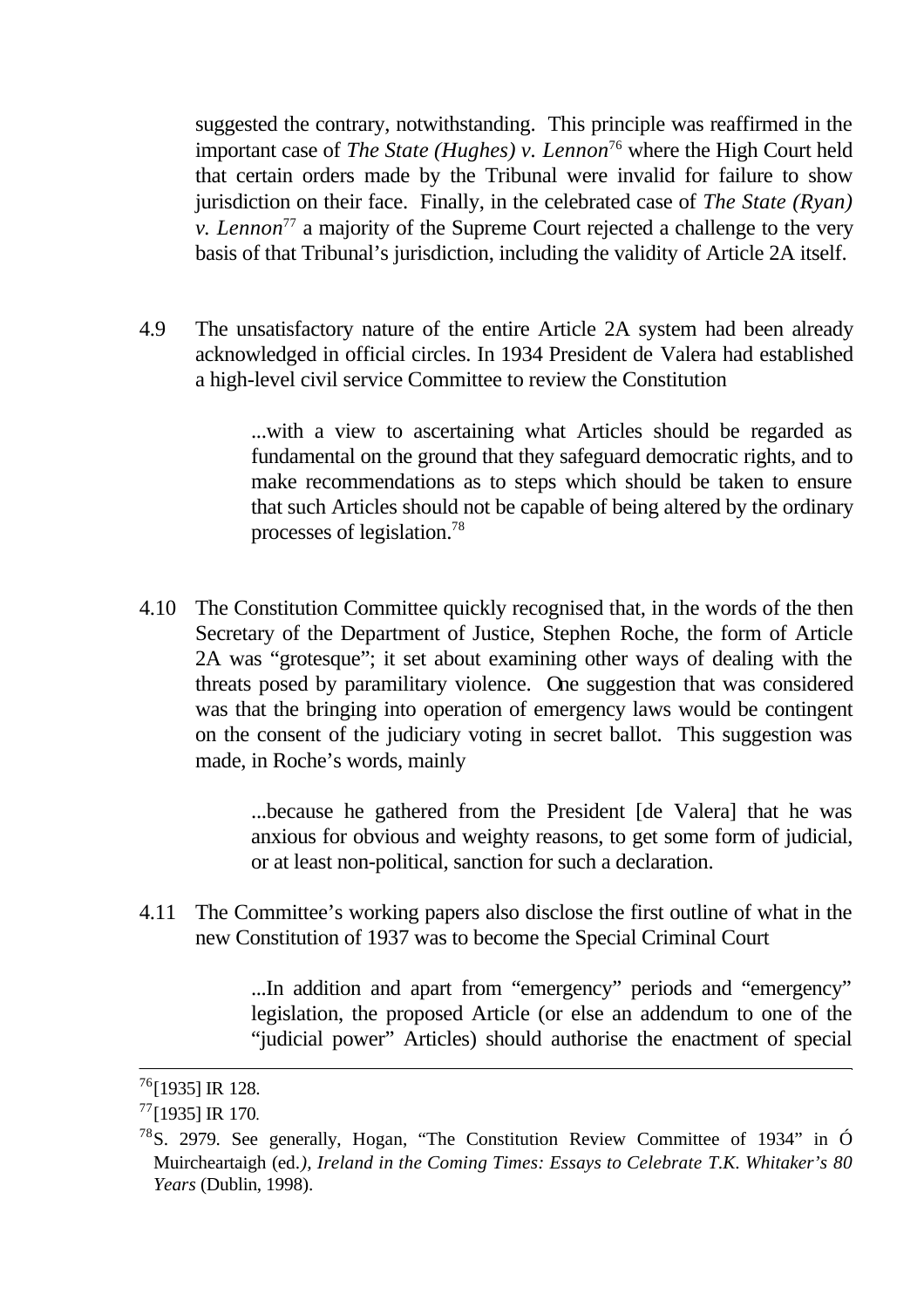suggested the contrary, notwithstanding. This principle was reaffirmed in the important case of *The State (Hughes) v. Lennon*[76] where the High Court held that certain orders made by the Tribunal were invalid for failure to show jurisdiction on their face. Finally, in the celebrated case of *The State (Ryan) v. Lennon*[77] a majority of the Supreme Court rejected a challenge to the very basis of that Tribunal's jurisdiction, including the validity of Article 2A itself.

4.9 The unsatisfactory nature of the entire Article 2A system had been already acknowledged in official circles. In 1934 President de Valera had established a high-level civil service Committee to review the Constitution

> ...with a view to ascertaining what Articles should be regarded as fundamental on the ground that they safeguard democratic rights, and to make recommendations as to steps which should be taken to ensure that such Articles should not be capable of being altered by the ordinary processes of legislation.[78]

4.10 The Constitution Committee quickly recognised that, in the words of the then Secretary of the Department of Justice, Stephen Roche, the form of Article 2A was "grotesque"; it set about examining other ways of dealing with the threats posed by paramilitary violence. One suggestion that was considered was that the bringing into operation of emergency laws would be contingent on the consent of the judiciary voting in secret ballot. This suggestion was made, in Roche's words, mainly

> ...because he gathered from the President [de Valera] that he was anxious for obvious and weighty reasons, to get some form of judicial, or at least non-political, sanction for such a declaration.

4.11 The Committee's working papers also disclose the first outline of what in the new Constitution of 1937 was to become the Special Criminal Court

> ...In addition and apart from "emergency" periods and "emergency" legislation, the proposed Article (or else an addendum to one of the "judicial power" Articles) should authorise the enactment of special

---

[76] [1935] IR 128.

[77] [1935] IR 170.

[78] S. 2979. See generally, Hogan, "The Constitution Review Committee of 1934" in Ó Muircheartaigh (ed.*), Ireland in the Coming Times: Essays to Celebrate T.K. Whitaker's 80 Years* (Dublin, 1998).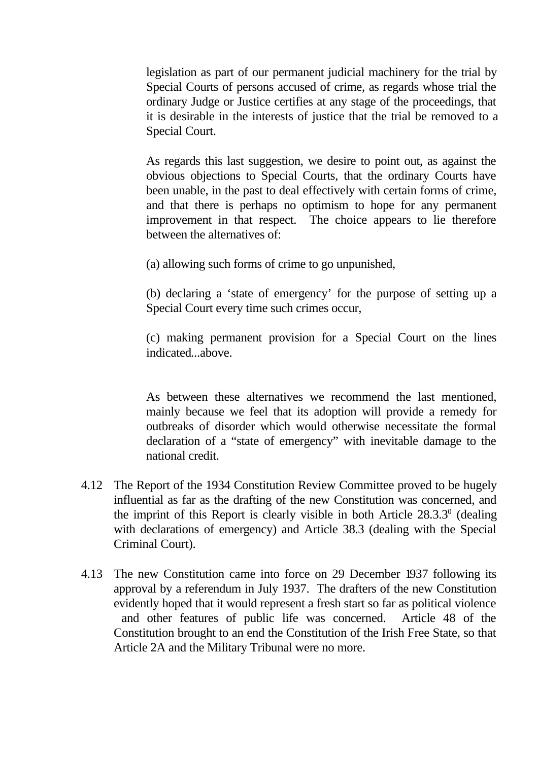legislation as part of our permanent judicial machinery for the trial by Special Courts of persons accused of crime, as regards whose trial the ordinary Judge or Justice certifies at any stage of the proceedings, that it is desirable in the interests of justice that the trial be removed to a Special Court.

As regards this last suggestion, we desire to point out, as against the obvious objections to Special Courts, that the ordinary Courts have been unable, in the past to deal effectively with certain forms of crime, and that there is perhaps no optimism to hope for any permanent improvement in that respect. The choice appears to lie therefore between the alternatives of:

(a) allowing such forms of crime to go unpunished,

(b) declaring a 'state of emergency' for the purpose of setting up a Special Court every time such crimes occur,

(c) making permanent provision for a Special Court on the lines indicated...above.

As between these alternatives we recommend the last mentioned, mainly because we feel that its adoption will provide a remedy for outbreaks of disorder which would otherwise necessitate the formal declaration of a "state of emergency" with inevitable damage to the national credit.

4.12 The Report of the 1934 Constitution Review Committee proved to be hugely influential as far as the drafting of the new Constitution was concerned, and the imprint of this Report is clearly visible in both Article 28.3.3$^{0}$ (dealing with declarations of emergency) and Article 38.3 (dealing with the Special Criminal Court).

4.13 The new Constitution came into force on 29 December 1937 following its approval by a referendum in July 1937. The drafters of the new Constitution evidently hoped that it would represent a fresh start so far as political violence and other features of public life was concerned. Article 48 of the Constitution brought to an end the Constitution of the Irish Free State, so that Article 2A and the Military Tribunal were no more.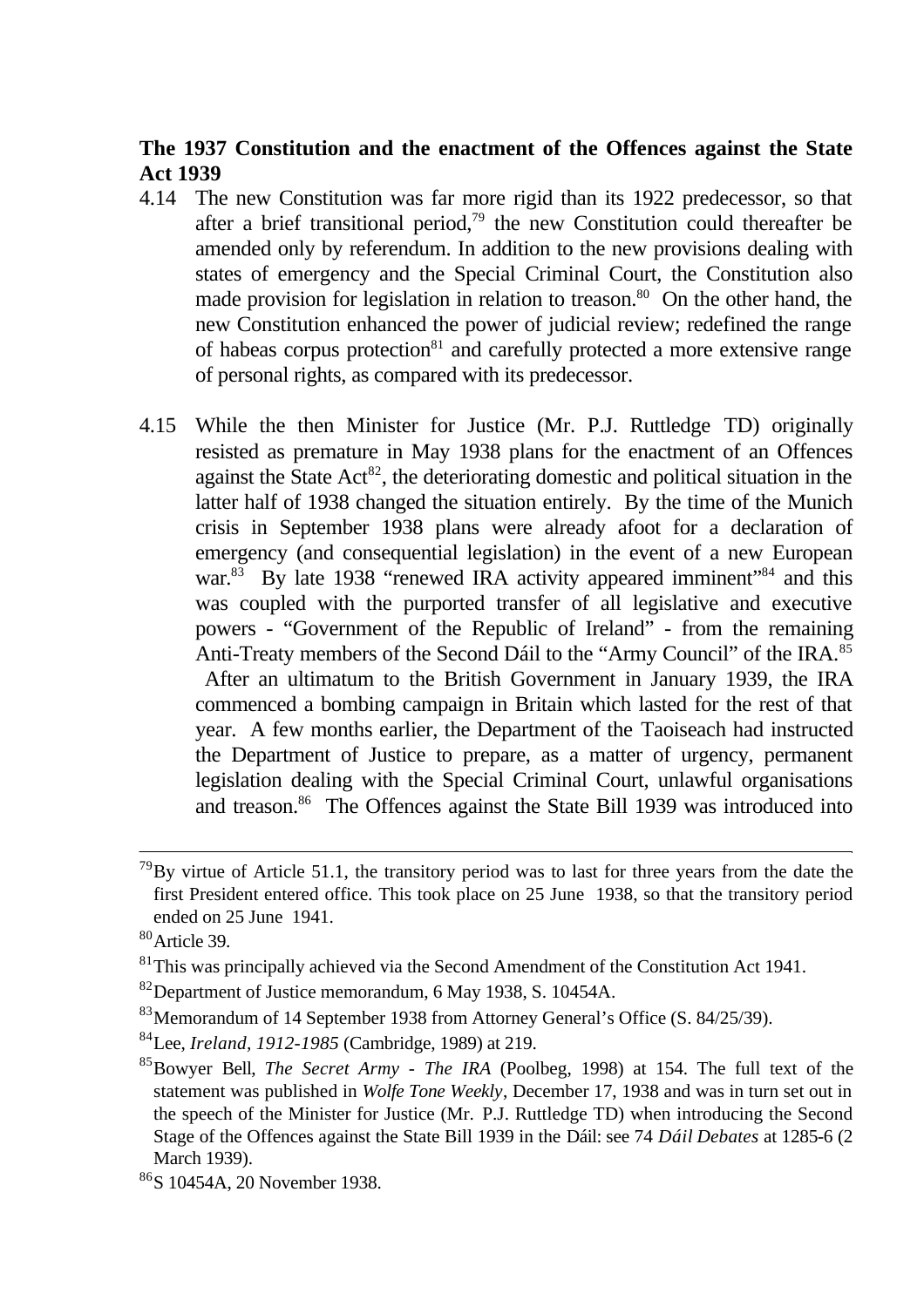**The 1937 Constitution and the enactment of the Offences against the State Act 1939**

4.14 The new Constitution was far more rigid than its 1922 predecessor, so that after a brief transitional period,[79] the new Constitution could thereafter be amended only by referendum. In addition to the new provisions dealing with states of emergency and the Special Criminal Court, the Constitution also made provision for legislation in relation to treason.[80] On the other hand, the new Constitution enhanced the power of judicial review; redefined the range of habeas corpus protection[81] and carefully protected a more extensive range of personal rights, as compared with its predecessor.

4.15 While the then Minister for Justice (Mr. P.J. Ruttledge TD) originally resisted as premature in May 1938 plans for the enactment of an Offences against the State Act[82], the deteriorating domestic and political situation in the latter half of 1938 changed the situation entirely. By the time of the Munich crisis in September 1938 plans were already afoot for a declaration of emergency (and consequential legislation) in the event of a new European war.[83] By late 1938 "renewed IRA activity appeared imminent"[84] and this was coupled with the purported transfer of all legislative and executive powers - "Government of the Republic of Ireland" - from the remaining Anti-Treaty members of the Second Dáil to the "Army Council" of the IRA.[85] After an ultimatum to the British Government in January 1939, the IRA commenced a bombing campaign in Britain which lasted for the rest of that year. A few months earlier, the Department of the Taoiseach had instructed the Department of Justice to prepare, as a matter of urgency, permanent legislation dealing with the Special Criminal Court, unlawful organisations and treason.[86] The Offences against the State Bill 1939 was introduced into

---

[79] By virtue of Article 51.1, the transitory period was to last for three years from the date the first President entered office. This took place on 25 June 1938, so that the transitory period ended on 25 June 1941.

[80] Article 39.

[81] This was principally achieved via the Second Amendment of the Constitution Act 1941.

[82] Department of Justice memorandum, 6 May 1938, S. 10454A.

[83] Memorandum of 14 September 1938 from Attorney General's Office (S. 84/25/39).

[84] Lee, *Ireland, 1912-1985* (Cambridge, 1989) at 219.

[85] Bowyer Bell, *The Secret Army - The IRA* (Poolbeg, 1998) at 154. The full text of the statement was published in *Wolfe Tone Weekly*, December 17, 1938 and was in turn set out in the speech of the Minister for Justice (Mr. P.J. Ruttledge TD) when introducing the Second Stage of the Offences against the State Bill 1939 in the Dáil: see 74 *Dáil Debates* at 1285-6 (2 March 1939).

[86] S 10454A, 20 November 1938.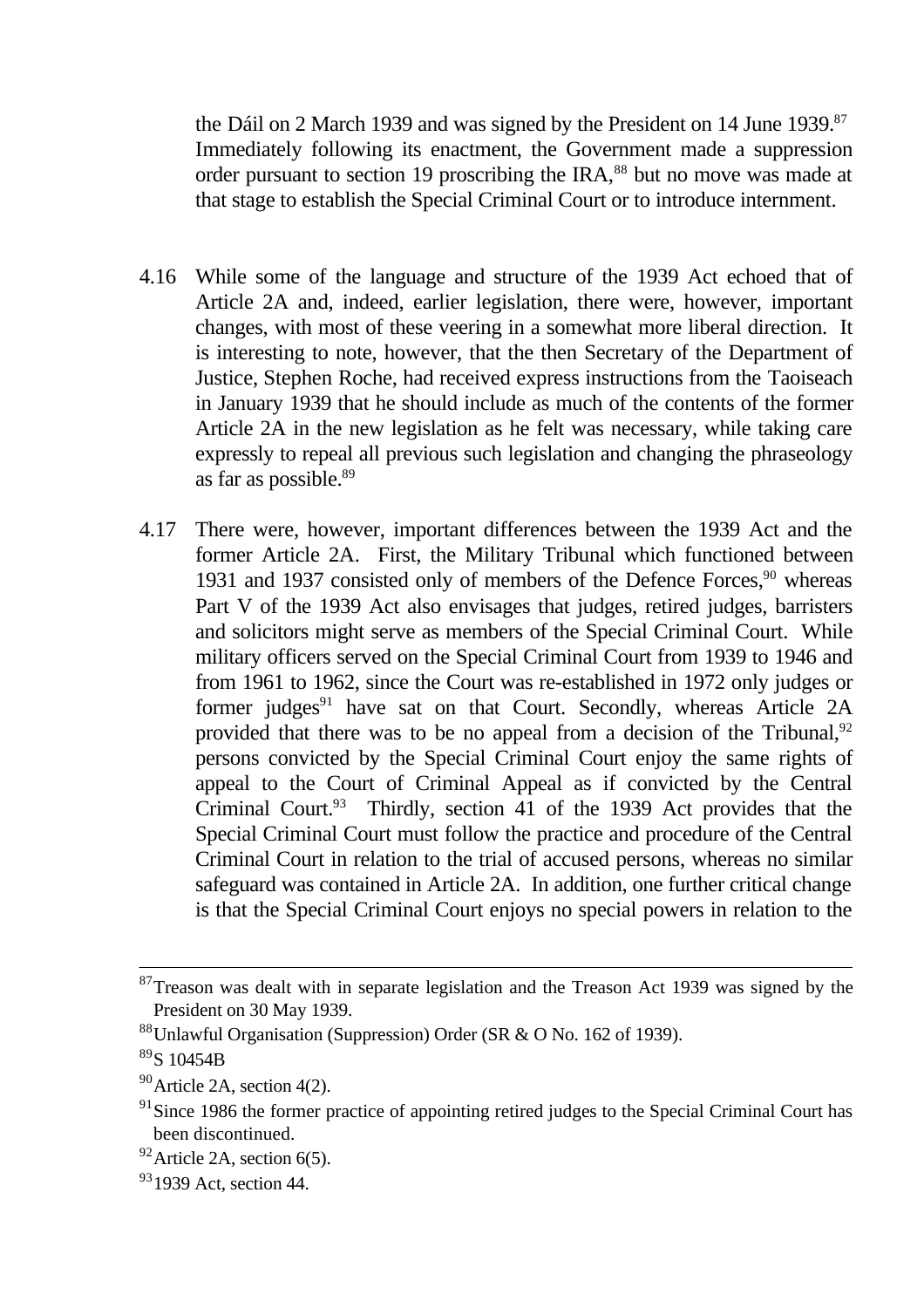the Dáil on 2 March 1939 and was signed by the President on 14 June 1939.[87] Immediately following its enactment, the Government made a suppression order pursuant to section 19 proscribing the IRA,[88] but no move was made at that stage to establish the Special Criminal Court or to introduce internment.

4.16 While some of the language and structure of the 1939 Act echoed that of Article 2A and, indeed, earlier legislation, there were, however, important changes, with most of these veering in a somewhat more liberal direction. It is interesting to note, however, that the then Secretary of the Department of Justice, Stephen Roche, had received express instructions from the Taoiseach in January 1939 that he should include as much of the contents of the former Article 2A in the new legislation as he felt was necessary, while taking care expressly to repeal all previous such legislation and changing the phraseology as far as possible.[89]

4.17 There were, however, important differences between the 1939 Act and the former Article 2A. First, the Military Tribunal which functioned between 1931 and 1937 consisted only of members of the Defence Forces,[90] whereas Part V of the 1939 Act also envisages that judges, retired judges, barristers and solicitors might serve as members of the Special Criminal Court. While military officers served on the Special Criminal Court from 1939 to 1946 and from 1961 to 1962, since the Court was re-established in 1972 only judges or former judges[91] have sat on that Court. Secondly, whereas Article 2A provided that there was to be no appeal from a decision of the Tribunal,[92] persons convicted by the Special Criminal Court enjoy the same rights of appeal to the Court of Criminal Appeal as if convicted by the Central Criminal Court.[93] Thirdly, section 41 of the 1939 Act provides that the Special Criminal Court must follow the practice and procedure of the Central Criminal Court in relation to the trial of accused persons, whereas no similar safeguard was contained in Article 2A. In addition, one further critical change is that the Special Criminal Court enjoys no special powers in relation to the

---

[87] Treason was dealt with in separate legislation and the Treason Act 1939 was signed by the President on 30 May 1939.

[88] Unlawful Organisation (Suppression) Order (SR & O No. 162 of 1939).

[89] S 10454B

[90] Article 2A, section 4(2).

[91] Since 1986 the former practice of appointing retired judges to the Special Criminal Court has been discontinued.

[92] Article 2A, section 6(5).

[93] 1939 Act, section 44.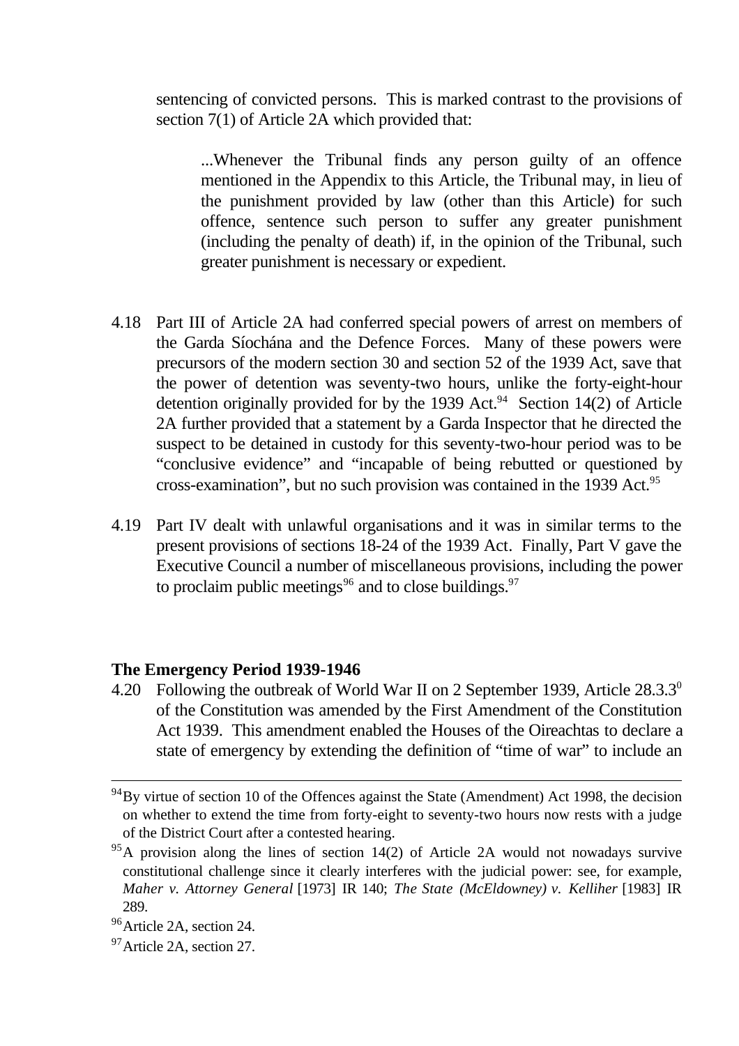sentencing of convicted persons. This is marked contrast to the provisions of section 7(1) of Article 2A which provided that:

> ...Whenever the Tribunal finds any person guilty of an offence mentioned in the Appendix to this Article, the Tribunal may, in lieu of the punishment provided by law (other than this Article) for such offence, sentence such person to suffer any greater punishment (including the penalty of death) if, in the opinion of the Tribunal, such greater punishment is necessary or expedient.

4.18 Part III of Article 2A had conferred special powers of arrest on members of the Garda Síochána and the Defence Forces. Many of these powers were precursors of the modern section 30 and section 52 of the 1939 Act, save that the power of detention was seventy-two hours, unlike the forty-eight-hour detention originally provided for by the 1939 Act.[94] Section 14(2) of Article 2A further provided that a statement by a Garda Inspector that he directed the suspect to be detained in custody for this seventy-two-hour period was to be “conclusive evidence” and “incapable of being rebutted or questioned by cross-examination”, but no such provision was contained in the 1939 Act.[95]

4.19 Part IV dealt with unlawful organisations and it was in similar terms to the present provisions of sections 18-24 of the 1939 Act. Finally, Part V gave the Executive Council a number of miscellaneous provisions, including the power to proclaim public meetings[96] and to close buildings.[97]

**The Emergency Period 1939-1946**

4.20 Following the outbreak of World War II on 2 September 1939, Article 28.3.3$^{0}$ of the Constitution was amended by the First Amendment of the Constitution Act 1939. This amendment enabled the Houses of the Oireachtas to declare a state of emergency by extending the definition of “time of war” to include an

---

[94] By virtue of section 10 of the Offences against the State (Amendment) Act 1998, the decision on whether to extend the time from forty-eight to seventy-two hours now rests with a judge of the District Court after a contested hearing.

[95] A provision along the lines of section 14(2) of Article 2A would not nowadays survive constitutional challenge since it clearly interferes with the judicial power: see, for example, *Maher v. Attorney General* [1973] IR 140; *The State (McEldowney) v. Kelliher* [1983] IR 289.

[96] Article 2A, section 24.

[97] Article 2A, section 27.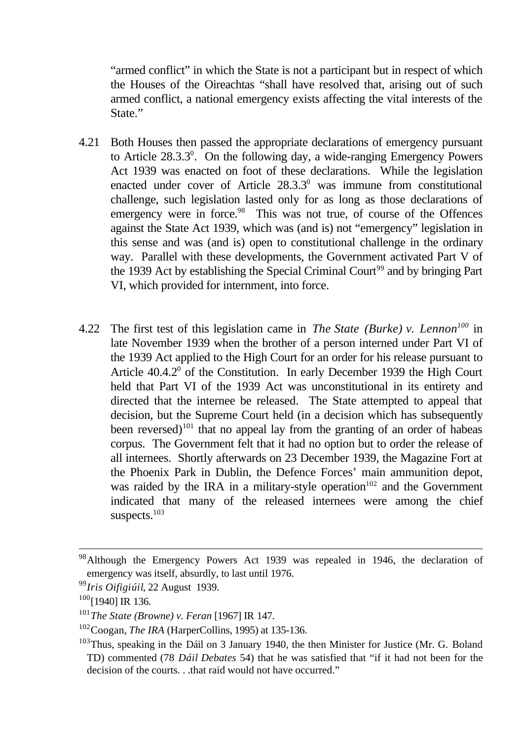"armed conflict" in which the State is not a participant but in respect of which the Houses of the Oireachtas "shall have resolved that, arising out of such armed conflict, a national emergency exists affecting the vital interests of the State."

4.21 Both Houses then passed the appropriate declarations of emergency pursuant to Article 28.3.3$^0$. On the following day, a wide-ranging Emergency Powers Act 1939 was enacted on foot of these declarations. While the legislation enacted under cover of Article 28.3.3$^0$ was immune from constitutional challenge, such legislation lasted only for as long as those declarations of emergency were in force.[98] This was not true, of course of the Offences against the State Act 1939, which was (and is) not "emergency" legislation in this sense and was (and is) open to constitutional challenge in the ordinary way. Parallel with these developments, the Government activated Part V of the 1939 Act by establishing the Special Criminal Court[99] and by bringing Part VI, which provided for internment, into force.

4.22 The first test of this legislation came in *The State (Burke) v. Lennon*[100] in late November 1939 when the brother of a person interned under Part VI of the 1939 Act applied to the High Court for an order for his release pursuant to Article 40.4.2$^0$ of the Constitution. In early December 1939 the High Court held that Part VI of the 1939 Act was unconstitutional in its entirety and directed that the internee be released. The State attempted to appeal that decision, but the Supreme Court held (in a decision which has subsequently been reversed)[101] that no appeal lay from the granting of an order of habeas corpus. The Government felt that it had no option but to order the release of all internees. Shortly afterwards on 23 December 1939, the Magazine Fort at the Phoenix Park in Dublin, the Defence Forces' main ammunition depot, was raided by the IRA in a military-style operation[102] and the Government indicated that many of the released internees were among the chief suspects.[103]

---

[98] Although the Emergency Powers Act 1939 was repealed in 1946, the declaration of emergency was itself, absurdly, to last until 1976.

[99] *Iris Oifigiúil*, 22 August 1939.

[100] [1940] IR 136.

[101] *The State (Browne) v. Feran* [1967] IR 147.

[102] Coogan, *The IRA* (HarperCollins, 1995) at 135-136.

[103] Thus, speaking in the Dáil on 3 January 1940, the then Minister for Justice (Mr. G. Boland TD) commented (78 *Dáil Debates* 54) that he was satisfied that "if it had not been for the decision of the courts. . .that raid would not have occurred."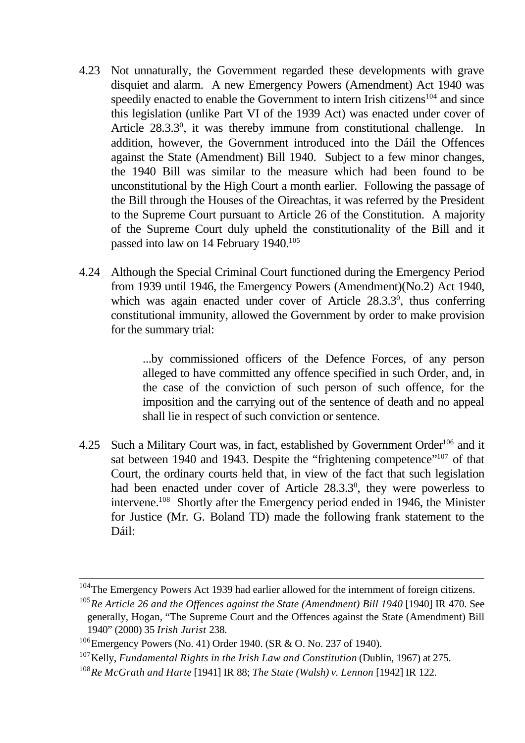4.23 Not unnaturally, the Government regarded these developments with grave disquiet and alarm. A new Emergency Powers (Amendment) Act 1940 was speedily enacted to enable the Government to intern Irish citizens[104] and since this legislation (unlike Part VI of the 1939 Act) was enacted under cover of Article 28.3.3⁰, it was thereby immune from constitutional challenge. In addition, however, the Government introduced into the Dáil the Offences against the State (Amendment) Bill 1940. Subject to a few minor changes, the 1940 Bill was similar to the measure which had been found to be unconstitutional by the High Court a month earlier. Following the passage of the Bill through the Houses of the Oireachtas, it was referred by the President to the Supreme Court pursuant to Article 26 of the Constitution. A majority of the Supreme Court duly upheld the constitutionality of the Bill and it passed into law on 14 February 1940.[105]

4.24 Although the Special Criminal Court functioned during the Emergency Period from 1939 until 1946, the Emergency Powers (Amendment)(No.2) Act 1940, which was again enacted under cover of Article 28.3.3⁰, thus conferring constitutional immunity, allowed the Government by order to make provision for the summary trial:

> ...by commissioned officers of the Defence Forces, of any person alleged to have committed any offence specified in such Order, and, in the case of the conviction of such person of such offence, for the imposition and the carrying out of the sentence of death and no appeal shall lie in respect of such conviction or sentence.

4.25 Such a Military Court was, in fact, established by Government Order[106] and it sat between 1940 and 1943. Despite the "frightening competence"[107] of that Court, the ordinary courts held that, in view of the fact that such legislation had been enacted under cover of Article 28.3.3⁰, they were powerless to intervene.[108] Shortly after the Emergency period ended in 1946, the Minister for Justice (Mr. G. Boland TD) made the following frank statement to the Dáil:

---

[104] The Emergency Powers Act 1939 had earlier allowed for the internment of foreign citizens.

[105] *Re Article 26 and the Offences against the State (Amendment) Bill 1940* [1940] IR 470. See generally, Hogan, "The Supreme Court and the Offences against the State (Amendment) Bill 1940" (2000) 35 *Irish Jurist* 238.

[106] Emergency Powers (No. 41) Order 1940. (SR & O. No. 237 of 1940).

[107] Kelly, *Fundamental Rights in the Irish Law and Constitution* (Dublin, 1967) at 275.

[108] *Re McGrath and Harte* [1941] IR 88; *The State (Walsh) v. Lennon* [1942] IR 122.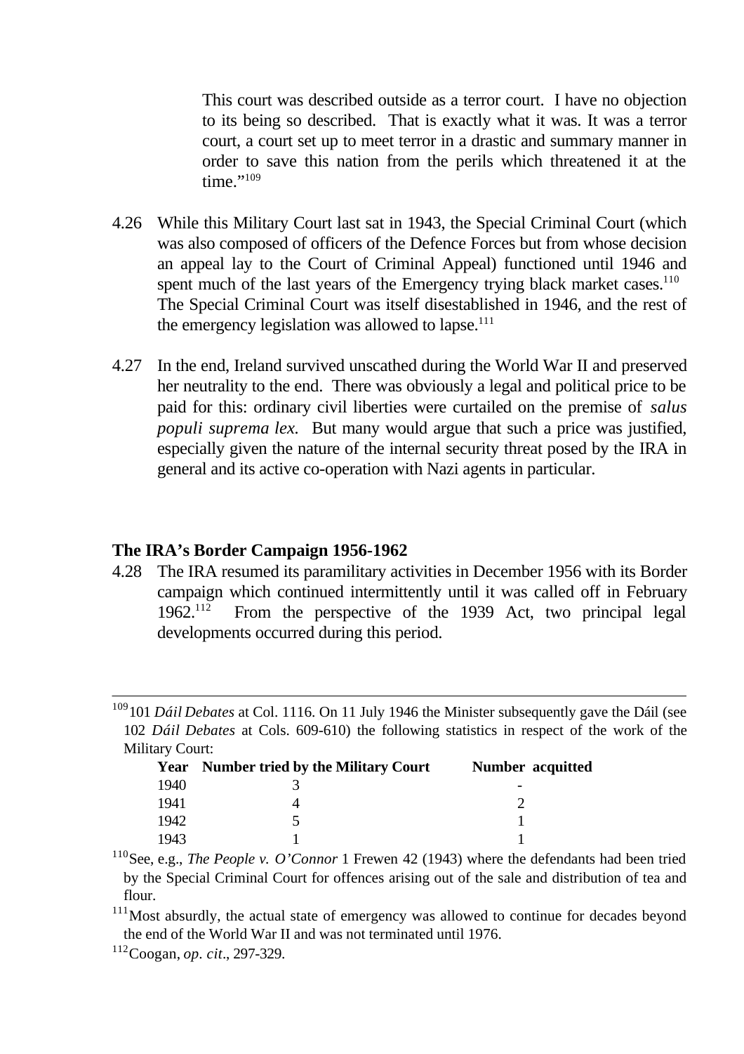> This court was described outside as a terror court. I have no objection to its being so described. That is exactly what it was. It was a terror court, a court set up to meet terror in a drastic and summary manner in order to save this nation from the perils which threatened it at the time."[109]

4.26 While this Military Court last sat in 1943, the Special Criminal Court (which was also composed of officers of the Defence Forces but from whose decision an appeal lay to the Court of Criminal Appeal) functioned until 1946 and spent much of the last years of the Emergency trying black market cases.[110] The Special Criminal Court was itself disestablished in 1946, and the rest of the emergency legislation was allowed to lapse.[111]

4.27 In the end, Ireland survived unscathed during the World War II and preserved her neutrality to the end. There was obviously a legal and political price to be paid for this: ordinary civil liberties were curtailed on the premise of *salus populi suprema lex.* But many would argue that such a price was justified, especially given the nature of the internal security threat posed by the IRA in general and its active co-operation with Nazi agents in particular.

## The IRA's Border Campaign 1956-1962

4.28 The IRA resumed its paramilitary activities in December 1956 with its Border campaign which continued intermittently until it was called off in February 1962.[112] From the perspective of the 1939 Act, two principal legal developments occurred during this period.

---

[109] 101 *Dáil Debates* at Col. 1116. On 11 July 1946 the Minister subsequently gave the Dáil (see 102 *Dáil Debates* at Cols. 609-610) the following statistics in respect of the work of the Military Court:

| **Year** | **Number tried by the Military Court** | **Number acquitted** |
|---|---|---|
| 1940 | 3 | - |
| 1941 | 4 | 2 |
| 1942 | 5 | 1 |
| 1943 | 1 | 1 |

[110] See, e.g., *The People v. O'Connor* 1 Frewen 42 (1943) where the defendants had been tried by the Special Criminal Court for offences arising out of the sale and distribution of tea and flour.

[111] Most absurdly, the actual state of emergency was allowed to continue for decades beyond the end of the World War II and was not terminated until 1976.

[112] Coogan, *op. cit*., 297-329.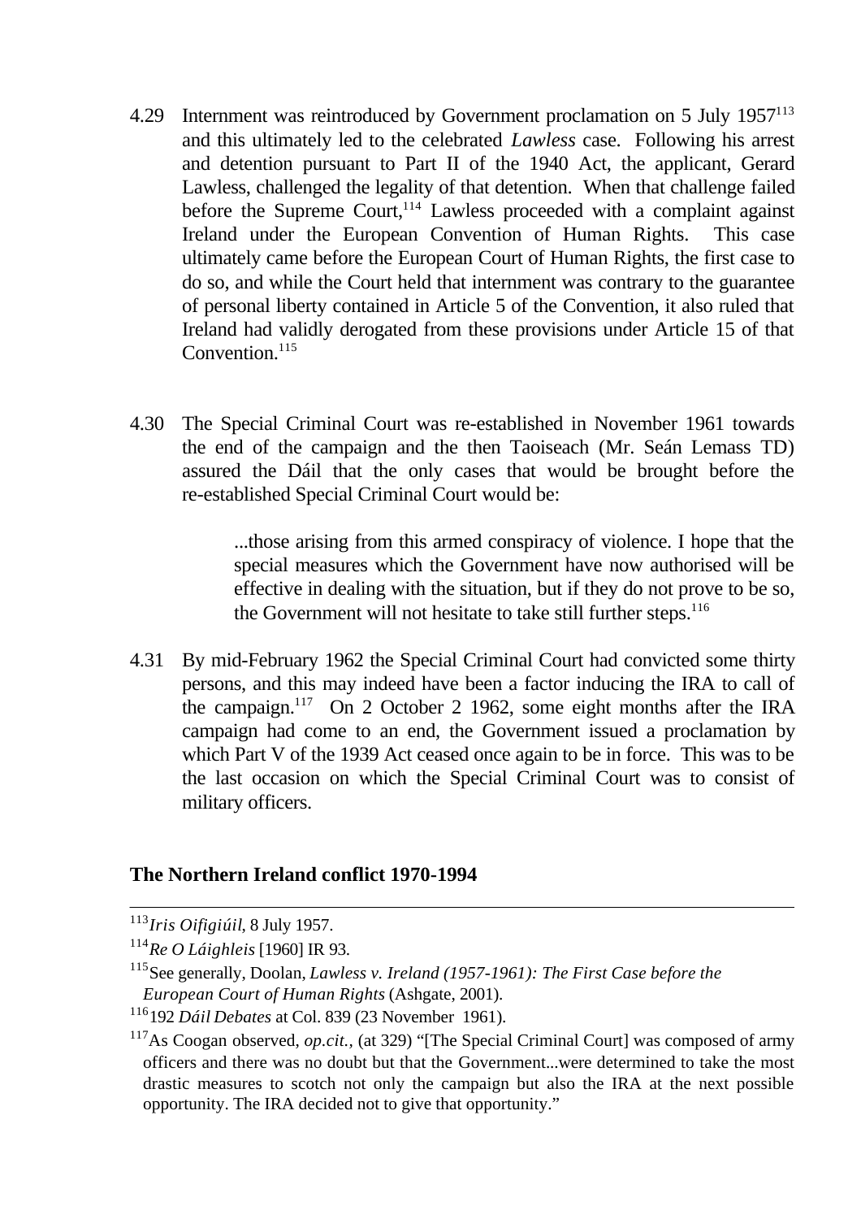4.29 Internment was reintroduced by Government proclamation on 5 July 1957[113] and this ultimately led to the celebrated *Lawless* case. Following his arrest and detention pursuant to Part II of the 1940 Act, the applicant, Gerard Lawless, challenged the legality of that detention. When that challenge failed before the Supreme Court,[114] Lawless proceeded with a complaint against Ireland under the European Convention of Human Rights. This case ultimately came before the European Court of Human Rights, the first case to do so, and while the Court held that internment was contrary to the guarantee of personal liberty contained in Article 5 of the Convention, it also ruled that Ireland had validly derogated from these provisions under Article 15 of that Convention.[115]

4.30 The Special Criminal Court was re-established in November 1961 towards the end of the campaign and the then Taoiseach (Mr. Seán Lemass TD) assured the Dáil that the only cases that would be brought before the re-established Special Criminal Court would be:

> ...those arising from this armed conspiracy of violence. I hope that the special measures which the Government have now authorised will be effective in dealing with the situation, but if they do not prove to be so, the Government will not hesitate to take still further steps.[116]

4.31 By mid-February 1962 the Special Criminal Court had convicted some thirty persons, and this may indeed have been a factor inducing the IRA to call of the campaign.[117] On 2 October 2 1962, some eight months after the IRA campaign had come to an end, the Government issued a proclamation by which Part V of the 1939 Act ceased once again to be in force. This was to be the last occasion on which the Special Criminal Court was to consist of military officers.

## The Northern Ireland conflict 1970-1994

---

[113] *Iris Oifigiúil*, 8 July 1957.

[114] *Re O Láighleis* [1960] IR 93.

[115] See generally, Doolan, *Lawless v. Ireland (1957-1961): The First Case before the European Court of Human Rights* (Ashgate, 2001).

[116] 192 *Dáil Debates* at Col. 839 (23 November 1961).

[117] As Coogan observed, *op.cit.*, (at 329) "[The Special Criminal Court] was composed of army officers and there was no doubt but that the Government...were determined to take the most drastic measures to scotch not only the campaign but also the IRA at the next possible opportunity. The IRA decided not to give that opportunity."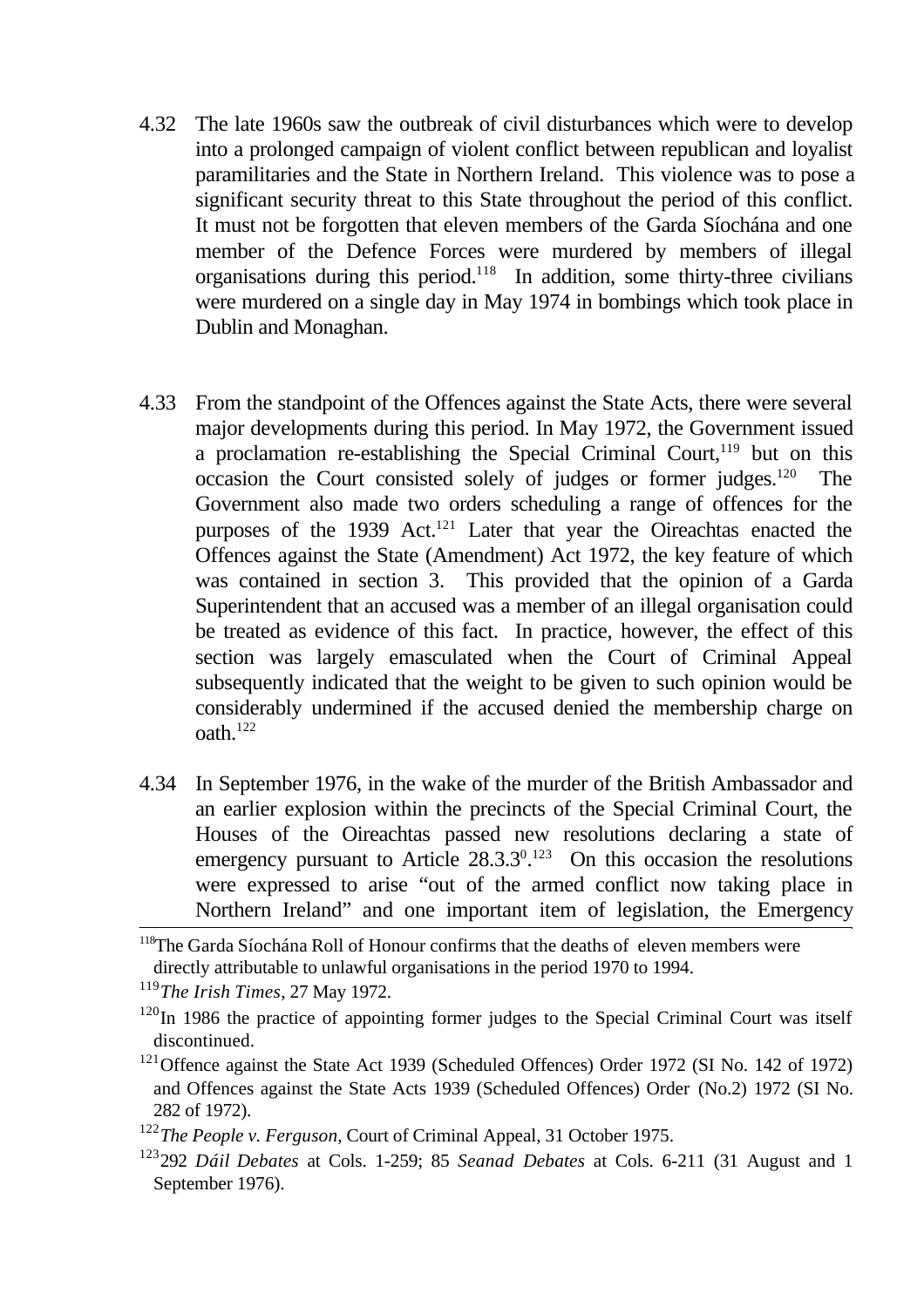4.32 The late 1960s saw the outbreak of civil disturbances which were to develop into a prolonged campaign of violent conflict between republican and loyalist paramilitaries and the State in Northern Ireland. This violence was to pose a significant security threat to this State throughout the period of this conflict. It must not be forgotten that eleven members of the Garda Síochána and one member of the Defence Forces were murdered by members of illegal organisations during this period.[118] In addition, some thirty-three civilians were murdered on a single day in May 1974 in bombings which took place in Dublin and Monaghan.

4.33 From the standpoint of the Offences against the State Acts, there were several major developments during this period. In May 1972, the Government issued a proclamation re-establishing the Special Criminal Court,[119] but on this occasion the Court consisted solely of judges or former judges.[120] The Government also made two orders scheduling a range of offences for the purposes of the 1939 Act.[121] Later that year the Oireachtas enacted the Offences against the State (Amendment) Act 1972, the key feature of which was contained in section 3. This provided that the opinion of a Garda Superintendent that an accused was a member of an illegal organisation could be treated as evidence of this fact. In practice, however, the effect of this section was largely emasculated when the Court of Criminal Appeal subsequently indicated that the weight to be given to such opinion would be considerably undermined if the accused denied the membership charge on oath.[122]

4.34 In September 1976, in the wake of the murder of the British Ambassador and an earlier explosion within the precincts of the Special Criminal Court, the Houses of the Oireachtas passed new resolutions declaring a state of emergency pursuant to Article 28.3.3$^{0}$.[123] On this occasion the resolutions were expressed to arise "out of the armed conflict now taking place in Northern Ireland" and one important item of legislation, the Emergency

---

[118] The Garda Síochána Roll of Honour confirms that the deaths of eleven members were directly attributable to unlawful organisations in the period 1970 to 1994.

[119] *The Irish Times*, 27 May 1972.

[120] In 1986 the practice of appointing former judges to the Special Criminal Court was itself discontinued.

[121] Offence against the State Act 1939 (Scheduled Offences) Order 1972 (SI No. 142 of 1972) and Offences against the State Acts 1939 (Scheduled Offences) Order (No.2) 1972 (SI No. 282 of 1972).

[122] *The People v. Ferguson*, Court of Criminal Appeal, 31 October 1975.

[123] 292 *Dáil Debates* at Cols. 1-259; 85 *Seanad Debates* at Cols. 6-211 (31 August and 1 September 1976).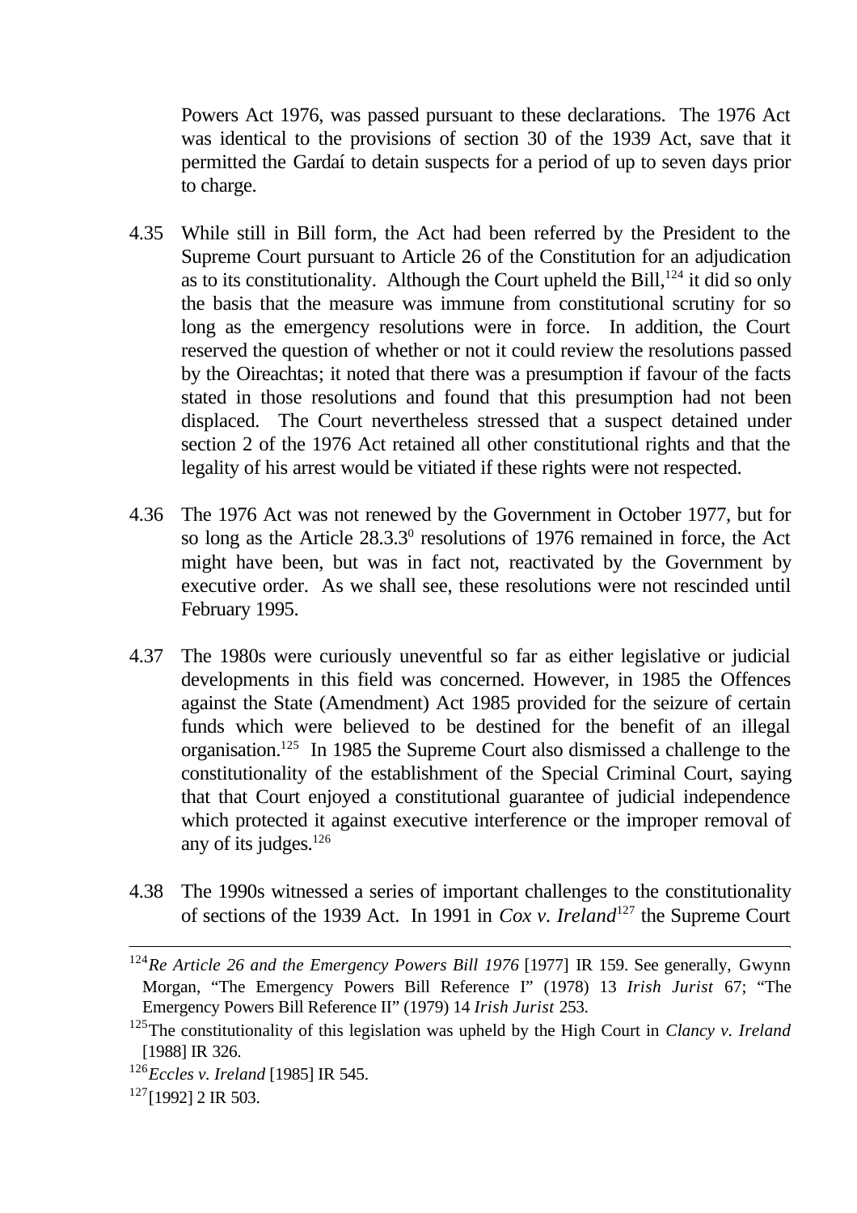Powers Act 1976, was passed pursuant to these declarations. The 1976 Act was identical to the provisions of section 30 of the 1939 Act, save that it permitted the Gardaí to detain suspects for a period of up to seven days prior to charge.

4.35 While still in Bill form, the Act had been referred by the President to the Supreme Court pursuant to Article 26 of the Constitution for an adjudication as to its constitutionality. Although the Court upheld the Bill,[124] it did so only the basis that the measure was immune from constitutional scrutiny for so long as the emergency resolutions were in force. In addition, the Court reserved the question of whether or not it could review the resolutions passed by the Oireachtas; it noted that there was a presumption if favour of the facts stated in those resolutions and found that this presumption had not been displaced. The Court nevertheless stressed that a suspect detained under section 2 of the 1976 Act retained all other constitutional rights and that the legality of his arrest would be vitiated if these rights were not respected.

4.36 The 1976 Act was not renewed by the Government in October 1977, but for so long as the Article 28.3.3$^0$ resolutions of 1976 remained in force, the Act might have been, but was in fact not, reactivated by the Government by executive order. As we shall see, these resolutions were not rescinded until February 1995.

4.37 The 1980s were curiously uneventful so far as either legislative or judicial developments in this field was concerned. However, in 1985 the Offences against the State (Amendment) Act 1985 provided for the seizure of certain funds which were believed to be destined for the benefit of an illegal organisation.[125] In 1985 the Supreme Court also dismissed a challenge to the constitutionality of the establishment of the Special Criminal Court, saying that that Court enjoyed a constitutional guarantee of judicial independence which protected it against executive interference or the improper removal of any of its judges.[126]

4.38 The 1990s witnessed a series of important challenges to the constitutionality of sections of the 1939 Act. In 1991 in *Cox v. Ireland*[127] the Supreme Court

---

[124] *Re Article 26 and the Emergency Powers Bill 1976* [1977] IR 159. See generally, Gwynn Morgan, "The Emergency Powers Bill Reference I" (1978) 13 *Irish Jurist* 67; "The Emergency Powers Bill Reference II" (1979) 14 *Irish Jurist* 253.

[125] The constitutionality of this legislation was upheld by the High Court in *Clancy v. Ireland* [1988] IR 326.

[126] *Eccles v. Ireland* [1985] IR 545.

[127] [1992] 2 IR 503.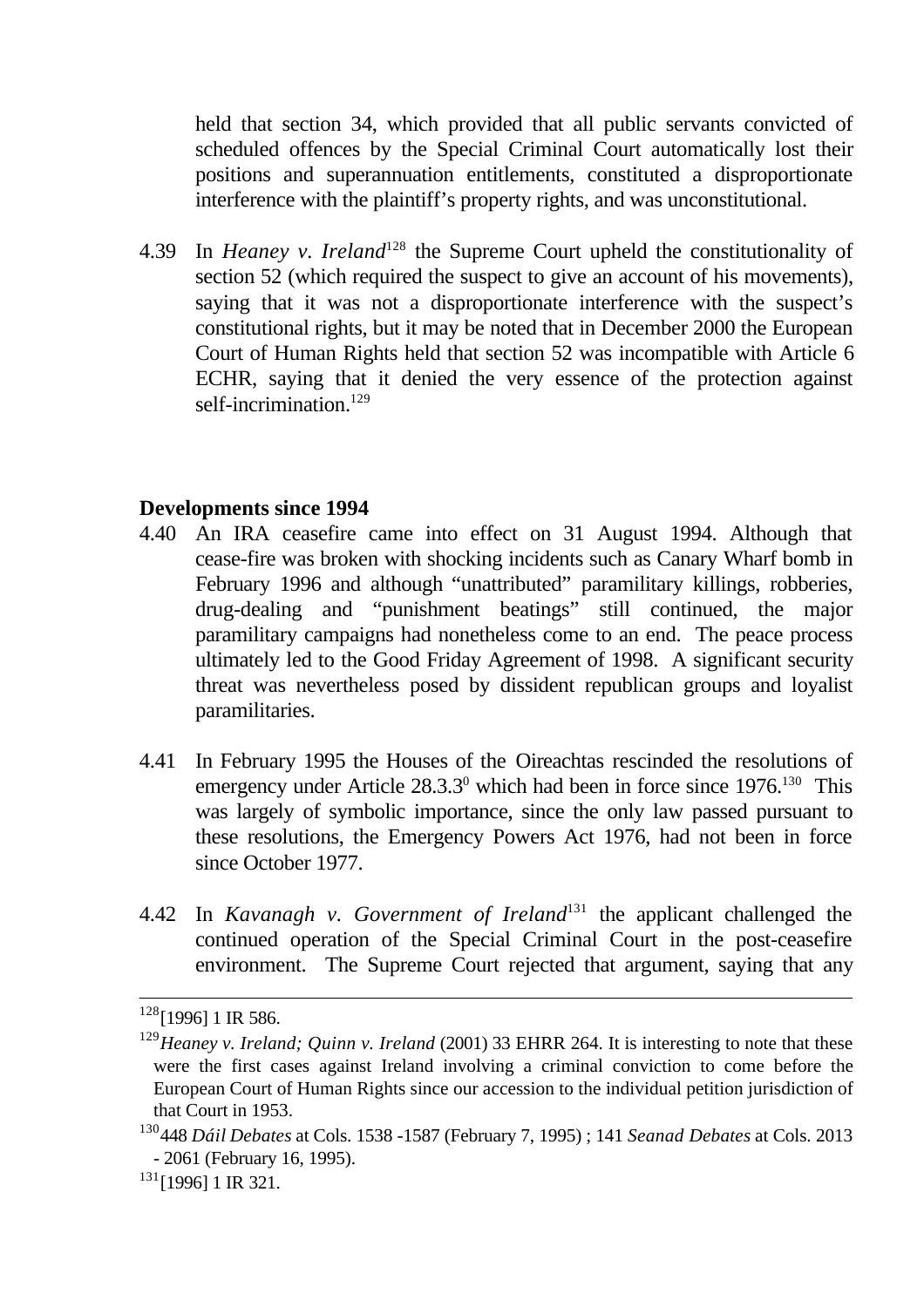held that section 34, which provided that all public servants convicted of scheduled offences by the Special Criminal Court automatically lost their positions and superannuation entitlements, constituted a disproportionate interference with the plaintiff's property rights, and was unconstitutional.

4.39 In *Heaney v. Ireland*[128] the Supreme Court upheld the constitutionality of section 52 (which required the suspect to give an account of his movements), saying that it was not a disproportionate interference with the suspect's constitutional rights, but it may be noted that in December 2000 the European Court of Human Rights held that section 52 was incompatible with Article 6 ECHR, saying that it denied the very essence of the protection against self-incrimination.[129]

**Developments since 1994**

4.40 An IRA ceasefire came into effect on 31 August 1994. Although that cease-fire was broken with shocking incidents such as Canary Wharf bomb in February 1996 and although "unattributed" paramilitary killings, robberies, drug-dealing and "punishment beatings" still continued, the major paramilitary campaigns had nonetheless come to an end. The peace process ultimately led to the Good Friday Agreement of 1998. A significant security threat was nevertheless posed by dissident republican groups and loyalist paramilitaries.

4.41 In February 1995 the Houses of the Oireachtas rescinded the resolutions of emergency under Article 28.3.3$^0$ which had been in force since 1976.[130] This was largely of symbolic importance, since the only law passed pursuant to these resolutions, the Emergency Powers Act 1976, had not been in force since October 1977.

4.42 In *Kavanagh v. Government of Ireland*[131] the applicant challenged the continued operation of the Special Criminal Court in the post-ceasefire environment. The Supreme Court rejected that argument, saying that any

---

[128] [1996] 1 IR 586.

[129] *Heaney v. Ireland; Quinn v. Ireland* (2001) 33 EHRR 264. It is interesting to note that these were the first cases against Ireland involving a criminal conviction to come before the European Court of Human Rights since our accession to the individual petition jurisdiction of that Court in 1953.

[130] 448 *Dáil Debates* at Cols. 1538 -1587 (February 7, 1995) ; 141 *Seanad Debates* at Cols. 2013 - 2061 (February 16, 1995).

[131] [1996] 1 IR 321.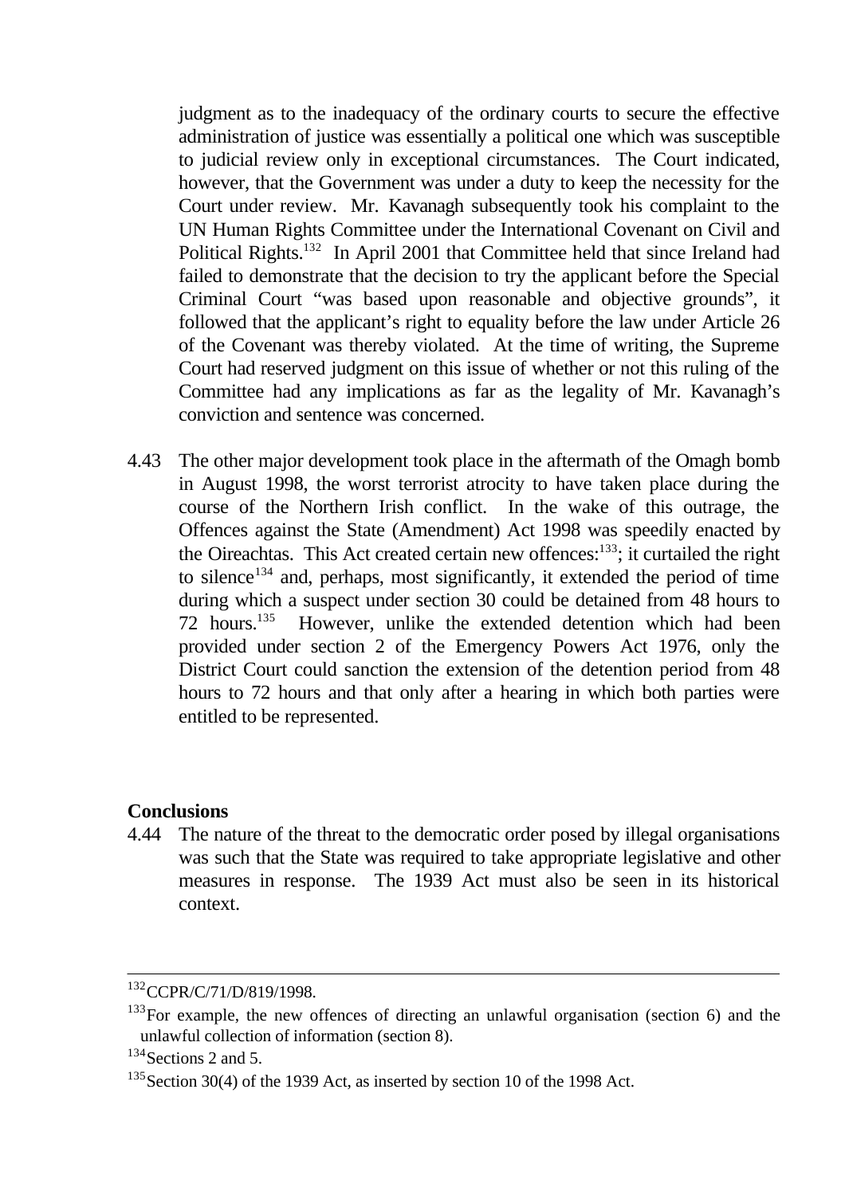judgment as to the inadequacy of the ordinary courts to secure the effective administration of justice was essentially a political one which was susceptible to judicial review only in exceptional circumstances. The Court indicated, however, that the Government was under a duty to keep the necessity for the Court under review. Mr. Kavanagh subsequently took his complaint to the UN Human Rights Committee under the International Covenant on Civil and Political Rights.[132] In April 2001 that Committee held that since Ireland had failed to demonstrate that the decision to try the applicant before the Special Criminal Court "was based upon reasonable and objective grounds", it followed that the applicant's right to equality before the law under Article 26 of the Covenant was thereby violated. At the time of writing, the Supreme Court had reserved judgment on this issue of whether or not this ruling of the Committee had any implications as far as the legality of Mr. Kavanagh's conviction and sentence was concerned.

4.43 The other major development took place in the aftermath of the Omagh bomb in August 1998, the worst terrorist atrocity to have taken place during the course of the Northern Irish conflict. In the wake of this outrage, the Offences against the State (Amendment) Act 1998 was speedily enacted by the Oireachtas. This Act created certain new offences:[133]; it curtailed the right to silence[134] and, perhaps, most significantly, it extended the period of time during which a suspect under section 30 could be detained from 48 hours to 72 hours.[135] However, unlike the extended detention which had been provided under section 2 of the Emergency Powers Act 1976, only the District Court could sanction the extension of the detention period from 48 hours to 72 hours and that only after a hearing in which both parties were entitled to be represented.

**Conclusions**

4.44 The nature of the threat to the democratic order posed by illegal organisations was such that the State was required to take appropriate legislative and other measures in response. The 1939 Act must also be seen in its historical context.

---

[132] CCPR/C/71/D/819/1998.

[133] For example, the new offences of directing an unlawful organisation (section 6) and the unlawful collection of information (section 8).

[134] Sections 2 and 5.

[135] Section 30(4) of the 1939 Act, as inserted by section 10 of the 1998 Act.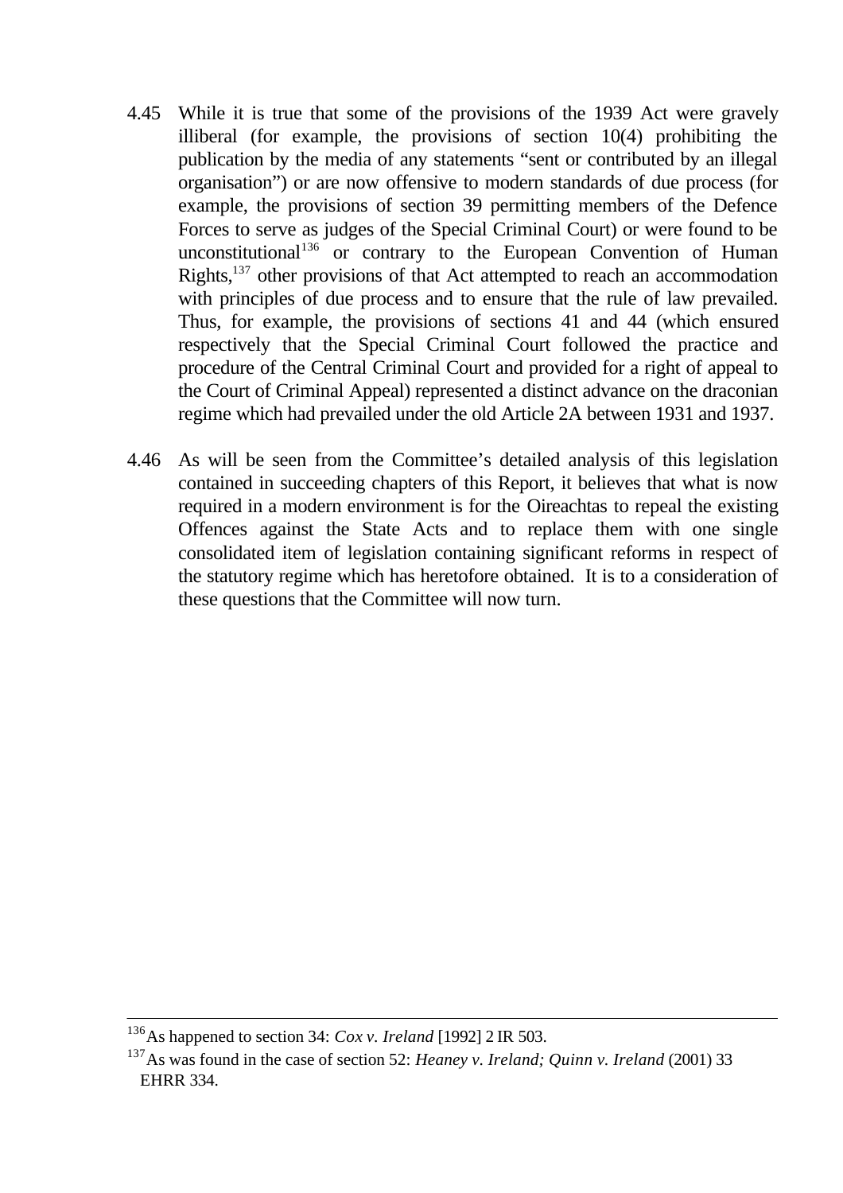4.45 While it is true that some of the provisions of the 1939 Act were gravely illiberal (for example, the provisions of section 10(4) prohibiting the publication by the media of any statements "sent or contributed by an illegal organisation") or are now offensive to modern standards of due process (for example, the provisions of section 39 permitting members of the Defence Forces to serve as judges of the Special Criminal Court) or were found to be unconstitutional[136] or contrary to the European Convention of Human Rights,[137] other provisions of that Act attempted to reach an accommodation with principles of due process and to ensure that the rule of law prevailed. Thus, for example, the provisions of sections 41 and 44 (which ensured respectively that the Special Criminal Court followed the practice and procedure of the Central Criminal Court and provided for a right of appeal to the Court of Criminal Appeal) represented a distinct advance on the draconian regime which had prevailed under the old Article 2A between 1931 and 1937.

4.46 As will be seen from the Committee's detailed analysis of this legislation contained in succeeding chapters of this Report, it believes that what is now required in a modern environment is for the Oireachtas to repeal the existing Offences against the State Acts and to replace them with one single consolidated item of legislation containing significant reforms in respect of the statutory regime which has heretofore obtained. It is to a consideration of these questions that the Committee will now turn.

---

[136] As happened to section 34: *Cox v. Ireland* [1992] 2 IR 503.

[137] As was found in the case of section 52: *Heaney v. Ireland; Quinn v. Ireland* (2001) 33 EHRR 334.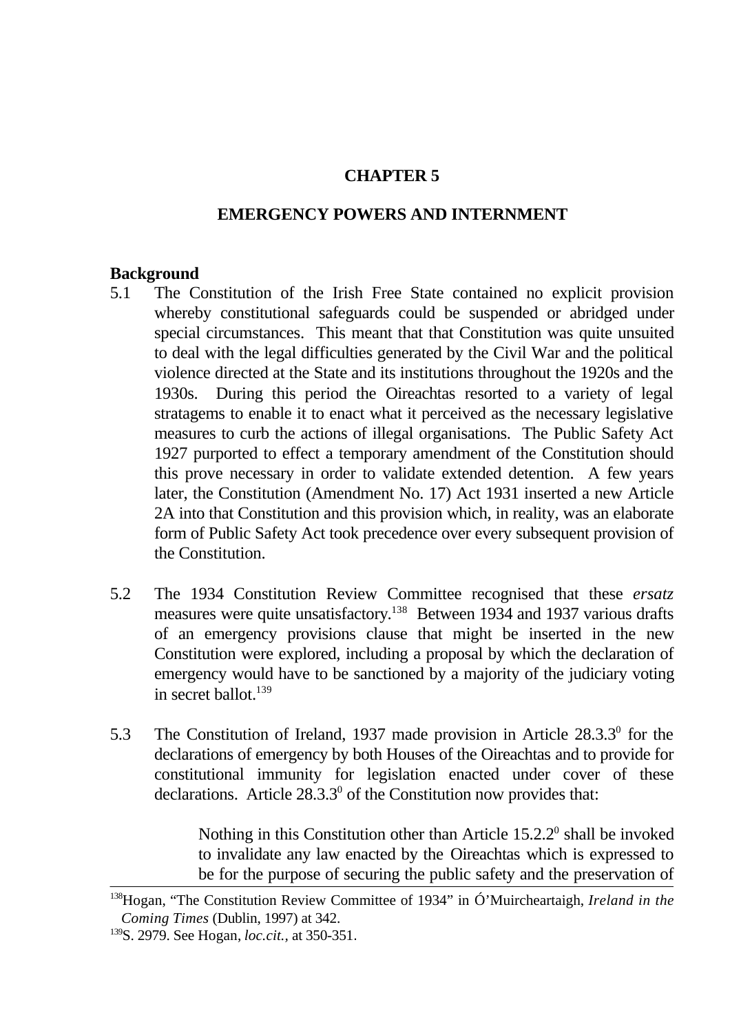# CHAPTER 5

## EMERGENCY POWERS AND INTERNMENT

### Background

5.1 The Constitution of the Irish Free State contained no explicit provision whereby constitutional safeguards could be suspended or abridged under special circumstances. This meant that that Constitution was quite unsuited to deal with the legal difficulties generated by the Civil War and the political violence directed at the State and its institutions throughout the 1920s and the 1930s. During this period the Oireachtas resorted to a variety of legal stratagems to enable it to enact what it perceived as the necessary legislative measures to curb the actions of illegal organisations. The Public Safety Act 1927 purported to effect a temporary amendment of the Constitution should this prove necessary in order to validate extended detention. A few years later, the Constitution (Amendment No. 17) Act 1931 inserted a new Article 2A into that Constitution and this provision which, in reality, was an elaborate form of Public Safety Act took precedence over every subsequent provision of the Constitution.

5.2 The 1934 Constitution Review Committee recognised that these *ersatz* measures were quite unsatisfactory.[138] Between 1934 and 1937 various drafts of an emergency provisions clause that might be inserted in the new Constitution were explored, including a proposal by which the declaration of emergency would have to be sanctioned by a majority of the judiciary voting in secret ballot.[139]

5.3 The Constitution of Ireland, 1937 made provision in Article 28.3.3$^0$ for the declarations of emergency by both Houses of the Oireachtas and to provide for constitutional immunity for legislation enacted under cover of these declarations. Article 28.3.3$^0$ of the Constitution now provides that:

> Nothing in this Constitution other than Article 15.2.2$^0$ shall be invoked to invalidate any law enacted by the Oireachtas which is expressed to be for the purpose of securing the public safety and the preservation of

---

[138] Hogan, "The Constitution Review Committee of 1934" in Ó'Muircheartaigh, *Ireland in the Coming Times* (Dublin, 1997) at 342.

[139] S. 2979. See Hogan, *loc.cit.,* at 350-351.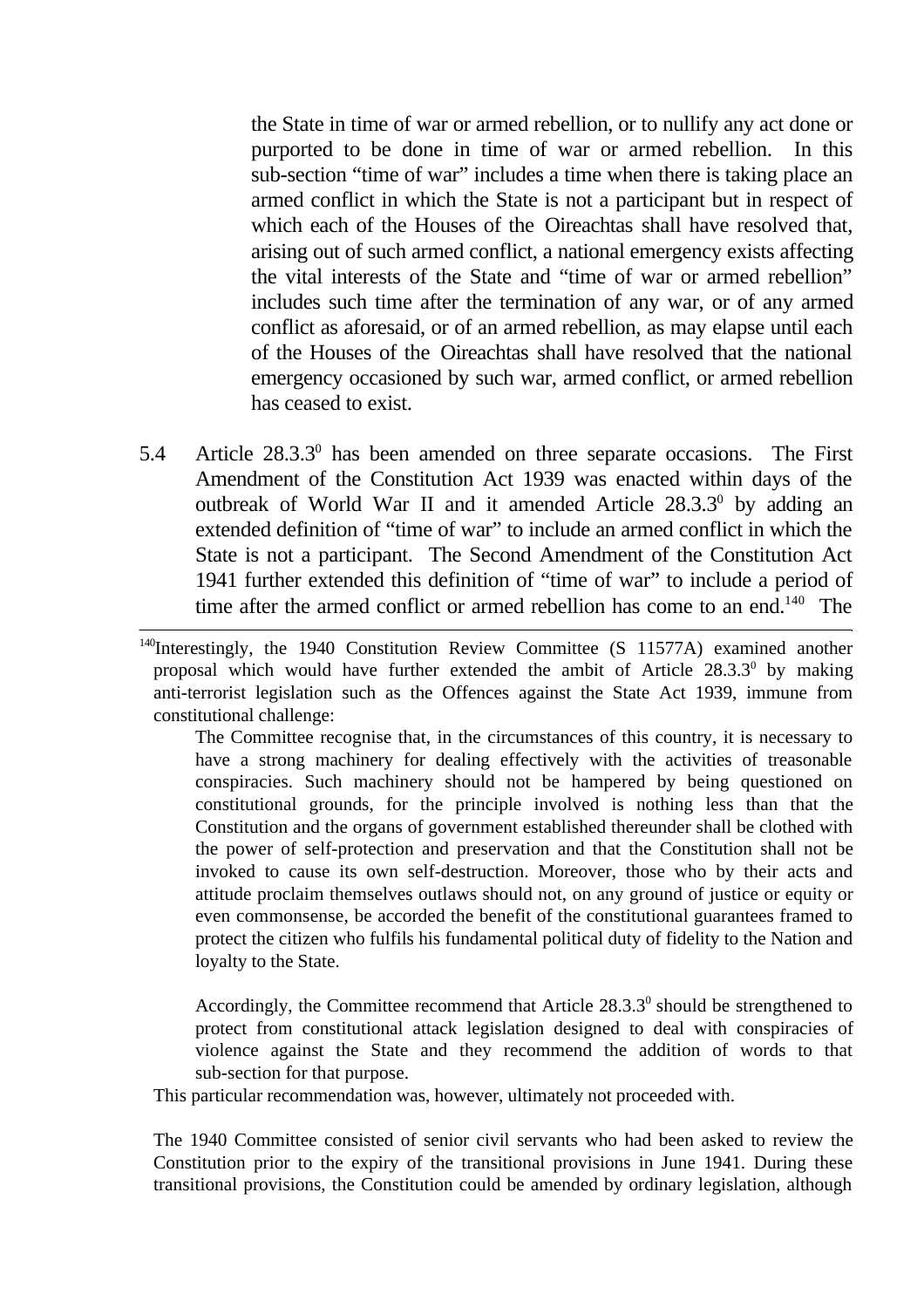> the State in time of war or armed rebellion, or to nullify any act done or purported to be done in time of war or armed rebellion. In this sub-section "time of war" includes a time when there is taking place an armed conflict in which the State is not a participant but in respect of which each of the Houses of the Oireachtas shall have resolved that, arising out of such armed conflict, a national emergency exists affecting the vital interests of the State and "time of war or armed rebellion" includes such time after the termination of any war, or of any armed conflict as aforesaid, or of an armed rebellion, as may elapse until each of the Houses of the Oireachtas shall have resolved that the national emergency occasioned by such war, armed conflict, or armed rebellion has ceased to exist.

5.4 Article 28.3.3$^0$ has been amended on three separate occasions. The First Amendment of the Constitution Act 1939 was enacted within days of the outbreak of World War II and it amended Article 28.3.3$^0$ by adding an extended definition of "time of war" to include an armed conflict in which the State is not a participant. The Second Amendment of the Constitution Act 1941 further extended this definition of "time of war" to include a period of time after the armed conflict or armed rebellion has come to an end.[140] The

---

[140] Interestingly, the 1940 Constitution Review Committee (S 11577A) examined another proposal which would have further extended the ambit of Article 28.3.3$^0$ by making anti-terrorist legislation such as the Offences against the State Act 1939, immune from constitutional challenge:

> The Committee recognise that, in the circumstances of this country, it is necessary to have a strong machinery for dealing effectively with the activities of treasonable conspiracies. Such machinery should not be hampered by being questioned on constitutional grounds, for the principle involved is nothing less than that the Constitution and the organs of government established thereunder shall be clothed with the power of self-protection and preservation and that the Constitution shall not be invoked to cause its own self-destruction. Moreover, those who by their acts and attitude proclaim themselves outlaws should not, on any ground of justice or equity or even commonsense, be accorded the benefit of the constitutional guarantees framed to protect the citizen who fulfils his fundamental political duty of fidelity to the Nation and loyalty to the State.
>
> Accordingly, the Committee recommend that Article 28.3.3$^0$ should be strengthened to protect from constitutional attack legislation designed to deal with conspiracies of violence against the State and they recommend the addition of words to that sub-section for that purpose.

This particular recommendation was, however, ultimately not proceeded with.

The 1940 Committee consisted of senior civil servants who had been asked to review the Constitution prior to the expiry of the transitional provisions in June 1941. During these transitional provisions, the Constitution could be amended by ordinary legislation, although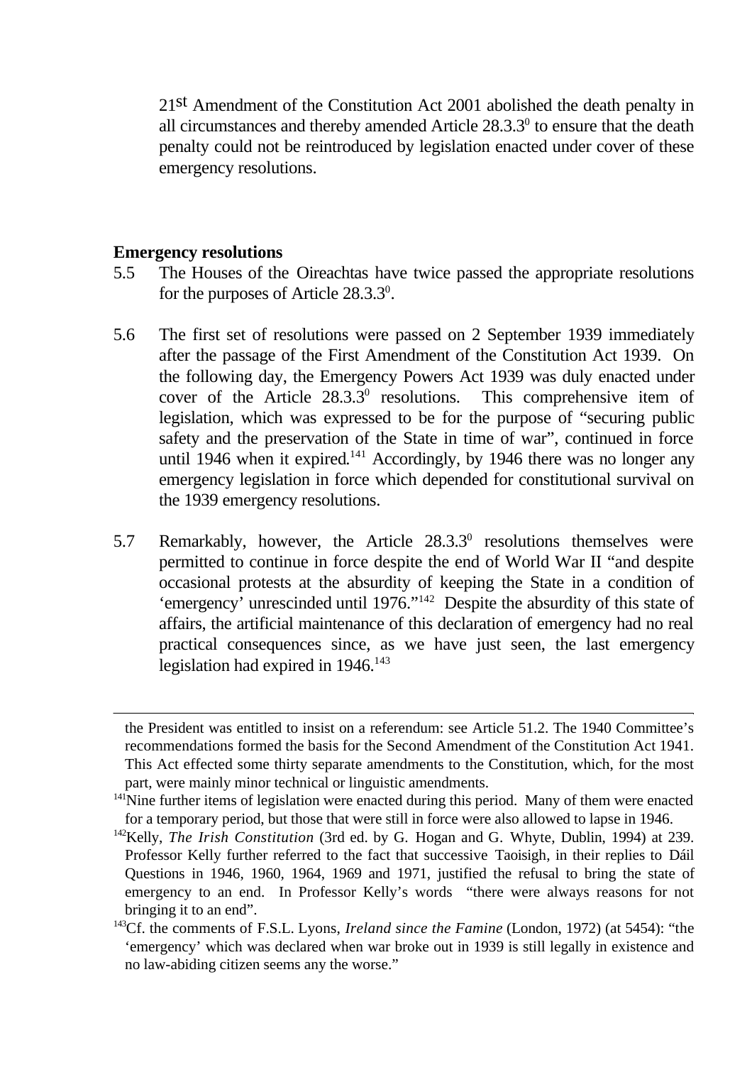21st Amendment of the Constitution Act 2001 abolished the death penalty in all circumstances and thereby amended Article 28.3.3⁰ to ensure that the death penalty could not be reintroduced by legislation enacted under cover of these emergency resolutions.

**Emergency resolutions**

5.5 The Houses of the Oireachtas have twice passed the appropriate resolutions for the purposes of Article 28.3.3⁰.

5.6 The first set of resolutions were passed on 2 September 1939 immediately after the passage of the First Amendment of the Constitution Act 1939. On the following day, the Emergency Powers Act 1939 was duly enacted under cover of the Article 28.3.3⁰ resolutions. This comprehensive item of legislation, which was expressed to be for the purpose of "securing public safety and the preservation of the State in time of war", continued in force until 1946 when it expired.[141] Accordingly, by 1946 there was no longer any emergency legislation in force which depended for constitutional survival on the 1939 emergency resolutions.

5.7 Remarkably, however, the Article 28.3.3⁰ resolutions themselves were permitted to continue in force despite the end of World War II "and despite occasional protests at the absurdity of keeping the State in a condition of 'emergency' unrescinded until 1976."[142] Despite the absurdity of this state of affairs, the artificial maintenance of this declaration of emergency had no real practical consequences since, as we have just seen, the last emergency legislation had expired in 1946.[143]

---

the President was entitled to insist on a referendum: see Article 51.2. The 1940 Committee's recommendations formed the basis for the Second Amendment of the Constitution Act 1941. This Act effected some thirty separate amendments to the Constitution, which, for the most part, were mainly minor technical or linguistic amendments.

[141] Nine further items of legislation were enacted during this period. Many of them were enacted for a temporary period, but those that were still in force were also allowed to lapse in 1946.

[142] Kelly, *The Irish Constitution* (3rd ed. by G. Hogan and G. Whyte, Dublin, 1994) at 239. Professor Kelly further referred to the fact that successive Taoisigh, in their replies to Dáil Questions in 1946, 1960, 1964, 1969 and 1971, justified the refusal to bring the state of emergency to an end. In Professor Kelly's words "there were always reasons for not bringing it to an end".

[143] Cf. the comments of F.S.L. Lyons, *Ireland since the Famine* (London, 1972) (at 5454): "the 'emergency' which was declared when war broke out in 1939 is still legally in existence and no law-abiding citizen seems any the worse."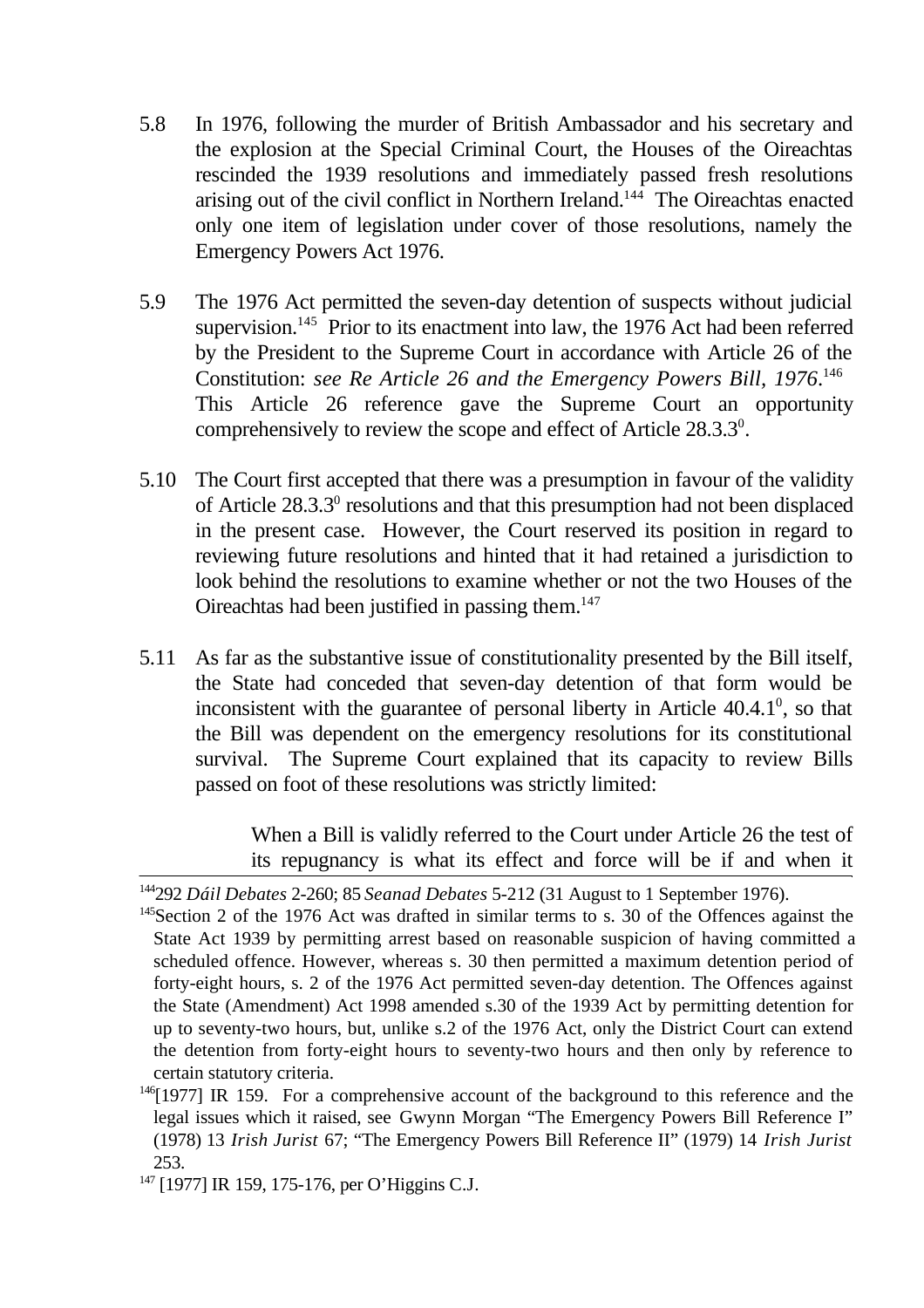5.8 In 1976, following the murder of British Ambassador and his secretary and the explosion at the Special Criminal Court, the Houses of the Oireachtas rescinded the 1939 resolutions and immediately passed fresh resolutions arising out of the civil conflict in Northern Ireland.[144] The Oireachtas enacted only one item of legislation under cover of those resolutions, namely the Emergency Powers Act 1976.

5.9 The 1976 Act permitted the seven-day detention of suspects without judicial supervision.[145] Prior to its enactment into law, the 1976 Act had been referred by the President to the Supreme Court in accordance with Article 26 of the Constitution: *see Re Article 26 and the Emergency Powers Bill, 1976*.[146] This Article 26 reference gave the Supreme Court an opportunity comprehensively to review the scope and effect of Article 28.3.3$^{0}$.

5.10 The Court first accepted that there was a presumption in favour of the validity of Article 28.3.3$^{0}$ resolutions and that this presumption had not been displaced in the present case. However, the Court reserved its position in regard to reviewing future resolutions and hinted that it had retained a jurisdiction to look behind the resolutions to examine whether or not the two Houses of the Oireachtas had been justified in passing them.[147]

5.11 As far as the substantive issue of constitutionality presented by the Bill itself, the State had conceded that seven-day detention of that form would be inconsistent with the guarantee of personal liberty in Article 40.4.1$^{0}$, so that the Bill was dependent on the emergency resolutions for its constitutional survival. The Supreme Court explained that its capacity to review Bills passed on foot of these resolutions was strictly limited:

> When a Bill is validly referred to the Court under Article 26 the test of its repugnancy is what its effect and force will be if and when it

---

[144] 292 *Dáil Debates* 2-260; 85 *Seanad Debates* 5-212 (31 August to 1 September 1976).

[145] Section 2 of the 1976 Act was drafted in similar terms to s. 30 of the Offences against the State Act 1939 by permitting arrest based on reasonable suspicion of having committed a scheduled offence. However, whereas s. 30 then permitted a maximum detention period of forty-eight hours, s. 2 of the 1976 Act permitted seven-day detention. The Offences against the State (Amendment) Act 1998 amended s.30 of the 1939 Act by permitting detention for up to seventy-two hours, but, unlike s.2 of the 1976 Act, only the District Court can extend the detention from forty-eight hours to seventy-two hours and then only by reference to certain statutory criteria.

[146] [1977] IR 159. For a comprehensive account of the background to this reference and the legal issues which it raised, see Gwynn Morgan "The Emergency Powers Bill Reference I" (1978) 13 *Irish Jurist* 67; "The Emergency Powers Bill Reference II" (1979) 14 *Irish Jurist* 253.

[147] [1977] IR 159, 175-176, per O'Higgins C.J.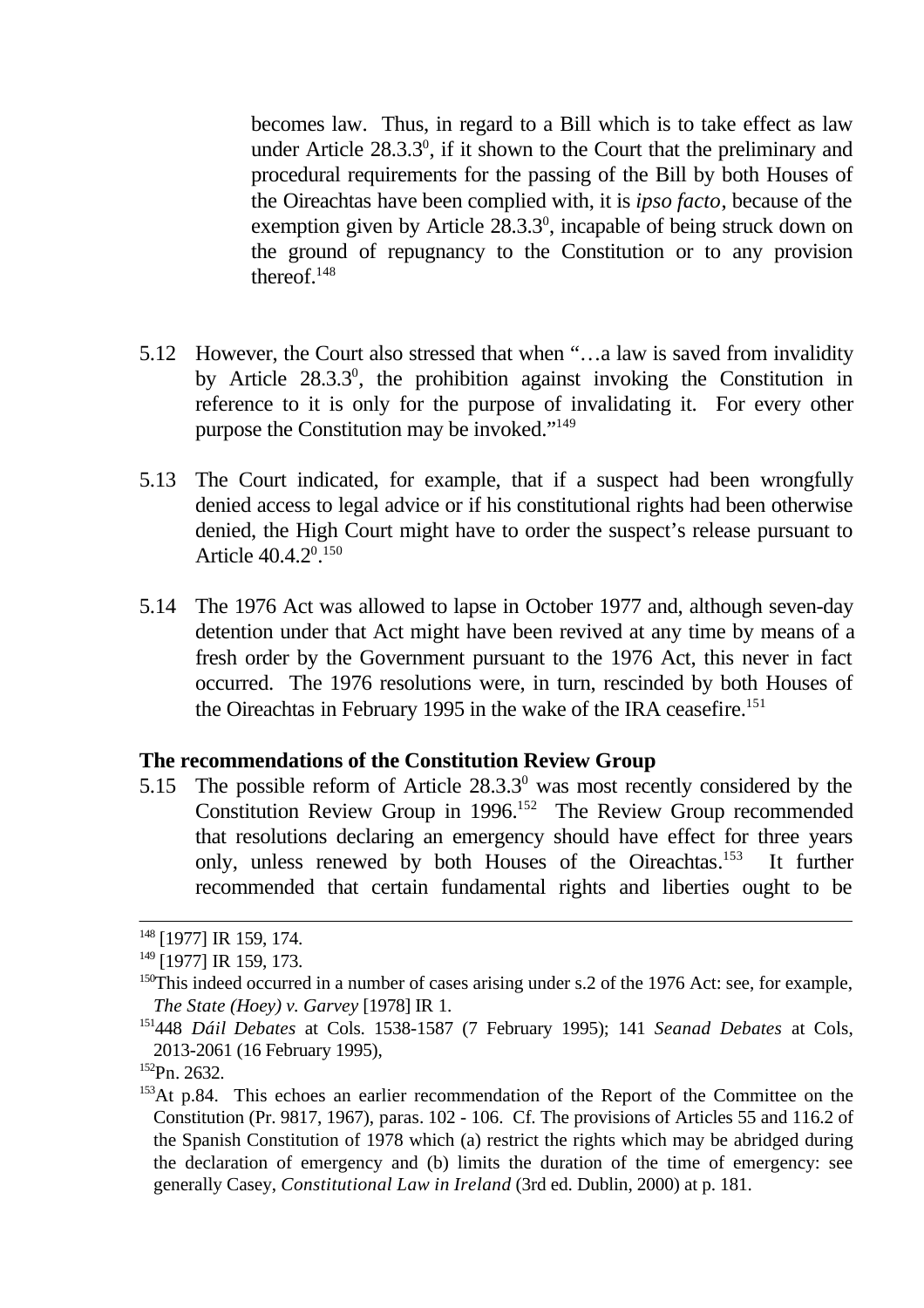> becomes law. Thus, in regard to a Bill which is to take effect as law under Article 28.3.3$^0$, if it shown to the Court that the preliminary and procedural requirements for the passing of the Bill by both Houses of the Oireachtas have been complied with, it is *ipso facto*, because of the exemption given by Article 28.3.3$^0$, incapable of being struck down on the ground of repugnancy to the Constitution or to any provision thereof.[148]

5.12 However, the Court also stressed that when "…a law is saved from invalidity by Article 28.3.3$^0$, the prohibition against invoking the Constitution in reference to it is only for the purpose of invalidating it. For every other purpose the Constitution may be invoked."[149]

5.13 The Court indicated, for example, that if a suspect had been wrongfully denied access to legal advice or if his constitutional rights had been otherwise denied, the High Court might have to order the suspect's release pursuant to Article 40.4.2$^0$.[150]

5.14 The 1976 Act was allowed to lapse in October 1977 and, although seven-day detention under that Act might have been revived at any time by means of a fresh order by the Government pursuant to the 1976 Act, this never in fact occurred. The 1976 resolutions were, in turn, rescinded by both Houses of the Oireachtas in February 1995 in the wake of the IRA ceasefire.[151]

**The recommendations of the Constitution Review Group**

5.15 The possible reform of Article 28.3.3$^0$ was most recently considered by the Constitution Review Group in 1996.[152] The Review Group recommended that resolutions declaring an emergency should have effect for three years only, unless renewed by both Houses of the Oireachtas.[153] It further recommended that certain fundamental rights and liberties ought to be

---

[148] [1977] IR 159, 174.

[149] [1977] IR 159, 173.

[150] This indeed occurred in a number of cases arising under s.2 of the 1976 Act: see, for example, *The State (Hoey) v. Garvey* [1978] IR 1.

[151] 448 *Dáil Debates* at Cols. 1538-1587 (7 February 1995); 141 *Seanad Debates* at Cols, 2013-2061 (16 February 1995),

[152] Pn. 2632.

[153] At p.84. This echoes an earlier recommendation of the Report of the Committee on the Constitution (Pr. 9817, 1967), paras. 102 - 106. Cf. The provisions of Articles 55 and 116.2 of the Spanish Constitution of 1978 which (a) restrict the rights which may be abridged during the declaration of emergency and (b) limits the duration of the time of emergency: see generally Casey, *Constitutional Law in Ireland* (3rd ed. Dublin, 2000) at p. 181.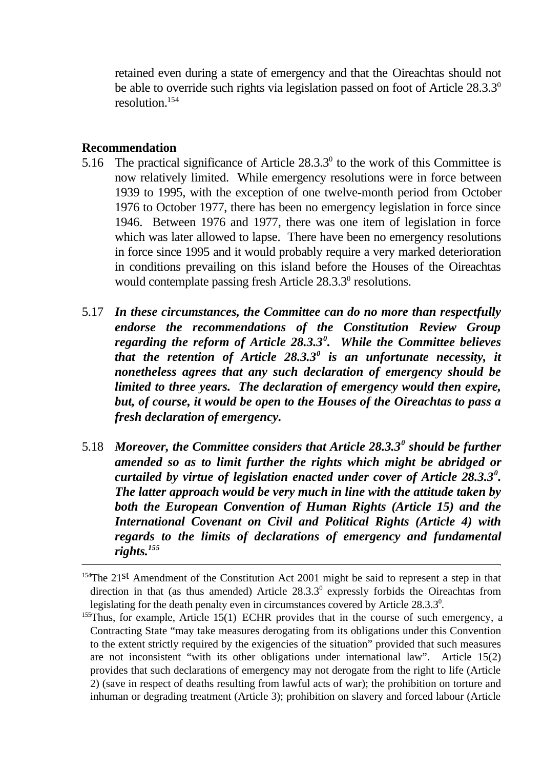retained even during a state of emergency and that the Oireachtas should not be able to override such rights via legislation passed on foot of Article 28.3.3⁰ resolution.[154]

**Recommendation**

5.16 The practical significance of Article 28.3.3⁰ to the work of this Committee is now relatively limited. While emergency resolutions were in force between 1939 to 1995, with the exception of one twelve-month period from October 1976 to October 1977, there has been no emergency legislation in force since 1946. Between 1976 and 1977, there was one item of legislation in force which was later allowed to lapse. There have been no emergency resolutions in force since 1995 and it would probably require a very marked deterioration in conditions prevailing on this island before the Houses of the Oireachtas would contemplate passing fresh Article 28.3.3⁰ resolutions.

5.17 ***In these circumstances, the Committee can do no more than respectfully endorse the recommendations of the Constitution Review Group regarding the reform of Article 28.3.3⁰. While the Committee believes that the retention of Article 28.3.3⁰ is an unfortunate necessity, it nonetheless agrees that any such declaration of emergency should be limited to three years. The declaration of emergency would then expire, but, of course, it would be open to the Houses of the Oireachtas to pass a fresh declaration of emergency.***

5.18 ***Moreover, the Committee considers that Article 28.3.3⁰ should be further amended so as to limit further the rights which might be abridged or curtailed by virtue of legislation enacted under cover of Article 28.3.3⁰. The latter approach would be very much in line with the attitude taken by both the European Convention of Human Rights (Article 15) and the International Covenant on Civil and Political Rights (Article 4) with regards to the limits of declarations of emergency and fundamental rights.***[155]

---

[154] The 21st Amendment of the Constitution Act 2001 might be said to represent a step in that direction in that (as thus amended) Article 28.3.3⁰ expressly forbids the Oireachtas from legislating for the death penalty even in circumstances covered by Article 28.3.3⁰.

[155] Thus, for example, Article 15(1) ECHR provides that in the course of such emergency, a Contracting State "may take measures derogating from its obligations under this Convention to the extent strictly required by the exigencies of the situation" provided that such measures are not inconsistent "with its other obligations under international law". Article 15(2) provides that such declarations of emergency may not derogate from the right to life (Article 2) (save in respect of deaths resulting from lawful acts of war); the prohibition on torture and inhuman or degrading treatment (Article 3); prohibition on slavery and forced labour (Article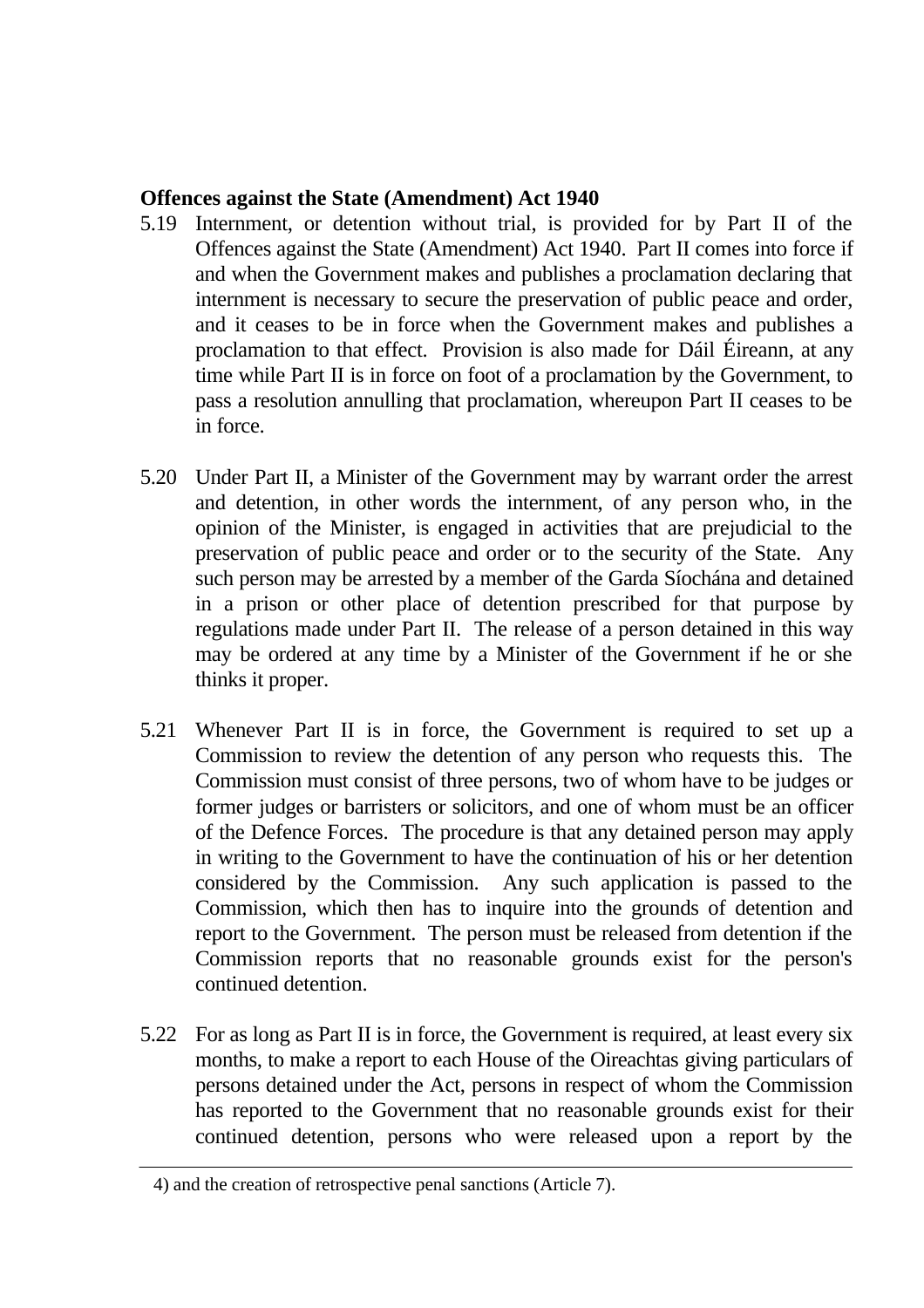**Offences against the State (Amendment) Act 1940**

5.19 Internment, or detention without trial, is provided for by Part II of the Offences against the State (Amendment) Act 1940. Part II comes into force if and when the Government makes and publishes a proclamation declaring that internment is necessary to secure the preservation of public peace and order, and it ceases to be in force when the Government makes and publishes a proclamation to that effect. Provision is also made for Dáil Éireann, at any time while Part II is in force on foot of a proclamation by the Government, to pass a resolution annulling that proclamation, whereupon Part II ceases to be in force.

5.20 Under Part II, a Minister of the Government may by warrant order the arrest and detention, in other words the internment, of any person who, in the opinion of the Minister, is engaged in activities that are prejudicial to the preservation of public peace and order or to the security of the State. Any such person may be arrested by a member of the Garda Síochána and detained in a prison or other place of detention prescribed for that purpose by regulations made under Part II. The release of a person detained in this way may be ordered at any time by a Minister of the Government if he or she thinks it proper.

5.21 Whenever Part II is in force, the Government is required to set up a Commission to review the detention of any person who requests this. The Commission must consist of three persons, two of whom have to be judges or former judges or barristers or solicitors, and one of whom must be an officer of the Defence Forces. The procedure is that any detained person may apply in writing to the Government to have the continuation of his or her detention considered by the Commission. Any such application is passed to the Commission, which then has to inquire into the grounds of detention and report to the Government. The person must be released from detention if the Commission reports that no reasonable grounds exist for the person's continued detention.

5.22 For as long as Part II is in force, the Government is required, at least every six months, to make a report to each House of the Oireachtas giving particulars of persons detained under the Act, persons in respect of whom the Commission has reported to the Government that no reasonable grounds exist for their continued detention, persons who were released upon a report by the

---

4) and the creation of retrospective penal sanctions (Article 7).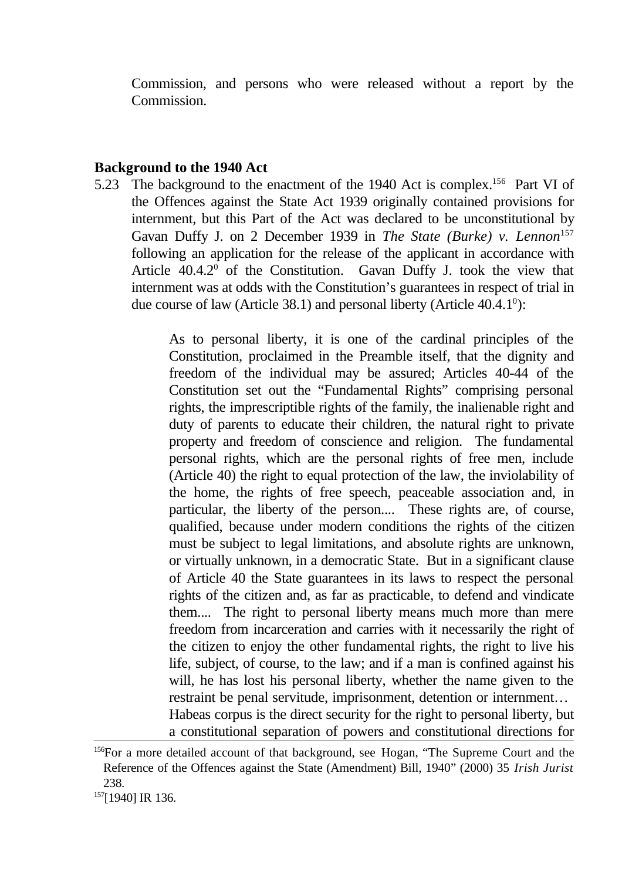Commission, and persons who were released without a report by the Commission.

**Background to the 1940 Act**

5.23 The background to the enactment of the 1940 Act is complex.[156] Part VI of the Offences against the State Act 1939 originally contained provisions for internment, but this Part of the Act was declared to be unconstitutional by Gavan Duffy J. on 2 December 1939 in *The State (Burke) v. Lennon*[157] following an application for the release of the applicant in accordance with Article 40.4.2$^{0}$ of the Constitution. Gavan Duffy J. took the view that internment was at odds with the Constitution's guarantees in respect of trial in due course of law (Article 38.1) and personal liberty (Article 40.4.1$^{0}$):

> As to personal liberty, it is one of the cardinal principles of the Constitution, proclaimed in the Preamble itself, that the dignity and freedom of the individual may be assured; Articles 40-44 of the Constitution set out the "Fundamental Rights" comprising personal rights, the imprescriptible rights of the family, the inalienable right and duty of parents to educate their children, the natural right to private property and freedom of conscience and religion. The fundamental personal rights, which are the personal rights of free men, include (Article 40) the right to equal protection of the law, the inviolability of the home, the rights of free speech, peaceable association and, in particular, the liberty of the person.... These rights are, of course, qualified, because under modern conditions the rights of the citizen must be subject to legal limitations, and absolute rights are unknown, or virtually unknown, in a democratic State. But in a significant clause of Article 40 the State guarantees in its laws to respect the personal rights of the citizen and, as far as practicable, to defend and vindicate them.... The right to personal liberty means much more than mere freedom from incarceration and carries with it necessarily the right of the citizen to enjoy the other fundamental rights, the right to live his life, subject, of course, to the law; and if a man is confined against his will, he has lost his personal liberty, whether the name given to the restraint be penal servitude, imprisonment, detention or internment…
> Habeas corpus is the direct security for the right to personal liberty, but a constitutional separation of powers and constitutional directions for

---

[156] For a more detailed account of that background, see Hogan, "The Supreme Court and the Reference of the Offences against the State (Amendment) Bill, 1940" (2000) 35 *Irish Jurist* 238.

[157] [1940] IR 136.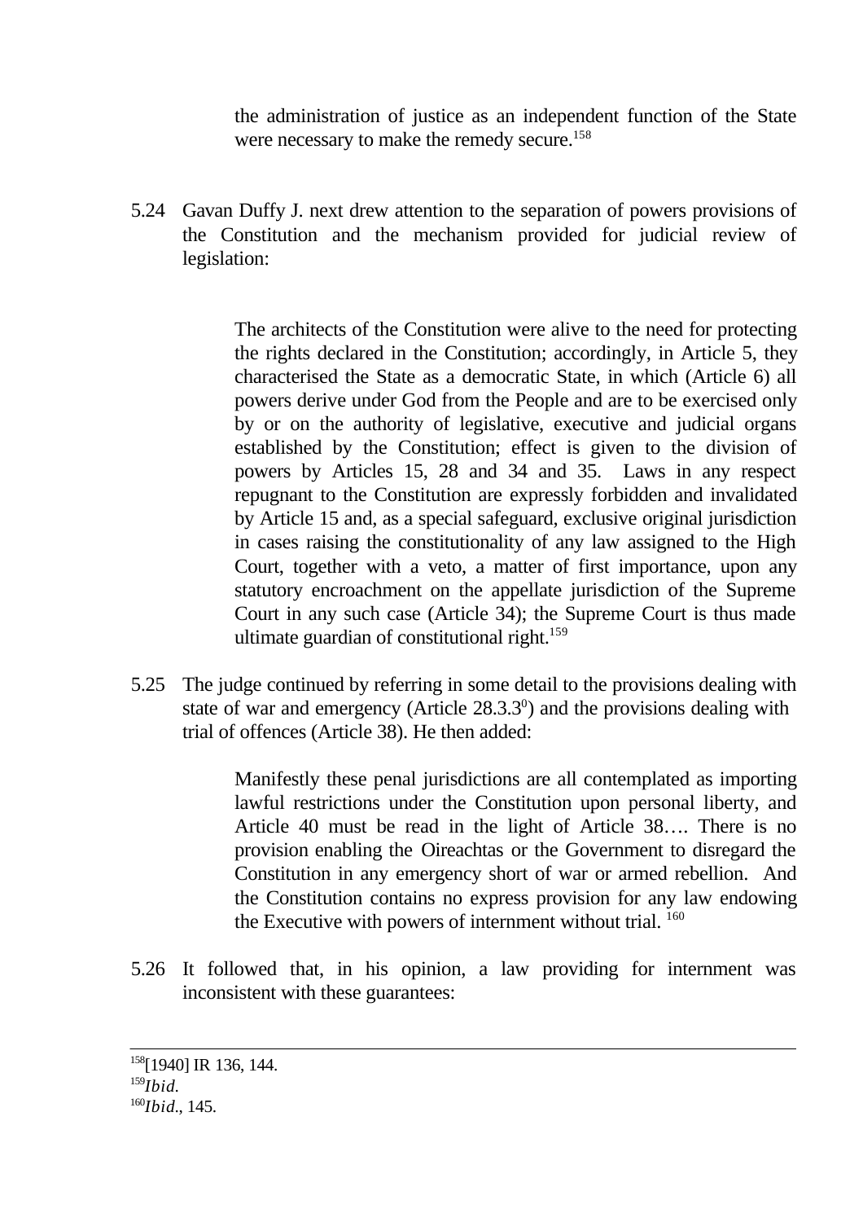> the administration of justice as an independent function of the State were necessary to make the remedy secure.[158]

5.24 Gavan Duffy J. next drew attention to the separation of powers provisions of the Constitution and the mechanism provided for judicial review of legislation:

> The architects of the Constitution were alive to the need for protecting the rights declared in the Constitution; accordingly, in Article 5, they characterised the State as a democratic State, in which (Article 6) all powers derive under God from the People and are to be exercised only by or on the authority of legislative, executive and judicial organs established by the Constitution; effect is given to the division of powers by Articles 15, 28 and 34 and 35. Laws in any respect repugnant to the Constitution are expressly forbidden and invalidated by Article 15 and, as a special safeguard, exclusive original jurisdiction in cases raising the constitutionality of any law assigned to the High Court, together with a veto, a matter of first importance, upon any statutory encroachment on the appellate jurisdiction of the Supreme Court in any such case (Article 34); the Supreme Court is thus made ultimate guardian of constitutional right.[159]

5.25 The judge continued by referring in some detail to the provisions dealing with state of war and emergency (Article 28.3.3$^{0}$) and the provisions dealing with trial of offences (Article 38). He then added:

> Manifestly these penal jurisdictions are all contemplated as importing lawful restrictions under the Constitution upon personal liberty, and Article 40 must be read in the light of Article 38…. There is no provision enabling the Oireachtas or the Government to disregard the Constitution in any emergency short of war or armed rebellion. And the Constitution contains no express provision for any law endowing the Executive with powers of internment without trial. [160]

5.26 It followed that, in his opinion, a law providing for internment was inconsistent with these guarantees:

---

[158] [1940] IR 136, 144.
[159] *Ibid.*
[160] *Ibid.*, 145.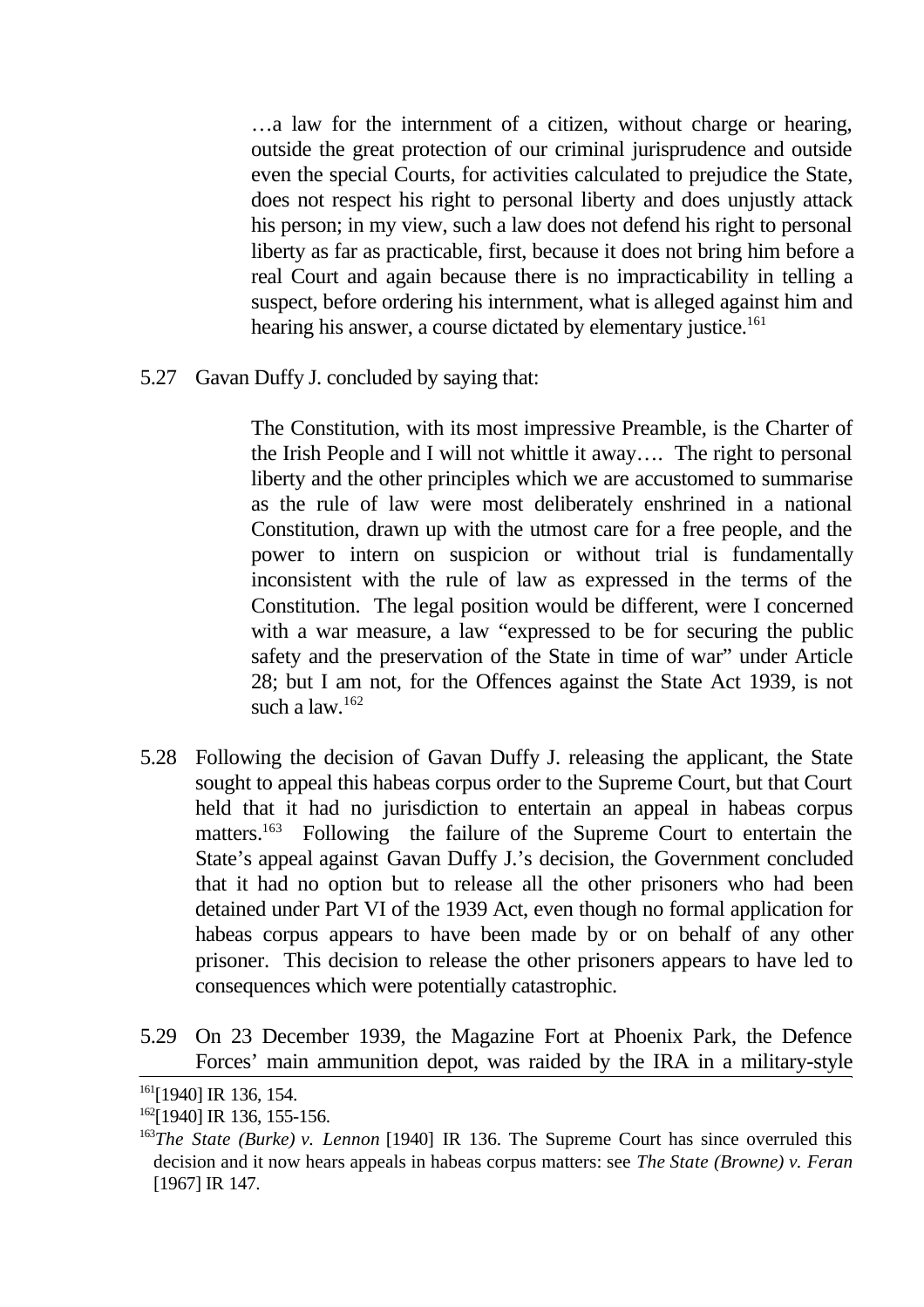> …a law for the internment of a citizen, without charge or hearing, outside the great protection of our criminal jurisprudence and outside even the special Courts, for activities calculated to prejudice the State, does not respect his right to personal liberty and does unjustly attack his person; in my view, such a law does not defend his right to personal liberty as far as practicable, first, because it does not bring him before a real Court and again because there is no impracticability in telling a suspect, before ordering his internment, what is alleged against him and hearing his answer, a course dictated by elementary justice.[161]

5.27 Gavan Duffy J. concluded by saying that:

> The Constitution, with its most impressive Preamble, is the Charter of the Irish People and I will not whittle it away…. The right to personal liberty and the other principles which we are accustomed to summarise as the rule of law were most deliberately enshrined in a national Constitution, drawn up with the utmost care for a free people, and the power to intern on suspicion or without trial is fundamentally inconsistent with the rule of law as expressed in the terms of the Constitution. The legal position would be different, were I concerned with a war measure, a law "expressed to be for securing the public safety and the preservation of the State in time of war" under Article 28; but I am not, for the Offences against the State Act 1939, is not such a law.[162]

5.28 Following the decision of Gavan Duffy J. releasing the applicant, the State sought to appeal this habeas corpus order to the Supreme Court, but that Court held that it had no jurisdiction to entertain an appeal in habeas corpus matters.[163] Following the failure of the Supreme Court to entertain the State's appeal against Gavan Duffy J.'s decision, the Government concluded that it had no option but to release all the other prisoners who had been detained under Part VI of the 1939 Act, even though no formal application for habeas corpus appears to have been made by or on behalf of any other prisoner. This decision to release the other prisoners appears to have led to consequences which were potentially catastrophic.

5.29 On 23 December 1939, the Magazine Fort at Phoenix Park, the Defence Forces' main ammunition depot, was raided by the IRA in a military-style

---

[161] [1940] IR 136, 154.

[162] [1940] IR 136, 155-156.

[163] *The State (Burke) v. Lennon* [1940] IR 136. The Supreme Court has since overruled this decision and it now hears appeals in habeas corpus matters: see *The State (Browne) v. Feran* [1967] IR 147.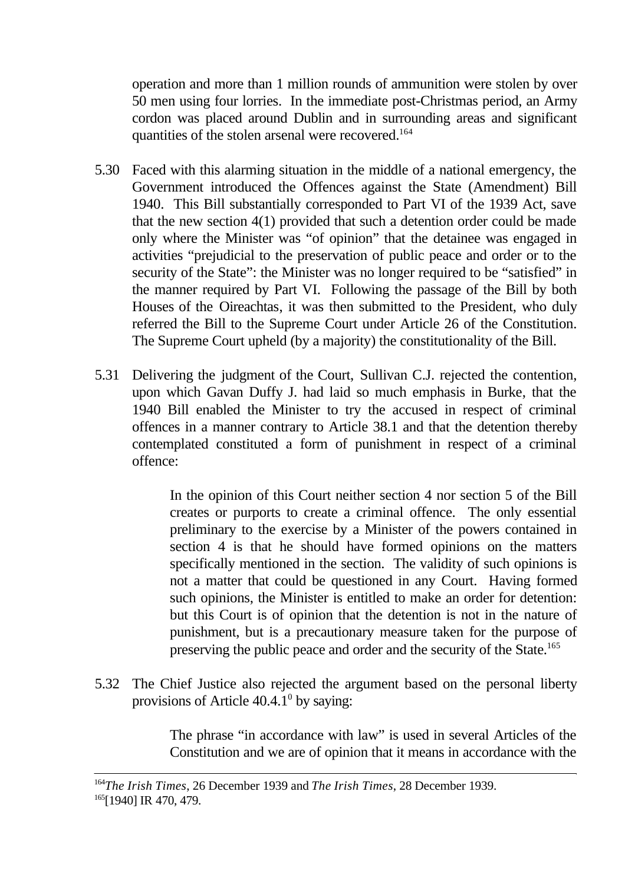operation and more than 1 million rounds of ammunition were stolen by over 50 men using four lorries. In the immediate post-Christmas period, an Army cordon was placed around Dublin and in surrounding areas and significant quantities of the stolen arsenal were recovered.[164]

5.30 Faced with this alarming situation in the middle of a national emergency, the Government introduced the Offences against the State (Amendment) Bill 1940. This Bill substantially corresponded to Part VI of the 1939 Act, save that the new section 4(1) provided that such a detention order could be made only where the Minister was "of opinion" that the detainee was engaged in activities "prejudicial to the preservation of public peace and order or to the security of the State": the Minister was no longer required to be "satisfied" in the manner required by Part VI. Following the passage of the Bill by both Houses of the Oireachtas, it was then submitted to the President, who duly referred the Bill to the Supreme Court under Article 26 of the Constitution. The Supreme Court upheld (by a majority) the constitutionality of the Bill.

5.31 Delivering the judgment of the Court, Sullivan C.J. rejected the contention, upon which Gavan Duffy J. had laid so much emphasis in Burke, that the 1940 Bill enabled the Minister to try the accused in respect of criminal offences in a manner contrary to Article 38.1 and that the detention thereby contemplated constituted a form of punishment in respect of a criminal offence:

> In the opinion of this Court neither section 4 nor section 5 of the Bill creates or purports to create a criminal offence. The only essential preliminary to the exercise by a Minister of the powers contained in section 4 is that he should have formed opinions on the matters specifically mentioned in the section. The validity of such opinions is not a matter that could be questioned in any Court. Having formed such opinions, the Minister is entitled to make an order for detention: but this Court is of opinion that the detention is not in the nature of punishment, but is a precautionary measure taken for the purpose of preserving the public peace and order and the security of the State.[165]

5.32 The Chief Justice also rejected the argument based on the personal liberty provisions of Article 40.4.1⁰ by saying:

> The phrase "in accordance with law" is used in several Articles of the Constitution and we are of opinion that it means in accordance with the

---

[164] *The Irish Times*, 26 December 1939 and *The Irish Times*, 28 December 1939.

[165] [1940] IR 470, 479.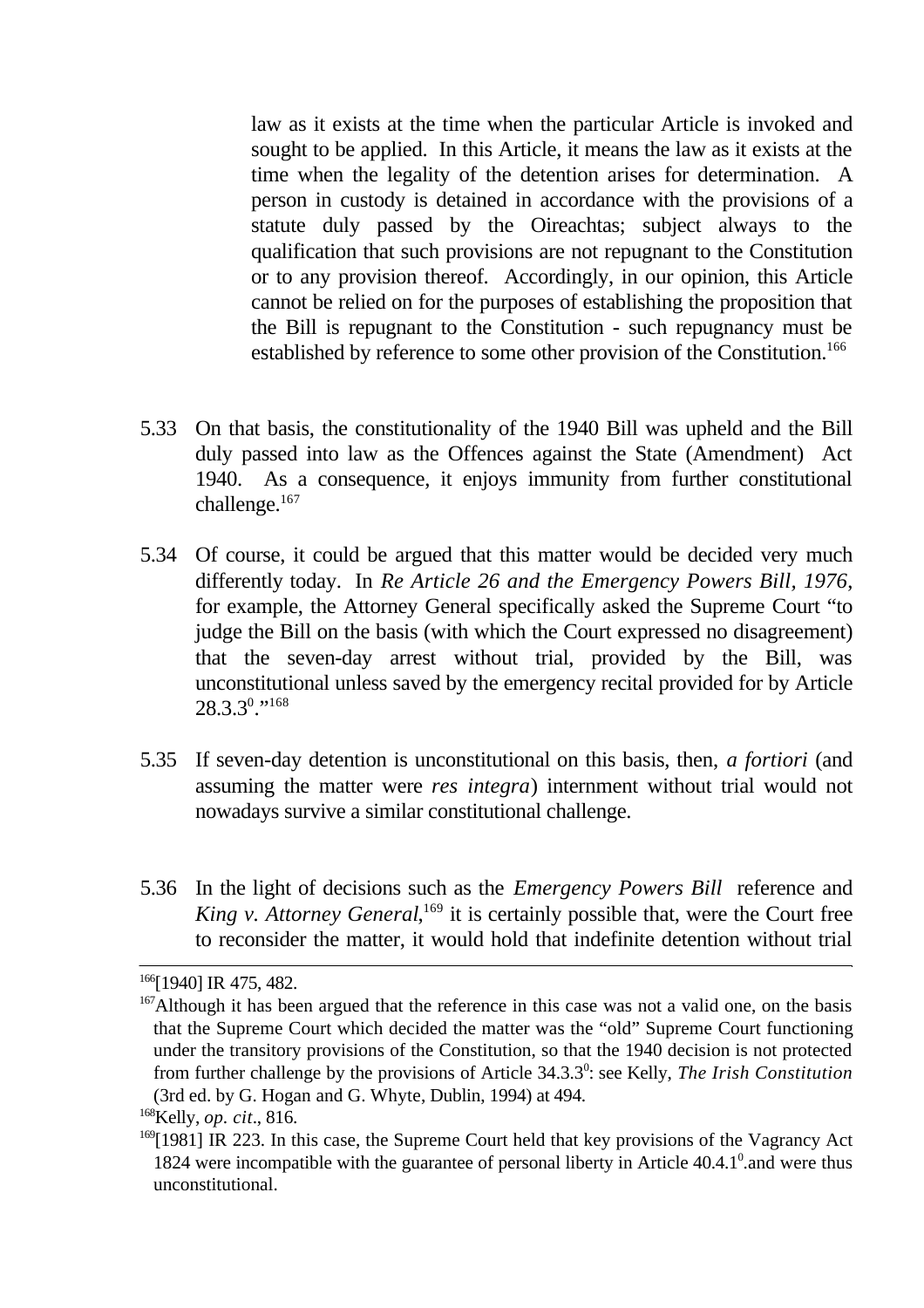> law as it exists at the time when the particular Article is invoked and sought to be applied. In this Article, it means the law as it exists at the time when the legality of the detention arises for determination. A person in custody is detained in accordance with the provisions of a statute duly passed by the Oireachtas; subject always to the qualification that such provisions are not repugnant to the Constitution or to any provision thereof. Accordingly, in our opinion, this Article cannot be relied on for the purposes of establishing the proposition that the Bill is repugnant to the Constitution - such repugnancy must be established by reference to some other provision of the Constitution.[166]

5.33 On that basis, the constitutionality of the 1940 Bill was upheld and the Bill duly passed into law as the Offences against the State (Amendment) Act 1940. As a consequence, it enjoys immunity from further constitutional challenge.[167]

5.34 Of course, it could be argued that this matter would be decided very much differently today. In *Re Article 26 and the Emergency Powers Bill, 1976*, for example, the Attorney General specifically asked the Supreme Court "to judge the Bill on the basis (with which the Court expressed no disagreement) that the seven-day arrest without trial, provided by the Bill, was unconstitutional unless saved by the emergency recital provided for by Article 28.3.3$^{0}$."[168]

5.35 If seven-day detention is unconstitutional on this basis, then, *a fortiori* (and assuming the matter were *res integra*) internment without trial would not nowadays survive a similar constitutional challenge.

5.36 In the light of decisions such as the *Emergency Powers Bill* reference and *King v. Attorney General*,[169] it is certainly possible that, were the Court free to reconsider the matter, it would hold that indefinite detention without trial

---

[166] [1940] IR 475, 482.

[167] Although it has been argued that the reference in this case was not a valid one, on the basis that the Supreme Court which decided the matter was the "old" Supreme Court functioning under the transitory provisions of the Constitution, so that the 1940 decision is not protected from further challenge by the provisions of Article 34.3.3$^{0}$: see Kelly, *The Irish Constitution* (3rd ed. by G. Hogan and G. Whyte, Dublin, 1994) at 494.

[168] Kelly, *op. cit*., 816.

[169] [1981] IR 223. In this case, the Supreme Court held that key provisions of the Vagrancy Act 1824 were incompatible with the guarantee of personal liberty in Article 40.4.1$^{0}$.and were thus unconstitutional.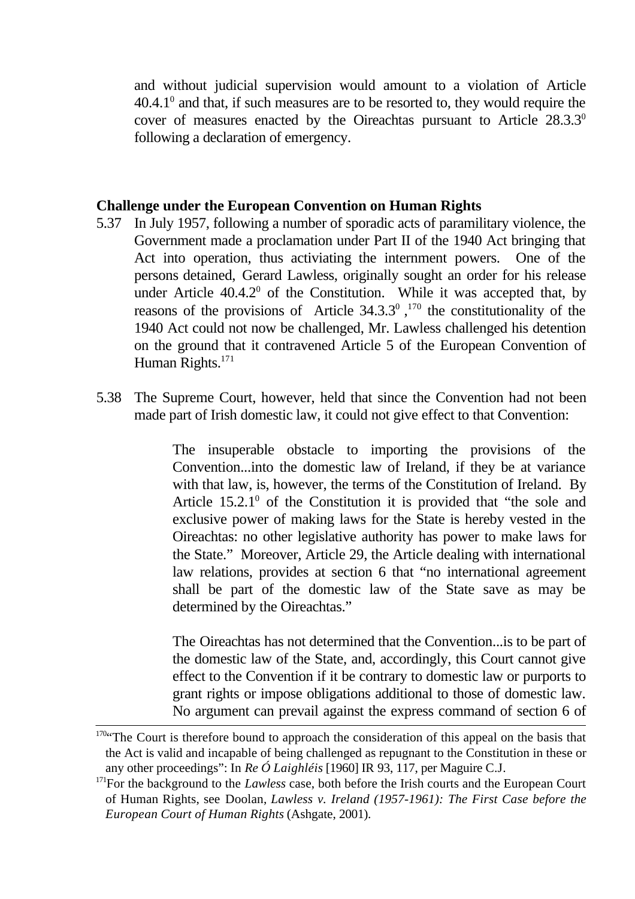and without judicial supervision would amount to a violation of Article 40.4.1⁰ and that, if such measures are to be resorted to, they would require the cover of measures enacted by the Oireachtas pursuant to Article 28.3.3⁰ following a declaration of emergency.

**Challenge under the European Convention on Human Rights**

5.37 In July 1957, following a number of sporadic acts of paramilitary violence, the Government made a proclamation under Part II of the 1940 Act bringing that Act into operation, thus activiating the internment powers. One of the persons detained, Gerard Lawless, originally sought an order for his release under Article 40.4.2⁰ of the Constitution. While it was accepted that, by reasons of the provisions of Article 34.3.3⁰ ,[170] the constitutionality of the 1940 Act could not now be challenged, Mr. Lawless challenged his detention on the ground that it contravened Article 5 of the European Convention of Human Rights.[171]

5.38 The Supreme Court, however, held that since the Convention had not been made part of Irish domestic law, it could not give effect to that Convention:

> The insuperable obstacle to importing the provisions of the Convention...into the domestic law of Ireland, if they be at variance with that law, is, however, the terms of the Constitution of Ireland. By Article 15.2.1⁰ of the Constitution it is provided that "the sole and exclusive power of making laws for the State is hereby vested in the Oireachtas: no other legislative authority has power to make laws for the State." Moreover, Article 29, the Article dealing with international law relations, provides at section 6 that "no international agreement shall be part of the domestic law of the State save as may be determined by the Oireachtas."
>
> The Oireachtas has not determined that the Convention...is to be part of the domestic law of the State, and, accordingly, this Court cannot give effect to the Convention if it be contrary to domestic law or purports to grant rights or impose obligations additional to those of domestic law. No argument can prevail against the express command of section 6 of

---

[170] "The Court is therefore bound to approach the consideration of this appeal on the basis that the Act is valid and incapable of being challenged as repugnant to the Constitution in these or any other proceedings": In *Re Ó Laighléis* [1960] IR 93, 117, per Maguire C.J.

[171] For the background to the *Lawless* case, both before the Irish courts and the European Court of Human Rights, see Doolan, *Lawless v. Ireland (1957-1961): The First Case before the European Court of Human Rights* (Ashgate, 2001).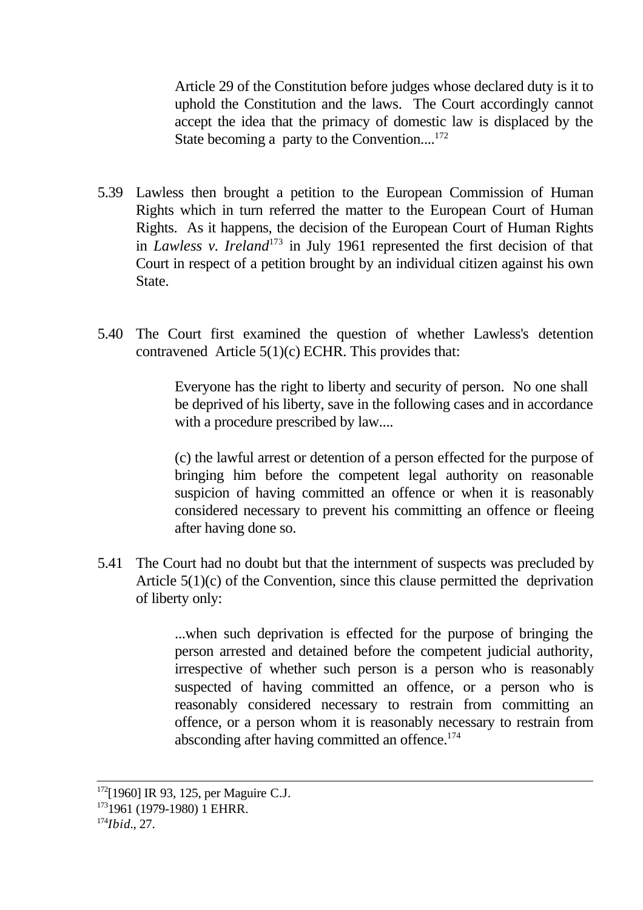> Article 29 of the Constitution before judges whose declared duty is it to uphold the Constitution and the laws. The Court accordingly cannot accept the idea that the primacy of domestic law is displaced by the State becoming a party to the Convention....[172]

5.39 Lawless then brought a petition to the European Commission of Human Rights which in turn referred the matter to the European Court of Human Rights. As it happens, the decision of the European Court of Human Rights in *Lawless v. Ireland*[173] in July 1961 represented the first decision of that Court in respect of a petition brought by an individual citizen against his own State.

5.40 The Court first examined the question of whether Lawless's detention contravened Article 5(1)(c) ECHR. This provides that:

> Everyone has the right to liberty and security of person. No one shall be deprived of his liberty, save in the following cases and in accordance with a procedure prescribed by law....
>
> (c) the lawful arrest or detention of a person effected for the purpose of bringing him before the competent legal authority on reasonable suspicion of having committed an offence or when it is reasonably considered necessary to prevent his committing an offence or fleeing after having done so.

5.41 The Court had no doubt but that the internment of suspects was precluded by Article 5(1)(c) of the Convention, since this clause permitted the deprivation of liberty only:

> ...when such deprivation is effected for the purpose of bringing the person arrested and detained before the competent judicial authority, irrespective of whether such person is a person who is reasonably suspected of having committed an offence, or a person who is reasonably considered necessary to restrain from committing an offence, or a person whom it is reasonably necessary to restrain from absconding after having committed an offence.[174]

---

[172] [1960] IR 93, 125, per Maguire C.J.

[173] 1961 (1979-1980) 1 EHRR.

[174] *Ibid*., 27.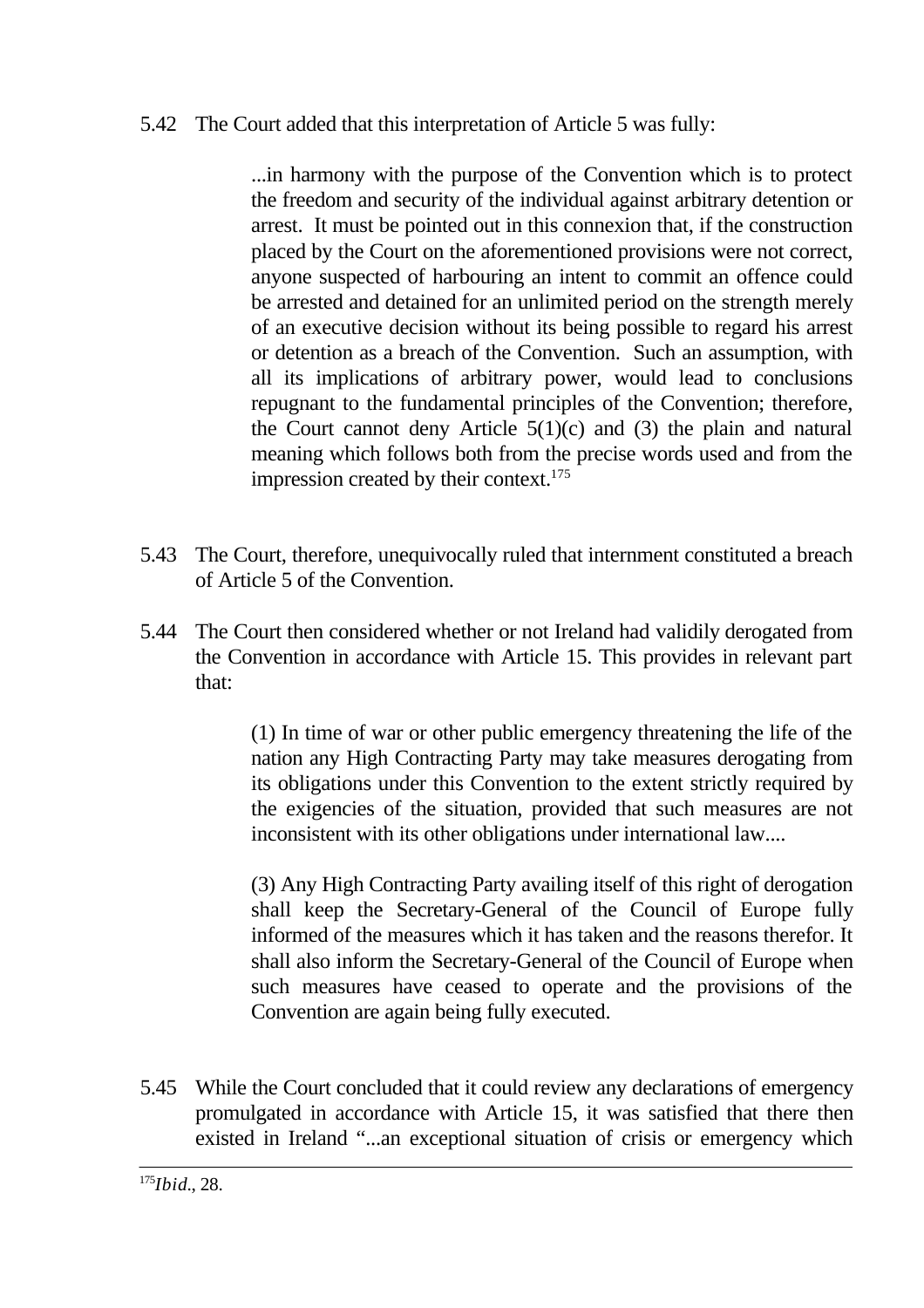5.42 The Court added that this interpretation of Article 5 was fully:

> ...in harmony with the purpose of the Convention which is to protect the freedom and security of the individual against arbitrary detention or arrest. It must be pointed out in this connexion that, if the construction placed by the Court on the aforementioned provisions were not correct, anyone suspected of harbouring an intent to commit an offence could be arrested and detained for an unlimited period on the strength merely of an executive decision without its being possible to regard his arrest or detention as a breach of the Convention. Such an assumption, with all its implications of arbitrary power, would lead to conclusions repugnant to the fundamental principles of the Convention; therefore, the Court cannot deny Article 5(1)(c) and (3) the plain and natural meaning which follows both from the precise words used and from the impression created by their context.[175]

5.43 The Court, therefore, unequivocally ruled that internment constituted a breach of Article 5 of the Convention.

5.44 The Court then considered whether or not Ireland had validily derogated from the Convention in accordance with Article 15. This provides in relevant part that:

> (1) In time of war or other public emergency threatening the life of the nation any High Contracting Party may take measures derogating from its obligations under this Convention to the extent strictly required by the exigencies of the situation, provided that such measures are not inconsistent with its other obligations under international law....
>
> (3) Any High Contracting Party availing itself of this right of derogation shall keep the Secretary-General of the Council of Europe fully informed of the measures which it has taken and the reasons therefor. It shall also inform the Secretary-General of the Council of Europe when such measures have ceased to operate and the provisions of the Convention are again being fully executed.

5.45 While the Court concluded that it could review any declarations of emergency promulgated in accordance with Article 15, it was satisfied that there then existed in Ireland "...an exceptional situation of crisis or emergency which

---

[175] *Ibid.*, 28.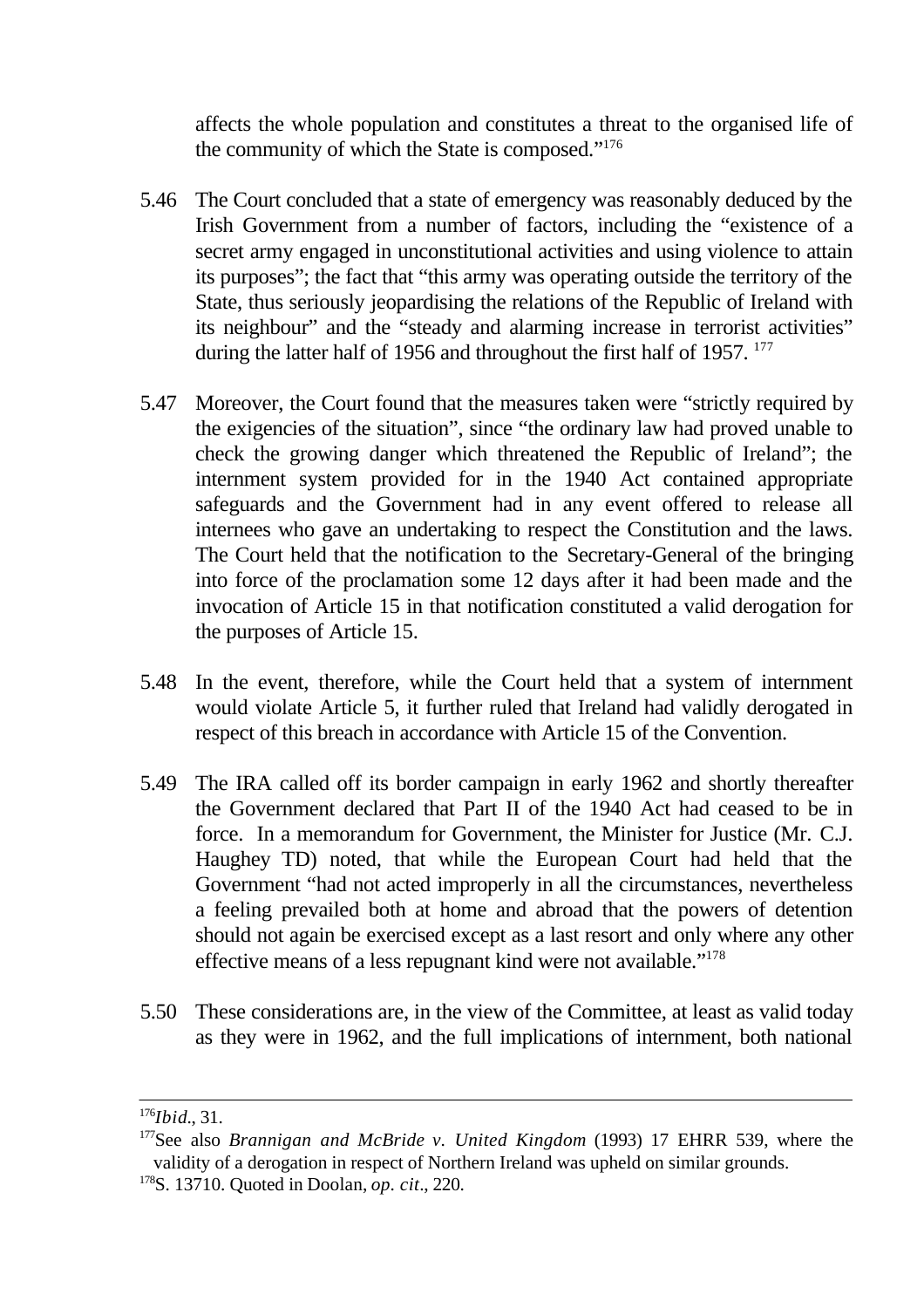affects the whole population and constitutes a threat to the organised life of the community of which the State is composed."[176]

5.46 The Court concluded that a state of emergency was reasonably deduced by the Irish Government from a number of factors, including the "existence of a secret army engaged in unconstitutional activities and using violence to attain its purposes"; the fact that "this army was operating outside the territory of the State, thus seriously jeopardising the relations of the Republic of Ireland with its neighbour" and the "steady and alarming increase in terrorist activities" during the latter half of 1956 and throughout the first half of 1957. [177]

5.47 Moreover, the Court found that the measures taken were "strictly required by the exigencies of the situation", since "the ordinary law had proved unable to check the growing danger which threatened the Republic of Ireland"; the internment system provided for in the 1940 Act contained appropriate safeguards and the Government had in any event offered to release all internees who gave an undertaking to respect the Constitution and the laws. The Court held that the notification to the Secretary-General of the bringing into force of the proclamation some 12 days after it had been made and the invocation of Article 15 in that notification constituted a valid derogation for the purposes of Article 15.

5.48 In the event, therefore, while the Court held that a system of internment would violate Article 5, it further ruled that Ireland had validly derogated in respect of this breach in accordance with Article 15 of the Convention.

5.49 The IRA called off its border campaign in early 1962 and shortly thereafter the Government declared that Part II of the 1940 Act had ceased to be in force. In a memorandum for Government, the Minister for Justice (Mr. C.J. Haughey TD) noted, that while the European Court had held that the Government "had not acted improperly in all the circumstances, nevertheless a feeling prevailed both at home and abroad that the powers of detention should not again be exercised except as a last resort and only where any other effective means of a less repugnant kind were not available."[178]

5.50 These considerations are, in the view of the Committee, at least as valid today as they were in 1962, and the full implications of internment, both national

---

[176] *Ibid*., 31.

[177] See also *Brannigan and McBride v. United Kingdom* (1993) 17 EHRR 539, where the validity of a derogation in respect of Northern Ireland was upheld on similar grounds.

[178] S. 13710. Quoted in Doolan, *op. cit*., 220.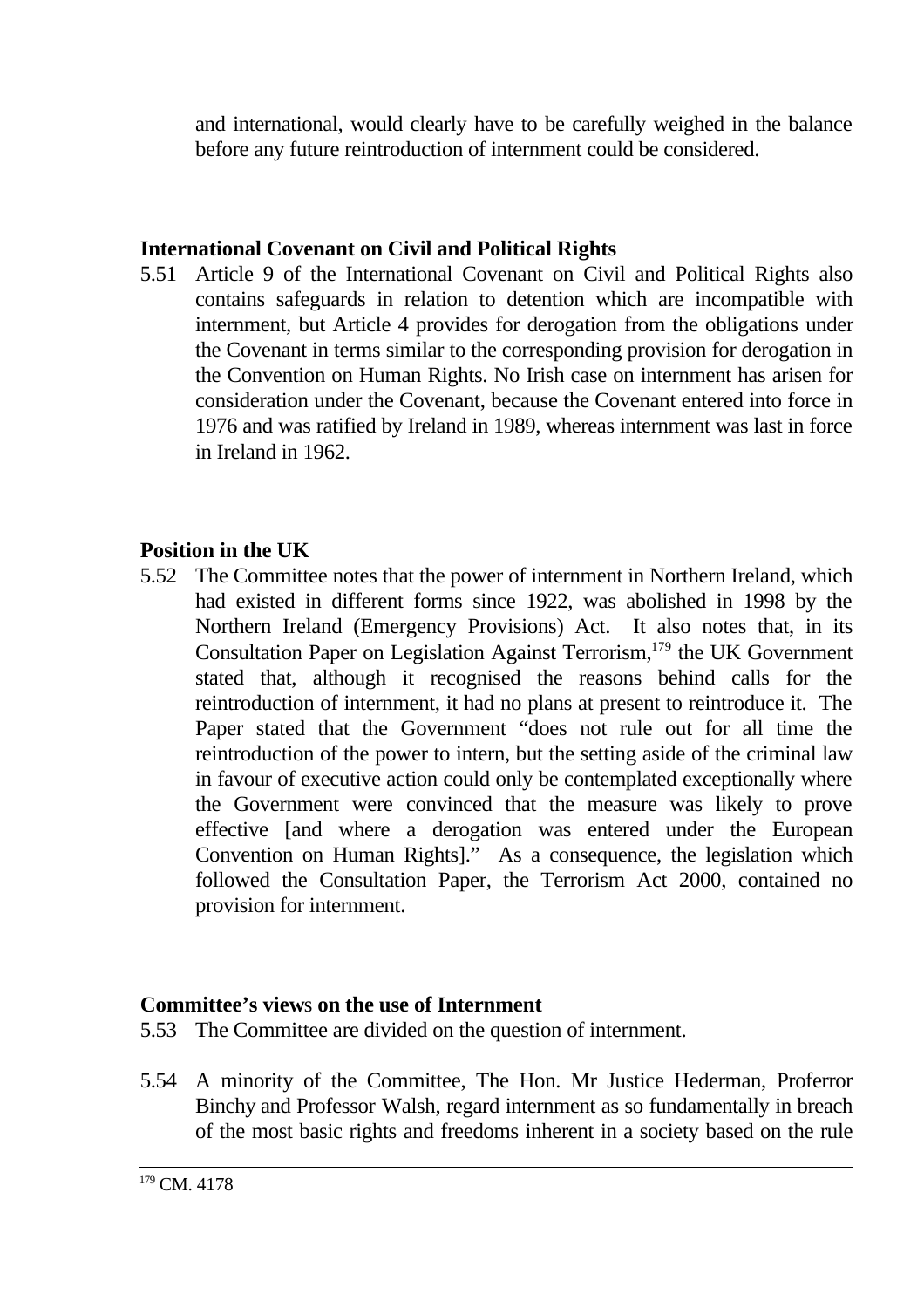and international, would clearly have to be carefully weighed in the balance before any future reintroduction of internment could be considered.

### International Covenant on Civil and Political Rights

5.51 Article 9 of the International Covenant on Civil and Political Rights also contains safeguards in relation to detention which are incompatible with internment, but Article 4 provides for derogation from the obligations under the Covenant in terms similar to the corresponding provision for derogation in the Convention on Human Rights. No Irish case on internment has arisen for consideration under the Covenant, because the Covenant entered into force in 1976 and was ratified by Ireland in 1989, whereas internment was last in force in Ireland in 1962.

### Position in the UK

5.52 The Committee notes that the power of internment in Northern Ireland, which had existed in different forms since 1922, was abolished in 1998 by the Northern Ireland (Emergency Provisions) Act. It also notes that, in its Consultation Paper on Legislation Against Terrorism,[179] the UK Government stated that, although it recognised the reasons behind calls for the reintroduction of internment, it had no plans at present to reintroduce it. The Paper stated that the Government "does not rule out for all time the reintroduction of the power to intern, but the setting aside of the criminal law in favour of executive action could only be contemplated exceptionally where the Government were convinced that the measure was likely to prove effective [and where a derogation was entered under the European Convention on Human Rights]." As a consequence, the legislation which followed the Consultation Paper, the Terrorism Act 2000, contained no provision for internment.

### Committee's views on the use of Internment

5.53 The Committee are divided on the question of internment.

5.54 A minority of the Committee, The Hon. Mr Justice Hederman, Proferror Binchy and Professor Walsh, regard internment as so fundamentally in breach of the most basic rights and freedoms inherent in a society based on the rule

[179] CM. 4178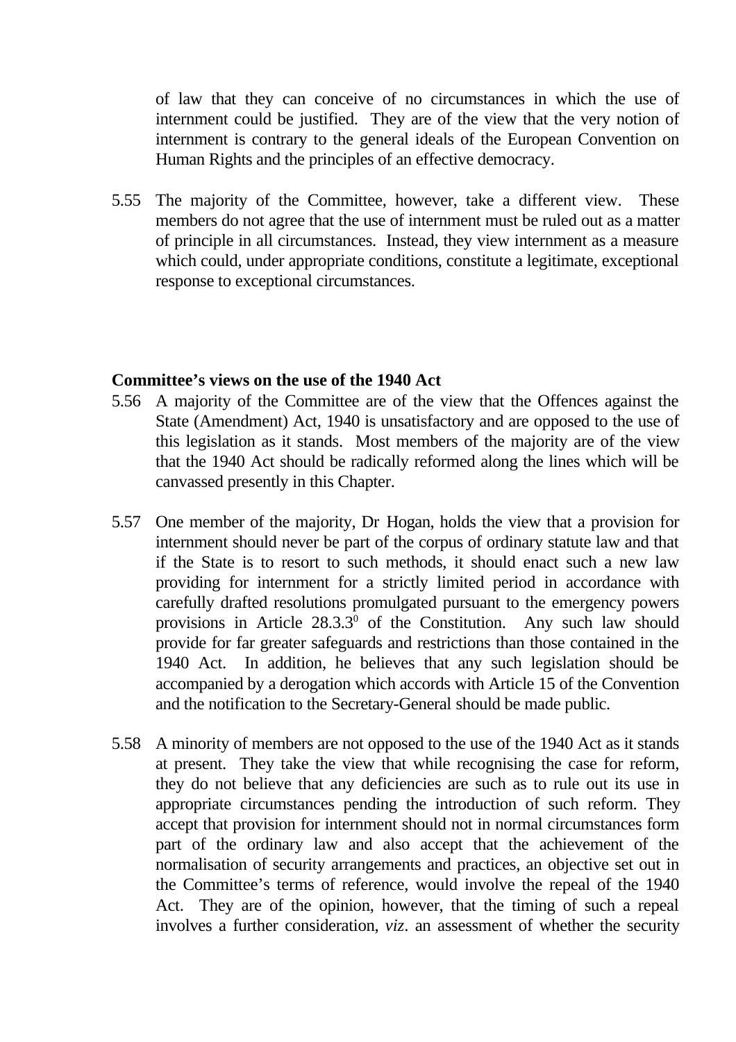of law that they can conceive of no circumstances in which the use of internment could be justified. They are of the view that the very notion of internment is contrary to the general ideals of the European Convention on Human Rights and the principles of an effective democracy.

5.55 The majority of the Committee, however, take a different view. These members do not agree that the use of internment must be ruled out as a matter of principle in all circumstances. Instead, they view internment as a measure which could, under appropriate conditions, constitute a legitimate, exceptional response to exceptional circumstances.

**Committee's views on the use of the 1940 Act**

5.56 A majority of the Committee are of the view that the Offences against the State (Amendment) Act, 1940 is unsatisfactory and are opposed to the use of this legislation as it stands. Most members of the majority are of the view that the 1940 Act should be radically reformed along the lines which will be canvassed presently in this Chapter.

5.57 One member of the majority, Dr Hogan, holds the view that a provision for internment should never be part of the corpus of ordinary statute law and that if the State is to resort to such methods, it should enact such a new law providing for internment for a strictly limited period in accordance with carefully drafted resolutions promulgated pursuant to the emergency powers provisions in Article 28.3.3$^0$ of the Constitution. Any such law should provide for far greater safeguards and restrictions than those contained in the 1940 Act. In addition, he believes that any such legislation should be accompanied by a derogation which accords with Article 15 of the Convention and the notification to the Secretary-General should be made public.

5.58 A minority of members are not opposed to the use of the 1940 Act as it stands at present. They take the view that while recognising the case for reform, they do not believe that any deficiencies are such as to rule out its use in appropriate circumstances pending the introduction of such reform. They accept that provision for internment should not in normal circumstances form part of the ordinary law and also accept that the achievement of the normalisation of security arrangements and practices, an objective set out in the Committee's terms of reference, would involve the repeal of the 1940 Act. They are of the opinion, however, that the timing of such a repeal involves a further consideration, *viz*. an assessment of whether the security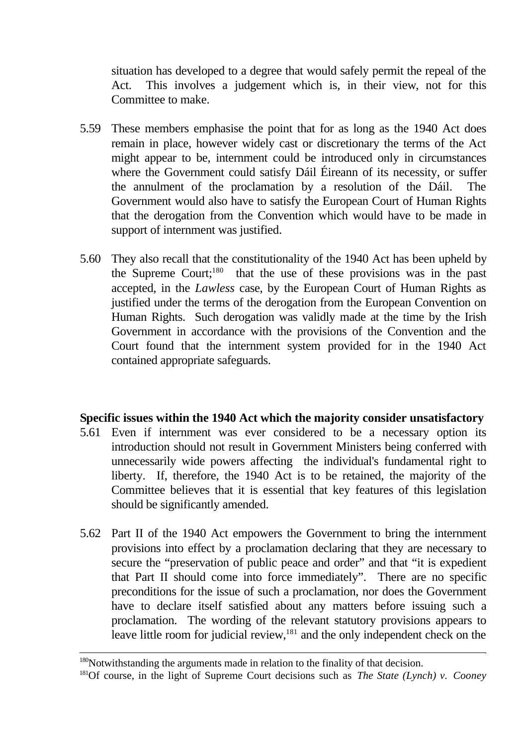situation has developed to a degree that would safely permit the repeal of the Act. This involves a judgement which is, in their view, not for this Committee to make.

5.59 These members emphasise the point that for as long as the 1940 Act does remain in place, however widely cast or discretionary the terms of the Act might appear to be, internment could be introduced only in circumstances where the Government could satisfy Dáil Éireann of its necessity, or suffer the annulment of the proclamation by a resolution of the Dáil. The Government would also have to satisfy the European Court of Human Rights that the derogation from the Convention which would have to be made in support of internment was justified.

5.60 They also recall that the constitutionality of the 1940 Act has been upheld by the Supreme Court;[180] that the use of these provisions was in the past accepted, in the *Lawless* case, by the European Court of Human Rights as justified under the terms of the derogation from the European Convention on Human Rights. Such derogation was validly made at the time by the Irish Government in accordance with the provisions of the Convention and the Court found that the internment system provided for in the 1940 Act contained appropriate safeguards.

**Specific issues within the 1940 Act which the majority consider unsatisfactory**

5.61 Even if internment was ever considered to be a necessary option its introduction should not result in Government Ministers being conferred with unnecessarily wide powers affecting the individual's fundamental right to liberty. If, therefore, the 1940 Act is to be retained, the majority of the Committee believes that it is essential that key features of this legislation should be significantly amended.

5.62 Part II of the 1940 Act empowers the Government to bring the internment provisions into effect by a proclamation declaring that they are necessary to secure the "preservation of public peace and order" and that "it is expedient that Part II should come into force immediately". There are no specific preconditions for the issue of such a proclamation, nor does the Government have to declare itself satisfied about any matters before issuing such a proclamation. The wording of the relevant statutory provisions appears to leave little room for judicial review,[181] and the only independent check on the

---

[180] Notwithstanding the arguments made in relation to the finality of that decision.

[181] Of course, in the light of Supreme Court decisions such as *The State (Lynch) v. Cooney*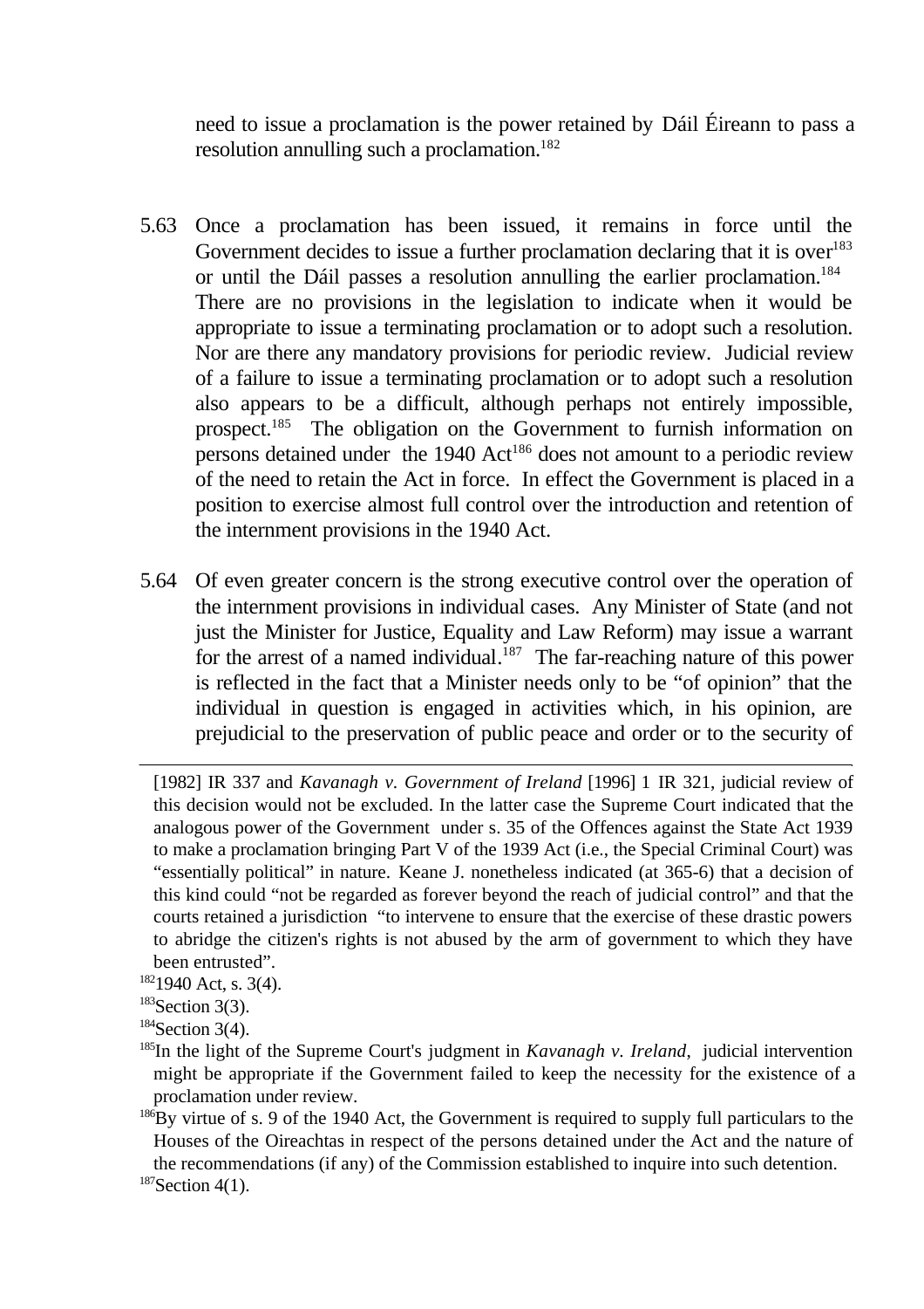need to issue a proclamation is the power retained by Dáil Éireann to pass a resolution annulling such a proclamation.[182]

5.63 Once a proclamation has been issued, it remains in force until the Government decides to issue a further proclamation declaring that it is over[183] or until the Dáil passes a resolution annulling the earlier proclamation.[184] There are no provisions in the legislation to indicate when it would be appropriate to issue a terminating proclamation or to adopt such a resolution. Nor are there any mandatory provisions for periodic review. Judicial review of a failure to issue a terminating proclamation or to adopt such a resolution also appears to be a difficult, although perhaps not entirely impossible, prospect.[185] The obligation on the Government to furnish information on persons detained under the 1940 Act[186] does not amount to a periodic review of the need to retain the Act in force. In effect the Government is placed in a position to exercise almost full control over the introduction and retention of the internment provisions in the 1940 Act.

5.64 Of even greater concern is the strong executive control over the operation of the internment provisions in individual cases. Any Minister of State (and not just the Minister for Justice, Equality and Law Reform) may issue a warrant for the arrest of a named individual.[187] The far-reaching nature of this power is reflected in the fact that a Minister needs only to be "of opinion" that the individual in question is engaged in activities which, in his opinion, are prejudicial to the preservation of public peace and order or to the security of

---

[1982] IR 337 and *Kavanagh v. Government of Ireland* [1996] 1 IR 321, judicial review of this decision would not be excluded. In the latter case the Supreme Court indicated that the analogous power of the Government under s. 35 of the Offences against the State Act 1939 to make a proclamation bringing Part V of the 1939 Act (i.e., the Special Criminal Court) was "essentially political" in nature. Keane J. nonetheless indicated (at 365-6) that a decision of this kind could "not be regarded as forever beyond the reach of judicial control" and that the courts retained a jurisdiction "to intervene to ensure that the exercise of these drastic powers to abridge the citizen's rights is not abused by the arm of government to which they have been entrusted".

[182] 1940 Act, s. 3(4).

[183] Section 3(3).

[184] Section 3(4).

[185] In the light of the Supreme Court's judgment in *Kavanagh v. Ireland*, judicial intervention might be appropriate if the Government failed to keep the necessity for the existence of a proclamation under review.

[186] By virtue of s. 9 of the 1940 Act, the Government is required to supply full particulars to the Houses of the Oireachtas in respect of the persons detained under the Act and the nature of the recommendations (if any) of the Commission established to inquire into such detention.

[187] Section 4(1).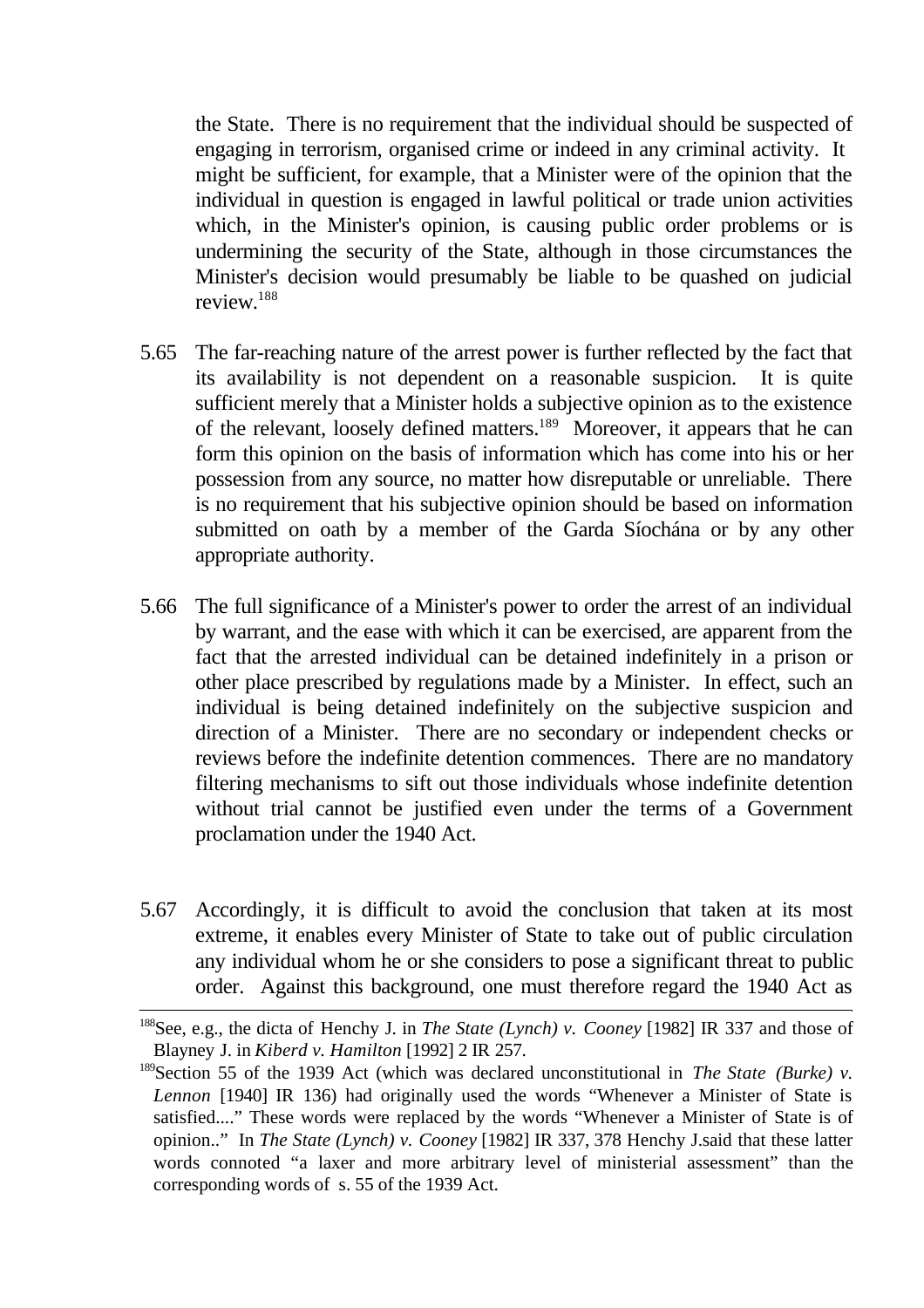the State. There is no requirement that the individual should be suspected of engaging in terrorism, organised crime or indeed in any criminal activity. It might be sufficient, for example, that a Minister were of the opinion that the individual in question is engaged in lawful political or trade union activities which, in the Minister's opinion, is causing public order problems or is undermining the security of the State, although in those circumstances the Minister's decision would presumably be liable to be quashed on judicial review.[188]

5.65 The far-reaching nature of the arrest power is further reflected by the fact that its availability is not dependent on a reasonable suspicion. It is quite sufficient merely that a Minister holds a subjective opinion as to the existence of the relevant, loosely defined matters.[189] Moreover, it appears that he can form this opinion on the basis of information which has come into his or her possession from any source, no matter how disreputable or unreliable. There is no requirement that his subjective opinion should be based on information submitted on oath by a member of the Garda Síochána or by any other appropriate authority.

5.66 The full significance of a Minister's power to order the arrest of an individual by warrant, and the ease with which it can be exercised, are apparent from the fact that the arrested individual can be detained indefinitely in a prison or other place prescribed by regulations made by a Minister. In effect, such an individual is being detained indefinitely on the subjective suspicion and direction of a Minister. There are no secondary or independent checks or reviews before the indefinite detention commences. There are no mandatory filtering mechanisms to sift out those individuals whose indefinite detention without trial cannot be justified even under the terms of a Government proclamation under the 1940 Act.

5.67 Accordingly, it is difficult to avoid the conclusion that taken at its most extreme, it enables every Minister of State to take out of public circulation any individual whom he or she considers to pose a significant threat to public order. Against this background, one must therefore regard the 1940 Act as

---

[188] See, e.g., the dicta of Henchy J. in *The State (Lynch) v. Cooney* [1982] IR 337 and those of Blayney J. in *Kiberd v. Hamilton* [1992] 2 IR 257.

[189] Section 55 of the 1939 Act (which was declared unconstitutional in *The State (Burke) v. Lennon* [1940] IR 136) had originally used the words "Whenever a Minister of State is satisfied...." These words were replaced by the words "Whenever a Minister of State is of opinion.." In *The State (Lynch) v. Cooney* [1982] IR 337, 378 Henchy J.said that these latter words connoted "a laxer and more arbitrary level of ministerial assessment" than the corresponding words of s. 55 of the 1939 Act.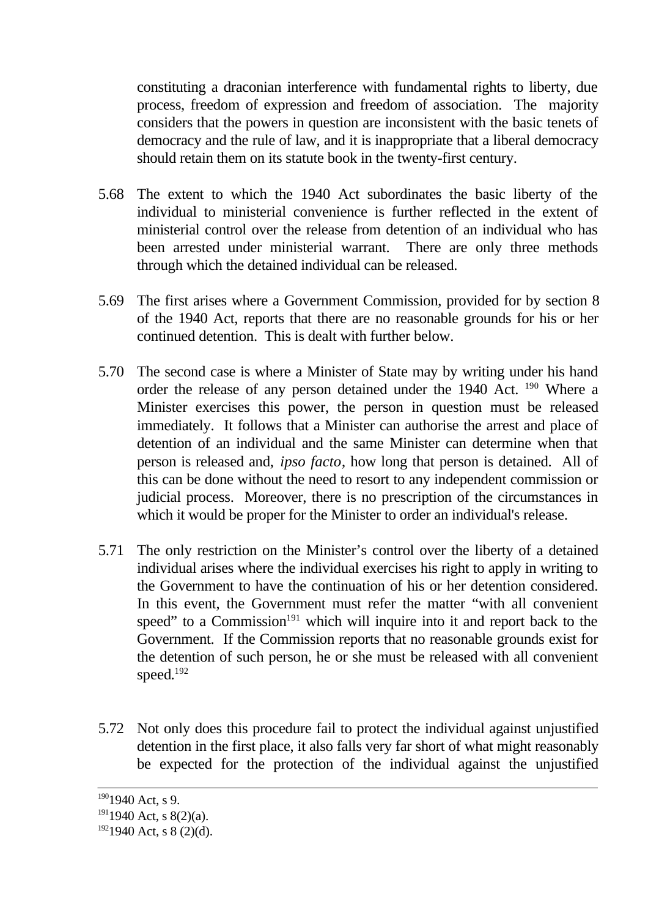constituting a draconian interference with fundamental rights to liberty, due process, freedom of expression and freedom of association. The majority considers that the powers in question are inconsistent with the basic tenets of democracy and the rule of law, and it is inappropriate that a liberal democracy should retain them on its statute book in the twenty-first century.

5.68 The extent to which the 1940 Act subordinates the basic liberty of the individual to ministerial convenience is further reflected in the extent of ministerial control over the release from detention of an individual who has been arrested under ministerial warrant. There are only three methods through which the detained individual can be released.

5.69 The first arises where a Government Commission, provided for by section 8 of the 1940 Act, reports that there are no reasonable grounds for his or her continued detention. This is dealt with further below.

5.70 The second case is where a Minister of State may by writing under his hand order the release of any person detained under the 1940 Act. [190] Where a Minister exercises this power, the person in question must be released immediately. It follows that a Minister can authorise the arrest and place of detention of an individual and the same Minister can determine when that person is released and, *ipso facto*, how long that person is detained. All of this can be done without the need to resort to any independent commission or judicial process. Moreover, there is no prescription of the circumstances in which it would be proper for the Minister to order an individual's release.

5.71 The only restriction on the Minister's control over the liberty of a detained individual arises where the individual exercises his right to apply in writing to the Government to have the continuation of his or her detention considered. In this event, the Government must refer the matter "with all convenient speed" to a Commission[191] which will inquire into it and report back to the Government. If the Commission reports that no reasonable grounds exist for the detention of such person, he or she must be released with all convenient speed.[192]

5.72 Not only does this procedure fail to protect the individual against unjustified detention in the first place, it also falls very far short of what might reasonably be expected for the protection of the individual against the unjustified

---

[190] 1940 Act, s 9.

[191] 1940 Act, s 8(2)(a).

[192] 1940 Act, s 8 (2)(d).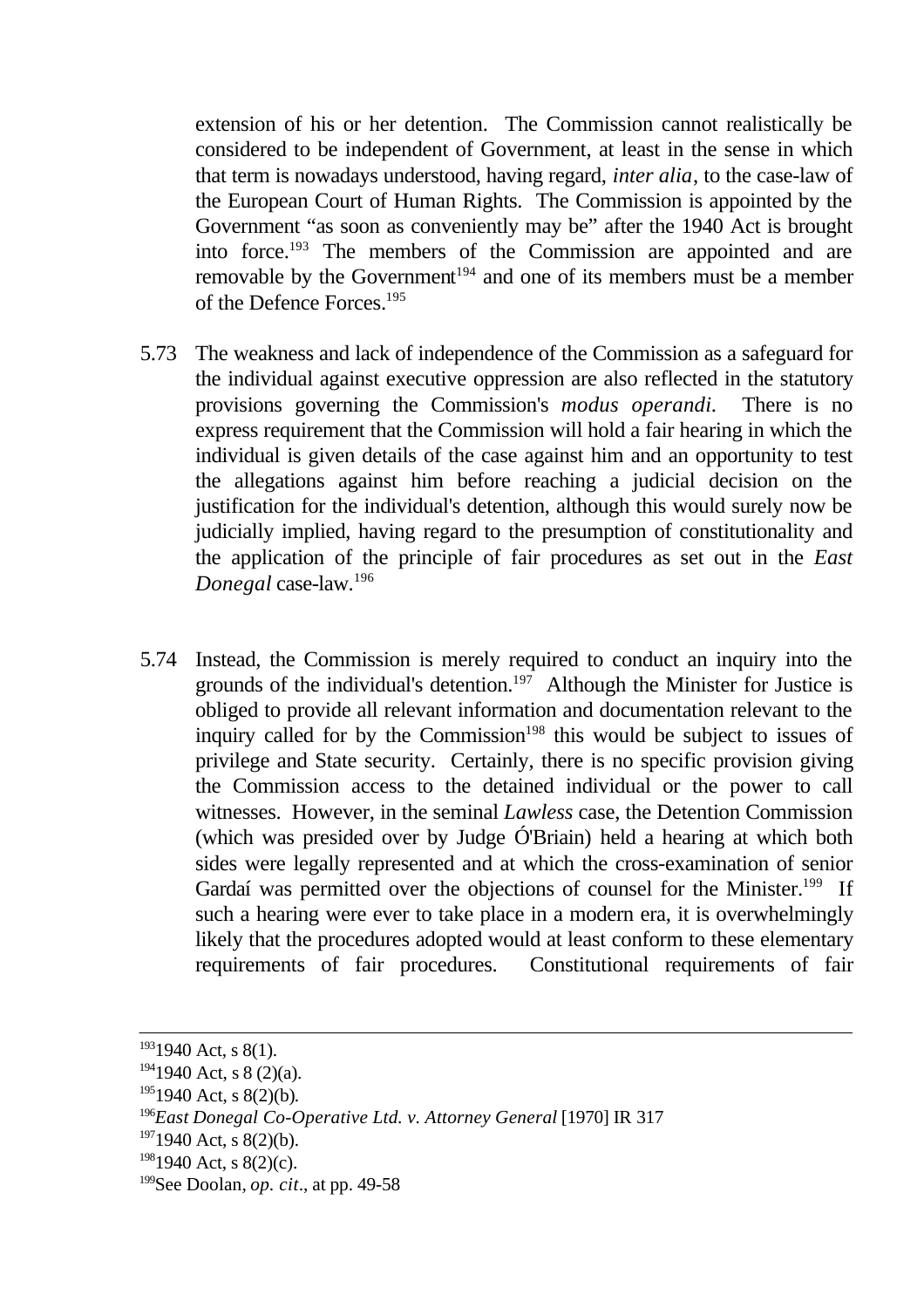extension of his or her detention. The Commission cannot realistically be considered to be independent of Government, at least in the sense in which that term is nowadays understood, having regard, *inter alia*, to the case-law of the European Court of Human Rights. The Commission is appointed by the Government "as soon as conveniently may be" after the 1940 Act is brought into force.[193] The members of the Commission are appointed and are removable by the Government[194] and one of its members must be a member of the Defence Forces.[195]

5.73 The weakness and lack of independence of the Commission as a safeguard for the individual against executive oppression are also reflected in the statutory provisions governing the Commission's *modus operandi*. There is no express requirement that the Commission will hold a fair hearing in which the individual is given details of the case against him and an opportunity to test the allegations against him before reaching a judicial decision on the justification for the individual's detention, although this would surely now be judicially implied, having regard to the presumption of constitutionality and the application of the principle of fair procedures as set out in the *East Donegal* case-law.[196]

5.74 Instead, the Commission is merely required to conduct an inquiry into the grounds of the individual's detention.[197] Although the Minister for Justice is obliged to provide all relevant information and documentation relevant to the inquiry called for by the Commission[198] this would be subject to issues of privilege and State security. Certainly, there is no specific provision giving the Commission access to the detained individual or the power to call witnesses. However, in the seminal *Lawless* case, the Detention Commission (which was presided over by Judge Ó'Briain) held a hearing at which both sides were legally represented and at which the cross-examination of senior Gardaí was permitted over the objections of counsel for the Minister.[199] If such a hearing were ever to take place in a modern era, it is overwhelmingly likely that the procedures adopted would at least conform to these elementary requirements of fair procedures. Constitutional requirements of fair

---

[193] 1940 Act, s 8(1).

[194] 1940 Act, s 8 (2)(a).

[195] 1940 Act, s 8(2)(b).

[196] *East Donegal Co-Operative Ltd. v. Attorney General* [1970] IR 317

[197] 1940 Act, s 8(2)(b).

[198] 1940 Act, s 8(2)(c).

[199] See Doolan, *op. cit*., at pp. 49-58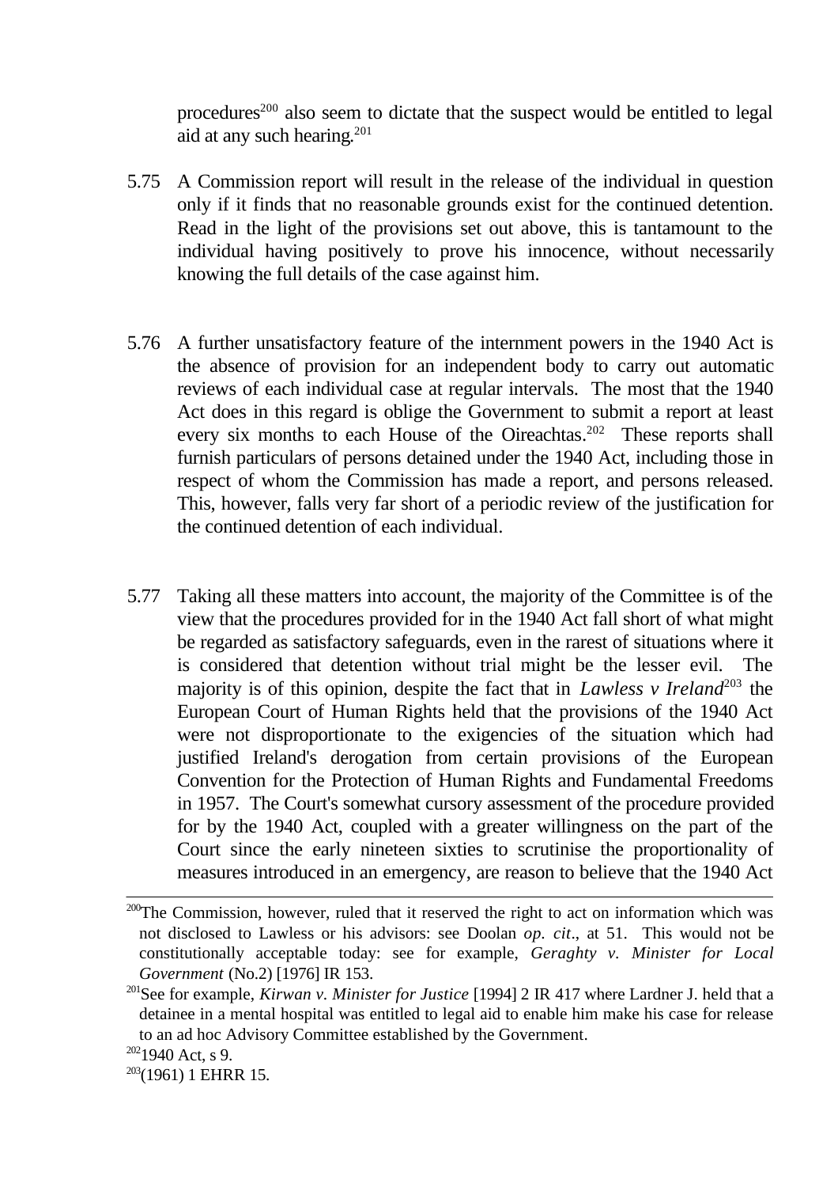procedures[200] also seem to dictate that the suspect would be entitled to legal aid at any such hearing.[201]

5.75 A Commission report will result in the release of the individual in question only if it finds that no reasonable grounds exist for the continued detention. Read in the light of the provisions set out above, this is tantamount to the individual having positively to prove his innocence, without necessarily knowing the full details of the case against him.

5.76 A further unsatisfactory feature of the internment powers in the 1940 Act is the absence of provision for an independent body to carry out automatic reviews of each individual case at regular intervals. The most that the 1940 Act does in this regard is oblige the Government to submit a report at least every six months to each House of the Oireachtas.[202] These reports shall furnish particulars of persons detained under the 1940 Act, including those in respect of whom the Commission has made a report, and persons released. This, however, falls very far short of a periodic review of the justification for the continued detention of each individual.

5.77 Taking all these matters into account, the majority of the Committee is of the view that the procedures provided for in the 1940 Act fall short of what might be regarded as satisfactory safeguards, even in the rarest of situations where it is considered that detention without trial might be the lesser evil. The majority is of this opinion, despite the fact that in *Lawless v Ireland*[203] the European Court of Human Rights held that the provisions of the 1940 Act were not disproportionate to the exigencies of the situation which had justified Ireland's derogation from certain provisions of the European Convention for the Protection of Human Rights and Fundamental Freedoms in 1957. The Court's somewhat cursory assessment of the procedure provided for by the 1940 Act, coupled with a greater willingness on the part of the Court since the early nineteen sixties to scrutinise the proportionality of measures introduced in an emergency, are reason to believe that the 1940 Act

---

[200] The Commission, however, ruled that it reserved the right to act on information which was not disclosed to Lawless or his advisors: see Doolan *op. cit*., at 51. This would not be constitutionally acceptable today: see for example, *Geraghty v. Minister for Local Government* (No.2) [1976] IR 153.

[201] See for example, *Kirwan v. Minister for Justice* [1994] 2 IR 417 where Lardner J. held that a detainee in a mental hospital was entitled to legal aid to enable him make his case for release to an ad hoc Advisory Committee established by the Government.

[202] 1940 Act, s 9.

[203] (1961) 1 EHRR 15.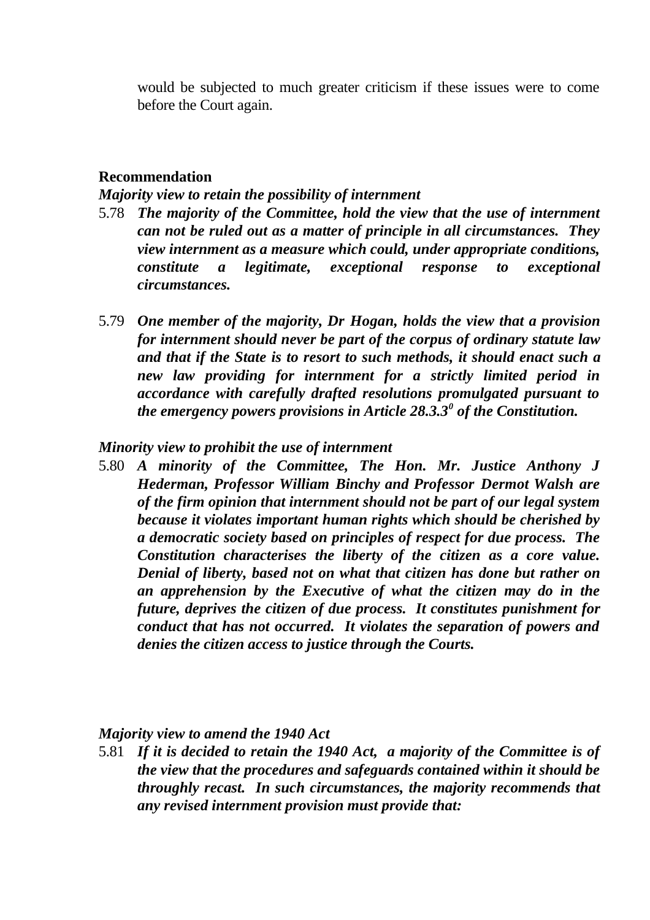would be subjected to much greater criticism if these issues were to come before the Court again.

**Recommendation**

***Majority view to retain the possibility of internment***

5.78 ***The majority of the Committee, hold the view that the use of internment can not be ruled out as a matter of principle in all circumstances. They view internment as a measure which could, under appropriate conditions, constitute a legitimate, exceptional response to exceptional circumstances.***

5.79 ***One member of the majority, Dr Hogan, holds the view that a provision for internment should never be part of the corpus of ordinary statute law and that if the State is to resort to such methods, it should enact such a new law providing for internment for a strictly limited period in accordance with carefully drafted resolutions promulgated pursuant to the emergency powers provisions in Article 28.3.3$^{0}$ of the Constitution.***

***Minority view to prohibit the use of internment***

5.80 ***A minority of the Committee, The Hon. Mr. Justice Anthony J Hederman, Professor William Binchy and Professor Dermot Walsh are of the firm opinion that internment should not be part of our legal system because it violates important human rights which should be cherished by a democratic society based on principles of respect for due process. The Constitution characterises the liberty of the citizen as a core value. Denial of liberty, based not on what that citizen has done but rather on an apprehension by the Executive of what the citizen may do in the future, deprives the citizen of due process. It constitutes punishment for conduct that has not occurred. It violates the separation of powers and denies the citizen access to justice through the Courts.***

***Majority view to amend the 1940 Act***

5.81 ***If it is decided to retain the 1940 Act, a majority of the Committee is of the view that the procedures and safeguards contained within it should be throughly recast. In such circumstances, the majority recommends that any revised internment provision must provide that:***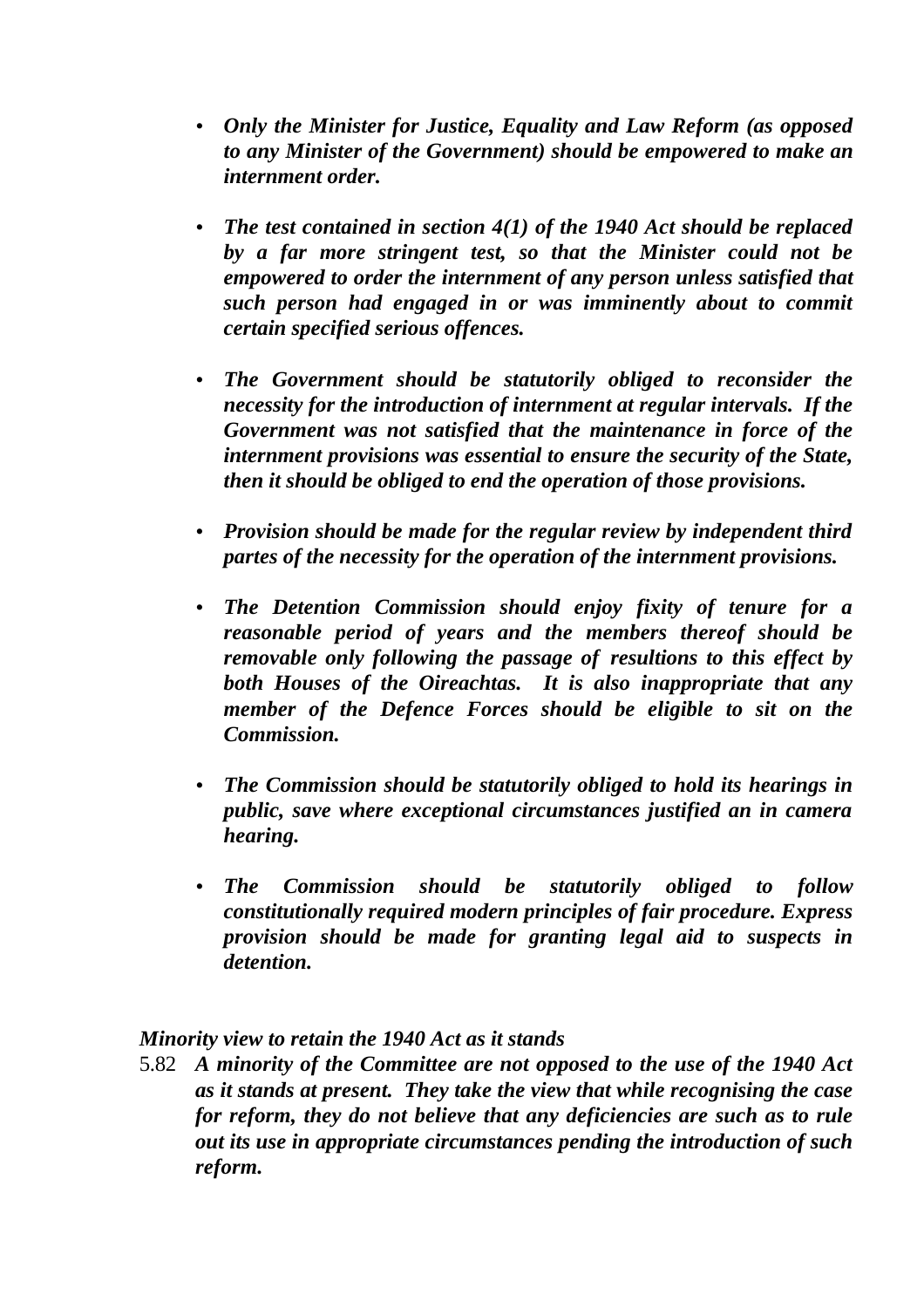- ***Only the Minister for Justice, Equality and Law Reform (as opposed to any Minister of the Government) should be empowered to make an internment order.***

- ***The test contained in section 4(1) of the 1940 Act should be replaced by a far more stringent test, so that the Minister could not be empowered to order the internment of any person unless satisfied that such person had engaged in or was imminently about to commit certain specified serious offences.***

- ***The Government should be statutorily obliged to reconsider the necessity for the introduction of internment at regular intervals. If the Government was not satisfied that the maintenance in force of the internment provisions was essential to ensure the security of the State, then it should be obliged to end the operation of those provisions.***

- ***Provision should be made for the regular review by independent third partes of the necessity for the operation of the internment provisions.***

- ***The Detention Commission should enjoy fixity of tenure for a reasonable period of years and the members thereof should be removable only following the passage of resultions to this effect by both Houses of the Oireachtas. It is also inappropriate that any member of the Defence Forces should be eligible to sit on the Commission.***

- ***The Commission should be statutorily obliged to hold its hearings in public, save where exceptional circumstances justified an in camera hearing.***

- ***The Commission should be statutorily obliged to follow constitutionally required modern principles of fair procedure. Express provision should be made for granting legal aid to suspects in detention.***

***Minority view to retain the 1940 Act as it stands***

5.82 ***A minority of the Committee are not opposed to the use of the 1940 Act as it stands at present. They take the view that while recognising the case for reform, they do not believe that any deficiencies are such as to rule out its use in appropriate circumstances pending the introduction of such reform.***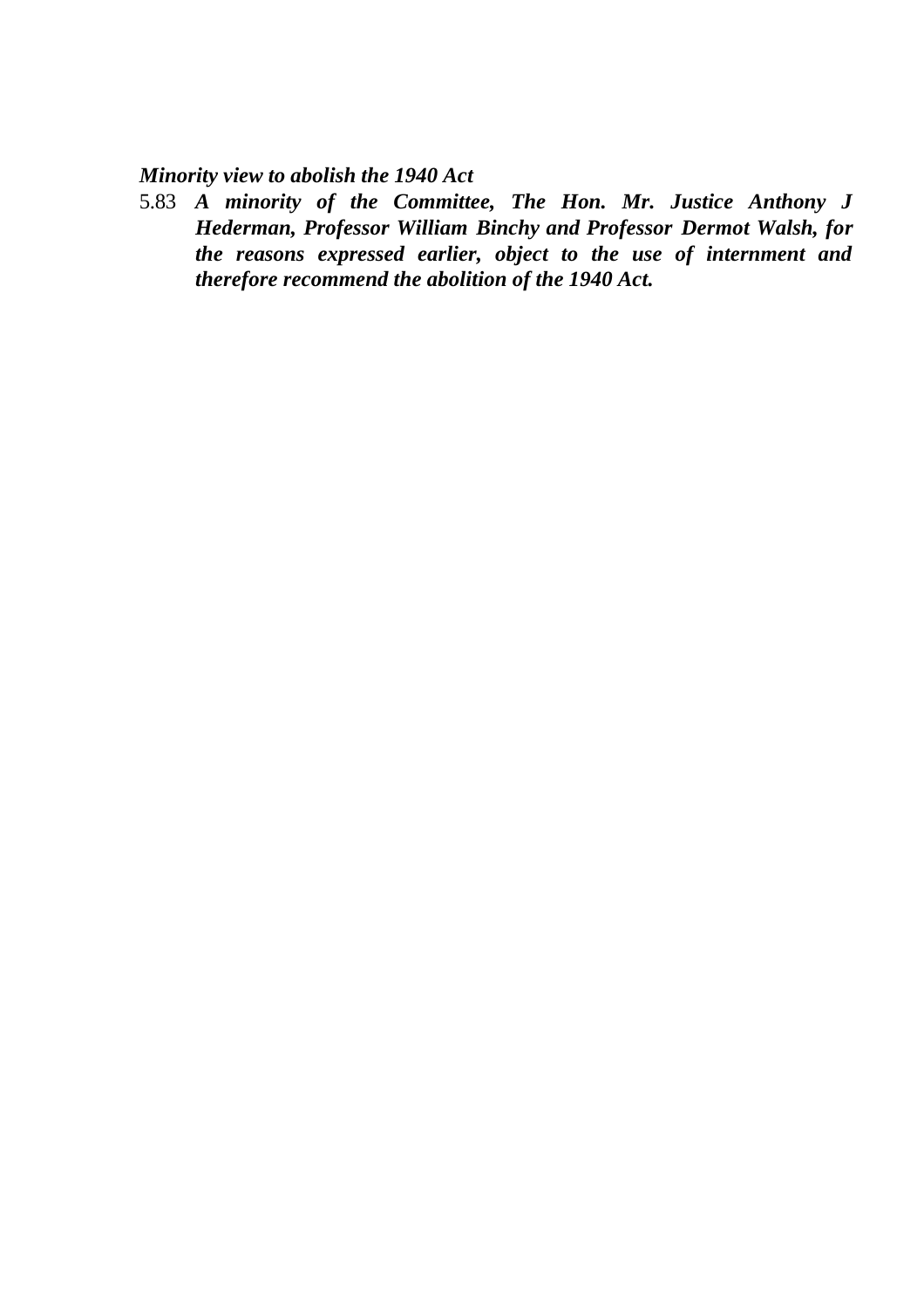***Minority view to abolish the 1940 Act***

5.83 ***A minority of the Committee, The Hon. Mr. Justice Anthony J Hederman, Professor William Binchy and Professor Dermot Walsh, for the reasons expressed earlier, object to the use of internment and therefore recommend the abolition of the 1940 Act.***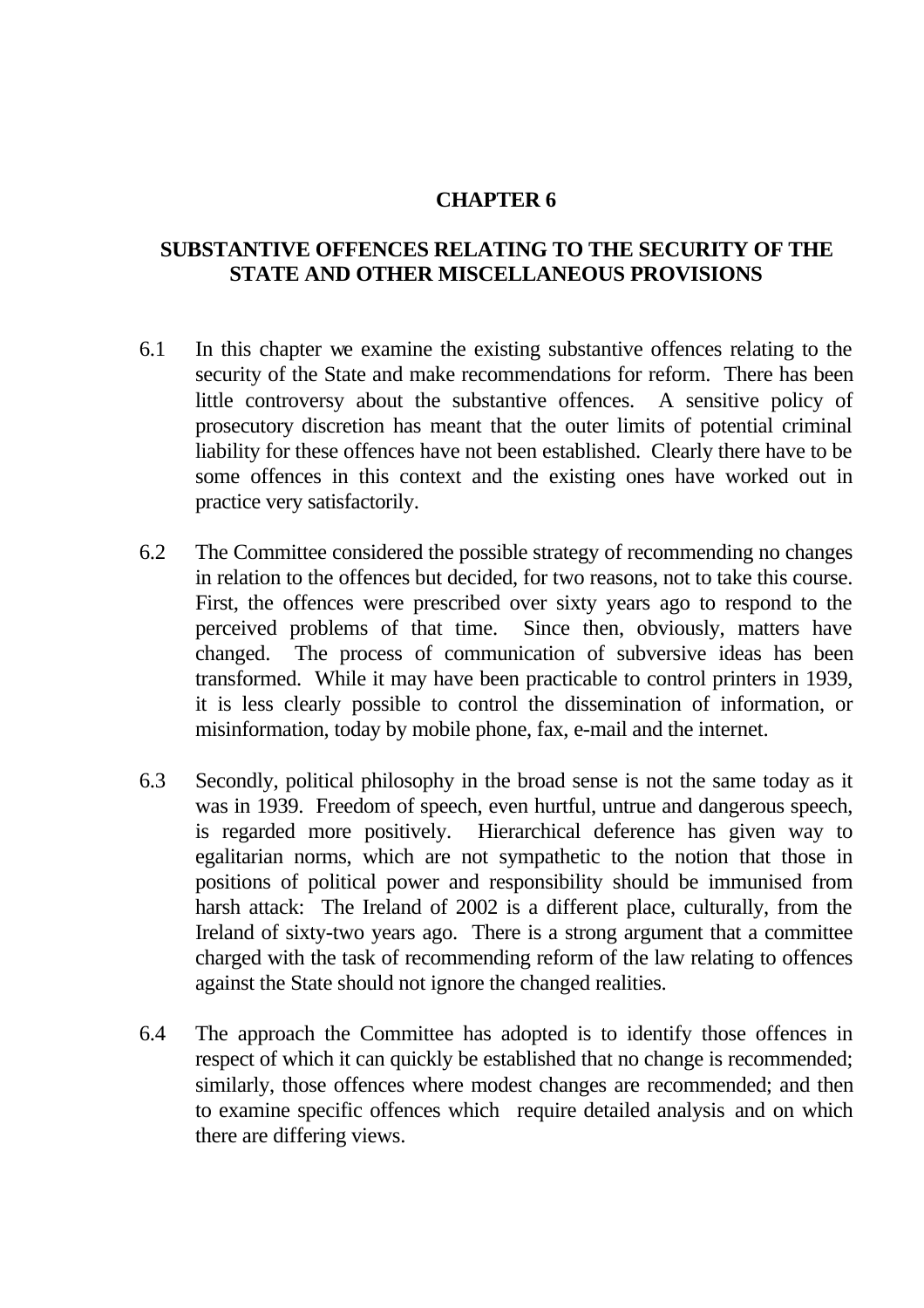# CHAPTER 6

## SUBSTANTIVE OFFENCES RELATING TO THE SECURITY OF THE STATE AND OTHER MISCELLANEOUS PROVISIONS

6.1 In this chapter we examine the existing substantive offences relating to the security of the State and make recommendations for reform. There has been little controversy about the substantive offences. A sensitive policy of prosecutory discretion has meant that the outer limits of potential criminal liability for these offences have not been established. Clearly there have to be some offences in this context and the existing ones have worked out in practice very satisfactorily.

6.2 The Committee considered the possible strategy of recommending no changes in relation to the offences but decided, for two reasons, not to take this course. First, the offences were prescribed over sixty years ago to respond to the perceived problems of that time. Since then, obviously, matters have changed. The process of communication of subversive ideas has been transformed. While it may have been practicable to control printers in 1939, it is less clearly possible to control the dissemination of information, or misinformation, today by mobile phone, fax, e-mail and the internet.

6.3 Secondly, political philosophy in the broad sense is not the same today as it was in 1939. Freedom of speech, even hurtful, untrue and dangerous speech, is regarded more positively. Hierarchical deference has given way to egalitarian norms, which are not sympathetic to the notion that those in positions of political power and responsibility should be immunised from harsh attack: The Ireland of 2002 is a different place, culturally, from the Ireland of sixty-two years ago. There is a strong argument that a committee charged with the task of recommending reform of the law relating to offences against the State should not ignore the changed realities.

6.4 The approach the Committee has adopted is to identify those offences in respect of which it can quickly be established that no change is recommended; similarly, those offences where modest changes are recommended; and then to examine specific offences which require detailed analysis and on which there are differing views.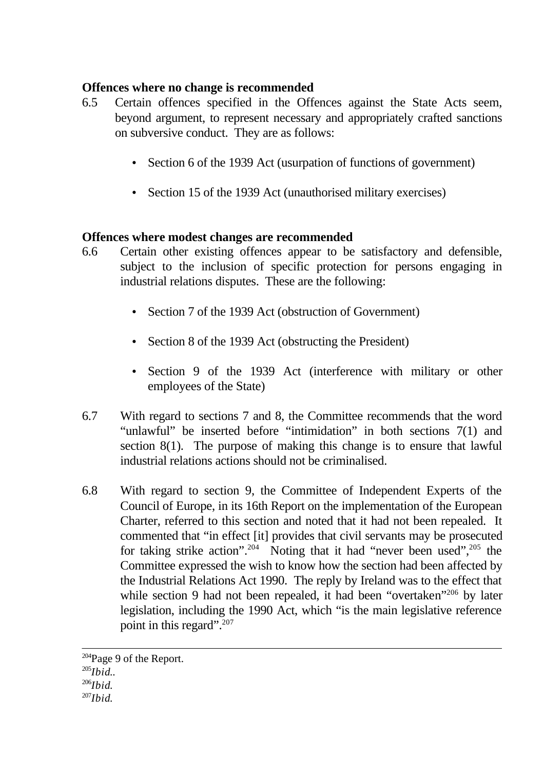**Offences where no change is recommended**

6.5 Certain offences specified in the Offences against the State Acts seem, beyond argument, to represent necessary and appropriately crafted sanctions on subversive conduct. They are as follows:

- Section 6 of the 1939 Act (usurpation of functions of government)
- Section 15 of the 1939 Act (unauthorised military exercises)

**Offences where modest changes are recommended**

6.6 Certain other existing offences appear to be satisfactory and defensible, subject to the inclusion of specific protection for persons engaging in industrial relations disputes. These are the following:

- Section 7 of the 1939 Act (obstruction of Government)
- Section 8 of the 1939 Act (obstructing the President)
- Section 9 of the 1939 Act (interference with military or other employees of the State)

6.7 With regard to sections 7 and 8, the Committee recommends that the word "unlawful" be inserted before "intimidation" in both sections 7(1) and section 8(1). The purpose of making this change is to ensure that lawful industrial relations actions should not be criminalised.

6.8 With regard to section 9, the Committee of Independent Experts of the Council of Europe, in its 16th Report on the implementation of the European Charter, referred to this section and noted that it had not been repealed. It commented that "in effect [it] provides that civil servants may be prosecuted for taking strike action".[204] Noting that it had "never been used",[205] the Committee expressed the wish to know how the section had been affected by the Industrial Relations Act 1990. The reply by Ireland was to the effect that while section 9 had not been repealed, it had been "overtaken"[206] by later legislation, including the 1990 Act, which "is the main legislative reference point in this regard".[207]

---

[204]Page 9 of the Report.

[205]*Ibid.*.

[206]*Ibid.*

[207]*Ibid.*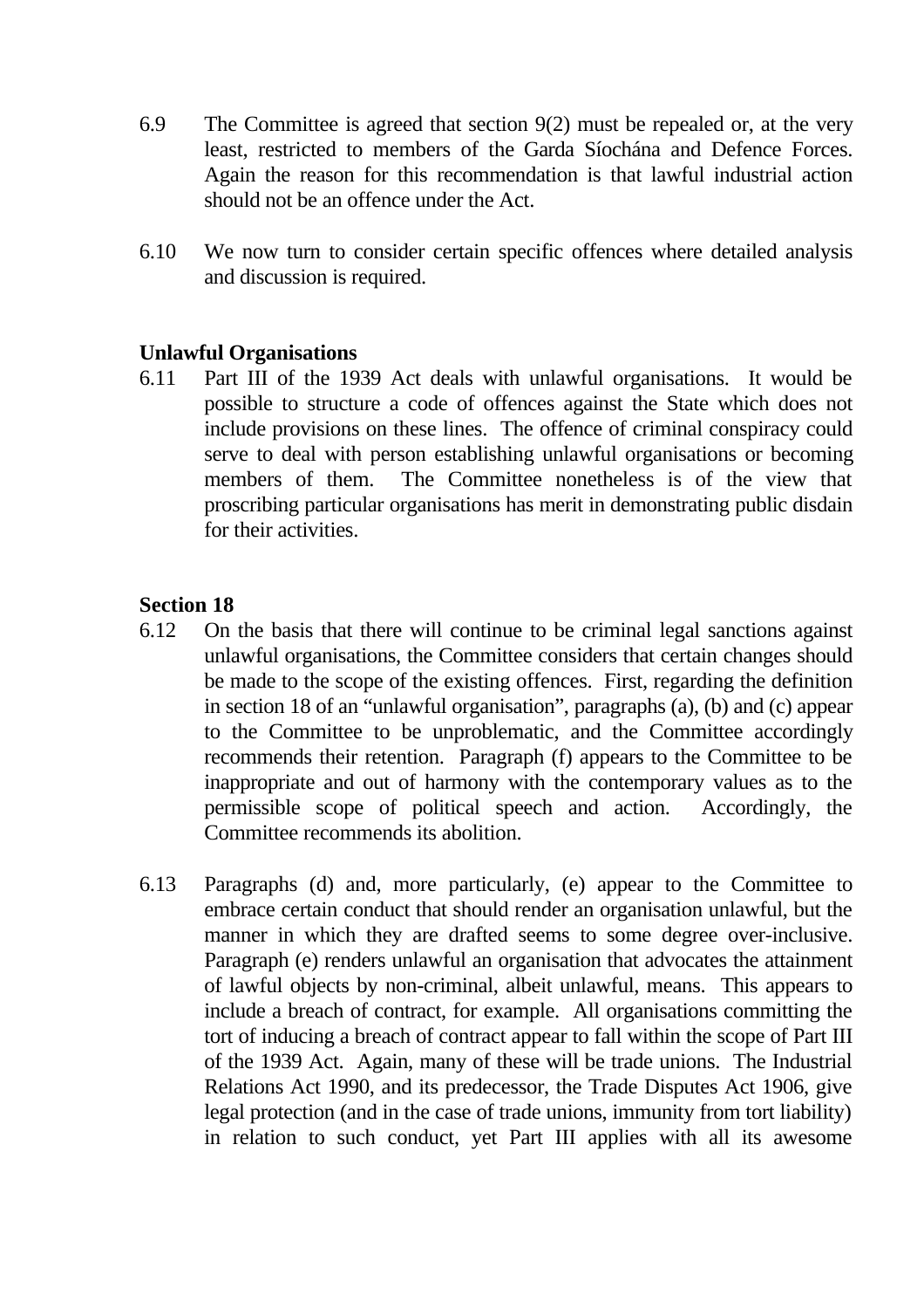6.9 The Committee is agreed that section 9(2) must be repealed or, at the very least, restricted to members of the Garda Síochána and Defence Forces. Again the reason for this recommendation is that lawful industrial action should not be an offence under the Act.

6.10 We now turn to consider certain specific offences where detailed analysis and discussion is required.

**Unlawful Organisations**

6.11 Part III of the 1939 Act deals with unlawful organisations. It would be possible to structure a code of offences against the State which does not include provisions on these lines. The offence of criminal conspiracy could serve to deal with person establishing unlawful organisations or becoming members of them. The Committee nonetheless is of the view that proscribing particular organisations has merit in demonstrating public disdain for their activities.

**Section 18**

6.12 On the basis that there will continue to be criminal legal sanctions against unlawful organisations, the Committee considers that certain changes should be made to the scope of the existing offences. First, regarding the definition in section 18 of an "unlawful organisation", paragraphs (a), (b) and (c) appear to the Committee to be unproblematic, and the Committee accordingly recommends their retention. Paragraph (f) appears to the Committee to be inappropriate and out of harmony with the contemporary values as to the permissible scope of political speech and action. Accordingly, the Committee recommends its abolition.

6.13 Paragraphs (d) and, more particularly, (e) appear to the Committee to embrace certain conduct that should render an organisation unlawful, but the manner in which they are drafted seems to some degree over-inclusive. Paragraph (e) renders unlawful an organisation that advocates the attainment of lawful objects by non-criminal, albeit unlawful, means. This appears to include a breach of contract, for example. All organisations committing the tort of inducing a breach of contract appear to fall within the scope of Part III of the 1939 Act. Again, many of these will be trade unions. The Industrial Relations Act 1990, and its predecessor, the Trade Disputes Act 1906, give legal protection (and in the case of trade unions, immunity from tort liability) in relation to such conduct, yet Part III applies with all its awesome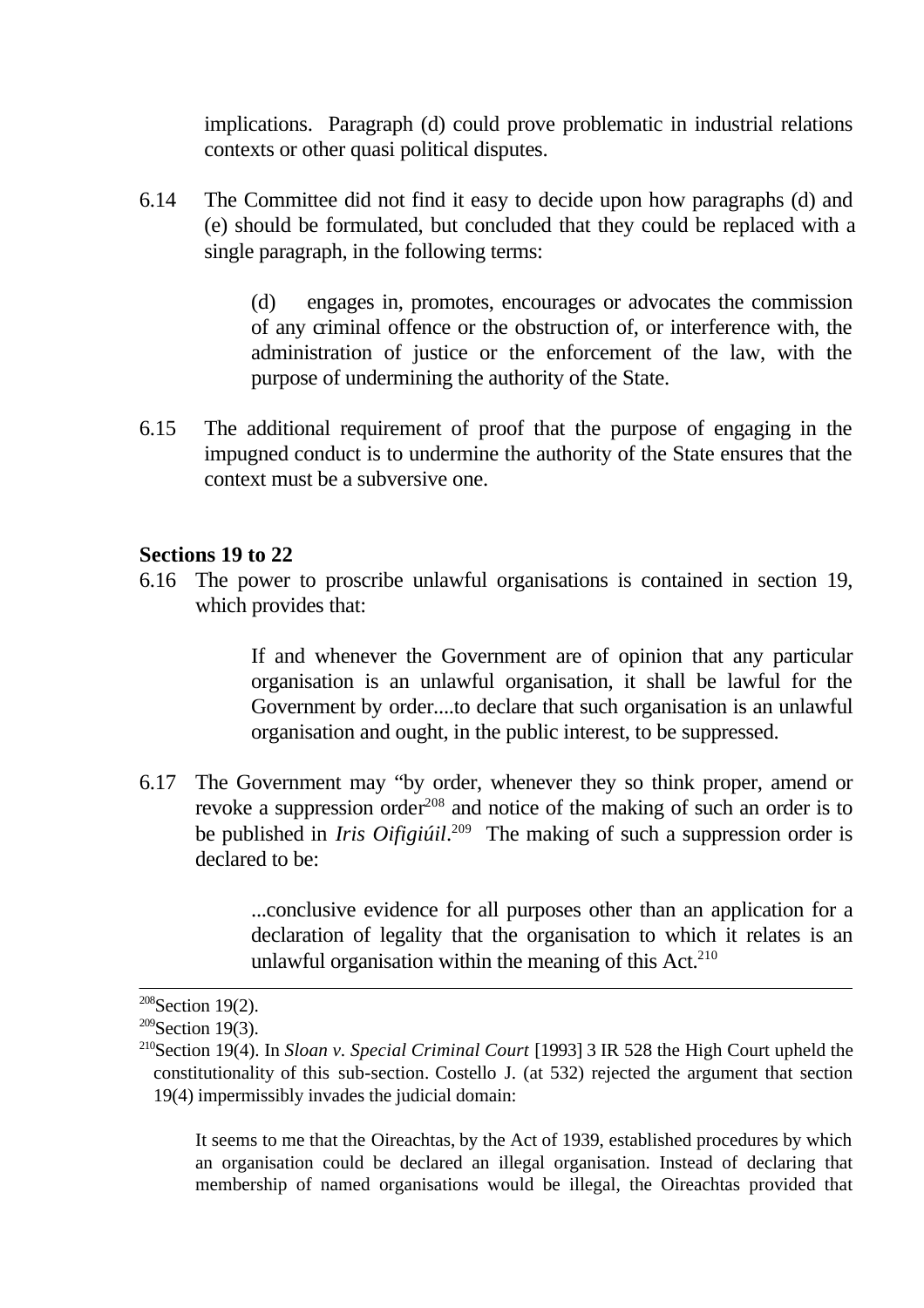implications. Paragraph (d) could prove problematic in industrial relations contexts or other quasi political disputes.

6.14 The Committee did not find it easy to decide upon how paragraphs (d) and (e) should be formulated, but concluded that they could be replaced with a single paragraph, in the following terms:

> (d) engages in, promotes, encourages or advocates the commission of any criminal offence or the obstruction of, or interference with, the administration of justice or the enforcement of the law, with the purpose of undermining the authority of the State.

6.15 The additional requirement of proof that the purpose of engaging in the impugned conduct is to undermine the authority of the State ensures that the context must be a subversive one.

**Sections 19 to 22**

6.16 The power to proscribe unlawful organisations is contained in section 19, which provides that:

> If and whenever the Government are of opinion that any particular organisation is an unlawful organisation, it shall be lawful for the Government by order....to declare that such organisation is an unlawful organisation and ought, in the public interest, to be suppressed.

6.17 The Government may "by order, whenever they so think proper, amend or revoke a suppression order[208] and notice of the making of such an order is to be published in *Iris Oifigiúil*.[209] The making of such a suppression order is declared to be:

> ...conclusive evidence for all purposes other than an application for a declaration of legality that the organisation to which it relates is an unlawful organisation within the meaning of this Act.[210]

---

[208] Section 19(2).

[209] Section 19(3).

[210] Section 19(4). In *Sloan v. Special Criminal Court* [1993] 3 IR 528 the High Court upheld the constitutionality of this sub-section. Costello J. (at 532) rejected the argument that section 19(4) impermissibly invades the judicial domain:

> It seems to me that the Oireachtas, by the Act of 1939, established procedures by which an organisation could be declared an illegal organisation. Instead of declaring that membership of named organisations would be illegal, the Oireachtas provided that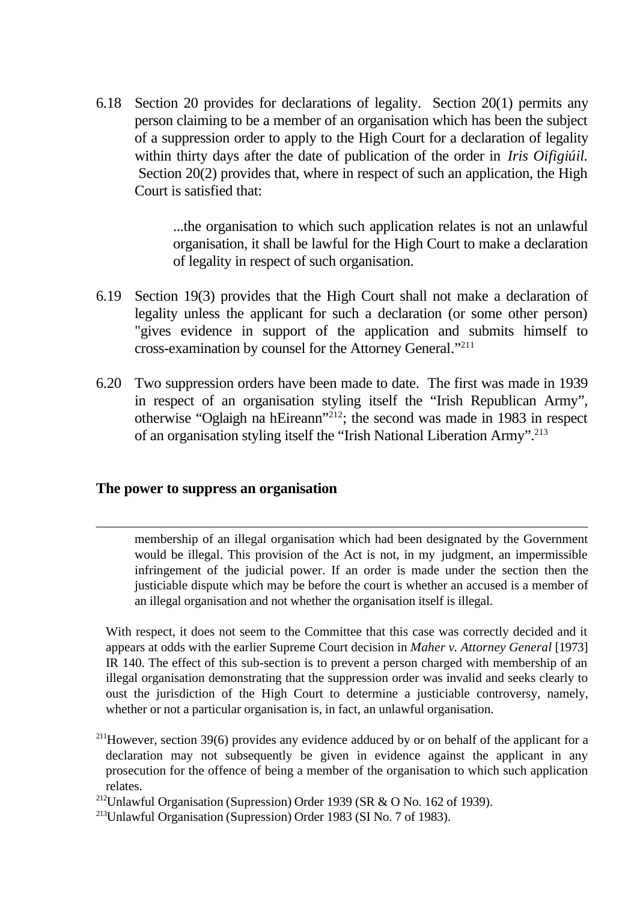6.18 Section 20 provides for declarations of legality. Section 20(1) permits any person claiming to be a member of an organisation which has been the subject of a suppression order to apply to the High Court for a declaration of legality within thirty days after the date of publication of the order in *Iris Oifigiúil.* Section 20(2) provides that, where in respect of such an application, the High Court is satisfied that:

> ...the organisation to which such application relates is not an unlawful organisation, it shall be lawful for the High Court to make a declaration of legality in respect of such organisation.

6.19 Section 19(3) provides that the High Court shall not make a declaration of legality unless the applicant for such a declaration (or some other person) "gives evidence in support of the application and submits himself to cross-examination by counsel for the Attorney General."[211]

6.20 Two suppression orders have been made to date. The first was made in 1939 in respect of an organisation styling itself the "Irish Republican Army", otherwise "Oglaigh na hEireann"[212]; the second was made in 1983 in respect of an organisation styling itself the "Irish National Liberation Army".[213]

## The power to suppress an organisation

---

> membership of an illegal organisation which had been designated by the Government would be illegal. This provision of the Act is not, in my judgment, an impermissible infringement of the judicial power. If an order is made under the section then the justiciable dispute which may be before the court is whether an accused is a member of an illegal organisation and not whether the organisation itself is illegal.

With respect, it does not seem to the Committee that this case was correctly decided and it appears at odds with the earlier Supreme Court decision in *Maher v. Attorney General* [1973] IR 140. The effect of this sub-section is to prevent a person charged with membership of an illegal organisation demonstrating that the suppression order was invalid and seeks clearly to oust the jurisdiction of the High Court to determine a justiciable controversy, namely, whether or not a particular organisation is, in fact, an unlawful organisation.

[211] However, section 39(6) provides any evidence adduced by or on behalf of the applicant for a declaration may not subsequently be given in evidence against the applicant in any prosecution for the offence of being a member of the organisation to which such application relates.

[212] Unlawful Organisation (Supression) Order 1939 (SR & O No. 162 of 1939).

[213] Unlawful Organisation (Supression) Order 1983 (SI No. 7 of 1983).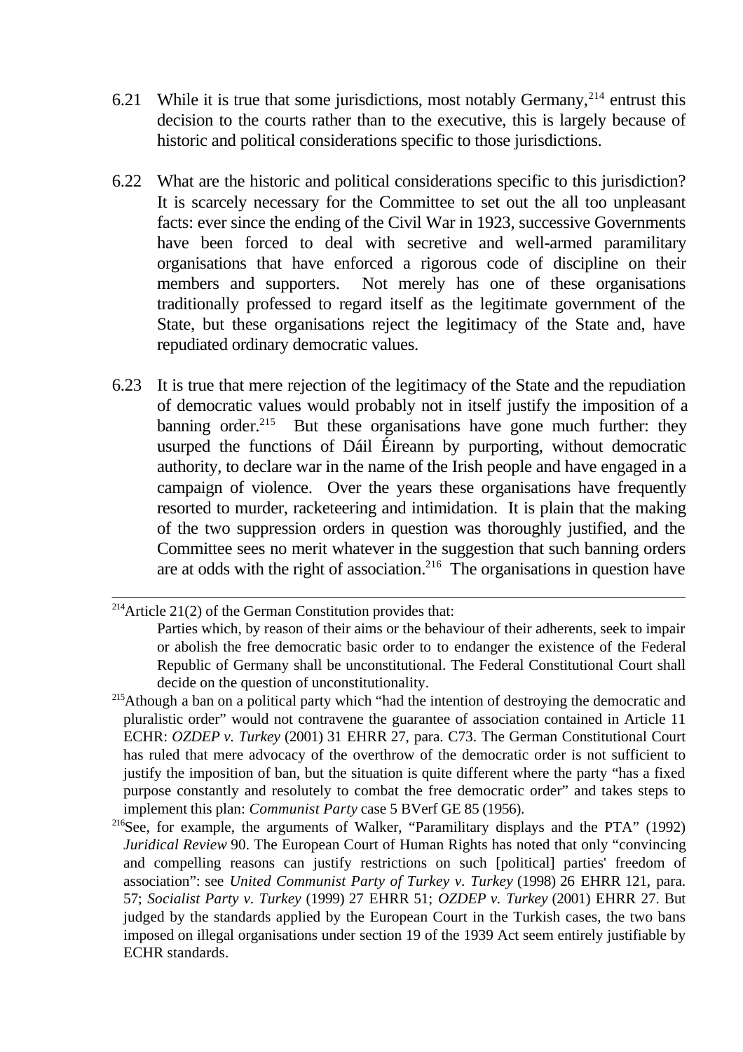6.21 While it is true that some jurisdictions, most notably Germany,[214] entrust this decision to the courts rather than to the executive, this is largely because of historic and political considerations specific to those jurisdictions.

6.22 What are the historic and political considerations specific to this jurisdiction? It is scarcely necessary for the Committee to set out the all too unpleasant facts: ever since the ending of the Civil War in 1923, successive Governments have been forced to deal with secretive and well-armed paramilitary organisations that have enforced a rigorous code of discipline on their members and supporters. Not merely has one of these organisations traditionally professed to regard itself as the legitimate government of the State, but these organisations reject the legitimacy of the State and, have repudiated ordinary democratic values.

6.23 It is true that mere rejection of the legitimacy of the State and the repudiation of democratic values would probably not in itself justify the imposition of a banning order.[215] But these organisations have gone much further: they usurped the functions of Dáil Éireann by purporting, without democratic authority, to declare war in the name of the Irish people and have engaged in a campaign of violence. Over the years these organisations have frequently resorted to murder, racketeering and intimidation. It is plain that the making of the two suppression orders in question was thoroughly justified, and the Committee sees no merit whatever in the suggestion that such banning orders are at odds with the right of association.[216] The organisations in question have

---

[214] Article 21(2) of the German Constitution provides that:

> Parties which, by reason of their aims or the behaviour of their adherents, seek to impair or abolish the free democratic basic order to to endanger the existence of the Federal Republic of Germany shall be unconstitutional. The Federal Constitutional Court shall decide on the question of unconstitutionality.

[215] Athough a ban on a political party which "had the intention of destroying the democratic and pluralistic order" would not contravene the guarantee of association contained in Article 11 ECHR: *OZDEP v. Turkey* (2001) 31 EHRR 27, para. C73. The German Constitutional Court has ruled that mere advocacy of the overthrow of the democratic order is not sufficient to justify the imposition of ban, but the situation is quite different where the party "has a fixed purpose constantly and resolutely to combat the free democratic order" and takes steps to implement this plan: *Communist Party* case 5 BVerf GE 85 (1956).

[216] See, for example, the arguments of Walker, "Paramilitary displays and the PTA" (1992) *Juridical Review* 90. The European Court of Human Rights has noted that only "convincing and compelling reasons can justify restrictions on such [political] parties' freedom of association": see *United Communist Party of Turkey v. Turkey* (1998) 26 EHRR 121, para. 57; *Socialist Party v. Turkey* (1999) 27 EHRR 51; *OZDEP v. Turkey* (2001) EHRR 27. But judged by the standards applied by the European Court in the Turkish cases, the two bans imposed on illegal organisations under section 19 of the 1939 Act seem entirely justifiable by ECHR standards.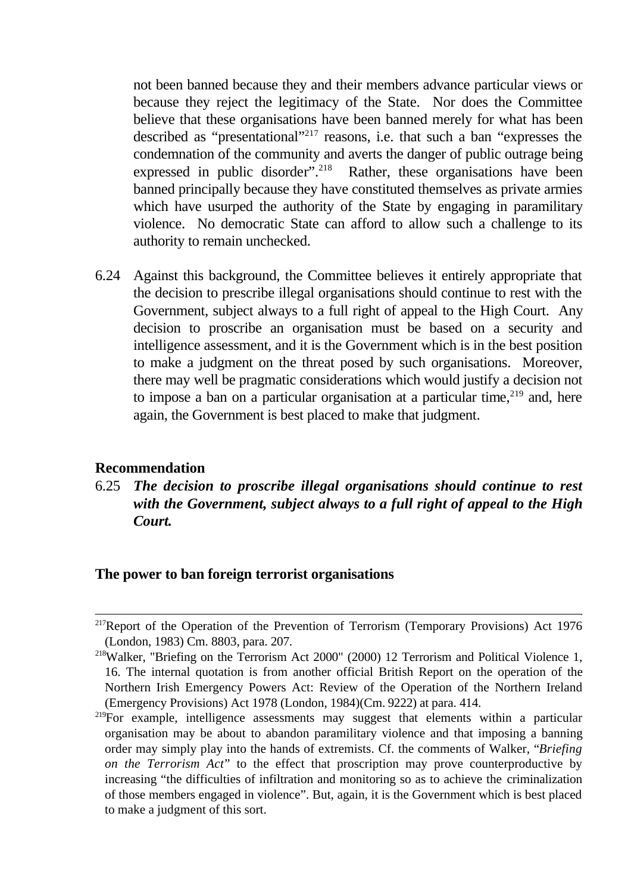not been banned because they and their members advance particular views or because they reject the legitimacy of the State. Nor does the Committee believe that these organisations have been banned merely for what has been described as "presentational"[217] reasons, i.e. that such a ban "expresses the condemnation of the community and averts the danger of public outrage being expressed in public disorder".[218] Rather, these organisations have been banned principally because they have constituted themselves as private armies which have usurped the authority of the State by engaging in paramilitary violence. No democratic State can afford to allow such a challenge to its authority to remain unchecked.

6.24 Against this background, the Committee believes it entirely appropriate that the decision to prescribe illegal organisations should continue to rest with the Government, subject always to a full right of appeal to the High Court. Any decision to proscribe an organisation must be based on a security and intelligence assessment, and it is the Government which is in the best position to make a judgment on the threat posed by such organisations. Moreover, there may well be pragmatic considerations which would justify a decision not to impose a ban on a particular organisation at a particular time,[219] and, here again, the Government is best placed to make that judgment.

**Recommendation**

6.25 ***The decision to proscribe illegal organisations should continue to rest with the Government, subject always to a full right of appeal to the High Court.***

**The power to ban foreign terrorist organisations**

---

[217] Report of the Operation of the Prevention of Terrorism (Temporary Provisions) Act 1976 (London, 1983) Cm. 8803, para. 207.

[218] Walker, "Briefing on the Terrorism Act 2000" (2000) 12 Terrorism and Political Violence 1, 16. The internal quotation is from another official British Report on the operation of the Northern Irish Emergency Powers Act: Review of the Operation of the Northern Ireland (Emergency Provisions) Act 1978 (London, 1984)(Cm. 9222) at para. 414.

[219] For example, intelligence assessments may suggest that elements within a particular organisation may be about to abandon paramilitary violence and that imposing a banning order may simply play into the hands of extremists. Cf. the comments of Walker, "*Briefing on the Terrorism Act*" to the effect that proscription may prove counterproductive by increasing "the difficulties of infiltration and monitoring so as to achieve the criminalization of those members engaged in violence". But, again, it is the Government which is best placed to make a judgment of this sort.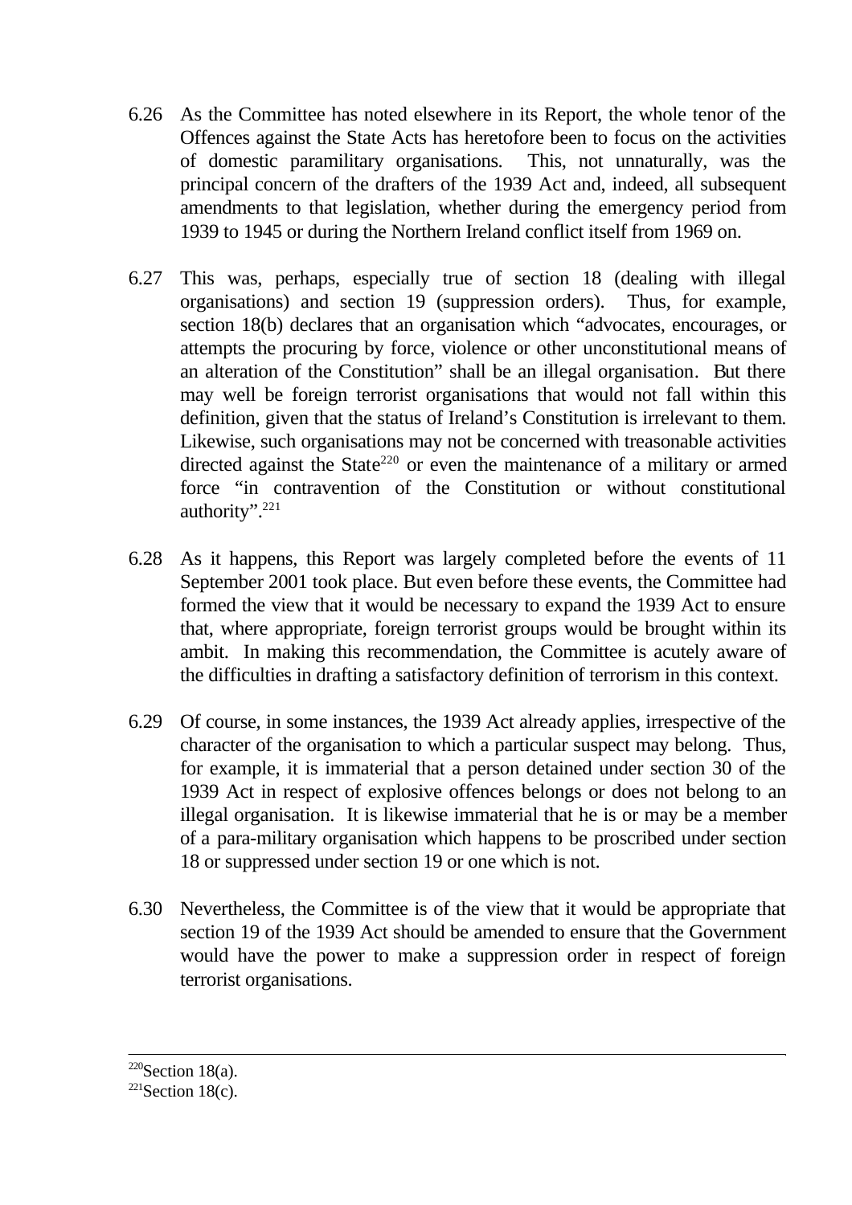6.26 As the Committee has noted elsewhere in its Report, the whole tenor of the Offences against the State Acts has heretofore been to focus on the activities of domestic paramilitary organisations. This, not unnaturally, was the principal concern of the drafters of the 1939 Act and, indeed, all subsequent amendments to that legislation, whether during the emergency period from 1939 to 1945 or during the Northern Ireland conflict itself from 1969 on.

6.27 This was, perhaps, especially true of section 18 (dealing with illegal organisations) and section 19 (suppression orders). Thus, for example, section 18(b) declares that an organisation which "advocates, encourages, or attempts the procuring by force, violence or other unconstitutional means of an alteration of the Constitution" shall be an illegal organisation. But there may well be foreign terrorist organisations that would not fall within this definition, given that the status of Ireland's Constitution is irrelevant to them. Likewise, such organisations may not be concerned with treasonable activities directed against the State[220] or even the maintenance of a military or armed force "in contravention of the Constitution or without constitutional authority".[221]

6.28 As it happens, this Report was largely completed before the events of 11 September 2001 took place. But even before these events, the Committee had formed the view that it would be necessary to expand the 1939 Act to ensure that, where appropriate, foreign terrorist groups would be brought within its ambit. In making this recommendation, the Committee is acutely aware of the difficulties in drafting a satisfactory definition of terrorism in this context.

6.29 Of course, in some instances, the 1939 Act already applies, irrespective of the character of the organisation to which a particular suspect may belong. Thus, for example, it is immaterial that a person detained under section 30 of the 1939 Act in respect of explosive offences belongs or does not belong to an illegal organisation. It is likewise immaterial that he is or may be a member of a para-military organisation which happens to be proscribed under section 18 or suppressed under section 19 or one which is not.

6.30 Nevertheless, the Committee is of the view that it would be appropriate that section 19 of the 1939 Act should be amended to ensure that the Government would have the power to make a suppression order in respect of foreign terrorist organisations.

---

[220] Section 18(a).

[221] Section 18(c).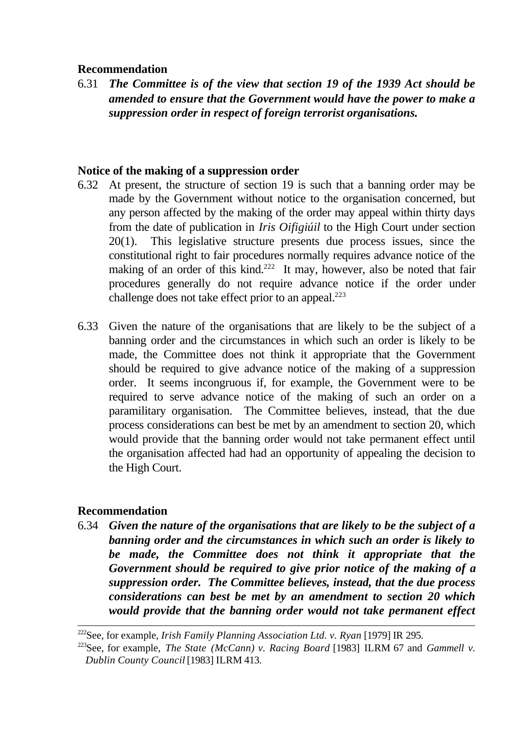**Recommendation**

6.31 ***The Committee is of the view that section 19 of the 1939 Act should be amended to ensure that the Government would have the power to make a suppression order in respect of foreign terrorist organisations.***

**Notice of the making of a suppression order**

6.32 At present, the structure of section 19 is such that a banning order may be made by the Government without notice to the organisation concerned, but any person affected by the making of the order may appeal within thirty days from the date of publication in *Iris Oifigiúil* to the High Court under section 20(1). This legislative structure presents due process issues, since the constitutional right to fair procedures normally requires advance notice of the making of an order of this kind.[222] It may, however, also be noted that fair procedures generally do not require advance notice if the order under challenge does not take effect prior to an appeal.[223]

6.33 Given the nature of the organisations that are likely to be the subject of a banning order and the circumstances in which such an order is likely to be made, the Committee does not think it appropriate that the Government should be required to give advance notice of the making of a suppression order. It seems incongruous if, for example, the Government were to be required to serve advance notice of the making of such an order on a paramilitary organisation. The Committee believes, instead, that the due process considerations can best be met by an amendment to section 20, which would provide that the banning order would not take permanent effect until the organisation affected had had an opportunity of appealing the decision to the High Court.

**Recommendation**

6.34 ***Given the nature of the organisations that are likely to be the subject of a banning order and the circumstances in which such an order is likely to be made, the Committee does not think it appropriate that the Government should be required to give prior notice of the making of a suppression order. The Committee believes, instead, that the due process considerations can best be met by an amendment to section 20 which would provide that the banning order would not take permanent effect***

---

[222] See, for example, *Irish Family Planning Association Ltd. v. Ryan* [1979] IR 295.

[223] See, for example, *The State (McCann) v. Racing Board* [1983] ILRM 67 and *Gammell v. Dublin County Council* [1983] ILRM 413.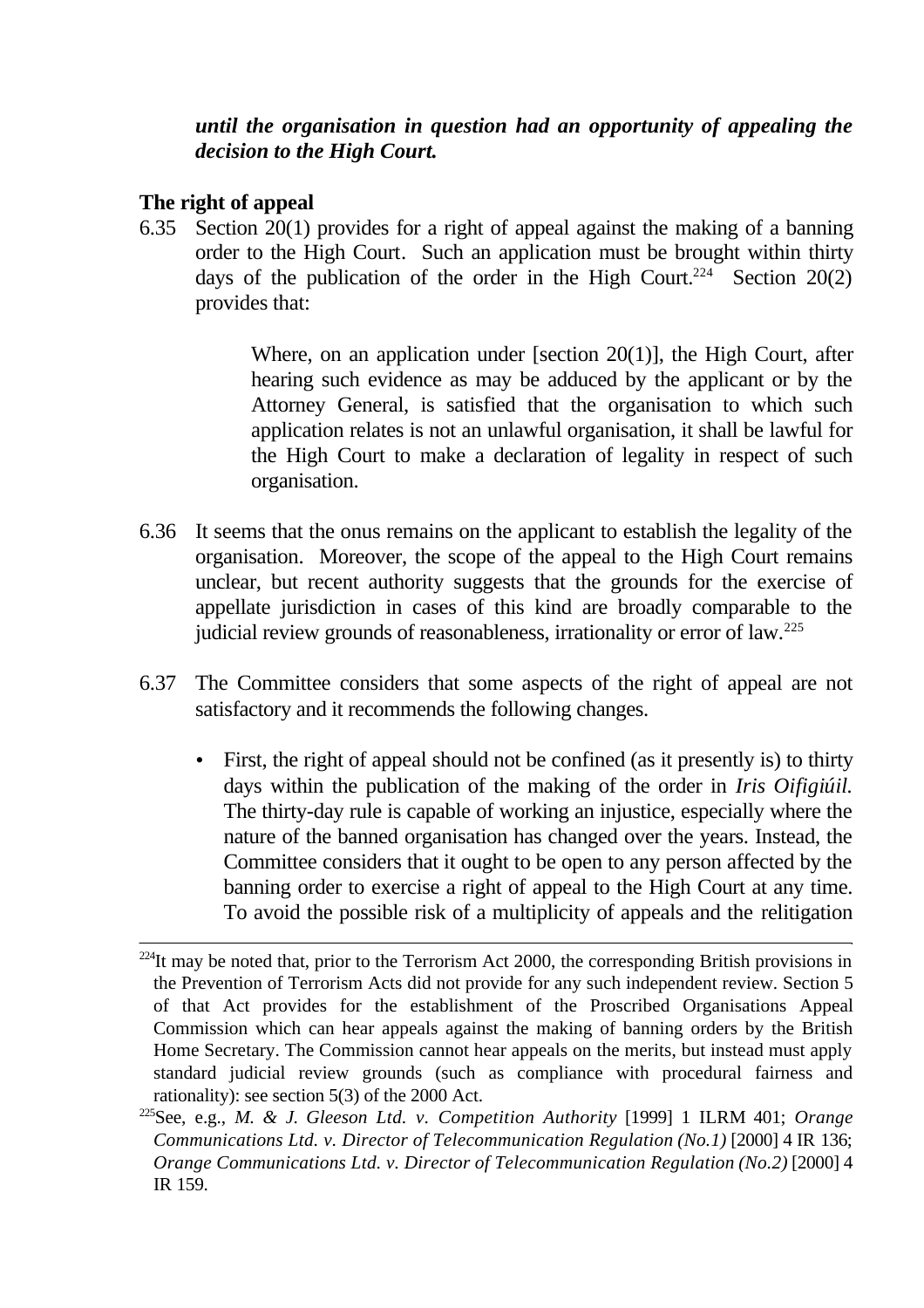***until the organisation in question had an opportunity of appealing the decision to the High Court.***

**The right of appeal**

6.35 Section 20(1) provides for a right of appeal against the making of a banning order to the High Court. Such an application must be brought within thirty days of the publication of the order in the High Court.[224] Section 20(2) provides that:

> Where, on an application under [section 20(1)], the High Court, after hearing such evidence as may be adduced by the applicant or by the Attorney General, is satisfied that the organisation to which such application relates is not an unlawful organisation, it shall be lawful for the High Court to make a declaration of legality in respect of such organisation.

6.36 It seems that the onus remains on the applicant to establish the legality of the organisation. Moreover, the scope of the appeal to the High Court remains unclear, but recent authority suggests that the grounds for the exercise of appellate jurisdiction in cases of this kind are broadly comparable to the judicial review grounds of reasonableness, irrationality or error of law.[225]

6.37 The Committee considers that some aspects of the right of appeal are not satisfactory and it recommends the following changes.

- First, the right of appeal should not be confined (as it presently is) to thirty days within the publication of the making of the order in *Iris Oifigiúil.* The thirty-day rule is capable of working an injustice, especially where the nature of the banned organisation has changed over the years. Instead, the Committee considers that it ought to be open to any person affected by the banning order to exercise a right of appeal to the High Court at any time. To avoid the possible risk of a multiplicity of appeals and the relitigation

---

[224] It may be noted that, prior to the Terrorism Act 2000, the corresponding British provisions in the Prevention of Terrorism Acts did not provide for any such independent review. Section 5 of that Act provides for the establishment of the Proscribed Organisations Appeal Commission which can hear appeals against the making of banning orders by the British Home Secretary. The Commission cannot hear appeals on the merits, but instead must apply standard judicial review grounds (such as compliance with procedural fairness and rationality): see section 5(3) of the 2000 Act.

[225] See, e.g., *M. & J. Gleeson Ltd. v. Competition Authority* [1999] 1 ILRM 401; *Orange Communications Ltd. v. Director of Telecommunication Regulation (No.1)* [2000] 4 IR 136; *Orange Communications Ltd. v. Director of Telecommunication Regulation (No.2)* [2000] 4 IR 159.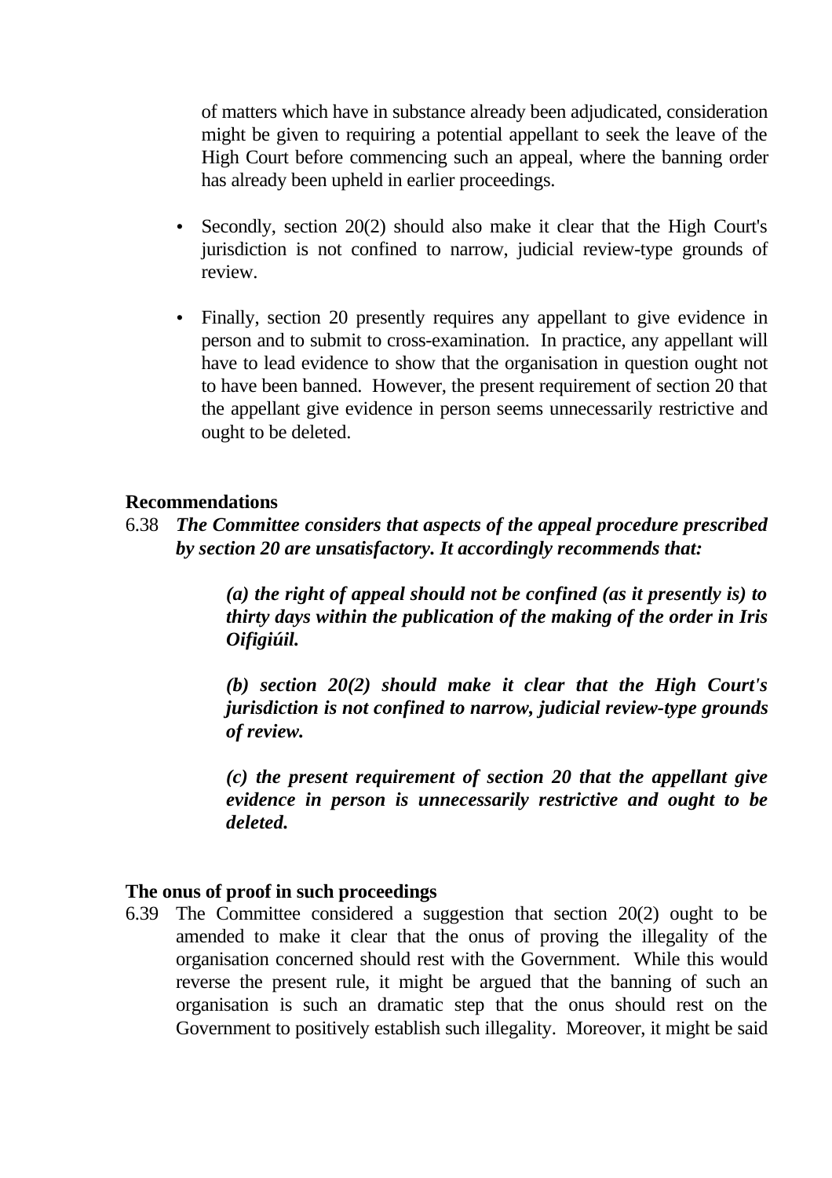of matters which have in substance already been adjudicated, consideration might be given to requiring a potential appellant to seek the leave of the High Court before commencing such an appeal, where the banning order has already been upheld in earlier proceedings.

- Secondly, section 20(2) should also make it clear that the High Court's jurisdiction is not confined to narrow, judicial review-type grounds of review.

- Finally, section 20 presently requires any appellant to give evidence in person and to submit to cross-examination. In practice, any appellant will have to lead evidence to show that the organisation in question ought not to have been banned. However, the present requirement of section 20 that the appellant give evidence in person seems unnecessarily restrictive and ought to be deleted.

**Recommendations**

6.38 ***The Committee considers that aspects of the appeal procedure prescribed by section 20 are unsatisfactory. It accordingly recommends that:***

> ***(a) the right of appeal should not be confined (as it presently is) to thirty days within the publication of the making of the order in Iris Oifigiúil.***
>
> ***(b) section 20(2) should make it clear that the High Court's jurisdiction is not confined to narrow, judicial review-type grounds of review.***
>
> ***(c) the present requirement of section 20 that the appellant give evidence in person is unnecessarily restrictive and ought to be deleted.***

**The onus of proof in such proceedings**

6.39 The Committee considered a suggestion that section 20(2) ought to be amended to make it clear that the onus of proving the illegality of the organisation concerned should rest with the Government. While this would reverse the present rule, it might be argued that the banning of such an organisation is such an dramatic step that the onus should rest on the Government to positively establish such illegality. Moreover, it might be said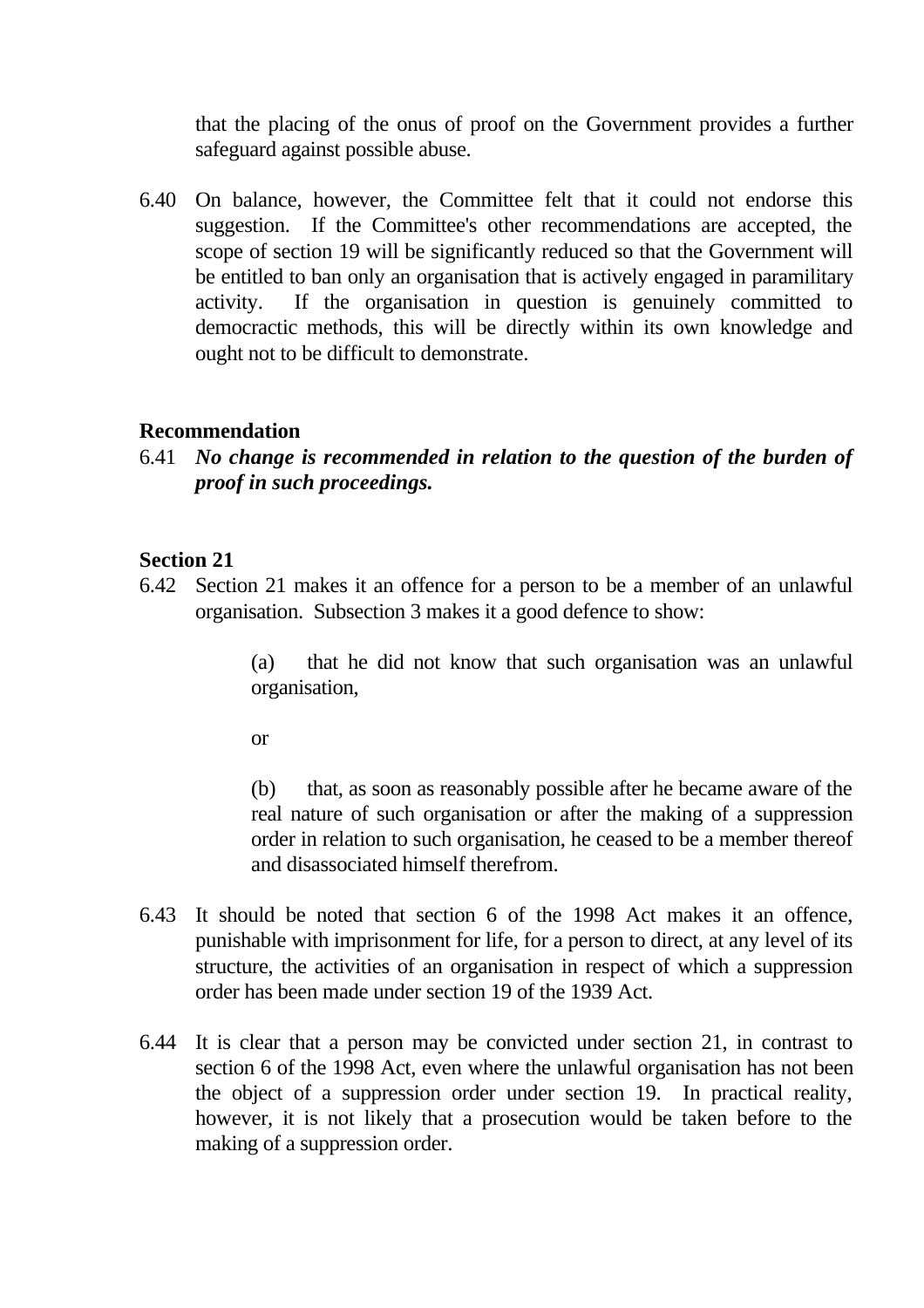that the placing of the onus of proof on the Government provides a further safeguard against possible abuse.

6.40 On balance, however, the Committee felt that it could not endorse this suggestion. If the Committee's other recommendations are accepted, the scope of section 19 will be significantly reduced so that the Government will be entitled to ban only an organisation that is actively engaged in paramilitary activity. If the organisation in question is genuinely committed to democractic methods, this will be directly within its own knowledge and ought not to be difficult to demonstrate.

**Recommendation**

6.41 ***No change is recommended in relation to the question of the burden of proof in such proceedings.***

**Section 21**

6.42 Section 21 makes it an offence for a person to be a member of an unlawful organisation. Subsection 3 makes it a good defence to show:

> (a) that he did not know that such organisation was an unlawful organisation,
>
> or
>
> (b) that, as soon as reasonably possible after he became aware of the real nature of such organisation or after the making of a suppression order in relation to such organisation, he ceased to be a member thereof and disassociated himself therefrom.

6.43 It should be noted that section 6 of the 1998 Act makes it an offence, punishable with imprisonment for life, for a person to direct, at any level of its structure, the activities of an organisation in respect of which a suppression order has been made under section 19 of the 1939 Act.

6.44 It is clear that a person may be convicted under section 21, in contrast to section 6 of the 1998 Act, even where the unlawful organisation has not been the object of a suppression order under section 19. In practical reality, however, it is not likely that a prosecution would be taken before to the making of a suppression order.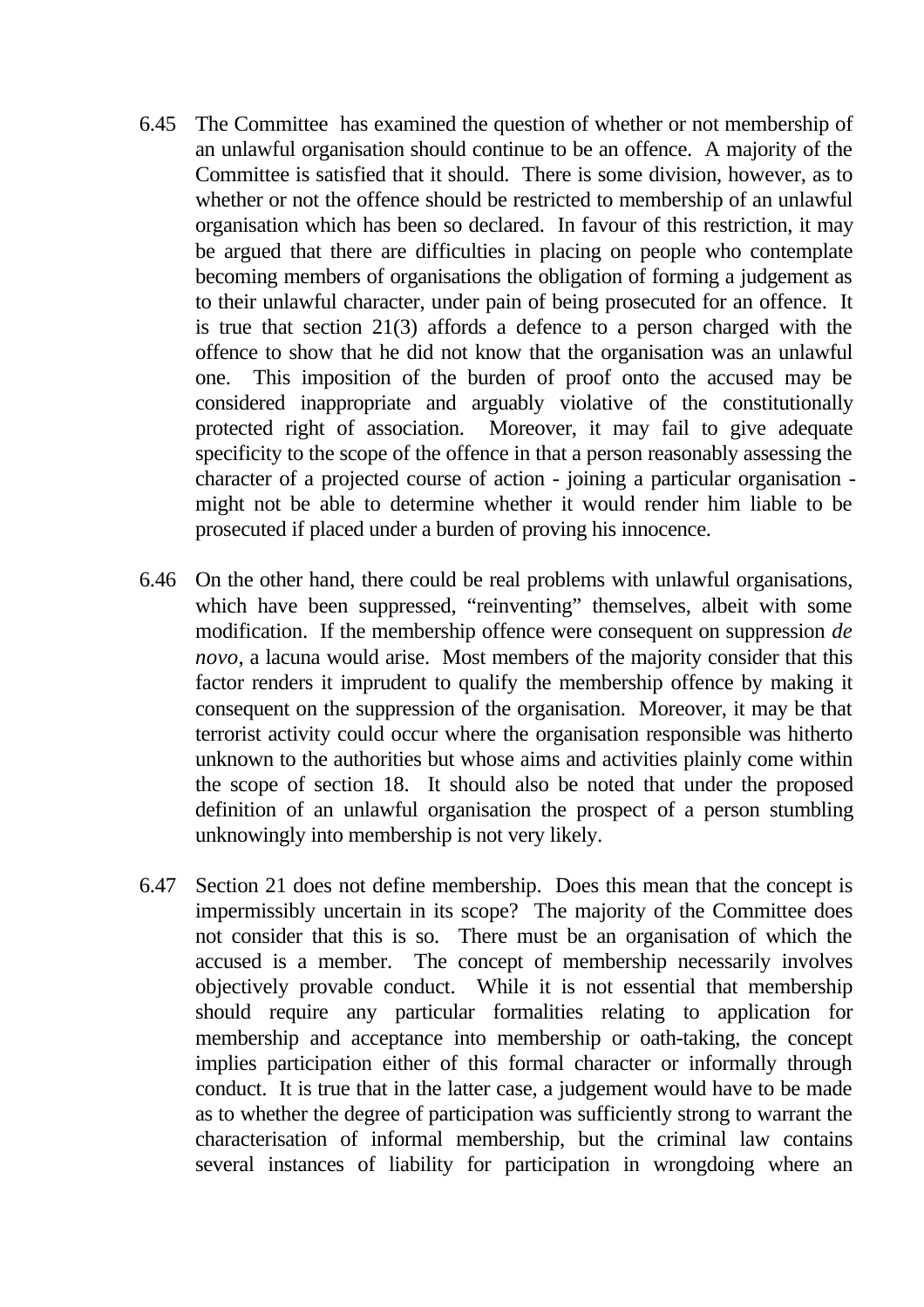6.45 The Committee has examined the question of whether or not membership of an unlawful organisation should continue to be an offence. A majority of the Committee is satisfied that it should. There is some division, however, as to whether or not the offence should be restricted to membership of an unlawful organisation which has been so declared. In favour of this restriction, it may be argued that there are difficulties in placing on people who contemplate becoming members of organisations the obligation of forming a judgement as to their unlawful character, under pain of being prosecuted for an offence. It is true that section 21(3) affords a defence to a person charged with the offence to show that he did not know that the organisation was an unlawful one. This imposition of the burden of proof onto the accused may be considered inappropriate and arguably violative of the constitutionally protected right of association. Moreover, it may fail to give adequate specificity to the scope of the offence in that a person reasonably assessing the character of a projected course of action - joining a particular organisation - might not be able to determine whether it would render him liable to be prosecuted if placed under a burden of proving his innocence.

6.46 On the other hand, there could be real problems with unlawful organisations, which have been suppressed, "reinventing" themselves, albeit with some modification. If the membership offence were consequent on suppression *de novo*, a lacuna would arise. Most members of the majority consider that this factor renders it imprudent to qualify the membership offence by making it consequent on the suppression of the organisation. Moreover, it may be that terrorist activity could occur where the organisation responsible was hitherto unknown to the authorities but whose aims and activities plainly come within the scope of section 18. It should also be noted that under the proposed definition of an unlawful organisation the prospect of a person stumbling unknowingly into membership is not very likely.

6.47 Section 21 does not define membership. Does this mean that the concept is impermissibly uncertain in its scope? The majority of the Committee does not consider that this is so. There must be an organisation of which the accused is a member. The concept of membership necessarily involves objectively provable conduct. While it is not essential that membership should require any particular formalities relating to application for membership and acceptance into membership or oath-taking, the concept implies participation either of this formal character or informally through conduct. It is true that in the latter case, a judgement would have to be made as to whether the degree of participation was sufficiently strong to warrant the characterisation of informal membership, but the criminal law contains several instances of liability for participation in wrongdoing where an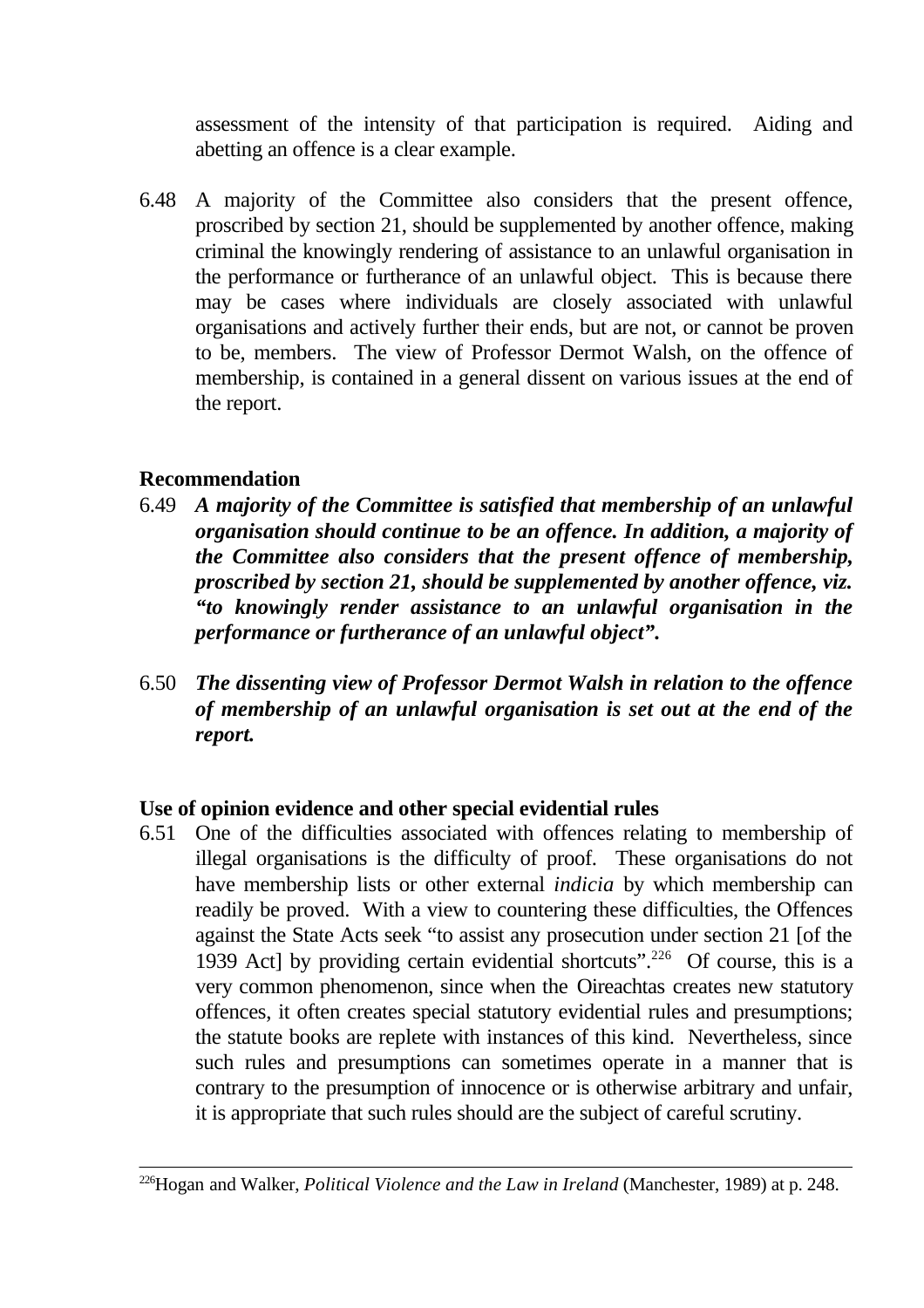assessment of the intensity of that participation is required. Aiding and abetting an offence is a clear example.

6.48 A majority of the Committee also considers that the present offence, proscribed by section 21, should be supplemented by another offence, making criminal the knowingly rendering of assistance to an unlawful organisation in the performance or furtherance of an unlawful object. This is because there may be cases where individuals are closely associated with unlawful organisations and actively further their ends, but are not, or cannot be proven to be, members. The view of Professor Dermot Walsh, on the offence of membership, is contained in a general dissent on various issues at the end of the report.

**Recommendation**

6.49 ***A majority of the Committee is satisfied that membership of an unlawful organisation should continue to be an offence. In addition, a majority of the Committee also considers that the present offence of membership, proscribed by section 21, should be supplemented by another offence, viz. "to knowingly render assistance to an unlawful organisation in the performance or furtherance of an unlawful object".***

6.50 ***The dissenting view of Professor Dermot Walsh in relation to the offence of membership of an unlawful organisation is set out at the end of the report.***

**Use of opinion evidence and other special evidential rules**

6.51 One of the difficulties associated with offences relating to membership of illegal organisations is the difficulty of proof. These organisations do not have membership lists or other external *indicia* by which membership can readily be proved. With a view to countering these difficulties, the Offences against the State Acts seek "to assist any prosecution under section 21 [of the 1939 Act] by providing certain evidential shortcuts".[226] Of course, this is a very common phenomenon, since when the Oireachtas creates new statutory offences, it often creates special statutory evidential rules and presumptions; the statute books are replete with instances of this kind. Nevertheless, since such rules and presumptions can sometimes operate in a manner that is contrary to the presumption of innocence or is otherwise arbitrary and unfair, it is appropriate that such rules should are the subject of careful scrutiny.

---

[226]Hogan and Walker, *Political Violence and the Law in Ireland* (Manchester, 1989) at p. 248.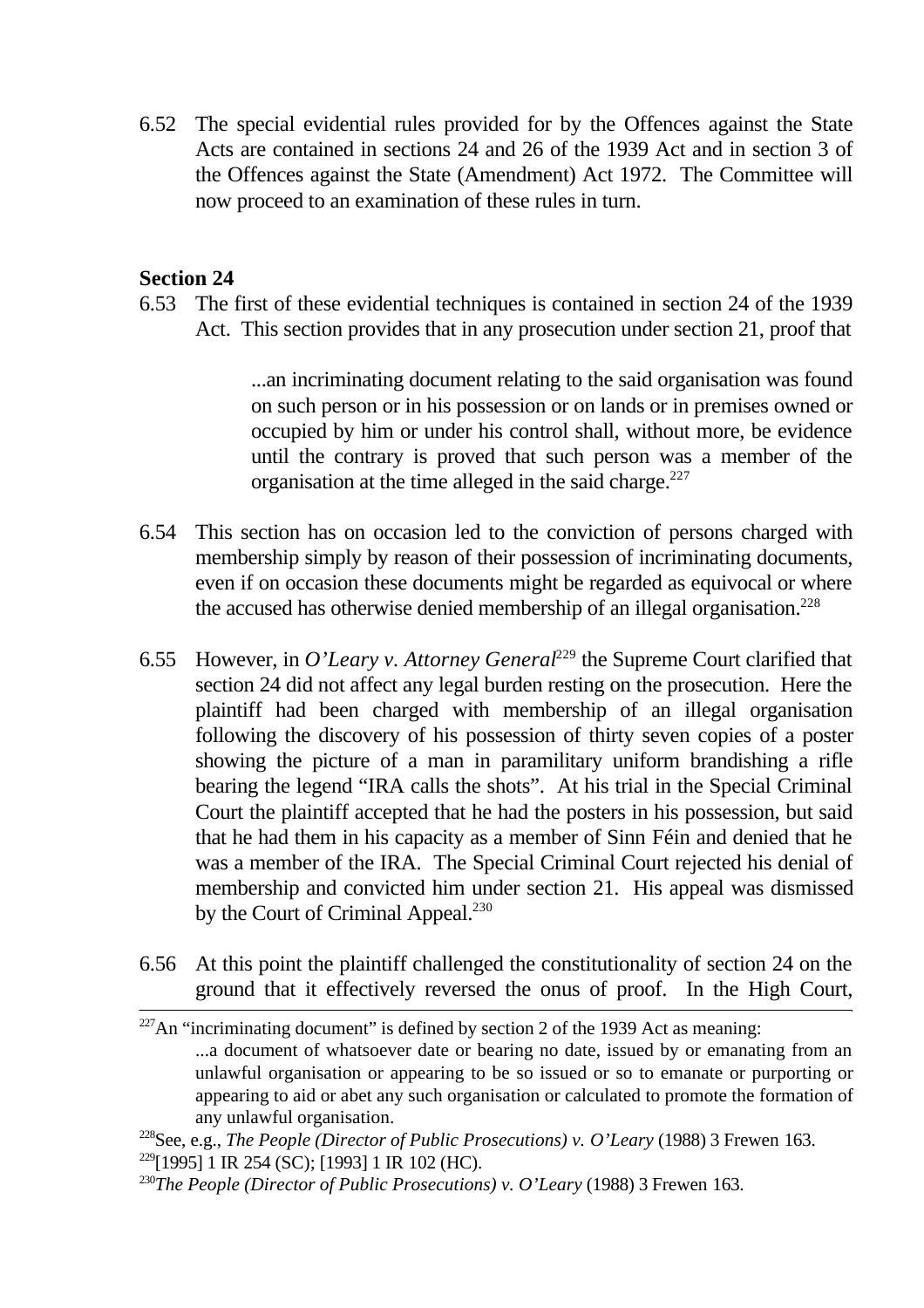6.52 The special evidential rules provided for by the Offences against the State Acts are contained in sections 24 and 26 of the 1939 Act and in section 3 of the Offences against the State (Amendment) Act 1972. The Committee will now proceed to an examination of these rules in turn.

**Section 24**

6.53 The first of these evidential techniques is contained in section 24 of the 1939 Act. This section provides that in any prosecution under section 21, proof that

> ...an incriminating document relating to the said organisation was found on such person or in his possession or on lands or in premises owned or occupied by him or under his control shall, without more, be evidence until the contrary is proved that such person was a member of the organisation at the time alleged in the said charge.[227]

6.54 This section has on occasion led to the conviction of persons charged with membership simply by reason of their possession of incriminating documents, even if on occasion these documents might be regarded as equivocal or where the accused has otherwise denied membership of an illegal organisation.[228]

6.55 However, in *O'Leary v. Attorney General*[229] the Supreme Court clarified that section 24 did not affect any legal burden resting on the prosecution. Here the plaintiff had been charged with membership of an illegal organisation following the discovery of his possession of thirty seven copies of a poster showing the picture of a man in paramilitary uniform brandishing a rifle bearing the legend "IRA calls the shots". At his trial in the Special Criminal Court the plaintiff accepted that he had the posters in his possession, but said that he had them in his capacity as a member of Sinn Féin and denied that he was a member of the IRA. The Special Criminal Court rejected his denial of membership and convicted him under section 21. His appeal was dismissed by the Court of Criminal Appeal.[230]

6.56 At this point the plaintiff challenged the constitutionality of section 24 on the ground that it effectively reversed the onus of proof. In the High Court,

---

[227] An "incriminating document" is defined by section 2 of the 1939 Act as meaning:

> ...a document of whatsoever date or bearing no date, issued by or emanating from an unlawful organisation or appearing to be so issued or so to emanate or purporting or appearing to aid or abet any such organisation or calculated to promote the formation of any unlawful organisation.

[228] See, e.g., *The People (Director of Public Prosecutions) v. O'Leary* (1988) 3 Frewen 163.

[229] [1995] 1 IR 254 (SC); [1993] 1 IR 102 (HC).

[230] *The People (Director of Public Prosecutions) v. O'Leary* (1988) 3 Frewen 163.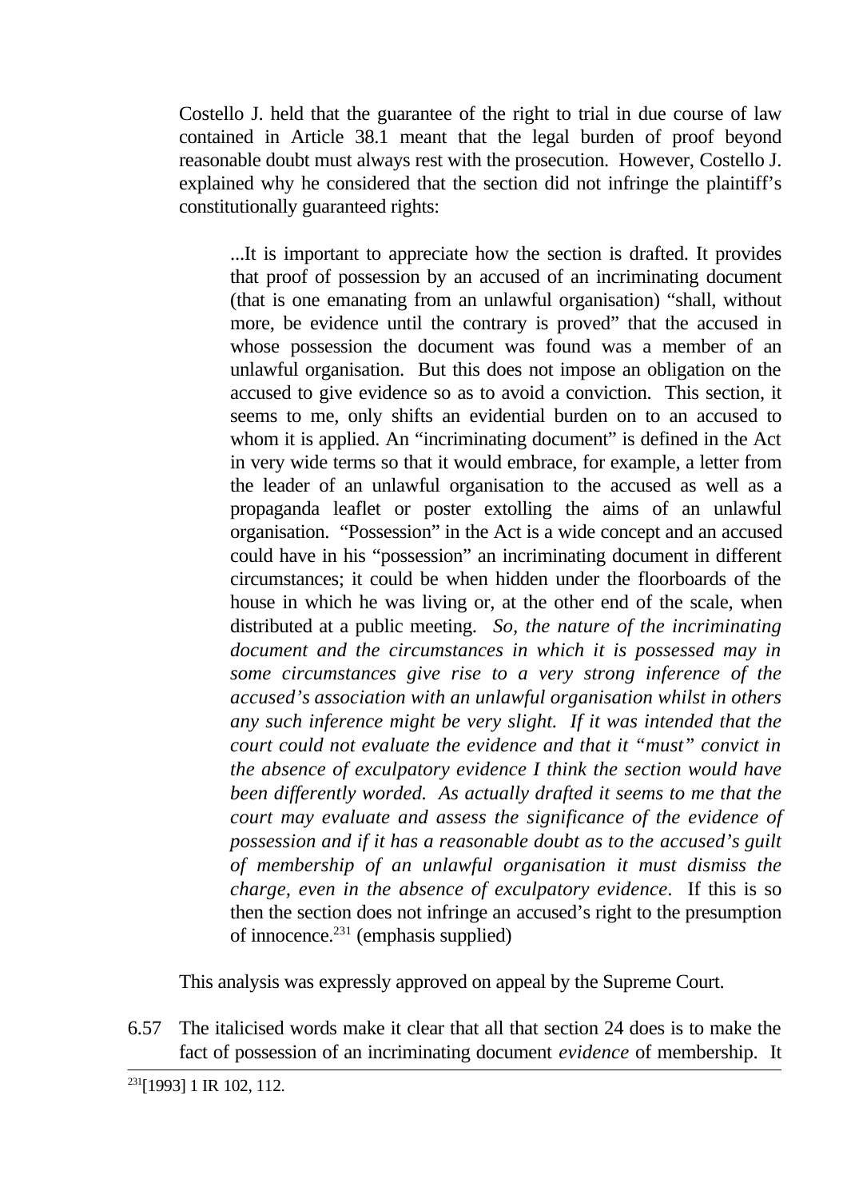Costello J. held that the guarantee of the right to trial in due course of law contained in Article 38.1 meant that the legal burden of proof beyond reasonable doubt must always rest with the prosecution. However, Costello J. explained why he considered that the section did not infringe the plaintiff's constitutionally guaranteed rights:

> ...It is important to appreciate how the section is drafted. It provides that proof of possession by an accused of an incriminating document (that is one emanating from an unlawful organisation) "shall, without more, be evidence until the contrary is proved" that the accused in whose possession the document was found was a member of an unlawful organisation. But this does not impose an obligation on the accused to give evidence so as to avoid a conviction. This section, it seems to me, only shifts an evidential burden on to an accused to whom it is applied. An "incriminating document" is defined in the Act in very wide terms so that it would embrace, for example, a letter from the leader of an unlawful organisation to the accused as well as a propaganda leaflet or poster extolling the aims of an unlawful organisation. "Possession" in the Act is a wide concept and an accused could have in his "possession" an incriminating document in different circumstances; it could be when hidden under the floorboards of the house in which he was living or, at the other end of the scale, when distributed at a public meeting. *So, the nature of the incriminating document and the circumstances in which it is possessed may in some circumstances give rise to a very strong inference of the accused's association with an unlawful organisation whilst in others any such inference might be very slight. If it was intended that the court could not evaluate the evidence and that it "must" convict in the absence of exculpatory evidence I think the section would have been differently worded. As actually drafted it seems to me that the court may evaluate and assess the significance of the evidence of possession and if it has a reasonable doubt as to the accused's guilt of membership of an unlawful organisation it must dismiss the charge, even in the absence of exculpatory evidence*. If this is so then the section does not infringe an accused's right to the presumption of innocence.[231] (emphasis supplied)

This analysis was expressly approved on appeal by the Supreme Court.

6.57 The italicised words make it clear that all that section 24 does is to make the fact of possession of an incriminating document *evidence* of membership. It

---

[231] [1993] 1 IR 102, 112.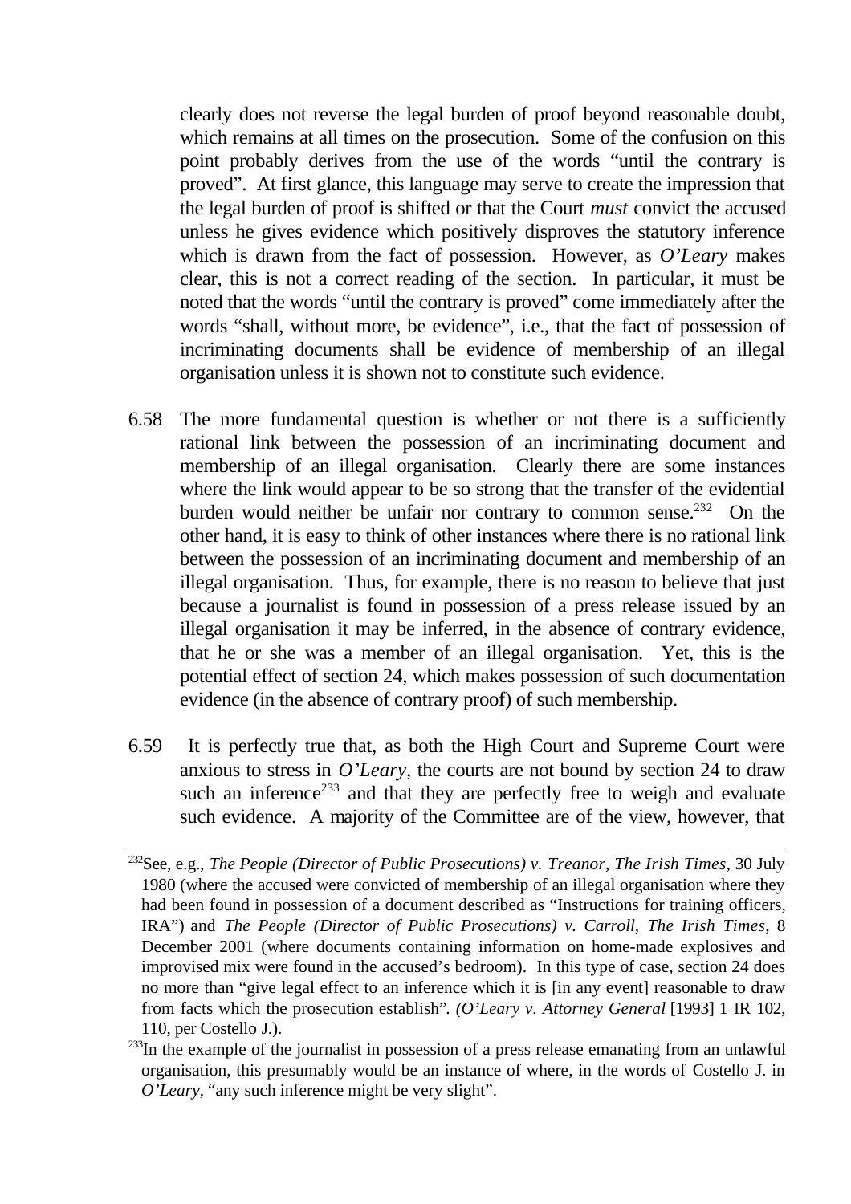clearly does not reverse the legal burden of proof beyond reasonable doubt, which remains at all times on the prosecution. Some of the confusion on this point probably derives from the use of the words "until the contrary is proved". At first glance, this language may serve to create the impression that the legal burden of proof is shifted or that the Court *must* convict the accused unless he gives evidence which positively disproves the statutory inference which is drawn from the fact of possession. However, as *O'Leary* makes clear, this is not a correct reading of the section. In particular, it must be noted that the words "until the contrary is proved" come immediately after the words "shall, without more, be evidence", i.e., that the fact of possession of incriminating documents shall be evidence of membership of an illegal organisation unless it is shown not to constitute such evidence.

6.58 The more fundamental question is whether or not there is a sufficiently rational link between the possession of an incriminating document and membership of an illegal organisation. Clearly there are some instances where the link would appear to be so strong that the transfer of the evidential burden would neither be unfair nor contrary to common sense.[232] On the other hand, it is easy to think of other instances where there is no rational link between the possession of an incriminating document and membership of an illegal organisation. Thus, for example, there is no reason to believe that just because a journalist is found in possession of a press release issued by an illegal organisation it may be inferred, in the absence of contrary evidence, that he or she was a member of an illegal organisation. Yet, this is the potential effect of section 24, which makes possession of such documentation evidence (in the absence of contrary proof) of such membership.

6.59 It is perfectly true that, as both the High Court and Supreme Court were anxious to stress in *O'Leary*, the courts are not bound by section 24 to draw such an inference[233] and that they are perfectly free to weigh and evaluate such evidence. A majority of the Committee are of the view, however, that

---

[232] See, e.g., *The People (Director of Public Prosecutions) v. Treanor*, *The Irish Times*, 30 July 1980 (where the accused were convicted of membership of an illegal organisation where they had been found in possession of a document described as "Instructions for training officers, IRA") and *The People (Director of Public Prosecutions) v. Carroll*, *The Irish Times*, 8 December 2001 (where documents containing information on home-made explosives and improvised mix were found in the accused's bedroom). In this type of case, section 24 does no more than "give legal effect to an inference which it is [in any event] reasonable to draw from facts which the prosecution establish". *(O'Leary v. Attorney General* [1993] 1 IR 102, 110, per Costello J.).

[233] In the example of the journalist in possession of a press release emanating from an unlawful organisation, this presumably would be an instance of where, in the words of Costello J. in *O'Leary*, "any such inference might be very slight".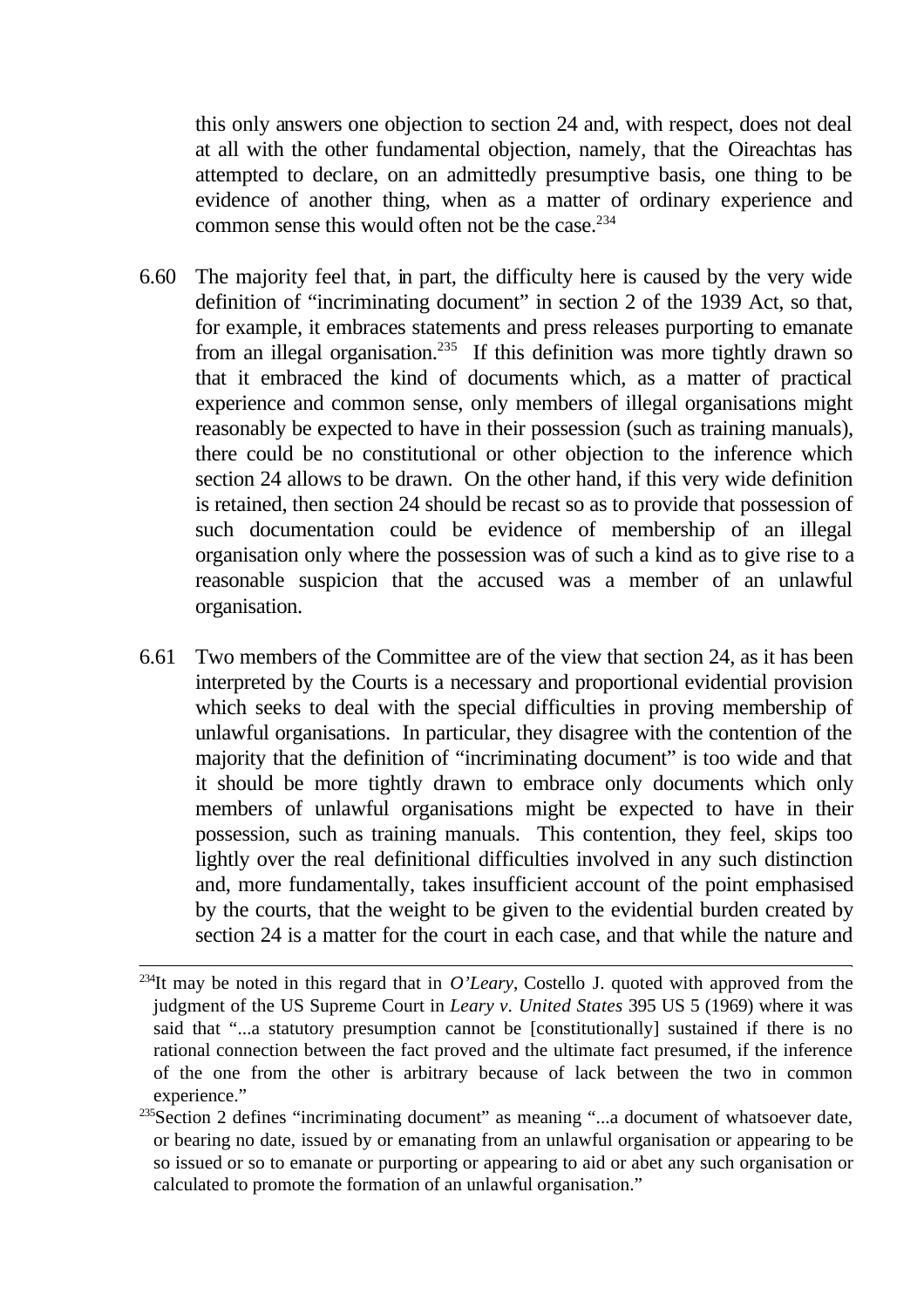this only answers one objection to section 24 and, with respect, does not deal at all with the other fundamental objection, namely, that the Oireachtas has attempted to declare, on an admittedly presumptive basis, one thing to be evidence of another thing, when as a matter of ordinary experience and common sense this would often not be the case.[234]

6.60 The majority feel that, in part, the difficulty here is caused by the very wide definition of "incriminating document" in section 2 of the 1939 Act, so that, for example, it embraces statements and press releases purporting to emanate from an illegal organisation.[235] If this definition was more tightly drawn so that it embraced the kind of documents which, as a matter of practical experience and common sense, only members of illegal organisations might reasonably be expected to have in their possession (such as training manuals), there could be no constitutional or other objection to the inference which section 24 allows to be drawn. On the other hand, if this very wide definition is retained, then section 24 should be recast so as to provide that possession of such documentation could be evidence of membership of an illegal organisation only where the possession was of such a kind as to give rise to a reasonable suspicion that the accused was a member of an unlawful organisation.

6.61 Two members of the Committee are of the view that section 24, as it has been interpreted by the Courts is a necessary and proportional evidential provision which seeks to deal with the special difficulties in proving membership of unlawful organisations. In particular, they disagree with the contention of the majority that the definition of "incriminating document" is too wide and that it should be more tightly drawn to embrace only documents which only members of unlawful organisations might be expected to have in their possession, such as training manuals. This contention, they feel, skips too lightly over the real definitional difficulties involved in any such distinction and, more fundamentally, takes insufficient account of the point emphasised by the courts, that the weight to be given to the evidential burden created by section 24 is a matter for the court in each case, and that while the nature and

---

[234] It may be noted in this regard that in *O'Leary*, Costello J. quoted with approved from the judgment of the US Supreme Court in *Leary v. United States* 395 US 5 (1969) where it was said that "...a statutory presumption cannot be [constitutionally] sustained if there is no rational connection between the fact proved and the ultimate fact presumed, if the inference of the one from the other is arbitrary because of lack between the two in common experience."

[235] Section 2 defines "incriminating document" as meaning "...a document of whatsoever date, or bearing no date, issued by or emanating from an unlawful organisation or appearing to be so issued or so to emanate or purporting or appearing to aid or abet any such organisation or calculated to promote the formation of an unlawful organisation."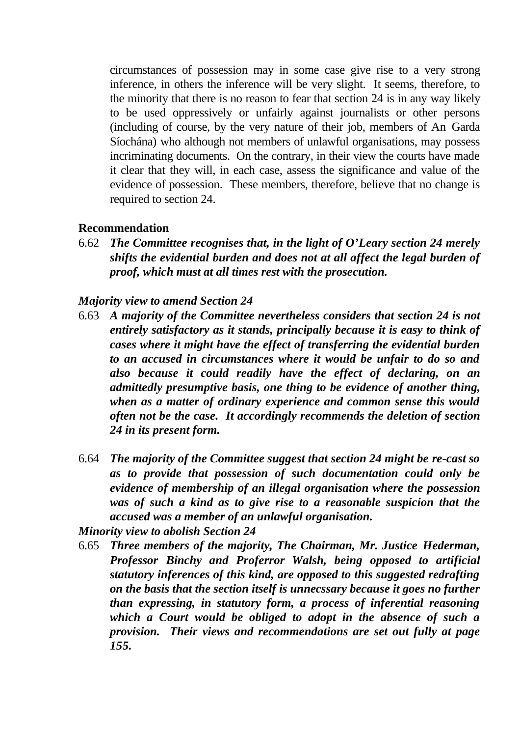circumstances of possession may in some case give rise to a very strong inference, in others the inference will be very slight. It seems, therefore, to the minority that there is no reason to fear that section 24 is in any way likely to be used oppressively or unfairly against journalists or other persons (including of course, by the very nature of their job, members of An Garda Síochána) who although not members of unlawful organisations, may possess incriminating documents. On the contrary, in their view the courts have made it clear that they will, in each case, assess the significance and value of the evidence of possession. These members, therefore, believe that no change is required to section 24.

**Recommendation**

6.62 ***The Committee recognises that, in the light of O'Leary section 24 merely shifts the evidential burden and does not at all affect the legal burden of proof, which must at all times rest with the prosecution.***

***Majority view to amend Section 24***

6.63 ***A majority of the Committee nevertheless considers that section 24 is not entirely satisfactory as it stands, principally because it is easy to think of cases where it might have the effect of transferring the evidential burden to an accused in circumstances where it would be unfair to do so and also because it could readily have the effect of declaring, on an admittedly presumptive basis, one thing to be evidence of another thing, when as a matter of ordinary experience and common sense this would often not be the case. It accordingly recommends the deletion of section 24 in its present form.***

6.64 ***The majority of the Committee suggest that section 24 might be re-cast so as to provide that possession of such documentation could only be evidence of membership of an illegal organisation where the possession was of such a kind as to give rise to a reasonable suspicion that the accused was a member of an unlawful organisation.***

***Minority view to abolish Section 24***

6.65 ***Three members of the majority, The Chairman, Mr. Justice Hederman, Professor Binchy and Proferror Walsh, being opposed to artificial statutory inferences of this kind, are opposed to this suggested redrafting on the basis that the section itself is unnecssary because it goes no further than expressing, in statutory form, a process of inferential reasoning which a Court would be obliged to adopt in the absence of such a provision. Their views and recommendations are set out fully at page 155.***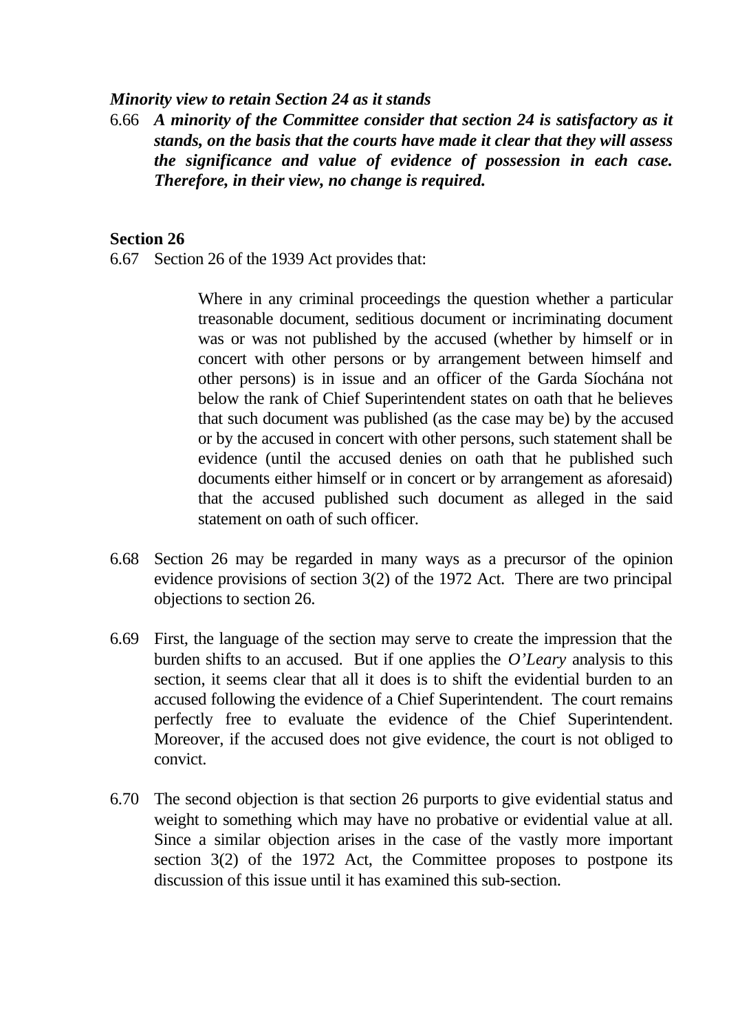***Minority view to retain Section 24 as it stands***

6.66 ***A minority of the Committee consider that section 24 is satisfactory as it stands, on the basis that the courts have made it clear that they will assess the significance and value of evidence of possession in each case. Therefore, in their view, no change is required.***

**Section 26**

6.67 Section 26 of the 1939 Act provides that:

> Where in any criminal proceedings the question whether a particular treasonable document, seditious document or incriminating document was or was not published by the accused (whether by himself or in concert with other persons or by arrangement between himself and other persons) is in issue and an officer of the Garda Síochána not below the rank of Chief Superintendent states on oath that he believes that such document was published (as the case may be) by the accused or by the accused in concert with other persons, such statement shall be evidence (until the accused denies on oath that he published such documents either himself or in concert or by arrangement as aforesaid) that the accused published such document as alleged in the said statement on oath of such officer.

6.68 Section 26 may be regarded in many ways as a precursor of the opinion evidence provisions of section 3(2) of the 1972 Act. There are two principal objections to section 26.

6.69 First, the language of the section may serve to create the impression that the burden shifts to an accused. But if one applies the *O'Leary* analysis to this section, it seems clear that all it does is to shift the evidential burden to an accused following the evidence of a Chief Superintendent. The court remains perfectly free to evaluate the evidence of the Chief Superintendent. Moreover, if the accused does not give evidence, the court is not obliged to convict.

6.70 The second objection is that section 26 purports to give evidential status and weight to something which may have no probative or evidential value at all. Since a similar objection arises in the case of the vastly more important section 3(2) of the 1972 Act, the Committee proposes to postpone its discussion of this issue until it has examined this sub-section.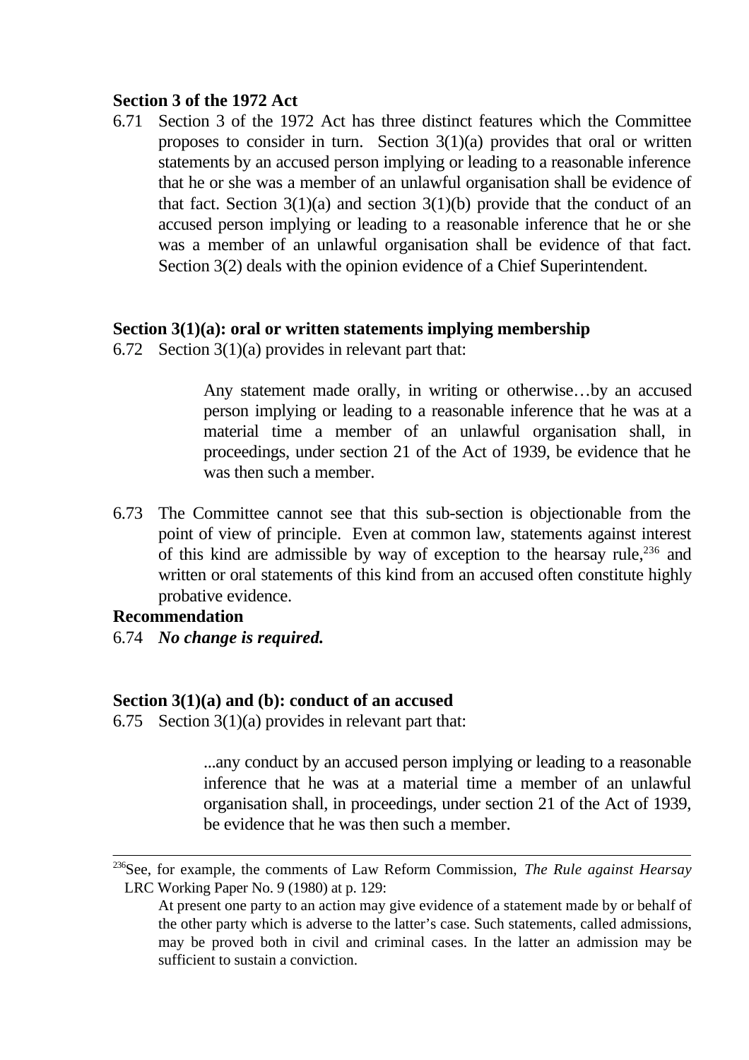**Section 3 of the 1972 Act**

6.71 Section 3 of the 1972 Act has three distinct features which the Committee proposes to consider in turn. Section 3(1)(a) provides that oral or written statements by an accused person implying or leading to a reasonable inference that he or she was a member of an unlawful organisation shall be evidence of that fact. Section 3(1)(a) and section 3(1)(b) provide that the conduct of an accused person implying or leading to a reasonable inference that he or she was a member of an unlawful organisation shall be evidence of that fact. Section 3(2) deals with the opinion evidence of a Chief Superintendent.

**Section 3(1)(a): oral or written statements implying membership**

6.72 Section 3(1)(a) provides in relevant part that:

> Any statement made orally, in writing or otherwise…by an accused person implying or leading to a reasonable inference that he was at a material time a member of an unlawful organisation shall, in proceedings, under section 21 of the Act of 1939, be evidence that he was then such a member.

6.73 The Committee cannot see that this sub-section is objectionable from the point of view of principle. Even at common law, statements against interest of this kind are admissible by way of exception to the hearsay rule,[236] and written or oral statements of this kind from an accused often constitute highly probative evidence.

**Recommendation**

6.74 ***No change is required.***

**Section 3(1)(a) and (b): conduct of an accused**

6.75 Section 3(1)(a) provides in relevant part that:

> ...any conduct by an accused person implying or leading to a reasonable inference that he was at a material time a member of an unlawful organisation shall, in proceedings, under section 21 of the Act of 1939, be evidence that he was then such a member.

---

[236] See, for example, the comments of Law Reform Commission, *The Rule against Hearsay* LRC Working Paper No. 9 (1980) at p. 129:

> At present one party to an action may give evidence of a statement made by or behalf of the other party which is adverse to the latter's case. Such statements, called admissions, may be proved both in civil and criminal cases. In the latter an admission may be sufficient to sustain a conviction.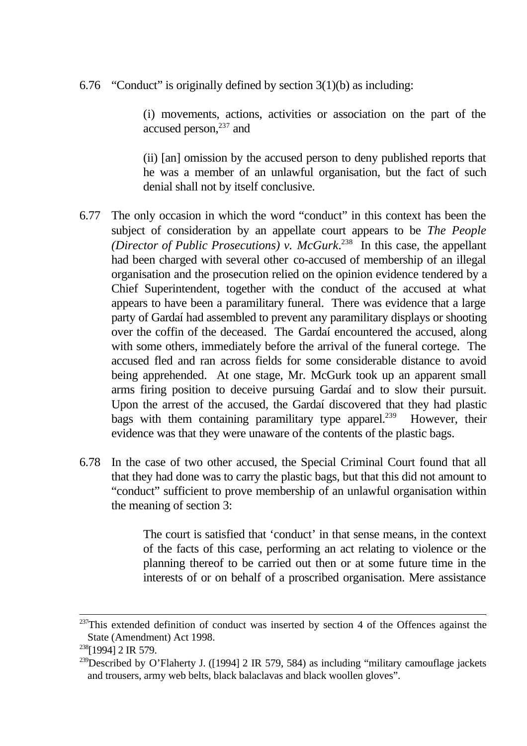6.76 “Conduct” is originally defined by section 3(1)(b) as including:

> (i) movements, actions, activities or association on the part of the accused person,[237] and
>
> (ii) [an] omission by the accused person to deny published reports that he was a member of an unlawful organisation, but the fact of such denial shall not by itself conclusive.

6.77 The only occasion in which the word “conduct” in this context has been the subject of consideration by an appellate court appears to be *The People (Director of Public Prosecutions) v. McGurk*.[238] In this case, the appellant had been charged with several other co-accused of membership of an illegal organisation and the prosecution relied on the opinion evidence tendered by a Chief Superintendent, together with the conduct of the accused at what appears to have been a paramilitary funeral. There was evidence that a large party of Gardaí had assembled to prevent any paramilitary displays or shooting over the coffin of the deceased. The Gardaí encountered the accused, along with some others, immediately before the arrival of the funeral cortege. The accused fled and ran across fields for some considerable distance to avoid being apprehended. At one stage, Mr. McGurk took up an apparent small arms firing position to deceive pursuing Gardaí and to slow their pursuit. Upon the arrest of the accused, the Gardaí discovered that they had plastic bags with them containing paramilitary type apparel.[239] However, their evidence was that they were unaware of the contents of the plastic bags.

6.78 In the case of two other accused, the Special Criminal Court found that all that they had done was to carry the plastic bags, but that this did not amount to “conduct” sufficient to prove membership of an unlawful organisation within the meaning of section 3:

> The court is satisfied that ‘conduct’ in that sense means, in the context of the facts of this case, performing an act relating to violence or the planning thereof to be carried out then or at some future time in the interests of or on behalf of a proscribed organisation. Mere assistance

---

[237] This extended definition of conduct was inserted by section 4 of the Offences against the State (Amendment) Act 1998.

[238] [1994] 2 IR 579.

[239] Described by O’Flaherty J. ([1994] 2 IR 579, 584) as including “military camouflage jackets and trousers, army web belts, black balaclavas and black woollen gloves”.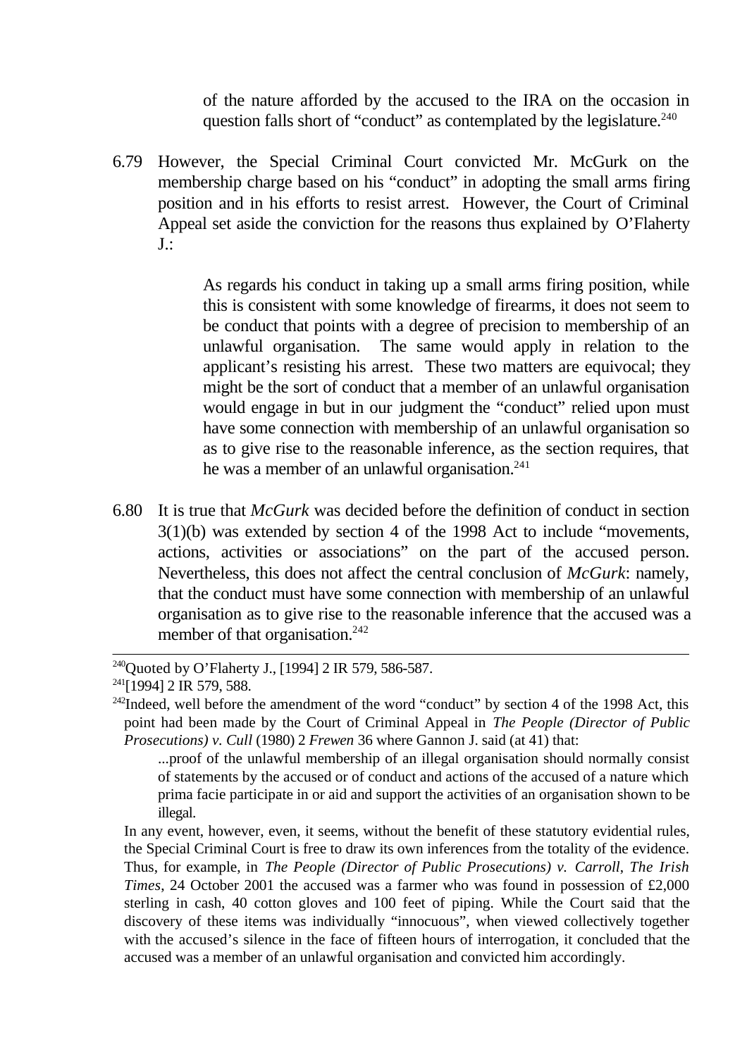> of the nature afforded by the accused to the IRA on the occasion in question falls short of "conduct" as contemplated by the legislature.[240]

6.79 However, the Special Criminal Court convicted Mr. McGurk on the membership charge based on his "conduct" in adopting the small arms firing position and in his efforts to resist arrest. However, the Court of Criminal Appeal set aside the conviction for the reasons thus explained by O'Flaherty J.:

> As regards his conduct in taking up a small arms firing position, while this is consistent with some knowledge of firearms, it does not seem to be conduct that points with a degree of precision to membership of an unlawful organisation. The same would apply in relation to the applicant's resisting his arrest. These two matters are equivocal; they might be the sort of conduct that a member of an unlawful organisation would engage in but in our judgment the "conduct" relied upon must have some connection with membership of an unlawful organisation so as to give rise to the reasonable inference, as the section requires, that he was a member of an unlawful organisation.[241]

6.80 It is true that *McGurk* was decided before the definition of conduct in section 3(1)(b) was extended by section 4 of the 1998 Act to include "movements, actions, activities or associations" on the part of the accused person. Nevertheless, this does not affect the central conclusion of *McGurk*: namely, that the conduct must have some connection with membership of an unlawful organisation as to give rise to the reasonable inference that the accused was a member of that organisation.[242]

---

[240] Quoted by O'Flaherty J., [1994] 2 IR 579, 586-587.

[241] [1994] 2 IR 579, 588.

[242] Indeed, well before the amendment of the word "conduct" by section 4 of the 1998 Act, this point had been made by the Court of Criminal Appeal in *The People (Director of Public Prosecutions) v. Cull* (1980) 2 *Frewen* 36 where Gannon J. said (at 41) that:

> ...proof of the unlawful membership of an illegal organisation should normally consist of statements by the accused or of conduct and actions of the accused of a nature which prima facie participate in or aid and support the activities of an organisation shown to be illegal.

In any event, however, even, it seems, without the benefit of these statutory evidential rules, the Special Criminal Court is free to draw its own inferences from the totality of the evidence. Thus, for example, in *The People (Director of Public Prosecutions) v. Carroll*, *The Irish Times*, 24 October 2001 the accused was a farmer who was found in possession of £2,000 sterling in cash, 40 cotton gloves and 100 feet of piping. While the Court said that the discovery of these items was individually "innocuous", when viewed collectively together with the accused's silence in the face of fifteen hours of interrogation, it concluded that the accused was a member of an unlawful organisation and convicted him accordingly.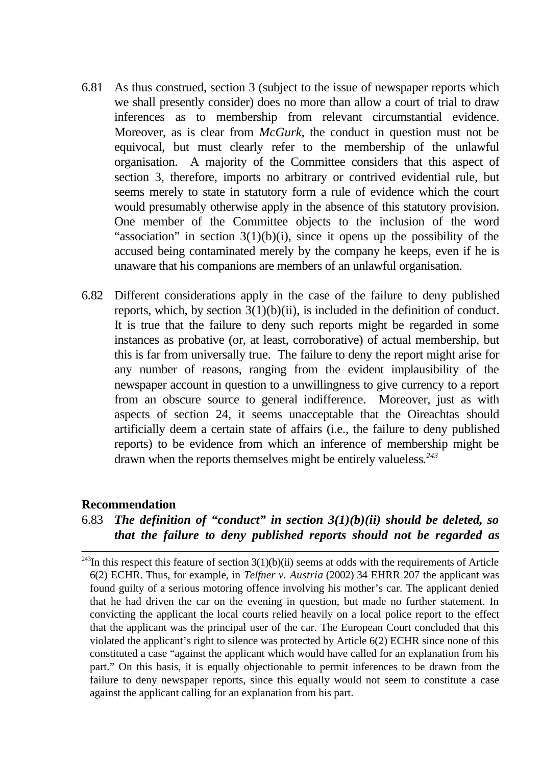6.81 As thus construed, section 3 (subject to the issue of newspaper reports which we shall presently consider) does no more than allow a court of trial to draw inferences as to membership from relevant circumstantial evidence. Moreover, as is clear from *McGurk*, the conduct in question must not be equivocal, but must clearly refer to the membership of the unlawful organisation. A majority of the Committee considers that this aspect of section 3, therefore, imports no arbitrary or contrived evidential rule, but seems merely to state in statutory form a rule of evidence which the court would presumably otherwise apply in the absence of this statutory provision. One member of the Committee objects to the inclusion of the word "association" in section 3(1)(b)(i), since it opens up the possibility of the accused being contaminated merely by the company he keeps, even if he is unaware that his companions are members of an unlawful organisation.

6.82 Different considerations apply in the case of the failure to deny published reports, which, by section 3(1)(b)(ii), is included in the definition of conduct. It is true that the failure to deny such reports might be regarded in some instances as probative (or, at least, corroborative) of actual membership, but this is far from universally true. The failure to deny the report might arise for any number of reasons, ranging from the evident implausibility of the newspaper account in question to a unwillingness to give currency to a report from an obscure source to general indifference. Moreover, just as with aspects of section 24, it seems unacceptable that the Oireachtas should artificially deem a certain state of affairs (i.e., the failure to deny published reports) to be evidence from which an inference of membership might be drawn when the reports themselves might be entirely valueless.[243]

**Recommendation**

6.83 ***The definition of "conduct" in section 3(1)(b)(ii) should be deleted, so that the failure to deny published reports should not be regarded as***

---

[243] In this respect this feature of section 3(1)(b)(ii) seems at odds with the requirements of Article 6(2) ECHR. Thus, for example, in *Telfner v. Austria* (2002) 34 EHRR 207 the applicant was found guilty of a serious motoring offence involving his mother's car. The applicant denied that he had driven the car on the evening in question, but made no further statement. In convicting the applicant the local courts relied heavily on a local police report to the effect that the applicant was the principal user of the car. The European Court concluded that this violated the applicant's right to silence was protected by Article 6(2) ECHR since none of this constituted a case "against the applicant which would have called for an explanation from his part." On this basis, it is equally objectionable to permit inferences to be drawn from the failure to deny newspaper reports, since this equally would not seem to constitute a case against the applicant calling for an explanation from his part.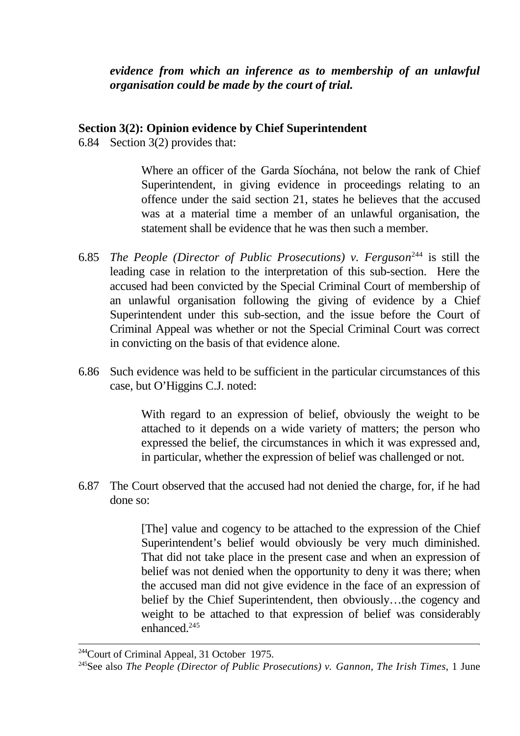***evidence from which an inference as to membership of an unlawful organisation could be made by the court of trial.***

**Section 3(2): Opinion evidence by Chief Superintendent**

6.84 Section 3(2) provides that:

> Where an officer of the Garda Síochána, not below the rank of Chief Superintendent, in giving evidence in proceedings relating to an offence under the said section 21, states he believes that the accused was at a material time a member of an unlawful organisation, the statement shall be evidence that he was then such a member.

6.85 *The People (Director of Public Prosecutions) v. Ferguson*[244] is still the leading case in relation to the interpretation of this sub-section. Here the accused had been convicted by the Special Criminal Court of membership of an unlawful organisation following the giving of evidence by a Chief Superintendent under this sub-section, and the issue before the Court of Criminal Appeal was whether or not the Special Criminal Court was correct in convicting on the basis of that evidence alone.

6.86 Such evidence was held to be sufficient in the particular circumstances of this case, but O'Higgins C.J. noted:

> With regard to an expression of belief, obviously the weight to be attached to it depends on a wide variety of matters; the person who expressed the belief, the circumstances in which it was expressed and, in particular, whether the expression of belief was challenged or not.

6.87 The Court observed that the accused had not denied the charge, for, if he had done so:

> [The] value and cogency to be attached to the expression of the Chief Superintendent's belief would obviously be very much diminished. That did not take place in the present case and when an expression of belief was not denied when the opportunity to deny it was there; when the accused man did not give evidence in the face of an expression of belief by the Chief Superintendent, then obviously…the cogency and weight to be attached to that expression of belief was considerably enhanced.[245]

---

[244] Court of Criminal Appeal, 31 October 1975.

[245] See also *The People (Director of Public Prosecutions) v. Gannon*, *The Irish Times*, 1 June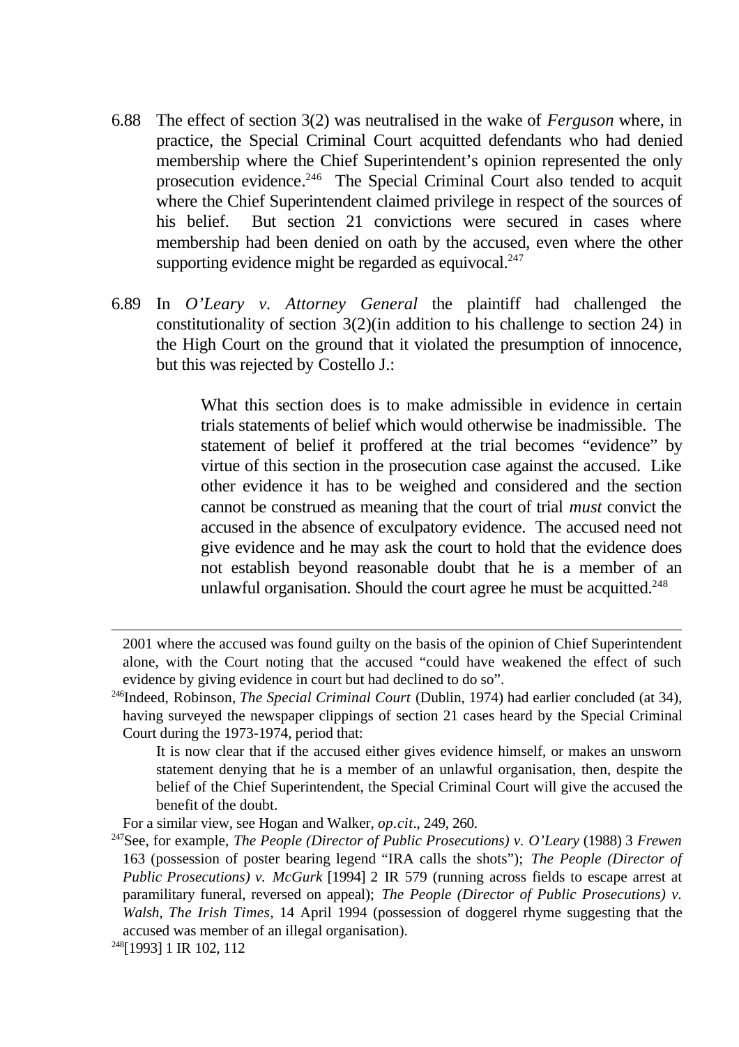6.88 The effect of section 3(2) was neutralised in the wake of *Ferguson* where, in practice, the Special Criminal Court acquitted defendants who had denied membership where the Chief Superintendent's opinion represented the only prosecution evidence.[246] The Special Criminal Court also tended to acquit where the Chief Superintendent claimed privilege in respect of the sources of his belief. But section 21 convictions were secured in cases where membership had been denied on oath by the accused, even where the other supporting evidence might be regarded as equivocal.[247]

6.89 In *O'Leary v. Attorney General* the plaintiff had challenged the constitutionality of section 3(2)(in addition to his challenge to section 24) in the High Court on the ground that it violated the presumption of innocence, but this was rejected by Costello J.:

> What this section does is to make admissible in evidence in certain trials statements of belief which would otherwise be inadmissible. The statement of belief it proffered at the trial becomes "evidence" by virtue of this section in the prosecution case against the accused. Like other evidence it has to be weighed and considered and the section cannot be construed as meaning that the court of trial *must* convict the accused in the absence of exculpatory evidence. The accused need not give evidence and he may ask the court to hold that the evidence does not establish beyond reasonable doubt that he is a member of an unlawful organisation. Should the court agree he must be acquitted.[248]

---

2001 where the accused was found guilty on the basis of the opinion of Chief Superintendent alone, with the Court noting that the accused "could have weakened the effect of such evidence by giving evidence in court but had declined to do so".

[246] Indeed, Robinson, *The Special Criminal Court* (Dublin, 1974) had earlier concluded (at 34), having surveyed the newspaper clippings of section 21 cases heard by the Special Criminal Court during the 1973-1974, period that:

> It is now clear that if the accused either gives evidence himself, or makes an unsworn statement denying that he is a member of an unlawful organisation, then, despite the belief of the Chief Superintendent, the Special Criminal Court will give the accused the benefit of the doubt.

For a similar view, see Hogan and Walker, *op.cit*., 249, 260.

[247] See, for example, *The People (Director of Public Prosecutions) v. O'Leary* (1988) 3 *Frewen* 163 (possession of poster bearing legend "IRA calls the shots"); *The People (Director of Public Prosecutions) v. McGurk* [1994] 2 IR 579 (running across fields to escape arrest at paramilitary funeral, reversed on appeal); *The People (Director of Public Prosecutions) v. Walsh*, *The Irish Times*, 14 April 1994 (possession of doggerel rhyme suggesting that the accused was member of an illegal organisation).

[248] [1993] 1 IR 102, 112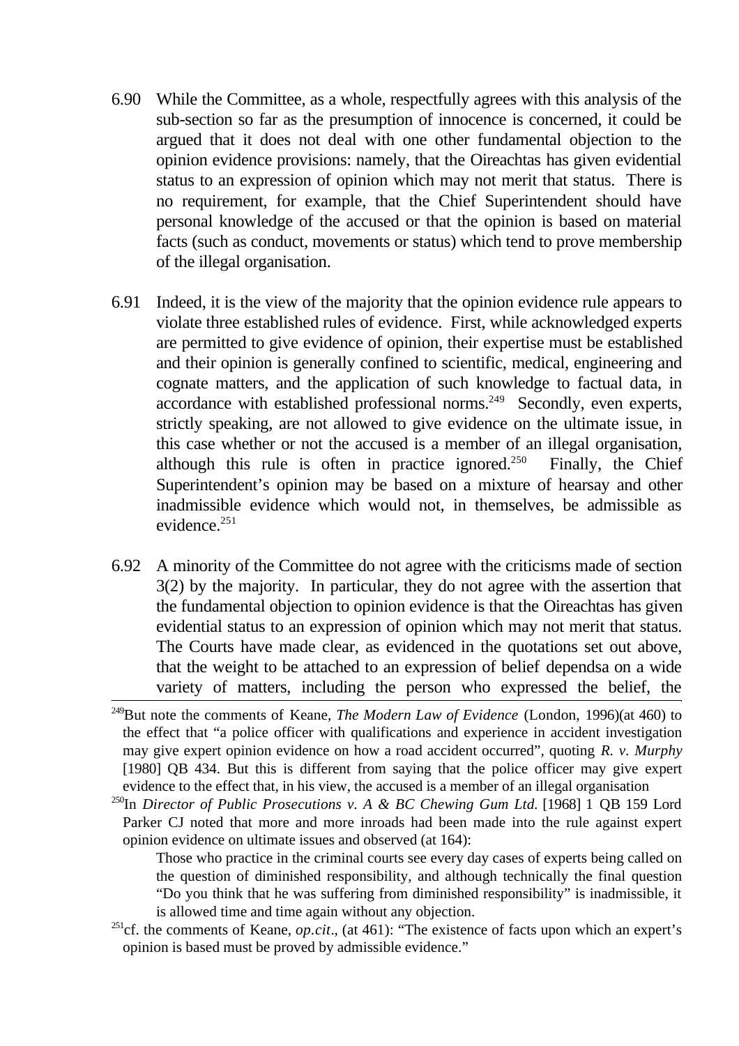6.90 While the Committee, as a whole, respectfully agrees with this analysis of the sub-section so far as the presumption of innocence is concerned, it could be argued that it does not deal with one other fundamental objection to the opinion evidence provisions: namely, that the Oireachtas has given evidential status to an expression of opinion which may not merit that status. There is no requirement, for example, that the Chief Superintendent should have personal knowledge of the accused or that the opinion is based on material facts (such as conduct, movements or status) which tend to prove membership of the illegal organisation.

6.91 Indeed, it is the view of the majority that the opinion evidence rule appears to violate three established rules of evidence. First, while acknowledged experts are permitted to give evidence of opinion, their expertise must be established and their opinion is generally confined to scientific, medical, engineering and cognate matters, and the application of such knowledge to factual data, in accordance with established professional norms.[249] Secondly, even experts, strictly speaking, are not allowed to give evidence on the ultimate issue, in this case whether or not the accused is a member of an illegal organisation, although this rule is often in practice ignored.[250] Finally, the Chief Superintendent's opinion may be based on a mixture of hearsay and other inadmissible evidence which would not, in themselves, be admissible as evidence.[251]

6.92 A minority of the Committee do not agree with the criticisms made of section 3(2) by the majority. In particular, they do not agree with the assertion that the fundamental objection to opinion evidence is that the Oireachtas has given evidential status to an expression of opinion which may not merit that status. The Courts have made clear, as evidenced in the quotations set out above, that the weight to be attached to an expression of belief dependsa on a wide variety of matters, including the person who expressed the belief, the

---

[249]But note the comments of Keane, *The Modern Law of Evidence* (London, 1996)(at 460) to the effect that "a police officer with qualifications and experience in accident investigation may give expert opinion evidence on how a road accident occurred", quoting *R. v. Murphy* [1980] QB 434. But this is different from saying that the police officer may give expert evidence to the effect that, in his view, the accused is a member of an illegal organisation

[250]In *Director of Public Prosecutions v. A & BC Chewing Gum Ltd.* [1968] 1 QB 159 Lord Parker CJ noted that more and more inroads had been made into the rule against expert opinion evidence on ultimate issues and observed (at 164):

> Those who practice in the criminal courts see every day cases of experts being called on the question of diminished responsibility, and although technically the final question "Do you think that he was suffering from diminished responsibility" is inadmissible, it is allowed time and time again without any objection.

[251]cf. the comments of Keane, *op.cit*., (at 461): "The existence of facts upon which an expert's opinion is based must be proved by admissible evidence."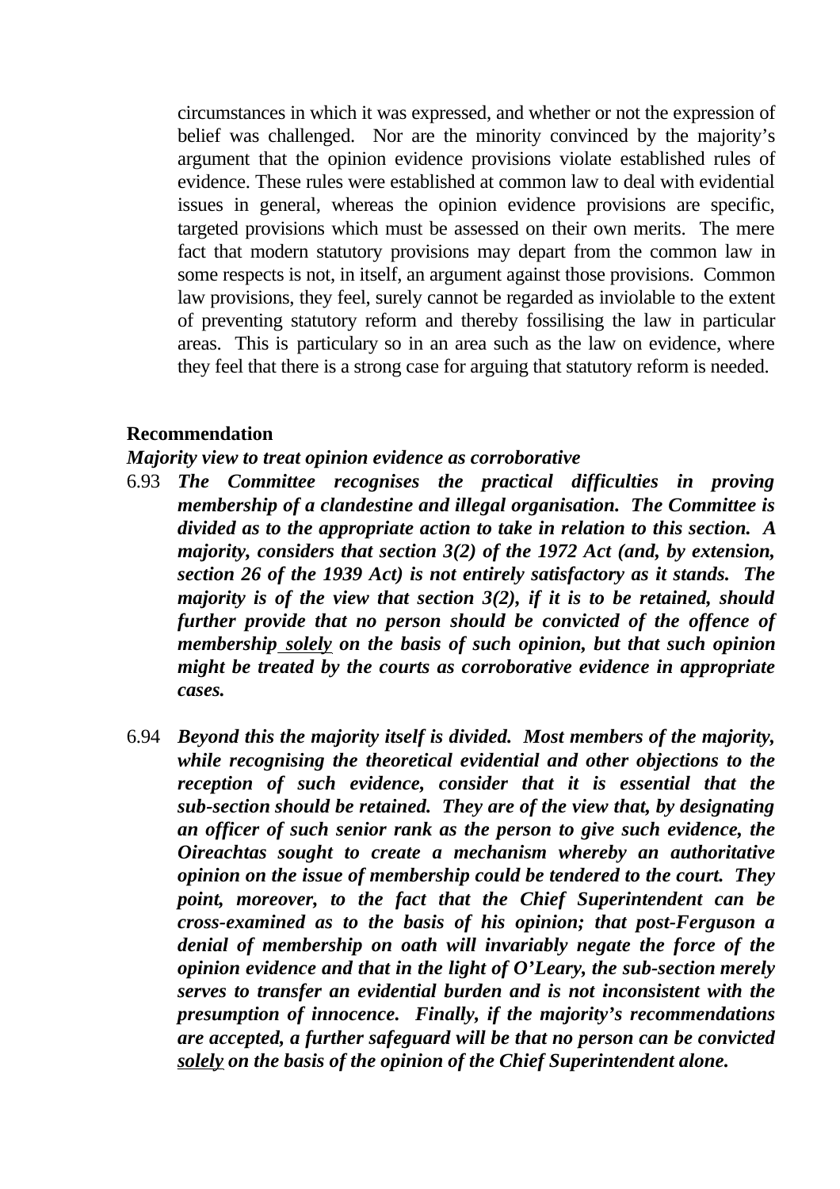circumstances in which it was expressed, and whether or not the expression of belief was challenged. Nor are the minority convinced by the majority's argument that the opinion evidence provisions violate established rules of evidence. These rules were established at common law to deal with evidential issues in general, whereas the opinion evidence provisions are specific, targeted provisions which must be assessed on their own merits. The mere fact that modern statutory provisions may depart from the common law in some respects is not, in itself, an argument against those provisions. Common law provisions, they feel, surely cannot be regarded as inviolable to the extent of preventing statutory reform and thereby fossilising the law in particular areas. This is particulary so in an area such as the law on evidence, where they feel that there is a strong case for arguing that statutory reform is needed.

**Recommendation**

***Majority view to treat opinion evidence as corroborative***

6.93 ***The Committee recognises the practical difficulties in proving membership of a clandestine and illegal organisation. The Committee is divided as to the appropriate action to take in relation to this section. A majority, considers that section 3(2) of the 1972 Act (and, by extension, section 26 of the 1939 Act) is not entirely satisfactory as it stands. The majority is of the view that section 3(2), if it is to be retained, should further provide that no person should be convicted of the offence of membership <u>solely</u> on the basis of such opinion, but that such opinion might be treated by the courts as corroborative evidence in appropriate cases.***

6.94 ***Beyond this the majority itself is divided. Most members of the majority, while recognising the theoretical evidential and other objections to the reception of such evidence, consider that it is essential that the sub-section should be retained. They are of the view that, by designating an officer of such senior rank as the person to give such evidence, the Oireachtas sought to create a mechanism whereby an authoritative opinion on the issue of membership could be tendered to the court. They point, moreover, to the fact that the Chief Superintendent can be cross-examined as to the basis of his opinion; that post-Ferguson a denial of membership on oath will invariably negate the force of the opinion evidence and that in the light of O'Leary, the sub-section merely serves to transfer an evidential burden and is not inconsistent with the presumption of innocence. Finally, if the majority's recommendations are accepted, a further safeguard will be that no person can be convicted <u>solely</u> on the basis of the opinion of the Chief Superintendent alone.***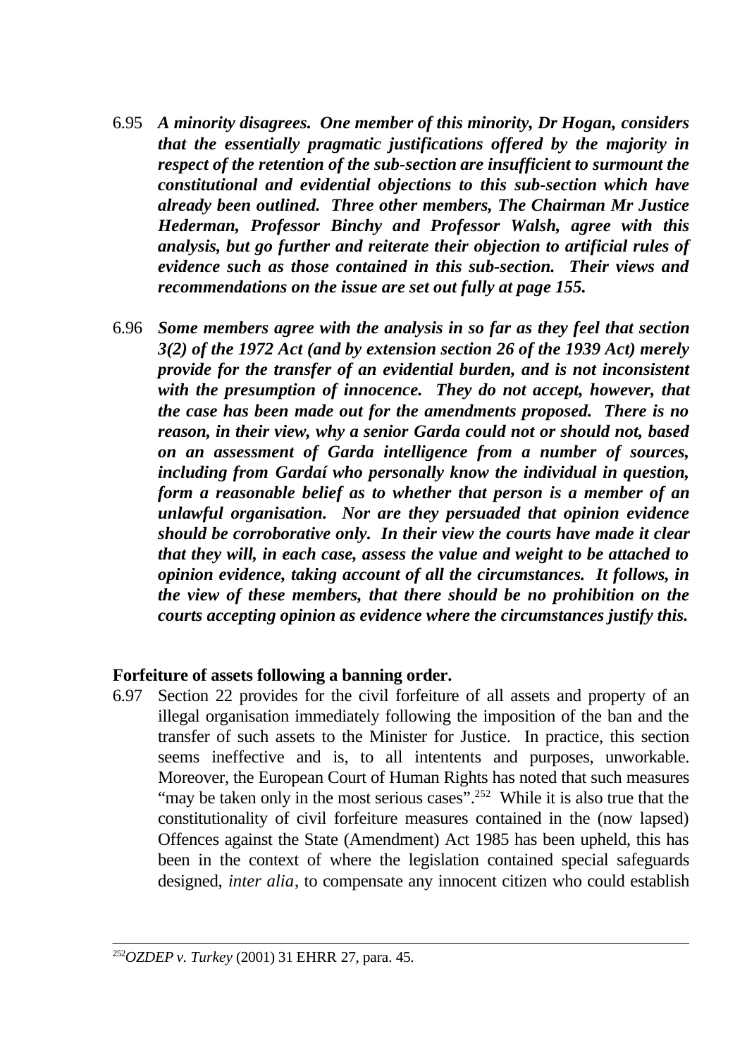6.95 ***A minority disagrees. One member of this minority, Dr Hogan, considers that the essentially pragmatic justifications offered by the majority in respect of the retention of the sub-section are insufficient to surmount the constitutional and evidential objections to this sub-section which have already been outlined. Three other members, The Chairman Mr Justice Hederman, Professor Binchy and Professor Walsh, agree with this analysis, but go further and reiterate their objection to artificial rules of evidence such as those contained in this sub-section. Their views and recommendations on the issue are set out fully at page 155.***

6.96 ***Some members agree with the analysis in so far as they feel that section 3(2) of the 1972 Act (and by extension section 26 of the 1939 Act) merely provide for the transfer of an evidential burden, and is not inconsistent with the presumption of innocence. They do not accept, however, that the case has been made out for the amendments proposed. There is no reason, in their view, why a senior Garda could not or should not, based on an assessment of Garda intelligence from a number of sources, including from Gardaí who personally know the individual in question, form a reasonable belief as to whether that person is a member of an unlawful organisation. Nor are they persuaded that opinion evidence should be corroborative only. In their view the courts have made it clear that they will, in each case, assess the value and weight to be attached to opinion evidence, taking account of all the circumstances. It follows, in the view of these members, that there should be no prohibition on the courts accepting opinion as evidence where the circumstances justify this.***

**Forfeiture of assets following a banning order.**

6.97 Section 22 provides for the civil forfeiture of all assets and property of an illegal organisation immediately following the imposition of the ban and the transfer of such assets to the Minister for Justice. In practice, this section seems ineffective and is, to all intentents and purposes, unworkable. Moreover, the European Court of Human Rights has noted that such measures "may be taken only in the most serious cases".[252] While it is also true that the constitutionality of civil forfeiture measures contained in the (now lapsed) Offences against the State (Amendment) Act 1985 has been upheld, this has been in the context of where the legislation contained special safeguards designed, *inter alia*, to compensate any innocent citizen who could establish

[252] *OZDEP v. Turkey* (2001) 31 EHRR 27, para. 45.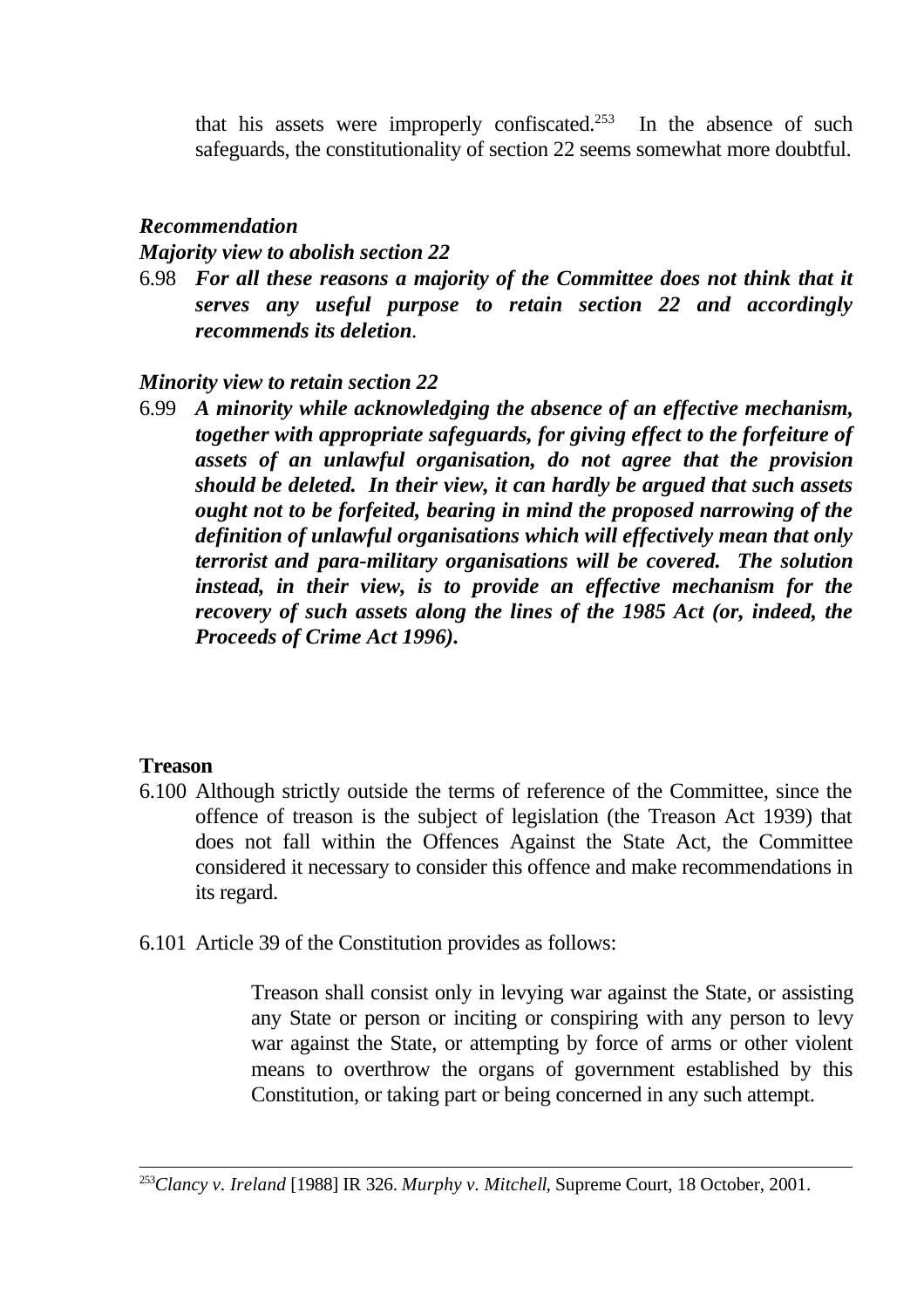that his assets were improperly confiscated.[253] In the absence of such safeguards, the constitutionality of section 22 seems somewhat more doubtful.

***Recommendation***

***Majority view to abolish section 22***

6.98 ***For all these reasons a majority of the Committee does not think that it serves any useful purpose to retain section 22 and accordingly recommends its deletion***.

***Minority view to retain section 22***

6.99 ***A minority while acknowledging the absence of an effective mechanism, together with appropriate safeguards, for giving effect to the forfeiture of assets of an unlawful organisation, do not agree that the provision should be deleted. In their view, it can hardly be argued that such assets ought not to be forfeited, bearing in mind the proposed narrowing of the definition of unlawful organisations which will effectively mean that only terrorist and para-military organisations will be covered. The solution instead, in their view, is to provide an effective mechanism for the recovery of such assets along the lines of the 1985 Act (or, indeed, the Proceeds of Crime Act 1996).***

**Treason**

6.100 Although strictly outside the terms of reference of the Committee, since the offence of treason is the subject of legislation (the Treason Act 1939) that does not fall within the Offences Against the State Act, the Committee considered it necessary to consider this offence and make recommendations in its regard.

6.101 Article 39 of the Constitution provides as follows:

> Treason shall consist only in levying war against the State, or assisting any State or person or inciting or conspiring with any person to levy war against the State, or attempting by force of arms or other violent means to overthrow the organs of government established by this Constitution, or taking part or being concerned in any such attempt.

---

[253] *Clancy v. Ireland* [1988] IR 326. *Murphy v. Mitchell*, Supreme Court, 18 October, 2001.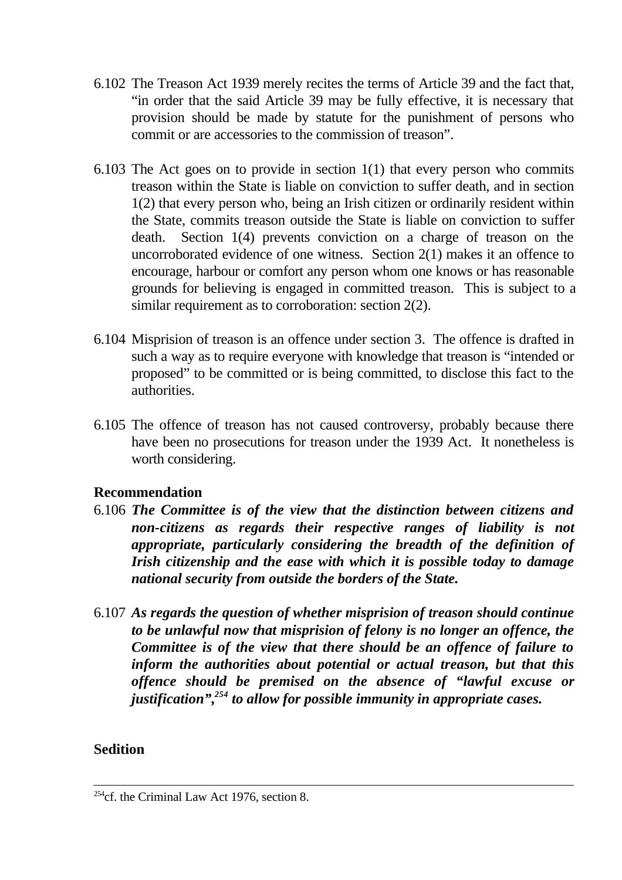6.102 The Treason Act 1939 merely recites the terms of Article 39 and the fact that, "in order that the said Article 39 may be fully effective, it is necessary that provision should be made by statute for the punishment of persons who commit or are accessories to the commission of treason".

6.103 The Act goes on to provide in section 1(1) that every person who commits treason within the State is liable on conviction to suffer death, and in section 1(2) that every person who, being an Irish citizen or ordinarily resident within the State, commits treason outside the State is liable on conviction to suffer death. Section 1(4) prevents conviction on a charge of treason on the uncorroborated evidence of one witness. Section 2(1) makes it an offence to encourage, harbour or comfort any person whom one knows or has reasonable grounds for believing is engaged in committed treason. This is subject to a similar requirement as to corroboration: section 2(2).

6.104 Misprision of treason is an offence under section 3. The offence is drafted in such a way as to require everyone with knowledge that treason is "intended or proposed" to be committed or is being committed, to disclose this fact to the authorities.

6.105 The offence of treason has not caused controversy, probably because there have been no prosecutions for treason under the 1939 Act. It nonetheless is worth considering.

**Recommendation**

6.106 ***The Committee is of the view that the distinction between citizens and non-citizens as regards their respective ranges of liability is not appropriate, particularly considering the breadth of the definition of Irish citizenship and the ease with which it is possible today to damage national security from outside the borders of the State.***

6.107 ***As regards the question of whether misprision of treason should continue to be unlawful now that misprision of felony is no longer an offence, the Committee is of the view that there should be an offence of failure to inform the authorities about potential or actual treason, but that this offence should be premised on the absence of "lawful excuse or justification",[254] to allow for possible immunity in appropriate cases.***

**Sedition**

---

[254] cf. the Criminal Law Act 1976, section 8.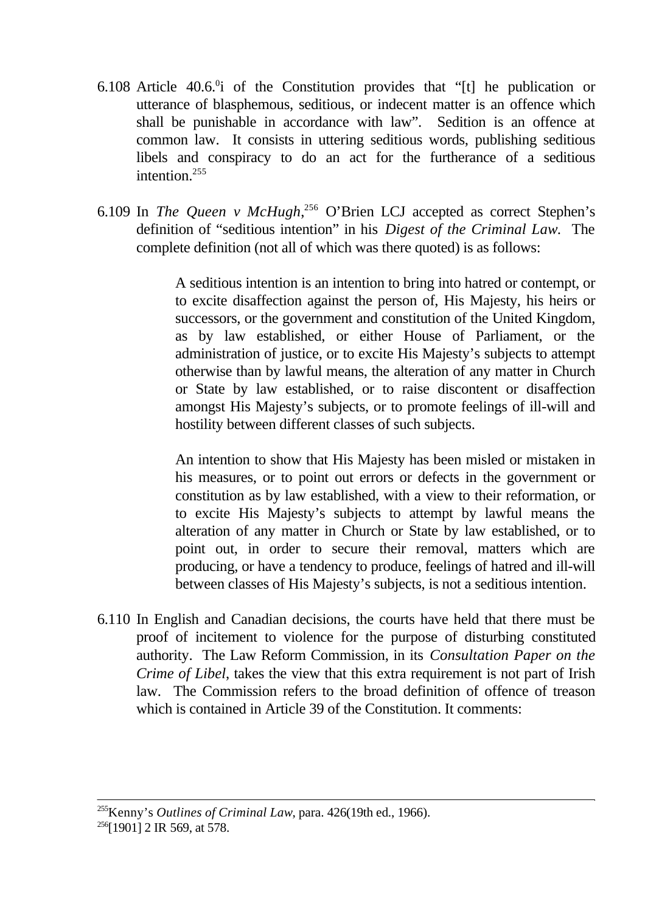6.108 Article 40.6.[0]i of the Constitution provides that "[t] he publication or utterance of blasphemous, seditious, or indecent matter is an offence which shall be punishable in accordance with law". Sedition is an offence at common law. It consists in uttering seditious words, publishing seditious libels and conspiracy to do an act for the furtherance of a seditious intention.[255]

6.109 In *The Queen v McHugh*,[256] O'Brien LCJ accepted as correct Stephen's definition of "seditious intention" in his *Digest of the Criminal Law.* The complete definition (not all of which was there quoted) is as follows:

> A seditious intention is an intention to bring into hatred or contempt, or to excite disaffection against the person of, His Majesty, his heirs or successors, or the government and constitution of the United Kingdom, as by law established, or either House of Parliament, or the administration of justice, or to excite His Majesty's subjects to attempt otherwise than by lawful means, the alteration of any matter in Church or State by law established, or to raise discontent or disaffection amongst His Majesty's subjects, or to promote feelings of ill-will and hostility between different classes of such subjects.
>
> An intention to show that His Majesty has been misled or mistaken in his measures, or to point out errors or defects in the government or constitution as by law established, with a view to their reformation, or to excite His Majesty's subjects to attempt by lawful means the alteration of any matter in Church or State by law established, or to point out, in order to secure their removal, matters which are producing, or have a tendency to produce, feelings of hatred and ill-will between classes of His Majesty's subjects, is not a seditious intention.

6.110 In English and Canadian decisions, the courts have held that there must be proof of incitement to violence for the purpose of disturbing constituted authority. The Law Reform Commission, in its *Consultation Paper on the Crime of Libel*, takes the view that this extra requirement is not part of Irish law. The Commission refers to the broad definition of offence of treason which is contained in Article 39 of the Constitution. It comments:

---

[255] Kenny's *Outlines of Criminal Law*, para. 426(19th ed., 1966).

[256] [1901] 2 IR 569, at 578.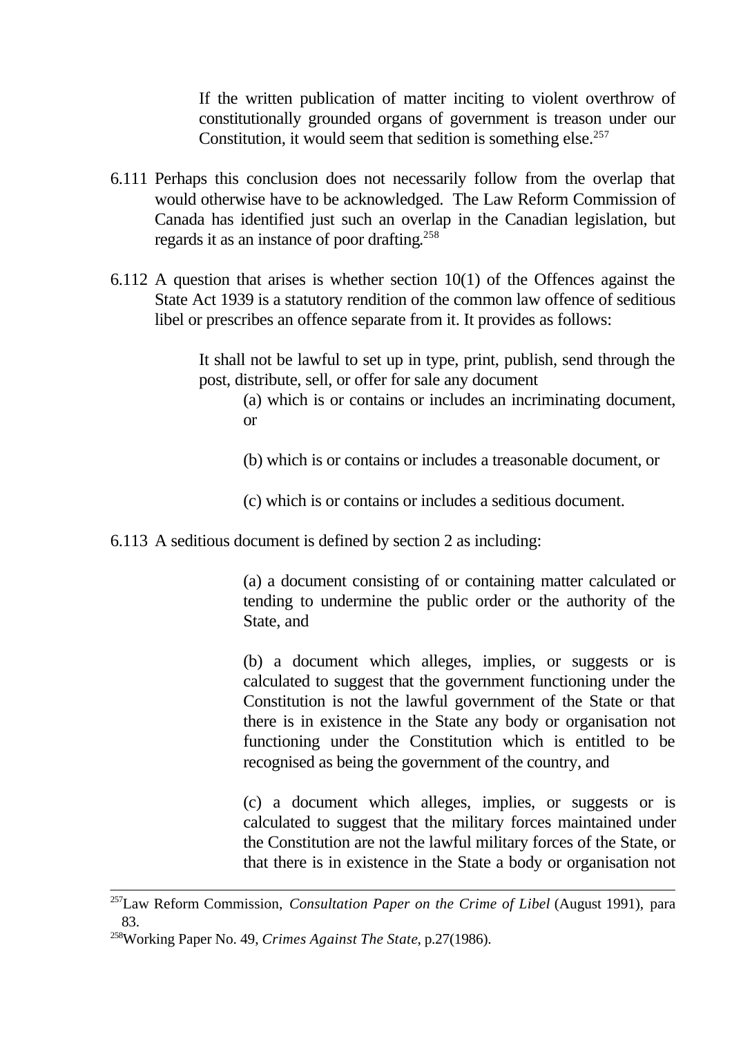> If the written publication of matter inciting to violent overthrow of constitutionally grounded organs of government is treason under our Constitution, it would seem that sedition is something else.[257]

6.111 Perhaps this conclusion does not necessarily follow from the overlap that would otherwise have to be acknowledged. The Law Reform Commission of Canada has identified just such an overlap in the Canadian legislation, but regards it as an instance of poor drafting.[258]

6.112 A question that arises is whether section 10(1) of the Offences against the State Act 1939 is a statutory rendition of the common law offence of seditious libel or prescribes an offence separate from it. It provides as follows:

> It shall not be lawful to set up in type, print, publish, send through the post, distribute, sell, or offer for sale any document
>
> (a) which is or contains or includes an incriminating document, or
>
> (b) which is or contains or includes a treasonable document, or
>
> (c) which is or contains or includes a seditious document.

6.113 A seditious document is defined by section 2 as including:

> (a) a document consisting of or containing matter calculated or tending to undermine the public order or the authority of the State, and
>
> (b) a document which alleges, implies, or suggests or is calculated to suggest that the government functioning under the Constitution is not the lawful government of the State or that there is in existence in the State any body or organisation not functioning under the Constitution which is entitled to be recognised as being the government of the country, and
>
> (c) a document which alleges, implies, or suggests or is calculated to suggest that the military forces maintained under the Constitution are not the lawful military forces of the State, or that there is in existence in the State a body or organisation not

---

[257] Law Reform Commission, *Consultation Paper on the Crime of Libel* (August 1991), para 83.

[258] Working Paper No. 49, *Crimes Against The State*, p.27(1986).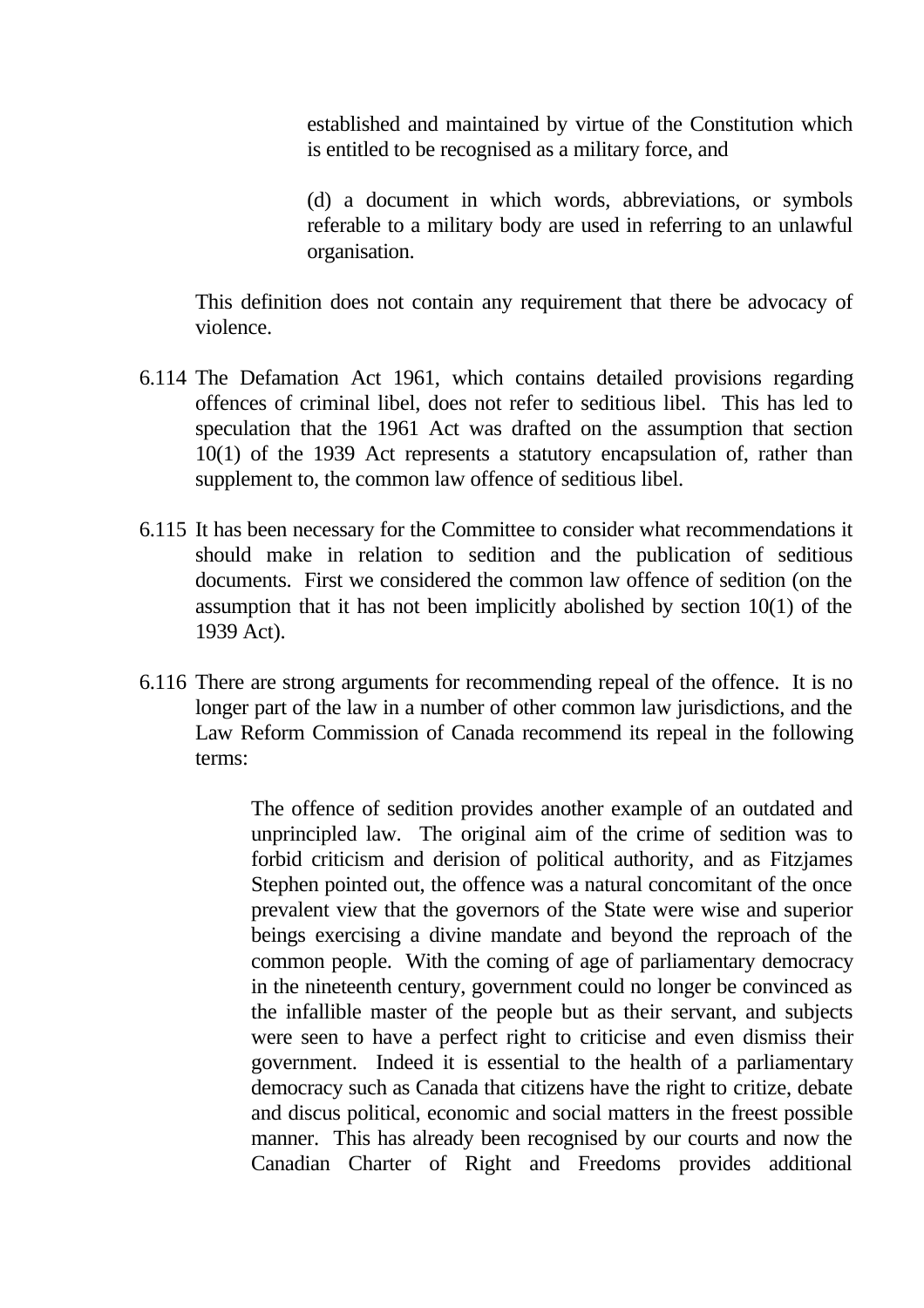established and maintained by virtue of the Constitution which is entitled to be recognised as a military force, and

(d) a document in which words, abbreviations, or symbols referable to a military body are used in referring to an unlawful organisation.

This definition does not contain any requirement that there be advocacy of violence.

6.114 The Defamation Act 1961, which contains detailed provisions regarding offences of criminal libel, does not refer to seditious libel. This has led to speculation that the 1961 Act was drafted on the assumption that section 10(1) of the 1939 Act represents a statutory encapsulation of, rather than supplement to, the common law offence of seditious libel.

6.115 It has been necessary for the Committee to consider what recommendations it should make in relation to sedition and the publication of seditious documents. First we considered the common law offence of sedition (on the assumption that it has not been implicitly abolished by section 10(1) of the 1939 Act).

6.116 There are strong arguments for recommending repeal of the offence. It is no longer part of the law in a number of other common law jurisdictions, and the Law Reform Commission of Canada recommend its repeal in the following terms:

> The offence of sedition provides another example of an outdated and unprincipled law. The original aim of the crime of sedition was to forbid criticism and derision of political authority, and as Fitzjames Stephen pointed out, the offence was a natural concomitant of the once prevalent view that the governors of the State were wise and superior beings exercising a divine mandate and beyond the reproach of the common people. With the coming of age of parliamentary democracy in the nineteenth century, government could no longer be convinced as the infallible master of the people but as their servant, and subjects were seen to have a perfect right to criticise and even dismiss their government. Indeed it is essential to the health of a parliamentary democracy such as Canada that citizens have the right to critize, debate and discus political, economic and social matters in the freest possible manner. This has already been recognised by our courts and now the Canadian Charter of Right and Freedoms provides additional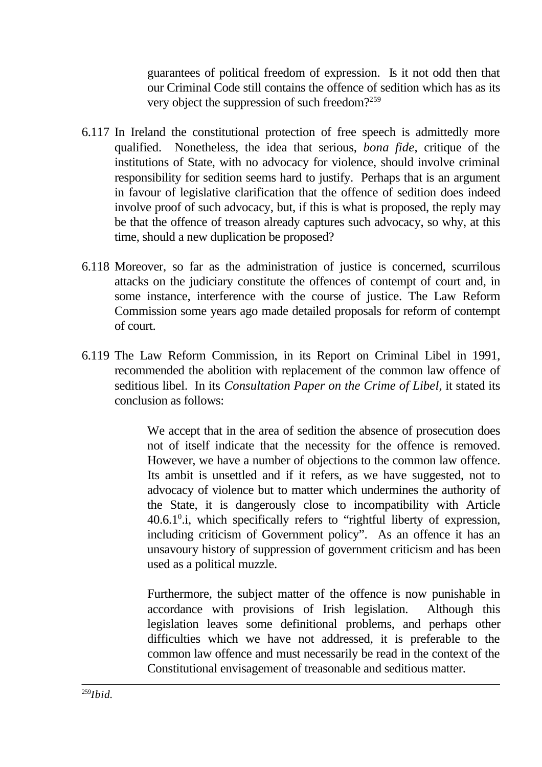> guarantees of political freedom of expression. Is it not odd then that our Criminal Code still contains the offence of sedition which has as its very object the suppression of such freedom?[259]

6.117 In Ireland the constitutional protection of free speech is admittedly more qualified. Nonetheless, the idea that serious, *bona fide*, critique of the institutions of State, with no advocacy for violence, should involve criminal responsibility for sedition seems hard to justify. Perhaps that is an argument in favour of legislative clarification that the offence of sedition does indeed involve proof of such advocacy, but, if this is what is proposed, the reply may be that the offence of treason already captures such advocacy, so why, at this time, should a new duplication be proposed?

6.118 Moreover, so far as the administration of justice is concerned, scurrilous attacks on the judiciary constitute the offences of contempt of court and, in some instance, interference with the course of justice. The Law Reform Commission some years ago made detailed proposals for reform of contempt of court.

6.119 The Law Reform Commission, in its Report on Criminal Libel in 1991, recommended the abolition with replacement of the common law offence of seditious libel. In its *Consultation Paper on the Crime of Libel*, it stated its conclusion as follows:

> We accept that in the area of sedition the absence of prosecution does not of itself indicate that the necessity for the offence is removed. However, we have a number of objections to the common law offence. Its ambit is unsettled and if it refers, as we have suggested, not to advocacy of violence but to matter which undermines the authority of the State, it is dangerously close to incompatibility with Article 40.6.1$^{0}$.i, which specifically refers to "rightful liberty of expression, including criticism of Government policy". As an offence it has an unsavoury history of suppression of government criticism and has been used as a political muzzle.
>
> Furthermore, the subject matter of the offence is now punishable in accordance with provisions of Irish legislation. Although this legislation leaves some definitional problems, and perhaps other difficulties which we have not addressed, it is preferable to the common law offence and must necessarily be read in the context of the Constitutional envisagement of treasonable and seditious matter.

---

[259] *Ibid.*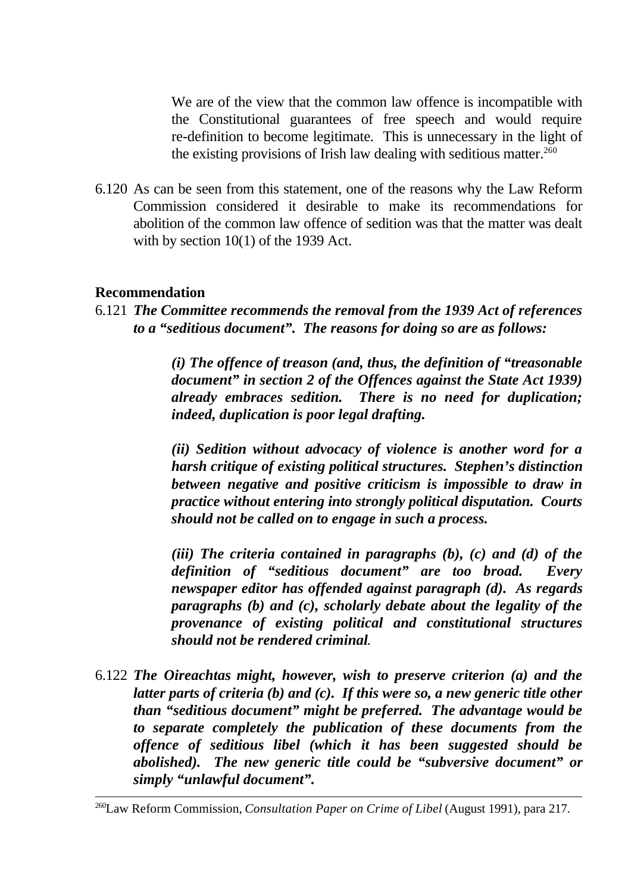> We are of the view that the common law offence is incompatible with the Constitutional guarantees of free speech and would require re-definition to become legitimate. This is unnecessary in the light of the existing provisions of Irish law dealing with seditious matter.[260]

6.120 As can be seen from this statement, one of the reasons why the Law Reform Commission considered it desirable to make its recommendations for abolition of the common law offence of sedition was that the matter was dealt with by section 10(1) of the 1939 Act.

**Recommendation**

6.121 ***The Committee recommends the removal from the 1939 Act of references to a "seditious document". The reasons for doing so are as follows:***

> ***(i) The offence of treason (and, thus, the definition of "treasonable document" in section 2 of the Offences against the State Act 1939) already embraces sedition. There is no need for duplication; indeed, duplication is poor legal drafting.***
>
> ***(ii) Sedition without advocacy of violence is another word for a harsh critique of existing political structures. Stephen's distinction between negative and positive criticism is impossible to draw in practice without entering into strongly political disputation. Courts should not be called on to engage in such a process.***
>
> ***(iii) The criteria contained in paragraphs (b), (c) and (d) of the definition of "seditious document" are too broad. Every newspaper editor has offended against paragraph (d). As regards paragraphs (b) and (c), scholarly debate about the legality of the provenance of existing political and constitutional structures should not be rendered criminal.***

6.122 ***The Oireachtas might, however, wish to preserve criterion (a) and the latter parts of criteria (b) and (c). If this were so, a new generic title other than "seditious document" might be preferred. The advantage would be to separate completely the publication of these documents from the offence of seditious libel (which it has been suggested should be abolished). The new generic title could be "subversive document" or simply "unlawful document".***

---

[260] Law Reform Commission, *Consultation Paper on Crime of Libel* (August 1991), para 217.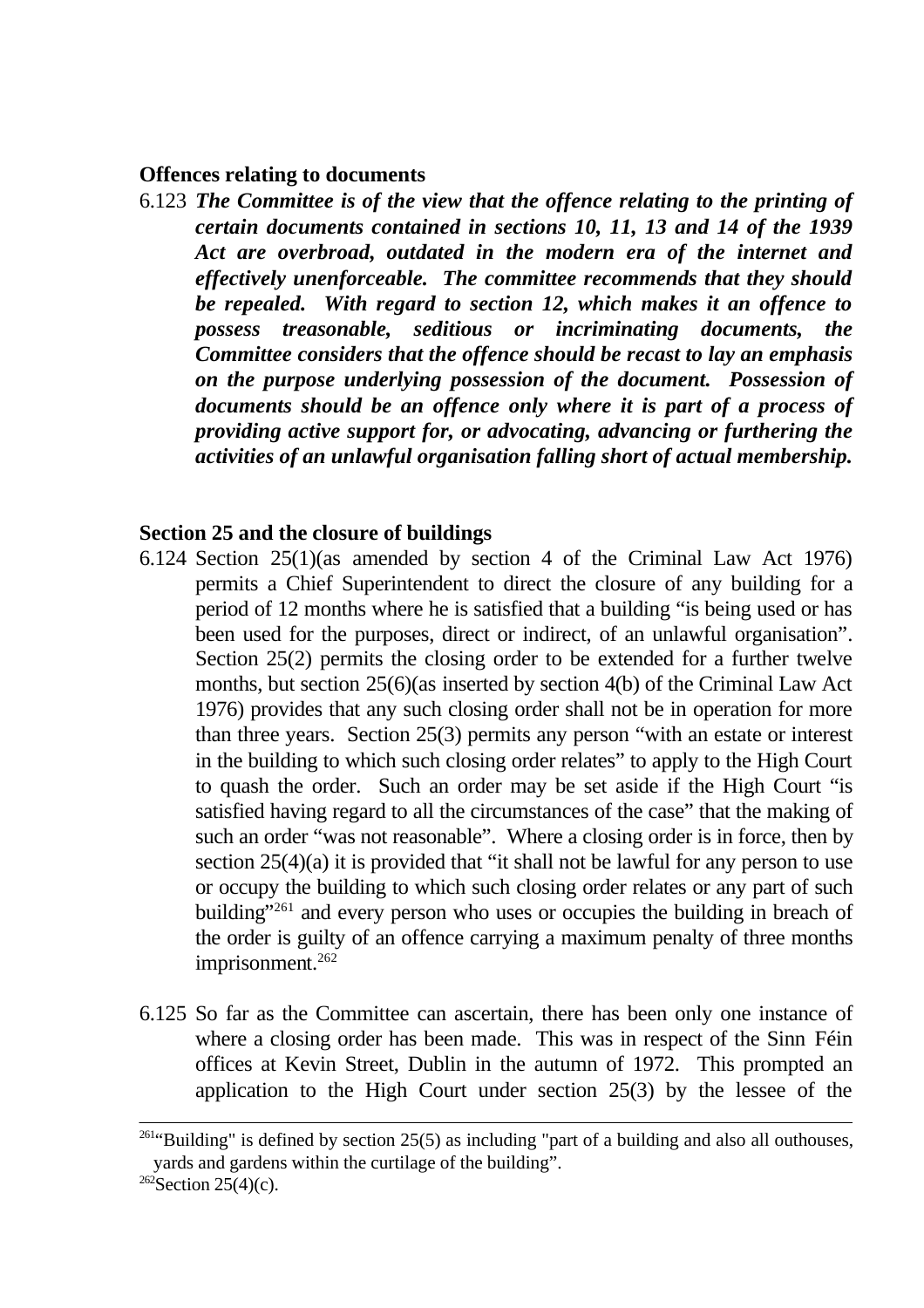**Offences relating to documents**

6.123 ***The Committee is of the view that the offence relating to the printing of certain documents contained in sections 10, 11, 13 and 14 of the 1939 Act are overbroad, outdated in the modern era of the internet and effectively unenforceable. The committee recommends that they should be repealed. With regard to section 12, which makes it an offence to possess treasonable, seditious or incriminating documents, the Committee considers that the offence should be recast to lay an emphasis on the purpose underlying possession of the document. Possession of documents should be an offence only where it is part of a process of providing active support for, or advocating, advancing or furthering the activities of an unlawful organisation falling short of actual membership.***

**Section 25 and the closure of buildings**

6.124 Section 25(1)(as amended by section 4 of the Criminal Law Act 1976) permits a Chief Superintendent to direct the closure of any building for a period of 12 months where he is satisfied that a building "is being used or has been used for the purposes, direct or indirect, of an unlawful organisation". Section 25(2) permits the closing order to be extended for a further twelve months, but section 25(6)(as inserted by section 4(b) of the Criminal Law Act 1976) provides that any such closing order shall not be in operation for more than three years. Section 25(3) permits any person "with an estate or interest in the building to which such closing order relates" to apply to the High Court to quash the order. Such an order may be set aside if the High Court "is satisfied having regard to all the circumstances of the case" that the making of such an order "was not reasonable". Where a closing order is in force, then by section 25(4)(a) it is provided that "it shall not be lawful for any person to use or occupy the building to which such closing order relates or any part of such building"[261] and every person who uses or occupies the building in breach of the order is guilty of an offence carrying a maximum penalty of three months imprisonment.[262]

6.125 So far as the Committee can ascertain, there has been only one instance of where a closing order has been made. This was in respect of the Sinn Féin offices at Kevin Street, Dublin in the autumn of 1972. This prompted an application to the High Court under section 25(3) by the lessee of the

---

[261] "Building" is defined by section 25(5) as including "part of a building and also all outhouses, yards and gardens within the curtilage of the building".

[262] Section 25(4)(c).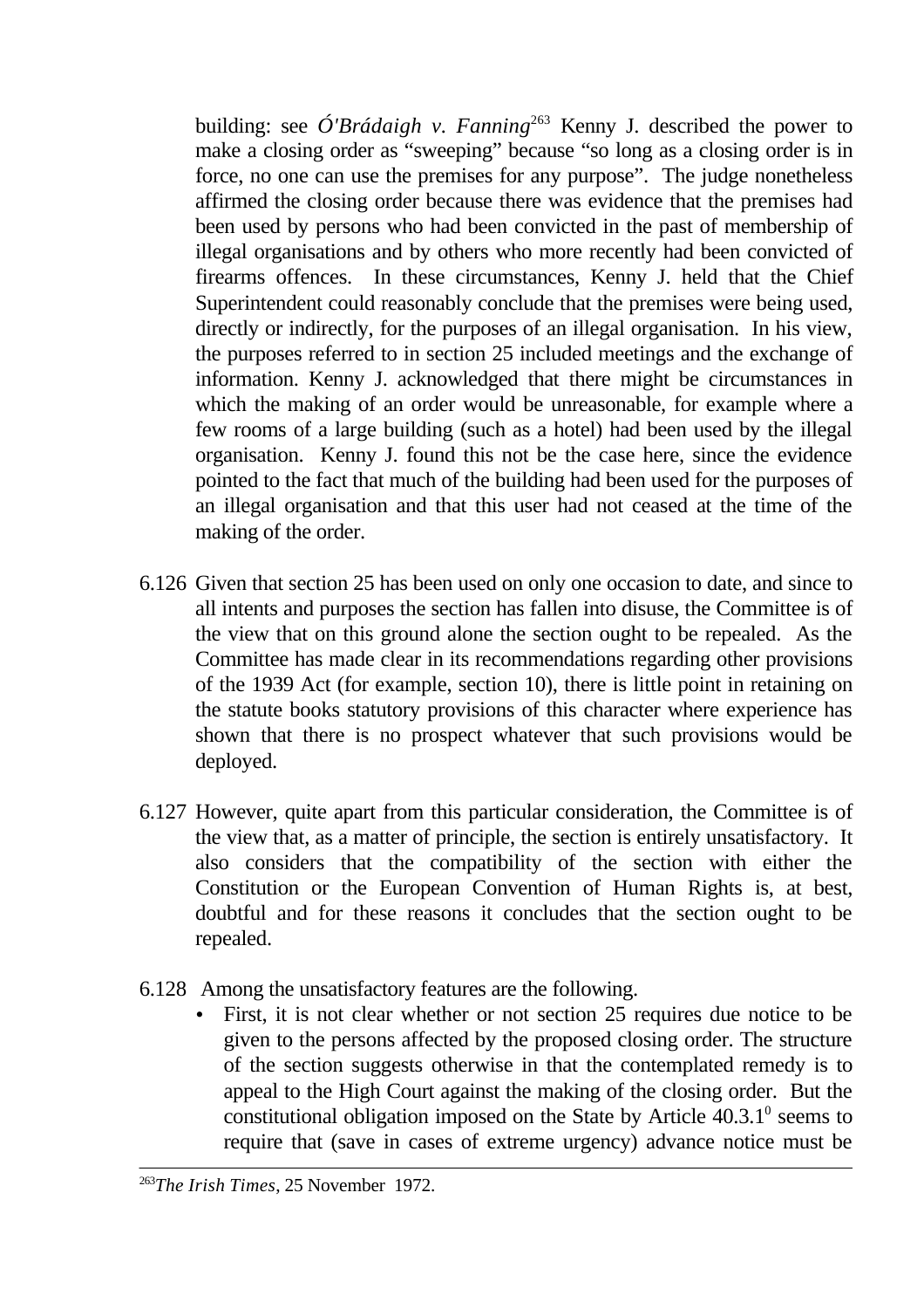building: see *Ó'Brádaigh v. Fanning*[263] Kenny J. described the power to make a closing order as "sweeping" because "so long as a closing order is in force, no one can use the premises for any purpose". The judge nonetheless affirmed the closing order because there was evidence that the premises had been used by persons who had been convicted in the past of membership of illegal organisations and by others who more recently had been convicted of firearms offences. In these circumstances, Kenny J. held that the Chief Superintendent could reasonably conclude that the premises were being used, directly or indirectly, for the purposes of an illegal organisation. In his view, the purposes referred to in section 25 included meetings and the exchange of information. Kenny J. acknowledged that there might be circumstances in which the making of an order would be unreasonable, for example where a few rooms of a large building (such as a hotel) had been used by the illegal organisation. Kenny J. found this not be the case here, since the evidence pointed to the fact that much of the building had been used for the purposes of an illegal organisation and that this user had not ceased at the time of the making of the order.

6.126 Given that section 25 has been used on only one occasion to date, and since to all intents and purposes the section has fallen into disuse, the Committee is of the view that on this ground alone the section ought to be repealed. As the Committee has made clear in its recommendations regarding other provisions of the 1939 Act (for example, section 10), there is little point in retaining on the statute books statutory provisions of this character where experience has shown that there is no prospect whatever that such provisions would be deployed.

6.127 However, quite apart from this particular consideration, the Committee is of the view that, as a matter of principle, the section is entirely unsatisfactory. It also considers that the compatibility of the section with either the Constitution or the European Convention of Human Rights is, at best, doubtful and for these reasons it concludes that the section ought to be repealed.

6.128 Among the unsatisfactory features are the following.

- First, it is not clear whether or not section 25 requires due notice to be given to the persons affected by the proposed closing order. The structure of the section suggests otherwise in that the contemplated remedy is to appeal to the High Court against the making of the closing order. But the constitutional obligation imposed on the State by Article 40.3.1$^0$ seems to require that (save in cases of extreme urgency) advance notice must be

---

[263] *The Irish Times*, 25 November 1972.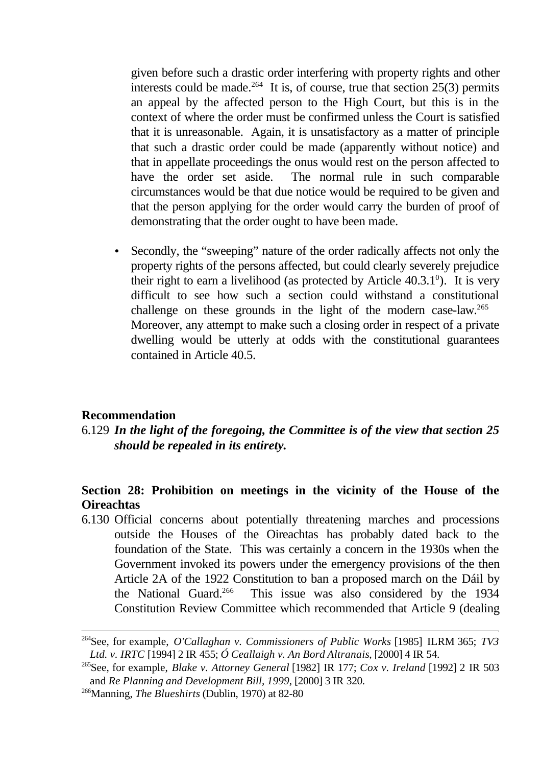given before such a drastic order interfering with property rights and other interests could be made.[264] It is, of course, true that section 25(3) permits an appeal by the affected person to the High Court, but this is in the context of where the order must be confirmed unless the Court is satisfied that it is unreasonable. Again, it is unsatisfactory as a matter of principle that such a drastic order could be made (apparently without notice) and that in appellate proceedings the onus would rest on the person affected to have the order set aside. The normal rule in such comparable circumstances would be that due notice would be required to be given and that the person applying for the order would carry the burden of proof of demonstrating that the order ought to have been made.

- Secondly, the "sweeping" nature of the order radically affects not only the property rights of the persons affected, but could clearly severely prejudice their right to earn a livelihood (as protected by Article 40.3.1$^{0}$). It is very difficult to see how such a section could withstand a constitutional challenge on these grounds in the light of the modern case-law.[265] Moreover, any attempt to make such a closing order in respect of a private dwelling would be utterly at odds with the constitutional guarantees contained in Article 40.5.

**Recommendation**

6.129 ***In the light of the foregoing, the Committee is of the view that section 25 should be repealed in its entirety.***

**Section 28: Prohibition on meetings in the vicinity of the House of the Oireachtas**

6.130 Official concerns about potentially threatening marches and processions outside the Houses of the Oireachtas has probably dated back to the foundation of the State. This was certainly a concern in the 1930s when the Government invoked its powers under the emergency provisions of the then Article 2A of the 1922 Constitution to ban a proposed march on the Dáil by the National Guard.[266] This issue was also considered by the 1934 Constitution Review Committee which recommended that Article 9 (dealing

---

[264] See, for example, *O'Callaghan v. Commissioners of Public Works* [1985] ILRM 365; *TV3 Ltd. v. IRTC* [1994] 2 IR 455; *Ó Ceallaigh v. An Bord Altranais*, [2000] 4 IR 54.

[265] See, for example, *Blake v. Attorney General* [1982] IR 177; *Cox v. Ireland* [1992] 2 IR 503 and *Re Planning and Development Bill, 1999*, [2000] 3 IR 320.

[266] Manning, *The Blueshirts* (Dublin, 1970) at 82-80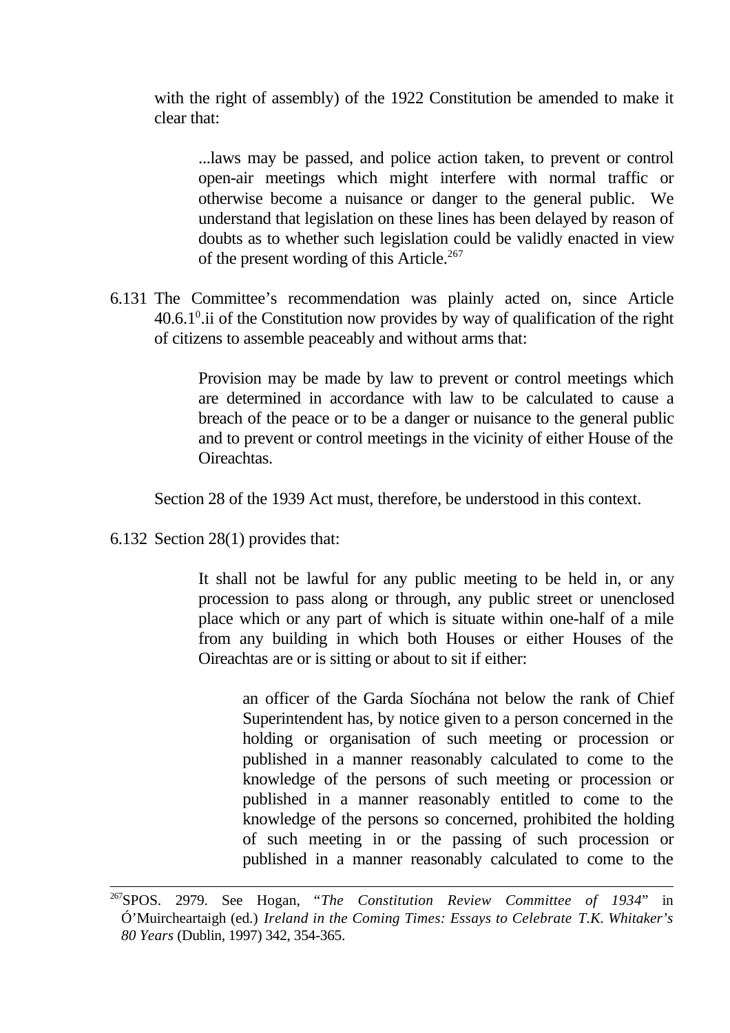with the right of assembly) of the 1922 Constitution be amended to make it clear that:

> ...laws may be passed, and police action taken, to prevent or control open-air meetings which might interfere with normal traffic or otherwise become a nuisance or danger to the general public. We understand that legislation on these lines has been delayed by reason of doubts as to whether such legislation could be validly enacted in view of the present wording of this Article.[267]

6.131 The Committee's recommendation was plainly acted on, since Article $40.6.1^{0}$.ii of the Constitution now provides by way of qualification of the right of citizens to assemble peaceably and without arms that:

> Provision may be made by law to prevent or control meetings which are determined in accordance with law to be calculated to cause a breach of the peace or to be a danger or nuisance to the general public and to prevent or control meetings in the vicinity of either House of the Oireachtas.

Section 28 of the 1939 Act must, therefore, be understood in this context.

6.132 Section 28(1) provides that:

> It shall not be lawful for any public meeting to be held in, or any procession to pass along or through, any public street or unenclosed place which or any part of which is situate within one-half of a mile from any building in which both Houses or either Houses of the Oireachtas are or is sitting or about to sit if either:
>
> > an officer of the Garda Síochána not below the rank of Chief Superintendent has, by notice given to a person concerned in the holding or organisation of such meeting or procession or published in a manner reasonably calculated to come to the knowledge of the persons of such meeting or procession or published in a manner reasonably entitled to come to the knowledge of the persons so concerned, prohibited the holding of such meeting in or the passing of such procession or published in a manner reasonably calculated to come to the

---

[267] SPOS. 2979. See Hogan, "*The Constitution Review Committee of 1934*" in Ó'Muircheartaigh (ed.) *Ireland in the Coming Times: Essays to Celebrate T.K. Whitaker's 80 Years* (Dublin, 1997) 342, 354-365.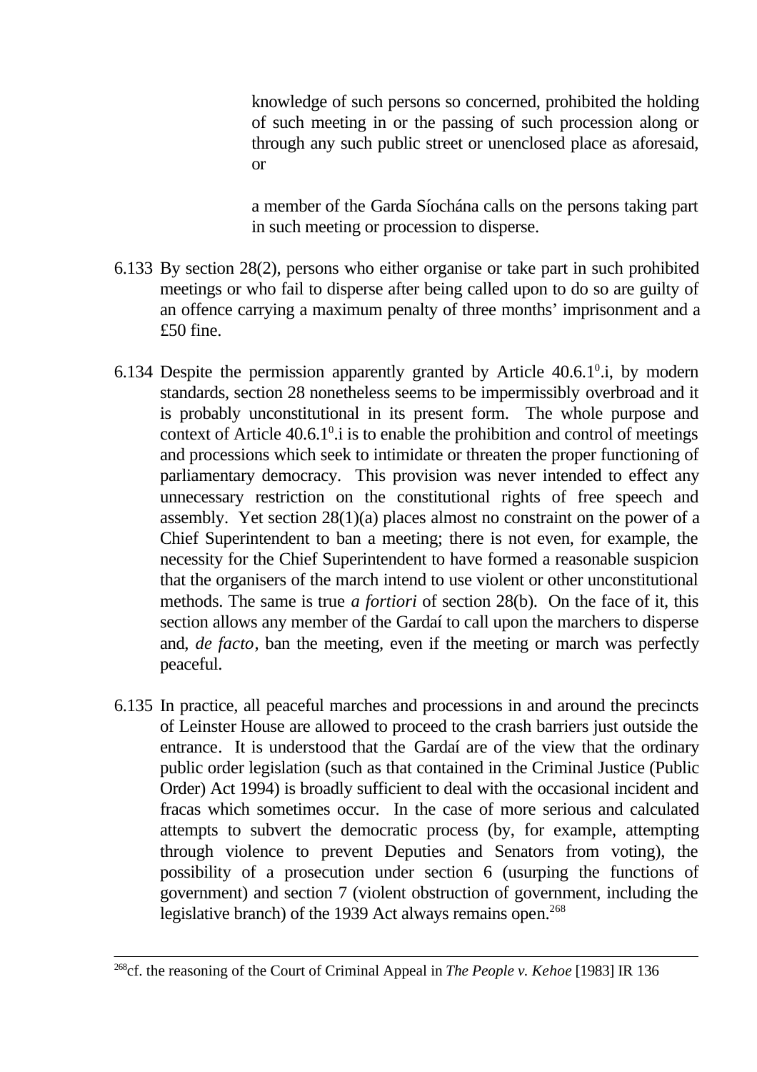> knowledge of such persons so concerned, prohibited the holding of such meeting in or the passing of such procession along or through any such public street or unenclosed place as aforesaid, or
>
> a member of the Garda Síochána calls on the persons taking part in such meeting or procession to disperse.

6.133 By section 28(2), persons who either organise or take part in such prohibited meetings or who fail to disperse after being called upon to do so are guilty of an offence carrying a maximum penalty of three months' imprisonment and a £50 fine.

6.134 Despite the permission apparently granted by Article 40.6.1$^0$.i, by modern standards, section 28 nonetheless seems to be impermissibly overbroad and it is probably unconstitutional in its present form. The whole purpose and context of Article 40.6.1$^0$.i is to enable the prohibition and control of meetings and processions which seek to intimidate or threaten the proper functioning of parliamentary democracy. This provision was never intended to effect any unnecessary restriction on the constitutional rights of free speech and assembly. Yet section 28(1)(a) places almost no constraint on the power of a Chief Superintendent to ban a meeting; there is not even, for example, the necessity for the Chief Superintendent to have formed a reasonable suspicion that the organisers of the march intend to use violent or other unconstitutional methods. The same is true *a fortiori* of section 28(b). On the face of it, this section allows any member of the Gardaí to call upon the marchers to disperse and, *de facto*, ban the meeting, even if the meeting or march was perfectly peaceful.

6.135 In practice, all peaceful marches and processions in and around the precincts of Leinster House are allowed to proceed to the crash barriers just outside the entrance. It is understood that the Gardaí are of the view that the ordinary public order legislation (such as that contained in the Criminal Justice (Public Order) Act 1994) is broadly sufficient to deal with the occasional incident and fracas which sometimes occur. In the case of more serious and calculated attempts to subvert the democratic process (by, for example, attempting through violence to prevent Deputies and Senators from voting), the possibility of a prosecution under section 6 (usurping the functions of government) and section 7 (violent obstruction of government, including the legislative branch) of the 1939 Act always remains open.[268]

---

[268]cf. the reasoning of the Court of Criminal Appeal in *The People v. Kehoe* [1983] IR 136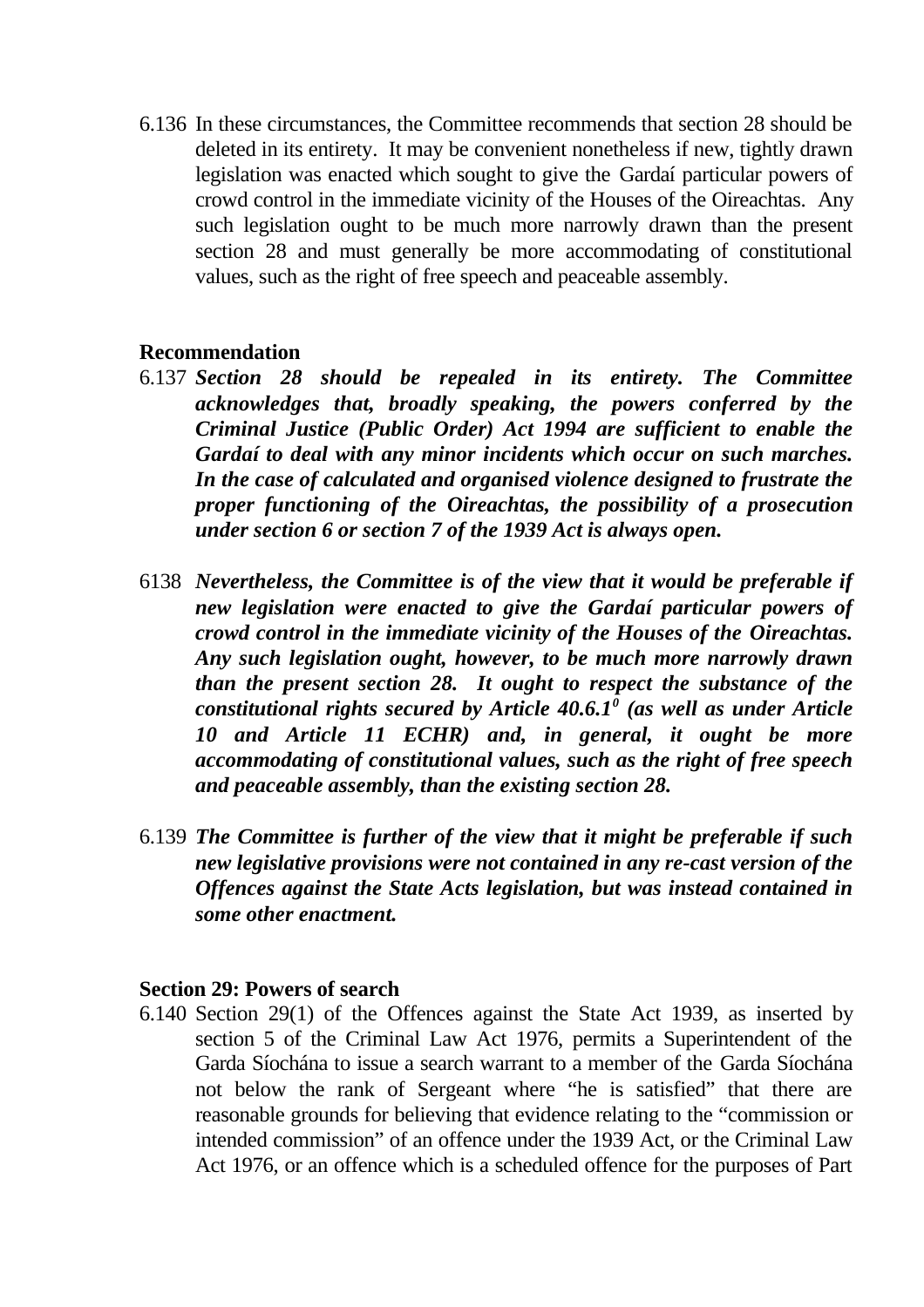6.136 In these circumstances, the Committee recommends that section 28 should be deleted in its entirety. It may be convenient nonetheless if new, tightly drawn legislation was enacted which sought to give the Gardaí particular powers of crowd control in the immediate vicinity of the Houses of the Oireachtas. Any such legislation ought to be much more narrowly drawn than the present section 28 and must generally be more accommodating of constitutional values, such as the right of free speech and peaceable assembly.

**Recommendation**

6.137 ***Section 28 should be repealed in its entirety. The Committee acknowledges that, broadly speaking, the powers conferred by the Criminal Justice (Public Order) Act 1994 are sufficient to enable the Gardaí to deal with any minor incidents which occur on such marches. In the case of calculated and organised violence designed to frustrate the proper functioning of the Oireachtas, the possibility of a prosecution under section 6 or section 7 of the 1939 Act is always open.***

6138 ***Nevertheless, the Committee is of the view that it would be preferable if new legislation were enacted to give the Gardaí particular powers of crowd control in the immediate vicinity of the Houses of the Oireachtas. Any such legislation ought, however, to be much more narrowly drawn than the present section 28. It ought to respect the substance of the constitutional rights secured by Article 40.6.1⁰ (as well as under Article 10 and Article 11 ECHR) and, in general, it ought be more accommodating of constitutional values, such as the right of free speech and peaceable assembly, than the existing section 28.***

6.139 ***The Committee is further of the view that it might be preferable if such new legislative provisions were not contained in any re-cast version of the Offences against the State Acts legislation, but was instead contained in some other enactment.***

**Section 29: Powers of search**

6.140 Section 29(1) of the Offences against the State Act 1939, as inserted by section 5 of the Criminal Law Act 1976, permits a Superintendent of the Garda Síochána to issue a search warrant to a member of the Garda Síochána not below the rank of Sergeant where "he is satisfied" that there are reasonable grounds for believing that evidence relating to the "commission or intended commission" of an offence under the 1939 Act, or the Criminal Law Act 1976, or an offence which is a scheduled offence for the purposes of Part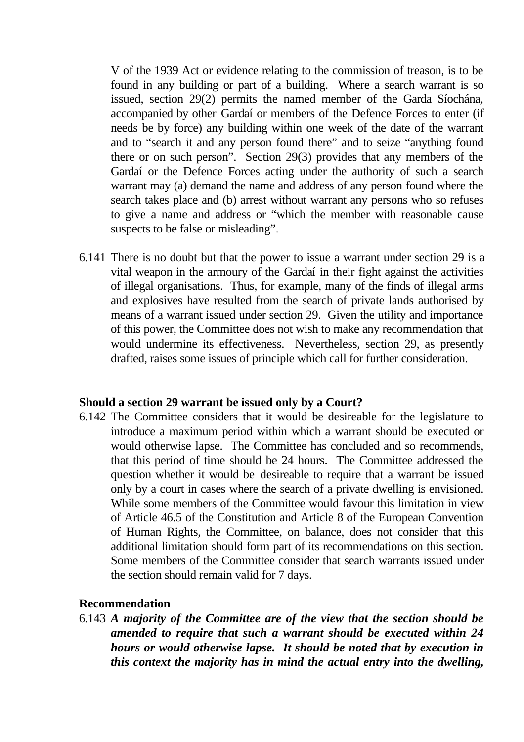V of the 1939 Act or evidence relating to the commission of treason, is to be found in any building or part of a building. Where a search warrant is so issued, section 29(2) permits the named member of the Garda Síochána, accompanied by other Gardaí or members of the Defence Forces to enter (if needs be by force) any building within one week of the date of the warrant and to "search it and any person found there" and to seize "anything found there or on such person". Section 29(3) provides that any members of the Gardaí or the Defence Forces acting under the authority of such a search warrant may (a) demand the name and address of any person found where the search takes place and (b) arrest without warrant any persons who so refuses to give a name and address or "which the member with reasonable cause suspects to be false or misleading".

6.141 There is no doubt but that the power to issue a warrant under section 29 is a vital weapon in the armoury of the Gardaí in their fight against the activities of illegal organisations. Thus, for example, many of the finds of illegal arms and explosives have resulted from the search of private lands authorised by means of a warrant issued under section 29. Given the utility and importance of this power, the Committee does not wish to make any recommendation that would undermine its effectiveness. Nevertheless, section 29, as presently drafted, raises some issues of principle which call for further consideration.

**Should a section 29 warrant be issued only by a Court?**

6.142 The Committee considers that it would be desireable for the legislature to introduce a maximum period within which a warrant should be executed or would otherwise lapse. The Committee has concluded and so recommends, that this period of time should be 24 hours. The Committee addressed the question whether it would be desireable to require that a warrant be issued only by a court in cases where the search of a private dwelling is envisioned. While some members of the Committee would favour this limitation in view of Article 46.5 of the Constitution and Article 8 of the European Convention of Human Rights, the Committee, on balance, does not consider that this additional limitation should form part of its recommendations on this section. Some members of the Committee consider that search warrants issued under the section should remain valid for 7 days.

**Recommendation**

6.143 ***A majority of the Committee are of the view that the section should be amended to require that such a warrant should be executed within 24 hours or would otherwise lapse. It should be noted that by execution in this context the majority has in mind the actual entry into the dwelling,***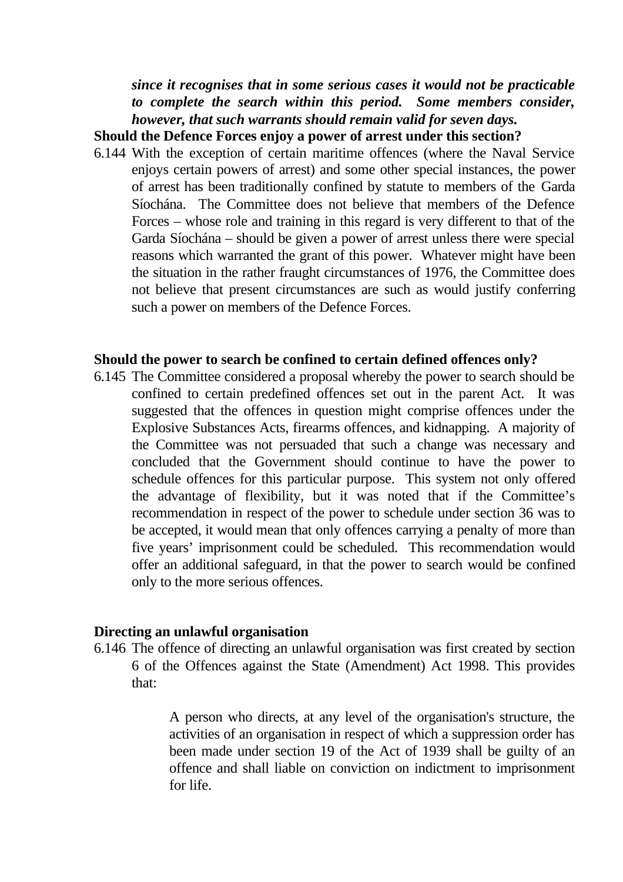***since it recognises that in some serious cases it would not be practicable to complete the search within this period. Some members consider, however, that such warrants should remain valid for seven days.***

**Should the Defence Forces enjoy a power of arrest under this section?**

6.144 With the exception of certain maritime offences (where the Naval Service enjoys certain powers of arrest) and some other special instances, the power of arrest has been traditionally confined by statute to members of the Garda Síochána. The Committee does not believe that members of the Defence Forces – whose role and training in this regard is very different to that of the Garda Síochána – should be given a power of arrest unless there were special reasons which warranted the grant of this power. Whatever might have been the situation in the rather fraught circumstances of 1976, the Committee does not believe that present circumstances are such as would justify conferring such a power on members of the Defence Forces.

**Should the power to search be confined to certain defined offences only?**

6.145 The Committee considered a proposal whereby the power to search should be confined to certain predefined offences set out in the parent Act. It was suggested that the offences in question might comprise offences under the Explosive Substances Acts, firearms offences, and kidnapping. A majority of the Committee was not persuaded that such a change was necessary and concluded that the Government should continue to have the power to schedule offences for this particular purpose. This system not only offered the advantage of flexibility, but it was noted that if the Committee's recommendation in respect of the power to schedule under section 36 was to be accepted, it would mean that only offences carrying a penalty of more than five years' imprisonment could be scheduled. This recommendation would offer an additional safeguard, in that the power to search would be confined only to the more serious offences.

**Directing an unlawful organisation**

6.146 The offence of directing an unlawful organisation was first created by section 6 of the Offences against the State (Amendment) Act 1998. This provides that:

> A person who directs, at any level of the organisation's structure, the activities of an organisation in respect of which a suppression order has been made under section 19 of the Act of 1939 shall be guilty of an offence and shall liable on conviction on indictment to imprisonment for life.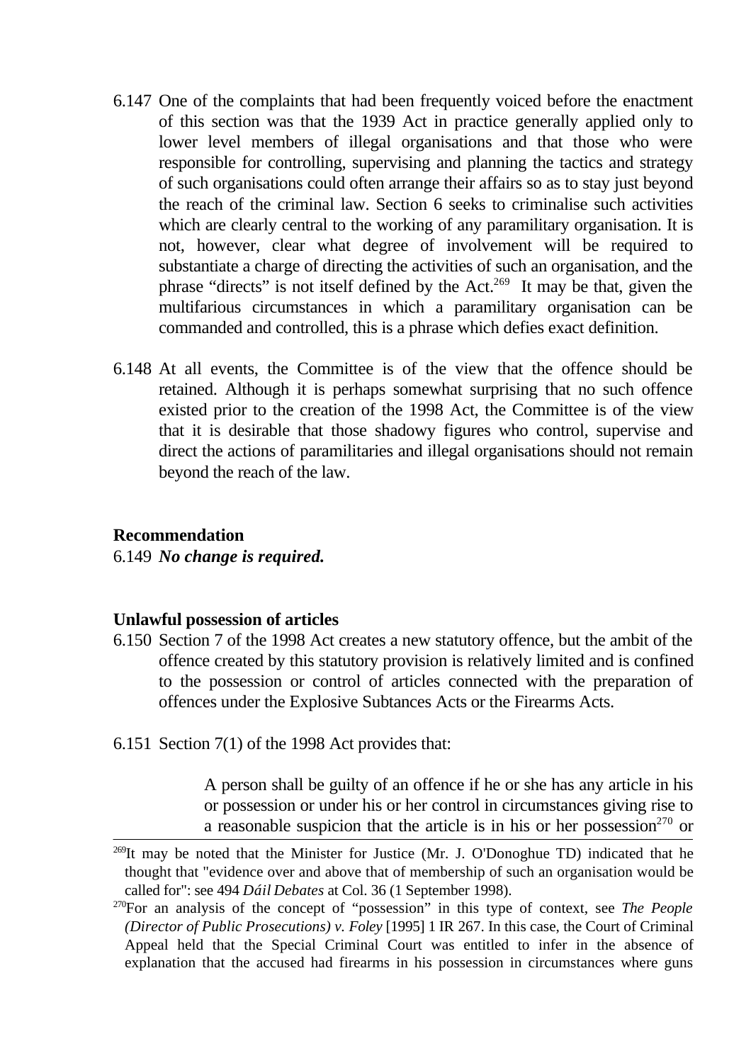6.147 One of the complaints that had been frequently voiced before the enactment of this section was that the 1939 Act in practice generally applied only to lower level members of illegal organisations and that those who were responsible for controlling, supervising and planning the tactics and strategy of such organisations could often arrange their affairs so as to stay just beyond the reach of the criminal law. Section 6 seeks to criminalise such activities which are clearly central to the working of any paramilitary organisation. It is not, however, clear what degree of involvement will be required to substantiate a charge of directing the activities of such an organisation, and the phrase "directs" is not itself defined by the Act.[269] It may be that, given the multifarious circumstances in which a paramilitary organisation can be commanded and controlled, this is a phrase which defies exact definition.

6.148 At all events, the Committee is of the view that the offence should be retained. Although it is perhaps somewhat surprising that no such offence existed prior to the creation of the 1998 Act, the Committee is of the view that it is desirable that those shadowy figures who control, supervise and direct the actions of paramilitaries and illegal organisations should not remain beyond the reach of the law.

**Recommendation**

6.149 ***No change is required.***

**Unlawful possession of articles**

6.150 Section 7 of the 1998 Act creates a new statutory offence, but the ambit of the offence created by this statutory provision is relatively limited and is confined to the possession or control of articles connected with the preparation of offences under the Explosive Subtances Acts or the Firearms Acts.

6.151 Section 7(1) of the 1998 Act provides that:

> A person shall be guilty of an offence if he or she has any article in his or possession or under his or her control in circumstances giving rise to a reasonable suspicion that the article is in his or her possession[270] or

---

[269] It may be noted that the Minister for Justice (Mr. J. O'Donoghue TD) indicated that he thought that "evidence over and above that of membership of such an organisation would be called for": see 494 *Dáil Debates* at Col. 36 (1 September 1998).

[270] For an analysis of the concept of "possession" in this type of context, see *The People (Director of Public Prosecutions) v. Foley* [1995] 1 IR 267. In this case, the Court of Criminal Appeal held that the Special Criminal Court was entitled to infer in the absence of explanation that the accused had firearms in his possession in circumstances where guns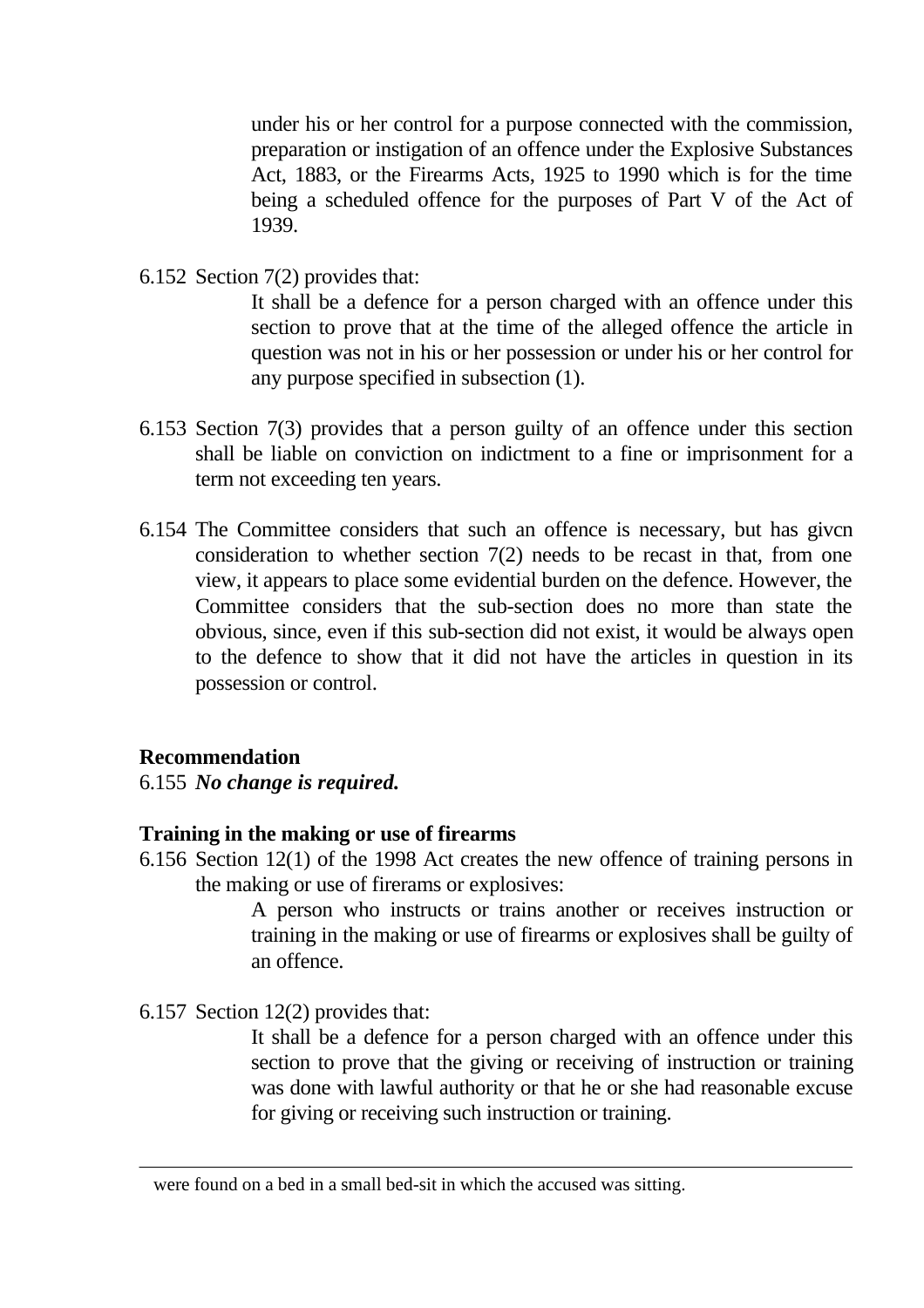> under his or her control for a purpose connected with the commission, preparation or instigation of an offence under the Explosive Substances Act, 1883, or the Firearms Acts, 1925 to 1990 which is for the time being a scheduled offence for the purposes of Part V of the Act of 1939.

6.152 Section 7(2) provides that:

> It shall be a defence for a person charged with an offence under this section to prove that at the time of the alleged offence the article in question was not in his or her possession or under his or her control for any purpose specified in subsection (1).

6.153 Section 7(3) provides that a person guilty of an offence under this section shall be liable on conviction on indictment to a fine or imprisonment for a term not exceeding ten years.

6.154 The Committee considers that such an offence is necessary, but has givcn consideration to whether section 7(2) needs to be recast in that, from one view, it appears to place some evidential burden on the defence. However, the Committee considers that the sub-section does no more than state the obvious, since, even if this sub-section did not exist, it would be always open to the defence to show that it did not have the articles in question in its possession or control.

**Recommendation**

6.155 ***No change is required.***

**Training in the making or use of firearms**

6.156 Section 12(1) of the 1998 Act creates the new offence of training persons in the making or use of firerams or explosives:

> A person who instructs or trains another or receives instruction or training in the making or use of firearms or explosives shall be guilty of an offence.

6.157 Section 12(2) provides that:

> It shall be a defence for a person charged with an offence under this section to prove that the giving or receiving of instruction or training was done with lawful authority or that he or she had reasonable excuse for giving or receiving such instruction or training.

---

were found on a bed in a small bed-sit in which the accused was sitting.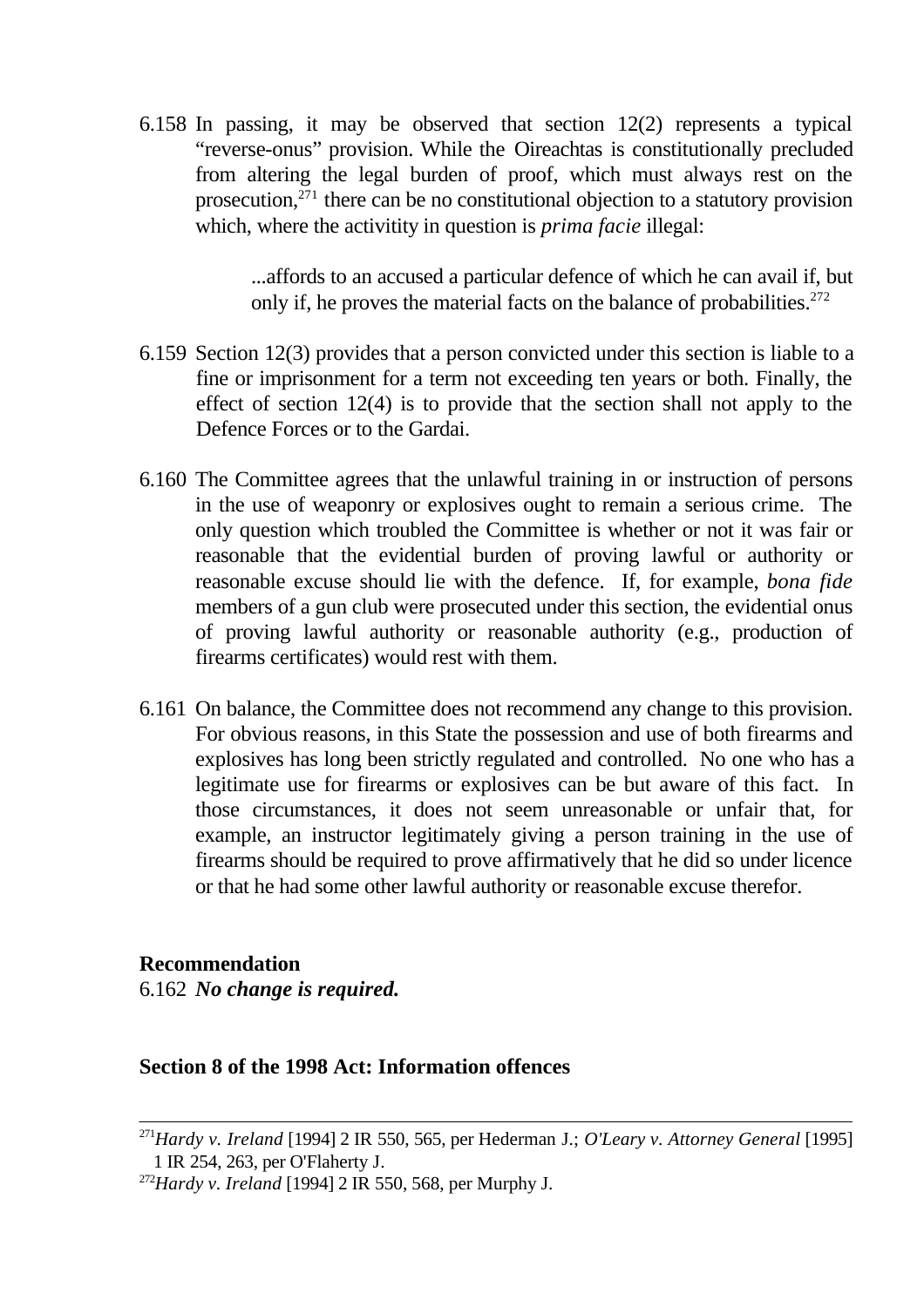6.158 In passing, it may be observed that section 12(2) represents a typical "reverse-onus" provision. While the Oireachtas is constitutionally precluded from altering the legal burden of proof, which must always rest on the prosecution,[271] there can be no constitutional objection to a statutory provision which, where the activitity in question is *prima facie* illegal:

> ...affords to an accused a particular defence of which he can avail if, but only if, he proves the material facts on the balance of probabilities.[272]

6.159 Section 12(3) provides that a person convicted under this section is liable to a fine or imprisonment for a term not exceeding ten years or both. Finally, the effect of section 12(4) is to provide that the section shall not apply to the Defence Forces or to the Gardai.

6.160 The Committee agrees that the unlawful training in or instruction of persons in the use of weaponry or explosives ought to remain a serious crime. The only question which troubled the Committee is whether or not it was fair or reasonable that the evidential burden of proving lawful or authority or reasonable excuse should lie with the defence. If, for example, *bona fide* members of a gun club were prosecuted under this section, the evidential onus of proving lawful authority or reasonable authority (e.g., production of firearms certificates) would rest with them.

6.161 On balance, the Committee does not recommend any change to this provision. For obvious reasons, in this State the possession and use of both firearms and explosives has long been strictly regulated and controlled. No one who has a legitimate use for firearms or explosives can be but aware of this fact. In those circumstances, it does not seem unreasonable or unfair that, for example, an instructor legitimately giving a person training in the use of firearms should be required to prove affirmatively that he did so under licence or that he had some other lawful authority or reasonable excuse therefor.

**Recommendation**

6.162 ***No change is required.***

**Section 8 of the 1998 Act: Information offences**

---

[271] *Hardy v. Ireland* [1994] 2 IR 550, 565, per Hederman J.; *O'Leary v. Attorney General* [1995] 1 IR 254, 263, per O'Flaherty J.

[272] *Hardy v. Ireland* [1994] 2 IR 550, 568, per Murphy J.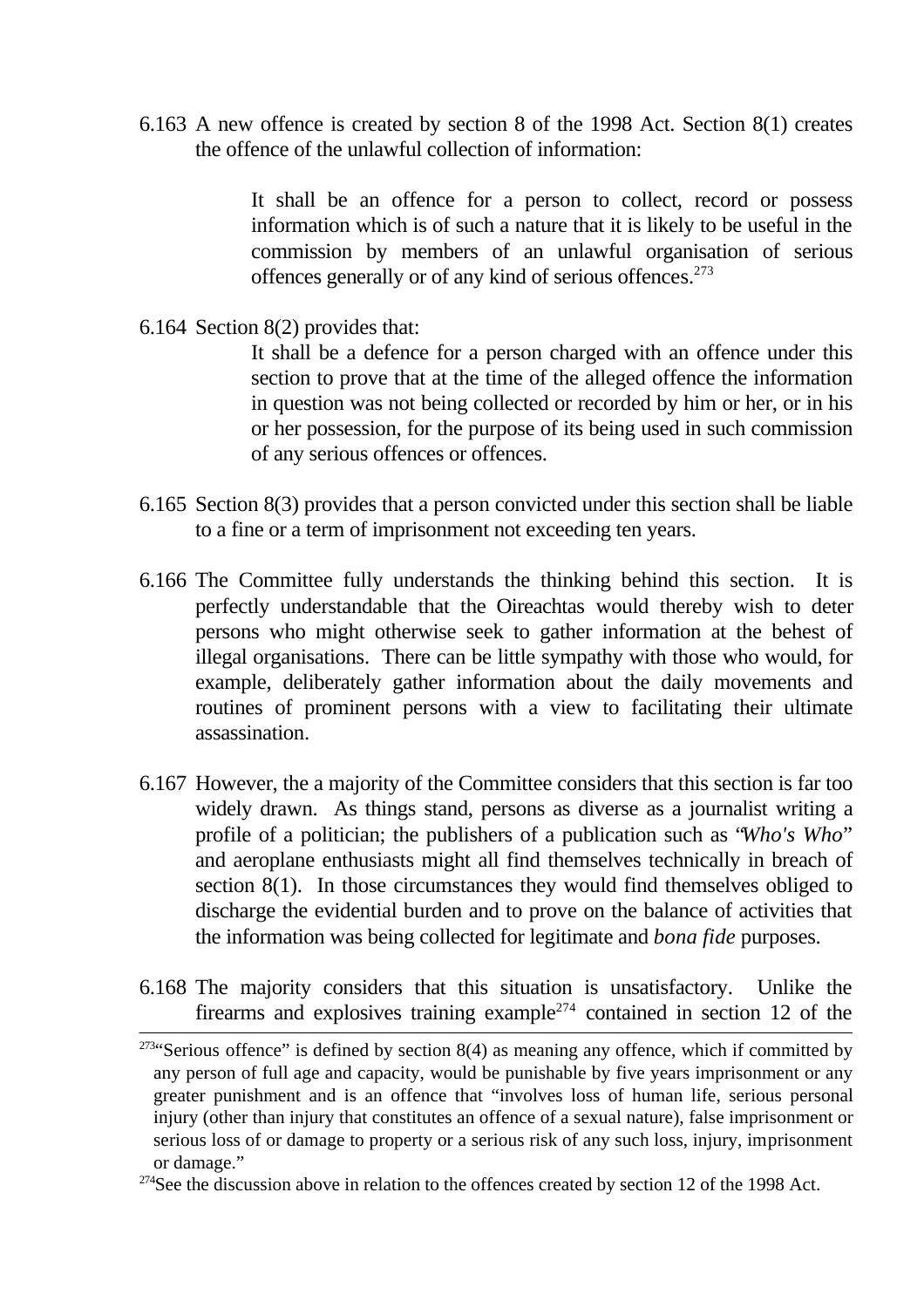6.163 A new offence is created by section 8 of the 1998 Act. Section 8(1) creates the offence of the unlawful collection of information:

> It shall be an offence for a person to collect, record or possess information which is of such a nature that it is likely to be useful in the commission by members of an unlawful organisation of serious offences generally or of any kind of serious offences.[273]

6.164 Section 8(2) provides that:

> It shall be a defence for a person charged with an offence under this section to prove that at the time of the alleged offence the information in question was not being collected or recorded by him or her, or in his or her possession, for the purpose of its being used in such commission of any serious offences or offences.

6.165 Section 8(3) provides that a person convicted under this section shall be liable to a fine or a term of imprisonment not exceeding ten years.

6.166 The Committee fully understands the thinking behind this section. It is perfectly understandable that the Oireachtas would thereby wish to deter persons who might otherwise seek to gather information at the behest of illegal organisations. There can be little sympathy with those who would, for example, deliberately gather information about the daily movements and routines of prominent persons with a view to facilitating their ultimate assassination.

6.167 However, the a majority of the Committee considers that this section is far too widely drawn. As things stand, persons as diverse as a journalist writing a profile of a politician; the publishers of a publication such as "*Who's Who*" and aeroplane enthusiasts might all find themselves technically in breach of section 8(1). In those circumstances they would find themselves obliged to discharge the evidential burden and to prove on the balance of activities that the information was being collected for legitimate and *bona fide* purposes.

6.168 The majority considers that this situation is unsatisfactory. Unlike the firearms and explosives training example[274] contained in section 12 of the

---

[273] "Serious offence" is defined by section 8(4) as meaning any offence, which if committed by any person of full age and capacity, would be punishable by five years imprisonment or any greater punishment and is an offence that "involves loss of human life, serious personal injury (other than injury that constitutes an offence of a sexual nature), false imprisonment or serious loss of or damage to property or a serious risk of any such loss, injury, imprisonment or damage."

[274] See the discussion above in relation to the offences created by section 12 of the 1998 Act.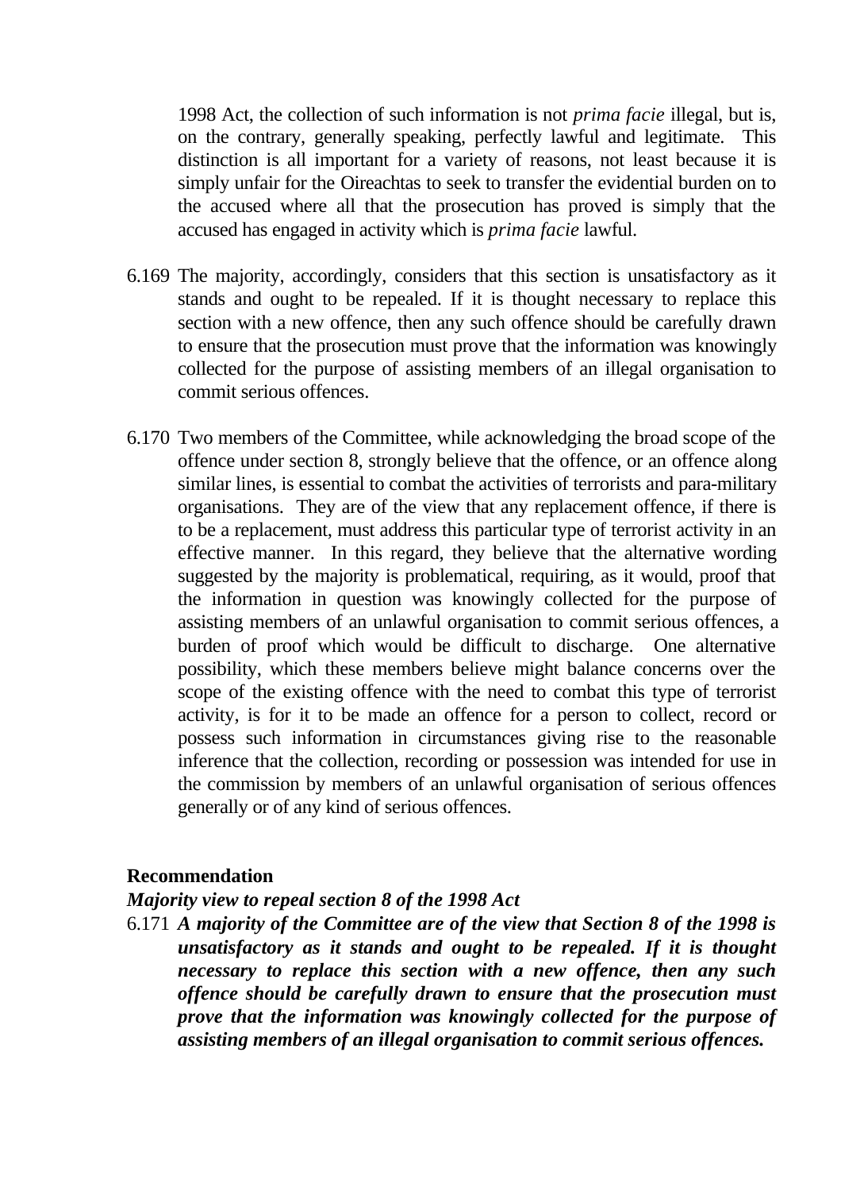1998 Act, the collection of such information is not *prima facie* illegal, but is, on the contrary, generally speaking, perfectly lawful and legitimate. This distinction is all important for a variety of reasons, not least because it is simply unfair for the Oireachtas to seek to transfer the evidential burden on to the accused where all that the prosecution has proved is simply that the accused has engaged in activity which is *prima facie* lawful.

6.169 The majority, accordingly, considers that this section is unsatisfactory as it stands and ought to be repealed. If it is thought necessary to replace this section with a new offence, then any such offence should be carefully drawn to ensure that the prosecution must prove that the information was knowingly collected for the purpose of assisting members of an illegal organisation to commit serious offences.

6.170 Two members of the Committee, while acknowledging the broad scope of the offence under section 8, strongly believe that the offence, or an offence along similar lines, is essential to combat the activities of terrorists and para-military organisations. They are of the view that any replacement offence, if there is to be a replacement, must address this particular type of terrorist activity in an effective manner. In this regard, they believe that the alternative wording suggested by the majority is problematical, requiring, as it would, proof that the information in question was knowingly collected for the purpose of assisting members of an unlawful organisation to commit serious offences, a burden of proof which would be difficult to discharge. One alternative possibility, which these members believe might balance concerns over the scope of the existing offence with the need to combat this type of terrorist activity, is for it to be made an offence for a person to collect, record or possess such information in circumstances giving rise to the reasonable inference that the collection, recording or possession was intended for use in the commission by members of an unlawful organisation of serious offences generally or of any kind of serious offences.

**Recommendation**

***Majority view to repeal section 8 of the 1998 Act***

6.171 ***A majority of the Committee are of the view that Section 8 of the 1998 is unsatisfactory as it stands and ought to be repealed. If it is thought necessary to replace this section with a new offence, then any such offence should be carefully drawn to ensure that the prosecution must prove that the information was knowingly collected for the purpose of assisting members of an illegal organisation to commit serious offences.***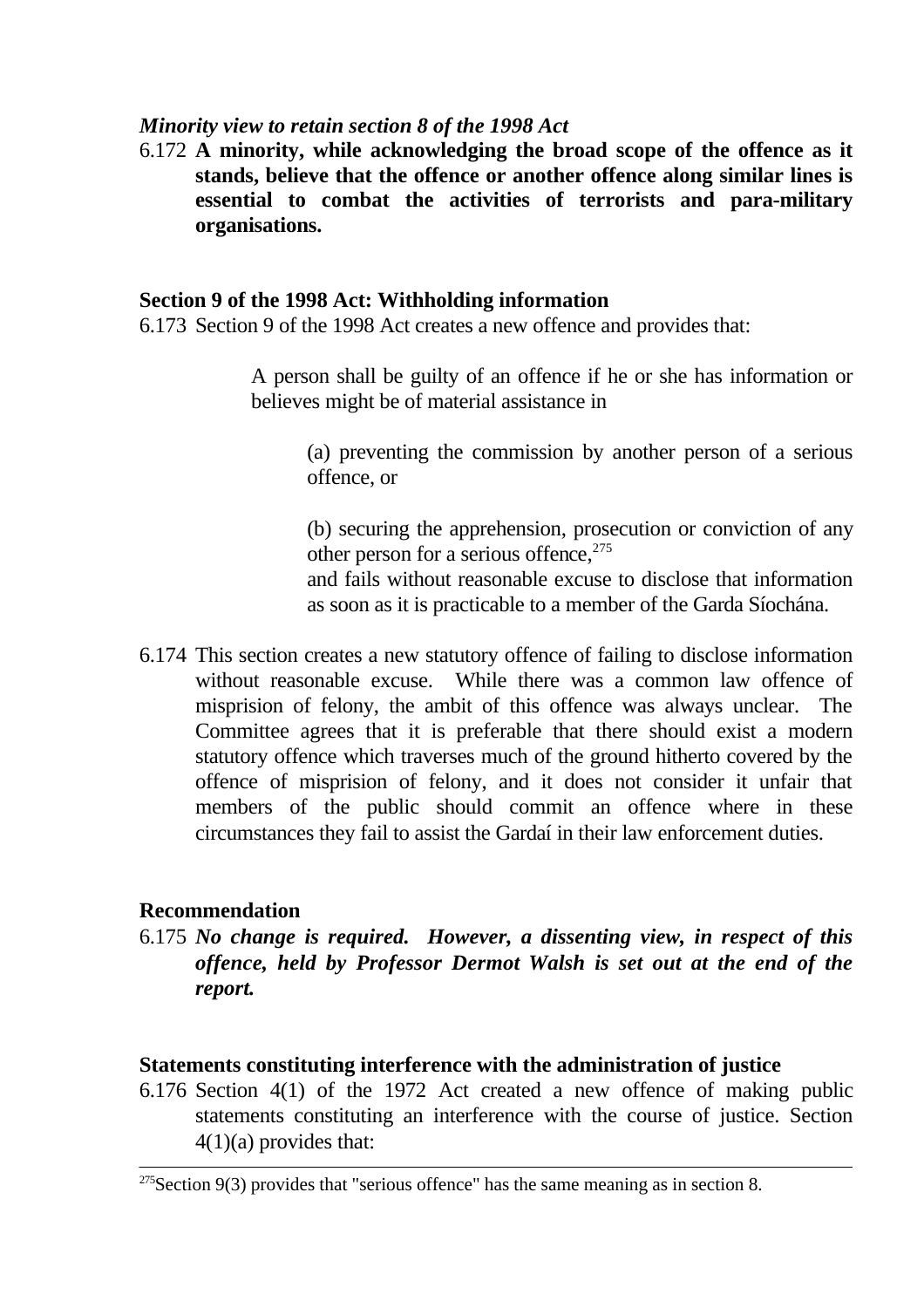*Minority view to retain section 8 of the 1998 Act*

6.172 **A minority, while acknowledging the broad scope of the offence as it stands, believe that the offence or another offence along similar lines is essential to combat the activities of terrorists and para-military organisations.**

**Section 9 of the 1998 Act: Withholding information**

6.173 Section 9 of the 1998 Act creates a new offence and provides that:

> A person shall be guilty of an offence if he or she has information or believes might be of material assistance in
>
> (a) preventing the commission by another person of a serious offence, or
>
> (b) securing the apprehension, prosecution or conviction of any other person for a serious offence,[275]
> and fails without reasonable excuse to disclose that information as soon as it is practicable to a member of the Garda Síochána.

6.174 This section creates a new statutory offence of failing to disclose information without reasonable excuse. While there was a common law offence of misprision of felony, the ambit of this offence was always unclear. The Committee agrees that it is preferable that there should exist a modern statutory offence which traverses much of the ground hitherto covered by the offence of misprision of felony, and it does not consider it unfair that members of the public should commit an offence where in these circumstances they fail to assist the Gardaí in their law enforcement duties.

**Recommendation**

6.175 ***No change is required. However, a dissenting view, in respect of this offence, held by Professor Dermot Walsh is set out at the end of the report.***

**Statements constituting interference with the administration of justice**

6.176 Section 4(1) of the 1972 Act created a new offence of making public statements constituting an interference with the course of justice. Section 4(1)(a) provides that:

---

[275]Section 9(3) provides that "serious offence" has the same meaning as in section 8.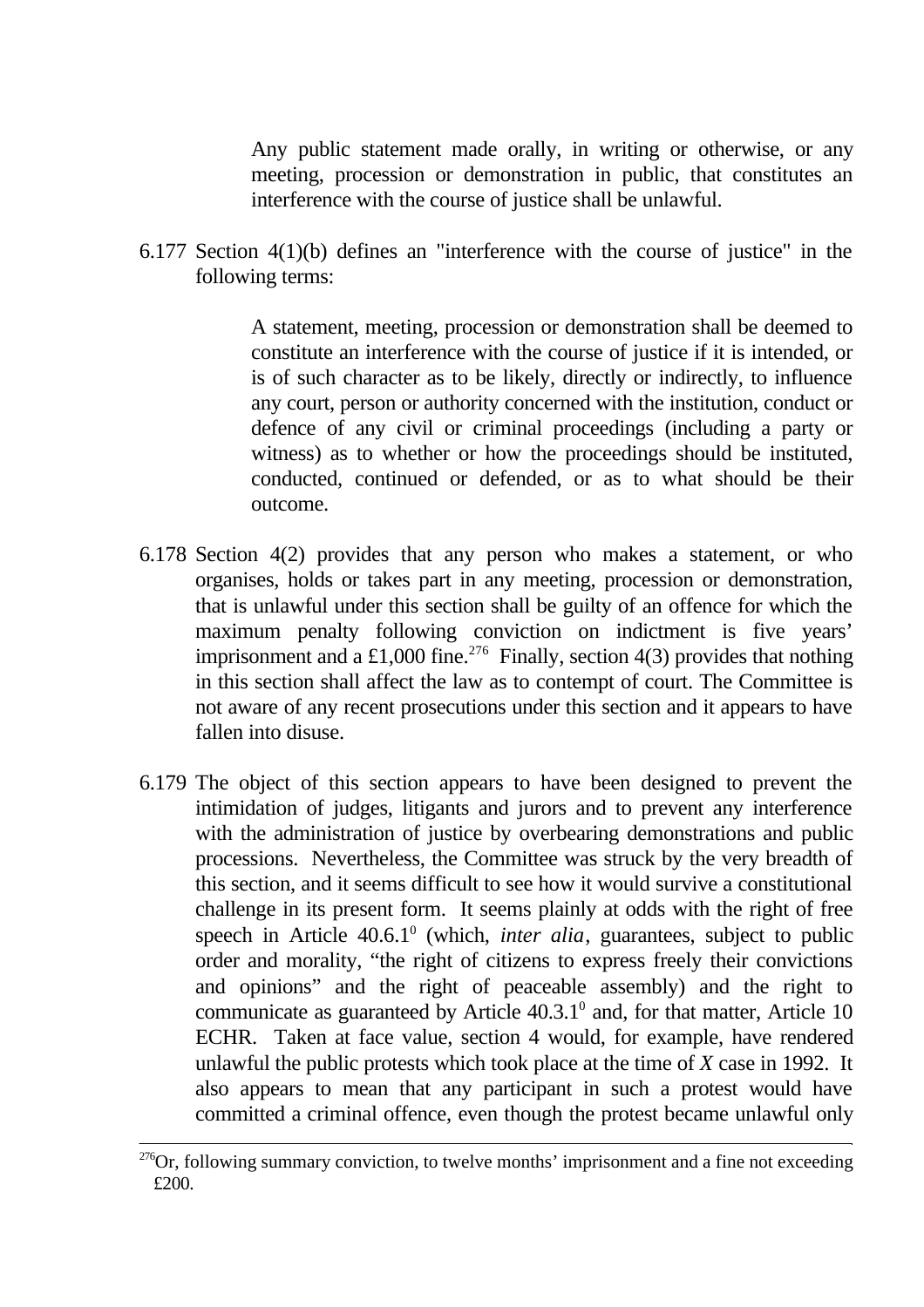> Any public statement made orally, in writing or otherwise, or any meeting, procession or demonstration in public, that constitutes an interference with the course of justice shall be unlawful.

6.177 Section 4(1)(b) defines an "interference with the course of justice" in the following terms:

> A statement, meeting, procession or demonstration shall be deemed to constitute an interference with the course of justice if it is intended, or is of such character as to be likely, directly or indirectly, to influence any court, person or authority concerned with the institution, conduct or defence of any civil or criminal proceedings (including a party or witness) as to whether or how the proceedings should be instituted, conducted, continued or defended, or as to what should be their outcome.

6.178 Section 4(2) provides that any person who makes a statement, or who organises, holds or takes part in any meeting, procession or demonstration, that is unlawful under this section shall be guilty of an offence for which the maximum penalty following conviction on indictment is five years' imprisonment and a £1,000 fine.[276] Finally, section 4(3) provides that nothing in this section shall affect the law as to contempt of court. The Committee is not aware of any recent prosecutions under this section and it appears to have fallen into disuse.

6.179 The object of this section appears to have been designed to prevent the intimidation of judges, litigants and jurors and to prevent any interference with the administration of justice by overbearing demonstrations and public processions. Nevertheless, the Committee was struck by the very breadth of this section, and it seems difficult to see how it would survive a constitutional challenge in its present form. It seems plainly at odds with the right of free speech in Article 40.6.1[0] (which, *inter alia*, guarantees, subject to public order and morality, "the right of citizens to express freely their convictions and opinions" and the right of peaceable assembly) and the right to communicate as guaranteed by Article 40.3.1[0] and, for that matter, Article 10 ECHR. Taken at face value, section 4 would, for example, have rendered unlawful the public protests which took place at the time of *X* case in 1992. It also appears to mean that any participant in such a protest would have committed a criminal offence, even though the protest became unlawful only

---

[276] Or, following summary conviction, to twelve months' imprisonment and a fine not exceeding £200.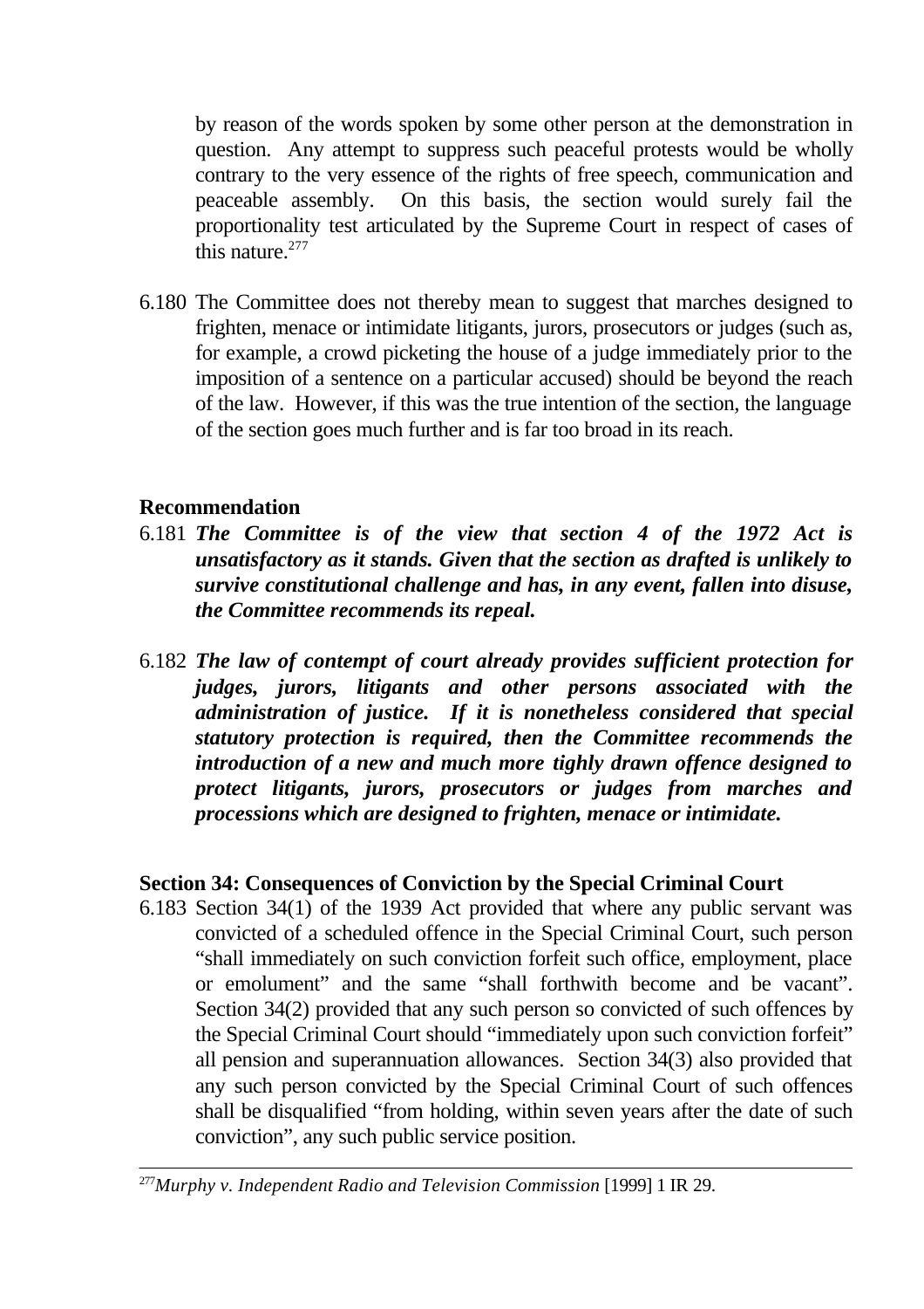by reason of the words spoken by some other person at the demonstration in question. Any attempt to suppress such peaceful protests would be wholly contrary to the very essence of the rights of free speech, communication and peaceable assembly. On this basis, the section would surely fail the proportionality test articulated by the Supreme Court in respect of cases of this nature.[277]

6.180 The Committee does not thereby mean to suggest that marches designed to frighten, menace or intimidate litigants, jurors, prosecutors or judges (such as, for example, a crowd picketing the house of a judge immediately prior to the imposition of a sentence on a particular accused) should be beyond the reach of the law. However, if this was the true intention of the section, the language of the section goes much further and is far too broad in its reach.

**Recommendation**

6.181 ***The Committee is of the view that section 4 of the 1972 Act is unsatisfactory as it stands. Given that the section as drafted is unlikely to survive constitutional challenge and has, in any event, fallen into disuse, the Committee recommends its repeal.***

6.182 ***The law of contempt of court already provides sufficient protection for judges, jurors, litigants and other persons associated with the administration of justice. If it is nonetheless considered that special statutory protection is required, then the Committee recommends the introduction of a new and much more tighly drawn offence designed to protect litigants, jurors, prosecutors or judges from marches and processions which are designed to frighten, menace or intimidate.***

**Section 34: Consequences of Conviction by the Special Criminal Court**

6.183 Section 34(1) of the 1939 Act provided that where any public servant was convicted of a scheduled offence in the Special Criminal Court, such person "shall immediately on such conviction forfeit such office, employment, place or emolument" and the same "shall forthwith become and be vacant". Section 34(2) provided that any such person so convicted of such offences by the Special Criminal Court should "immediately upon such conviction forfeit" all pension and superannuation allowances. Section 34(3) also provided that any such person convicted by the Special Criminal Court of such offences shall be disqualified "from holding, within seven years after the date of such conviction", any such public service position.

---

[277] *Murphy v. Independent Radio and Television Commission* [1999] 1 IR 29.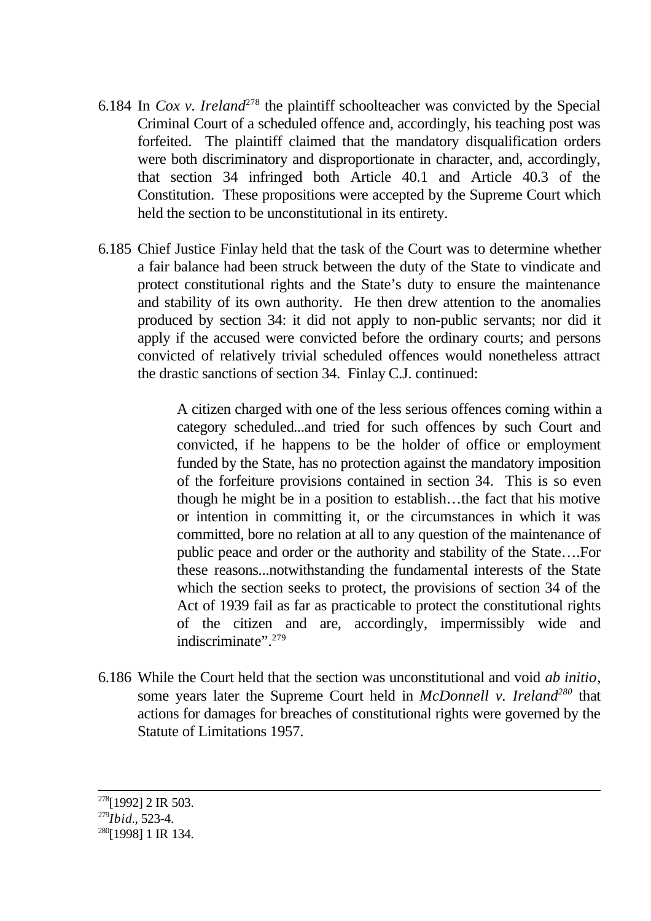6.184 In *Cox v. Ireland*[278] the plaintiff schoolteacher was convicted by the Special Criminal Court of a scheduled offence and, accordingly, his teaching post was forfeited. The plaintiff claimed that the mandatory disqualification orders were both discriminatory and disproportionate in character, and, accordingly, that section 34 infringed both Article 40.1 and Article 40.3 of the Constitution. These propositions were accepted by the Supreme Court which held the section to be unconstitutional in its entirety.

6.185 Chief Justice Finlay held that the task of the Court was to determine whether a fair balance had been struck between the duty of the State to vindicate and protect constitutional rights and the State's duty to ensure the maintenance and stability of its own authority. He then drew attention to the anomalies produced by section 34: it did not apply to non-public servants; nor did it apply if the accused were convicted before the ordinary courts; and persons convicted of relatively trivial scheduled offences would nonetheless attract the drastic sanctions of section 34. Finlay C.J. continued:

> A citizen charged with one of the less serious offences coming within a category scheduled...and tried for such offences by such Court and convicted, if he happens to be the holder of office or employment funded by the State, has no protection against the mandatory imposition of the forfeiture provisions contained in section 34. This is so even though he might be in a position to establish…the fact that his motive or intention in committing it, or the circumstances in which it was committed, bore no relation at all to any question of the maintenance of public peace and order or the authority and stability of the State….For these reasons...notwithstanding the fundamental interests of the State which the section seeks to protect, the provisions of section 34 of the Act of 1939 fail as far as practicable to protect the constitutional rights of the citizen and are, accordingly, impermissibly wide and indiscriminate".[279]

6.186 While the Court held that the section was unconstitutional and void *ab initio*, some years later the Supreme Court held in *McDonnell v. Ireland*[280] that actions for damages for breaches of constitutional rights were governed by the Statute of Limitations 1957.

---

[278] [1992] 2 IR 503.

[279] *Ibid*., 523-4.

[280] [1998] 1 IR 134.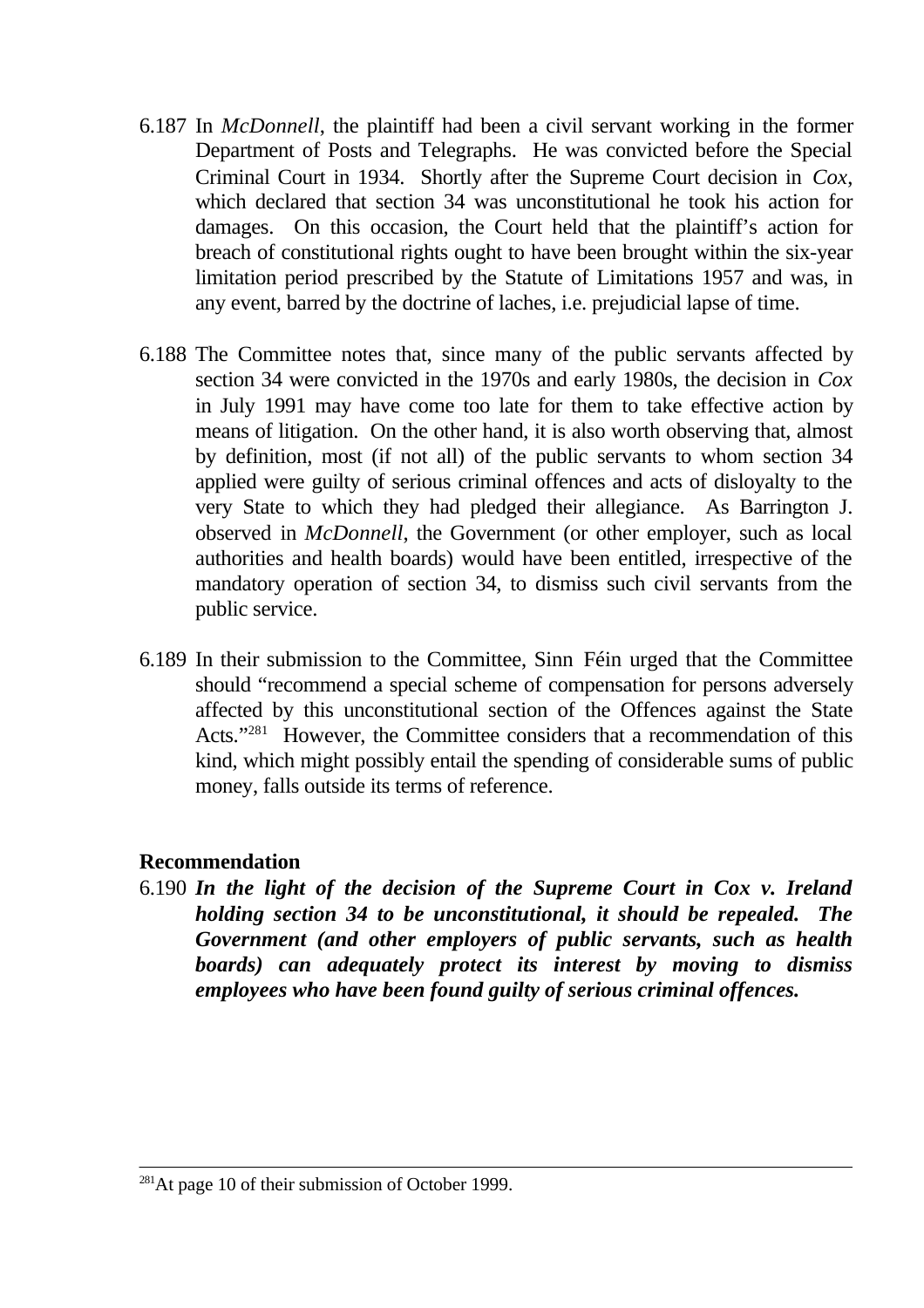6.187 In *McDonnell*, the plaintiff had been a civil servant working in the former Department of Posts and Telegraphs. He was convicted before the Special Criminal Court in 1934. Shortly after the Supreme Court decision in *Cox*, which declared that section 34 was unconstitutional he took his action for damages. On this occasion, the Court held that the plaintiff's action for breach of constitutional rights ought to have been brought within the six-year limitation period prescribed by the Statute of Limitations 1957 and was, in any event, barred by the doctrine of laches, i.e. prejudicial lapse of time.

6.188 The Committee notes that, since many of the public servants affected by section 34 were convicted in the 1970s and early 1980s, the decision in *Cox* in July 1991 may have come too late for them to take effective action by means of litigation. On the other hand, it is also worth observing that, almost by definition, most (if not all) of the public servants to whom section 34 applied were guilty of serious criminal offences and acts of disloyalty to the very State to which they had pledged their allegiance. As Barrington J. observed in *McDonnell*, the Government (or other employer, such as local authorities and health boards) would have been entitled, irrespective of the mandatory operation of section 34, to dismiss such civil servants from the public service.

6.189 In their submission to the Committee, Sinn Féin urged that the Committee should "recommend a special scheme of compensation for persons adversely affected by this unconstitutional section of the Offences against the State Acts."[281] However, the Committee considers that a recommendation of this kind, which might possibly entail the spending of considerable sums of public money, falls outside its terms of reference.

**Recommendation**

6.190 ***In the light of the decision of the Supreme Court in Cox v. Ireland holding section 34 to be unconstitutional, it should be repealed. The Government (and other employers of public servants, such as health boards) can adequately protect its interest by moving to dismiss employees who have been found guilty of serious criminal offences.***

---

[281] At page 10 of their submission of October 1999.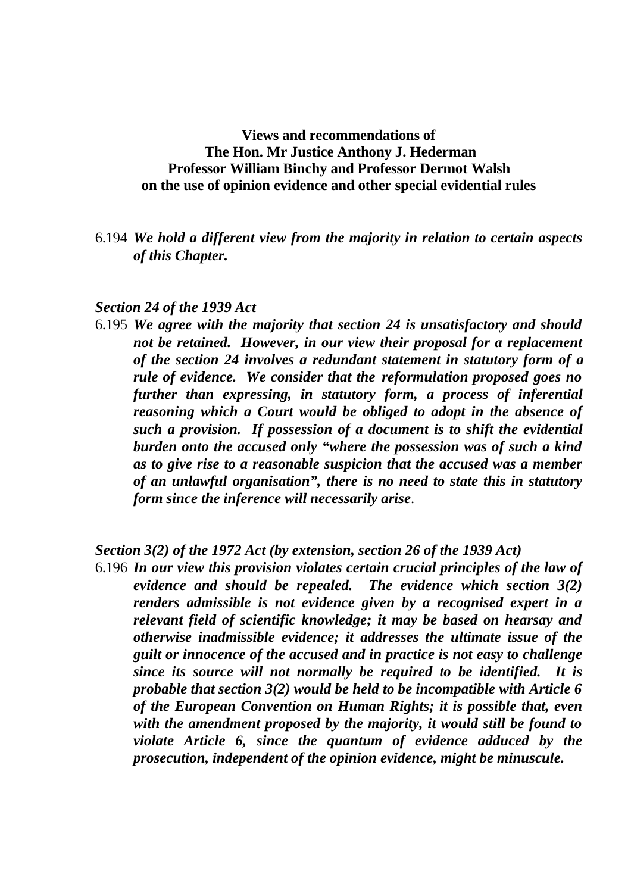**Views and recommendations of**
**The Hon. Mr Justice Anthony J. Hederman**
**Professor William Binchy and Professor Dermot Walsh**
**on the use of opinion evidence and other special evidential rules**

6.194 ***We hold a different view from the majority in relation to certain aspects of this Chapter.***

***Section 24 of the 1939 Act***

6.195 ***We agree with the majority that section 24 is unsatisfactory and should not be retained. However, in our view their proposal for a replacement of the section 24 involves a redundant statement in statutory form of a rule of evidence. We consider that the reformulation proposed goes no further than expressing, in statutory form, a process of inferential reasoning which a Court would be obliged to adopt in the absence of such a provision. If possession of a document is to shift the evidential burden onto the accused only "where the possession was of such a kind as to give rise to a reasonable suspicion that the accused was a member of an unlawful organisation", there is no need to state this in statutory form since the inference will necessarily arise.***

***Section 3(2) of the 1972 Act (by extension, section 26 of the 1939 Act)***

6.196 ***In our view this provision violates certain crucial principles of the law of evidence and should be repealed. The evidence which section 3(2) renders admissible is not evidence given by a recognised expert in a relevant field of scientific knowledge; it may be based on hearsay and otherwise inadmissible evidence; it addresses the ultimate issue of the guilt or innocence of the accused and in practice is not easy to challenge since its source will not normally be required to be identified. It is probable that section 3(2) would be held to be incompatible with Article 6 of the European Convention on Human Rights; it is possible that, even with the amendment proposed by the majority, it would still be found to violate Article 6, since the quantum of evidence adduced by the prosecution, independent of the opinion evidence, might be minuscule.***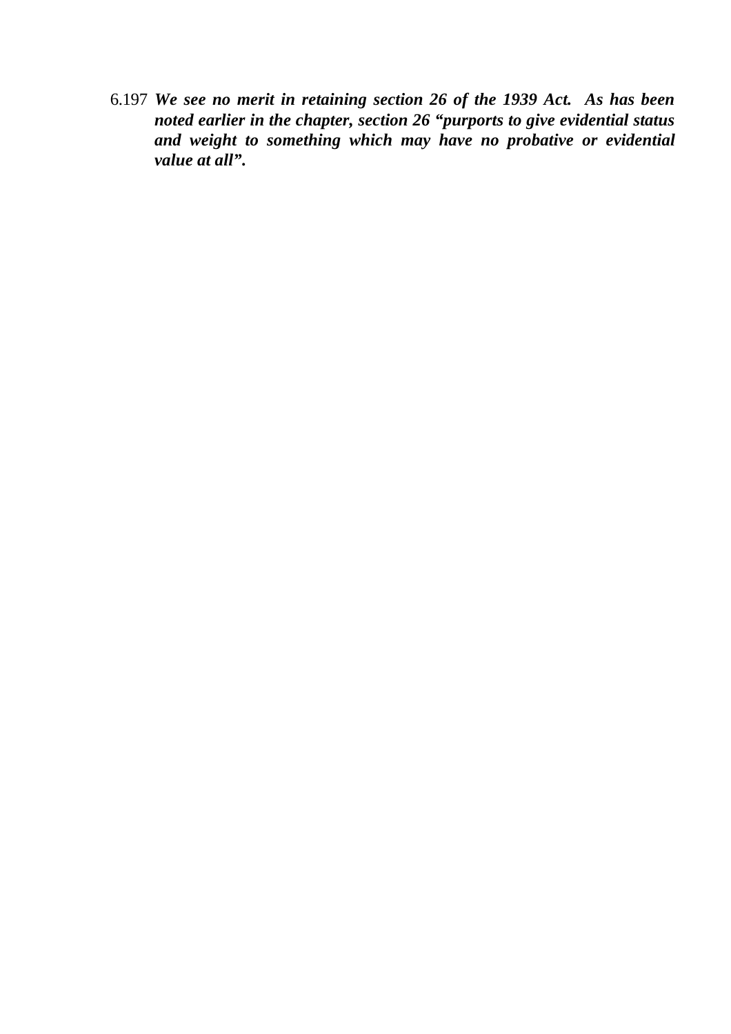6.197 ***We see no merit in retaining section 26 of the 1939 Act. As has been noted earlier in the chapter, section 26 "purports to give evidential status and weight to something which may have no probative or evidential value at all".***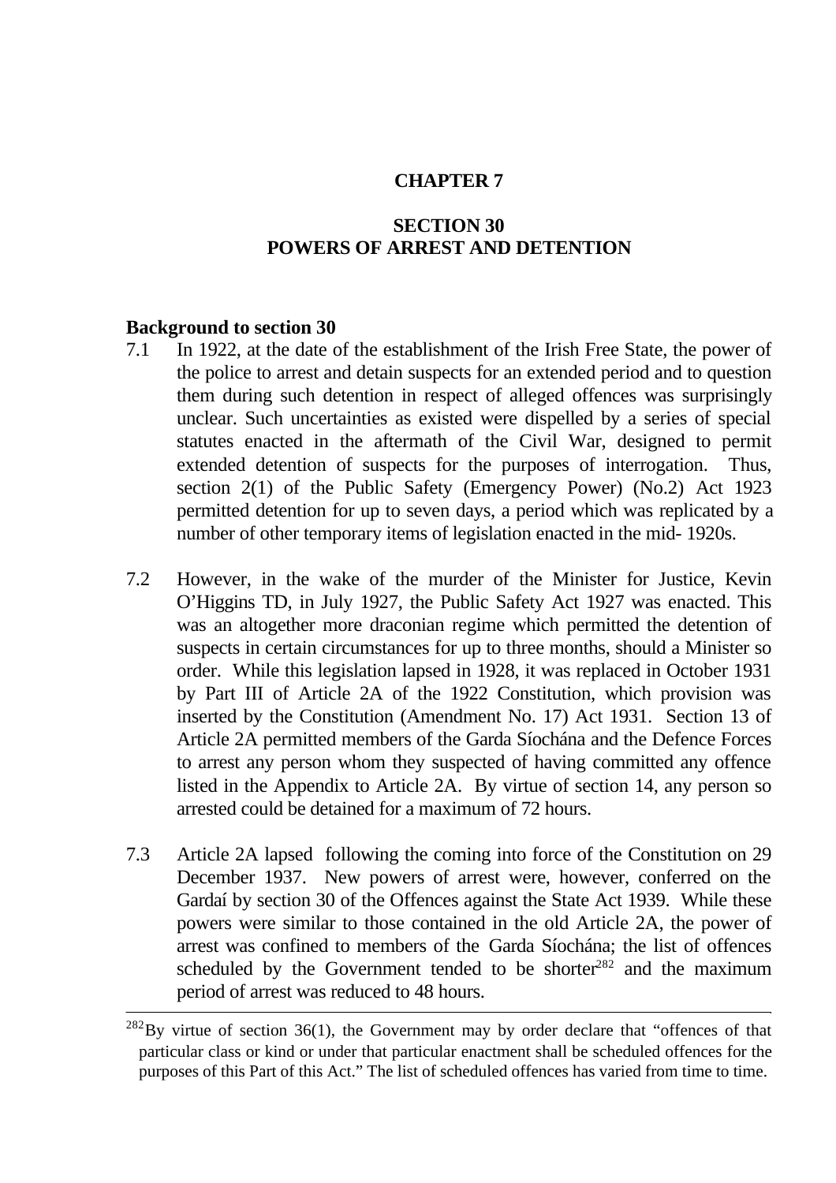# CHAPTER 7

## SECTION 30
## POWERS OF ARREST AND DETENTION

**Background to section 30**

7.1 In 1922, at the date of the establishment of the Irish Free State, the power of the police to arrest and detain suspects for an extended period and to question them during such detention in respect of alleged offences was surprisingly unclear. Such uncertainties as existed were dispelled by a series of special statutes enacted in the aftermath of the Civil War, designed to permit extended detention of suspects for the purposes of interrogation. Thus, section 2(1) of the Public Safety (Emergency Power) (No.2) Act 1923 permitted detention for up to seven days, a period which was replicated by a number of other temporary items of legislation enacted in the mid- 1920s.

7.2 However, in the wake of the murder of the Minister for Justice, Kevin O'Higgins TD, in July 1927, the Public Safety Act 1927 was enacted. This was an altogether more draconian regime which permitted the detention of suspects in certain circumstances for up to three months, should a Minister so order. While this legislation lapsed in 1928, it was replaced in October 1931 by Part III of Article 2A of the 1922 Constitution, which provision was inserted by the Constitution (Amendment No. 17) Act 1931. Section 13 of Article 2A permitted members of the Garda Síochána and the Defence Forces to arrest any person whom they suspected of having committed any offence listed in the Appendix to Article 2A. By virtue of section 14, any person so arrested could be detained for a maximum of 72 hours.

7.3 Article 2A lapsed following the coming into force of the Constitution on 29 December 1937. New powers of arrest were, however, conferred on the Gardaí by section 30 of the Offences against the State Act 1939. While these powers were similar to those contained in the old Article 2A, the power of arrest was confined to members of the Garda Síochána; the list of offences scheduled by the Government tended to be shorter[282] and the maximum period of arrest was reduced to 48 hours.

---

[282] By virtue of section 36(1), the Government may by order declare that "offences of that particular class or kind or under that particular enactment shall be scheduled offences for the purposes of this Part of this Act." The list of scheduled offences has varied from time to time.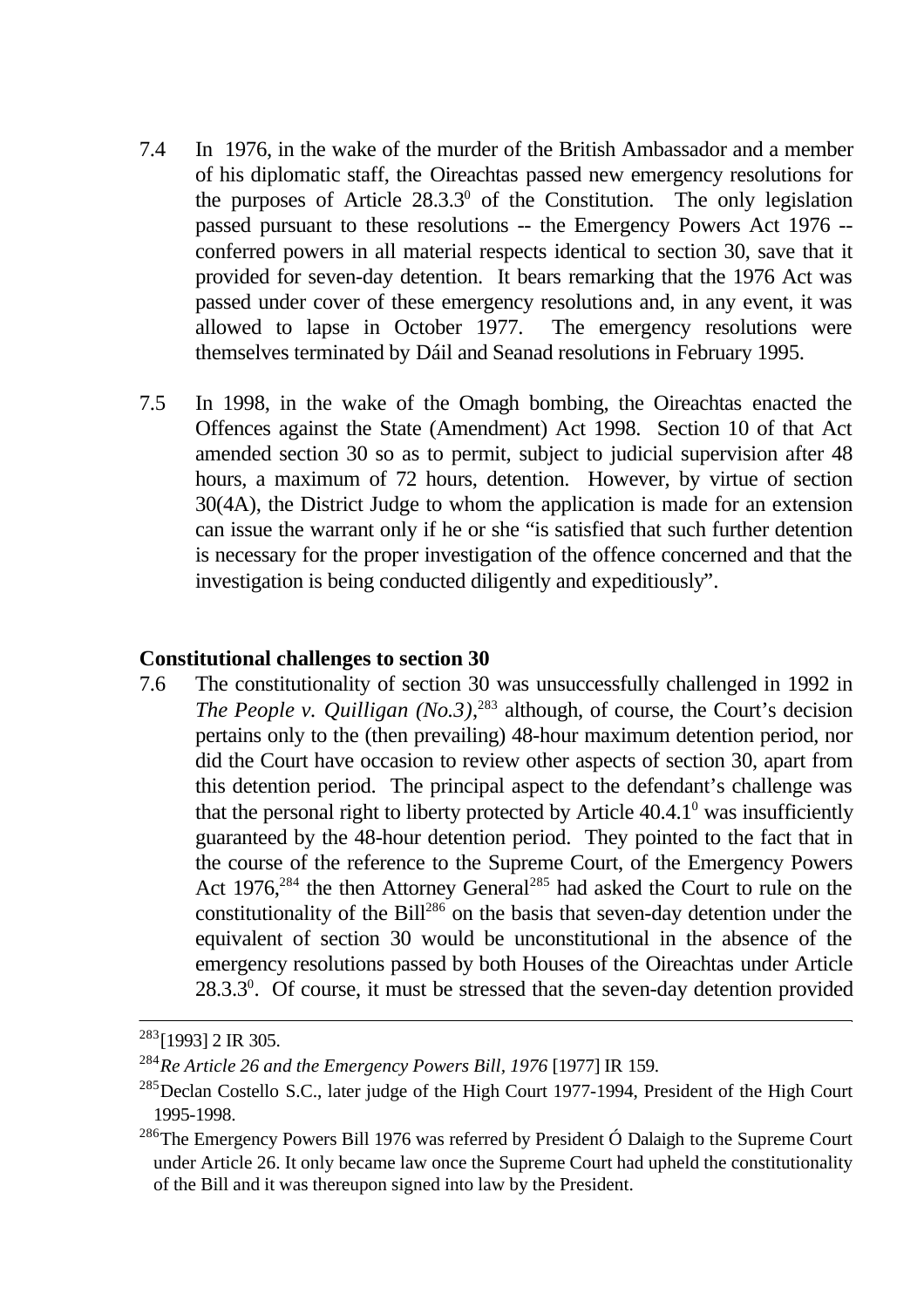7.4 In 1976, in the wake of the murder of the British Ambassador and a member of his diplomatic staff, the Oireachtas passed new emergency resolutions for the purposes of Article 28.3.3$^{0}$ of the Constitution. The only legislation passed pursuant to these resolutions -- the Emergency Powers Act 1976 -- conferred powers in all material respects identical to section 30, save that it provided for seven-day detention. It bears remarking that the 1976 Act was passed under cover of these emergency resolutions and, in any event, it was allowed to lapse in October 1977. The emergency resolutions were themselves terminated by Dáil and Seanad resolutions in February 1995.

7.5 In 1998, in the wake of the Omagh bombing, the Oireachtas enacted the Offences against the State (Amendment) Act 1998. Section 10 of that Act amended section 30 so as to permit, subject to judicial supervision after 48 hours, a maximum of 72 hours, detention. However, by virtue of section 30(4A), the District Judge to whom the application is made for an extension can issue the warrant only if he or she "is satisfied that such further detention is necessary for the proper investigation of the offence concerned and that the investigation is being conducted diligently and expeditiously".

**Constitutional challenges to section 30**

7.6 The constitutionality of section 30 was unsuccessfully challenged in 1992 in *The People v. Quilligan (No.3)*,[283] although, of course, the Court's decision pertains only to the (then prevailing) 48-hour maximum detention period, nor did the Court have occasion to review other aspects of section 30, apart from this detention period. The principal aspect to the defendant's challenge was that the personal right to liberty protected by Article 40.4.1$^{0}$ was insufficiently guaranteed by the 48-hour detention period. They pointed to the fact that in the course of the reference to the Supreme Court, of the Emergency Powers Act 1976,[284] the then Attorney General[285] had asked the Court to rule on the constitutionality of the Bill[286] on the basis that seven-day detention under the equivalent of section 30 would be unconstitutional in the absence of the emergency resolutions passed by both Houses of the Oireachtas under Article 28.3.3$^{0}$. Of course, it must be stressed that the seven-day detention provided

---

[283] [1993] 2 IR 305.

[284] *Re Article 26 and the Emergency Powers Bill, 1976* [1977] IR 159.

[285] Declan Costello S.C., later judge of the High Court 1977-1994, President of the High Court 1995-1998.

[286] The Emergency Powers Bill 1976 was referred by President Ó Dalaigh to the Supreme Court under Article 26. It only became law once the Supreme Court had upheld the constitutionality of the Bill and it was thereupon signed into law by the President.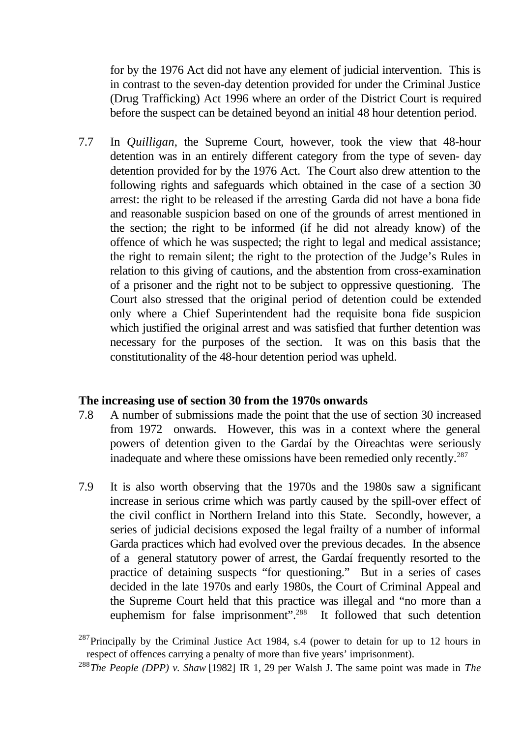for by the 1976 Act did not have any element of judicial intervention. This is in contrast to the seven-day detention provided for under the Criminal Justice (Drug Trafficking) Act 1996 where an order of the District Court is required before the suspect can be detained beyond an initial 48 hour detention period.

7.7 In *Quilligan*, the Supreme Court, however, took the view that 48-hour detention was in an entirely different category from the type of seven- day detention provided for by the 1976 Act. The Court also drew attention to the following rights and safeguards which obtained in the case of a section 30 arrest: the right to be released if the arresting Garda did not have a bona fide and reasonable suspicion based on one of the grounds of arrest mentioned in the section; the right to be informed (if he did not already know) of the offence of which he was suspected; the right to legal and medical assistance; the right to remain silent; the right to the protection of the Judge's Rules in relation to this giving of cautions, and the abstention from cross-examination of a prisoner and the right not to be subject to oppressive questioning. The Court also stressed that the original period of detention could be extended only where a Chief Superintendent had the requisite bona fide suspicion which justified the original arrest and was satisfied that further detention was necessary for the purposes of the section. It was on this basis that the constitutionality of the 48-hour detention period was upheld.

**The increasing use of section 30 from the 1970s onwards**

7.8 A number of submissions made the point that the use of section 30 increased from 1972 onwards. However, this was in a context where the general powers of detention given to the Gardaí by the Oireachtas were seriously inadequate and where these omissions have been remedied only recently.[287]

7.9 It is also worth observing that the 1970s and the 1980s saw a significant increase in serious crime which was partly caused by the spill-over effect of the civil conflict in Northern Ireland into this State. Secondly, however, a series of judicial decisions exposed the legal frailty of a number of informal Garda practices which had evolved over the previous decades. In the absence of a general statutory power of arrest, the Gardaí frequently resorted to the practice of detaining suspects "for questioning." But in a series of cases decided in the late 1970s and early 1980s, the Court of Criminal Appeal and the Supreme Court held that this practice was illegal and "no more than a euphemism for false imprisonment".[288] It followed that such detention

---

[287] Principally by the Criminal Justice Act 1984, s.4 (power to detain for up to 12 hours in respect of offences carrying a penalty of more than five years' imprisonment).

[288] *The People (DPP) v. Shaw* [1982] IR 1, 29 per Walsh J. The same point was made in *The*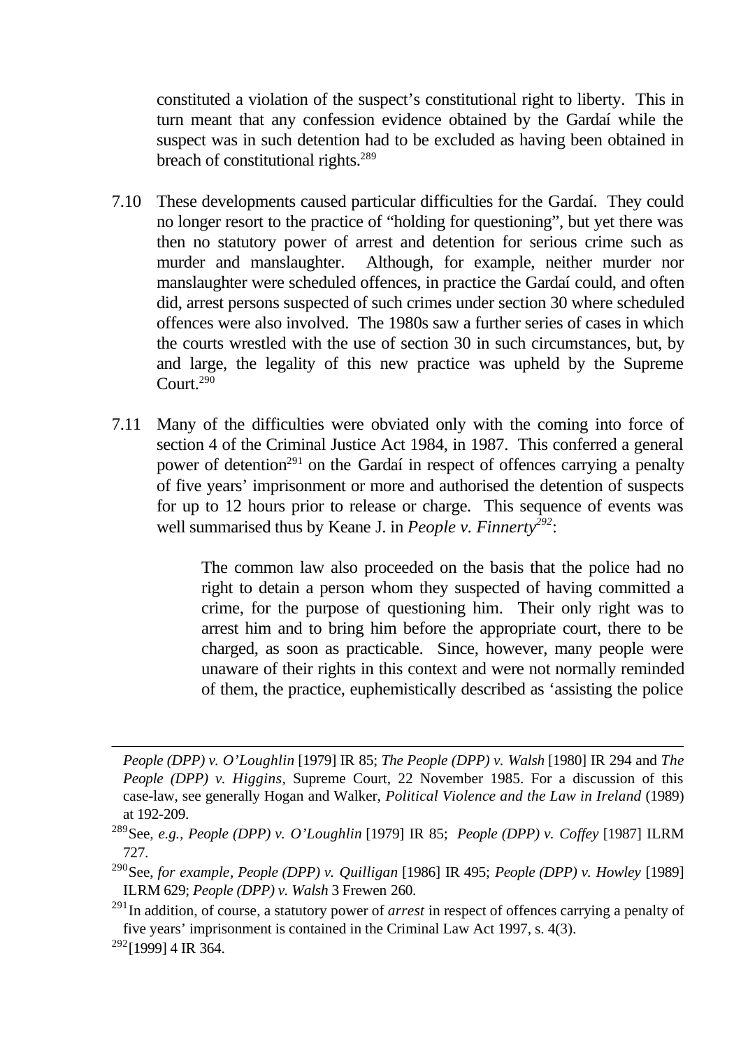constituted a violation of the suspect's constitutional right to liberty. This in turn meant that any confession evidence obtained by the Gardaí while the suspect was in such detention had to be excluded as having been obtained in breach of constitutional rights.[289]

7.10 These developments caused particular difficulties for the Gardaí. They could no longer resort to the practice of "holding for questioning", but yet there was then no statutory power of arrest and detention for serious crime such as murder and manslaughter. Although, for example, neither murder nor manslaughter were scheduled offences, in practice the Gardaí could, and often did, arrest persons suspected of such crimes under section 30 where scheduled offences were also involved. The 1980s saw a further series of cases in which the courts wrestled with the use of section 30 in such circumstances, but, by and large, the legality of this new practice was upheld by the Supreme Court.[290]

7.11 Many of the difficulties were obviated only with the coming into force of section 4 of the Criminal Justice Act 1984, in 1987. This conferred a general power of detention[291] on the Gardaí in respect of offences carrying a penalty of five years' imprisonment or more and authorised the detention of suspects for up to 12 hours prior to release or charge. This sequence of events was well summarised thus by Keane J. in *People v. Finnerty*[292]:

> The common law also proceeded on the basis that the police had no right to detain a person whom they suspected of having committed a crime, for the purpose of questioning him. Their only right was to arrest him and to bring him before the appropriate court, there to be charged, as soon as practicable. Since, however, many people were unaware of their rights in this context and were not normally reminded of them, the practice, euphemistically described as 'assisting the police

---

*People (DPP) v. O'Loughlin* [1979] IR 85; *The People (DPP) v. Walsh* [1980] IR 294 and *The People (DPP) v. Higgins*, Supreme Court, 22 November 1985. For a discussion of this case-law, see generally Hogan and Walker, *Political Violence and the Law in Ireland* (1989) at 192-209.

[289] See, *e.g.*, *People (DPP) v. O'Loughlin* [1979] IR 85; *People (DPP) v. Coffey* [1987] ILRM 727.

[290] See, *for example*, *People (DPP) v. Quilligan* [1986] IR 495; *People (DPP) v. Howley* [1989] ILRM 629; *People (DPP) v. Walsh* 3 Frewen 260.

[291] In addition, of course, a statutory power of *arrest* in respect of offences carrying a penalty of five years' imprisonment is contained in the Criminal Law Act 1997, s. 4(3).

[292] [1999] 4 IR 364.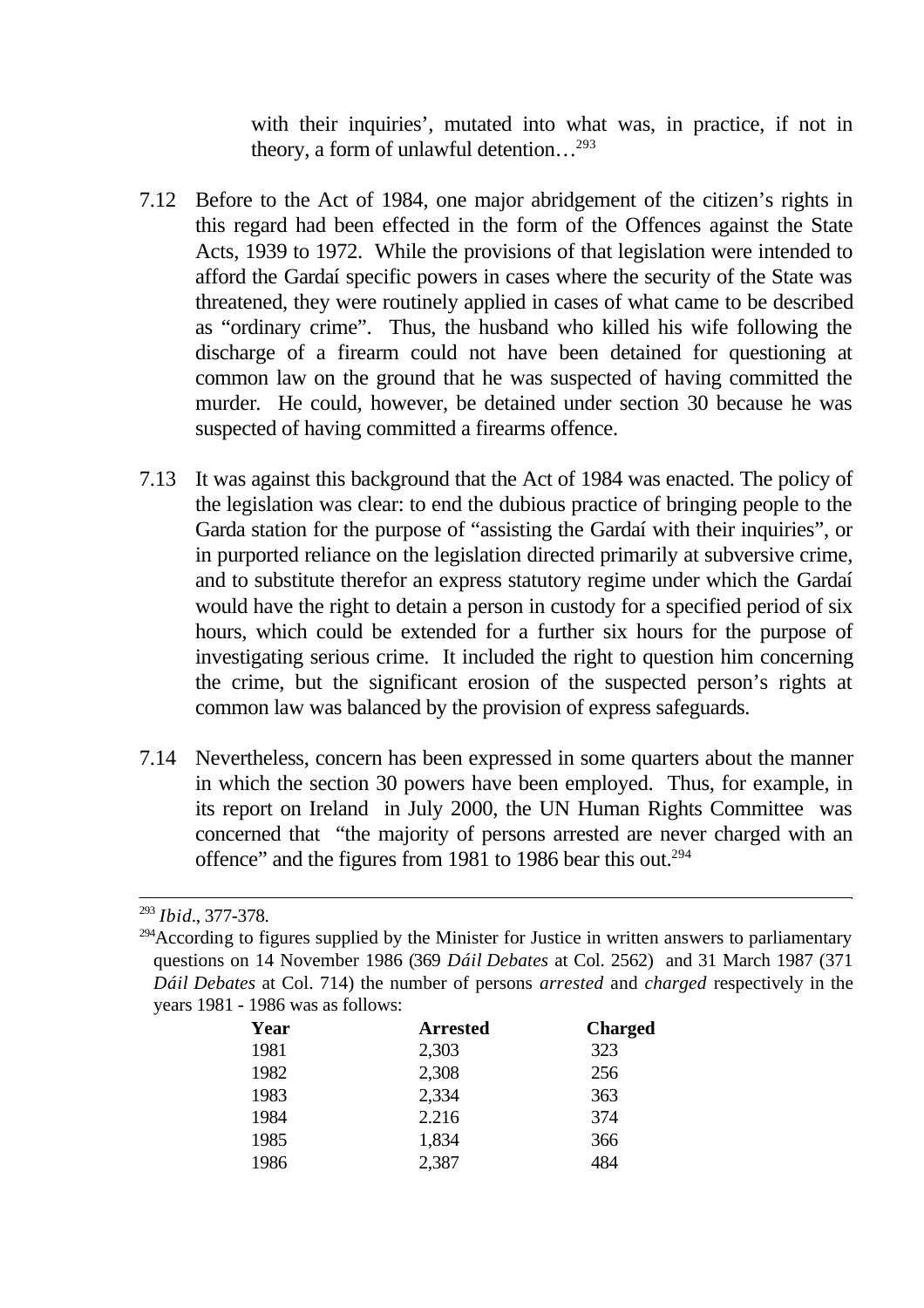with their inquiries', mutated into what was, in practice, if not in theory, a form of unlawful detention…[293]

7.12 Before to the Act of 1984, one major abridgement of the citizen's rights in this regard had been effected in the form of the Offences against the State Acts, 1939 to 1972. While the provisions of that legislation were intended to afford the Gardaí specific powers in cases where the security of the State was threatened, they were routinely applied in cases of what came to be described as "ordinary crime". Thus, the husband who killed his wife following the discharge of a firearm could not have been detained for questioning at common law on the ground that he was suspected of having committed the murder. He could, however, be detained under section 30 because he was suspected of having committed a firearms offence.

7.13 It was against this background that the Act of 1984 was enacted. The policy of the legislation was clear: to end the dubious practice of bringing people to the Garda station for the purpose of "assisting the Gardaí with their inquiries", or in purported reliance on the legislation directed primarily at subversive crime, and to substitute therefor an express statutory regime under which the Gardaí would have the right to detain a person in custody for a specified period of six hours, which could be extended for a further six hours for the purpose of investigating serious crime. It included the right to question him concerning the crime, but the significant erosion of the suspected person's rights at common law was balanced by the provision of express safeguards.

7.14 Nevertheless, concern has been expressed in some quarters about the manner in which the section 30 powers have been employed. Thus, for example, in its report on Ireland in July 2000, the UN Human Rights Committee was concerned that "the majority of persons arrested are never charged with an offence" and the figures from 1981 to 1986 bear this out.[294]

---

[293] *Ibid*., 377-378.

[294] According to figures supplied by the Minister for Justice in written answers to parliamentary questions on 14 November 1986 (369 *Dáil Debates* at Col. 2562) and 31 March 1987 (371 *Dáil Debates* at Col. 714) the number of persons *arrested* and *charged* respectively in the years 1981 - 1986 was as follows:

| Year | Arrested | Charged |
|---|---|---|
| 1981 | 2,303 | 323 |
| 1982 | 2,308 | 256 |
| 1983 | 2,334 | 363 |
| 1984 | 2.216 | 374 |
| 1985 | 1,834 | 366 |
| 1986 | 2,387 | 484 |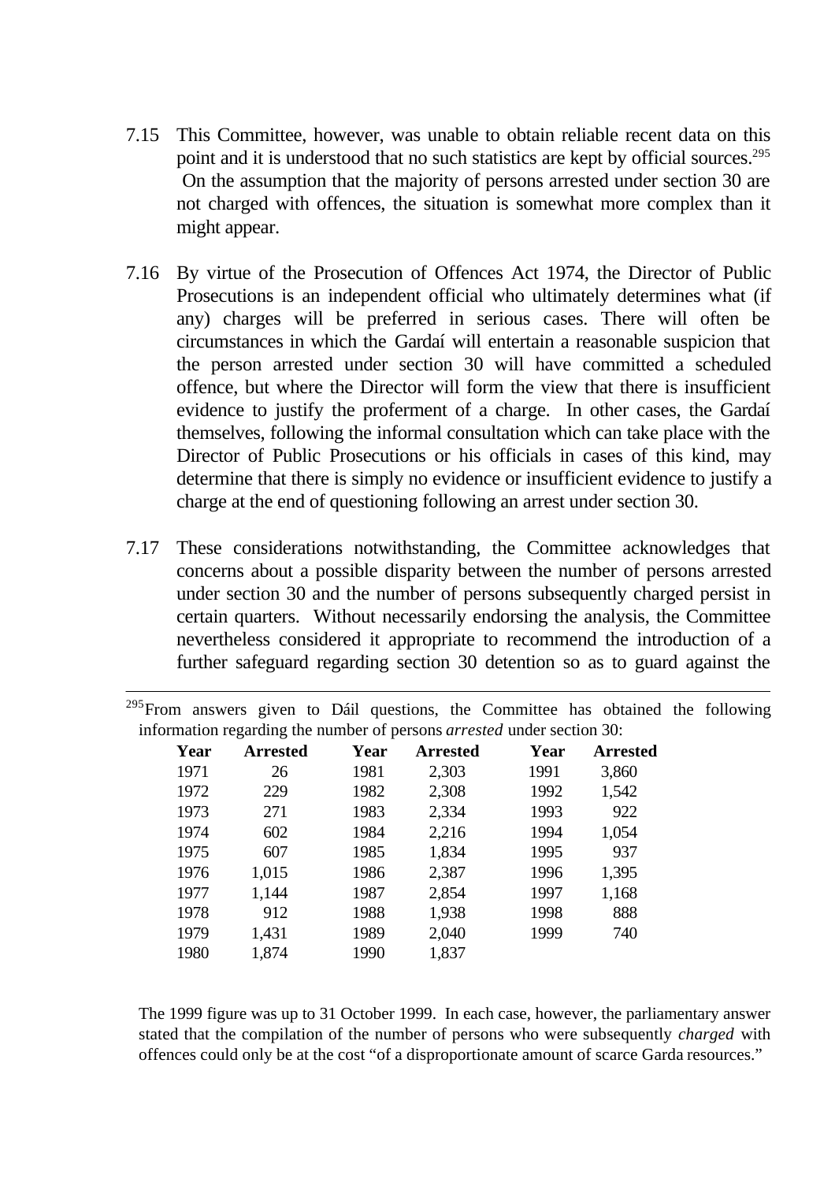7.15 This Committee, however, was unable to obtain reliable recent data on this point and it is understood that no such statistics are kept by official sources.[295] On the assumption that the majority of persons arrested under section 30 are not charged with offences, the situation is somewhat more complex than it might appear.

7.16 By virtue of the Prosecution of Offences Act 1974, the Director of Public Prosecutions is an independent official who ultimately determines what (if any) charges will be preferred in serious cases. There will often be circumstances in which the Gardaí will entertain a reasonable suspicion that the person arrested under section 30 will have committed a scheduled offence, but where the Director will form the view that there is insufficient evidence to justify the proferment of a charge. In other cases, the Gardaí themselves, following the informal consultation which can take place with the Director of Public Prosecutions or his officials in cases of this kind, may determine that there is simply no evidence or insufficient evidence to justify a charge at the end of questioning following an arrest under section 30.

7.17 These considerations notwithstanding, the Committee acknowledges that concerns about a possible disparity between the number of persons arrested under section 30 and the number of persons subsequently charged persist in certain quarters. Without necessarily endorsing the analysis, the Committee nevertheless considered it appropriate to recommend the introduction of a further safeguard regarding section 30 detention so as to guard against the

---

[295] From answers given to Dáil questions, the Committee has obtained the following information regarding the number of persons *arrested* under section 30:

| Year | Arrested | Year | Arrested | Year | Arrested |
|---|---|---|---|---|---|
| 1971 | 26 | 1981 | 2,303 | 1991 | 3,860 |
| 1972 | 229 | 1982 | 2,308 | 1992 | 1,542 |
| 1973 | 271 | 1983 | 2,334 | 1993 | 922 |
| 1974 | 602 | 1984 | 2,216 | 1994 | 1,054 |
| 1975 | 607 | 1985 | 1,834 | 1995 | 937 |
| 1976 | 1,015 | 1986 | 2,387 | 1996 | 1,395 |
| 1977 | 1,144 | 1987 | 2,854 | 1997 | 1,168 |
| 1978 | 912 | 1988 | 1,938 | 1998 | 888 |
| 1979 | 1,431 | 1989 | 2,040 | 1999 | 740 |
| 1980 | 1,874 | 1990 | 1,837 | | |

The 1999 figure was up to 31 October 1999. In each case, however, the parliamentary answer stated that the compilation of the number of persons who were subsequently *charged* with offences could only be at the cost "of a disproportionate amount of scarce Garda resources."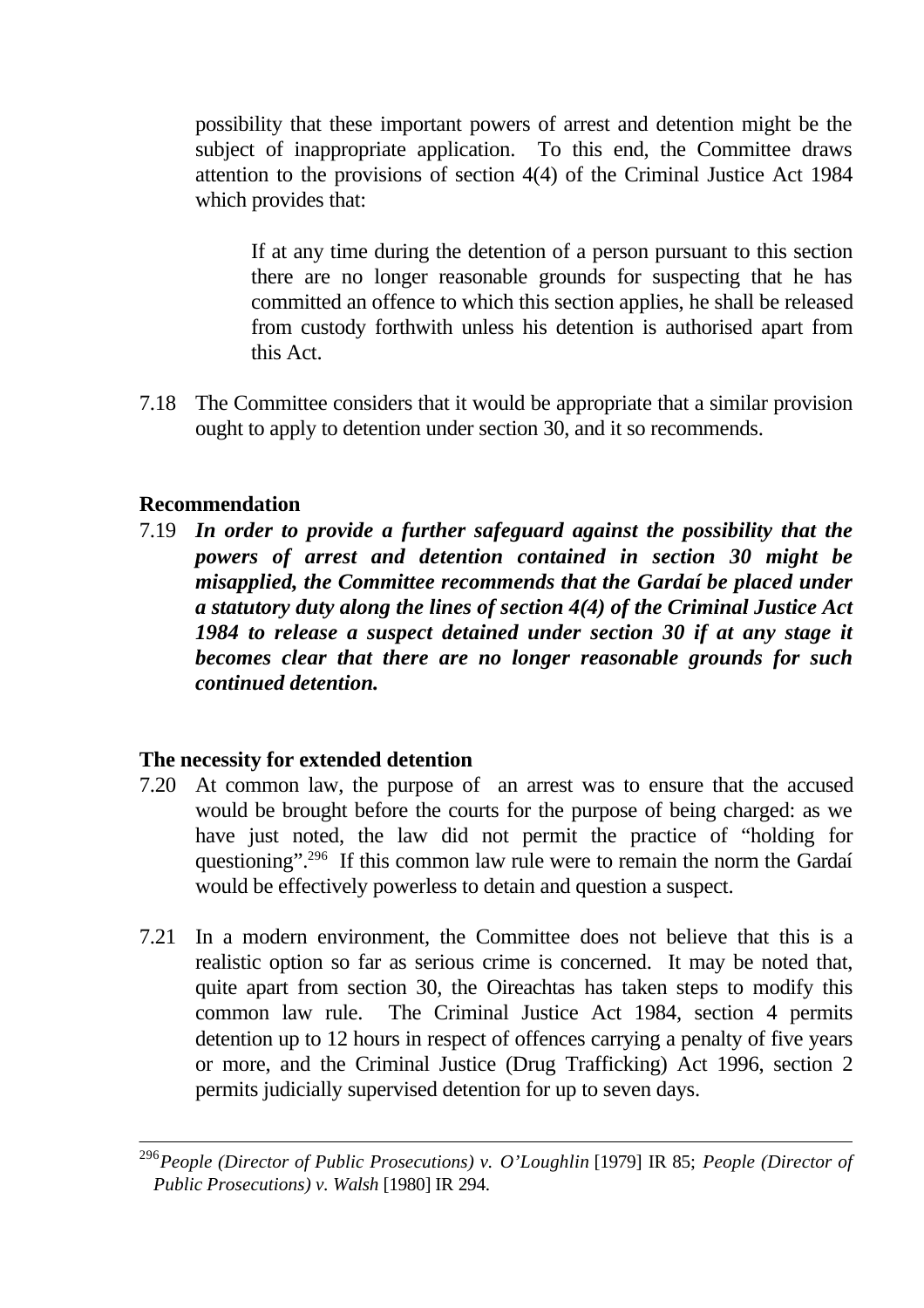possibility that these important powers of arrest and detention might be the subject of inappropriate application. To this end, the Committee draws attention to the provisions of section 4(4) of the Criminal Justice Act 1984 which provides that:

> If at any time during the detention of a person pursuant to this section there are no longer reasonable grounds for suspecting that he has committed an offence to which this section applies, he shall be released from custody forthwith unless his detention is authorised apart from this Act.

7.18 The Committee considers that it would be appropriate that a similar provision ought to apply to detention under section 30, and it so recommends.

**Recommendation**

7.19 ***In order to provide a further safeguard against the possibility that the powers of arrest and detention contained in section 30 might be misapplied, the Committee recommends that the Gardaí be placed under a statutory duty along the lines of section 4(4) of the Criminal Justice Act 1984 to release a suspect detained under section 30 if at any stage it becomes clear that there are no longer reasonable grounds for such continued detention.***

**The necessity for extended detention**

7.20 At common law, the purpose of an arrest was to ensure that the accused would be brought before the courts for the purpose of being charged: as we have just noted, the law did not permit the practice of "holding for questioning".[296] If this common law rule were to remain the norm the Gardaí would be effectively powerless to detain and question a suspect.

7.21 In a modern environment, the Committee does not believe that this is a realistic option so far as serious crime is concerned. It may be noted that, quite apart from section 30, the Oireachtas has taken steps to modify this common law rule. The Criminal Justice Act 1984, section 4 permits detention up to 12 hours in respect of offences carrying a penalty of five years or more, and the Criminal Justice (Drug Trafficking) Act 1996, section 2 permits judicially supervised detention for up to seven days.

---

[296] *People (Director of Public Prosecutions) v. O'Loughlin* [1979] IR 85; *People (Director of Public Prosecutions) v. Walsh* [1980] IR 294.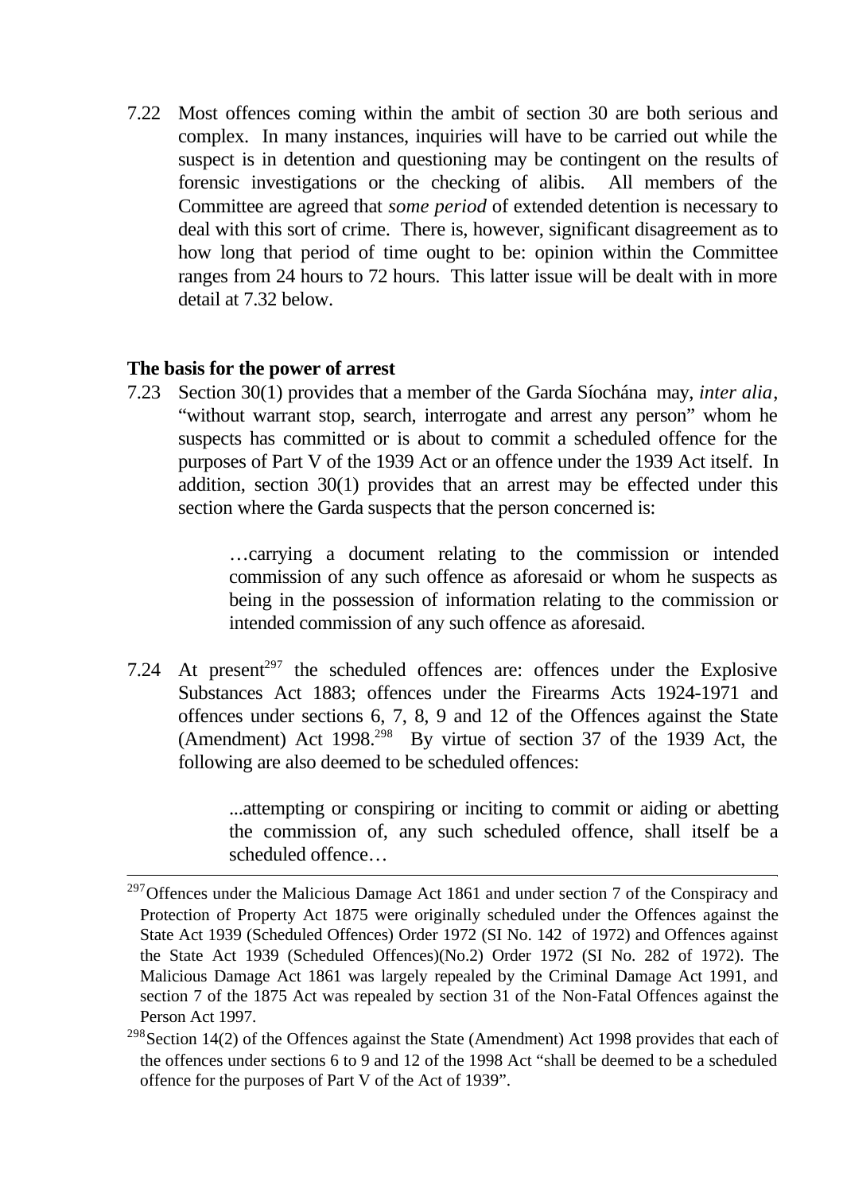7.22 Most offences coming within the ambit of section 30 are both serious and complex. In many instances, inquiries will have to be carried out while the suspect is in detention and questioning may be contingent on the results of forensic investigations or the checking of alibis. All members of the Committee are agreed that *some period* of extended detention is necessary to deal with this sort of crime. There is, however, significant disagreement as to how long that period of time ought to be: opinion within the Committee ranges from 24 hours to 72 hours. This latter issue will be dealt with in more detail at 7.32 below.

**The basis for the power of arrest**

7.23 Section 30(1) provides that a member of the Garda Síochána may, *inter alia*, "without warrant stop, search, interrogate and arrest any person" whom he suspects has committed or is about to commit a scheduled offence for the purposes of Part V of the 1939 Act or an offence under the 1939 Act itself. In addition, section 30(1) provides that an arrest may be effected under this section where the Garda suspects that the person concerned is:

> …carrying a document relating to the commission or intended commission of any such offence as aforesaid or whom he suspects as being in the possession of information relating to the commission or intended commission of any such offence as aforesaid.

7.24 At present[297] the scheduled offences are: offences under the Explosive Substances Act 1883; offences under the Firearms Acts 1924-1971 and offences under sections 6, 7, 8, 9 and 12 of the Offences against the State (Amendment) Act 1998.[298] By virtue of section 37 of the 1939 Act, the following are also deemed to be scheduled offences:

> ...attempting or conspiring or inciting to commit or aiding or abetting the commission of, any such scheduled offence, shall itself be a scheduled offence…

---

[297] Offences under the Malicious Damage Act 1861 and under section 7 of the Conspiracy and Protection of Property Act 1875 were originally scheduled under the Offences against the State Act 1939 (Scheduled Offences) Order 1972 (SI No. 142 of 1972) and Offences against the State Act 1939 (Scheduled Offences)(No.2) Order 1972 (SI No. 282 of 1972). The Malicious Damage Act 1861 was largely repealed by the Criminal Damage Act 1991, and section 7 of the 1875 Act was repealed by section 31 of the Non-Fatal Offences against the Person Act 1997.

[298] Section 14(2) of the Offences against the State (Amendment) Act 1998 provides that each of the offences under sections 6 to 9 and 12 of the 1998 Act "shall be deemed to be a scheduled offence for the purposes of Part V of the Act of 1939".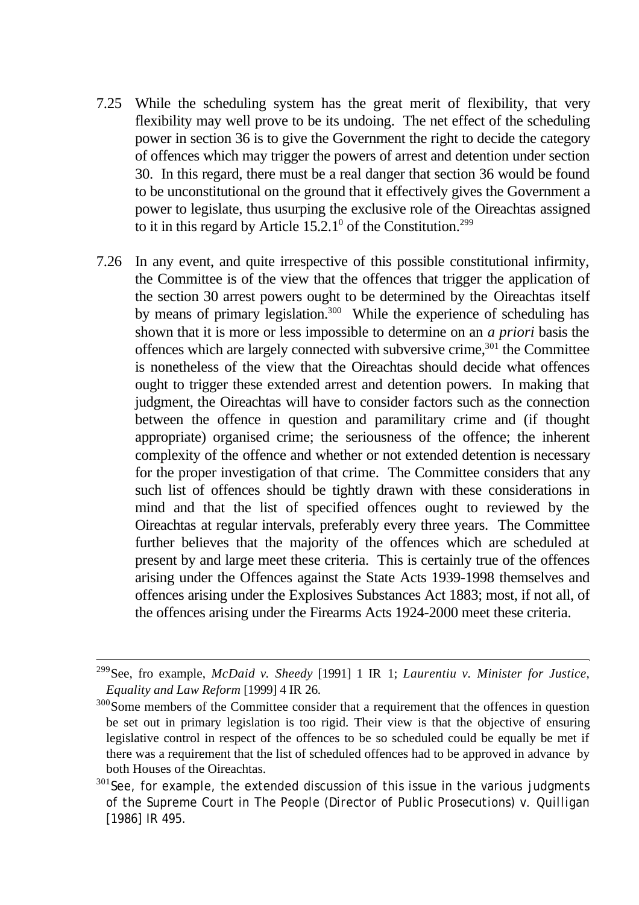7.25 While the scheduling system has the great merit of flexibility, that very flexibility may well prove to be its undoing. The net effect of the scheduling power in section 36 is to give the Government the right to decide the category of offences which may trigger the powers of arrest and detention under section 30. In this regard, there must be a real danger that section 36 would be found to be unconstitutional on the ground that it effectively gives the Government a power to legislate, thus usurping the exclusive role of the Oireachtas assigned to it in this regard by Article 15.2.1$^{0}$ of the Constitution.[299]

7.26 In any event, and quite irrespective of this possible constitutional infirmity, the Committee is of the view that the offences that trigger the application of the section 30 arrest powers ought to be determined by the Oireachtas itself by means of primary legislation.[300] While the experience of scheduling has shown that it is more or less impossible to determine on an *a priori* basis the offences which are largely connected with subversive crime,[301] the Committee is nonetheless of the view that the Oireachtas should decide what offences ought to trigger these extended arrest and detention powers. In making that judgment, the Oireachtas will have to consider factors such as the connection between the offence in question and paramilitary crime and (if thought appropriate) organised crime; the seriousness of the offence; the inherent complexity of the offence and whether or not extended detention is necessary for the proper investigation of that crime. The Committee considers that any such list of offences should be tightly drawn with these considerations in mind and that the list of specified offences ought to reviewed by the Oireachtas at regular intervals, preferably every three years. The Committee further believes that the majority of the offences which are scheduled at present by and large meet these criteria. This is certainly true of the offences arising under the Offences against the State Acts 1939-1998 themselves and offences arising under the Explosives Substances Act 1883; most, if not all, of the offences arising under the Firearms Acts 1924-2000 meet these criteria.

---

[299] See, fro example, *McDaid v. Sheedy* [1991] 1 IR 1; *Laurentiu v. Minister for Justice, Equality and Law Reform* [1999] 4 IR 26.

[300] Some members of the Committee consider that a requirement that the offences in question be set out in primary legislation is too rigid. Their view is that the objective of ensuring legislative control in respect of the offences to be so scheduled could be equally be met if there was a requirement that the list of scheduled offences had to be approved in advance by both Houses of the Oireachtas.

[301] See, for example, the extended discussion of this issue in the various judgments of the Supreme Court in The People (Director of Public Prosecutions) v. Quilligan [1986] IR 495.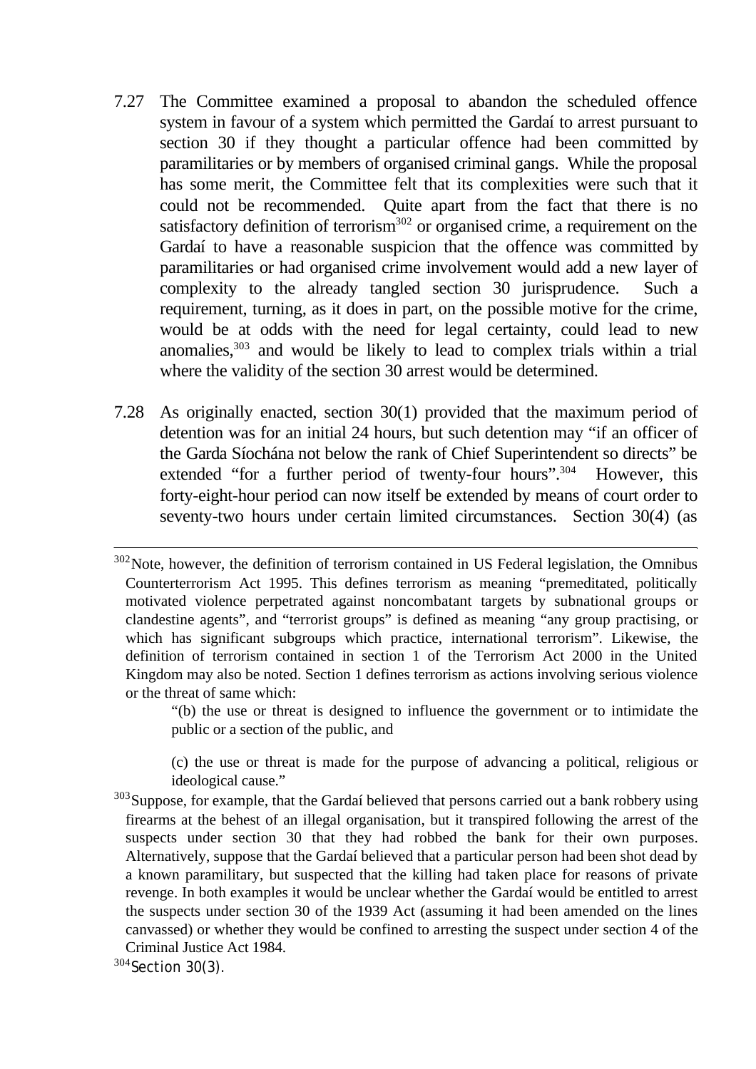7.27 The Committee examined a proposal to abandon the scheduled offence system in favour of a system which permitted the Gardaí to arrest pursuant to section 30 if they thought a particular offence had been committed by paramilitaries or by members of organised criminal gangs. While the proposal has some merit, the Committee felt that its complexities were such that it could not be recommended. Quite apart from the fact that there is no satisfactory definition of terrorism[302] or organised crime, a requirement on the Gardaí to have a reasonable suspicion that the offence was committed by paramilitaries or had organised crime involvement would add a new layer of complexity to the already tangled section 30 jurisprudence. Such a requirement, turning, as it does in part, on the possible motive for the crime, would be at odds with the need for legal certainty, could lead to new anomalies,[303] and would be likely to lead to complex trials within a trial where the validity of the section 30 arrest would be determined.

7.28 As originally enacted, section 30(1) provided that the maximum period of detention was for an initial 24 hours, but such detention may "if an officer of the Garda Síochána not below the rank of Chief Superintendent so directs" be extended "for a further period of twenty-four hours".[304] However, this forty-eight-hour period can now itself be extended by means of court order to seventy-two hours under certain limited circumstances. Section 30(4) (as

---

[302] Note, however, the definition of terrorism contained in US Federal legislation, the Omnibus Counterterrorism Act 1995. This defines terrorism as meaning "premeditated, politically motivated violence perpetrated against noncombatant targets by subnational groups or clandestine agents", and "terrorist groups" is defined as meaning "any group practising, or which has significant subgroups which practice, international terrorism". Likewise, the definition of terrorism contained in section 1 of the Terrorism Act 2000 in the United Kingdom may also be noted. Section 1 defines terrorism as actions involving serious violence or the threat of same which:

> "(b) the use or threat is designed to influence the government or to intimidate the public or a section of the public, and
>
> (c) the use or threat is made for the purpose of advancing a political, religious or ideological cause."

[303] Suppose, for example, that the Gardaí believed that persons carried out a bank robbery using firearms at the behest of an illegal organisation, but it transpired following the arrest of the suspects under section 30 that they had robbed the bank for their own purposes. Alternatively, suppose that the Gardaí believed that a particular person had been shot dead by a known paramilitary, but suspected that the killing had taken place for reasons of private revenge. In both examples it would be unclear whether the Gardaí would be entitled to arrest the suspects under section 30 of the 1939 Act (assuming it had been amended on the lines canvassed) or whether they would be confined to arresting the suspect under section 4 of the Criminal Justice Act 1984.

[304] Section 30(3).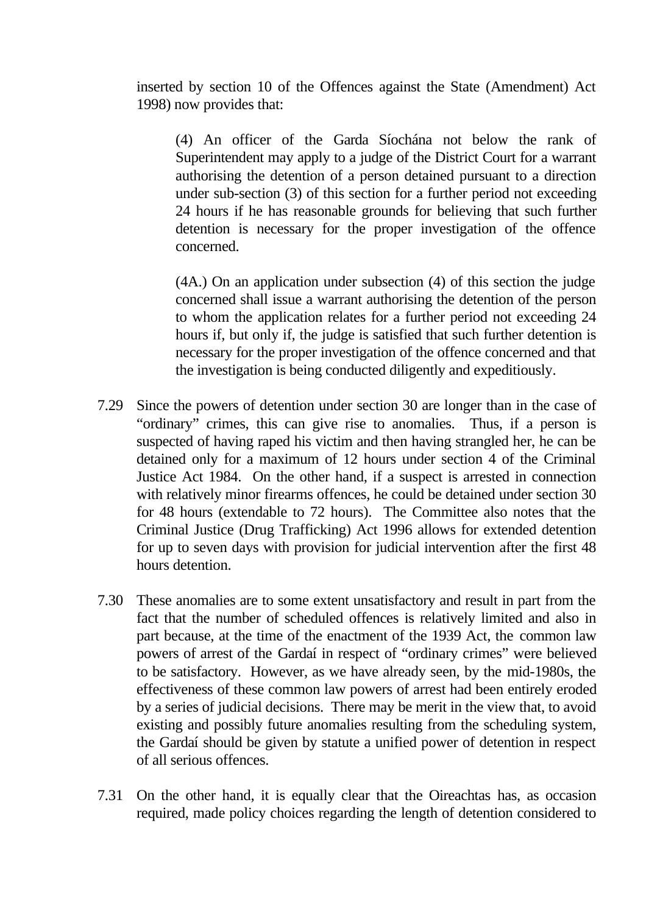inserted by section 10 of the Offences against the State (Amendment) Act 1998) now provides that:

> (4) An officer of the Garda Síochána not below the rank of Superintendent may apply to a judge of the District Court for a warrant authorising the detention of a person detained pursuant to a direction under sub-section (3) of this section for a further period not exceeding 24 hours if he has reasonable grounds for believing that such further detention is necessary for the proper investigation of the offence concerned.
>
> (4A.) On an application under subsection (4) of this section the judge concerned shall issue a warrant authorising the detention of the person to whom the application relates for a further period not exceeding 24 hours if, but only if, the judge is satisfied that such further detention is necessary for the proper investigation of the offence concerned and that the investigation is being conducted diligently and expeditiously.

7.29 Since the powers of detention under section 30 are longer than in the case of "ordinary" crimes, this can give rise to anomalies. Thus, if a person is suspected of having raped his victim and then having strangled her, he can be detained only for a maximum of 12 hours under section 4 of the Criminal Justice Act 1984. On the other hand, if a suspect is arrested in connection with relatively minor firearms offences, he could be detained under section 30 for 48 hours (extendable to 72 hours). The Committee also notes that the Criminal Justice (Drug Trafficking) Act 1996 allows for extended detention for up to seven days with provision for judicial intervention after the first 48 hours detention.

7.30 These anomalies are to some extent unsatisfactory and result in part from the fact that the number of scheduled offences is relatively limited and also in part because, at the time of the enactment of the 1939 Act, the common law powers of arrest of the Gardaí in respect of "ordinary crimes" were believed to be satisfactory. However, as we have already seen, by the mid-1980s, the effectiveness of these common law powers of arrest had been entirely eroded by a series of judicial decisions. There may be merit in the view that, to avoid existing and possibly future anomalies resulting from the scheduling system, the Gardaí should be given by statute a unified power of detention in respect of all serious offences.

7.31 On the other hand, it is equally clear that the Oireachtas has, as occasion required, made policy choices regarding the length of detention considered to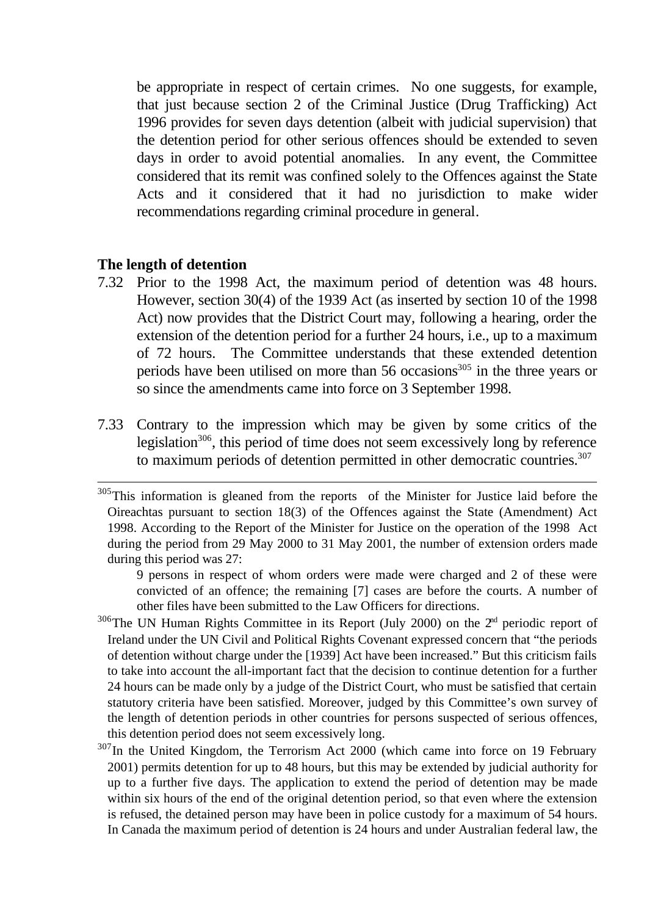be appropriate in respect of certain crimes. No one suggests, for example, that just because section 2 of the Criminal Justice (Drug Trafficking) Act 1996 provides for seven days detention (albeit with judicial supervision) that the detention period for other serious offences should be extended to seven days in order to avoid potential anomalies. In any event, the Committee considered that its remit was confined solely to the Offences against the State Acts and it considered that it had no jurisdiction to make wider recommendations regarding criminal procedure in general.

**The length of detention**

7.32 Prior to the 1998 Act, the maximum period of detention was 48 hours. However, section 30(4) of the 1939 Act (as inserted by section 10 of the 1998 Act) now provides that the District Court may, following a hearing, order the extension of the detention period for a further 24 hours, i.e., up to a maximum of 72 hours. The Committee understands that these extended detention periods have been utilised on more than 56 occasions[305] in the three years or so since the amendments came into force on 3 September 1998.

7.33 Contrary to the impression which may be given by some critics of the legislation[306], this period of time does not seem excessively long by reference to maximum periods of detention permitted in other democratic countries.[307]

---

[305] This information is gleaned from the reports of the Minister for Justice laid before the Oireachtas pursuant to section 18(3) of the Offences against the State (Amendment) Act 1998. According to the Report of the Minister for Justice on the operation of the 1998 Act during the period from 29 May 2000 to 31 May 2001, the number of extension orders made during this period was 27:

> 9 persons in respect of whom orders were made were charged and 2 of these were convicted of an offence; the remaining [7] cases are before the courts. A number of other files have been submitted to the Law Officers for directions.

[306] The UN Human Rights Committee in its Report (July 2000) on the 2nd periodic report of Ireland under the UN Civil and Political Rights Covenant expressed concern that "the periods of detention without charge under the [1939] Act have been increased." But this criticism fails to take into account the all-important fact that the decision to continue detention for a further 24 hours can be made only by a judge of the District Court, who must be satisfied that certain statutory criteria have been satisfied. Moreover, judged by this Committee's own survey of the length of detention periods in other countries for persons suspected of serious offences, this detention period does not seem excessively long.

[307] In the United Kingdom, the Terrorism Act 2000 (which came into force on 19 February 2001) permits detention for up to 48 hours, but this may be extended by judicial authority for up to a further five days. The application to extend the period of detention may be made within six hours of the end of the original detention period, so that even where the extension is refused, the detained person may have been in police custody for a maximum of 54 hours. In Canada the maximum period of detention is 24 hours and under Australian federal law, the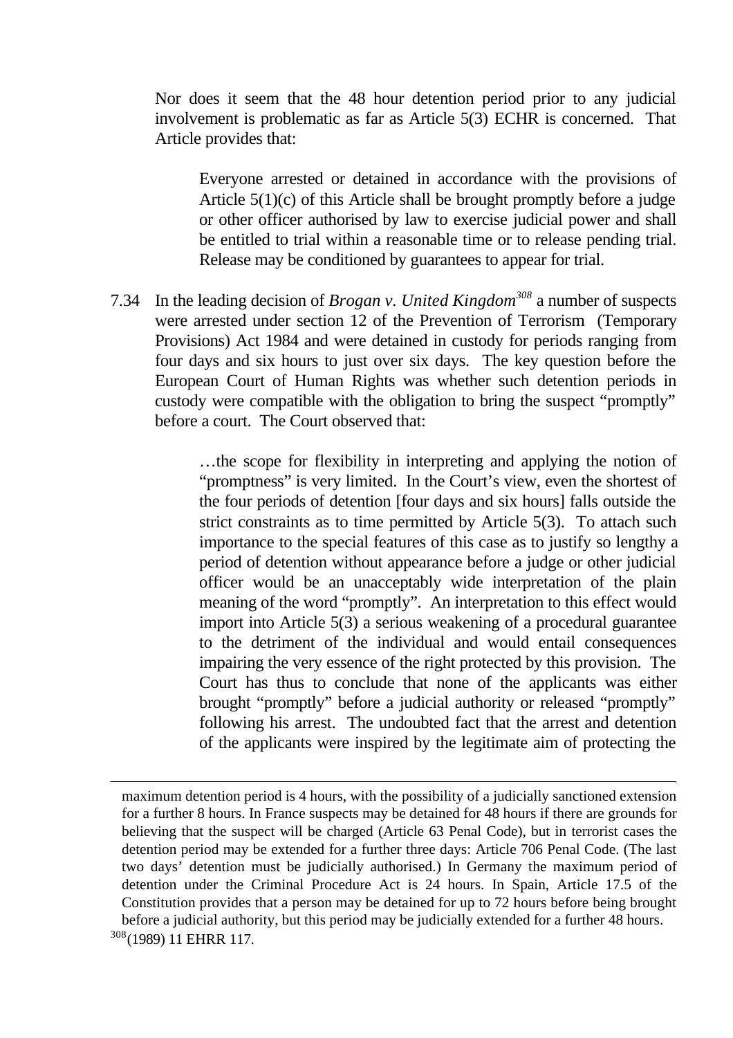Nor does it seem that the 48 hour detention period prior to any judicial involvement is problematic as far as Article 5(3) ECHR is concerned. That Article provides that:

> Everyone arrested or detained in accordance with the provisions of Article 5(1)(c) of this Article shall be brought promptly before a judge or other officer authorised by law to exercise judicial power and shall be entitled to trial within a reasonable time or to release pending trial. Release may be conditioned by guarantees to appear for trial.

7.34 In the leading decision of *Brogan v. United Kingdom*[308] a number of suspects were arrested under section 12 of the Prevention of Terrorism (Temporary Provisions) Act 1984 and were detained in custody for periods ranging from four days and six hours to just over six days. The key question before the European Court of Human Rights was whether such detention periods in custody were compatible with the obligation to bring the suspect "promptly" before a court. The Court observed that:

> …the scope for flexibility in interpreting and applying the notion of "promptness" is very limited. In the Court's view, even the shortest of the four periods of detention [four days and six hours] falls outside the strict constraints as to time permitted by Article 5(3). To attach such importance to the special features of this case as to justify so lengthy a period of detention without appearance before a judge or other judicial officer would be an unacceptably wide interpretation of the plain meaning of the word "promptly". An interpretation to this effect would import into Article 5(3) a serious weakening of a procedural guarantee to the detriment of the individual and would entail consequences impairing the very essence of the right protected by this provision. The Court has thus to conclude that none of the applicants was either brought "promptly" before a judicial authority or released "promptly" following his arrest. The undoubted fact that the arrest and detention of the applicants were inspired by the legitimate aim of protecting the

---

maximum detention period is 4 hours, with the possibility of a judicially sanctioned extension for a further 8 hours. In France suspects may be detained for 48 hours if there are grounds for believing that the suspect will be charged (Article 63 Penal Code), but in terrorist cases the detention period may be extended for a further three days: Article 706 Penal Code. (The last two days' detention must be judicially authorised.) In Germany the maximum period of detention under the Criminal Procedure Act is 24 hours. In Spain, Article 17.5 of the Constitution provides that a person may be detained for up to 72 hours before being brought before a judicial authority, but this period may be judicially extended for a further 48 hours.

[308] (1989) 11 EHRR 117.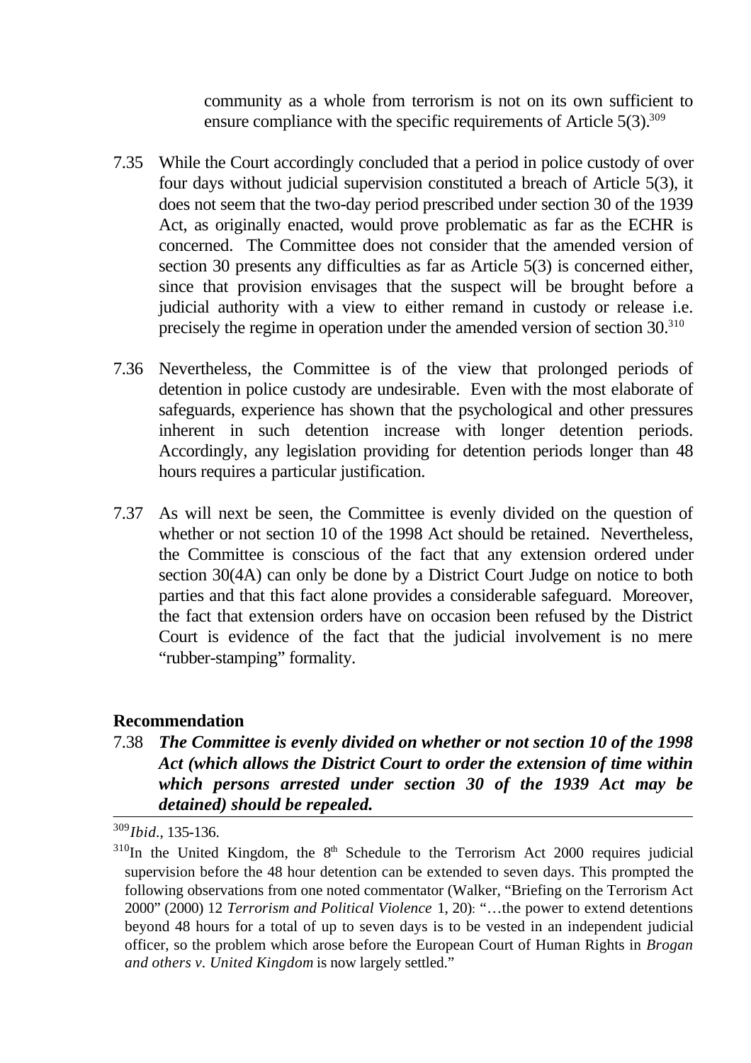community as a whole from terrorism is not on its own sufficient to ensure compliance with the specific requirements of Article 5(3).[309]

7.35 While the Court accordingly concluded that a period in police custody of over four days without judicial supervision constituted a breach of Article 5(3), it does not seem that the two-day period prescribed under section 30 of the 1939 Act, as originally enacted, would prove problematic as far as the ECHR is concerned. The Committee does not consider that the amended version of section 30 presents any difficulties as far as Article 5(3) is concerned either, since that provision envisages that the suspect will be brought before a judicial authority with a view to either remand in custody or release i.e. precisely the regime in operation under the amended version of section 30.[310]

7.36 Nevertheless, the Committee is of the view that prolonged periods of detention in police custody are undesirable. Even with the most elaborate of safeguards, experience has shown that the psychological and other pressures inherent in such detention increase with longer detention periods. Accordingly, any legislation providing for detention periods longer than 48 hours requires a particular justification.

7.37 As will next be seen, the Committee is evenly divided on the question of whether or not section 10 of the 1998 Act should be retained. Nevertheless, the Committee is conscious of the fact that any extension ordered under section 30(4A) can only be done by a District Court Judge on notice to both parties and that this fact alone provides a considerable safeguard. Moreover, the fact that extension orders have on occasion been refused by the District Court is evidence of the fact that the judicial involvement is no mere "rubber-stamping" formality.

**Recommendation**

7.38 ***The Committee is evenly divided on whether or not section 10 of the 1998 Act (which allows the District Court to order the extension of time within which persons arrested under section 30 of the 1939 Act may be detained) should be repealed.***

---

[309] *Ibid*., 135-136.

[310] In the United Kingdom, the 8th Schedule to the Terrorism Act 2000 requires judicial supervision before the 48 hour detention can be extended to seven days. This prompted the following observations from one noted commentator (Walker, "Briefing on the Terrorism Act 2000" (2000) 12 *Terrorism and Political Violence* 1, 20): "…the power to extend detentions beyond 48 hours for a total of up to seven days is to be vested in an independent judicial officer, so the problem which arose before the European Court of Human Rights in *Brogan and others v. United Kingdom* is now largely settled."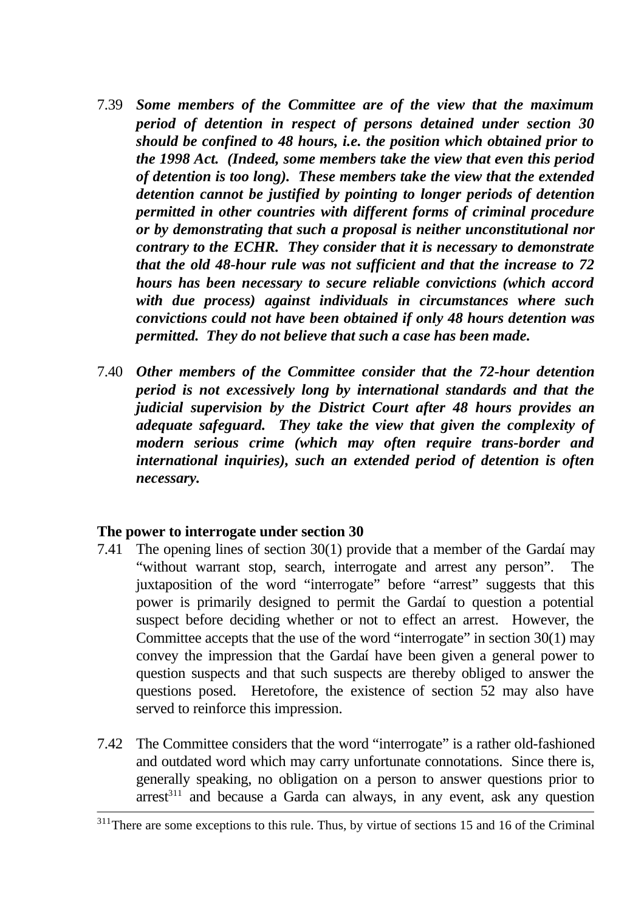7.39 ***Some members of the Committee are of the view that the maximum period of detention in respect of persons detained under section 30 should be confined to 48 hours, i.e. the position which obtained prior to the 1998 Act. (Indeed, some members take the view that even this period of detention is too long). These members take the view that the extended detention cannot be justified by pointing to longer periods of detention permitted in other countries with different forms of criminal procedure or by demonstrating that such a proposal is neither unconstitutional nor contrary to the ECHR. They consider that it is necessary to demonstrate that the old 48-hour rule was not sufficient and that the increase to 72 hours has been necessary to secure reliable convictions (which accord with due process) against individuals in circumstances where such convictions could not have been obtained if only 48 hours detention was permitted. They do not believe that such a case has been made.***

7.40 ***Other members of the Committee consider that the 72-hour detention period is not excessively long by international standards and that the judicial supervision by the District Court after 48 hours provides an adequate safeguard. They take the view that given the complexity of modern serious crime (which may often require trans-border and international inquiries), such an extended period of detention is often necessary.***

**The power to interrogate under section 30**

7.41 The opening lines of section 30(1) provide that a member of the Gardaí may "without warrant stop, search, interrogate and arrest any person". The juxtaposition of the word "interrogate" before "arrest" suggests that this power is primarily designed to permit the Gardaí to question a potential suspect before deciding whether or not to effect an arrest. However, the Committee accepts that the use of the word "interrogate" in section 30(1) may convey the impression that the Gardaí have been given a general power to question suspects and that such suspects are thereby obliged to answer the questions posed. Heretofore, the existence of section 52 may also have served to reinforce this impression.

7.42 The Committee considers that the word "interrogate" is a rather old-fashioned and outdated word which may carry unfortunate connotations. Since there is, generally speaking, no obligation on a person to answer questions prior to arrest[311] and because a Garda can always, in any event, ask any question

---

[311] There are some exceptions to this rule. Thus, by virtue of sections 15 and 16 of the Criminal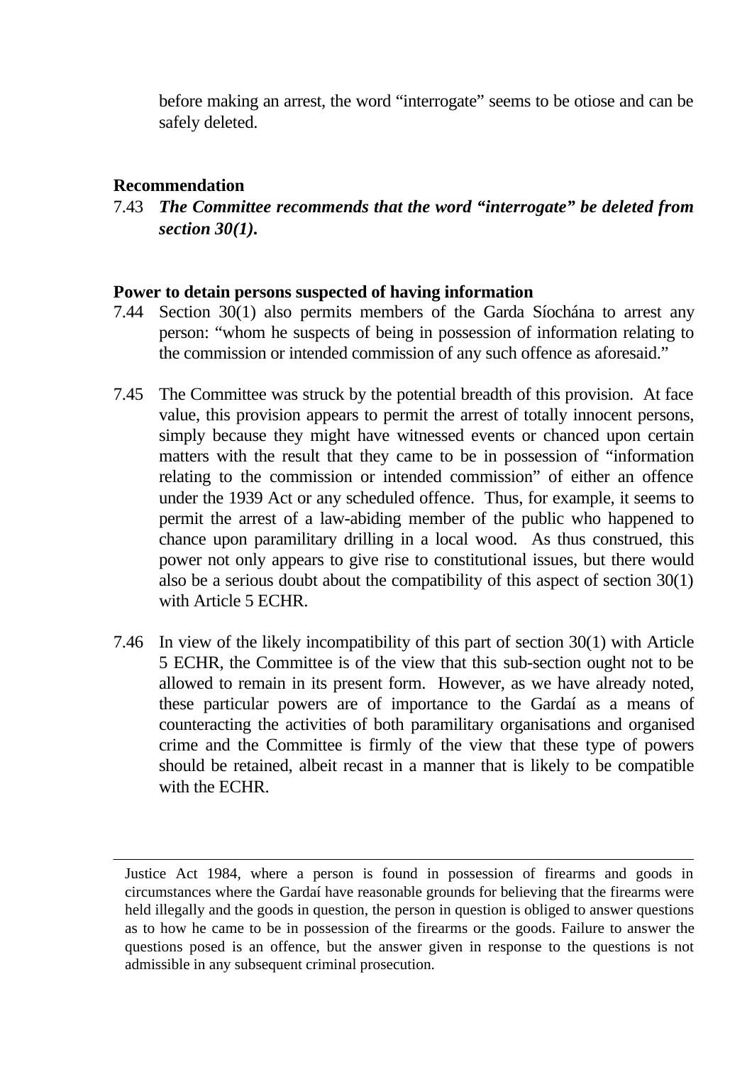before making an arrest, the word "interrogate" seems to be otiose and can be safely deleted.

**Recommendation**

7.43 ***The Committee recommends that the word "interrogate" be deleted from section 30(1).***

**Power to detain persons suspected of having information**

7.44 Section 30(1) also permits members of the Garda Síochána to arrest any person: "whom he suspects of being in possession of information relating to the commission or intended commission of any such offence as aforesaid."

7.45 The Committee was struck by the potential breadth of this provision. At face value, this provision appears to permit the arrest of totally innocent persons, simply because they might have witnessed events or chanced upon certain matters with the result that they came to be in possession of "information relating to the commission or intended commission" of either an offence under the 1939 Act or any scheduled offence. Thus, for example, it seems to permit the arrest of a law-abiding member of the public who happened to chance upon paramilitary drilling in a local wood. As thus construed, this power not only appears to give rise to constitutional issues, but there would also be a serious doubt about the compatibility of this aspect of section 30(1) with Article 5 ECHR.

7.46 In view of the likely incompatibility of this part of section 30(1) with Article 5 ECHR, the Committee is of the view that this sub-section ought not to be allowed to remain in its present form. However, as we have already noted, these particular powers are of importance to the Gardaí as a means of counteracting the activities of both paramilitary organisations and organised crime and the Committee is firmly of the view that these type of powers should be retained, albeit recast in a manner that is likely to be compatible with the ECHR.

---

Justice Act 1984, where a person is found in possession of firearms and goods in circumstances where the Gardaí have reasonable grounds for believing that the firearms were held illegally and the goods in question, the person in question is obliged to answer questions as to how he came to be in possession of the firearms or the goods. Failure to answer the questions posed is an offence, but the answer given in response to the questions is not admissible in any subsequent criminal prosecution.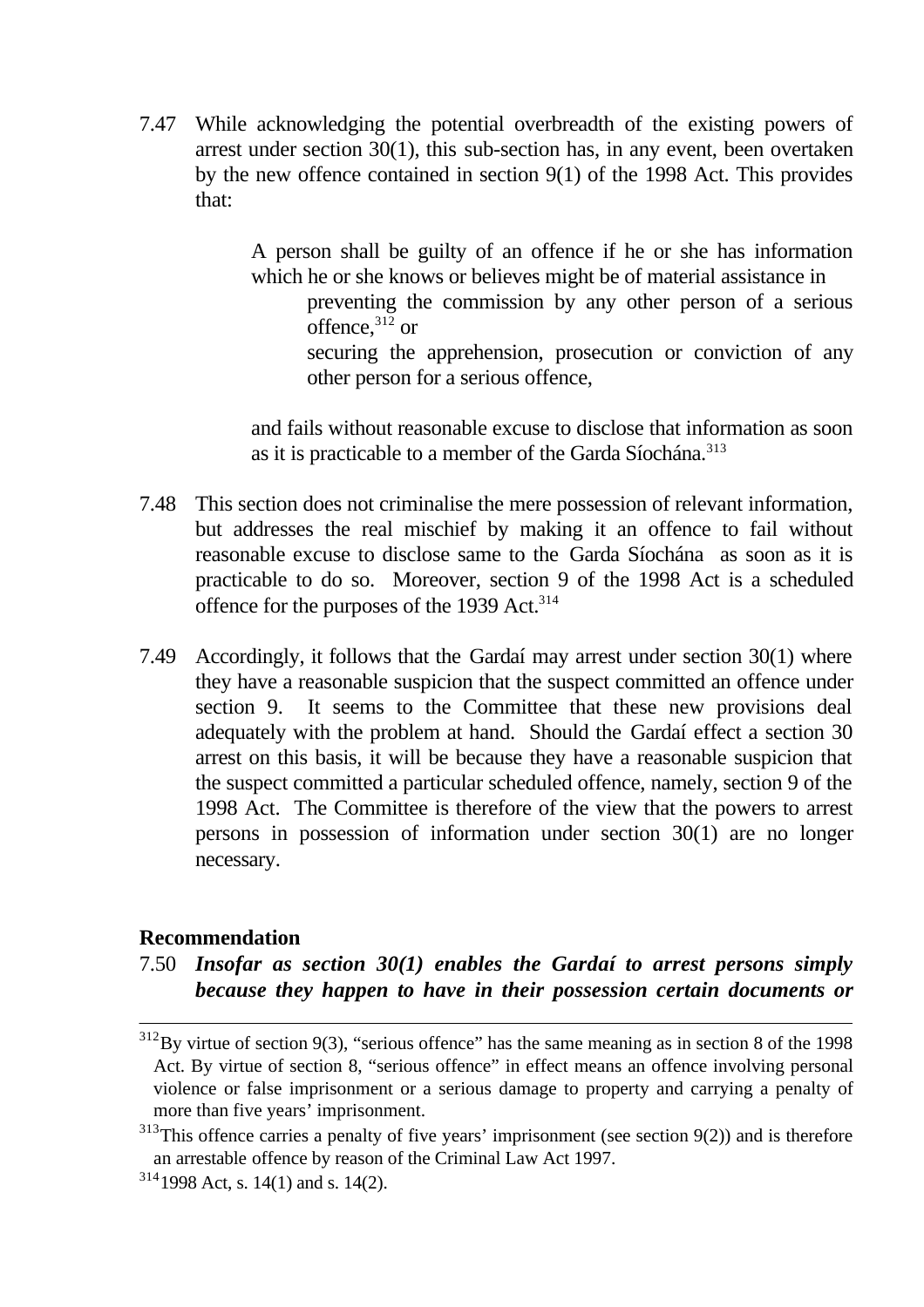7.47 While acknowledging the potential overbreadth of the existing powers of arrest under section 30(1), this sub-section has, in any event, been overtaken by the new offence contained in section 9(1) of the 1998 Act. This provides that:

> A person shall be guilty of an offence if he or she has information which he or she knows or believes might be of material assistance in
>
> preventing the commission by any other person of a serious offence,[312] or
>
> securing the apprehension, prosecution or conviction of any other person for a serious offence,
>
> and fails without reasonable excuse to disclose that information as soon as it is practicable to a member of the Garda Síochána.[313]

7.48 This section does not criminalise the mere possession of relevant information, but addresses the real mischief by making it an offence to fail without reasonable excuse to disclose same to the Garda Síochána as soon as it is practicable to do so. Moreover, section 9 of the 1998 Act is a scheduled offence for the purposes of the 1939 Act.[314]

7.49 Accordingly, it follows that the Gardaí may arrest under section 30(1) where they have a reasonable suspicion that the suspect committed an offence under section 9. It seems to the Committee that these new provisions deal adequately with the problem at hand. Should the Gardaí effect a section 30 arrest on this basis, it will be because they have a reasonable suspicion that the suspect committed a particular scheduled offence, namely, section 9 of the 1998 Act. The Committee is therefore of the view that the powers to arrest persons in possession of information under section 30(1) are no longer necessary.

**Recommendation**

7.50 ***Insofar as section 30(1) enables the Gardaí to arrest persons simply because they happen to have in their possession certain documents or***

---

[312] By virtue of section 9(3), "serious offence" has the same meaning as in section 8 of the 1998 Act. By virtue of section 8, "serious offence" in effect means an offence involving personal violence or false imprisonment or a serious damage to property and carrying a penalty of more than five years' imprisonment.

[313] This offence carries a penalty of five years' imprisonment (see section 9(2)) and is therefore an arrestable offence by reason of the Criminal Law Act 1997.

[314] 1998 Act, s. 14(1) and s. 14(2).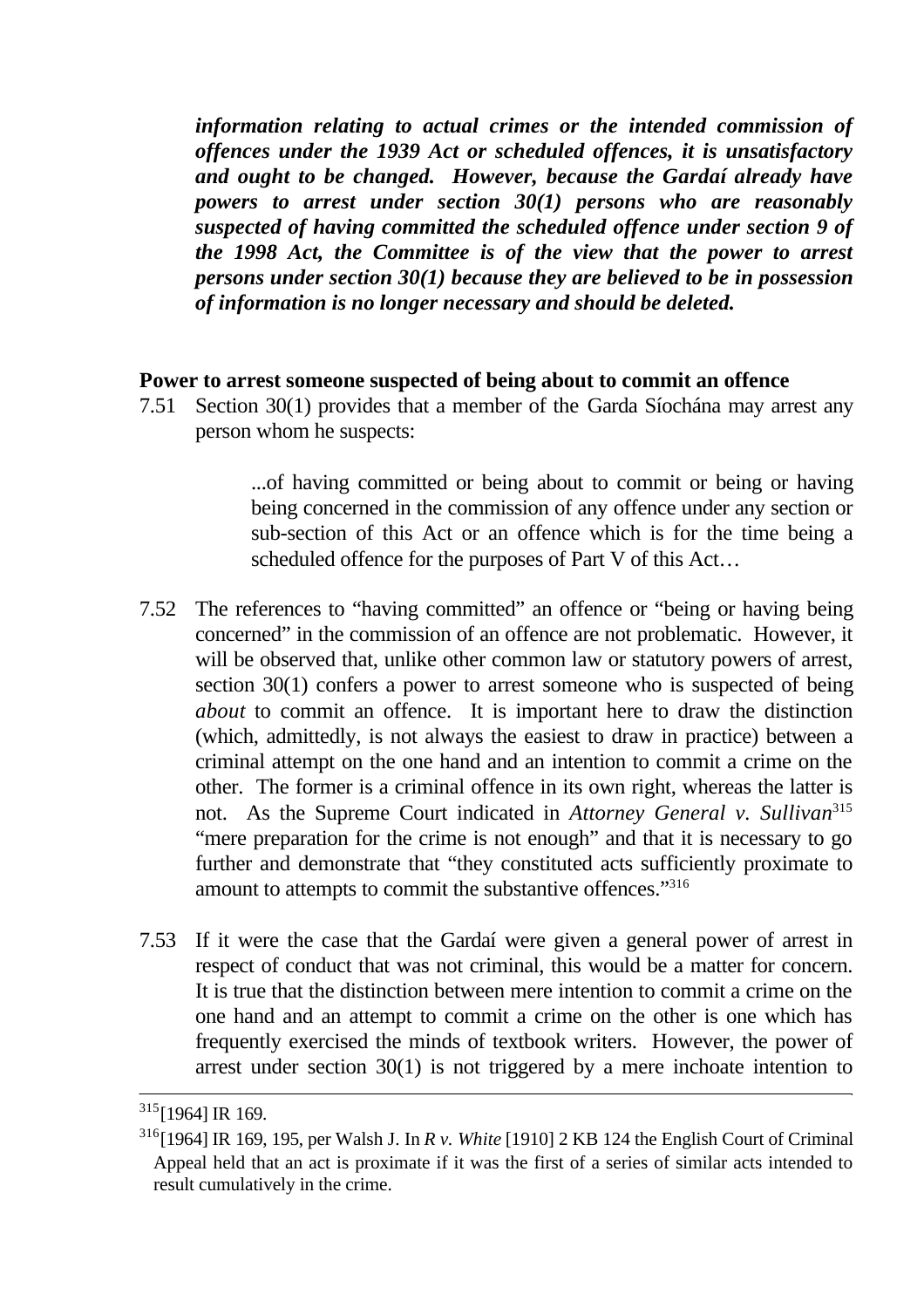***information relating to actual crimes or the intended commission of offences under the 1939 Act or scheduled offences, it is unsatisfactory and ought to be changed. However, because the Gardaí already have powers to arrest under section 30(1) persons who are reasonably suspected of having committed the scheduled offence under section 9 of the 1998 Act, the Committee is of the view that the power to arrest persons under section 30(1) because they are believed to be in possession of information is no longer necessary and should be deleted.***

**Power to arrest someone suspected of being about to commit an offence**

7.51 Section 30(1) provides that a member of the Garda Síochána may arrest any person whom he suspects:

> ...of having committed or being about to commit or being or having being concerned in the commission of any offence under any section or sub-section of this Act or an offence which is for the time being a scheduled offence for the purposes of Part V of this Act…

7.52 The references to "having committed" an offence or "being or having being concerned" in the commission of an offence are not problematic. However, it will be observed that, unlike other common law or statutory powers of arrest, section 30(1) confers a power to arrest someone who is suspected of being *about* to commit an offence. It is important here to draw the distinction (which, admittedly, is not always the easiest to draw in practice) between a criminal attempt on the one hand and an intention to commit a crime on the other. The former is a criminal offence in its own right, whereas the latter is not. As the Supreme Court indicated in *Attorney General v. Sullivan*[315] "mere preparation for the crime is not enough" and that it is necessary to go further and demonstrate that "they constituted acts sufficiently proximate to amount to attempts to commit the substantive offences."[316]

7.53 If it were the case that the Gardaí were given a general power of arrest in respect of conduct that was not criminal, this would be a matter for concern. It is true that the distinction between mere intention to commit a crime on the one hand and an attempt to commit a crime on the other is one which has frequently exercised the minds of textbook writers. However, the power of arrest under section 30(1) is not triggered by a mere inchoate intention to

---

[315] [1964] IR 169.

[316] [1964] IR 169, 195, per Walsh J. In *R v. White* [1910] 2 KB 124 the English Court of Criminal Appeal held that an act is proximate if it was the first of a series of similar acts intended to result cumulatively in the crime.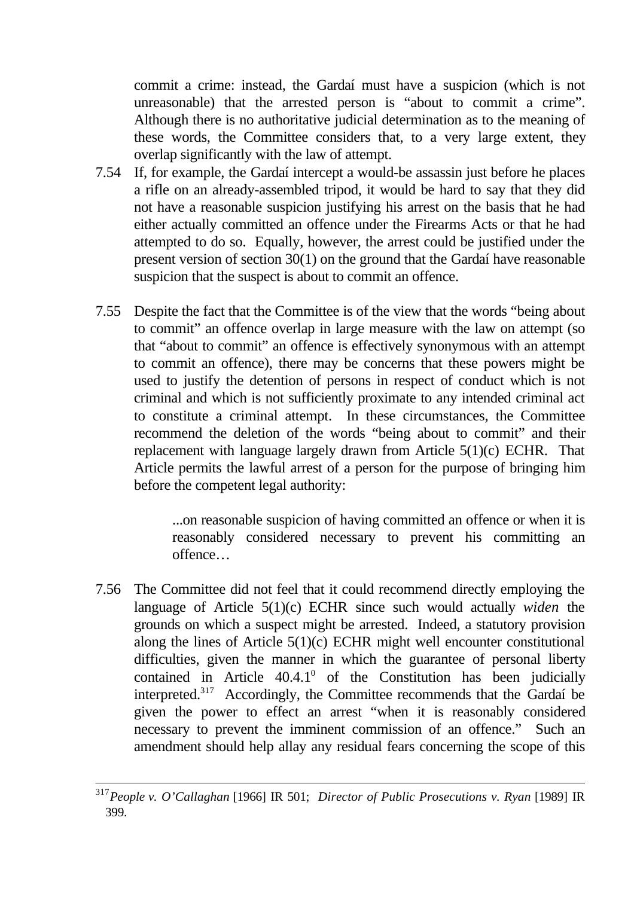commit a crime: instead, the Gardaí must have a suspicion (which is not unreasonable) that the arrested person is "about to commit a crime". Although there is no authoritative judicial determination as to the meaning of these words, the Committee considers that, to a very large extent, they overlap significantly with the law of attempt.

7.54 If, for example, the Gardaí intercept a would-be assassin just before he places a rifle on an already-assembled tripod, it would be hard to say that they did not have a reasonable suspicion justifying his arrest on the basis that he had either actually committed an offence under the Firearms Acts or that he had attempted to do so. Equally, however, the arrest could be justified under the present version of section 30(1) on the ground that the Gardaí have reasonable suspicion that the suspect is about to commit an offence.

7.55 Despite the fact that the Committee is of the view that the words "being about to commit" an offence overlap in large measure with the law on attempt (so that "about to commit" an offence is effectively synonymous with an attempt to commit an offence), there may be concerns that these powers might be used to justify the detention of persons in respect of conduct which is not criminal and which is not sufficiently proximate to any intended criminal act to constitute a criminal attempt. In these circumstances, the Committee recommend the deletion of the words "being about to commit" and their replacement with language largely drawn from Article 5(1)(c) ECHR. That Article permits the lawful arrest of a person for the purpose of bringing him before the competent legal authority:

> ...on reasonable suspicion of having committed an offence or when it is reasonably considered necessary to prevent his committing an offence…

7.56 The Committee did not feel that it could recommend directly employing the language of Article 5(1)(c) ECHR since such would actually *widen* the grounds on which a suspect might be arrested. Indeed, a statutory provision along the lines of Article 5(1)(c) ECHR might well encounter constitutional difficulties, given the manner in which the guarantee of personal liberty contained in Article 40.4.1° of the Constitution has been judicially interpreted.[317] Accordingly, the Committee recommends that the Gardaí be given the power to effect an arrest "when it is reasonably considered necessary to prevent the imminent commission of an offence." Such an amendment should help allay any residual fears concerning the scope of this

---

[317] *People v. O'Callaghan* [1966] IR 501; *Director of Public Prosecutions v. Ryan* [1989] IR 399.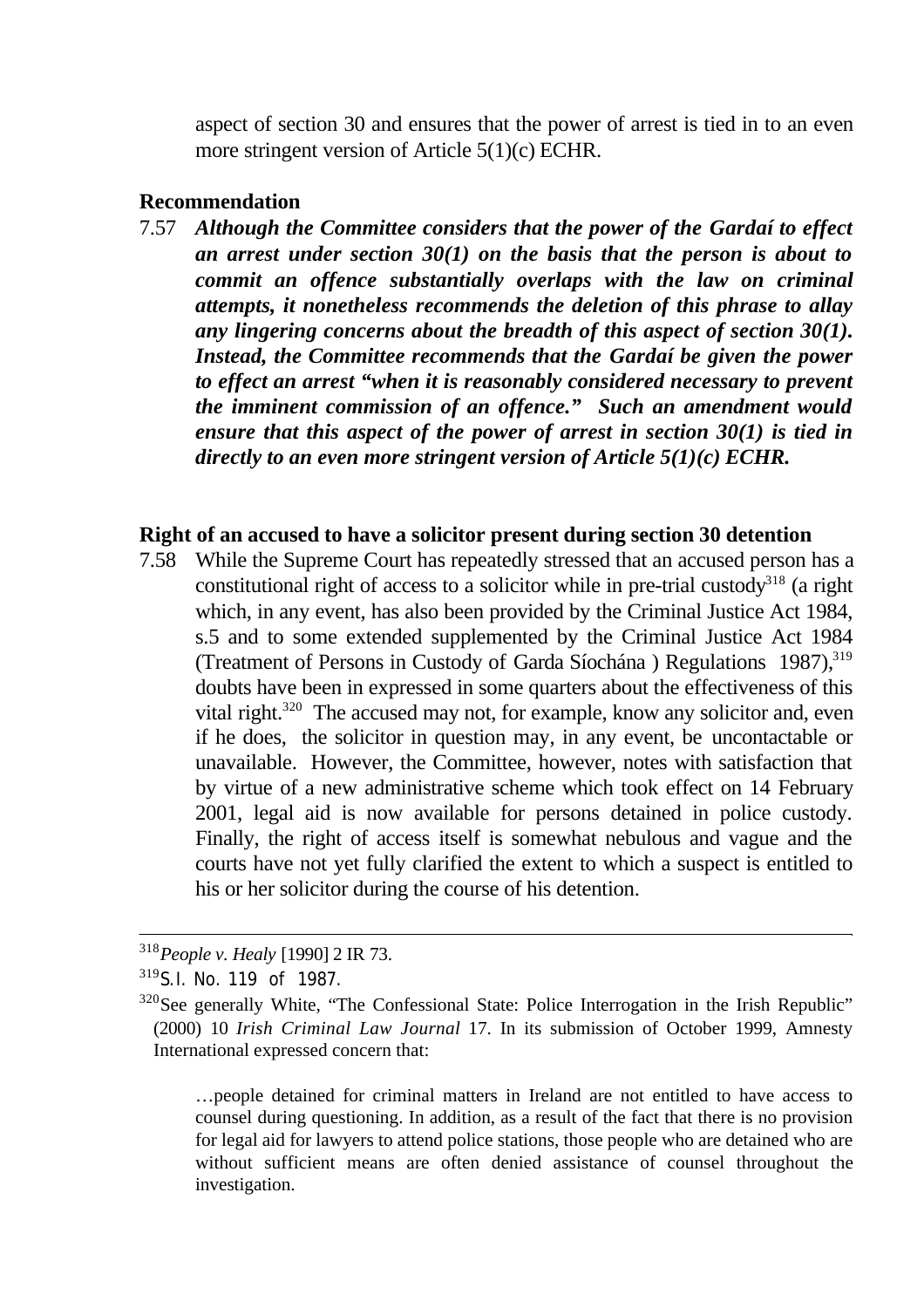aspect of section 30 and ensures that the power of arrest is tied in to an even more stringent version of Article 5(1)(c) ECHR.

**Recommendation**

7.57 ***Although the Committee considers that the power of the Gardaí to effect an arrest under section 30(1) on the basis that the person is about to commit an offence substantially overlaps with the law on criminal attempts, it nonetheless recommends the deletion of this phrase to allay any lingering concerns about the breadth of this aspect of section 30(1). Instead, the Committee recommends that the Gardaí be given the power to effect an arrest "when it is reasonably considered necessary to prevent the imminent commission of an offence." Such an amendment would ensure that this aspect of the power of arrest in section 30(1) is tied in directly to an even more stringent version of Article 5(1)(c) ECHR.***

**Right of an accused to have a solicitor present during section 30 detention**

7.58 While the Supreme Court has repeatedly stressed that an accused person has a constitutional right of access to a solicitor while in pre-trial custody[318] (a right which, in any event, has also been provided by the Criminal Justice Act 1984, s.5 and to some extended supplemented by the Criminal Justice Act 1984 (Treatment of Persons in Custody of Garda Síochána ) Regulations 1987),[319] doubts have been in expressed in some quarters about the effectiveness of this vital right.[320] The accused may not, for example, know any solicitor and, even if he does, the solicitor in question may, in any event, be uncontactable or unavailable. However, the Committee, however, notes with satisfaction that by virtue of a new administrative scheme which took effect on 14 February 2001, legal aid is now available for persons detained in police custody. Finally, the right of access itself is somewhat nebulous and vague and the courts have not yet fully clarified the extent to which a suspect is entitled to his or her solicitor during the course of his detention.

---

[318] *People v. Healy* [1990] 2 IR 73.

[319] S.I. No. 119 of 1987.

[320] See generally White, "The Confessional State: Police Interrogation in the Irish Republic" (2000) 10 *Irish Criminal Law Journal* 17. In its submission of October 1999, Amnesty International expressed concern that:

> …people detained for criminal matters in Ireland are not entitled to have access to counsel during questioning. In addition, as a result of the fact that there is no provision for legal aid for lawyers to attend police stations, those people who are detained who are without sufficient means are often denied assistance of counsel throughout the investigation.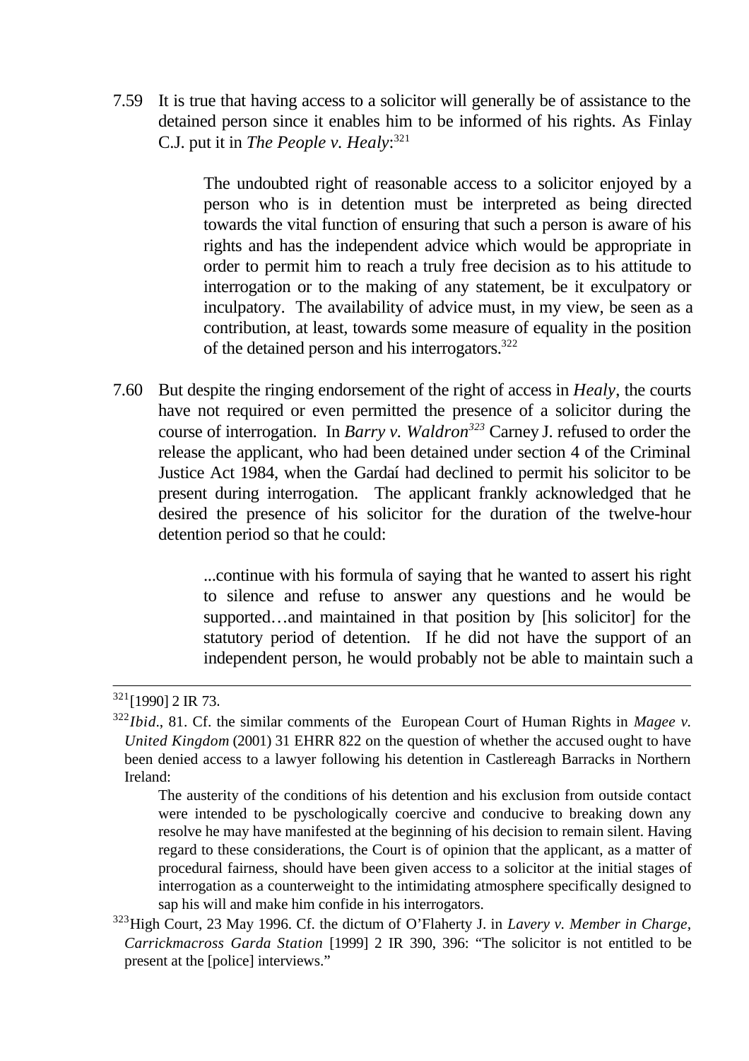7.59 It is true that having access to a solicitor will generally be of assistance to the detained person since it enables him to be informed of his rights. As Finlay C.J. put it in *The People v. Healy*:[321]

> The undoubted right of reasonable access to a solicitor enjoyed by a person who is in detention must be interpreted as being directed towards the vital function of ensuring that such a person is aware of his rights and has the independent advice which would be appropriate in order to permit him to reach a truly free decision as to his attitude to interrogation or to the making of any statement, be it exculpatory or inculpatory. The availability of advice must, in my view, be seen as a contribution, at least, towards some measure of equality in the position of the detained person and his interrogators.[322]

7.60 But despite the ringing endorsement of the right of access in *Healy*, the courts have not required or even permitted the presence of a solicitor during the course of interrogation. In *Barry v. Waldron*[323] Carney J. refused to order the release the applicant, who had been detained under section 4 of the Criminal Justice Act 1984, when the Gardaí had declined to permit his solicitor to be present during interrogation. The applicant frankly acknowledged that he desired the presence of his solicitor for the duration of the twelve-hour detention period so that he could:

> ...continue with his formula of saying that he wanted to assert his right to silence and refuse to answer any questions and he would be supported…and maintained in that position by [his solicitor] for the statutory period of detention. If he did not have the support of an independent person, he would probably not be able to maintain such a

---

[321] [1990] 2 IR 73.

[322] *Ibid*., 81. Cf. the similar comments of the European Court of Human Rights in *Magee v. United Kingdom* (2001) 31 EHRR 822 on the question of whether the accused ought to have been denied access to a lawyer following his detention in Castlereagh Barracks in Northern Ireland:

> The austerity of the conditions of his detention and his exclusion from outside contact were intended to be pyschologically coercive and conducive to breaking down any resolve he may have manifested at the beginning of his decision to remain silent. Having regard to these considerations, the Court is of opinion that the applicant, as a matter of procedural fairness, should have been given access to a solicitor at the initial stages of interrogation as a counterweight to the intimidating atmosphere specifically designed to sap his will and make him confide in his interrogators.

[323] High Court, 23 May 1996. Cf. the dictum of O'Flaherty J. in *Lavery v. Member in Charge, Carrickmacross Garda Station* [1999] 2 IR 390, 396: "The solicitor is not entitled to be present at the [police] interviews."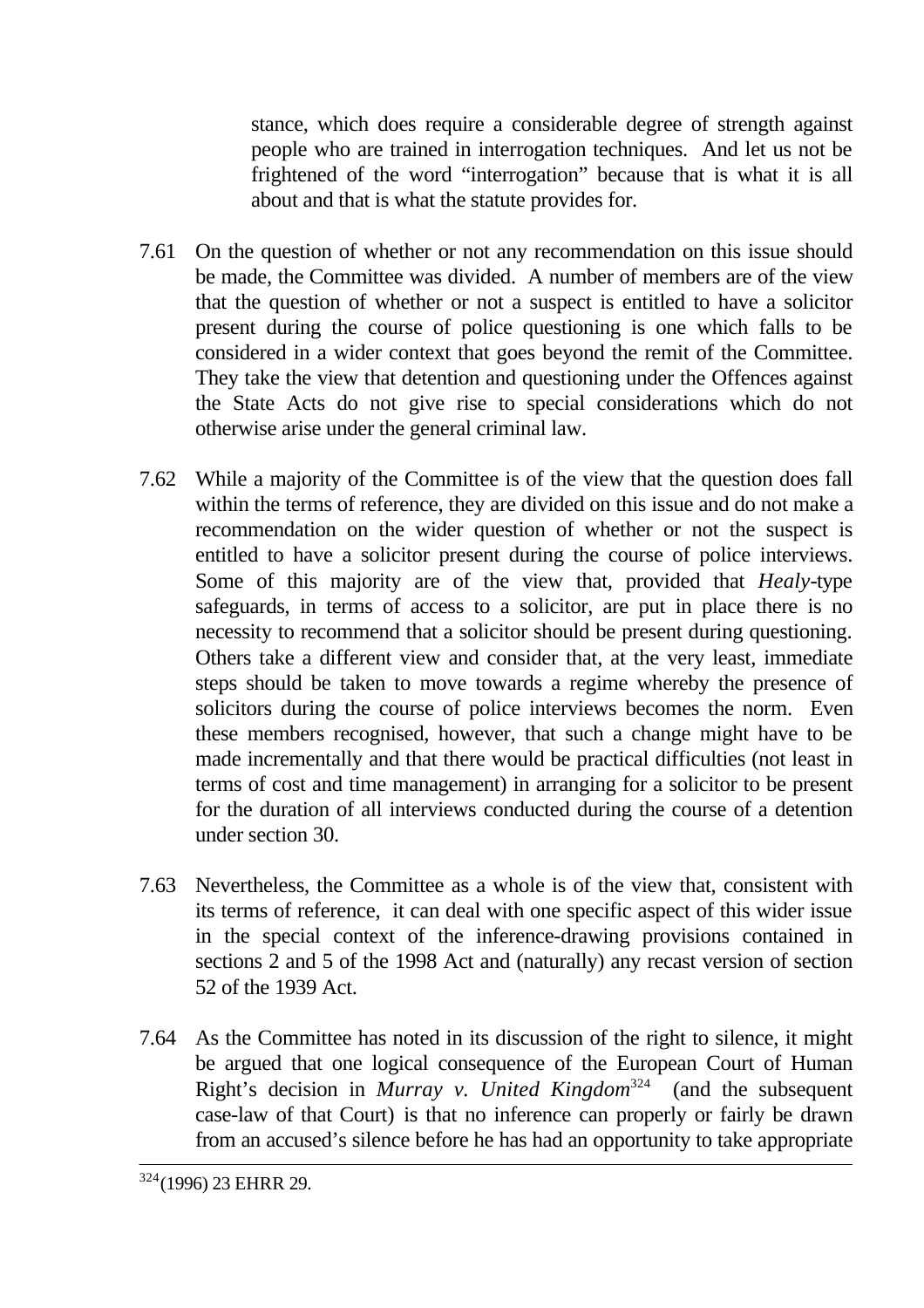> stance, which does require a considerable degree of strength against people who are trained in interrogation techniques. And let us not be frightened of the word "interrogation" because that is what it is all about and that is what the statute provides for.

7.61 On the question of whether or not any recommendation on this issue should be made, the Committee was divided. A number of members are of the view that the question of whether or not a suspect is entitled to have a solicitor present during the course of police questioning is one which falls to be considered in a wider context that goes beyond the remit of the Committee. They take the view that detention and questioning under the Offences against the State Acts do not give rise to special considerations which do not otherwise arise under the general criminal law.

7.62 While a majority of the Committee is of the view that the question does fall within the terms of reference, they are divided on this issue and do not make a recommendation on the wider question of whether or not the suspect is entitled to have a solicitor present during the course of police interviews. Some of this majority are of the view that, provided that *Healy*-type safeguards, in terms of access to a solicitor, are put in place there is no necessity to recommend that a solicitor should be present during questioning. Others take a different view and consider that, at the very least, immediate steps should be taken to move towards a regime whereby the presence of solicitors during the course of police interviews becomes the norm. Even these members recognised, however, that such a change might have to be made incrementally and that there would be practical difficulties (not least in terms of cost and time management) in arranging for a solicitor to be present for the duration of all interviews conducted during the course of a detention under section 30.

7.63 Nevertheless, the Committee as a whole is of the view that, consistent with its terms of reference, it can deal with one specific aspect of this wider issue in the special context of the inference-drawing provisions contained in sections 2 and 5 of the 1998 Act and (naturally) any recast version of section 52 of the 1939 Act.

7.64 As the Committee has noted in its discussion of the right to silence, it might be argued that one logical consequence of the European Court of Human Right's decision in *Murray v. United Kingdom*[324] (and the subsequent case-law of that Court) is that no inference can properly or fairly be drawn from an accused's silence before he has had an opportunity to take appropriate

---

[324] (1996) 23 EHRR 29.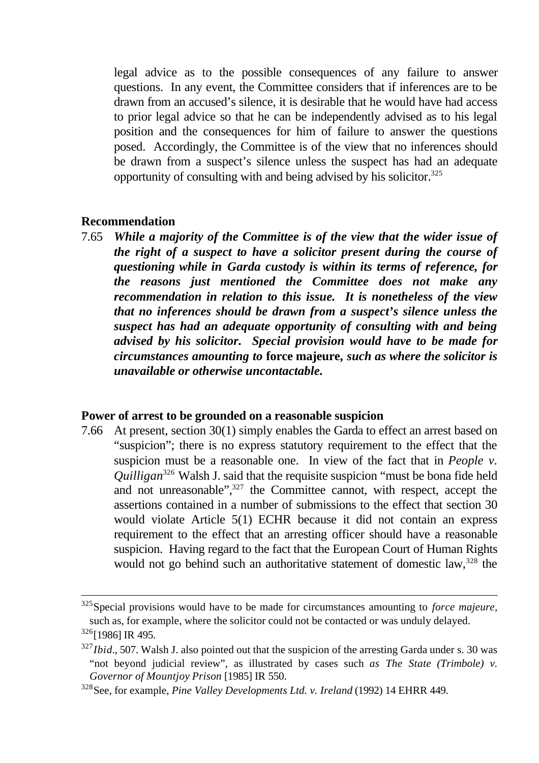legal advice as to the possible consequences of any failure to answer questions. In any event, the Committee considers that if inferences are to be drawn from an accused's silence, it is desirable that he would have had access to prior legal advice so that he can be independently advised as to his legal position and the consequences for him of failure to answer the questions posed. Accordingly, the Committee is of the view that no inferences should be drawn from a suspect's silence unless the suspect has had an adequate opportunity of consulting with and being advised by his solicitor.[325]

**Recommendation**

7.65 ***While a majority of the Committee is of the view that the wider issue of the right of a suspect to have a solicitor present during the course of questioning while in Garda custody is within its terms of reference, for the reasons just mentioned the Committee does not make any recommendation in relation to this issue. It is nonetheless of the view that no inferences should be drawn from a suspect's silence unless the suspect has had an adequate opportunity of consulting with and being advised by his solicitor. Special provision would have to be made for circumstances amounting to*** **force majeure,** ***such as where the solicitor is unavailable or otherwise uncontactable.***

**Power of arrest to be grounded on a reasonable suspicion**

7.66 At present, section 30(1) simply enables the Garda to effect an arrest based on "suspicion"; there is no express statutory requirement to the effect that the suspicion must be a reasonable one. In view of the fact that in *People v. Quilligan*[326] Walsh J. said that the requisite suspicion "must be bona fide held and not unreasonable",[327] the Committee cannot, with respect, accept the assertions contained in a number of submissions to the effect that section 30 would violate Article 5(1) ECHR because it did not contain an express requirement to the effect that an arresting officer should have a reasonable suspicion. Having regard to the fact that the European Court of Human Rights would not go behind such an authoritative statement of domestic law,[328] the

---

[325] Special provisions would have to be made for circumstances amounting to *force majeure*, such as, for example, where the solicitor could not be contacted or was unduly delayed.

[326] [1986] IR 495.

[327] *Ibid*., 507. Walsh J. also pointed out that the suspicion of the arresting Garda under s. 30 was "not beyond judicial review", as illustrated by cases such *as The State (Trimbole) v. Governor of Mountjoy Prison* [1985] IR 550.

[328] See, for example, *Pine Valley Developments Ltd. v. Ireland* (1992) 14 EHRR 449.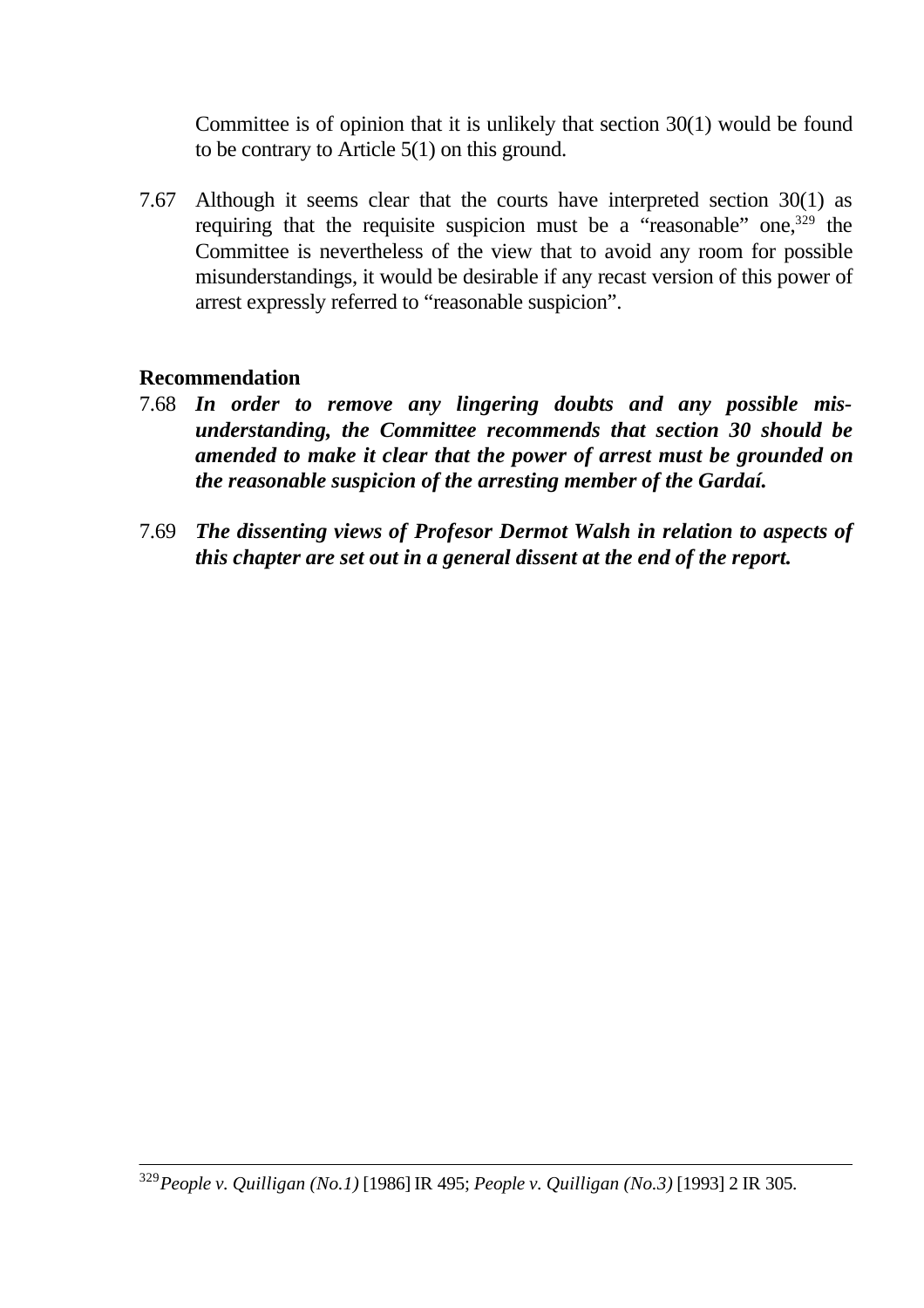Committee is of opinion that it is unlikely that section 30(1) would be found to be contrary to Article 5(1) on this ground.

7.67 Although it seems clear that the courts have interpreted section 30(1) as requiring that the requisite suspicion must be a "reasonable" one,[329] the Committee is nevertheless of the view that to avoid any room for possible misunderstandings, it would be desirable if any recast version of this power of arrest expressly referred to "reasonable suspicion".

**Recommendation**

7.68 ***In order to remove any lingering doubts and any possible mis-understanding, the Committee recommends that section 30 should be amended to make it clear that the power of arrest must be grounded on the reasonable suspicion of the arresting member of the Gardaí.***

7.69 ***The dissenting views of Profesor Dermot Walsh in relation to aspects of this chapter are set out in a general dissent at the end of the report.***

---

[329] *People v. Quilligan (No.1)* [1986] IR 495; *People v. Quilligan (No.3)* [1993] 2 IR 305.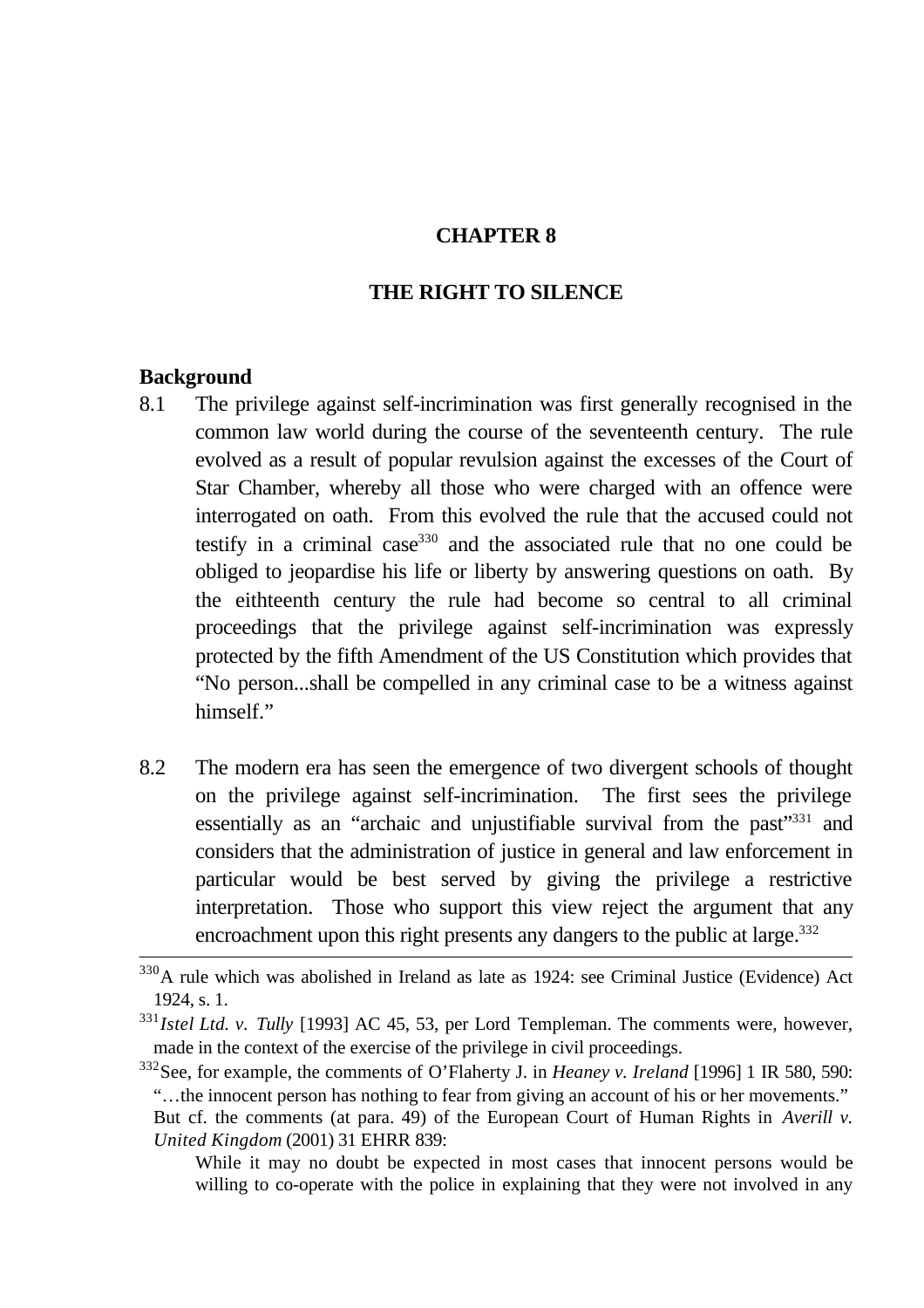# CHAPTER 8

## THE RIGHT TO SILENCE

### Background

8.1 The privilege against self-incrimination was first generally recognised in the common law world during the course of the seventeenth century. The rule evolved as a result of popular revulsion against the excesses of the Court of Star Chamber, whereby all those who were charged with an offence were interrogated on oath. From this evolved the rule that the accused could not testify in a criminal case[330] and the associated rule that no one could be obliged to jeopardise his life or liberty by answering questions on oath. By the eithteenth century the rule had become so central to all criminal proceedings that the privilege against self-incrimination was expressly protected by the fifth Amendment of the US Constitution which provides that "No person...shall be compelled in any criminal case to be a witness against himself."

8.2 The modern era has seen the emergence of two divergent schools of thought on the privilege against self-incrimination. The first sees the privilege essentially as an "archaic and unjustifiable survival from the past"[331] and considers that the administration of justice in general and law enforcement in particular would be best served by giving the privilege a restrictive interpretation. Those who support this view reject the argument that any encroachment upon this right presents any dangers to the public at large.[332]

---

[330] A rule which was abolished in Ireland as late as 1924: see Criminal Justice (Evidence) Act 1924, s. 1.

[331] *Istel Ltd. v. Tully* [1993] AC 45, 53, per Lord Templeman. The comments were, however, made in the context of the exercise of the privilege in civil proceedings.

[332] See, for example, the comments of O'Flaherty J. in *Heaney v. Ireland* [1996] 1 IR 580, 590: "…the innocent person has nothing to fear from giving an account of his or her movements." But cf. the comments (at para. 49) of the European Court of Human Rights in *Averill v. United Kingdom* (2001) 31 EHRR 839:

> While it may no doubt be expected in most cases that innocent persons would be willing to co-operate with the police in explaining that they were not involved in any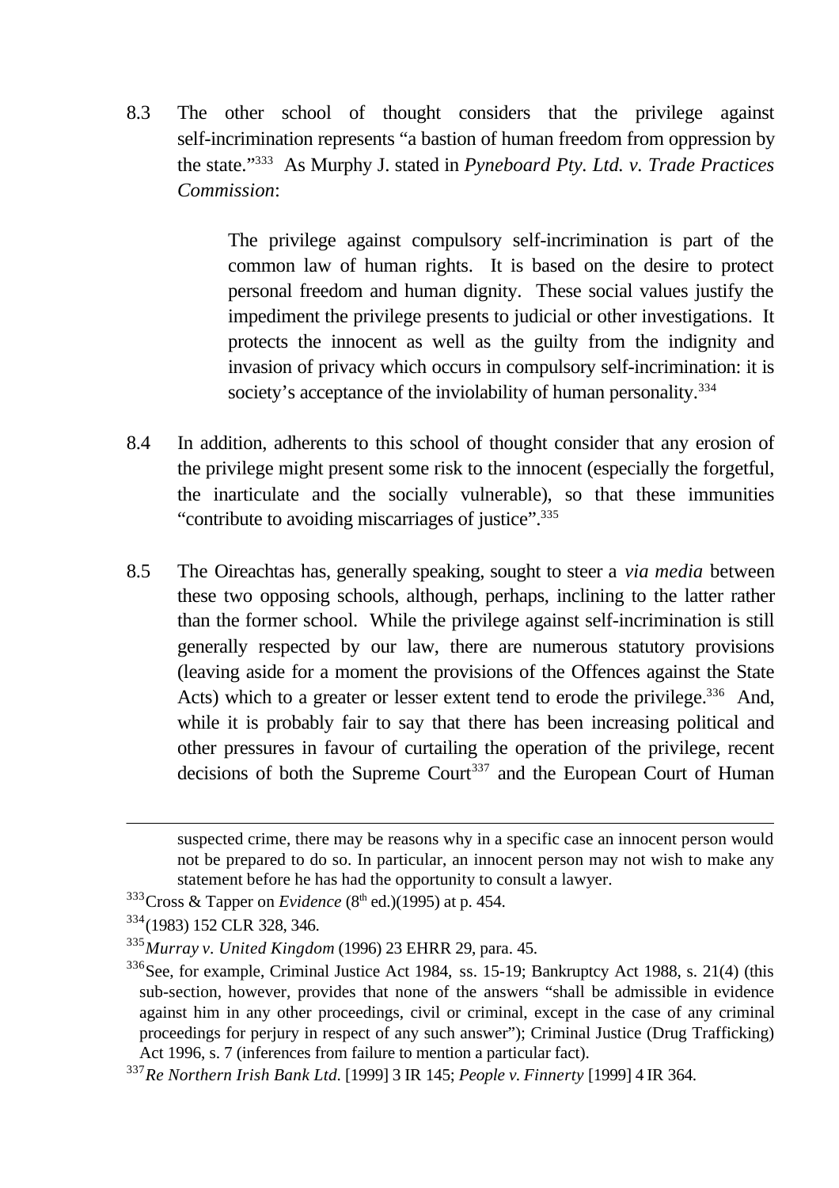8.3 The other school of thought considers that the privilege against self-incrimination represents "a bastion of human freedom from oppression by the state."[333] As Murphy J. stated in *Pyneboard Pty. Ltd. v. Trade Practices Commission*:

> The privilege against compulsory self-incrimination is part of the common law of human rights. It is based on the desire to protect personal freedom and human dignity. These social values justify the impediment the privilege presents to judicial or other investigations. It protects the innocent as well as the guilty from the indignity and invasion of privacy which occurs in compulsory self-incrimination: it is society's acceptance of the inviolability of human personality.[334]

8.4 In addition, adherents to this school of thought consider that any erosion of the privilege might present some risk to the innocent (especially the forgetful, the inarticulate and the socially vulnerable), so that these immunities "contribute to avoiding miscarriages of justice".[335]

8.5 The Oireachtas has, generally speaking, sought to steer a *via media* between these two opposing schools, although, perhaps, inclining to the latter rather than the former school. While the privilege against self-incrimination is still generally respected by our law, there are numerous statutory provisions (leaving aside for a moment the provisions of the Offences against the State Acts) which to a greater or lesser extent tend to erode the privilege.[336] And, while it is probably fair to say that there has been increasing political and other pressures in favour of curtailing the operation of the privilege, recent decisions of both the Supreme Court[337] and the European Court of Human

---

suspected crime, there may be reasons why in a specific case an innocent person would not be prepared to do so. In particular, an innocent person may not wish to make any statement before he has had the opportunity to consult a lawyer.

[333] Cross & Tapper on *Evidence* (8th ed.)(1995) at p. 454.

[334] (1983) 152 CLR 328, 346.

[335] *Murray v. United Kingdom* (1996) 23 EHRR 29, para. 45.

[336] See, for example, Criminal Justice Act 1984, ss. 15-19; Bankruptcy Act 1988, s. 21(4) (this sub-section, however, provides that none of the answers "shall be admissible in evidence against him in any other proceedings, civil or criminal, except in the case of any criminal proceedings for perjury in respect of any such answer"); Criminal Justice (Drug Trafficking) Act 1996, s. 7 (inferences from failure to mention a particular fact).

[337] *Re Northern Irish Bank Ltd.* [1999] 3 IR 145; *People v. Finnerty* [1999] 4 IR 364.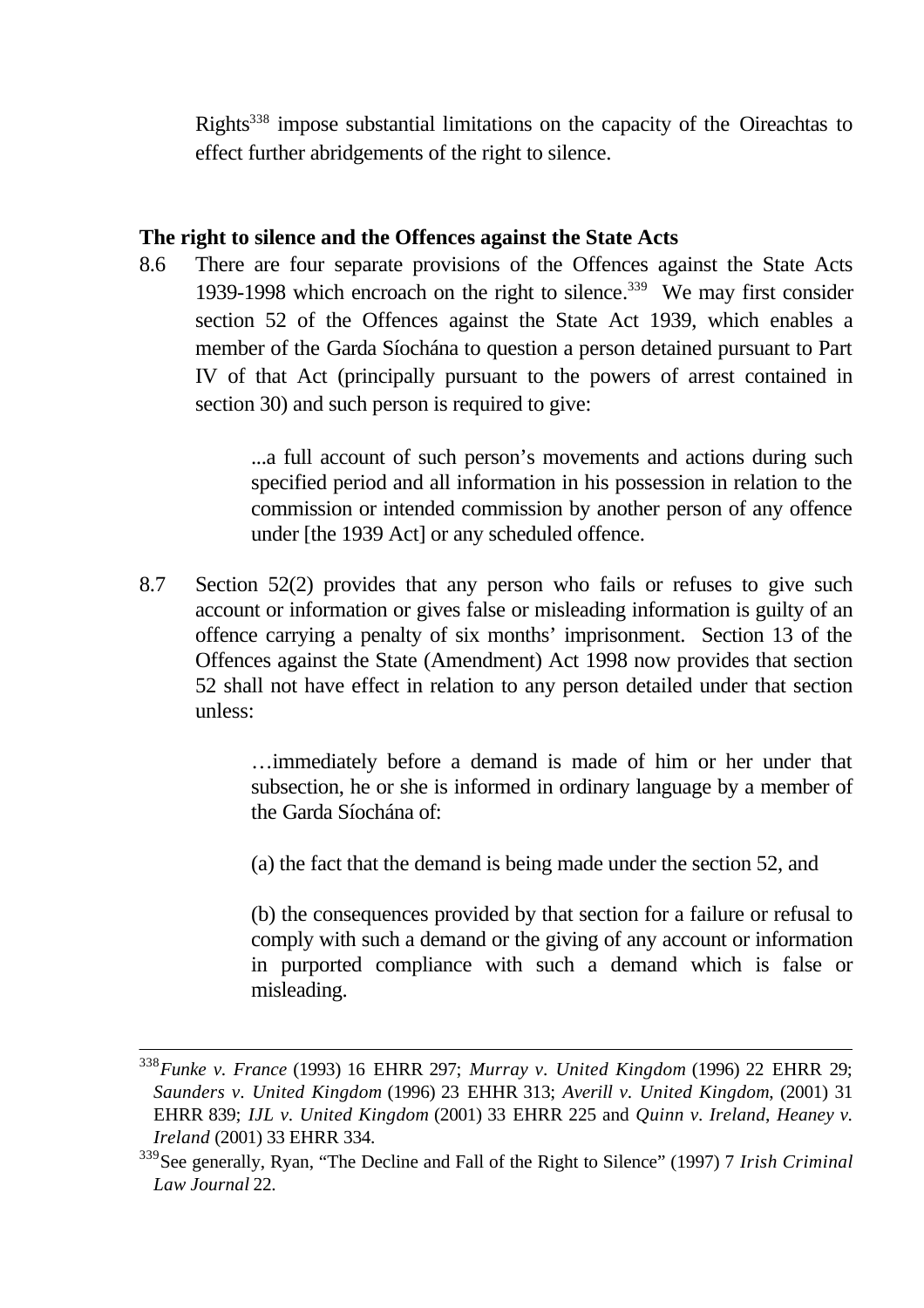Rights[338] impose substantial limitations on the capacity of the Oireachtas to effect further abridgements of the right to silence.

## The right to silence and the Offences against the State Acts

8.6 There are four separate provisions of the Offences against the State Acts 1939-1998 which encroach on the right to silence.[339] We may first consider section 52 of the Offences against the State Act 1939, which enables a member of the Garda Síochána to question a person detained pursuant to Part IV of that Act (principally pursuant to the powers of arrest contained in section 30) and such person is required to give:

> ...a full account of such person's movements and actions during such specified period and all information in his possession in relation to the commission or intended commission by another person of any offence under [the 1939 Act] or any scheduled offence.

8.7 Section 52(2) provides that any person who fails or refuses to give such account or information or gives false or misleading information is guilty of an offence carrying a penalty of six months' imprisonment. Section 13 of the Offences against the State (Amendment) Act 1998 now provides that section 52 shall not have effect in relation to any person detailed under that section unless:

> …immediately before a demand is made of him or her under that subsection, he or she is informed in ordinary language by a member of the Garda Síochána of:
>
> (a) the fact that the demand is being made under the section 52, and
>
> (b) the consequences provided by that section for a failure or refusal to comply with such a demand or the giving of any account or information in purported compliance with such a demand which is false or misleading.

---

[338] *Funke v. France* (1993) 16 EHRR 297; *Murray v. United Kingdom* (1996) 22 EHRR 29; *Saunders v. United Kingdom* (1996) 23 EHHR 313; *Averill v. United Kingdom*, (2001) 31 EHRR 839; *IJL v. United Kingdom* (2001) 33 EHRR 225 and *Quinn v. Ireland*, *Heaney v. Ireland* (2001) 33 EHRR 334.

[339] See generally, Ryan, "The Decline and Fall of the Right to Silence" (1997) 7 *Irish Criminal Law Journal* 22.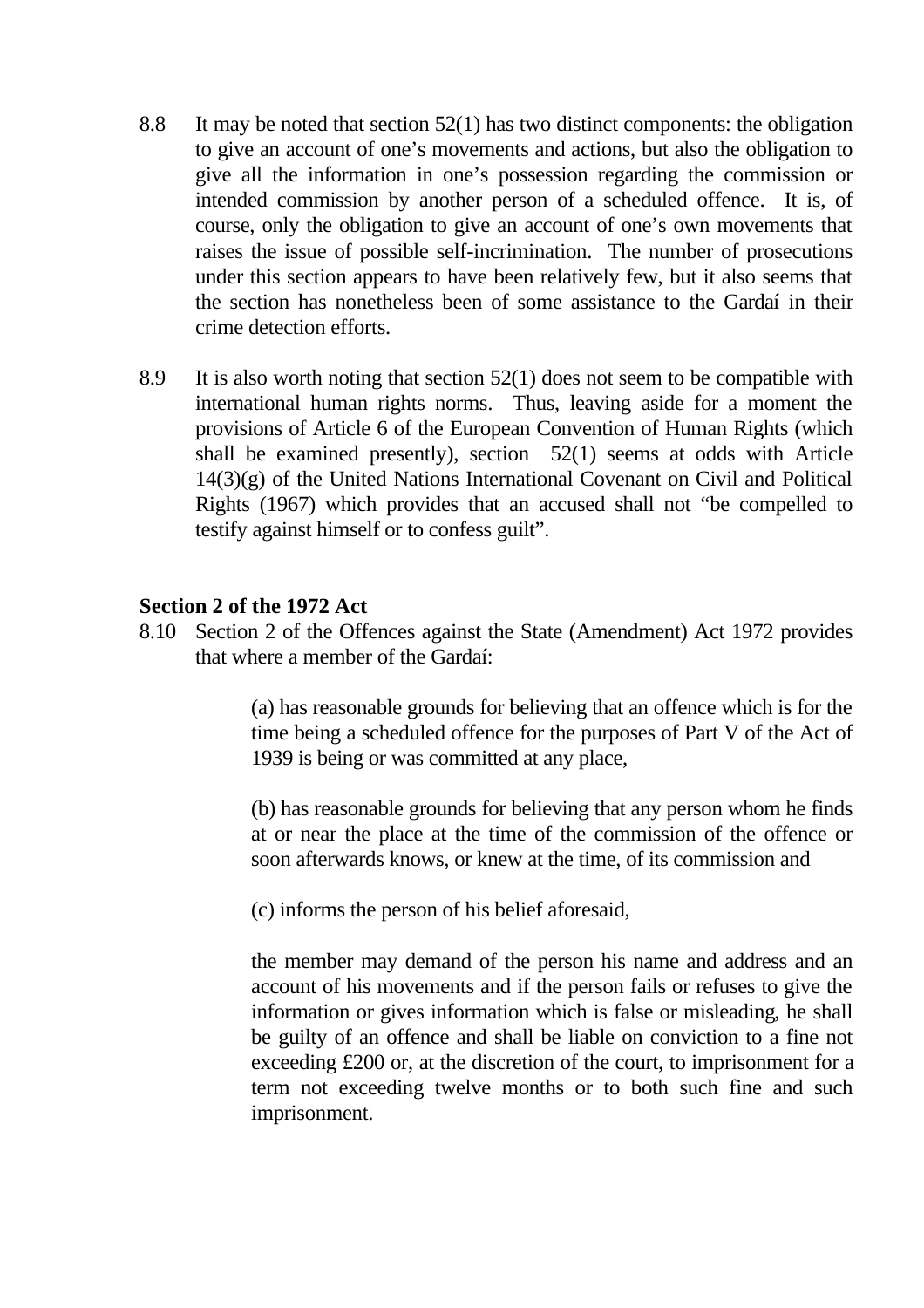8.8 It may be noted that section 52(1) has two distinct components: the obligation to give an account of one's movements and actions, but also the obligation to give all the information in one's possession regarding the commission or intended commission by another person of a scheduled offence. It is, of course, only the obligation to give an account of one's own movements that raises the issue of possible self-incrimination. The number of prosecutions under this section appears to have been relatively few, but it also seems that the section has nonetheless been of some assistance to the Gardaí in their crime detection efforts.

8.9 It is also worth noting that section 52(1) does not seem to be compatible with international human rights norms. Thus, leaving aside for a moment the provisions of Article 6 of the European Convention of Human Rights (which shall be examined presently), section 52(1) seems at odds with Article 14(3)(g) of the United Nations International Covenant on Civil and Political Rights (1967) which provides that an accused shall not "be compelled to testify against himself or to confess guilt".

**Section 2 of the 1972 Act**

8.10 Section 2 of the Offences against the State (Amendment) Act 1972 provides that where a member of the Gardaí:

> (a) has reasonable grounds for believing that an offence which is for the time being a scheduled offence for the purposes of Part V of the Act of 1939 is being or was committed at any place,
>
> (b) has reasonable grounds for believing that any person whom he finds at or near the place at the time of the commission of the offence or soon afterwards knows, or knew at the time, of its commission and
>
> (c) informs the person of his belief aforesaid,
>
> the member may demand of the person his name and address and an account of his movements and if the person fails or refuses to give the information or gives information which is false or misleading, he shall be guilty of an offence and shall be liable on conviction to a fine not exceeding £200 or, at the discretion of the court, to imprisonment for a term not exceeding twelve months or to both such fine and such imprisonment.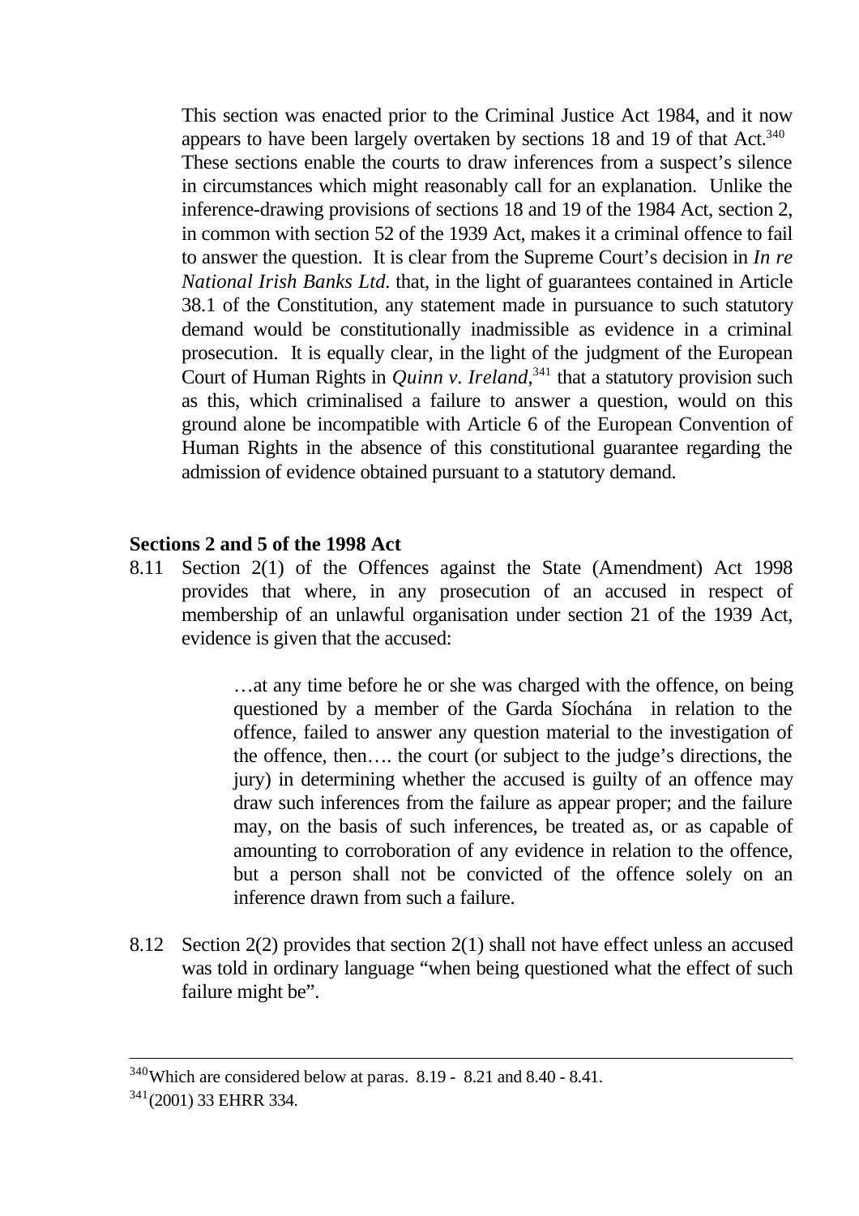This section was enacted prior to the Criminal Justice Act 1984, and it now appears to have been largely overtaken by sections 18 and 19 of that Act.[340] These sections enable the courts to draw inferences from a suspect's silence in circumstances which might reasonably call for an explanation. Unlike the inference-drawing provisions of sections 18 and 19 of the 1984 Act, section 2, in common with section 52 of the 1939 Act, makes it a criminal offence to fail to answer the question. It is clear from the Supreme Court's decision in *In re National Irish Banks Ltd.* that, in the light of guarantees contained in Article 38.1 of the Constitution, any statement made in pursuance to such statutory demand would be constitutionally inadmissible as evidence in a criminal prosecution. It is equally clear, in the light of the judgment of the European Court of Human Rights in *Quinn v. Ireland*,[341] that a statutory provision such as this, which criminalised a failure to answer a question, would on this ground alone be incompatible with Article 6 of the European Convention of Human Rights in the absence of this constitutional guarantee regarding the admission of evidence obtained pursuant to a statutory demand.

**Sections 2 and 5 of the 1998 Act**

8.11 Section 2(1) of the Offences against the State (Amendment) Act 1998 provides that where, in any prosecution of an accused in respect of membership of an unlawful organisation under section 21 of the 1939 Act, evidence is given that the accused:

> …at any time before he or she was charged with the offence, on being questioned by a member of the Garda Síochána in relation to the offence, failed to answer any question material to the investigation of the offence, then…. the court (or subject to the judge's directions, the jury) in determining whether the accused is guilty of an offence may draw such inferences from the failure as appear proper; and the failure may, on the basis of such inferences, be treated as, or as capable of amounting to corroboration of any evidence in relation to the offence, but a person shall not be convicted of the offence solely on an inference drawn from such a failure.

8.12 Section 2(2) provides that section 2(1) shall not have effect unless an accused was told in ordinary language "when being questioned what the effect of such failure might be".

---

[340] Which are considered below at paras. 8.19 - 8.21 and 8.40 - 8.41.

[341] (2001) 33 EHRR 334.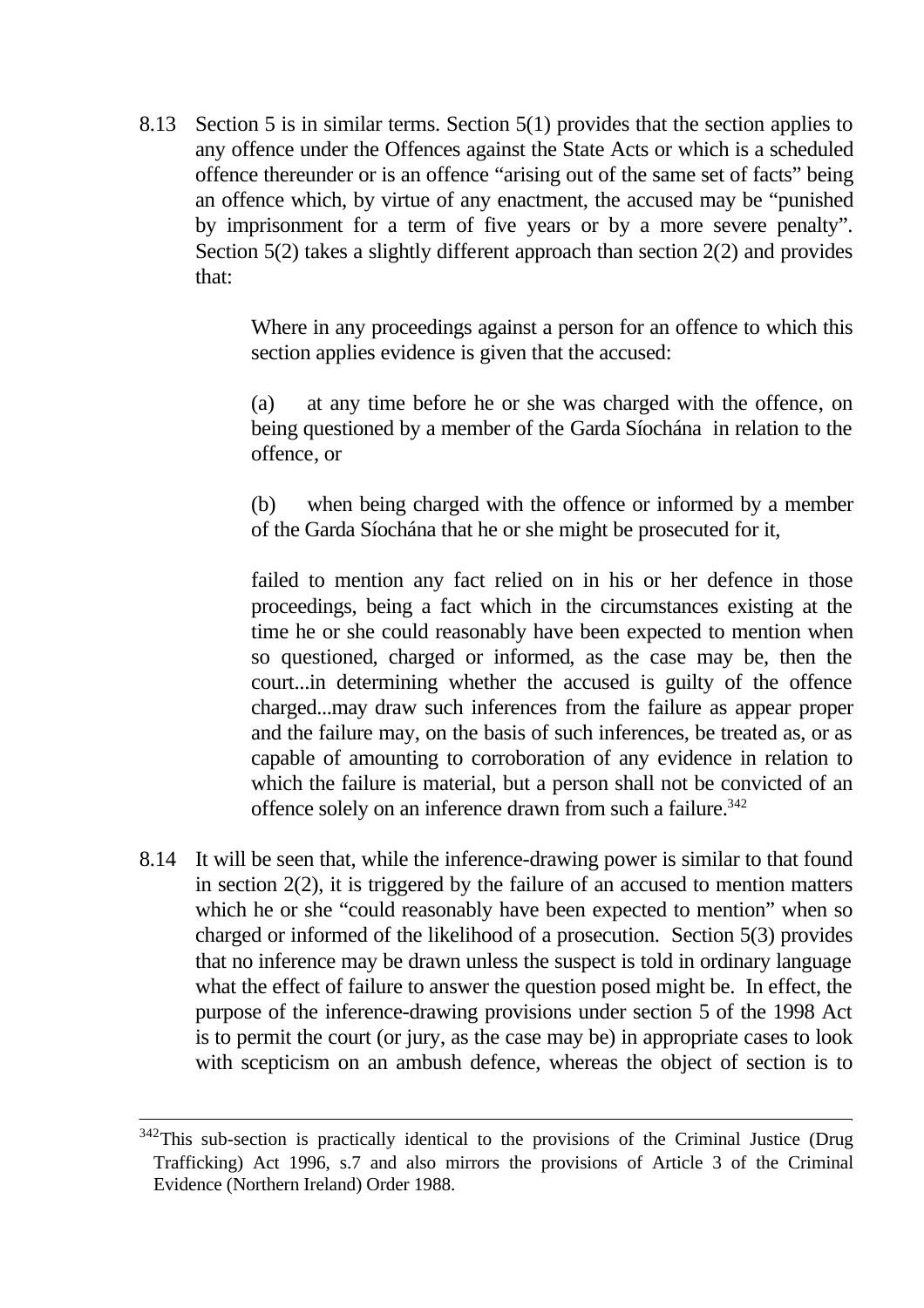8.13 Section 5 is in similar terms. Section 5(1) provides that the section applies to any offence under the Offences against the State Acts or which is a scheduled offence thereunder or is an offence "arising out of the same set of facts" being an offence which, by virtue of any enactment, the accused may be "punished by imprisonment for a term of five years or by a more severe penalty". Section 5(2) takes a slightly different approach than section 2(2) and provides that:

> Where in any proceedings against a person for an offence to which this section applies evidence is given that the accused:
>
> (a) at any time before he or she was charged with the offence, on being questioned by a member of the Garda Síochána in relation to the offence, or
>
> (b) when being charged with the offence or informed by a member of the Garda Síochána that he or she might be prosecuted for it,
>
> failed to mention any fact relied on in his or her defence in those proceedings, being a fact which in the circumstances existing at the time he or she could reasonably have been expected to mention when so questioned, charged or informed, as the case may be, then the court...in determining whether the accused is guilty of the offence charged...may draw such inferences from the failure as appear proper and the failure may, on the basis of such inferences, be treated as, or as capable of amounting to corroboration of any evidence in relation to which the failure is material, but a person shall not be convicted of an offence solely on an inference drawn from such a failure.[342]

8.14 It will be seen that, while the inference-drawing power is similar to that found in section 2(2), it is triggered by the failure of an accused to mention matters which he or she "could reasonably have been expected to mention" when so charged or informed of the likelihood of a prosecution. Section 5(3) provides that no inference may be drawn unless the suspect is told in ordinary language what the effect of failure to answer the question posed might be. In effect, the purpose of the inference-drawing provisions under section 5 of the 1998 Act is to permit the court (or jury, as the case may be) in appropriate cases to look with scepticism on an ambush defence, whereas the object of section is to

---

[342] This sub-section is practically identical to the provisions of the Criminal Justice (Drug Trafficking) Act 1996, s.7 and also mirrors the provisions of Article 3 of the Criminal Evidence (Northern Ireland) Order 1988.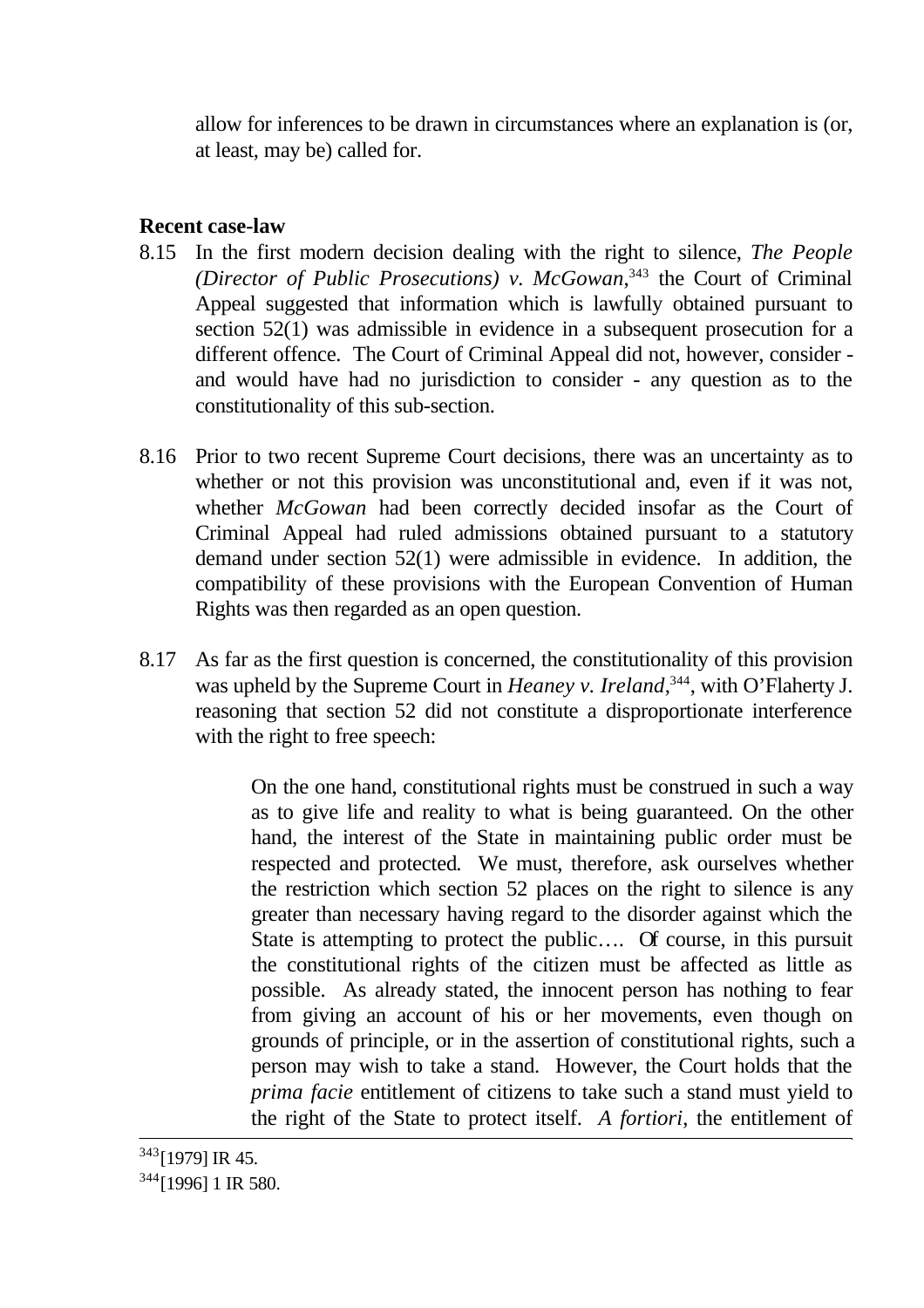allow for inferences to be drawn in circumstances where an explanation is (or, at least, may be) called for.

**Recent case-law**

8.15 In the first modern decision dealing with the right to silence, *The People (Director of Public Prosecutions) v. McGowan*,[343] the Court of Criminal Appeal suggested that information which is lawfully obtained pursuant to section 52(1) was admissible in evidence in a subsequent prosecution for a different offence. The Court of Criminal Appeal did not, however, consider - and would have had no jurisdiction to consider - any question as to the constitutionality of this sub-section.

8.16 Prior to two recent Supreme Court decisions, there was an uncertainty as to whether or not this provision was unconstitutional and, even if it was not, whether *McGowan* had been correctly decided insofar as the Court of Criminal Appeal had ruled admissions obtained pursuant to a statutory demand under section 52(1) were admissible in evidence. In addition, the compatibility of these provisions with the European Convention of Human Rights was then regarded as an open question.

8.17 As far as the first question is concerned, the constitutionality of this provision was upheld by the Supreme Court in *Heaney v. Ireland*,[344], with O'Flaherty J. reasoning that section 52 did not constitute a disproportionate interference with the right to free speech:

> On the one hand, constitutional rights must be construed in such a way as to give life and reality to what is being guaranteed. On the other hand, the interest of the State in maintaining public order must be respected and protected. We must, therefore, ask ourselves whether the restriction which section 52 places on the right to silence is any greater than necessary having regard to the disorder against which the State is attempting to protect the public…. Of course, in this pursuit the constitutional rights of the citizen must be affected as little as possible. As already stated, the innocent person has nothing to fear from giving an account of his or her movements, even though on grounds of principle, or in the assertion of constitutional rights, such a person may wish to take a stand. However, the Court holds that the *prima facie* entitlement of citizens to take such a stand must yield to the right of the State to protect itself. *A fortiori*, the entitlement of

---

[343] [1979] IR 45.

[344] [1996] 1 IR 580.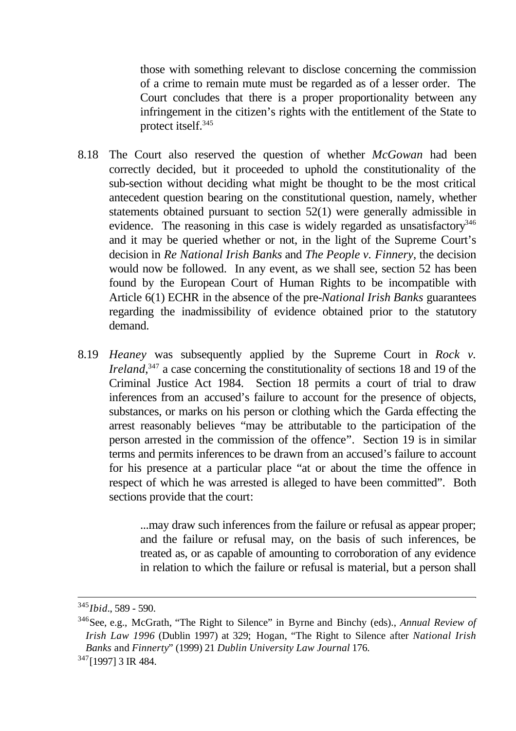> those with something relevant to disclose concerning the commission of a crime to remain mute must be regarded as of a lesser order. The Court concludes that there is a proper proportionality between any infringement in the citizen's rights with the entitlement of the State to protect itself.[345]

8.18 The Court also reserved the question of whether *McGowan* had been correctly decided, but it proceeded to uphold the constitutionality of the sub-section without deciding what might be thought to be the most critical antecedent question bearing on the constitutional question, namely, whether statements obtained pursuant to section 52(1) were generally admissible in evidence. The reasoning in this case is widely regarded as unsatisfactory[346] and it may be queried whether or not, in the light of the Supreme Court's decision in *Re National Irish Banks* and *The People v. Finnery*, the decision would now be followed. In any event, as we shall see, section 52 has been found by the European Court of Human Rights to be incompatible with Article 6(1) ECHR in the absence of the pre-*National Irish Banks* guarantees regarding the inadmissibility of evidence obtained prior to the statutory demand.

8.19 *Heaney* was subsequently applied by the Supreme Court in *Rock v. Ireland*,[347] a case concerning the constitutionality of sections 18 and 19 of the Criminal Justice Act 1984. Section 18 permits a court of trial to draw inferences from an accused's failure to account for the presence of objects, substances, or marks on his person or clothing which the Garda effecting the arrest reasonably believes "may be attributable to the participation of the person arrested in the commission of the offence". Section 19 is in similar terms and permits inferences to be drawn from an accused's failure to account for his presence at a particular place "at or about the time the offence in respect of which he was arrested is alleged to have been committed". Both sections provide that the court:

> ...may draw such inferences from the failure or refusal as appear proper; and the failure or refusal may, on the basis of such inferences, be treated as, or as capable of amounting to corroboration of any evidence in relation to which the failure or refusal is material, but a person shall

---

[345] *Ibid*., 589 - 590.

[346] See, e.g., McGrath, "The Right to Silence" in Byrne and Binchy (eds)., *Annual Review of Irish Law 1996* (Dublin 1997) at 329; Hogan, "The Right to Silence after *National Irish Banks* and *Finnerty*" (1999) 21 *Dublin University Law Journal* 176.

[347] [1997] 3 IR 484.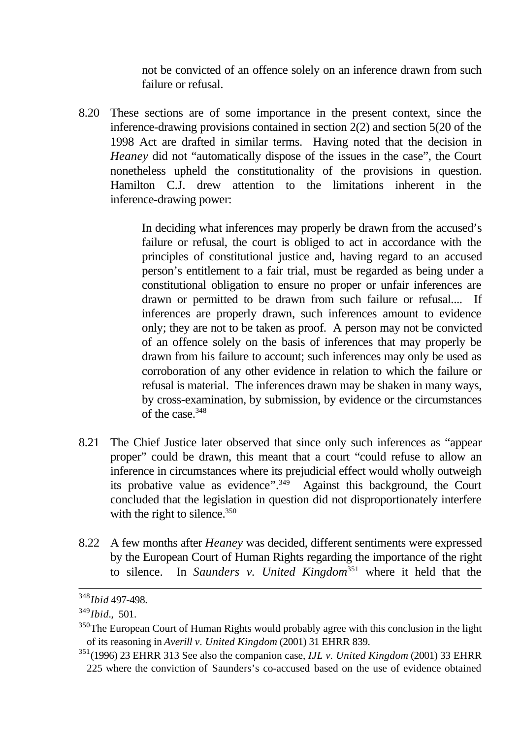not be convicted of an offence solely on an inference drawn from such failure or refusal.

8.20 These sections are of some importance in the present context, since the inference-drawing provisions contained in section 2(2) and section 5(20 of the 1998 Act are drafted in similar terms. Having noted that the decision in *Heaney* did not "automatically dispose of the issues in the case", the Court nonetheless upheld the constitutionality of the provisions in question. Hamilton C.J. drew attention to the limitations inherent in the inference-drawing power:

> In deciding what inferences may properly be drawn from the accused's failure or refusal, the court is obliged to act in accordance with the principles of constitutional justice and, having regard to an accused person's entitlement to a fair trial, must be regarded as being under a constitutional obligation to ensure no proper or unfair inferences are drawn or permitted to be drawn from such failure or refusal.... If inferences are properly drawn, such inferences amount to evidence only; they are not to be taken as proof. A person may not be convicted of an offence solely on the basis of inferences that may properly be drawn from his failure to account; such inferences may only be used as corroboration of any other evidence in relation to which the failure or refusal is material. The inferences drawn may be shaken in many ways, by cross-examination, by submission, by evidence or the circumstances of the case.[348]

8.21 The Chief Justice later observed that since only such inferences as "appear proper" could be drawn, this meant that a court "could refuse to allow an inference in circumstances where its prejudicial effect would wholly outweigh its probative value as evidence".[349] Against this background, the Court concluded that the legislation in question did not disproportionately interfere with the right to silence.[350]

8.22 A few months after *Heaney* was decided, different sentiments were expressed by the European Court of Human Rights regarding the importance of the right to silence. In *Saunders v. United Kingdom*[351] where it held that the

---

[348] *Ibid* 497-498.

[349] *Ibid*., 501.

[350] The European Court of Human Rights would probably agree with this conclusion in the light of its reasoning in *Averill v. United Kingdom* (2001) 31 EHRR 839.

[351] (1996) 23 EHRR 313 See also the companion case, *IJL v. United Kingdom* (2001) 33 EHRR 225 where the conviction of Saunders's co-accused based on the use of evidence obtained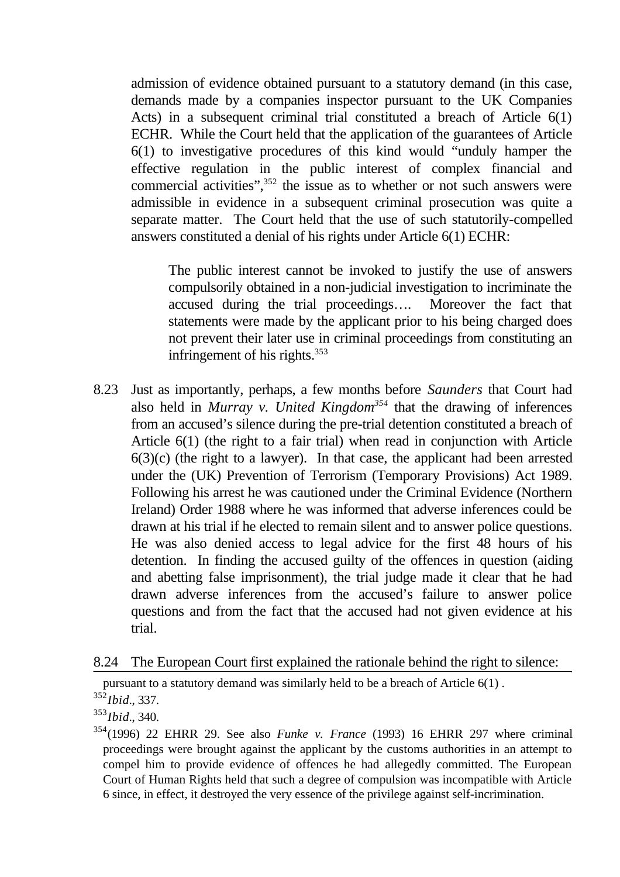admission of evidence obtained pursuant to a statutory demand (in this case, demands made by a companies inspector pursuant to the UK Companies Acts) in a subsequent criminal trial constituted a breach of Article 6(1) ECHR. While the Court held that the application of the guarantees of Article 6(1) to investigative procedures of this kind would "unduly hamper the effective regulation in the public interest of complex financial and commercial activities",[352] the issue as to whether or not such answers were admissible in evidence in a subsequent criminal prosecution was quite a separate matter. The Court held that the use of such statutorily-compelled answers constituted a denial of his rights under Article 6(1) ECHR:

> The public interest cannot be invoked to justify the use of answers compulsorily obtained in a non-judicial investigation to incriminate the accused during the trial proceedings…. Moreover the fact that statements were made by the applicant prior to his being charged does not prevent their later use in criminal proceedings from constituting an infringement of his rights.[353]

8.23 Just as importantly, perhaps, a few months before *Saunders* that Court had also held in *Murray v. United Kingdom*[354] that the drawing of inferences from an accused's silence during the pre-trial detention constituted a breach of Article 6(1) (the right to a fair trial) when read in conjunction with Article 6(3)(c) (the right to a lawyer). In that case, the applicant had been arrested under the (UK) Prevention of Terrorism (Temporary Provisions) Act 1989. Following his arrest he was cautioned under the Criminal Evidence (Northern Ireland) Order 1988 where he was informed that adverse inferences could be drawn at his trial if he elected to remain silent and to answer police questions. He was also denied access to legal advice for the first 48 hours of his detention. In finding the accused guilty of the offences in question (aiding and abetting false imprisonment), the trial judge made it clear that he had drawn adverse inferences from the accused's failure to answer police questions and from the fact that the accused had not given evidence at his trial.

8.24 The European Court first explained the rationale behind the right to silence:

---

pursuant to a statutory demand was similarly held to be a breach of Article 6(1) .

[352] *Ibid*., 337.

[353] *Ibid*., 340.

[354] (1996) 22 EHRR 29. See also *Funke v. France* (1993) 16 EHRR 297 where criminal proceedings were brought against the applicant by the customs authorities in an attempt to compel him to provide evidence of offences he had allegedly committed. The European Court of Human Rights held that such a degree of compulsion was incompatible with Article 6 since, in effect, it destroyed the very essence of the privilege against self-incrimination.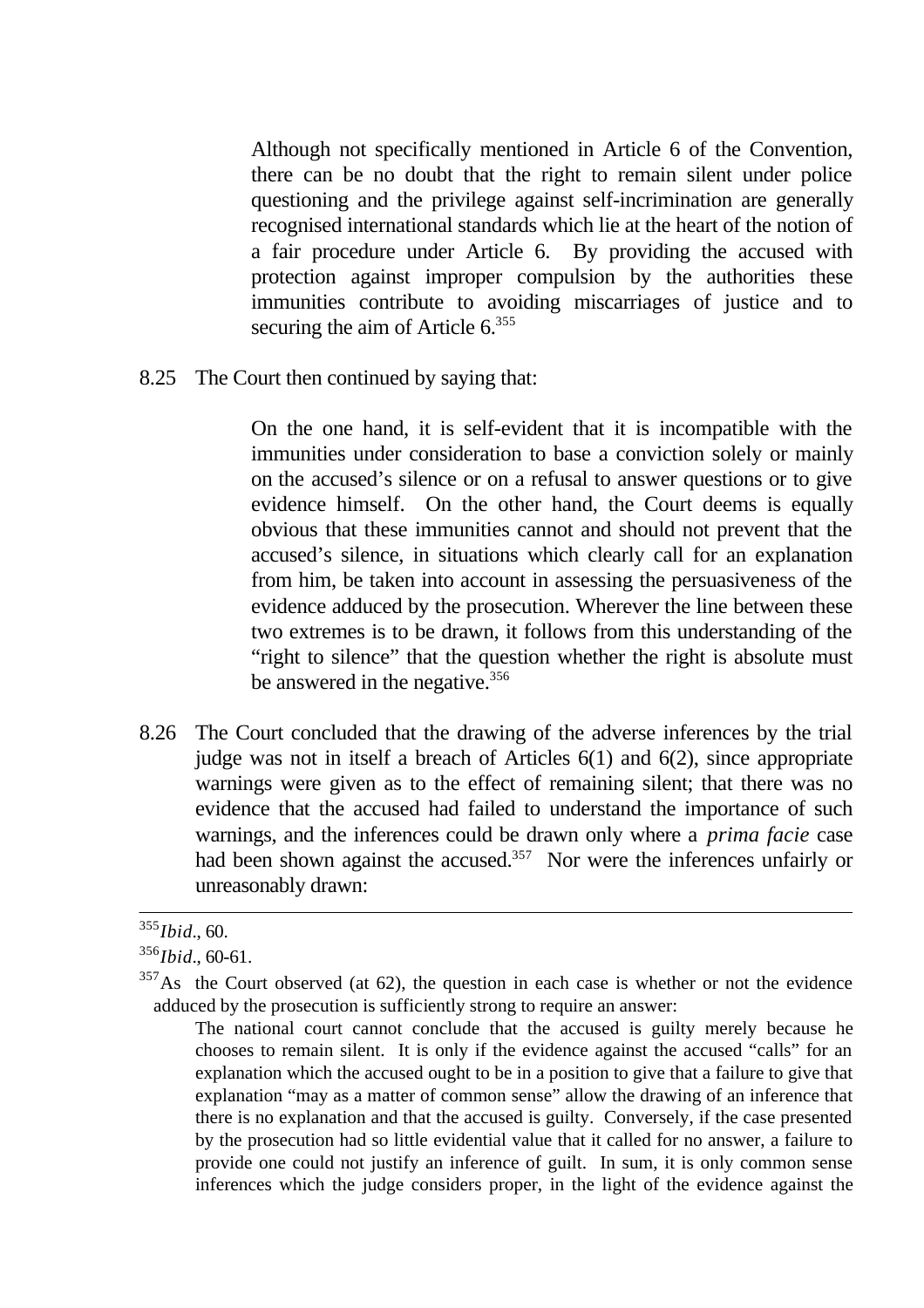> Although not specifically mentioned in Article 6 of the Convention, there can be no doubt that the right to remain silent under police questioning and the privilege against self-incrimination are generally recognised international standards which lie at the heart of the notion of a fair procedure under Article 6. By providing the accused with protection against improper compulsion by the authorities these immunities contribute to avoiding miscarriages of justice and to securing the aim of Article 6.[355]

8.25 The Court then continued by saying that:

> On the one hand, it is self-evident that it is incompatible with the immunities under consideration to base a conviction solely or mainly on the accused's silence or on a refusal to answer questions or to give evidence himself. On the other hand, the Court deems is equally obvious that these immunities cannot and should not prevent that the accused's silence, in situations which clearly call for an explanation from him, be taken into account in assessing the persuasiveness of the evidence adduced by the prosecution. Wherever the line between these two extremes is to be drawn, it follows from this understanding of the "right to silence" that the question whether the right is absolute must be answered in the negative.[356]

8.26 The Court concluded that the drawing of the adverse inferences by the trial judge was not in itself a breach of Articles 6(1) and 6(2), since appropriate warnings were given as to the effect of remaining silent; that there was no evidence that the accused had failed to understand the importance of such warnings, and the inferences could be drawn only where a *prima facie* case had been shown against the accused.[357] Nor were the inferences unfairly or unreasonably drawn:

---

[355] *Ibid*., 60.

[356] *Ibid*., 60-61.

[357] As the Court observed (at 62), the question in each case is whether or not the evidence adduced by the prosecution is sufficiently strong to require an answer:

> The national court cannot conclude that the accused is guilty merely because he chooses to remain silent. It is only if the evidence against the accused "calls" for an explanation which the accused ought to be in a position to give that a failure to give that explanation "may as a matter of common sense" allow the drawing of an inference that there is no explanation and that the accused is guilty. Conversely, if the case presented by the prosecution had so little evidential value that it called for no answer, a failure to provide one could not justify an inference of guilt. In sum, it is only common sense inferences which the judge considers proper, in the light of the evidence against the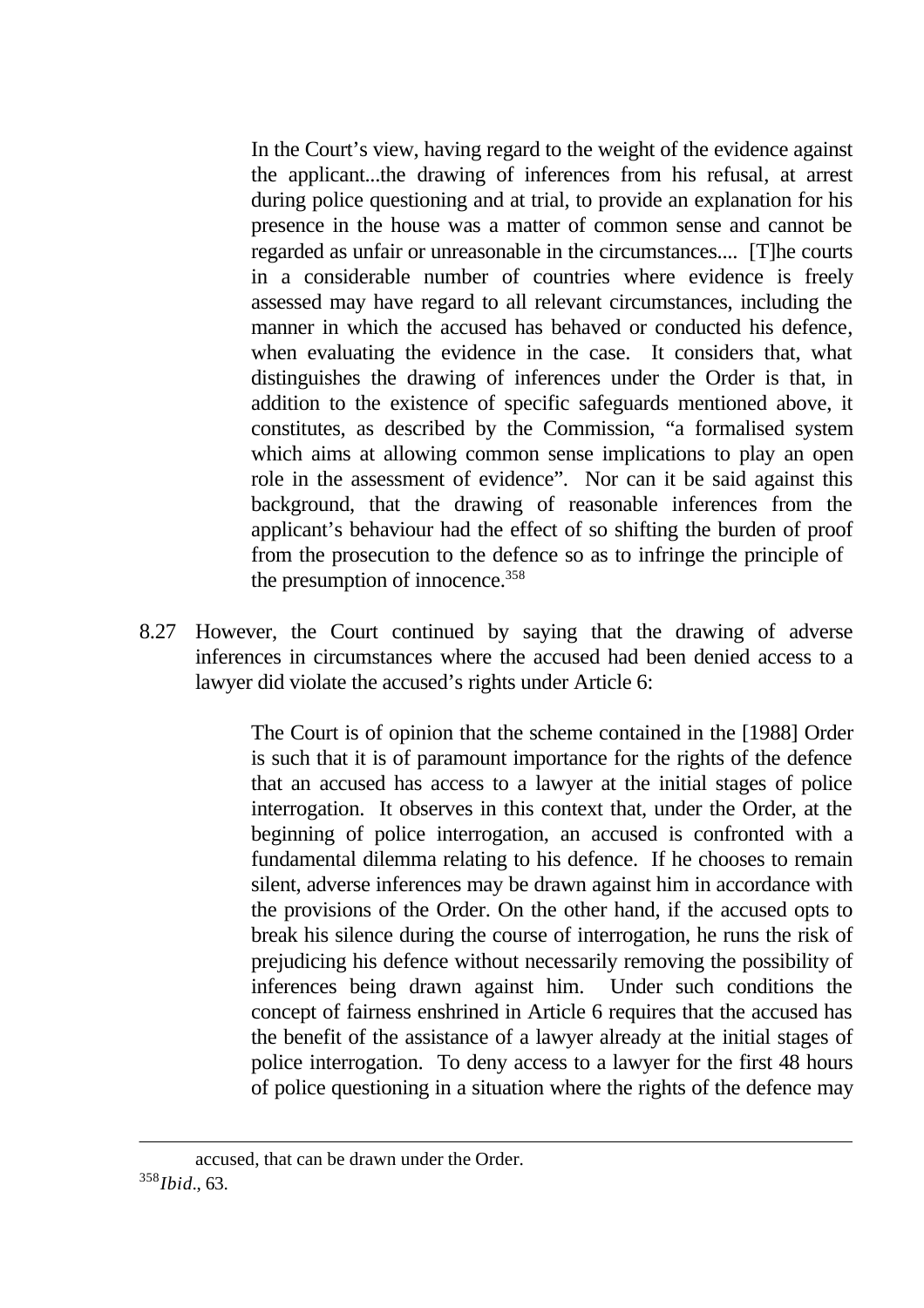> In the Court's view, having regard to the weight of the evidence against the applicant...the drawing of inferences from his refusal, at arrest during police questioning and at trial, to provide an explanation for his presence in the house was a matter of common sense and cannot be regarded as unfair or unreasonable in the circumstances.... [T]he courts in a considerable number of countries where evidence is freely assessed may have regard to all relevant circumstances, including the manner in which the accused has behaved or conducted his defence, when evaluating the evidence in the case. It considers that, what distinguishes the drawing of inferences under the Order is that, in addition to the existence of specific safeguards mentioned above, it constitutes, as described by the Commission, "a formalised system which aims at allowing common sense implications to play an open role in the assessment of evidence". Nor can it be said against this background, that the drawing of reasonable inferences from the applicant's behaviour had the effect of so shifting the burden of proof from the prosecution to the defence so as to infringe the principle of the presumption of innocence.[358]

8.27 However, the Court continued by saying that the drawing of adverse inferences in circumstances where the accused had been denied access to a lawyer did violate the accused's rights under Article 6:

> The Court is of opinion that the scheme contained in the [1988] Order is such that it is of paramount importance for the rights of the defence that an accused has access to a lawyer at the initial stages of police interrogation. It observes in this context that, under the Order, at the beginning of police interrogation, an accused is confronted with a fundamental dilemma relating to his defence. If he chooses to remain silent, adverse inferences may be drawn against him in accordance with the provisions of the Order. On the other hand, if the accused opts to break his silence during the course of interrogation, he runs the risk of prejudicing his defence without necessarily removing the possibility of inferences being drawn against him. Under such conditions the concept of fairness enshrined in Article 6 requires that the accused has the benefit of the assistance of a lawyer already at the initial stages of police interrogation. To deny access to a lawyer for the first 48 hours of police questioning in a situation where the rights of the defence may

---

accused, that can be drawn under the Order.

[358] *Ibid*., 63.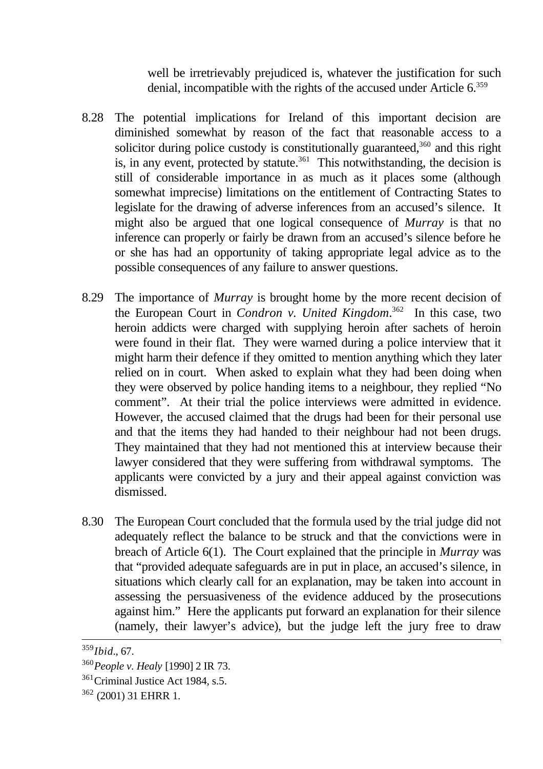well be irretrievably prejudiced is, whatever the justification for such denial, incompatible with the rights of the accused under Article 6.[359]

8.28 The potential implications for Ireland of this important decision are diminished somewhat by reason of the fact that reasonable access to a solicitor during police custody is constitutionally guaranteed,[360] and this right is, in any event, protected by statute.[361] This notwithstanding, the decision is still of considerable importance in as much as it places some (although somewhat imprecise) limitations on the entitlement of Contracting States to legislate for the drawing of adverse inferences from an accused's silence. It might also be argued that one logical consequence of *Murray* is that no inference can properly or fairly be drawn from an accused's silence before he or she has had an opportunity of taking appropriate legal advice as to the possible consequences of any failure to answer questions.

8.29 The importance of *Murray* is brought home by the more recent decision of the European Court in *Condron v. United Kingdom*.[362] In this case, two heroin addicts were charged with supplying heroin after sachets of heroin were found in their flat. They were warned during a police interview that it might harm their defence if they omitted to mention anything which they later relied on in court. When asked to explain what they had been doing when they were observed by police handing items to a neighbour, they replied "No comment". At their trial the police interviews were admitted in evidence. However, the accused claimed that the drugs had been for their personal use and that the items they had handed to their neighbour had not been drugs. They maintained that they had not mentioned this at interview because their lawyer considered that they were suffering from withdrawal symptoms. The applicants were convicted by a jury and their appeal against conviction was dismissed.

8.30 The European Court concluded that the formula used by the trial judge did not adequately reflect the balance to be struck and that the convictions were in breach of Article 6(1). The Court explained that the principle in *Murray* was that "provided adequate safeguards are in put in place, an accused's silence, in situations which clearly call for an explanation, may be taken into account in assessing the persuasiveness of the evidence adduced by the prosecutions against him." Here the applicants put forward an explanation for their silence (namely, their lawyer's advice), but the judge left the jury free to draw

---

[359] *Ibid*., 67.

[360] *People v. Healy* [1990] 2 IR 73.

[361] Criminal Justice Act 1984, s.5.

[362] (2001) 31 EHRR 1.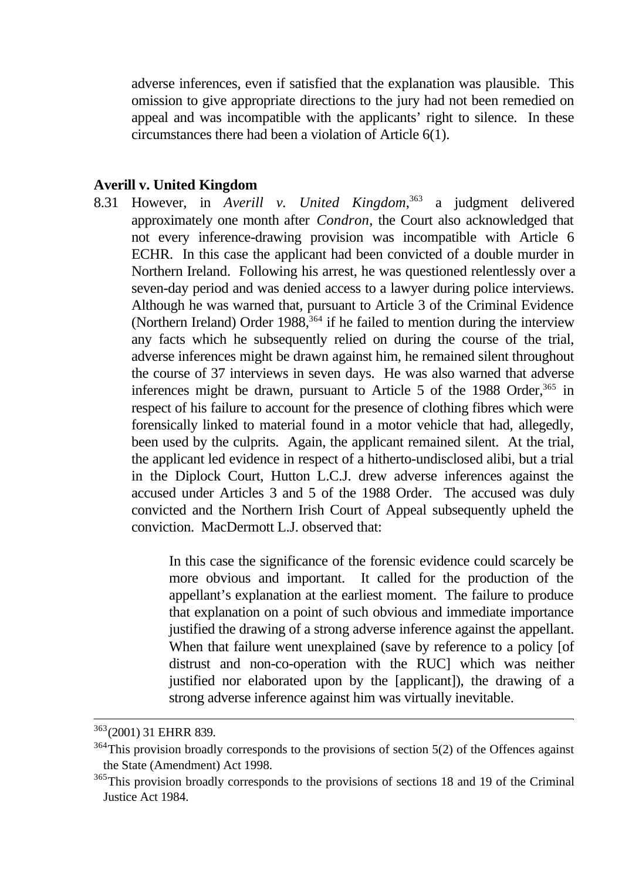adverse inferences, even if satisfied that the explanation was plausible. This omission to give appropriate directions to the jury had not been remedied on appeal and was incompatible with the applicants' right to silence. In these circumstances there had been a violation of Article 6(1).

**Averill v. United Kingdom**

8.31 However, in *Averill v. United Kingdom*,[363] a judgment delivered approximately one month after *Condron*, the Court also acknowledged that not every inference-drawing provision was incompatible with Article 6 ECHR. In this case the applicant had been convicted of a double murder in Northern Ireland. Following his arrest, he was questioned relentlessly over a seven-day period and was denied access to a lawyer during police interviews. Although he was warned that, pursuant to Article 3 of the Criminal Evidence (Northern Ireland) Order 1988,[364] if he failed to mention during the interview any facts which he subsequently relied on during the course of the trial, adverse inferences might be drawn against him, he remained silent throughout the course of 37 interviews in seven days. He was also warned that adverse inferences might be drawn, pursuant to Article 5 of the 1988 Order,[365] in respect of his failure to account for the presence of clothing fibres which were forensically linked to material found in a motor vehicle that had, allegedly, been used by the culprits. Again, the applicant remained silent. At the trial, the applicant led evidence in respect of a hitherto-undisclosed alibi, but a trial in the Diplock Court, Hutton L.C.J. drew adverse inferences against the accused under Articles 3 and 5 of the 1988 Order. The accused was duly convicted and the Northern Irish Court of Appeal subsequently upheld the conviction. MacDermott L.J. observed that:

> In this case the significance of the forensic evidence could scarcely be more obvious and important. It called for the production of the appellant's explanation at the earliest moment. The failure to produce that explanation on a point of such obvious and immediate importance justified the drawing of a strong adverse inference against the appellant. When that failure went unexplained (save by reference to a policy [of distrust and non-co-operation with the RUC] which was neither justified nor elaborated upon by the [applicant]), the drawing of a strong adverse inference against him was virtually inevitable.

---

[363] (2001) 31 EHRR 839.

[364] This provision broadly corresponds to the provisions of section 5(2) of the Offences against the State (Amendment) Act 1998.

[365] This provision broadly corresponds to the provisions of sections 18 and 19 of the Criminal Justice Act 1984.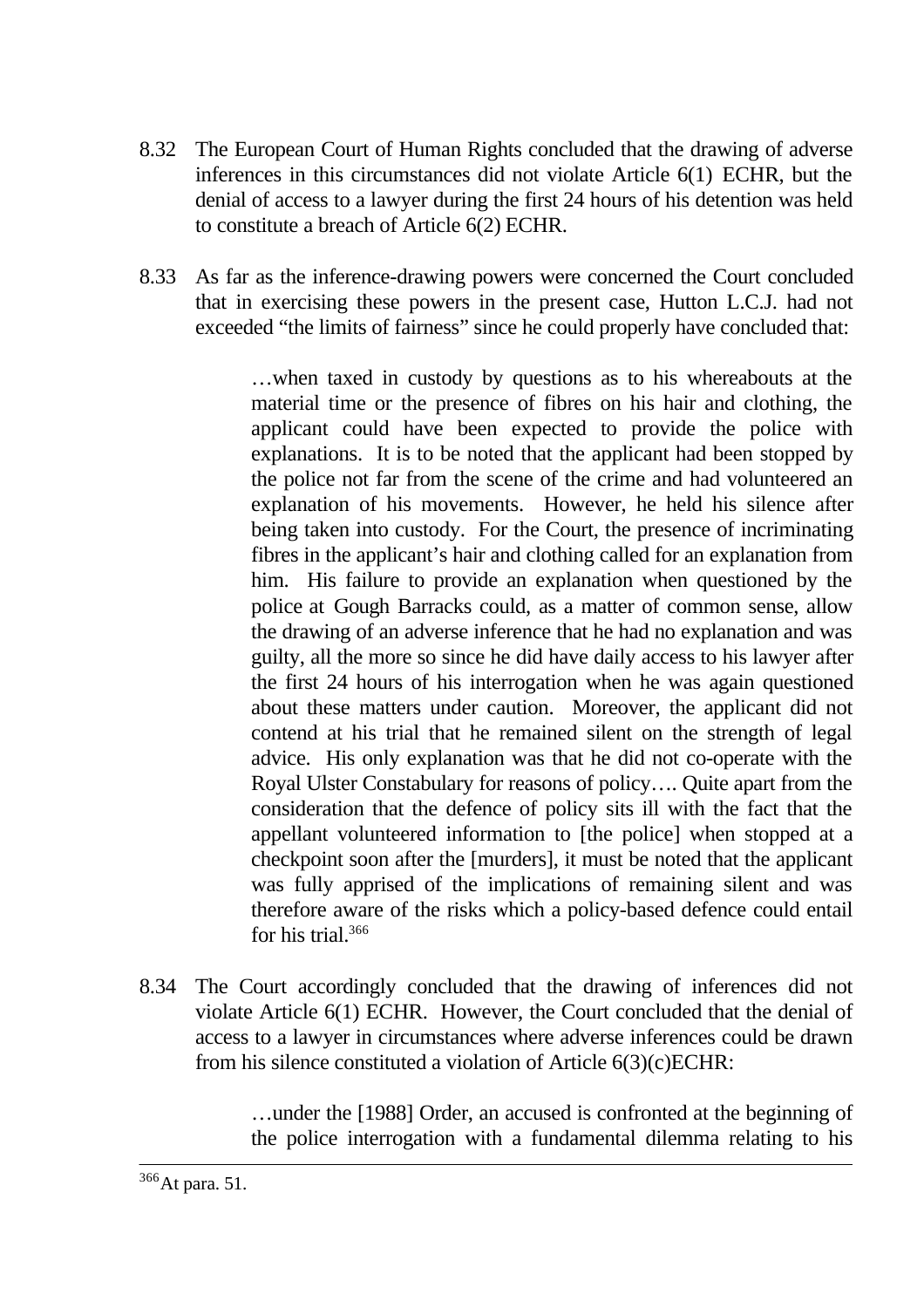8.32 The European Court of Human Rights concluded that the drawing of adverse inferences in this circumstances did not violate Article 6(1) ECHR, but the denial of access to a lawyer during the first 24 hours of his detention was held to constitute a breach of Article 6(2) ECHR.

8.33 As far as the inference-drawing powers were concerned the Court concluded that in exercising these powers in the present case, Hutton L.C.J. had not exceeded "the limits of fairness" since he could properly have concluded that:

> …when taxed in custody by questions as to his whereabouts at the material time or the presence of fibres on his hair and clothing, the applicant could have been expected to provide the police with explanations. It is to be noted that the applicant had been stopped by the police not far from the scene of the crime and had volunteered an explanation of his movements. However, he held his silence after being taken into custody. For the Court, the presence of incriminating fibres in the applicant's hair and clothing called for an explanation from him. His failure to provide an explanation when questioned by the police at Gough Barracks could, as a matter of common sense, allow the drawing of an adverse inference that he had no explanation and was guilty, all the more so since he did have daily access to his lawyer after the first 24 hours of his interrogation when he was again questioned about these matters under caution. Moreover, the applicant did not contend at his trial that he remained silent on the strength of legal advice. His only explanation was that he did not co-operate with the Royal Ulster Constabulary for reasons of policy…. Quite apart from the consideration that the defence of policy sits ill with the fact that the appellant volunteered information to [the police] when stopped at a checkpoint soon after the [murders], it must be noted that the applicant was fully apprised of the implications of remaining silent and was therefore aware of the risks which a policy-based defence could entail for his trial.[366]

8.34 The Court accordingly concluded that the drawing of inferences did not violate Article 6(1) ECHR. However, the Court concluded that the denial of access to a lawyer in circumstances where adverse inferences could be drawn from his silence constituted a violation of Article 6(3)(c)ECHR:

> …under the [1988] Order, an accused is confronted at the beginning of the police interrogation with a fundamental dilemma relating to his

---

[366] At para. 51.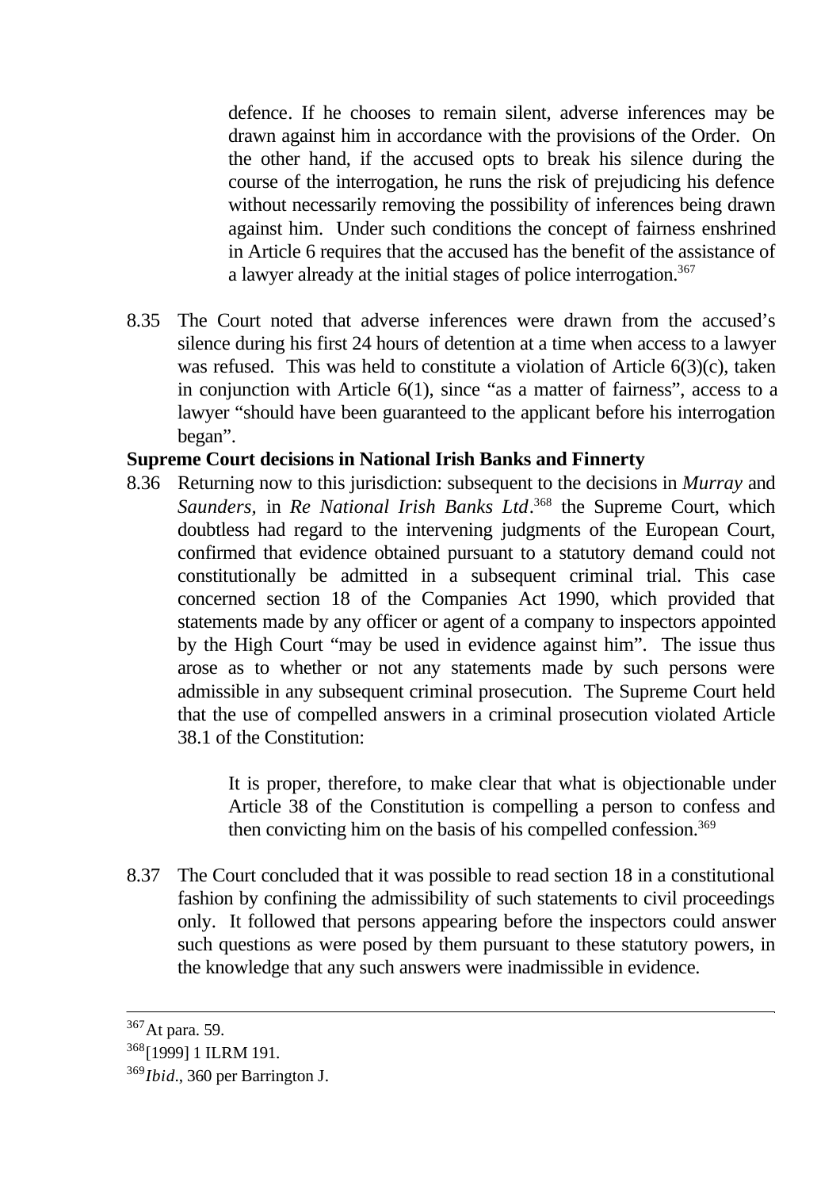> defence. If he chooses to remain silent, adverse inferences may be drawn against him in accordance with the provisions of the Order. On the other hand, if the accused opts to break his silence during the course of the interrogation, he runs the risk of prejudicing his defence without necessarily removing the possibility of inferences being drawn against him. Under such conditions the concept of fairness enshrined in Article 6 requires that the accused has the benefit of the assistance of a lawyer already at the initial stages of police interrogation.[367]

8.35 The Court noted that adverse inferences were drawn from the accused's silence during his first 24 hours of detention at a time when access to a lawyer was refused. This was held to constitute a violation of Article 6(3)(c), taken in conjunction with Article 6(1), since "as a matter of fairness", access to a lawyer "should have been guaranteed to the applicant before his interrogation began".

**Supreme Court decisions in National Irish Banks and Finnerty**

8.36 Returning now to this jurisdiction: subsequent to the decisions in *Murray* and *Saunders*, in *Re National Irish Banks Ltd*.[368] the Supreme Court, which doubtless had regard to the intervening judgments of the European Court, confirmed that evidence obtained pursuant to a statutory demand could not constitutionally be admitted in a subsequent criminal trial. This case concerned section 18 of the Companies Act 1990, which provided that statements made by any officer or agent of a company to inspectors appointed by the High Court "may be used in evidence against him". The issue thus arose as to whether or not any statements made by such persons were admissible in any subsequent criminal prosecution. The Supreme Court held that the use of compelled answers in a criminal prosecution violated Article 38.1 of the Constitution:

> It is proper, therefore, to make clear that what is objectionable under Article 38 of the Constitution is compelling a person to confess and then convicting him on the basis of his compelled confession.[369]

8.37 The Court concluded that it was possible to read section 18 in a constitutional fashion by confining the admissibility of such statements to civil proceedings only. It followed that persons appearing before the inspectors could answer such questions as were posed by them pursuant to these statutory powers, in the knowledge that any such answers were inadmissible in evidence.

---

[367] At para. 59.

[368] [1999] 1 ILRM 191.

[369] *Ibid*., 360 per Barrington J.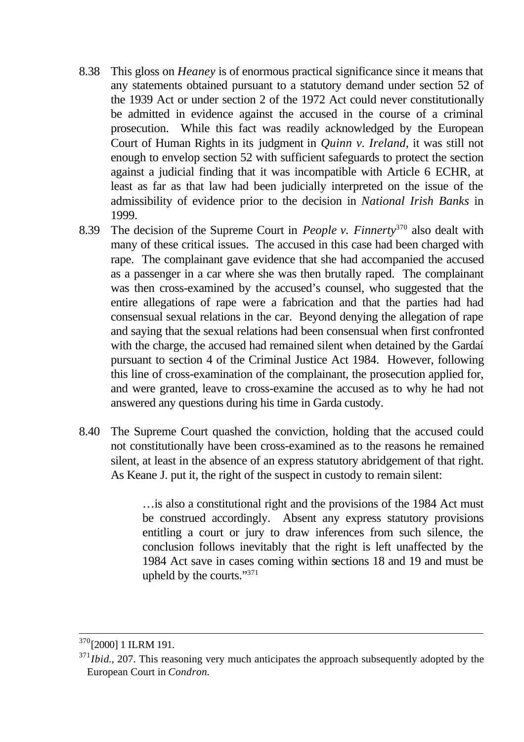8.38 This gloss on *Heaney* is of enormous practical significance since it means that any statements obtained pursuant to a statutory demand under section 52 of the 1939 Act or under section 2 of the 1972 Act could never constitutionally be admitted in evidence against the accused in the course of a criminal prosecution. While this fact was readily acknowledged by the European Court of Human Rights in its judgment in *Quinn v. Ireland*, it was still not enough to envelop section 52 with sufficient safeguards to protect the section against a judicial finding that it was incompatible with Article 6 ECHR, at least as far as that law had been judicially interpreted on the issue of the admissibility of evidence prior to the decision in *National Irish Banks* in 1999.

8.39 The decision of the Supreme Court in *People v. Finnerty*[370] also dealt with many of these critical issues. The accused in this case had been charged with rape. The complainant gave evidence that she had accompanied the accused as a passenger in a car where she was then brutally raped. The complainant was then cross-examined by the accused's counsel, who suggested that the entire allegations of rape were a fabrication and that the parties had had consensual sexual relations in the car. Beyond denying the allegation of rape and saying that the sexual relations had been consensual when first confronted with the charge, the accused had remained silent when detained by the Gardaí pursuant to section 4 of the Criminal Justice Act 1984. However, following this line of cross-examination of the complainant, the prosecution applied for, and were granted, leave to cross-examine the accused as to why he had not answered any questions during his time in Garda custody.

8.40 The Supreme Court quashed the conviction, holding that the accused could not constitutionally have been cross-examined as to the reasons he remained silent, at least in the absence of an express statutory abridgement of that right. As Keane J. put it, the right of the suspect in custody to remain silent:

> …is also a constitutional right and the provisions of the 1984 Act must be construed accordingly. Absent any express statutory provisions entitling a court or jury to draw inferences from such silence, the conclusion follows inevitably that the right is left unaffected by the 1984 Act save in cases coming within sections 18 and 19 and must be upheld by the courts."[371]

---

[370] [2000] 1 ILRM 191.

[371] *Ibid.*, 207. This reasoning very much anticipates the approach subsequently adopted by the European Court in *Condron*.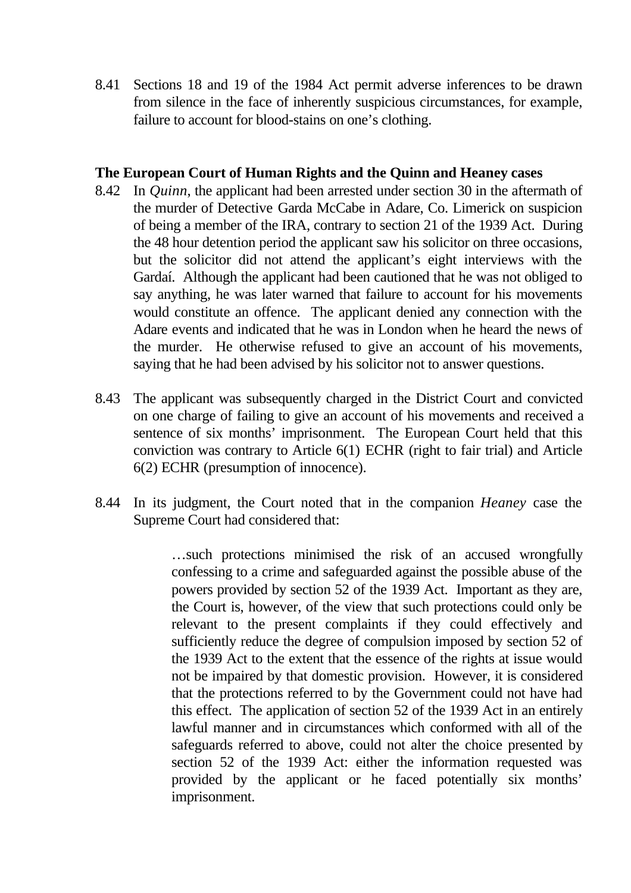8.41 Sections 18 and 19 of the 1984 Act permit adverse inferences to be drawn from silence in the face of inherently suspicious circumstances, for example, failure to account for blood-stains on one's clothing.

**The European Court of Human Rights and the Quinn and Heaney cases**

8.42 In *Quinn*, the applicant had been arrested under section 30 in the aftermath of the murder of Detective Garda McCabe in Adare, Co. Limerick on suspicion of being a member of the IRA, contrary to section 21 of the 1939 Act. During the 48 hour detention period the applicant saw his solicitor on three occasions, but the solicitor did not attend the applicant's eight interviews with the Gardaí. Although the applicant had been cautioned that he was not obliged to say anything, he was later warned that failure to account for his movements would constitute an offence. The applicant denied any connection with the Adare events and indicated that he was in London when he heard the news of the murder. He otherwise refused to give an account of his movements, saying that he had been advised by his solicitor not to answer questions.

8.43 The applicant was subsequently charged in the District Court and convicted on one charge of failing to give an account of his movements and received a sentence of six months' imprisonment. The European Court held that this conviction was contrary to Article 6(1) ECHR (right to fair trial) and Article 6(2) ECHR (presumption of innocence).

8.44 In its judgment, the Court noted that in the companion *Heaney* case the Supreme Court had considered that:

> …such protections minimised the risk of an accused wrongfully confessing to a crime and safeguarded against the possible abuse of the powers provided by section 52 of the 1939 Act. Important as they are, the Court is, however, of the view that such protections could only be relevant to the present complaints if they could effectively and sufficiently reduce the degree of compulsion imposed by section 52 of the 1939 Act to the extent that the essence of the rights at issue would not be impaired by that domestic provision. However, it is considered that the protections referred to by the Government could not have had this effect. The application of section 52 of the 1939 Act in an entirely lawful manner and in circumstances which conformed with all of the safeguards referred to above, could not alter the choice presented by section 52 of the 1939 Act: either the information requested was provided by the applicant or he faced potentially six months' imprisonment.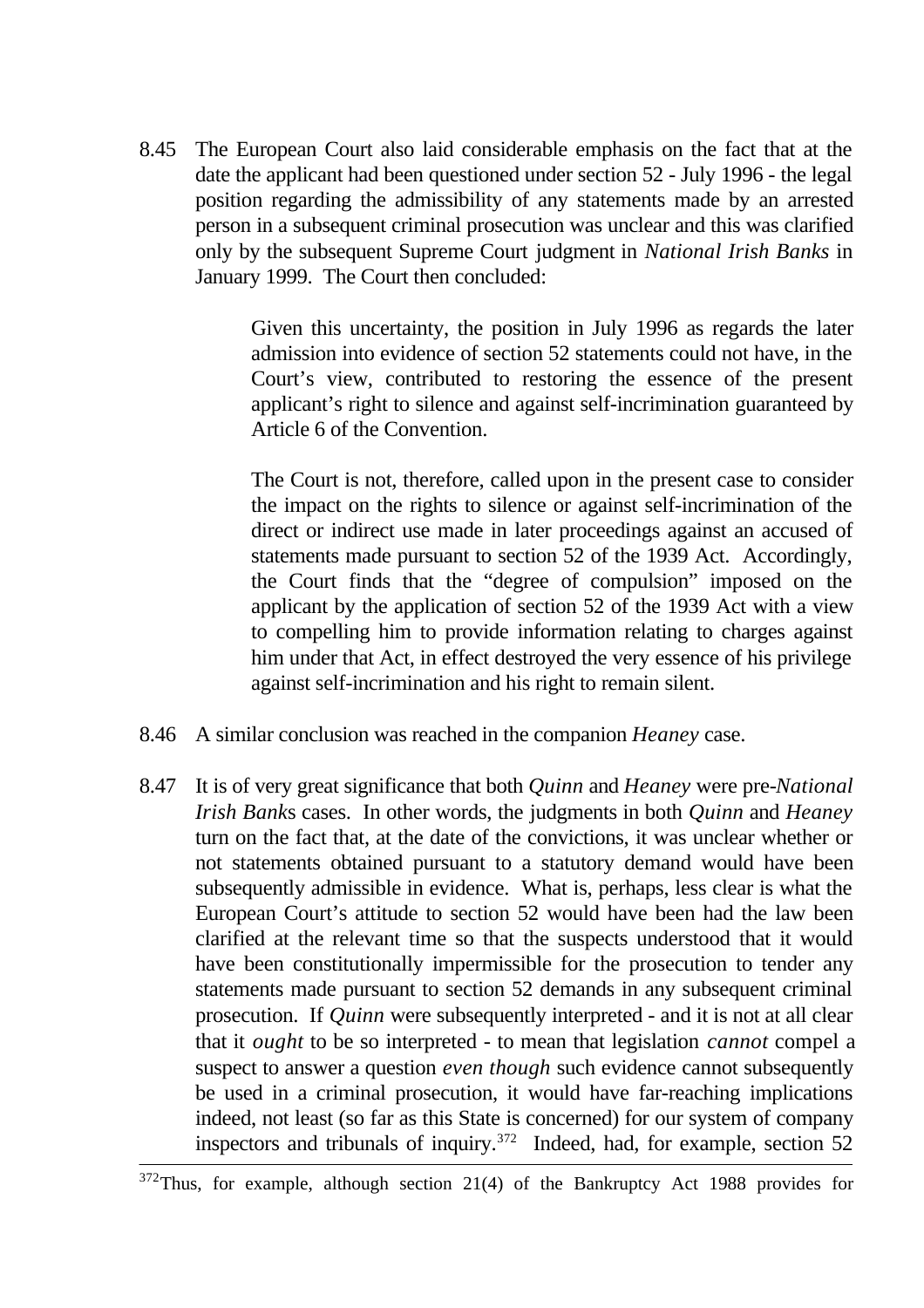8.45 The European Court also laid considerable emphasis on the fact that at the date the applicant had been questioned under section 52 - July 1996 - the legal position regarding the admissibility of any statements made by an arrested person in a subsequent criminal prosecution was unclear and this was clarified only by the subsequent Supreme Court judgment in *National Irish Banks* in January 1999. The Court then concluded:

> Given this uncertainty, the position in July 1996 as regards the later admission into evidence of section 52 statements could not have, in the Court's view, contributed to restoring the essence of the present applicant's right to silence and against self-incrimination guaranteed by Article 6 of the Convention.
>
> The Court is not, therefore, called upon in the present case to consider the impact on the rights to silence or against self-incrimination of the direct or indirect use made in later proceedings against an accused of statements made pursuant to section 52 of the 1939 Act. Accordingly, the Court finds that the "degree of compulsion" imposed on the applicant by the application of section 52 of the 1939 Act with a view to compelling him to provide information relating to charges against him under that Act, in effect destroyed the very essence of his privilege against self-incrimination and his right to remain silent.

8.46 A similar conclusion was reached in the companion *Heaney* case.

8.47 It is of very great significance that both *Quinn* and *Heaney* were pre-*National Irish Banks* cases. In other words, the judgments in both *Quinn* and *Heaney* turn on the fact that, at the date of the convictions, it was unclear whether or not statements obtained pursuant to a statutory demand would have been subsequently admissible in evidence. What is, perhaps, less clear is what the European Court's attitude to section 52 would have been had the law been clarified at the relevant time so that the suspects understood that it would have been constitutionally impermissible for the prosecution to tender any statements made pursuant to section 52 demands in any subsequent criminal prosecution. If *Quinn* were subsequently interpreted - and it is not at all clear that it *ought* to be so interpreted - to mean that legislation *cannot* compel a suspect to answer a question *even though* such evidence cannot subsequently be used in a criminal prosecution, it would have far-reaching implications indeed, not least (so far as this State is concerned) for our system of company inspectors and tribunals of inquiry.[372] Indeed, had, for example, section 52

---

[372]Thus, for example, although section 21(4) of the Bankruptcy Act 1988 provides for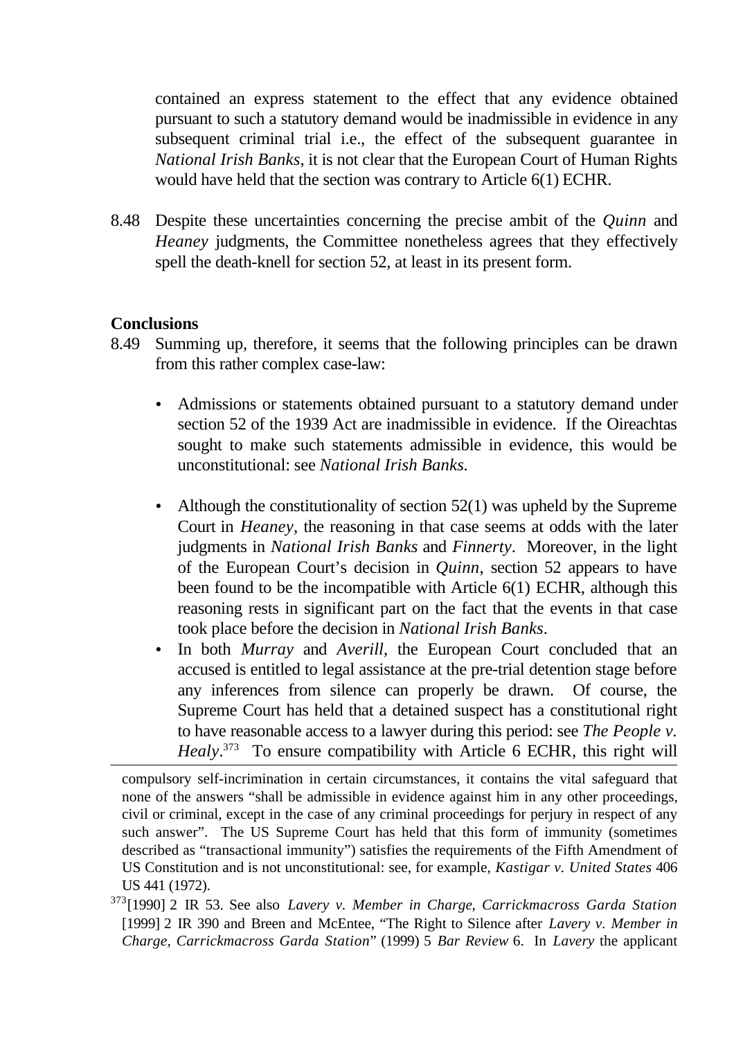contained an express statement to the effect that any evidence obtained pursuant to such a statutory demand would be inadmissible in evidence in any subsequent criminal trial i.e., the effect of the subsequent guarantee in *National Irish Banks*, it is not clear that the European Court of Human Rights would have held that the section was contrary to Article 6(1) ECHR.

8.48 Despite these uncertainties concerning the precise ambit of the *Quinn* and *Heaney* judgments, the Committee nonetheless agrees that they effectively spell the death-knell for section 52, at least in its present form.

**Conclusions**

8.49 Summing up, therefore, it seems that the following principles can be drawn from this rather complex case-law:

- Admissions or statements obtained pursuant to a statutory demand under section 52 of the 1939 Act are inadmissible in evidence. If the Oireachtas sought to make such statements admissible in evidence, this would be unconstitutional: see *National Irish Banks.*

- Although the constitutionality of section 52(1) was upheld by the Supreme Court in *Heaney*, the reasoning in that case seems at odds with the later judgments in *National Irish Banks* and *Finnerty*. Moreover, in the light of the European Court's decision in *Quinn*, section 52 appears to have been found to be the incompatible with Article 6(1) ECHR, although this reasoning rests in significant part on the fact that the events in that case took place before the decision in *National Irish Banks*.
- In both *Murray* and *Averill*, the European Court concluded that an accused is entitled to legal assistance at the pre-trial detention stage before any inferences from silence can properly be drawn. Of course, the Supreme Court has held that a detained suspect has a constitutional right to have reasonable access to a lawyer during this period: see *The People v. Healy*.[373] To ensure compatibility with Article 6 ECHR, this right will

---

compulsory self-incrimination in certain circumstances, it contains the vital safeguard that none of the answers "shall be admissible in evidence against him in any other proceedings, civil or criminal, except in the case of any criminal proceedings for perjury in respect of any such answer". The US Supreme Court has held that this form of immunity (sometimes described as "transactional immunity") satisfies the requirements of the Fifth Amendment of US Constitution and is not unconstitutional: see, for example, *Kastigar v. United States* 406 US 441 (1972).

[373] [1990] 2 IR 53. See also *Lavery v. Member in Charge, Carrickmacross Garda Station* [1999] 2 IR 390 and Breen and McEntee, "The Right to Silence after *Lavery v. Member in Charge, Carrickmacross Garda Station*" (1999) 5 *Bar Review* 6. In *Lavery* the applicant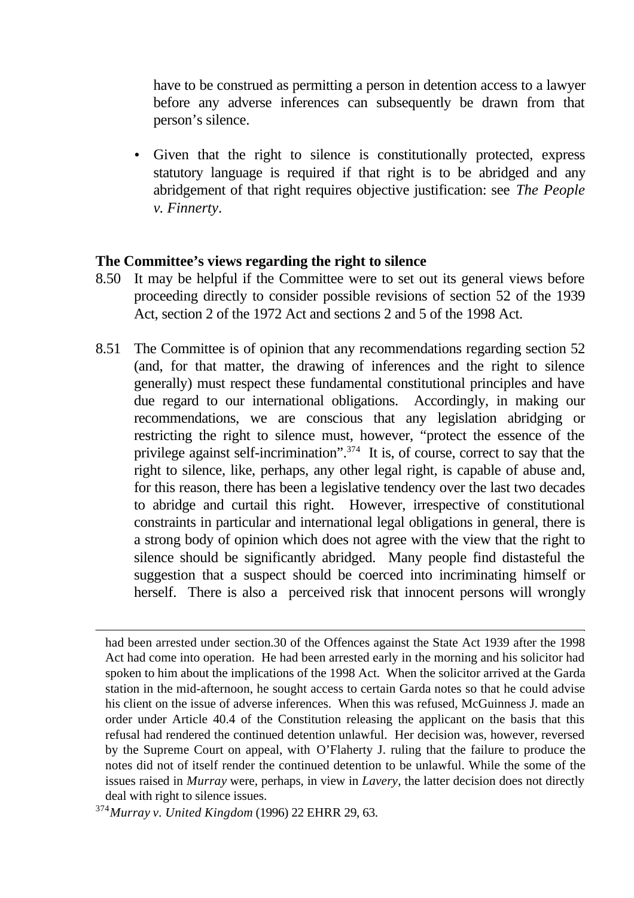have to be construed as permitting a person in detention access to a lawyer before any adverse inferences can subsequently be drawn from that person's silence.

- Given that the right to silence is constitutionally protected, express statutory language is required if that right is to be abridged and any abridgement of that right requires objective justification: see *The People v. Finnerty*.

**The Committee's views regarding the right to silence**

8.50 It may be helpful if the Committee were to set out its general views before proceeding directly to consider possible revisions of section 52 of the 1939 Act, section 2 of the 1972 Act and sections 2 and 5 of the 1998 Act.

8.51 The Committee is of opinion that any recommendations regarding section 52 (and, for that matter, the drawing of inferences and the right to silence generally) must respect these fundamental constitutional principles and have due regard to our international obligations. Accordingly, in making our recommendations, we are conscious that any legislation abridging or restricting the right to silence must, however, "protect the essence of the privilege against self-incrimination".[374] It is, of course, correct to say that the right to silence, like, perhaps, any other legal right, is capable of abuse and, for this reason, there has been a legislative tendency over the last two decades to abridge and curtail this right. However, irrespective of constitutional constraints in particular and international legal obligations in general, there is a strong body of opinion which does not agree with the view that the right to silence should be significantly abridged. Many people find distasteful the suggestion that a suspect should be coerced into incriminating himself or herself. There is also a perceived risk that innocent persons will wrongly

---

had been arrested under section.30 of the Offences against the State Act 1939 after the 1998 Act had come into operation. He had been arrested early in the morning and his solicitor had spoken to him about the implications of the 1998 Act. When the solicitor arrived at the Garda station in the mid-afternoon, he sought access to certain Garda notes so that he could advise his client on the issue of adverse inferences. When this was refused, McGuinness J. made an order under Article 40.4 of the Constitution releasing the applicant on the basis that this refusal had rendered the continued detention unlawful. Her decision was, however, reversed by the Supreme Court on appeal, with O'Flaherty J. ruling that the failure to produce the notes did not of itself render the continued detention to be unlawful. While the some of the issues raised in *Murray* were, perhaps, in view in *Lavery*, the latter decision does not directly deal with right to silence issues.

[374] *Murray v. United Kingdom* (1996) 22 EHRR 29, 63.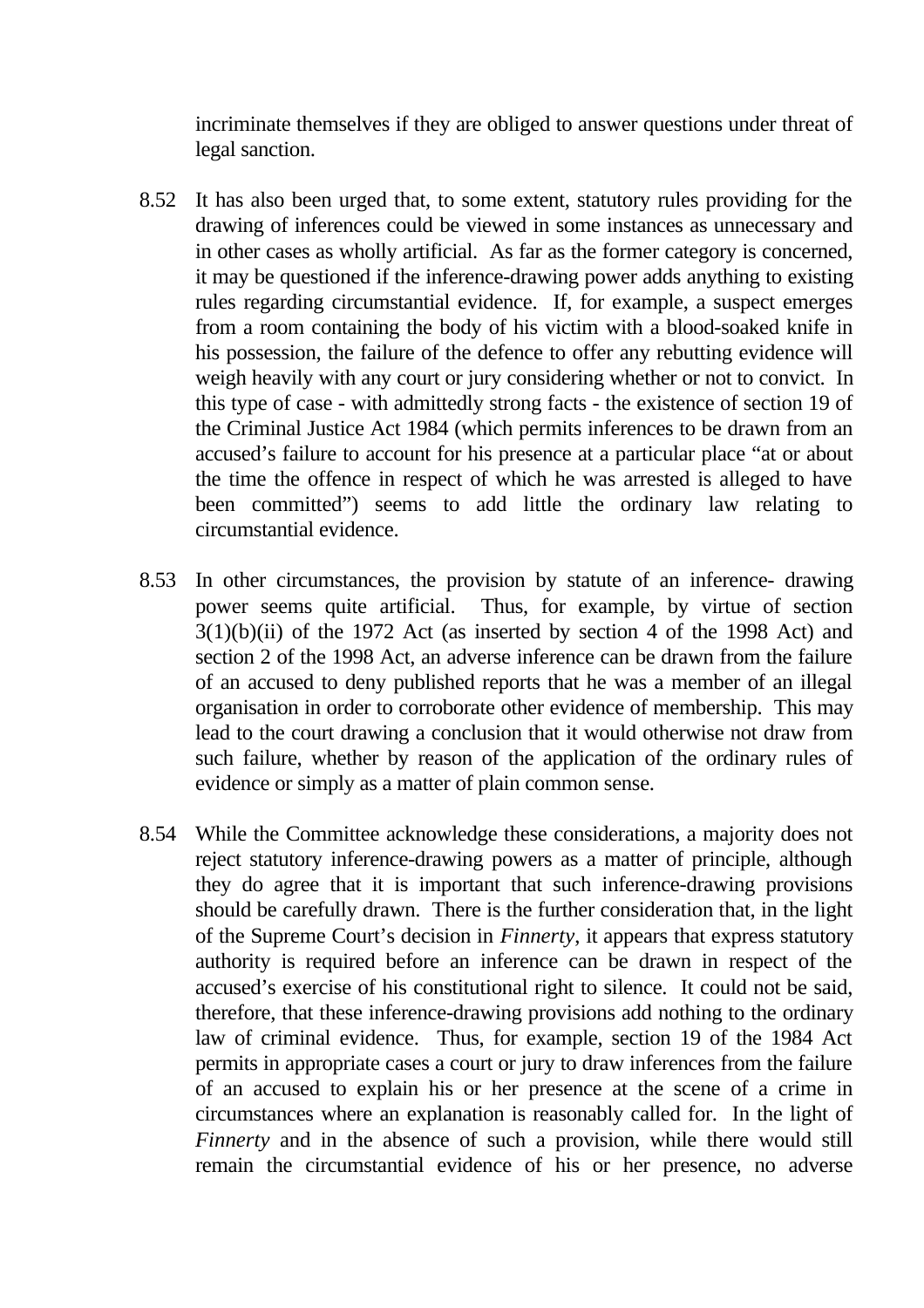incriminate themselves if they are obliged to answer questions under threat of legal sanction.

8.52 It has also been urged that, to some extent, statutory rules providing for the drawing of inferences could be viewed in some instances as unnecessary and in other cases as wholly artificial. As far as the former category is concerned, it may be questioned if the inference-drawing power adds anything to existing rules regarding circumstantial evidence. If, for example, a suspect emerges from a room containing the body of his victim with a blood-soaked knife in his possession, the failure of the defence to offer any rebutting evidence will weigh heavily with any court or jury considering whether or not to convict. In this type of case - with admittedly strong facts - the existence of section 19 of the Criminal Justice Act 1984 (which permits inferences to be drawn from an accused's failure to account for his presence at a particular place "at or about the time the offence in respect of which he was arrested is alleged to have been committed") seems to add little the ordinary law relating to circumstantial evidence.

8.53 In other circumstances, the provision by statute of an inference- drawing power seems quite artificial. Thus, for example, by virtue of section 3(1)(b)(ii) of the 1972 Act (as inserted by section 4 of the 1998 Act) and section 2 of the 1998 Act, an adverse inference can be drawn from the failure of an accused to deny published reports that he was a member of an illegal organisation in order to corroborate other evidence of membership. This may lead to the court drawing a conclusion that it would otherwise not draw from such failure, whether by reason of the application of the ordinary rules of evidence or simply as a matter of plain common sense.

8.54 While the Committee acknowledge these considerations, a majority does not reject statutory inference-drawing powers as a matter of principle, although they do agree that it is important that such inference-drawing provisions should be carefully drawn. There is the further consideration that, in the light of the Supreme Court's decision in *Finnerty*, it appears that express statutory authority is required before an inference can be drawn in respect of the accused's exercise of his constitutional right to silence. It could not be said, therefore, that these inference-drawing provisions add nothing to the ordinary law of criminal evidence. Thus, for example, section 19 of the 1984 Act permits in appropriate cases a court or jury to draw inferences from the failure of an accused to explain his or her presence at the scene of a crime in circumstances where an explanation is reasonably called for. In the light of *Finnerty* and in the absence of such a provision, while there would still remain the circumstantial evidence of his or her presence, no adverse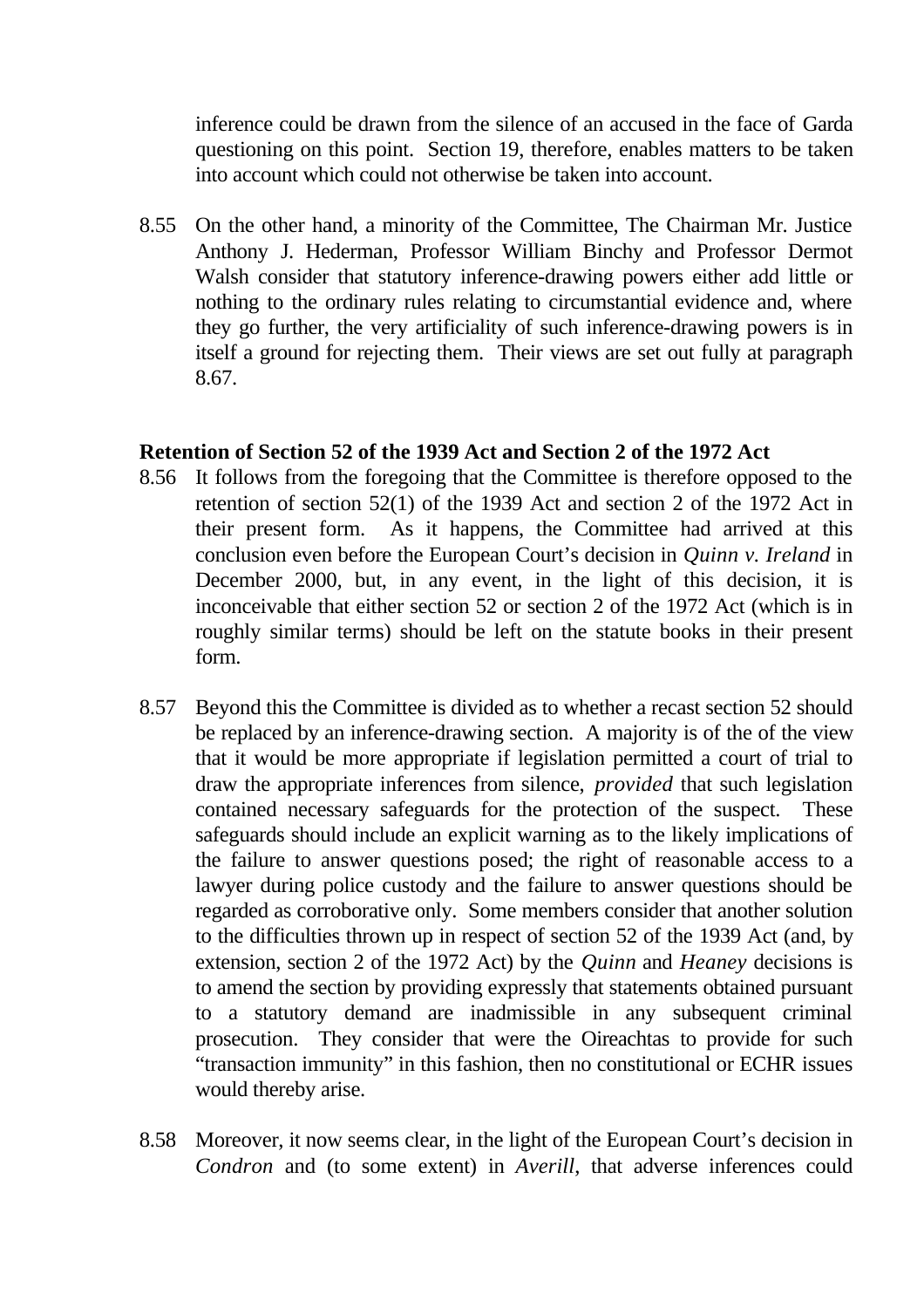inference could be drawn from the silence of an accused in the face of Garda questioning on this point. Section 19, therefore, enables matters to be taken into account which could not otherwise be taken into account.

8.55 On the other hand, a minority of the Committee, The Chairman Mr. Justice Anthony J. Hederman, Professor William Binchy and Professor Dermot Walsh consider that statutory inference-drawing powers either add little or nothing to the ordinary rules relating to circumstantial evidence and, where they go further, the very artificiality of such inference-drawing powers is in itself a ground for rejecting them. Their views are set out fully at paragraph 8.67.

**Retention of Section 52 of the 1939 Act and Section 2 of the 1972 Act**

8.56 It follows from the foregoing that the Committee is therefore opposed to the retention of section 52(1) of the 1939 Act and section 2 of the 1972 Act in their present form. As it happens, the Committee had arrived at this conclusion even before the European Court's decision in *Quinn v. Ireland* in December 2000, but, in any event, in the light of this decision, it is inconceivable that either section 52 or section 2 of the 1972 Act (which is in roughly similar terms) should be left on the statute books in their present form.

8.57 Beyond this the Committee is divided as to whether a recast section 52 should be replaced by an inference-drawing section. A majority is of the of the view that it would be more appropriate if legislation permitted a court of trial to draw the appropriate inferences from silence, *provided* that such legislation contained necessary safeguards for the protection of the suspect. These safeguards should include an explicit warning as to the likely implications of the failure to answer questions posed; the right of reasonable access to a lawyer during police custody and the failure to answer questions should be regarded as corroborative only. Some members consider that another solution to the difficulties thrown up in respect of section 52 of the 1939 Act (and, by extension, section 2 of the 1972 Act) by the *Quinn* and *Heaney* decisions is to amend the section by providing expressly that statements obtained pursuant to a statutory demand are inadmissible in any subsequent criminal prosecution. They consider that were the Oireachtas to provide for such "transaction immunity" in this fashion, then no constitutional or ECHR issues would thereby arise.

8.58 Moreover, it now seems clear, in the light of the European Court's decision in *Condron* and (to some extent) in *Averill*, that adverse inferences could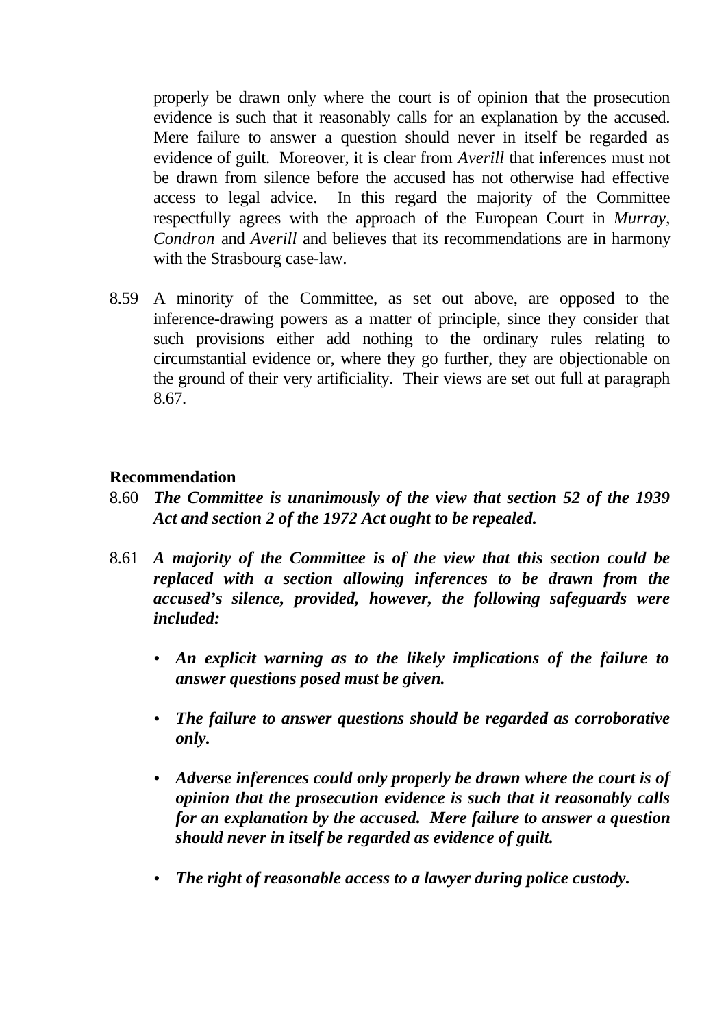properly be drawn only where the court is of opinion that the prosecution evidence is such that it reasonably calls for an explanation by the accused. Mere failure to answer a question should never in itself be regarded as evidence of guilt. Moreover, it is clear from *Averill* that inferences must not be drawn from silence before the accused has not otherwise had effective access to legal advice. In this regard the majority of the Committee respectfully agrees with the approach of the European Court in *Murray*, *Condron* and *Averill* and believes that its recommendations are in harmony with the Strasbourg case-law.

8.59 A minority of the Committee, as set out above, are opposed to the inference-drawing powers as a matter of principle, since they consider that such provisions either add nothing to the ordinary rules relating to circumstantial evidence or, where they go further, they are objectionable on the ground of their very artificiality. Their views are set out full at paragraph 8.67.

**Recommendation**

8.60 ***The Committee is unanimously of the view that section 52 of the 1939 Act and section 2 of the 1972 Act ought to be repealed.***

8.61 ***A majority of the Committee is of the view that this section could be replaced with a section allowing inferences to be drawn from the accused's silence, provided, however, the following safeguards were included:***

- ***An explicit warning as to the likely implications of the failure to answer questions posed must be given.***
- ***The failure to answer questions should be regarded as corroborative only.***
- ***Adverse inferences could only properly be drawn where the court is of opinion that the prosecution evidence is such that it reasonably calls for an explanation by the accused. Mere failure to answer a question should never in itself be regarded as evidence of guilt.***
- ***The right of reasonable access to a lawyer during police custody.***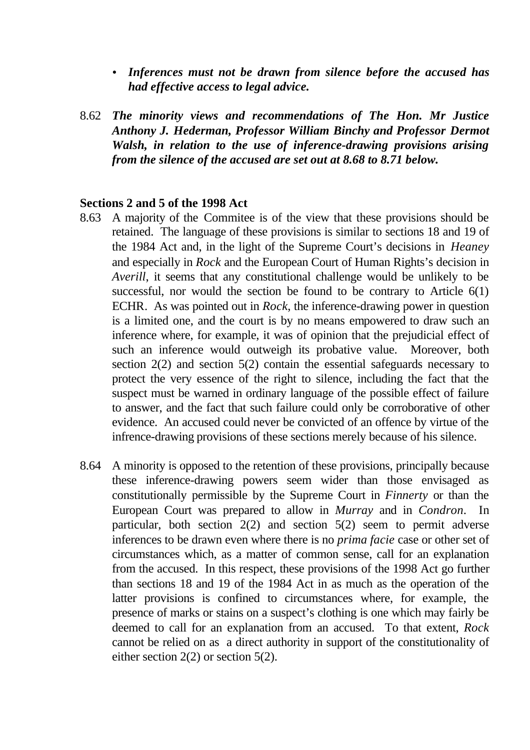- ***Inferences must not be drawn from silence before the accused has had effective access to legal advice.***

8.62 ***The minority views and recommendations of The Hon. Mr Justice Anthony J. Hederman, Professor William Binchy and Professor Dermot Walsh, in relation to the use of inference-drawing provisions arising from the silence of the accused are set out at 8.68 to 8.71 below.***

**Sections 2 and 5 of the 1998 Act**

8.63 A majority of the Commitee is of the view that these provisions should be retained. The language of these provisions is similar to sections 18 and 19 of the 1984 Act and, in the light of the Supreme Court's decisions in *Heaney* and especially in *Rock* and the European Court of Human Rights's decision in *Averill*, it seems that any constitutional challenge would be unlikely to be successful, nor would the section be found to be contrary to Article 6(1) ECHR. As was pointed out in *Rock*, the inference-drawing power in question is a limited one, and the court is by no means empowered to draw such an inference where, for example, it was of opinion that the prejudicial effect of such an inference would outweigh its probative value. Moreover, both section 2(2) and section 5(2) contain the essential safeguards necessary to protect the very essence of the right to silence, including the fact that the suspect must be warned in ordinary language of the possible effect of failure to answer, and the fact that such failure could only be corroborative of other evidence. An accused could never be convicted of an offence by virtue of the infrence-drawing provisions of these sections merely because of his silence.

8.64 A minority is opposed to the retention of these provisions, principally because these inference-drawing powers seem wider than those envisaged as constitutionally permissible by the Supreme Court in *Finnerty* or than the European Court was prepared to allow in *Murray* and in *Condron*. In particular, both section 2(2) and section 5(2) seem to permit adverse inferences to be drawn even where there is no *prima facie* case or other set of circumstances which, as a matter of common sense, call for an explanation from the accused. In this respect, these provisions of the 1998 Act go further than sections 18 and 19 of the 1984 Act in as much as the operation of the latter provisions is confined to circumstances where, for example, the presence of marks or stains on a suspect's clothing is one which may fairly be deemed to call for an explanation from an accused. To that extent, *Rock* cannot be relied on as a direct authority in support of the constitutionality of either section 2(2) or section 5(2).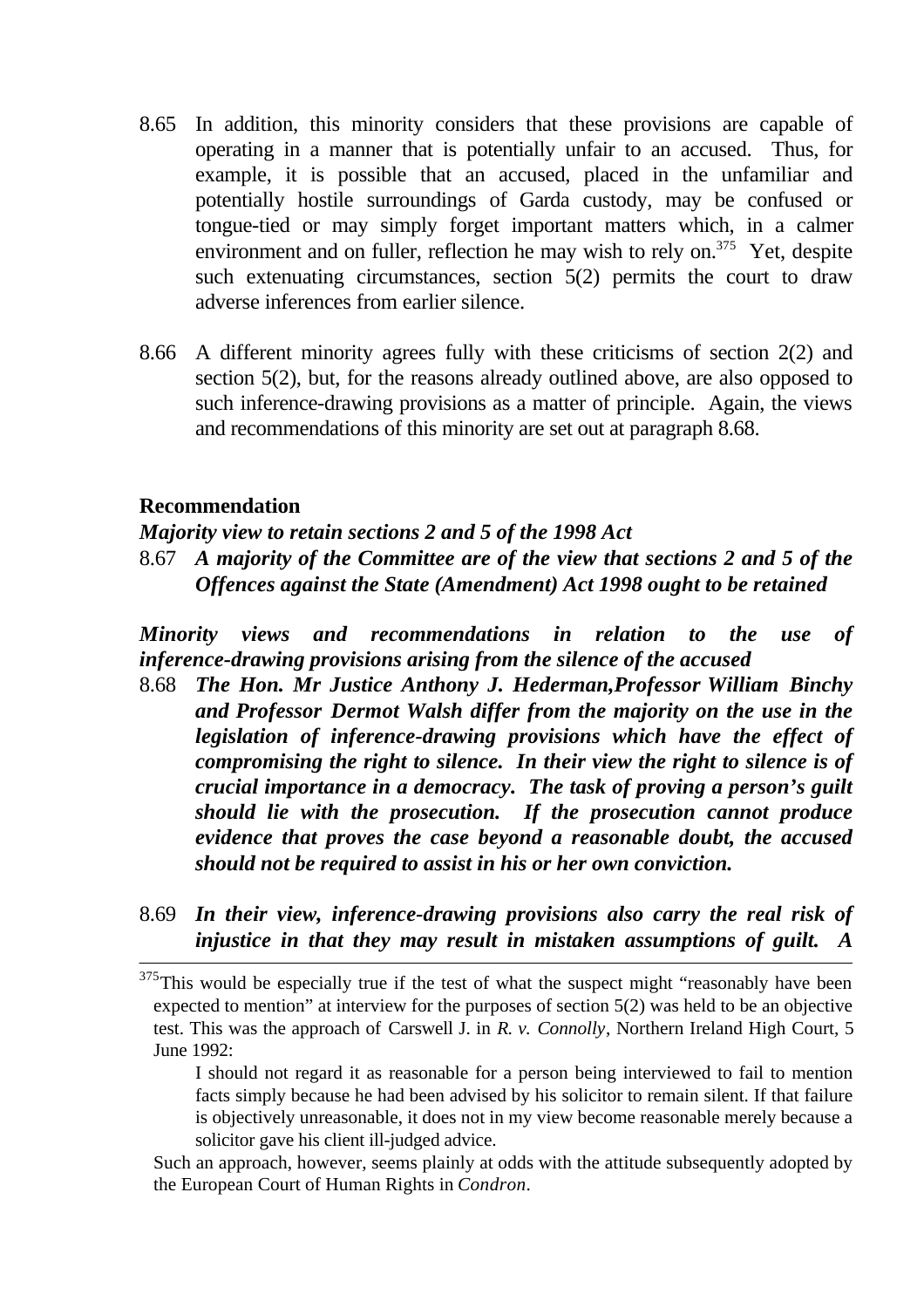8.65 In addition, this minority considers that these provisions are capable of operating in a manner that is potentially unfair to an accused. Thus, for example, it is possible that an accused, placed in the unfamiliar and potentially hostile surroundings of Garda custody, may be confused or tongue-tied or may simply forget important matters which, in a calmer environment and on fuller, reflection he may wish to rely on.[375] Yet, despite such extenuating circumstances, section 5(2) permits the court to draw adverse inferences from earlier silence.

8.66 A different minority agrees fully with these criticisms of section 2(2) and section 5(2), but, for the reasons already outlined above, are also opposed to such inference-drawing provisions as a matter of principle. Again, the views and recommendations of this minority are set out at paragraph 8.68.

**Recommendation**

***Majority view to retain sections 2 and 5 of the 1998 Act***

8.67 ***A majority of the Committee are of the view that sections 2 and 5 of the Offences against the State (Amendment) Act 1998 ought to be retained***

***Minority views and recommendations in relation to the use of inference-drawing provisions arising from the silence of the accused***

8.68 ***The Hon. Mr Justice Anthony J. Hederman, Professor William Binchy and Professor Dermot Walsh differ from the majority on the use in the legislation of inference-drawing provisions which have the effect of compromising the right to silence. In their view the right to silence is of crucial importance in a democracy. The task of proving a person's guilt should lie with the prosecution. If the prosecution cannot produce evidence that proves the case beyond a reasonable doubt, the accused should not be required to assist in his or her own conviction.***

8.69 ***In their view, inference-drawing provisions also carry the real risk of injustice in that they may result in mistaken assumptions of guilt. A***

---

[375] This would be especially true if the test of what the suspect might "reasonably have been expected to mention" at interview for the purposes of section 5(2) was held to be an objective test. This was the approach of Carswell J. in *R. v. Connolly*, Northern Ireland High Court, 5 June 1992:

> I should not regard it as reasonable for a person being interviewed to fail to mention facts simply because he had been advised by his solicitor to remain silent. If that failure is objectively unreasonable, it does not in my view become reasonable merely because a solicitor gave his client ill-judged advice.

Such an approach, however, seems plainly at odds with the attitude subsequently adopted by the European Court of Human Rights in *Condron*.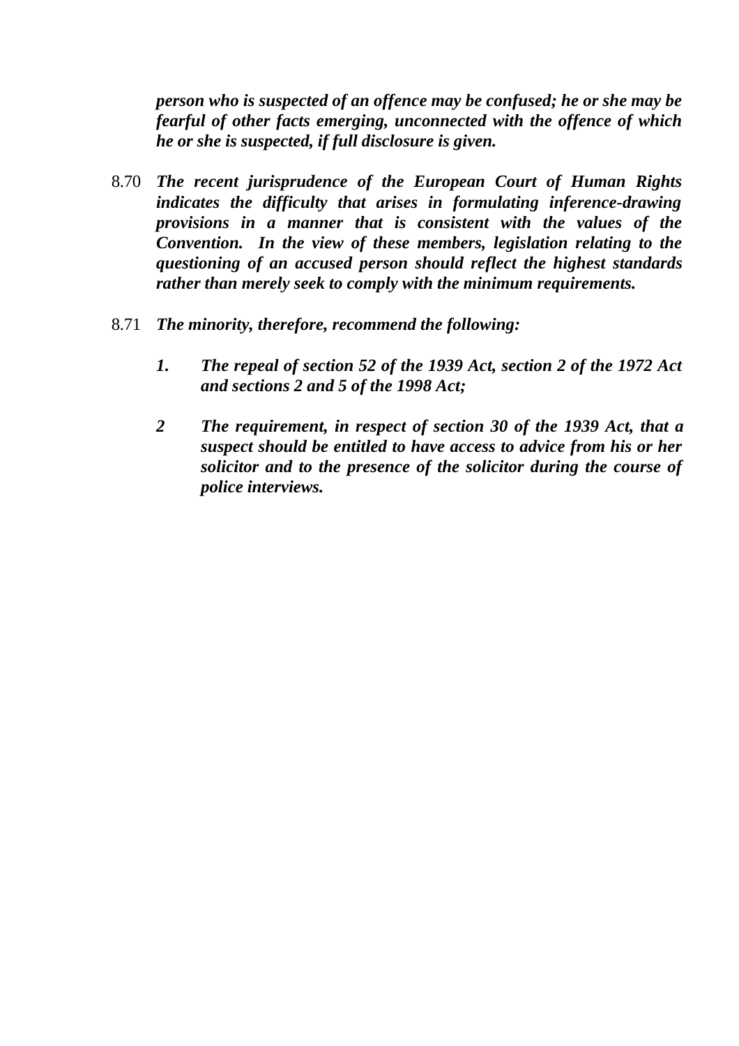***person who is suspected of an offence may be confused; he or she may be fearful of other facts emerging, unconnected with the offence of which he or she is suspected, if full disclosure is given.***

8.70 ***The recent jurisprudence of the European Court of Human Rights indicates the difficulty that arises in formulating inference-drawing provisions in a manner that is consistent with the values of the Convention. In the view of these members, legislation relating to the questioning of an accused person should reflect the highest standards rather than merely seek to comply with the minimum requirements.***

8.71 ***The minority, therefore, recommend the following:***

***1. The repeal of section 52 of the 1939 Act, section 2 of the 1972 Act and sections 2 and 5 of the 1998 Act;***

***2 The requirement, in respect of section 30 of the 1939 Act, that a suspect should be entitled to have access to advice from his or her solicitor and to the presence of the solicitor during the course of police interviews.***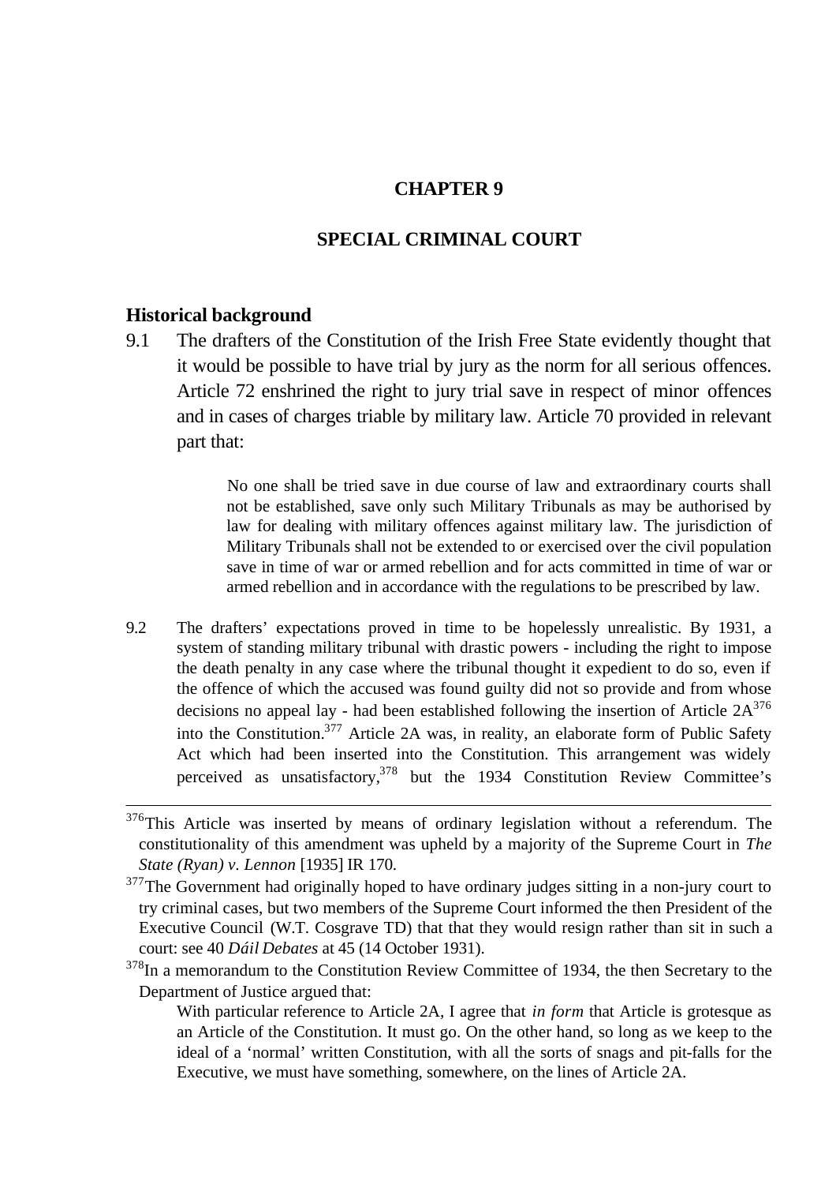# CHAPTER 9

# SPECIAL CRIMINAL COURT

## Historical background

9.1 The drafters of the Constitution of the Irish Free State evidently thought that it would be possible to have trial by jury as the norm for all serious offences. Article 72 enshrined the right to jury trial save in respect of minor offences and in cases of charges triable by military law. Article 70 provided in relevant part that:

> No one shall be tried save in due course of law and extraordinary courts shall not be established, save only such Military Tribunals as may be authorised by law for dealing with military offences against military law. The jurisdiction of Military Tribunals shall not be extended to or exercised over the civil population save in time of war or armed rebellion and for acts committed in time of war or armed rebellion and in accordance with the regulations to be prescribed by law.

9.2 The drafters' expectations proved in time to be hopelessly unrealistic. By 1931, a system of standing military tribunal with drastic powers - including the right to impose the death penalty in any case where the tribunal thought it expedient to do so, even if the offence of which the accused was found guilty did not so provide and from whose decisions no appeal lay - had been established following the insertion of Article 2A[376] into the Constitution.[377] Article 2A was, in reality, an elaborate form of Public Safety Act which had been inserted into the Constitution. This arrangement was widely perceived as unsatisfactory,[378] but the 1934 Constitution Review Committee's

---

[376]This Article was inserted by means of ordinary legislation without a referendum. The constitutionality of this amendment was upheld by a majority of the Supreme Court in *The State (Ryan) v. Lennon* [1935] IR 170.

[377]The Government had originally hoped to have ordinary judges sitting in a non-jury court to try criminal cases, but two members of the Supreme Court informed the then President of the Executive Council (W.T. Cosgrave TD) that that they would resign rather than sit in such a court: see 40 *Dáil Debates* at 45 (14 October 1931).

[378]In a memorandum to the Constitution Review Committee of 1934, the then Secretary to the Department of Justice argued that:

> With particular reference to Article 2A, I agree that *in form* that Article is grotesque as an Article of the Constitution. It must go. On the other hand, so long as we keep to the ideal of a 'normal' written Constitution, with all the sorts of snags and pit-falls for the Executive, we must have something, somewhere, on the lines of Article 2A.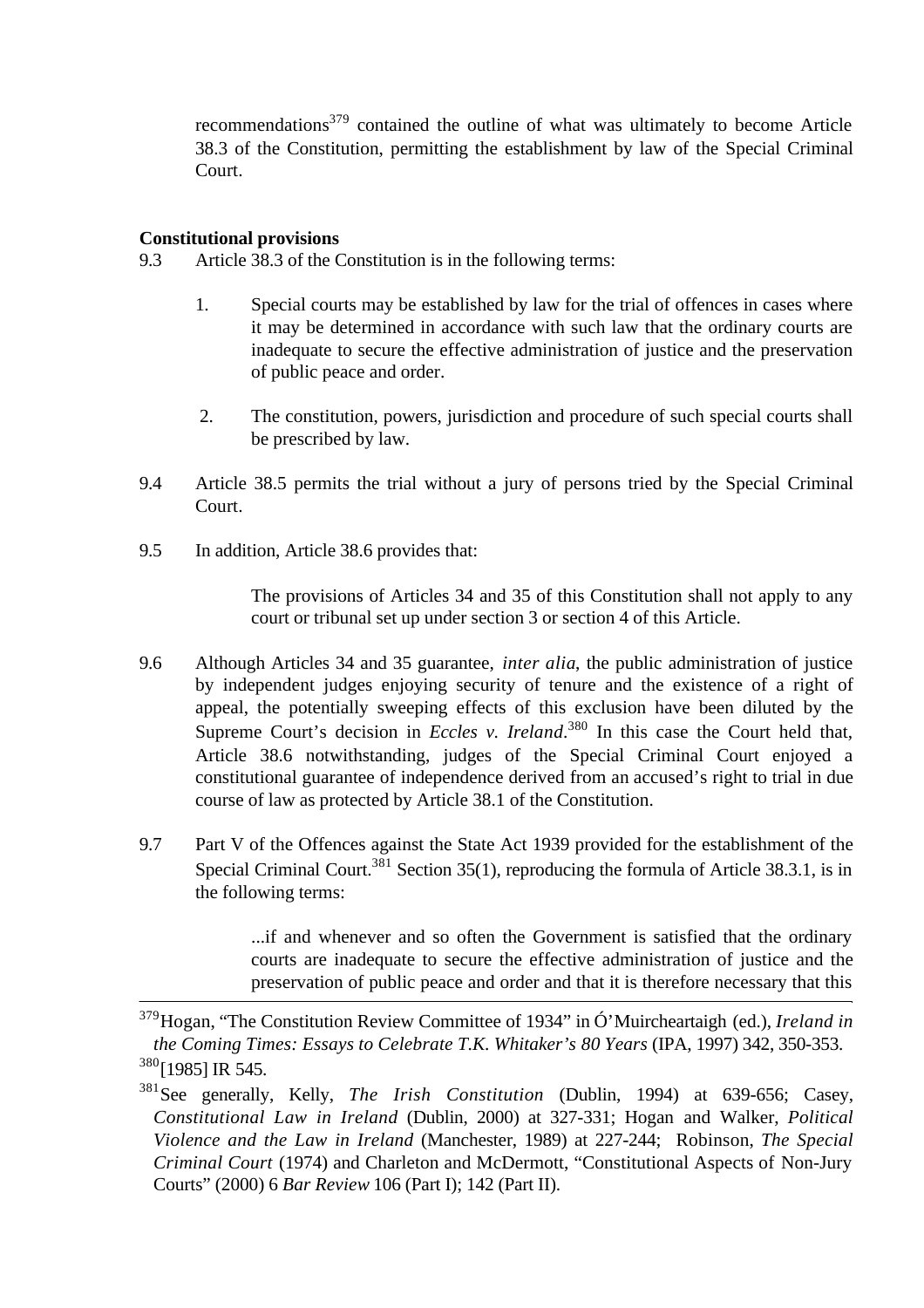recommendations[379] contained the outline of what was ultimately to become Article 38.3 of the Constitution, permitting the establishment by law of the Special Criminal Court.

**Constitutional provisions**

9.3 Article 38.3 of the Constitution is in the following terms:

> 1. Special courts may be established by law for the trial of offences in cases where it may be determined in accordance with such law that the ordinary courts are inadequate to secure the effective administration of justice and the preservation of public peace and order.
>
> 2. The constitution, powers, jurisdiction and procedure of such special courts shall be prescribed by law.

9.4 Article 38.5 permits the trial without a jury of persons tried by the Special Criminal Court.

9.5 In addition, Article 38.6 provides that:

> The provisions of Articles 34 and 35 of this Constitution shall not apply to any court or tribunal set up under section 3 or section 4 of this Article.

9.6 Although Articles 34 and 35 guarantee, *inter alia*, the public administration of justice by independent judges enjoying security of tenure and the existence of a right of appeal, the potentially sweeping effects of this exclusion have been diluted by the Supreme Court's decision in *Eccles v. Ireland*.[380] In this case the Court held that, Article 38.6 notwithstanding, judges of the Special Criminal Court enjoyed a constitutional guarantee of independence derived from an accused's right to trial in due course of law as protected by Article 38.1 of the Constitution.

9.7 Part V of the Offences against the State Act 1939 provided for the establishment of the Special Criminal Court.[381] Section 35(1), reproducing the formula of Article 38.3.1, is in the following terms:

> ...if and whenever and so often the Government is satisfied that the ordinary courts are inadequate to secure the effective administration of justice and the preservation of public peace and order and that it is therefore necessary that this

---

[379] Hogan, "The Constitution Review Committee of 1934" in Ó'Muircheartaigh (ed.), *Ireland in the Coming Times: Essays to Celebrate T.K. Whitaker's 80 Years* (IPA, 1997) 342, 350-353.

[380] [1985] IR 545.

[381] See generally, Kelly, *The Irish Constitution* (Dublin, 1994) at 639-656; Casey, *Constitutional Law in Ireland* (Dublin, 2000) at 327-331; Hogan and Walker, *Political Violence and the Law in Ireland* (Manchester, 1989) at 227-244; Robinson, *The Special Criminal Court* (1974) and Charleton and McDermott, "Constitutional Aspects of Non-Jury Courts" (2000) 6 *Bar Review* 106 (Part I); 142 (Part II).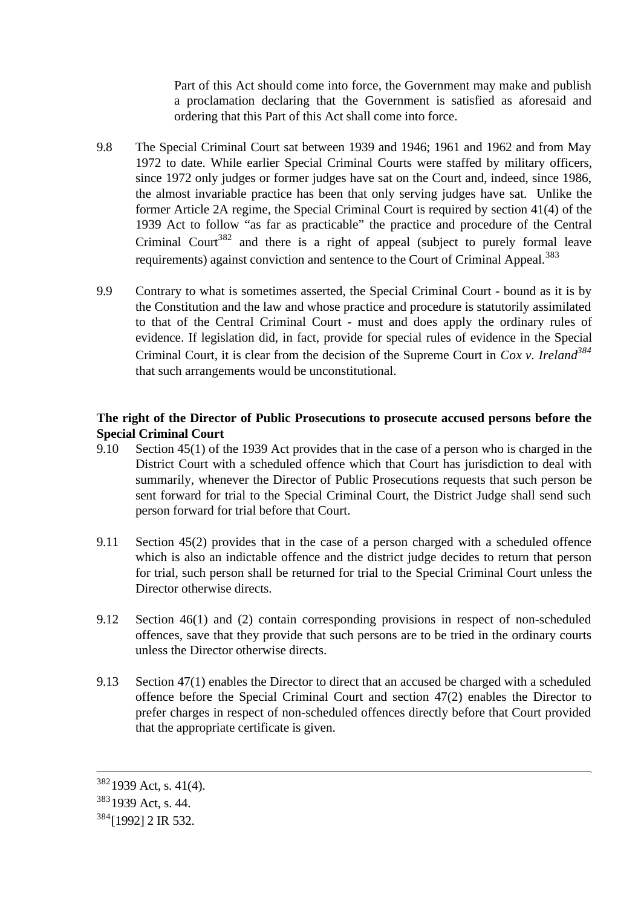Part of this Act should come into force, the Government may make and publish a proclamation declaring that the Government is satisfied as aforesaid and ordering that this Part of this Act shall come into force.

9.8 The Special Criminal Court sat between 1939 and 1946; 1961 and 1962 and from May 1972 to date. While earlier Special Criminal Courts were staffed by military officers, since 1972 only judges or former judges have sat on the Court and, indeed, since 1986, the almost invariable practice has been that only serving judges have sat. Unlike the former Article 2A regime, the Special Criminal Court is required by section 41(4) of the 1939 Act to follow "as far as practicable" the practice and procedure of the Central Criminal Court[382] and there is a right of appeal (subject to purely formal leave requirements) against conviction and sentence to the Court of Criminal Appeal.[383]

9.9 Contrary to what is sometimes asserted, the Special Criminal Court - bound as it is by the Constitution and the law and whose practice and procedure is statutorily assimilated to that of the Central Criminal Court - must and does apply the ordinary rules of evidence. If legislation did, in fact, provide for special rules of evidence in the Special Criminal Court, it is clear from the decision of the Supreme Court in *Cox v. Ireland*[384] that such arrangements would be unconstitutional.

**The right of the Director of Public Prosecutions to prosecute accused persons before the Special Criminal Court**

9.10 Section 45(1) of the 1939 Act provides that in the case of a person who is charged in the District Court with a scheduled offence which that Court has jurisdiction to deal with summarily, whenever the Director of Public Prosecutions requests that such person be sent forward for trial to the Special Criminal Court, the District Judge shall send such person forward for trial before that Court.

9.11 Section 45(2) provides that in the case of a person charged with a scheduled offence which is also an indictable offence and the district judge decides to return that person for trial, such person shall be returned for trial to the Special Criminal Court unless the Director otherwise directs.

9.12 Section 46(1) and (2) contain corresponding provisions in respect of non-scheduled offences, save that they provide that such persons are to be tried in the ordinary courts unless the Director otherwise directs.

9.13 Section 47(1) enables the Director to direct that an accused be charged with a scheduled offence before the Special Criminal Court and section 47(2) enables the Director to prefer charges in respect of non-scheduled offences directly before that Court provided that the appropriate certificate is given.

---

[382] 1939 Act, s. 41(4).

[383] 1939 Act, s. 44.

[384] [1992] 2 IR 532.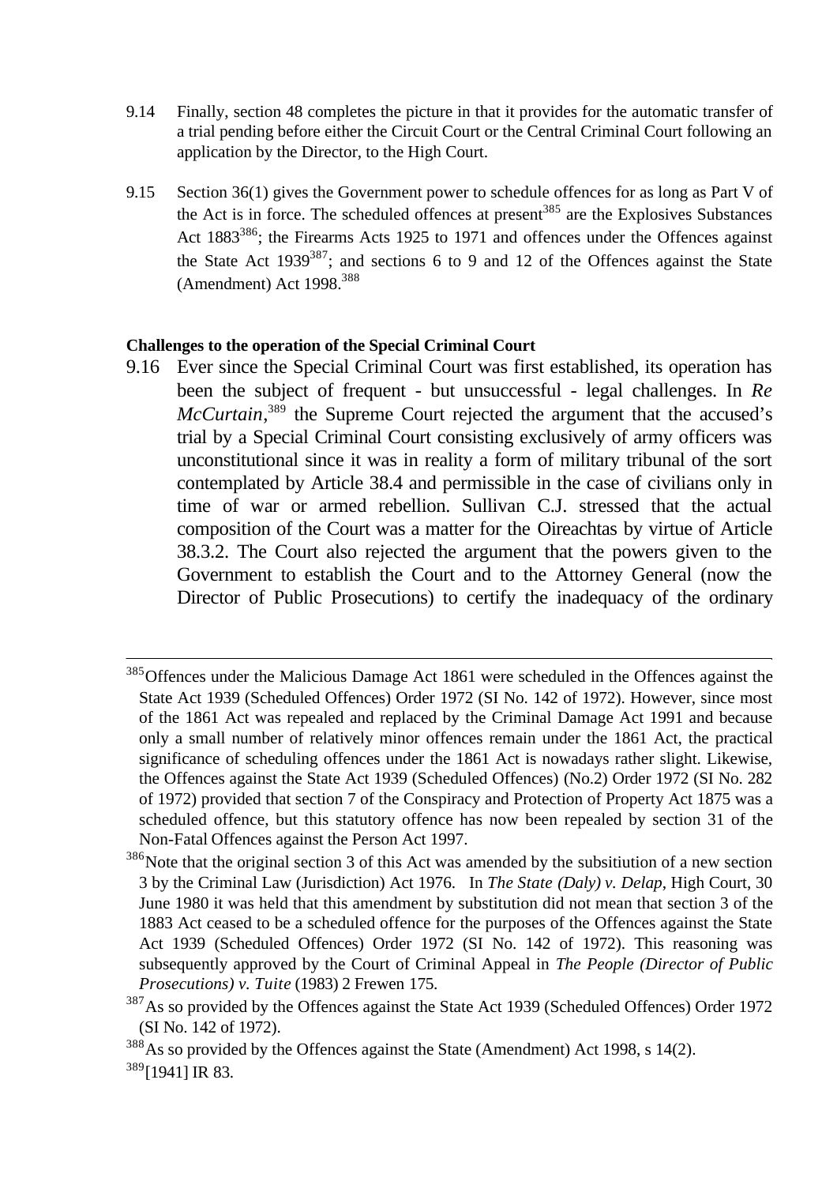9.14 Finally, section 48 completes the picture in that it provides for the automatic transfer of a trial pending before either the Circuit Court or the Central Criminal Court following an application by the Director, to the High Court.

9.15 Section 36(1) gives the Government power to schedule offences for as long as Part V of the Act is in force. The scheduled offences at present[385] are the Explosives Substances Act 1883[386]; the Firearms Acts 1925 to 1971 and offences under the Offences against the State Act 1939[387]; and sections 6 to 9 and 12 of the Offences against the State (Amendment) Act 1998.[388]

**Challenges to the operation of the Special Criminal Court**

9.16 Ever since the Special Criminal Court was first established, its operation has been the subject of frequent - but unsuccessful - legal challenges. In *Re McCurtain*,[389] the Supreme Court rejected the argument that the accused's trial by a Special Criminal Court consisting exclusively of army officers was unconstitutional since it was in reality a form of military tribunal of the sort contemplated by Article 38.4 and permissible in the case of civilians only in time of war or armed rebellion. Sullivan C.J. stressed that the actual composition of the Court was a matter for the Oireachtas by virtue of Article 38.3.2. The Court also rejected the argument that the powers given to the Government to establish the Court and to the Attorney General (now the Director of Public Prosecutions) to certify the inadequacy of the ordinary

---

[385] Offences under the Malicious Damage Act 1861 were scheduled in the Offences against the State Act 1939 (Scheduled Offences) Order 1972 (SI No. 142 of 1972). However, since most of the 1861 Act was repealed and replaced by the Criminal Damage Act 1991 and because only a small number of relatively minor offences remain under the 1861 Act, the practical significance of scheduling offences under the 1861 Act is nowadays rather slight. Likewise, the Offences against the State Act 1939 (Scheduled Offences) (No.2) Order 1972 (SI No. 282 of 1972) provided that section 7 of the Conspiracy and Protection of Property Act 1875 was a scheduled offence, but this statutory offence has now been repealed by section 31 of the Non-Fatal Offences against the Person Act 1997.

[386] Note that the original section 3 of this Act was amended by the subsitiution of a new section 3 by the Criminal Law (Jurisdiction) Act 1976. In *The State (Daly) v. Delap*, High Court, 30 June 1980 it was held that this amendment by substitution did not mean that section 3 of the 1883 Act ceased to be a scheduled offence for the purposes of the Offences against the State Act 1939 (Scheduled Offences) Order 1972 (SI No. 142 of 1972). This reasoning was subsequently approved by the Court of Criminal Appeal in *The People (Director of Public Prosecutions) v. Tuite* (1983) 2 Frewen 175.

[387] As so provided by the Offences against the State Act 1939 (Scheduled Offences) Order 1972 (SI No. 142 of 1972).

[388] As so provided by the Offences against the State (Amendment) Act 1998, s 14(2).

[389] [1941] IR 83.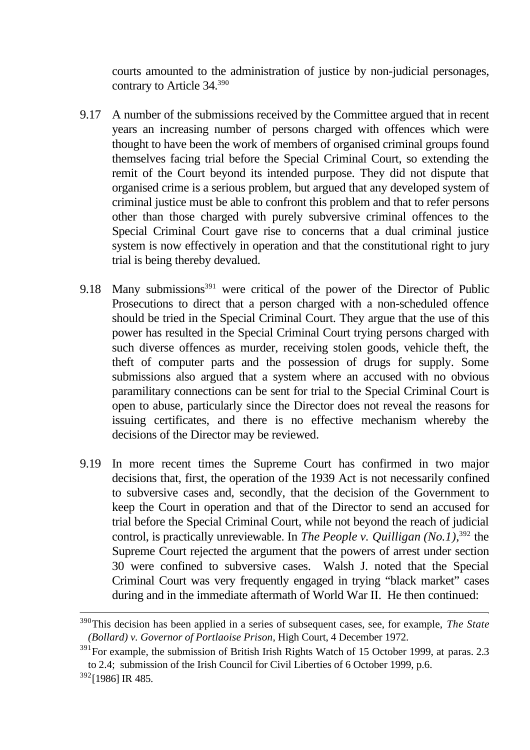courts amounted to the administration of justice by non-judicial personages, contrary to Article 34.[390]

9.17 A number of the submissions received by the Committee argued that in recent years an increasing number of persons charged with offences which were thought to have been the work of members of organised criminal groups found themselves facing trial before the Special Criminal Court, so extending the remit of the Court beyond its intended purpose. They did not dispute that organised crime is a serious problem, but argued that any developed system of criminal justice must be able to confront this problem and that to refer persons other than those charged with purely subversive criminal offences to the Special Criminal Court gave rise to concerns that a dual criminal justice system is now effectively in operation and that the constitutional right to jury trial is being thereby devalued.

9.18 Many submissions[391] were critical of the power of the Director of Public Prosecutions to direct that a person charged with a non-scheduled offence should be tried in the Special Criminal Court. They argue that the use of this power has resulted in the Special Criminal Court trying persons charged with such diverse offences as murder, receiving stolen goods, vehicle theft, the theft of computer parts and the possession of drugs for supply. Some submissions also argued that a system where an accused with no obvious paramilitary connections can be sent for trial to the Special Criminal Court is open to abuse, particularly since the Director does not reveal the reasons for issuing certificates, and there is no effective mechanism whereby the decisions of the Director may be reviewed.

9.19 In more recent times the Supreme Court has confirmed in two major decisions that, first, the operation of the 1939 Act is not necessarily confined to subversive cases and, secondly, that the decision of the Government to keep the Court in operation and that of the Director to send an accused for trial before the Special Criminal Court, while not beyond the reach of judicial control, is practically unreviewable. In *The People v. Quilligan (No.1)*,[392] the Supreme Court rejected the argument that the powers of arrest under section 30 were confined to subversive cases. Walsh J. noted that the Special Criminal Court was very frequently engaged in trying "black market" cases during and in the immediate aftermath of World War II. He then continued:

---

[390] This decision has been applied in a series of subsequent cases, see, for example, *The State (Bollard) v. Governor of Portlaoise Prison*, High Court, 4 December 1972.

[391] For example, the submission of British Irish Rights Watch of 15 October 1999, at paras. 2.3 to 2.4; submission of the Irish Council for Civil Liberties of 6 October 1999, p.6.

[392] [1986] IR 485.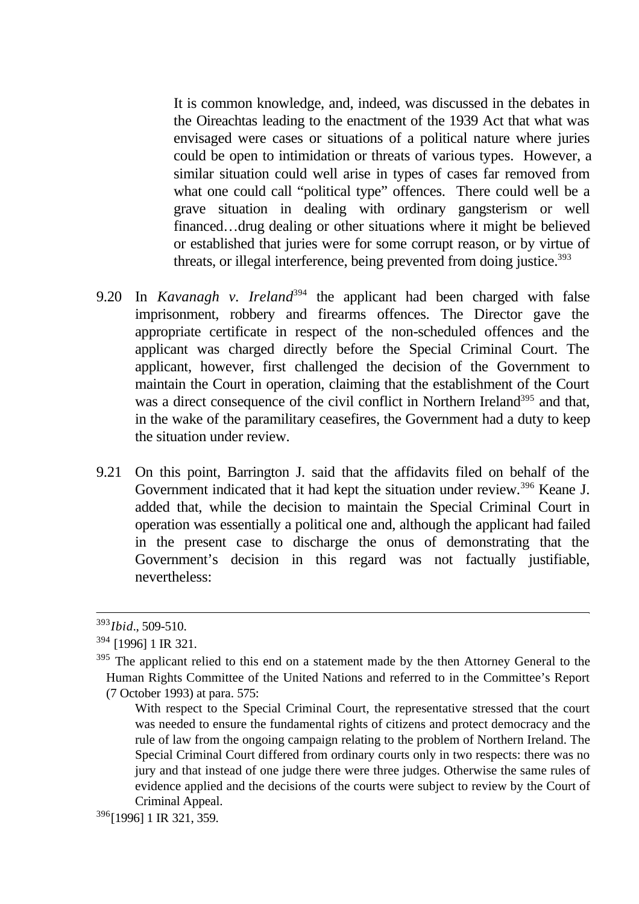> It is common knowledge, and, indeed, was discussed in the debates in the Oireachtas leading to the enactment of the 1939 Act that what was envisaged were cases or situations of a political nature where juries could be open to intimidation or threats of various types. However, a similar situation could well arise in types of cases far removed from what one could call "political type" offences. There could well be a grave situation in dealing with ordinary gangsterism or well financed…drug dealing or other situations where it might be believed or established that juries were for some corrupt reason, or by virtue of threats, or illegal interference, being prevented from doing justice.[393]

9.20 In *Kavanagh v. Ireland*[394] the applicant had been charged with false imprisonment, robbery and firearms offences. The Director gave the appropriate certificate in respect of the non-scheduled offences and the applicant was charged directly before the Special Criminal Court. The applicant, however, first challenged the decision of the Government to maintain the Court in operation, claiming that the establishment of the Court was a direct consequence of the civil conflict in Northern Ireland[395] and that, in the wake of the paramilitary ceasefires, the Government had a duty to keep the situation under review.

9.21 On this point, Barrington J. said that the affidavits filed on behalf of the Government indicated that it had kept the situation under review.[396] Keane J. added that, while the decision to maintain the Special Criminal Court in operation was essentially a political one and, although the applicant had failed in the present case to discharge the onus of demonstrating that the Government's decision in this regard was not factually justifiable, nevertheless:

---

[393] *Ibid*., 509-510.

[394] [1996] 1 IR 321.

[395] The applicant relied to this end on a statement made by the then Attorney General to the Human Rights Committee of the United Nations and referred to in the Committee's Report (7 October 1993) at para. 575:

> With respect to the Special Criminal Court, the representative stressed that the court was needed to ensure the fundamental rights of citizens and protect democracy and the rule of law from the ongoing campaign relating to the problem of Northern Ireland. The Special Criminal Court differed from ordinary courts only in two respects: there was no jury and that instead of one judge there were three judges. Otherwise the same rules of evidence applied and the decisions of the courts were subject to review by the Court of Criminal Appeal.

[396] [1996] 1 IR 321, 359.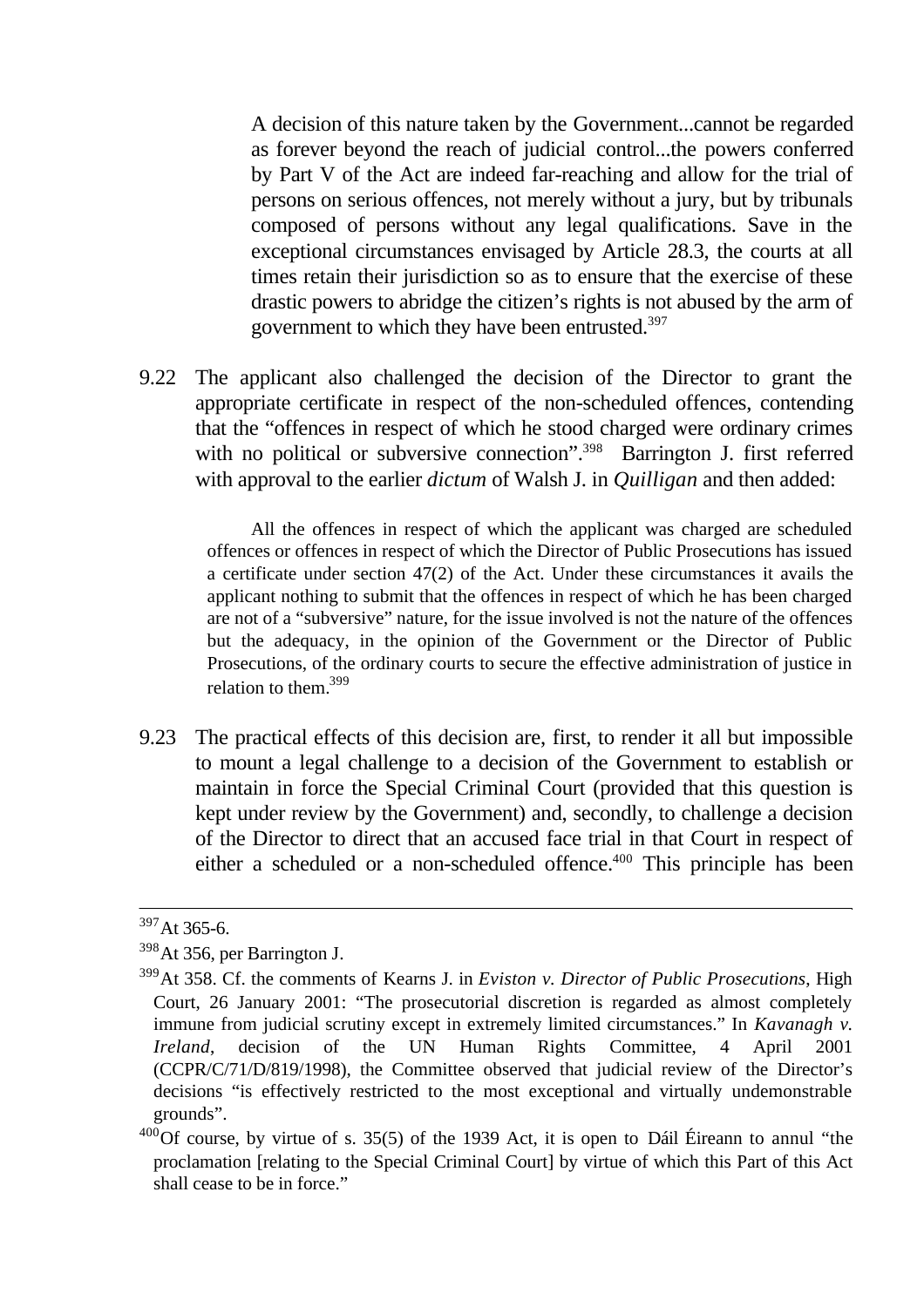> A decision of this nature taken by the Government...cannot be regarded as forever beyond the reach of judicial control...the powers conferred by Part V of the Act are indeed far-reaching and allow for the trial of persons on serious offences, not merely without a jury, but by tribunals composed of persons without any legal qualifications. Save in the exceptional circumstances envisaged by Article 28.3, the courts at all times retain their jurisdiction so as to ensure that the exercise of these drastic powers to abridge the citizen's rights is not abused by the arm of government to which they have been entrusted.[397]

9.22 The applicant also challenged the decision of the Director to grant the appropriate certificate in respect of the non-scheduled offences, contending that the "offences in respect of which he stood charged were ordinary crimes with no political or subversive connection".[398] Barrington J. first referred with approval to the earlier *dictum* of Walsh J. in *Quilligan* and then added:

> All the offences in respect of which the applicant was charged are scheduled offences or offences in respect of which the Director of Public Prosecutions has issued a certificate under section 47(2) of the Act. Under these circumstances it avails the applicant nothing to submit that the offences in respect of which he has been charged are not of a "subversive" nature, for the issue involved is not the nature of the offences but the adequacy, in the opinion of the Government or the Director of Public Prosecutions, of the ordinary courts to secure the effective administration of justice in relation to them.[399]

9.23 The practical effects of this decision are, first, to render it all but impossible to mount a legal challenge to a decision of the Government to establish or maintain in force the Special Criminal Court (provided that this question is kept under review by the Government) and, secondly, to challenge a decision of the Director to direct that an accused face trial in that Court in respect of either a scheduled or a non-scheduled offence.[400] This principle has been

---

[397] At 365-6.

[398] At 356, per Barrington J.

[399] At 358. Cf. the comments of Kearns J. in *Eviston v. Director of Public Prosecutions*, High Court, 26 January 2001: "The prosecutorial discretion is regarded as almost completely immune from judicial scrutiny except in extremely limited circumstances." In *Kavanagh v. Ireland*, decision of the UN Human Rights Committee, 4 April 2001 (CCPR/C/71/D/819/1998), the Committee observed that judicial review of the Director's decisions "is effectively restricted to the most exceptional and virtually undemonstrable grounds".

[400] Of course, by virtue of s. 35(5) of the 1939 Act, it is open to Dáil Éireann to annul "the proclamation [relating to the Special Criminal Court] by virtue of which this Part of this Act shall cease to be in force."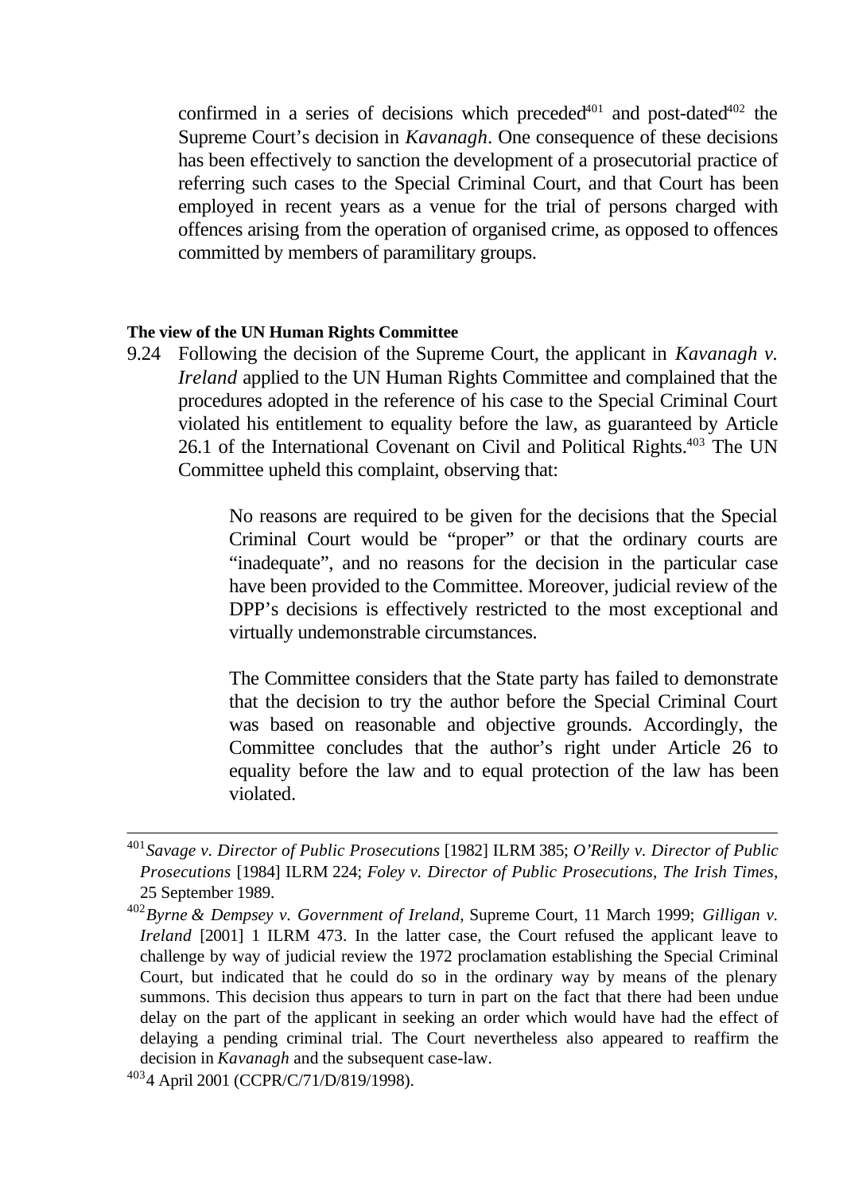confirmed in a series of decisions which preceded[401] and post-dated[402] the Supreme Court's decision in *Kavanagh*. One consequence of these decisions has been effectively to sanction the development of a prosecutorial practice of referring such cases to the Special Criminal Court, and that Court has been employed in recent years as a venue for the trial of persons charged with offences arising from the operation of organised crime, as opposed to offences committed by members of paramilitary groups.

**The view of the UN Human Rights Committee**

9.24 Following the decision of the Supreme Court, the applicant in *Kavanagh v. Ireland* applied to the UN Human Rights Committee and complained that the procedures adopted in the reference of his case to the Special Criminal Court violated his entitlement to equality before the law, as guaranteed by Article 26.1 of the International Covenant on Civil and Political Rights.[403] The UN Committee upheld this complaint, observing that:

> No reasons are required to be given for the decisions that the Special Criminal Court would be "proper" or that the ordinary courts are "inadequate", and no reasons for the decision in the particular case have been provided to the Committee. Moreover, judicial review of the DPP's decisions is effectively restricted to the most exceptional and virtually undemonstrable circumstances.
>
> The Committee considers that the State party has failed to demonstrate that the decision to try the author before the Special Criminal Court was based on reasonable and objective grounds. Accordingly, the Committee concludes that the author's right under Article 26 to equality before the law and to equal protection of the law has been violated.

---

[401] *Savage v. Director of Public Prosecutions* [1982] ILRM 385; *O'Reilly v. Director of Public Prosecutions* [1984] ILRM 224; *Foley v. Director of Public Prosecutions, The Irish Times,* 25 September 1989.

[402] *Byrne & Dempsey v. Government of Ireland,* Supreme Court, 11 March 1999; *Gilligan v. Ireland* [2001] 1 ILRM 473. In the latter case, the Court refused the applicant leave to challenge by way of judicial review the 1972 proclamation establishing the Special Criminal Court, but indicated that he could do so in the ordinary way by means of the plenary summons. This decision thus appears to turn in part on the fact that there had been undue delay on the part of the applicant in seeking an order which would have had the effect of delaying a pending criminal trial. The Court nevertheless also appeared to reaffirm the decision in *Kavanagh* and the subsequent case-law.

[403] 4 April 2001 (CCPR/C/71/D/819/1998).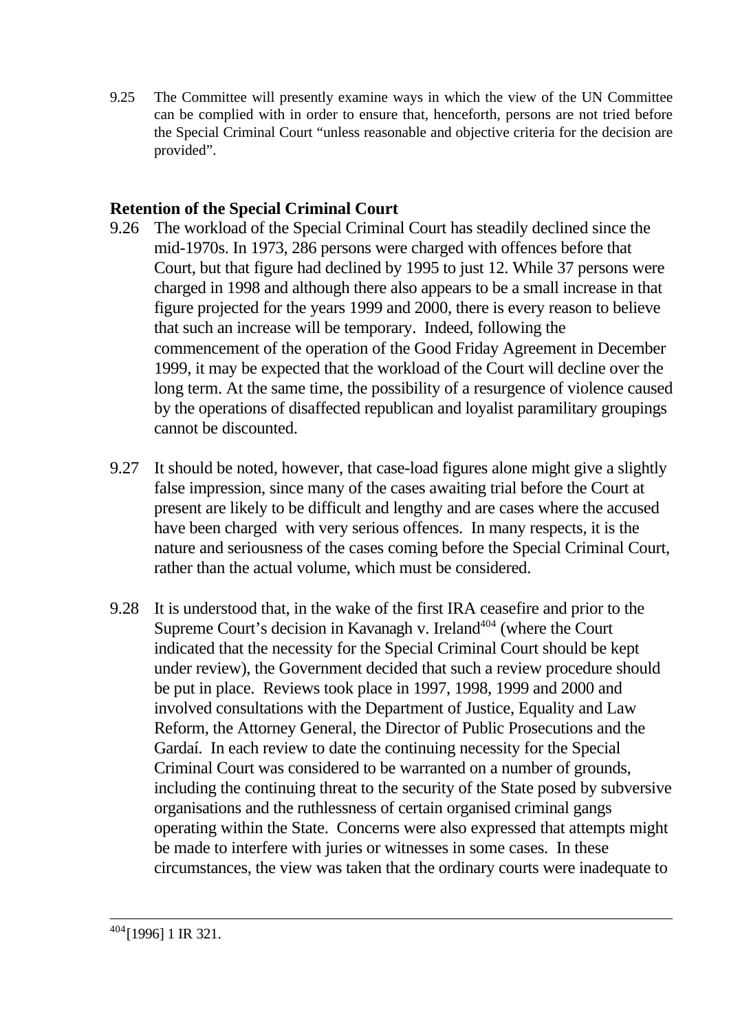9.25 The Committee will presently examine ways in which the view of the UN Committee can be complied with in order to ensure that, henceforth, persons are not tried before the Special Criminal Court "unless reasonable and objective criteria for the decision are provided".

## Retention of the Special Criminal Court

9.26 The workload of the Special Criminal Court has steadily declined since the mid-1970s. In 1973, 286 persons were charged with offences before that Court, but that figure had declined by 1995 to just 12. While 37 persons were charged in 1998 and although there also appears to be a small increase in that figure projected for the years 1999 and 2000, there is every reason to believe that such an increase will be temporary. Indeed, following the commencement of the operation of the Good Friday Agreement in December 1999, it may be expected that the workload of the Court will decline over the long term. At the same time, the possibility of a resurgence of violence caused by the operations of disaffected republican and loyalist paramilitary groupings cannot be discounted.

9.27 It should be noted, however, that case-load figures alone might give a slightly false impression, since many of the cases awaiting trial before the Court at present are likely to be difficult and lengthy and are cases where the accused have been charged with very serious offences. In many respects, it is the nature and seriousness of the cases coming before the Special Criminal Court, rather than the actual volume, which must be considered.

9.28 It is understood that, in the wake of the first IRA ceasefire and prior to the Supreme Court's decision in Kavanagh v. Ireland[404] (where the Court indicated that the necessity for the Special Criminal Court should be kept under review), the Government decided that such a review procedure should be put in place. Reviews took place in 1997, 1998, 1999 and 2000 and involved consultations with the Department of Justice, Equality and Law Reform, the Attorney General, the Director of Public Prosecutions and the Gardaí. In each review to date the continuing necessity for the Special Criminal Court was considered to be warranted on a number of grounds, including the continuing threat to the security of the State posed by subversive organisations and the ruthlessness of certain organised criminal gangs operating within the State. Concerns were also expressed that attempts might be made to interfere with juries or witnesses in some cases. In these circumstances, the view was taken that the ordinary courts were inadequate to

---

[404] [1996] 1 IR 321.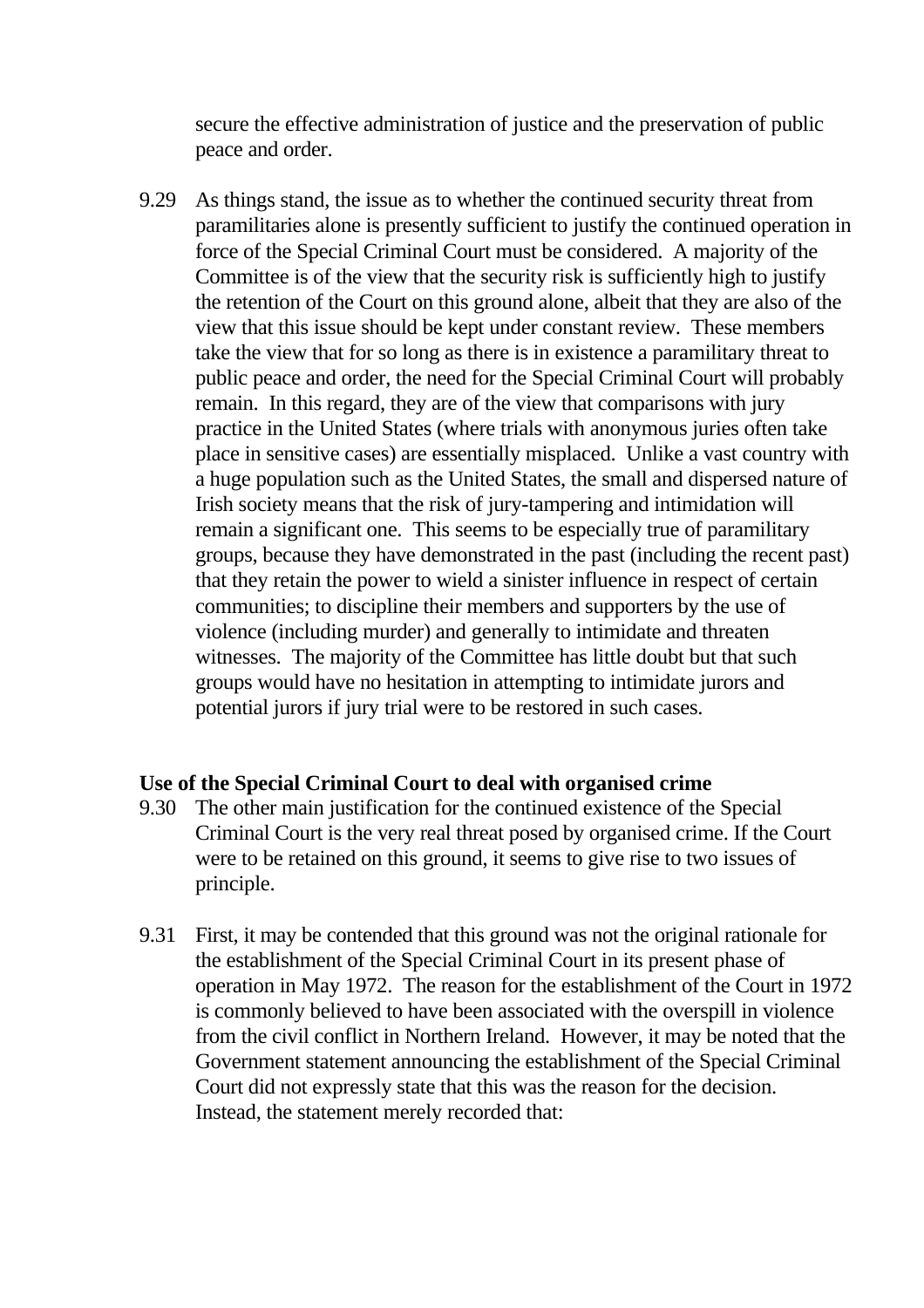secure the effective administration of justice and the preservation of public peace and order.

9.29 As things stand, the issue as to whether the continued security threat from paramilitaries alone is presently sufficient to justify the continued operation in force of the Special Criminal Court must be considered. A majority of the Committee is of the view that the security risk is sufficiently high to justify the retention of the Court on this ground alone, albeit that they are also of the view that this issue should be kept under constant review. These members take the view that for so long as there is in existence a paramilitary threat to public peace and order, the need for the Special Criminal Court will probably remain. In this regard, they are of the view that comparisons with jury practice in the United States (where trials with anonymous juries often take place in sensitive cases) are essentially misplaced. Unlike a vast country with a huge population such as the United States, the small and dispersed nature of Irish society means that the risk of jury-tampering and intimidation will remain a significant one. This seems to be especially true of paramilitary groups, because they have demonstrated in the past (including the recent past) that they retain the power to wield a sinister influence in respect of certain communities; to discipline their members and supporters by the use of violence (including murder) and generally to intimidate and threaten witnesses. The majority of the Committee has little doubt but that such groups would have no hesitation in attempting to intimidate jurors and potential jurors if jury trial were to be restored in such cases.

**Use of the Special Criminal Court to deal with organised crime**

9.30 The other main justification for the continued existence of the Special Criminal Court is the very real threat posed by organised crime. If the Court were to be retained on this ground, it seems to give rise to two issues of principle.

9.31 First, it may be contended that this ground was not the original rationale for the establishment of the Special Criminal Court in its present phase of operation in May 1972. The reason for the establishment of the Court in 1972 is commonly believed to have been associated with the overspill in violence from the civil conflict in Northern Ireland. However, it may be noted that the Government statement announcing the establishment of the Special Criminal Court did not expressly state that this was the reason for the decision. Instead, the statement merely recorded that: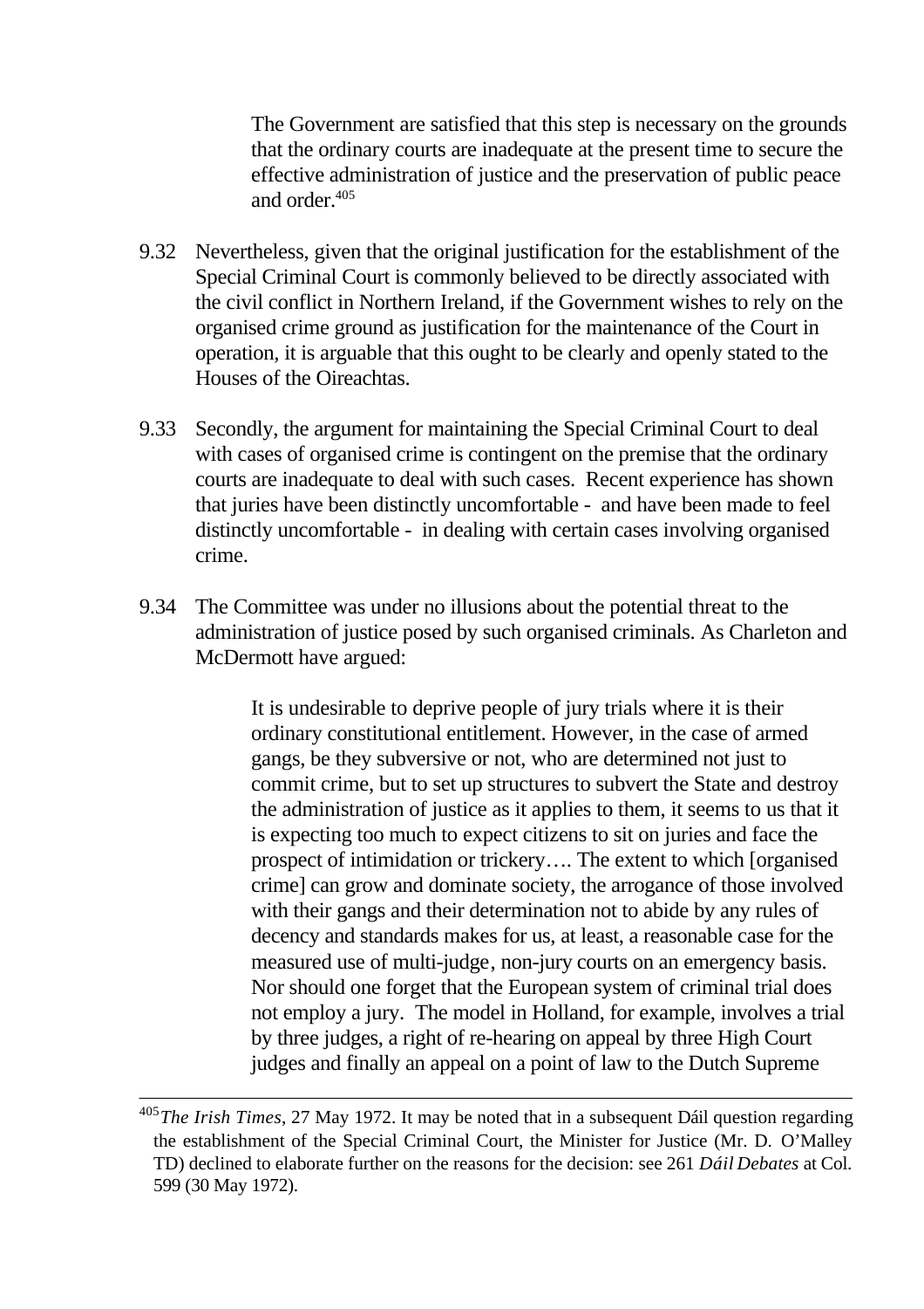> The Government are satisfied that this step is necessary on the grounds that the ordinary courts are inadequate at the present time to secure the effective administration of justice and the preservation of public peace and order.[405]

9.32 Nevertheless, given that the original justification for the establishment of the Special Criminal Court is commonly believed to be directly associated with the civil conflict in Northern Ireland, if the Government wishes to rely on the organised crime ground as justification for the maintenance of the Court in operation, it is arguable that this ought to be clearly and openly stated to the Houses of the Oireachtas.

9.33 Secondly, the argument for maintaining the Special Criminal Court to deal with cases of organised crime is contingent on the premise that the ordinary courts are inadequate to deal with such cases. Recent experience has shown that juries have been distinctly uncomfortable - and have been made to feel distinctly uncomfortable - in dealing with certain cases involving organised crime.

9.34 The Committee was under no illusions about the potential threat to the administration of justice posed by such organised criminals. As Charleton and McDermott have argued:

> It is undesirable to deprive people of jury trials where it is their ordinary constitutional entitlement. However, in the case of armed gangs, be they subversive or not, who are determined not just to commit crime, but to set up structures to subvert the State and destroy the administration of justice as it applies to them, it seems to us that it is expecting too much to expect citizens to sit on juries and face the prospect of intimidation or trickery…. The extent to which [organised crime] can grow and dominate society, the arrogance of those involved with their gangs and their determination not to abide by any rules of decency and standards makes for us, at least, a reasonable case for the measured use of multi-judge, non-jury courts on an emergency basis. Nor should one forget that the European system of criminal trial does not employ a jury. The model in Holland, for example, involves a trial by three judges, a right of re-hearing on appeal by three High Court judges and finally an appeal on a point of law to the Dutch Supreme

---

[405] *The Irish Times*, 27 May 1972. It may be noted that in a subsequent Dáil question regarding the establishment of the Special Criminal Court, the Minister for Justice (Mr. D. O'Malley TD) declined to elaborate further on the reasons for the decision: see 261 *Dáil Debates* at Col. 599 (30 May 1972).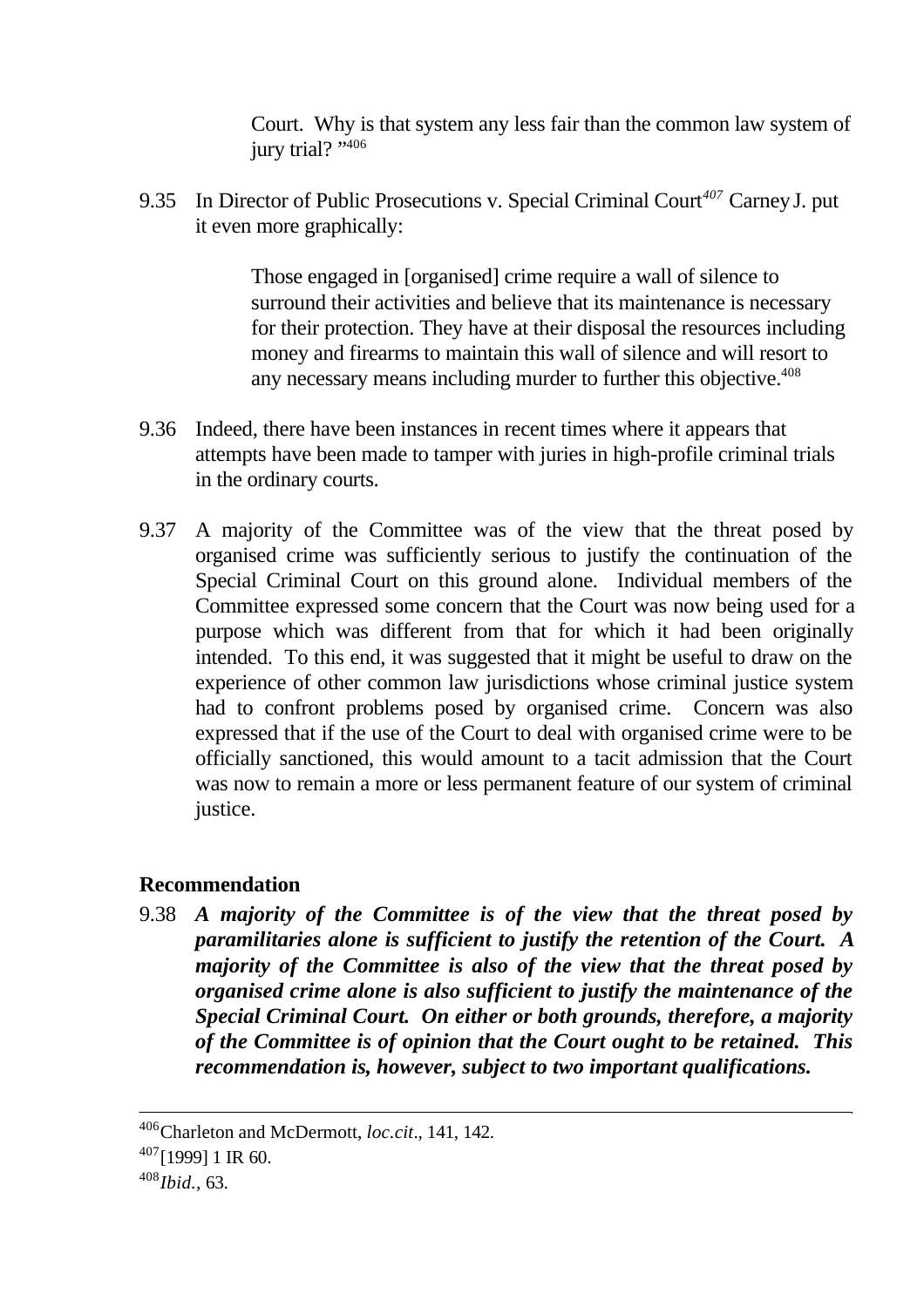> Court. Why is that system any less fair than the common law system of jury trial? "[406]

9.35 In Director of Public Prosecutions v. Special Criminal Court[407] Carney J. put it even more graphically:

> Those engaged in [organised] crime require a wall of silence to surround their activities and believe that its maintenance is necessary for their protection. They have at their disposal the resources including money and firearms to maintain this wall of silence and will resort to any necessary means including murder to further this objective.[408]

9.36 Indeed, there have been instances in recent times where it appears that attempts have been made to tamper with juries in high-profile criminal trials in the ordinary courts.

9.37 A majority of the Committee was of the view that the threat posed by organised crime was sufficiently serious to justify the continuation of the Special Criminal Court on this ground alone. Individual members of the Committee expressed some concern that the Court was now being used for a purpose which was different from that for which it had been originally intended. To this end, it was suggested that it might be useful to draw on the experience of other common law jurisdictions whose criminal justice system had to confront problems posed by organised crime. Concern was also expressed that if the use of the Court to deal with organised crime were to be officially sanctioned, this would amount to a tacit admission that the Court was now to remain a more or less permanent feature of our system of criminal justice.

**Recommendation**

9.38 ***A majority of the Committee is of the view that the threat posed by paramilitaries alone is sufficient to justify the retention of the Court. A majority of the Committee is also of the view that the threat posed by organised crime alone is also sufficient to justify the maintenance of the Special Criminal Court. On either or both grounds, therefore, a majority of the Committee is of opinion that the Court ought to be retained. This recommendation is, however, subject to two important qualifications.***

---

[406] Charleton and McDermott, *loc.cit*., 141, 142.

[407] [1999] 1 IR 60.

[408] *Ibid.,* 63.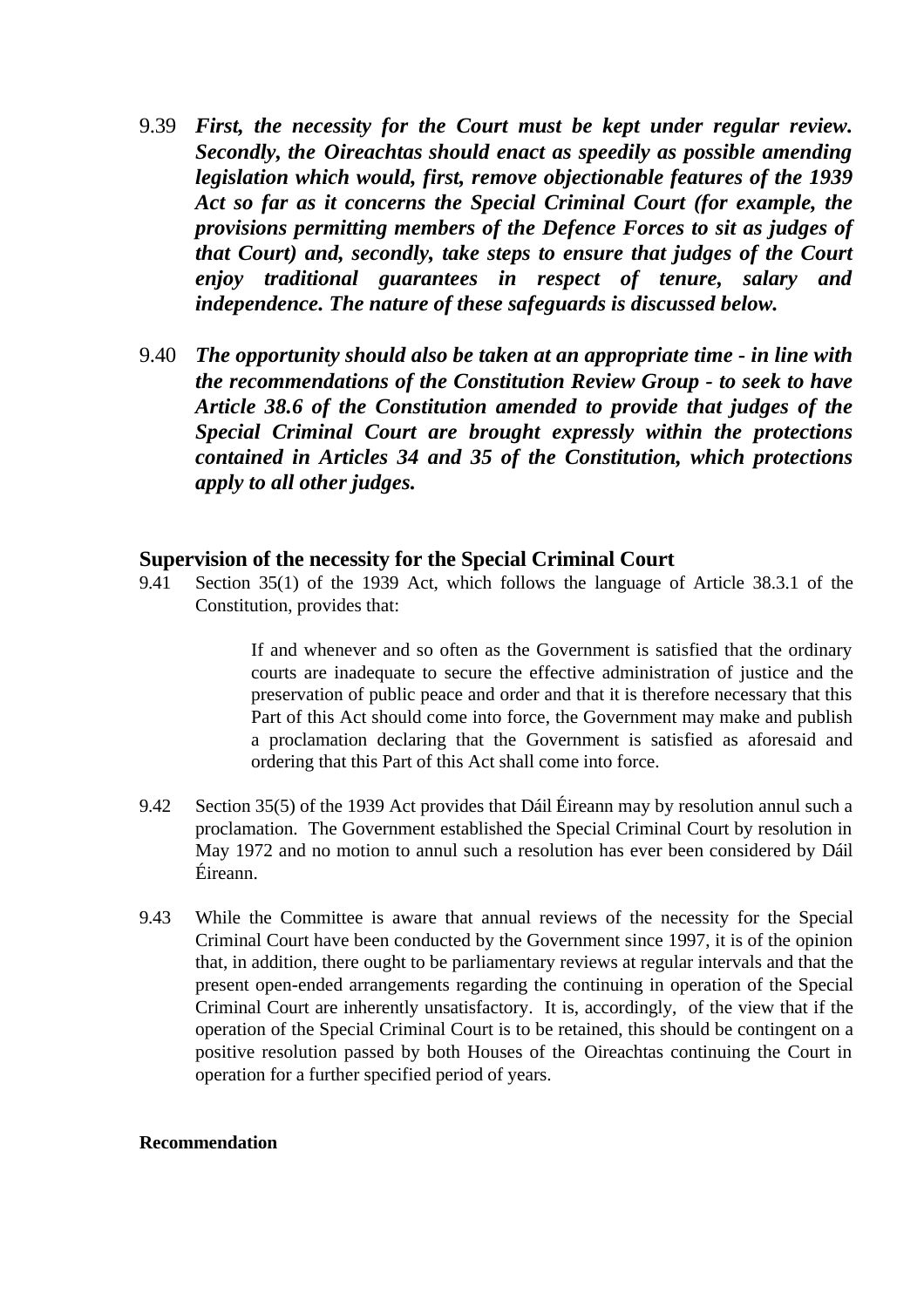9.39 ***First, the necessity for the Court must be kept under regular review. Secondly, the Oireachtas should enact as speedily as possible amending legislation which would, first, remove objectionable features of the 1939 Act so far as it concerns the Special Criminal Court (for example, the provisions permitting members of the Defence Forces to sit as judges of that Court) and, secondly, take steps to ensure that judges of the Court enjoy traditional guarantees in respect of tenure, salary and independence. The nature of these safeguards is discussed below.***

9.40 ***The opportunity should also be taken at an appropriate time - in line with the recommendations of the Constitution Review Group - to seek to have Article 38.6 of the Constitution amended to provide that judges of the Special Criminal Court are brought expressly within the protections contained in Articles 34 and 35 of the Constitution, which protections apply to all other judges.***

### Supervision of the necessity for the Special Criminal Court

9.41 Section 35(1) of the 1939 Act, which follows the language of Article 38.3.1 of the Constitution, provides that:

> If and whenever and so often as the Government is satisfied that the ordinary courts are inadequate to secure the effective administration of justice and the preservation of public peace and order and that it is therefore necessary that this Part of this Act should come into force, the Government may make and publish a proclamation declaring that the Government is satisfied as aforesaid and ordering that this Part of this Act shall come into force.

9.42 Section 35(5) of the 1939 Act provides that Dáil Éireann may by resolution annul such a proclamation. The Government established the Special Criminal Court by resolution in May 1972 and no motion to annul such a resolution has ever been considered by Dáil Éireann.

9.43 While the Committee is aware that annual reviews of the necessity for the Special Criminal Court have been conducted by the Government since 1997, it is of the opinion that, in addition, there ought to be parliamentary reviews at regular intervals and that the present open-ended arrangements regarding the continuing in operation of the Special Criminal Court are inherently unsatisfactory. It is, accordingly, of the view that if the operation of the Special Criminal Court is to be retained, this should be contingent on a positive resolution passed by both Houses of the Oireachtas continuing the Court in operation for a further specified period of years.

**Recommendation**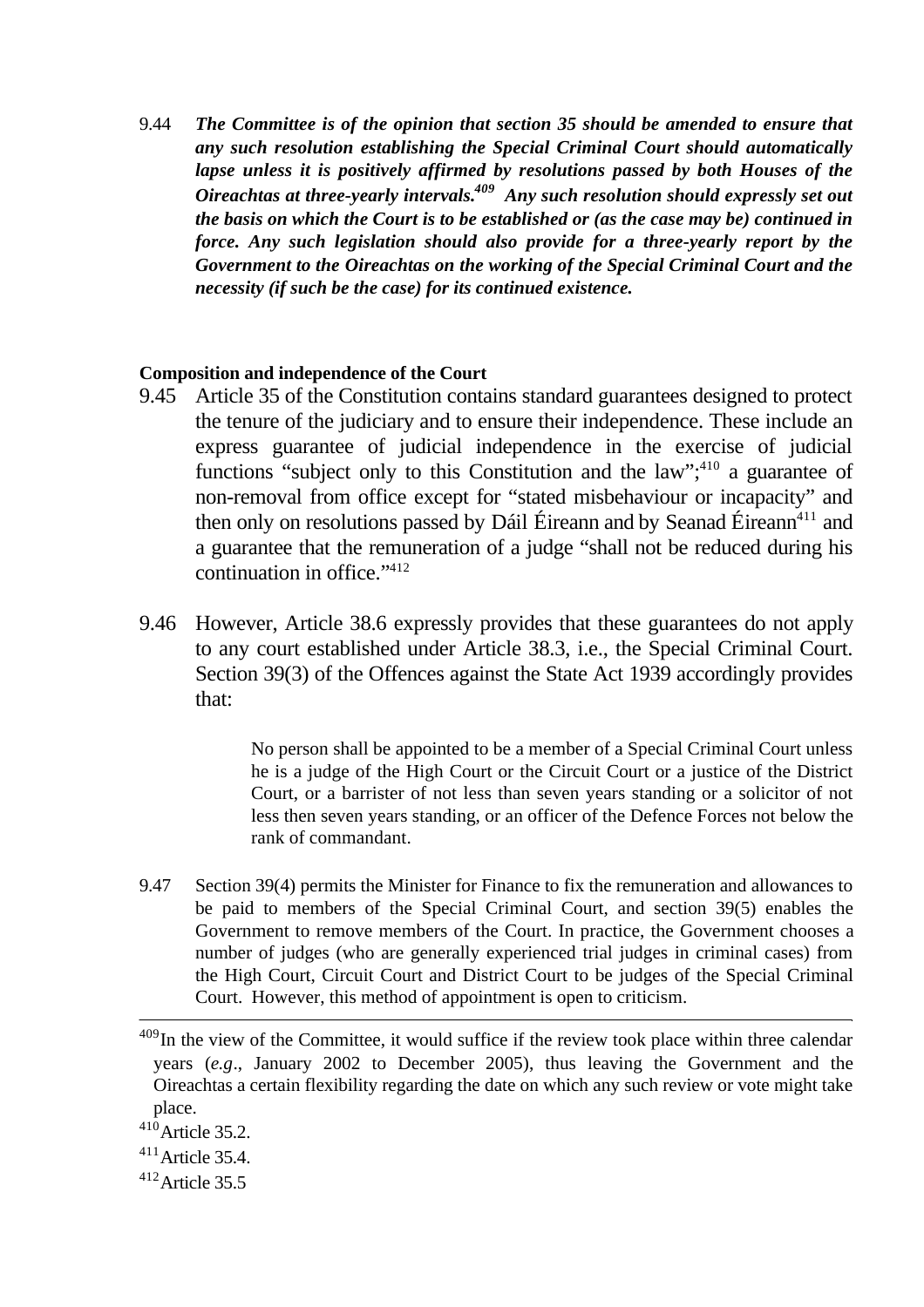9.44 ***The Committee is of the opinion that section 35 should be amended to ensure that any such resolution establishing the Special Criminal Court should automatically lapse unless it is positively affirmed by resolutions passed by both Houses of the Oireachtas at three-yearly intervals.***[409] ***Any such resolution should expressly set out the basis on which the Court is to be established or (as the case may be) continued in force. Any such legislation should also provide for a three-yearly report by the Government to the Oireachtas on the working of the Special Criminal Court and the necessity (if such be the case) for its continued existence.***

**Composition and independence of the Court**

9.45 Article 35 of the Constitution contains standard guarantees designed to protect the tenure of the judiciary and to ensure their independence. These include an express guarantee of judicial independence in the exercise of judicial functions "subject only to this Constitution and the law";[410] a guarantee of non-removal from office except for "stated misbehaviour or incapacity" and then only on resolutions passed by Dáil Éireann and by Seanad Éireann[411] and a guarantee that the remuneration of a judge "shall not be reduced during his continuation in office."[412]

9.46 However, Article 38.6 expressly provides that these guarantees do not apply to any court established under Article 38.3, i.e., the Special Criminal Court. Section 39(3) of the Offences against the State Act 1939 accordingly provides that:

> No person shall be appointed to be a member of a Special Criminal Court unless he is a judge of the High Court or the Circuit Court or a justice of the District Court, or a barrister of not less than seven years standing or a solicitor of not less then seven years standing, or an officer of the Defence Forces not below the rank of commandant.

9.47 Section 39(4) permits the Minister for Finance to fix the remuneration and allowances to be paid to members of the Special Criminal Court, and section 39(5) enables the Government to remove members of the Court. In practice, the Government chooses a number of judges (who are generally experienced trial judges in criminal cases) from the High Court, Circuit Court and District Court to be judges of the Special Criminal Court. However, this method of appointment is open to criticism.

---

[409] In the view of the Committee, it would suffice if the review took place within three calendar years (*e.g*., January 2002 to December 2005), thus leaving the Government and the Oireachtas a certain flexibility regarding the date on which any such review or vote might take place.

[410] Article 35.2.

[411] Article 35.4.

[412] Article 35.5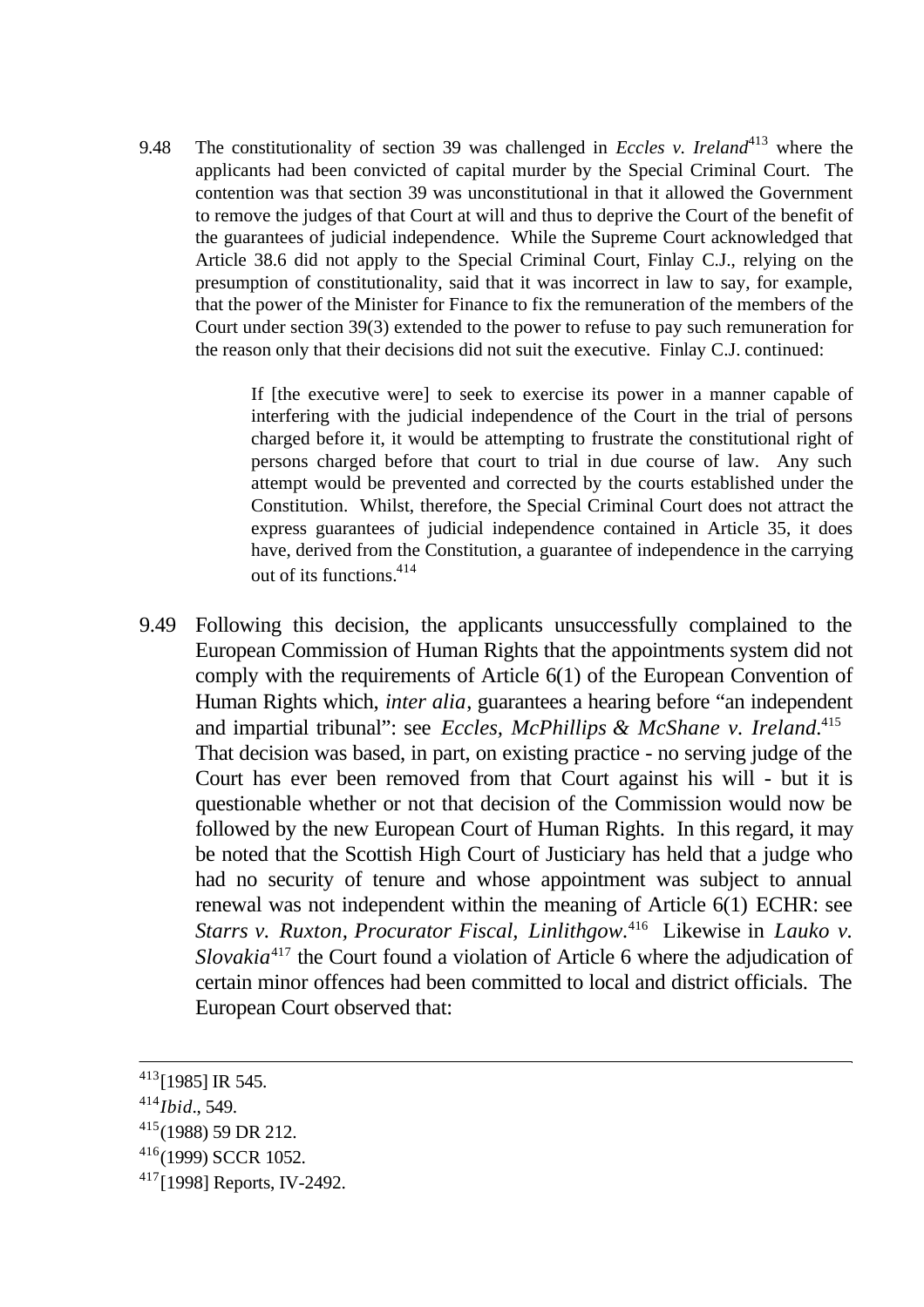9.48 The constitutionality of section 39 was challenged in *Eccles v. Ireland*[413] where the applicants had been convicted of capital murder by the Special Criminal Court. The contention was that section 39 was unconstitutional in that it allowed the Government to remove the judges of that Court at will and thus to deprive the Court of the benefit of the guarantees of judicial independence. While the Supreme Court acknowledged that Article 38.6 did not apply to the Special Criminal Court, Finlay C.J., relying on the presumption of constitutionality, said that it was incorrect in law to say, for example, that the power of the Minister for Finance to fix the remuneration of the members of the Court under section 39(3) extended to the power to refuse to pay such remuneration for the reason only that their decisions did not suit the executive. Finlay C.J. continued:

> If [the executive were] to seek to exercise its power in a manner capable of interfering with the judicial independence of the Court in the trial of persons charged before it, it would be attempting to frustrate the constitutional right of persons charged before that court to trial in due course of law. Any such attempt would be prevented and corrected by the courts established under the Constitution. Whilst, therefore, the Special Criminal Court does not attract the express guarantees of judicial independence contained in Article 35, it does have, derived from the Constitution, a guarantee of independence in the carrying out of its functions.[414]

9.49 Following this decision, the applicants unsuccessfully complained to the European Commission of Human Rights that the appointments system did not comply with the requirements of Article 6(1) of the European Convention of Human Rights which, *inter alia*, guarantees a hearing before "an independent and impartial tribunal": see *Eccles, McPhillips & McShane v. Ireland*.[415] That decision was based, in part, on existing practice - no serving judge of the Court has ever been removed from that Court against his will - but it is questionable whether or not that decision of the Commission would now be followed by the new European Court of Human Rights. In this regard, it may be noted that the Scottish High Court of Justiciary has held that a judge who had no security of tenure and whose appointment was subject to annual renewal was not independent within the meaning of Article 6(1) ECHR: see *Starrs v. Ruxton, Procurator Fiscal, Linlithgow*.[416] Likewise in *Lauko v. Slovakia*[417] the Court found a violation of Article 6 where the adjudication of certain minor offences had been committed to local and district officials. The European Court observed that:

---

[413] [1985] IR 545.

[414] *Ibid*., 549.

[415] (1988) 59 DR 212.

[416] (1999) SCCR 1052.

[417] [1998] Reports, IV-2492.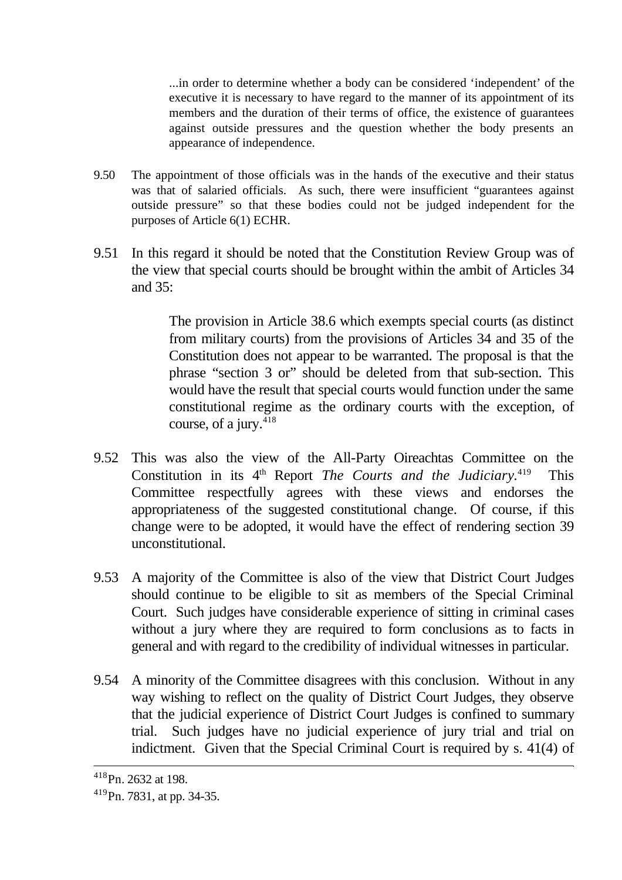> ...in order to determine whether a body can be considered 'independent' of the executive it is necessary to have regard to the manner of its appointment of its members and the duration of their terms of office, the existence of guarantees against outside pressures and the question whether the body presents an appearance of independence.

9.50 The appointment of those officials was in the hands of the executive and their status was that of salaried officials. As such, there were insufficient "guarantees against outside pressure" so that these bodies could not be judged independent for the purposes of Article 6(1) ECHR.

9.51 In this regard it should be noted that the Constitution Review Group was of the view that special courts should be brought within the ambit of Articles 34 and 35:

> The provision in Article 38.6 which exempts special courts (as distinct from military courts) from the provisions of Articles 34 and 35 of the Constitution does not appear to be warranted. The proposal is that the phrase "section 3 or" should be deleted from that sub-section. This would have the result that special courts would function under the same constitutional regime as the ordinary courts with the exception, of course, of a jury.[418]

9.52 This was also the view of the All-Party Oireachtas Committee on the Constitution in its 4th Report *The Courts and the Judiciary*.[419] This Committee respectfully agrees with these views and endorses the appropriateness of the suggested constitutional change. Of course, if this change were to be adopted, it would have the effect of rendering section 39 unconstitutional.

9.53 A majority of the Committee is also of the view that District Court Judges should continue to be eligible to sit as members of the Special Criminal Court. Such judges have considerable experience of sitting in criminal cases without a jury where they are required to form conclusions as to facts in general and with regard to the credibility of individual witnesses in particular.

9.54 A minority of the Committee disagrees with this conclusion. Without in any way wishing to reflect on the quality of District Court Judges, they observe that the judicial experience of District Court Judges is confined to summary trial. Such judges have no judicial experience of jury trial and trial on indictment. Given that the Special Criminal Court is required by s. 41(4) of

---

[418] Pn. 2632 at 198.

[419] Pn. 7831, at pp. 34-35.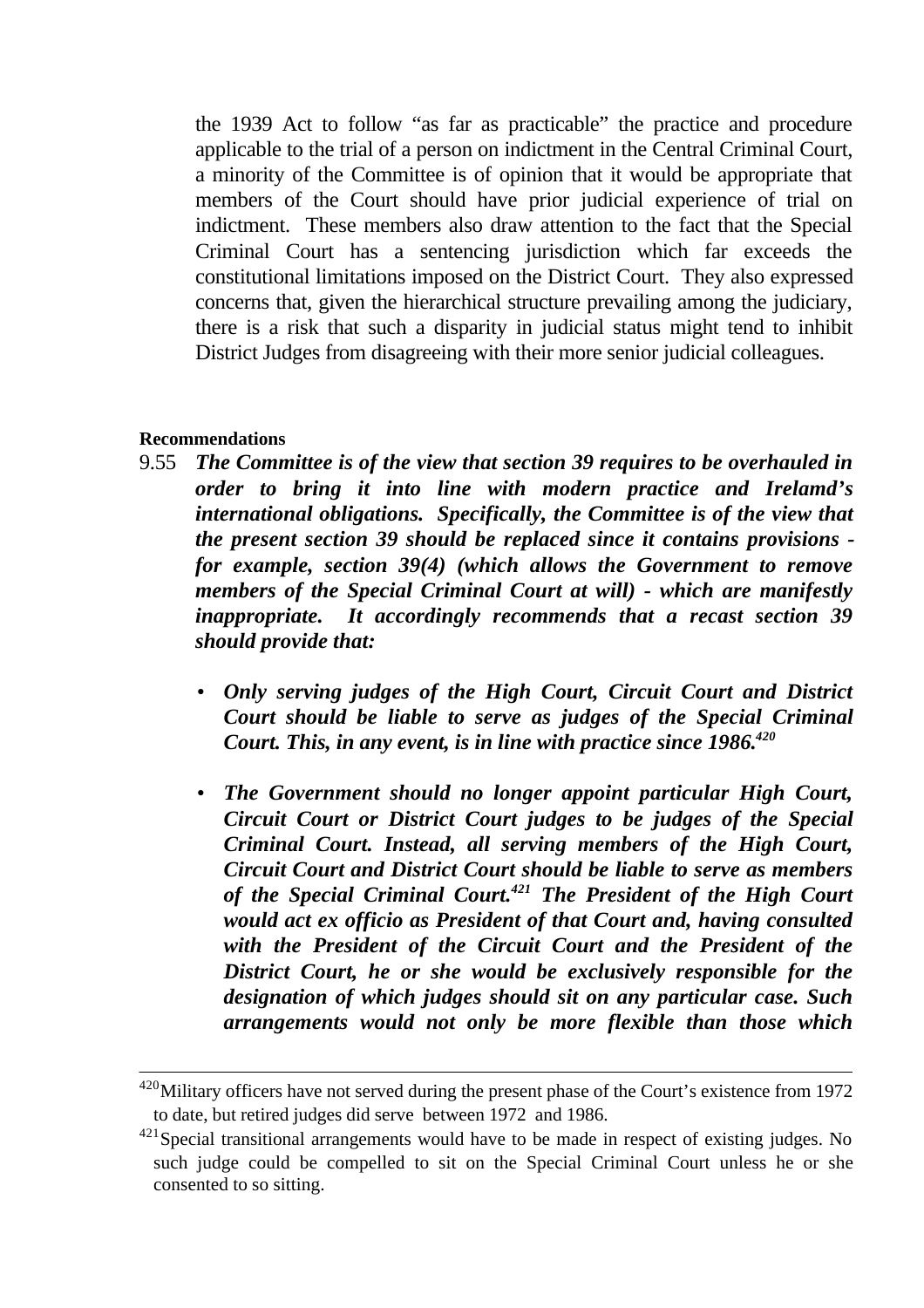the 1939 Act to follow "as far as practicable" the practice and procedure applicable to the trial of a person on indictment in the Central Criminal Court, a minority of the Committee is of opinion that it would be appropriate that members of the Court should have prior judicial experience of trial on indictment. These members also draw attention to the fact that the Special Criminal Court has a sentencing jurisdiction which far exceeds the constitutional limitations imposed on the District Court. They also expressed concerns that, given the hierarchical structure prevailing among the judiciary, there is a risk that such a disparity in judicial status might tend to inhibit District Judges from disagreeing with their more senior judicial colleagues.

**Recommendations**

9.55 ***The Committee is of the view that section 39 requires to be overhauled in order to bring it into line with modern practice and Irelamd's international obligations. Specifically, the Committee is of the view that the present section 39 should be replaced since it contains provisions - for example, section 39(4) (which allows the Government to remove members of the Special Criminal Court at will) - which are manifestly inappropriate. It accordingly recommends that a recast section 39 should provide that:***

- ***Only serving judges of the High Court, Circuit Court and District Court should be liable to serve as judges of the Special Criminal Court. This, in any event, is in line with practice since 1986.***[420]

- ***The Government should no longer appoint particular High Court, Circuit Court or District Court judges to be judges of the Special Criminal Court. Instead, all serving members of the High Court, Circuit Court and District Court should be liable to serve as members of the Special Criminal Court.***[421] ***The President of the High Court would act ex officio as President of that Court and, having consulted with the President of the Circuit Court and the President of the District Court, he or she would be exclusively responsible for the designation of which judges should sit on any particular case. Such arrangements would not only be more flexible than those which***

---

[420] Military officers have not served during the present phase of the Court's existence from 1972 to date, but retired judges did serve between 1972 and 1986.

[421] Special transitional arrangements would have to be made in respect of existing judges. No such judge could be compelled to sit on the Special Criminal Court unless he or she consented to so sitting.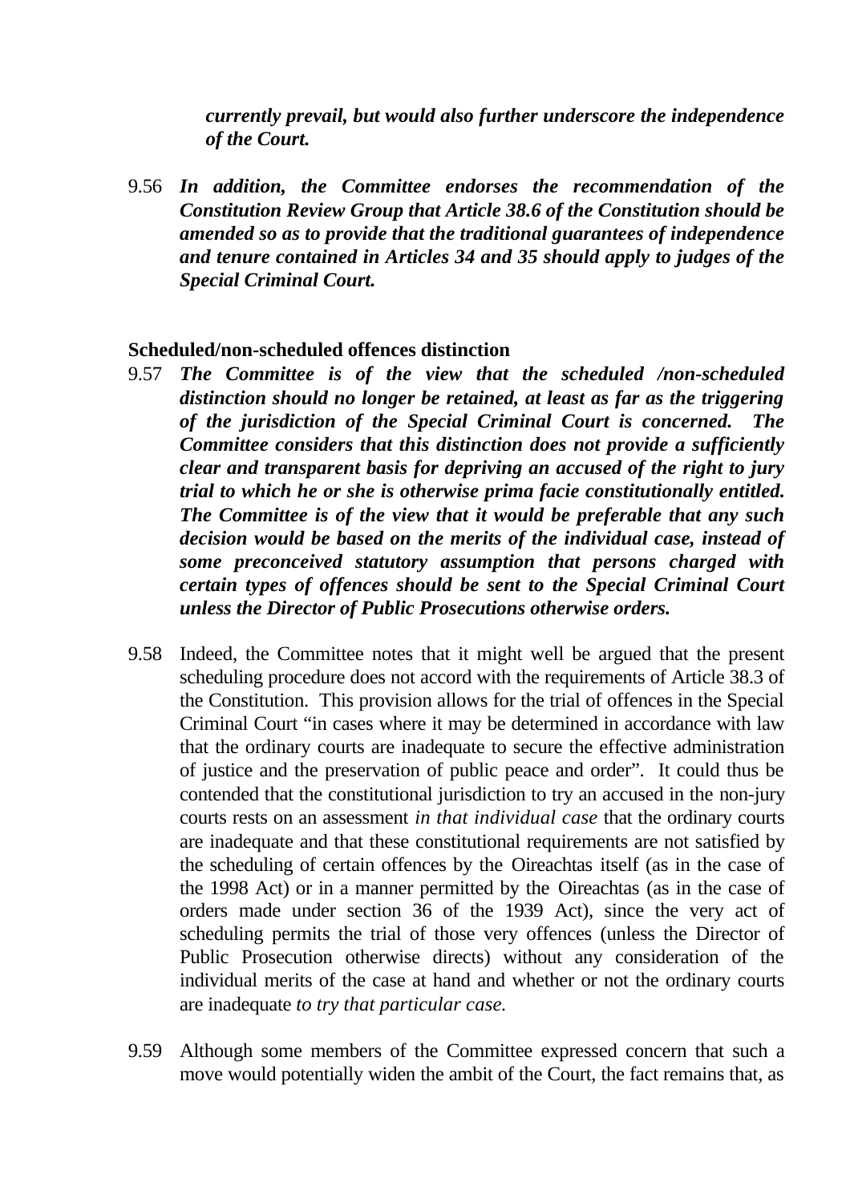***currently prevail, but would also further underscore the independence of the Court.***

9.56 ***In addition, the Committee endorses the recommendation of the Constitution Review Group that Article 38.6 of the Constitution should be amended so as to provide that the traditional guarantees of independence and tenure contained in Articles 34 and 35 should apply to judges of the Special Criminal Court.***

**Scheduled/non-scheduled offences distinction**

9.57 ***The Committee is of the view that the scheduled /non-scheduled distinction should no longer be retained, at least as far as the triggering of the jurisdiction of the Special Criminal Court is concerned. The Committee considers that this distinction does not provide a sufficiently clear and transparent basis for depriving an accused of the right to jury trial to which he or she is otherwise prima facie constitutionally entitled. The Committee is of the view that it would be preferable that any such decision would be based on the merits of the individual case, instead of some preconceived statutory assumption that persons charged with certain types of offences should be sent to the Special Criminal Court unless the Director of Public Prosecutions otherwise orders.***

9.58 Indeed, the Committee notes that it might well be argued that the present scheduling procedure does not accord with the requirements of Article 38.3 of the Constitution. This provision allows for the trial of offences in the Special Criminal Court "in cases where it may be determined in accordance with law that the ordinary courts are inadequate to secure the effective administration of justice and the preservation of public peace and order". It could thus be contended that the constitutional jurisdiction to try an accused in the non-jury courts rests on an assessment *in that individual case* that the ordinary courts are inadequate and that these constitutional requirements are not satisfied by the scheduling of certain offences by the Oireachtas itself (as in the case of the 1998 Act) or in a manner permitted by the Oireachtas (as in the case of orders made under section 36 of the 1939 Act), since the very act of scheduling permits the trial of those very offences (unless the Director of Public Prosecution otherwise directs) without any consideration of the individual merits of the case at hand and whether or not the ordinary courts are inadequate *to try that particular case.*

9.59 Although some members of the Committee expressed concern that such a move would potentially widen the ambit of the Court, the fact remains that, as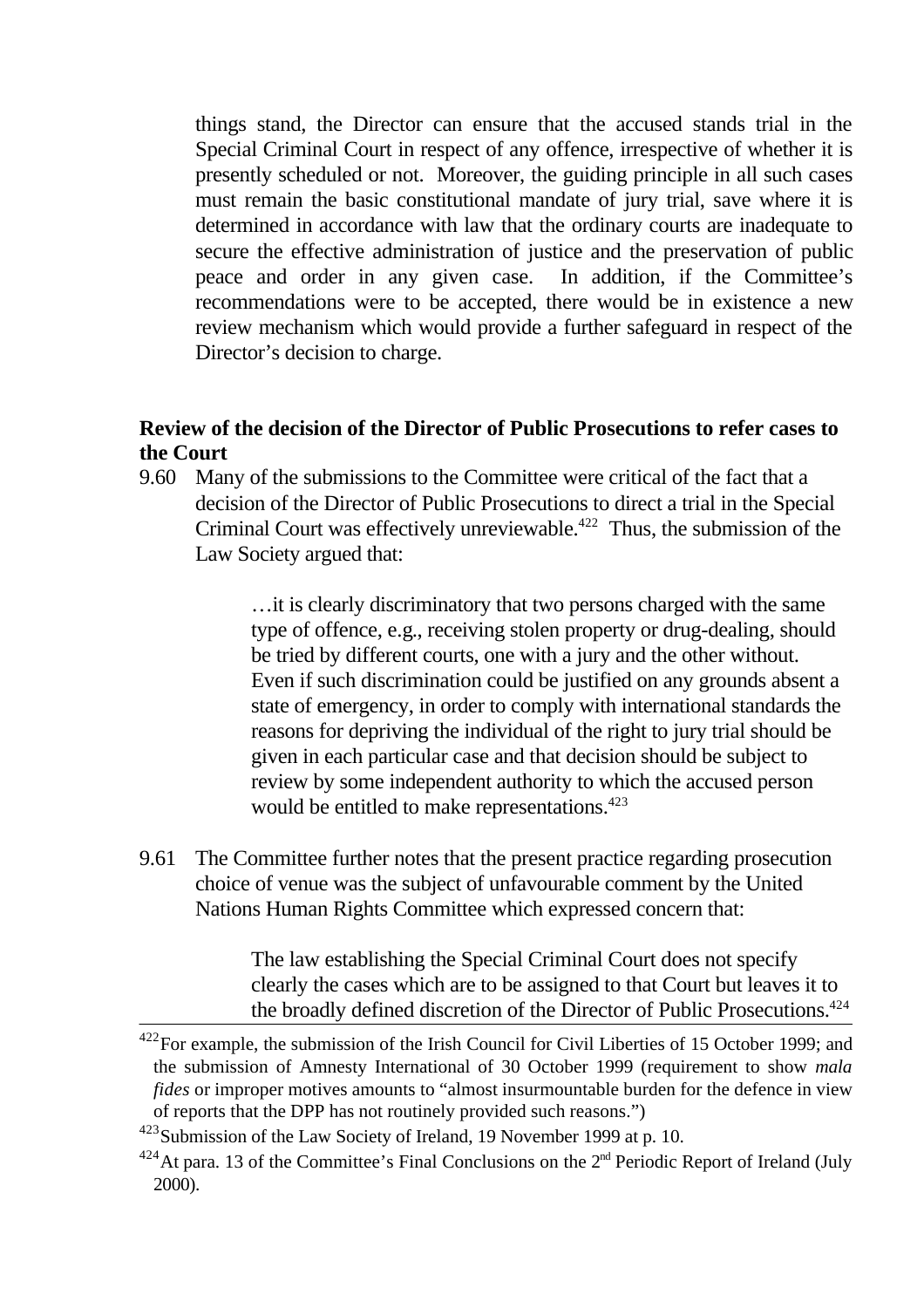things stand, the Director can ensure that the accused stands trial in the Special Criminal Court in respect of any offence, irrespective of whether it is presently scheduled or not. Moreover, the guiding principle in all such cases must remain the basic constitutional mandate of jury trial, save where it is determined in accordance with law that the ordinary courts are inadequate to secure the effective administration of justice and the preservation of public peace and order in any given case. In addition, if the Committee's recommendations were to be accepted, there would be in existence a new review mechanism which would provide a further safeguard in respect of the Director's decision to charge.

**Review of the decision of the Director of Public Prosecutions to refer cases to the Court**

9.60 Many of the submissions to the Committee were critical of the fact that a decision of the Director of Public Prosecutions to direct a trial in the Special Criminal Court was effectively unreviewable.[422] Thus, the submission of the Law Society argued that:

> …it is clearly discriminatory that two persons charged with the same type of offence, e.g., receiving stolen property or drug-dealing, should be tried by different courts, one with a jury and the other without. Even if such discrimination could be justified on any grounds absent a state of emergency, in order to comply with international standards the reasons for depriving the individual of the right to jury trial should be given in each particular case and that decision should be subject to review by some independent authority to which the accused person would be entitled to make representations.[423]

9.61 The Committee further notes that the present practice regarding prosecution choice of venue was the subject of unfavourable comment by the United Nations Human Rights Committee which expressed concern that:

> The law establishing the Special Criminal Court does not specify clearly the cases which are to be assigned to that Court but leaves it to the broadly defined discretion of the Director of Public Prosecutions.[424]

---

[422] For example, the submission of the Irish Council for Civil Liberties of 15 October 1999; and the submission of Amnesty International of 30 October 1999 (requirement to show *mala fides* or improper motives amounts to "almost insurmountable burden for the defence in view of reports that the DPP has not routinely provided such reasons.")

[423] Submission of the Law Society of Ireland, 19 November 1999 at p. 10.

[424] At para. 13 of the Committee's Final Conclusions on the 2nd Periodic Report of Ireland (July 2000).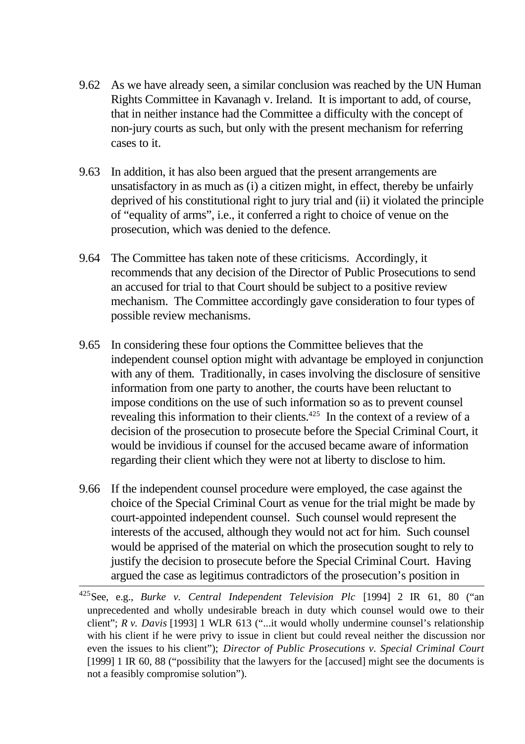9.62 As we have already seen, a similar conclusion was reached by the UN Human Rights Committee in Kavanagh v. Ireland. It is important to add, of course, that in neither instance had the Committee a difficulty with the concept of non-jury courts as such, but only with the present mechanism for referring cases to it.

9.63 In addition, it has also been argued that the present arrangements are unsatisfactory in as much as (i) a citizen might, in effect, thereby be unfairly deprived of his constitutional right to jury trial and (ii) it violated the principle of "equality of arms", i.e., it conferred a right to choice of venue on the prosecution, which was denied to the defence.

9.64 The Committee has taken note of these criticisms. Accordingly, it recommends that any decision of the Director of Public Prosecutions to send an accused for trial to that Court should be subject to a positive review mechanism. The Committee accordingly gave consideration to four types of possible review mechanisms.

9.65 In considering these four options the Committee believes that the independent counsel option might with advantage be employed in conjunction with any of them. Traditionally, in cases involving the disclosure of sensitive information from one party to another, the courts have been reluctant to impose conditions on the use of such information so as to prevent counsel revealing this information to their clients.[425] In the context of a review of a decision of the prosecution to prosecute before the Special Criminal Court, it would be invidious if counsel for the accused became aware of information regarding their client which they were not at liberty to disclose to him.

9.66 If the independent counsel procedure were employed, the case against the choice of the Special Criminal Court as venue for the trial might be made by court-appointed independent counsel. Such counsel would represent the interests of the accused, although they would not act for him. Such counsel would be apprised of the material on which the prosecution sought to rely to justify the decision to prosecute before the Special Criminal Court. Having argued the case as legitimus contradictors of the prosecution's position in

---

[425] See, e.g., *Burke v. Central Independent Television Plc* [1994] 2 IR 61, 80 ("an unprecedented and wholly undesirable breach in duty which counsel would owe to their client"; *R v. Davis* [1993] 1 WLR 613 ("...it would wholly undermine counsel's relationship with his client if he were privy to issue in client but could reveal neither the discussion nor even the issues to his client"); *Director of Public Prosecutions v. Special Criminal Court* [1999] 1 IR 60, 88 ("possibility that the lawyers for the [accused] might see the documents is not a feasibly compromise solution").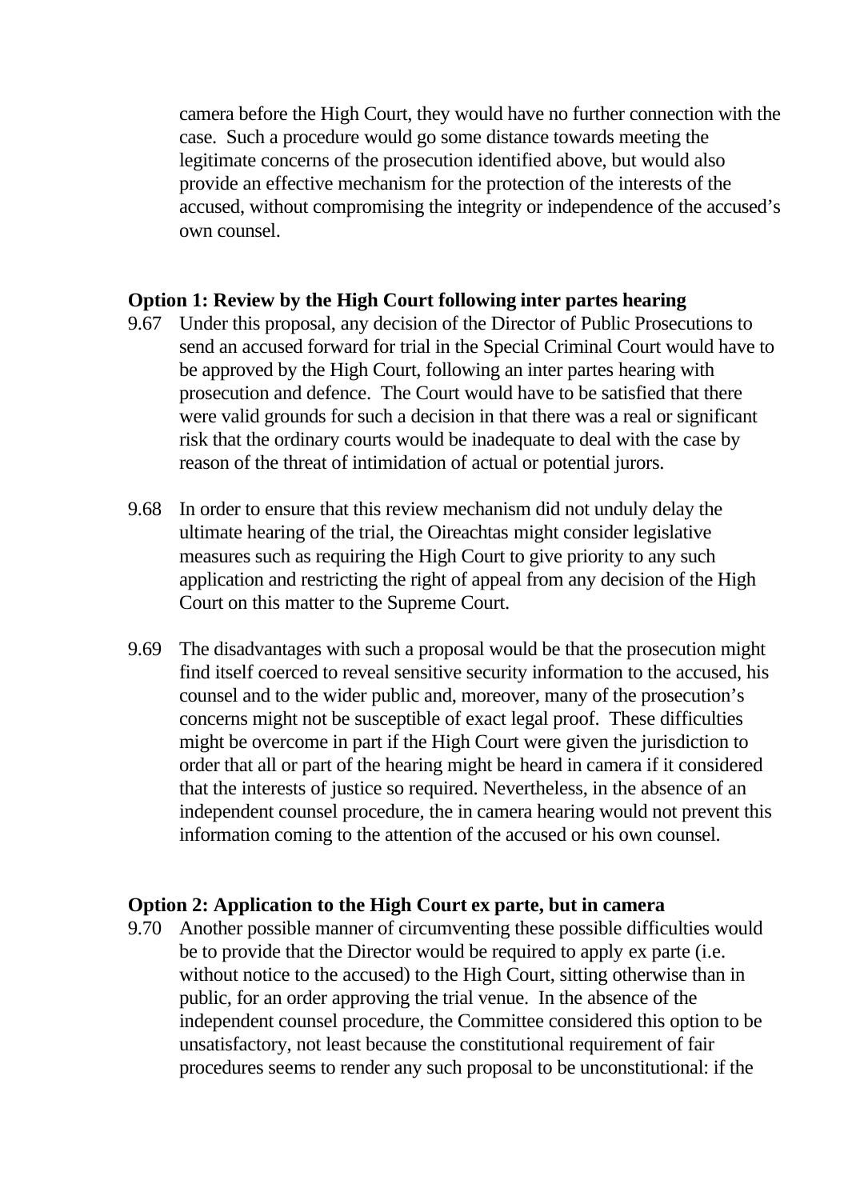camera before the High Court, they would have no further connection with the case. Such a procedure would go some distance towards meeting the legitimate concerns of the prosecution identified above, but would also provide an effective mechanism for the protection of the interests of the accused, without compromising the integrity or independence of the accused's own counsel.

**Option 1: Review by the High Court following inter partes hearing**

9.67 Under this proposal, any decision of the Director of Public Prosecutions to send an accused forward for trial in the Special Criminal Court would have to be approved by the High Court, following an inter partes hearing with prosecution and defence. The Court would have to be satisfied that there were valid grounds for such a decision in that there was a real or significant risk that the ordinary courts would be inadequate to deal with the case by reason of the threat of intimidation of actual or potential jurors.

9.68 In order to ensure that this review mechanism did not unduly delay the ultimate hearing of the trial, the Oireachtas might consider legislative measures such as requiring the High Court to give priority to any such application and restricting the right of appeal from any decision of the High Court on this matter to the Supreme Court.

9.69 The disadvantages with such a proposal would be that the prosecution might find itself coerced to reveal sensitive security information to the accused, his counsel and to the wider public and, moreover, many of the prosecution's concerns might not be susceptible of exact legal proof. These difficulties might be overcome in part if the High Court were given the jurisdiction to order that all or part of the hearing might be heard in camera if it considered that the interests of justice so required. Nevertheless, in the absence of an independent counsel procedure, the in camera hearing would not prevent this information coming to the attention of the accused or his own counsel.

**Option 2: Application to the High Court ex parte, but in camera**

9.70 Another possible manner of circumventing these possible difficulties would be to provide that the Director would be required to apply ex parte (i.e. without notice to the accused) to the High Court, sitting otherwise than in public, for an order approving the trial venue. In the absence of the independent counsel procedure, the Committee considered this option to be unsatisfactory, not least because the constitutional requirement of fair procedures seems to render any such proposal to be unconstitutional: if the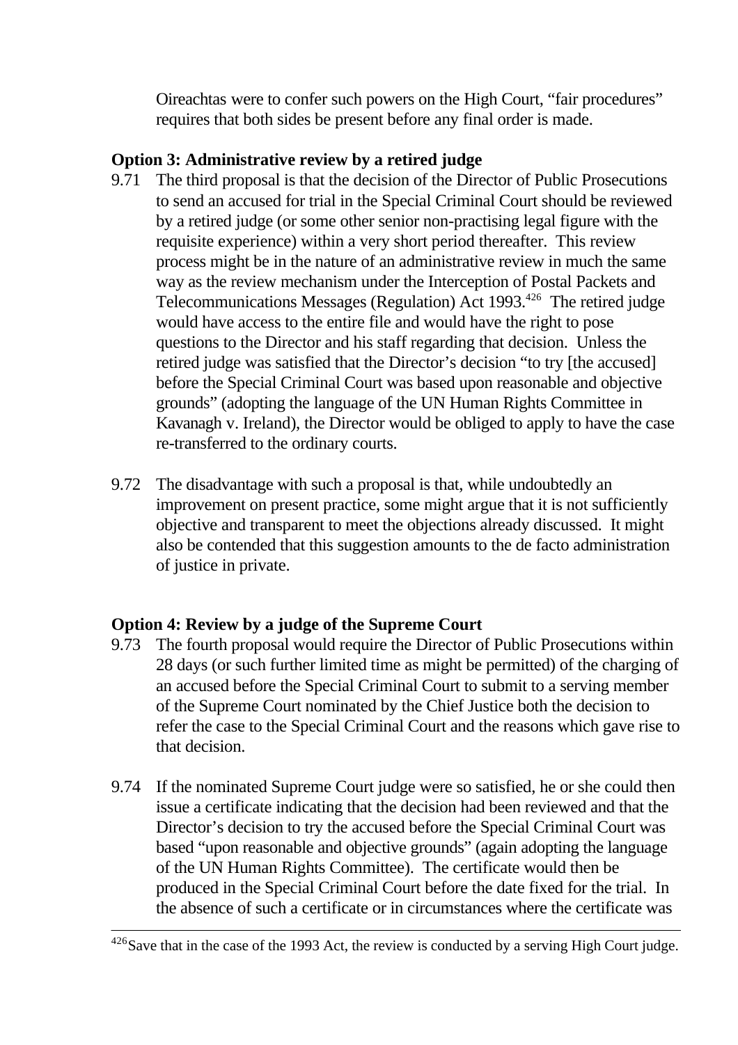Oireachtas were to confer such powers on the High Court, "fair procedures" requires that both sides be present before any final order is made.

**Option 3: Administrative review by a retired judge**

9.71 The third proposal is that the decision of the Director of Public Prosecutions to send an accused for trial in the Special Criminal Court should be reviewed by a retired judge (or some other senior non-practising legal figure with the requisite experience) within a very short period thereafter. This review process might be in the nature of an administrative review in much the same way as the review mechanism under the Interception of Postal Packets and Telecommunications Messages (Regulation) Act 1993.[426] The retired judge would have access to the entire file and would have the right to pose questions to the Director and his staff regarding that decision. Unless the retired judge was satisfied that the Director's decision "to try [the accused] before the Special Criminal Court was based upon reasonable and objective grounds" (adopting the language of the UN Human Rights Committee in Kavanagh v. Ireland), the Director would be obliged to apply to have the case re-transferred to the ordinary courts.

9.72 The disadvantage with such a proposal is that, while undoubtedly an improvement on present practice, some might argue that it is not sufficiently objective and transparent to meet the objections already discussed. It might also be contended that this suggestion amounts to the de facto administration of justice in private.

**Option 4: Review by a judge of the Supreme Court**

9.73 The fourth proposal would require the Director of Public Prosecutions within 28 days (or such further limited time as might be permitted) of the charging of an accused before the Special Criminal Court to submit to a serving member of the Supreme Court nominated by the Chief Justice both the decision to refer the case to the Special Criminal Court and the reasons which gave rise to that decision.

9.74 If the nominated Supreme Court judge were so satisfied, he or she could then issue a certificate indicating that the decision had been reviewed and that the Director's decision to try the accused before the Special Criminal Court was based "upon reasonable and objective grounds" (again adopting the language of the UN Human Rights Committee). The certificate would then be produced in the Special Criminal Court before the date fixed for the trial. In the absence of such a certificate or in circumstances where the certificate was

---

[426] Save that in the case of the 1993 Act, the review is conducted by a serving High Court judge.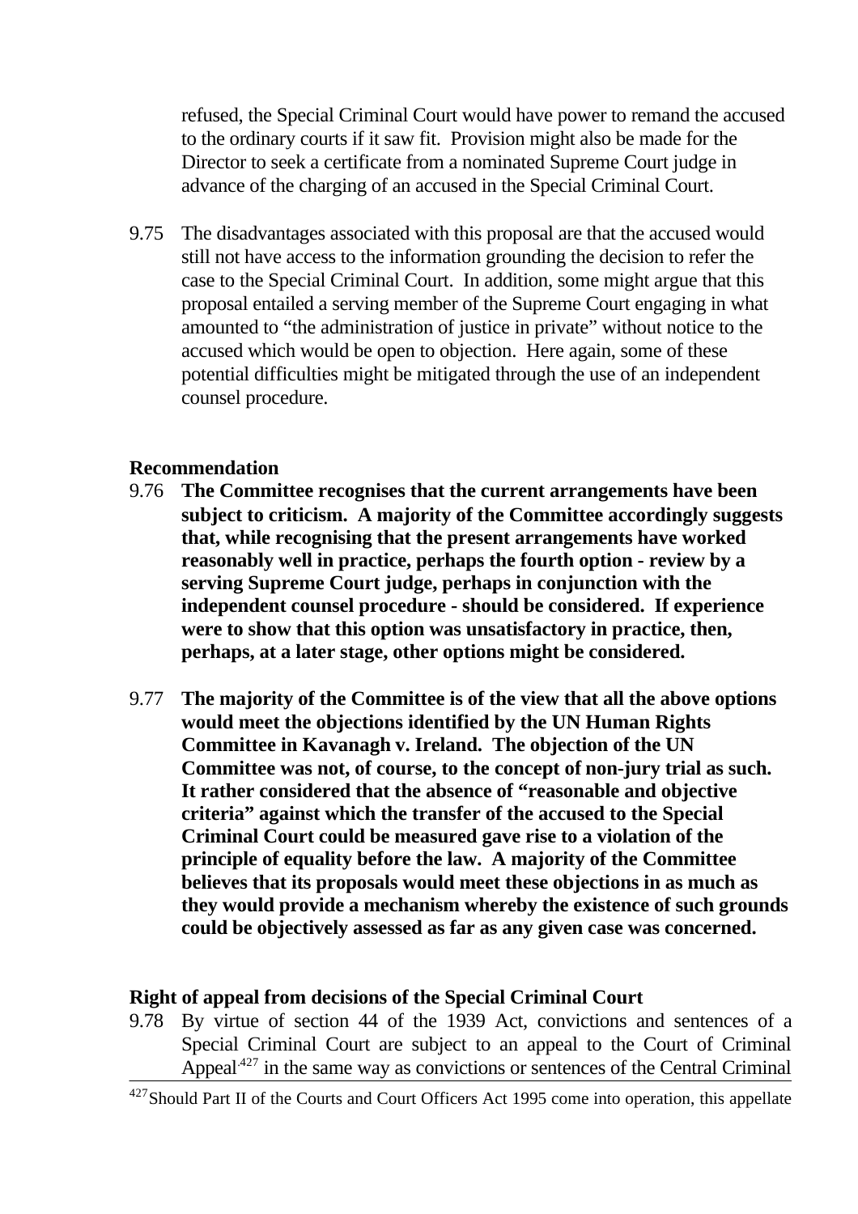refused, the Special Criminal Court would have power to remand the accused to the ordinary courts if it saw fit. Provision might also be made for the Director to seek a certificate from a nominated Supreme Court judge in advance of the charging of an accused in the Special Criminal Court.

9.75 The disadvantages associated with this proposal are that the accused would still not have access to the information grounding the decision to refer the case to the Special Criminal Court. In addition, some might argue that this proposal entailed a serving member of the Supreme Court engaging in what amounted to "the administration of justice in private" without notice to the accused which would be open to objection. Here again, some of these potential difficulties might be mitigated through the use of an independent counsel procedure.

**Recommendation**

9.76 **The Committee recognises that the current arrangements have been subject to criticism. A majority of the Committee accordingly suggests that, while recognising that the present arrangements have worked reasonably well in practice, perhaps the fourth option - review by a serving Supreme Court judge, perhaps in conjunction with the independent counsel procedure - should be considered. If experience were to show that this option was unsatisfactory in practice, then, perhaps, at a later stage, other options might be considered.**

9.77 **The majority of the Committee is of the view that all the above options would meet the objections identified by the UN Human Rights Committee in Kavanagh v. Ireland. The objection of the UN Committee was not, of course, to the concept of non-jury trial as such. It rather considered that the absence of "reasonable and objective criteria" against which the transfer of the accused to the Special Criminal Court could be measured gave rise to a violation of the principle of equality before the law. A majority of the Committee believes that its proposals would meet these objections in as much as they would provide a mechanism whereby the existence of such grounds could be objectively assessed as far as any given case was concerned.**

**Right of appeal from decisions of the Special Criminal Court**

9.78 By virtue of section 44 of the 1939 Act, convictions and sentences of a Special Criminal Court are subject to an appeal to the Court of Criminal Appeal[427] in the same way as convictions or sentences of the Central Criminal

[427] Should Part II of the Courts and Court Officers Act 1995 come into operation, this appellate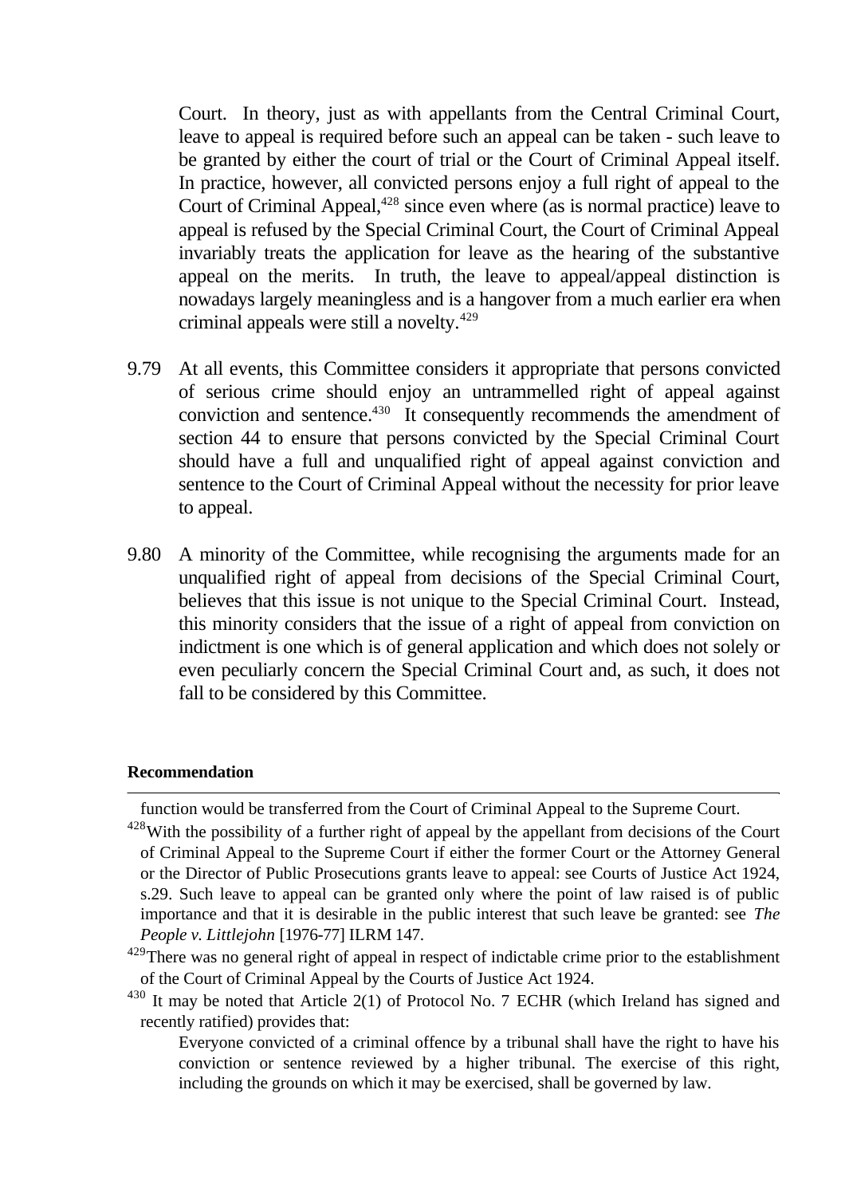Court. In theory, just as with appellants from the Central Criminal Court, leave to appeal is required before such an appeal can be taken - such leave to be granted by either the court of trial or the Court of Criminal Appeal itself. In practice, however, all convicted persons enjoy a full right of appeal to the Court of Criminal Appeal,[428] since even where (as is normal practice) leave to appeal is refused by the Special Criminal Court, the Court of Criminal Appeal invariably treats the application for leave as the hearing of the substantive appeal on the merits. In truth, the leave to appeal/appeal distinction is nowadays largely meaningless and is a hangover from a much earlier era when criminal appeals were still a novelty.[429]

9.79 At all events, this Committee considers it appropriate that persons convicted of serious crime should enjoy an untrammelled right of appeal against conviction and sentence.[430] It consequently recommends the amendment of section 44 to ensure that persons convicted by the Special Criminal Court should have a full and unqualified right of appeal against conviction and sentence to the Court of Criminal Appeal without the necessity for prior leave to appeal.

9.80 A minority of the Committee, while recognising the arguments made for an unqualified right of appeal from decisions of the Special Criminal Court, believes that this issue is not unique to the Special Criminal Court. Instead, this minority considers that the issue of a right of appeal from conviction on indictment is one which is of general application and which does not solely or even peculiarly concern the Special Criminal Court and, as such, it does not fall to be considered by this Committee.

**Recommendation**

---

function would be transferred from the Court of Criminal Appeal to the Supreme Court.

[428] With the possibility of a further right of appeal by the appellant from decisions of the Court of Criminal Appeal to the Supreme Court if either the former Court or the Attorney General or the Director of Public Prosecutions grants leave to appeal: see Courts of Justice Act 1924, s.29. Such leave to appeal can be granted only where the point of law raised is of public importance and that it is desirable in the public interest that such leave be granted: see *The People v. Littlejohn* [1976-77] ILRM 147.

[429] There was no general right of appeal in respect of indictable crime prior to the establishment of the Court of Criminal Appeal by the Courts of Justice Act 1924.

[430] It may be noted that Article 2(1) of Protocol No. 7 ECHR (which Ireland has signed and recently ratified) provides that:

> Everyone convicted of a criminal offence by a tribunal shall have the right to have his conviction or sentence reviewed by a higher tribunal. The exercise of this right, including the grounds on which it may be exercised, shall be governed by law.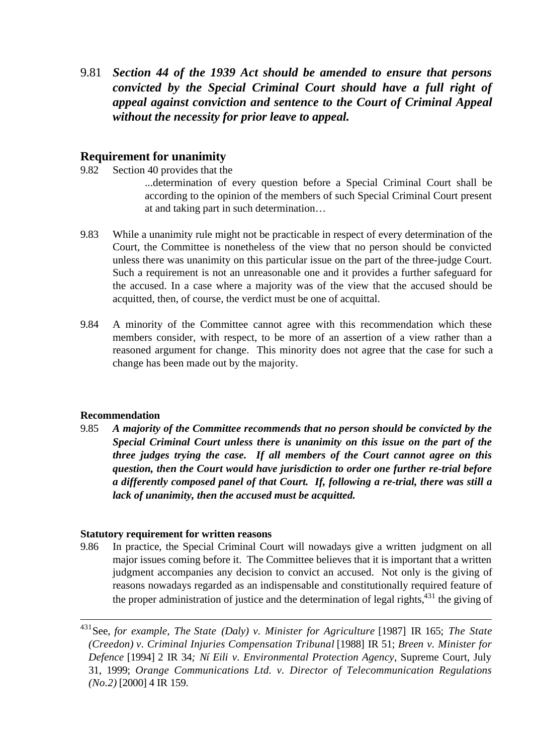9.81 ***Section 44 of the 1939 Act should be amended to ensure that persons convicted by the Special Criminal Court should have a full right of appeal against conviction and sentence to the Court of Criminal Appeal without the necessity for prior leave to appeal.***

## Requirement for unanimity

9.82 Section 40 provides that the

> ...determination of every question before a Special Criminal Court shall be according to the opinion of the members of such Special Criminal Court present at and taking part in such determination…

9.83 While a unanimity rule might not be practicable in respect of every determination of the Court, the Committee is nonetheless of the view that no person should be convicted unless there was unanimity on this particular issue on the part of the three-judge Court. Such a requirement is not an unreasonable one and it provides a further safeguard for the accused. In a case where a majority was of the view that the accused should be acquitted, then, of course, the verdict must be one of acquittal.

9.84 A minority of the Committee cannot agree with this recommendation which these members consider, with respect, to be more of an assertion of a view rather than a reasoned argument for change. This minority does not agree that the case for such a change has been made out by the majority.

**Recommendation**

9.85 ***A majority of the Committee recommends that no person should be convicted by the Special Criminal Court unless there is unanimity on this issue on the part of the three judges trying the case. If all members of the Court cannot agree on this question, then the Court would have jurisdiction to order one further re-trial before a differently composed panel of that Court. If, following a re-trial, there was still a lack of unanimity, then the accused must be acquitted.***

**Statutory requirement for written reasons**

9.86 In practice, the Special Criminal Court will nowadays give a written judgment on all major issues coming before it. The Committee believes that it is important that a written judgment accompanies any decision to convict an accused. Not only is the giving of reasons nowadays regarded as an indispensable and constitutionally required feature of the proper administration of justice and the determination of legal rights,[431] the giving of

---

[431] See, *for example, The State (Daly) v. Minister for Agriculture* [1987] IR 165; *The State (Creedon) v. Criminal Injuries Compensation Tribunal* [1988] IR 51; *Breen v. Minister for Defence* [1994] 2 IR 34*; Ní Eili v. Environmental Protection Agency*, Supreme Court, July 31, 1999; *Orange Communications Ltd. v. Director of Telecommunication Regulations (No.2)* [2000] 4 IR 159.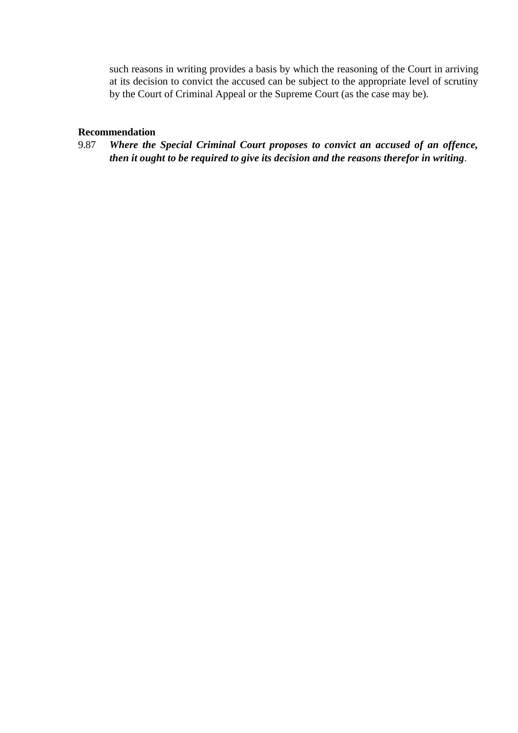such reasons in writing provides a basis by which the reasoning of the Court in arriving at its decision to convict the accused can be subject to the appropriate level of scrutiny by the Court of Criminal Appeal or the Supreme Court (as the case may be).

**Recommendation**

9.87 ***Where the Special Criminal Court proposes to convict an accused of an offence, then it ought to be required to give its decision and the reasons therefor in writing***.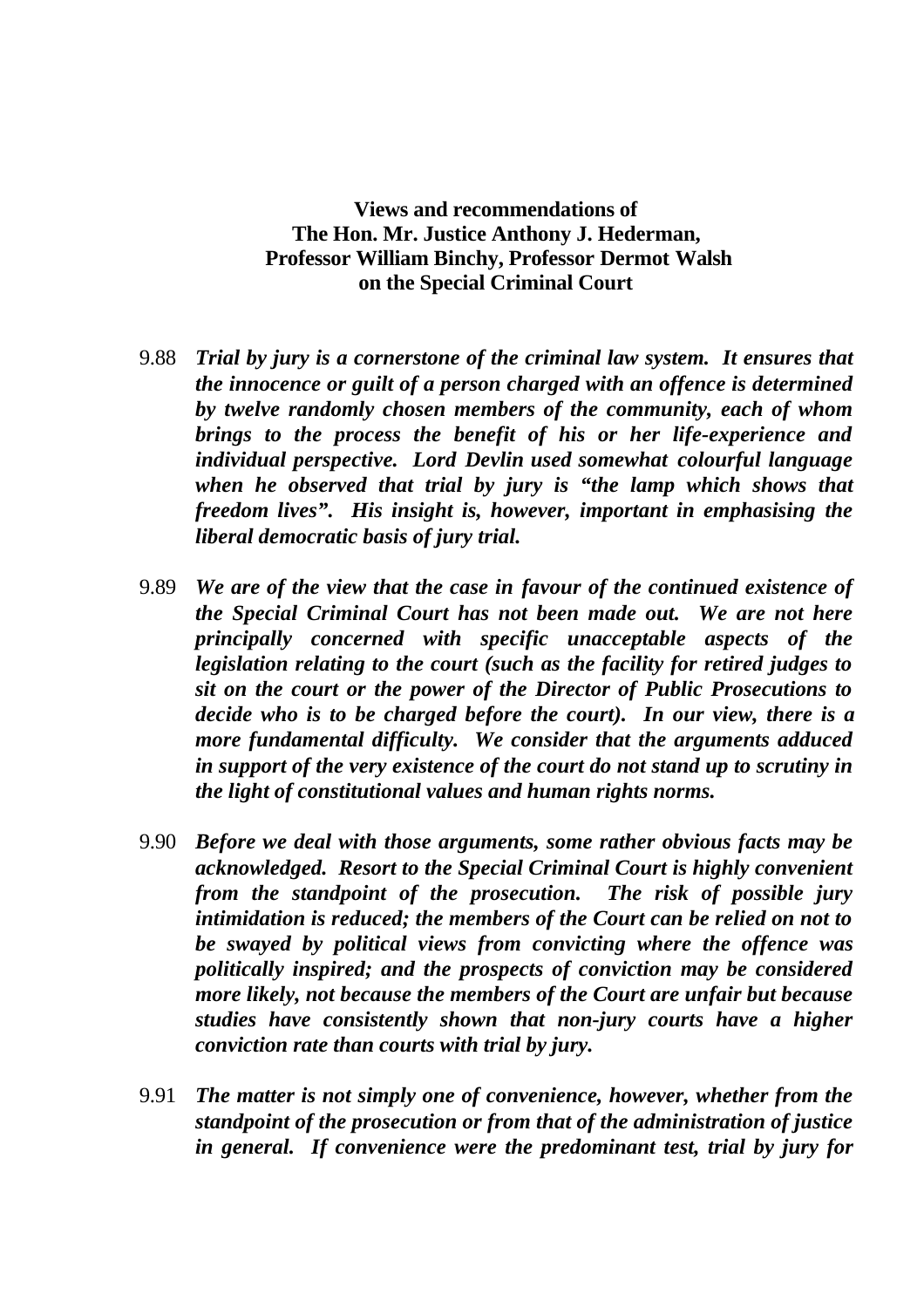**Views and recommendations of The Hon. Mr. Justice Anthony J. Hederman, Professor William Binchy, Professor Dermot Walsh on the Special Criminal Court**

9.88 ***Trial by jury is a cornerstone of the criminal law system. It ensures that the innocence or guilt of a person charged with an offence is determined by twelve randomly chosen members of the community, each of whom brings to the process the benefit of his or her life-experience and individual perspective. Lord Devlin used somewhat colourful language when he observed that trial by jury is "the lamp which shows that freedom lives". His insight is, however, important in emphasising the liberal democratic basis of jury trial.***

9.89 ***We are of the view that the case in favour of the continued existence of the Special Criminal Court has not been made out. We are not here principally concerned with specific unacceptable aspects of the legislation relating to the court (such as the facility for retired judges to sit on the court or the power of the Director of Public Prosecutions to decide who is to be charged before the court). In our view, there is a more fundamental difficulty. We consider that the arguments adduced in support of the very existence of the court do not stand up to scrutiny in the light of constitutional values and human rights norms.***

9.90 ***Before we deal with those arguments, some rather obvious facts may be acknowledged. Resort to the Special Criminal Court is highly convenient from the standpoint of the prosecution. The risk of possible jury intimidation is reduced; the members of the Court can be relied on not to be swayed by political views from convicting where the offence was politically inspired; and the prospects of conviction may be considered more likely, not because the members of the Court are unfair but because studies have consistently shown that non-jury courts have a higher conviction rate than courts with trial by jury.***

9.91 ***The matter is not simply one of convenience, however, whether from the standpoint of the prosecution or from that of the administration of justice in general. If convenience were the predominant test, trial by jury for***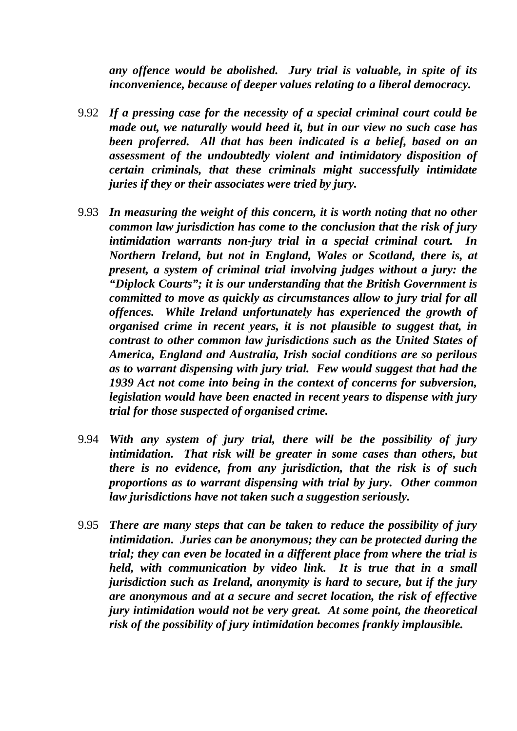***any offence would be abolished. Jury trial is valuable, in spite of its inconvenience, because of deeper values relating to a liberal democracy.***

9.92 ***If a pressing case for the necessity of a special criminal court could be made out, we naturally would heed it, but in our view no such case has been proferred. All that has been indicated is a belief, based on an assessment of the undoubtedly violent and intimidatory disposition of certain criminals, that these criminals might successfully intimidate juries if they or their associates were tried by jury.***

9.93 ***In measuring the weight of this concern, it is worth noting that no other common law jurisdiction has come to the conclusion that the risk of jury intimidation warrants non-jury trial in a special criminal court. In Northern Ireland, but not in England, Wales or Scotland, there is, at present, a system of criminal trial involving judges without a jury: the "Diplock Courts"; it is our understanding that the British Government is committed to move as quickly as circumstances allow to jury trial for all offences. While Ireland unfortunately has experienced the growth of organised crime in recent years, it is not plausible to suggest that, in contrast to other common law jurisdictions such as the United States of America, England and Australia, Irish social conditions are so perilous as to warrant dispensing with jury trial. Few would suggest that had the 1939 Act not come into being in the context of concerns for subversion, legislation would have been enacted in recent years to dispense with jury trial for those suspected of organised crime.***

9.94 ***With any system of jury trial, there will be the possibility of jury intimidation. That risk will be greater in some cases than others, but there is no evidence, from any jurisdiction, that the risk is of such proportions as to warrant dispensing with trial by jury. Other common law jurisdictions have not taken such a suggestion seriously.***

9.95 ***There are many steps that can be taken to reduce the possibility of jury intimidation. Juries can be anonymous; they can be protected during the trial; they can even be located in a different place from where the trial is held, with communication by video link. It is true that in a small jurisdiction such as Ireland, anonymity is hard to secure, but if the jury are anonymous and at a secure and secret location, the risk of effective jury intimidation would not be very great. At some point, the theoretical risk of the possibility of jury intimidation becomes frankly implausible.***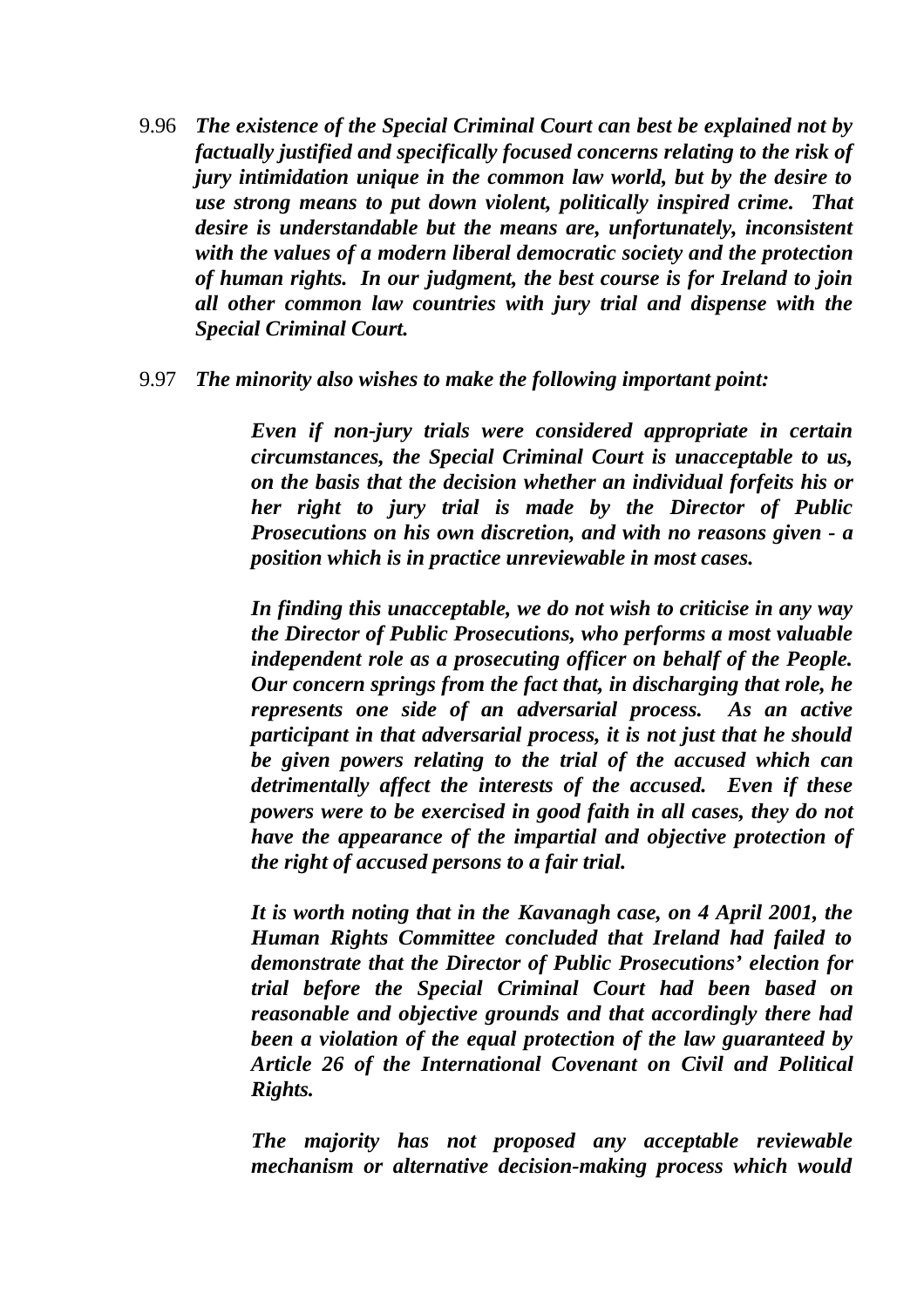9.96 ***The existence of the Special Criminal Court can best be explained not by factually justified and specifically focused concerns relating to the risk of jury intimidation unique in the common law world, but by the desire to use strong means to put down violent, politically inspired crime. That desire is understandable but the means are, unfortunately, inconsistent with the values of a modern liberal democratic society and the protection of human rights. In our judgment, the best course is for Ireland to join all other common law countries with jury trial and dispense with the Special Criminal Court.***

9.97 ***The minority also wishes to make the following important point:***

> ***Even if non-jury trials were considered appropriate in certain circumstances, the Special Criminal Court is unacceptable to us, on the basis that the decision whether an individual forfeits his or her right to jury trial is made by the Director of Public Prosecutions on his own discretion, and with no reasons given - a position which is in practice unreviewable in most cases.***
>
> ***In finding this unacceptable, we do not wish to criticise in any way the Director of Public Prosecutions, who performs a most valuable independent role as a prosecuting officer on behalf of the People. Our concern springs from the fact that, in discharging that role, he represents one side of an adversarial process. As an active participant in that adversarial process, it is not just that he should be given powers relating to the trial of the accused which can detrimentally affect the interests of the accused. Even if these powers were to be exercised in good faith in all cases, they do not have the appearance of the impartial and objective protection of the right of accused persons to a fair trial.***
>
> ***It is worth noting that in the Kavanagh case, on 4 April 2001, the Human Rights Committee concluded that Ireland had failed to demonstrate that the Director of Public Prosecutions' election for trial before the Special Criminal Court had been based on reasonable and objective grounds and that accordingly there had been a violation of the equal protection of the law guaranteed by Article 26 of the International Covenant on Civil and Political Rights.***
>
> ***The majority has not proposed any acceptable reviewable mechanism or alternative decision-making process which would***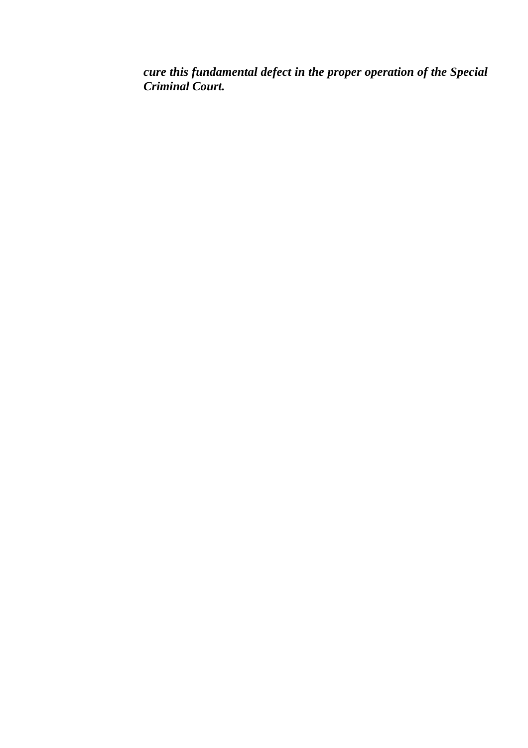***cure this fundamental defect in the proper operation of the Special Criminal Court.***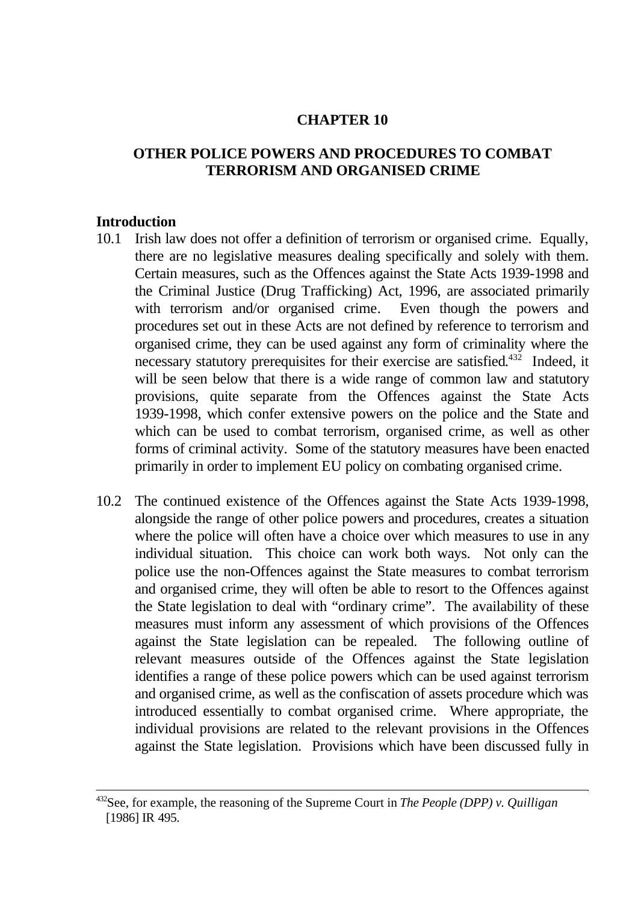# CHAPTER 10

## OTHER POLICE POWERS AND PROCEDURES TO COMBAT TERRORISM AND ORGANISED CRIME

### Introduction

10.1 Irish law does not offer a definition of terrorism or organised crime. Equally, there are no legislative measures dealing specifically and solely with them. Certain measures, such as the Offences against the State Acts 1939-1998 and the Criminal Justice (Drug Trafficking) Act, 1996, are associated primarily with terrorism and/or organised crime. Even though the powers and procedures set out in these Acts are not defined by reference to terrorism and organised crime, they can be used against any form of criminality where the necessary statutory prerequisites for their exercise are satisfied.[432] Indeed, it will be seen below that there is a wide range of common law and statutory provisions, quite separate from the Offences against the State Acts 1939-1998, which confer extensive powers on the police and the State and which can be used to combat terrorism, organised crime, as well as other forms of criminal activity. Some of the statutory measures have been enacted primarily in order to implement EU policy on combating organised crime.

10.2 The continued existence of the Offences against the State Acts 1939-1998, alongside the range of other police powers and procedures, creates a situation where the police will often have a choice over which measures to use in any individual situation. This choice can work both ways. Not only can the police use the non-Offences against the State measures to combat terrorism and organised crime, they will often be able to resort to the Offences against the State legislation to deal with "ordinary crime". The availability of these measures must inform any assessment of which provisions of the Offences against the State legislation can be repealed. The following outline of relevant measures outside of the Offences against the State legislation identifies a range of these police powers which can be used against terrorism and organised crime, as well as the confiscation of assets procedure which was introduced essentially to combat organised crime. Where appropriate, the individual provisions are related to the relevant provisions in the Offences against the State legislation. Provisions which have been discussed fully in

---

[432] See, for example, the reasoning of the Supreme Court in *The People (DPP) v. Quilligan* [1986] IR 495.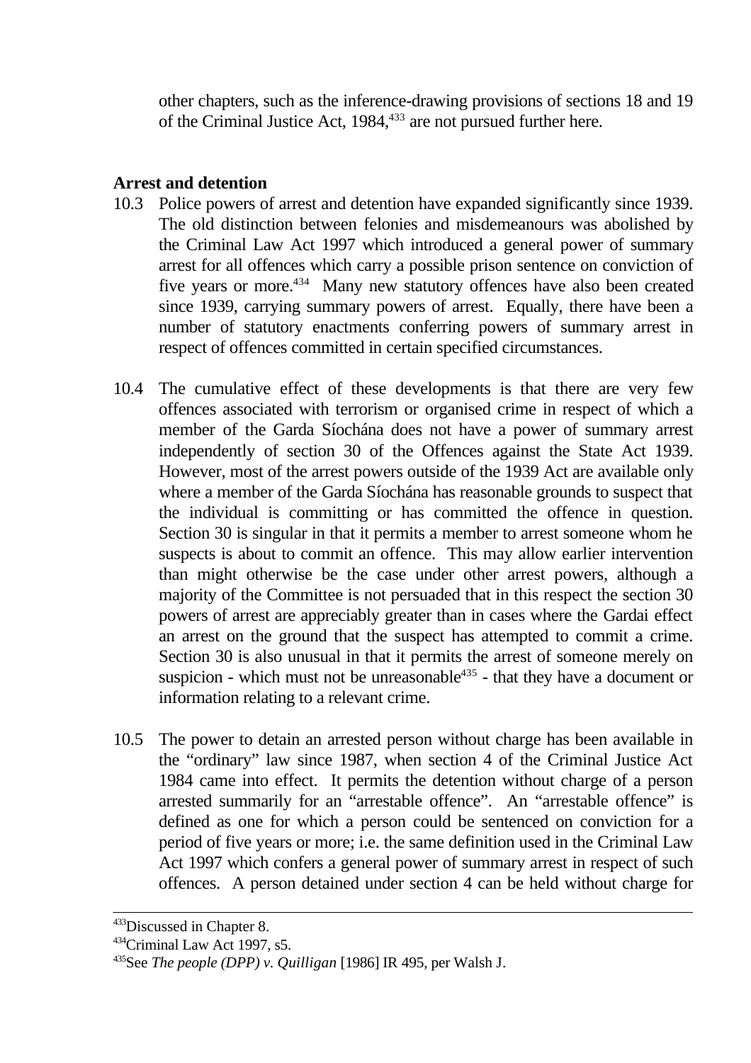other chapters, such as the inference-drawing provisions of sections 18 and 19 of the Criminal Justice Act, 1984,[433] are not pursued further here.

## Arrest and detention

10.3 Police powers of arrest and detention have expanded significantly since 1939. The old distinction between felonies and misdemeanours was abolished by the Criminal Law Act 1997 which introduced a general power of summary arrest for all offences which carry a possible prison sentence on conviction of five years or more.[434] Many new statutory offences have also been created since 1939, carrying summary powers of arrest. Equally, there have been a number of statutory enactments conferring powers of summary arrest in respect of offences committed in certain specified circumstances.

10.4 The cumulative effect of these developments is that there are very few offences associated with terrorism or organised crime in respect of which a member of the Garda Síochána does not have a power of summary arrest independently of section 30 of the Offences against the State Act 1939. However, most of the arrest powers outside of the 1939 Act are available only where a member of the Garda Síochána has reasonable grounds to suspect that the individual is committing or has committed the offence in question. Section 30 is singular in that it permits a member to arrest someone whom he suspects is about to commit an offence. This may allow earlier intervention than might otherwise be the case under other arrest powers, although a majority of the Committee is not persuaded that in this respect the section 30 powers of arrest are appreciably greater than in cases where the Gardai effect an arrest on the ground that the suspect has attempted to commit a crime. Section 30 is also unusual in that it permits the arrest of someone merely on suspicion - which must not be unreasonable[435] - that they have a document or information relating to a relevant crime.

10.5 The power to detain an arrested person without charge has been available in the "ordinary" law since 1987, when section 4 of the Criminal Justice Act 1984 came into effect. It permits the detention without charge of a person arrested summarily for an "arrestable offence". An "arrestable offence" is defined as one for which a person could be sentenced on conviction for a period of five years or more; i.e. the same definition used in the Criminal Law Act 1997 which confers a general power of summary arrest in respect of such offences. A person detained under section 4 can be held without charge for

---

[433] Discussed in Chapter 8.

[434] Criminal Law Act 1997, s5.

[435] See *The people (DPP) v. Quilligan* [1986] IR 495, per Walsh J.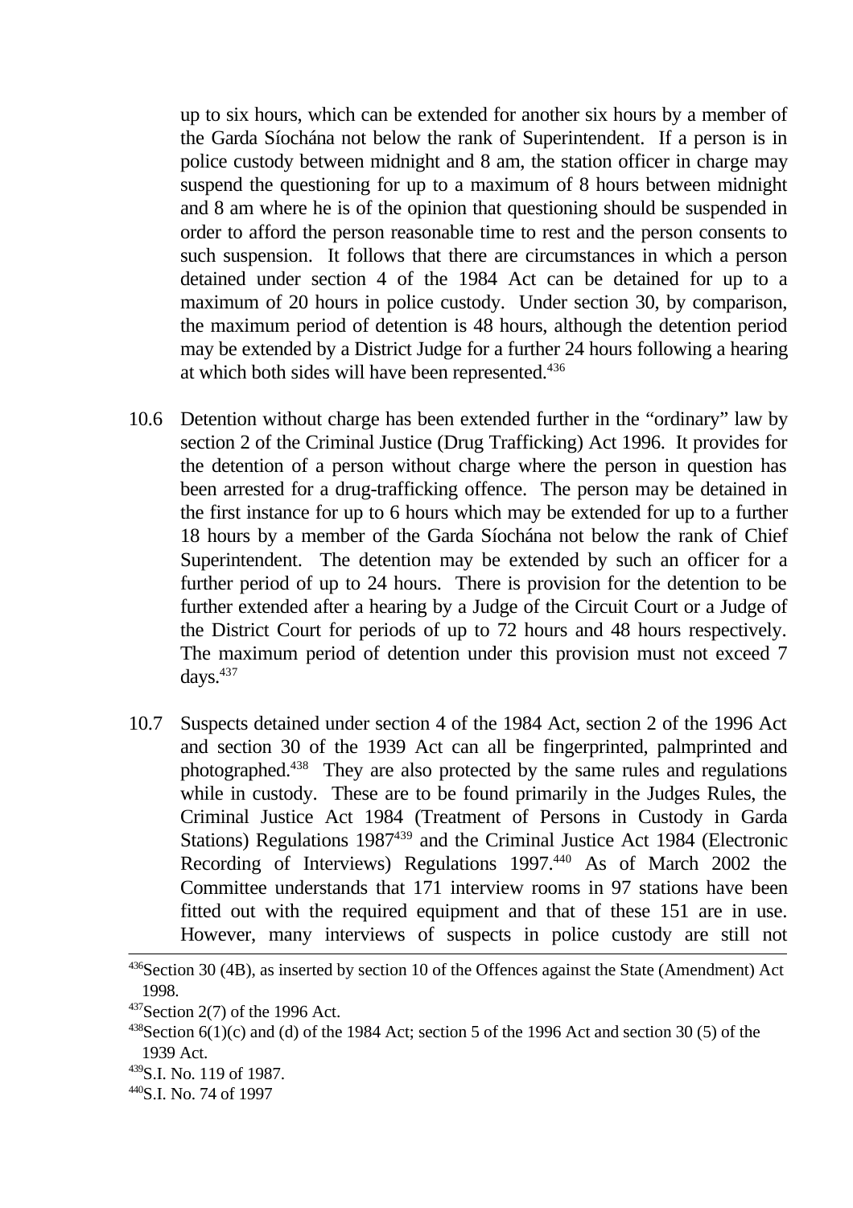up to six hours, which can be extended for another six hours by a member of the Garda Síochána not below the rank of Superintendent. If a person is in police custody between midnight and 8 am, the station officer in charge may suspend the questioning for up to a maximum of 8 hours between midnight and 8 am where he is of the opinion that questioning should be suspended in order to afford the person reasonable time to rest and the person consents to such suspension. It follows that there are circumstances in which a person detained under section 4 of the 1984 Act can be detained for up to a maximum of 20 hours in police custody. Under section 30, by comparison, the maximum period of detention is 48 hours, although the detention period may be extended by a District Judge for a further 24 hours following a hearing at which both sides will have been represented.[436]

10.6 Detention without charge has been extended further in the "ordinary" law by section 2 of the Criminal Justice (Drug Trafficking) Act 1996. It provides for the detention of a person without charge where the person in question has been arrested for a drug-trafficking offence. The person may be detained in the first instance for up to 6 hours which may be extended for up to a further 18 hours by a member of the Garda Síochána not below the rank of Chief Superintendent. The detention may be extended by such an officer for a further period of up to 24 hours. There is provision for the detention to be further extended after a hearing by a Judge of the Circuit Court or a Judge of the District Court for periods of up to 72 hours and 48 hours respectively. The maximum period of detention under this provision must not exceed 7 days.[437]

10.7 Suspects detained under section 4 of the 1984 Act, section 2 of the 1996 Act and section 30 of the 1939 Act can all be fingerprinted, palmprinted and photographed.[438] They are also protected by the same rules and regulations while in custody. These are to be found primarily in the Judges Rules, the Criminal Justice Act 1984 (Treatment of Persons in Custody in Garda Stations) Regulations 1987[439] and the Criminal Justice Act 1984 (Electronic Recording of Interviews) Regulations 1997.[440] As of March 2002 the Committee understands that 171 interview rooms in 97 stations have been fitted out with the required equipment and that of these 151 are in use. However, many interviews of suspects in police custody are still not

---

[436] Section 30 (4B), as inserted by section 10 of the Offences against the State (Amendment) Act 1998.

[437] Section 2(7) of the 1996 Act.

[438] Section 6(1)(c) and (d) of the 1984 Act; section 5 of the 1996 Act and section 30 (5) of the 1939 Act.

[439] S.I. No. 119 of 1987.

[440] S.I. No. 74 of 1997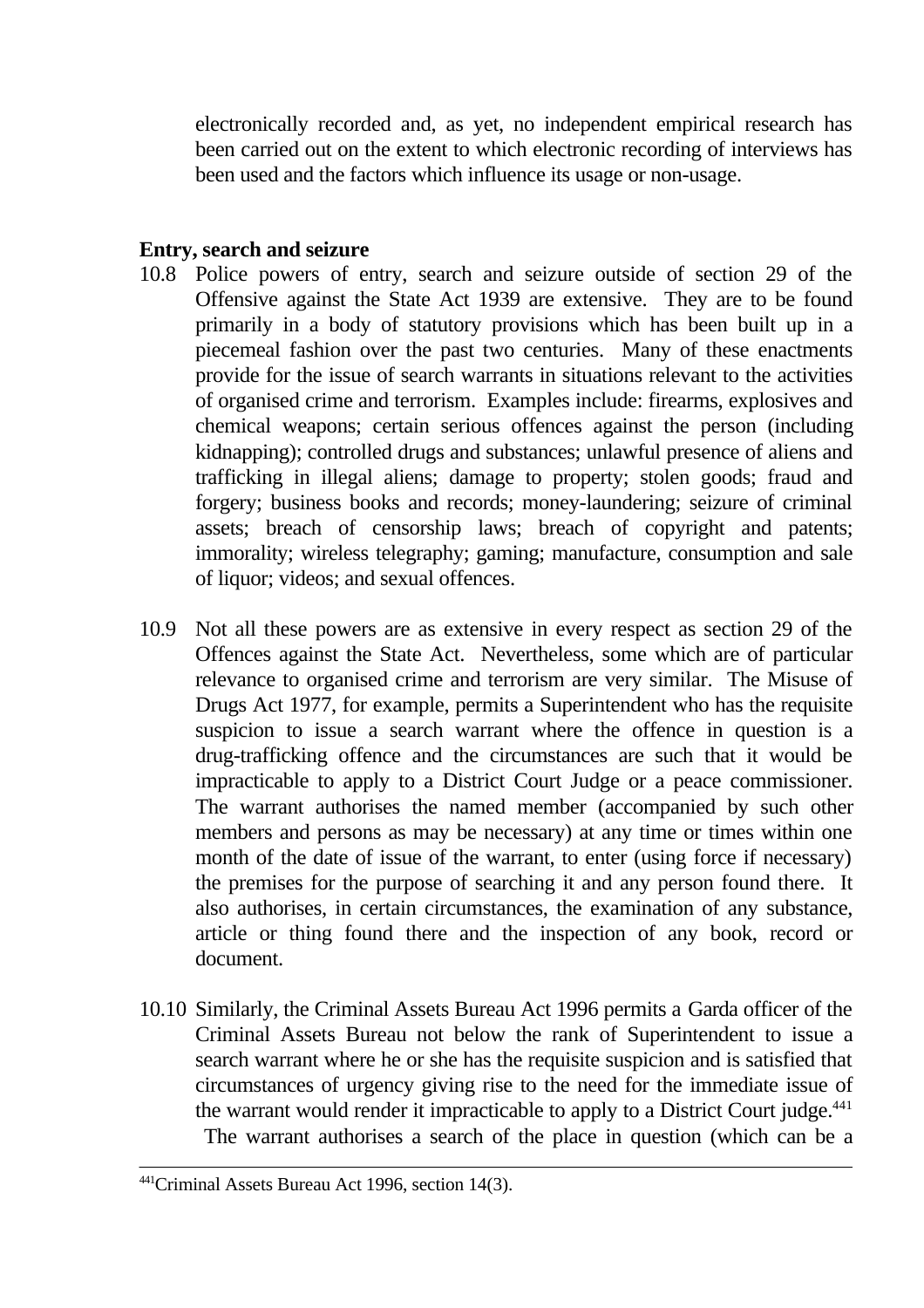electronically recorded and, as yet, no independent empirical research has been carried out on the extent to which electronic recording of interviews has been used and the factors which influence its usage or non-usage.

**Entry, search and seizure**

10.8 Police powers of entry, search and seizure outside of section 29 of the Offensive against the State Act 1939 are extensive. They are to be found primarily in a body of statutory provisions which has been built up in a piecemeal fashion over the past two centuries. Many of these enactments provide for the issue of search warrants in situations relevant to the activities of organised crime and terrorism. Examples include: firearms, explosives and chemical weapons; certain serious offences against the person (including kidnapping); controlled drugs and substances; unlawful presence of aliens and trafficking in illegal aliens; damage to property; stolen goods; fraud and forgery; business books and records; money-laundering; seizure of criminal assets; breach of censorship laws; breach of copyright and patents; immorality; wireless telegraphy; gaming; manufacture, consumption and sale of liquor; videos; and sexual offences.

10.9 Not all these powers are as extensive in every respect as section 29 of the Offences against the State Act. Nevertheless, some which are of particular relevance to organised crime and terrorism are very similar. The Misuse of Drugs Act 1977, for example, permits a Superintendent who has the requisite suspicion to issue a search warrant where the offence in question is a drug-trafficking offence and the circumstances are such that it would be impracticable to apply to a District Court Judge or a peace commissioner. The warrant authorises the named member (accompanied by such other members and persons as may be necessary) at any time or times within one month of the date of issue of the warrant, to enter (using force if necessary) the premises for the purpose of searching it and any person found there. It also authorises, in certain circumstances, the examination of any substance, article or thing found there and the inspection of any book, record or document.

10.10 Similarly, the Criminal Assets Bureau Act 1996 permits a Garda officer of the Criminal Assets Bureau not below the rank of Superintendent to issue a search warrant where he or she has the requisite suspicion and is satisfied that circumstances of urgency giving rise to the need for the immediate issue of the warrant would render it impracticable to apply to a District Court judge.[441] The warrant authorises a search of the place in question (which can be a

[441] Criminal Assets Bureau Act 1996, section 14(3).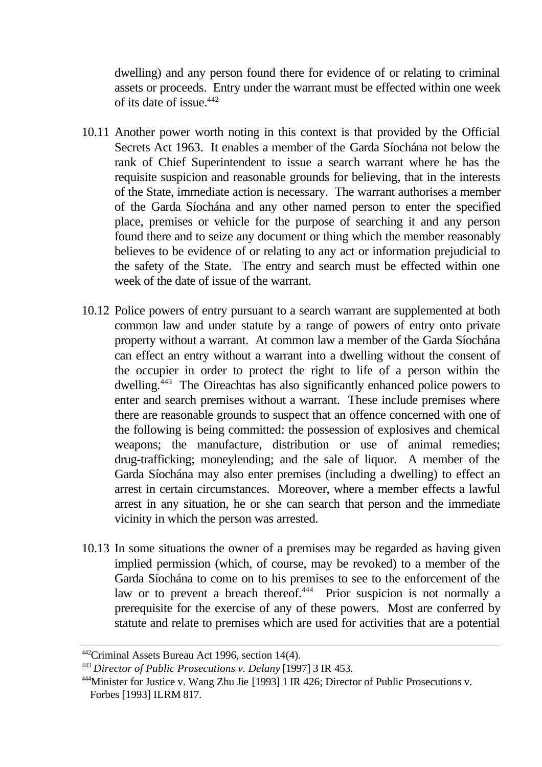dwelling) and any person found there for evidence of or relating to criminal assets or proceeds. Entry under the warrant must be effected within one week of its date of issue.[442]

10.11 Another power worth noting in this context is that provided by the Official Secrets Act 1963. It enables a member of the Garda Síochána not below the rank of Chief Superintendent to issue a search warrant where he has the requisite suspicion and reasonable grounds for believing, that in the interests of the State, immediate action is necessary. The warrant authorises a member of the Garda Síochána and any other named person to enter the specified place, premises or vehicle for the purpose of searching it and any person found there and to seize any document or thing which the member reasonably believes to be evidence of or relating to any act or information prejudicial to the safety of the State. The entry and search must be effected within one week of the date of issue of the warrant.

10.12 Police powers of entry pursuant to a search warrant are supplemented at both common law and under statute by a range of powers of entry onto private property without a warrant. At common law a member of the Garda Síochána can effect an entry without a warrant into a dwelling without the consent of the occupier in order to protect the right to life of a person within the dwelling.[443] The Oireachtas has also significantly enhanced police powers to enter and search premises without a warrant. These include premises where there are reasonable grounds to suspect that an offence concerned with one of the following is being committed: the possession of explosives and chemical weapons; the manufacture, distribution or use of animal remedies; drug-trafficking; moneylending; and the sale of liquor. A member of the Garda Síochána may also enter premises (including a dwelling) to effect an arrest in certain circumstances. Moreover, where a member effects a lawful arrest in any situation, he or she can search that person and the immediate vicinity in which the person was arrested.

10.13 In some situations the owner of a premises may be regarded as having given implied permission (which, of course, may be revoked) to a member of the Garda Síochána to come on to his premises to see to the enforcement of the law or to prevent a breach thereof.[444] Prior suspicion is not normally a prerequisite for the exercise of any of these powers. Most are conferred by statute and relate to premises which are used for activities that are a potential

---

[442] Criminal Assets Bureau Act 1996, section 14(4).

[443] *Director of Public Prosecutions v. Delany* [1997] 3 IR 453.

[444] Minister for Justice v. Wang Zhu Jie [1993] 1 IR 426; Director of Public Prosecutions v. Forbes [1993] ILRM 817.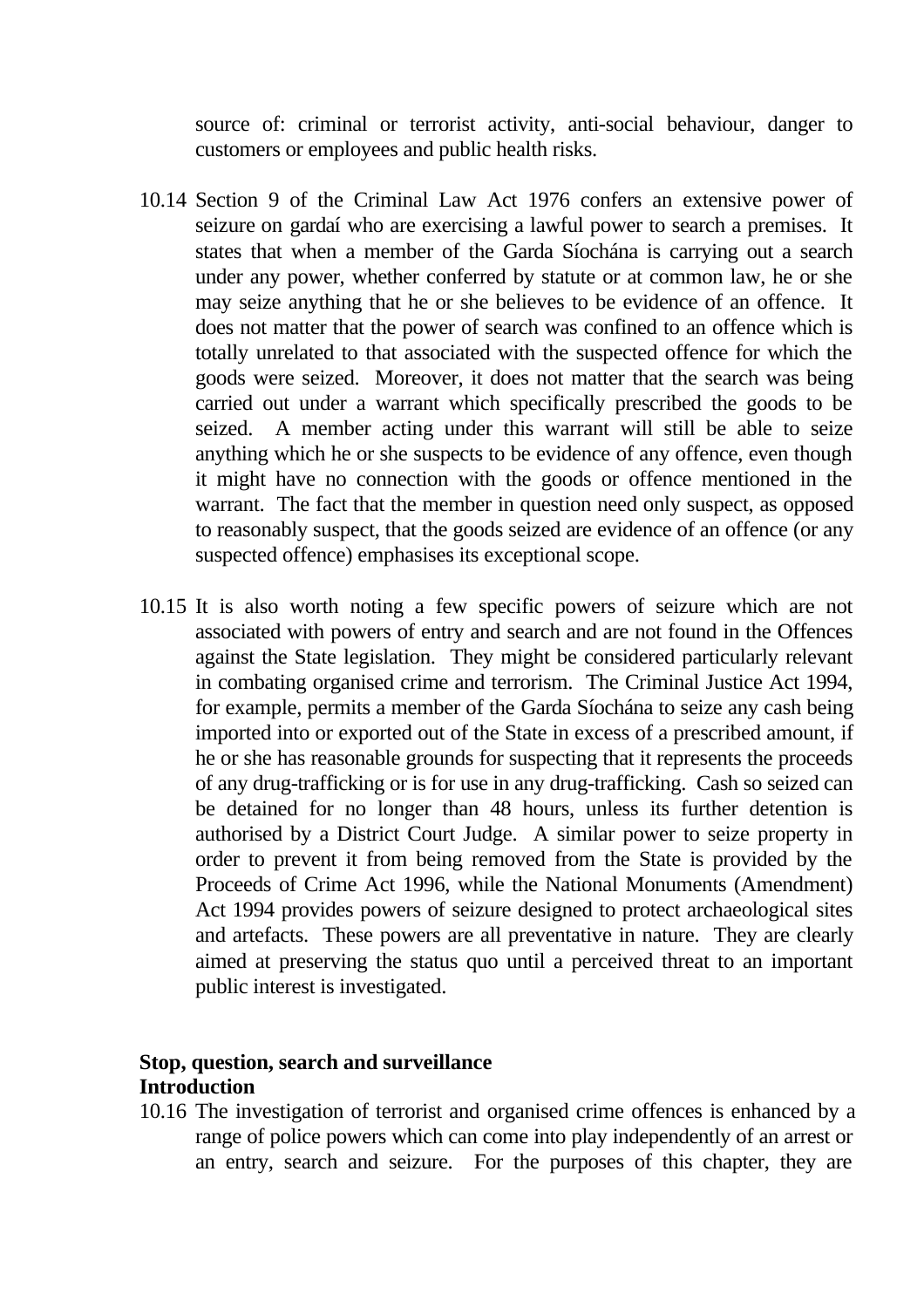source of: criminal or terrorist activity, anti-social behaviour, danger to customers or employees and public health risks.

10.14 Section 9 of the Criminal Law Act 1976 confers an extensive power of seizure on gardaí who are exercising a lawful power to search a premises. It states that when a member of the Garda Síochána is carrying out a search under any power, whether conferred by statute or at common law, he or she may seize anything that he or she believes to be evidence of an offence. It does not matter that the power of search was confined to an offence which is totally unrelated to that associated with the suspected offence for which the goods were seized. Moreover, it does not matter that the search was being carried out under a warrant which specifically prescribed the goods to be seized. A member acting under this warrant will still be able to seize anything which he or she suspects to be evidence of any offence, even though it might have no connection with the goods or offence mentioned in the warrant. The fact that the member in question need only suspect, as opposed to reasonably suspect, that the goods seized are evidence of an offence (or any suspected offence) emphasises its exceptional scope.

10.15 It is also worth noting a few specific powers of seizure which are not associated with powers of entry and search and are not found in the Offences against the State legislation. They might be considered particularly relevant in combating organised crime and terrorism. The Criminal Justice Act 1994, for example, permits a member of the Garda Síochána to seize any cash being imported into or exported out of the State in excess of a prescribed amount, if he or she has reasonable grounds for suspecting that it represents the proceeds of any drug-trafficking or is for use in any drug-trafficking. Cash so seized can be detained for no longer than 48 hours, unless its further detention is authorised by a District Court Judge. A similar power to seize property in order to prevent it from being removed from the State is provided by the Proceeds of Crime Act 1996, while the National Monuments (Amendment) Act 1994 provides powers of seizure designed to protect archaeological sites and artefacts. These powers are all preventative in nature. They are clearly aimed at preserving the status quo until a perceived threat to an important public interest is investigated.

**Stop, question, search and surveillance**

**Introduction**

10.16 The investigation of terrorist and organised crime offences is enhanced by a range of police powers which can come into play independently of an arrest or an entry, search and seizure. For the purposes of this chapter, they are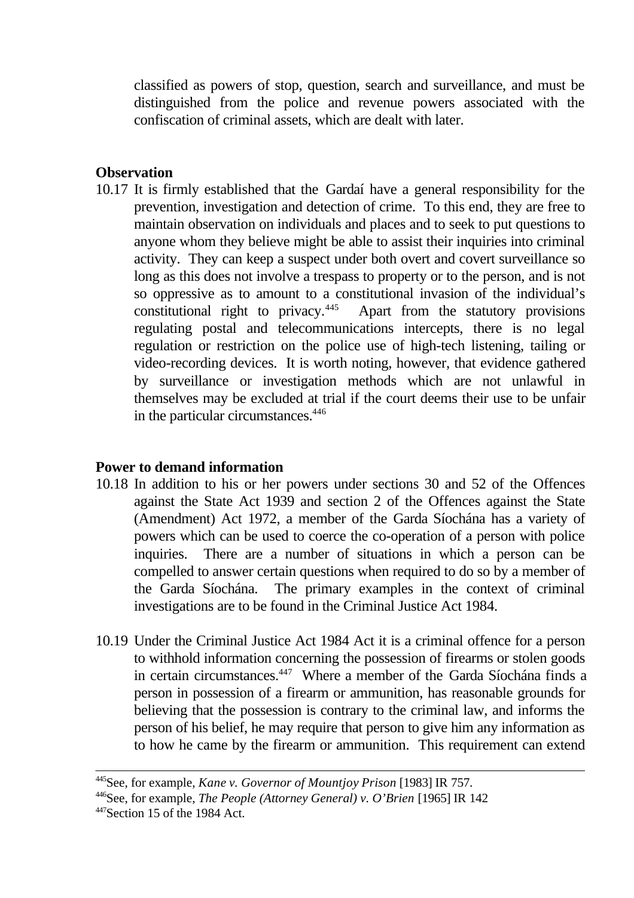classified as powers of stop, question, search and surveillance, and must be distinguished from the police and revenue powers associated with the confiscation of criminal assets, which are dealt with later.

**Observation**

10.17 It is firmly established that the Gardaí have a general responsibility for the prevention, investigation and detection of crime. To this end, they are free to maintain observation on individuals and places and to seek to put questions to anyone whom they believe might be able to assist their inquiries into criminal activity. They can keep a suspect under both overt and covert surveillance so long as this does not involve a trespass to property or to the person, and is not so oppressive as to amount to a constitutional invasion of the individual's constitutional right to privacy.[445] Apart from the statutory provisions regulating postal and telecommunications intercepts, there is no legal regulation or restriction on the police use of high-tech listening, tailing or video-recording devices. It is worth noting, however, that evidence gathered by surveillance or investigation methods which are not unlawful in themselves may be excluded at trial if the court deems their use to be unfair in the particular circumstances.[446]

**Power to demand information**

10.18 In addition to his or her powers under sections 30 and 52 of the Offences against the State Act 1939 and section 2 of the Offences against the State (Amendment) Act 1972, a member of the Garda Síochána has a variety of powers which can be used to coerce the co-operation of a person with police inquiries. There are a number of situations in which a person can be compelled to answer certain questions when required to do so by a member of the Garda Síochána. The primary examples in the context of criminal investigations are to be found in the Criminal Justice Act 1984.

10.19 Under the Criminal Justice Act 1984 Act it is a criminal offence for a person to withhold information concerning the possession of firearms or stolen goods in certain circumstances.[447] Where a member of the Garda Síochána finds a person in possession of a firearm or ammunition, has reasonable grounds for believing that the possession is contrary to the criminal law, and informs the person of his belief, he may require that person to give him any information as to how he came by the firearm or ammunition. This requirement can extend

---

[445] See, for example, *Kane v. Governor of Mountjoy Prison* [1983] IR 757.

[446] See, for example, *The People (Attorney General) v. O'Brien* [1965] IR 142

[447] Section 15 of the 1984 Act.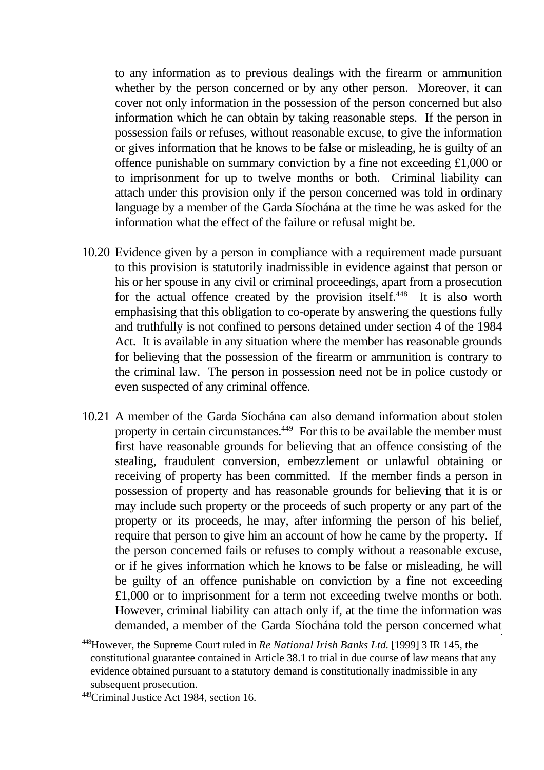to any information as to previous dealings with the firearm or ammunition whether by the person concerned or by any other person. Moreover, it can cover not only information in the possession of the person concerned but also information which he can obtain by taking reasonable steps. If the person in possession fails or refuses, without reasonable excuse, to give the information or gives information that he knows to be false or misleading, he is guilty of an offence punishable on summary conviction by a fine not exceeding £1,000 or to imprisonment for up to twelve months or both. Criminal liability can attach under this provision only if the person concerned was told in ordinary language by a member of the Garda Síochána at the time he was asked for the information what the effect of the failure or refusal might be.

10.20 Evidence given by a person in compliance with a requirement made pursuant to this provision is statutorily inadmissible in evidence against that person or his or her spouse in any civil or criminal proceedings, apart from a prosecution for the actual offence created by the provision itself.[448] It is also worth emphasising that this obligation to co-operate by answering the questions fully and truthfully is not confined to persons detained under section 4 of the 1984 Act. It is available in any situation where the member has reasonable grounds for believing that the possession of the firearm or ammunition is contrary to the criminal law. The person in possession need not be in police custody or even suspected of any criminal offence.

10.21 A member of the Garda Síochána can also demand information about stolen property in certain circumstances.[449] For this to be available the member must first have reasonable grounds for believing that an offence consisting of the stealing, fraudulent conversion, embezzlement or unlawful obtaining or receiving of property has been committed. If the member finds a person in possession of property and has reasonable grounds for believing that it is or may include such property or the proceeds of such property or any part of the property or its proceeds, he may, after informing the person of his belief, require that person to give him an account of how he came by the property. If the person concerned fails or refuses to comply without a reasonable excuse, or if he gives information which he knows to be false or misleading, he will be guilty of an offence punishable on conviction by a fine not exceeding £1,000 or to imprisonment for a term not exceeding twelve months or both. However, criminal liability can attach only if, at the time the information was demanded, a member of the Garda Síochána told the person concerned what

---

[448] However, the Supreme Court ruled in *Re National Irish Banks Ltd.* [1999] 3 IR 145, the constitutional guarantee contained in Article 38.1 to trial in due course of law means that any evidence obtained pursuant to a statutory demand is constitutionally inadmissible in any subsequent prosecution.

[449] Criminal Justice Act 1984, section 16.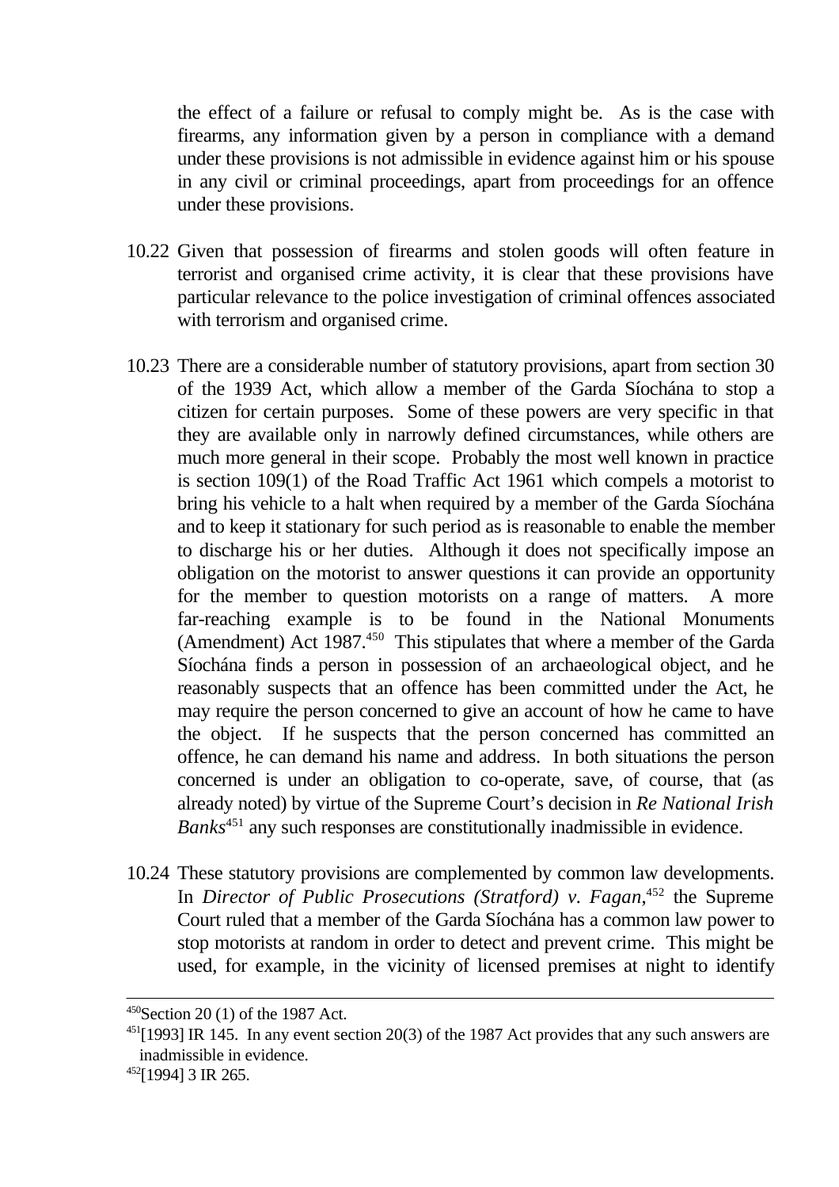the effect of a failure or refusal to comply might be. As is the case with firearms, any information given by a person in compliance with a demand under these provisions is not admissible in evidence against him or his spouse in any civil or criminal proceedings, apart from proceedings for an offence under these provisions.

10.22 Given that possession of firearms and stolen goods will often feature in terrorist and organised crime activity, it is clear that these provisions have particular relevance to the police investigation of criminal offences associated with terrorism and organised crime.

10.23 There are a considerable number of statutory provisions, apart from section 30 of the 1939 Act, which allow a member of the Garda Síochána to stop a citizen for certain purposes. Some of these powers are very specific in that they are available only in narrowly defined circumstances, while others are much more general in their scope. Probably the most well known in practice is section 109(1) of the Road Traffic Act 1961 which compels a motorist to bring his vehicle to a halt when required by a member of the Garda Síochána and to keep it stationary for such period as is reasonable to enable the member to discharge his or her duties. Although it does not specifically impose an obligation on the motorist to answer questions it can provide an opportunity for the member to question motorists on a range of matters. A more far-reaching example is to be found in the National Monuments (Amendment) Act 1987.[450] This stipulates that where a member of the Garda Síochána finds a person in possession of an archaeological object, and he reasonably suspects that an offence has been committed under the Act, he may require the person concerned to give an account of how he came to have the object. If he suspects that the person concerned has committed an offence, he can demand his name and address. In both situations the person concerned is under an obligation to co-operate, save, of course, that (as already noted) by virtue of the Supreme Court's decision in *Re National Irish Banks*[451] any such responses are constitutionally inadmissible in evidence.

10.24 These statutory provisions are complemented by common law developments. In *Director of Public Prosecutions (Stratford) v. Fagan*,[452] the Supreme Court ruled that a member of the Garda Síochána has a common law power to stop motorists at random in order to detect and prevent crime. This might be used, for example, in the vicinity of licensed premises at night to identify

---

[450] Section 20 (1) of the 1987 Act.

[451] [1993] IR 145. In any event section 20(3) of the 1987 Act provides that any such answers are inadmissible in evidence.

[452] [1994] 3 IR 265.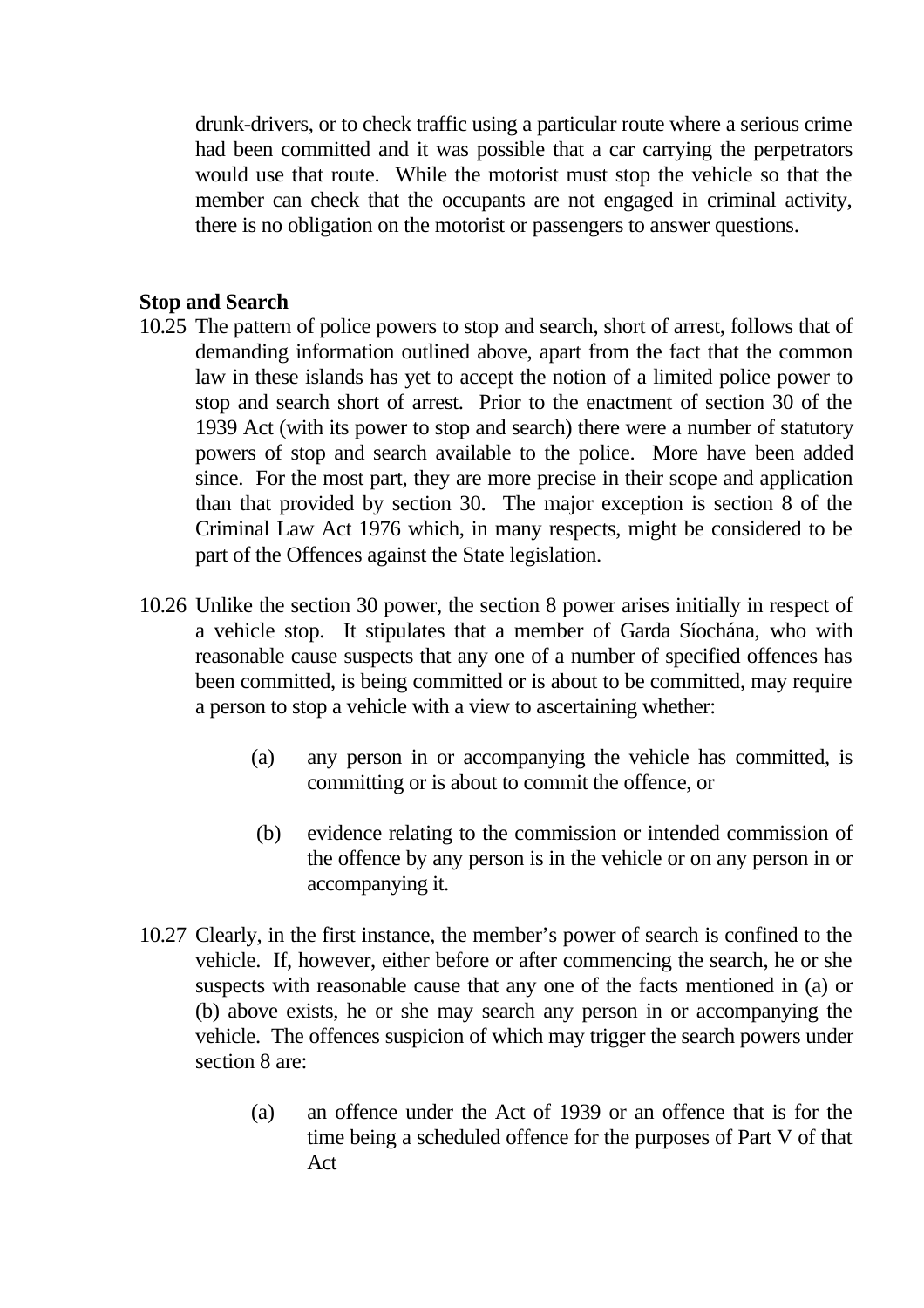drunk-drivers, or to check traffic using a particular route where a serious crime had been committed and it was possible that a car carrying the perpetrators would use that route. While the motorist must stop the vehicle so that the member can check that the occupants are not engaged in criminal activity, there is no obligation on the motorist or passengers to answer questions.

**Stop and Search**

10.25 The pattern of police powers to stop and search, short of arrest, follows that of demanding information outlined above, apart from the fact that the common law in these islands has yet to accept the notion of a limited police power to stop and search short of arrest. Prior to the enactment of section 30 of the 1939 Act (with its power to stop and search) there were a number of statutory powers of stop and search available to the police. More have been added since. For the most part, they are more precise in their scope and application than that provided by section 30. The major exception is section 8 of the Criminal Law Act 1976 which, in many respects, might be considered to be part of the Offences against the State legislation.

10.26 Unlike the section 30 power, the section 8 power arises initially in respect of a vehicle stop. It stipulates that a member of Garda Síochána, who with reasonable cause suspects that any one of a number of specified offences has been committed, is being committed or is about to be committed, may require a person to stop a vehicle with a view to ascertaining whether:

(a) any person in or accompanying the vehicle has committed, is committing or is about to commit the offence, or

(b) evidence relating to the commission or intended commission of the offence by any person is in the vehicle or on any person in or accompanying it.

10.27 Clearly, in the first instance, the member's power of search is confined to the vehicle. If, however, either before or after commencing the search, he or she suspects with reasonable cause that any one of the facts mentioned in (a) or (b) above exists, he or she may search any person in or accompanying the vehicle. The offences suspicion of which may trigger the search powers under section 8 are:

(a) an offence under the Act of 1939 or an offence that is for the time being a scheduled offence for the purposes of Part V of that Act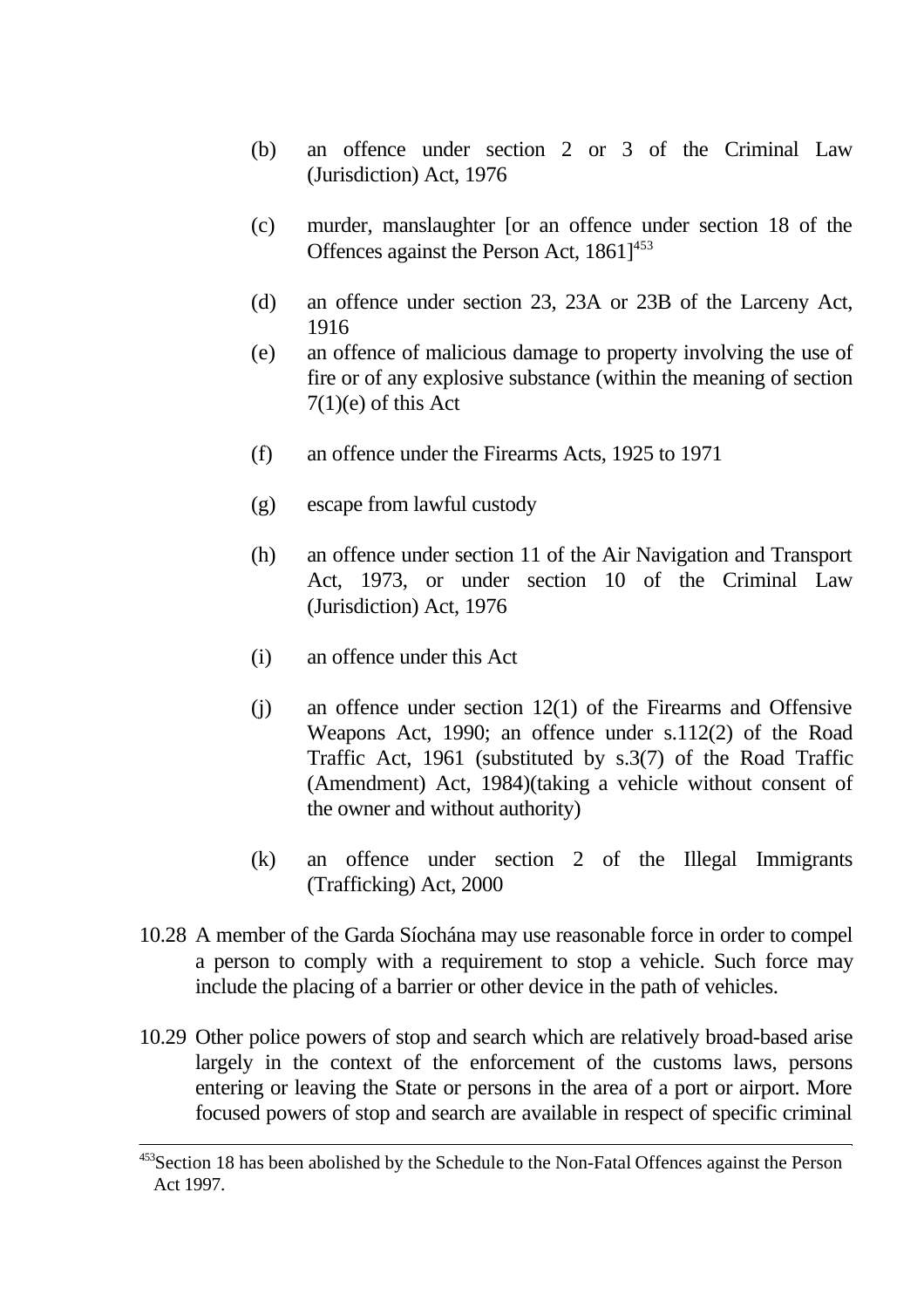(b) an offence under section 2 or 3 of the Criminal Law (Jurisdiction) Act, 1976

(c) murder, manslaughter [or an offence under section 18 of the Offences against the Person Act, 1861][453]

(d) an offence under section 23, 23A or 23B of the Larceny Act, 1916

(e) an offence of malicious damage to property involving the use of fire or of any explosive substance (within the meaning of section 7(1)(e) of this Act

(f) an offence under the Firearms Acts, 1925 to 1971

(g) escape from lawful custody

(h) an offence under section 11 of the Air Navigation and Transport Act, 1973, or under section 10 of the Criminal Law (Jurisdiction) Act, 1976

(i) an offence under this Act

(j) an offence under section 12(1) of the Firearms and Offensive Weapons Act, 1990; an offence under s.112(2) of the Road Traffic Act, 1961 (substituted by s.3(7) of the Road Traffic (Amendment) Act, 1984)(taking a vehicle without consent of the owner and without authority)

(k) an offence under section 2 of the Illegal Immigrants (Trafficking) Act, 2000

10.28 A member of the Garda Síochána may use reasonable force in order to compel a person to comply with a requirement to stop a vehicle. Such force may include the placing of a barrier or other device in the path of vehicles.

10.29 Other police powers of stop and search which are relatively broad-based arise largely in the context of the enforcement of the customs laws, persons entering or leaving the State or persons in the area of a port or airport. More focused powers of stop and search are available in respect of specific criminal

---

[453] Section 18 has been abolished by the Schedule to the Non-Fatal Offences against the Person Act 1997.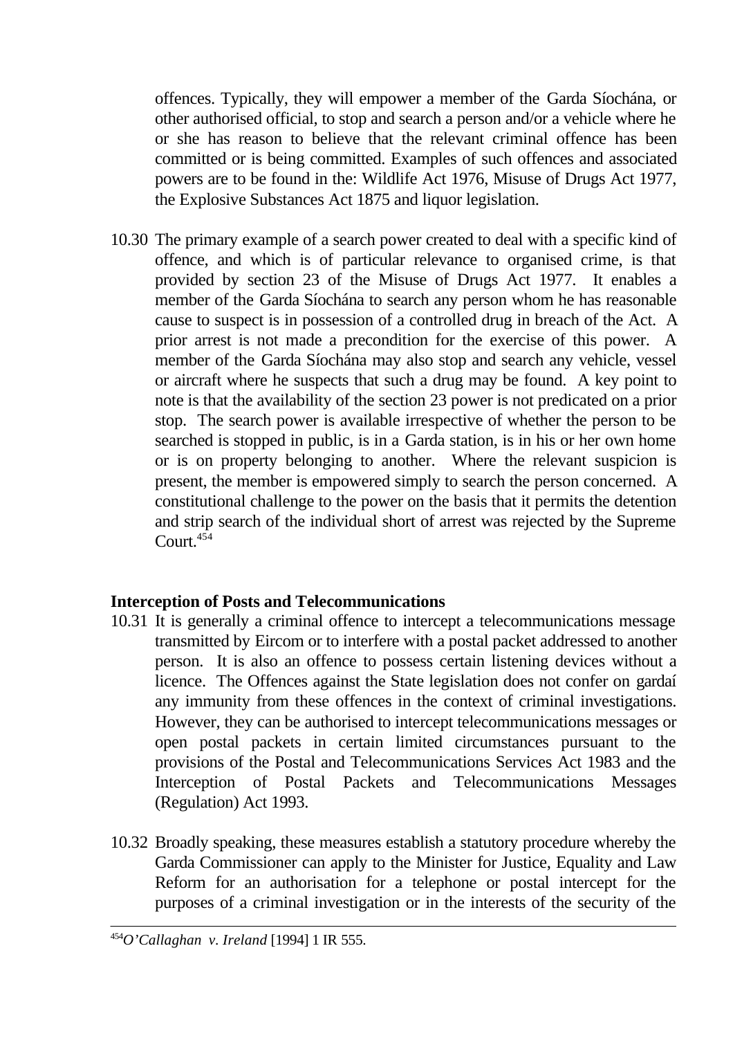offences. Typically, they will empower a member of the Garda Síochána, or other authorised official, to stop and search a person and/or a vehicle where he or she has reason to believe that the relevant criminal offence has been committed or is being committed. Examples of such offences and associated powers are to be found in the: Wildlife Act 1976, Misuse of Drugs Act 1977, the Explosive Substances Act 1875 and liquor legislation.

10.30 The primary example of a search power created to deal with a specific kind of offence, and which is of particular relevance to organised crime, is that provided by section 23 of the Misuse of Drugs Act 1977. It enables a member of the Garda Síochána to search any person whom he has reasonable cause to suspect is in possession of a controlled drug in breach of the Act. A prior arrest is not made a precondition for the exercise of this power. A member of the Garda Síochána may also stop and search any vehicle, vessel or aircraft where he suspects that such a drug may be found. A key point to note is that the availability of the section 23 power is not predicated on a prior stop. The search power is available irrespective of whether the person to be searched is stopped in public, is in a Garda station, is in his or her own home or is on property belonging to another. Where the relevant suspicion is present, the member is empowered simply to search the person concerned. A constitutional challenge to the power on the basis that it permits the detention and strip search of the individual short of arrest was rejected by the Supreme Court.[454]

**Interception of Posts and Telecommunications**

10.31 It is generally a criminal offence to intercept a telecommunications message transmitted by Eircom or to interfere with a postal packet addressed to another person. It is also an offence to possess certain listening devices without a licence. The Offences against the State legislation does not confer on gardaí any immunity from these offences in the context of criminal investigations. However, they can be authorised to intercept telecommunications messages or open postal packets in certain limited circumstances pursuant to the provisions of the Postal and Telecommunications Services Act 1983 and the Interception of Postal Packets and Telecommunications Messages (Regulation) Act 1993.

10.32 Broadly speaking, these measures establish a statutory procedure whereby the Garda Commissioner can apply to the Minister for Justice, Equality and Law Reform for an authorisation for a telephone or postal intercept for the purposes of a criminal investigation or in the interests of the security of the

---

[454] *O'Callaghan v. Ireland* [1994] 1 IR 555.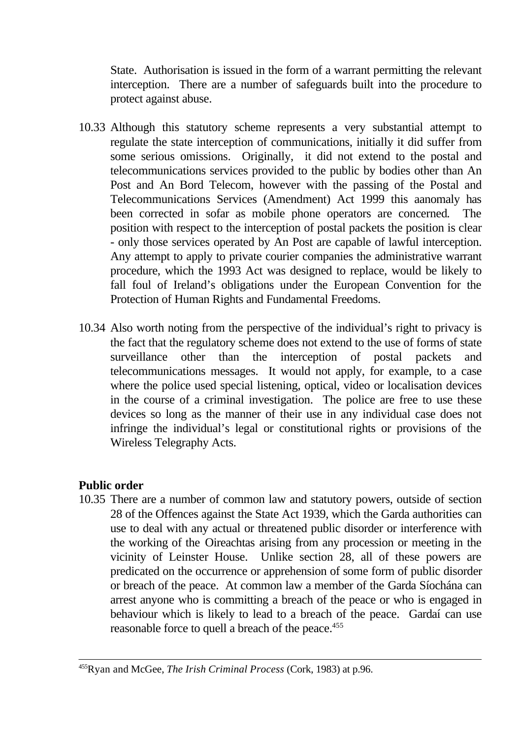State. Authorisation is issued in the form of a warrant permitting the relevant interception. There are a number of safeguards built into the procedure to protect against abuse.

10.33 Although this statutory scheme represents a very substantial attempt to regulate the state interception of communications, initially it did suffer from some serious omissions. Originally, it did not extend to the postal and telecommunications services provided to the public by bodies other than An Post and An Bord Telecom, however with the passing of the Postal and Telecommunications Services (Amendment) Act 1999 this aanomaly has been corrected in sofar as mobile phone operators are concerned. The position with respect to the interception of postal packets the position is clear - only those services operated by An Post are capable of lawful interception. Any attempt to apply to private courier companies the administrative warrant procedure, which the 1993 Act was designed to replace, would be likely to fall foul of Ireland's obligations under the European Convention for the Protection of Human Rights and Fundamental Freedoms.

10.34 Also worth noting from the perspective of the individual's right to privacy is the fact that the regulatory scheme does not extend to the use of forms of state surveillance other than the interception of postal packets and telecommunications messages. It would not apply, for example, to a case where the police used special listening, optical, video or localisation devices in the course of a criminal investigation. The police are free to use these devices so long as the manner of their use in any individual case does not infringe the individual's legal or constitutional rights or provisions of the Wireless Telegraphy Acts.

**Public order**

10.35 There are a number of common law and statutory powers, outside of section 28 of the Offences against the State Act 1939, which the Garda authorities can use to deal with any actual or threatened public disorder or interference with the working of the Oireachtas arising from any procession or meeting in the vicinity of Leinster House. Unlike section 28, all of these powers are predicated on the occurrence or apprehension of some form of public disorder or breach of the peace. At common law a member of the Garda Síochána can arrest anyone who is committing a breach of the peace or who is engaged in behaviour which is likely to lead to a breach of the peace. Gardaí can use reasonable force to quell a breach of the peace.[455]

---

[455]Ryan and McGee, *The Irish Criminal Process* (Cork, 1983) at p.96.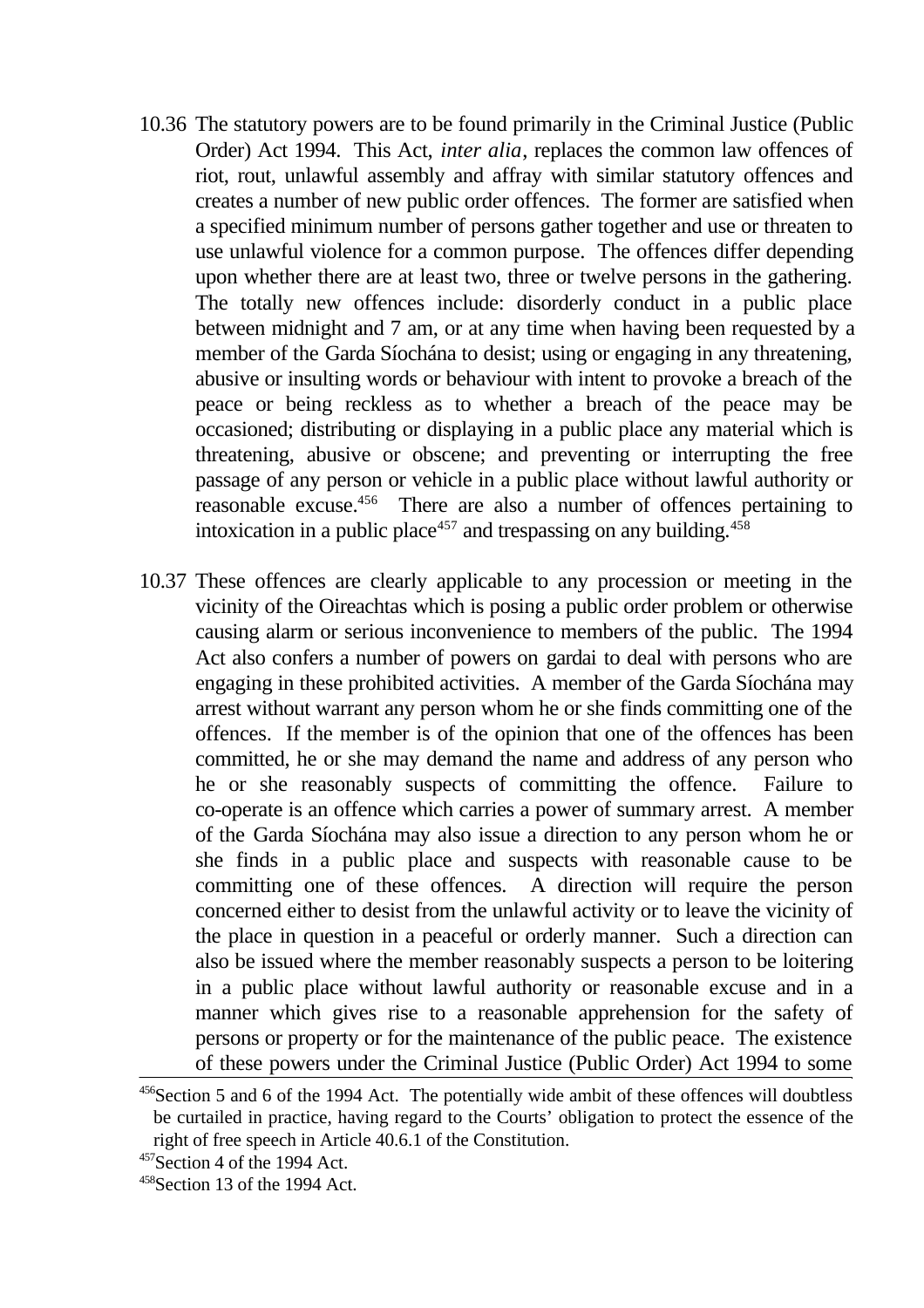10.36 The statutory powers are to be found primarily in the Criminal Justice (Public Order) Act 1994. This Act, *inter alia*, replaces the common law offences of riot, rout, unlawful assembly and affray with similar statutory offences and creates a number of new public order offences. The former are satisfied when a specified minimum number of persons gather together and use or threaten to use unlawful violence for a common purpose. The offences differ depending upon whether there are at least two, three or twelve persons in the gathering. The totally new offences include: disorderly conduct in a public place between midnight and 7 am, or at any time when having been requested by a member of the Garda Síochána to desist; using or engaging in any threatening, abusive or insulting words or behaviour with intent to provoke a breach of the peace or being reckless as to whether a breach of the peace may be occasioned; distributing or displaying in a public place any material which is threatening, abusive or obscene; and preventing or interrupting the free passage of any person or vehicle in a public place without lawful authority or reasonable excuse.[456] There are also a number of offences pertaining to intoxication in a public place[457] and trespassing on any building.[458]

10.37 These offences are clearly applicable to any procession or meeting in the vicinity of the Oireachtas which is posing a public order problem or otherwise causing alarm or serious inconvenience to members of the public. The 1994 Act also confers a number of powers on gardai to deal with persons who are engaging in these prohibited activities. A member of the Garda Síochána may arrest without warrant any person whom he or she finds committing one of the offences. If the member is of the opinion that one of the offences has been committed, he or she may demand the name and address of any person who he or she reasonably suspects of committing the offence. Failure to co-operate is an offence which carries a power of summary arrest. A member of the Garda Síochána may also issue a direction to any person whom he or she finds in a public place and suspects with reasonable cause to be committing one of these offences. A direction will require the person concerned either to desist from the unlawful activity or to leave the vicinity of the place in question in a peaceful or orderly manner. Such a direction can also be issued where the member reasonably suspects a person to be loitering in a public place without lawful authority or reasonable excuse and in a manner which gives rise to a reasonable apprehension for the safety of persons or property or for the maintenance of the public peace. The existence of these powers under the Criminal Justice (Public Order) Act 1994 to some

---

[456] Section 5 and 6 of the 1994 Act. The potentially wide ambit of these offences will doubtless be curtailed in practice, having regard to the Courts' obligation to protect the essence of the right of free speech in Article 40.6.1 of the Constitution.

[457] Section 4 of the 1994 Act.

[458] Section 13 of the 1994 Act.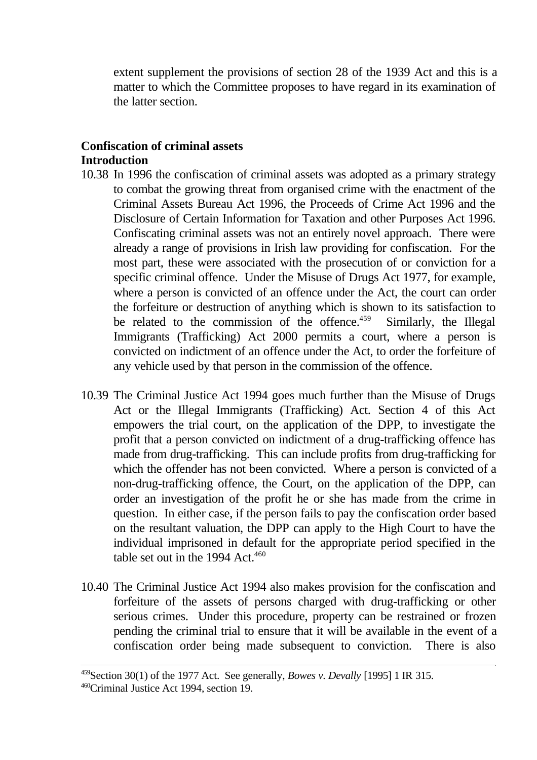extent supplement the provisions of section 28 of the 1939 Act and this is a matter to which the Committee proposes to have regard in its examination of the latter section.

**Confiscation of criminal assets**
**Introduction**

10.38 In 1996 the confiscation of criminal assets was adopted as a primary strategy to combat the growing threat from organised crime with the enactment of the Criminal Assets Bureau Act 1996, the Proceeds of Crime Act 1996 and the Disclosure of Certain Information for Taxation and other Purposes Act 1996. Confiscating criminal assets was not an entirely novel approach. There were already a range of provisions in Irish law providing for confiscation. For the most part, these were associated with the prosecution of or conviction for a specific criminal offence. Under the Misuse of Drugs Act 1977, for example, where a person is convicted of an offence under the Act, the court can order the forfeiture or destruction of anything which is shown to its satisfaction to be related to the commission of the offence.[459] Similarly, the Illegal Immigrants (Trafficking) Act 2000 permits a court, where a person is convicted on indictment of an offence under the Act, to order the forfeiture of any vehicle used by that person in the commission of the offence.

10.39 The Criminal Justice Act 1994 goes much further than the Misuse of Drugs Act or the Illegal Immigrants (Trafficking) Act. Section 4 of this Act empowers the trial court, on the application of the DPP, to investigate the profit that a person convicted on indictment of a drug-trafficking offence has made from drug-trafficking. This can include profits from drug-trafficking for which the offender has not been convicted. Where a person is convicted of a non-drug-trafficking offence, the Court, on the application of the DPP, can order an investigation of the profit he or she has made from the crime in question. In either case, if the person fails to pay the confiscation order based on the resultant valuation, the DPP can apply to the High Court to have the individual imprisoned in default for the appropriate period specified in the table set out in the 1994 Act.[460]

10.40 The Criminal Justice Act 1994 also makes provision for the confiscation and forfeiture of the assets of persons charged with drug-trafficking or other serious crimes. Under this procedure, property can be restrained or frozen pending the criminal trial to ensure that it will be available in the event of a confiscation order being made subsequent to conviction. There is also

---

[459] Section 30(1) of the 1977 Act. See generally, *Bowes v. Devally* [1995] 1 IR 315.

[460] Criminal Justice Act 1994, section 19.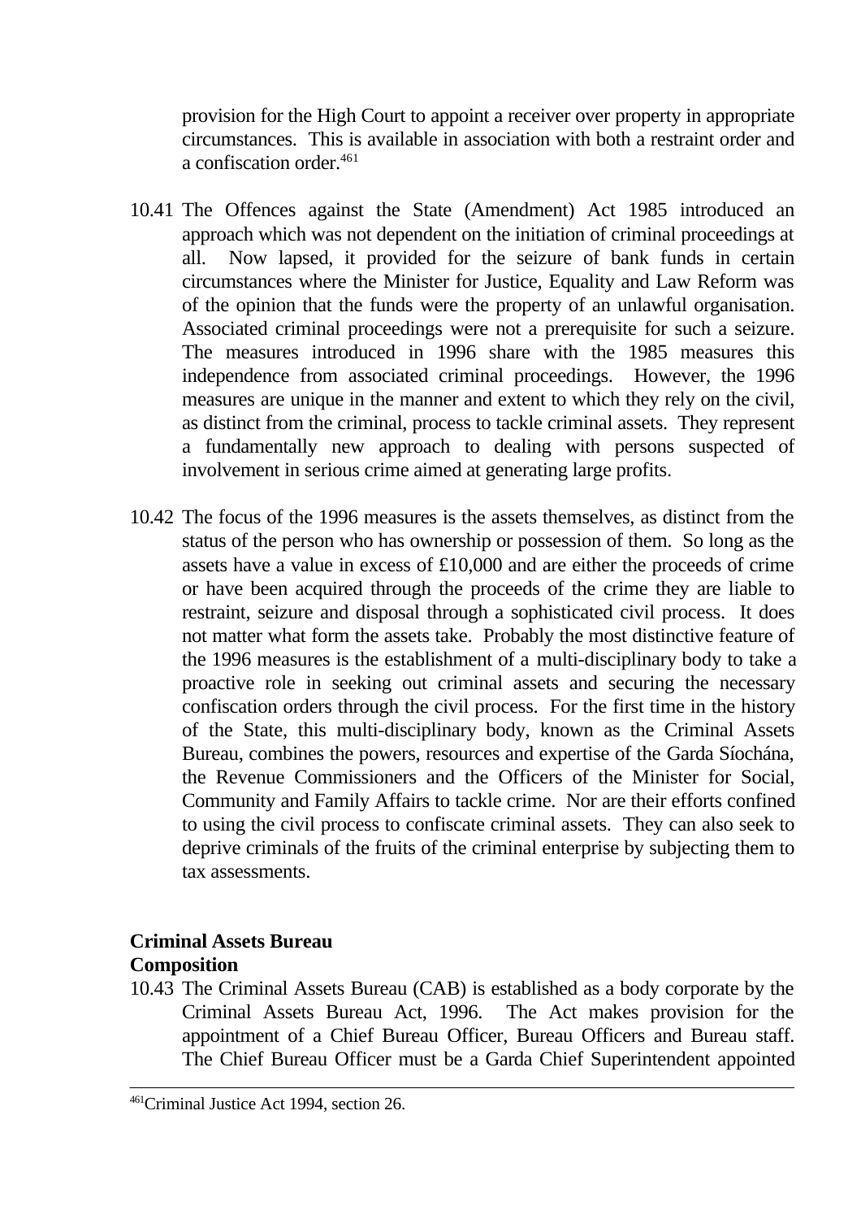provision for the High Court to appoint a receiver over property in appropriate circumstances. This is available in association with both a restraint order and a confiscation order.[461]

10.41 The Offences against the State (Amendment) Act 1985 introduced an approach which was not dependent on the initiation of criminal proceedings at all. Now lapsed, it provided for the seizure of bank funds in certain circumstances where the Minister for Justice, Equality and Law Reform was of the opinion that the funds were the property of an unlawful organisation. Associated criminal proceedings were not a prerequisite for such a seizure. The measures introduced in 1996 share with the 1985 measures this independence from associated criminal proceedings. However, the 1996 measures are unique in the manner and extent to which they rely on the civil, as distinct from the criminal, process to tackle criminal assets. They represent a fundamentally new approach to dealing with persons suspected of involvement in serious crime aimed at generating large profits.

10.42 The focus of the 1996 measures is the assets themselves, as distinct from the status of the person who has ownership or possession of them. So long as the assets have a value in excess of £10,000 and are either the proceeds of crime or have been acquired through the proceeds of the crime they are liable to restraint, seizure and disposal through a sophisticated civil process. It does not matter what form the assets take. Probably the most distinctive feature of the 1996 measures is the establishment of a multi-disciplinary body to take a proactive role in seeking out criminal assets and securing the necessary confiscation orders through the civil process. For the first time in the history of the State, this multi-disciplinary body, known as the Criminal Assets Bureau, combines the powers, resources and expertise of the Garda Síochána, the Revenue Commissioners and the Officers of the Minister for Social, Community and Family Affairs to tackle crime. Nor are their efforts confined to using the civil process to confiscate criminal assets. They can also seek to deprive criminals of the fruits of the criminal enterprise by subjecting them to tax assessments.

**Criminal Assets Bureau**

**Composition**

10.43 The Criminal Assets Bureau (CAB) is established as a body corporate by the Criminal Assets Bureau Act, 1996. The Act makes provision for the appointment of a Chief Bureau Officer, Bureau Officers and Bureau staff. The Chief Bureau Officer must be a Garda Chief Superintendent appointed

---

[461] Criminal Justice Act 1994, section 26.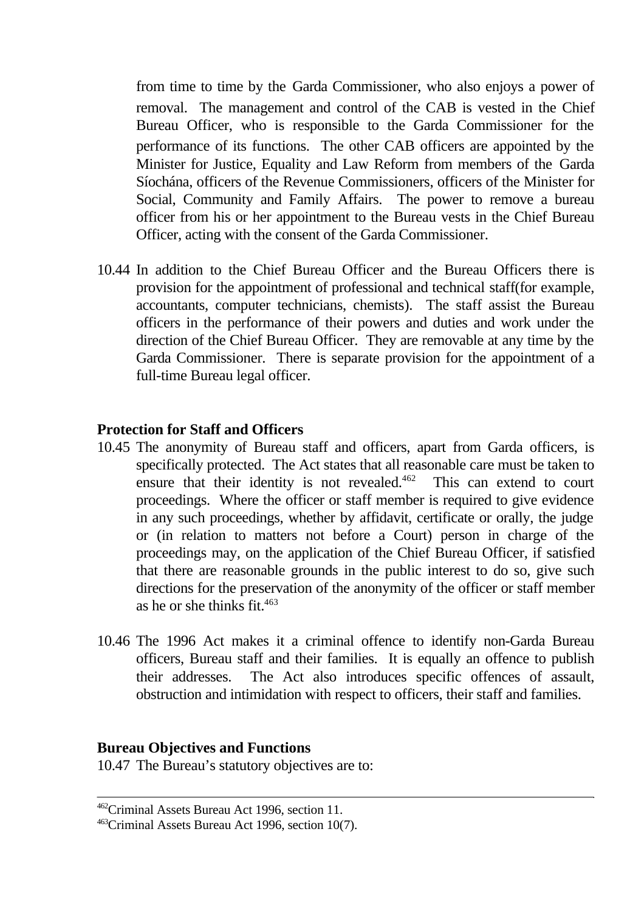from time to time by the Garda Commissioner, who also enjoys a power of removal. The management and control of the CAB is vested in the Chief Bureau Officer, who is responsible to the Garda Commissioner for the performance of its functions. The other CAB officers are appointed by the Minister for Justice, Equality and Law Reform from members of the Garda Síochána, officers of the Revenue Commissioners, officers of the Minister for Social, Community and Family Affairs. The power to remove a bureau officer from his or her appointment to the Bureau vests in the Chief Bureau Officer, acting with the consent of the Garda Commissioner.

10.44 In addition to the Chief Bureau Officer and the Bureau Officers there is provision for the appointment of professional and technical staff(for example, accountants, computer technicians, chemists). The staff assist the Bureau officers in the performance of their powers and duties and work under the direction of the Chief Bureau Officer. They are removable at any time by the Garda Commissioner. There is separate provision for the appointment of a full-time Bureau legal officer.

**Protection for Staff and Officers**

10.45 The anonymity of Bureau staff and officers, apart from Garda officers, is specifically protected. The Act states that all reasonable care must be taken to ensure that their identity is not revealed.[462] This can extend to court proceedings. Where the officer or staff member is required to give evidence in any such proceedings, whether by affidavit, certificate or orally, the judge or (in relation to matters not before a Court) person in charge of the proceedings may, on the application of the Chief Bureau Officer, if satisfied that there are reasonable grounds in the public interest to do so, give such directions for the preservation of the anonymity of the officer or staff member as he or she thinks fit.[463]

10.46 The 1996 Act makes it a criminal offence to identify non-Garda Bureau officers, Bureau staff and their families. It is equally an offence to publish their addresses. The Act also introduces specific offences of assault, obstruction and intimidation with respect to officers, their staff and families.

**Bureau Objectives and Functions**

10.47 The Bureau's statutory objectives are to:

---

[462] Criminal Assets Bureau Act 1996, section 11.

[463] Criminal Assets Bureau Act 1996, section 10(7).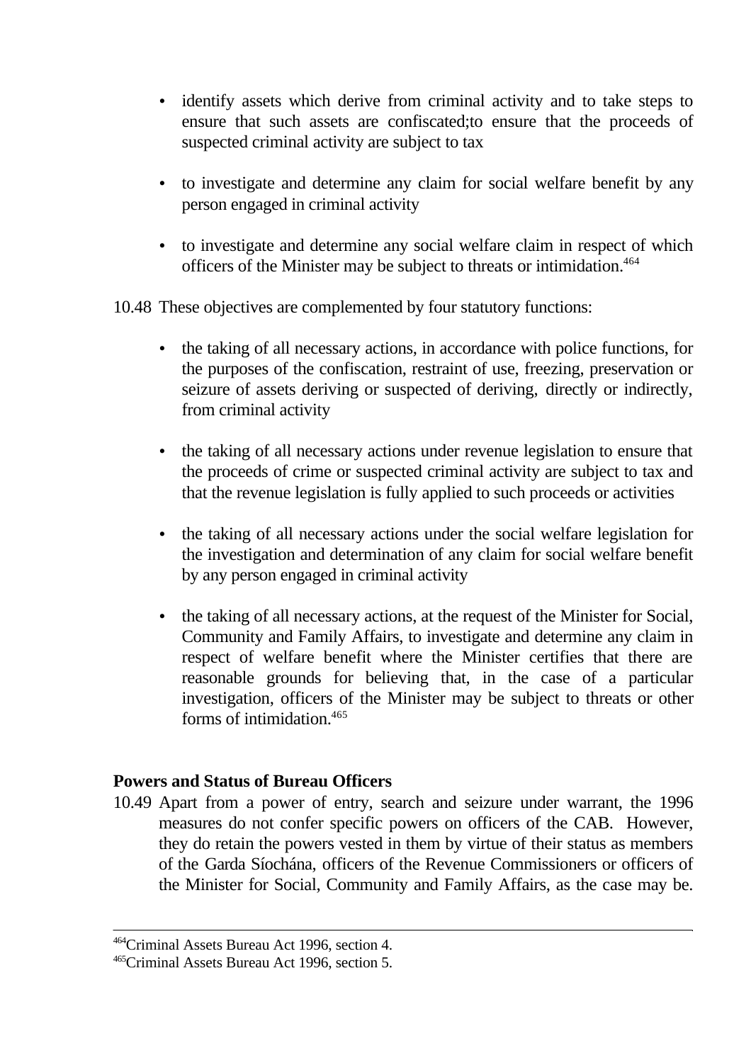- identify assets which derive from criminal activity and to take steps to ensure that such assets are confiscated;to ensure that the proceeds of suspected criminal activity are subject to tax

- to investigate and determine any claim for social welfare benefit by any person engaged in criminal activity

- to investigate and determine any social welfare claim in respect of which officers of the Minister may be subject to threats or intimidation.[464]

10.48 These objectives are complemented by four statutory functions:

- the taking of all necessary actions, in accordance with police functions, for the purposes of the confiscation, restraint of use, freezing, preservation or seizure of assets deriving or suspected of deriving, directly or indirectly, from criminal activity

- the taking of all necessary actions under revenue legislation to ensure that the proceeds of crime or suspected criminal activity are subject to tax and that the revenue legislation is fully applied to such proceeds or activities

- the taking of all necessary actions under the social welfare legislation for the investigation and determination of any claim for social welfare benefit by any person engaged in criminal activity

- the taking of all necessary actions, at the request of the Minister for Social, Community and Family Affairs, to investigate and determine any claim in respect of welfare benefit where the Minister certifies that there are reasonable grounds for believing that, in the case of a particular investigation, officers of the Minister may be subject to threats or other forms of intimidation.[465]

**Powers and Status of Bureau Officers**

10.49 Apart from a power of entry, search and seizure under warrant, the 1996 measures do not confer specific powers on officers of the CAB. However, they do retain the powers vested in them by virtue of their status as members of the Garda Síochána, officers of the Revenue Commissioners or officers of the Minister for Social, Community and Family Affairs, as the case may be.

---

[464] Criminal Assets Bureau Act 1996, section 4.

[465] Criminal Assets Bureau Act 1996, section 5.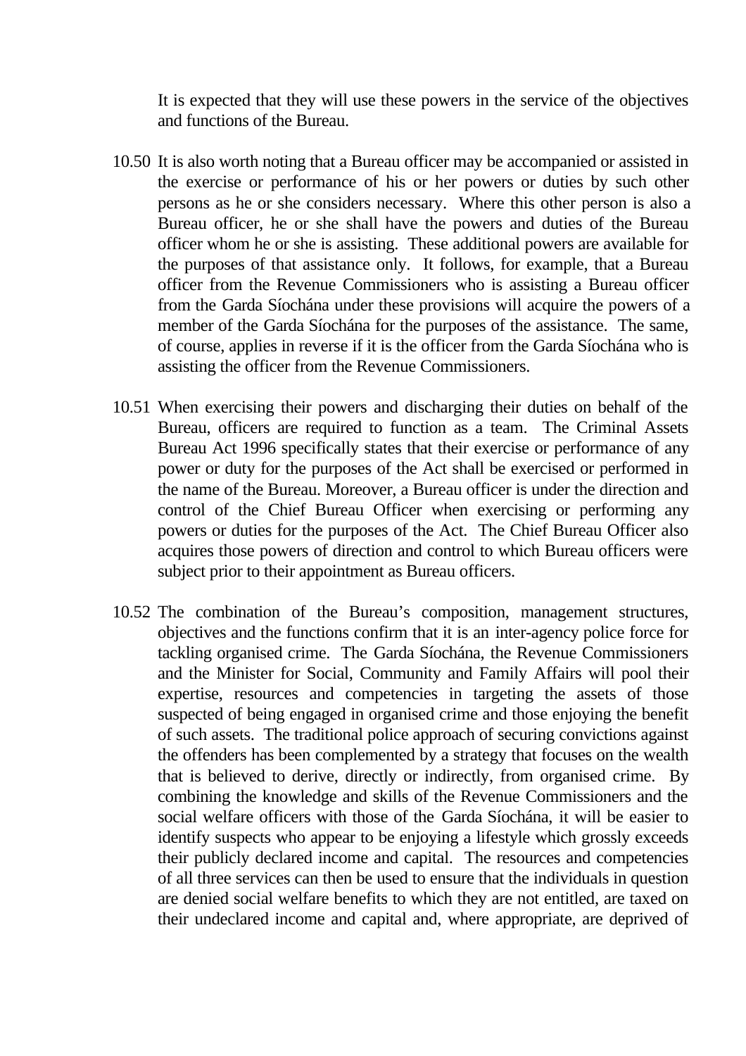It is expected that they will use these powers in the service of the objectives and functions of the Bureau.

10.50 It is also worth noting that a Bureau officer may be accompanied or assisted in the exercise or performance of his or her powers or duties by such other persons as he or she considers necessary. Where this other person is also a Bureau officer, he or she shall have the powers and duties of the Bureau officer whom he or she is assisting. These additional powers are available for the purposes of that assistance only. It follows, for example, that a Bureau officer from the Revenue Commissioners who is assisting a Bureau officer from the Garda Síochána under these provisions will acquire the powers of a member of the Garda Síochána for the purposes of the assistance. The same, of course, applies in reverse if it is the officer from the Garda Síochána who is assisting the officer from the Revenue Commissioners.

10.51 When exercising their powers and discharging their duties on behalf of the Bureau, officers are required to function as a team. The Criminal Assets Bureau Act 1996 specifically states that their exercise or performance of any power or duty for the purposes of the Act shall be exercised or performed in the name of the Bureau. Moreover, a Bureau officer is under the direction and control of the Chief Bureau Officer when exercising or performing any powers or duties for the purposes of the Act. The Chief Bureau Officer also acquires those powers of direction and control to which Bureau officers were subject prior to their appointment as Bureau officers.

10.52 The combination of the Bureau's composition, management structures, objectives and the functions confirm that it is an inter-agency police force for tackling organised crime. The Garda Síochána, the Revenue Commissioners and the Minister for Social, Community and Family Affairs will pool their expertise, resources and competencies in targeting the assets of those suspected of being engaged in organised crime and those enjoying the benefit of such assets. The traditional police approach of securing convictions against the offenders has been complemented by a strategy that focuses on the wealth that is believed to derive, directly or indirectly, from organised crime. By combining the knowledge and skills of the Revenue Commissioners and the social welfare officers with those of the Garda Síochána, it will be easier to identify suspects who appear to be enjoying a lifestyle which grossly exceeds their publicly declared income and capital. The resources and competencies of all three services can then be used to ensure that the individuals in question are denied social welfare benefits to which they are not entitled, are taxed on their undeclared income and capital and, where appropriate, are deprived of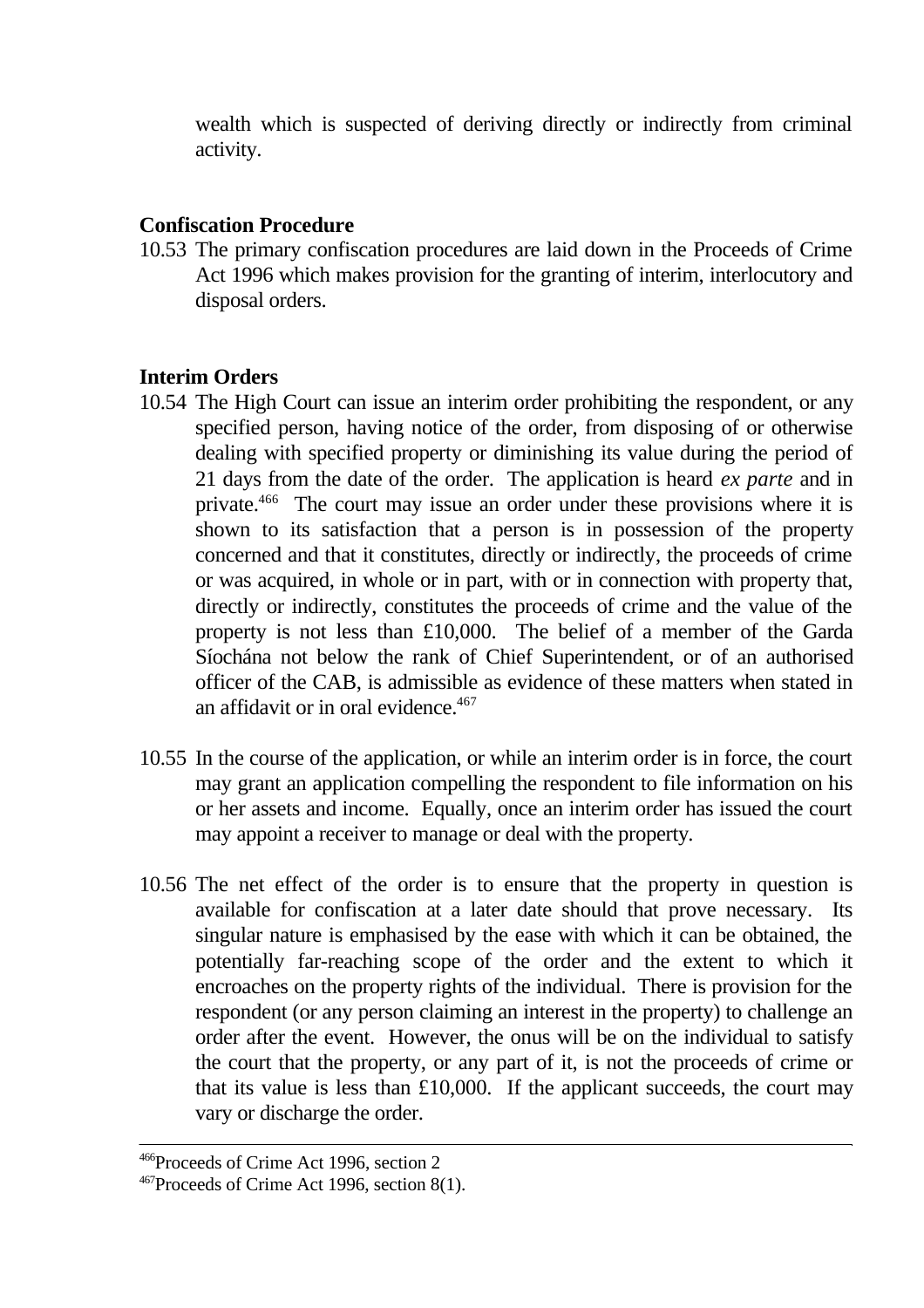wealth which is suspected of deriving directly or indirectly from criminal activity.

**Confiscation Procedure**

10.53 The primary confiscation procedures are laid down in the Proceeds of Crime Act 1996 which makes provision for the granting of interim, interlocutory and disposal orders.

**Interim Orders**

10.54 The High Court can issue an interim order prohibiting the respondent, or any specified person, having notice of the order, from disposing of or otherwise dealing with specified property or diminishing its value during the period of 21 days from the date of the order. The application is heard *ex parte* and in private.[466] The court may issue an order under these provisions where it is shown to its satisfaction that a person is in possession of the property concerned and that it constitutes, directly or indirectly, the proceeds of crime or was acquired, in whole or in part, with or in connection with property that, directly or indirectly, constitutes the proceeds of crime and the value of the property is not less than £10,000. The belief of a member of the Garda Síochána not below the rank of Chief Superintendent, or of an authorised officer of the CAB, is admissible as evidence of these matters when stated in an affidavit or in oral evidence.[467]

10.55 In the course of the application, or while an interim order is in force, the court may grant an application compelling the respondent to file information on his or her assets and income. Equally, once an interim order has issued the court may appoint a receiver to manage or deal with the property.

10.56 The net effect of the order is to ensure that the property in question is available for confiscation at a later date should that prove necessary. Its singular nature is emphasised by the ease with which it can be obtained, the potentially far-reaching scope of the order and the extent to which it encroaches on the property rights of the individual. There is provision for the respondent (or any person claiming an interest in the property) to challenge an order after the event. However, the onus will be on the individual to satisfy the court that the property, or any part of it, is not the proceeds of crime or that its value is less than £10,000. If the applicant succeeds, the court may vary or discharge the order.

---

[466] Proceeds of Crime Act 1996, section 2

[467] Proceeds of Crime Act 1996, section 8(1).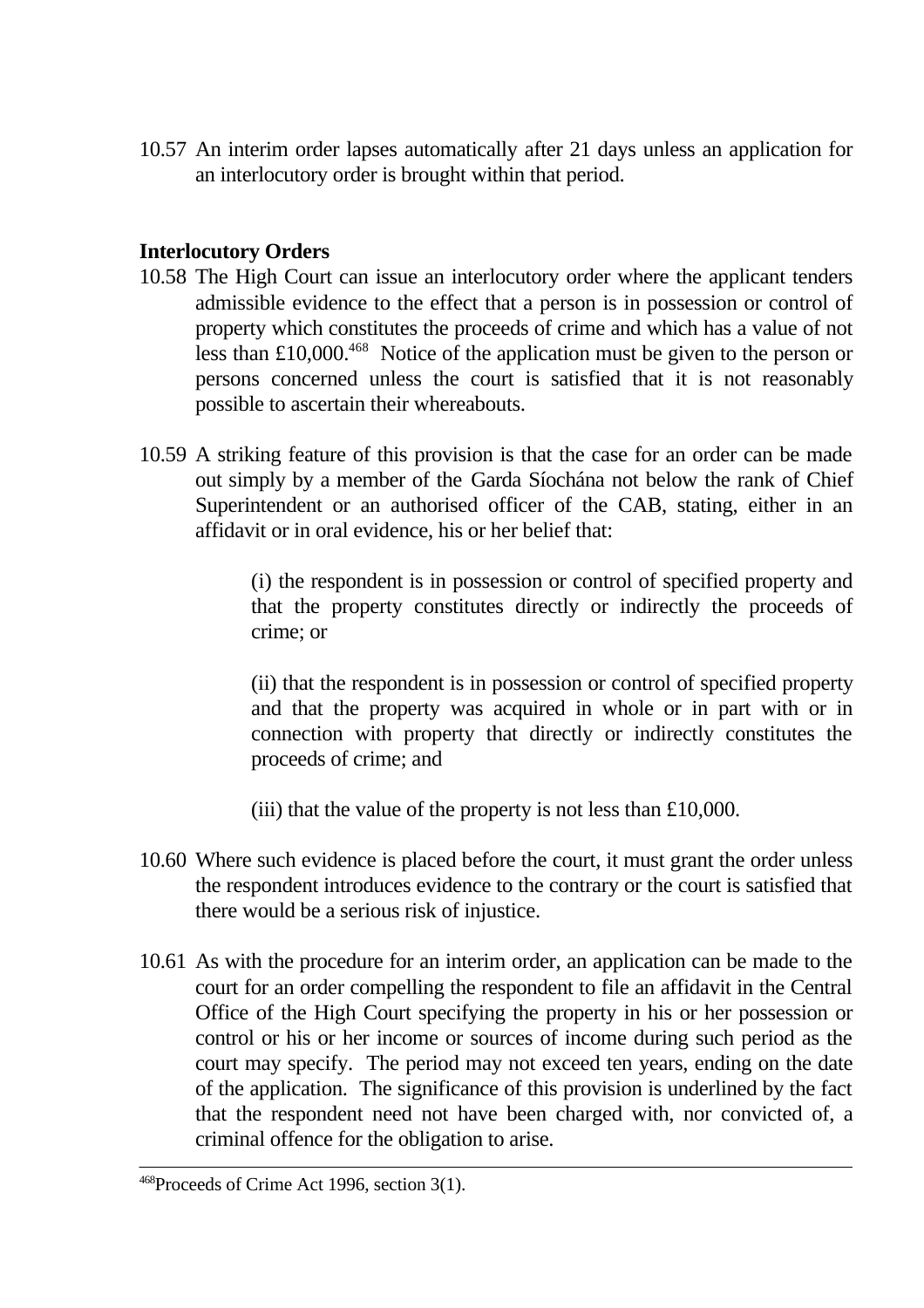10.57 An interim order lapses automatically after 21 days unless an application for an interlocutory order is brought within that period.

**Interlocutory Orders**

10.58 The High Court can issue an interlocutory order where the applicant tenders admissible evidence to the effect that a person is in possession or control of property which constitutes the proceeds of crime and which has a value of not less than £10,000.[468] Notice of the application must be given to the person or persons concerned unless the court is satisfied that it is not reasonably possible to ascertain their whereabouts.

10.59 A striking feature of this provision is that the case for an order can be made out simply by a member of the Garda Síochána not below the rank of Chief Superintendent or an authorised officer of the CAB, stating, either in an affidavit or in oral evidence, his or her belief that:

> (i) the respondent is in possession or control of specified property and that the property constitutes directly or indirectly the proceeds of crime; or
>
> (ii) that the respondent is in possession or control of specified property and that the property was acquired in whole or in part with or in connection with property that directly or indirectly constitutes the proceeds of crime; and
>
> (iii) that the value of the property is not less than £10,000.

10.60 Where such evidence is placed before the court, it must grant the order unless the respondent introduces evidence to the contrary or the court is satisfied that there would be a serious risk of injustice.

10.61 As with the procedure for an interim order, an application can be made to the court for an order compelling the respondent to file an affidavit in the Central Office of the High Court specifying the property in his or her possession or control or his or her income or sources of income during such period as the court may specify. The period may not exceed ten years, ending on the date of the application. The significance of this provision is underlined by the fact that the respondent need not have been charged with, nor convicted of, a criminal offence for the obligation to arise.

---

[468] Proceeds of Crime Act 1996, section 3(1).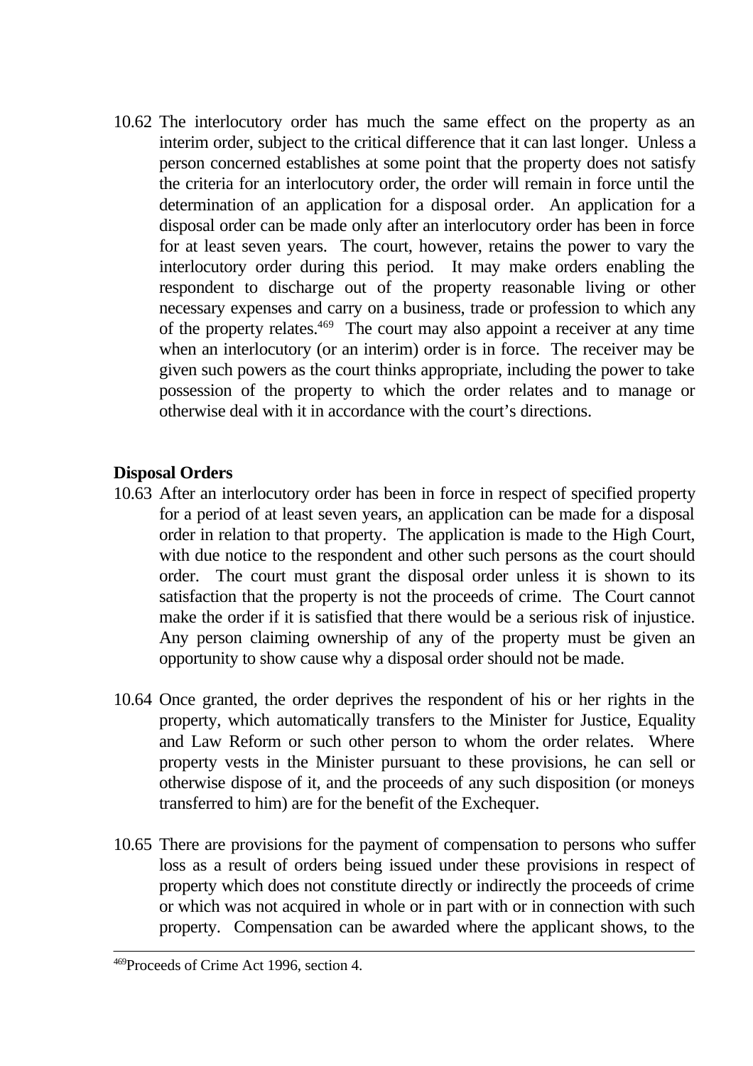10.62 The interlocutory order has much the same effect on the property as an interim order, subject to the critical difference that it can last longer. Unless a person concerned establishes at some point that the property does not satisfy the criteria for an interlocutory order, the order will remain in force until the determination of an application for a disposal order. An application for a disposal order can be made only after an interlocutory order has been in force for at least seven years. The court, however, retains the power to vary the interlocutory order during this period. It may make orders enabling the respondent to discharge out of the property reasonable living or other necessary expenses and carry on a business, trade or profession to which any of the property relates.[469] The court may also appoint a receiver at any time when an interlocutory (or an interim) order is in force. The receiver may be given such powers as the court thinks appropriate, including the power to take possession of the property to which the order relates and to manage or otherwise deal with it in accordance with the court's directions.

**Disposal Orders**

10.63 After an interlocutory order has been in force in respect of specified property for a period of at least seven years, an application can be made for a disposal order in relation to that property. The application is made to the High Court, with due notice to the respondent and other such persons as the court should order. The court must grant the disposal order unless it is shown to its satisfaction that the property is not the proceeds of crime. The Court cannot make the order if it is satisfied that there would be a serious risk of injustice. Any person claiming ownership of any of the property must be given an opportunity to show cause why a disposal order should not be made.

10.64 Once granted, the order deprives the respondent of his or her rights in the property, which automatically transfers to the Minister for Justice, Equality and Law Reform or such other person to whom the order relates. Where property vests in the Minister pursuant to these provisions, he can sell or otherwise dispose of it, and the proceeds of any such disposition (or moneys transferred to him) are for the benefit of the Exchequer.

10.65 There are provisions for the payment of compensation to persons who suffer loss as a result of orders being issued under these provisions in respect of property which does not constitute directly or indirectly the proceeds of crime or which was not acquired in whole or in part with or in connection with such property. Compensation can be awarded where the applicant shows, to the

---

[469] Proceeds of Crime Act 1996, section 4.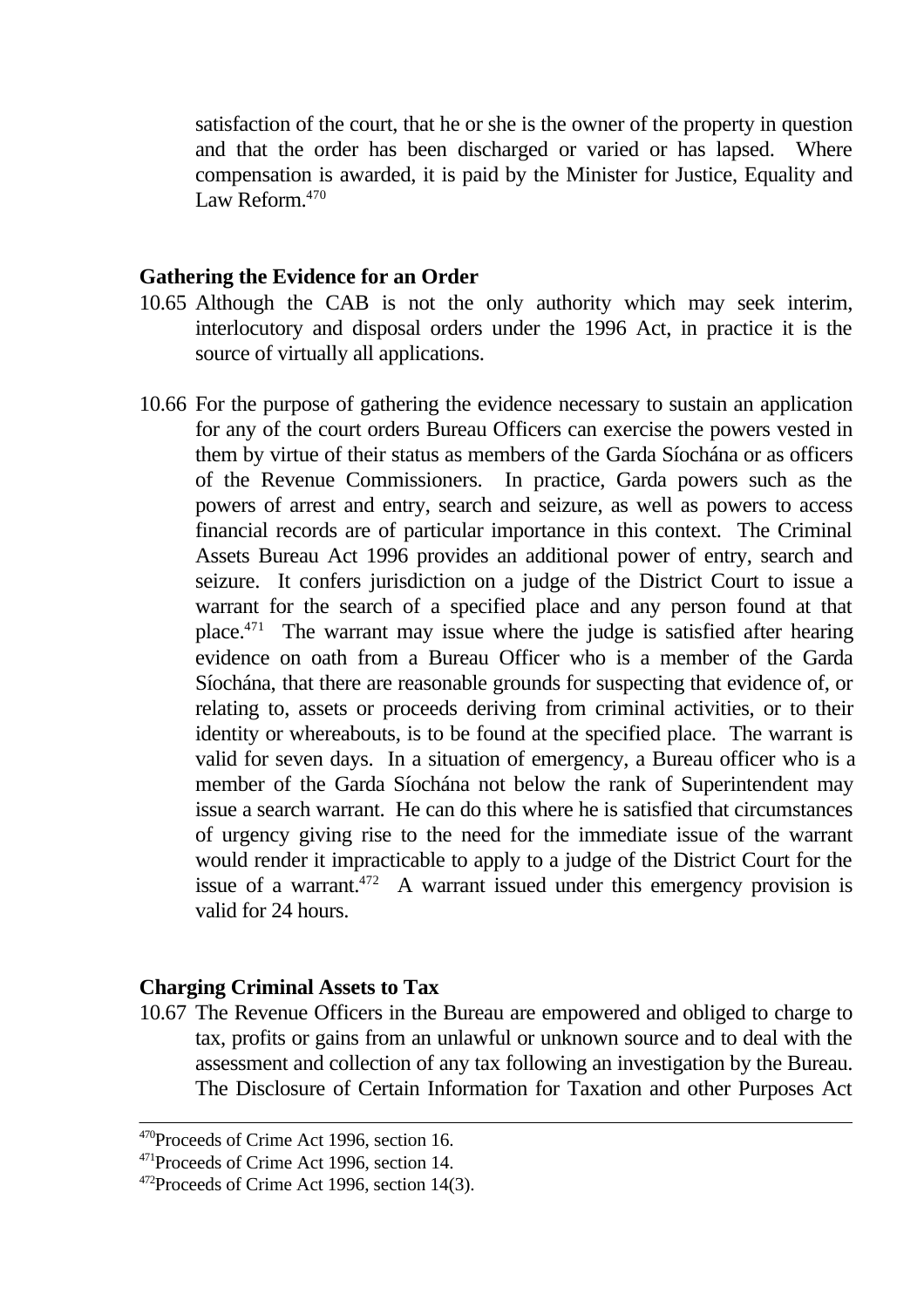satisfaction of the court, that he or she is the owner of the property in question and that the order has been discharged or varied or has lapsed. Where compensation is awarded, it is paid by the Minister for Justice, Equality and Law Reform.[470]

**Gathering the Evidence for an Order**

10.65 Although the CAB is not the only authority which may seek interim, interlocutory and disposal orders under the 1996 Act, in practice it is the source of virtually all applications.

10.66 For the purpose of gathering the evidence necessary to sustain an application for any of the court orders Bureau Officers can exercise the powers vested in them by virtue of their status as members of the Garda Síochána or as officers of the Revenue Commissioners. In practice, Garda powers such as the powers of arrest and entry, search and seizure, as well as powers to access financial records are of particular importance in this context. The Criminal Assets Bureau Act 1996 provides an additional power of entry, search and seizure. It confers jurisdiction on a judge of the District Court to issue a warrant for the search of a specified place and any person found at that place.[471] The warrant may issue where the judge is satisfied after hearing evidence on oath from a Bureau Officer who is a member of the Garda Síochána, that there are reasonable grounds for suspecting that evidence of, or relating to, assets or proceeds deriving from criminal activities, or to their identity or whereabouts, is to be found at the specified place. The warrant is valid for seven days. In a situation of emergency, a Bureau officer who is a member of the Garda Síochána not below the rank of Superintendent may issue a search warrant. He can do this where he is satisfied that circumstances of urgency giving rise to the need for the immediate issue of the warrant would render it impracticable to apply to a judge of the District Court for the issue of a warrant.[472] A warrant issued under this emergency provision is valid for 24 hours.

**Charging Criminal Assets to Tax**

10.67 The Revenue Officers in the Bureau are empowered and obliged to charge to tax, profits or gains from an unlawful or unknown source and to deal with the assessment and collection of any tax following an investigation by the Bureau. The Disclosure of Certain Information for Taxation and other Purposes Act

---

[470] Proceeds of Crime Act 1996, section 16.

[471] Proceeds of Crime Act 1996, section 14.

[472] Proceeds of Crime Act 1996, section 14(3).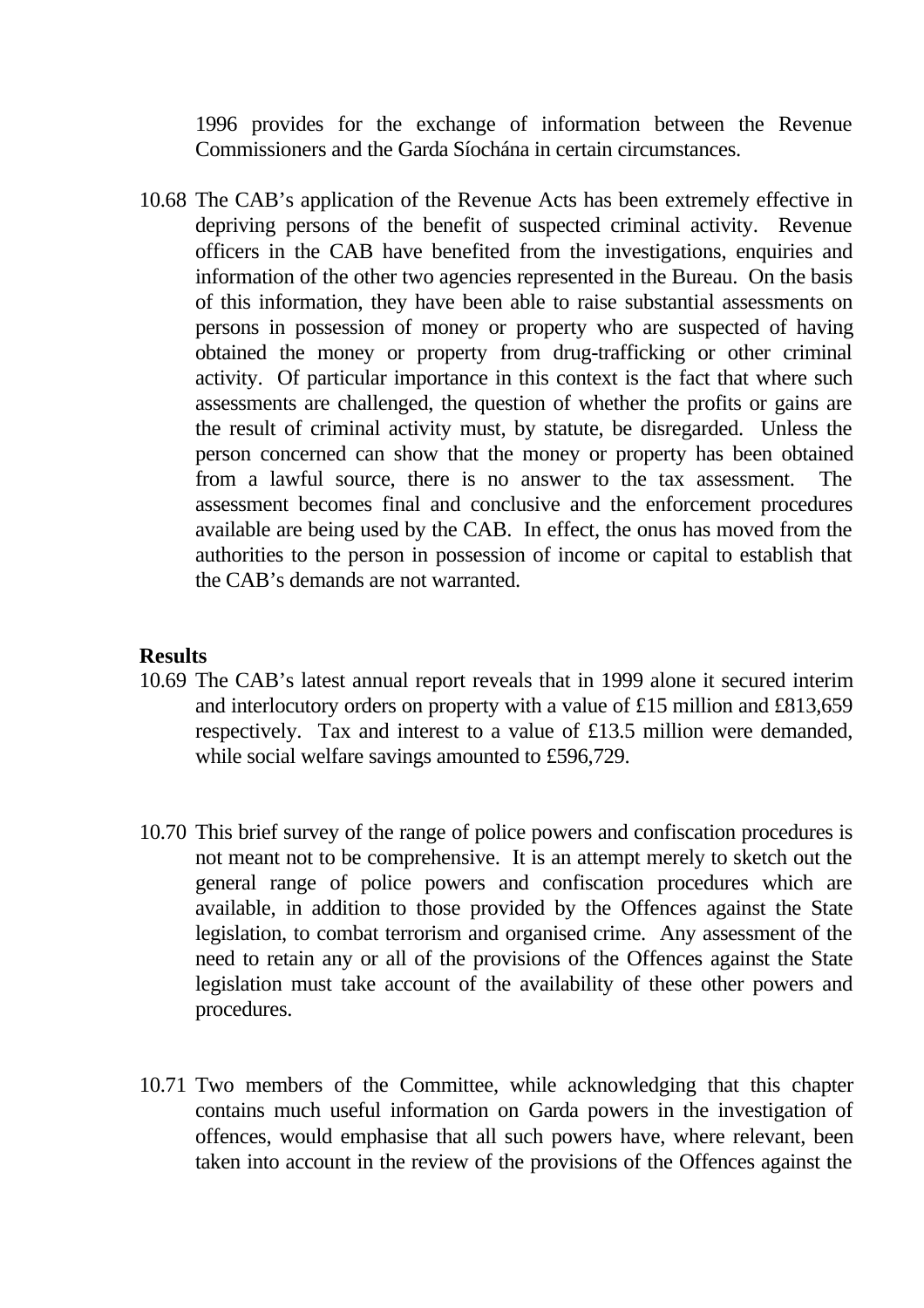1996 provides for the exchange of information between the Revenue Commissioners and the Garda Síochána in certain circumstances.

10.68 The CAB's application of the Revenue Acts has been extremely effective in depriving persons of the benefit of suspected criminal activity. Revenue officers in the CAB have benefited from the investigations, enquiries and information of the other two agencies represented in the Bureau. On the basis of this information, they have been able to raise substantial assessments on persons in possession of money or property who are suspected of having obtained the money or property from drug-trafficking or other criminal activity. Of particular importance in this context is the fact that where such assessments are challenged, the question of whether the profits or gains are the result of criminal activity must, by statute, be disregarded. Unless the person concerned can show that the money or property has been obtained from a lawful source, there is no answer to the tax assessment. The assessment becomes final and conclusive and the enforcement procedures available are being used by the CAB. In effect, the onus has moved from the authorities to the person in possession of income or capital to establish that the CAB's demands are not warranted.

**Results**

10.69 The CAB's latest annual report reveals that in 1999 alone it secured interim and interlocutory orders on property with a value of £15 million and £813,659 respectively. Tax and interest to a value of £13.5 million were demanded, while social welfare savings amounted to £596,729.

10.70 This brief survey of the range of police powers and confiscation procedures is not meant not to be comprehensive. It is an attempt merely to sketch out the general range of police powers and confiscation procedures which are available, in addition to those provided by the Offences against the State legislation, to combat terrorism and organised crime. Any assessment of the need to retain any or all of the provisions of the Offences against the State legislation must take account of the availability of these other powers and procedures.

10.71 Two members of the Committee, while acknowledging that this chapter contains much useful information on Garda powers in the investigation of offences, would emphasise that all such powers have, where relevant, been taken into account in the review of the provisions of the Offences against the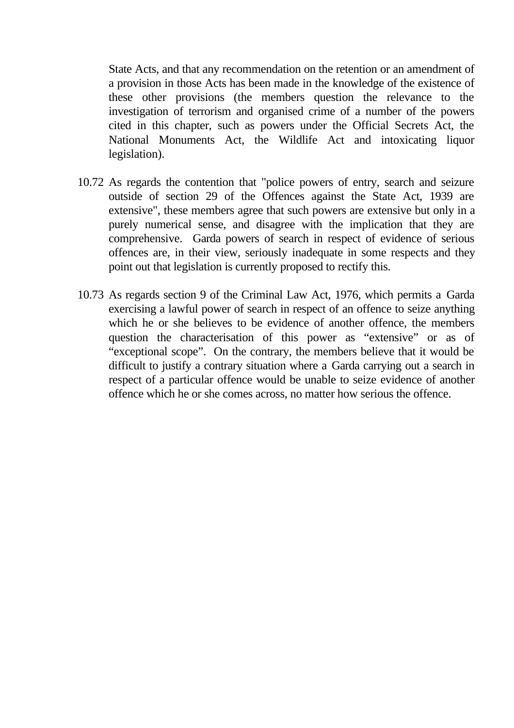State Acts, and that any recommendation on the retention or an amendment of a provision in those Acts has been made in the knowledge of the existence of these other provisions (the members question the relevance to the investigation of terrorism and organised crime of a number of the powers cited in this chapter, such as powers under the Official Secrets Act, the National Monuments Act, the Wildlife Act and intoxicating liquor legislation).

10.72 As regards the contention that "police powers of entry, search and seizure outside of section 29 of the Offences against the State Act, 1939 are extensive", these members agree that such powers are extensive but only in a purely numerical sense, and disagree with the implication that they are comprehensive. Garda powers of search in respect of evidence of serious offences are, in their view, seriously inadequate in some respects and they point out that legislation is currently proposed to rectify this.

10.73 As regards section 9 of the Criminal Law Act, 1976, which permits a Garda exercising a lawful power of search in respect of an offence to seize anything which he or she believes to be evidence of another offence, the members question the characterisation of this power as "extensive" or as of "exceptional scope". On the contrary, the members believe that it would be difficult to justify a contrary situation where a Garda carrying out a search in respect of a particular offence would be unable to seize evidence of another offence which he or she comes across, no matter how serious the offence.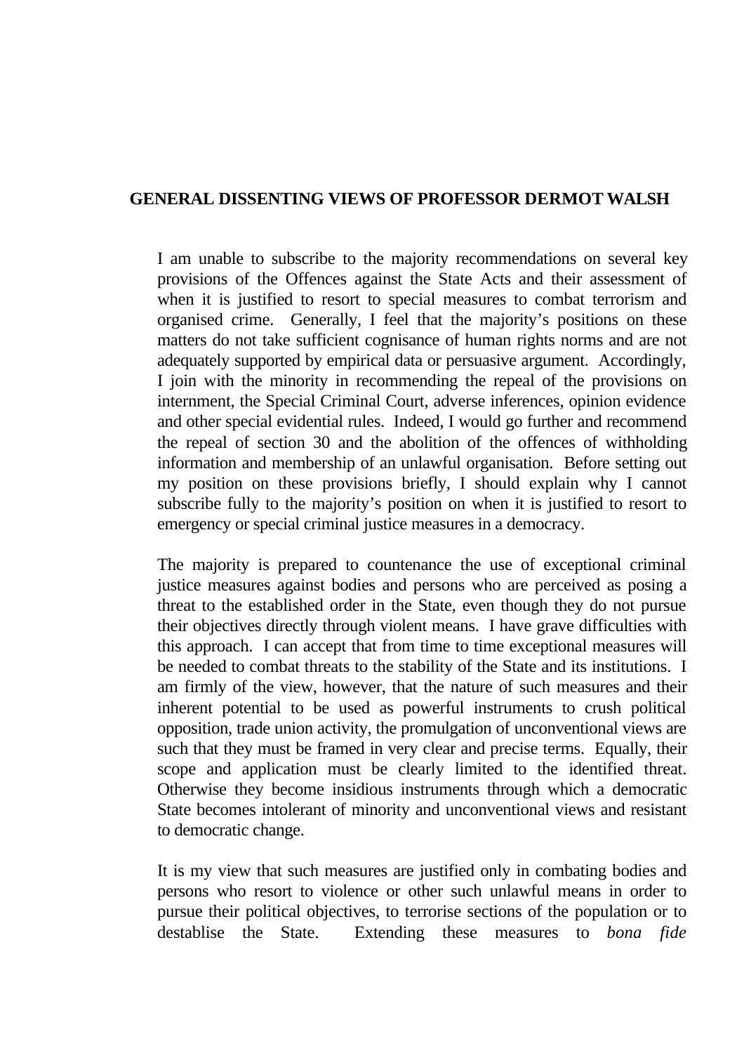## GENERAL DISSENTING VIEWS OF PROFESSOR DERMOT WALSH

I am unable to subscribe to the majority recommendations on several key provisions of the Offences against the State Acts and their assessment of when it is justified to resort to special measures to combat terrorism and organised crime. Generally, I feel that the majority's positions on these matters do not take sufficient cognisance of human rights norms and are not adequately supported by empirical data or persuasive argument. Accordingly, I join with the minority in recommending the repeal of the provisions on internment, the Special Criminal Court, adverse inferences, opinion evidence and other special evidential rules. Indeed, I would go further and recommend the repeal of section 30 and the abolition of the offences of withholding information and membership of an unlawful organisation. Before setting out my position on these provisions briefly, I should explain why I cannot subscribe fully to the majority's position on when it is justified to resort to emergency or special criminal justice measures in a democracy.

The majority is prepared to countenance the use of exceptional criminal justice measures against bodies and persons who are perceived as posing a threat to the established order in the State, even though they do not pursue their objectives directly through violent means. I have grave difficulties with this approach. I can accept that from time to time exceptional measures will be needed to combat threats to the stability of the State and its institutions. I am firmly of the view, however, that the nature of such measures and their inherent potential to be used as powerful instruments to crush political opposition, trade union activity, the promulgation of unconventional views are such that they must be framed in very clear and precise terms. Equally, their scope and application must be clearly limited to the identified threat. Otherwise they become insidious instruments through which a democratic State becomes intolerant of minority and unconventional views and resistant to democratic change.

It is my view that such measures are justified only in combating bodies and persons who resort to violence or other such unlawful means in order to pursue their political objectives, to terrorise sections of the population or to destablise the State. Extending these measures to *bona fide*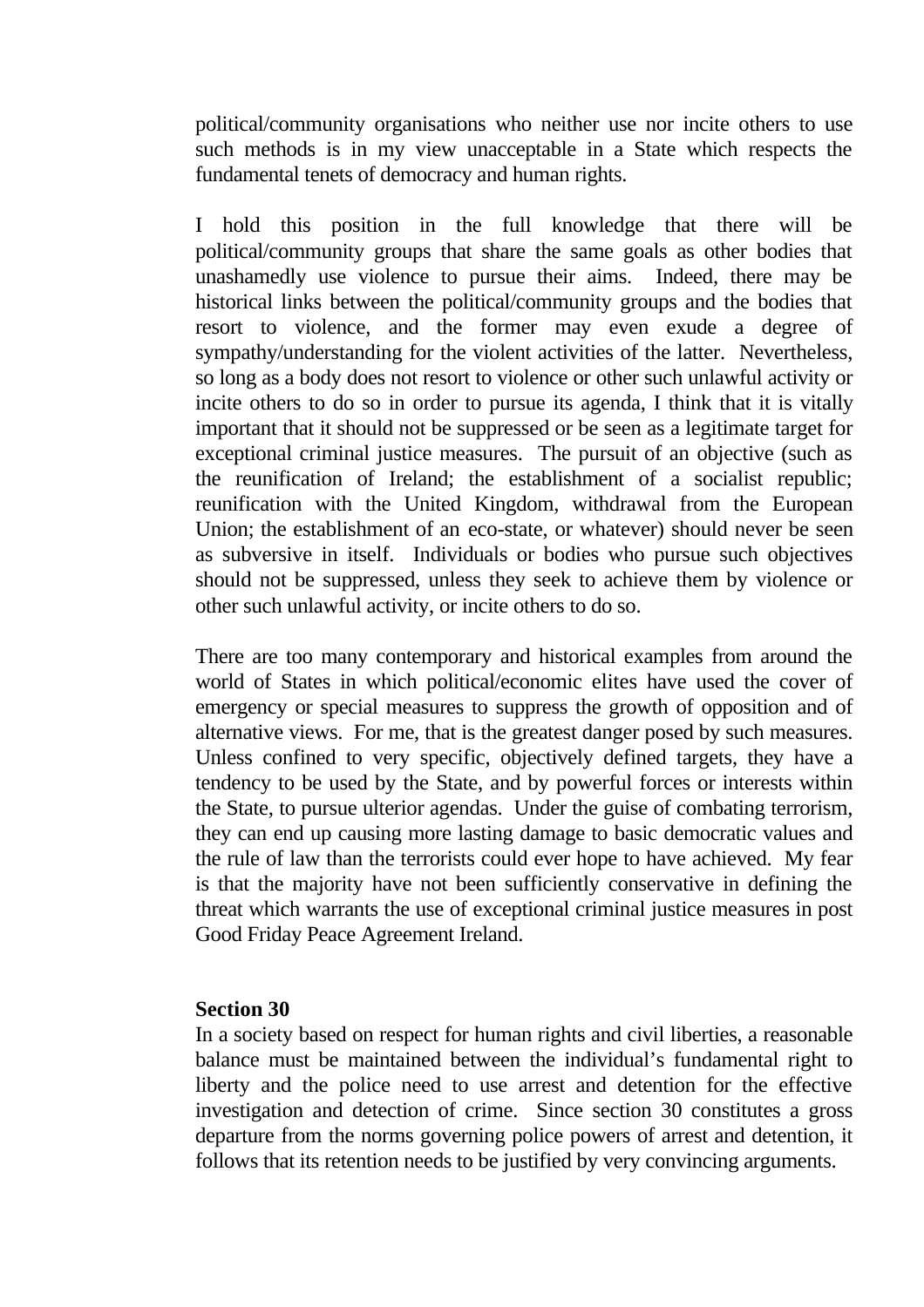political/community organisations who neither use nor incite others to use such methods is in my view unacceptable in a State which respects the fundamental tenets of democracy and human rights.

I hold this position in the full knowledge that there will be political/community groups that share the same goals as other bodies that unashamedly use violence to pursue their aims. Indeed, there may be historical links between the political/community groups and the bodies that resort to violence, and the former may even exude a degree of sympathy/understanding for the violent activities of the latter. Nevertheless, so long as a body does not resort to violence or other such unlawful activity or incite others to do so in order to pursue its agenda, I think that it is vitally important that it should not be suppressed or be seen as a legitimate target for exceptional criminal justice measures. The pursuit of an objective (such as the reunification of Ireland; the establishment of a socialist republic; reunification with the United Kingdom, withdrawal from the European Union; the establishment of an eco-state, or whatever) should never be seen as subversive in itself. Individuals or bodies who pursue such objectives should not be suppressed, unless they seek to achieve them by violence or other such unlawful activity, or incite others to do so.

There are too many contemporary and historical examples from around the world of States in which political/economic elites have used the cover of emergency or special measures to suppress the growth of opposition and of alternative views. For me, that is the greatest danger posed by such measures. Unless confined to very specific, objectively defined targets, they have a tendency to be used by the State, and by powerful forces or interests within the State, to pursue ulterior agendas. Under the guise of combating terrorism, they can end up causing more lasting damage to basic democratic values and the rule of law than the terrorists could ever hope to have achieved. My fear is that the majority have not been sufficiently conservative in defining the threat which warrants the use of exceptional criminal justice measures in post Good Friday Peace Agreement Ireland.

**Section 30**

In a society based on respect for human rights and civil liberties, a reasonable balance must be maintained between the individual's fundamental right to liberty and the police need to use arrest and detention for the effective investigation and detection of crime. Since section 30 constitutes a gross departure from the norms governing police powers of arrest and detention, it follows that its retention needs to be justified by very convincing arguments.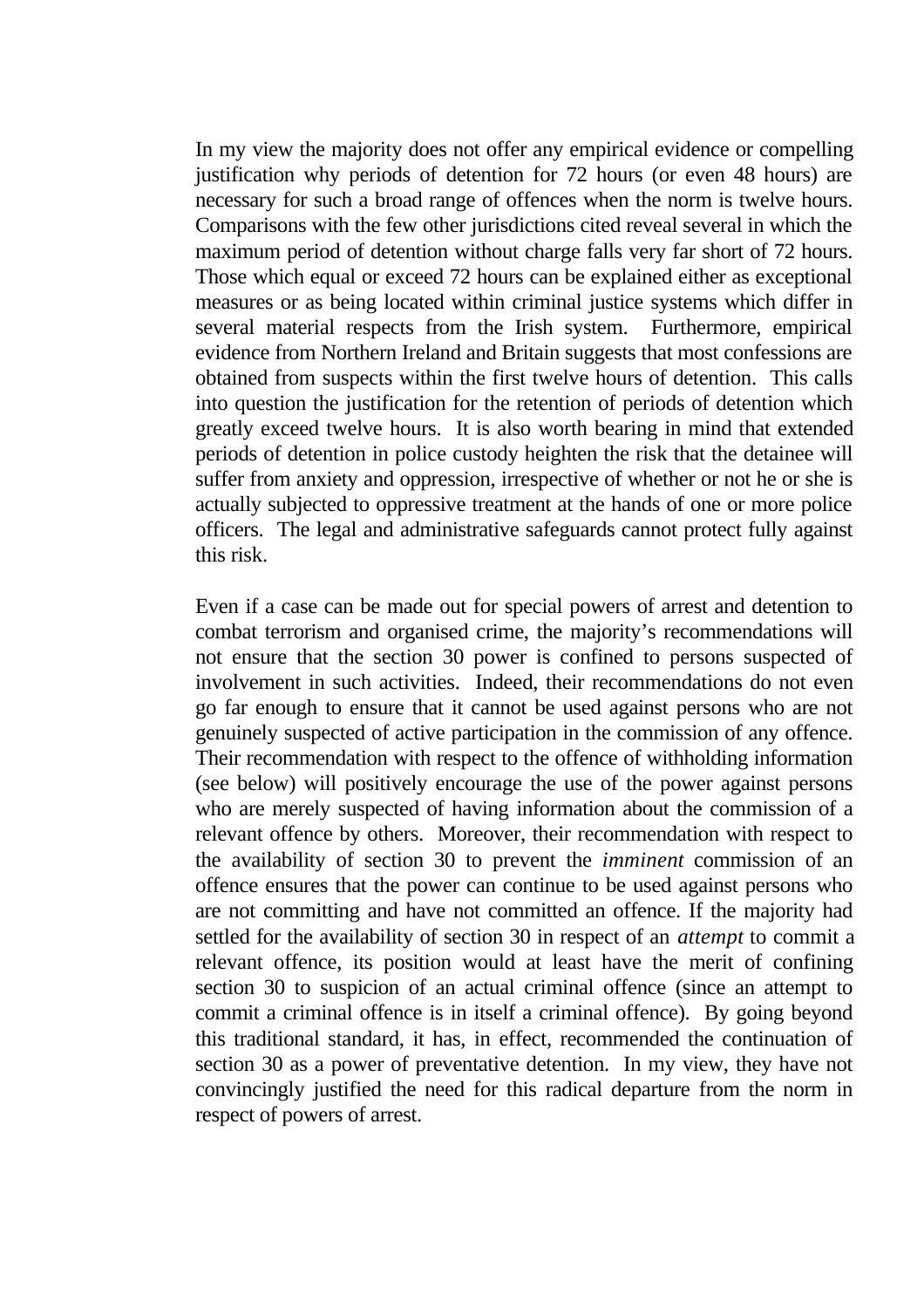In my view the majority does not offer any empirical evidence or compelling justification why periods of detention for 72 hours (or even 48 hours) are necessary for such a broad range of offences when the norm is twelve hours. Comparisons with the few other jurisdictions cited reveal several in which the maximum period of detention without charge falls very far short of 72 hours. Those which equal or exceed 72 hours can be explained either as exceptional measures or as being located within criminal justice systems which differ in several material respects from the Irish system. Furthermore, empirical evidence from Northern Ireland and Britain suggests that most confessions are obtained from suspects within the first twelve hours of detention. This calls into question the justification for the retention of periods of detention which greatly exceed twelve hours. It is also worth bearing in mind that extended periods of detention in police custody heighten the risk that the detainee will suffer from anxiety and oppression, irrespective of whether or not he or she is actually subjected to oppressive treatment at the hands of one or more police officers. The legal and administrative safeguards cannot protect fully against this risk.

Even if a case can be made out for special powers of arrest and detention to combat terrorism and organised crime, the majority's recommendations will not ensure that the section 30 power is confined to persons suspected of involvement in such activities. Indeed, their recommendations do not even go far enough to ensure that it cannot be used against persons who are not genuinely suspected of active participation in the commission of any offence. Their recommendation with respect to the offence of withholding information (see below) will positively encourage the use of the power against persons who are merely suspected of having information about the commission of a relevant offence by others. Moreover, their recommendation with respect to the availability of section 30 to prevent the *imminent* commission of an offence ensures that the power can continue to be used against persons who are not committing and have not committed an offence. If the majority had settled for the availability of section 30 in respect of an *attempt* to commit a relevant offence, its position would at least have the merit of confining section 30 to suspicion of an actual criminal offence (since an attempt to commit a criminal offence is in itself a criminal offence). By going beyond this traditional standard, it has, in effect, recommended the continuation of section 30 as a power of preventative detention. In my view, they have not convincingly justified the need for this radical departure from the norm in respect of powers of arrest.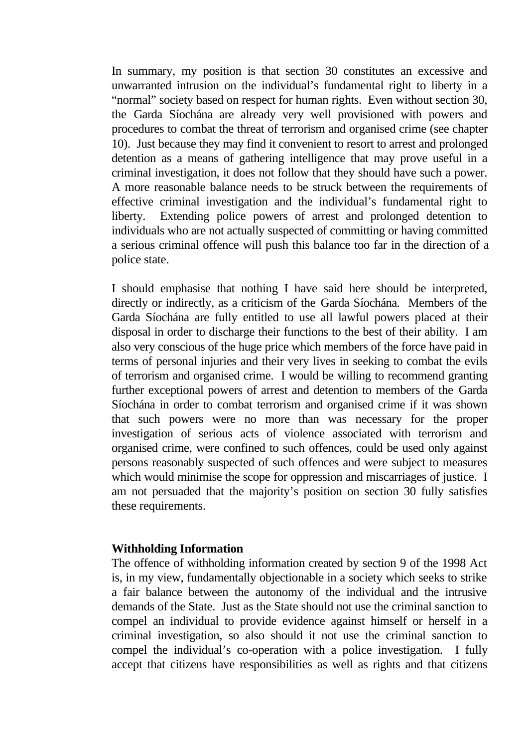In summary, my position is that section 30 constitutes an excessive and unwarranted intrusion on the individual's fundamental right to liberty in a "normal" society based on respect for human rights. Even without section 30, the Garda Síochána are already very well provisioned with powers and procedures to combat the threat of terrorism and organised crime (see chapter 10). Just because they may find it convenient to resort to arrest and prolonged detention as a means of gathering intelligence that may prove useful in a criminal investigation, it does not follow that they should have such a power. A more reasonable balance needs to be struck between the requirements of effective criminal investigation and the individual's fundamental right to liberty. Extending police powers of arrest and prolonged detention to individuals who are not actually suspected of committing or having committed a serious criminal offence will push this balance too far in the direction of a police state.

I should emphasise that nothing I have said here should be interpreted, directly or indirectly, as a criticism of the Garda Síochána. Members of the Garda Síochána are fully entitled to use all lawful powers placed at their disposal in order to discharge their functions to the best of their ability. I am also very conscious of the huge price which members of the force have paid in terms of personal injuries and their very lives in seeking to combat the evils of terrorism and organised crime. I would be willing to recommend granting further exceptional powers of arrest and detention to members of the Garda Síochána in order to combat terrorism and organised crime if it was shown that such powers were no more than was necessary for the proper investigation of serious acts of violence associated with terrorism and organised crime, were confined to such offences, could be used only against persons reasonably suspected of such offences and were subject to measures which would minimise the scope for oppression and miscarriages of justice. I am not persuaded that the majority's position on section 30 fully satisfies these requirements.

**Withholding Information**

The offence of withholding information created by section 9 of the 1998 Act is, in my view, fundamentally objectionable in a society which seeks to strike a fair balance between the autonomy of the individual and the intrusive demands of the State. Just as the State should not use the criminal sanction to compel an individual to provide evidence against himself or herself in a criminal investigation, so also should it not use the criminal sanction to compel the individual's co-operation with a police investigation. I fully accept that citizens have responsibilities as well as rights and that citizens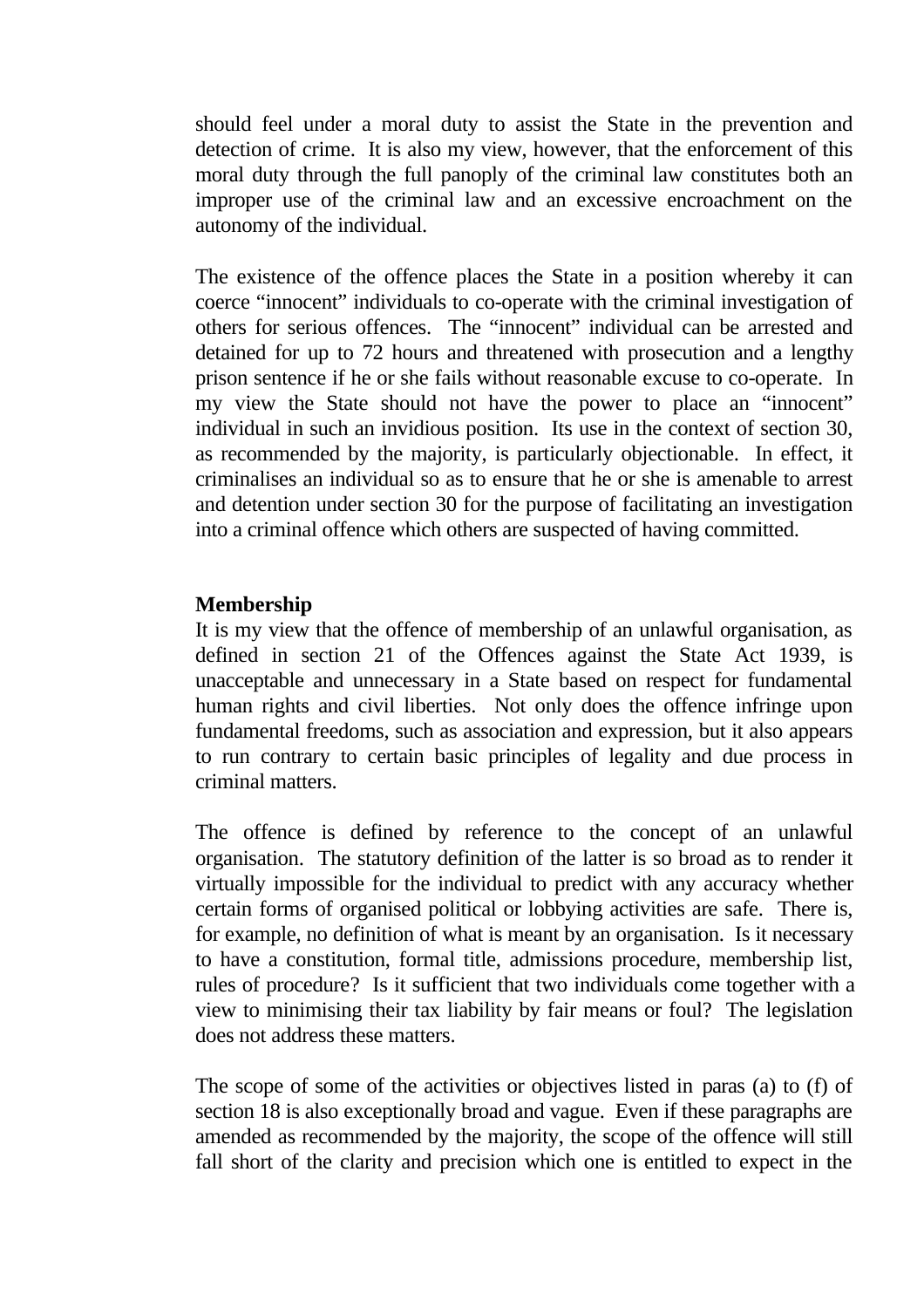should feel under a moral duty to assist the State in the prevention and detection of crime. It is also my view, however, that the enforcement of this moral duty through the full panoply of the criminal law constitutes both an improper use of the criminal law and an excessive encroachment on the autonomy of the individual.

The existence of the offence places the State in a position whereby it can coerce "innocent" individuals to co-operate with the criminal investigation of others for serious offences. The "innocent" individual can be arrested and detained for up to 72 hours and threatened with prosecution and a lengthy prison sentence if he or she fails without reasonable excuse to co-operate. In my view the State should not have the power to place an "innocent" individual in such an invidious position. Its use in the context of section 30, as recommended by the majority, is particularly objectionable. In effect, it criminalises an individual so as to ensure that he or she is amenable to arrest and detention under section 30 for the purpose of facilitating an investigation into a criminal offence which others are suspected of having committed.

**Membership**

It is my view that the offence of membership of an unlawful organisation, as defined in section 21 of the Offences against the State Act 1939, is unacceptable and unnecessary in a State based on respect for fundamental human rights and civil liberties. Not only does the offence infringe upon fundamental freedoms, such as association and expression, but it also appears to run contrary to certain basic principles of legality and due process in criminal matters.

The offence is defined by reference to the concept of an unlawful organisation. The statutory definition of the latter is so broad as to render it virtually impossible for the individual to predict with any accuracy whether certain forms of organised political or lobbying activities are safe. There is, for example, no definition of what is meant by an organisation. Is it necessary to have a constitution, formal title, admissions procedure, membership list, rules of procedure? Is it sufficient that two individuals come together with a view to minimising their tax liability by fair means or foul? The legislation does not address these matters.

The scope of some of the activities or objectives listed in paras (a) to (f) of section 18 is also exceptionally broad and vague. Even if these paragraphs are amended as recommended by the majority, the scope of the offence will still fall short of the clarity and precision which one is entitled to expect in the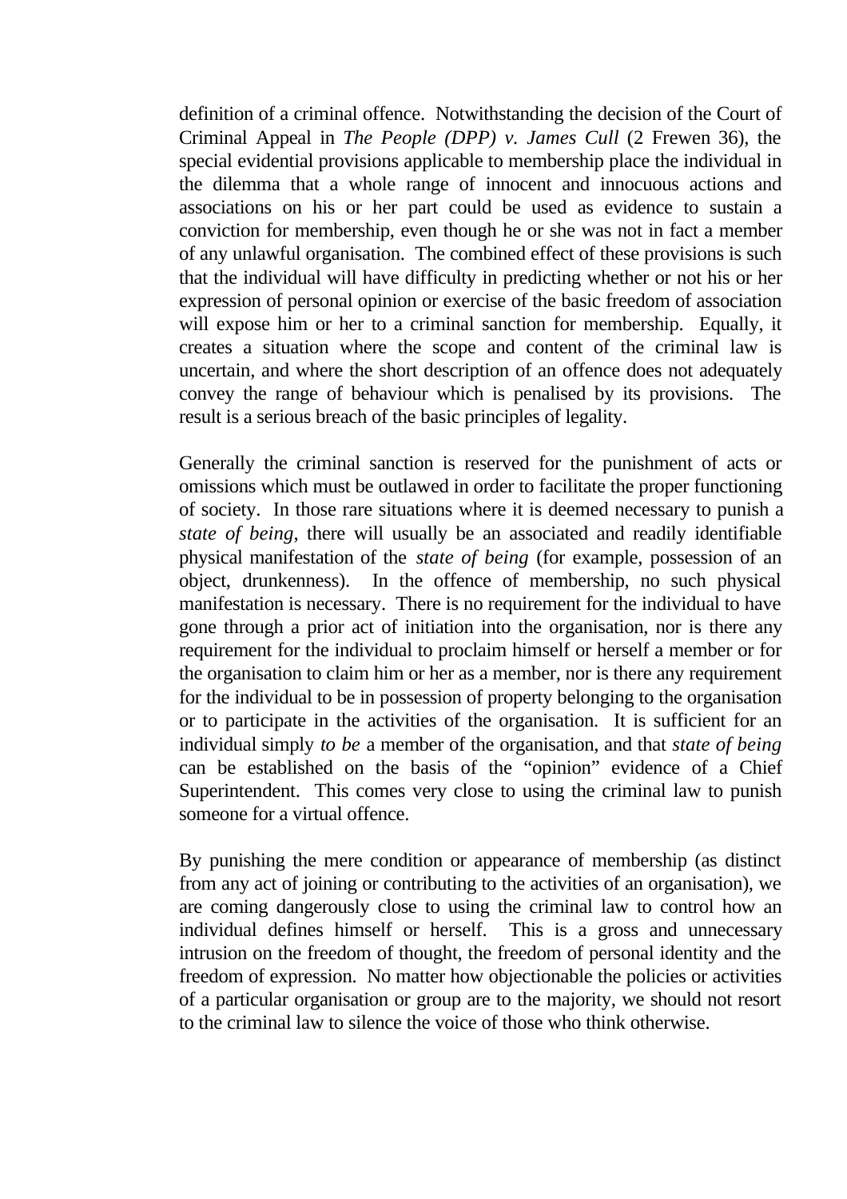definition of a criminal offence. Notwithstanding the decision of the Court of Criminal Appeal in *The People (DPP) v. James Cull* (2 Frewen 36), the special evidential provisions applicable to membership place the individual in the dilemma that a whole range of innocent and innocuous actions and associations on his or her part could be used as evidence to sustain a conviction for membership, even though he or she was not in fact a member of any unlawful organisation. The combined effect of these provisions is such that the individual will have difficulty in predicting whether or not his or her expression of personal opinion or exercise of the basic freedom of association will expose him or her to a criminal sanction for membership. Equally, it creates a situation where the scope and content of the criminal law is uncertain, and where the short description of an offence does not adequately convey the range of behaviour which is penalised by its provisions. The result is a serious breach of the basic principles of legality.

Generally the criminal sanction is reserved for the punishment of acts or omissions which must be outlawed in order to facilitate the proper functioning of society. In those rare situations where it is deemed necessary to punish a *state of being*, there will usually be an associated and readily identifiable physical manifestation of the *state of being* (for example, possession of an object, drunkenness). In the offence of membership, no such physical manifestation is necessary. There is no requirement for the individual to have gone through a prior act of initiation into the organisation, nor is there any requirement for the individual to proclaim himself or herself a member or for the organisation to claim him or her as a member, nor is there any requirement for the individual to be in possession of property belonging to the organisation or to participate in the activities of the organisation. It is sufficient for an individual simply *to be* a member of the organisation, and that *state of being* can be established on the basis of the "opinion" evidence of a Chief Superintendent. This comes very close to using the criminal law to punish someone for a virtual offence.

By punishing the mere condition or appearance of membership (as distinct from any act of joining or contributing to the activities of an organisation), we are coming dangerously close to using the criminal law to control how an individual defines himself or herself. This is a gross and unnecessary intrusion on the freedom of thought, the freedom of personal identity and the freedom of expression. No matter how objectionable the policies or activities of a particular organisation or group are to the majority, we should not resort to the criminal law to silence the voice of those who think otherwise.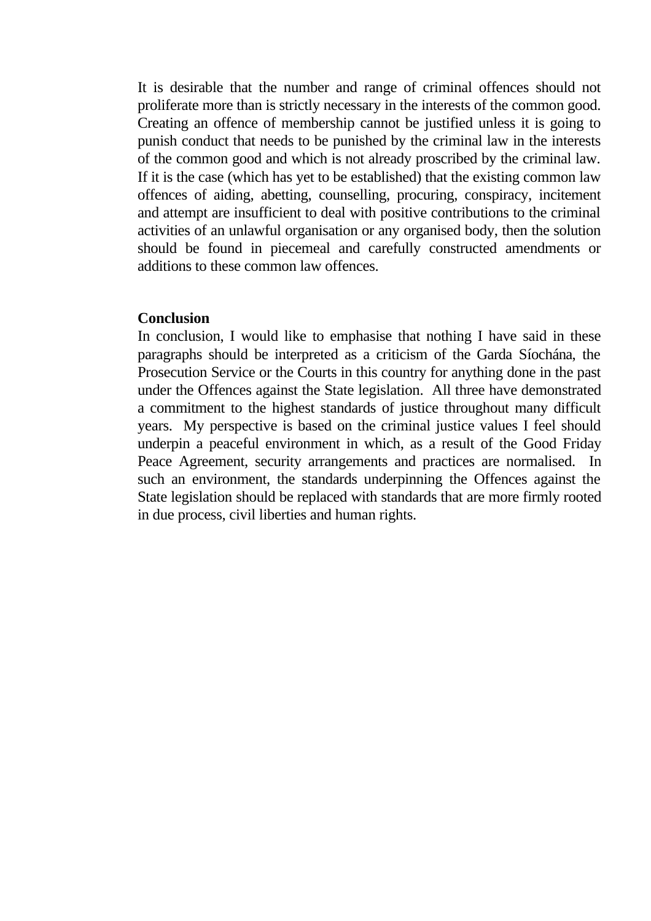It is desirable that the number and range of criminal offences should not proliferate more than is strictly necessary in the interests of the common good. Creating an offence of membership cannot be justified unless it is going to punish conduct that needs to be punished by the criminal law in the interests of the common good and which is not already proscribed by the criminal law. If it is the case (which has yet to be established) that the existing common law offences of aiding, abetting, counselling, procuring, conspiracy, incitement and attempt are insufficient to deal with positive contributions to the criminal activities of an unlawful organisation or any organised body, then the solution should be found in piecemeal and carefully constructed amendments or additions to these common law offences.

**Conclusion**

In conclusion, I would like to emphasise that nothing I have said in these paragraphs should be interpreted as a criticism of the Garda Síochána, the Prosecution Service or the Courts in this country for anything done in the past under the Offences against the State legislation. All three have demonstrated a commitment to the highest standards of justice throughout many difficult years. My perspective is based on the criminal justice values I feel should underpin a peaceful environment in which, as a result of the Good Friday Peace Agreement, security arrangements and practices are normalised. In such an environment, the standards underpinning the Offences against the State legislation should be replaced with standards that are more firmly rooted in due process, civil liberties and human rights.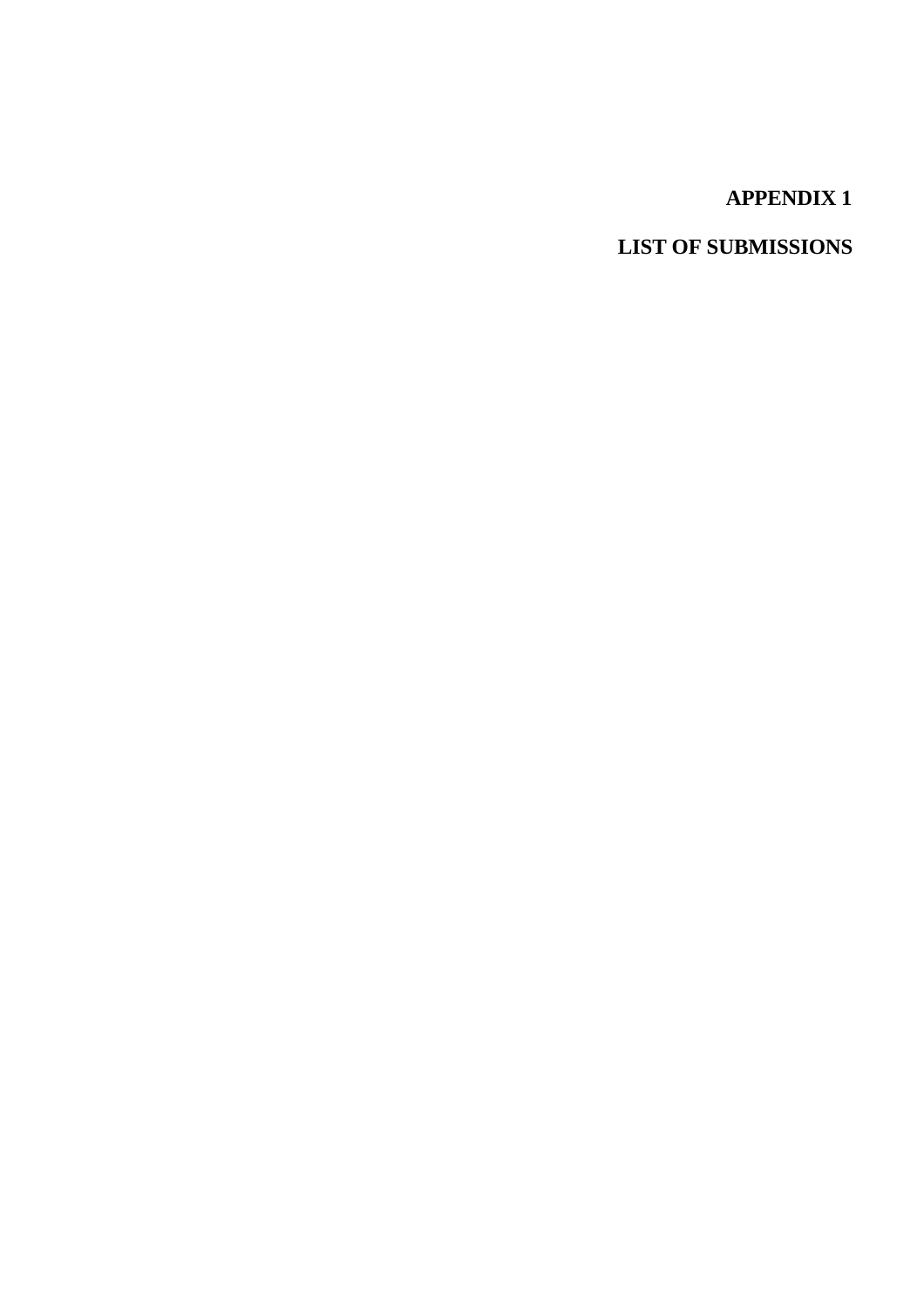# APPENDIX 1

# LIST OF SUBMISSIONS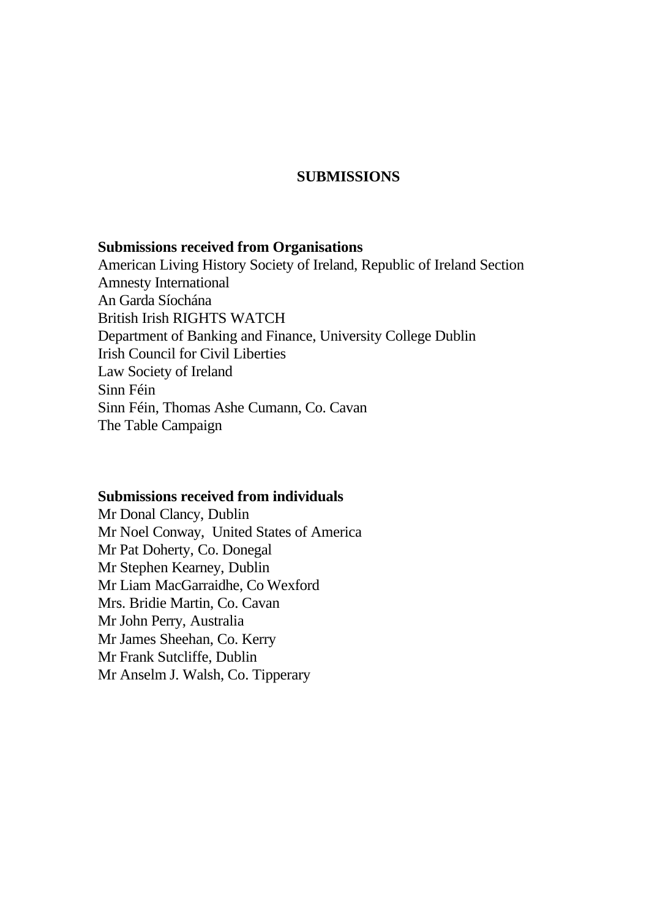# SUBMISSIONS

**Submissions received from Organisations**

American Living History Society of Ireland, Republic of Ireland Section
Amnesty International
An Garda Síochána
British Irish RIGHTS WATCH
Department of Banking and Finance, University College Dublin
Irish Council for Civil Liberties
Law Society of Ireland
Sinn Féin
Sinn Féin, Thomas Ashe Cumann, Co. Cavan
The Table Campaign

**Submissions received from individuals**

Mr Donal Clancy, Dublin
Mr Noel Conway, United States of America
Mr Pat Doherty, Co. Donegal
Mr Stephen Kearney, Dublin
Mr Liam MacGarraidhe, Co Wexford
Mrs. Bridie Martin, Co. Cavan
Mr John Perry, Australia
Mr James Sheehan, Co. Kerry
Mr Frank Sutcliffe, Dublin
Mr Anselm J. Walsh, Co. Tipperary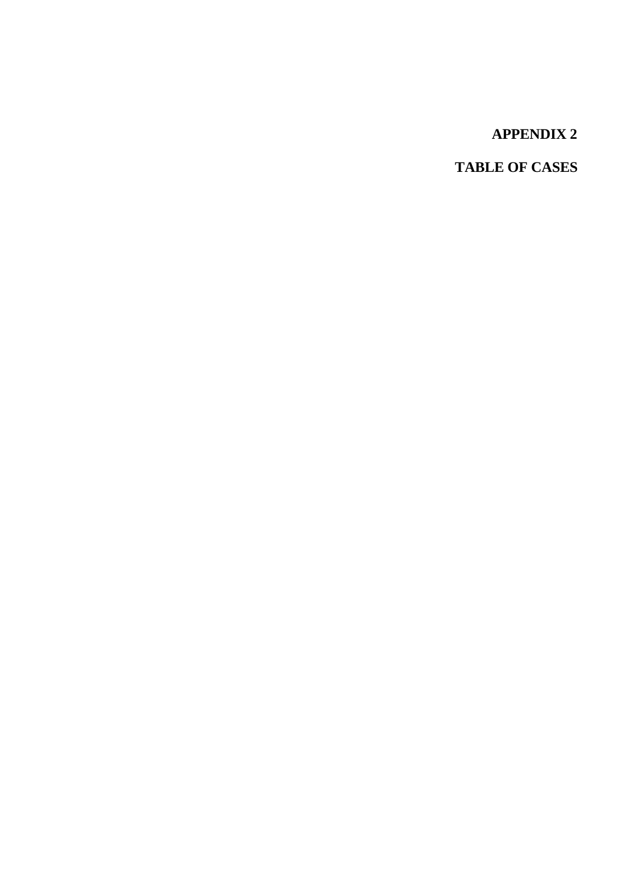# APPENDIX 2

## TABLE OF CASES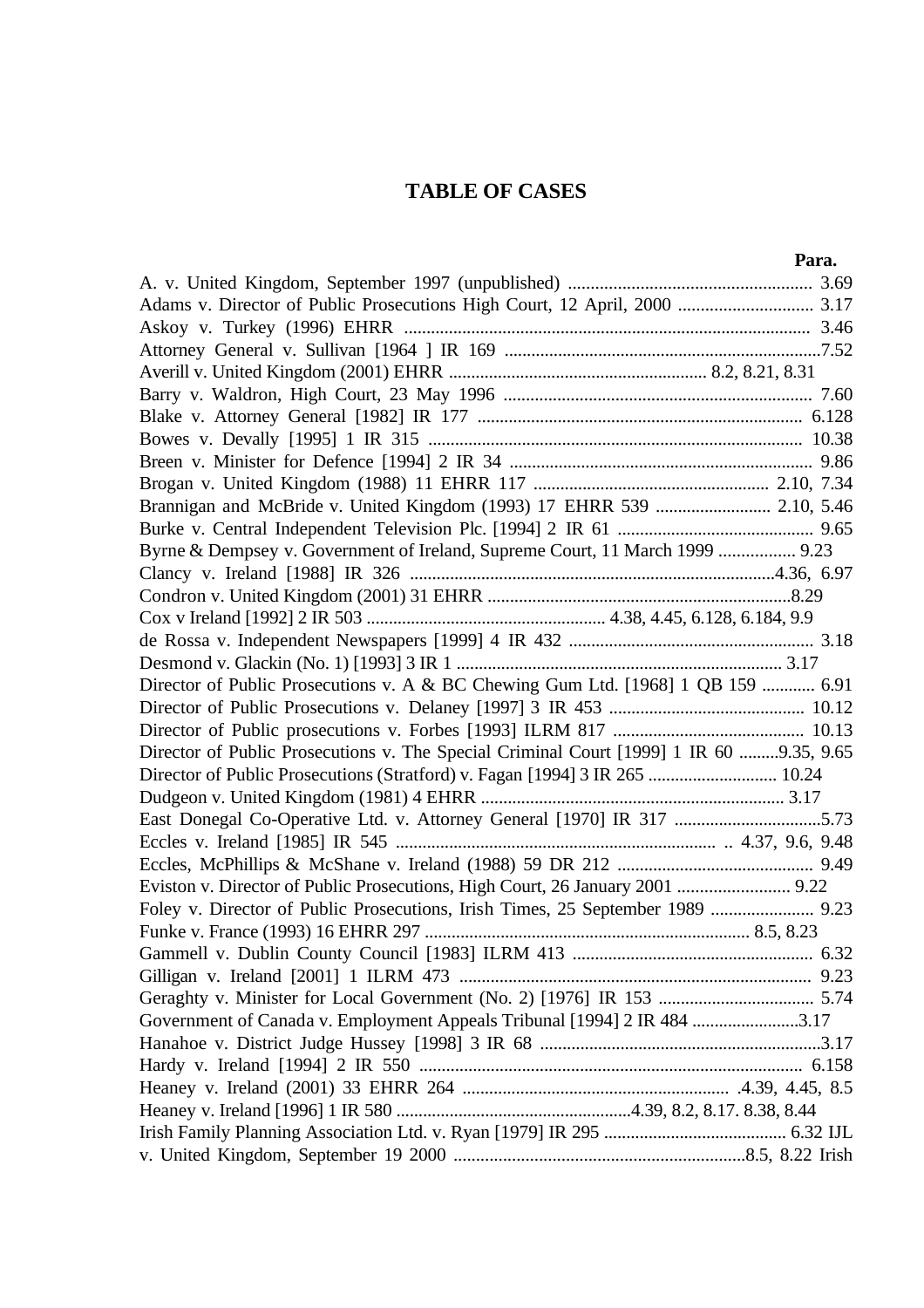# TABLE OF CASES

**Para.**

A. v. United Kingdom, September 1997 (unpublished) ...................................................... 3.69
Adams v. Director of Public Prosecutions High Court, 12 April, 2000 .............................. 3.17
Askoy v. Turkey (1996) EHRR .......................................................................................... 3.46
Attorney General v. Sullivan [1964 ] IR 169 .......................................................................7.52
Averill v. United Kingdom (2001) EHRR .......................................................... 8.2, 8.21, 8.31
Barry v. Waldron, High Court, 23 May 1996 ..................................................................... 7.60
Blake v. Attorney General [1982] IR 177 ........................................................................ 6.128
Bowes v. Devally [1995] 1 IR 315 ................................................................................... 10.38
Breen v. Minister for Defence [1994] 2 IR 34 .................................................................... 9.86
Brogan v. United Kingdom (1988) 11 EHRR 117 ..................................................... 2.10, 7.34
Brannigan and McBride v. United Kingdom (1993) 17 EHRR 539 .......................... 2.10, 5.46
Burke v. Central Independent Television Plc. [1994] 2 IR 61 ............................................ 9.65
Byrne & Dempsey v. Government of Ireland, Supreme Court, 11 March 1999 ................. 9.23
Clancy v. Ireland [1988] IR 326 ..................................................................................4.36, 6.97
Condron v. United Kingdom (2001) 31 EHRR ....................................................................8.29
Cox v Ireland [1992] 2 IR 503 ...................................................... 4.38, 4.45, 6.128, 6.184, 9.9
de Rossa v. Independent Newspapers [1999] 4 IR 432 ....................................................... 3.18
Desmond v. Glackin (No. 1) [1993] 3 IR 1 ......................................................................... 3.17
Director of Public Prosecutions v. A & BC Chewing Gum Ltd. [1968] 1 QB 159 ............ 6.91
Director of Public Prosecutions v. Delaney [1997] 3 IR 453 ............................................ 10.12
Director of Public prosecutions v. Forbes [1993] ILRM 817 ........................................... 10.13
Director of Public Prosecutions v. The Special Criminal Court [1999] 1 IR 60 .........9.35, 9.65
Director of Public Prosecutions (Stratford) v. Fagan [1994] 3 IR 265 ............................. 10.24
Dudgeon v. United Kingdom (1981) 4 EHRR .................................................................... 3.17
East Donegal Co-Operative Ltd. v. Attorney General [1970] IR 317 .................................5.73
Eccles v. Ireland [1985] IR 545 ........................................................................ .. 4.37, 9.6, 9.48
Eccles, McPhillips & McShane v. Ireland (1988) 59 DR 212 ............................................ 9.49
Eviston v. Director of Public Prosecutions, High Court, 26 January 2001 .......................... 9.22
Foley v. Director of Public Prosecutions, Irish Times, 25 September 1989 ....................... 9.23
Funke v. France (1993) 16 EHRR 297 ......................................................................... 8.5, 8.23
Gammell v. Dublin County Council [1983] ILRM 413 ...................................................... 6.32
Gilligan v. Ireland [2001] 1 ILRM 473 .............................................................................. 9.23
Geraghty v. Minister for Local Government (No. 2) [1976] IR 153 ................................... 5.74
Government of Canada v. Employment Appeals Tribunal [1994] 2 IR 484 ........................3.17
Hanahoe v. District Judge Hussey [1998] 3 IR 68 ...............................................................3.17
Hardy v. Ireland [1994] 2 IR 550 ..................................................................................... 6.158
Heaney v. Ireland (2001) 33 EHRR 264 ........................................................... .4.39, 4.45, 8.5
Heaney v. Ireland [1996] 1 IR 580 .....................................................4.39, 8.2, 8.17. 8.38, 8.44
Irish Family Planning Association Ltd. v. Ryan [1979] IR 295 ......................................... 6.32 IJL v. United Kingdom, September 19 2000 .................................................................8.5, 8.22 Irish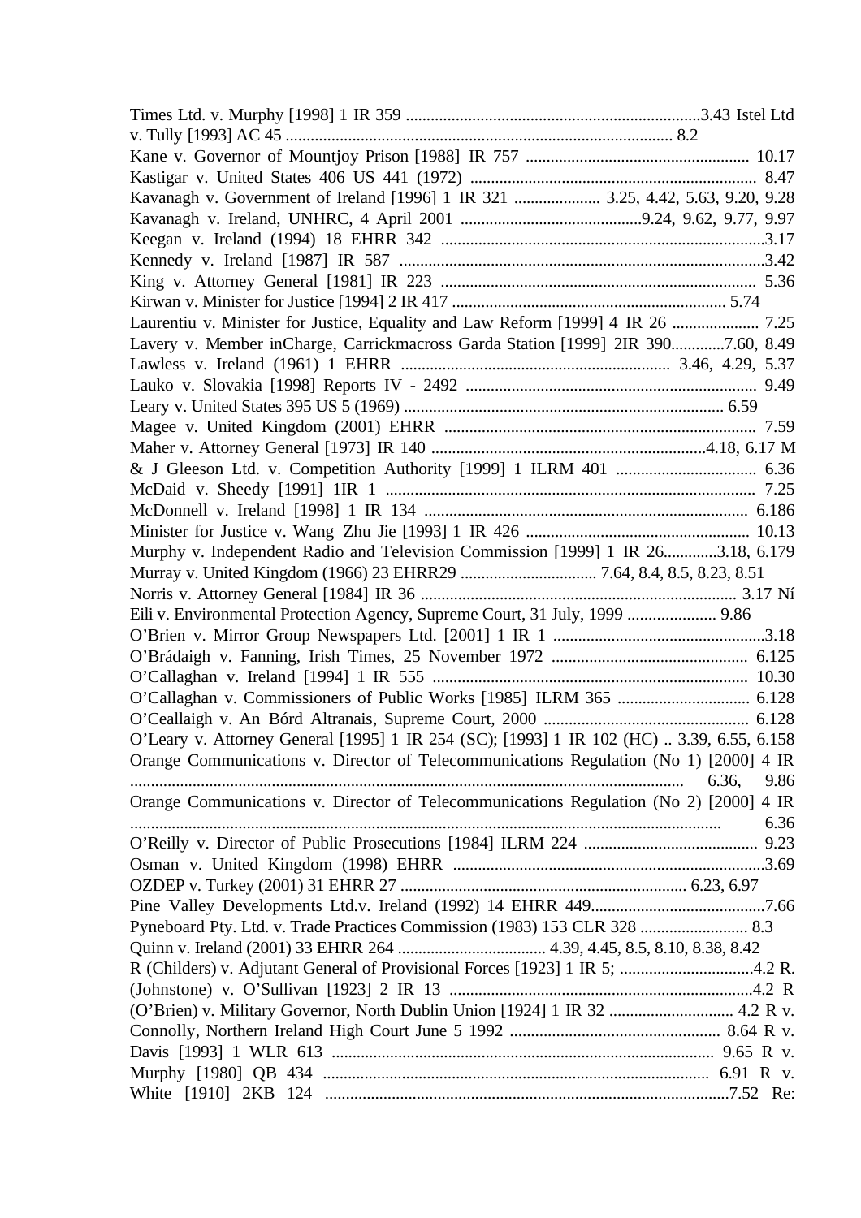Times Ltd. v. Murphy [1998] 1 IR 359 ......................................................................3.43 Istel Ltd v. Tully [1993] AC 45 ............................................................................................ 8.2
Kane v. Governor of Mountjoy Prison [1988] IR 757 ..................................................... 10.17
Kastigar v. United States 406 US 441 (1972) .................................................................... 8.47
Kavanagh v. Government of Ireland [1996] 1 IR 321 ..................... 3.25, 4.42, 5.63, 9.20, 9.28
Kavanagh v. Ireland, UNHRC, 4 April 2001 ...........................................9.24, 9.62, 9.77, 9.97
Keegan v. Ireland (1994) 18 EHRR 342 .............................................................................3.17
Kennedy v. Ireland [1987] IR 587 .......................................................................................3.42
King v. Attorney General [1981] IR 223 ........................................................................... 5.36
Kirwan v. Minister for Justice [1994] 2 IR 417 .................................................................. 5.74
Laurentiu v. Minister for Justice, Equality and Law Reform [1999] 4 IR 26 ..................... 7.25
Lavery v. Member inCharge, Carrickmacross Garda Station [1999] 2IR 390.............7.60, 8.49
Lawless v. Ireland (1961) 1 EHRR ................................................................ 3.46, 4.29, 5.37
Lauko v. Slovakia [1998] Reports IV - 2492 ..................................................................... 9.49
Leary v. United States 395 US 5 (1969) ............................................................................ 6.59
Magee v. United Kingdom (2001) EHRR .......................................................................... 7.59
Maher v. Attorney General [1973] IR 140 .................................................................4.18, 6.17 M & J Gleeson Ltd. v. Competition Authority [1999] 1 ILRM 401 .................................. 6.36
McDaid v. Sheedy [1991] 1IR 1 ........................................................................................ 7.25
McDonnell v. Ireland [1998] 1 IR 134 ............................................................................. 6.186
Minister for Justice v. Wang Zhu Jie [1993] 1 IR 426 ...................................................... 10.13
Murphy v. Independent Radio and Television Commission [1999] 1 IR 26.............3.18, 6.179
Murray v. United Kingdom (1966) 23 EHRR29 ................................ 7.64, 8.4, 8.5, 8.23, 8.51
Norris v. Attorney General [1984] IR 36 ........................................................................... 3.17 Ní Eili v. Environmental Protection Agency, Supreme Court, 31 July, 1999 ..................... 9.86
O'Brien v. Mirror Group Newspapers Ltd. [2001] 1 IR 1 ...................................................3.18
O'Brádaigh v. Fanning, Irish Times, 25 November 1972 ............................................... 6.125
O'Callaghan v. Ireland [1994] 1 IR 555 ........................................................................... 10.30
O'Callaghan v. Commissioners of Public Works [1985] ILRM 365 ................................ 6.128
O'Ceallaigh v. An Bórd Altranais, Supreme Court, 2000 ................................................. 6.128
O'Leary v. Attorney General [1995] 1 IR 254 (SC); [1993] 1 IR 102 (HC) .. 3.39, 6.55, 6.158
Orange Communications v. Director of Telecommunications Regulation (No 1) [2000] 4 IR .................................................................................................................................... 6.36, 9.86
Orange Communications v. Director of Telecommunications Regulation (No 2) [2000] 4 IR ............................................................................................................................................. 6.36
O'Reilly v. Director of Public Prosecutions [1984] ILRM 224 .......................................... 9.23
Osman v. United Kingdom (1998) EHRR ...........................................................................3.69
OZDEP v. Turkey (2001) 31 EHRR 27 .................................................................... 6.23, 6.97
Pine Valley Developments Ltd.v. Ireland (1992) 14 EHRR 449..........................................7.66
Pyneboard Pty. Ltd. v. Trade Practices Commission (1983) 153 CLR 328 .......................... 8.3
Quinn v. Ireland (2001) 33 EHRR 264 ................................... 4.39, 4.45, 8.5, 8.10, 8.38, 8.42
R (Childers) v. Adjutant General of Provisional Forces [1923] 1 IR 5; ................................4.2 R. (Johnstone) v. O'Sullivan [1923] 2 IR 13 ........................................................................4.2 R (O'Brien) v. Military Governor, North Dublin Union [1924] 1 IR 32 ............................. 4.2 R v. Connolly, Northern Ireland High Court June 5 1992 .................................................. 8.64 R v. Davis [1993] 1 WLR 613 ........................................................................................... 9.65 R v. Murphy [1980] QB 434 ............................................................................................ 6.91 R v. White [1910] 2KB 124 ................................................................................................7.52 Re: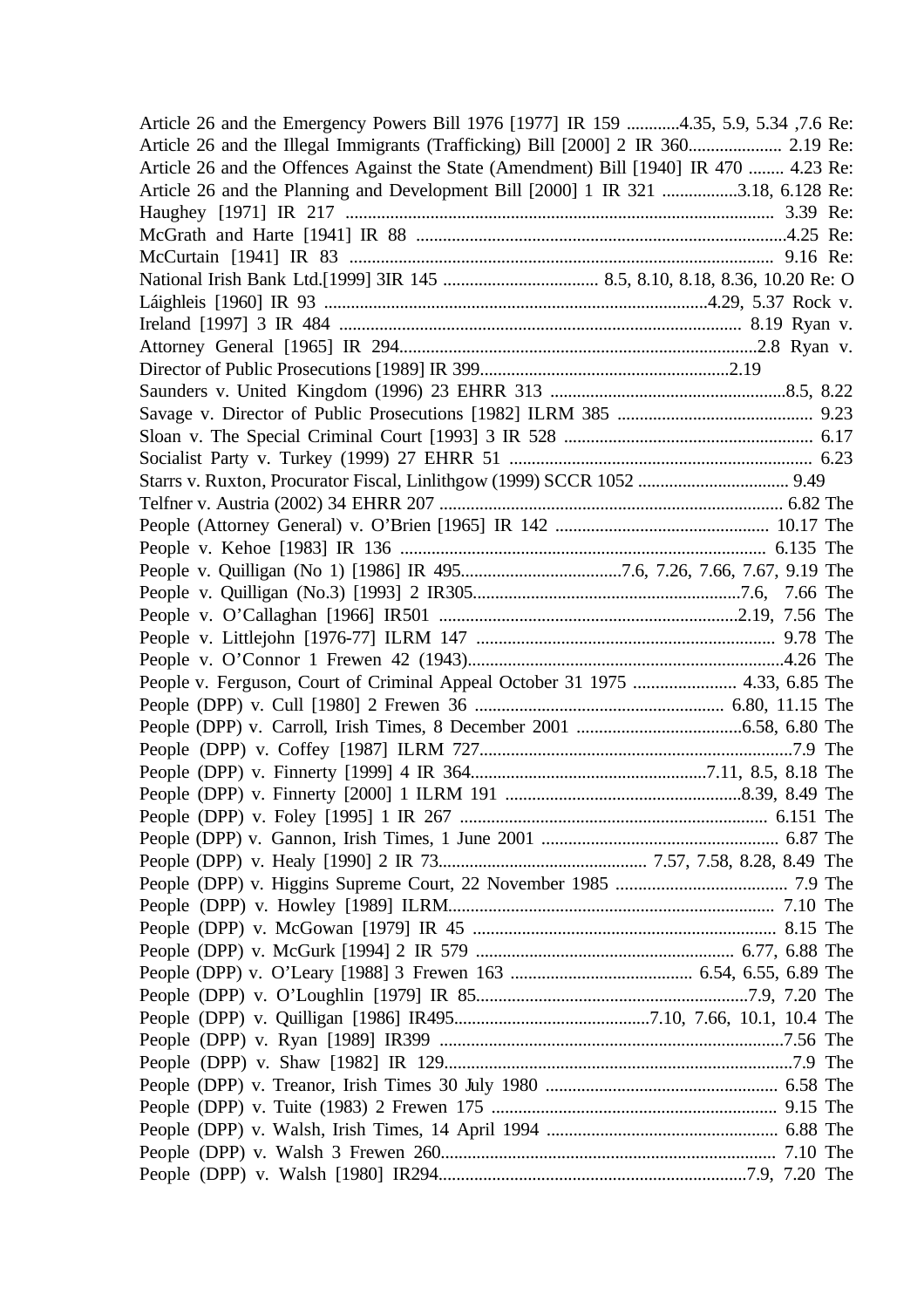Article 26 and the Emergency Powers Bill 1976 [1977] IR 159 ............4.35, 5.9, 5.34 ,7.6 Re: Article 26 and the Illegal Immigrants (Trafficking) Bill [2000] 2 IR 360..................... 2.19 Re: Article 26 and the Offences Against the State (Amendment) Bill [1940] IR 470 ........ 4.23 Re: Article 26 and the Planning and Development Bill [2000] 1 IR 321 .................3.18, 6.128 Re: Haughey [1971] IR 217 ................................................................................................ 3.39 Re: McGrath and Harte [1941] IR 88 ...................................................................................4.25 Re: McCurtain [1941] IR 83 ............................................................................................... 9.16 Re: National Irish Bank Ltd.[1999] 3IR 145 ................................... 8.5, 8.10, 8.18, 8.36, 10.20 Re: O Láighleis [1960] IR 93 .....................................................................................4.29, 5.37 Rock v. Ireland [1997] 3 IR 484 ......................................................................................... 8.19 Ryan v. Attorney General [1965] IR 294...............................................................................2.8 Ryan v. Director of Public Prosecutions [1989] IR 399........................................................2.19

Saunders v. United Kingdom (1996) 23 EHRR 313 .....................................................8.5, 8.22

Savage v. Director of Public Prosecutions [1982] ILRM 385 ............................................ 9.23

Sloan v. The Special Criminal Court [1993] 3 IR 528 ........................................................ 6.17

Socialist Party v. Turkey (1999) 27 EHRR 51 .................................................................... 6.23

Starrs v. Ruxton, Procurator Fiscal, Linlithgow (1999) SCCR 1052 .................................. 9.49

Telfner v. Austria (2002) 34 EHRR 207 ............................................................................. 6.82 The People (Attorney General) v. O'Brien [1965] IR 142 ................................................ 10.17 The People v. Kehoe [1983] IR 136 .................................................................................. 6.135 The People v. Quilligan (No 1) [1986] IR 495....................................7.6, 7.26, 7.66, 7.67, 9.19 The People v. Quilligan (No.3) [1993] 2 IR305............................................................7.6, 7.66 The People v. O'Callaghan [1966] IR501 ...................................................................2.19, 7.56 The People v. Littlejohn [1976-77] ILRM 147 ................................................................... 9.78 The People v. O'Connor 1 Frewen 42 (1943).......................................................................4.26 The People v. Ferguson, Court of Criminal Appeal October 31 1975 ....................... 4.33, 6.85 The People (DPP) v. Cull [1980] 2 Frewen 36 ........................................................ 6.80, 11.15 The People (DPP) v. Carroll, Irish Times, 8 December 2001 .....................................6.58, 6.80 The People (DPP) v. Coffey [1987] ILRM 727.......................................................................7.9 The People (DPP) v. Finnerty [1999] 4 IR 364.....................................................7.11, 8.5, 8.18 The People (DPP) v. Finnerty [2000] 1 ILRM 191 .....................................................8.39, 8.49 The People (DPP) v. Foley [1995] 1 IR 267 .................................................................... 6.151 The People (DPP) v. Gannon, Irish Times, 1 June 2001 ..................................................... 6.87 The People (DPP) v. Healy [1990] 2 IR 73.............................................. 7.57, 7.58, 8.28, 8.49 The People (DPP) v. Higgins Supreme Court, 22 November 1985 ...................................... 7.9 The People (DPP) v. Howley [1989] ILRM......................................................................... 7.10 The People (DPP) v. McGowan [1979] IR 45 .................................................................... 8.15 The People (DPP) v. McGurk [1994] 2 IR 579 .......................................................... 6.77, 6.88 The People (DPP) v. O'Leary [1988] 3 Frewen 163 ......................................... 6.54, 6.55, 6.89 The People (DPP) v. O'Loughlin [1979] IR 85.............................................................7.9, 7.20 The People (DPP) v. Quilligan [1986] IR495............................................7.10, 7.66, 10.1, 10.4 The People (DPP) v. Ryan [1989] IR399 .............................................................................7.56 The People (DPP) v. Shaw [1982] IR 129..............................................................................7.9 The People (DPP) v. Treanor, Irish Times 30 July 1980 .................................................... 6.58 The People (DPP) v. Tuite (1983) 2 Frewen 175 ................................................................ 9.15 The People (DPP) v. Walsh, Irish Times, 14 April 1994 .................................................... 6.88 The People (DPP) v. Walsh 3 Frewen 260........................................................................... 7.10 The People (DPP) v. Walsh [1980] IR294.....................................................................7.9, 7.20 The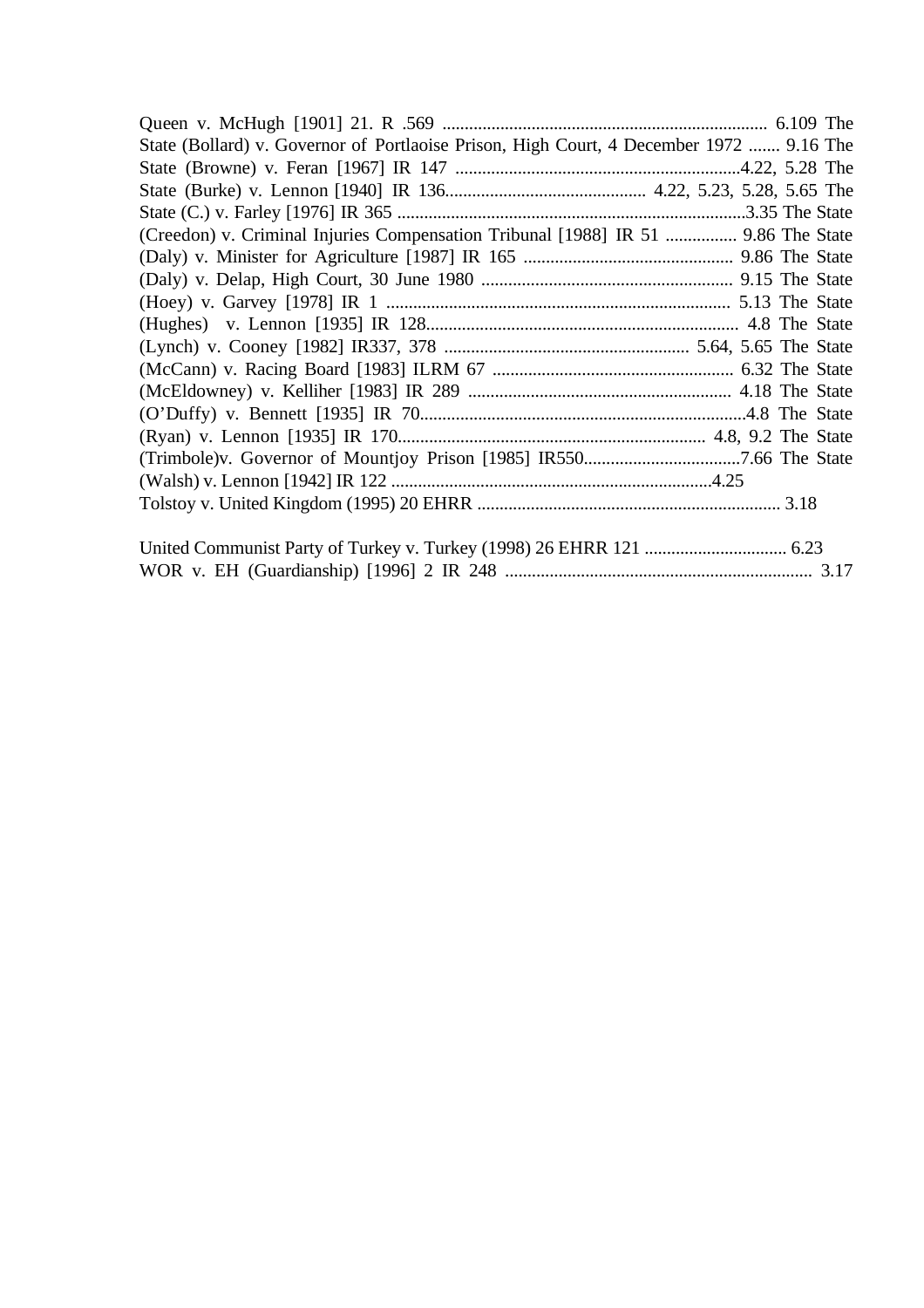Queen v. McHugh [1901] 21. R .569 ........................................................................ 6.109

The State (Bollard) v. Governor of Portlaoise Prison, High Court, 4 December 1972 ....... 9.16

The State (Browne) v. Feran [1967] IR 147 ...............................................................4.22, 5.28

The State (Burke) v. Lennon [1940] IR 136............................................ 4.22, 5.23, 5.28, 5.65

The State (C.) v. Farley [1976] IR 365 .............................................................................3.35

The State (Creedon) v. Criminal Injuries Compensation Tribunal [1988] IR 51 ................ 9.86

The State (Daly) v. Minister for Agriculture [1987] IR 165 .............................................. 9.86

The State (Daly) v. Delap, High Court, 30 June 1980 ........................................................ 9.15

The State (Hoey) v. Garvey [1978] IR 1 ............................................................................ 5.13

The State (Hughes) v. Lennon [1935] IR 128...................................................................... 4.8

The State (Lynch) v. Cooney [1982] IR337, 378 ....................................................... 5.64, 5.65

The State (McCann) v. Racing Board [1983] ILRM 67 ...................................................... 6.32

The State (McEldowney) v. Kelliher [1983] IR 289 ........................................................... 4.18

The State (O'Duffy) v. Bennett [1935] IR 70.........................................................................4.8

The State (Ryan) v. Lennon [1935] IR 170..................................................................... 4.8, 9.2

The State (Trimbole)v. Governor of Mountjoy Prison [1985] IR550...................................7.66

The State (Walsh) v. Lennon [1942] IR 122 .......................................................................4.25

Tolstoy v. United Kingdom (1995) 20 EHRR .................................................................... 3.18

United Communist Party of Turkey v. Turkey (1998) 26 EHRR 121 ................................ 6.23

WOR v. EH (Guardianship) [1996] 2 IR 248 ..................................................................... 3.17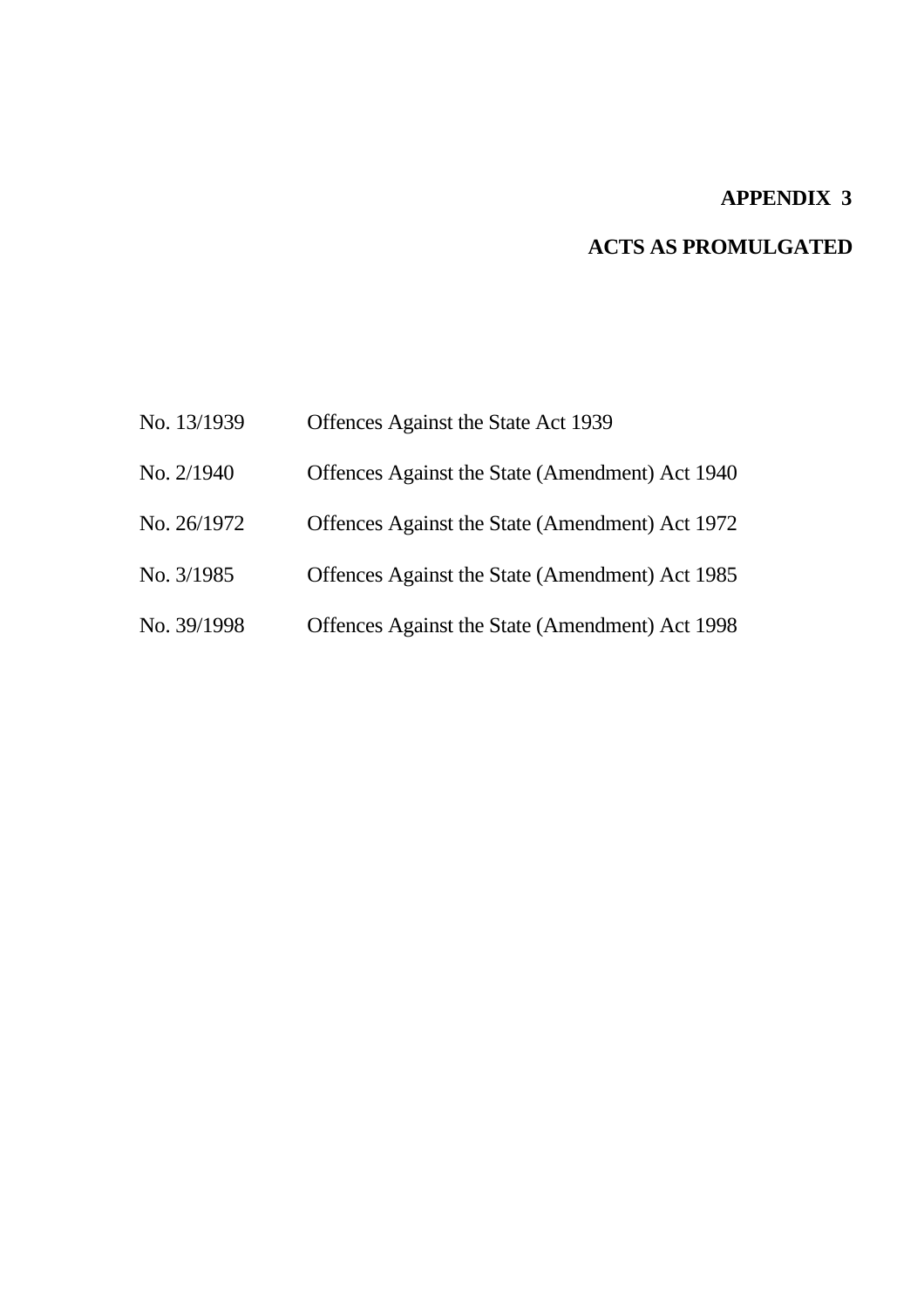# APPENDIX 3

## ACTS AS PROMULGATED

| | |
|---|---|
| No. 13/1939 | Offences Against the State Act 1939 |
| No. 2/1940 | Offences Against the State (Amendment) Act 1940 |
| No. 26/1972 | Offences Against the State (Amendment) Act 1972 |
| No. 3/1985 | Offences Against the State (Amendment) Act 1985 |
| No. 39/1998 | Offences Against the State (Amendment) Act 1998 |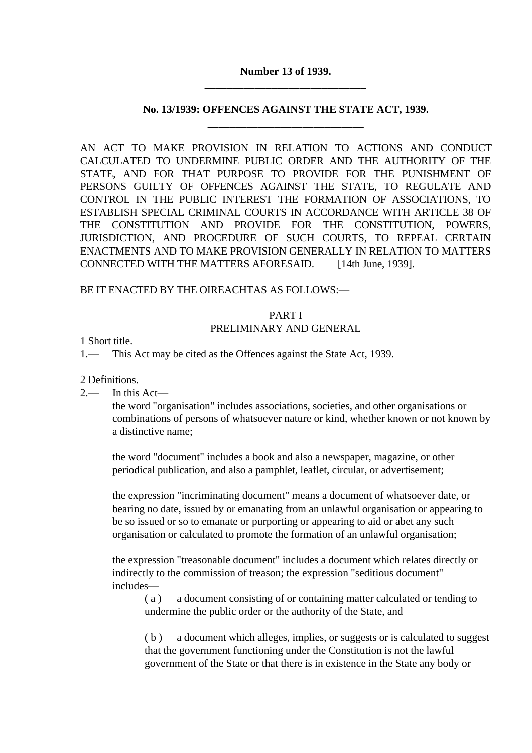**Number 13 of 1939.**

---

**No. 13/1939: OFFENCES AGAINST THE STATE ACT, 1939.**

---

AN ACT TO MAKE PROVISION IN RELATION TO ACTIONS AND CONDUCT CALCULATED TO UNDERMINE PUBLIC ORDER AND THE AUTHORITY OF THE STATE, AND FOR THAT PURPOSE TO PROVIDE FOR THE PUNISHMENT OF PERSONS GUILTY OF OFFENCES AGAINST THE STATE, TO REGULATE AND CONTROL IN THE PUBLIC INTEREST THE FORMATION OF ASSOCIATIONS, TO ESTABLISH SPECIAL CRIMINAL COURTS IN ACCORDANCE WITH ARTICLE 38 OF THE CONSTITUTION AND PROVIDE FOR THE CONSTITUTION, POWERS, JURISDICTION, AND PROCEDURE OF SUCH COURTS, TO REPEAL CERTAIN ENACTMENTS AND TO MAKE PROVISION GENERALLY IN RELATION TO MATTERS CONNECTED WITH THE MATTERS AFORESAID. [14th June, 1939].

BE IT ENACTED BY THE OIREACHTAS AS FOLLOWS:—

PART I
PRELIMINARY AND GENERAL

1 Short title.

1.— This Act may be cited as the Offences against the State Act, 1939.

2 Definitions.

2.— In this Act—

the word "organisation" includes associations, societies, and other organisations or combinations of persons of whatsoever nature or kind, whether known or not known by a distinctive name;

the word "document" includes a book and also a newspaper, magazine, or other periodical publication, and also a pamphlet, leaflet, circular, or advertisement;

the expression "incriminating document" means a document of whatsoever date, or bearing no date, issued by or emanating from an unlawful organisation or appearing to be so issued or so to emanate or purporting or appearing to aid or abet any such organisation or calculated to promote the formation of an unlawful organisation;

the expression "treasonable document" includes a document which relates directly or indirectly to the commission of treason; the expression "seditious document" includes—

( a ) a document consisting of or containing matter calculated or tending to undermine the public order or the authority of the State, and

( b ) a document which alleges, implies, or suggests or is calculated to suggest that the government functioning under the Constitution is not the lawful government of the State or that there is in existence in the State any body or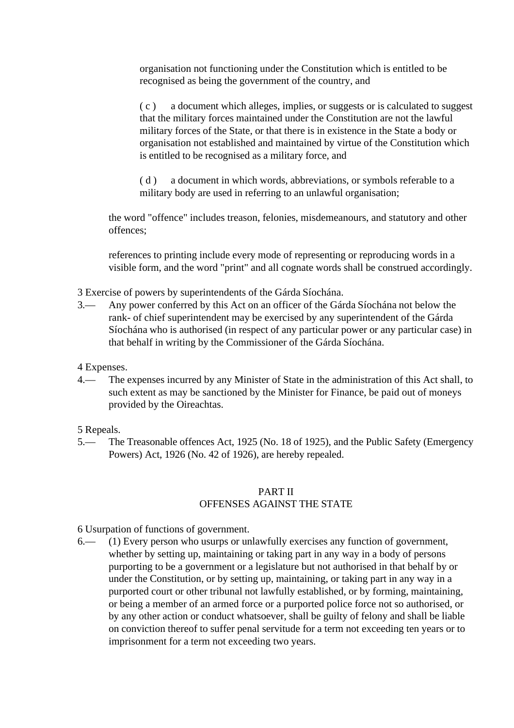organisation not functioning under the Constitution which is entitled to be recognised as being the government of the country, and

( c ) a document which alleges, implies, or suggests or is calculated to suggest that the military forces maintained under the Constitution are not the lawful military forces of the State, or that there is in existence in the State a body or organisation not established and maintained by virtue of the Constitution which is entitled to be recognised as a military force, and

( d ) a document in which words, abbreviations, or symbols referable to a military body are used in referring to an unlawful organisation;

the word "offence" includes treason, felonies, misdemeanours, and statutory and other offences;

references to printing include every mode of representing or reproducing words in a visible form, and the word "print" and all cognate words shall be construed accordingly.

3 Exercise of powers by superintendents of the Gárda Síochána.

3.— Any power conferred by this Act on an officer of the Gárda Síochána not below the rank- of chief superintendent may be exercised by any superintendent of the Gárda Síochána who is authorised (in respect of any particular power or any particular case) in that behalf in writing by the Commissioner of the Gárda Síochána.

4 Expenses.

4.— The expenses incurred by any Minister of State in the administration of this Act shall, to such extent as may be sanctioned by the Minister for Finance, be paid out of moneys provided by the Oireachtas.

5 Repeals.

5.— The Treasonable offences Act, 1925 (No. 18 of 1925), and the Public Safety (Emergency Powers) Act, 1926 (No. 42 of 1926), are hereby repealed.

## PART II
## OFFENSES AGAINST THE STATE

6 Usurpation of functions of government.

6.— (1) Every person who usurps or unlawfully exercises any function of government, whether by setting up, maintaining or taking part in any way in a body of persons purporting to be a government or a legislature but not authorised in that behalf by or under the Constitution, or by setting up, maintaining, or taking part in any way in a purported court or other tribunal not lawfully established, or by forming, maintaining, or being a member of an armed force or a purported police force not so authorised, or by any other action or conduct whatsoever, shall be guilty of felony and shall be liable on conviction thereof to suffer penal servitude for a term not exceeding ten years or to imprisonment for a term not exceeding two years.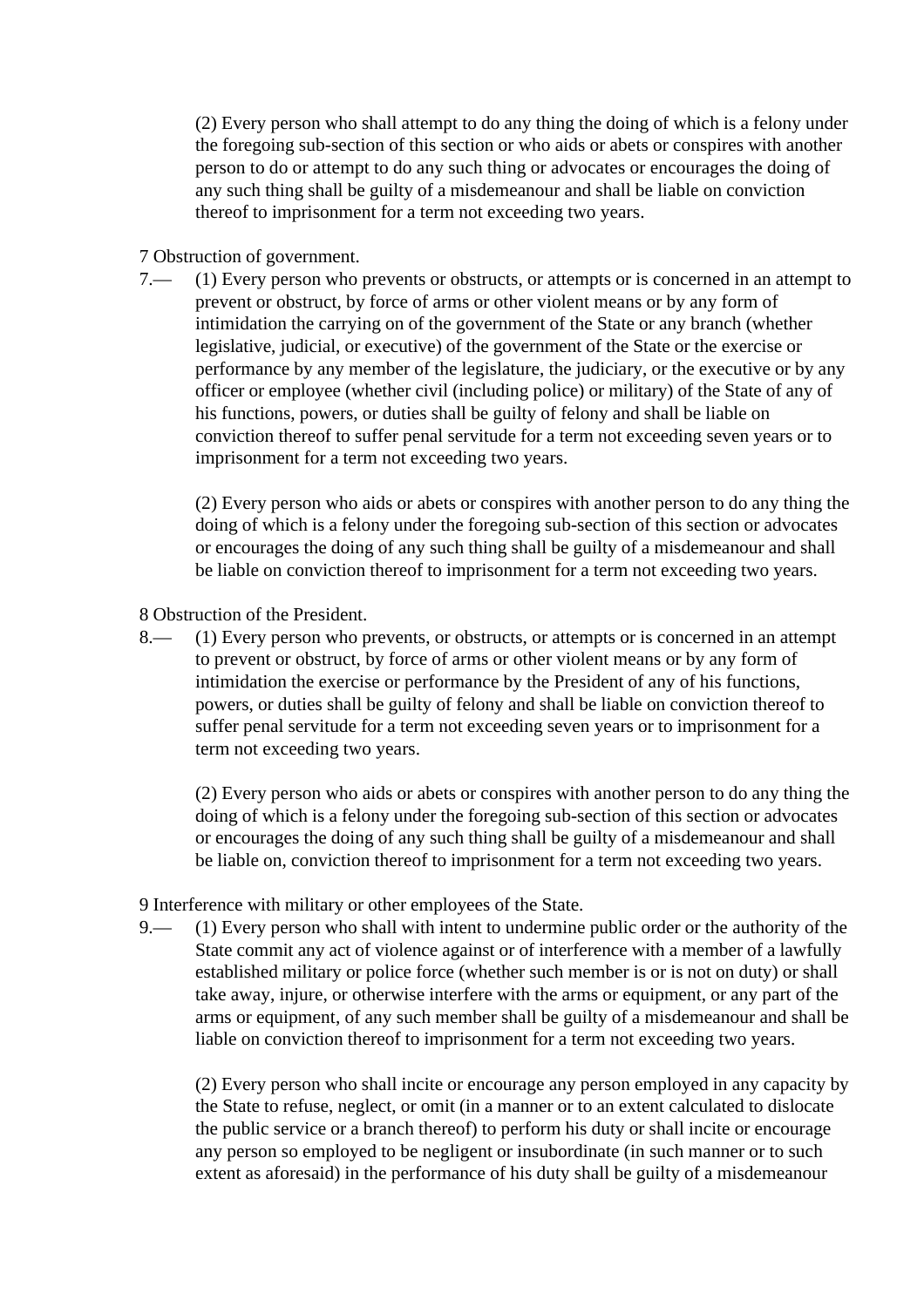(2) Every person who shall attempt to do any thing the doing of which is a felony under the foregoing sub-section of this section or who aids or abets or conspires with another person to do or attempt to do any such thing or advocates or encourages the doing of any such thing shall be guilty of a misdemeanour and shall be liable on conviction thereof to imprisonment for a term not exceeding two years.

7 Obstruction of government.

7.— (1) Every person who prevents or obstructs, or attempts or is concerned in an attempt to prevent or obstruct, by force of arms or other violent means or by any form of intimidation the carrying on of the government of the State or any branch (whether legislative, judicial, or executive) of the government of the State or the exercise or performance by any member of the legislature, the judiciary, or the executive or by any officer or employee (whether civil (including police) or military) of the State of any of his functions, powers, or duties shall be guilty of felony and shall be liable on conviction thereof to suffer penal servitude for a term not exceeding seven years or to imprisonment for a term not exceeding two years.

(2) Every person who aids or abets or conspires with another person to do any thing the doing of which is a felony under the foregoing sub-section of this section or advocates or encourages the doing of any such thing shall be guilty of a misdemeanour and shall be liable on conviction thereof to imprisonment for a term not exceeding two years.

8 Obstruction of the President.

8.— (1) Every person who prevents, or obstructs, or attempts or is concerned in an attempt to prevent or obstruct, by force of arms or other violent means or by any form of intimidation the exercise or performance by the President of any of his functions, powers, or duties shall be guilty of felony and shall be liable on conviction thereof to suffer penal servitude for a term not exceeding seven years or to imprisonment for a term not exceeding two years.

(2) Every person who aids or abets or conspires with another person to do any thing the doing of which is a felony under the foregoing sub-section of this section or advocates or encourages the doing of any such thing shall be guilty of a misdemeanour and shall be liable on, conviction thereof to imprisonment for a term not exceeding two years.

9 Interference with military or other employees of the State.

9.— (1) Every person who shall with intent to undermine public order or the authority of the State commit any act of violence against or of interference with a member of a lawfully established military or police force (whether such member is or is not on duty) or shall take away, injure, or otherwise interfere with the arms or equipment, or any part of the arms or equipment, of any such member shall be guilty of a misdemeanour and shall be liable on conviction thereof to imprisonment for a term not exceeding two years.

(2) Every person who shall incite or encourage any person employed in any capacity by the State to refuse, neglect, or omit (in a manner or to an extent calculated to dislocate the public service or a branch thereof) to perform his duty or shall incite or encourage any person so employed to be negligent or insubordinate (in such manner or to such extent as aforesaid) in the performance of his duty shall be guilty of a misdemeanour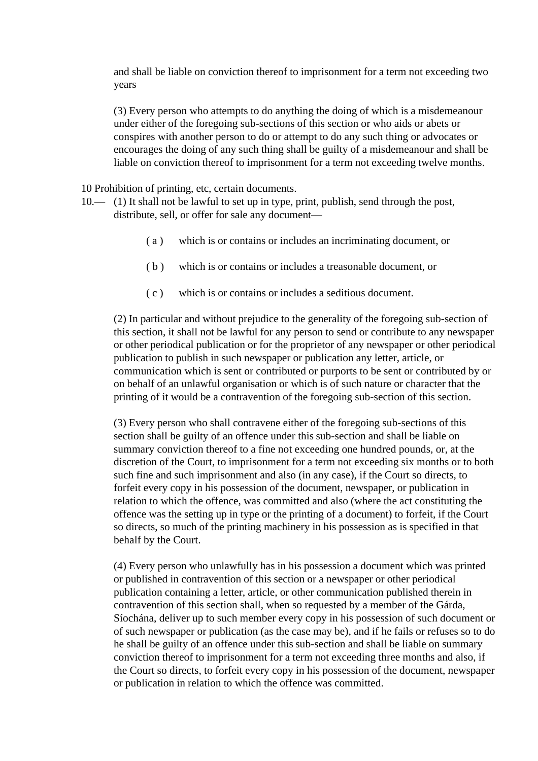and shall be liable on conviction thereof to imprisonment for a term not exceeding two years

(3) Every person who attempts to do anything the doing of which is a misdemeanour under either of the foregoing sub-sections of this section or who aids or abets or conspires with another person to do or attempt to do any such thing or advocates or encourages the doing of any such thing shall be guilty of a misdemeanour and shall be liable on conviction thereof to imprisonment for a term not exceeding twelve months.

10 Prohibition of printing, etc, certain documents.

10.— (1) It shall not be lawful to set up in type, print, publish, send through the post, distribute, sell, or offer for sale any document—

( a ) which is or contains or includes an incriminating document, or

( b ) which is or contains or includes a treasonable document, or

( c ) which is or contains or includes a seditious document.

(2) In particular and without prejudice to the generality of the foregoing sub-section of this section, it shall not be lawful for any person to send or contribute to any newspaper or other periodical publication or for the proprietor of any newspaper or other periodical publication to publish in such newspaper or publication any letter, article, or communication which is sent or contributed or purports to be sent or contributed by or on behalf of an unlawful organisation or which is of such nature or character that the printing of it would be a contravention of the foregoing sub-section of this section.

(3) Every person who shall contravene either of the foregoing sub-sections of this section shall be guilty of an offence under this sub-section and shall be liable on summary conviction thereof to a fine not exceeding one hundred pounds, or, at the discretion of the Court, to imprisonment for a term not exceeding six months or to both such fine and such imprisonment and also (in any case), if the Court so directs, to forfeit every copy in his possession of the document, newspaper, or publication in relation to which the offence, was committed and also (where the act constituting the offence was the setting up in type or the printing of a document) to forfeit, if the Court so directs, so much of the printing machinery in his possession as is specified in that behalf by the Court.

(4) Every person who unlawfully has in his possession a document which was printed or published in contravention of this section or a newspaper or other periodical publication containing a letter, article, or other communication published therein in contravention of this section shall, when so requested by a member of the Gárda, Síochána, deliver up to such member every copy in his possession of such document or of such newspaper or publication (as the case may be), and if he fails or refuses so to do he shall be guilty of an offence under this sub-section and shall be liable on summary conviction thereof to imprisonment for a term not exceeding three months and also, if the Court so directs, to forfeit every copy in his possession of the document, newspaper or publication in relation to which the offence was committed.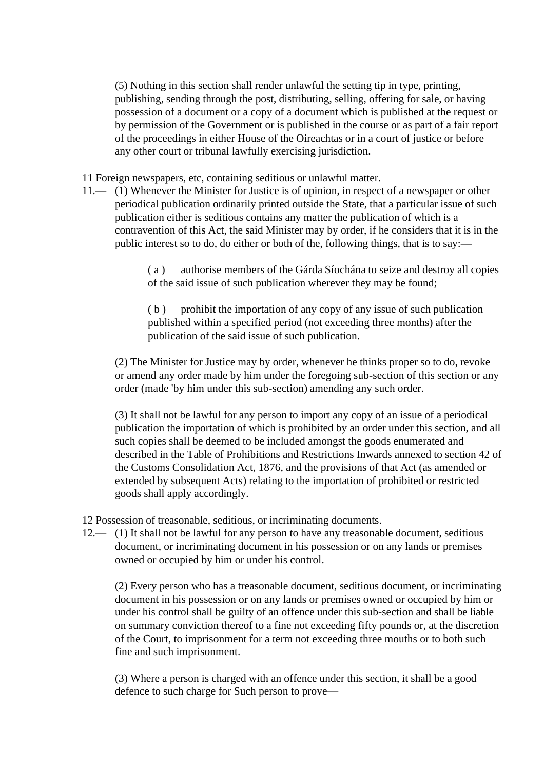(5) Nothing in this section shall render unlawful the setting tip in type, printing, publishing, sending through the post, distributing, selling, offering for sale, or having possession of a document or a copy of a document which is published at the request or by permission of the Government or is published in the course or as part of a fair report of the proceedings in either House of the Oireachtas or in a court of justice or before any other court or tribunal lawfully exercising jurisdiction.

11 Foreign newspapers, etc, containing seditious or unlawful matter.

11.— (1) Whenever the Minister for Justice is of opinion, in respect of a newspaper or other periodical publication ordinarily printed outside the State, that a particular issue of such publication either is seditious contains any matter the publication of which is a contravention of this Act, the said Minister may by order, if he considers that it is in the public interest so to do, do either or both of the, following things, that is to say:—

( a ) authorise members of the Gárda Síochána to seize and destroy all copies of the said issue of such publication wherever they may be found;

( b ) prohibit the importation of any copy of any issue of such publication published within a specified period (not exceeding three months) after the publication of the said issue of such publication.

(2) The Minister for Justice may by order, whenever he thinks proper so to do, revoke or amend any order made by him under the foregoing sub-section of this section or any order (made 'by him under this sub-section) amending any such order.

(3) It shall not be lawful for any person to import any copy of an issue of a periodical publication the importation of which is prohibited by an order under this section, and all such copies shall be deemed to be included amongst the goods enumerated and described in the Table of Prohibitions and Restrictions Inwards annexed to section 42 of the Customs Consolidation Act, 1876, and the provisions of that Act (as amended or extended by subsequent Acts) relating to the importation of prohibited or restricted goods shall apply accordingly.

12 Possession of treasonable, seditious, or incriminating documents.

12.— (1) It shall not be lawful for any person to have any treasonable document, seditious document, or incriminating document in his possession or on any lands or premises owned or occupied by him or under his control.

(2) Every person who has a treasonable document, seditious document, or incriminating document in his possession or on any lands or premises owned or occupied by him or under his control shall be guilty of an offence under this sub-section and shall be liable on summary conviction thereof to a fine not exceeding fifty pounds or, at the discretion of the Court, to imprisonment for a term not exceeding three mouths or to both such fine and such imprisonment.

(3) Where a person is charged with an offence under this section, it shall be a good defence to such charge for Such person to prove—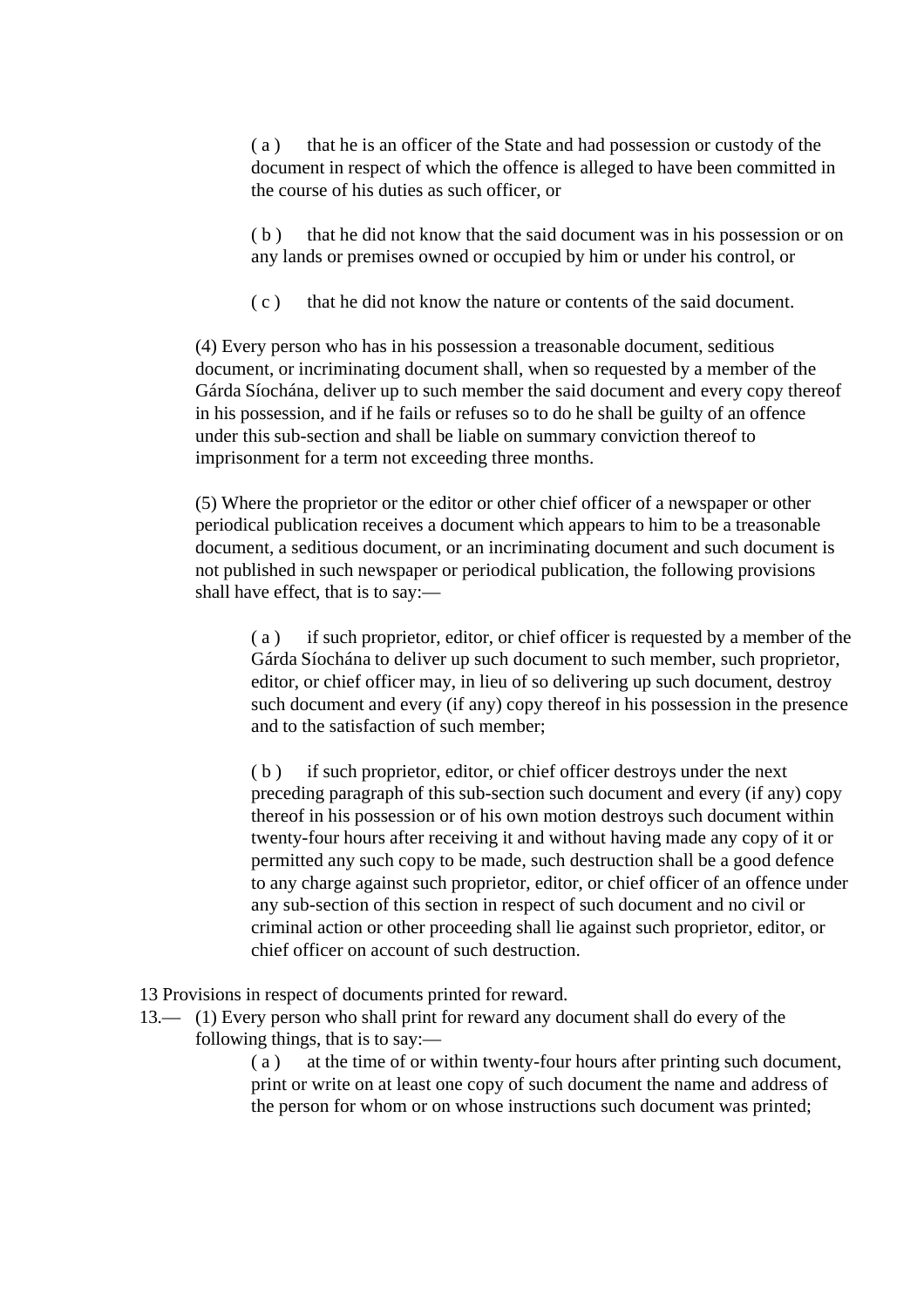( a ) that he is an officer of the State and had possession or custody of the document in respect of which the offence is alleged to have been committed in the course of his duties as such officer, or

( b ) that he did not know that the said document was in his possession or on any lands or premises owned or occupied by him or under his control, or

( c ) that he did not know the nature or contents of the said document.

(4) Every person who has in his possession a treasonable document, seditious document, or incriminating document shall, when so requested by a member of the Gárda Síochána, deliver up to such member the said document and every copy thereof in his possession, and if he fails or refuses so to do he shall be guilty of an offence under this sub-section and shall be liable on summary conviction thereof to imprisonment for a term not exceeding three months.

(5) Where the proprietor or the editor or other chief officer of a newspaper or other periodical publication receives a document which appears to him to be a treasonable document, a seditious document, or an incriminating document and such document is not published in such newspaper or periodical publication, the following provisions shall have effect, that is to say:—

( a ) if such proprietor, editor, or chief officer is requested by a member of the Gárda Síochána to deliver up such document to such member, such proprietor, editor, or chief officer may, in lieu of so delivering up such document, destroy such document and every (if any) copy thereof in his possession in the presence and to the satisfaction of such member;

( b ) if such proprietor, editor, or chief officer destroys under the next preceding paragraph of this sub-section such document and every (if any) copy thereof in his possession or of his own motion destroys such document within twenty-four hours after receiving it and without having made any copy of it or permitted any such copy to be made, such destruction shall be a good defence to any charge against such proprietor, editor, or chief officer of an offence under any sub-section of this section in respect of such document and no civil or criminal action or other proceeding shall lie against such proprietor, editor, or chief officer on account of such destruction.

13 Provisions in respect of documents printed for reward.

13.— (1) Every person who shall print for reward any document shall do every of the following things, that is to say:—

( a ) at the time of or within twenty-four hours after printing such document, print or write on at least one copy of such document the name and address of the person for whom or on whose instructions such document was printed;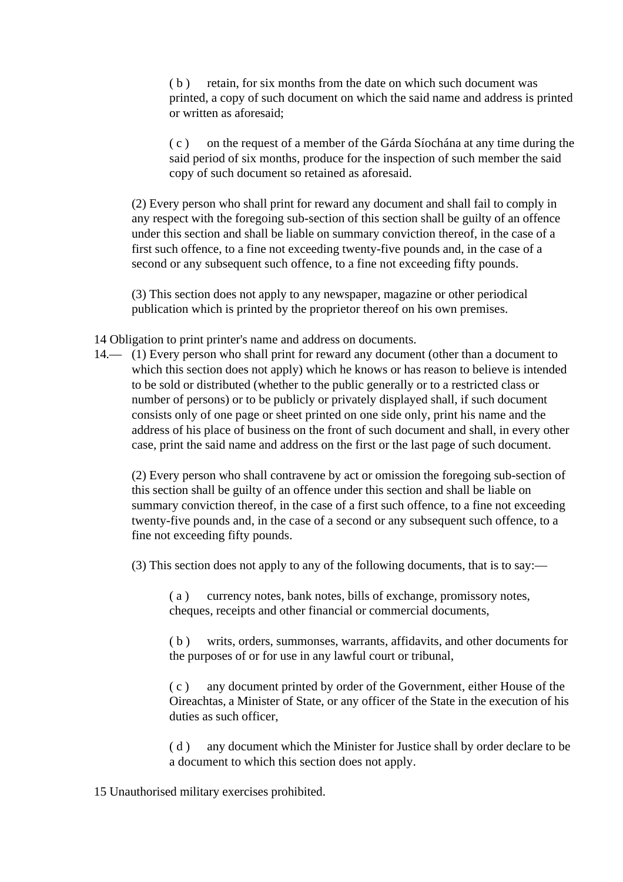( b ) retain, for six months from the date on which such document was printed, a copy of such document on which the said name and address is printed or written as aforesaid;

( c ) on the request of a member of the Gárda Síochána at any time during the said period of six months, produce for the inspection of such member the said copy of such document so retained as aforesaid.

(2) Every person who shall print for reward any document and shall fail to comply in any respect with the foregoing sub-section of this section shall be guilty of an offence under this section and shall be liable on summary conviction thereof, in the case of a first such offence, to a fine not exceeding twenty-five pounds and, in the case of a second or any subsequent such offence, to a fine not exceeding fifty pounds.

(3) This section does not apply to any newspaper, magazine or other periodical publication which is printed by the proprietor thereof on his own premises.

14 Obligation to print printer's name and address on documents.

14.— (1) Every person who shall print for reward any document (other than a document to which this section does not apply) which he knows or has reason to believe is intended to be sold or distributed (whether to the public generally or to a restricted class or number of persons) or to be publicly or privately displayed shall, if such document consists only of one page or sheet printed on one side only, print his name and the address of his place of business on the front of such document and shall, in every other case, print the said name and address on the first or the last page of such document.

(2) Every person who shall contravene by act or omission the foregoing sub-section of this section shall be guilty of an offence under this section and shall be liable on summary conviction thereof, in the case of a first such offence, to a fine not exceeding twenty-five pounds and, in the case of a second or any subsequent such offence, to a fine not exceeding fifty pounds.

(3) This section does not apply to any of the following documents, that is to say:—

( a ) currency notes, bank notes, bills of exchange, promissory notes, cheques, receipts and other financial or commercial documents,

( b ) writs, orders, summonses, warrants, affidavits, and other documents for the purposes of or for use in any lawful court or tribunal,

( c ) any document printed by order of the Government, either House of the Oireachtas, a Minister of State, or any officer of the State in the execution of his duties as such officer,

( d ) any document which the Minister for Justice shall by order declare to be a document to which this section does not apply.

15 Unauthorised military exercises prohibited.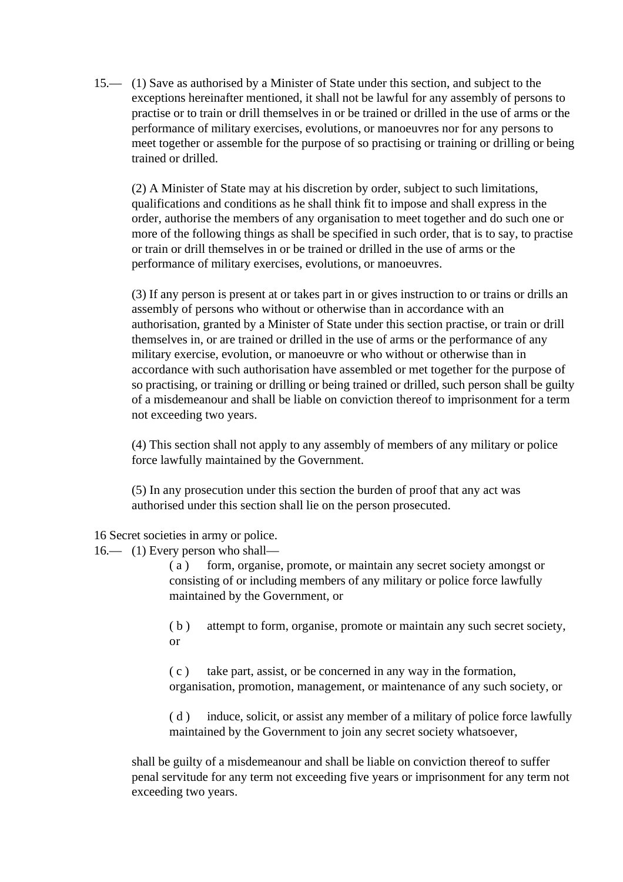15.— (1) Save as authorised by a Minister of State under this section, and subject to the exceptions hereinafter mentioned, it shall not be lawful for any assembly of persons to practise or to train or drill themselves in or be trained or drilled in the use of arms or the performance of military exercises, evolutions, or manoeuvres nor for any persons to meet together or assemble for the purpose of so practising or training or drilling or being trained or drilled.

(2) A Minister of State may at his discretion by order, subject to such limitations, qualifications and conditions as he shall think fit to impose and shall express in the order, authorise the members of any organisation to meet together and do such one or more of the following things as shall be specified in such order, that is to say, to practise or train or drill themselves in or be trained or drilled in the use of arms or the performance of military exercises, evolutions, or manoeuvres.

(3) If any person is present at or takes part in or gives instruction to or trains or drills an assembly of persons who without or otherwise than in accordance with an authorisation, granted by a Minister of State under this section practise, or train or drill themselves in, or are trained or drilled in the use of arms or the performance of any military exercise, evolution, or manoeuvre or who without or otherwise than in accordance with such authorisation have assembled or met together for the purpose of so practising, or training or drilling or being trained or drilled, such person shall be guilty of a misdemeanour and shall be liable on conviction thereof to imprisonment for a term not exceeding two years.

(4) This section shall not apply to any assembly of members of any military or police force lawfully maintained by the Government.

(5) In any prosecution under this section the burden of proof that any act was authorised under this section shall lie on the person prosecuted.

16 Secret societies in army or police.

16.— (1) Every person who shall—

( a ) form, organise, promote, or maintain any secret society amongst or consisting of or including members of any military or police force lawfully maintained by the Government, or

( b ) attempt to form, organise, promote or maintain any such secret society, or

( c ) take part, assist, or be concerned in any way in the formation, organisation, promotion, management, or maintenance of any such society, or

( d ) induce, solicit, or assist any member of a military of police force lawfully maintained by the Government to join any secret society whatsoever,

shall be guilty of a misdemeanour and shall be liable on conviction thereof to suffer penal servitude for any term not exceeding five years or imprisonment for any term not exceeding two years.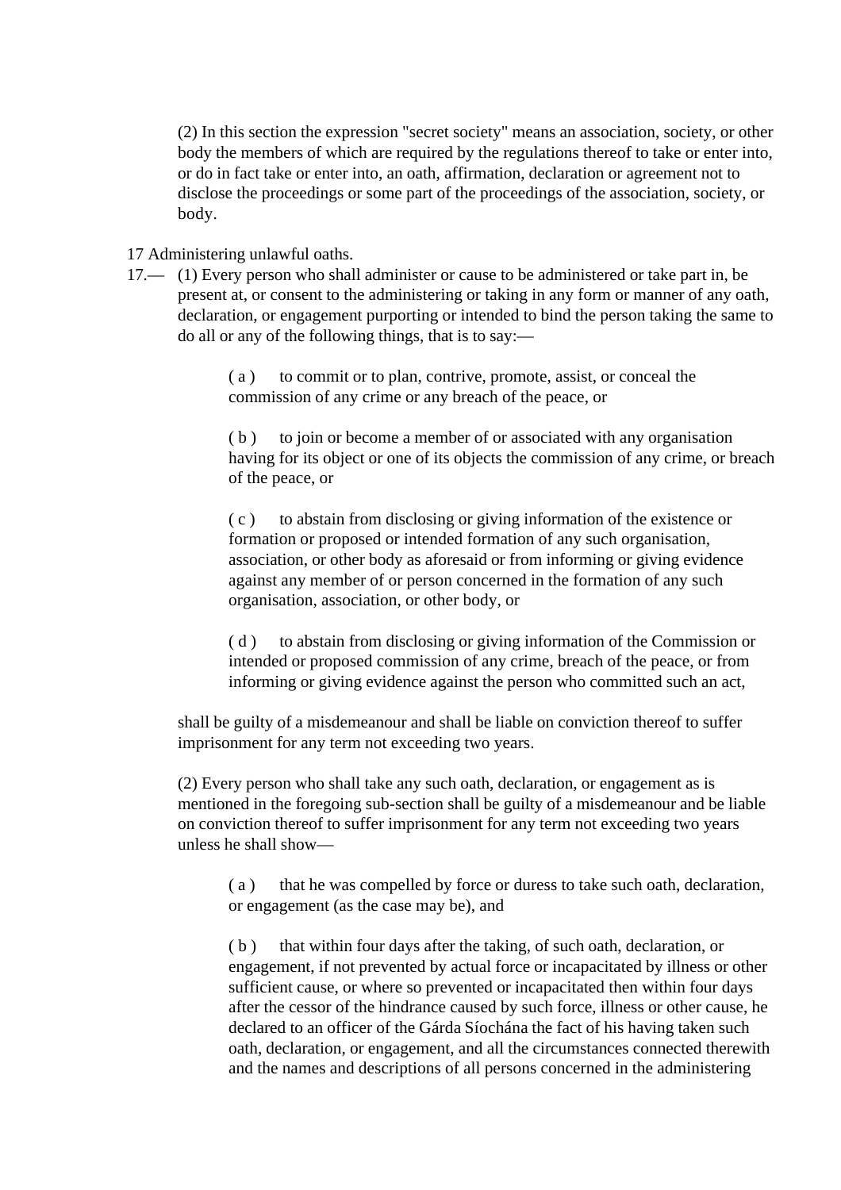(2) In this section the expression "secret society" means an association, society, or other body the members of which are required by the regulations thereof to take or enter into, or do in fact take or enter into, an oath, affirmation, declaration or agreement not to disclose the proceedings or some part of the proceedings of the association, society, or body.

17 Administering unlawful oaths.

17.— (1) Every person who shall administer or cause to be administered or take part in, be present at, or consent to the administering or taking in any form or manner of any oath, declaration, or engagement purporting or intended to bind the person taking the same to do all or any of the following things, that is to say:—

( a ) to commit or to plan, contrive, promote, assist, or conceal the commission of any crime or any breach of the peace, or

( b ) to join or become a member of or associated with any organisation having for its object or one of its objects the commission of any crime, or breach of the peace, or

( c ) to abstain from disclosing or giving information of the existence or formation or proposed or intended formation of any such organisation, association, or other body as aforesaid or from informing or giving evidence against any member of or person concerned in the formation of any such organisation, association, or other body, or

( d ) to abstain from disclosing or giving information of the Commission or intended or proposed commission of any crime, breach of the peace, or from informing or giving evidence against the person who committed such an act,

shall be guilty of a misdemeanour and shall be liable on conviction thereof to suffer imprisonment for any term not exceeding two years.

(2) Every person who shall take any such oath, declaration, or engagement as is mentioned in the foregoing sub-section shall be guilty of a misdemeanour and be liable on conviction thereof to suffer imprisonment for any term not exceeding two years unless he shall show—

( a ) that he was compelled by force or duress to take such oath, declaration, or engagement (as the case may be), and

( b ) that within four days after the taking, of such oath, declaration, or engagement, if not prevented by actual force or incapacitated by illness or other sufficient cause, or where so prevented or incapacitated then within four days after the cessor of the hindrance caused by such force, illness or other cause, he declared to an officer of the Gárda Síochána the fact of his having taken such oath, declaration, or engagement, and all the circumstances connected therewith and the names and descriptions of all persons concerned in the administering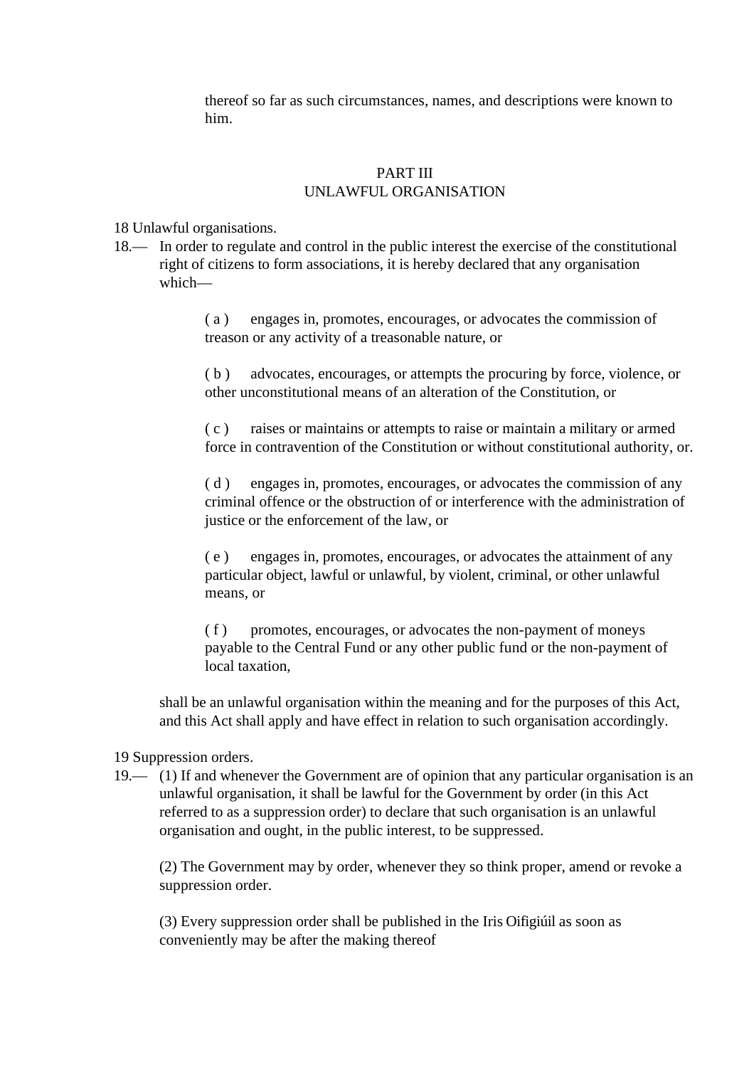thereof so far as such circumstances, names, and descriptions were known to him.

## PART III
## UNLAWFUL ORGANISATION

18 Unlawful organisations.

18.— In order to regulate and control in the public interest the exercise of the constitutional right of citizens to form associations, it is hereby declared that any organisation which—

( a ) engages in, promotes, encourages, or advocates the commission of treason or any activity of a treasonable nature, or

( b ) advocates, encourages, or attempts the procuring by force, violence, or other unconstitutional means of an alteration of the Constitution, or

( c ) raises or maintains or attempts to raise or maintain a military or armed force in contravention of the Constitution or without constitutional authority, or.

( d ) engages in, promotes, encourages, or advocates the commission of any criminal offence or the obstruction of or interference with the administration of justice or the enforcement of the law, or

( e ) engages in, promotes, encourages, or advocates the attainment of any particular object, lawful or unlawful, by violent, criminal, or other unlawful means, or

( f ) promotes, encourages, or advocates the non-payment of moneys payable to the Central Fund or any other public fund or the non-payment of local taxation,

shall be an unlawful organisation within the meaning and for the purposes of this Act, and this Act shall apply and have effect in relation to such organisation accordingly.

19 Suppression orders.

19.— (1) If and whenever the Government are of opinion that any particular organisation is an unlawful organisation, it shall be lawful for the Government by order (in this Act referred to as a suppression order) to declare that such organisation is an unlawful organisation and ought, in the public interest, to be suppressed.

(2) The Government may by order, whenever they so think proper, amend or revoke a suppression order.

(3) Every suppression order shall be published in the Iris Oifigiúil as soon as conveniently may be after the making thereof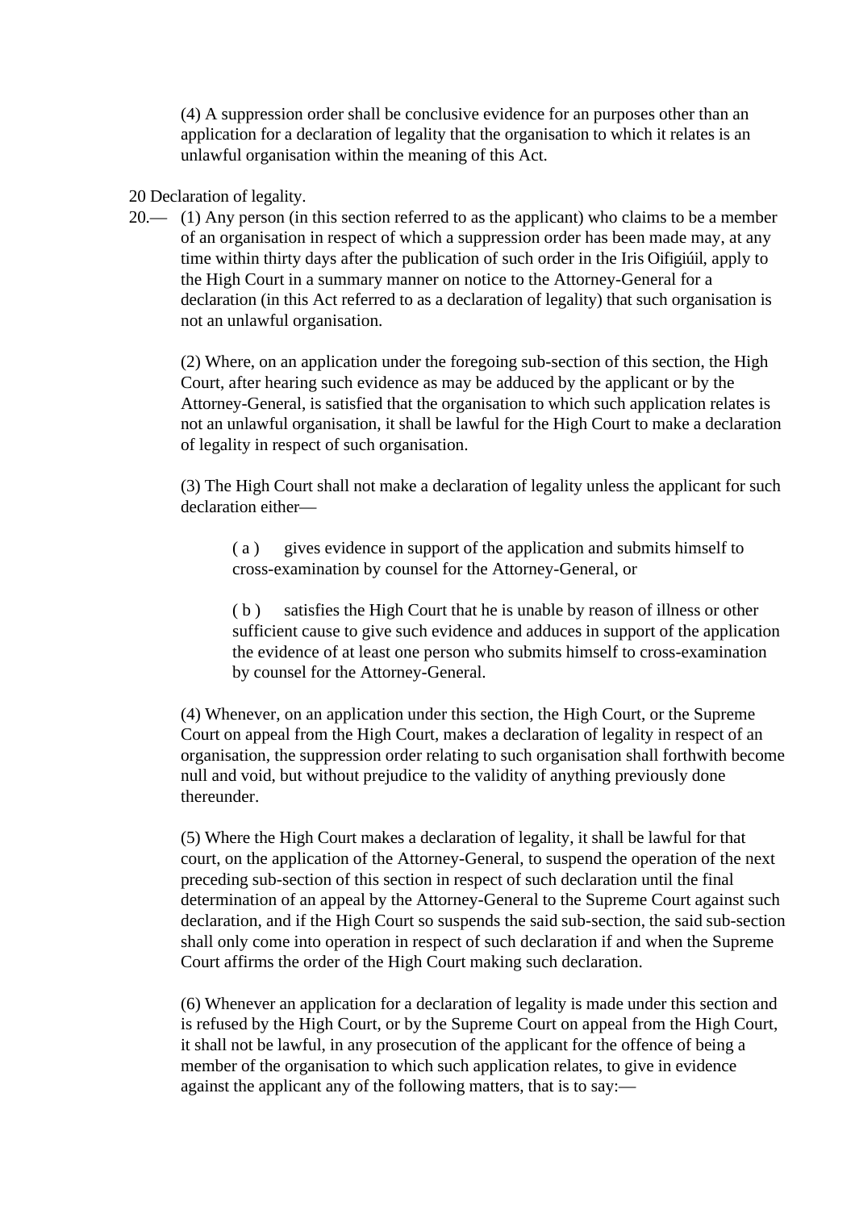(4) A suppression order shall be conclusive evidence for an purposes other than an application for a declaration of legality that the organisation to which it relates is an unlawful organisation within the meaning of this Act.

20 Declaration of legality.

20.— (1) Any person (in this section referred to as the applicant) who claims to be a member of an organisation in respect of which a suppression order has been made may, at any time within thirty days after the publication of such order in the Iris Oifigiúil, apply to the High Court in a summary manner on notice to the Attorney-General for a declaration (in this Act referred to as a declaration of legality) that such organisation is not an unlawful organisation.

(2) Where, on an application under the foregoing sub-section of this section, the High Court, after hearing such evidence as may be adduced by the applicant or by the Attorney-General, is satisfied that the organisation to which such application relates is not an unlawful organisation, it shall be lawful for the High Court to make a declaration of legality in respect of such organisation.

(3) The High Court shall not make a declaration of legality unless the applicant for such declaration either—

( a ) gives evidence in support of the application and submits himself to cross-examination by counsel for the Attorney-General, or

( b ) satisfies the High Court that he is unable by reason of illness or other sufficient cause to give such evidence and adduces in support of the application the evidence of at least one person who submits himself to cross-examination by counsel for the Attorney-General.

(4) Whenever, on an application under this section, the High Court, or the Supreme Court on appeal from the High Court, makes a declaration of legality in respect of an organisation, the suppression order relating to such organisation shall forthwith become null and void, but without prejudice to the validity of anything previously done thereunder.

(5) Where the High Court makes a declaration of legality, it shall be lawful for that court, on the application of the Attorney-General, to suspend the operation of the next preceding sub-section of this section in respect of such declaration until the final determination of an appeal by the Attorney-General to the Supreme Court against such declaration, and if the High Court so suspends the said sub-section, the said sub-section shall only come into operation in respect of such declaration if and when the Supreme Court affirms the order of the High Court making such declaration.

(6) Whenever an application for a declaration of legality is made under this section and is refused by the High Court, or by the Supreme Court on appeal from the High Court, it shall not be lawful, in any prosecution of the applicant for the offence of being a member of the organisation to which such application relates, to give in evidence against the applicant any of the following matters, that is to say:—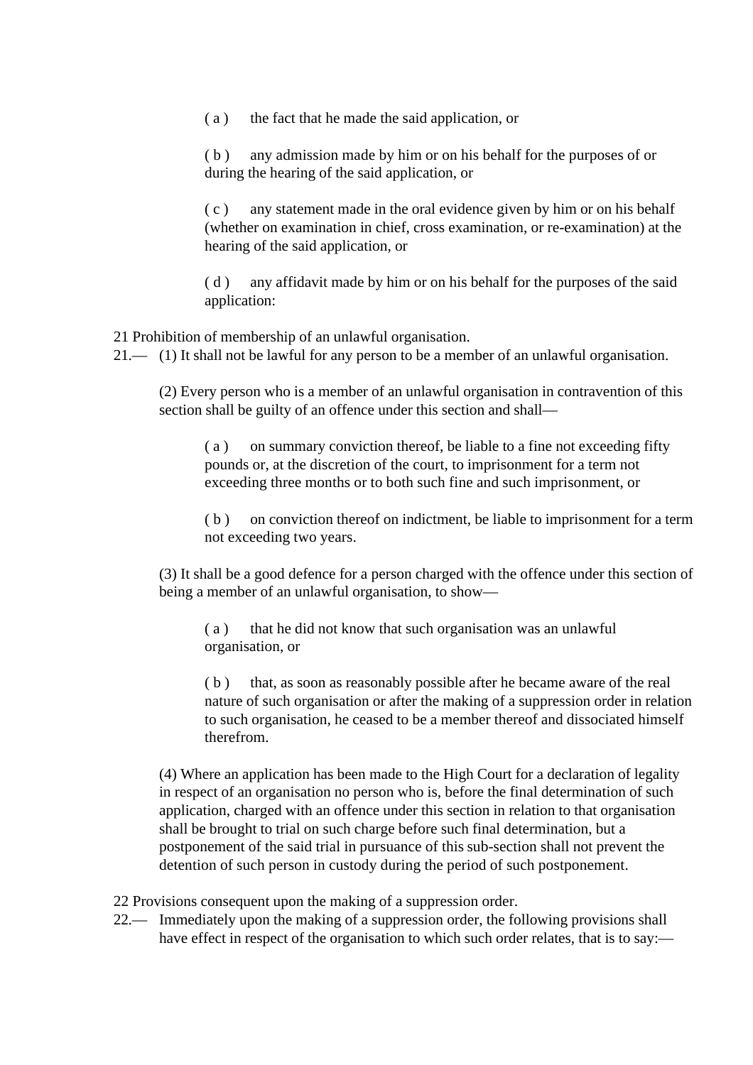( a ) the fact that he made the said application, or

( b ) any admission made by him or on his behalf for the purposes of or during the hearing of the said application, or

( c ) any statement made in the oral evidence given by him or on his behalf (whether on examination in chief, cross examination, or re-examination) at the hearing of the said application, or

( d ) any affidavit made by him or on his behalf for the purposes of the said application:

21 Prohibition of membership of an unlawful organisation.

21.— (1) It shall not be lawful for any person to be a member of an unlawful organisation.

(2) Every person who is a member of an unlawful organisation in contravention of this section shall be guilty of an offence under this section and shall—

( a ) on summary conviction thereof, be liable to a fine not exceeding fifty pounds or, at the discretion of the court, to imprisonment for a term not exceeding three months or to both such fine and such imprisonment, or

( b ) on conviction thereof on indictment, be liable to imprisonment for a term not exceeding two years.

(3) It shall be a good defence for a person charged with the offence under this section of being a member of an unlawful organisation, to show—

( a ) that he did not know that such organisation was an unlawful organisation, or

( b ) that, as soon as reasonably possible after he became aware of the real nature of such organisation or after the making of a suppression order in relation to such organisation, he ceased to be a member thereof and dissociated himself therefrom.

(4) Where an application has been made to the High Court for a declaration of legality in respect of an organisation no person who is, before the final determination of such application, charged with an offence under this section in relation to that organisation shall be brought to trial on such charge before such final determination, but a postponement of the said trial in pursuance of this sub-section shall not prevent the detention of such person in custody during the period of such postponement.

22 Provisions consequent upon the making of a suppression order.

22.— Immediately upon the making of a suppression order, the following provisions shall have effect in respect of the organisation to which such order relates, that is to say:—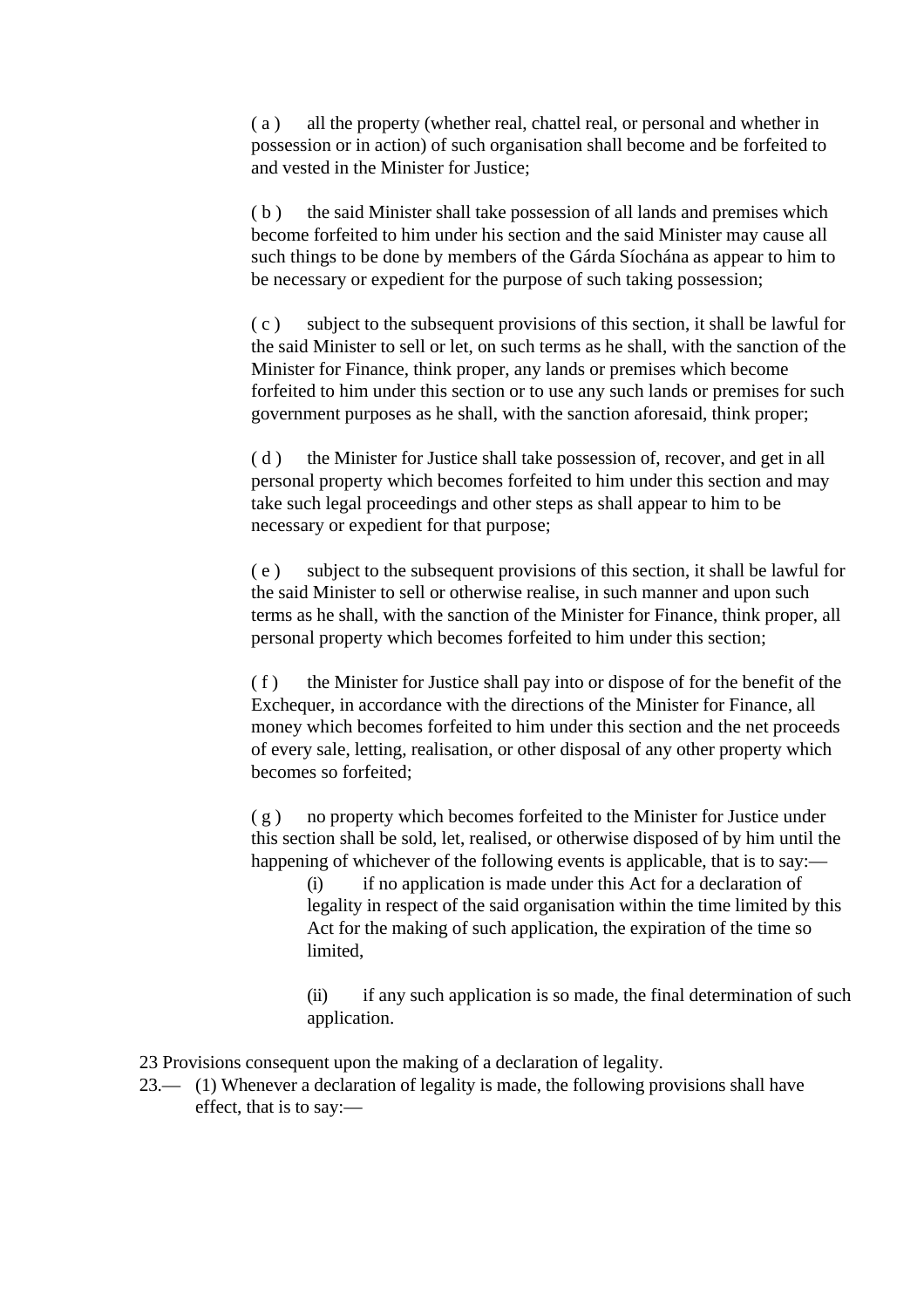( a ) all the property (whether real, chattel real, or personal and whether in possession or in action) of such organisation shall become and be forfeited to and vested in the Minister for Justice;

( b ) the said Minister shall take possession of all lands and premises which become forfeited to him under his section and the said Minister may cause all such things to be done by members of the Gárda Síochána as appear to him to be necessary or expedient for the purpose of such taking possession;

( c ) subject to the subsequent provisions of this section, it shall be lawful for the said Minister to sell or let, on such terms as he shall, with the sanction of the Minister for Finance, think proper, any lands or premises which become forfeited to him under this section or to use any such lands or premises for such government purposes as he shall, with the sanction aforesaid, think proper;

( d ) the Minister for Justice shall take possession of, recover, and get in all personal property which becomes forfeited to him under this section and may take such legal proceedings and other steps as shall appear to him to be necessary or expedient for that purpose;

( e ) subject to the subsequent provisions of this section, it shall be lawful for the said Minister to sell or otherwise realise, in such manner and upon such terms as he shall, with the sanction of the Minister for Finance, think proper, all personal property which becomes forfeited to him under this section;

( f ) the Minister for Justice shall pay into or dispose of for the benefit of the Exchequer, in accordance with the directions of the Minister for Finance, all money which becomes forfeited to him under this section and the net proceeds of every sale, letting, realisation, or other disposal of any other property which becomes so forfeited;

( g ) no property which becomes forfeited to the Minister for Justice under this section shall be sold, let, realised, or otherwise disposed of by him until the happening of whichever of the following events is applicable, that is to say:—

(i) if no application is made under this Act for a declaration of legality in respect of the said organisation within the time limited by this Act for the making of such application, the expiration of the time so limited,

(ii) if any such application is so made, the final determination of such application.

23 Provisions consequent upon the making of a declaration of legality.

23.— (1) Whenever a declaration of legality is made, the following provisions shall have effect, that is to say:—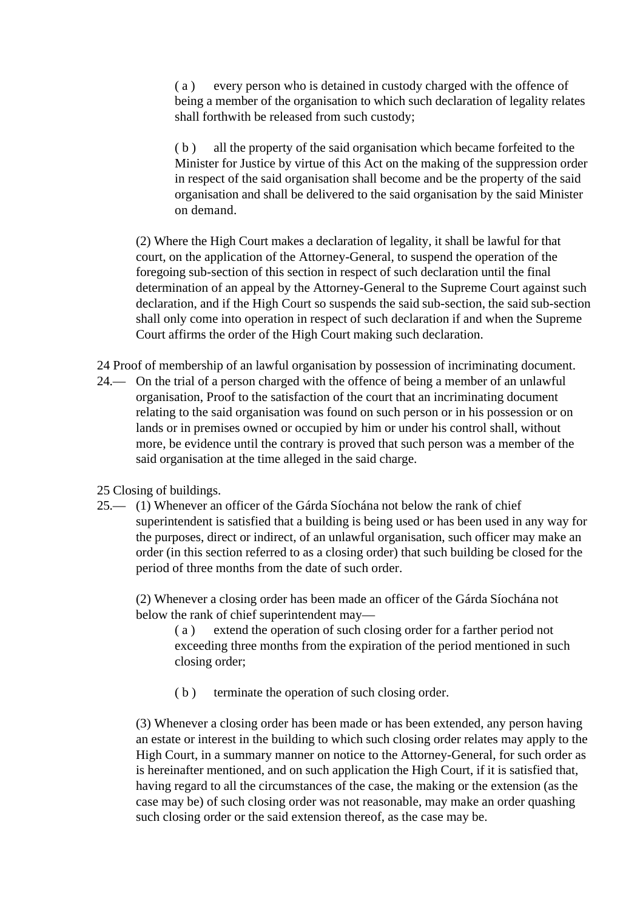( a ) every person who is detained in custody charged with the offence of being a member of the organisation to which such declaration of legality relates shall forthwith be released from such custody;

( b ) all the property of the said organisation which became forfeited to the Minister for Justice by virtue of this Act on the making of the suppression order in respect of the said organisation shall become and be the property of the said organisation and shall be delivered to the said organisation by the said Minister on demand.

(2) Where the High Court makes a declaration of legality, it shall be lawful for that court, on the application of the Attorney-General, to suspend the operation of the foregoing sub-section of this section in respect of such declaration until the final determination of an appeal by the Attorney-General to the Supreme Court against such declaration, and if the High Court so suspends the said sub-section, the said sub-section shall only come into operation in respect of such declaration if and when the Supreme Court affirms the order of the High Court making such declaration.

24 Proof of membership of an lawful organisation by possession of incriminating document.

24.— On the trial of a person charged with the offence of being a member of an unlawful organisation, Proof to the satisfaction of the court that an incriminating document relating to the said organisation was found on such person or in his possession or on lands or in premises owned or occupied by him or under his control shall, without more, be evidence until the contrary is proved that such person was a member of the said organisation at the time alleged in the said charge.

25 Closing of buildings.

25.— (1) Whenever an officer of the Gárda Síochána not below the rank of chief superintendent is satisfied that a building is being used or has been used in any way for the purposes, direct or indirect, of an unlawful organisation, such officer may make an order (in this section referred to as a closing order) that such building be closed for the period of three months from the date of such order.

(2) Whenever a closing order has been made an officer of the Gárda Síochána not below the rank of chief superintendent may—

( a ) extend the operation of such closing order for a farther period not exceeding three months from the expiration of the period mentioned in such closing order;

( b ) terminate the operation of such closing order.

(3) Whenever a closing order has been made or has been extended, any person having an estate or interest in the building to which such closing order relates may apply to the High Court, in a summary manner on notice to the Attorney-General, for such order as is hereinafter mentioned, and on such application the High Court, if it is satisfied that, having regard to all the circumstances of the case, the making or the extension (as the case may be) of such closing order was not reasonable, may make an order quashing such closing order or the said extension thereof, as the case may be.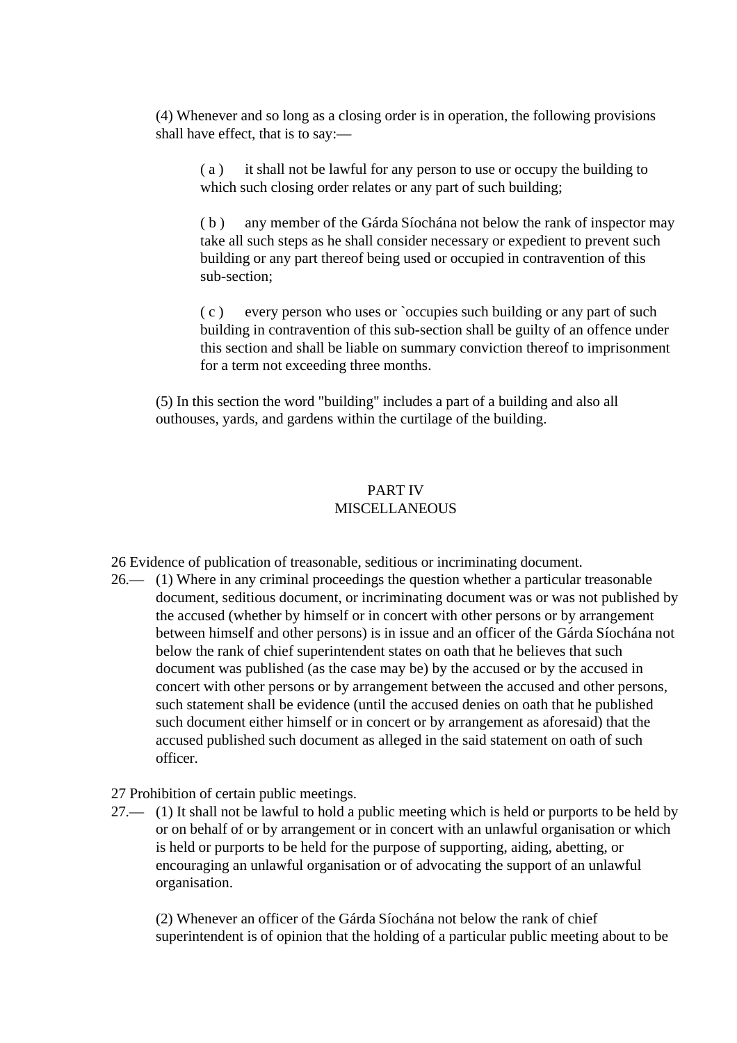(4) Whenever and so long as a closing order is in operation, the following provisions shall have effect, that is to say:—

( a ) it shall not be lawful for any person to use or occupy the building to which such closing order relates or any part of such building;

( b ) any member of the Gárda Síochána not below the rank of inspector may take all such steps as he shall consider necessary or expedient to prevent such building or any part thereof being used or occupied in contravention of this sub-section;

( c ) every person who uses or `occupies such building or any part of such building in contravention of this sub-section shall be guilty of an offence under this section and shall be liable on summary conviction thereof to imprisonment for a term not exceeding three months.

(5) In this section the word "building" includes a part of a building and also all outhouses, yards, and gardens within the curtilage of the building.

## PART IV
## MISCELLANEOUS

26 Evidence of publication of treasonable, seditious or incriminating document.

26.— (1) Where in any criminal proceedings the question whether a particular treasonable document, seditious document, or incriminating document was or was not published by the accused (whether by himself or in concert with other persons or by arrangement between himself and other persons) is in issue and an officer of the Gárda Síochána not below the rank of chief superintendent states on oath that he believes that such document was published (as the case may be) by the accused or by the accused in concert with other persons or by arrangement between the accused and other persons, such statement shall be evidence (until the accused denies on oath that he published such document either himself or in concert or by arrangement as aforesaid) that the accused published such document as alleged in the said statement on oath of such officer.

27 Prohibition of certain public meetings.

27.— (1) It shall not be lawful to hold a public meeting which is held or purports to be held by or on behalf of or by arrangement or in concert with an unlawful organisation or which is held or purports to be held for the purpose of supporting, aiding, abetting, or encouraging an unlawful organisation or of advocating the support of an unlawful organisation.

(2) Whenever an officer of the Gárda Síochána not below the rank of chief superintendent is of opinion that the holding of a particular public meeting about to be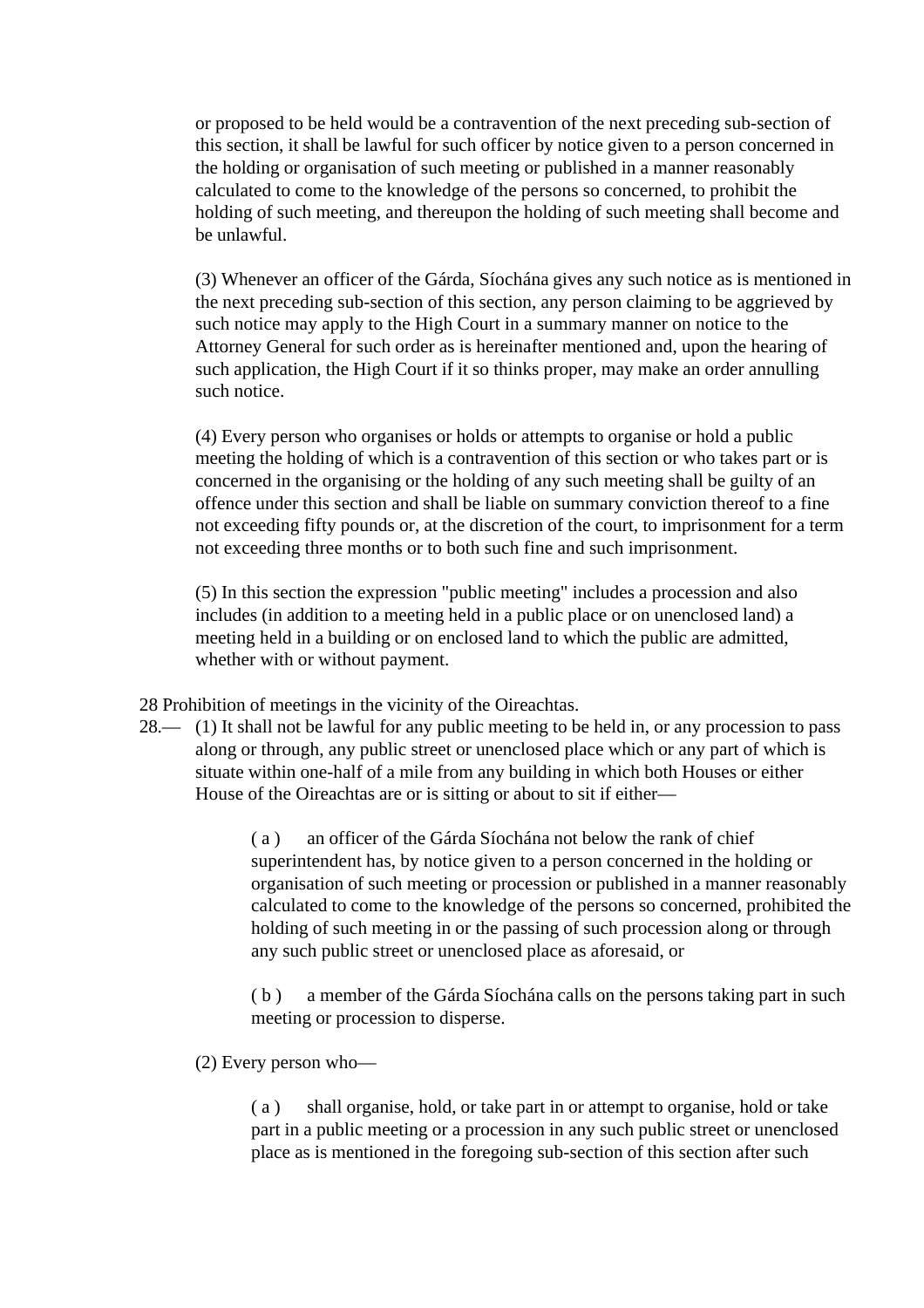or proposed to be held would be a contravention of the next preceding sub-section of this section, it shall be lawful for such officer by notice given to a person concerned in the holding or organisation of such meeting or published in a manner reasonably calculated to come to the knowledge of the persons so concerned, to prohibit the holding of such meeting, and thereupon the holding of such meeting shall become and be unlawful.

(3) Whenever an officer of the Gárda, Síochána gives any such notice as is mentioned in the next preceding sub-section of this section, any person claiming to be aggrieved by such notice may apply to the High Court in a summary manner on notice to the Attorney General for such order as is hereinafter mentioned and, upon the hearing of such application, the High Court if it so thinks proper, may make an order annulling such notice.

(4) Every person who organises or holds or attempts to organise or hold a public meeting the holding of which is a contravention of this section or who takes part or is concerned in the organising or the holding of any such meeting shall be guilty of an offence under this section and shall be liable on summary conviction thereof to a fine not exceeding fifty pounds or, at the discretion of the court, to imprisonment for a term not exceeding three months or to both such fine and such imprisonment.

(5) In this section the expression "public meeting" includes a procession and also includes (in addition to a meeting held in a public place or on unenclosed land) a meeting held in a building or on enclosed land to which the public are admitted, whether with or without payment.

28 Prohibition of meetings in the vicinity of the Oireachtas.

28.— (1) It shall not be lawful for any public meeting to be held in, or any procession to pass along or through, any public street or unenclosed place which or any part of which is situate within one-half of a mile from any building in which both Houses or either House of the Oireachtas are or is sitting or about to sit if either—

( a ) an officer of the Gárda Síochána not below the rank of chief superintendent has, by notice given to a person concerned in the holding or organisation of such meeting or procession or published in a manner reasonably calculated to come to the knowledge of the persons so concerned, prohibited the holding of such meeting in or the passing of such procession along or through any such public street or unenclosed place as aforesaid, or

( b ) a member of the Gárda Síochána calls on the persons taking part in such meeting or procession to disperse.

(2) Every person who—

( a ) shall organise, hold, or take part in or attempt to organise, hold or take part in a public meeting or a procession in any such public street or unenclosed place as is mentioned in the foregoing sub-section of this section after such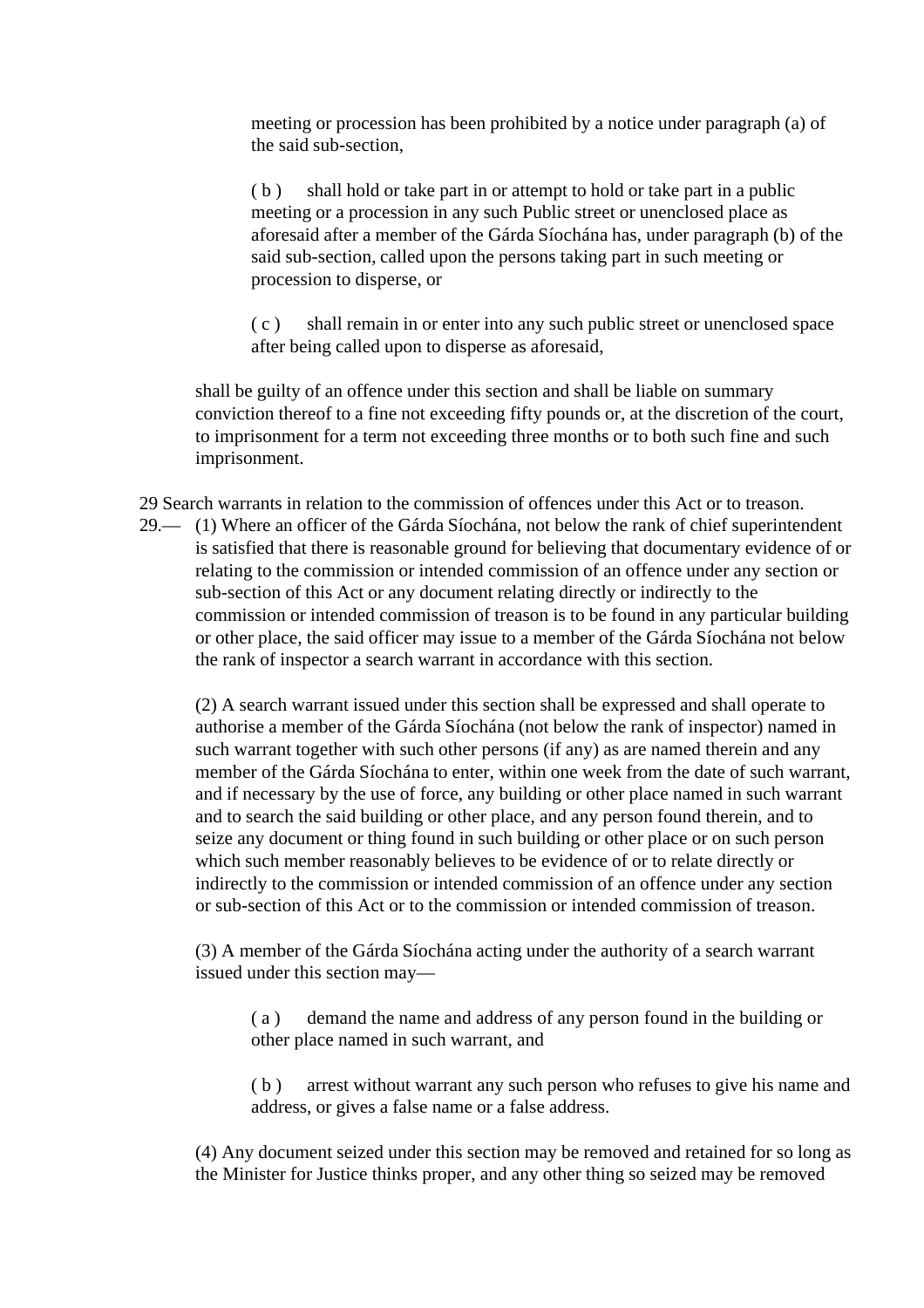meeting or procession has been prohibited by a notice under paragraph (a) of the said sub-section,

( b ) shall hold or take part in or attempt to hold or take part in a public meeting or a procession in any such Public street or unenclosed place as aforesaid after a member of the Gárda Síochána has, under paragraph (b) of the said sub-section, called upon the persons taking part in such meeting or procession to disperse, or

( c ) shall remain in or enter into any such public street or unenclosed space after being called upon to disperse as aforesaid,

shall be guilty of an offence under this section and shall be liable on summary conviction thereof to a fine not exceeding fifty pounds or, at the discretion of the court, to imprisonment for a term not exceeding three months or to both such fine and such imprisonment.

29 Search warrants in relation to the commission of offences under this Act or to treason.

29.— (1) Where an officer of the Gárda Síochána, not below the rank of chief superintendent is satisfied that there is reasonable ground for believing that documentary evidence of or relating to the commission or intended commission of an offence under any section or sub-section of this Act or any document relating directly or indirectly to the commission or intended commission of treason is to be found in any particular building or other place, the said officer may issue to a member of the Gárda Síochána not below the rank of inspector a search warrant in accordance with this section.

(2) A search warrant issued under this section shall be expressed and shall operate to authorise a member of the Gárda Síochána (not below the rank of inspector) named in such warrant together with such other persons (if any) as are named therein and any member of the Gárda Síochána to enter, within one week from the date of such warrant, and if necessary by the use of force, any building or other place named in such warrant and to search the said building or other place, and any person found therein, and to seize any document or thing found in such building or other place or on such person which such member reasonably believes to be evidence of or to relate directly or indirectly to the commission or intended commission of an offence under any section or sub-section of this Act or to the commission or intended commission of treason.

(3) A member of the Gárda Síochána acting under the authority of a search warrant issued under this section may—

( a ) demand the name and address of any person found in the building or other place named in such warrant, and

( b ) arrest without warrant any such person who refuses to give his name and address, or gives a false name or a false address.

(4) Any document seized under this section may be removed and retained for so long as the Minister for Justice thinks proper, and any other thing so seized may be removed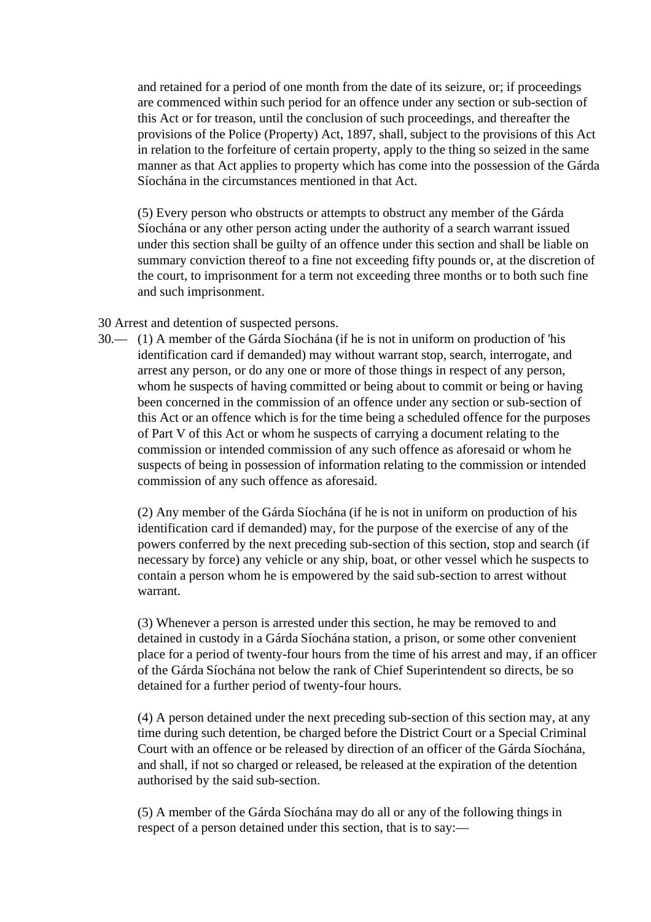and retained for a period of one month from the date of its seizure, or; if proceedings are commenced within such period for an offence under any section or sub-section of this Act or for treason, until the conclusion of such proceedings, and thereafter the provisions of the Police (Property) Act, 1897, shall, subject to the provisions of this Act in relation to the forfeiture of certain property, apply to the thing so seized in the same manner as that Act applies to property which has come into the possession of the Gárda Síochána in the circumstances mentioned in that Act.

(5) Every person who obstructs or attempts to obstruct any member of the Gárda Síochána or any other person acting under the authority of a search warrant issued under this section shall be guilty of an offence under this section and shall be liable on summary conviction thereof to a fine not exceeding fifty pounds or, at the discretion of the court, to imprisonment for a term not exceeding three months or to both such fine and such imprisonment.

30 Arrest and detention of suspected persons.

30.— (1) A member of the Gárda Síochána (if he is not in uniform on production of 'his identification card if demanded) may without warrant stop, search, interrogate, and arrest any person, or do any one or more of those things in respect of any person, whom he suspects of having committed or being about to commit or being or having been concerned in the commission of an offence under any section or sub-section of this Act or an offence which is for the time being a scheduled offence for the purposes of Part V of this Act or whom he suspects of carrying a document relating to the commission or intended commission of any such offence as aforesaid or whom he suspects of being in possession of information relating to the commission or intended commission of any such offence as aforesaid.

(2) Any member of the Gárda Síochána (if he is not in uniform on production of his identification card if demanded) may, for the purpose of the exercise of any of the powers conferred by the next preceding sub-section of this section, stop and search (if necessary by force) any vehicle or any ship, boat, or other vessel which he suspects to contain a person whom he is empowered by the said sub-section to arrest without warrant.

(3) Whenever a person is arrested under this section, he may be removed to and detained in custody in a Gárda Síochána station, a prison, or some other convenient place for a period of twenty-four hours from the time of his arrest and may, if an officer of the Gárda Síochána not below the rank of Chief Superintendent so directs, be so detained for a further period of twenty-four hours.

(4) A person detained under the next preceding sub-section of this section may, at any time during such detention, be charged before the District Court or a Special Criminal Court with an offence or be released by direction of an officer of the Gárda Síochána, and shall, if not so charged or released, be released at the expiration of the detention authorised by the said sub-section.

(5) A member of the Gárda Síochána may do all or any of the following things in respect of a person detained under this section, that is to say:—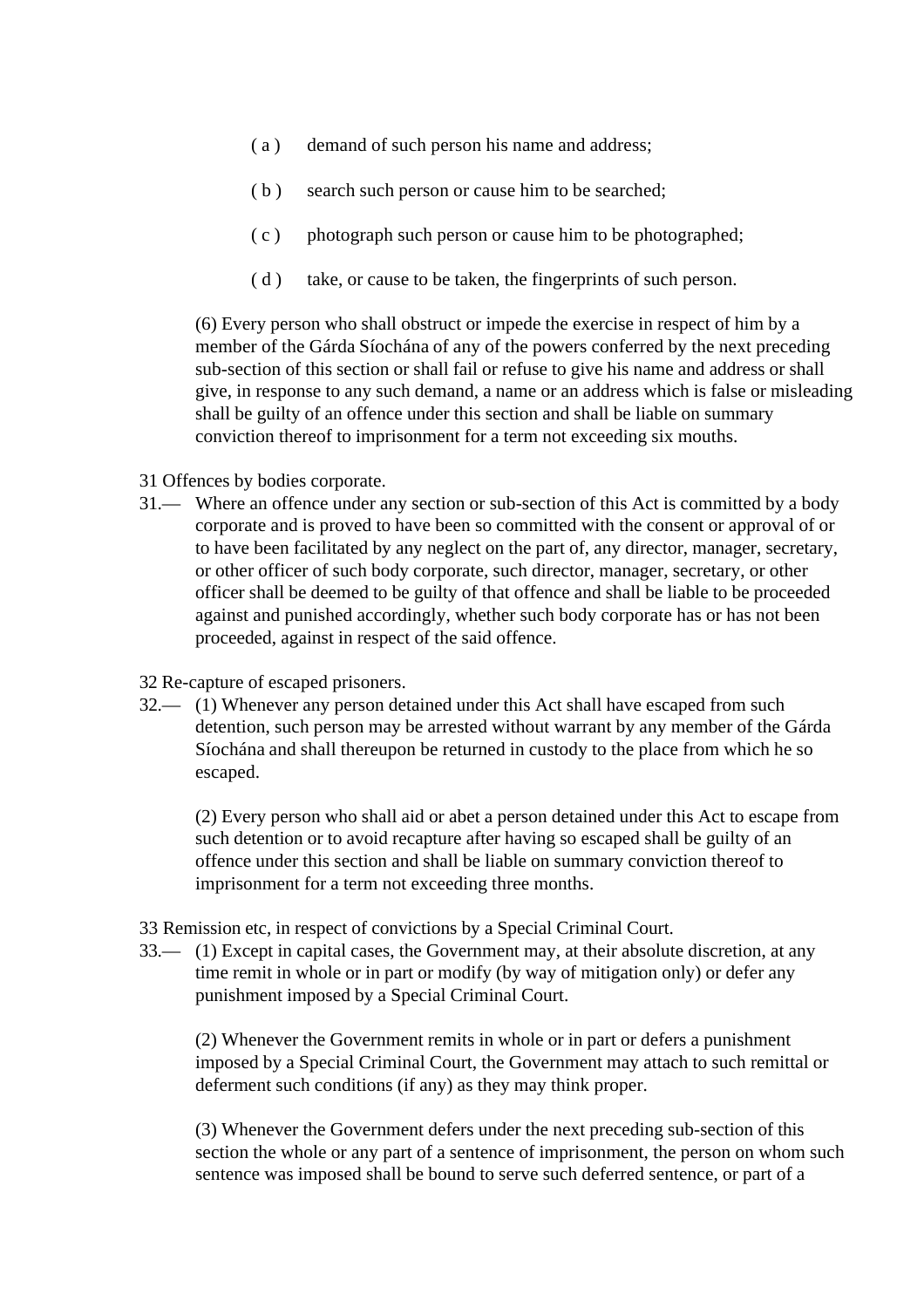( a ) demand of such person his name and address;

( b ) search such person or cause him to be searched;

( c ) photograph such person or cause him to be photographed;

( d ) take, or cause to be taken, the fingerprints of such person.

(6) Every person who shall obstruct or impede the exercise in respect of him by a member of the Gárda Síochána of any of the powers conferred by the next preceding sub-section of this section or shall fail or refuse to give his name and address or shall give, in response to any such demand, a name or an address which is false or misleading shall be guilty of an offence under this section and shall be liable on summary conviction thereof to imprisonment for a term not exceeding six mouths.

31 Offences by bodies corporate.

31.— Where an offence under any section or sub-section of this Act is committed by a body corporate and is proved to have been so committed with the consent or approval of or to have been facilitated by any neglect on the part of, any director, manager, secretary, or other officer of such body corporate, such director, manager, secretary, or other officer shall be deemed to be guilty of that offence and shall be liable to be proceeded against and punished accordingly, whether such body corporate has or has not been proceeded, against in respect of the said offence.

32 Re-capture of escaped prisoners.

32.— (1) Whenever any person detained under this Act shall have escaped from such detention, such person may be arrested without warrant by any member of the Gárda Síochána and shall thereupon be returned in custody to the place from which he so escaped.

(2) Every person who shall aid or abet a person detained under this Act to escape from such detention or to avoid recapture after having so escaped shall be guilty of an offence under this section and shall be liable on summary conviction thereof to imprisonment for a term not exceeding three months.

33 Remission etc, in respect of convictions by a Special Criminal Court.

33.— (1) Except in capital cases, the Government may, at their absolute discretion, at any time remit in whole or in part or modify (by way of mitigation only) or defer any punishment imposed by a Special Criminal Court.

(2) Whenever the Government remits in whole or in part or defers a punishment imposed by a Special Criminal Court, the Government may attach to such remittal or deferment such conditions (if any) as they may think proper.

(3) Whenever the Government defers under the next preceding sub-section of this section the whole or any part of a sentence of imprisonment, the person on whom such sentence was imposed shall be bound to serve such deferred sentence, or part of a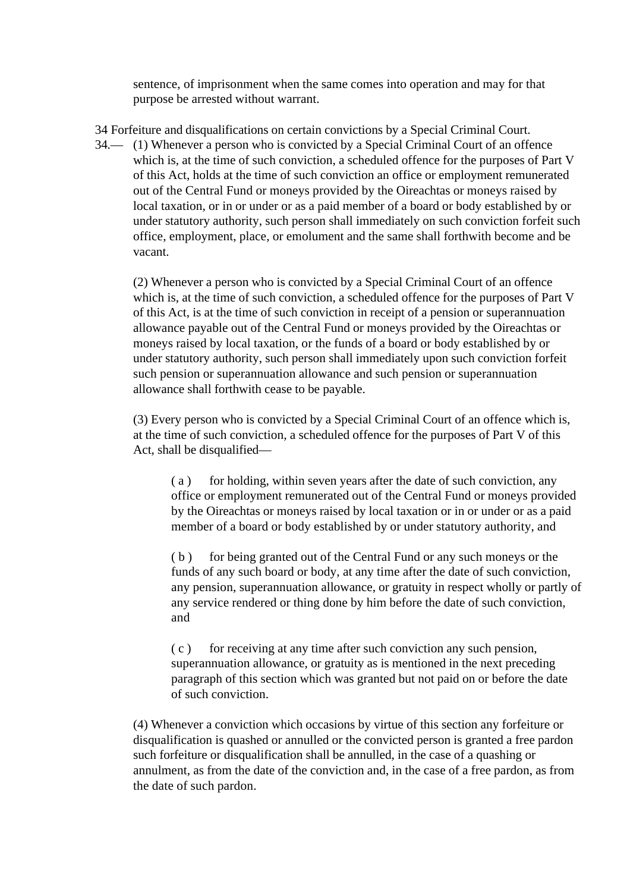sentence, of imprisonment when the same comes into operation and may for that purpose be arrested without warrant.

34 Forfeiture and disqualifications on certain convictions by a Special Criminal Court.

34.— (1) Whenever a person who is convicted by a Special Criminal Court of an offence which is, at the time of such conviction, a scheduled offence for the purposes of Part V of this Act, holds at the time of such conviction an office or employment remunerated out of the Central Fund or moneys provided by the Oireachtas or moneys raised by local taxation, or in or under or as a paid member of a board or body established by or under statutory authority, such person shall immediately on such conviction forfeit such office, employment, place, or emolument and the same shall forthwith become and be vacant.

(2) Whenever a person who is convicted by a Special Criminal Court of an offence which is, at the time of such conviction, a scheduled offence for the purposes of Part V of this Act, is at the time of such conviction in receipt of a pension or superannuation allowance payable out of the Central Fund or moneys provided by the Oireachtas or moneys raised by local taxation, or the funds of a board or body established by or under statutory authority, such person shall immediately upon such conviction forfeit such pension or superannuation allowance and such pension or superannuation allowance shall forthwith cease to be payable.

(3) Every person who is convicted by a Special Criminal Court of an offence which is, at the time of such conviction, a scheduled offence for the purposes of Part V of this Act, shall be disqualified—

( a ) for holding, within seven years after the date of such conviction, any office or employment remunerated out of the Central Fund or moneys provided by the Oireachtas or moneys raised by local taxation or in or under or as a paid member of a board or body established by or under statutory authority, and

( b ) for being granted out of the Central Fund or any such moneys or the funds of any such board or body, at any time after the date of such conviction, any pension, superannuation allowance, or gratuity in respect wholly or partly of any service rendered or thing done by him before the date of such conviction, and

( c ) for receiving at any time after such conviction any such pension, superannuation allowance, or gratuity as is mentioned in the next preceding paragraph of this section which was granted but not paid on or before the date of such conviction.

(4) Whenever a conviction which occasions by virtue of this section any forfeiture or disqualification is quashed or annulled or the convicted person is granted a free pardon such forfeiture or disqualification shall be annulled, in the case of a quashing or annulment, as from the date of the conviction and, in the case of a free pardon, as from the date of such pardon.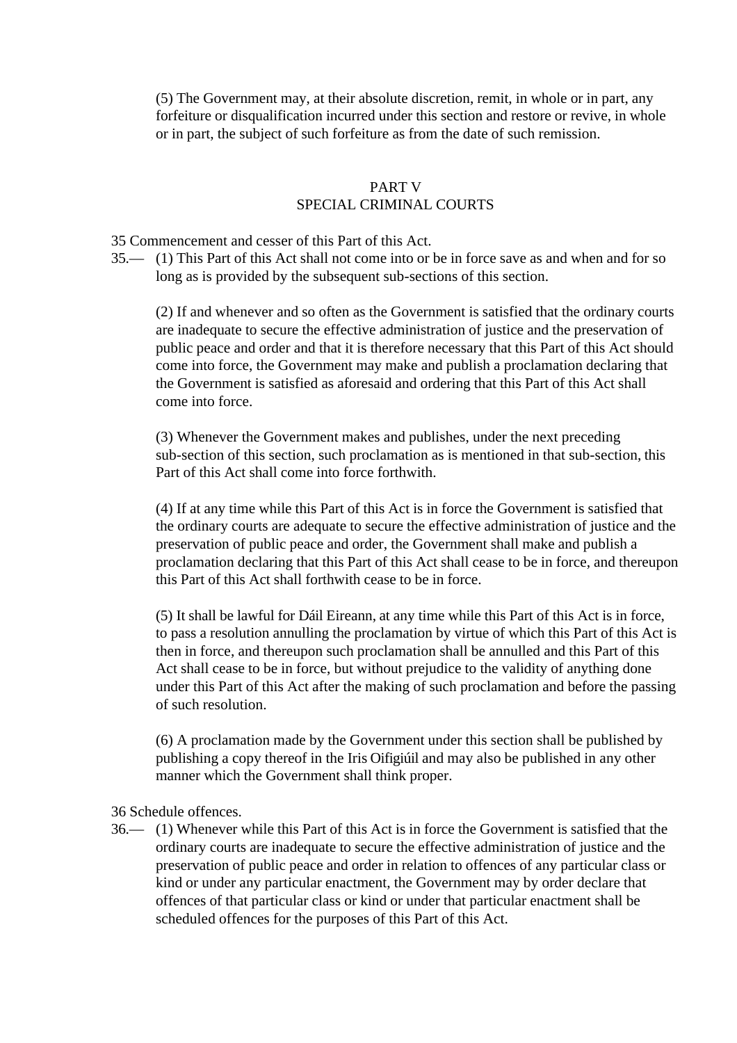(5) The Government may, at their absolute discretion, remit, in whole or in part, any forfeiture or disqualification incurred under this section and restore or revive, in whole or in part, the subject of such forfeiture as from the date of such remission.

## PART V
## SPECIAL CRIMINAL COURTS

35 Commencement and cesser of this Part of this Act.

35.— (1) This Part of this Act shall not come into or be in force save as and when and for so long as is provided by the subsequent sub-sections of this section.

(2) If and whenever and so often as the Government is satisfied that the ordinary courts are inadequate to secure the effective administration of justice and the preservation of public peace and order and that it is therefore necessary that this Part of this Act should come into force, the Government may make and publish a proclamation declaring that the Government is satisfied as aforesaid and ordering that this Part of this Act shall come into force.

(3) Whenever the Government makes and publishes, under the next preceding sub-section of this section, such proclamation as is mentioned in that sub-section, this Part of this Act shall come into force forthwith.

(4) If at any time while this Part of this Act is in force the Government is satisfied that the ordinary courts are adequate to secure the effective administration of justice and the preservation of public peace and order, the Government shall make and publish a proclamation declaring that this Part of this Act shall cease to be in force, and thereupon this Part of this Act shall forthwith cease to be in force.

(5) It shall be lawful for Dáil Eireann, at any time while this Part of this Act is in force, to pass a resolution annulling the proclamation by virtue of which this Part of this Act is then in force, and thereupon such proclamation shall be annulled and this Part of this Act shall cease to be in force, but without prejudice to the validity of anything done under this Part of this Act after the making of such proclamation and before the passing of such resolution.

(6) A proclamation made by the Government under this section shall be published by publishing a copy thereof in the Iris Oifigiúil and may also be published in any other manner which the Government shall think proper.

36 Schedule offences.

36.— (1) Whenever while this Part of this Act is in force the Government is satisfied that the ordinary courts are inadequate to secure the effective administration of justice and the preservation of public peace and order in relation to offences of any particular class or kind or under any particular enactment, the Government may by order declare that offences of that particular class or kind or under that particular enactment shall be scheduled offences for the purposes of this Part of this Act.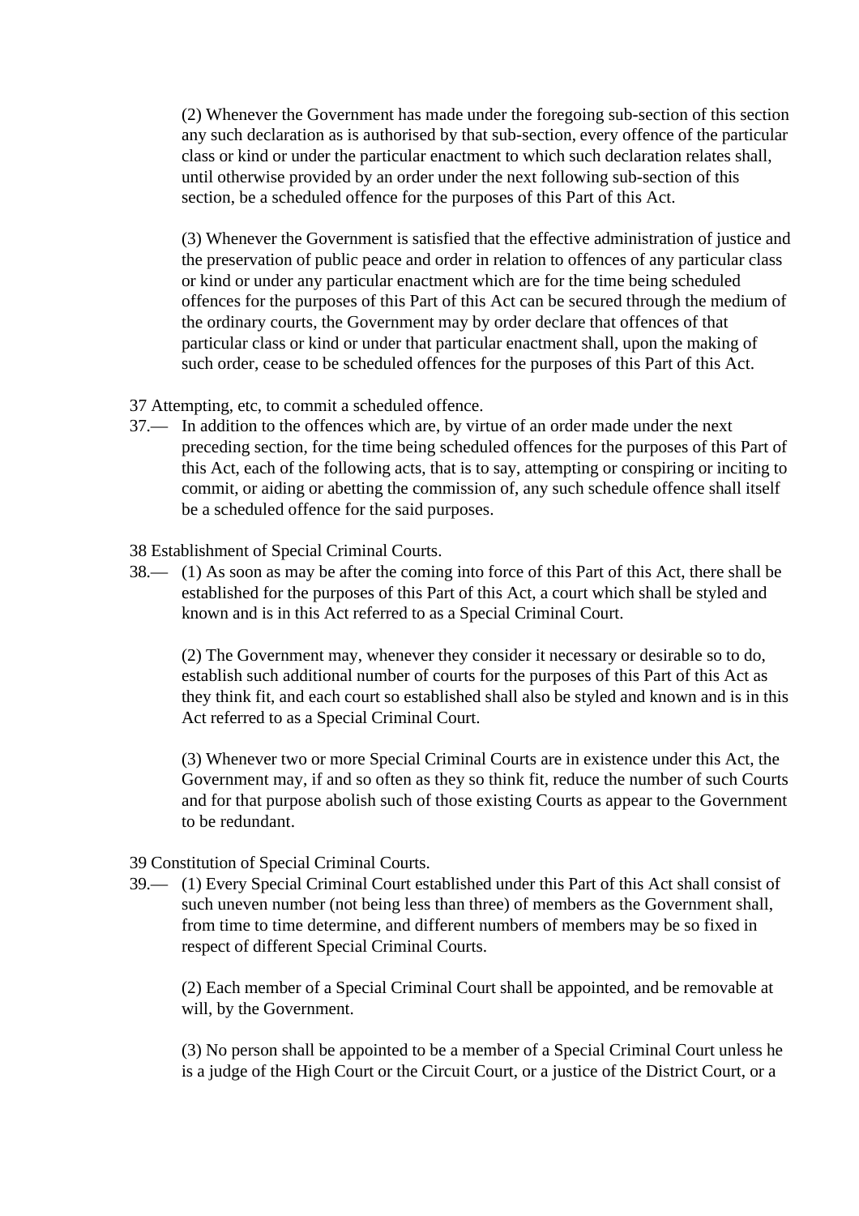(2) Whenever the Government has made under the foregoing sub-section of this section any such declaration as is authorised by that sub-section, every offence of the particular class or kind or under the particular enactment to which such declaration relates shall, until otherwise provided by an order under the next following sub-section of this section, be a scheduled offence for the purposes of this Part of this Act.

(3) Whenever the Government is satisfied that the effective administration of justice and the preservation of public peace and order in relation to offences of any particular class or kind or under any particular enactment which are for the time being scheduled offences for the purposes of this Part of this Act can be secured through the medium of the ordinary courts, the Government may by order declare that offences of that particular class or kind or under that particular enactment shall, upon the making of such order, cease to be scheduled offences for the purposes of this Part of this Act.

37 Attempting, etc, to commit a scheduled offence.

37.— In addition to the offences which are, by virtue of an order made under the next preceding section, for the time being scheduled offences for the purposes of this Part of this Act, each of the following acts, that is to say, attempting or conspiring or inciting to commit, or aiding or abetting the commission of, any such schedule offence shall itself be a scheduled offence for the said purposes.

38 Establishment of Special Criminal Courts.

38.— (1) As soon as may be after the coming into force of this Part of this Act, there shall be established for the purposes of this Part of this Act, a court which shall be styled and known and is in this Act referred to as a Special Criminal Court.

(2) The Government may, whenever they consider it necessary or desirable so to do, establish such additional number of courts for the purposes of this Part of this Act as they think fit, and each court so established shall also be styled and known and is in this Act referred to as a Special Criminal Court.

(3) Whenever two or more Special Criminal Courts are in existence under this Act, the Government may, if and so often as they so think fit, reduce the number of such Courts and for that purpose abolish such of those existing Courts as appear to the Government to be redundant.

39 Constitution of Special Criminal Courts.

39.— (1) Every Special Criminal Court established under this Part of this Act shall consist of such uneven number (not being less than three) of members as the Government shall, from time to time determine, and different numbers of members may be so fixed in respect of different Special Criminal Courts.

(2) Each member of a Special Criminal Court shall be appointed, and be removable at will, by the Government.

(3) No person shall be appointed to be a member of a Special Criminal Court unless he is a judge of the High Court or the Circuit Court, or a justice of the District Court, or a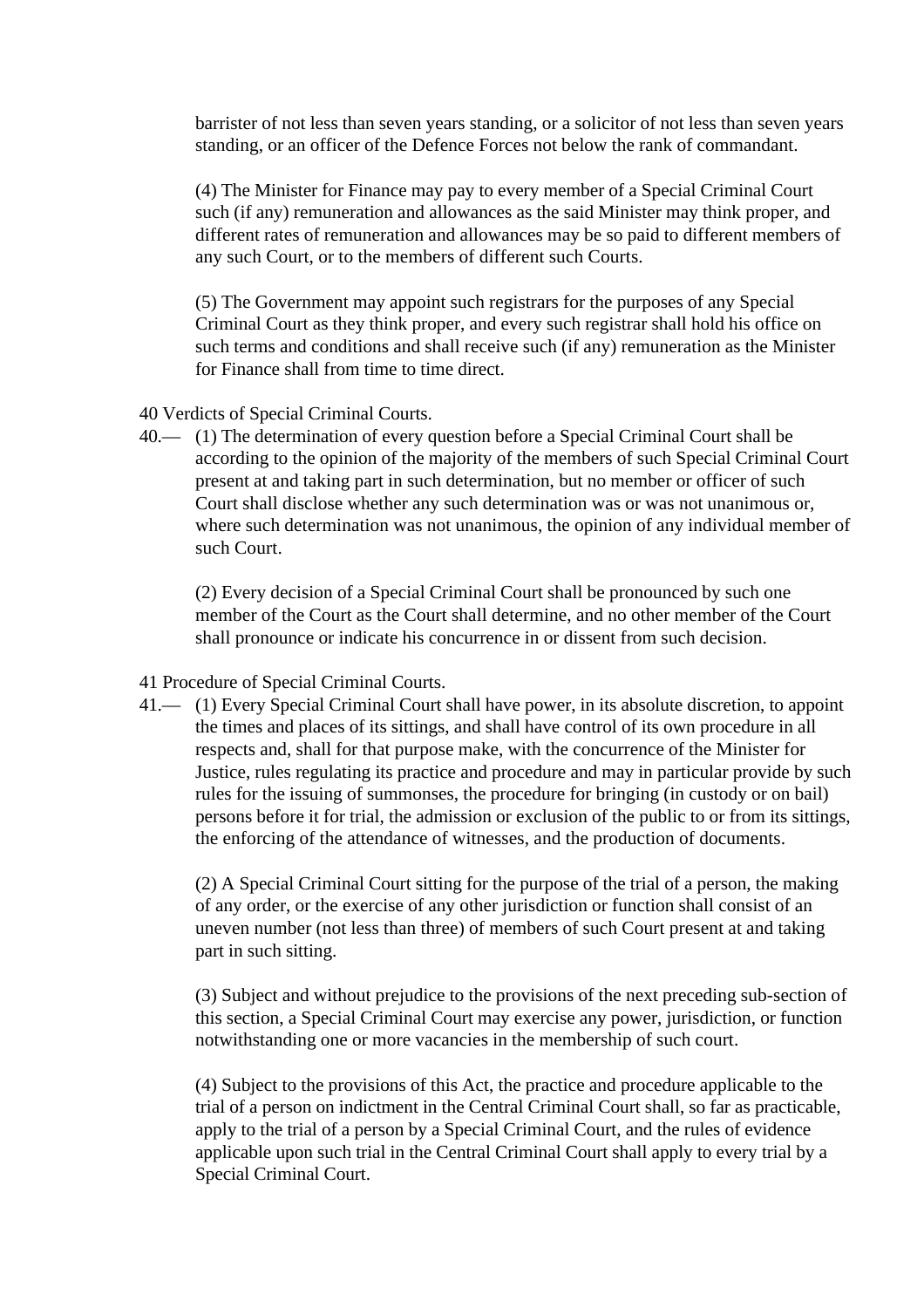barrister of not less than seven years standing, or a solicitor of not less than seven years standing, or an officer of the Defence Forces not below the rank of commandant.

(4) The Minister for Finance may pay to every member of a Special Criminal Court such (if any) remuneration and allowances as the said Minister may think proper, and different rates of remuneration and allowances may be so paid to different members of any such Court, or to the members of different such Courts.

(5) The Government may appoint such registrars for the purposes of any Special Criminal Court as they think proper, and every such registrar shall hold his office on such terms and conditions and shall receive such (if any) remuneration as the Minister for Finance shall from time to time direct.

40 Verdicts of Special Criminal Courts.

40.— (1) The determination of every question before a Special Criminal Court shall be according to the opinion of the majority of the members of such Special Criminal Court present at and taking part in such determination, but no member or officer of such Court shall disclose whether any such determination was or was not unanimous or, where such determination was not unanimous, the opinion of any individual member of such Court.

(2) Every decision of a Special Criminal Court shall be pronounced by such one member of the Court as the Court shall determine, and no other member of the Court shall pronounce or indicate his concurrence in or dissent from such decision.

41 Procedure of Special Criminal Courts.

41.— (1) Every Special Criminal Court shall have power, in its absolute discretion, to appoint the times and places of its sittings, and shall have control of its own procedure in all respects and, shall for that purpose make, with the concurrence of the Minister for Justice, rules regulating its practice and procedure and may in particular provide by such rules for the issuing of summonses, the procedure for bringing (in custody or on bail) persons before it for trial, the admission or exclusion of the public to or from its sittings, the enforcing of the attendance of witnesses, and the production of documents.

(2) A Special Criminal Court sitting for the purpose of the trial of a person, the making of any order, or the exercise of any other jurisdiction or function shall consist of an uneven number (not less than three) of members of such Court present at and taking part in such sitting.

(3) Subject and without prejudice to the provisions of the next preceding sub-section of this section, a Special Criminal Court may exercise any power, jurisdiction, or function notwithstanding one or more vacancies in the membership of such court.

(4) Subject to the provisions of this Act, the practice and procedure applicable to the trial of a person on indictment in the Central Criminal Court shall, so far as practicable, apply to the trial of a person by a Special Criminal Court, and the rules of evidence applicable upon such trial in the Central Criminal Court shall apply to every trial by a Special Criminal Court.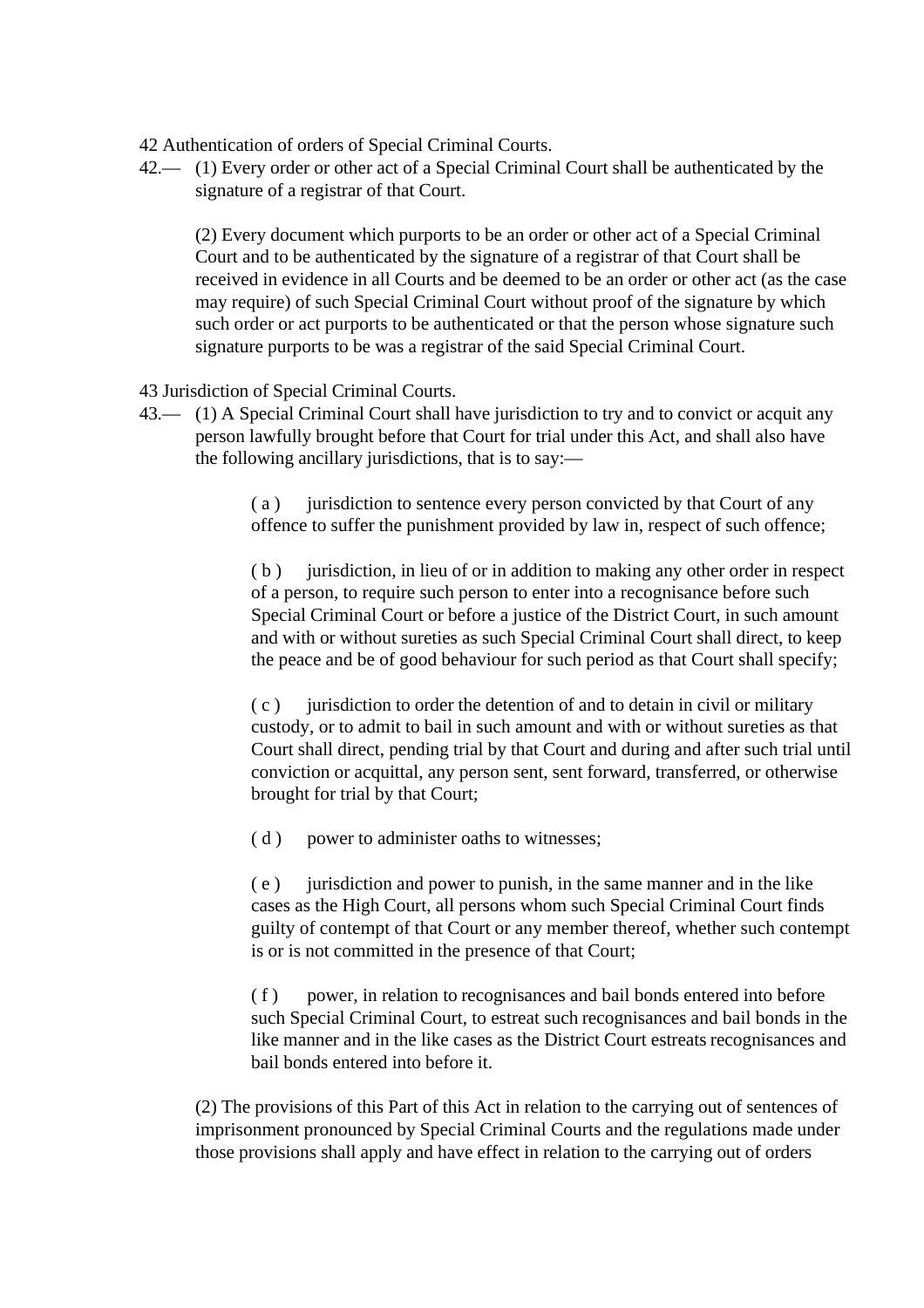42 Authentication of orders of Special Criminal Courts.

42.— (1) Every order or other act of a Special Criminal Court shall be authenticated by the signature of a registrar of that Court.

(2) Every document which purports to be an order or other act of a Special Criminal Court and to be authenticated by the signature of a registrar of that Court shall be received in evidence in all Courts and be deemed to be an order or other act (as the case may require) of such Special Criminal Court without proof of the signature by which such order or act purports to be authenticated or that the person whose signature such signature purports to be was a registrar of the said Special Criminal Court.

43 Jurisdiction of Special Criminal Courts.

43.— (1) A Special Criminal Court shall have jurisdiction to try and to convict or acquit any person lawfully brought before that Court for trial under this Act, and shall also have the following ancillary jurisdictions, that is to say:—

( a ) jurisdiction to sentence every person convicted by that Court of any offence to suffer the punishment provided by law in, respect of such offence;

( b ) jurisdiction, in lieu of or in addition to making any other order in respect of a person, to require such person to enter into a recognisance before such Special Criminal Court or before a justice of the District Court, in such amount and with or without sureties as such Special Criminal Court shall direct, to keep the peace and be of good behaviour for such period as that Court shall specify;

( c ) jurisdiction to order the detention of and to detain in civil or military custody, or to admit to bail in such amount and with or without sureties as that Court shall direct, pending trial by that Court and during and after such trial until conviction or acquittal, any person sent, sent forward, transferred, or otherwise brought for trial by that Court;

( d ) power to administer oaths to witnesses;

( e ) jurisdiction and power to punish, in the same manner and in the like cases as the High Court, all persons whom such Special Criminal Court finds guilty of contempt of that Court or any member thereof, whether such contempt is or is not committed in the presence of that Court;

( f ) power, in relation to recognisances and bail bonds entered into before such Special Criminal Court, to estreat such recognisances and bail bonds in the like manner and in the like cases as the District Court estreats recognisances and bail bonds entered into before it.

(2) The provisions of this Part of this Act in relation to the carrying out of sentences of imprisonment pronounced by Special Criminal Courts and the regulations made under those provisions shall apply and have effect in relation to the carrying out of orders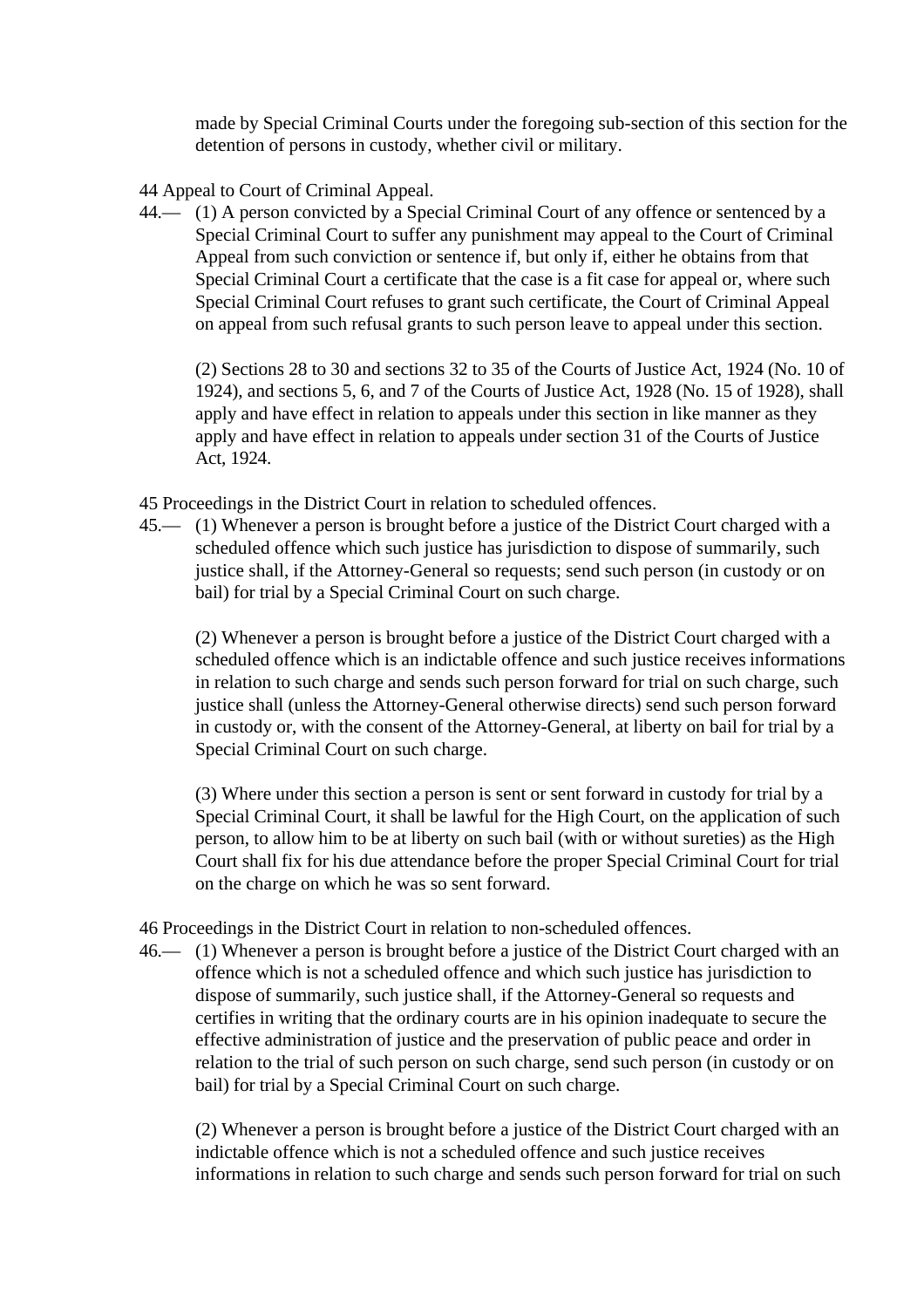made by Special Criminal Courts under the foregoing sub-section of this section for the detention of persons in custody, whether civil or military.

44 Appeal to Court of Criminal Appeal.

44.— (1) A person convicted by a Special Criminal Court of any offence or sentenced by a Special Criminal Court to suffer any punishment may appeal to the Court of Criminal Appeal from such conviction or sentence if, but only if, either he obtains from that Special Criminal Court a certificate that the case is a fit case for appeal or, where such Special Criminal Court refuses to grant such certificate, the Court of Criminal Appeal on appeal from such refusal grants to such person leave to appeal under this section.

(2) Sections 28 to 30 and sections 32 to 35 of the Courts of Justice Act, 1924 (No. 10 of 1924), and sections 5, 6, and 7 of the Courts of Justice Act, 1928 (No. 15 of 1928), shall apply and have effect in relation to appeals under this section in like manner as they apply and have effect in relation to appeals under section 31 of the Courts of Justice Act, 1924.

45 Proceedings in the District Court in relation to scheduled offences.

45.— (1) Whenever a person is brought before a justice of the District Court charged with a scheduled offence which such justice has jurisdiction to dispose of summarily, such justice shall, if the Attorney-General so requests; send such person (in custody or on bail) for trial by a Special Criminal Court on such charge.

(2) Whenever a person is brought before a justice of the District Court charged with a scheduled offence which is an indictable offence and such justice receives informations in relation to such charge and sends such person forward for trial on such charge, such justice shall (unless the Attorney-General otherwise directs) send such person forward in custody or, with the consent of the Attorney-General, at liberty on bail for trial by a Special Criminal Court on such charge.

(3) Where under this section a person is sent or sent forward in custody for trial by a Special Criminal Court, it shall be lawful for the High Court, on the application of such person, to allow him to be at liberty on such bail (with or without sureties) as the High Court shall fix for his due attendance before the proper Special Criminal Court for trial on the charge on which he was so sent forward.

46 Proceedings in the District Court in relation to non-scheduled offences.

46.— (1) Whenever a person is brought before a justice of the District Court charged with an offence which is not a scheduled offence and which such justice has jurisdiction to dispose of summarily, such justice shall, if the Attorney-General so requests and certifies in writing that the ordinary courts are in his opinion inadequate to secure the effective administration of justice and the preservation of public peace and order in relation to the trial of such person on such charge, send such person (in custody or on bail) for trial by a Special Criminal Court on such charge.

(2) Whenever a person is brought before a justice of the District Court charged with an indictable offence which is not a scheduled offence and such justice receives informations in relation to such charge and sends such person forward for trial on such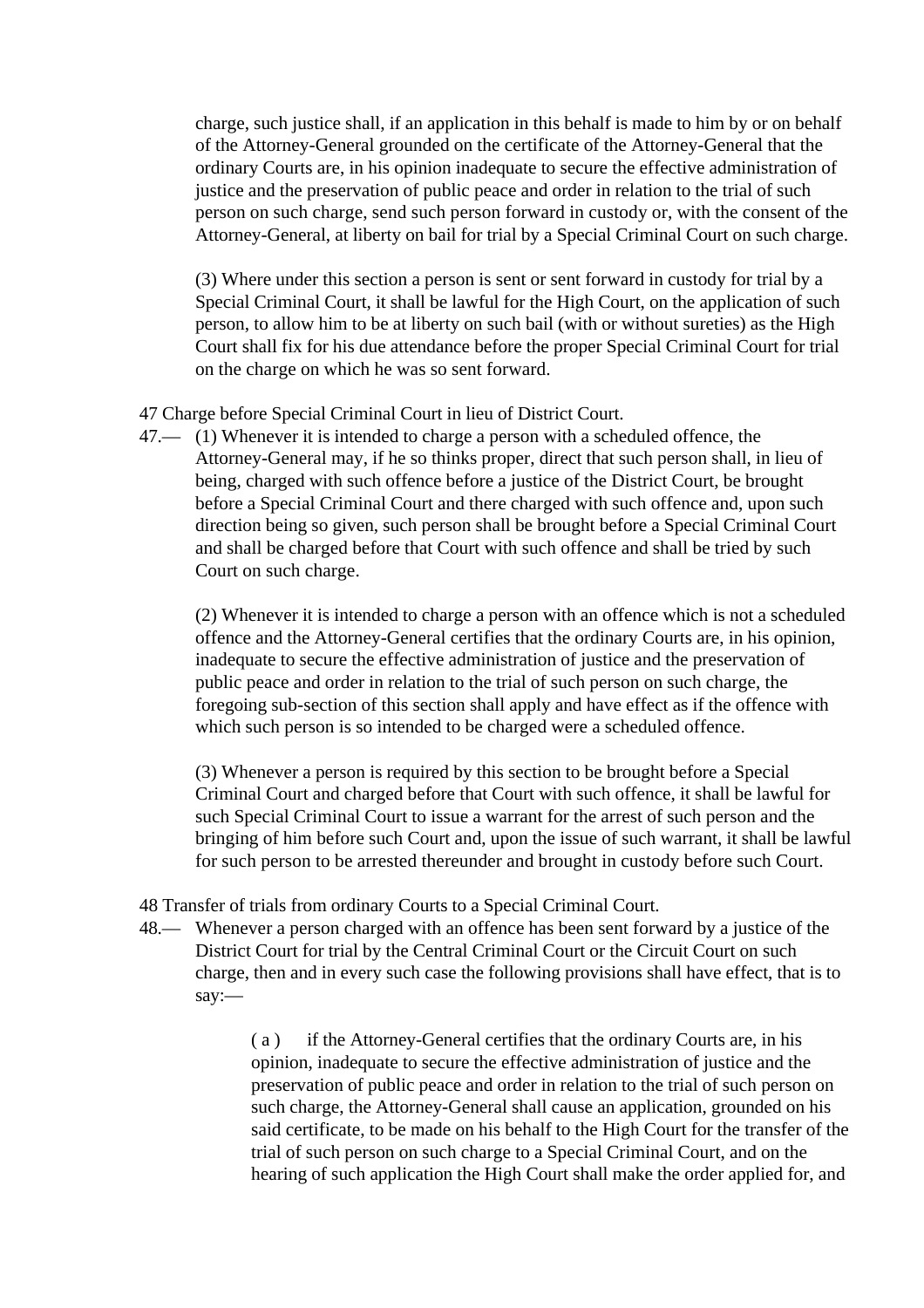charge, such justice shall, if an application in this behalf is made to him by or on behalf of the Attorney-General grounded on the certificate of the Attorney-General that the ordinary Courts are, in his opinion inadequate to secure the effective administration of justice and the preservation of public peace and order in relation to the trial of such person on such charge, send such person forward in custody or, with the consent of the Attorney-General, at liberty on bail for trial by a Special Criminal Court on such charge.

(3) Where under this section a person is sent or sent forward in custody for trial by a Special Criminal Court, it shall be lawful for the High Court, on the application of such person, to allow him to be at liberty on such bail (with or without sureties) as the High Court shall fix for his due attendance before the proper Special Criminal Court for trial on the charge on which he was so sent forward.

47 Charge before Special Criminal Court in lieu of District Court.

47.— (1) Whenever it is intended to charge a person with a scheduled offence, the Attorney-General may, if he so thinks proper, direct that such person shall, in lieu of being, charged with such offence before a justice of the District Court, be brought before a Special Criminal Court and there charged with such offence and, upon such direction being so given, such person shall be brought before a Special Criminal Court and shall be charged before that Court with such offence and shall be tried by such Court on such charge.

(2) Whenever it is intended to charge a person with an offence which is not a scheduled offence and the Attorney-General certifies that the ordinary Courts are, in his opinion, inadequate to secure the effective administration of justice and the preservation of public peace and order in relation to the trial of such person on such charge, the foregoing sub-section of this section shall apply and have effect as if the offence with which such person is so intended to be charged were a scheduled offence.

(3) Whenever a person is required by this section to be brought before a Special Criminal Court and charged before that Court with such offence, it shall be lawful for such Special Criminal Court to issue a warrant for the arrest of such person and the bringing of him before such Court and, upon the issue of such warrant, it shall be lawful for such person to be arrested thereunder and brought in custody before such Court.

48 Transfer of trials from ordinary Courts to a Special Criminal Court.

48.— Whenever a person charged with an offence has been sent forward by a justice of the District Court for trial by the Central Criminal Court or the Circuit Court on such charge, then and in every such case the following provisions shall have effect, that is to say:—

( a ) if the Attorney-General certifies that the ordinary Courts are, in his opinion, inadequate to secure the effective administration of justice and the preservation of public peace and order in relation to the trial of such person on such charge, the Attorney-General shall cause an application, grounded on his said certificate, to be made on his behalf to the High Court for the transfer of the trial of such person on such charge to a Special Criminal Court, and on the hearing of such application the High Court shall make the order applied for, and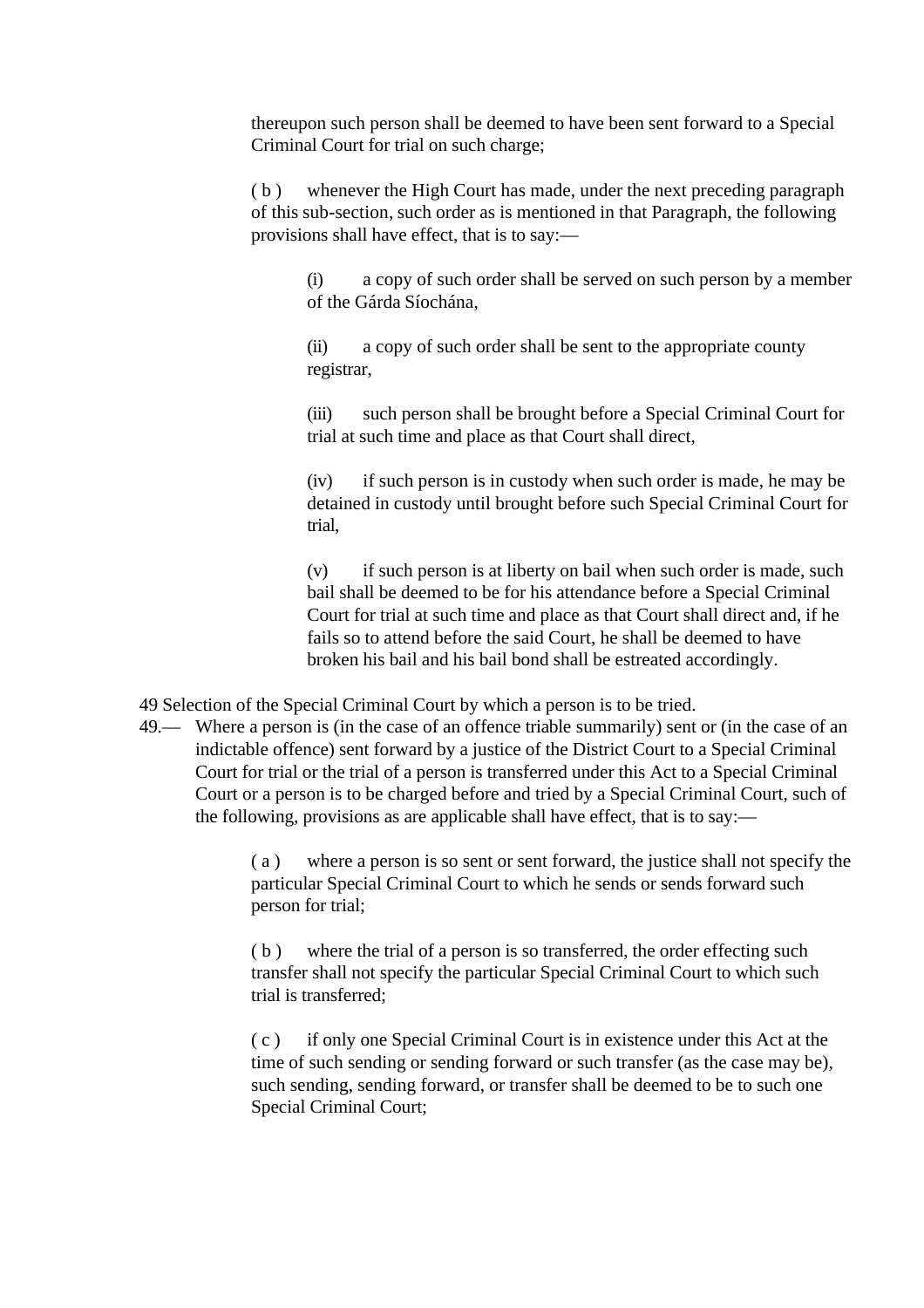thereupon such person shall be deemed to have been sent forward to a Special Criminal Court for trial on such charge;

( b ) whenever the High Court has made, under the next preceding paragraph of this sub-section, such order as is mentioned in that Paragraph, the following provisions shall have effect, that is to say:—

(i) a copy of such order shall be served on such person by a member of the Gárda Síochána,

(ii) a copy of such order shall be sent to the appropriate county registrar,

(iii) such person shall be brought before a Special Criminal Court for trial at such time and place as that Court shall direct,

(iv) if such person is in custody when such order is made, he may be detained in custody until brought before such Special Criminal Court for trial,

(v) if such person is at liberty on bail when such order is made, such bail shall be deemed to be for his attendance before a Special Criminal Court for trial at such time and place as that Court shall direct and, if he fails so to attend before the said Court, he shall be deemed to have broken his bail and his bail bond shall be estreated accordingly.

49 Selection of the Special Criminal Court by which a person is to be tried.

49.— Where a person is (in the case of an offence triable summarily) sent or (in the case of an indictable offence) sent forward by a justice of the District Court to a Special Criminal Court for trial or the trial of a person is transferred under this Act to a Special Criminal Court or a person is to be charged before and tried by a Special Criminal Court, such of the following, provisions as are applicable shall have effect, that is to say:—

( a ) where a person is so sent or sent forward, the justice shall not specify the particular Special Criminal Court to which he sends or sends forward such person for trial;

( b ) where the trial of a person is so transferred, the order effecting such transfer shall not specify the particular Special Criminal Court to which such trial is transferred;

( c ) if only one Special Criminal Court is in existence under this Act at the time of such sending or sending forward or such transfer (as the case may be), such sending, sending forward, or transfer shall be deemed to be to such one Special Criminal Court;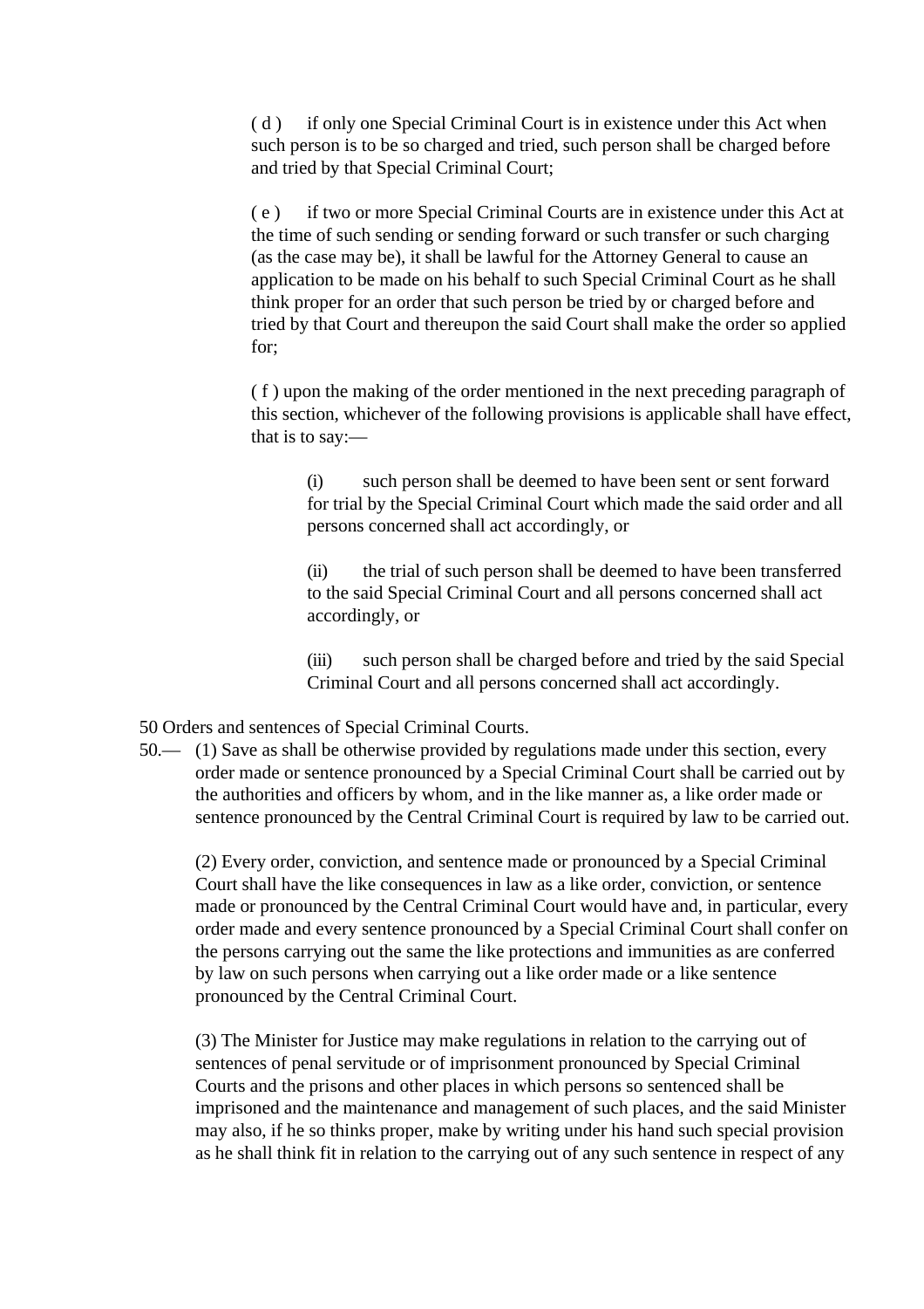( d ) if only one Special Criminal Court is in existence under this Act when such person is to be so charged and tried, such person shall be charged before and tried by that Special Criminal Court;

( e ) if two or more Special Criminal Courts are in existence under this Act at the time of such sending or sending forward or such transfer or such charging (as the case may be), it shall be lawful for the Attorney General to cause an application to be made on his behalf to such Special Criminal Court as he shall think proper for an order that such person be tried by or charged before and tried by that Court and thereupon the said Court shall make the order so applied for;

( f ) upon the making of the order mentioned in the next preceding paragraph of this section, whichever of the following provisions is applicable shall have effect, that is to say:—

> (i) such person shall be deemed to have been sent or sent forward for trial by the Special Criminal Court which made the said order and all persons concerned shall act accordingly, or
>
> (ii) the trial of such person shall be deemed to have been transferred to the said Special Criminal Court and all persons concerned shall act accordingly, or
>
> (iii) such person shall be charged before and tried by the said Special Criminal Court and all persons concerned shall act accordingly.

50 Orders and sentences of Special Criminal Courts.

50.— (1) Save as shall be otherwise provided by regulations made under this section, every order made or sentence pronounced by a Special Criminal Court shall be carried out by the authorities and officers by whom, and in the like manner as, a like order made or sentence pronounced by the Central Criminal Court is required by law to be carried out.

(2) Every order, conviction, and sentence made or pronounced by a Special Criminal Court shall have the like consequences in law as a like order, conviction, or sentence made or pronounced by the Central Criminal Court would have and, in particular, every order made and every sentence pronounced by a Special Criminal Court shall confer on the persons carrying out the same the like protections and immunities as are conferred by law on such persons when carrying out a like order made or a like sentence pronounced by the Central Criminal Court.

(3) The Minister for Justice may make regulations in relation to the carrying out of sentences of penal servitude or of imprisonment pronounced by Special Criminal Courts and the prisons and other places in which persons so sentenced shall be imprisoned and the maintenance and management of such places, and the said Minister may also, if he so thinks proper, make by writing under his hand such special provision as he shall think fit in relation to the carrying out of any such sentence in respect of any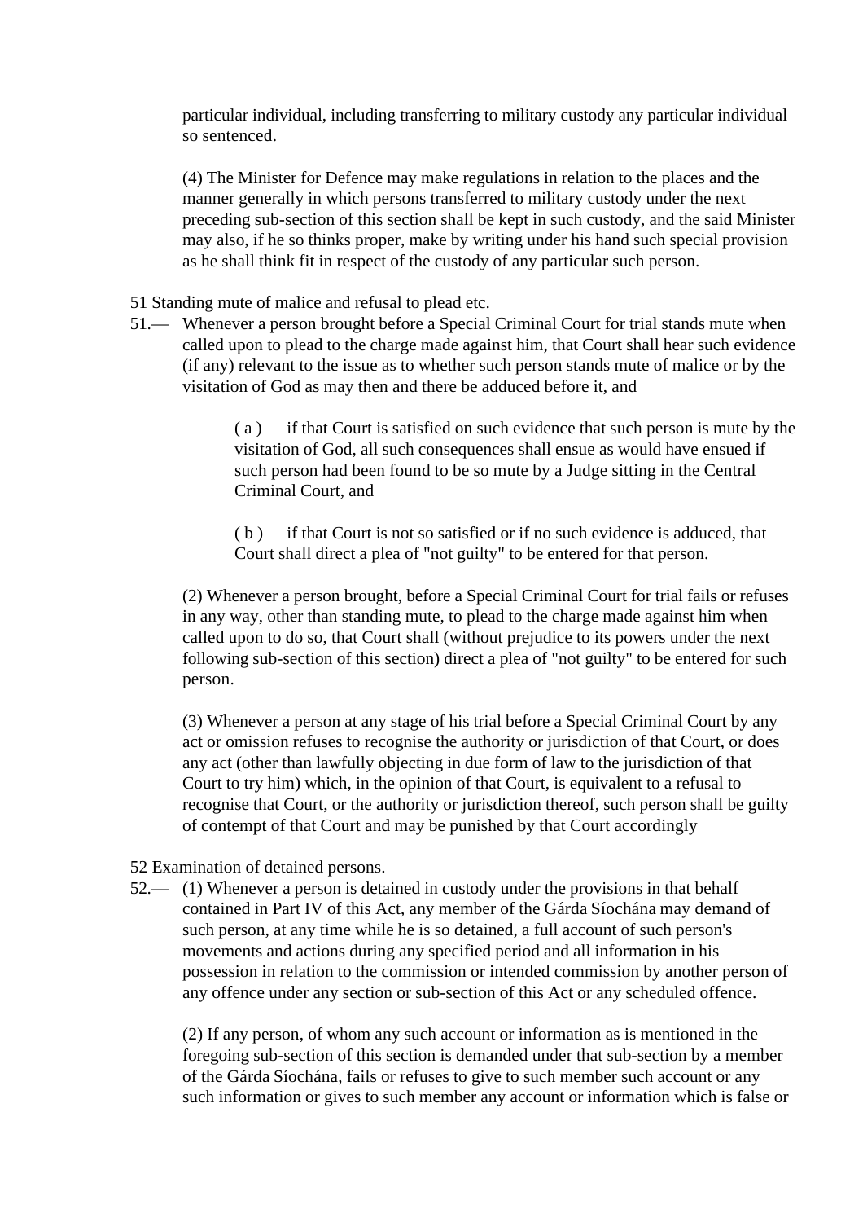particular individual, including transferring to military custody any particular individual so sentenced.

(4) The Minister for Defence may make regulations in relation to the places and the manner generally in which persons transferred to military custody under the next preceding sub-section of this section shall be kept in such custody, and the said Minister may also, if he so thinks proper, make by writing under his hand such special provision as he shall think fit in respect of the custody of any particular such person.

51 Standing mute of malice and refusal to plead etc.

51.— Whenever a person brought before a Special Criminal Court for trial stands mute when called upon to plead to the charge made against him, that Court shall hear such evidence (if any) relevant to the issue as to whether such person stands mute of malice or by the visitation of God as may then and there be adduced before it, and

( a ) if that Court is satisfied on such evidence that such person is mute by the visitation of God, all such consequences shall ensue as would have ensued if such person had been found to be so mute by a Judge sitting in the Central Criminal Court, and

( b ) if that Court is not so satisfied or if no such evidence is adduced, that Court shall direct a plea of "not guilty" to be entered for that person.

(2) Whenever a person brought, before a Special Criminal Court for trial fails or refuses in any way, other than standing mute, to plead to the charge made against him when called upon to do so, that Court shall (without prejudice to its powers under the next following sub-section of this section) direct a plea of "not guilty" to be entered for such person.

(3) Whenever a person at any stage of his trial before a Special Criminal Court by any act or omission refuses to recognise the authority or jurisdiction of that Court, or does any act (other than lawfully objecting in due form of law to the jurisdiction of that Court to try him) which, in the opinion of that Court, is equivalent to a refusal to recognise that Court, or the authority or jurisdiction thereof, such person shall be guilty of contempt of that Court and may be punished by that Court accordingly

52 Examination of detained persons.

52.— (1) Whenever a person is detained in custody under the provisions in that behalf contained in Part IV of this Act, any member of the Gárda Síochána may demand of such person, at any time while he is so detained, a full account of such person's movements and actions during any specified period and all information in his possession in relation to the commission or intended commission by another person of any offence under any section or sub-section of this Act or any scheduled offence.

(2) If any person, of whom any such account or information as is mentioned in the foregoing sub-section of this section is demanded under that sub-section by a member of the Gárda Síochána, fails or refuses to give to such member such account or any such information or gives to such member any account or information which is false or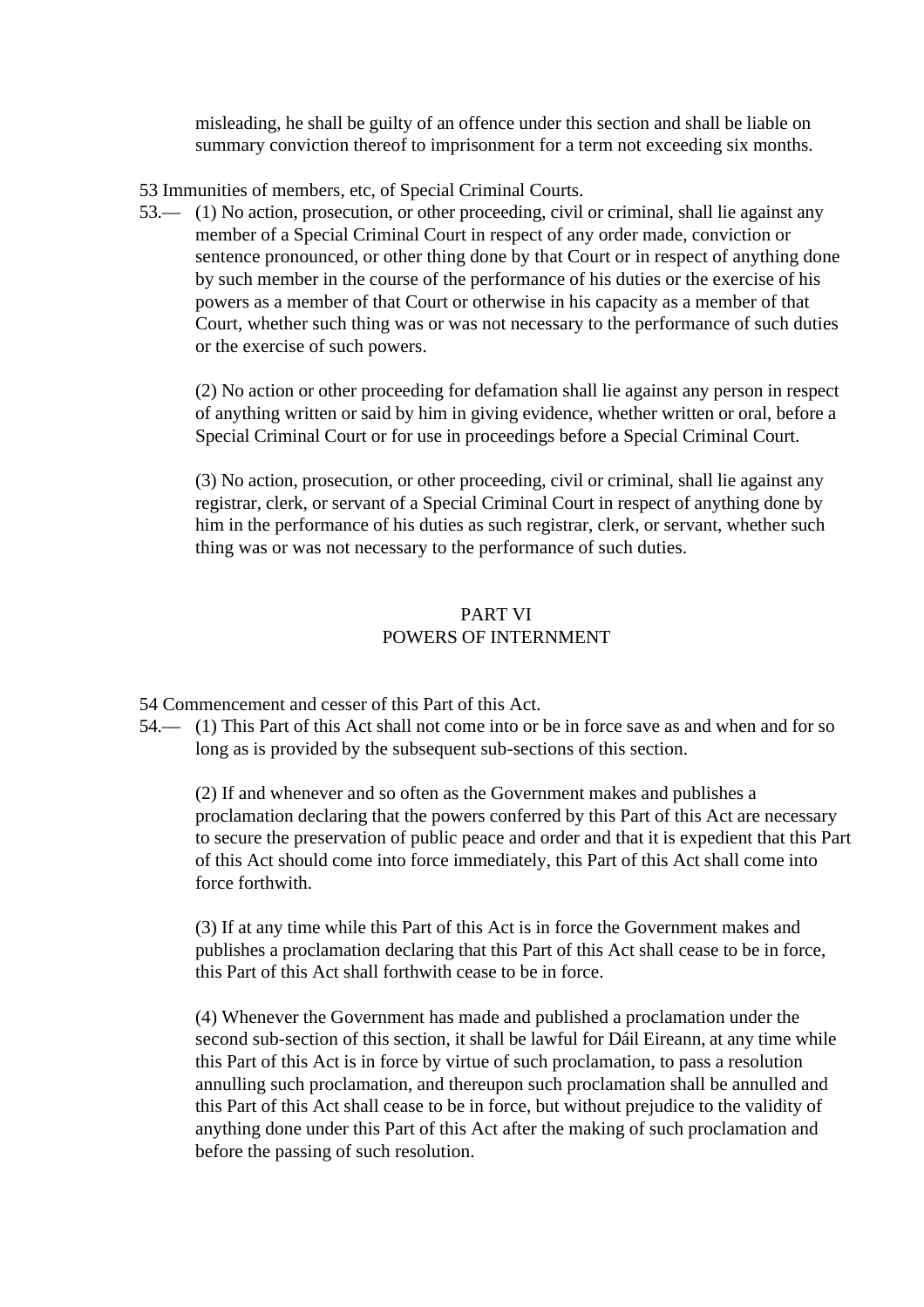misleading, he shall be guilty of an offence under this section and shall be liable on summary conviction thereof to imprisonment for a term not exceeding six months.

53 Immunities of members, etc, of Special Criminal Courts.

53.— (1) No action, prosecution, or other proceeding, civil or criminal, shall lie against any member of a Special Criminal Court in respect of any order made, conviction or sentence pronounced, or other thing done by that Court or in respect of anything done by such member in the course of the performance of his duties or the exercise of his powers as a member of that Court or otherwise in his capacity as a member of that Court, whether such thing was or was not necessary to the performance of such duties or the exercise of such powers.

(2) No action or other proceeding for defamation shall lie against any person in respect of anything written or said by him in giving evidence, whether written or oral, before a Special Criminal Court or for use in proceedings before a Special Criminal Court.

(3) No action, prosecution, or other proceeding, civil or criminal, shall lie against any registrar, clerk, or servant of a Special Criminal Court in respect of anything done by him in the performance of his duties as such registrar, clerk, or servant, whether such thing was or was not necessary to the performance of such duties.

## PART VI
## POWERS OF INTERNMENT

54 Commencement and cesser of this Part of this Act.

54.— (1) This Part of this Act shall not come into or be in force save as and when and for so long as is provided by the subsequent sub-sections of this section.

(2) If and whenever and so often as the Government makes and publishes a proclamation declaring that the powers conferred by this Part of this Act are necessary to secure the preservation of public peace and order and that it is expedient that this Part of this Act should come into force immediately, this Part of this Act shall come into force forthwith.

(3) If at any time while this Part of this Act is in force the Government makes and publishes a proclamation declaring that this Part of this Act shall cease to be in force, this Part of this Act shall forthwith cease to be in force.

(4) Whenever the Government has made and published a proclamation under the second sub-section of this section, it shall be lawful for Dáil Eireann, at any time while this Part of this Act is in force by virtue of such proclamation, to pass a resolution annulling such proclamation, and thereupon such proclamation shall be annulled and this Part of this Act shall cease to be in force, but without prejudice to the validity of anything done under this Part of this Act after the making of such proclamation and before the passing of such resolution.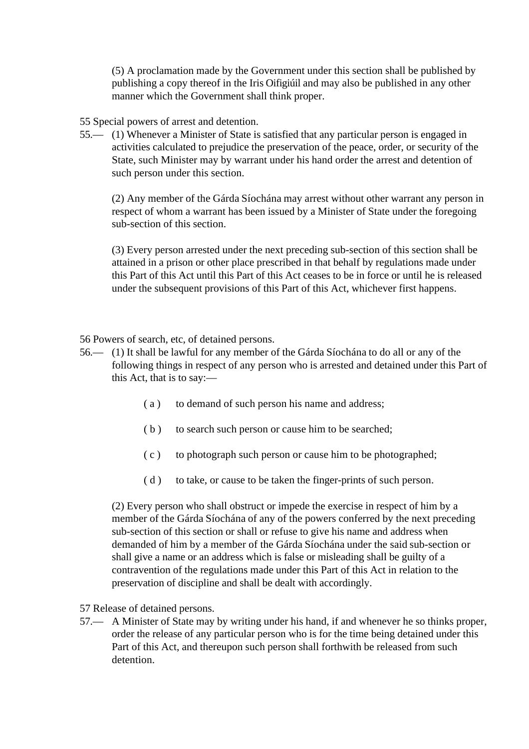(5) A proclamation made by the Government under this section shall be published by publishing a copy thereof in the Iris Oifigiúil and may also be published in any other manner which the Government shall think proper.

55 Special powers of arrest and detention.

55.— (1) Whenever a Minister of State is satisfied that any particular person is engaged in activities calculated to prejudice the preservation of the peace, order, or security of the State, such Minister may by warrant under his hand order the arrest and detention of such person under this section.

(2) Any member of the Gárda Síochána may arrest without other warrant any person in respect of whom a warrant has been issued by a Minister of State under the foregoing sub-section of this section.

(3) Every person arrested under the next preceding sub-section of this section shall be attained in a prison or other place prescribed in that behalf by regulations made under this Part of this Act until this Part of this Act ceases to be in force or until he is released under the subsequent provisions of this Part of this Act, whichever first happens.

56 Powers of search, etc, of detained persons.

56.— (1) It shall be lawful for any member of the Gárda Síochána to do all or any of the following things in respect of any person who is arrested and detained under this Part of this Act, that is to say:—

( a ) to demand of such person his name and address;

( b ) to search such person or cause him to be searched;

( c ) to photograph such person or cause him to be photographed;

( d ) to take, or cause to be taken the finger-prints of such person.

(2) Every person who shall obstruct or impede the exercise in respect of him by a member of the Gárda Síochána of any of the powers conferred by the next preceding sub-section of this section or shall or refuse to give his name and address when demanded of him by a member of the Gárda Síochána under the said sub-section or shall give a name or an address which is false or misleading shall be guilty of a contravention of the regulations made under this Part of this Act in relation to the preservation of discipline and shall be dealt with accordingly.

57 Release of detained persons.

57.— A Minister of State may by writing under his hand, if and whenever he so thinks proper, order the release of any particular person who is for the time being detained under this Part of this Act, and thereupon such person shall forthwith be released from such detention.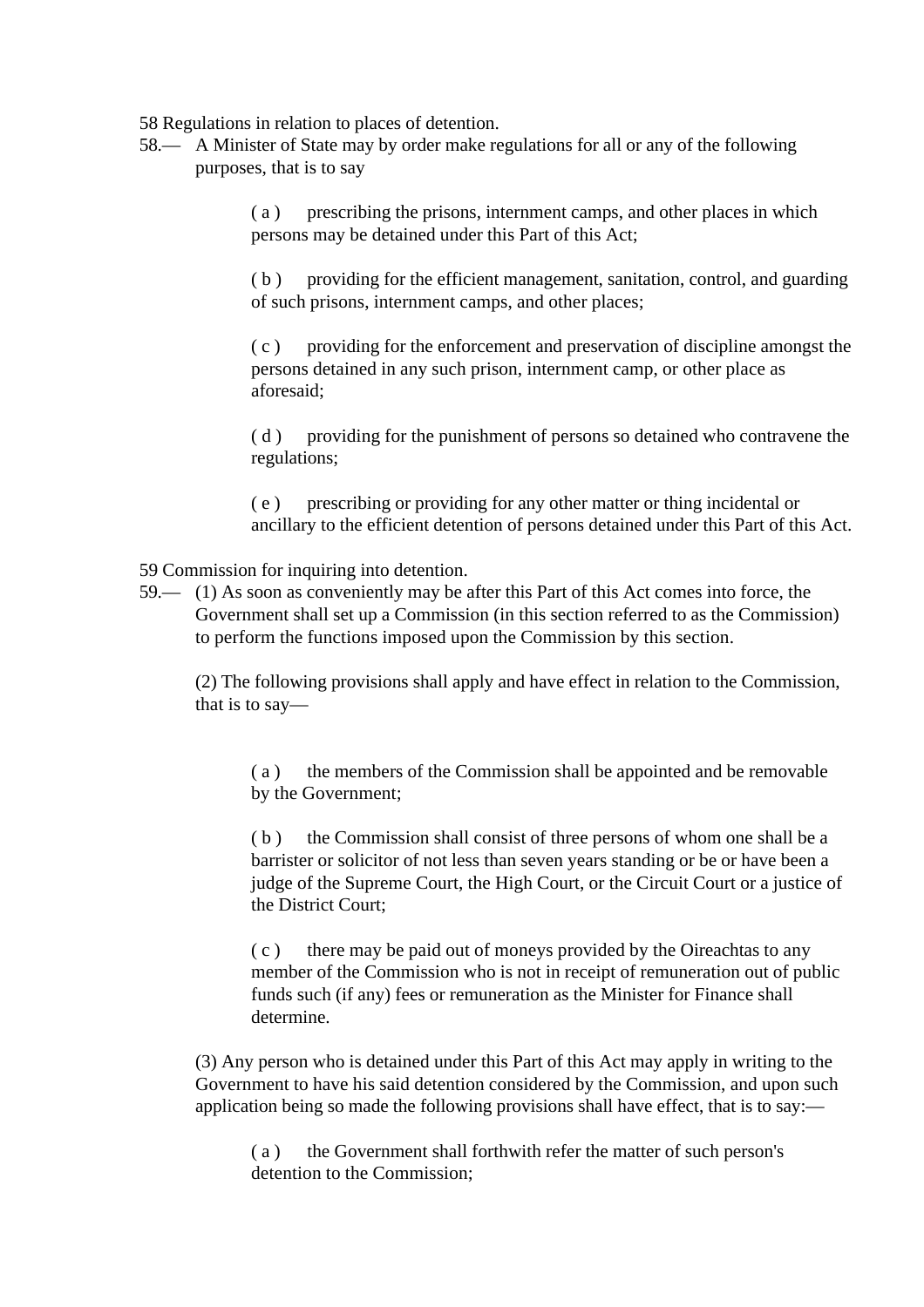58 Regulations in relation to places of detention.

58.— A Minister of State may by order make regulations for all or any of the following purposes, that is to say

( a ) prescribing the prisons, internment camps, and other places in which persons may be detained under this Part of this Act;

( b ) providing for the efficient management, sanitation, control, and guarding of such prisons, internment camps, and other places;

( c ) providing for the enforcement and preservation of discipline amongst the persons detained in any such prison, internment camp, or other place as aforesaid;

( d ) providing for the punishment of persons so detained who contravene the regulations;

( e ) prescribing or providing for any other matter or thing incidental or ancillary to the efficient detention of persons detained under this Part of this Act.

59 Commission for inquiring into detention.

59.— (1) As soon as conveniently may be after this Part of this Act comes into force, the Government shall set up a Commission (in this section referred to as the Commission) to perform the functions imposed upon the Commission by this section.

(2) The following provisions shall apply and have effect in relation to the Commission, that is to say—

( a ) the members of the Commission shall be appointed and be removable by the Government;

( b ) the Commission shall consist of three persons of whom one shall be a barrister or solicitor of not less than seven years standing or be or have been a judge of the Supreme Court, the High Court, or the Circuit Court or a justice of the District Court;

( c ) there may be paid out of moneys provided by the Oireachtas to any member of the Commission who is not in receipt of remuneration out of public funds such (if any) fees or remuneration as the Minister for Finance shall determine.

(3) Any person who is detained under this Part of this Act may apply in writing to the Government to have his said detention considered by the Commission, and upon such application being so made the following provisions shall have effect, that is to say:—

( a ) the Government shall forthwith refer the matter of such person's detention to the Commission;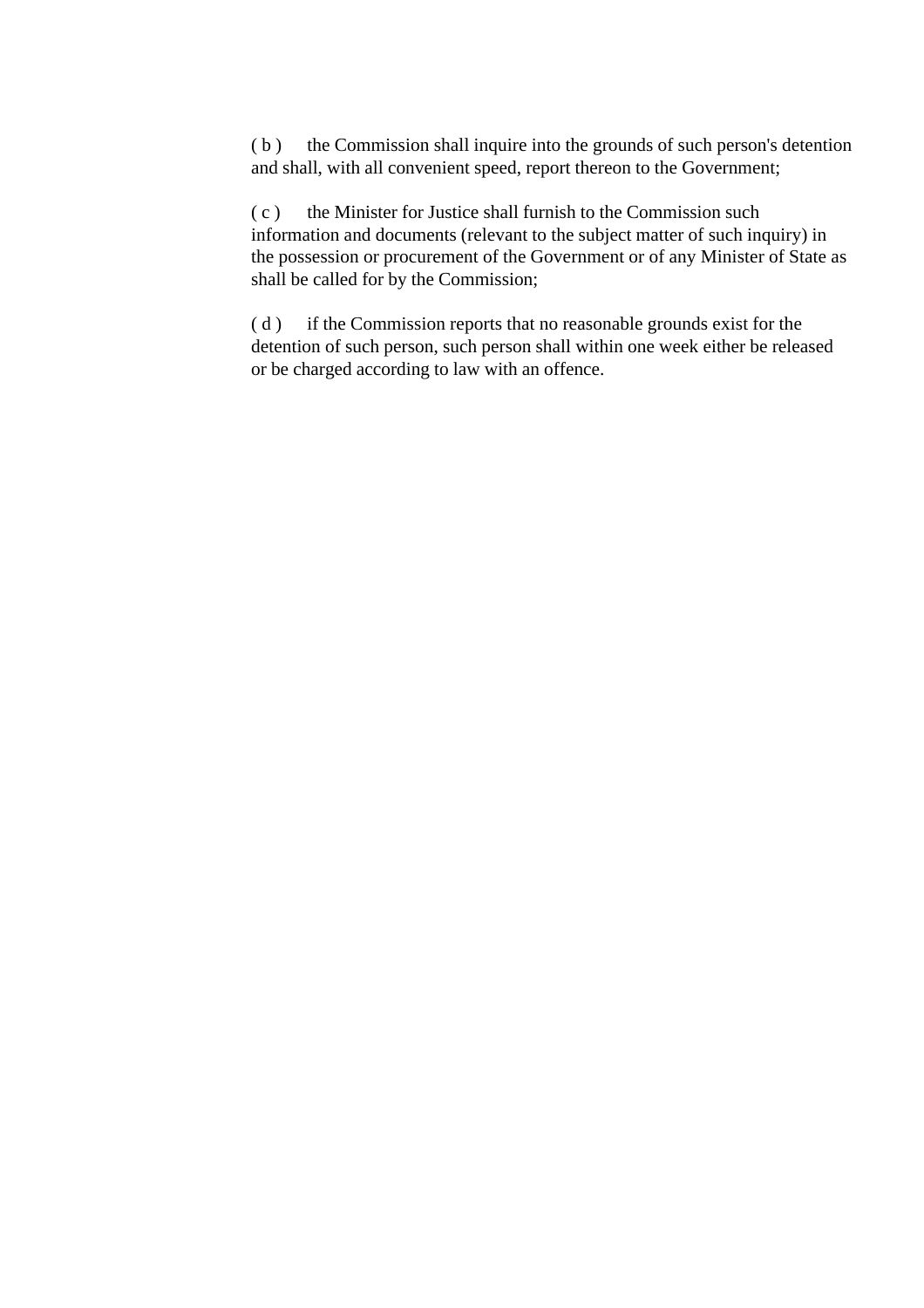( b ) the Commission shall inquire into the grounds of such person's detention and shall, with all convenient speed, report thereon to the Government;

( c ) the Minister for Justice shall furnish to the Commission such information and documents (relevant to the subject matter of such inquiry) in the possession or procurement of the Government or of any Minister of State as shall be called for by the Commission;

( d ) if the Commission reports that no reasonable grounds exist for the detention of such person, such person shall within one week either be released or be charged according to law with an offence.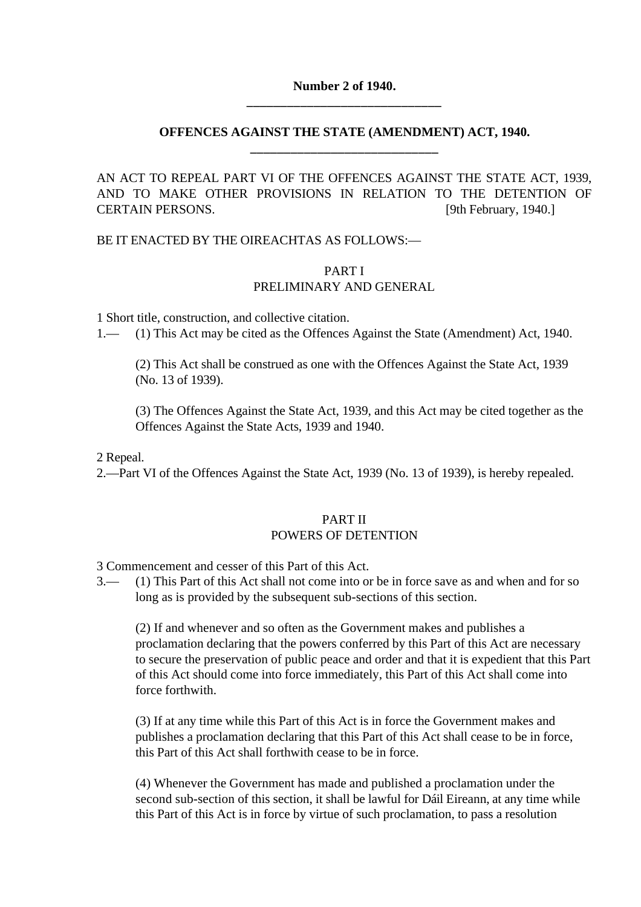**Number 2 of 1940.**

---

**OFFENCES AGAINST THE STATE (AMENDMENT) ACT, 1940.**

---

AN ACT TO REPEAL PART VI OF THE OFFENCES AGAINST THE STATE ACT, 1939, AND TO MAKE OTHER PROVISIONS IN RELATION TO THE DETENTION OF CERTAIN PERSONS. [9th February, 1940.]

BE IT ENACTED BY THE OIREACHTAS AS FOLLOWS:—

PART I
PRELIMINARY AND GENERAL

1 Short title, construction, and collective citation.

1.— (1) This Act may be cited as the Offences Against the State (Amendment) Act, 1940.

(2) This Act shall be construed as one with the Offences Against the State Act, 1939 (No. 13 of 1939).

(3) The Offences Against the State Act, 1939, and this Act may be cited together as the Offences Against the State Acts, 1939 and 1940.

2 Repeal.

2.—Part VI of the Offences Against the State Act, 1939 (No. 13 of 1939), is hereby repealed.

PART II
POWERS OF DETENTION

3 Commencement and cesser of this Part of this Act.

3.— (1) This Part of this Act shall not come into or be in force save as and when and for so long as is provided by the subsequent sub-sections of this section.

(2) If and whenever and so often as the Government makes and publishes a proclamation declaring that the powers conferred by this Part of this Act are necessary to secure the preservation of public peace and order and that it is expedient that this Part of this Act should come into force immediately, this Part of this Act shall come into force forthwith.

(3) If at any time while this Part of this Act is in force the Government makes and publishes a proclamation declaring that this Part of this Act shall cease to be in force, this Part of this Act shall forthwith cease to be in force.

(4) Whenever the Government has made and published a proclamation under the second sub-section of this section, it shall be lawful for Dáil Eireann, at any time while this Part of this Act is in force by virtue of such proclamation, to pass a resolution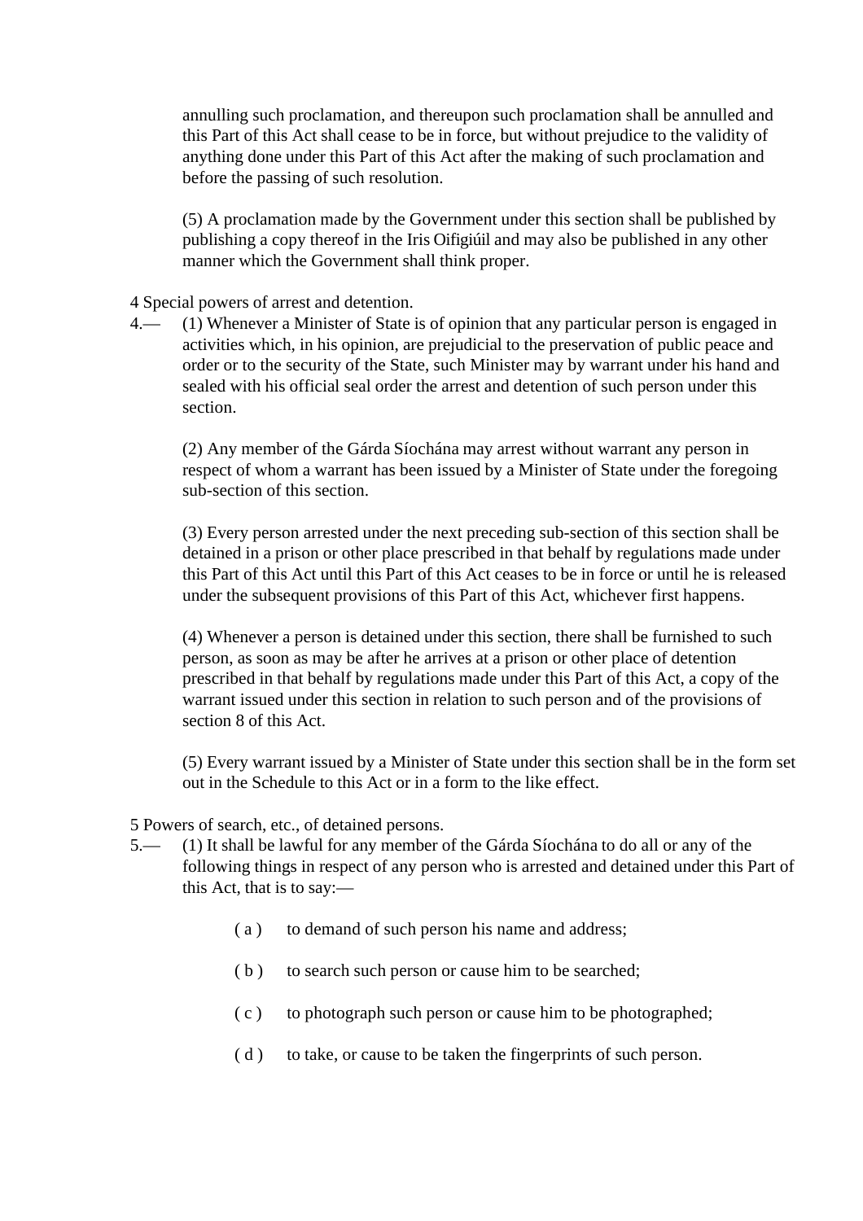annulling such proclamation, and thereupon such proclamation shall be annulled and this Part of this Act shall cease to be in force, but without prejudice to the validity of anything done under this Part of this Act after the making of such proclamation and before the passing of such resolution.

(5) A proclamation made by the Government under this section shall be published by publishing a copy thereof in the Iris Oifigiúil and may also be published in any other manner which the Government shall think proper.

4 Special powers of arrest and detention.

4.— (1) Whenever a Minister of State is of opinion that any particular person is engaged in activities which, in his opinion, are prejudicial to the preservation of public peace and order or to the security of the State, such Minister may by warrant under his hand and sealed with his official seal order the arrest and detention of such person under this section.

(2) Any member of the Gárda Síochána may arrest without warrant any person in respect of whom a warrant has been issued by a Minister of State under the foregoing sub-section of this section.

(3) Every person arrested under the next preceding sub-section of this section shall be detained in a prison or other place prescribed in that behalf by regulations made under this Part of this Act until this Part of this Act ceases to be in force or until he is released under the subsequent provisions of this Part of this Act, whichever first happens.

(4) Whenever a person is detained under this section, there shall be furnished to such person, as soon as may be after he arrives at a prison or other place of detention prescribed in that behalf by regulations made under this Part of this Act, a copy of the warrant issued under this section in relation to such person and of the provisions of section 8 of this Act.

(5) Every warrant issued by a Minister of State under this section shall be in the form set out in the Schedule to this Act or in a form to the like effect.

5 Powers of search, etc., of detained persons.

5.— (1) It shall be lawful for any member of the Gárda Síochána to do all or any of the following things in respect of any person who is arrested and detained under this Part of this Act, that is to say:—

( a ) to demand of such person his name and address;

( b ) to search such person or cause him to be searched;

( c ) to photograph such person or cause him to be photographed;

( d ) to take, or cause to be taken the fingerprints of such person.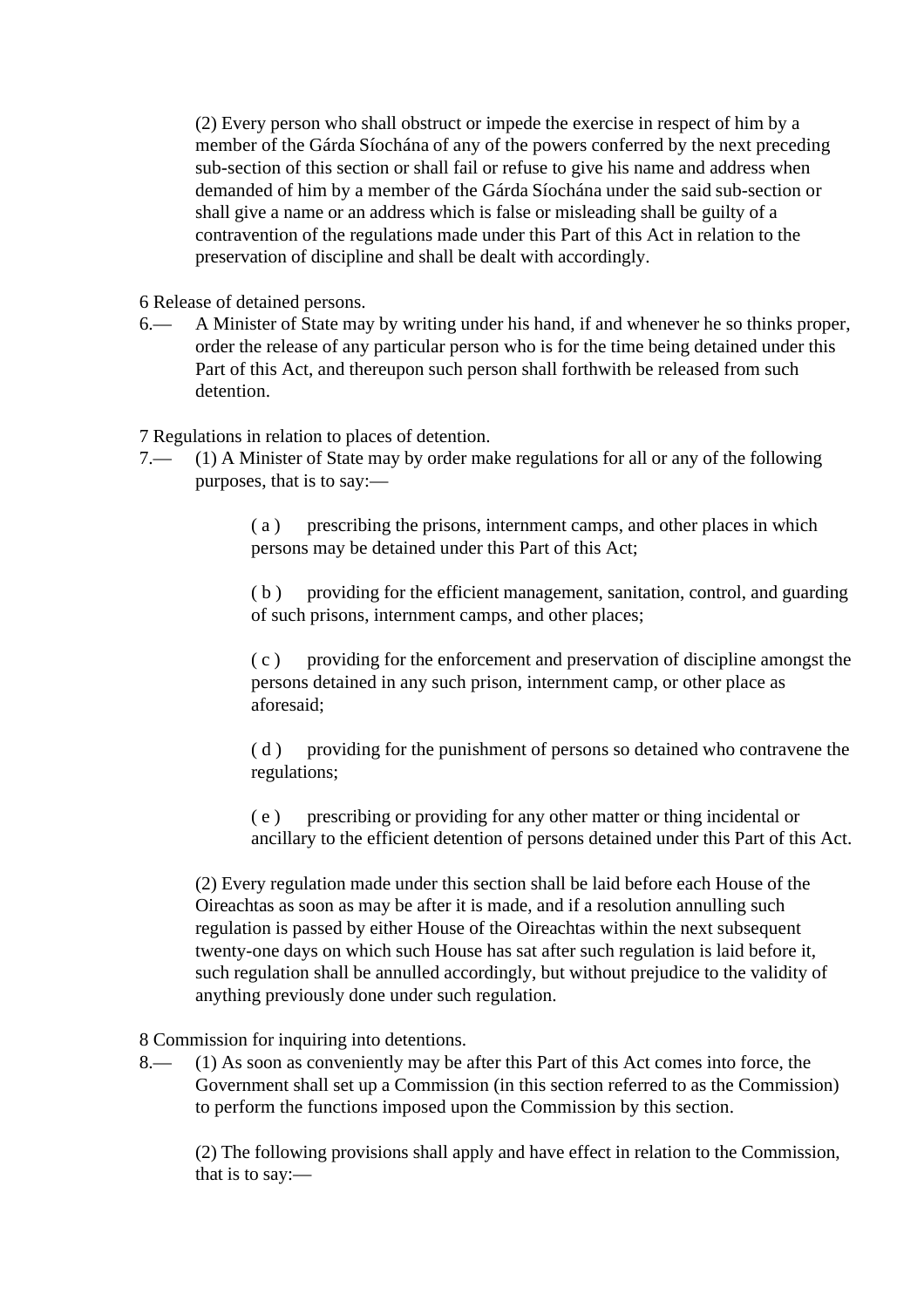(2) Every person who shall obstruct or impede the exercise in respect of him by a member of the Gárda Síochána of any of the powers conferred by the next preceding sub-section of this section or shall fail or refuse to give his name and address when demanded of him by a member of the Gárda Síochána under the said sub-section or shall give a name or an address which is false or misleading shall be guilty of a contravention of the regulations made under this Part of this Act in relation to the preservation of discipline and shall be dealt with accordingly.

6 Release of detained persons.

6.— A Minister of State may by writing under his hand, if and whenever he so thinks proper, order the release of any particular person who is for the time being detained under this Part of this Act, and thereupon such person shall forthwith be released from such detention.

7 Regulations in relation to places of detention.

7.— (1) A Minister of State may by order make regulations for all or any of the following purposes, that is to say:—

( a ) prescribing the prisons, internment camps, and other places in which persons may be detained under this Part of this Act;

( b ) providing for the efficient management, sanitation, control, and guarding of such prisons, internment camps, and other places;

( c ) providing for the enforcement and preservation of discipline amongst the persons detained in any such prison, internment camp, or other place as aforesaid;

( d ) providing for the punishment of persons so detained who contravene the regulations;

( e ) prescribing or providing for any other matter or thing incidental or ancillary to the efficient detention of persons detained under this Part of this Act.

(2) Every regulation made under this section shall be laid before each House of the Oireachtas as soon as may be after it is made, and if a resolution annulling such regulation is passed by either House of the Oireachtas within the next subsequent twenty-one days on which such House has sat after such regulation is laid before it, such regulation shall be annulled accordingly, but without prejudice to the validity of anything previously done under such regulation.

8 Commission for inquiring into detentions.

8.— (1) As soon as conveniently may be after this Part of this Act comes into force, the Government shall set up a Commission (in this section referred to as the Commission) to perform the functions imposed upon the Commission by this section.

(2) The following provisions shall apply and have effect in relation to the Commission, that is to say:—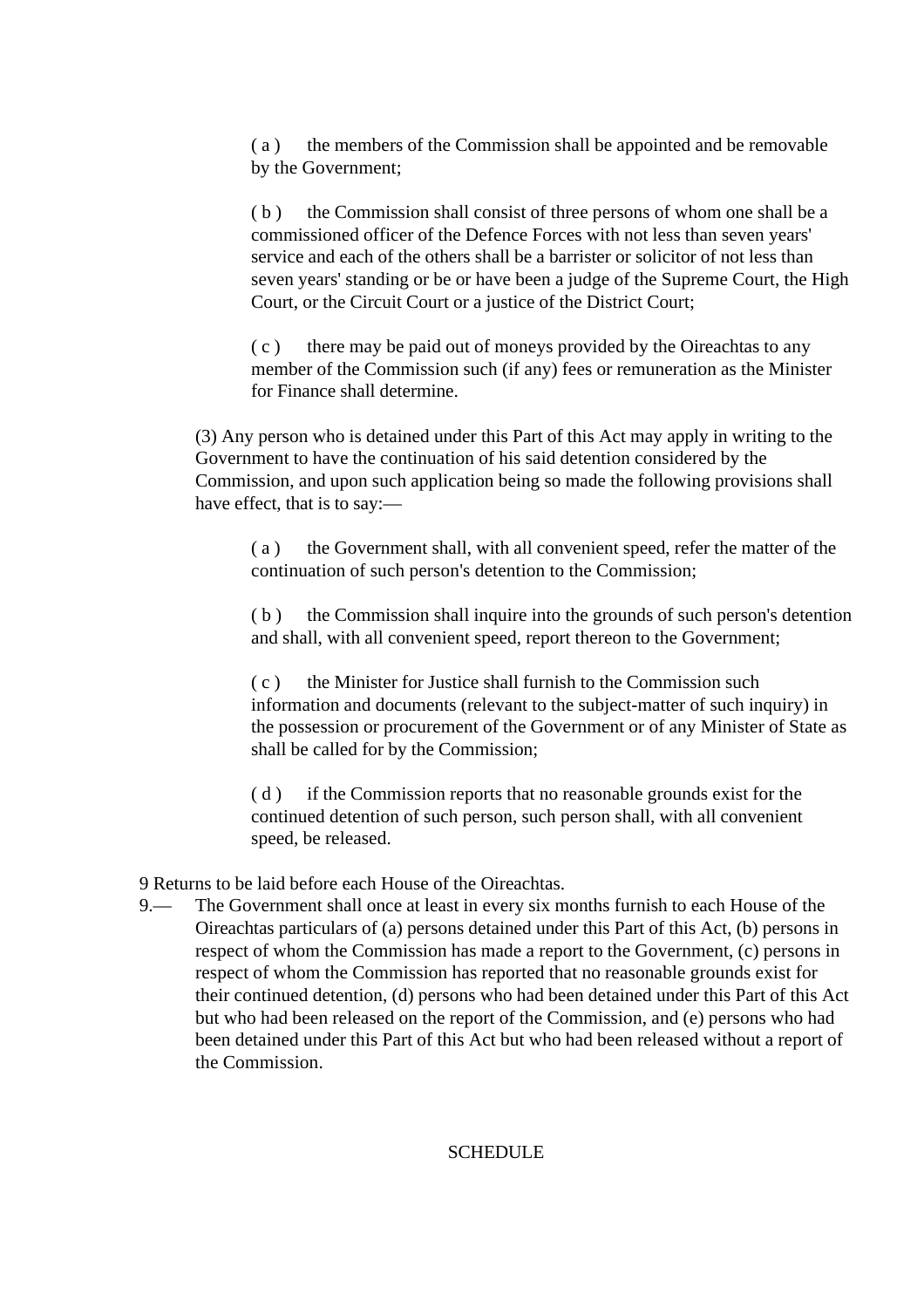( a ) the members of the Commission shall be appointed and be removable by the Government;

( b ) the Commission shall consist of three persons of whom one shall be a commissioned officer of the Defence Forces with not less than seven years' service and each of the others shall be a barrister or solicitor of not less than seven years' standing or be or have been a judge of the Supreme Court, the High Court, or the Circuit Court or a justice of the District Court;

( c ) there may be paid out of moneys provided by the Oireachtas to any member of the Commission such (if any) fees or remuneration as the Minister for Finance shall determine.

(3) Any person who is detained under this Part of this Act may apply in writing to the Government to have the continuation of his said detention considered by the Commission, and upon such application being so made the following provisions shall have effect, that is to say:—

( a ) the Government shall, with all convenient speed, refer the matter of the continuation of such person's detention to the Commission;

( b ) the Commission shall inquire into the grounds of such person's detention and shall, with all convenient speed, report thereon to the Government;

( c ) the Minister for Justice shall furnish to the Commission such information and documents (relevant to the subject-matter of such inquiry) in the possession or procurement of the Government or of any Minister of State as shall be called for by the Commission;

( d ) if the Commission reports that no reasonable grounds exist for the continued detention of such person, such person shall, with all convenient speed, be released.

9 Returns to be laid before each House of the Oireachtas.

9.— The Government shall once at least in every six months furnish to each House of the Oireachtas particulars of (a) persons detained under this Part of this Act, (b) persons in respect of whom the Commission has made a report to the Government, (c) persons in respect of whom the Commission has reported that no reasonable grounds exist for their continued detention, (d) persons who had been detained under this Part of this Act but who had been released on the report of the Commission, and (e) persons who had been detained under this Part of this Act but who had been released without a report of the Commission.

SCHEDULE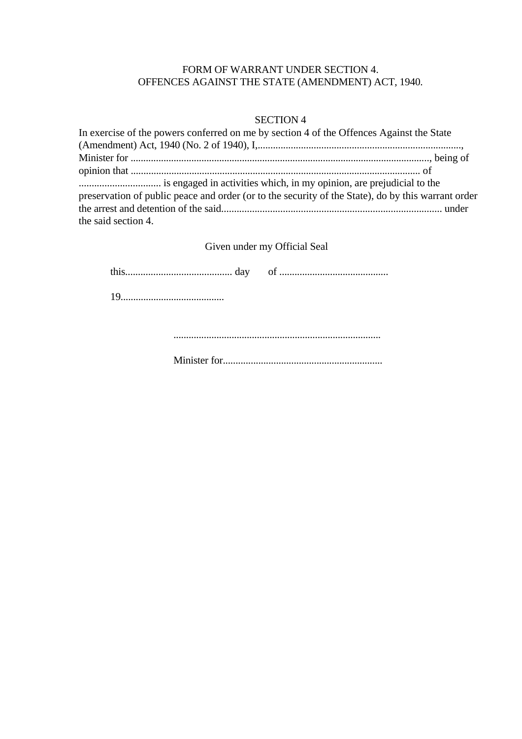FORM OF WARRANT UNDER SECTION 4.
OFFENCES AGAINST THE STATE (AMENDMENT) ACT, 1940.

SECTION 4

In exercise of the powers conferred on me by section 4 of the Offences Against the State (Amendment) Act, 1940 (No. 2 of 1940), I,................................................................................, Minister for ....................................................................................................................., being of opinion that ................................................................................................................. of ................................ is engaged in activities which, in my opinion, are prejudicial to the preservation of public peace and order (or to the security of the State), do by this warrant order the arrest and detention of the said...................................................................................... under the said section 4.

Given under my Official Seal

this.......................................... day of ...........................................

19.........................................

..................................................................................

Minister for...............................................................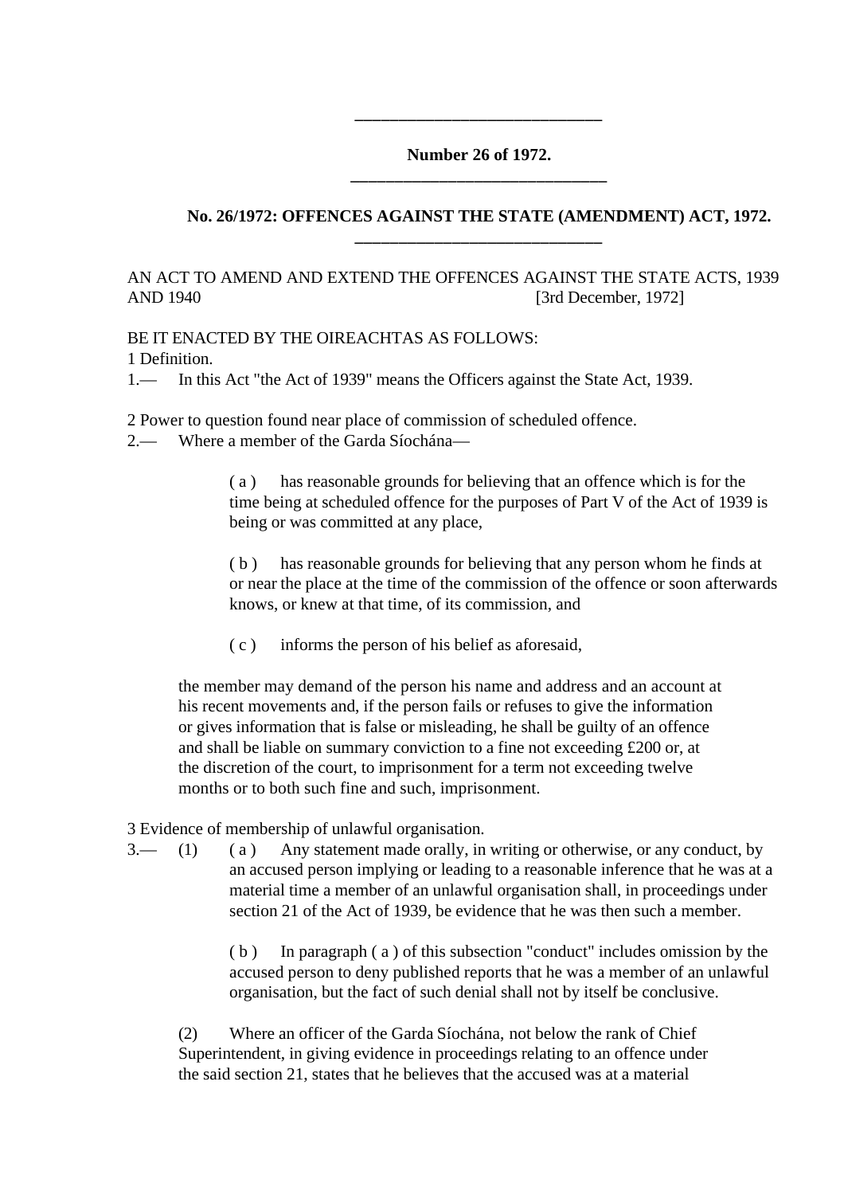---

**Number 26 of 1972.**

---

**No. 26/1972: OFFENCES AGAINST THE STATE (AMENDMENT) ACT, 1972.**

---

AN ACT TO AMEND AND EXTEND THE OFFENCES AGAINST THE STATE ACTS, 1939 AND 1940 [3rd December, 1972]

BE IT ENACTED BY THE OIREACHTAS AS FOLLOWS:

1 Definition.

1.— In this Act "the Act of 1939" means the Officers against the State Act, 1939.

2 Power to question found near place of commission of scheduled offence.

2.— Where a member of the Garda Síochána—

( a ) has reasonable grounds for believing that an offence which is for the time being at scheduled offence for the purposes of Part V of the Act of 1939 is being or was committed at any place,

( b ) has reasonable grounds for believing that any person whom he finds at or near the place at the time of the commission of the offence or soon afterwards knows, or knew at that time, of its commission, and

( c ) informs the person of his belief as aforesaid,

the member may demand of the person his name and address and an account at his recent movements and, if the person fails or refuses to give the information or gives information that is false or misleading, he shall be guilty of an offence and shall be liable on summary conviction to a fine not exceeding £200 or, at the discretion of the court, to imprisonment for a term not exceeding twelve months or to both such fine and such, imprisonment.

3 Evidence of membership of unlawful organisation.

3.— (1) ( a ) Any statement made orally, in writing or otherwise, or any conduct, by an accused person implying or leading to a reasonable inference that he was at a material time a member of an unlawful organisation shall, in proceedings under section 21 of the Act of 1939, be evidence that he was then such a member.

( b ) In paragraph ( a ) of this subsection "conduct" includes omission by the accused person to deny published reports that he was a member of an unlawful organisation, but the fact of such denial shall not by itself be conclusive.

(2) Where an officer of the Garda Síochána, not below the rank of Chief Superintendent, in giving evidence in proceedings relating to an offence under the said section 21, states that he believes that the accused was at a material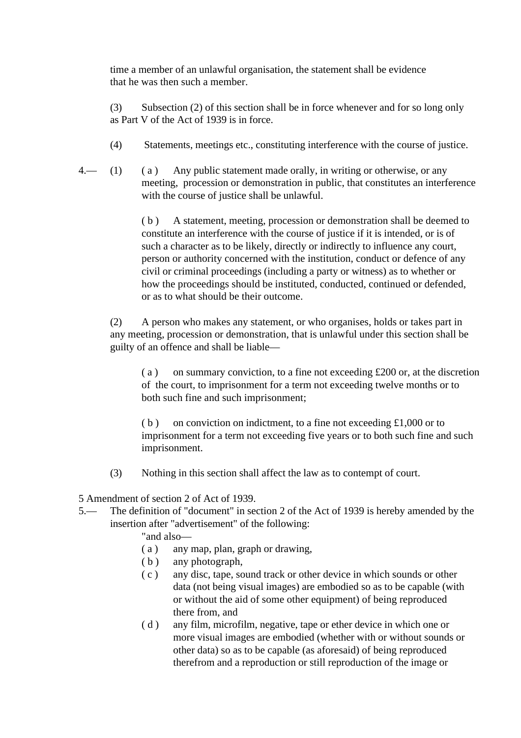time a member of an unlawful organisation, the statement shall be evidence that he was then such a member.

(3) Subsection (2) of this section shall be in force whenever and for so long only as Part V of the Act of 1939 is in force.

(4) Statements, meetings etc., constituting interference with the course of justice.

4.— (1) ( a ) Any public statement made orally, in writing or otherwise, or any meeting, procession or demonstration in public, that constitutes an interference with the course of justice shall be unlawful.

( b ) A statement, meeting, procession or demonstration shall be deemed to constitute an interference with the course of justice if it is intended, or is of such a character as to be likely, directly or indirectly to influence any court, person or authority concerned with the institution, conduct or defence of any civil or criminal proceedings (including a party or witness) as to whether or how the proceedings should be instituted, conducted, continued or defended, or as to what should be their outcome.

(2) A person who makes any statement, or who organises, holds or takes part in any meeting, procession or demonstration, that is unlawful under this section shall be guilty of an offence and shall be liable—

( a ) on summary conviction, to a fine not exceeding £200 or, at the discretion of the court, to imprisonment for a term not exceeding twelve months or to both such fine and such imprisonment;

( b ) on conviction on indictment, to a fine not exceeding £1,000 or to imprisonment for a term not exceeding five years or to both such fine and such imprisonment.

(3) Nothing in this section shall affect the law as to contempt of court.

5 Amendment of section 2 of Act of 1939.

5.— The definition of "document" in section 2 of the Act of 1939 is hereby amended by the insertion after "advertisement" of the following:

"and also—

( a ) any map, plan, graph or drawing,

( b ) any photograph,

( c ) any disc, tape, sound track or other device in which sounds or other data (not being visual images) are embodied so as to be capable (with or without the aid of some other equipment) of being reproduced there from, and

( d ) any film, microfilm, negative, tape or ether device in which one or more visual images are embodied (whether with or without sounds or other data) so as to be capable (as aforesaid) of being reproduced therefrom and a reproduction or still reproduction of the image or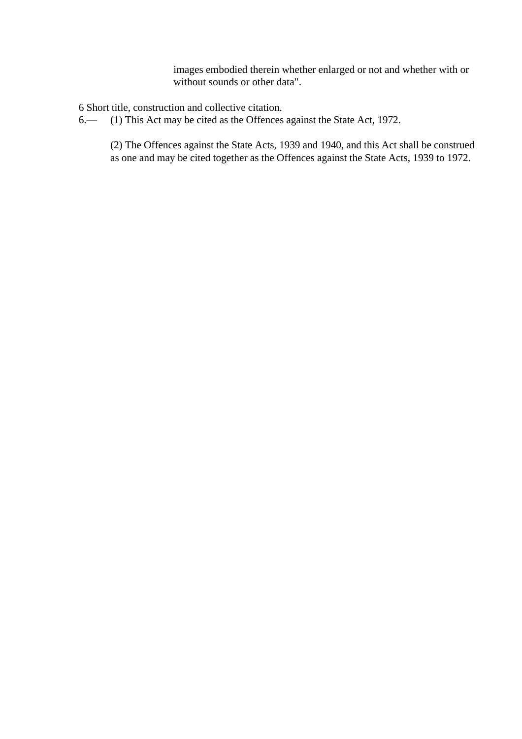images embodied therein whether enlarged or not and whether with or without sounds or other data".

6 Short title, construction and collective citation.

6.— (1) This Act may be cited as the Offences against the State Act, 1972.

(2) The Offences against the State Acts, 1939 and 1940, and this Act shall be construed as one and may be cited together as the Offences against the State Acts, 1939 to 1972.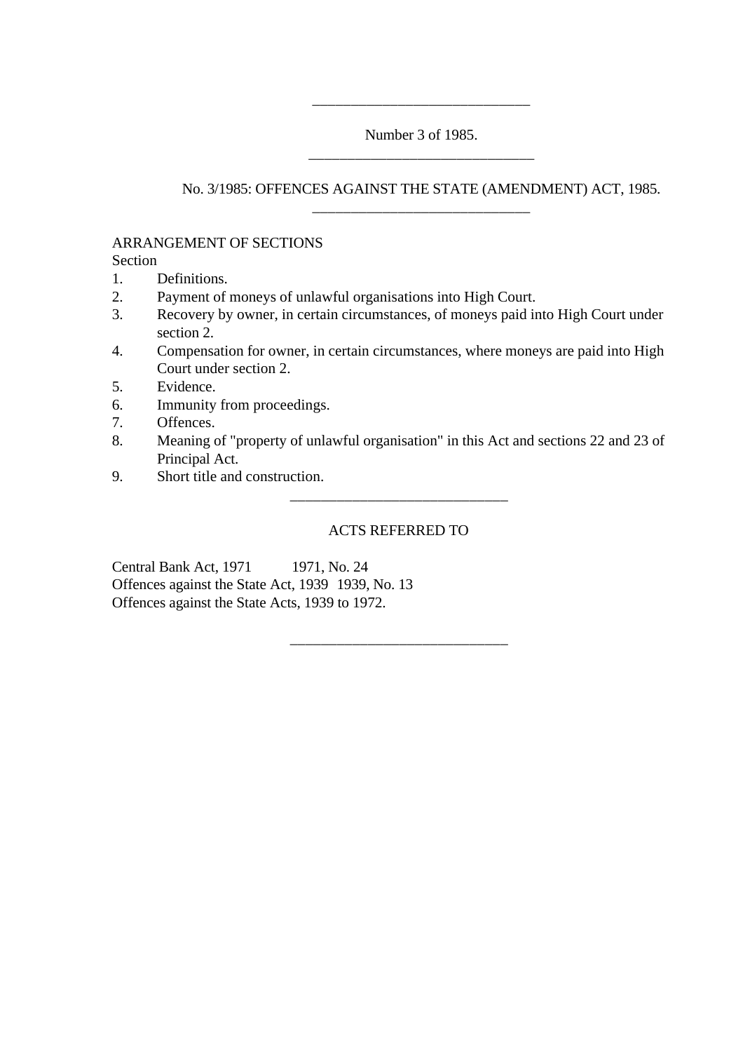Number 3 of 1985.

# No. 3/1985: OFFENCES AGAINST THE STATE (AMENDMENT) ACT, 1985.

ARRANGEMENT OF SECTIONS

Section

1. Definitions.
2. Payment of moneys of unlawful organisations into High Court.
3. Recovery by owner, in certain circumstances, of moneys paid into High Court under section 2.
4. Compensation for owner, in certain circumstances, where moneys are paid into High Court under section 2.
5. Evidence.
6. Immunity from proceedings.
7. Offences.
8. Meaning of "property of unlawful organisation" in this Act and sections 22 and 23 of Principal Act.
9. Short title and construction.

ACTS REFERRED TO

| | |
|---|---|
| Central Bank Act, 1971 | 1971, No. 24 |
| Offences against the State Act, 1939 | 1939, No. 13 |
| Offences against the State Acts, 1939 to 1972. | |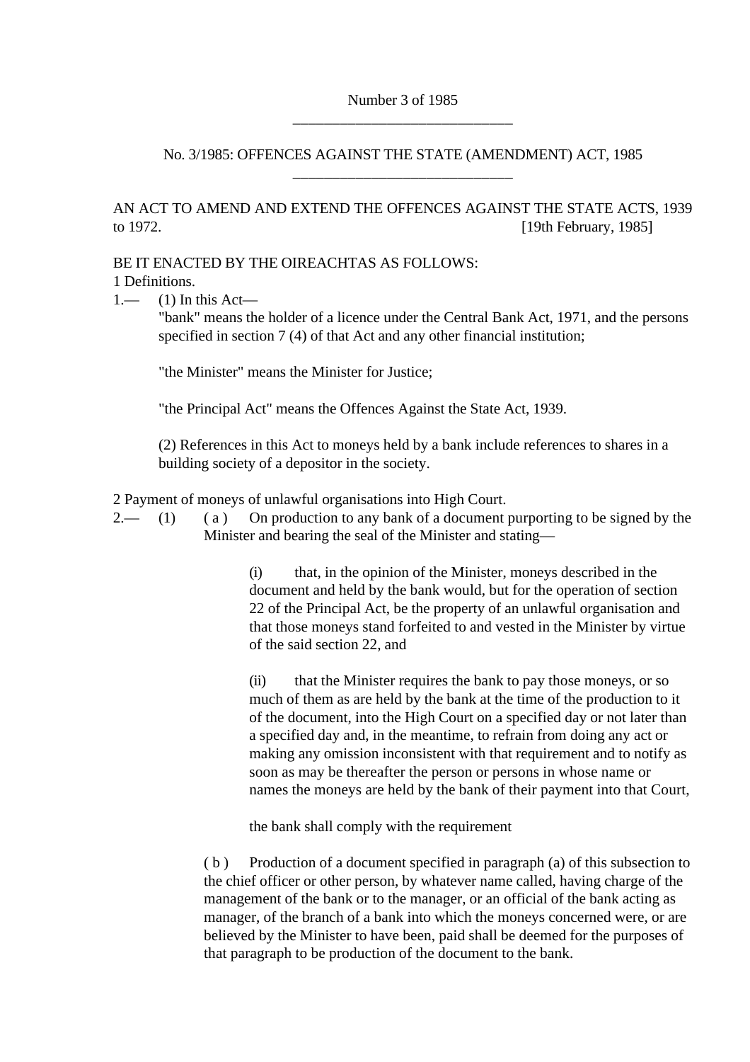Number 3 of 1985

---

## No. 3/1985: OFFENCES AGAINST THE STATE (AMENDMENT) ACT, 1985

---

AN ACT TO AMEND AND EXTEND THE OFFENCES AGAINST THE STATE ACTS, 1939 to 1972. [19th February, 1985]

BE IT ENACTED BY THE OIREACHTAS AS FOLLOWS:

1 Definitions.

1.— (1) In this Act—

"bank" means the holder of a licence under the Central Bank Act, 1971, and the persons specified in section 7 (4) of that Act and any other financial institution;

"the Minister" means the Minister for Justice;

"the Principal Act" means the Offences Against the State Act, 1939.

(2) References in this Act to moneys held by a bank include references to shares in a building society of a depositor in the society.

2 Payment of moneys of unlawful organisations into High Court.

2.— (1) ( a ) On production to any bank of a document purporting to be signed by the Minister and bearing the seal of the Minister and stating—

(i) that, in the opinion of the Minister, moneys described in the document and held by the bank would, but for the operation of section 22 of the Principal Act, be the property of an unlawful organisation and that those moneys stand forfeited to and vested in the Minister by virtue of the said section 22, and

(ii) that the Minister requires the bank to pay those moneys, or so much of them as are held by the bank at the time of the production to it of the document, into the High Court on a specified day or not later than a specified day and, in the meantime, to refrain from doing any act or making any omission inconsistent with that requirement and to notify as soon as may be thereafter the person or persons in whose name or names the moneys are held by the bank of their payment into that Court,

the bank shall comply with the requirement

( b ) Production of a document specified in paragraph (a) of this subsection to the chief officer or other person, by whatever name called, having charge of the management of the bank or to the manager, or an official of the bank acting as manager, of the branch of a bank into which the moneys concerned were, or are believed by the Minister to have been, paid shall be deemed for the purposes of that paragraph to be production of the document to the bank.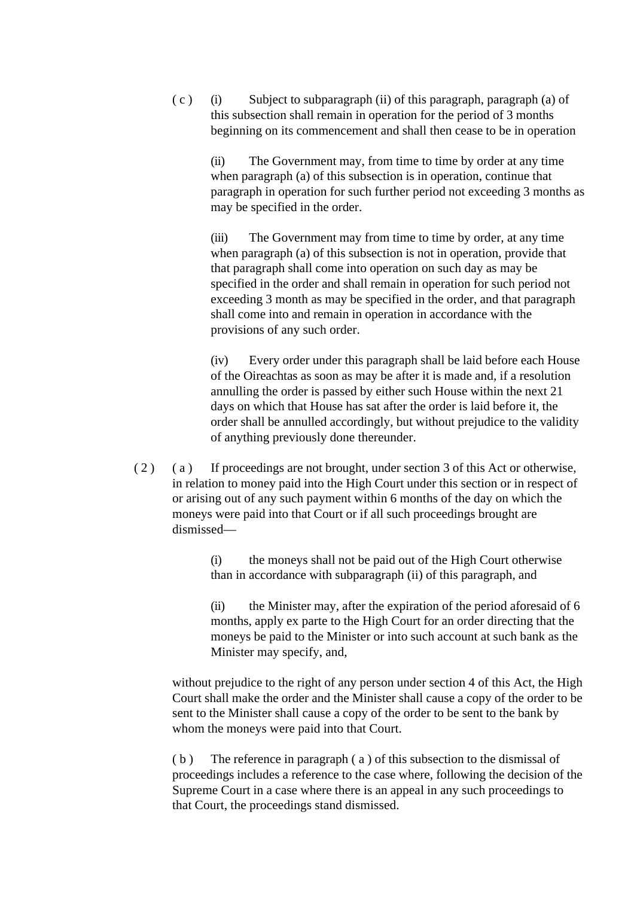( c ) (i) Subject to subparagraph (ii) of this paragraph, paragraph (a) of this subsection shall remain in operation for the period of 3 months beginning on its commencement and shall then cease to be in operation

(ii) The Government may, from time to time by order at any time when paragraph (a) of this subsection is in operation, continue that paragraph in operation for such further period not exceeding 3 months as may be specified in the order.

(iii) The Government may from time to time by order, at any time when paragraph (a) of this subsection is not in operation, provide that that paragraph shall come into operation on such day as may be specified in the order and shall remain in operation for such period not exceeding 3 month as may be specified in the order, and that paragraph shall come into and remain in operation in accordance with the provisions of any such order.

(iv) Every order under this paragraph shall be laid before each House of the Oireachtas as soon as may be after it is made and, if a resolution annulling the order is passed by either such House within the next 21 days on which that House has sat after the order is laid before it, the order shall be annulled accordingly, but without prejudice to the validity of anything previously done thereunder.

( 2 ) ( a ) If proceedings are not brought, under section 3 of this Act or otherwise, in relation to money paid into the High Court under this section or in respect of or arising out of any such payment within 6 months of the day on which the moneys were paid into that Court or if all such proceedings brought are dismissed—

(i) the moneys shall not be paid out of the High Court otherwise than in accordance with subparagraph (ii) of this paragraph, and

(ii) the Minister may, after the expiration of the period aforesaid of 6 months, apply ex parte to the High Court for an order directing that the moneys be paid to the Minister or into such account at such bank as the Minister may specify, and,

without prejudice to the right of any person under section 4 of this Act, the High Court shall make the order and the Minister shall cause a copy of the order to be sent to the Minister shall cause a copy of the order to be sent to the bank by whom the moneys were paid into that Court.

( b ) The reference in paragraph ( a ) of this subsection to the dismissal of proceedings includes a reference to the case where, following the decision of the Supreme Court in a case where there is an appeal in any such proceedings to that Court, the proceedings stand dismissed.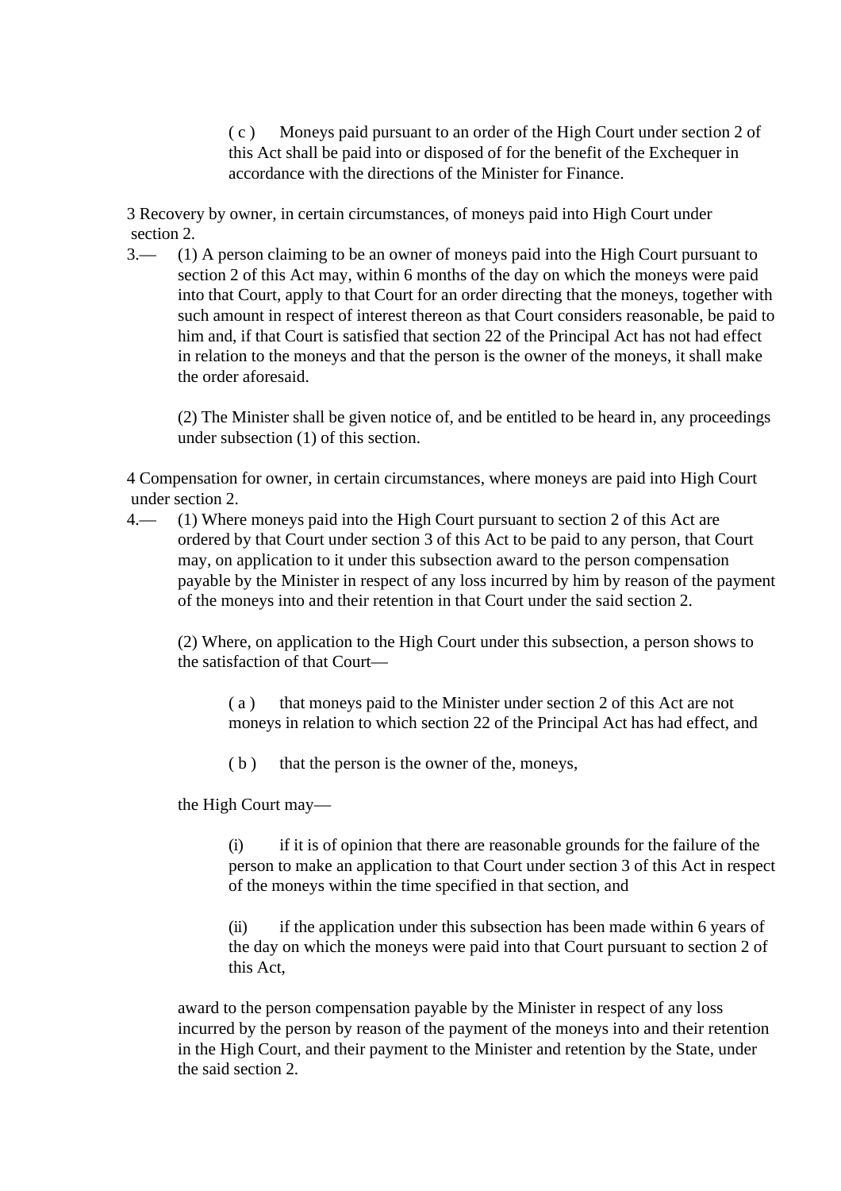( c ) Moneys paid pursuant to an order of the High Court under section 2 of this Act shall be paid into or disposed of for the benefit of the Exchequer in accordance with the directions of the Minister for Finance.

3 Recovery by owner, in certain circumstances, of moneys paid into High Court under section 2.

3.— (1) A person claiming to be an owner of moneys paid into the High Court pursuant to section 2 of this Act may, within 6 months of the day on which the moneys were paid into that Court, apply to that Court for an order directing that the moneys, together with such amount in respect of interest thereon as that Court considers reasonable, be paid to him and, if that Court is satisfied that section 22 of the Principal Act has not had effect in relation to the moneys and that the person is the owner of the moneys, it shall make the order aforesaid.

(2) The Minister shall be given notice of, and be entitled to be heard in, any proceedings under subsection (1) of this section.

4 Compensation for owner, in certain circumstances, where moneys are paid into High Court under section 2.

4.— (1) Where moneys paid into the High Court pursuant to section 2 of this Act are ordered by that Court under section 3 of this Act to be paid to any person, that Court may, on application to it under this subsection award to the person compensation payable by the Minister in respect of any loss incurred by him by reason of the payment of the moneys into and their retention in that Court under the said section 2.

(2) Where, on application to the High Court under this subsection, a person shows to the satisfaction of that Court—

( a ) that moneys paid to the Minister under section 2 of this Act are not moneys in relation to which section 22 of the Principal Act has had effect, and

( b ) that the person is the owner of the, moneys,

the High Court may—

(i) if it is of opinion that there are reasonable grounds for the failure of the person to make an application to that Court under section 3 of this Act in respect of the moneys within the time specified in that section, and

(ii) if the application under this subsection has been made within 6 years of the day on which the moneys were paid into that Court pursuant to section 2 of this Act,

award to the person compensation payable by the Minister in respect of any loss incurred by the person by reason of the payment of the moneys into and their retention in the High Court, and their payment to the Minister and retention by the State, under the said section 2.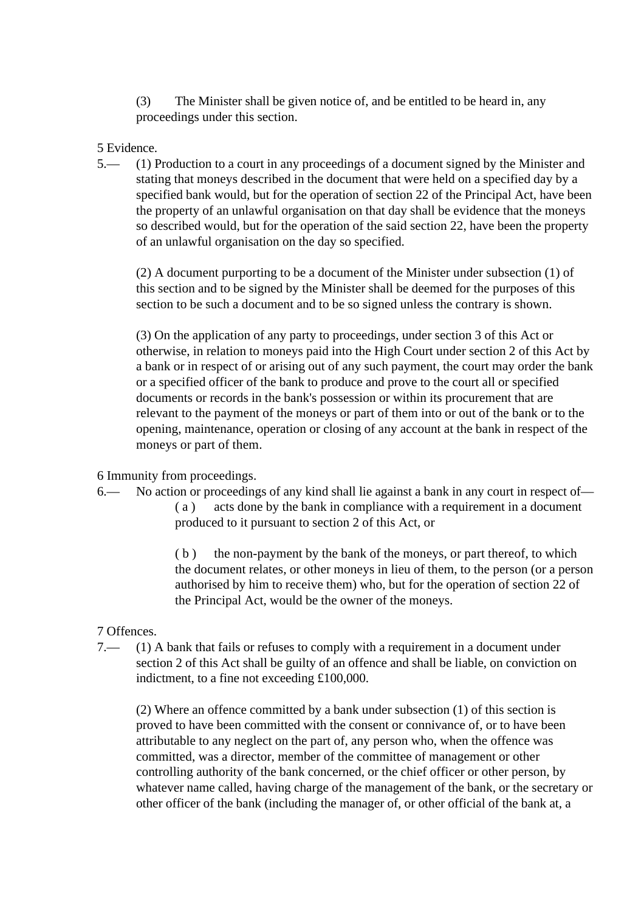(3) The Minister shall be given notice of, and be entitled to be heard in, any proceedings under this section.

5 Evidence.

5.— (1) Production to a court in any proceedings of a document signed by the Minister and stating that moneys described in the document that were held on a specified day by a specified bank would, but for the operation of section 22 of the Principal Act, have been the property of an unlawful organisation on that day shall be evidence that the moneys so described would, but for the operation of the said section 22, have been the property of an unlawful organisation on the day so specified.

(2) A document purporting to be a document of the Minister under subsection (1) of this section and to be signed by the Minister shall be deemed for the purposes of this section to be such a document and to be so signed unless the contrary is shown.

(3) On the application of any party to proceedings, under section 3 of this Act or otherwise, in relation to moneys paid into the High Court under section 2 of this Act by a bank or in respect of or arising out of any such payment, the court may order the bank or a specified officer of the bank to produce and prove to the court all or specified documents or records in the bank's possession or within its procurement that are relevant to the payment of the moneys or part of them into or out of the bank or to the opening, maintenance, operation or closing of any account at the bank in respect of the moneys or part of them.

6 Immunity from proceedings.

6.— No action or proceedings of any kind shall lie against a bank in any court in respect of—

( a ) acts done by the bank in compliance with a requirement in a document produced to it pursuant to section 2 of this Act, or

( b ) the non-payment by the bank of the moneys, or part thereof, to which the document relates, or other moneys in lieu of them, to the person (or a person authorised by him to receive them) who, but for the operation of section 22 of the Principal Act, would be the owner of the moneys.

7 Offences.

7.— (1) A bank that fails or refuses to comply with a requirement in a document under section 2 of this Act shall be guilty of an offence and shall be liable, on conviction on indictment, to a fine not exceeding £100,000.

(2) Where an offence committed by a bank under subsection (1) of this section is proved to have been committed with the consent or connivance of, or to have been attributable to any neglect on the part of, any person who, when the offence was committed, was a director, member of the committee of management or other controlling authority of the bank concerned, or the chief officer or other person, by whatever name called, having charge of the management of the bank, or the secretary or other officer of the bank (including the manager of, or other official of the bank at, a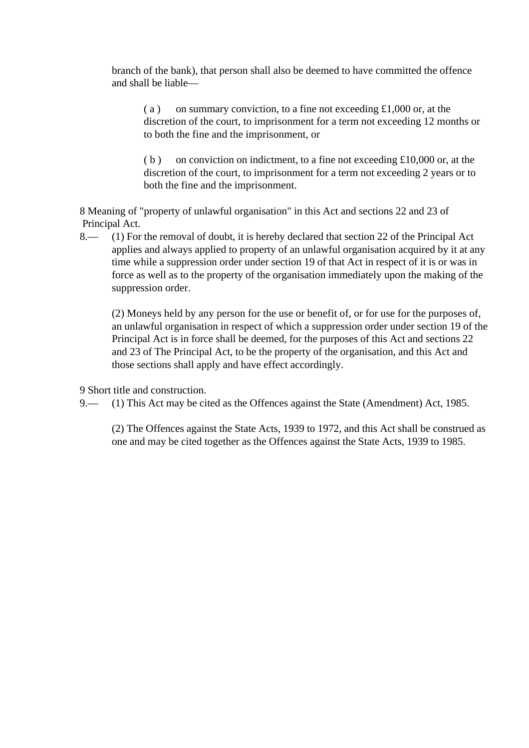branch of the bank), that person shall also be deemed to have committed the offence and shall be liable—

( a ) on summary conviction, to a fine not exceeding £1,000 or, at the discretion of the court, to imprisonment for a term not exceeding 12 months or to both the fine and the imprisonment, or

( b ) on conviction on indictment, to a fine not exceeding £10,000 or, at the discretion of the court, to imprisonment for a term not exceeding 2 years or to both the fine and the imprisonment.

8 Meaning of "property of unlawful organisation" in this Act and sections 22 and 23 of Principal Act.

8.— (1) For the removal of doubt, it is hereby declared that section 22 of the Principal Act applies and always applied to property of an unlawful organisation acquired by it at any time while a suppression order under section 19 of that Act in respect of it is or was in force as well as to the property of the organisation immediately upon the making of the suppression order.

(2) Moneys held by any person for the use or benefit of, or for use for the purposes of, an unlawful organisation in respect of which a suppression order under section 19 of the Principal Act is in force shall be deemed, for the purposes of this Act and sections 22 and 23 of The Principal Act, to be the property of the organisation, and this Act and those sections shall apply and have effect accordingly.

9 Short title and construction.

9.— (1) This Act may be cited as the Offences against the State (Amendment) Act, 1985.

(2) The Offences against the State Acts, 1939 to 1972, and this Act shall be construed as one and may be cited together as the Offences against the State Acts, 1939 to 1985.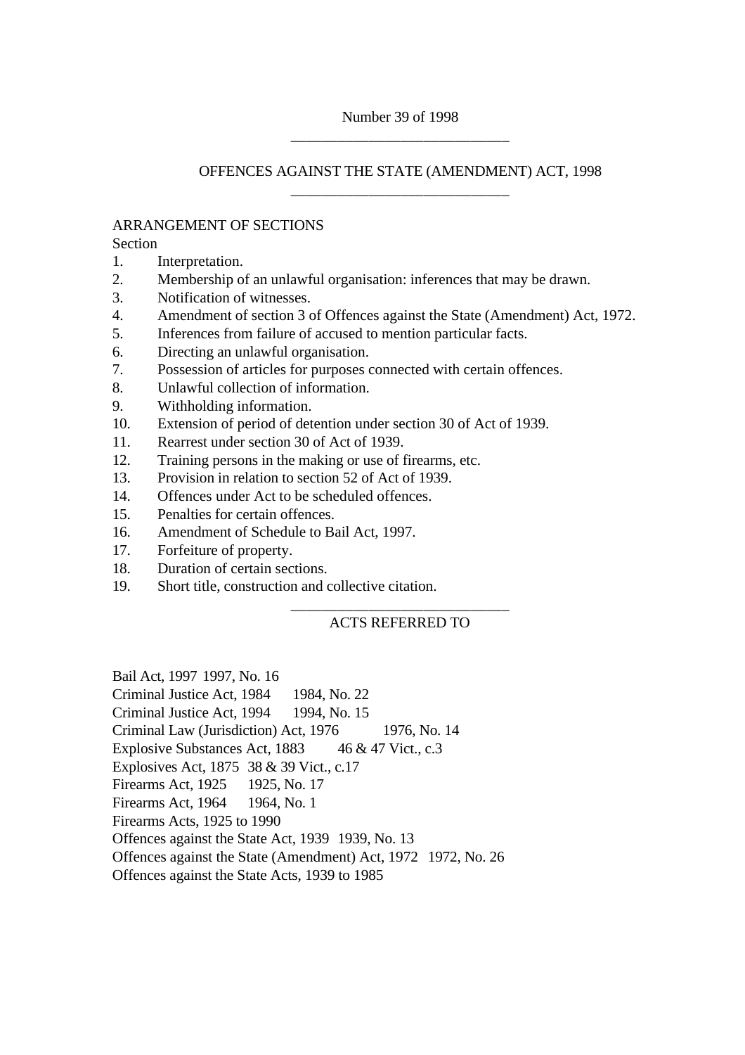Number 39 of 1998

---

# OFFENCES AGAINST THE STATE (AMENDMENT) ACT, 1998

---

ARRANGEMENT OF SECTIONS

Section

1. Interpretation.
2. Membership of an unlawful organisation: inferences that may be drawn.
3. Notification of witnesses.
4. Amendment of section 3 of Offences against the State (Amendment) Act, 1972.
5. Inferences from failure of accused to mention particular facts.
6. Directing an unlawful organisation.
7. Possession of articles for purposes connected with certain offences.
8. Unlawful collection of information.
9. Withholding information.
10. Extension of period of detention under section 30 of Act of 1939.
11. Rearrest under section 30 of Act of 1939.
12. Training persons in the making or use of firearms, etc.
13. Provision in relation to section 52 of Act of 1939.
14. Offences under Act to be scheduled offences.
15. Penalties for certain offences.
16. Amendment of Schedule to Bail Act, 1997.
17. Forfeiture of property.
18. Duration of certain sections.
19. Short title, construction and collective citation.

---

ACTS REFERRED TO

| | |
|---|---|
| Bail Act, 1997 | 1997, No. 16 |
| Criminal Justice Act, 1984 | 1984, No. 22 |
| Criminal Justice Act, 1994 | 1994, No. 15 |
| Criminal Law (Jurisdiction) Act, 1976 | 1976, No. 14 |
| Explosive Substances Act, 1883 | 46 & 47 Vict., c.3 |
| Explosives Act, 1875 | 38 & 39 Vict., c.17 |
| Firearms Act, 1925 | 1925, No. 17 |
| Firearms Act, 1964 | 1964, No. 1 |
| Firearms Acts, 1925 to 1990 | |
| Offences against the State Act, 1939 | 1939, No. 13 |
| Offences against the State (Amendment) Act, 1972 | 1972, No. 26 |
| Offences against the State Acts, 1939 to 1985 | |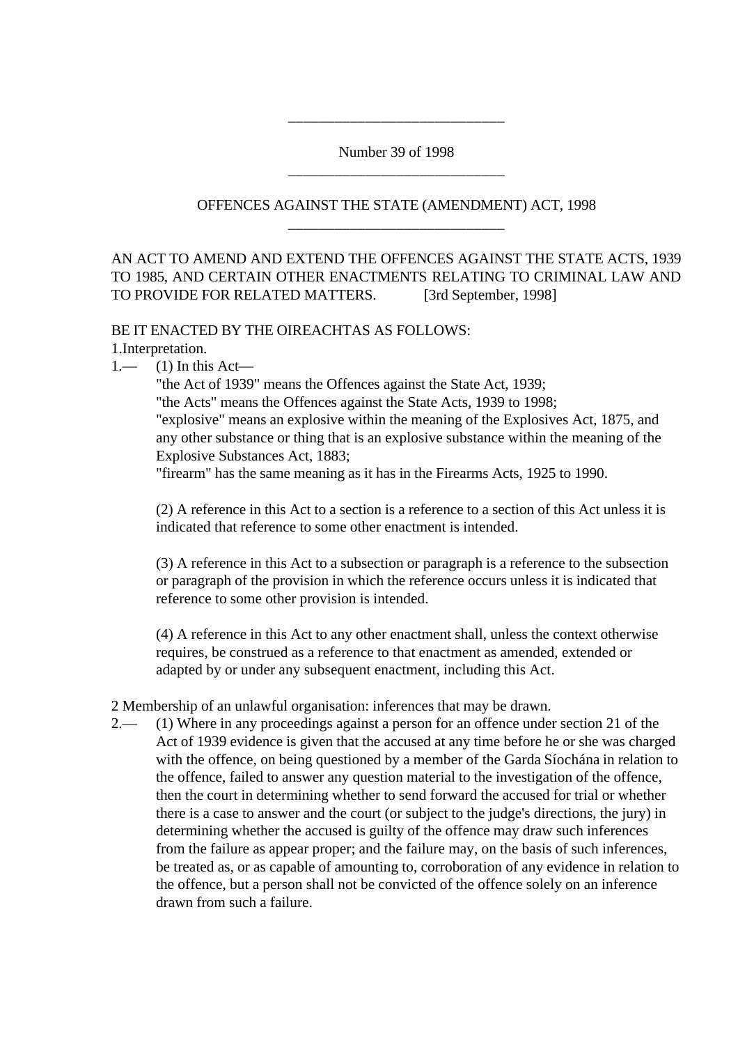---

Number 39 of 1998

---

# OFFENCES AGAINST THE STATE (AMENDMENT) ACT, 1998

---

AN ACT TO AMEND AND EXTEND THE OFFENCES AGAINST THE STATE ACTS, 1939 TO 1985, AND CERTAIN OTHER ENACTMENTS RELATING TO CRIMINAL LAW AND TO PROVIDE FOR RELATED MATTERS. [3rd September, 1998]

BE IT ENACTED BY THE OIREACHTAS AS FOLLOWS:

1.Interpretation.

1.— (1) In this Act—

"the Act of 1939" means the Offences against the State Act, 1939;

"the Acts" means the Offences against the State Acts, 1939 to 1998;

"explosive" means an explosive within the meaning of the Explosives Act, 1875, and any other substance or thing that is an explosive substance within the meaning of the Explosive Substances Act, 1883;

"firearm" has the same meaning as it has in the Firearms Acts, 1925 to 1990.

(2) A reference in this Act to a section is a reference to a section of this Act unless it is indicated that reference to some other enactment is intended.

(3) A reference in this Act to a subsection or paragraph is a reference to the subsection or paragraph of the provision in which the reference occurs unless it is indicated that reference to some other provision is intended.

(4) A reference in this Act to any other enactment shall, unless the context otherwise requires, be construed as a reference to that enactment as amended, extended or adapted by or under any subsequent enactment, including this Act.

2 Membership of an unlawful organisation: inferences that may be drawn.

2.— (1) Where in any proceedings against a person for an offence under section 21 of the Act of 1939 evidence is given that the accused at any time before he or she was charged with the offence, on being questioned by a member of the Garda Síochána in relation to the offence, failed to answer any question material to the investigation of the offence, then the court in determining whether to send forward the accused for trial or whether there is a case to answer and the court (or subject to the judge's directions, the jury) in determining whether the accused is guilty of the offence may draw such inferences from the failure as appear proper; and the failure may, on the basis of such inferences, be treated as, or as capable of amounting to, corroboration of any evidence in relation to the offence, but a person shall not be convicted of the offence solely on an inference drawn from such a failure.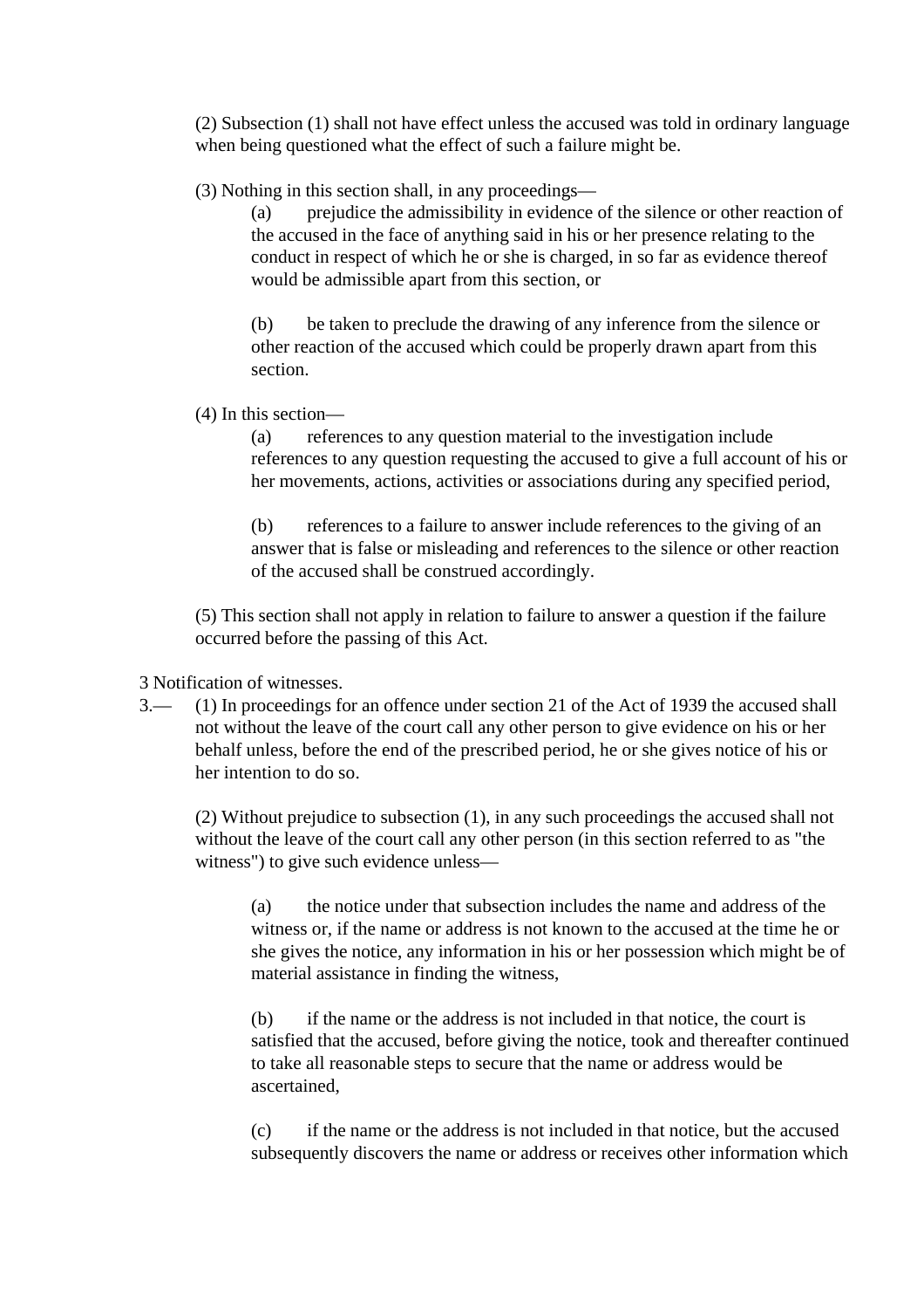(2) Subsection (1) shall not have effect unless the accused was told in ordinary language when being questioned what the effect of such a failure might be.

(3) Nothing in this section shall, in any proceedings—

(a) prejudice the admissibility in evidence of the silence or other reaction of the accused in the face of anything said in his or her presence relating to the conduct in respect of which he or she is charged, in so far as evidence thereof would be admissible apart from this section, or

(b) be taken to preclude the drawing of any inference from the silence or other reaction of the accused which could be properly drawn apart from this section.

(4) In this section—

(a) references to any question material to the investigation include references to any question requesting the accused to give a full account of his or her movements, actions, activities or associations during any specified period,

(b) references to a failure to answer include references to the giving of an answer that is false or misleading and references to the silence or other reaction of the accused shall be construed accordingly.

(5) This section shall not apply in relation to failure to answer a question if the failure occurred before the passing of this Act.

3 Notification of witnesses.

3.— (1) In proceedings for an offence under section 21 of the Act of 1939 the accused shall not without the leave of the court call any other person to give evidence on his or her behalf unless, before the end of the prescribed period, he or she gives notice of his or her intention to do so.

(2) Without prejudice to subsection (1), in any such proceedings the accused shall not without the leave of the court call any other person (in this section referred to as "the witness") to give such evidence unless—

(a) the notice under that subsection includes the name and address of the witness or, if the name or address is not known to the accused at the time he or she gives the notice, any information in his or her possession which might be of material assistance in finding the witness,

(b) if the name or the address is not included in that notice, the court is satisfied that the accused, before giving the notice, took and thereafter continued to take all reasonable steps to secure that the name or address would be ascertained,

(c) if the name or the address is not included in that notice, but the accused subsequently discovers the name or address or receives other information which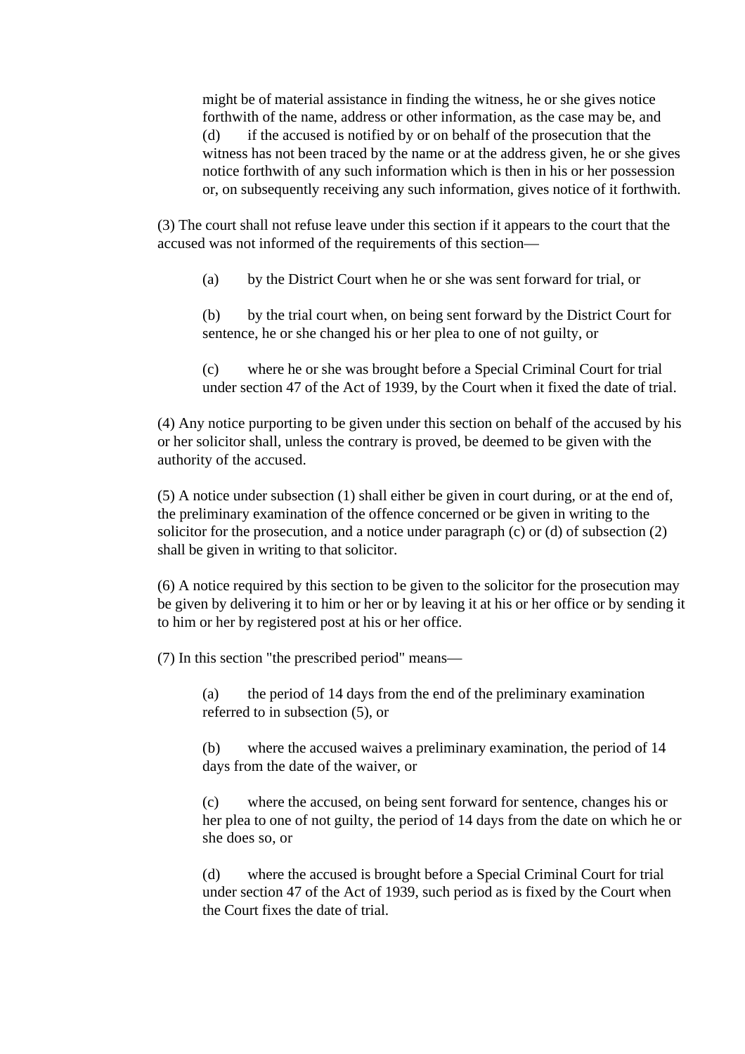might be of material assistance in finding the witness, he or she gives notice forthwith of the name, address or other information, as the case may be, and

(d) if the accused is notified by or on behalf of the prosecution that the witness has not been traced by the name or at the address given, he or she gives notice forthwith of any such information which is then in his or her possession or, on subsequently receiving any such information, gives notice of it forthwith.

(3) The court shall not refuse leave under this section if it appears to the court that the accused was not informed of the requirements of this section—

(a) by the District Court when he or she was sent forward for trial, or

(b) by the trial court when, on being sent forward by the District Court for sentence, he or she changed his or her plea to one of not guilty, or

(c) where he or she was brought before a Special Criminal Court for trial under section 47 of the Act of 1939, by the Court when it fixed the date of trial.

(4) Any notice purporting to be given under this section on behalf of the accused by his or her solicitor shall, unless the contrary is proved, be deemed to be given with the authority of the accused.

(5) A notice under subsection (1) shall either be given in court during, or at the end of, the preliminary examination of the offence concerned or be given in writing to the solicitor for the prosecution, and a notice under paragraph (c) or (d) of subsection (2) shall be given in writing to that solicitor.

(6) A notice required by this section to be given to the solicitor for the prosecution may be given by delivering it to him or her or by leaving it at his or her office or by sending it to him or her by registered post at his or her office.

(7) In this section "the prescribed period" means—

(a) the period of 14 days from the end of the preliminary examination referred to in subsection (5), or

(b) where the accused waives a preliminary examination, the period of 14 days from the date of the waiver, or

(c) where the accused, on being sent forward for sentence, changes his or her plea to one of not guilty, the period of 14 days from the date on which he or she does so, or

(d) where the accused is brought before a Special Criminal Court for trial under section 47 of the Act of 1939, such period as is fixed by the Court when the Court fixes the date of trial.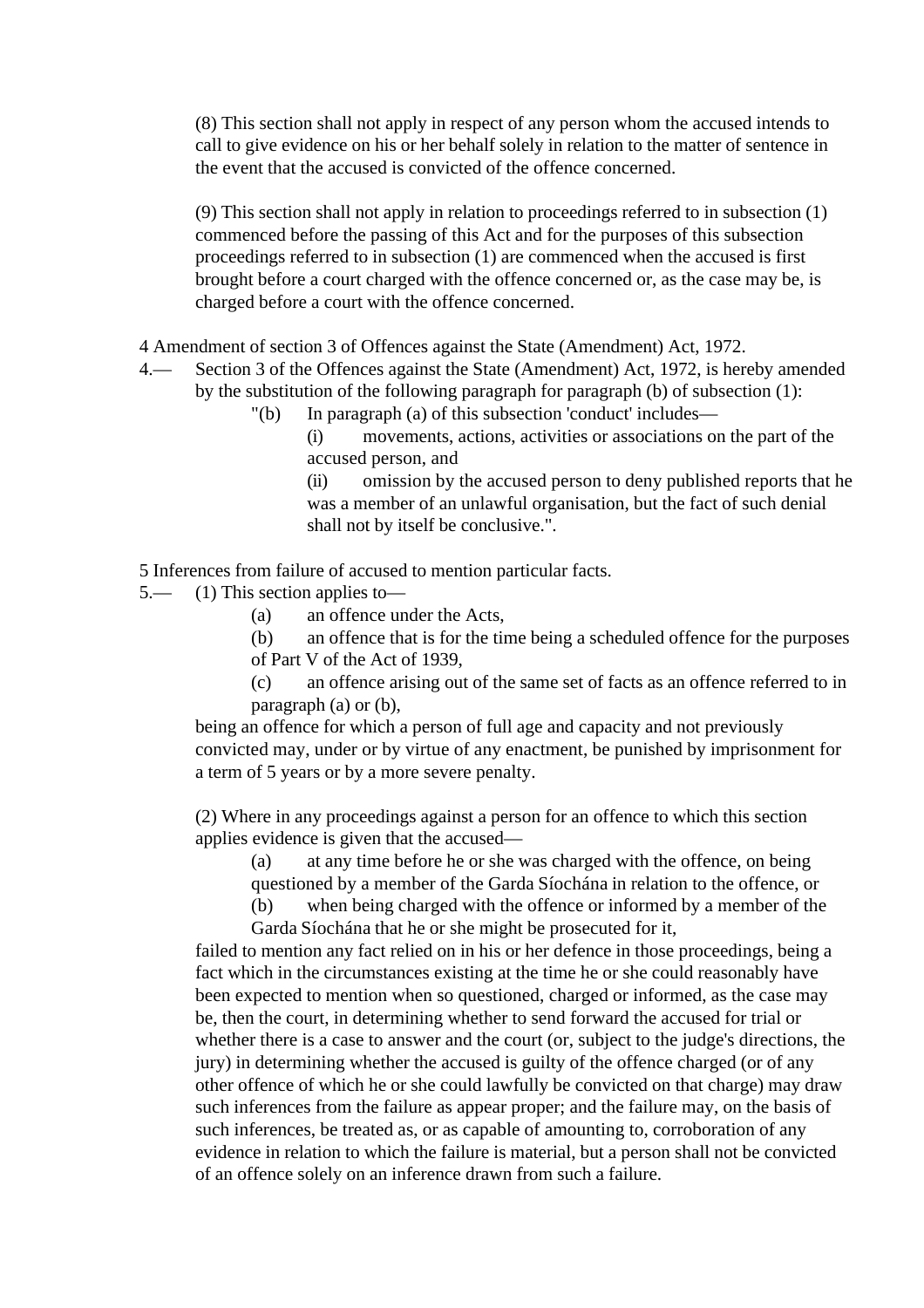(8) This section shall not apply in respect of any person whom the accused intends to call to give evidence on his or her behalf solely in relation to the matter of sentence in the event that the accused is convicted of the offence concerned.

(9) This section shall not apply in relation to proceedings referred to in subsection (1) commenced before the passing of this Act and for the purposes of this subsection proceedings referred to in subsection (1) are commenced when the accused is first brought before a court charged with the offence concerned or, as the case may be, is charged before a court with the offence concerned.

4 Amendment of section 3 of Offences against the State (Amendment) Act, 1972.

4.— Section 3 of the Offences against the State (Amendment) Act, 1972, is hereby amended by the substitution of the following paragraph for paragraph (b) of subsection (1):

"(b) In paragraph (a) of this subsection 'conduct' includes—

(i) movements, actions, activities or associations on the part of the accused person, and

(ii) omission by the accused person to deny published reports that he was a member of an unlawful organisation, but the fact of such denial shall not by itself be conclusive.".

5 Inferences from failure of accused to mention particular facts.

5.— (1) This section applies to—

(a) an offence under the Acts,

(b) an offence that is for the time being a scheduled offence for the purposes of Part V of the Act of 1939,

(c) an offence arising out of the same set of facts as an offence referred to in paragraph (a) or (b),

being an offence for which a person of full age and capacity and not previously convicted may, under or by virtue of any enactment, be punished by imprisonment for a term of 5 years or by a more severe penalty.

(2) Where in any proceedings against a person for an offence to which this section applies evidence is given that the accused—

(a) at any time before he or she was charged with the offence, on being questioned by a member of the Garda Síochána in relation to the offence, or

(b) when being charged with the offence or informed by a member of the Garda Síochána that he or she might be prosecuted for it,

failed to mention any fact relied on in his or her defence in those proceedings, being a fact which in the circumstances existing at the time he or she could reasonably have been expected to mention when so questioned, charged or informed, as the case may be, then the court, in determining whether to send forward the accused for trial or whether there is a case to answer and the court (or, subject to the judge's directions, the jury) in determining whether the accused is guilty of the offence charged (or of any other offence of which he or she could lawfully be convicted on that charge) may draw such inferences from the failure as appear proper; and the failure may, on the basis of such inferences, be treated as, or as capable of amounting to, corroboration of any evidence in relation to which the failure is material, but a person shall not be convicted of an offence solely on an inference drawn from such a failure.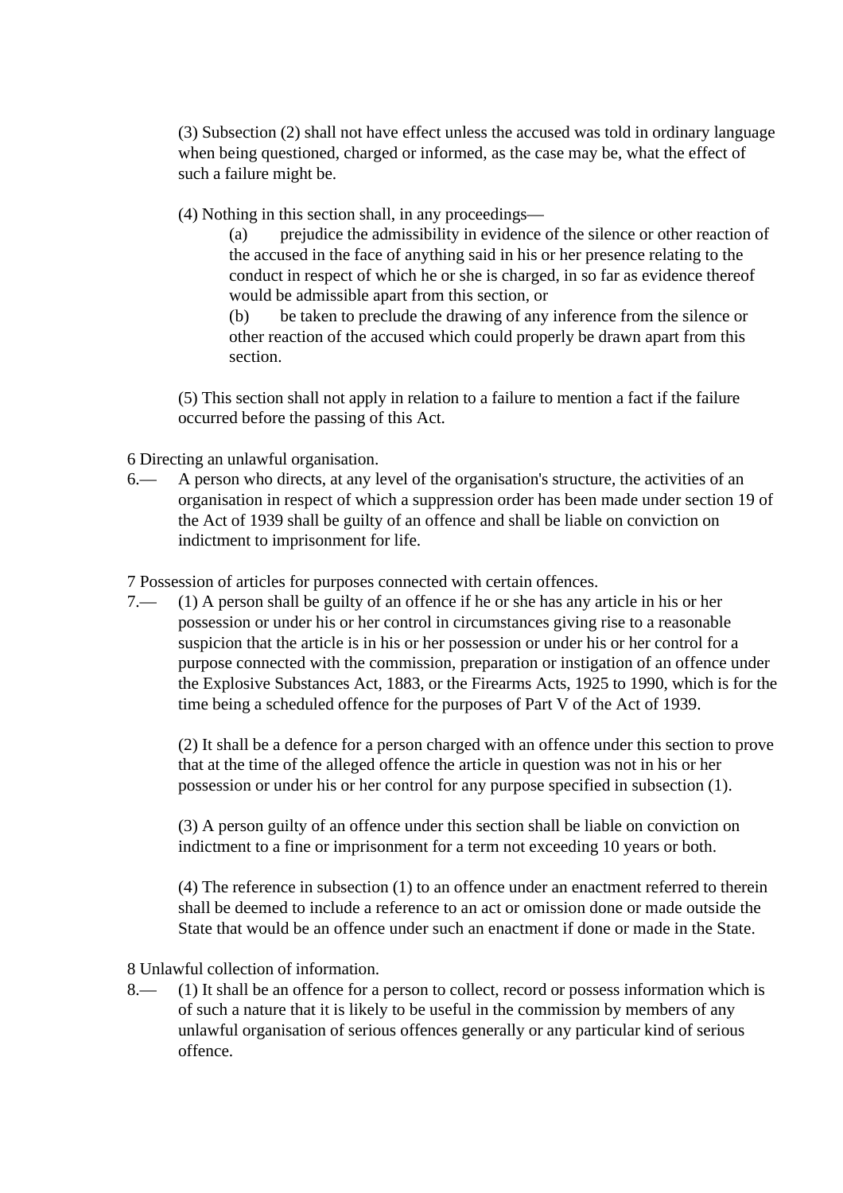(3) Subsection (2) shall not have effect unless the accused was told in ordinary language when being questioned, charged or informed, as the case may be, what the effect of such a failure might be.

(4) Nothing in this section shall, in any proceedings—

(a) prejudice the admissibility in evidence of the silence or other reaction of the accused in the face of anything said in his or her presence relating to the conduct in respect of which he or she is charged, in so far as evidence thereof would be admissible apart from this section, or

(b) be taken to preclude the drawing of any inference from the silence or other reaction of the accused which could properly be drawn apart from this section.

(5) This section shall not apply in relation to a failure to mention a fact if the failure occurred before the passing of this Act.

6 Directing an unlawful organisation.

6.— A person who directs, at any level of the organisation's structure, the activities of an organisation in respect of which a suppression order has been made under section 19 of the Act of 1939 shall be guilty of an offence and shall be liable on conviction on indictment to imprisonment for life.

7 Possession of articles for purposes connected with certain offences.

7.— (1) A person shall be guilty of an offence if he or she has any article in his or her possession or under his or her control in circumstances giving rise to a reasonable suspicion that the article is in his or her possession or under his or her control for a purpose connected with the commission, preparation or instigation of an offence under the Explosive Substances Act, 1883, or the Firearms Acts, 1925 to 1990, which is for the time being a scheduled offence for the purposes of Part V of the Act of 1939.

(2) It shall be a defence for a person charged with an offence under this section to prove that at the time of the alleged offence the article in question was not in his or her possession or under his or her control for any purpose specified in subsection (1).

(3) A person guilty of an offence under this section shall be liable on conviction on indictment to a fine or imprisonment for a term not exceeding 10 years or both.

(4) The reference in subsection (1) to an offence under an enactment referred to therein shall be deemed to include a reference to an act or omission done or made outside the State that would be an offence under such an enactment if done or made in the State.

8 Unlawful collection of information.

8.— (1) It shall be an offence for a person to collect, record or possess information which is of such a nature that it is likely to be useful in the commission by members of any unlawful organisation of serious offences generally or any particular kind of serious offence.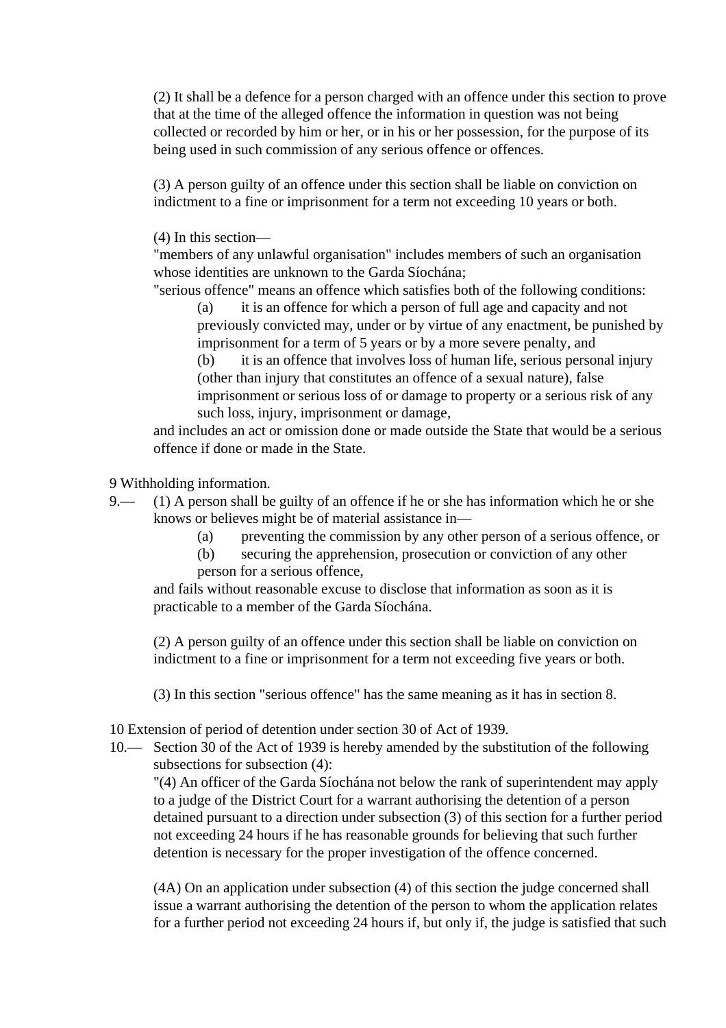(2) It shall be a defence for a person charged with an offence under this section to prove that at the time of the alleged offence the information in question was not being collected or recorded by him or her, or in his or her possession, for the purpose of its being used in such commission of any serious offence or offences.

(3) A person guilty of an offence under this section shall be liable on conviction on indictment to a fine or imprisonment for a term not exceeding 10 years or both.

(4) In this section—
"members of any unlawful organisation" includes members of such an organisation whose identities are unknown to the Garda Síochána;
"serious offence" means an offence which satisfies both of the following conditions:

(a) it is an offence for which a person of full age and capacity and not previously convicted may, under or by virtue of any enactment, be punished by imprisonment for a term of 5 years or by a more severe penalty, and

(b) it is an offence that involves loss of human life, serious personal injury (other than injury that constitutes an offence of a sexual nature), false imprisonment or serious loss of or damage to property or a serious risk of any such loss, injury, imprisonment or damage,

and includes an act or omission done or made outside the State that would be a serious offence if done or made in the State.

9 Withholding information.

9.— (1) A person shall be guilty of an offence if he or she has information which he or she knows or believes might be of material assistance in—

(a) preventing the commission by any other person of a serious offence, or

(b) securing the apprehension, prosecution or conviction of any other person for a serious offence,

and fails without reasonable excuse to disclose that information as soon as it is practicable to a member of the Garda Síochána.

(2) A person guilty of an offence under this section shall be liable on conviction on indictment to a fine or imprisonment for a term not exceeding five years or both.

(3) In this section "serious offence" has the same meaning as it has in section 8.

10 Extension of period of detention under section 30 of Act of 1939.

10.— Section 30 of the Act of 1939 is hereby amended by the substitution of the following subsections for subsection (4):

"(4) An officer of the Garda Síochána not below the rank of superintendent may apply to a judge of the District Court for a warrant authorising the detention of a person detained pursuant to a direction under subsection (3) of this section for a further period not exceeding 24 hours if he has reasonable grounds for believing that such further detention is necessary for the proper investigation of the offence concerned.

(4A) On an application under subsection (4) of this section the judge concerned shall issue a warrant authorising the detention of the person to whom the application relates for a further period not exceeding 24 hours if, but only if, the judge is satisfied that such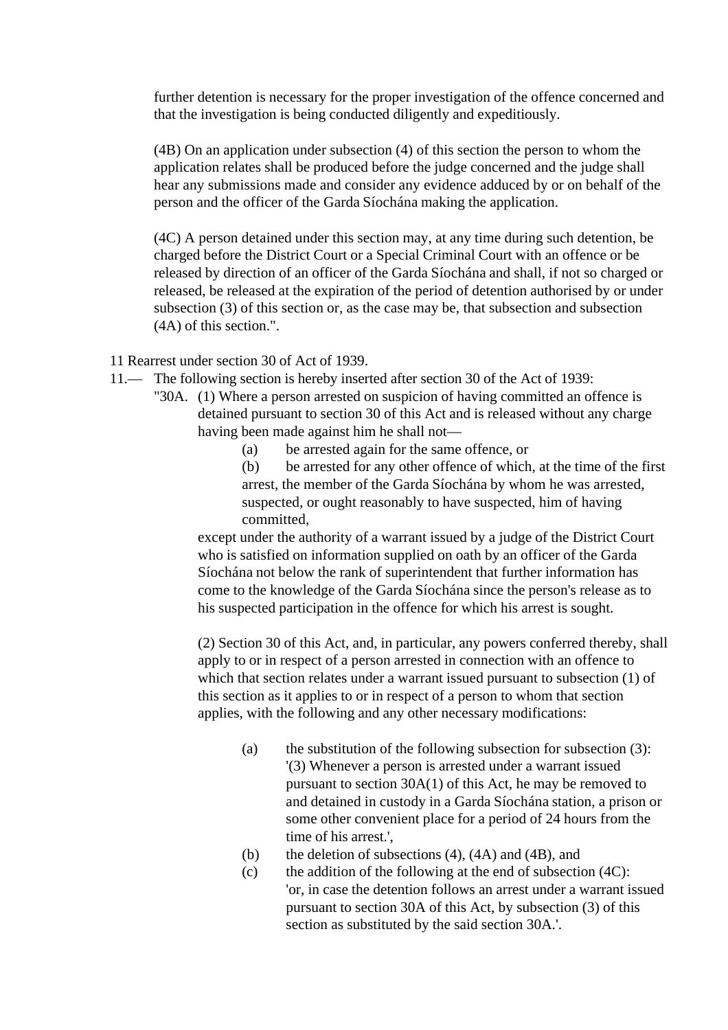further detention is necessary for the proper investigation of the offence concerned and that the investigation is being conducted diligently and expeditiously.

(4B) On an application under subsection (4) of this section the person to whom the application relates shall be produced before the judge concerned and the judge shall hear any submissions made and consider any evidence adduced by or on behalf of the person and the officer of the Garda Síochána making the application.

(4C) A person detained under this section may, at any time during such detention, be charged before the District Court or a Special Criminal Court with an offence or be released by direction of an officer of the Garda Síochána and shall, if not so charged or released, be released at the expiration of the period of detention authorised by or under subsection (3) of this section or, as the case may be, that subsection and subsection (4A) of this section.".

11 Rearrest under section 30 of Act of 1939.

11.— The following section is hereby inserted after section 30 of the Act of 1939:

"30A. (1) Where a person arrested on suspicion of having committed an offence is detained pursuant to section 30 of this Act and is released without any charge having been made against him he shall not—

(a) be arrested again for the same offence, or

(b) be arrested for any other offence of which, at the time of the first arrest, the member of the Garda Síochána by whom he was arrested, suspected, or ought reasonably to have suspected, him of having committed,

except under the authority of a warrant issued by a judge of the District Court who is satisfied on information supplied on oath by an officer of the Garda Síochána not below the rank of superintendent that further information has come to the knowledge of the Garda Síochána since the person's release as to his suspected participation in the offence for which his arrest is sought.

(2) Section 30 of this Act, and, in particular, any powers conferred thereby, shall apply to or in respect of a person arrested in connection with an offence to which that section relates under a warrant issued pursuant to subsection (1) of this section as it applies to or in respect of a person to whom that section applies, with the following and any other necessary modifications:

(a) the substitution of the following subsection for subsection (3): '(3) Whenever a person is arrested under a warrant issued pursuant to section 30A(1) of this Act, he may be removed to and detained in custody in a Garda Síochána station, a prison or some other convenient place for a period of 24 hours from the time of his arrest.',

(b) the deletion of subsections (4), (4A) and (4B), and

(c) the addition of the following at the end of subsection (4C): 'or, in case the detention follows an arrest under a warrant issued pursuant to section 30A of this Act, by subsection (3) of this section as substituted by the said section 30A.'.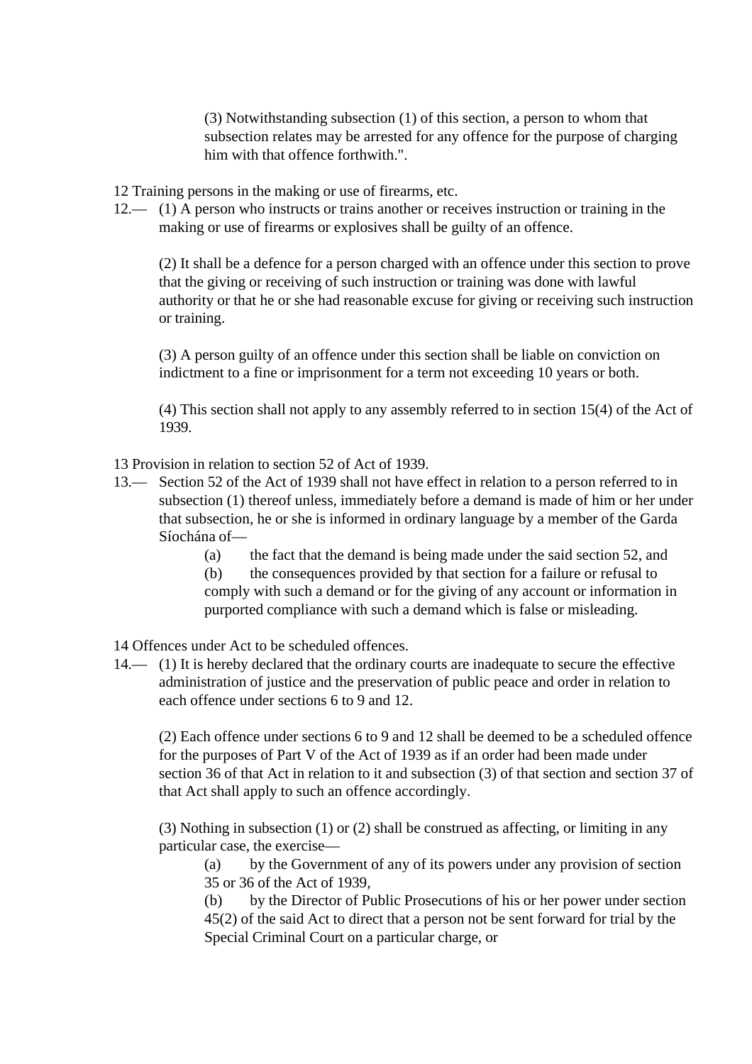(3) Notwithstanding subsection (1) of this section, a person to whom that subsection relates may be arrested for any offence for the purpose of charging him with that offence forthwith.".

12 Training persons in the making or use of firearms, etc.

12.— (1) A person who instructs or trains another or receives instruction or training in the making or use of firearms or explosives shall be guilty of an offence.

(2) It shall be a defence for a person charged with an offence under this section to prove that the giving or receiving of such instruction or training was done with lawful authority or that he or she had reasonable excuse for giving or receiving such instruction or training.

(3) A person guilty of an offence under this section shall be liable on conviction on indictment to a fine or imprisonment for a term not exceeding 10 years or both.

(4) This section shall not apply to any assembly referred to in section 15(4) of the Act of 1939.

13 Provision in relation to section 52 of Act of 1939.

13.— Section 52 of the Act of 1939 shall not have effect in relation to a person referred to in subsection (1) thereof unless, immediately before a demand is made of him or her under that subsection, he or she is informed in ordinary language by a member of the Garda Síochána of—

(a) the fact that the demand is being made under the said section 52, and

(b) the consequences provided by that section for a failure or refusal to comply with such a demand or for the giving of any account or information in purported compliance with such a demand which is false or misleading.

14 Offences under Act to be scheduled offences.

14.— (1) It is hereby declared that the ordinary courts are inadequate to secure the effective administration of justice and the preservation of public peace and order in relation to each offence under sections 6 to 9 and 12.

(2) Each offence under sections 6 to 9 and 12 shall be deemed to be a scheduled offence for the purposes of Part V of the Act of 1939 as if an order had been made under section 36 of that Act in relation to it and subsection (3) of that section and section 37 of that Act shall apply to such an offence accordingly.

(3) Nothing in subsection (1) or (2) shall be construed as affecting, or limiting in any particular case, the exercise—

(a) by the Government of any of its powers under any provision of section 35 or 36 of the Act of 1939,

(b) by the Director of Public Prosecutions of his or her power under section 45(2) of the said Act to direct that a person not be sent forward for trial by the Special Criminal Court on a particular charge, or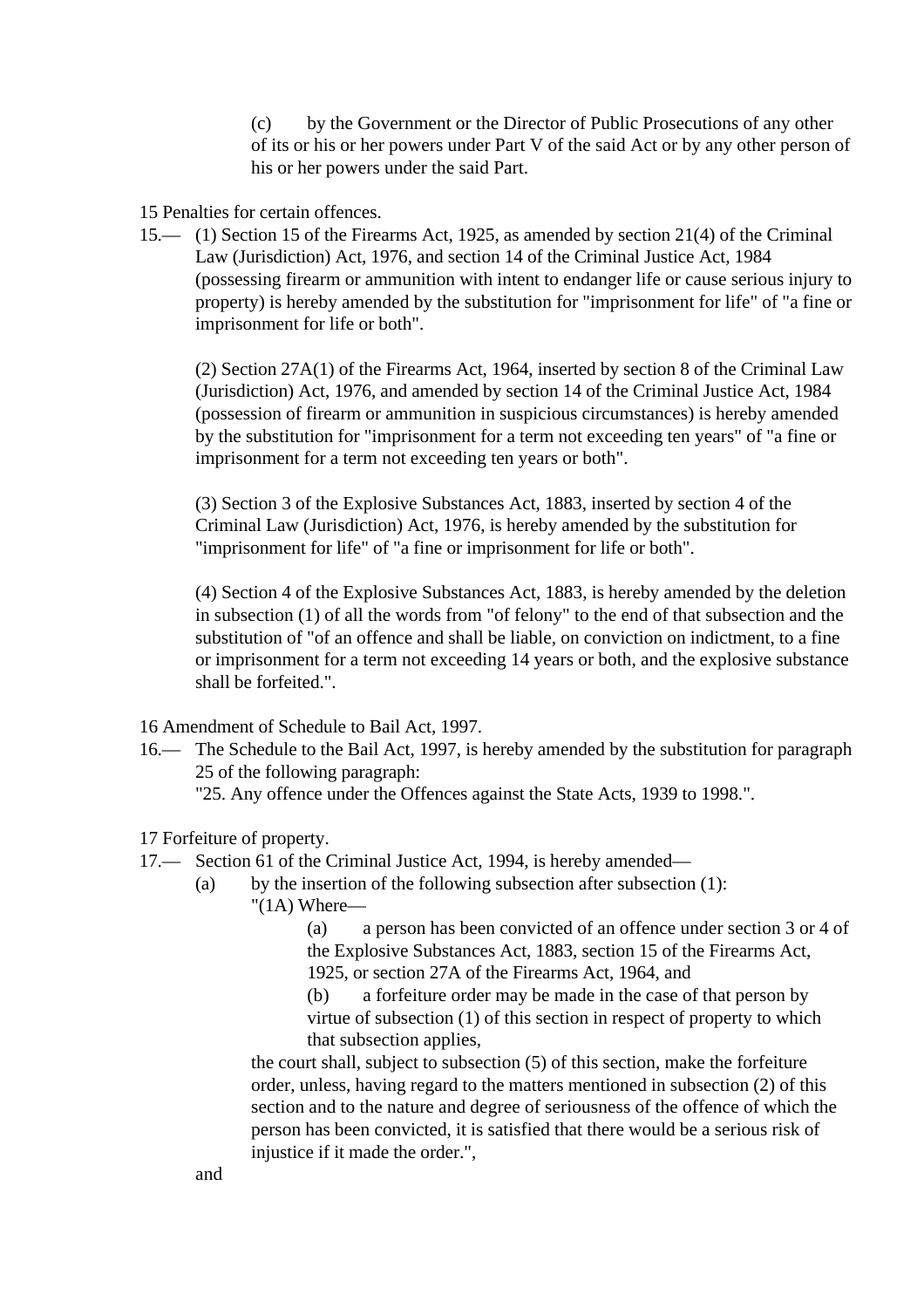(c) by the Government or the Director of Public Prosecutions of any other of its or his or her powers under Part V of the said Act or by any other person of his or her powers under the said Part.

15 Penalties for certain offences.

15.— (1) Section 15 of the Firearms Act, 1925, as amended by section 21(4) of the Criminal Law (Jurisdiction) Act, 1976, and section 14 of the Criminal Justice Act, 1984 (possessing firearm or ammunition with intent to endanger life or cause serious injury to property) is hereby amended by the substitution for "imprisonment for life" of "a fine or imprisonment for life or both".

(2) Section 27A(1) of the Firearms Act, 1964, inserted by section 8 of the Criminal Law (Jurisdiction) Act, 1976, and amended by section 14 of the Criminal Justice Act, 1984 (possession of firearm or ammunition in suspicious circumstances) is hereby amended by the substitution for "imprisonment for a term not exceeding ten years" of "a fine or imprisonment for a term not exceeding ten years or both".

(3) Section 3 of the Explosive Substances Act, 1883, inserted by section 4 of the Criminal Law (Jurisdiction) Act, 1976, is hereby amended by the substitution for "imprisonment for life" of "a fine or imprisonment for life or both".

(4) Section 4 of the Explosive Substances Act, 1883, is hereby amended by the deletion in subsection (1) of all the words from "of felony" to the end of that subsection and the substitution of "of an offence and shall be liable, on conviction on indictment, to a fine or imprisonment for a term not exceeding 14 years or both, and the explosive substance shall be forfeited.".

16 Amendment of Schedule to Bail Act, 1997.

16.— The Schedule to the Bail Act, 1997, is hereby amended by the substitution for paragraph 25 of the following paragraph:

"25. Any offence under the Offences against the State Acts, 1939 to 1998.".

17 Forfeiture of property.

17.— Section 61 of the Criminal Justice Act, 1994, is hereby amended—

(a) by the insertion of the following subsection after subsection (1):

"(1A) Where—

(a) a person has been convicted of an offence under section 3 or 4 of the Explosive Substances Act, 1883, section 15 of the Firearms Act, 1925, or section 27A of the Firearms Act, 1964, and

(b) a forfeiture order may be made in the case of that person by virtue of subsection (1) of this section in respect of property to which that subsection applies,

the court shall, subject to subsection (5) of this section, make the forfeiture order, unless, having regard to the matters mentioned in subsection (2) of this section and to the nature and degree of seriousness of the offence of which the person has been convicted, it is satisfied that there would be a serious risk of injustice if it made the order.",

and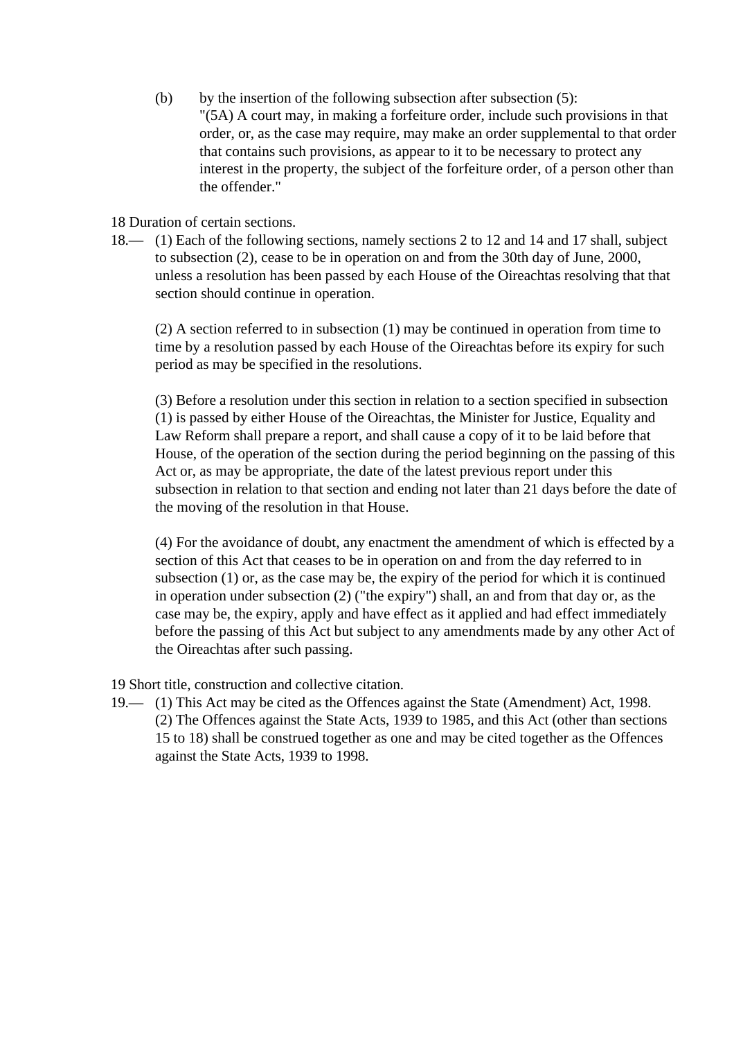(b) by the insertion of the following subsection after subsection (5):
"(5A) A court may, in making a forfeiture order, include such provisions in that order, or, as the case may require, may make an order supplemental to that order that contains such provisions, as appear to it to be necessary to protect any interest in the property, the subject of the forfeiture order, of a person other than the offender."

18 Duration of certain sections.

18.— (1) Each of the following sections, namely sections 2 to 12 and 14 and 17 shall, subject to subsection (2), cease to be in operation on and from the 30th day of June, 2000, unless a resolution has been passed by each House of the Oireachtas resolving that that section should continue in operation.

(2) A section referred to in subsection (1) may be continued in operation from time to time by a resolution passed by each House of the Oireachtas before its expiry for such period as may be specified in the resolutions.

(3) Before a resolution under this section in relation to a section specified in subsection (1) is passed by either House of the Oireachtas, the Minister for Justice, Equality and Law Reform shall prepare a report, and shall cause a copy of it to be laid before that House, of the operation of the section during the period beginning on the passing of this Act or, as may be appropriate, the date of the latest previous report under this subsection in relation to that section and ending not later than 21 days before the date of the moving of the resolution in that House.

(4) For the avoidance of doubt, any enactment the amendment of which is effected by a section of this Act that ceases to be in operation on and from the day referred to in subsection (1) or, as the case may be, the expiry of the period for which it is continued in operation under subsection (2) ("the expiry") shall, an and from that day or, as the case may be, the expiry, apply and have effect as it applied and had effect immediately before the passing of this Act but subject to any amendments made by any other Act of the Oireachtas after such passing.

19 Short title, construction and collective citation.

19.— (1) This Act may be cited as the Offences against the State (Amendment) Act, 1998.
(2) The Offences against the State Acts, 1939 to 1985, and this Act (other than sections 15 to 18) shall be construed together as one and may be cited together as the Offences against the State Acts, 1939 to 1998.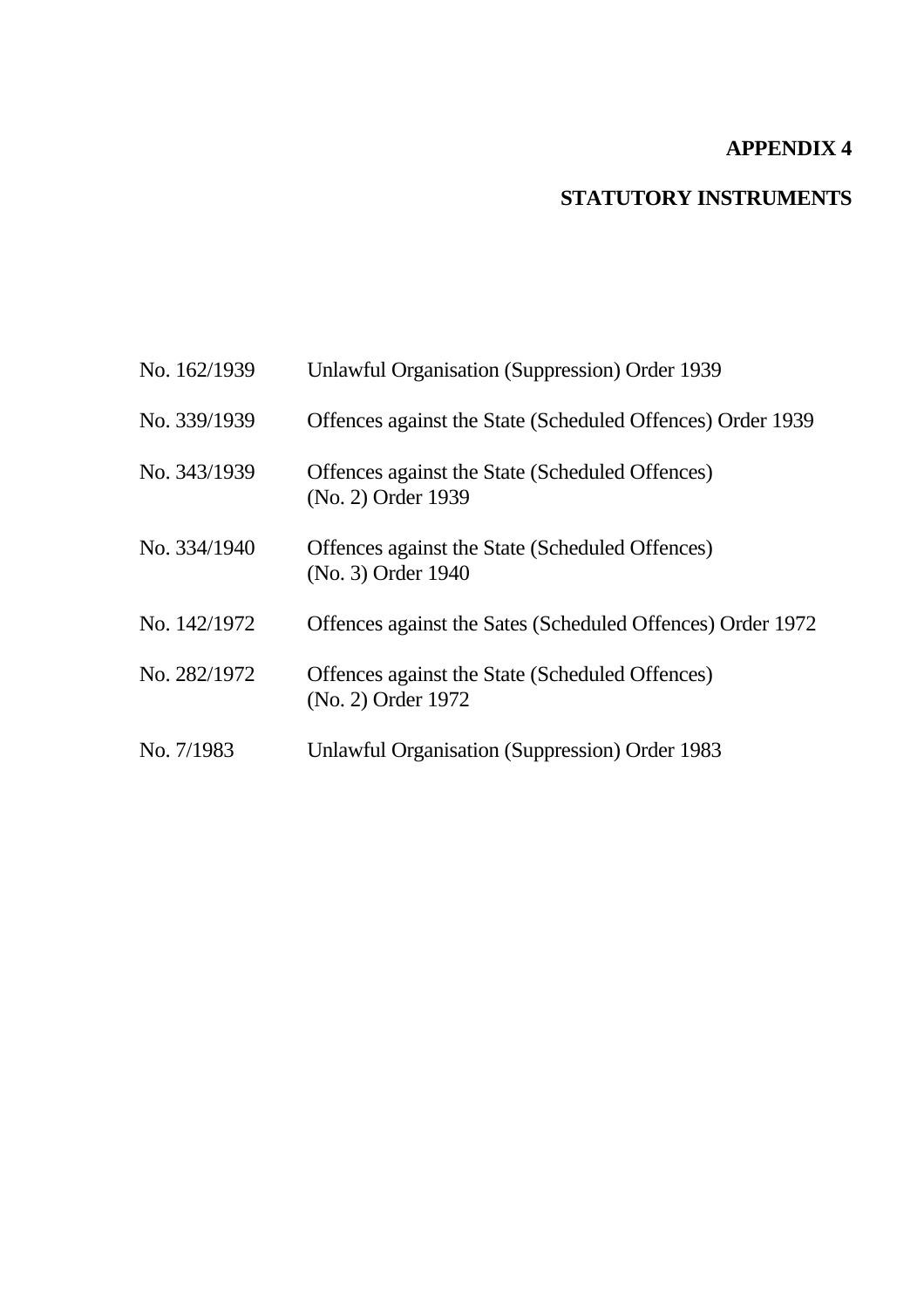# APPENDIX 4

## STATUTORY INSTRUMENTS

| | |
|---|---|
| No. 162/1939 | Unlawful Organisation (Suppression) Order 1939 |
| No. 339/1939 | Offences against the State (Scheduled Offences) Order 1939 |
| No. 343/1939 | Offences against the State (Scheduled Offences) (No. 2) Order 1939 |
| No. 334/1940 | Offences against the State (Scheduled Offences) (No. 3) Order 1940 |
| No. 142/1972 | Offences against the Sates (Scheduled Offences) Order 1972 |
| No. 282/1972 | Offences against the State (Scheduled Offences) (No. 2) Order 1972 |
| No. 7/1983 | Unlawful Organisation (Suppression) Order 1983 |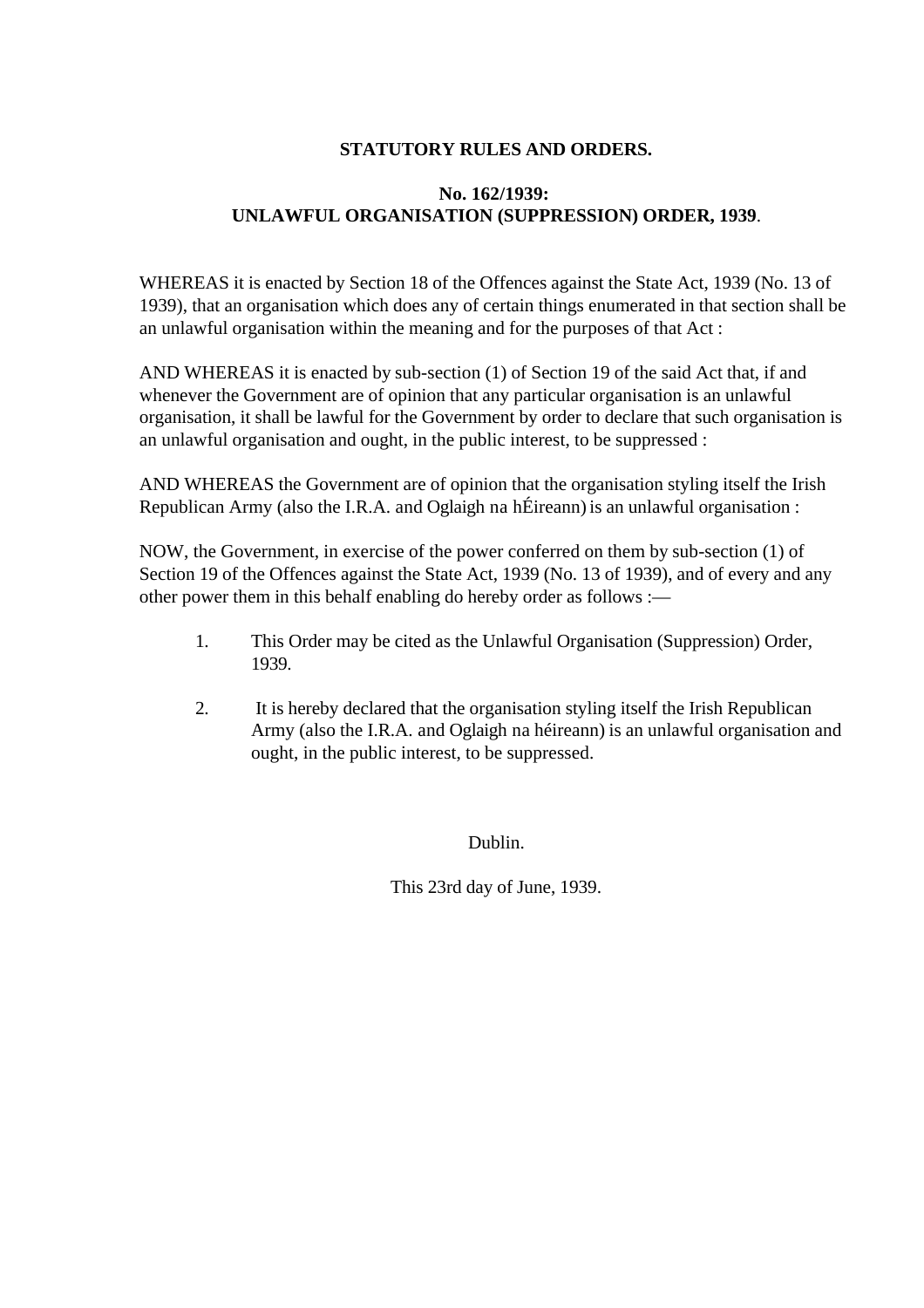**STATUTORY RULES AND ORDERS.**

**No. 162/1939:**
**UNLAWFUL ORGANISATION (SUPPRESSION) ORDER, 1939**.

WHEREAS it is enacted by Section 18 of the Offences against the State Act, 1939 (No. 13 of 1939), that an organisation which does any of certain things enumerated in that section shall be an unlawful organisation within the meaning and for the purposes of that Act :

AND WHEREAS it is enacted by sub-section (1) of Section 19 of the said Act that, if and whenever the Government are of opinion that any particular organisation is an unlawful organisation, it shall be lawful for the Government by order to declare that such organisation is an unlawful organisation and ought, in the public interest, to be suppressed :

AND WHEREAS the Government are of opinion that the organisation styling itself the Irish Republican Army (also the I.R.A. and Oglaigh na hÉireann) is an unlawful organisation :

NOW, the Government, in exercise of the power conferred on them by sub-section (1) of Section 19 of the Offences against the State Act, 1939 (No. 13 of 1939), and of every and any other power them in this behalf enabling do hereby order as follows :—

1. This Order may be cited as the Unlawful Organisation (Suppression) Order, 1939.

2. It is hereby declared that the organisation styling itself the Irish Republican Army (also the I.R.A. and Oglaigh na héireann) is an unlawful organisation and ought, in the public interest, to be suppressed.

Dublin.

This 23rd day of June, 1939.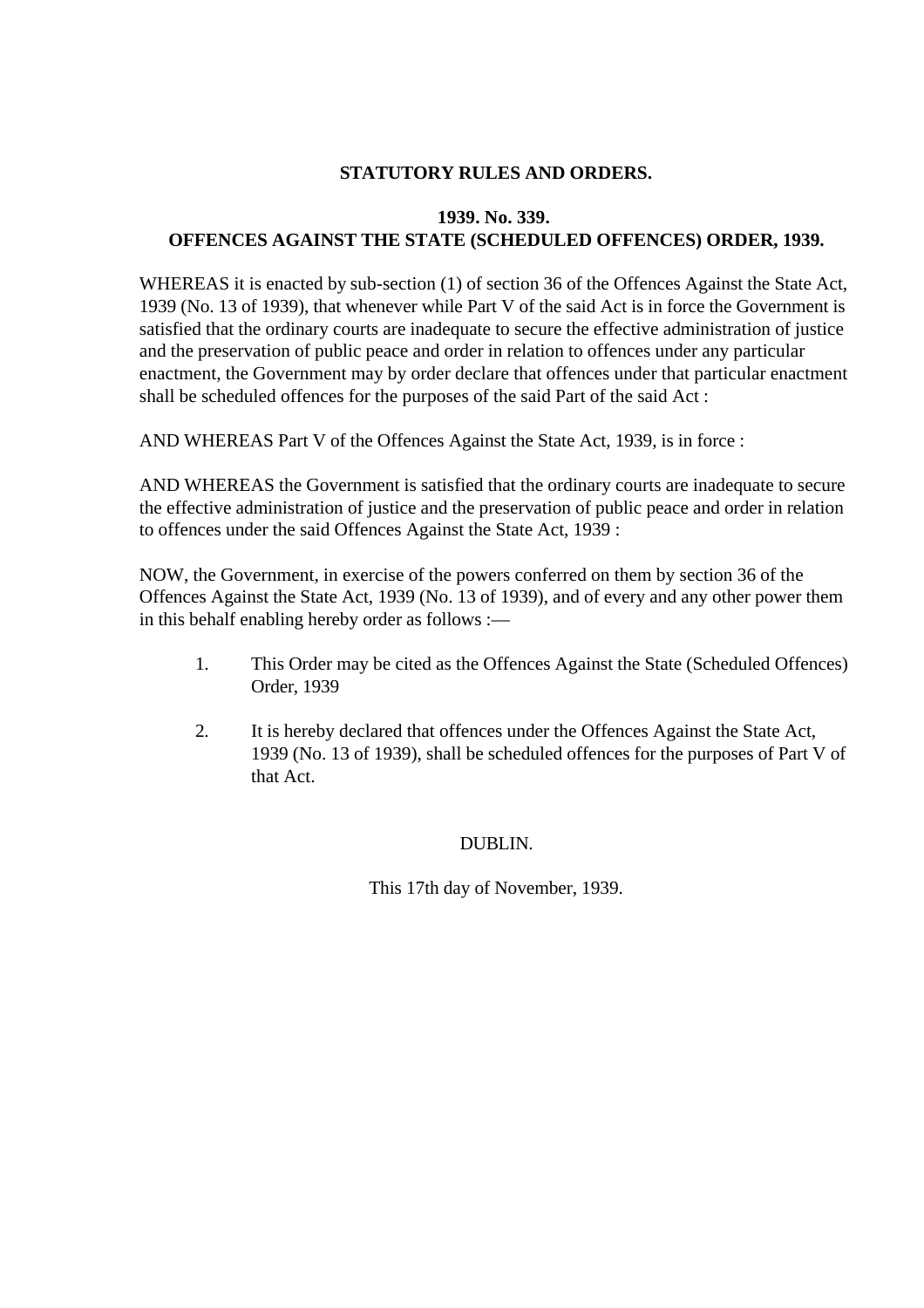**STATUTORY RULES AND ORDERS.**

**1939. No. 339.**
**OFFENCES AGAINST THE STATE (SCHEDULED OFFENCES) ORDER, 1939.**

WHEREAS it is enacted by sub-section (1) of section 36 of the Offences Against the State Act, 1939 (No. 13 of 1939), that whenever while Part V of the said Act is in force the Government is satisfied that the ordinary courts are inadequate to secure the effective administration of justice and the preservation of public peace and order in relation to offences under any particular enactment, the Government may by order declare that offences under that particular enactment shall be scheduled offences for the purposes of the said Part of the said Act :

AND WHEREAS Part V of the Offences Against the State Act, 1939, is in force :

AND WHEREAS the Government is satisfied that the ordinary courts are inadequate to secure the effective administration of justice and the preservation of public peace and order in relation to offences under the said Offences Against the State Act, 1939 :

NOW, the Government, in exercise of the powers conferred on them by section 36 of the Offences Against the State Act, 1939 (No. 13 of 1939), and of every and any other power them in this behalf enabling hereby order as follows :—

1. This Order may be cited as the Offences Against the State (Scheduled Offences) Order, 1939

2. It is hereby declared that offences under the Offences Against the State Act, 1939 (No. 13 of 1939), shall be scheduled offences for the purposes of Part V of that Act.

DUBLIN.

This 17th day of November, 1939.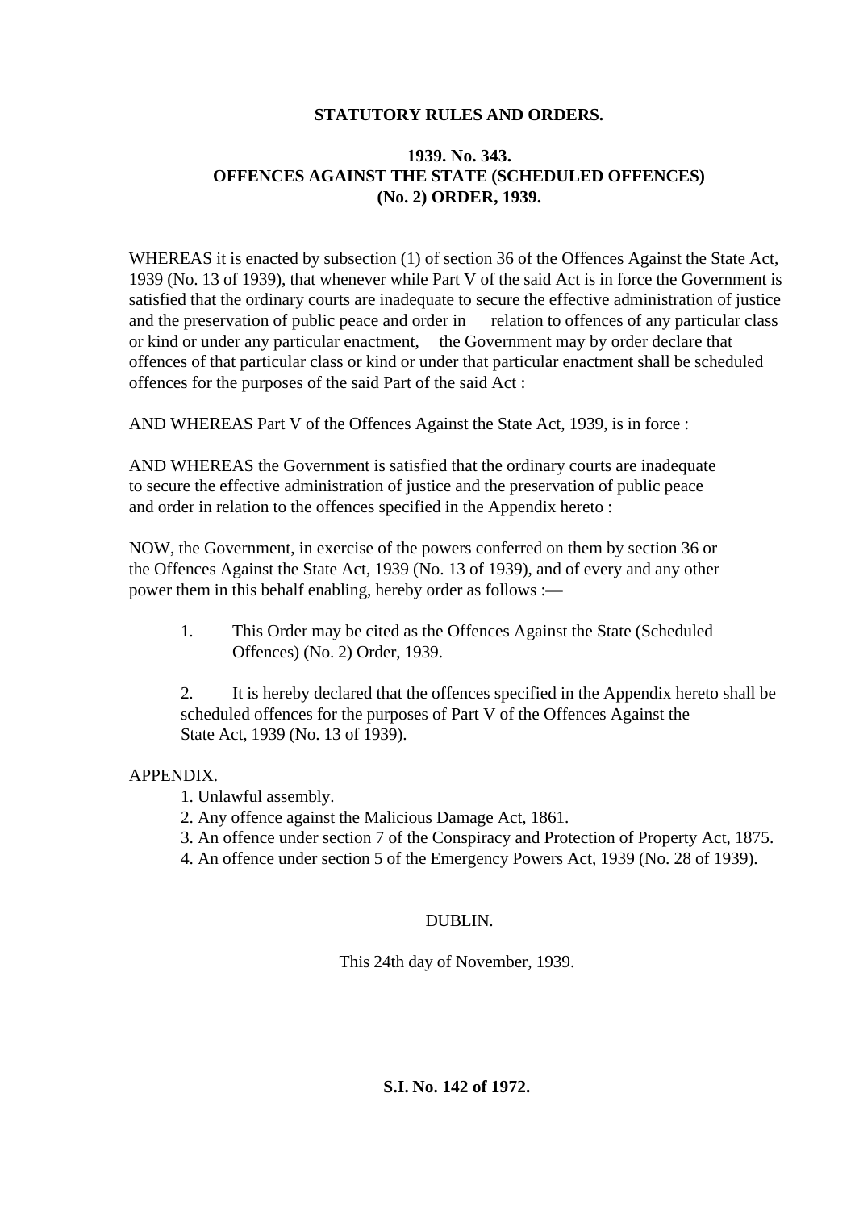**STATUTORY RULES AND ORDERS.**

**1939. No. 343.**
**OFFENCES AGAINST THE STATE (SCHEDULED OFFENCES) (No. 2) ORDER, 1939.**

WHEREAS it is enacted by subsection (1) of section 36 of the Offences Against the State Act, 1939 (No. 13 of 1939), that whenever while Part V of the said Act is in force the Government is satisfied that the ordinary courts are inadequate to secure the effective administration of justice and the preservation of public peace and order in relation to offences of any particular class or kind or under any particular enactment, the Government may by order declare that offences of that particular class or kind or under that particular enactment shall be scheduled offences for the purposes of the said Part of the said Act :

AND WHEREAS Part V of the Offences Against the State Act, 1939, is in force :

AND WHEREAS the Government is satisfied that the ordinary courts are inadequate to secure the effective administration of justice and the preservation of public peace and order in relation to the offences specified in the Appendix hereto :

NOW, the Government, in exercise of the powers conferred on them by section 36 or the Offences Against the State Act, 1939 (No. 13 of 1939), and of every and any other power them in this behalf enabling, hereby order as follows :—

1. This Order may be cited as the Offences Against the State (Scheduled Offences) (No. 2) Order, 1939.

2. It is hereby declared that the offences specified in the Appendix hereto shall be scheduled offences for the purposes of Part V of the Offences Against the State Act, 1939 (No. 13 of 1939).

APPENDIX.

1. Unlawful assembly.
2. Any offence against the Malicious Damage Act, 1861.
3. An offence under section 7 of the Conspiracy and Protection of Property Act, 1875.
4. An offence under section 5 of the Emergency Powers Act, 1939 (No. 28 of 1939).

DUBLIN.

This 24th day of November, 1939.

**S.I. No. 142 of 1972.**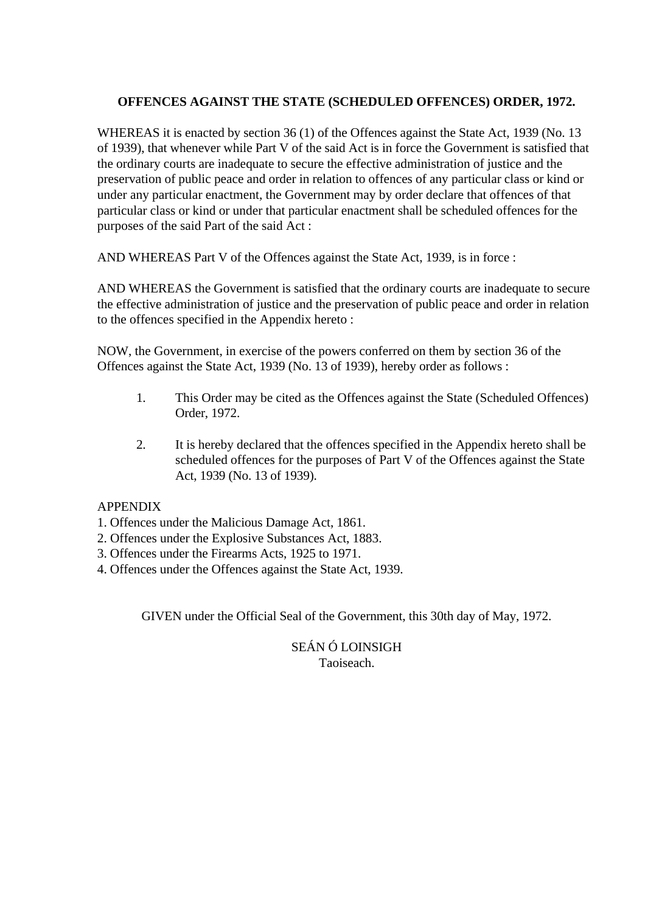**OFFENCES AGAINST THE STATE (SCHEDULED OFFENCES) ORDER, 1972.**

WHEREAS it is enacted by section 36 (1) of the Offences against the State Act, 1939 (No. 13 of 1939), that whenever while Part V of the said Act is in force the Government is satisfied that the ordinary courts are inadequate to secure the effective administration of justice and the preservation of public peace and order in relation to offences of any particular class or kind or under any particular enactment, the Government may by order declare that offences of that particular class or kind or under that particular enactment shall be scheduled offences for the purposes of the said Part of the said Act :

AND WHEREAS Part V of the Offences against the State Act, 1939, is in force :

AND WHEREAS the Government is satisfied that the ordinary courts are inadequate to secure the effective administration of justice and the preservation of public peace and order in relation to the offences specified in the Appendix hereto :

NOW, the Government, in exercise of the powers conferred on them by section 36 of the Offences against the State Act, 1939 (No. 13 of 1939), hereby order as follows :

1. This Order may be cited as the Offences against the State (Scheduled Offences) Order, 1972.

2. It is hereby declared that the offences specified in the Appendix hereto shall be scheduled offences for the purposes of Part V of the Offences against the State Act, 1939 (No. 13 of 1939).

APPENDIX

1. Offences under the Malicious Damage Act, 1861.
2. Offences under the Explosive Substances Act, 1883.
3. Offences under the Firearms Acts, 1925 to 1971.
4. Offences under the Offences against the State Act, 1939.

GIVEN under the Official Seal of the Government, this 30th day of May, 1972.

SEÁN Ó LOINSIGH
Taoiseach.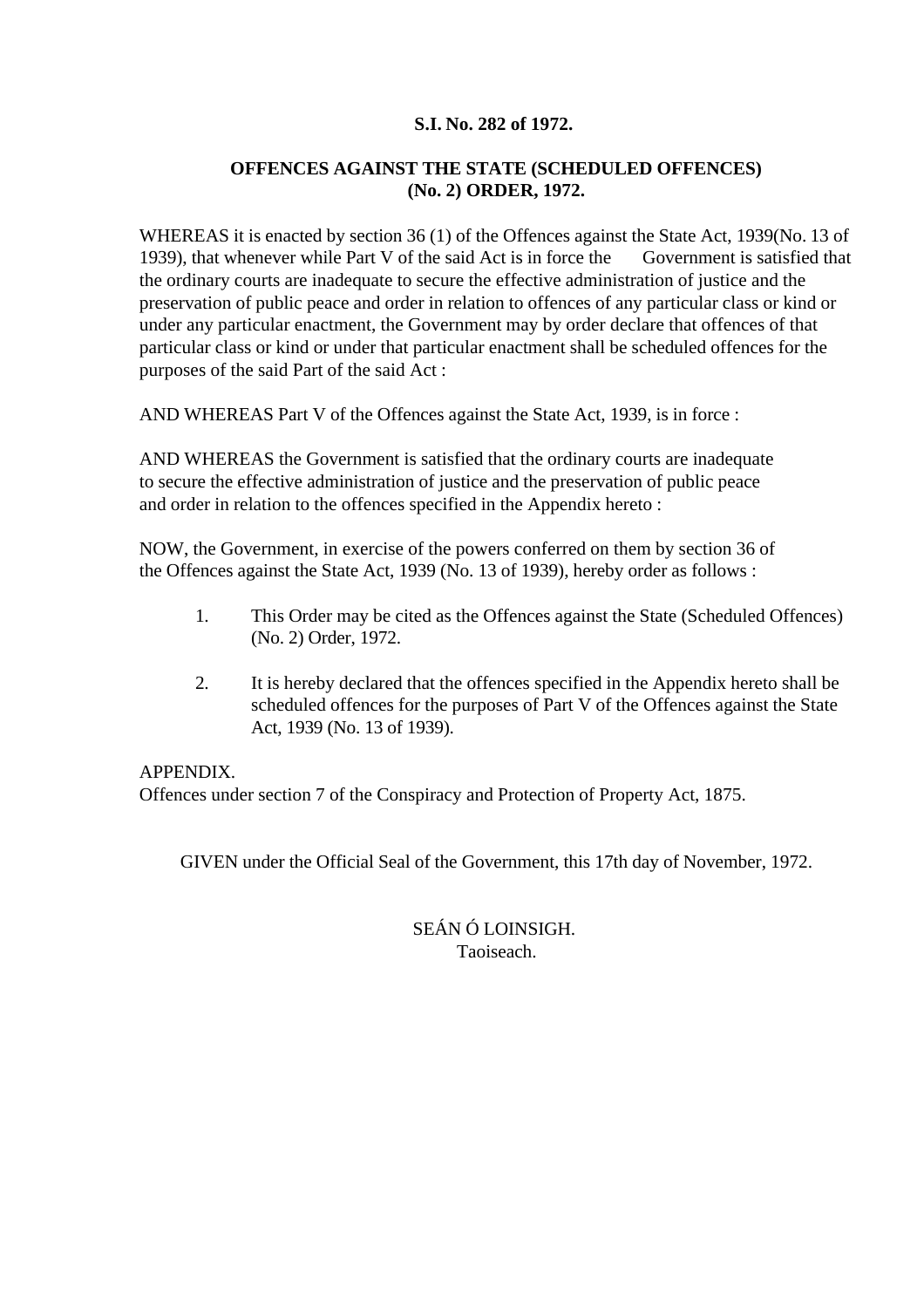**S.I. No. 282 of 1972.**

**OFFENCES AGAINST THE STATE (SCHEDULED OFFENCES) (No. 2) ORDER, 1972.**

WHEREAS it is enacted by section 36 (1) of the Offences against the State Act, 1939(No. 13 of 1939), that whenever while Part V of the said Act is in force the Government is satisfied that the ordinary courts are inadequate to secure the effective administration of justice and the preservation of public peace and order in relation to offences of any particular class or kind or under any particular enactment, the Government may by order declare that offences of that particular class or kind or under that particular enactment shall be scheduled offences for the purposes of the said Part of the said Act :

AND WHEREAS Part V of the Offences against the State Act, 1939, is in force :

AND WHEREAS the Government is satisfied that the ordinary courts are inadequate to secure the effective administration of justice and the preservation of public peace and order in relation to the offences specified in the Appendix hereto :

NOW, the Government, in exercise of the powers conferred on them by section 36 of the Offences against the State Act, 1939 (No. 13 of 1939), hereby order as follows :

1. This Order may be cited as the Offences against the State (Scheduled Offences) (No. 2) Order, 1972.

2. It is hereby declared that the offences specified in the Appendix hereto shall be scheduled offences for the purposes of Part V of the Offences against the State Act, 1939 (No. 13 of 1939).

APPENDIX.
Offences under section 7 of the Conspiracy and Protection of Property Act, 1875.

GIVEN under the Official Seal of the Government, this 17th day of November, 1972.

SEÁN Ó LOINSIGH.
Taoiseach.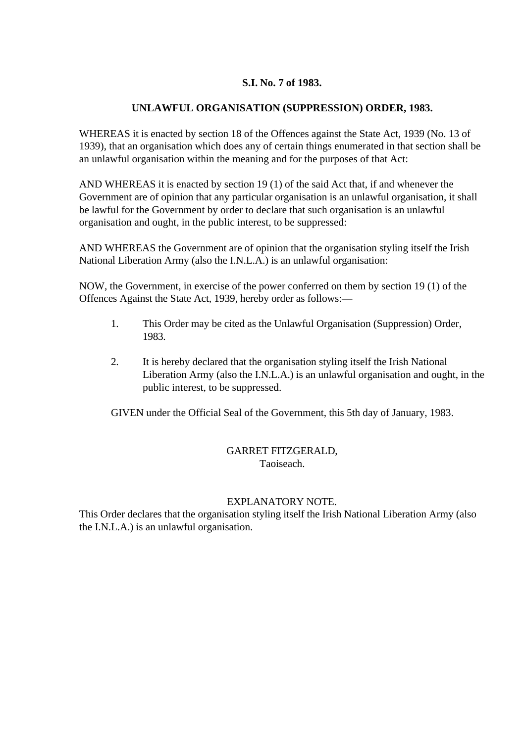**S.I. No. 7 of 1983.**

**UNLAWFUL ORGANISATION (SUPPRESSION) ORDER, 1983.**

WHEREAS it is enacted by section 18 of the Offences against the State Act, 1939 (No. 13 of 1939), that an organisation which does any of certain things enumerated in that section shall be an unlawful organisation within the meaning and for the purposes of that Act:

AND WHEREAS it is enacted by section 19 (1) of the said Act that, if and whenever the Government are of opinion that any particular organisation is an unlawful organisation, it shall be lawful for the Government by order to declare that such organisation is an unlawful organisation and ought, in the public interest, to be suppressed:

AND WHEREAS the Government are of opinion that the organisation styling itself the Irish National Liberation Army (also the I.N.L.A.) is an unlawful organisation:

NOW, the Government, in exercise of the power conferred on them by section 19 (1) of the Offences Against the State Act, 1939, hereby order as follows:—

1. This Order may be cited as the Unlawful Organisation (Suppression) Order, 1983.

2. It is hereby declared that the organisation styling itself the Irish National Liberation Army (also the I.N.L.A.) is an unlawful organisation and ought, in the public interest, to be suppressed.

GIVEN under the Official Seal of the Government, this 5th day of January, 1983.

GARRET FITZGERALD,
Taoiseach.

EXPLANATORY NOTE.

This Order declares that the organisation styling itself the Irish National Liberation Army (also the I.N.L.A.) is an unlawful organisation.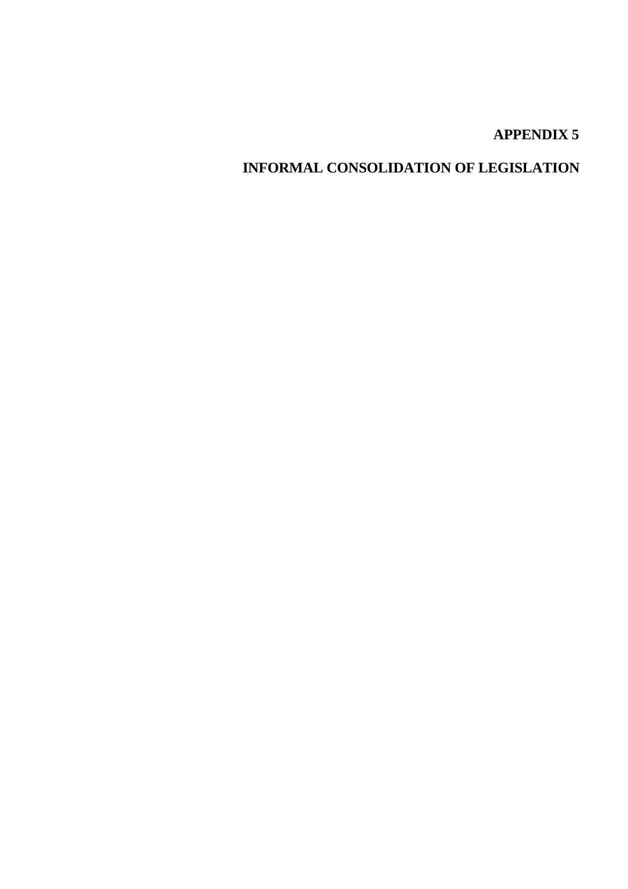# APPENDIX 5

# INFORMAL CONSOLIDATION OF LEGISLATION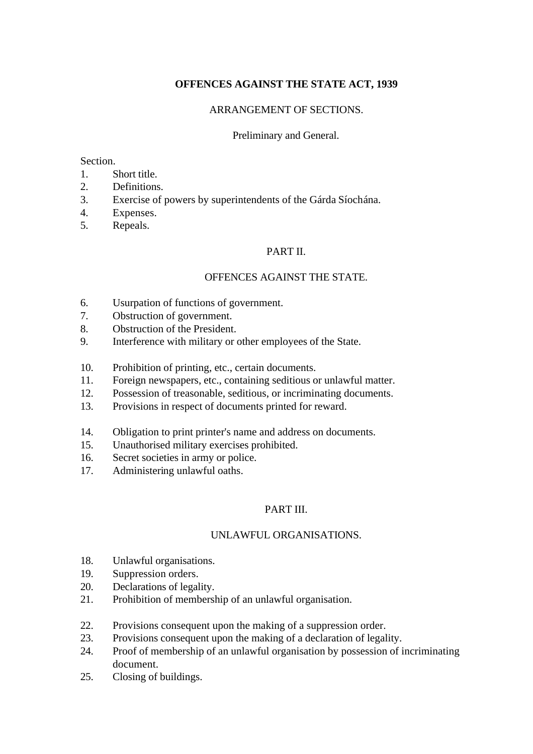# OFFENCES AGAINST THE STATE ACT, 1939

ARRANGEMENT OF SECTIONS.

Preliminary and General.

Section.

1. Short title.
2. Definitions.
3. Exercise of powers by superintendents of the Gárda Síochána.
4. Expenses.
5. Repeals.

## PART II.

## OFFENCES AGAINST THE STATE.

6. Usurpation of functions of government.
7. Obstruction of government.
8. Obstruction of the President.
9. Interference with military or other employees of the State.

10. Prohibition of printing, etc., certain documents.
11. Foreign newspapers, etc., containing seditious or unlawful matter.
12. Possession of treasonable, seditious, or incriminating documents.
13. Provisions in respect of documents printed for reward.

14. Obligation to print printer's name and address on documents.
15. Unauthorised military exercises prohibited.
16. Secret societies in army or police.
17. Administering unlawful oaths.

## PART III.

## UNLAWFUL ORGANISATIONS.

18. Unlawful organisations.
19. Suppression orders.
20. Declarations of legality.
21. Prohibition of membership of an unlawful organisation.

22. Provisions consequent upon the making of a suppression order.
23. Provisions consequent upon the making of a declaration of legality.
24. Proof of membership of an unlawful organisation by possession of incriminating document.
25. Closing of buildings.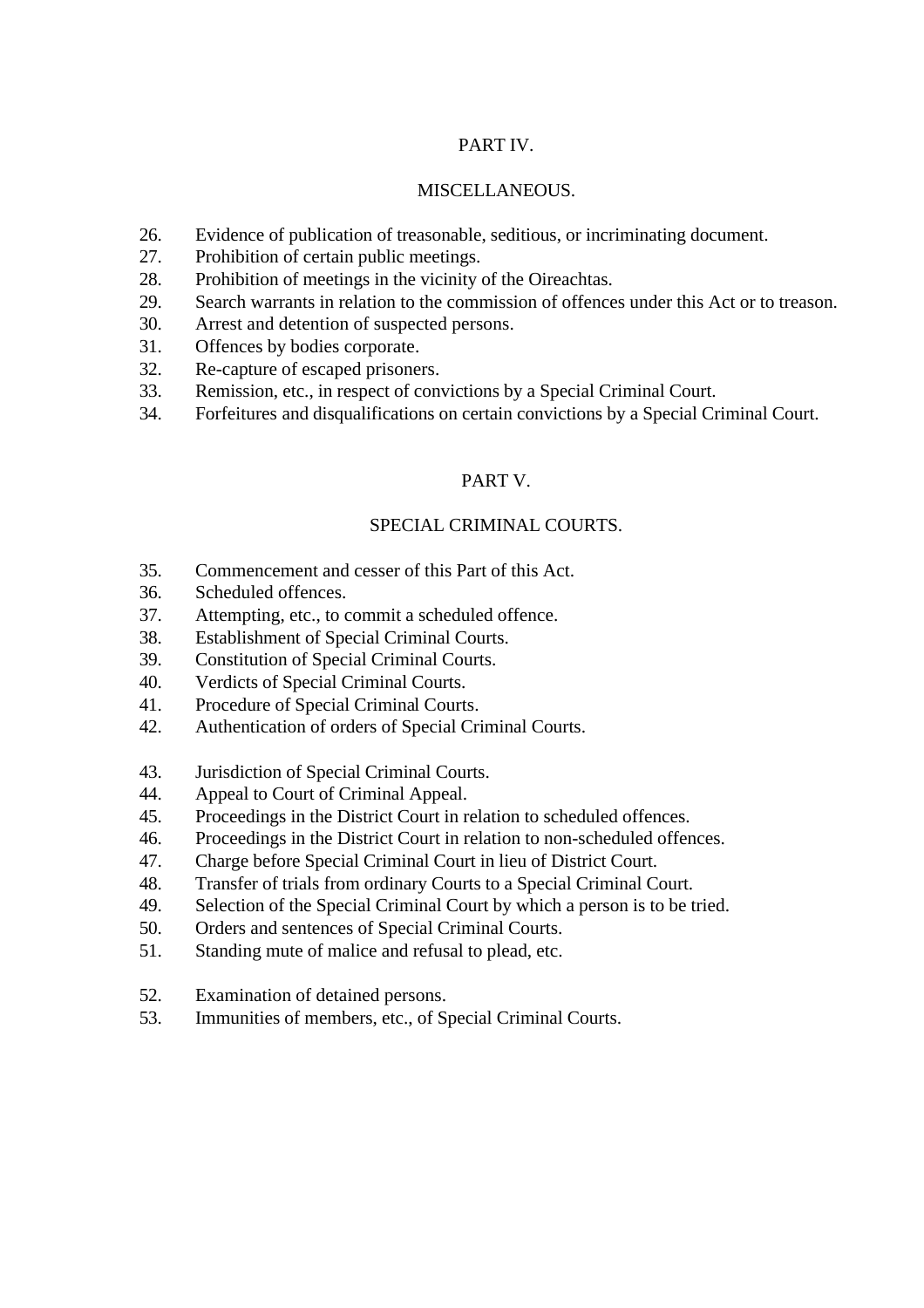## PART IV.

## MISCELLANEOUS.

26. Evidence of publication of treasonable, seditious, or incriminating document.
27. Prohibition of certain public meetings.
28. Prohibition of meetings in the vicinity of the Oireachtas.
29. Search warrants in relation to the commission of offences under this Act or to treason.
30. Arrest and detention of suspected persons.
31. Offences by bodies corporate.
32. Re-capture of escaped prisoners.
33. Remission, etc., in respect of convictions by a Special Criminal Court.
34. Forfeitures and disqualifications on certain convictions by a Special Criminal Court.

## PART V.

## SPECIAL CRIMINAL COURTS.

35. Commencement and cesser of this Part of this Act.
36. Scheduled offences.
37. Attempting, etc., to commit a scheduled offence.
38. Establishment of Special Criminal Courts.
39. Constitution of Special Criminal Courts.
40. Verdicts of Special Criminal Courts.
41. Procedure of Special Criminal Courts.
42. Authentication of orders of Special Criminal Courts.

43. Jurisdiction of Special Criminal Courts.
44. Appeal to Court of Criminal Appeal.
45. Proceedings in the District Court in relation to scheduled offences.
46. Proceedings in the District Court in relation to non-scheduled offences.
47. Charge before Special Criminal Court in lieu of District Court.
48. Transfer of trials from ordinary Courts to a Special Criminal Court.
49. Selection of the Special Criminal Court by which a person is to be tried.
50. Orders and sentences of Special Criminal Courts.
51. Standing mute of malice and refusal to plead, etc.

52. Examination of detained persons.
53. Immunities of members, etc., of Special Criminal Courts.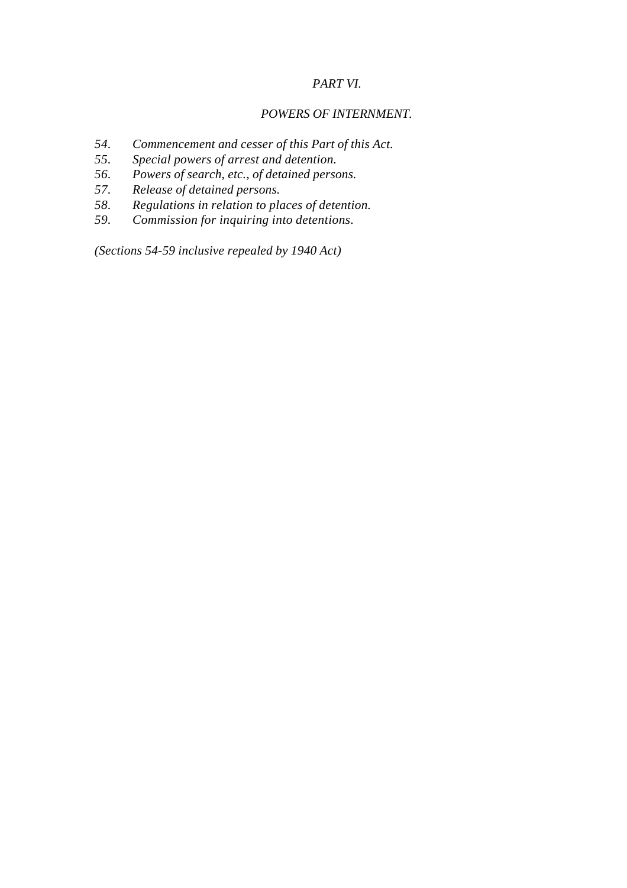## *PART VI.*

## *POWERS OF INTERNMENT.*

*54. Commencement and cesser of this Part of this Act.*
*55. Special powers of arrest and detention.*
*56. Powers of search, etc., of detained persons.*
*57. Release of detained persons.*
*58. Regulations in relation to places of detention.*
*59. Commission for inquiring into detentions.*

*(Sections 54-59 inclusive repealed by 1940 Act)*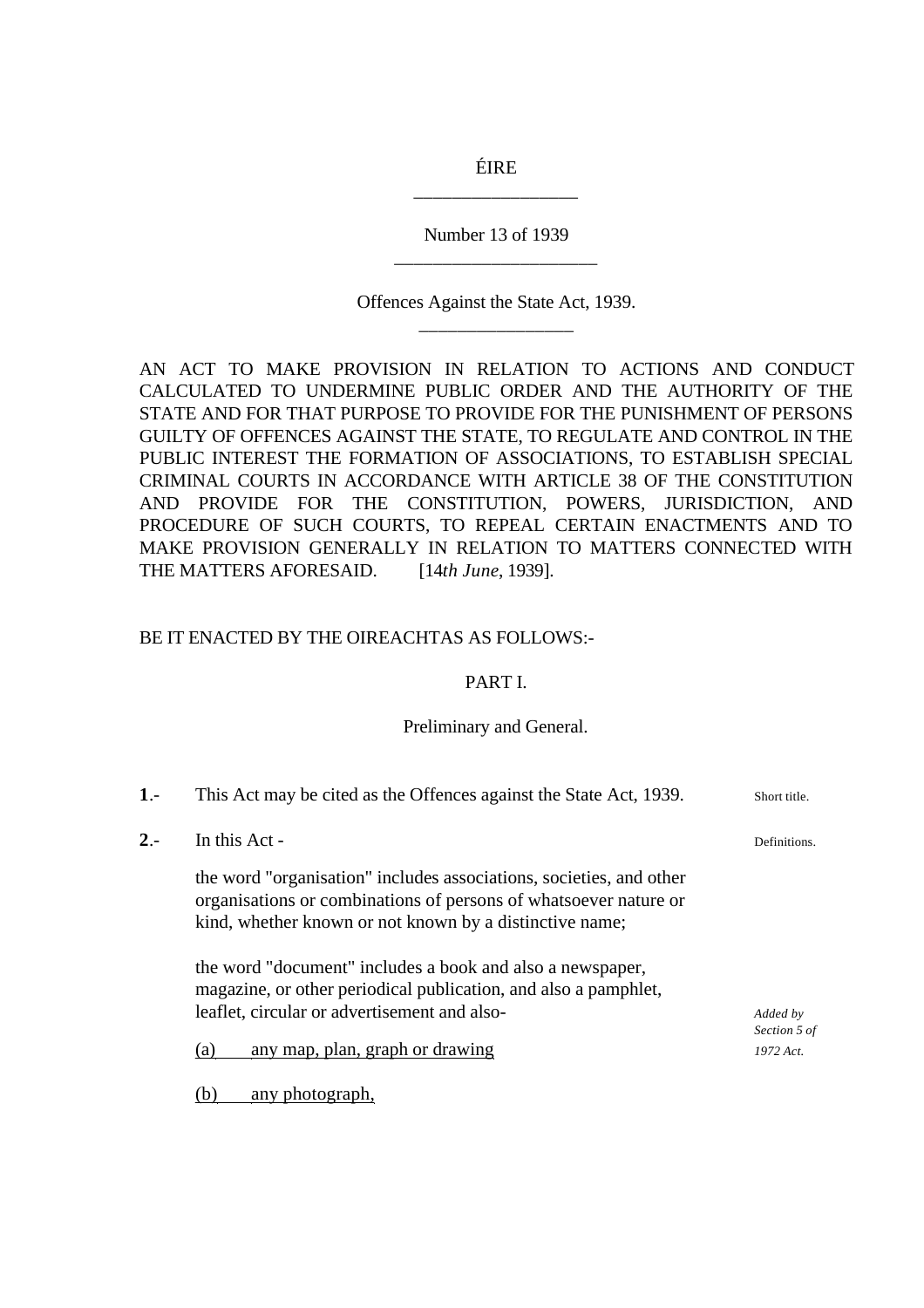ÉIRE

Number 13 of 1939

Offences Against the State Act, 1939.

AN ACT TO MAKE PROVISION IN RELATION TO ACTIONS AND CONDUCT CALCULATED TO UNDERMINE PUBLIC ORDER AND THE AUTHORITY OF THE STATE AND FOR THAT PURPOSE TO PROVIDE FOR THE PUNISHMENT OF PERSONS GUILTY OF OFFENCES AGAINST THE STATE, TO REGULATE AND CONTROL IN THE PUBLIC INTEREST THE FORMATION OF ASSOCIATIONS, TO ESTABLISH SPECIAL CRIMINAL COURTS IN ACCORDANCE WITH ARTICLE 38 OF THE CONSTITUTION AND PROVIDE FOR THE CONSTITUTION, POWERS, JURISDICTION, AND PROCEDURE OF SUCH COURTS, TO REPEAL CERTAIN ENACTMENTS AND TO MAKE PROVISION GENERALLY IN RELATION TO MATTERS CONNECTED WITH THE MATTERS AFORESAID. [14*th June*, 1939].

BE IT ENACTED BY THE OIREACHTAS AS FOLLOWS:-

## PART I.

### Preliminary and General.

**1**.- This Act may be cited as the Offences against the State Act, 1939. *(Short title.)*

**2**.- In this Act - *(Definitions.)*

the word "organisation" includes associations, societies, and other organisations or combinations of persons of whatsoever nature or kind, whether known or not known by a distinctive name;

the word "document" includes a book and also a newspaper, magazine, or other periodical publication, and also a pamphlet, leaflet, circular or advertisement and also- *(Added by Section 5 of 1972 Act.)*

(a) any map, plan, graph or drawing

(b) any photograph,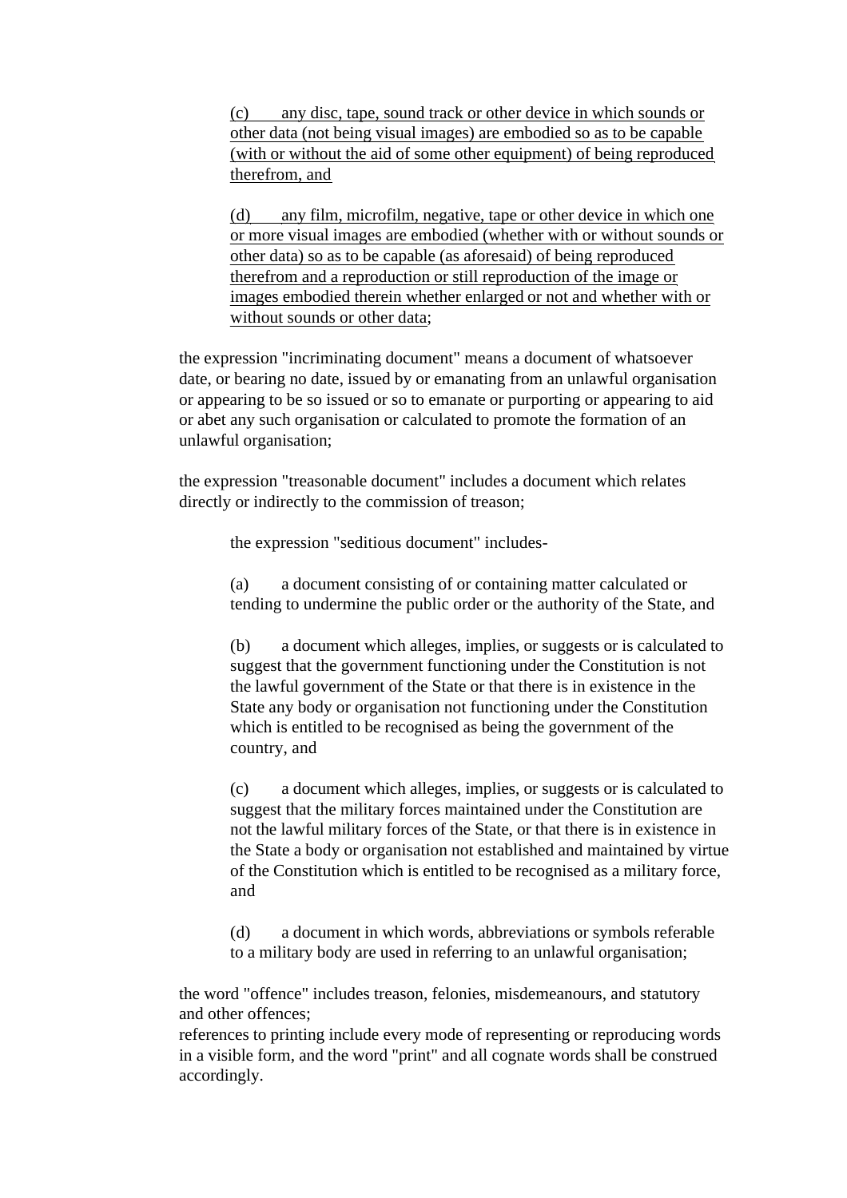(c) any disc, tape, sound track or other device in which sounds or other data (not being visual images) are embodied so as to be capable (with or without the aid of some other equipment) of being reproduced therefrom, and

(d) any film, microfilm, negative, tape or other device in which one or more visual images are embodied (whether with or without sounds or other data) so as to be capable (as aforesaid) of being reproduced therefrom and a reproduction or still reproduction of the image or images embodied therein whether enlarged or not and whether with or without sounds or other data;

the expression "incriminating document" means a document of whatsoever date, or bearing no date, issued by or emanating from an unlawful organisation or appearing to be so issued or so to emanate or purporting or appearing to aid or abet any such organisation or calculated to promote the formation of an unlawful organisation;

the expression "treasonable document" includes a document which relates directly or indirectly to the commission of treason;

the expression "seditious document" includes-

(a) a document consisting of or containing matter calculated or tending to undermine the public order or the authority of the State, and

(b) a document which alleges, implies, or suggests or is calculated to suggest that the government functioning under the Constitution is not the lawful government of the State or that there is in existence in the State any body or organisation not functioning under the Constitution which is entitled to be recognised as being the government of the country, and

(c) a document which alleges, implies, or suggests or is calculated to suggest that the military forces maintained under the Constitution are not the lawful military forces of the State, or that there is in existence in the State a body or organisation not established and maintained by virtue of the Constitution which is entitled to be recognised as a military force, and

(d) a document in which words, abbreviations or symbols referable to a military body are used in referring to an unlawful organisation;

the word "offence" includes treason, felonies, misdemeanours, and statutory and other offences;

references to printing include every mode of representing or reproducing words in a visible form, and the word "print" and all cognate words shall be construed accordingly.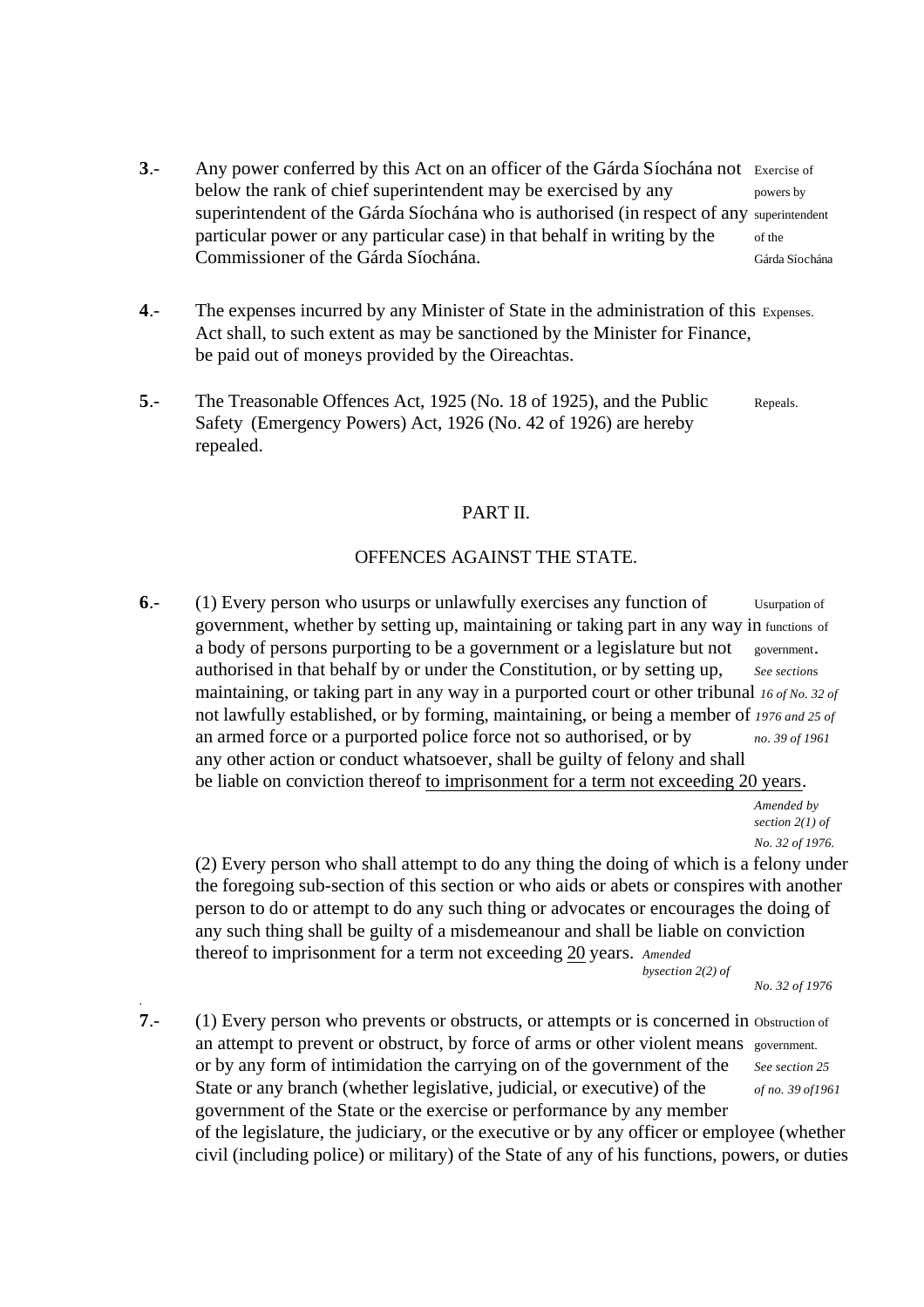**3**.- Any power conferred by this Act on an officer of the Gárda Síochána not below the rank of chief superintendent may be exercised by any superintendent of the Gárda Síochána who is authorised (in respect of any particular power or any particular case) in that behalf in writing by the Commissioner of the Gárda Síochána.

*Exercise of powers by superintendent of the Gárda Síochána*

**4**.- The expenses incurred by any Minister of State in the administration of this Act shall, to such extent as may be sanctioned by the Minister for Finance, be paid out of moneys provided by the Oireachtas.

*Expenses.*

**5**.- The Treasonable Offences Act, 1925 (No. 18 of 1925), and the Public Safety (Emergency Powers) Act, 1926 (No. 42 of 1926) are hereby repealed.

*Repeals.*

## PART II.

## OFFENCES AGAINST THE STATE.

**6**.- (1) Every person who usurps or unlawfully exercises any function of government, whether by setting up, maintaining or taking part in any way in a body of persons purporting to be a government or a legislature but not authorised in that behalf by or under the Constitution, or by setting up, maintaining, or taking part in any way in a purported court or other tribunal not lawfully established, or by forming, maintaining, or being a member of an armed force or a purported police force not so authorised, or by any other action or conduct whatsoever, shall be guilty of felony and shall be liable on conviction thereof <u>to imprisonment for a term not exceeding 20 years</u>.

*Usurpation of functions of government. See sections 16 of No. 32 of 1976 and 25 of no. 39 of 1961*

*Amended by section 2(1) of No. 32 of 1976.*

(2) Every person who shall attempt to do any thing the doing of which is a felony under the foregoing sub-section of this section or who aids or abets or conspires with another person to do or attempt to do any such thing or advocates or encourages the doing of any such thing shall be guilty of a misdemeanour and shall be liable on conviction thereof to imprisonment for a term not exceeding <u>20</u> years.

*Amended bysection 2(2) of No. 32 of 1976*

**7**.- (1) Every person who prevents or obstructs, or attempts or is concerned in an attempt to prevent or obstruct, by force of arms or other violent means or by any form of intimidation the carrying on of the government of the State or any branch (whether legislative, judicial, or executive) of the government of the State or the exercise or performance by any member of the legislature, the judiciary, or the executive or by any officer or employee (whether civil (including police) or military) of the State of any of his functions, powers, or duties

*Obstruction of government. See section 25 of no. 39 of1961*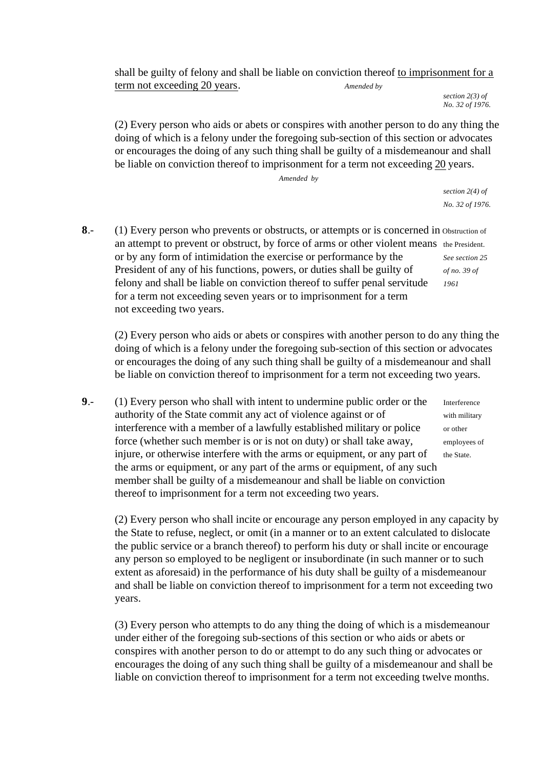shall be guilty of felony and shall be liable on conviction thereof <u>to imprisonment for a term not exceeding 20 years</u>.

*Amended by section 2(3) of No. 32 of 1976.*

(2) Every person who aids or abets or conspires with another person to do any thing the doing of which is a felony under the foregoing sub-section of this section or advocates or encourages the doing of any such thing shall be guilty of a misdemeanour and shall be liable on conviction thereof to imprisonment for a term not exceeding <u>20</u> years.

*Amended by section 2(4) of No. 32 of 1976.*

**8**.- (1) Every person who prevents or obstructs, or attempts or is concerned in an attempt to prevent or obstruct, by force of arms or other violent means or by any form of intimidation the exercise or performance by the President of any of his functions, powers, or duties shall be guilty of felony and shall be liable on conviction thereof to suffer penal servitude for a term not exceeding seven years or to imprisonment for a term not exceeding two years.

Obstruction of the President. *See section 25 of no. 39 of 1961*

(2) Every person who aids or abets or conspires with another person to do any thing the doing of which is a felony under the foregoing sub-section of this section or advocates or encourages the doing of any such thing shall be guilty of a misdemeanour and shall be liable on conviction thereof to imprisonment for a term not exceeding two years.

**9**.- (1) Every person who shall with intent to undermine public order or the authority of the State commit any act of violence against or of interference with a member of a lawfully established military or police force (whether such member is or is not on duty) or shall take away, injure, or otherwise interfere with the arms or equipment, or any part of the arms or equipment, or any part of the arms or equipment, of any such member shall be guilty of a misdemeanour and shall be liable on conviction thereof to imprisonment for a term not exceeding two years.

Interference with military or other employees of the State.

(2) Every person who shall incite or encourage any person employed in any capacity by the State to refuse, neglect, or omit (in a manner or to an extent calculated to dislocate the public service or a branch thereof) to perform his duty or shall incite or encourage any person so employed to be negligent or insubordinate (in such manner or to such extent as aforesaid) in the performance of his duty shall be guilty of a misdemeanour and shall be liable on conviction thereof to imprisonment for a term not exceeding two years.

(3) Every person who attempts to do any thing the doing of which is a misdemeanour under either of the foregoing sub-sections of this section or who aids or abets or conspires with another person to do or attempt to do any such thing or advocates or encourages the doing of any such thing shall be guilty of a misdemeanour and shall be liable on conviction thereof to imprisonment for a term not exceeding twelve months.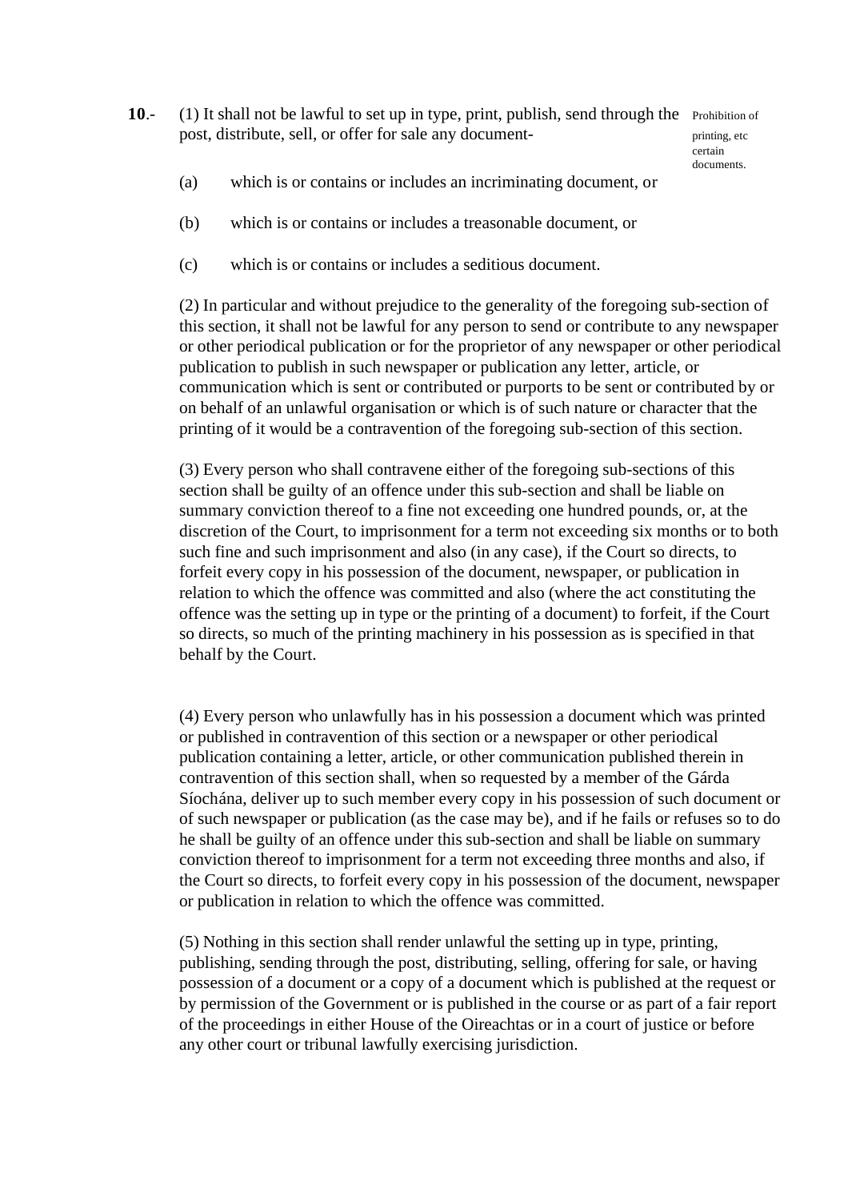**10**.- (1) It shall not be lawful to set up in type, print, publish, send through the post, distribute, sell, or offer for sale any document-

Prohibition of printing, etc certain documents.

(a) which is or contains or includes an incriminating document, or

(b) which is or contains or includes a treasonable document, or

(c) which is or contains or includes a seditious document.

(2) In particular and without prejudice to the generality of the foregoing sub-section of this section, it shall not be lawful for any person to send or contribute to any newspaper or other periodical publication or for the proprietor of any newspaper or other periodical publication to publish in such newspaper or publication any letter, article, or communication which is sent or contributed or purports to be sent or contributed by or on behalf of an unlawful organisation or which is of such nature or character that the printing of it would be a contravention of the foregoing sub-section of this section.

(3) Every person who shall contravene either of the foregoing sub-sections of this section shall be guilty of an offence under this sub-section and shall be liable on summary conviction thereof to a fine not exceeding one hundred pounds, or, at the discretion of the Court, to imprisonment for a term not exceeding six months or to both such fine and such imprisonment and also (in any case), if the Court so directs, to forfeit every copy in his possession of the document, newspaper, or publication in relation to which the offence was committed and also (where the act constituting the offence was the setting up in type or the printing of a document) to forfeit, if the Court so directs, so much of the printing machinery in his possession as is specified in that behalf by the Court.

(4) Every person who unlawfully has in his possession a document which was printed or published in contravention of this section or a newspaper or other periodical publication containing a letter, article, or other communication published therein in contravention of this section shall, when so requested by a member of the Gárda Síochána, deliver up to such member every copy in his possession of such document or of such newspaper or publication (as the case may be), and if he fails or refuses so to do he shall be guilty of an offence under this sub-section and shall be liable on summary conviction thereof to imprisonment for a term not exceeding three months and also, if the Court so directs, to forfeit every copy in his possession of the document, newspaper or publication in relation to which the offence was committed.

(5) Nothing in this section shall render unlawful the setting up in type, printing, publishing, sending through the post, distributing, selling, offering for sale, or having possession of a document or a copy of a document which is published at the request or by permission of the Government or is published in the course or as part of a fair report of the proceedings in either House of the Oireachtas or in a court of justice or before any other court or tribunal lawfully exercising jurisdiction.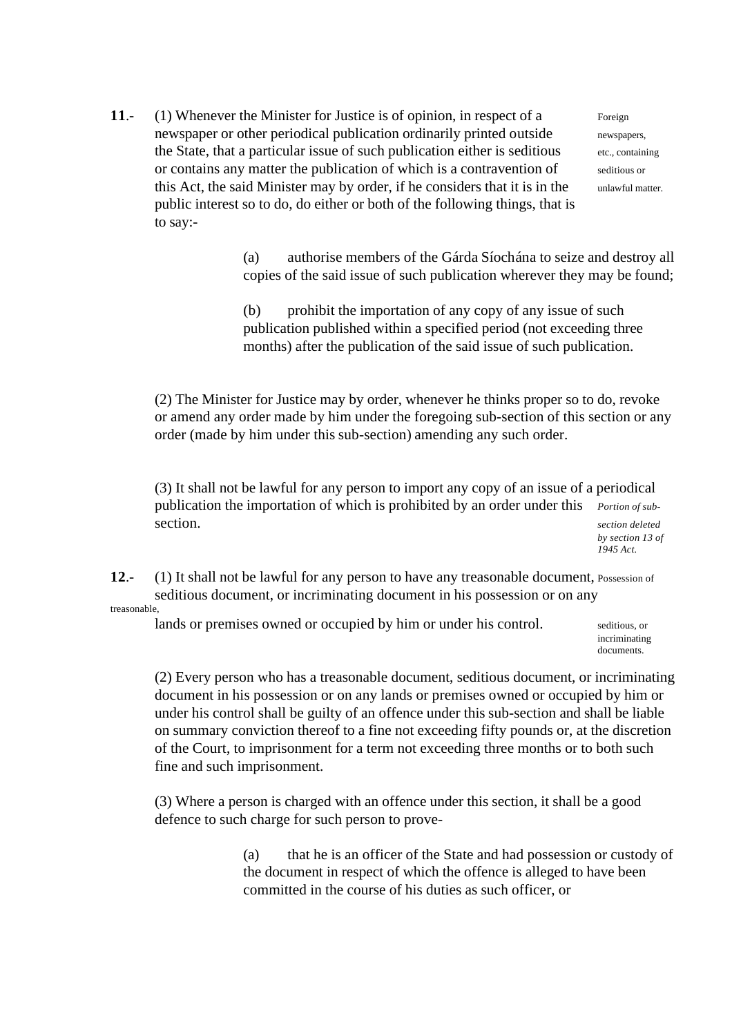**11**.- (1) Whenever the Minister for Justice is of opinion, in respect of a newspaper or other periodical publication ordinarily printed outside the State, that a particular issue of such publication either is seditious or contains any matter the publication of which is a contravention of this Act, the said Minister may by order, if he considers that it is in the public interest so to do, do either or both of the following things, that is to say:-

Foreign newspapers, etc., containing seditious or unlawful matter.

(a) authorise members of the Gárda Síochána to seize and destroy all copies of the said issue of such publication wherever they may be found;

(b) prohibit the importation of any copy of any issue of such publication published within a specified period (not exceeding three months) after the publication of the said issue of such publication.

(2) The Minister for Justice may by order, whenever he thinks proper so to do, revoke or amend any order made by him under the foregoing sub-section of this section or any order (made by him under this sub-section) amending any such order.

(3) It shall not be lawful for any person to import any copy of an issue of a periodical publication the importation of which is prohibited by an order under this section.

*Portion of sub-section deleted by section 13 of 1945 Act.*

**12**.- (1) It shall not be lawful for any person to have any treasonable document, seditious document, or incriminating document in his possession or on any lands or premises owned or occupied by him or under his control.

Possession of treasonable, seditious, or incriminating documents.

(2) Every person who has a treasonable document, seditious document, or incriminating document in his possession or on any lands or premises owned or occupied by him or under his control shall be guilty of an offence under this sub-section and shall be liable on summary conviction thereof to a fine not exceeding fifty pounds or, at the discretion of the Court, to imprisonment for a term not exceeding three months or to both such fine and such imprisonment.

(3) Where a person is charged with an offence under this section, it shall be a good defence to such charge for such person to prove-

(a) that he is an officer of the State and had possession or custody of the document in respect of which the offence is alleged to have been committed in the course of his duties as such officer, or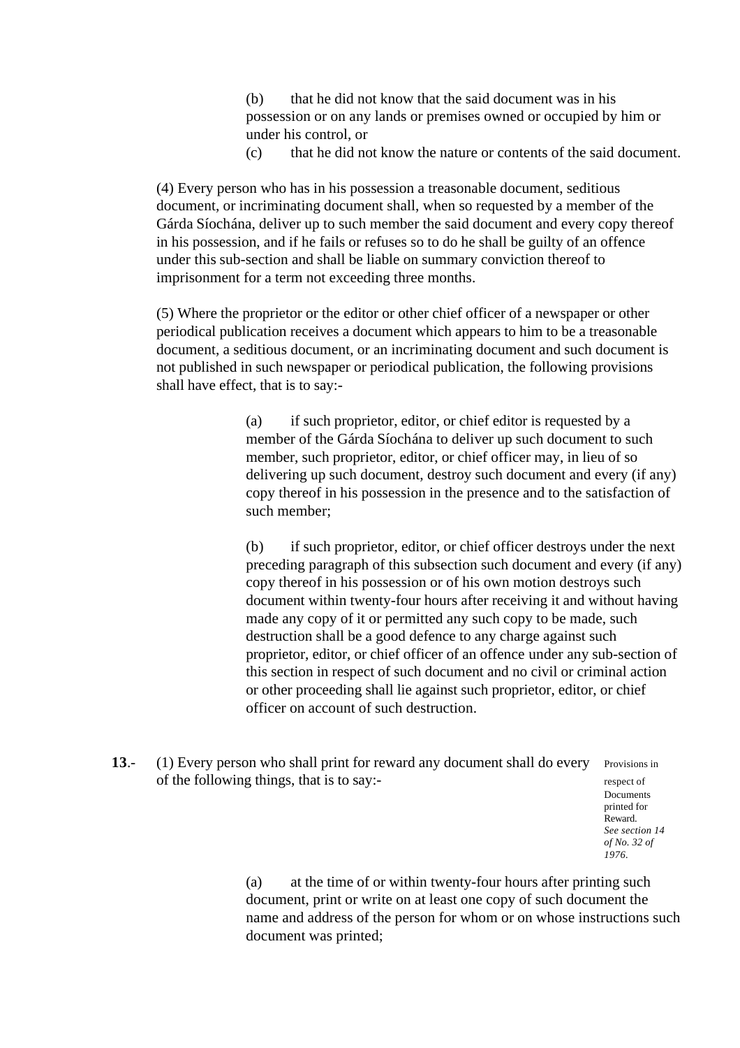(b) that he did not know that the said document was in his possession or on any lands or premises owned or occupied by him or under his control, or

(c) that he did not know the nature or contents of the said document.

(4) Every person who has in his possession a treasonable document, seditious document, or incriminating document shall, when so requested by a member of the Gárda Síochána, deliver up to such member the said document and every copy thereof in his possession, and if he fails or refuses so to do he shall be guilty of an offence under this sub-section and shall be liable on summary conviction thereof to imprisonment for a term not exceeding three months.

(5) Where the proprietor or the editor or other chief officer of a newspaper or other periodical publication receives a document which appears to him to be a treasonable document, a seditious document, or an incriminating document and such document is not published in such newspaper or periodical publication, the following provisions shall have effect, that is to say:-

(a) if such proprietor, editor, or chief editor is requested by a member of the Gárda Síochána to deliver up such document to such member, such proprietor, editor, or chief officer may, in lieu of so delivering up such document, destroy such document and every (if any) copy thereof in his possession in the presence and to the satisfaction of such member;

(b) if such proprietor, editor, or chief officer destroys under the next preceding paragraph of this subsection such document and every (if any) copy thereof in his possession or of his own motion destroys such document within twenty-four hours after receiving it and without having made any copy of it or permitted any such copy to be made, such destruction shall be a good defence to any charge against such proprietor, editor, or chief officer of an offence under any sub-section of this section in respect of such document and no civil or criminal action or other proceeding shall lie against such proprietor, editor, or chief officer on account of such destruction.

**13**.- (1) Every person who shall print for reward any document shall do every of the following things, that is to say:-

Provisions in respect of Documents printed for Reward. *See section 14 of No. 32 of 1976.*

(a) at the time of or within twenty-four hours after printing such document, print or write on at least one copy of such document the name and address of the person for whom or on whose instructions such document was printed;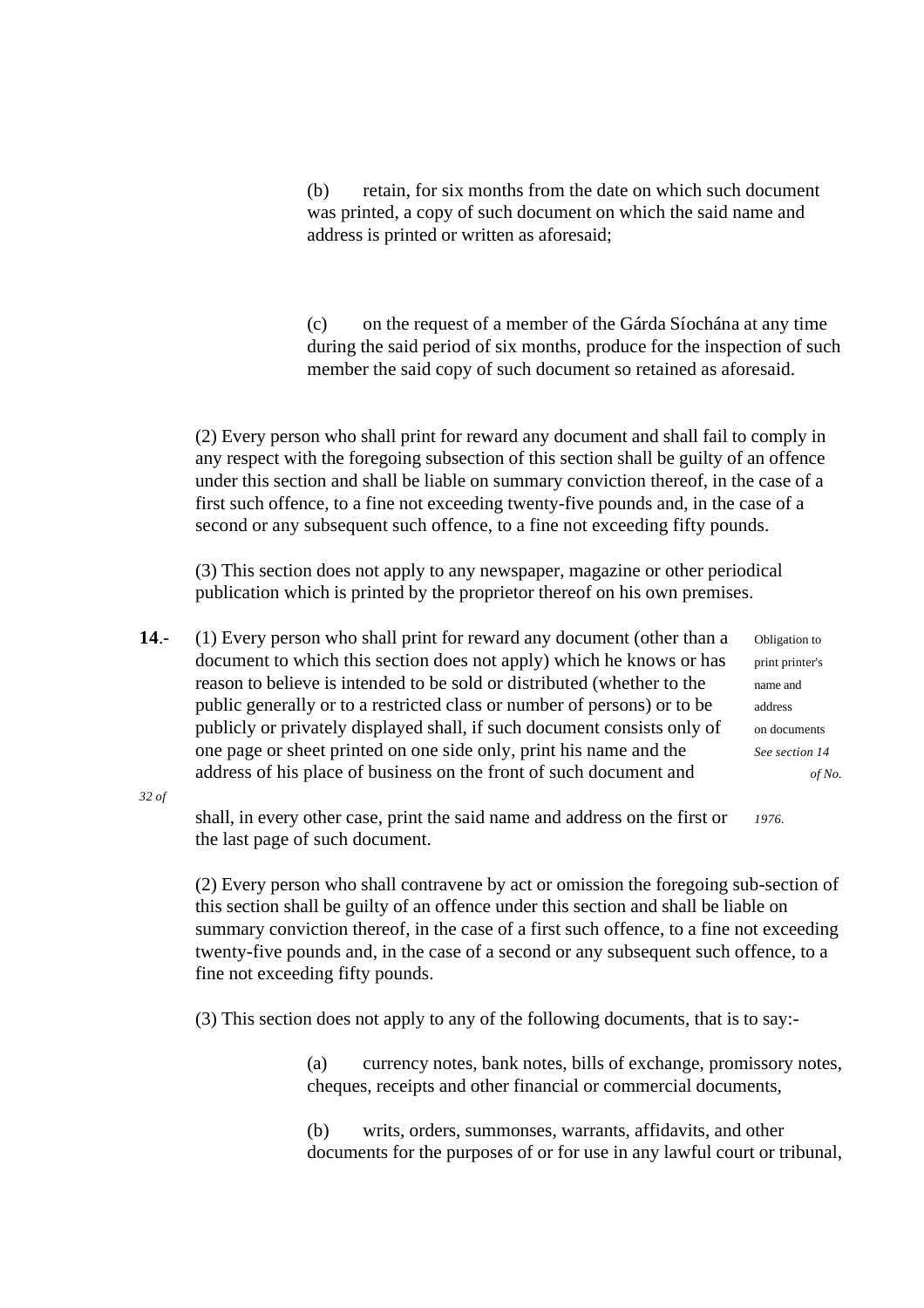(b) retain, for six months from the date on which such document was printed, a copy of such document on which the said name and address is printed or written as aforesaid;

(c) on the request of a member of the Gárda Síochána at any time during the said period of six months, produce for the inspection of such member the said copy of such document so retained as aforesaid.

(2) Every person who shall print for reward any document and shall fail to comply in any respect with the foregoing subsection of this section shall be guilty of an offence under this section and shall be liable on summary conviction thereof, in the case of a first such offence, to a fine not exceeding twenty-five pounds and, in the case of a second or any subsequent such offence, to a fine not exceeding fifty pounds.

(3) This section does not apply to any newspaper, magazine or other periodical publication which is printed by the proprietor thereof on his own premises.

**14**.- (1) Every person who shall print for reward any document (other than a document to which this section does not apply) which he knows or has reason to believe is intended to be sold or distributed (whether to the public generally or to a restricted class or number of persons) or to be publicly or privately displayed shall, if such document consists only of one page or sheet printed on one side only, print his name and the address of his place of business on the front of such document and shall, in every other case, print the said name and address on the first or the last page of such document.

Obligation to print printer's name and address on documents
*See section 14 of No. 32 of 1976.*

(2) Every person who shall contravene by act or omission the foregoing sub-section of this section shall be guilty of an offence under this section and shall be liable on summary conviction thereof, in the case of a first such offence, to a fine not exceeding twenty-five pounds and, in the case of a second or any subsequent such offence, to a fine not exceeding fifty pounds.

(3) This section does not apply to any of the following documents, that is to say:-

(a) currency notes, bank notes, bills of exchange, promissory notes, cheques, receipts and other financial or commercial documents,

(b) writs, orders, summonses, warrants, affidavits, and other documents for the purposes of or for use in any lawful court or tribunal,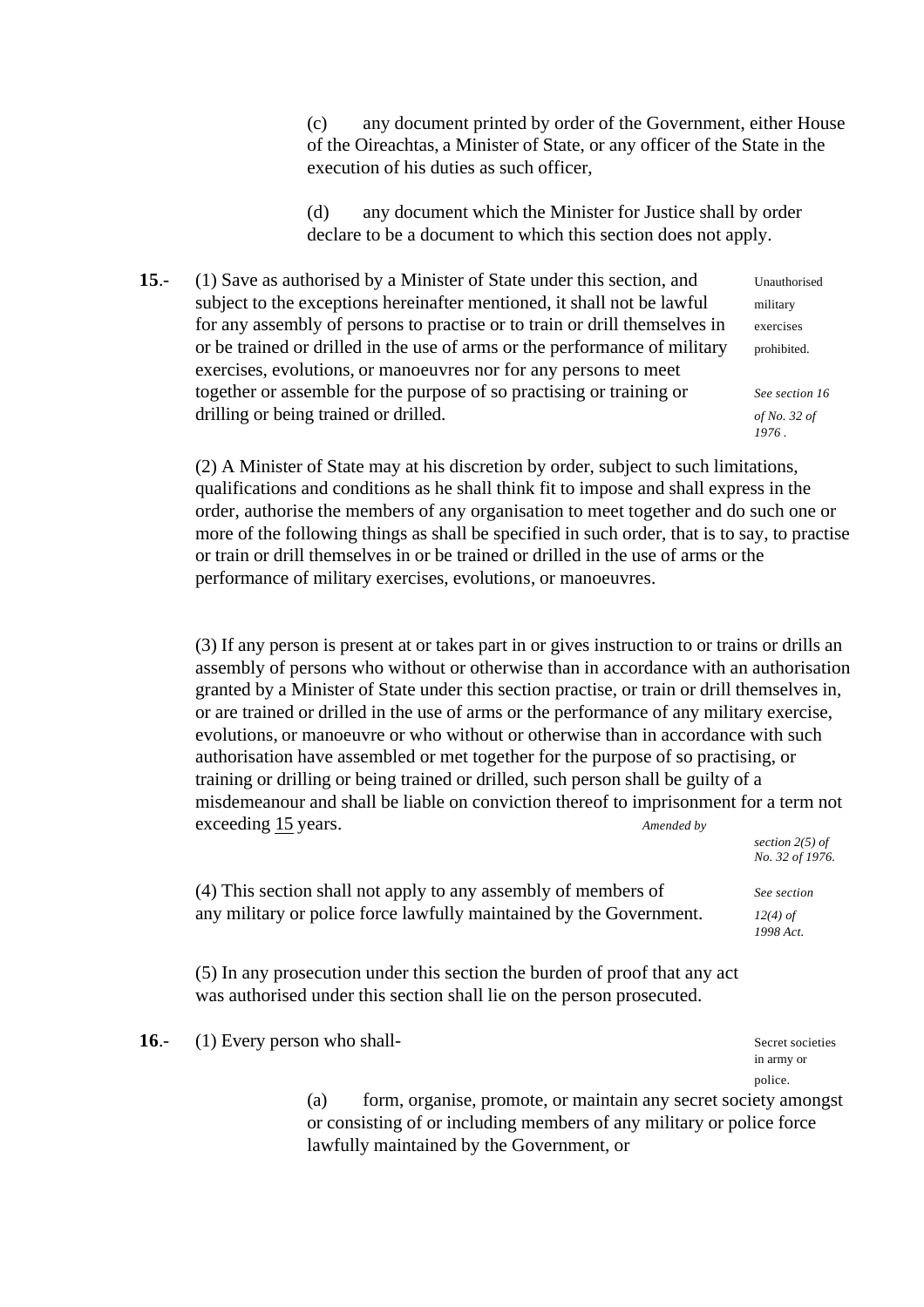(c) any document printed by order of the Government, either House of the Oireachtas, a Minister of State, or any officer of the State in the execution of his duties as such officer,

(d) any document which the Minister for Justice shall by order declare to be a document to which this section does not apply.

**15**.- (1) Save as authorised by a Minister of State under this section, and subject to the exceptions hereinafter mentioned, it shall not be lawful for any assembly of persons to practise or to train or drill themselves in or be trained or drilled in the use of arms or the performance of military exercises, evolutions, or manoeuvres nor for any persons to meet together or assemble for the purpose of so practising or training or drilling or being trained or drilled.

Unauthorised military exercises prohibited.

*See section 16 of No. 32 of 1976 .*

(2) A Minister of State may at his discretion by order, subject to such limitations, qualifications and conditions as he shall think fit to impose and shall express in the order, authorise the members of any organisation to meet together and do such one or more of the following things as shall be specified in such order, that is to say, to practise or train or drill themselves in or be trained or drilled in the use of arms or the performance of military exercises, evolutions, or manoeuvres.

(3) If any person is present at or takes part in or gives instruction to or trains or drills an assembly of persons who without or otherwise than in accordance with an authorisation granted by a Minister of State under this section practise, or train or drill themselves in, or are trained or drilled in the use of arms or the performance of any military exercise, evolutions, or manoeuvre or who without or otherwise than in accordance with such authorisation have assembled or met together for the purpose of so practising, or training or drilling or being trained or drilled, such person shall be guilty of a misdemeanour and shall be liable on conviction thereof to imprisonment for a term not exceeding 15 years.

*Amended by section 2(5) of No. 32 of 1976.*

(4) This section shall not apply to any assembly of members of any military or police force lawfully maintained by the Government.

*See section 12(4) of 1998 Act.*

(5) In any prosecution under this section the burden of proof that any act was authorised under this section shall lie on the person prosecuted.

**16**.- (1) Every person who shall-

Secret societies in army or police.

(a) form, organise, promote, or maintain any secret society amongst or consisting of or including members of any military or police force lawfully maintained by the Government, or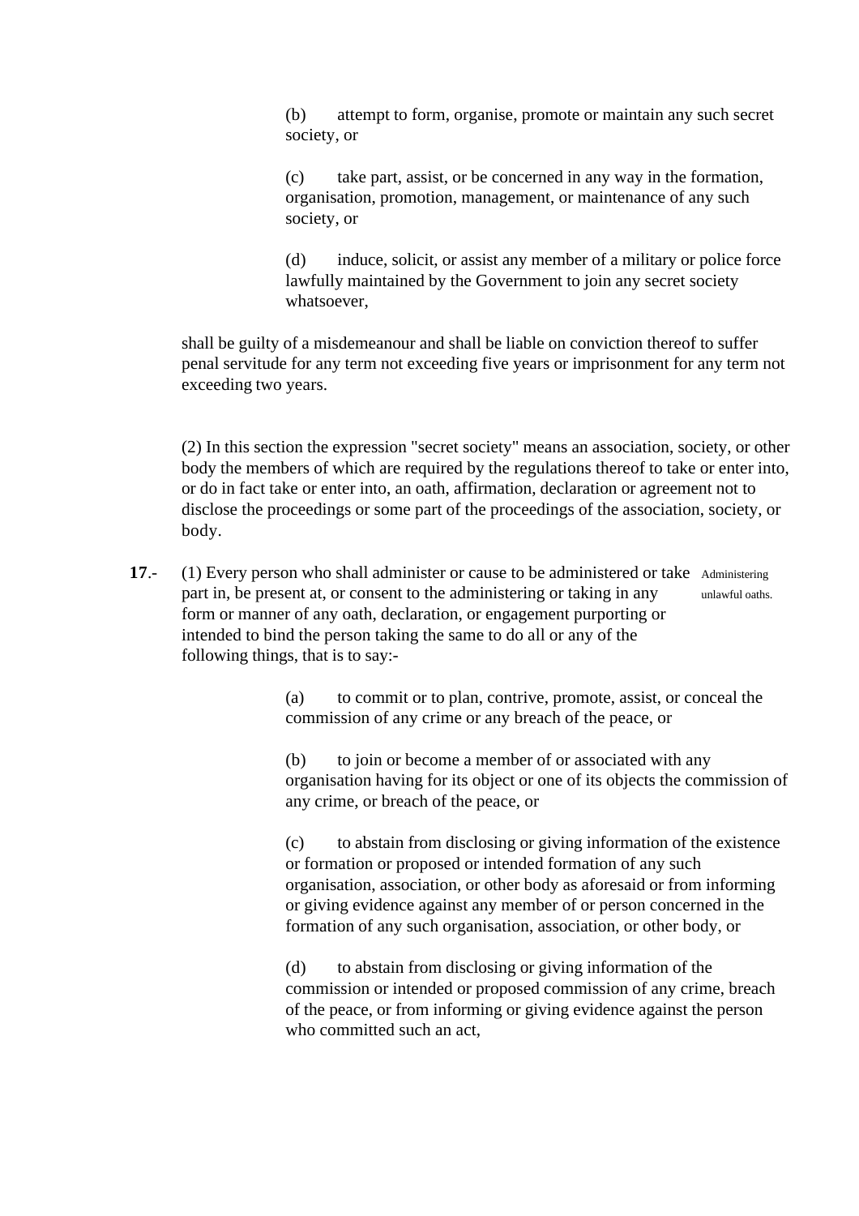(b) attempt to form, organise, promote or maintain any such secret society, or

(c) take part, assist, or be concerned in any way in the formation, organisation, promotion, management, or maintenance of any such society, or

(d) induce, solicit, or assist any member of a military or police force lawfully maintained by the Government to join any secret society whatsoever,

shall be guilty of a misdemeanour and shall be liable on conviction thereof to suffer penal servitude for any term not exceeding five years or imprisonment for any term not exceeding two years.

(2) In this section the expression "secret society" means an association, society, or other body the members of which are required by the regulations thereof to take or enter into, or do in fact take or enter into, an oath, affirmation, declaration or agreement not to disclose the proceedings or some part of the proceedings of the association, society, or body.

**17**.- (1) Every person who shall administer or cause to be administered or take part in, be present at, or consent to the administering or taking in any form or manner of any oath, declaration, or engagement purporting or intended to bind the person taking the same to do all or any of the following things, that is to say:-

*Administering unlawful oaths.*

(a) to commit or to plan, contrive, promote, assist, or conceal the commission of any crime or any breach of the peace, or

(b) to join or become a member of or associated with any organisation having for its object or one of its objects the commission of any crime, or breach of the peace, or

(c) to abstain from disclosing or giving information of the existence or formation or proposed or intended formation of any such organisation, association, or other body as aforesaid or from informing or giving evidence against any member of or person concerned in the formation of any such organisation, association, or other body, or

(d) to abstain from disclosing or giving information of the commission or intended or proposed commission of any crime, breach of the peace, or from informing or giving evidence against the person who committed such an act,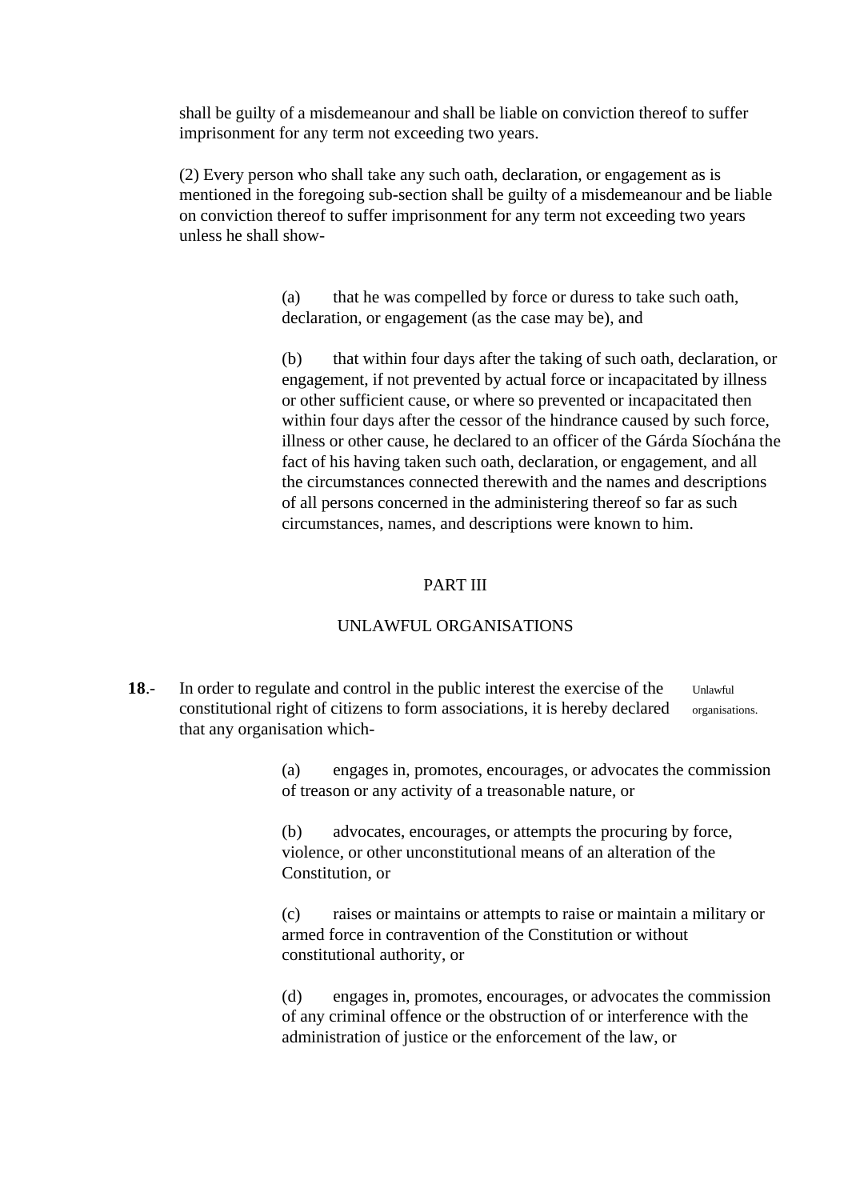shall be guilty of a misdemeanour and shall be liable on conviction thereof to suffer imprisonment for any term not exceeding two years.

(2) Every person who shall take any such oath, declaration, or engagement as is mentioned in the foregoing sub-section shall be guilty of a misdemeanour and be liable on conviction thereof to suffer imprisonment for any term not exceeding two years unless he shall show-

(a) that he was compelled by force or duress to take such oath, declaration, or engagement (as the case may be), and

(b) that within four days after the taking of such oath, declaration, or engagement, if not prevented by actual force or incapacitated by illness or other sufficient cause, or where so prevented or incapacitated then within four days after the cessor of the hindrance caused by such force, illness or other cause, he declared to an officer of the Gárda Síochána the fact of his having taken such oath, declaration, or engagement, and all the circumstances connected therewith and the names and descriptions of all persons concerned in the administering thereof so far as such circumstances, names, and descriptions were known to him.

## PART III

## UNLAWFUL ORGANISATIONS

**18**.- In order to regulate and control in the public interest the exercise of the constitutional right of citizens to form associations, it is hereby declared that any organisation which-

Unlawful organisations.

(a) engages in, promotes, encourages, or advocates the commission of treason or any activity of a treasonable nature, or

(b) advocates, encourages, or attempts the procuring by force, violence, or other unconstitutional means of an alteration of the Constitution, or

(c) raises or maintains or attempts to raise or maintain a military or armed force in contravention of the Constitution or without constitutional authority, or

(d) engages in, promotes, encourages, or advocates the commission of any criminal offence or the obstruction of or interference with the administration of justice or the enforcement of the law, or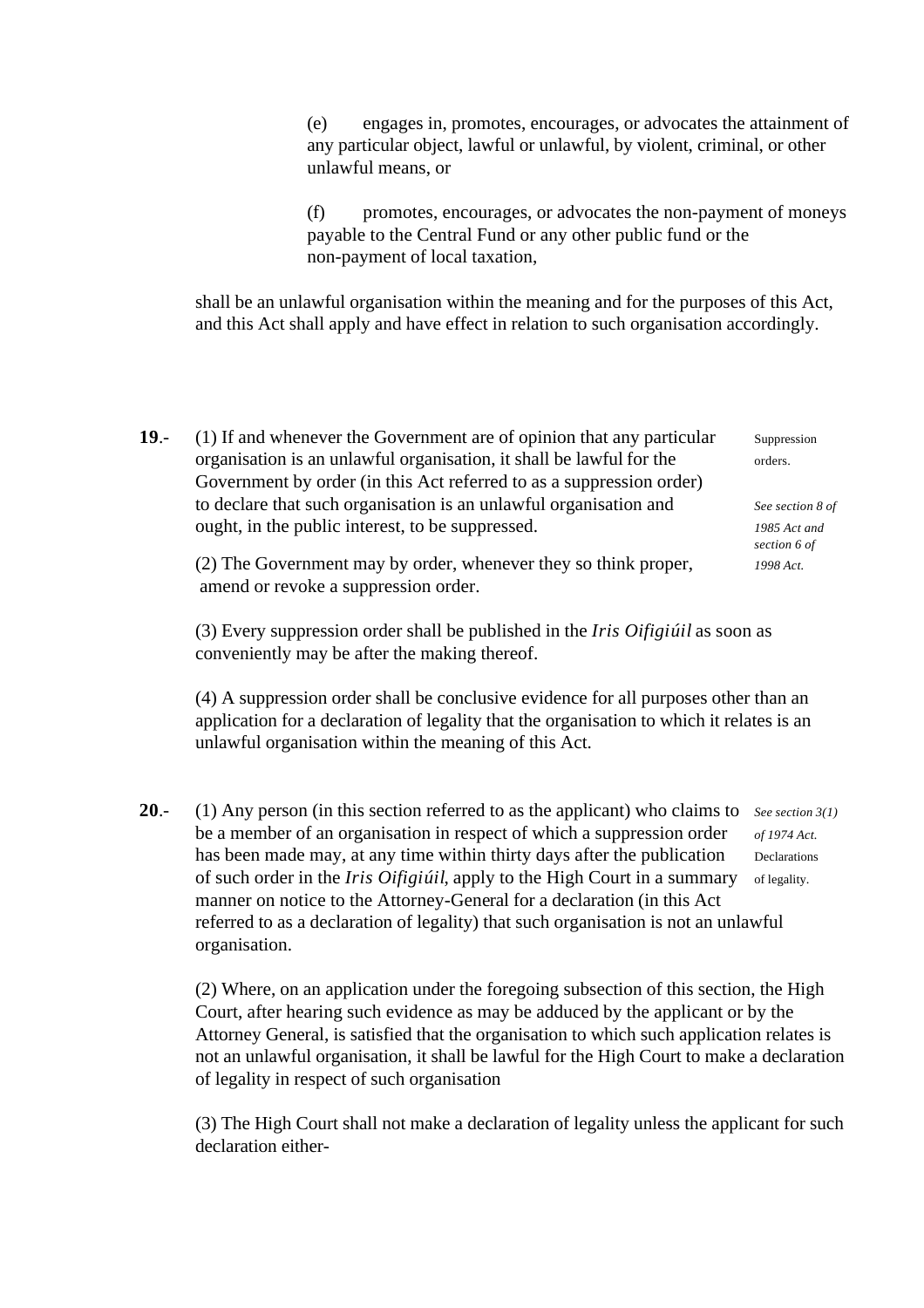(e) engages in, promotes, encourages, or advocates the attainment of any particular object, lawful or unlawful, by violent, criminal, or other unlawful means, or

(f) promotes, encourages, or advocates the non-payment of moneys payable to the Central Fund or any other public fund or the non-payment of local taxation,

shall be an unlawful organisation within the meaning and for the purposes of this Act, and this Act shall apply and have effect in relation to such organisation accordingly.

**19**.- (1) If and whenever the Government are of opinion that any particular organisation is an unlawful organisation, it shall be lawful for the Government by order (in this Act referred to as a suppression order) to declare that such organisation is an unlawful organisation and ought, in the public interest, to be suppressed.

Suppression orders.

*See section 8 of 1985 Act and section 6 of 1998 Act.*

(2) The Government may by order, whenever they so think proper, amend or revoke a suppression order.

(3) Every suppression order shall be published in the *Iris Oifigiúil* as soon as conveniently may be after the making thereof.

(4) A suppression order shall be conclusive evidence for all purposes other than an application for a declaration of legality that the organisation to which it relates is an unlawful organisation within the meaning of this Act.

**20**.- (1) Any person (in this section referred to as the applicant) who claims to be a member of an organisation in respect of which a suppression order has been made may, at any time within thirty days after the publication of such order in the *Iris Oifigiúil*, apply to the High Court in a summary manner on notice to the Attorney-General for a declaration (in this Act referred to as a declaration of legality) that such organisation is not an unlawful organisation.

*See section 3(1) of 1974 Act.*

Declarations of legality.

(2) Where, on an application under the foregoing subsection of this section, the High Court, after hearing such evidence as may be adduced by the applicant or by the Attorney General, is satisfied that the organisation to which such application relates is not an unlawful organisation, it shall be lawful for the High Court to make a declaration of legality in respect of such organisation

(3) The High Court shall not make a declaration of legality unless the applicant for such declaration either-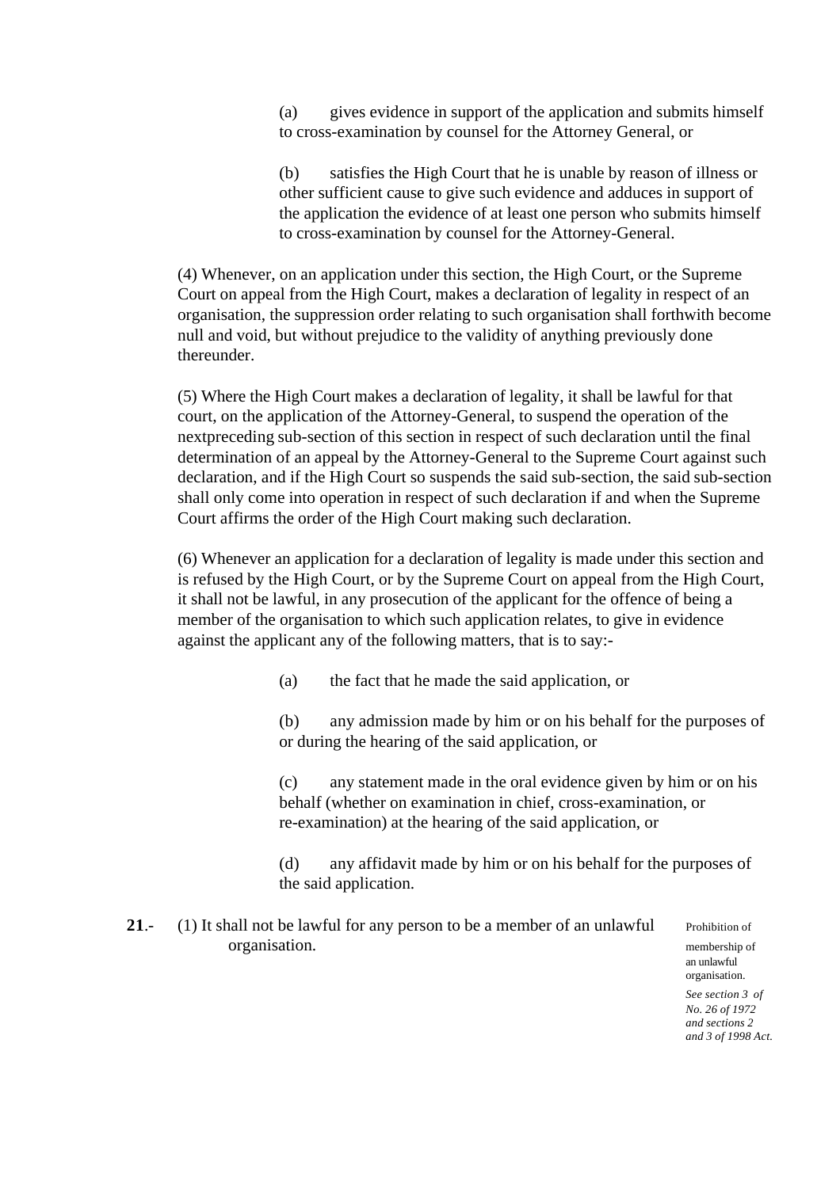(a) gives evidence in support of the application and submits himself to cross-examination by counsel for the Attorney General, or

(b) satisfies the High Court that he is unable by reason of illness or other sufficient cause to give such evidence and adduces in support of the application the evidence of at least one person who submits himself to cross-examination by counsel for the Attorney-General.

(4) Whenever, on an application under this section, the High Court, or the Supreme Court on appeal from the High Court, makes a declaration of legality in respect of an organisation, the suppression order relating to such organisation shall forthwith become null and void, but without prejudice to the validity of anything previously done thereunder.

(5) Where the High Court makes a declaration of legality, it shall be lawful for that court, on the application of the Attorney-General, to suspend the operation of the nextpreceding sub-section of this section in respect of such declaration until the final determination of an appeal by the Attorney-General to the Supreme Court against such declaration, and if the High Court so suspends the said sub-section, the said sub-section shall only come into operation in respect of such declaration if and when the Supreme Court affirms the order of the High Court making such declaration.

(6) Whenever an application for a declaration of legality is made under this section and is refused by the High Court, or by the Supreme Court on appeal from the High Court, it shall not be lawful, in any prosecution of the applicant for the offence of being a member of the organisation to which such application relates, to give in evidence against the applicant any of the following matters, that is to say:-

(a) the fact that he made the said application, or

(b) any admission made by him or on his behalf for the purposes of or during the hearing of the said application, or

(c) any statement made in the oral evidence given by him or on his behalf (whether on examination in chief, cross-examination, or re-examination) at the hearing of the said application, or

(d) any affidavit made by him or on his behalf for the purposes of the said application.

**21**.- (1) It shall not be lawful for any person to be a member of an unlawful organisation.

Prohibition of membership of an unlawful organisation.

*See section 3 of No. 26 of 1972 and sections 2 and 3 of 1998 Act.*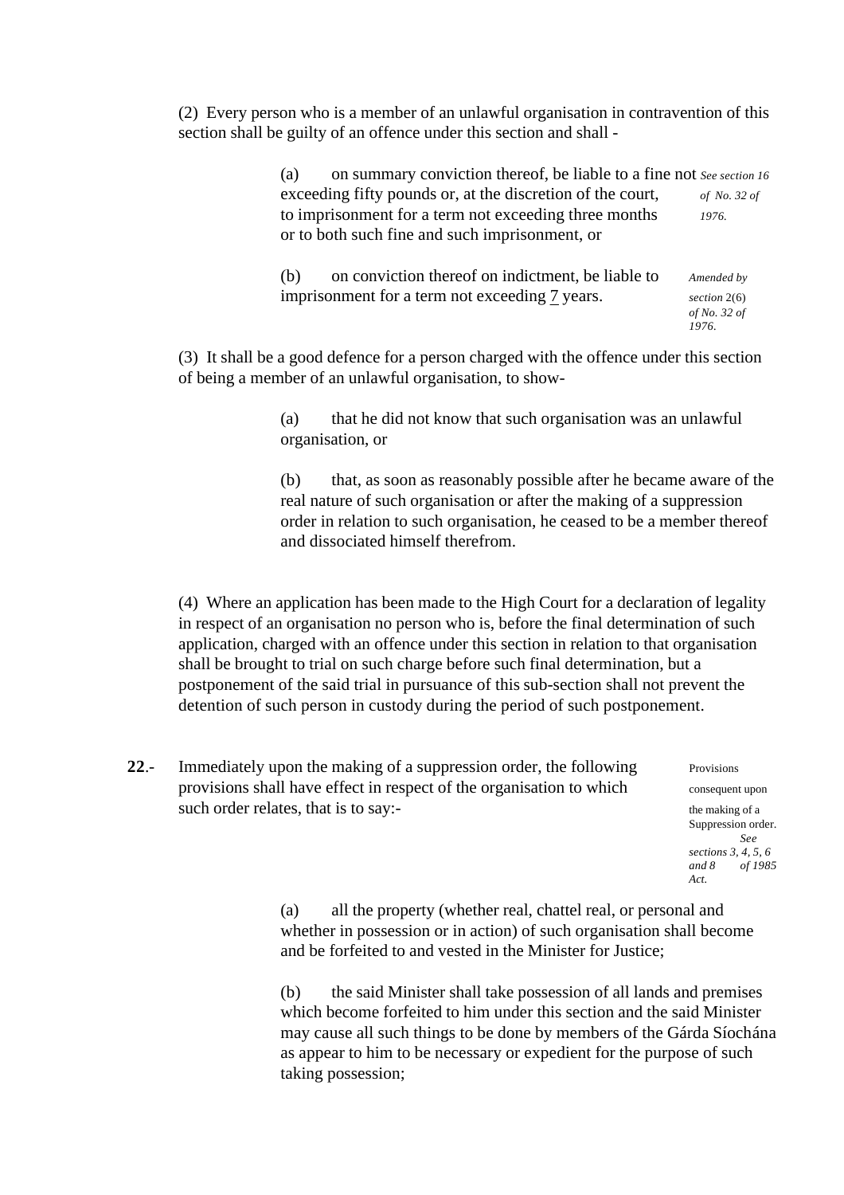(2) Every person who is a member of an unlawful organisation in contravention of this section shall be guilty of an offence under this section and shall -

(a) on summary conviction thereof, be liable to a fine not exceeding fifty pounds or, at the discretion of the court, to imprisonment for a term not exceeding three months or to both such fine and such imprisonment, or

*See section 16 of No. 32 of 1976.*

(b) on conviction thereof on indictment, be liable to imprisonment for a term not exceeding 7 years.

*Amended by section 2(6) of No. 32 of 1976.*

(3) It shall be a good defence for a person charged with the offence under this section of being a member of an unlawful organisation, to show-

(a) that he did not know that such organisation was an unlawful organisation, or

(b) that, as soon as reasonably possible after he became aware of the real nature of such organisation or after the making of a suppression order in relation to such organisation, he ceased to be a member thereof and dissociated himself therefrom.

(4) Where an application has been made to the High Court for a declaration of legality in respect of an organisation no person who is, before the final determination of such application, charged with an offence under this section in relation to that organisation shall be brought to trial on such charge before such final determination, but a postponement of the said trial in pursuance of this sub-section shall not prevent the detention of such person in custody during the period of such postponement.

**22**.- Immediately upon the making of a suppression order, the following provisions shall have effect in respect of the organisation to which such order relates, that is to say:-

Provisions consequent upon the making of a Suppression order. *See sections 3, 4, 5, 6 and 8 of 1985 Act.*

(a) all the property (whether real, chattel real, or personal and whether in possession or in action) of such organisation shall become and be forfeited to and vested in the Minister for Justice;

(b) the said Minister shall take possession of all lands and premises which become forfeited to him under this section and the said Minister may cause all such things to be done by members of the Gárda Síochána as appear to him to be necessary or expedient for the purpose of such taking possession;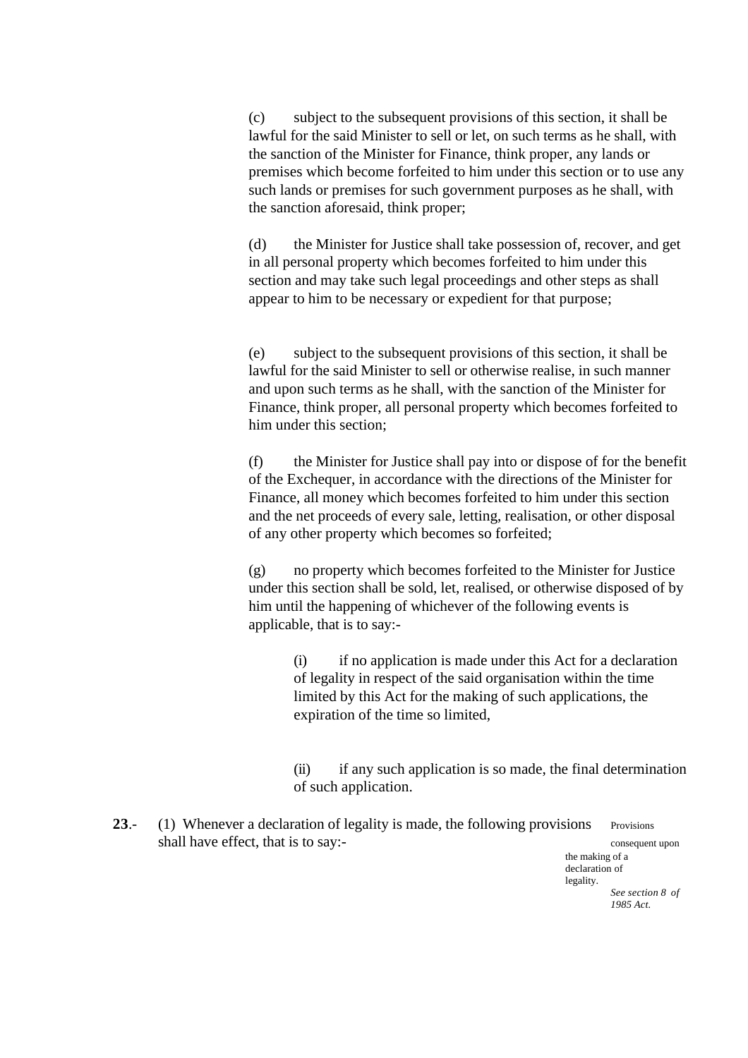(c) subject to the subsequent provisions of this section, it shall be lawful for the said Minister to sell or let, on such terms as he shall, with the sanction of the Minister for Finance, think proper, any lands or premises which become forfeited to him under this section or to use any such lands or premises for such government purposes as he shall, with the sanction aforesaid, think proper;

(d) the Minister for Justice shall take possession of, recover, and get in all personal property which becomes forfeited to him under this section and may take such legal proceedings and other steps as shall appear to him to be necessary or expedient for that purpose;

(e) subject to the subsequent provisions of this section, it shall be lawful for the said Minister to sell or otherwise realise, in such manner and upon such terms as he shall, with the sanction of the Minister for Finance, think proper, all personal property which becomes forfeited to him under this section;

(f) the Minister for Justice shall pay into or dispose of for the benefit of the Exchequer, in accordance with the directions of the Minister for Finance, all money which becomes forfeited to him under this section and the net proceeds of every sale, letting, realisation, or other disposal of any other property which becomes so forfeited;

(g) no property which becomes forfeited to the Minister for Justice under this section shall be sold, let, realised, or otherwise disposed of by him until the happening of whichever of the following events is applicable, that is to say:-

> (i) if no application is made under this Act for a declaration of legality in respect of the said organisation within the time limited by this Act for the making of such applications, the expiration of the time so limited,
>
> (ii) if any such application is so made, the final determination of such application.

**23**.- (1) Whenever a declaration of legality is made, the following provisions shall have effect, that is to say:-

Provisions consequent upon the making of a declaration of legality.
*See section 8 of 1985 Act.*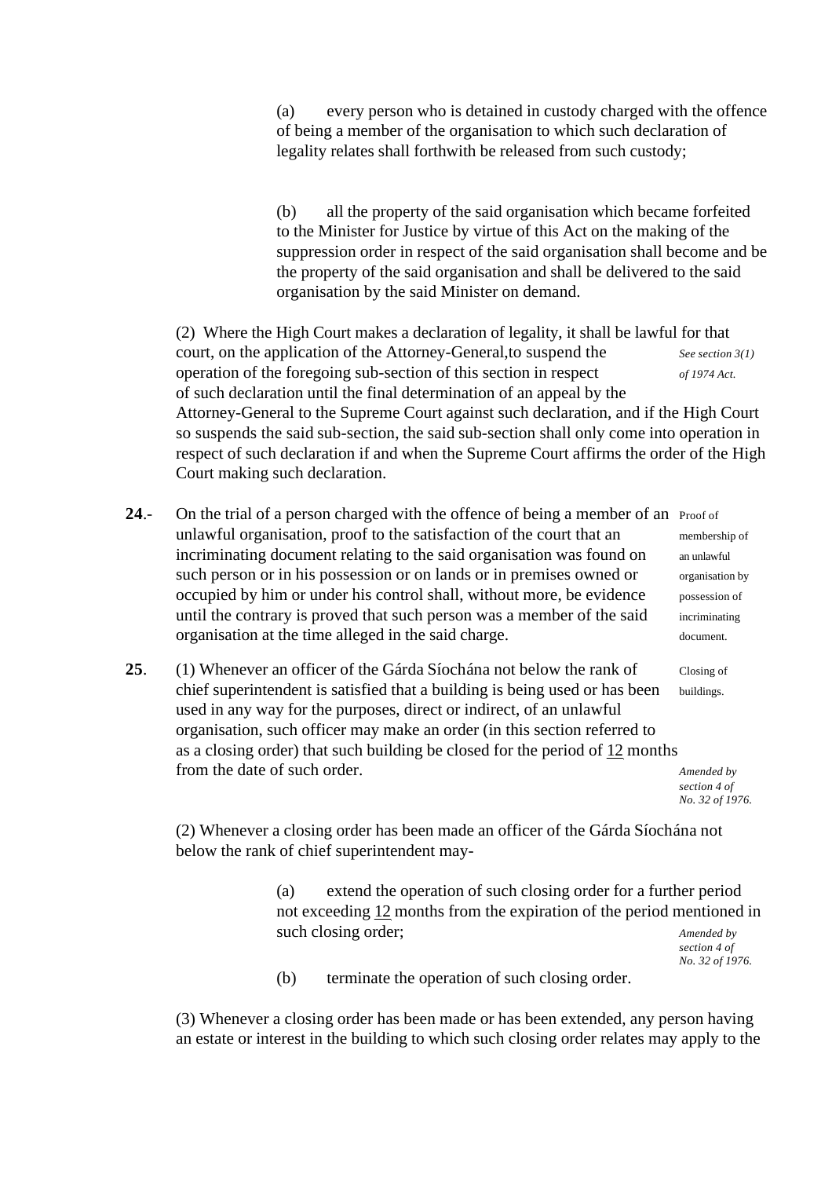(a) every person who is detained in custody charged with the offence of being a member of the organisation to which such declaration of legality relates shall forthwith be released from such custody;

(b) all the property of the said organisation which became forfeited to the Minister for Justice by virtue of this Act on the making of the suppression order in respect of the said organisation shall become and be the property of the said organisation and shall be delivered to the said organisation by the said Minister on demand.

(2) Where the High Court makes a declaration of legality, it shall be lawful for that court, on the application of the Attorney-General,to suspend the operation of the foregoing sub-section of this section in respect of such declaration until the final determination of an appeal by the Attorney-General to the Supreme Court against such declaration, and if the High Court so suspends the said sub-section, the said sub-section shall only come into operation in respect of such declaration if and when the Supreme Court affirms the order of the High Court making such declaration.

*See section 3(1) of 1974 Act.*

**24**.- On the trial of a person charged with the offence of being a member of an unlawful organisation, proof to the satisfaction of the court that an incriminating document relating to the said organisation was found on such person or in his possession or on lands or in premises owned or occupied by him or under his control shall, without more, be evidence until the contrary is proved that such person was a member of the said organisation at the time alleged in the said charge.

Proof of membership of an unlawful organisation by possession of incriminating document.

**25**. (1) Whenever an officer of the Gárda Síochána not below the rank of chief superintendent is satisfied that a building is being used or has been used in any way for the purposes, direct or indirect, of an unlawful organisation, such officer may make an order (in this section referred to as a closing order) that such building be closed for the period of <u>12</u> months from the date of such order.

Closing of buildings.

*Amended by section 4 of No. 32 of 1976.*

(2) Whenever a closing order has been made an officer of the Gárda Síochána not below the rank of chief superintendent may-

(a) extend the operation of such closing order for a further period not exceeding <u>12</u> months from the expiration of the period mentioned in such closing order;

*Amended by section 4 of No. 32 of 1976.*

(b) terminate the operation of such closing order.

(3) Whenever a closing order has been made or has been extended, any person having an estate or interest in the building to which such closing order relates may apply to the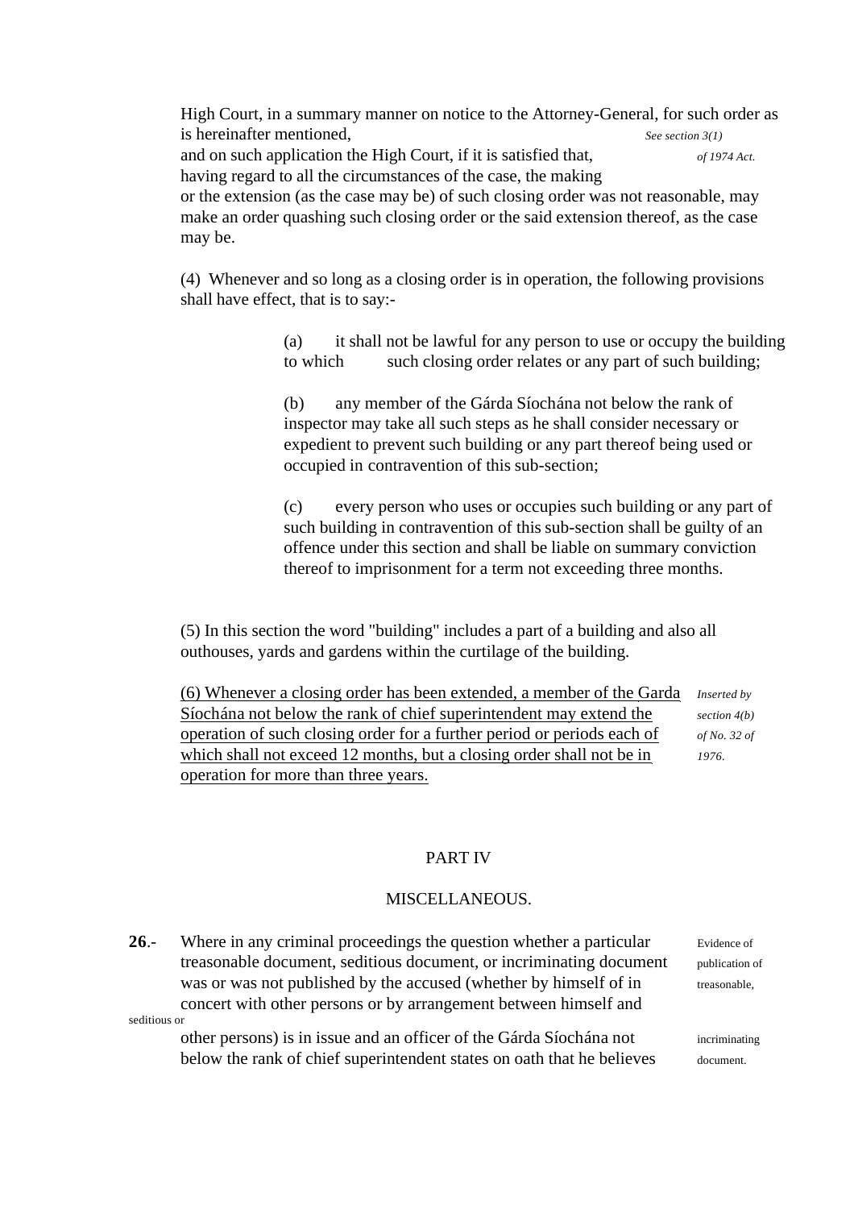High Court, in a summary manner on notice to the Attorney-General, for such order as is hereinafter mentioned, and on such application the High Court, if it is satisfied that, having regard to all the circumstances of the case, the making or the extension (as the case may be) of such closing order was not reasonable, may make an order quashing such closing order or the said extension thereof, as the case may be.

*See section 3(1) of 1974 Act.*

(4) Whenever and so long as a closing order is in operation, the following provisions shall have effect, that is to say:-

> (a) it shall not be lawful for any person to use or occupy the building to which such closing order relates or any part of such building;
>
> (b) any member of the Gárda Síochána not below the rank of inspector may take all such steps as he shall consider necessary or expedient to prevent such building or any part thereof being used or occupied in contravention of this sub-section;
>
> (c) every person who uses or occupies such building or any part of such building in contravention of this sub-section shall be guilty of an offence under this section and shall be liable on summary conviction thereof to imprisonment for a term not exceeding three months.

(5) In this section the word "building" includes a part of a building and also all outhouses, yards and gardens within the curtilage of the building.

<u>(6) Whenever a closing order has been extended, a member of the Garda Síochána not below the rank of chief superintendent may extend the operation of such closing order for a further period or periods each of which shall not exceed 12 months, but a closing order shall not be in operation for more than three years.</u>

*Inserted by section 4(b) of No. 32 of 1976.*

## PART IV

## MISCELLANEOUS.

**26**.- Where in any criminal proceedings the question whether a particular treasonable document, seditious document, or incriminating document was or was not published by the accused (whether by himself of in concert with other persons or by arrangement between himself and other persons) is in issue and an officer of the Gárda Síochána not below the rank of chief superintendent states on oath that he believes

Evidence of publication of treasonable, seditious or incriminating document.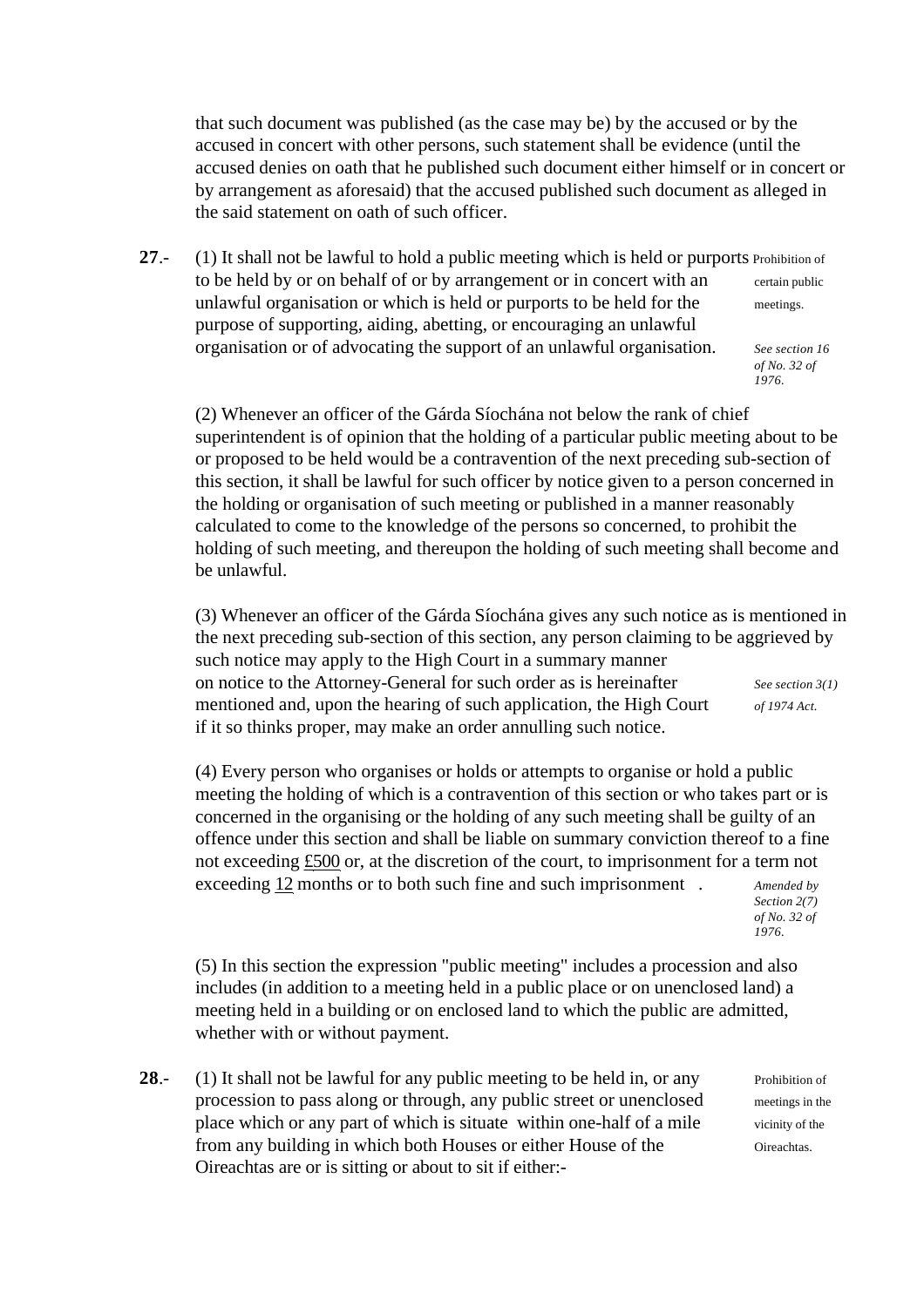that such document was published (as the case may be) by the accused or by the accused in concert with other persons, such statement shall be evidence (until the accused denies on oath that he published such document either himself or in concert or by arrangement as aforesaid) that the accused published such document as alleged in the said statement on oath of such officer.

**27**.- (1) It shall not be lawful to hold a public meeting which is held or purports to be held by or on behalf of or by arrangement or in concert with an unlawful organisation or which is held or purports to be held for the purpose of supporting, aiding, abetting, or encouraging an unlawful organisation or of advocating the support of an unlawful organisation.

Prohibition of certain public meetings.

*See section 16 of No. 32 of 1976.*

(2) Whenever an officer of the Gárda Síochána not below the rank of chief superintendent is of opinion that the holding of a particular public meeting about to be or proposed to be held would be a contravention of the next preceding sub-section of this section, it shall be lawful for such officer by notice given to a person concerned in the holding or organisation of such meeting or published in a manner reasonably calculated to come to the knowledge of the persons so concerned, to prohibit the holding of such meeting, and thereupon the holding of such meeting shall become and be unlawful.

(3) Whenever an officer of the Gárda Síochána gives any such notice as is mentioned in the next preceding sub-section of this section, any person claiming to be aggrieved by such notice may apply to the High Court in a summary manner on notice to the Attorney-General for such order as is hereinafter mentioned and, upon the hearing of such application, the High Court if it so thinks proper, may make an order annulling such notice.

*See section 3(1) of 1974 Act.*

(4) Every person who organises or holds or attempts to organise or hold a public meeting the holding of which is a contravention of this section or who takes part or is concerned in the organising or the holding of any such meeting shall be guilty of an offence under this section and shall be liable on summary conviction thereof to a fine not exceeding £500 or, at the discretion of the court, to imprisonment for a term not exceeding 12 months or to both such fine and such imprisonment .

*Amended by Section 2(7) of No. 32 of 1976.*

(5) In this section the expression "public meeting" includes a procession and also includes (in addition to a meeting held in a public place or on unenclosed land) a meeting held in a building or on enclosed land to which the public are admitted, whether with or without payment.

**28**.- (1) It shall not be lawful for any public meeting to be held in, or any procession to pass along or through, any public street or unenclosed place which or any part of which is situate within one-half of a mile from any building in which both Houses or either House of the Oireachtas are or is sitting or about to sit if either:-

Prohibition of meetings in the vicinity of the Oireachtas.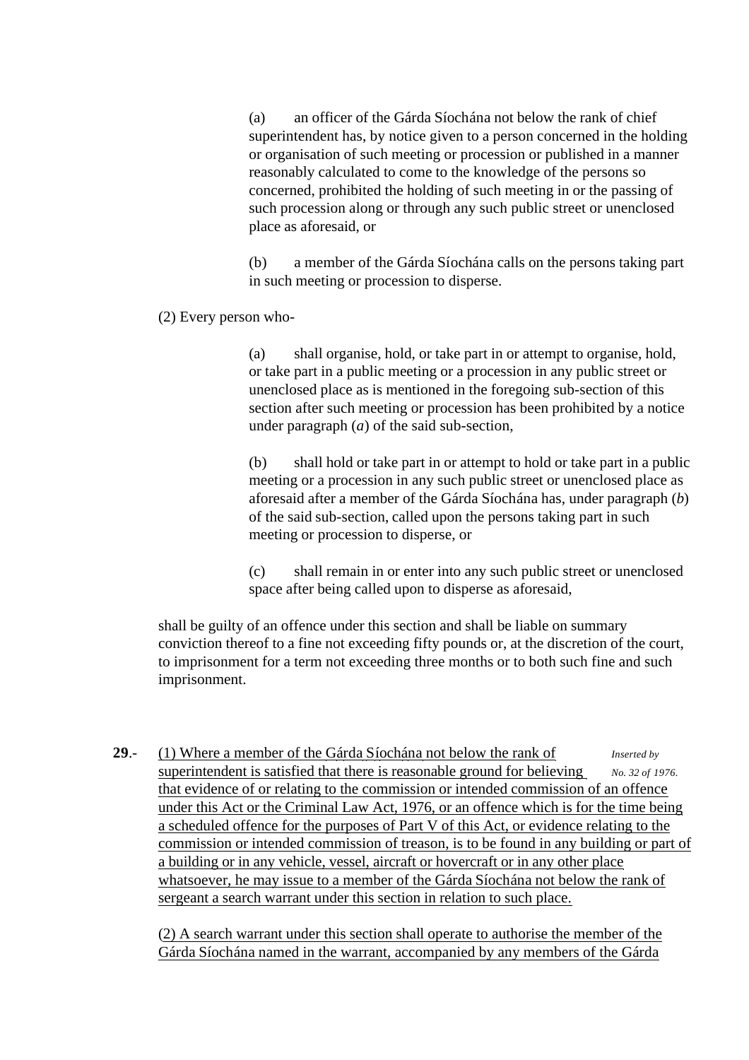(a) an officer of the Gárda Síochána not below the rank of chief superintendent has, by notice given to a person concerned in the holding or organisation of such meeting or procession or published in a manner reasonably calculated to come to the knowledge of the persons so concerned, prohibited the holding of such meeting in or the passing of such procession along or through any such public street or unenclosed place as aforesaid, or

(b) a member of the Gárda Síochána calls on the persons taking part in such meeting or procession to disperse.

(2) Every person who-

(a) shall organise, hold, or take part in or attempt to organise, hold, or take part in a public meeting or a procession in any public street or unenclosed place as is mentioned in the foregoing sub-section of this section after such meeting or procession has been prohibited by a notice under paragraph (*a*) of the said sub-section,

(b) shall hold or take part in or attempt to hold or take part in a public meeting or a procession in any such public street or unenclosed place as aforesaid after a member of the Gárda Síochána has, under paragraph (*b*) of the said sub-section, called upon the persons taking part in such meeting or procession to disperse, or

(c) shall remain in or enter into any such public street or unenclosed space after being called upon to disperse as aforesaid,

shall be guilty of an offence under this section and shall be liable on summary conviction thereof to a fine not exceeding fifty pounds or, at the discretion of the court, to imprisonment for a term not exceeding three months or to both such fine and such imprisonment.

**29**.- (1) Where a member of the Gárda Síochána not below the rank of superintendent is satisfied that there is reasonable ground for believing that evidence of or relating to the commission or intended commission of an offence under this Act or the Criminal Law Act, 1976, or an offence which is for the time being a scheduled offence for the purposes of Part V of this Act, or evidence relating to the commission or intended commission of treason, is to be found in any building or part of a building or in any vehicle, vessel, aircraft or hovercraft or in any other place whatsoever, he may issue to a member of the Gárda Síochána not below the rank of sergeant a search warrant under this section in relation to such place.

*Inserted by No. 32 of 1976.*

(2) A search warrant under this section shall operate to authorise the member of the Gárda Síochána named in the warrant, accompanied by any members of the Gárda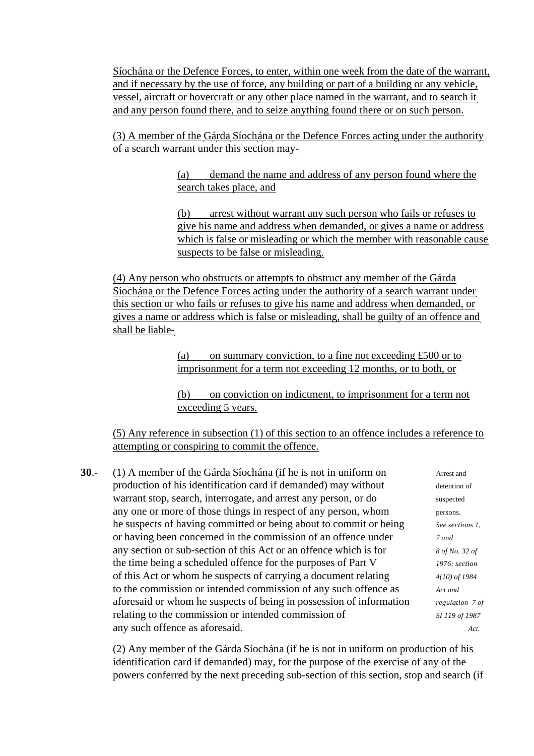Síochána or the Defence Forces, to enter, within one week from the date of the warrant, and if necessary by the use of force, any building or part of a building or any vehicle, vessel, aircraft or hovercraft or any other place named in the warrant, and to search it and any person found there, and to seize anything found there or on such person.

(3) A member of the Gárda Síochána or the Defence Forces acting under the authority of a search warrant under this section may-

> (a) demand the name and address of any person found where the search takes place, and
>
> (b) arrest without warrant any such person who fails or refuses to give his name and address when demanded, or gives a name or address which is false or misleading or which the member with reasonable cause suspects to be false or misleading.

(4) Any person who obstructs or attempts to obstruct any member of the Gárda Síochána or the Defence Forces acting under the authority of a search warrant under this section or who fails or refuses to give his name and address when demanded, or gives a name or address which is false or misleading, shall be guilty of an offence and shall be liable-

> (a) on summary conviction, to a fine not exceeding £500 or to imprisonment for a term not exceeding 12 months, or to both, or
>
> (b) on conviction on indictment, to imprisonment for a term not exceeding 5 years.

(5) Any reference in subsection (1) of this section to an offence includes a reference to attempting or conspiring to commit the offence.

**30**.- (1) A member of the Gárda Síochána (if he is not in uniform on production of his identification card if demanded) may without warrant stop, search, interrogate, and arrest any person, or do any one or more of those things in respect of any person, whom he suspects of having committed or being about to commit or being or having been concerned in the commission of an offence under any section or sub-section of this Act or an offence which is for the time being a scheduled offence for the purposes of Part V of this Act or whom he suspects of carrying a document relating to the commission or intended commission of any such offence as aforesaid or whom he suspects of being in possession of information relating to the commission or intended commission of any such offence as aforesaid.

Arrest and detention of suspected persons. *See sections 1, 7 and 8 of No. 32 of 1976; section 4(10) of 1984 Act and regulation 7 of SI 119 of 1987 Act.*

(2) Any member of the Gárda Síochána (if he is not in uniform on production of his identification card if demanded) may, for the purpose of the exercise of any of the powers conferred by the next preceding sub-section of this section, stop and search (if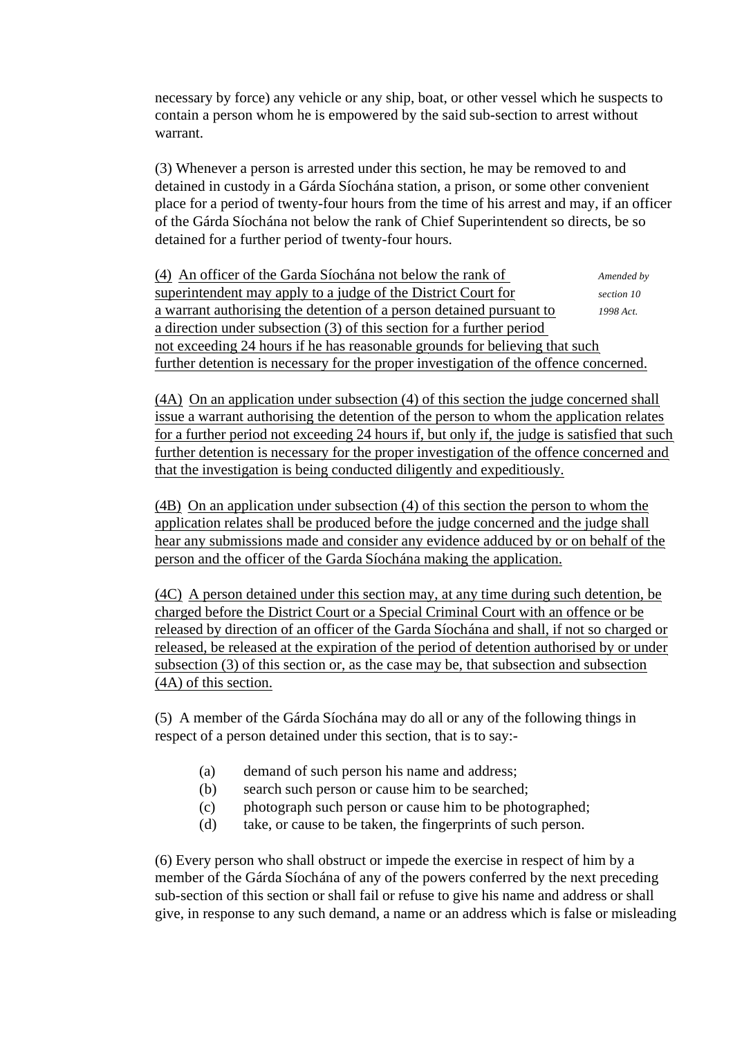necessary by force) any vehicle or any ship, boat, or other vessel which he suspects to contain a person whom he is empowered by the said sub-section to arrest without warrant.

(3) Whenever a person is arrested under this section, he may be removed to and detained in custody in a Gárda Síochána station, a prison, or some other convenient place for a period of twenty-four hours from the time of his arrest and may, if an officer of the Gárda Síochána not below the rank of Chief Superintendent so directs, be so detained for a further period of twenty-four hours.

(4) An officer of the Garda Síochána not below the rank of superintendent may apply to a judge of the District Court for a warrant authorising the detention of a person detained pursuant to a direction under subsection (3) of this section for a further period not exceeding 24 hours if he has reasonable grounds for believing that such further detention is necessary for the proper investigation of the offence concerned.

*Amended by section 10 1998 Act.*

(4A) On an application under subsection (4) of this section the judge concerned shall issue a warrant authorising the detention of the person to whom the application relates for a further period not exceeding 24 hours if, but only if, the judge is satisfied that such further detention is necessary for the proper investigation of the offence concerned and that the investigation is being conducted diligently and expeditiously.

(4B) On an application under subsection (4) of this section the person to whom the application relates shall be produced before the judge concerned and the judge shall hear any submissions made and consider any evidence adduced by or on behalf of the person and the officer of the Garda Síochána making the application.

(4C) A person detained under this section may, at any time during such detention, be charged before the District Court or a Special Criminal Court with an offence or be released by direction of an officer of the Garda Síochána and shall, if not so charged or released, be released at the expiration of the period of detention authorised by or under subsection (3) of this section or, as the case may be, that subsection and subsection (4A) of this section.

(5) A member of the Gárda Síochána may do all or any of the following things in respect of a person detained under this section, that is to say:-

(a) demand of such person his name and address;
(b) search such person or cause him to be searched;
(c) photograph such person or cause him to be photographed;
(d) take, or cause to be taken, the fingerprints of such person.

(6) Every person who shall obstruct or impede the exercise in respect of him by a member of the Gárda Síochána of any of the powers conferred by the next preceding sub-section of this section or shall fail or refuse to give his name and address or shall give, in response to any such demand, a name or an address which is false or misleading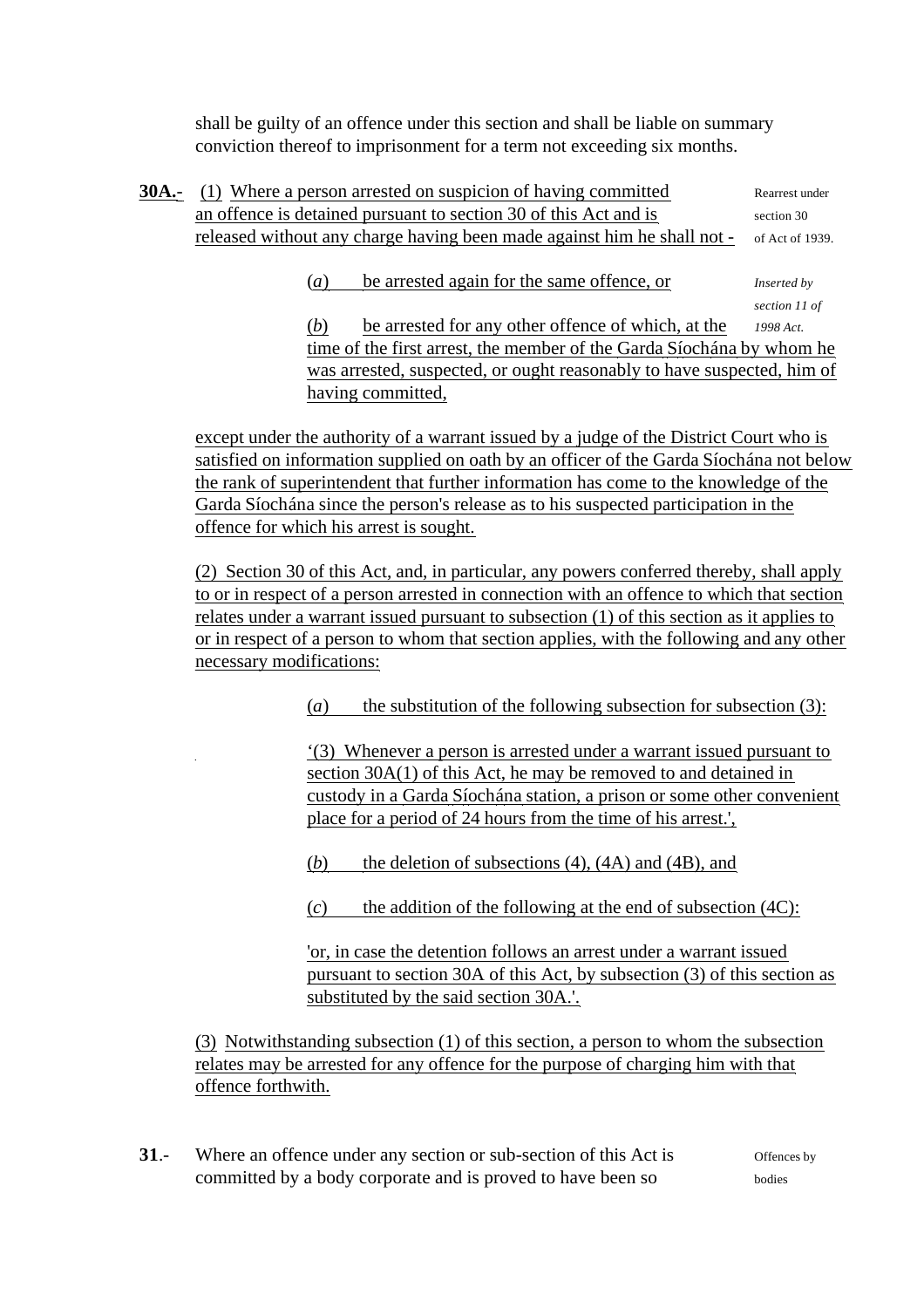shall be guilty of an offence under this section and shall be liable on summary conviction thereof to imprisonment for a term not exceeding six months.

**30A.**- (1) Where a person arrested on suspicion of having committed an offence is detained pursuant to section 30 of this Act and is released without any charge having been made against him he shall not -

Rearrest under section 30 of Act of 1939.

(*a*) be arrested again for the same offence, or

*Inserted by section 11 of 1998 Act.*

(*b*) be arrested for any other offence of which, at the time of the first arrest, the member of the Garda Síochána by whom he was arrested, suspected, or ought reasonably to have suspected, him of having committed,

except under the authority of a warrant issued by a judge of the District Court who is satisfied on information supplied on oath by an officer of the Garda Síochána not below the rank of superintendent that further information has come to the knowledge of the Garda Síochána since the person's release as to his suspected participation in the offence for which his arrest is sought.

(2) Section 30 of this Act, and, in particular, any powers conferred thereby, shall apply to or in respect of a person arrested in connection with an offence to which that section relates under a warrant issued pursuant to subsection (1) of this section as it applies to or in respect of a person to whom that section applies, with the following and any other necessary modifications:

(*a*) the substitution of the following subsection for subsection (3):

'(3) Whenever a person is arrested under a warrant issued pursuant to section 30A(1) of this Act, he may be removed to and detained in custody in a Garda Síochána station, a prison or some other convenient place for a period of 24 hours from the time of his arrest.',

(*b*) the deletion of subsections (4), (4A) and (4B), and

(*c*) the addition of the following at the end of subsection (4C):

'or, in case the detention follows an arrest under a warrant issued pursuant to section 30A of this Act, by subsection (3) of this section as substituted by the said section 30A.'.

(3) Notwithstanding subsection (1) of this section, a person to whom the subsection relates may be arrested for any offence for the purpose of charging him with that offence forthwith.

**31**.- Where an offence under any section or sub-section of this Act is committed by a body corporate and is proved to have been so

Offences by bodies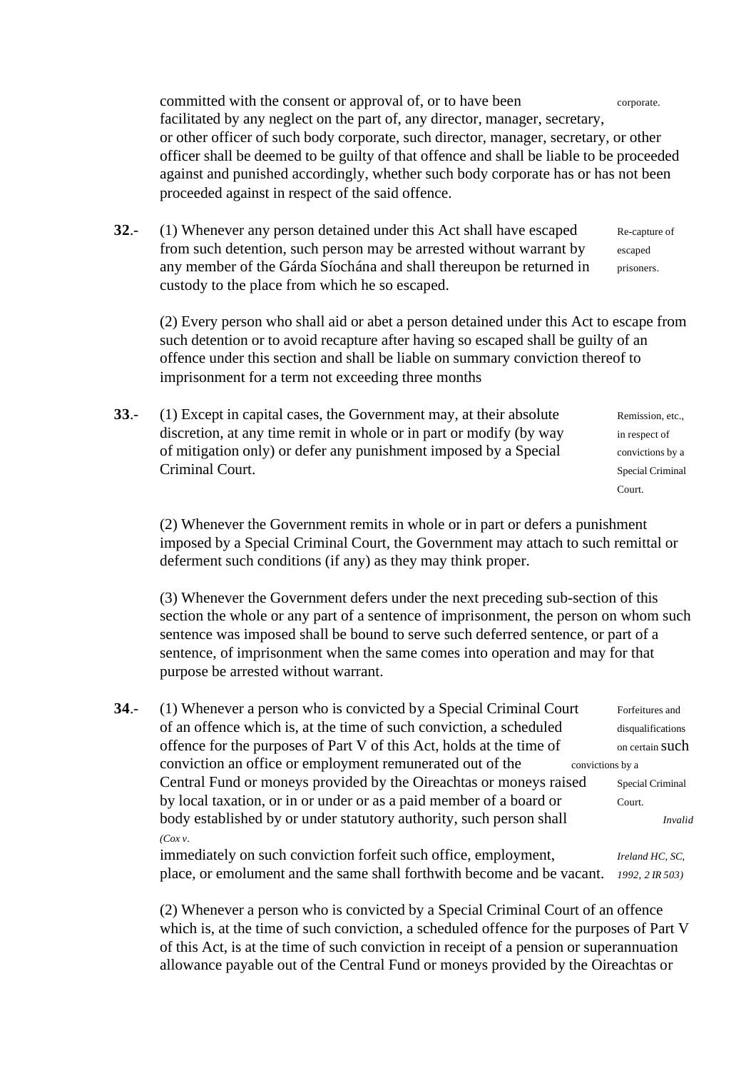committed with the consent or approval of, or to have been facilitated by any neglect on the part of, any director, manager, secretary, or other officer of such body corporate, such director, manager, secretary, or other officer shall be deemed to be guilty of that offence and shall be liable to be proceeded against and punished accordingly, whether such body corporate has or has not been proceeded against in respect of the said offence.

corporate.

**32**.- (1) Whenever any person detained under this Act shall have escaped from such detention, such person may be arrested without warrant by any member of the Gárda Síochána and shall thereupon be returned in custody to the place from which he so escaped.

Re-capture of escaped prisoners.

(2) Every person who shall aid or abet a person detained under this Act to escape from such detention or to avoid recapture after having so escaped shall be guilty of an offence under this section and shall be liable on summary conviction thereof to imprisonment for a term not exceeding three months

**33**.- (1) Except in capital cases, the Government may, at their absolute discretion, at any time remit in whole or in part or modify (by way of mitigation only) or defer any punishment imposed by a Special Criminal Court.

Remission, etc., in respect of convictions by a Special Criminal Court.

(2) Whenever the Government remits in whole or in part or defers a punishment imposed by a Special Criminal Court, the Government may attach to such remittal or deferment such conditions (if any) as they may think proper.

(3) Whenever the Government defers under the next preceding sub-section of this section the whole or any part of a sentence of imprisonment, the person on whom such sentence was imposed shall be bound to serve such deferred sentence, or part of a sentence, of imprisonment when the same comes into operation and may for that purpose be arrested without warrant.

**34**.- (1) Whenever a person who is convicted by a Special Criminal Court of an offence which is, at the time of such conviction, a scheduled offence for the purposes of Part V of this Act, holds at the time of conviction an office or employment remunerated out of the Central Fund or moneys provided by the Oireachtas or moneys raised by local taxation, or in or under or as a paid member of a board or body established by or under statutory authority, such person shall immediately on such conviction forfeit such office, employment, place, or emolument and the same shall forthwith become and be vacant.

Forfeitures and disqualifications on certain such convictions by a Special Criminal Court.

*Invalid (Cox v. Ireland HC, SC, 1992, 2 IR 503)*

(2) Whenever a person who is convicted by a Special Criminal Court of an offence which is, at the time of such conviction, a scheduled offence for the purposes of Part V of this Act, is at the time of such conviction in receipt of a pension or superannuation allowance payable out of the Central Fund or moneys provided by the Oireachtas or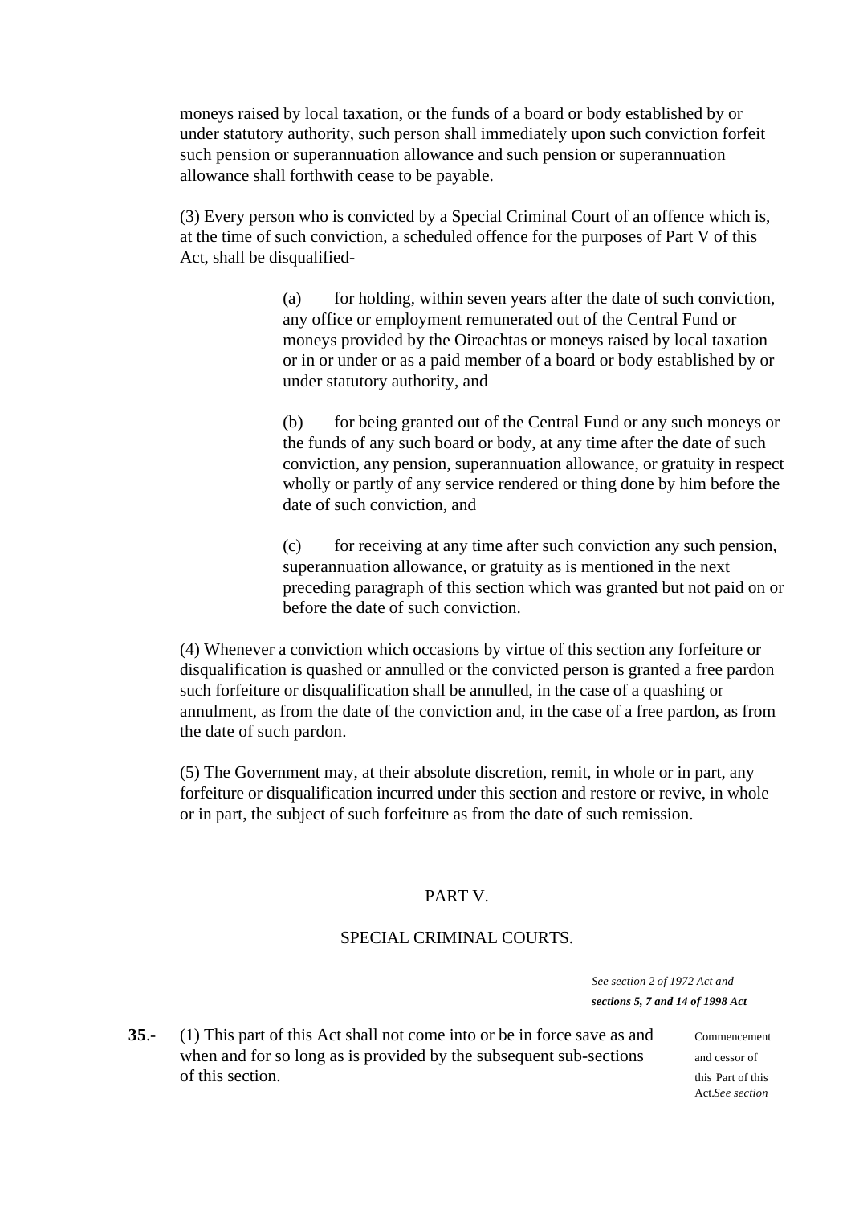moneys raised by local taxation, or the funds of a board or body established by or under statutory authority, such person shall immediately upon such conviction forfeit such pension or superannuation allowance and such pension or superannuation allowance shall forthwith cease to be payable.

(3) Every person who is convicted by a Special Criminal Court of an offence which is, at the time of such conviction, a scheduled offence for the purposes of Part V of this Act, shall be disqualified-

> (a) for holding, within seven years after the date of such conviction, any office or employment remunerated out of the Central Fund or moneys provided by the Oireachtas or moneys raised by local taxation or in or under or as a paid member of a board or body established by or under statutory authority, and
>
> (b) for being granted out of the Central Fund or any such moneys or the funds of any such board or body, at any time after the date of such conviction, any pension, superannuation allowance, or gratuity in respect wholly or partly of any service rendered or thing done by him before the date of such conviction, and
>
> (c) for receiving at any time after such conviction any such pension, superannuation allowance, or gratuity as is mentioned in the next preceding paragraph of this section which was granted but not paid on or before the date of such conviction.

(4) Whenever a conviction which occasions by virtue of this section any forfeiture or disqualification is quashed or annulled or the convicted person is granted a free pardon such forfeiture or disqualification shall be annulled, in the case of a quashing or annulment, as from the date of the conviction and, in the case of a free pardon, as from the date of such pardon.

(5) The Government may, at their absolute discretion, remit, in whole or in part, any forfeiture or disqualification incurred under this section and restore or revive, in whole or in part, the subject of such forfeiture as from the date of such remission.

## PART V.

## SPECIAL CRIMINAL COURTS.

*See section 2 of 1972 Act and* ***sections 5, 7 and 14 of 1998 Act***

**35**.- (1) This part of this Act shall not come into or be in force save as and when and for so long as is provided by the subsequent sub-sections of this section.

Commencement and cessor of this Part of this Act.*See section*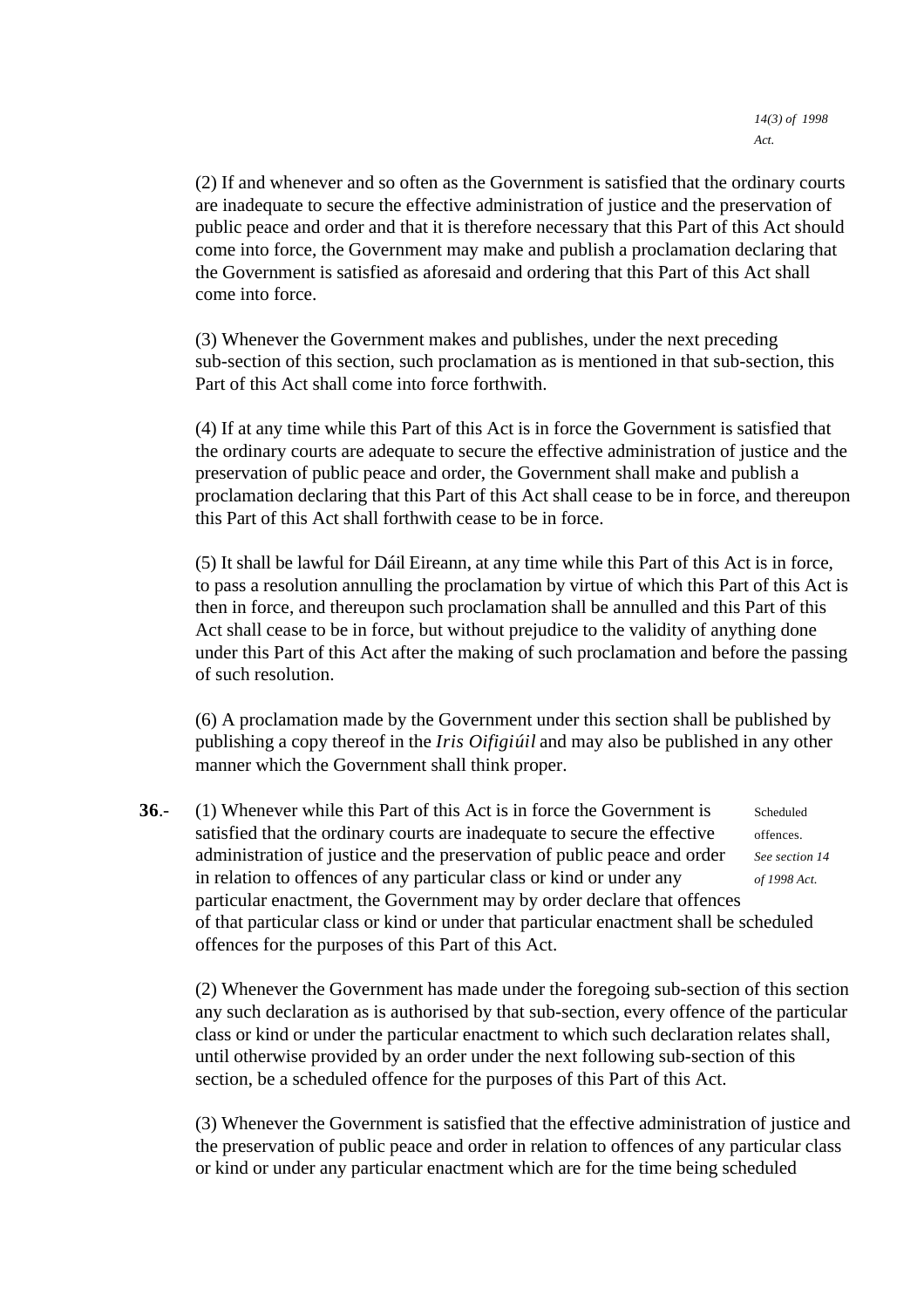*14(3) of 1998 Act.*

(2) If and whenever and so often as the Government is satisfied that the ordinary courts are inadequate to secure the effective administration of justice and the preservation of public peace and order and that it is therefore necessary that this Part of this Act should come into force, the Government may make and publish a proclamation declaring that the Government is satisfied as aforesaid and ordering that this Part of this Act shall come into force.

(3) Whenever the Government makes and publishes, under the next preceding sub-section of this section, such proclamation as is mentioned in that sub-section, this Part of this Act shall come into force forthwith.

(4) If at any time while this Part of this Act is in force the Government is satisfied that the ordinary courts are adequate to secure the effective administration of justice and the preservation of public peace and order, the Government shall make and publish a proclamation declaring that this Part of this Act shall cease to be in force, and thereupon this Part of this Act shall forthwith cease to be in force.

(5) It shall be lawful for Dáil Eireann, at any time while this Part of this Act is in force, to pass a resolution annulling the proclamation by virtue of which this Part of this Act is then in force, and thereupon such proclamation shall be annulled and this Part of this Act shall cease to be in force, but without prejudice to the validity of anything done under this Part of this Act after the making of such proclamation and before the passing of such resolution.

(6) A proclamation made by the Government under this section shall be published by publishing a copy thereof in the *Iris Oifigiúil* and may also be published in any other manner which the Government shall think proper.

**36**.- (1) Whenever while this Part of this Act is in force the Government is satisfied that the ordinary courts are inadequate to secure the effective administration of justice and the preservation of public peace and order in relation to offences of any particular class or kind or under any particular enactment, the Government may by order declare that offences of that particular class or kind or under that particular enactment shall be scheduled offences for the purposes of this Part of this Act.

Scheduled offences. *See section 14 of 1998 Act.*

(2) Whenever the Government has made under the foregoing sub-section of this section any such declaration as is authorised by that sub-section, every offence of the particular class or kind or under the particular enactment to which such declaration relates shall, until otherwise provided by an order under the next following sub-section of this section, be a scheduled offence for the purposes of this Part of this Act.

(3) Whenever the Government is satisfied that the effective administration of justice and the preservation of public peace and order in relation to offences of any particular class or kind or under any particular enactment which are for the time being scheduled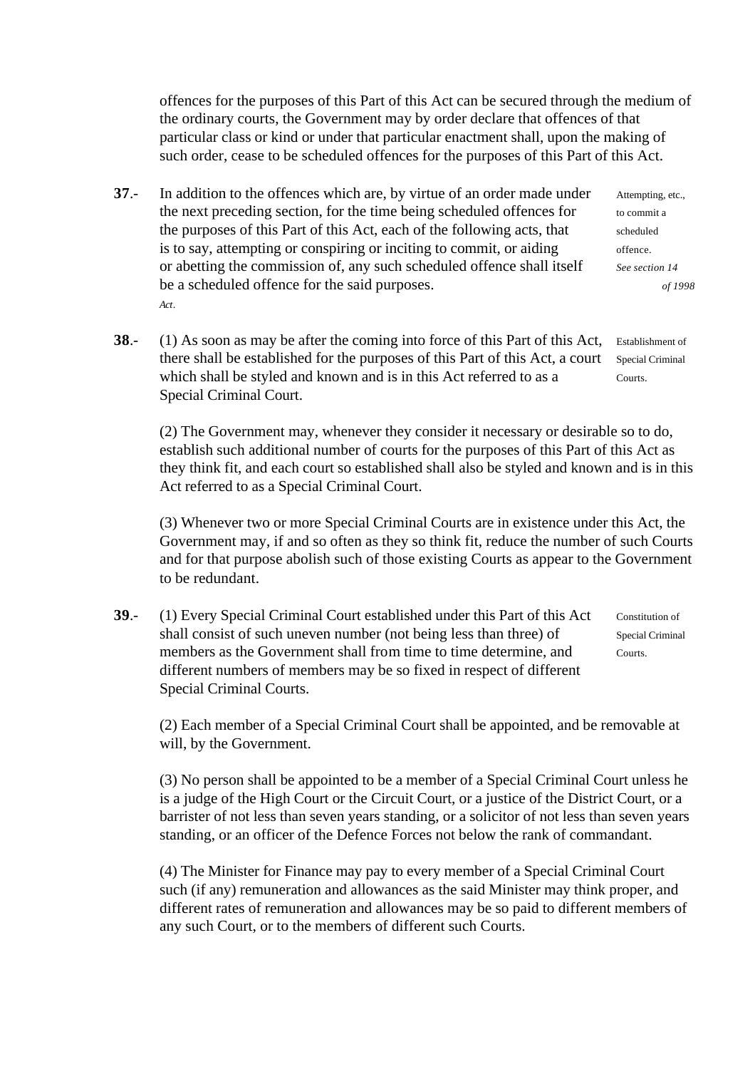offences for the purposes of this Part of this Act can be secured through the medium of the ordinary courts, the Government may by order declare that offences of that particular class or kind or under that particular enactment shall, upon the making of such order, cease to be scheduled offences for the purposes of this Part of this Act.

**37**.- In addition to the offences which are, by virtue of an order made under the next preceding section, for the time being scheduled offences for the purposes of this Part of this Act, each of the following acts, that is to say, attempting or conspiring or inciting to commit, or aiding or abetting the commission of, any such scheduled offence shall itself be a scheduled offence for the said purposes.

Attempting, etc., to commit a scheduled offence. *See section 14 of 1998 Act*.

**38**.- (1) As soon as may be after the coming into force of this Part of this Act, there shall be established for the purposes of this Part of this Act, a court which shall be styled and known and is in this Act referred to as a Special Criminal Court.

Establishment of Special Criminal Courts.

(2) The Government may, whenever they consider it necessary or desirable so to do, establish such additional number of courts for the purposes of this Part of this Act as they think fit, and each court so established shall also be styled and known and is in this Act referred to as a Special Criminal Court.

(3) Whenever two or more Special Criminal Courts are in existence under this Act, the Government may, if and so often as they so think fit, reduce the number of such Courts and for that purpose abolish such of those existing Courts as appear to the Government to be redundant.

**39**.- (1) Every Special Criminal Court established under this Part of this Act shall consist of such uneven number (not being less than three) of members as the Government shall from time to time determine, and different numbers of members may be so fixed in respect of different Special Criminal Courts.

Constitution of Special Criminal Courts.

(2) Each member of a Special Criminal Court shall be appointed, and be removable at will, by the Government.

(3) No person shall be appointed to be a member of a Special Criminal Court unless he is a judge of the High Court or the Circuit Court, or a justice of the District Court, or a barrister of not less than seven years standing, or a solicitor of not less than seven years standing, or an officer of the Defence Forces not below the rank of commandant.

(4) The Minister for Finance may pay to every member of a Special Criminal Court such (if any) remuneration and allowances as the said Minister may think proper, and different rates of remuneration and allowances may be so paid to different members of any such Court, or to the members of different such Courts.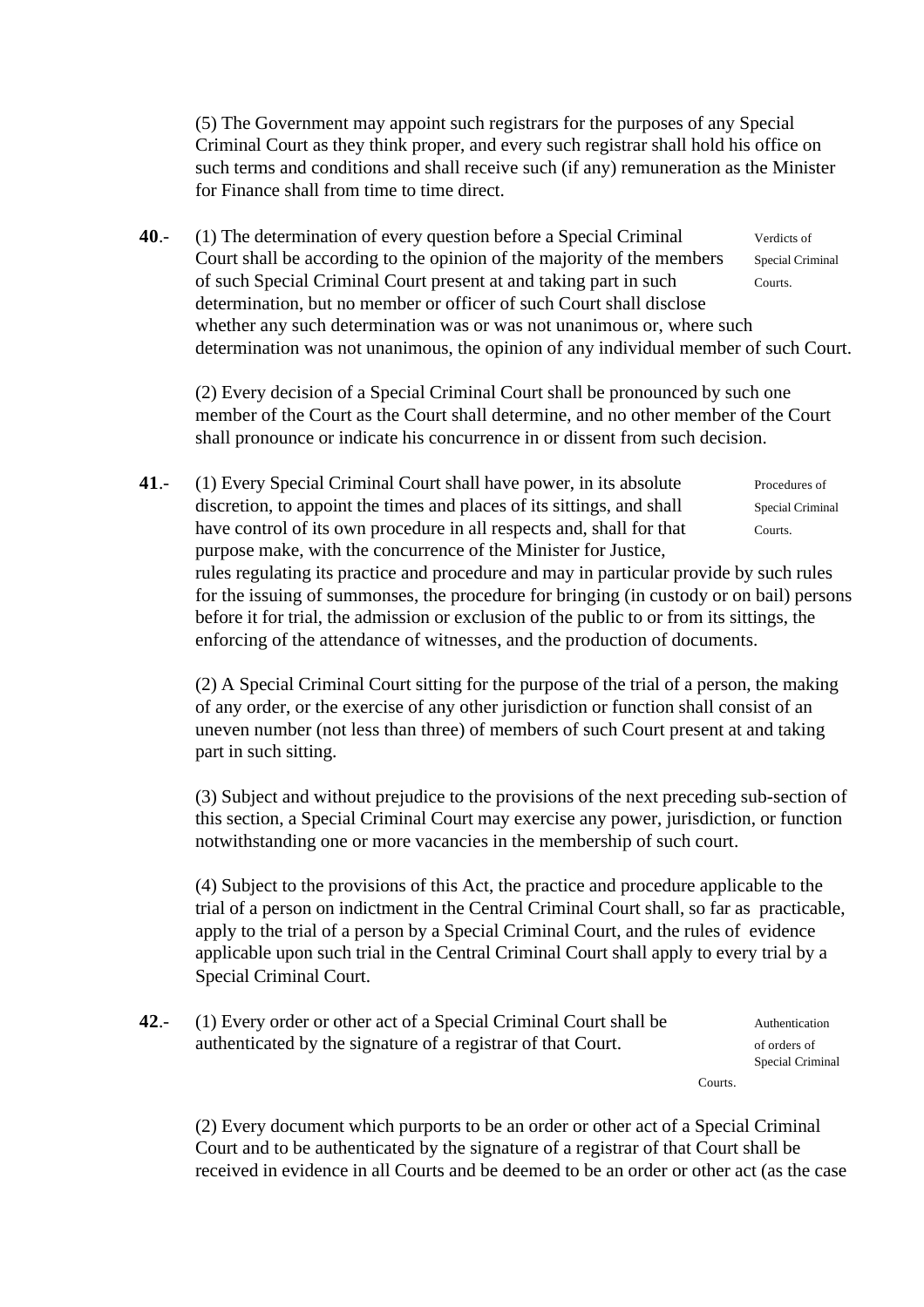(5) The Government may appoint such registrars for the purposes of any Special Criminal Court as they think proper, and every such registrar shall hold his office on such terms and conditions and shall receive such (if any) remuneration as the Minister for Finance shall from time to time direct.

**40**.- (1) The determination of every question before a Special Criminal Court shall be according to the opinion of the majority of the members of such Special Criminal Court present at and taking part in such determination, but no member or officer of such Court shall disclose whether any such determination was or was not unanimous or, where such determination was not unanimous, the opinion of any individual member of such Court.

Verdicts of Special Criminal Courts.

(2) Every decision of a Special Criminal Court shall be pronounced by such one member of the Court as the Court shall determine, and no other member of the Court shall pronounce or indicate his concurrence in or dissent from such decision.

**41**.- (1) Every Special Criminal Court shall have power, in its absolute discretion, to appoint the times and places of its sittings, and shall have control of its own procedure in all respects and, shall for that purpose make, with the concurrence of the Minister for Justice, rules regulating its practice and procedure and may in particular provide by such rules for the issuing of summonses, the procedure for bringing (in custody or on bail) persons before it for trial, the admission or exclusion of the public to or from its sittings, the enforcing of the attendance of witnesses, and the production of documents.

Procedures of Special Criminal Courts.

(2) A Special Criminal Court sitting for the purpose of the trial of a person, the making of any order, or the exercise of any other jurisdiction or function shall consist of an uneven number (not less than three) of members of such Court present at and taking part in such sitting.

(3) Subject and without prejudice to the provisions of the next preceding sub-section of this section, a Special Criminal Court may exercise any power, jurisdiction, or function notwithstanding one or more vacancies in the membership of such court.

(4) Subject to the provisions of this Act, the practice and procedure applicable to the trial of a person on indictment in the Central Criminal Court shall, so far as practicable, apply to the trial of a person by a Special Criminal Court, and the rules of evidence applicable upon such trial in the Central Criminal Court shall apply to every trial by a Special Criminal Court.

**42**.- (1) Every order or other act of a Special Criminal Court shall be authenticated by the signature of a registrar of that Court.

Authentication of orders of Special Criminal Courts.

(2) Every document which purports to be an order or other act of a Special Criminal Court and to be authenticated by the signature of a registrar of that Court shall be received in evidence in all Courts and be deemed to be an order or other act (as the case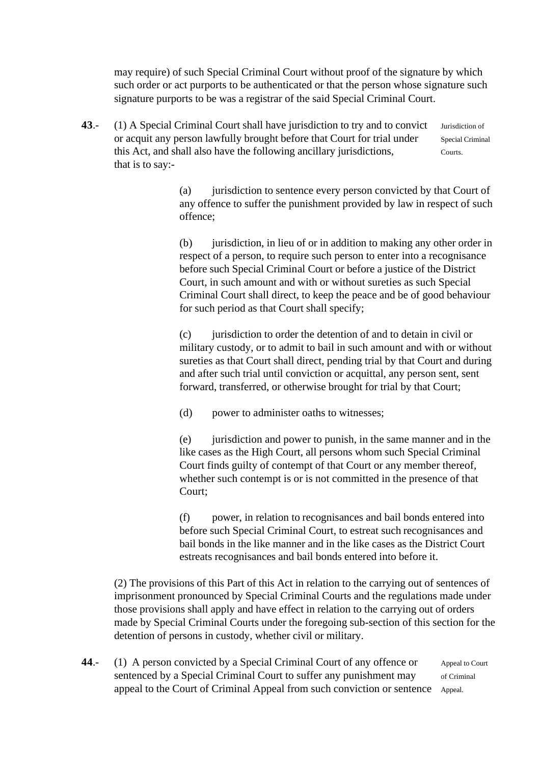may require) of such Special Criminal Court without proof of the signature by which such order or act purports to be authenticated or that the person whose signature such signature purports to be was a registrar of the said Special Criminal Court.

**43**.- (1) A Special Criminal Court shall have jurisdiction to try and to convict or acquit any person lawfully brought before that Court for trial under this Act, and shall also have the following ancillary jurisdictions, that is to say:-

Jurisdiction of Special Criminal Courts.

(a) jurisdiction to sentence every person convicted by that Court of any offence to suffer the punishment provided by law in respect of such offence;

(b) jurisdiction, in lieu of or in addition to making any other order in respect of a person, to require such person to enter into a recognisance before such Special Criminal Court or before a justice of the District Court, in such amount and with or without sureties as such Special Criminal Court shall direct, to keep the peace and be of good behaviour for such period as that Court shall specify;

(c) jurisdiction to order the detention of and to detain in civil or military custody, or to admit to bail in such amount and with or without sureties as that Court shall direct, pending trial by that Court and during and after such trial until conviction or acquittal, any person sent, sent forward, transferred, or otherwise brought for trial by that Court;

(d) power to administer oaths to witnesses;

(e) jurisdiction and power to punish, in the same manner and in the like cases as the High Court, all persons whom such Special Criminal Court finds guilty of contempt of that Court or any member thereof, whether such contempt is or is not committed in the presence of that Court;

(f) power, in relation to recognisances and bail bonds entered into before such Special Criminal Court, to estreat such recognisances and bail bonds in the like manner and in the like cases as the District Court estreats recognisances and bail bonds entered into before it.

(2) The provisions of this Part of this Act in relation to the carrying out of sentences of imprisonment pronounced by Special Criminal Courts and the regulations made under those provisions shall apply and have effect in relation to the carrying out of orders made by Special Criminal Courts under the foregoing sub-section of this section for the detention of persons in custody, whether civil or military.

**44**.- (1) A person convicted by a Special Criminal Court of any offence or sentenced by a Special Criminal Court to suffer any punishment may appeal to the Court of Criminal Appeal from such conviction or sentence

Appeal to Court of Criminal Appeal.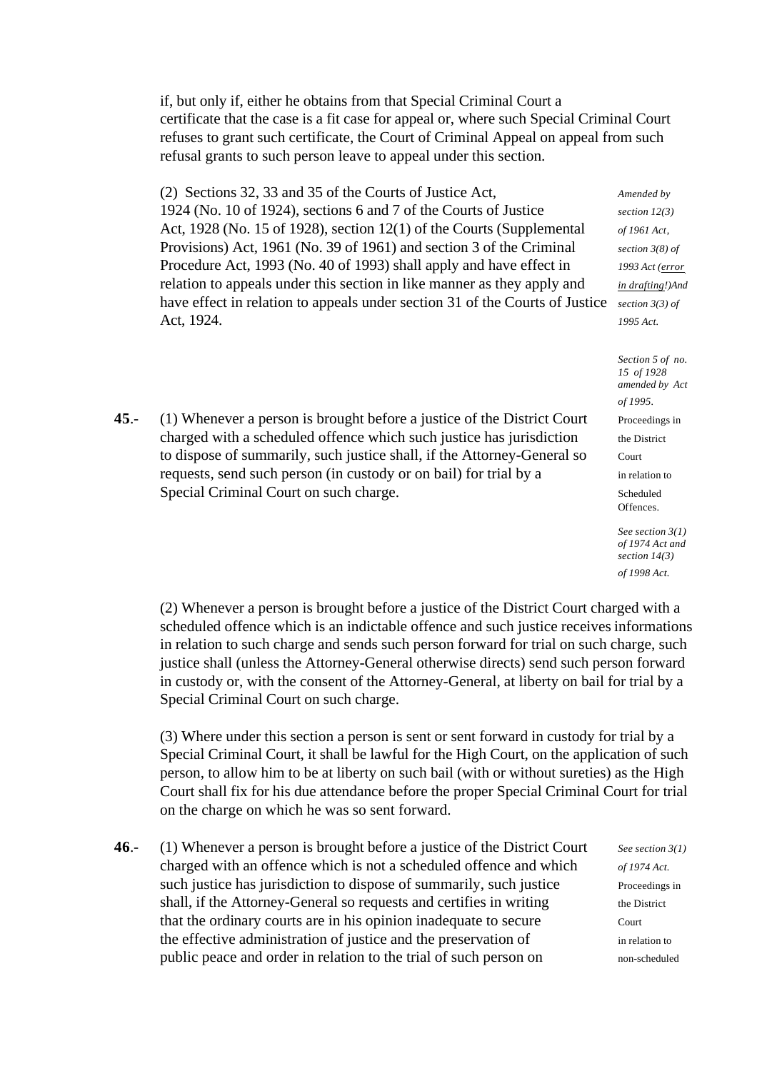if, but only if, either he obtains from that Special Criminal Court a certificate that the case is a fit case for appeal or, where such Special Criminal Court refuses to grant such certificate, the Court of Criminal Appeal on appeal from such refusal grants to such person leave to appeal under this section.

(2) Sections 32, 33 and 35 of the Courts of Justice Act, 1924 (No. 10 of 1924), sections 6 and 7 of the Courts of Justice Act, 1928 (No. 15 of 1928), section 12(1) of the Courts (Supplemental Provisions) Act, 1961 (No. 39 of 1961) and section 3 of the Criminal Procedure Act, 1993 (No. 40 of 1993) shall apply and have effect in relation to appeals under this section in like manner as they apply and have effect in relation to appeals under section 31 of the Courts of Justice Act, 1924.

*Amended by section 12(3) of 1961 Act, section 3(8) of 1993 Act (error in drafting!) And section 3(3) of 1995 Act.*

*Section 5 of no. 15 of 1928 amended by Act of 1995.*

**45**.- (1) Whenever a person is brought before a justice of the District Court charged with a scheduled offence which such justice has jurisdiction to dispose of summarily, such justice shall, if the Attorney-General so requests, send such person (in custody or on bail) for trial by a Special Criminal Court on such charge.

Proceedings in the District Court in relation to Scheduled Offences.

*See section 3(1) of 1974 Act and section 14(3) of 1998 Act.*

(2) Whenever a person is brought before a justice of the District Court charged with a scheduled offence which is an indictable offence and such justice receives informations in relation to such charge and sends such person forward for trial on such charge, such justice shall (unless the Attorney-General otherwise directs) send such person forward in custody or, with the consent of the Attorney-General, at liberty on bail for trial by a Special Criminal Court on such charge.

(3) Where under this section a person is sent or sent forward in custody for trial by a Special Criminal Court, it shall be lawful for the High Court, on the application of such person, to allow him to be at liberty on such bail (with or without sureties) as the High Court shall fix for his due attendance before the proper Special Criminal Court for trial on the charge on which he was so sent forward.

**46**.- (1) Whenever a person is brought before a justice of the District Court charged with an offence which is not a scheduled offence and which such justice has jurisdiction to dispose of summarily, such justice shall, if the Attorney-General so requests and certifies in writing that the ordinary courts are in his opinion inadequate to secure the effective administration of justice and the preservation of public peace and order in relation to the trial of such person on

*See section 3(1) of 1974 Act.*

Proceedings in the District Court in relation to non-scheduled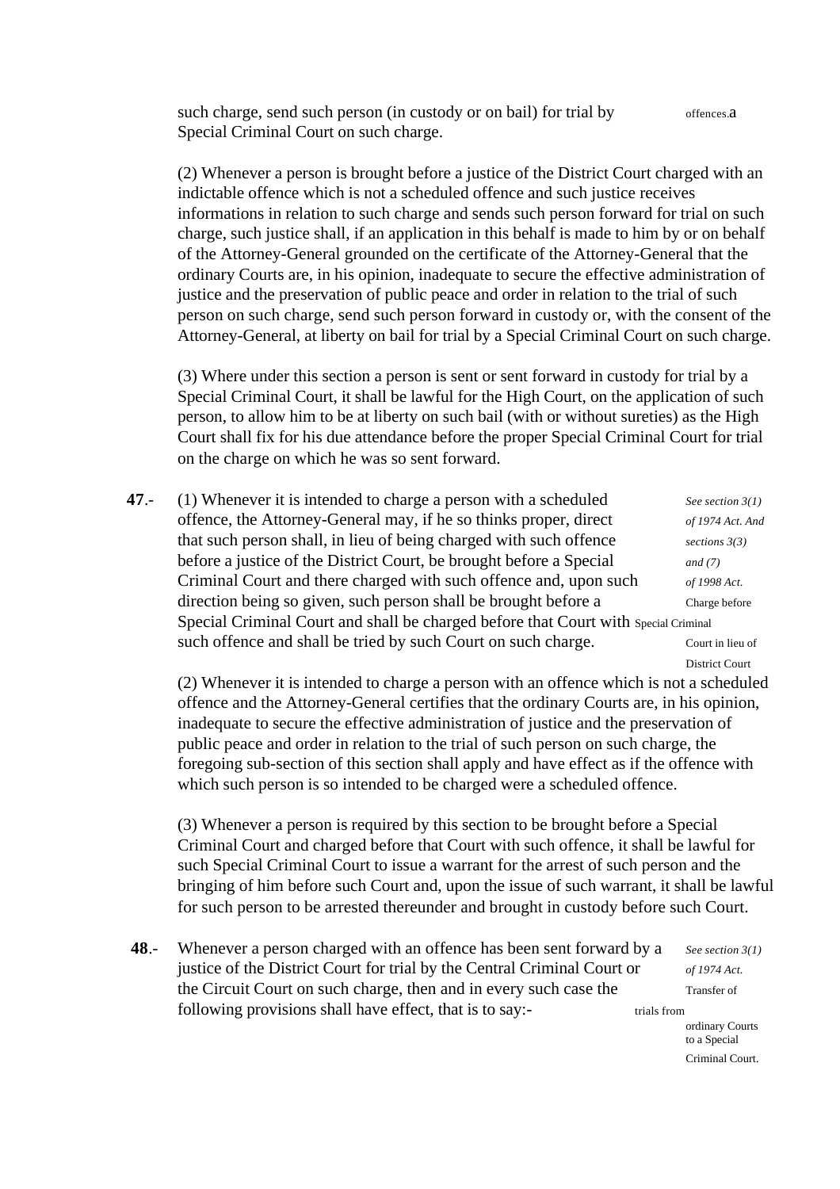such charge, send such person (in custody or on bail) for trial by Special Criminal Court on such charge.

offences.a

(2) Whenever a person is brought before a justice of the District Court charged with an indictable offence which is not a scheduled offence and such justice receives informations in relation to such charge and sends such person forward for trial on such charge, such justice shall, if an application in this behalf is made to him by or on behalf of the Attorney-General grounded on the certificate of the Attorney-General that the ordinary Courts are, in his opinion, inadequate to secure the effective administration of justice and the preservation of public peace and order in relation to the trial of such person on such charge, send such person forward in custody or, with the consent of the Attorney-General, at liberty on bail for trial by a Special Criminal Court on such charge.

(3) Where under this section a person is sent or sent forward in custody for trial by a Special Criminal Court, it shall be lawful for the High Court, on the application of such person, to allow him to be at liberty on such bail (with or without sureties) as the High Court shall fix for his due attendance before the proper Special Criminal Court for trial on the charge on which he was so sent forward.

**47**.- (1) Whenever it is intended to charge a person with a scheduled offence, the Attorney-General may, if he so thinks proper, direct that such person shall, in lieu of being charged with such offence before a justice of the District Court, be brought before a Special Criminal Court and there charged with such offence and, upon such direction being so given, such person shall be brought before a Special Criminal Court and shall be charged before that Court with such offence and shall be tried by such Court on such charge.

*See section 3(1) of 1974 Act. And sections 3(3) and (7) of 1998 Act.*
Charge before Special Criminal Court in lieu of District Court

(2) Whenever it is intended to charge a person with an offence which is not a scheduled offence and the Attorney-General certifies that the ordinary Courts are, in his opinion, inadequate to secure the effective administration of justice and the preservation of public peace and order in relation to the trial of such person on such charge, the foregoing sub-section of this section shall apply and have effect as if the offence with which such person is so intended to be charged were a scheduled offence.

(3) Whenever a person is required by this section to be brought before a Special Criminal Court and charged before that Court with such offence, it shall be lawful for such Special Criminal Court to issue a warrant for the arrest of such person and the bringing of him before such Court and, upon the issue of such warrant, it shall be lawful for such person to be arrested thereunder and brought in custody before such Court.

**48**.- Whenever a person charged with an offence has been sent forward by a justice of the District Court for trial by the Central Criminal Court or the Circuit Court on such charge, then and in every such case the following provisions shall have effect, that is to say:-

*See section 3(1) of 1974 Act.*
Transfer of trials from ordinary Courts to a Special Criminal Court.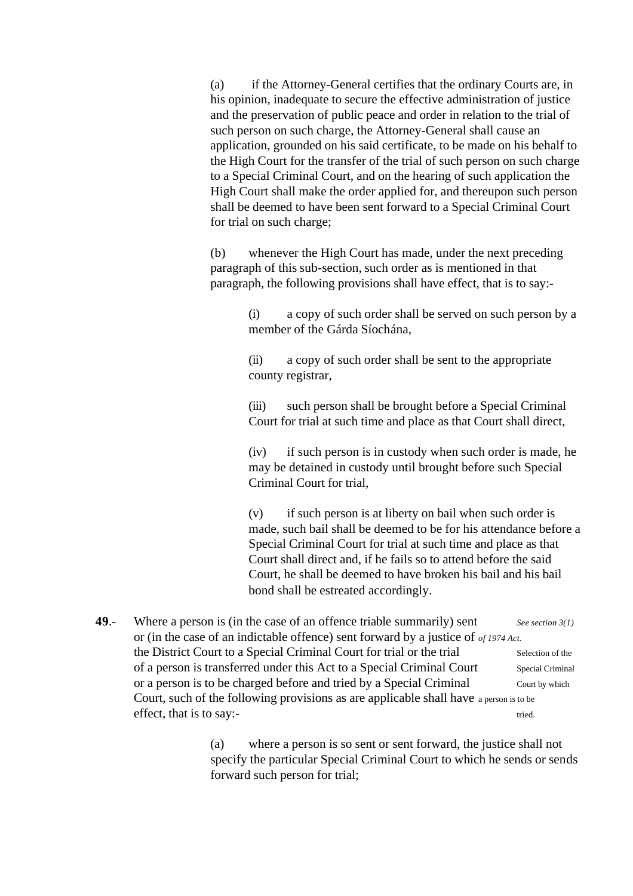(a) if the Attorney-General certifies that the ordinary Courts are, in his opinion, inadequate to secure the effective administration of justice and the preservation of public peace and order in relation to the trial of such person on such charge, the Attorney-General shall cause an application, grounded on his said certificate, to be made on his behalf to the High Court for the transfer of the trial of such person on such charge to a Special Criminal Court, and on the hearing of such application the High Court shall make the order applied for, and thereupon such person shall be deemed to have been sent forward to a Special Criminal Court for trial on such charge;

(b) whenever the High Court has made, under the next preceding paragraph of this sub-section, such order as is mentioned in that paragraph, the following provisions shall have effect, that is to say:-

(i) a copy of such order shall be served on such person by a member of the Gárda Síochána,

(ii) a copy of such order shall be sent to the appropriate county registrar,

(iii) such person shall be brought before a Special Criminal Court for trial at such time and place as that Court shall direct,

(iv) if such person is in custody when such order is made, he may be detained in custody until brought before such Special Criminal Court for trial,

(v) if such person is at liberty on bail when such order is made, such bail shall be deemed to be for his attendance before a Special Criminal Court for trial at such time and place as that Court shall direct and, if he fails so to attend before the said Court, he shall be deemed to have broken his bail and his bail bond shall be estreated accordingly.

*See section 3(1) of 1974 Act.*

Selection of the Special Criminal Court by which a person is to be tried.

**49**.- Where a person is (in the case of an offence triable summarily) sent or (in the case of an indictable offence) sent forward by a justice of the District Court to a Special Criminal Court for trial or the trial of a person is transferred under this Act to a Special Criminal Court or a person is to be charged before and tried by a Special Criminal Court, such of the following provisions as are applicable shall have effect, that is to say:-

(a) where a person is so sent or sent forward, the justice shall not specify the particular Special Criminal Court to which he sends or sends forward such person for trial;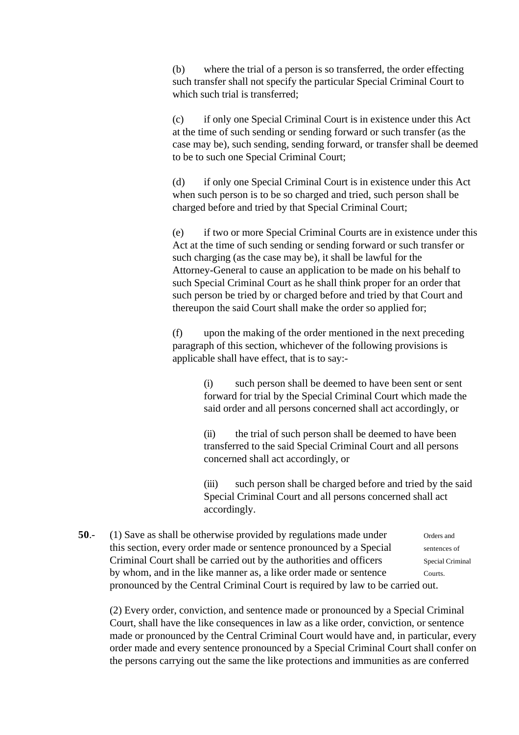(b) where the trial of a person is so transferred, the order effecting such transfer shall not specify the particular Special Criminal Court to which such trial is transferred;

(c) if only one Special Criminal Court is in existence under this Act at the time of such sending or sending forward or such transfer (as the case may be), such sending, sending forward, or transfer shall be deemed to be to such one Special Criminal Court;

(d) if only one Special Criminal Court is in existence under this Act when such person is to be so charged and tried, such person shall be charged before and tried by that Special Criminal Court;

(e) if two or more Special Criminal Courts are in existence under this Act at the time of such sending or sending forward or such transfer or such charging (as the case may be), it shall be lawful for the Attorney-General to cause an application to be made on his behalf to such Special Criminal Court as he shall think proper for an order that such person be tried by or charged before and tried by that Court and thereupon the said Court shall make the order so applied for;

(f) upon the making of the order mentioned in the next preceding paragraph of this section, whichever of the following provisions is applicable shall have effect, that is to say:-

> (i) such person shall be deemed to have been sent or sent forward for trial by the Special Criminal Court which made the said order and all persons concerned shall act accordingly, or
>
> (ii) the trial of such person shall be deemed to have been transferred to the said Special Criminal Court and all persons concerned shall act accordingly, or
>
> (iii) such person shall be charged before and tried by the said Special Criminal Court and all persons concerned shall act accordingly.

*Orders and sentences of Special Criminal Courts.*

**50**.- (1) Save as shall be otherwise provided by regulations made under this section, every order made or sentence pronounced by a Special Criminal Court shall be carried out by the authorities and officers by whom, and in the like manner as, a like order made or sentence pronounced by the Central Criminal Court is required by law to be carried out.

(2) Every order, conviction, and sentence made or pronounced by a Special Criminal Court, shall have the like consequences in law as a like order, conviction, or sentence made or pronounced by the Central Criminal Court would have and, in particular, every order made and every sentence pronounced by a Special Criminal Court shall confer on the persons carrying out the same the like protections and immunities as are conferred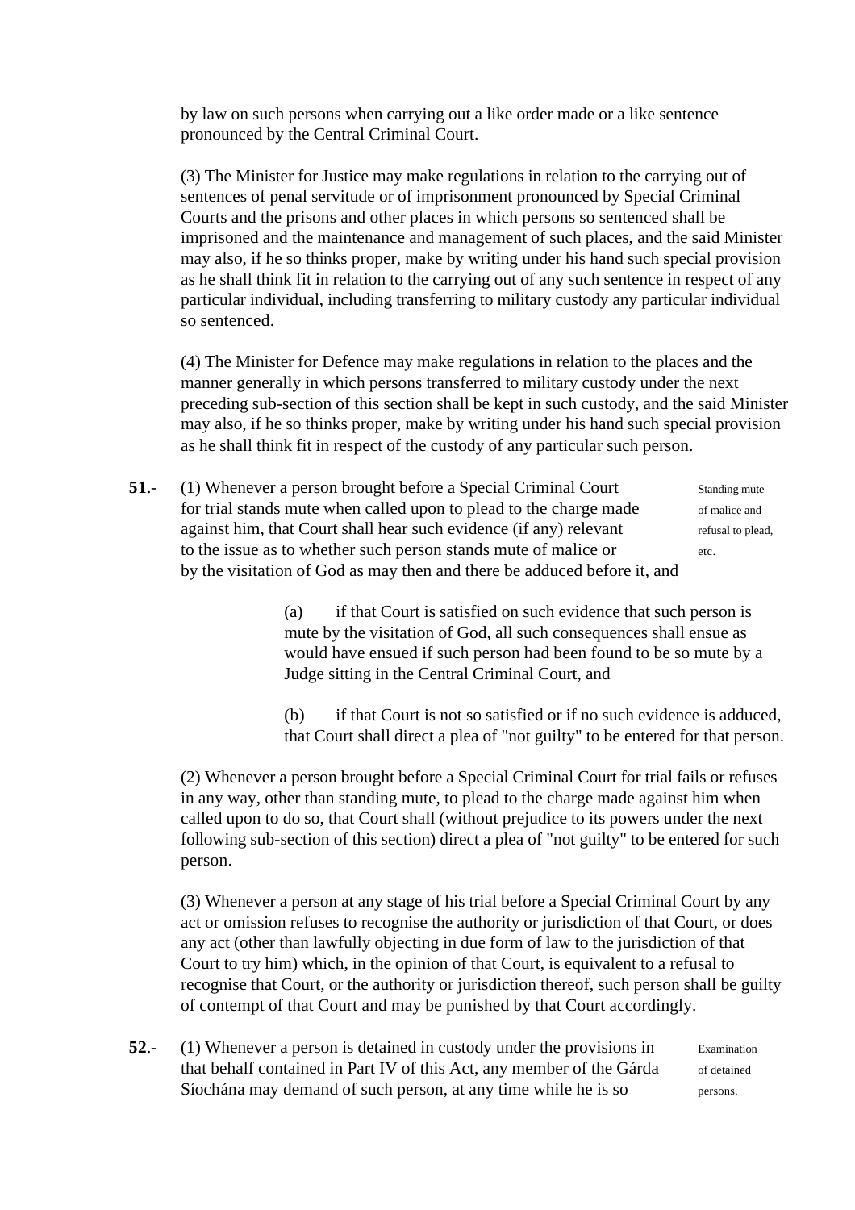by law on such persons when carrying out a like order made or a like sentence pronounced by the Central Criminal Court.

(3) The Minister for Justice may make regulations in relation to the carrying out of sentences of penal servitude or of imprisonment pronounced by Special Criminal Courts and the prisons and other places in which persons so sentenced shall be imprisoned and the maintenance and management of such places, and the said Minister may also, if he so thinks proper, make by writing under his hand such special provision as he shall think fit in relation to the carrying out of any such sentence in respect of any particular individual, including transferring to military custody any particular individual so sentenced.

(4) The Minister for Defence may make regulations in relation to the places and the manner generally in which persons transferred to military custody under the next preceding sub-section of this section shall be kept in such custody, and the said Minister may also, if he so thinks proper, make by writing under his hand such special provision as he shall think fit in respect of the custody of any particular such person.

**51**.- (1) Whenever a person brought before a Special Criminal Court for trial stands mute when called upon to plead to the charge made against him, that Court shall hear such evidence (if any) relevant to the issue as to whether such person stands mute of malice or by the visitation of God as may then and there be adduced before it, and

Standing mute of malice and refusal to plead, etc.

(a) if that Court is satisfied on such evidence that such person is mute by the visitation of God, all such consequences shall ensue as would have ensued if such person had been found to be so mute by a Judge sitting in the Central Criminal Court, and

(b) if that Court is not so satisfied or if no such evidence is adduced, that Court shall direct a plea of "not guilty" to be entered for that person.

(2) Whenever a person brought before a Special Criminal Court for trial fails or refuses in any way, other than standing mute, to plead to the charge made against him when called upon to do so, that Court shall (without prejudice to its powers under the next following sub-section of this section) direct a plea of "not guilty" to be entered for such person.

(3) Whenever a person at any stage of his trial before a Special Criminal Court by any act or omission refuses to recognise the authority or jurisdiction of that Court, or does any act (other than lawfully objecting in due form of law to the jurisdiction of that Court to try him) which, in the opinion of that Court, is equivalent to a refusal to recognise that Court, or the authority or jurisdiction thereof, such person shall be guilty of contempt of that Court and may be punished by that Court accordingly.

**52**.- (1) Whenever a person is detained in custody under the provisions in that behalf contained in Part IV of this Act, any member of the Gárda Síochána may demand of such person, at any time while he is so

Examination of detained persons.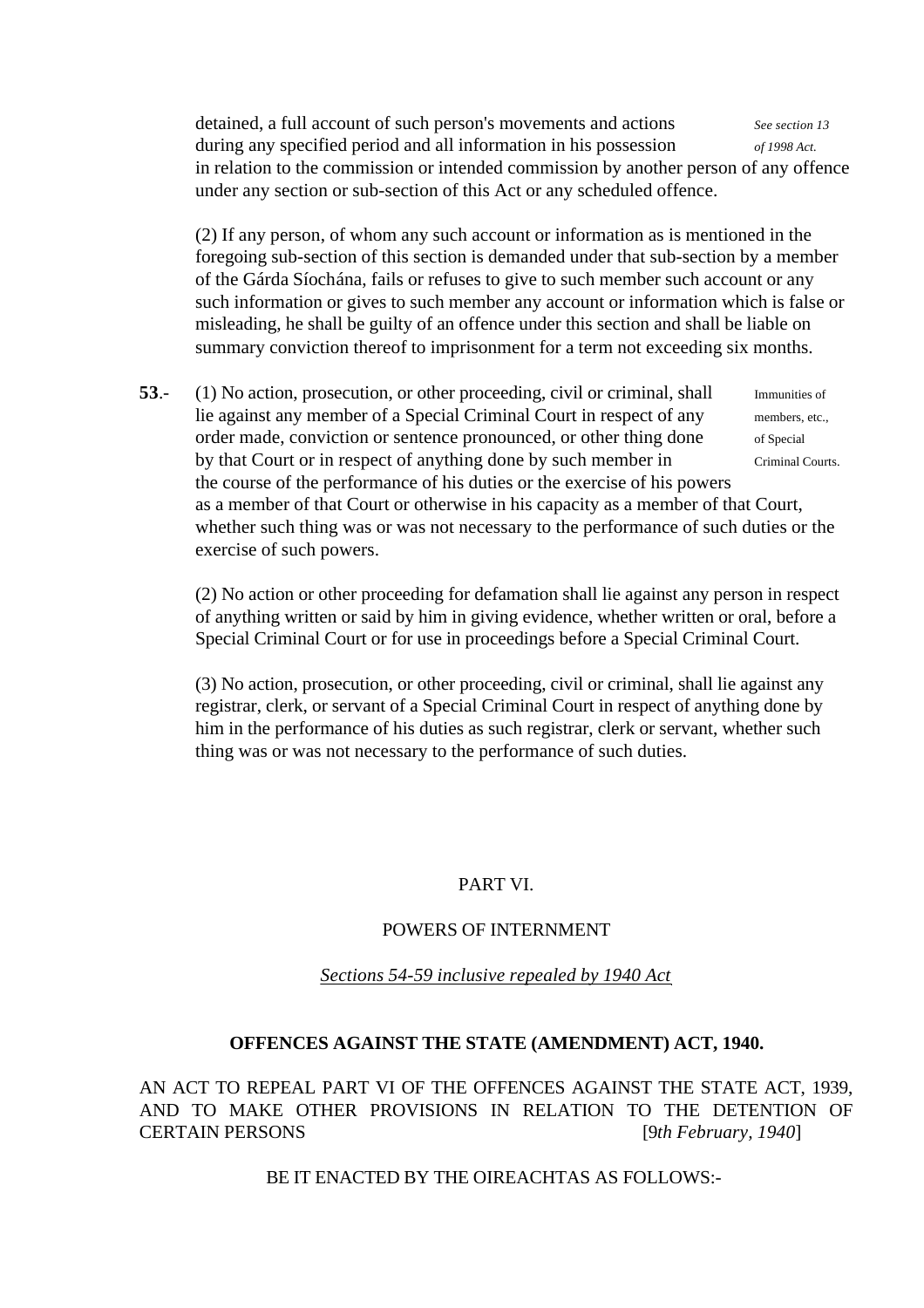detained, a full account of such person's movements and actions during any specified period and all information in his possession in relation to the commission or intended commission by another person of any offence under any section or sub-section of this Act or any scheduled offence. *See section 13 of 1998 Act.*

(2) If any person, of whom any such account or information as is mentioned in the foregoing sub-section of this section is demanded under that sub-section by a member of the Gárda Síochána, fails or refuses to give to such member such account or any such information or gives to such member any account or information which is false or misleading, he shall be guilty of an offence under this section and shall be liable on summary conviction thereof to imprisonment for a term not exceeding six months.

**53**.- (1) No action, prosecution, or other proceeding, civil or criminal, shall lie against any member of a Special Criminal Court in respect of any order made, conviction or sentence pronounced, or other thing done by that Court or in respect of anything done by such member in the course of the performance of his duties or the exercise of his powers as a member of that Court or otherwise in his capacity as a member of that Court, whether such thing was or was not necessary to the performance of such duties or the exercise of such powers. Immunities of members, etc., of Special Criminal Courts.

(2) No action or other proceeding for defamation shall lie against any person in respect of anything written or said by him in giving evidence, whether written or oral, before a Special Criminal Court or for use in proceedings before a Special Criminal Court.

(3) No action, prosecution, or other proceeding, civil or criminal, shall lie against any registrar, clerk, or servant of a Special Criminal Court in respect of anything done by him in the performance of his duties as such registrar, clerk or servant, whether such thing was or was not necessary to the performance of such duties.

PART VI.

POWERS OF INTERNMENT

*Sections 54-59 inclusive repealed by 1940 Act*

**OFFENCES AGAINST THE STATE (AMENDMENT) ACT, 1940.**

AN ACT TO REPEAL PART VI OF THE OFFENCES AGAINST THE STATE ACT, 1939, AND TO MAKE OTHER PROVISIONS IN RELATION TO THE DETENTION OF CERTAIN PERSONS [9*th February, 1940*]

BE IT ENACTED BY THE OIREACHTAS AS FOLLOWS:-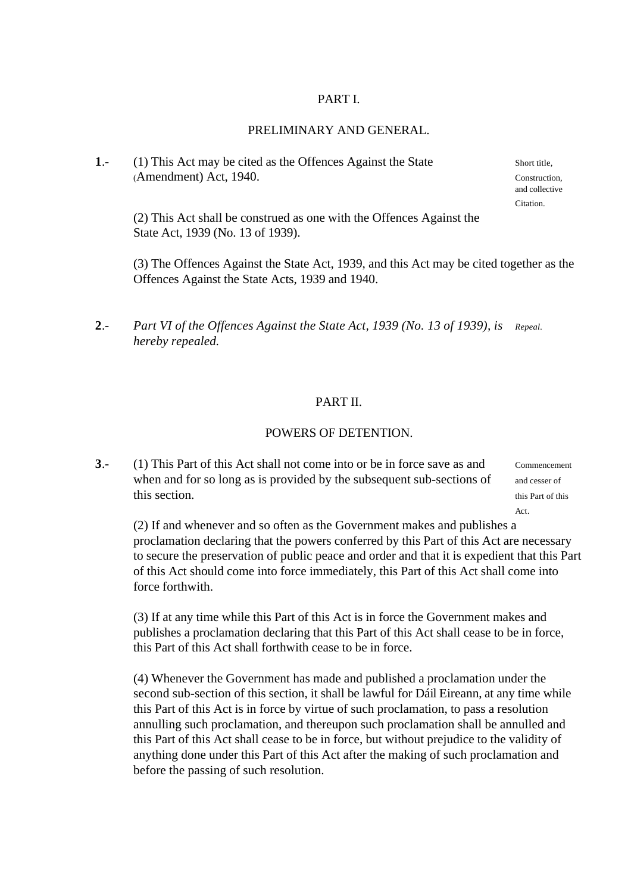## PART I.

## PRELIMINARY AND GENERAL.

**1**.- (1) This Act may be cited as the Offences Against the State (Amendment) Act, 1940.

*Short title, Construction, and collective Citation.*

(2) This Act shall be construed as one with the Offences Against the State Act, 1939 (No. 13 of 1939).

(3) The Offences Against the State Act, 1939, and this Act may be cited together as the Offences Against the State Acts, 1939 and 1940.

**2**.- *Part VI of the Offences Against the State Act, 1939 (No. 13 of 1939), is hereby repealed.*

*Repeal.*

## PART II.

## POWERS OF DETENTION.

**3**.- (1) This Part of this Act shall not come into or be in force save as and when and for so long as is provided by the subsequent sub-sections of this section.

*Commencement and cesser of this Part of this Act.*

(2) If and whenever and so often as the Government makes and publishes a proclamation declaring that the powers conferred by this Part of this Act are necessary to secure the preservation of public peace and order and that it is expedient that this Part of this Act should come into force immediately, this Part of this Act shall come into force forthwith.

(3) If at any time while this Part of this Act is in force the Government makes and publishes a proclamation declaring that this Part of this Act shall cease to be in force, this Part of this Act shall forthwith cease to be in force.

(4) Whenever the Government has made and published a proclamation under the second sub-section of this section, it shall be lawful for Dáil Eireann, at any time while this Part of this Act is in force by virtue of such proclamation, to pass a resolution annulling such proclamation, and thereupon such proclamation shall be annulled and this Part of this Act shall cease to be in force, but without prejudice to the validity of anything done under this Part of this Act after the making of such proclamation and before the passing of such resolution.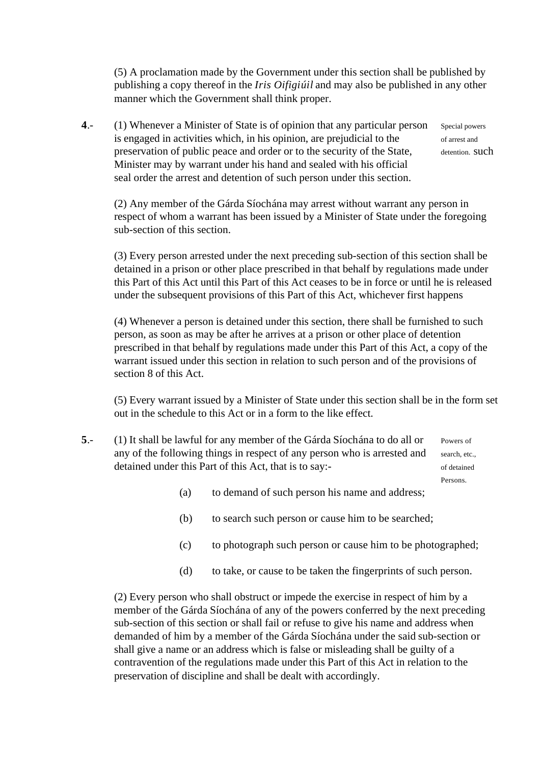(5) A proclamation made by the Government under this section shall be published by publishing a copy thereof in the *Iris Oifigiúil* and may also be published in any other manner which the Government shall think proper.

**4**.- (1) Whenever a Minister of State is of opinion that any particular person is engaged in activities which, in his opinion, are prejudicial to the preservation of public peace and order or to the security of the State, such Minister may by warrant under his hand and sealed with his official seal order the arrest and detention of such person under this section.

Special powers of arrest and detention.

(2) Any member of the Gárda Síochána may arrest without warrant any person in respect of whom a warrant has been issued by a Minister of State under the foregoing sub-section of this section.

(3) Every person arrested under the next preceding sub-section of this section shall be detained in a prison or other place prescribed in that behalf by regulations made under this Part of this Act until this Part of this Act ceases to be in force or until he is released under the subsequent provisions of this Part of this Act, whichever first happens

(4) Whenever a person is detained under this section, there shall be furnished to such person, as soon as may be after he arrives at a prison or other place of detention prescribed in that behalf by regulations made under this Part of this Act, a copy of the warrant issued under this section in relation to such person and of the provisions of section 8 of this Act.

(5) Every warrant issued by a Minister of State under this section shall be in the form set out in the schedule to this Act or in a form to the like effect.

**5**.- (1) It shall be lawful for any member of the Gárda Síochána to do all or any of the following things in respect of any person who is arrested and detained under this Part of this Act, that is to say:-

Powers of search, etc., of detained Persons.

(a) to demand of such person his name and address;

(b) to search such person or cause him to be searched;

(c) to photograph such person or cause him to be photographed;

(d) to take, or cause to be taken the fingerprints of such person.

(2) Every person who shall obstruct or impede the exercise in respect of him by a member of the Gárda Síochána of any of the powers conferred by the next preceding sub-section of this section or shall fail or refuse to give his name and address when demanded of him by a member of the Gárda Síochána under the said sub-section or shall give a name or an address which is false or misleading shall be guilty of a contravention of the regulations made under this Part of this Act in relation to the preservation of discipline and shall be dealt with accordingly.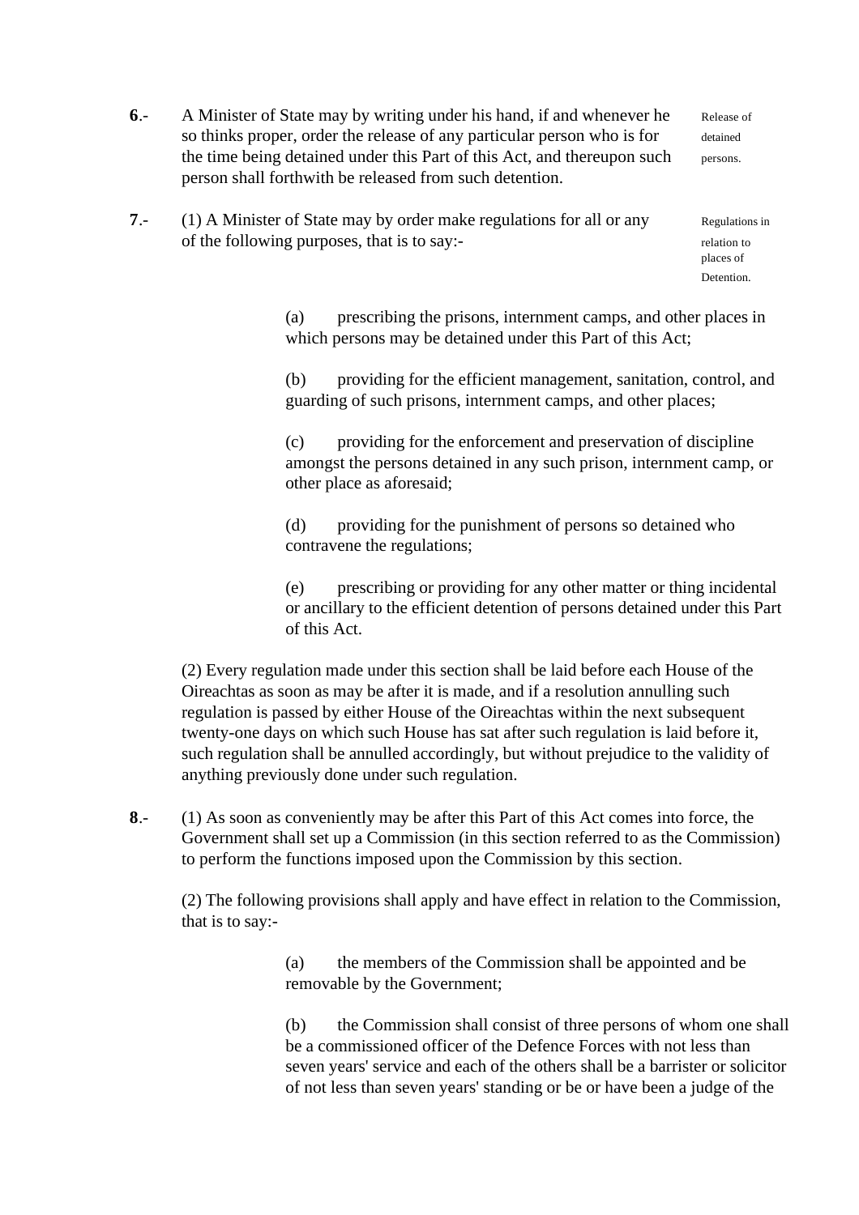**6**.- A Minister of State may by writing under his hand, if and whenever he so thinks proper, order the release of any particular person who is for the time being detained under this Part of this Act, and thereupon such person shall forthwith be released from such detention.

Release of detained persons.

**7**.- (1) A Minister of State may by order make regulations for all or any of the following purposes, that is to say:-

Regulations in relation to places of Detention.

(a) prescribing the prisons, internment camps, and other places in which persons may be detained under this Part of this Act;

(b) providing for the efficient management, sanitation, control, and guarding of such prisons, internment camps, and other places;

(c) providing for the enforcement and preservation of discipline amongst the persons detained in any such prison, internment camp, or other place as aforesaid;

(d) providing for the punishment of persons so detained who contravene the regulations;

(e) prescribing or providing for any other matter or thing incidental or ancillary to the efficient detention of persons detained under this Part of this Act.

(2) Every regulation made under this section shall be laid before each House of the Oireachtas as soon as may be after it is made, and if a resolution annulling such regulation is passed by either House of the Oireachtas within the next subsequent twenty-one days on which such House has sat after such regulation is laid before it, such regulation shall be annulled accordingly, but without prejudice to the validity of anything previously done under such regulation.

**8**.- (1) As soon as conveniently may be after this Part of this Act comes into force, the Government shall set up a Commission (in this section referred to as the Commission) to perform the functions imposed upon the Commission by this section.

(2) The following provisions shall apply and have effect in relation to the Commission, that is to say:-

(a) the members of the Commission shall be appointed and be removable by the Government;

(b) the Commission shall consist of three persons of whom one shall be a commissioned officer of the Defence Forces with not less than seven years' service and each of the others shall be a barrister or solicitor of not less than seven years' standing or be or have been a judge of the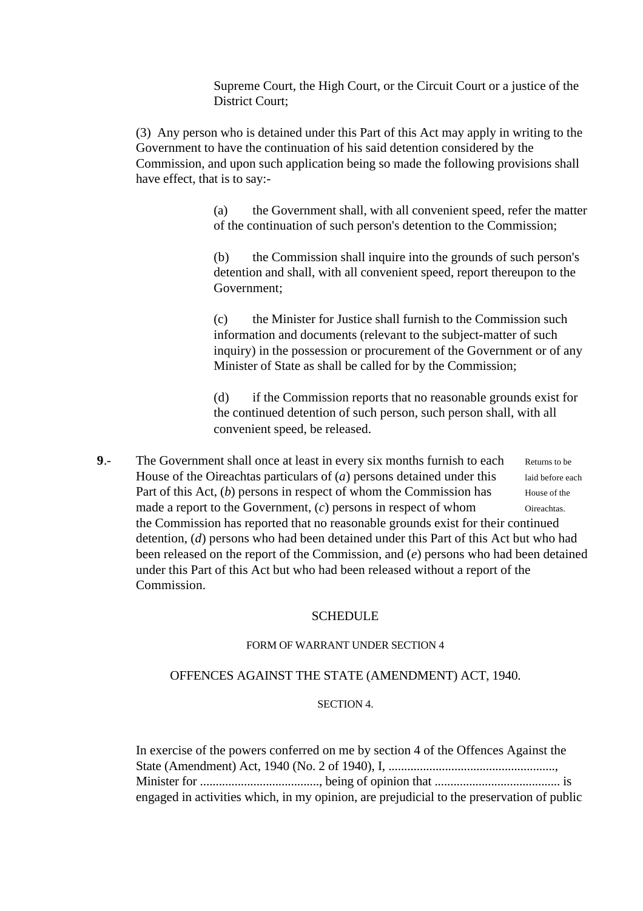Supreme Court, the High Court, or the Circuit Court or a justice of the District Court;

(3) Any person who is detained under this Part of this Act may apply in writing to the Government to have the continuation of his said detention considered by the Commission, and upon such application being so made the following provisions shall have effect, that is to say:-

(a) the Government shall, with all convenient speed, refer the matter of the continuation of such person's detention to the Commission;

(b) the Commission shall inquire into the grounds of such person's detention and shall, with all convenient speed, report thereupon to the Government;

(c) the Minister for Justice shall furnish to the Commission such information and documents (relevant to the subject-matter of such inquiry) in the possession or procurement of the Government or of any Minister of State as shall be called for by the Commission;

(d) if the Commission reports that no reasonable grounds exist for the continued detention of such person, such person shall, with all convenient speed, be released.

**9**.- The Government shall once at least in every six months furnish to each House of the Oireachtas particulars of (*a*) persons detained under this Part of this Act, (*b*) persons in respect of whom the Commission has made a report to the Government, (*c*) persons in respect of whom the Commission has reported that no reasonable grounds exist for their continued detention, (*d*) persons who had been detained under this Part of this Act but who had been released on the report of the Commission, and (*e*) persons who had been detained under this Part of this Act but who had been released without a report of the Commission.

Returns to be laid before each House of the Oireachtas.

SCHEDULE

FORM OF WARRANT UNDER SECTION 4

OFFENCES AGAINST THE STATE (AMENDMENT) ACT, 1940.

SECTION 4.

In exercise of the powers conferred on me by section 4 of the Offences Against the State (Amendment) Act, 1940 (No. 2 of 1940), I, ...................................................., Minister for ....................................., being of opinion that ....................................... is engaged in activities which, in my opinion, are prejudicial to the preservation of public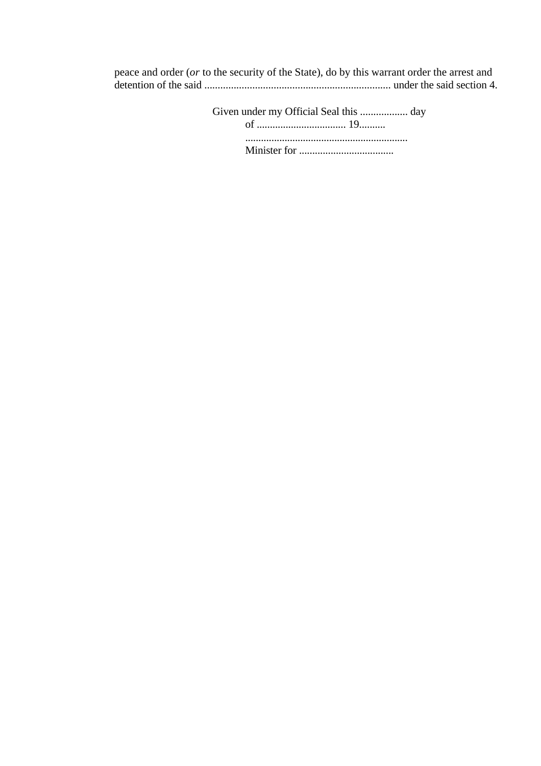peace and order (*or* to the security of the State), do by this warrant order the arrest and detention of the said ...................................................................... under the said section 4.

Given under my Official Seal this .................. day
of .................................. 19..........
..............................................................
Minister for ....................................